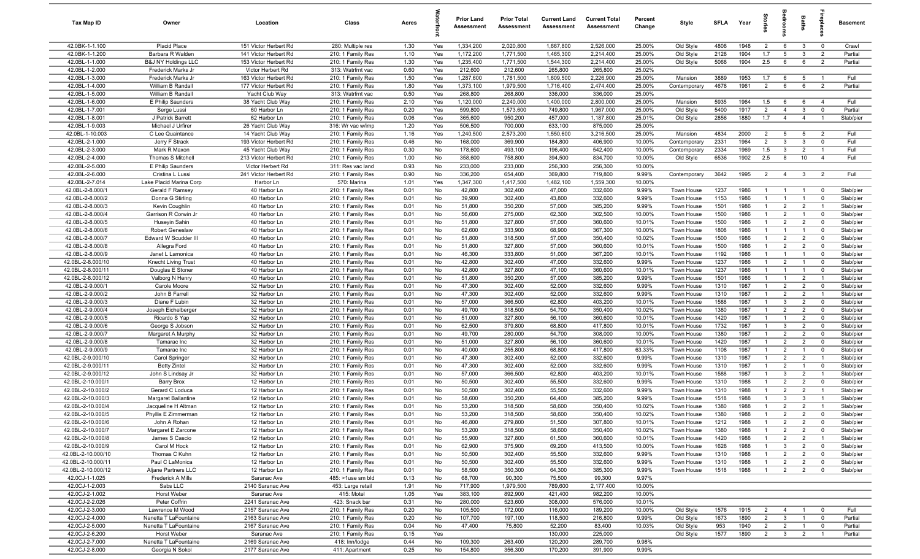| Tax Map ID | Owner | Location | Class | Acres | Waterfront | Prior Land Assessment | Prior Total Assessment | Current Land Assessment | Current Total Assessment | Percent Change | Style | SFLA | Year | Stories | Bedrooms | Baths | Fireplaces | Basement |
|---|---|---|---|---|---|---|---|---|---|---|---|---|---|---|---|---|---|---|
| 42.0BK-1-1.100 | Placid Place | 151 Victor Herbert Rd | 280: Multiple res | 1.30 | Yes | 1,334,200 | 2,020,800 | 1,667,800 | 2,526,000 | 25.00% | Old Style | 4808 | 1948 | 2 | 6 | 3 | 0 | Crawl |
| 42.0BK-1-1.200 | Barbara R Walden | 141 Victor Herbert Rd | 210: 1 Family Res | 1.10 | Yes | 1,172,200 | 1,771,500 | 1,465,300 | 2,214,400 | 25.00% | Old Style | 2128 | 1904 | 1.7 | 5 | 3 | 2 | Partial |
| 42.0BL-1-1.000 | B&J NY Holdings LLC | 153 Victor Herbert Rd | 210: 1 Family Res | 1.30 | Yes | 1,235,400 | 1,771,500 | 1,544,300 | 2,214,400 | 25.00% | Old Style | 5068 | 1904 | 2.5 | 6 | 6 | 2 | Partial |
| 42.0BL-1-2.000 | Frederick Marks Jr | Victor Herbert Rd | 313: Watrfrnt vac | 0.60 | Yes | 212,600 | 212,600 | 265,800 | 265,800 | 25.02% | | | | | | | | |
| 42.0BL-1-3.000 | Frederick Marks Jr | 163 Victor Herbert Rd | 210: 1 Family Res | 1.50 | Yes | 1,287,600 | 1,781,500 | 1,609,500 | 2,226,900 | 25.00% | Mansion | 3889 | 1953 | 1.7 | 6 | 5 | 1 | Full |
| 42.0BL-1-4.000 | William B Randall | 177 Victor Herbert Rd | 210: 1 Family Res | 1.80 | Yes | 1,373,100 | 1,979,500 | 1,716,400 | 2,474,400 | 25.00% | Contemporary | 4678 | 1961 | 2 | 6 | 6 | 2 | Partial |
| 42.0BL-1-5.000 | William B Randall | Yacht Club Way | 313: Watrfrnt vac | 0.50 | Yes | 268,800 | 268,800 | 336,000 | 336,000 | 25.00% | | | | | | | | |
| 42.0BL-1-6.000 | E Philip Saunders | 38 Yacht Club Way | 210: 1 Family Res | 2.10 | Yes | 1,120,000 | 2,240,000 | 1,400,000 | 2,800,000 | 25.00% | Mansion | 5935 | 1964 | 1.5 | 6 | 6 | 4 | Full |
| 42.0BL-1-7.001 | Serge Lussi | 60 Harbor Ln | 210: 1 Family Res | 0.20 | Yes | 599,800 | 1,573,600 | 749,800 | 1,967,000 | 25.00% | Old Style | 5400 | 1917 | 2 | 4 | 3 | 0 | Partial |
| 42.0BL-1-8.001 | J Patrick Barrett | 62 Harbor Ln | 210: 1 Family Res | 0.06 | Yes | 365,600 | 950,200 | 457,000 | 1,187,800 | 25.01% | Old Style | 2856 | 1880 | 1.7 | 4 | 4 | 1 | Slab/pier |
| 42.0BL-1-9.003 | Michael J Urfirer | 26 Yacht Club Way | 316: Wr vac w/imp | 1.20 | Yes | 506,500 | 700,000 | 633,100 | 875,000 | 25.00% | | | | | | | | |
| 42.0BL-1-10.003 | C Lee Quaintance | 14 Yacht Club Way | 210: 1 Family Res | 1.16 | Yes | 1,240,500 | 2,573,200 | 1,550,600 | 3,216,500 | 25.00% | Mansion | 4834 | 2000 | 2 | 5 | 5 | 2 | Full |
| 42.0BL-2-1.000 | Jerry F Strack | 193 Victor Herbert Rd | 210: 1 Family Res | 0.46 | No | 168,000 | 369,900 | 184,800 | 406,900 | 10.00% | Contemporary | 2331 | 1964 | 2 | 3 | 3 | 0 | Full |
| 42.0BL-2-3.000 | Mark R Maxon | 45 Yacht Club Way | 210: 1 Family Res | 0.30 | No | 178,600 | 493,100 | 196,400 | 542,400 | 10.00% | Contemporary | 2334 | 1969 | 1.5 | 3 | 2 | 1 | Full |
| 42.0BL-2-4.000 | Thomas S Mitchell | 213 Victor Herbert Rd | 210: 1 Family Res | 1.00 | No | 358,600 | 758,800 | 394,500 | 834,700 | 10.00% | Old Style | 6536 | 1902 | 2.5 | 8 | 10 | 4 | Full |
| 42.0BL-2-5.000 | E Philip Saunders | Victor Herbert Rd | 311: Res vac land | 0.93 | No | 233,000 | 233,000 | 256,300 | 256,300 | 10.00% | | | | | | | | |
| 42.0BL-2-6.000 | Cristina L Lussi | 241 Victor Herbert Rd | 210: 1 Family Res | 0.90 | No | 336,200 | 654,400 | 369,800 | 719,800 | 9.99% | Contemporary | 3642 | 1995 | 2 | 4 | 3 | 2 | Full |
| 42.0BL-2-7.014 | Lake Placid Marina Corp | Harbor Ln | 570: Marina | 1.01 | Yes | 1,347,300 | 1,417,500 | 1,482,100 | 1,559,300 | 10.00% | | | | | | | | |
| 42.0BL-2-8.000/1 | Gerald F Ramsey | 40 Harbor Ln | 210: 1 Family Res | 0.01 | No | 42,800 | 302,400 | 47,000 | 332,600 | 9.99% | Town House | 1237 | 1986 | 1 | 1 | 1 | 0 | Slab/pier |
| 42.0BL-2-8.000/2 | Donna G Stirling | 40 Harbor Ln | 210: 1 Family Res | 0.01 | No | 39,900 | 302,400 | 43,800 | 332,600 | 9.99% | Town House | 1153 | 1986 | 1 | 1 | 1 | 0 | Slab/pier |
| 42.0BL-2-8.000/3 | Kevin Coughlin | 40 Harbor Ln | 210: 1 Family Res | 0.01 | No | 51,800 | 350,200 | 57,000 | 385,200 | 9.99% | Town House | 1501 | 1986 | 1 | 2 | 2 | 1 | Slab/pier |
| 42.0BL-2-8.000/4 | Garrison R Corwin Jr | 40 Harbor Ln | 210: 1 Family Res | 0.01 | No | 56,600 | 275,000 | 62,300 | 302,500 | 10.00% | Town House | 1500 | 1986 | 1 | 2 | 1 | 0 | Slab/pier |
| 42.0BL-2-8.000/5 | Huseyin Sahin | 40 Harbor Ln | 210: 1 Family Res | 0.01 | No | 51,800 | 327,800 | 57,000 | 360,600 | 10.01% | Town House | 1500 | 1986 | 1 | 2 | 2 | 0 | Slab/pier |
| 42.0BL-2-8.000/6 | Robert Geneslaw | 40 Harbor Ln | 210: 1 Family Res | 0.01 | No | 62,600 | 333,900 | 68,900 | 367,300 | 10.00% | Town House | 1808 | 1986 | 1 | 1 | 1 | 0 | Slab/pier |
| 42.0BL-2-8.000/7 | Edward W Scudder III | 40 Harbor Ln | 210: 1 Family Res | 0.01 | No | 51,800 | 318,500 | 57,000 | 350,400 | 10.02% | Town House | 1500 | 1986 | 1 | 2 | 2 | 0 | Slab/pier |
| 42.0BL-2-8.000/8 | Allegra Ford | 40 Harbor Ln | 210: 1 Family Res | 0.01 | No | 51,800 | 327,800 | 57,000 | 360,600 | 10.01% | Town House | 1500 | 1986 | 1 | 2 | 2 | 0 | Slab/pier |
| 42.0BL-2-8.000/9 | Janet L Lamonica | 40 Harbor Ln | 210: 1 Family Res | 0.01 | No | 46,300 | 333,800 | 51,000 | 367,200 | 10.01% | Town House | 1192 | 1986 | 1 | 1 | 1 | 0 | Slab/pier |
| 42.0BL-2-8.000/10 | Knecht Living Trust | 40 Harbor Ln | 210: 1 Family Res | 0.01 | No | 42,800 | 302,400 | 47,000 | 332,600 | 9.99% | Town House | 1237 | 1986 | 1 | 2 | 1 | 0 | Slab/pier |
| 42.0BL-2-8.000/11 | Douglas E Stoner | 40 Harbor Ln | 210: 1 Family Res | 0.01 | No | 42,800 | 327,800 | 47,100 | 360,600 | 10.01% | Town House | 1237 | 1986 | 1 | 1 | 1 | 0 | Slab/pier |
| 42.0BL-2-8.000/12 | Valborg N Henry | 40 Harbor Ln | 210: 1 Family Res | 0.01 | No | 51,800 | 350,200 | 57,000 | 385,200 | 9.99% | Town House | 1501 | 1986 | 1 | 1 | 2 | 1 | Slab/pier |
| 42.0BL-2-9.000/1 | Carole Moore | 32 Harbor Ln | 210: 1 Family Res | 0.01 | No | 47,300 | 302,400 | 52,000 | 332,600 | 9.99% | Town House | 1310 | 1987 | 1 | 2 | 2 | 0 | Slab/pier |
| 42.0BL-2-9.000/2 | John B Farrell | 32 Harbor Ln | 210: 1 Family Res | 0.01 | No | 47,300 | 302,400 | 52,000 | 332,600 | 9.99% | Town House | 1310 | 1987 | 1 | 2 | 2 | 1 | Slab/pier |
| 42.0BL-2-9.000/3 | Diane F Lubin | 32 Harbor Ln | 210: 1 Family Res | 0.01 | No | 57,000 | 366,500 | 62,800 | 403,200 | 10.01% | Town House | 1588 | 1987 | 1 | 3 | 2 | 0 | Slab/pier |
| 42.0BL-2-9.000/4 | Joseph Eichelberger | 32 Harbor Ln | 210: 1 Family Res | 0.01 | No | 49,700 | 318,500 | 54,700 | 350,400 | 10.02% | Town House | 1380 | 1987 | 1 | 2 | 2 | 0 | Slab/pier |
| 42.0BL-2-9.000/5 | Ricardo S Yap | 32 Harbor Ln | 210: 1 Family Res | 0.01 | No | 51,000 | 327,800 | 56,100 | 360,600 | 10.01% | Town House | 1420 | 1987 | 1 | 1 | 2 | 0 | Slab/pier |
| 42.0BL-2-9.000/6 | George S Jobson | 32 Harbor Ln | 210: 1 Family Res | 0.01 | No | 62,500 | 379,800 | 68,800 | 417,800 | 10.01% | Town House | 1732 | 1987 | 1 | 3 | 2 | 0 | Slab/pier |
| 42.0BL-2-9.000/7 | Margaret A Murphy | 32 Harbor Ln | 210: 1 Family Res | 0.01 | No | 49,700 | 280,000 | 54,700 | 308,000 | 10.00% | Town House | 1380 | 1987 | 1 | 2 | 2 | 0 | Slab/pier |
| 42.0BL-2-9.000/8 | Tamarac Inc | 32 Harbor Ln | 210: 1 Family Res | 0.01 | No | 51,000 | 327,800 | 56,100 | 360,600 | 10.01% | Town House | 1420 | 1987 | 1 | 2 | 2 | 0 | Slab/pier |
| 42.0BL-2-9.000/9 | Tamarac Inc | 32 Harbor Ln | 210: 1 Family Res | 0.01 | No | 40,000 | 255,800 | 68,800 | 417,800 | 63.33% | Town House | 1108 | 1987 | 1 | 2 | 1 | 0 | Slab/pier |
| 42.0BL-2-9.000/10 | Carol Springer | 32 Harbor Ln | 210: 1 Family Res | 0.01 | No | 47,300 | 302,400 | 52,000 | 332,600 | 9.99% | Town House | 1310 | 1987 | 1 | 2 | 2 | 1 | Slab/pier |
| 42.0BL-2-9.000/11 | Betty Zintel | 32 Harbor Ln | 210: 1 Family Res | 0.01 | No | 47,300 | 302,400 | 52,000 | 332,600 | 9.99% | Town House | 1310 | 1987 | 1 | 2 | 1 | 0 | Slab/pier |
| 42.0BL-2-9.000/12 | John S Lindsay Jr | 32 Harbor Ln | 210: 1 Family Res | 0.01 | No | 57,000 | 366,500 | 62,800 | 403,200 | 10.01% | Town House | 1588 | 1987 | 1 | 3 | 2 | 1 | Slab/pier |
| 42.0BL-2-10.000/1 | Barry Brox | 12 Harbor Ln | 210: 1 Family Res | 0.01 | No | 50,500 | 302,400 | 55,500 | 332,600 | 9.99% | Town House | 1310 | 1988 | 1 | 2 | 2 | 0 | Slab/pier |
| 42.0BL-2-10.000/2 | Gerard C Loduca | 12 Harbor Ln | 210: 1 Family Res | 0.01 | No | 50,500 | 302,400 | 55,500 | 332,600 | 9.99% | Town House | 1310 | 1988 | 1 | 2 | 2 | 1 | Slab/pier |
| 42.0BL-2-10.000/3 | Margaret Ballantine | 12 Harbor Ln | 210: 1 Family Res | 0.01 | No | 58,600 | 350,200 | 64,400 | 385,200 | 9.99% | Town House | 1518 | 1988 | 1 | 3 | 3 | 1 | Slab/pier |
| 42.0BL-2-10.000/4 | Jacqueline H Altman | 12 Harbor Ln | 210: 1 Family Res | 0.01 | No | 53,200 | 318,500 | 58,600 | 350,400 | 10.02% | Town House | 1380 | 1988 | 1 | 2 | 2 | 1 | Slab/pier |
| 42.0BL-2-10.000/5 | Phyllis E Zimmerman | 12 Harbor Ln | 210: 1 Family Res | 0.01 | No | 53,200 | 318,500 | 58,600 | 350,400 | 10.02% | Town House | 1380 | 1988 | 1 | 2 | 2 | 0 | Slab/pier |
| 42.0BL-2-10.000/6 | John A Rohan | 12 Harbor Ln | 210: 1 Family Res | 0.01 | No | 46,800 | 279,800 | 51,500 | 307,800 | 10.01% | Town House | 1212 | 1988 | 1 | 2 | 2 | 0 | Slab/pier |
| 42.0BL-2-10.000/7 | Margaret E Zarcone | 12 Harbor Ln | 210: 1 Family Res | 0.01 | No | 53,200 | 318,500 | 58,600 | 350,400 | 10.02% | Town House | 1380 | 1988 | 1 | 2 | 2 | 0 | Slab/pier |
| 42.0BL-2-10.000/8 | James S Cascio | 12 Harbor Ln | 210: 1 Family Res | 0.01 | No | 55,900 | 327,800 | 61,500 | 360,600 | 10.01% | Town House | 1420 | 1988 | 1 | 2 | 2 | 1 | Slab/pier |
| 42.0BL-2-10.000/9 | Carol M Hock | 12 Harbor Ln | 210: 1 Family Res | 0.01 | No | 62,900 | 375,900 | 69,200 | 413,500 | 10.00% | Town House | 1628 | 1988 | 1 | 3 | 2 | 0 | Slab/pier |
| 42.0BL-2-10.000/10 | Thomas C Kuhn | 12 Harbor Ln | 210: 1 Family Res | 0.01 | No | 50,500 | 302,400 | 55,500 | 332,600 | 9.99% | Town House | 1310 | 1988 | 1 | 2 | 2 | 0 | Slab/pier |
| 42.0BL-2-10.000/11 | Paul C LaMonica | 12 Harbor Ln | 210: 1 Family Res | 0.01 | No | 50,500 | 302,400 | 55,500 | 332,600 | 9.99% | Town House | 1310 | 1988 | 1 | 2 | 2 | 0 | Slab/pier |
| 42.0BL-2-10.000/12 | Aljane Partners LLC | 12 Harbor Ln | 210: 1 Family Res | 0.01 | No | 58,500 | 350,300 | 64,300 | 385,300 | 9.99% | Town House | 1518 | 1988 | 1 | 2 | 2 | 0 | Slab/pier |
| 42.0CJ-1-1.025 | Frederick A Mills | Saranac Ave | 485: >1use sm bld | 0.13 | No | 68,700 | 90,300 | 75,500 | 99,300 | 9.97% | | | | | | | | |
| 42.0CJ-1-2.003 | Sabs LLC | 2140 Saranac Ave | 453: Large retail | 1.91 | No | 717,900 | 1,979,500 | 789,600 | 2,177,400 | 10.00% | | | | | | | | |
| 42.0CJ-2-1.002 | Horst Weber | Saranac Ave | 415: Motel | 1.05 | Yes | 383,100 | 892,900 | 421,400 | 982,200 | 10.00% | | | | | | | | |
| 42.0CJ-2-2.026 | Peter Coffrin | 2241 Saranac Ave | 423: Snack bar | 0.31 | No | 280,000 | 523,600 | 308,000 | 576,000 | 10.01% | | | | | | | | |
| 42.0CJ-2-3.000 | Lawrence M Wood | 2157 Saranac Ave | 210: 1 Family Res | 0.20 | No | 105,500 | 172,000 | 116,000 | 189,200 | 10.00% | Old Style | 1576 | 1915 | 2 | 4 | 1 | 0 | Full |
| 42.0CJ-2-4.000 | Nanetta T LaFountaine | 2163 Saranac Ave | 210: 1 Family Res | 0.20 | No | 107,700 | 197,100 | 118,500 | 216,800 | 9.99% | Old Style | 1673 | 1890 | 2 | 3 | 1 | 0 | Partial |
| 42.0CJ-2-5.000 | Nanetta T LaFountaine | 2167 Saranac Ave | 210: 1 Family Res | 0.04 | No | 47,400 | 75,800 | 52,200 | 83,400 | 10.03% | Old Style | 953 | 1940 | 2 | 2 | 1 | 0 | Partial |
| 42.0CJ-2-6.200 | Horst Weber | Saranac Ave | 210: 1 Family Res | 0.15 | Yes | | | 130,000 | 225,000 | | Old Style | 1577 | 1890 | 2 | 3 | 2 | 1 | Partial |
| 42.0CJ-2-7.000 | Nanetta T LaFountaine | 2169 Saranac Ave | 418: Inn/lodge | 0.44 | No | 109,300 | 263,400 | 120,200 | 289,700 | 9.98% | | | | | | | | |
| 42.0CJ-2-8.000 | Georgia N Sokol | 2177 Saranac Ave | 411: Apartment | 0.25 | No | 154,800 | 356,300 | 170,200 | 391,900 | 9.99% | | | | | | | | |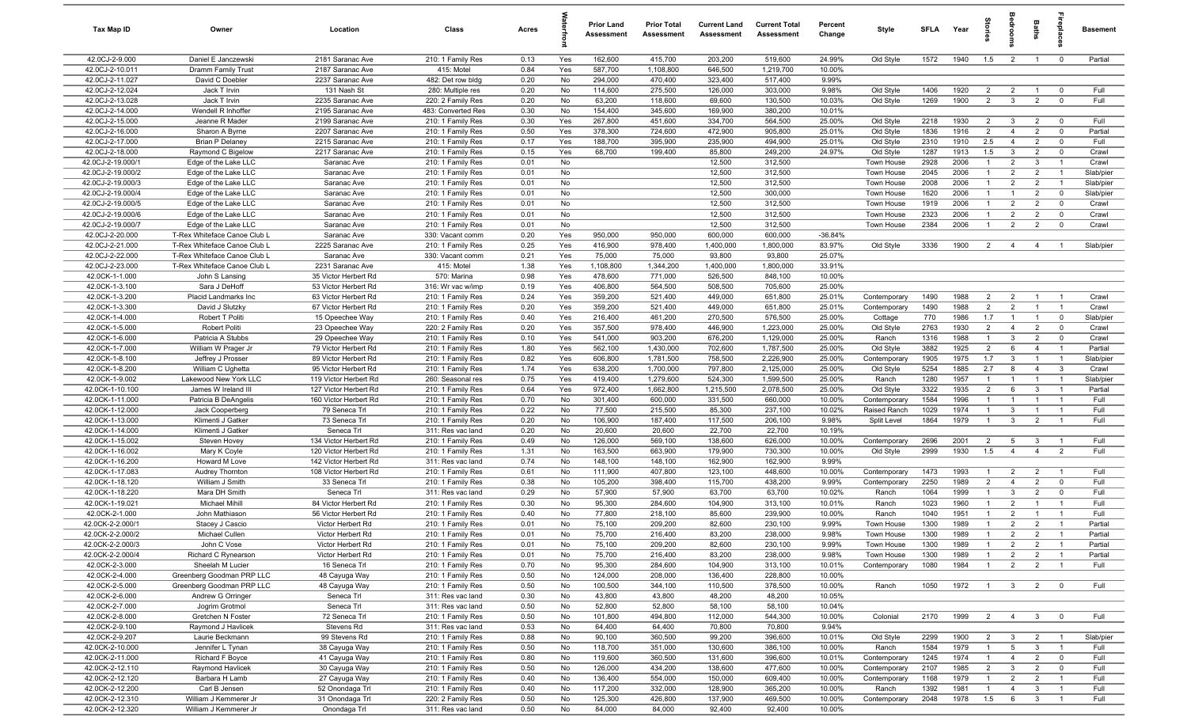| Tax Map ID | Owner | Location | Class | Acres | Waterfront | Prior Land Assessment | Prior Total Assessment | Current Land Assessment | Current Total Assessment | Percent Change | Style | SFLA | Year | Stories | Bedrooms | Baths | Fireplaces | Basement |
|---|---|---|---|---|---|---|---|---|---|---|---|---|---|---|---|---|---|---|
| 42.0CJ-2-9.000 | Daniel E Janczewski | 2181 Saranac Ave | 210: 1 Family Res | 0.13 | Yes | 162,600 | 415,700 | 203,200 | 519,600 | 24.99% | Old Style | 1572 | 1940 | 1.5 | 2 | 1 | 0 | Partial |
| 42.0CJ-2-10.011 | Dramm Family Trust | 2187 Saranac Ave | 415: Motel | 0.84 | Yes | 587,700 | 1,108,800 | 646,500 | 1,219,700 | 10.00% | | | | | | | | |
| 42.0CJ-2-11.027 | David C Doebler | 2237 Saranac Ave | 482: Det row bldg | 0.20 | No | 294,000 | 470,400 | 323,400 | 517,400 | 9.99% | | | | | | | | |
| 42.0CJ-2-12.024 | Jack T Irvin | 131 Nash St | 280: Multiple res | 0.20 | No | 114,600 | 275,500 | 126,000 | 303,000 | 9.98% | Old Style | 1406 | 1920 | 2 | 2 | 1 | 0 | Full |
| 42.0CJ-2-13.028 | Jack T Irvin | 2235 Saranac Ave | 220: 2 Family Res | 0.20 | No | 63,200 | 118,600 | 69,600 | 130,500 | 10.03% | Old Style | 1269 | 1900 | 2 | 3 | 2 | 0 | Full |
| 42.0CJ-2-14.000 | Wendell R Inhoffer | 2195 Saranac Ave | 483: Converted Res | 0.30 | No | 154,400 | 345,600 | 169,900 | 380,200 | 10.01% | | | | | | | | |
| 42.0CJ-2-15.000 | Jeanne R Mader | 2199 Saranac Ave | 210: 1 Family Res | 0.30 | Yes | 267,800 | 451,600 | 334,700 | 564,500 | 25.00% | Old Style | 2218 | 1930 | 2 | 3 | 2 | 0 | Full |
| 42.0CJ-2-16.000 | Sharon A Byrne | 2207 Saranac Ave | 210: 1 Family Res | 0.50 | Yes | 378,300 | 724,600 | 472,900 | 905,800 | 25.01% | Old Style | 1836 | 1916 | 2 | 4 | 2 | 0 | Partial |
| 42.0CJ-2-17.000 | Brian P Delaney | 2215 Saranac Ave | 210: 1 Family Res | 0.17 | Yes | 188,700 | 395,900 | 235,900 | 494,900 | 25.01% | Old Style | 2310 | 1910 | 2.5 | 4 | 2 | 0 | Full |
| 42.0CJ-2-18.000 | Raymond C Bigelow | 2217 Saranac Ave | 210: 1 Family Res | 0.15 | Yes | 68,700 | 199,400 | 85,800 | 249,200 | 24.97% | Old Style | 1287 | 1913 | 1.5 | 3 | 2 | 0 | Crawl |
| 42.0CJ-2-19.000/1 | Edge of the Lake LLC | Saranac Ave | 210: 1 Family Res | 0.01 | No | | | 12,500 | 312,500 | | Town House | 2928 | 2006 | 1 | 2 | 3 | 1 | Crawl |
| 42.0CJ-2-19.000/2 | Edge of the Lake LLC | Saranac Ave | 210: 1 Family Res | 0.01 | No | | | 12,500 | 312,500 | | Town House | 2045 | 2006 | 1 | 2 | 2 | 1 | Slab/pier |
| 42.0CJ-2-19.000/3 | Edge of the Lake LLC | Saranac Ave | 210: 1 Family Res | 0.01 | No | | | 12,500 | 312,500 | | Town House | 2008 | 2006 | 1 | 2 | 2 | 1 | Slab/pier |
| 42.0CJ-2-19.000/4 | Edge of the Lake LLC | Saranac Ave | 210: 1 Family Res | 0.01 | No | | | 12,500 | 300,000 | | Town House | 1620 | 2006 | 1 | 1 | 2 | 0 | Slab/pier |
| 42.0CJ-2-19.000/5 | Edge of the Lake LLC | Saranac Ave | 210: 1 Family Res | 0.01 | No | | | 12,500 | 312,500 | | Town House | 1919 | 2006 | 1 | 2 | 2 | 0 | Crawl |
| 42.0CJ-2-19.000/6 | Edge of the Lake LLC | Saranac Ave | 210: 1 Family Res | 0.01 | No | | | 12,500 | 312,500 | | Town House | 2323 | 2006 | 1 | 2 | 2 | 0 | Crawl |
| 42.0CJ-2-19.000/7 | Edge of the Lake LLC | Saranac Ave | 210: 1 Family Res | 0.01 | No | | | 12,500 | 312,500 | | Town House | 2384 | 2006 | 1 | 2 | 2 | 0 | Crawl |
| 42.0CJ-2-20.000 | T-Rex Whiteface Canoe Club L | Saranac Ave | 330: Vacant comm | 0.20 | Yes | 950,000 | 950,000 | 600,000 | 600,000 | -36.84% | | | | | | | | |
| 42.0CJ-2-21.000 | T-Rex Whiteface Canoe Club L | 2225 Saranac Ave | 210: 1 Family Res | 0.25 | Yes | 416,900 | 978,400 | 1,400,000 | 1,800,000 | 83.97% | Old Style | 3336 | 1900 | 2 | 4 | 4 | 1 | Slab/pier |
| 42.0CJ-2-22.000 | T-Rex Whiteface Canoe Club L | Saranac Ave | 330: Vacant comm | 0.21 | Yes | 75,000 | 75,000 | 93,800 | 93,800 | 25.07% | | | | | | | | |
| 42.0CJ-2-23.000 | T-Rex Whiteface Canoe Club L | 2231 Saranac Ave | 415: Motel | 1.38 | Yes | 1,108,800 | 1,344,200 | 1,400,000 | 1,800,000 | 33.91% | | | | | | | | |
| 42.0CK-1-1.000 | John S Lansing | 35 Victor Herbert Rd | 570: Marina | 0.98 | Yes | 478,600 | 771,000 | 526,500 | 848,100 | 10.00% | | | | | | | | |
| 42.0CK-1-3.100 | Sara J DeHoff | 53 Victor Herbert Rd | 316: Wr vac w/imp | 0.19 | Yes | 406,800 | 564,500 | 508,500 | 705,600 | 25.00% | | | | | | | | |
| 42.0CK-1-3.200 | Placid Landmarks Inc | 63 Victor Herbert Rd | 210: 1 Family Res | 0.24 | Yes | 359,200 | 521,400 | 449,000 | 651,800 | 25.01% | Contemporary | 1490 | 1988 | 2 | 2 | 1 | 1 | Crawl |
| 42.0CK-1-3.300 | David J Slutzky | 67 Victor Herbert Rd | 210: 1 Family Res | 0.20 | Yes | 359,200 | 521,400 | 449,000 | 651,800 | 25.01% | Contemporary | 1490 | 1988 | 2 | 2 | 1 | 1 | Crawl |
| 42.0CK-1-4.000 | Robert T Politi | 15 Opeechee Way | 210: 1 Family Res | 0.40 | Yes | 216,400 | 461,200 | 270,500 | 576,500 | 25.00% | Cottage | 770 | 1986 | 1.7 | 1 | 1 | 0 | Slab/pier |
| 42.0CK-1-5.000 | Robert Politi | 23 Opeechee Way | 220: 2 Family Res | 0.20 | Yes | 357,500 | 978,400 | 446,900 | 1,223,000 | 25.00% | Old Style | 2763 | 1930 | 2 | 4 | 2 | 0 | Crawl |
| 42.0CK-1-6.000 | Patricia A Stubbs | 29 Opeechee Way | 210: 1 Family Res | 0.10 | Yes | 541,000 | 903,200 | 676,200 | 1,129,000 | 25.00% | Ranch | 1316 | 1988 | 1 | 3 | 2 | 0 | Crawl |
| 42.0CK-1-7.000 | William W Prager Jr | 79 Victor Herbert Rd | 210: 1 Family Res | 1.80 | Yes | 562,100 | 1,430,000 | 702,600 | 1,787,500 | 25.00% | Old Style | 3882 | 1925 | 2 | 6 | 4 | 1 | Partial |
| 42.0CK-1-8.100 | Jeffrey J Prosser | 89 Victor Herbert Rd | 210: 1 Family Res | 0.82 | Yes | 606,800 | 1,781,500 | 758,500 | 2,226,900 | 25.00% | Contemporary | 1905 | 1975 | 1.7 | 3 | 1 | 1 | Slab/pier |
| 42.0CK-1-8.200 | William C Ughetta | 95 Victor Herbert Rd | 210: 1 Family Res | 1.74 | Yes | 638,200 | 1,700,000 | 797,800 | 2,125,000 | 25.00% | Old Style | 5254 | 1885 | 2.7 | 8 | 4 | 3 | Crawl |
| 42.0CK-1-9.002 | Lakewood New York LLC | 119 Victor Herbert Rd | 260: Seasonal res | 0.75 | Yes | 419,400 | 1,279,600 | 524,300 | 1,599,500 | 25.00% | Ranch | 1280 | 1957 | 1 | 1 | 1 | 1 | Slab/pier |
| 42.0CK-1-10.100 | James W Ireland III | 127 Victor Herbert Rd | 210: 1 Family Res | 0.64 | Yes | 972,400 | 1,662,800 | 1,215,500 | 2,078,500 | 25.00% | Old Style | 3322 | 1935 | 2 | 6 | 3 | 1 | Partial |
| 42.0CK-1-11.000 | Patricia B DeAngelis | 160 Victor Herbert Rd | 210: 1 Family Res | 0.70 | No | 301,400 | 600,000 | 331,500 | 660,000 | 10.00% | Contemporary | 1584 | 1996 | 1 | 1 | 1 | 1 | Full |
| 42.0CK-1-12.000 | Jack Cooperberg | 79 Seneca Trl | 210: 1 Family Res | 0.22 | No | 77,500 | 215,500 | 85,300 | 237,100 | 10.02% | Raised Ranch | 1029 | 1974 | 1 | 3 | 1 | 1 | Full |
| 42.0CK-1-13.000 | Klimenti J Gatker | 73 Seneca Trl | 210: 1 Family Res | 0.20 | No | 106,900 | 187,400 | 117,500 | 206,100 | 9.98% | Split Level | 1864 | 1979 | 1 | 3 | 2 | 1 | Full |
| 42.0CK-1-14.000 | Klimenti J Gatker | Seneca Trl | 311: Res vac land | 0.20 | No | 20,600 | 20,600 | 22,700 | 22,700 | 10.19% | | | | | | | | |
| 42.0CK-1-15.002 | Steven Hovey | 134 Victor Herbert Rd | 210: 1 Family Res | 0.49 | No | 126,000 | 569,100 | 138,600 | 626,000 | 10.00% | Contemporary | 2696 | 2001 | 2 | 5 | 3 | 1 | Full |
| 42.0CK-1-16.002 | Mary K Coyle | 120 Victor Herbert Rd | 210: 1 Family Res | 1.31 | No | 163,500 | 663,900 | 179,900 | 730,300 | 10.00% | Old Style | 2999 | 1930 | 1.5 | 4 | 4 | 2 | Full |
| 42.0CK-1-16.200 | Howard M Love | 142 Victor Herbert Rd | 311: Res vac land | 0.74 | No | 148,100 | 148,100 | 162,900 | 162,900 | 9.99% | | | | | | | | |
| 42.0CK-1-17.083 | Audrey Thornton | 108 Victor Herbert Rd | 210: 1 Family Res | 0.61 | No | 111,900 | 407,800 | 123,100 | 448,600 | 10.00% | Contemporary | 1473 | 1993 | 1 | 2 | 2 | 1 | Full |
| 42.0CK-1-18.120 | William J Smith | 33 Seneca Trl | 210: 1 Family Res | 0.38 | No | 105,200 | 398,400 | 115,700 | 438,200 | 9.99% | Contemporary | 2250 | 1989 | 2 | 4 | 2 | 0 | Full |
| 42.0CK-1-18.220 | Mara DH Smith | Seneca Trl | 311: Res vac land | 0.29 | No | 57,900 | 57,900 | 63,700 | 63,700 | 10.02% | Ranch | 1064 | 1999 | 1 | 3 | 2 | 0 | Full |
| 42.0CK-1-19.021 | Michael Mihill | 84 Victor Herbert Rd | 210: 1 Family Res | 0.30 | No | 95,300 | 284,600 | 104,900 | 313,100 | 10.01% | Ranch | 1023 | 1960 | 1 | 2 | 1 | 1 | Full |
| 42.0CK-2-1.000 | John Mathiason | 56 Victor Herbert Rd | 210: 1 Family Res | 0.40 | No | 77,800 | 218,100 | 85,600 | 239,900 | 10.00% | Ranch | 1040 | 1951 | 1 | 2 | 1 | 1 | Full |
| 42.0CK-2-2.000/1 | Stacey J Cascio | Victor Herbert Rd | 210: 1 Family Res | 0.01 | No | 75,100 | 209,200 | 82,600 | 230,100 | 9.99% | Town House | 1300 | 1989 | 1 | 2 | 2 | 1 | Partial |
| 42.0CK-2-2.000/2 | Michael Cullen | Victor Herbert Rd | 210: 1 Family Res | 0.01 | No | 75,700 | 216,400 | 83,200 | 238,000 | 9.98% | Town House | 1300 | 1989 | 1 | 2 | 2 | 1 | Partial |
| 42.0CK-2-2.000/3 | John C Vose | Victor Herbert Rd | 210: 1 Family Res | 0.01 | No | 75,100 | 209,200 | 82,600 | 230,100 | 9.99% | Town House | 1300 | 1989 | 1 | 2 | 2 | 1 | Partial |
| 42.0CK-2-2.000/4 | Richard C Rynearson | Victor Herbert Rd | 210: 1 Family Res | 0.01 | No | 75,700 | 216,400 | 83,200 | 238,000 | 9.98% | Town House | 1300 | 1989 | 1 | 2 | 2 | 1 | Partial |
| 42.0CK-2-3.000 | Sheelah M Lucier | 16 Seneca Trl | 210: 1 Family Res | 0.70 | No | 95,300 | 284,600 | 104,900 | 313,100 | 10.01% | Contemporary | 1080 | 1984 | 1 | 2 | 2 | 1 | Full |
| 42.0CK-2-4.000 | Greenberg Goodman PRP LLC | 48 Cayuga Way | 210: 1 Family Res | 0.50 | No | 124,000 | 208,000 | 136,400 | 228,800 | 10.00% | | | | | | | | |
| 42.0CK-2-5.000 | Greenberg Goodman PRP LLC | 48 Cayuga Way | 210: 1 Family Res | 0.50 | No | 100,500 | 344,100 | 110,500 | 378,500 | 10.00% | Ranch | 1050 | 1972 | 1 | 3 | 2 | 0 | Full |
| 42.0CK-2-6.000 | Andrew G Orringer | Seneca Trl | 311: Res vac land | 0.30 | No | 43,800 | 43,800 | 48,200 | 48,200 | 10.05% | | | | | | | | |
| 42.0CK-2-7.000 | Jogrim Grotmol | Seneca Trl | 311: Res vac land | 0.50 | No | 52,800 | 52,800 | 58,100 | 58,100 | 10.04% | | | | | | | | |
| 42.0CK-2-8.000 | Gretchen N Foster | 72 Seneca Trl | 210: 1 Family Res | 0.50 | No | 101,800 | 494,800 | 112,000 | 544,300 | 10.00% | Colonial | 2170 | 1999 | 2 | 4 | 3 | 0 | Full |
| 42.0CK-2-9.100 | Raymond J Havlicek | Stevens Rd | 311: Res vac land | 0.53 | No | 64,400 | 64,400 | 70,800 | 70,800 | 9.94% | | | | | | | | |
| 42.0CK-2-9.207 | Laurie Beckmann | 99 Stevens Rd | 210: 1 Family Res | 0.88 | No | 90,100 | 360,500 | 99,200 | 396,600 | 10.01% | Old Style | 2299 | 1900 | 2 | 3 | 2 | 1 | Slab/pier |
| 42.0CK-2-10.000 | Jennifer L Tynan | 38 Cayuga Way | 210: 1 Family Res | 0.50 | No | 118,700 | 351,000 | 130,600 | 386,100 | 10.00% | Ranch | 1584 | 1979 | 1 | 5 | 3 | 1 | Full |
| 42.0CK-2-11.000 | Richard F Boyce | 41 Cayuga Way | 210: 1 Family Res | 0.80 | No | 119,600 | 360,500 | 131,600 | 396,600 | 10.01% | Contemporary | 1245 | 1974 | 1 | 4 | 2 | 0 | Full |
| 42.0CK-2-12.110 | Raymond Havlicek | 30 Cayuga Way | 210: 1 Family Res | 0.50 | No | 126,000 | 434,200 | 138,600 | 477,600 | 10.00% | Contemporary | 2107 | 1985 | 2 | 3 | 2 | 0 | Full |
| 42.0CK-2-12.120 | Barbara H Lamb | 27 Cayuga Way | 210: 1 Family Res | 0.40 | No | 136,400 | 554,000 | 150,000 | 609,400 | 10.00% | Contemporary | 1168 | 1979 | 1 | 2 | 2 | 1 | Full |
| 42.0CK-2-12.200 | Carl B Jensen | 52 Onondaga Trl | 210: 1 Family Res | 0.40 | No | 117,200 | 332,000 | 128,900 | 365,200 | 10.00% | Ranch | 1392 | 1981 | 1 | 4 | 3 | 1 | Full |
| 42.0CK-2-12.310 | William J Kemmerer Jr | 31 Onondaga Trl | 220: 2 Family Res | 0.50 | No | 125,300 | 426,800 | 137,900 | 469,500 | 10.00% | Contemporary | 2048 | 1978 | 1.5 | 6 | 3 | 1 | Full |
| 42.0CK-2-12.320 | William J Kemmerer Jr | Onondaga Trl | 311: Res vac land | 0.50 | No | 84,000 | 84,000 | 92,400 | 92,400 | 10.00% | | | | | | | | |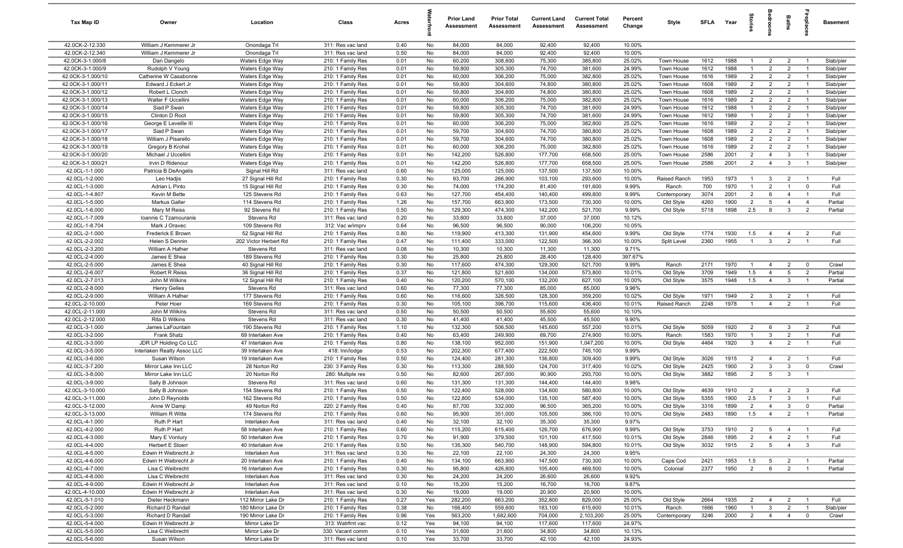| Tax Map ID | Owner | Location | Class | Acres | Waterfront | Prior Land Assessment | Prior Total Assessment | Current Land Assessment | Current Total Assessment | Percent Change | Style | SFLA | Year | Stories | Bedrooms | Baths | Fireplaces | Basement |
|---|---|---|---|---|---|---|---|---|---|---|---|---|---|---|---|---|---|---|
| 42.0CK-2-12.330 | William J Kemmerer Jr | Onondaga Trl | 311: Res vac land | 0.40 | No | 84,000 | 84,000 | 92,400 | 92,400 | 10.00% | | | | | | | | |
| 42.0CK-2-12.340 | William J Kemmerer Jr | Onondaga Trl | 311: Res vac land | 0.50 | No | 84,000 | 84,000 | 92,400 | 92,400 | 10.00% | | | | | | | | |
| 42.0CK-3-1.000/8 | Dan Dangelo | Waters Edge Way | 210: 1 Family Res | 0.01 | No | 60,200 | 308,600 | 75,300 | 385,800 | 25.02% | Town House | 1612 | 1988 | 1 | 2 | 2 | 1 | Slab/pier |
| 42.0CK-3-1.000/9 | Rudolph V Young | Waters Edge Way | 210: 1 Family Res | 0.01 | No | 59,800 | 305,300 | 74,700 | 381,600 | 24.99% | Town House | 1612 | 1988 | 1 | 2 | 2 | 1 | Slab/pier |
| 42.0CK-3-1.000/10 | Catherine W Casabonne | Waters Edge Way | 210: 1 Family Res | 0.01 | No | 60,000 | 306,200 | 75,000 | 382,800 | 25.02% | Town House | 1616 | 1989 | 2 | 2 | 2 | 1 | Slab/pier |
| 42.0CK-3-1.000/11 | Edward J Eckert Jr | Waters Edge Way | 210: 1 Family Res | 0.01 | No | 59,800 | 304,600 | 74,800 | 380,800 | 25.02% | Town House | 1608 | 1989 | 2 | 2 | 2 | 1 | Slab/pier |
| 42.0CK-3-1.000/12 | Robert L Clonch | Waters Edge Way | 210: 1 Family Res | 0.01 | No | 59,800 | 304,600 | 74,800 | 380,800 | 25.02% | Town House | 1608 | 1989 | 2 | 2 | 2 | 1 | Slab/pier |
| 42.0CK-3-1.000/13 | Walter F Uccellini | Waters Edge Way | 210: 1 Family Res | 0.01 | No | 60,000 | 306,200 | 75,000 | 382,800 | 25.02% | Town House | 1616 | 1989 | 2 | 2 | 2 | 1 | Slab/pier |
| 42.0CK-3-1.000/14 | Siad P Swan | Waters Edge Way | 210: 1 Family Res | 0.01 | No | 59,800 | 305,300 | 74,700 | 381,600 | 24.99% | Town House | 1612 | 1988 | 1 | 2 | 2 | 1 | Slab/pier |
| 42.0CK-3-1.000/15 | Clinton D Root | Waters Edge Way | 210: 1 Family Res | 0.01 | No | 59,800 | 305,300 | 74,700 | 381,600 | 24.99% | Town House | 1612 | 1989 | 1 | 2 | 2 | 1 | Slab/pier |
| 42.0CK-3-1.000/16 | George E Leveille III | Waters Edge Way | 210: 1 Family Res | 0.01 | No | 60,000 | 306,200 | 75,000 | 382,800 | 25.02% | Town House | 1616 | 1989 | 2 | 2 | 2 | 1 | Slab/pier |
| 42.0CK-3-1.000/17 | Siad P Swan | Waters Edge Way | 210: 1 Family Res | 0.01 | No | 59,700 | 304,600 | 74,700 | 380,800 | 25.02% | Town House | 1608 | 1989 | 2 | 2 | 2 | 1 | Slab/pier |
| 42.0CK-3-1.000/18 | William J Pisarello | Waters Edge Way | 210: 1 Family Res | 0.01 | No | 59,700 | 304,600 | 74,700 | 380,800 | 25.02% | Town House | 1608 | 1989 | 2 | 2 | 2 | 1 | Slab/pier |
| 42.0CK-3-1.000/19 | Gregory B Krohel | Waters Edge Way | 210: 1 Family Res | 0.01 | No | 60,000 | 306,200 | 75,000 | 382,800 | 25.02% | Town House | 1616 | 1989 | 2 | 2 | 2 | 1 | Slab/pier |
| 42.0CK-3-1.000/20 | Michael J Uccellini | Waters Edge Way | 210: 1 Family Res | 0.01 | No | 142,200 | 526,800 | 177,700 | 658,500 | 25.00% | Town House | 2586 | 2001 | 2 | 4 | 3 | 1 | Slab/pier |
| 42.0CK-3-1.000/21 | Irvin D Ridenour | Waters Edge Way | 210: 1 Family Res | 0.01 | No | 142,200 | 526,800 | 177,700 | 658,500 | 25.00% | Town House | 2586 | 2001 | 2 | 4 | 3 | 1 | Slab/pier |
| 42.0CL-1-1.000 | Patricia B DeAngelis | Signal Hill Rd | 311: Res vac land | 0.60 | No | 125,000 | 125,000 | 137,500 | 137,500 | 10.00% | | | | | | | | |
| 42.0CL-1-2.000 | Leo Hadjis | 27 Signal Hill Rd | 210: 1 Family Res | 0.30 | No | 93,700 | 266,900 | 103,100 | 293,600 | 10.00% | Raised Ranch | 1953 | 1973 | 1 | 3 | 2 | 1 | Full |
| 42.0CL-1-3.000 | Adrian L Pinto | 15 Signal Hill Rd | 210: 1 Family Res | 0.30 | No | 74,000 | 174,200 | 81,400 | 191,600 | 9.99% | Ranch | 700 | 1970 | 1 | 2 | 1 | 0 | Full |
| 42.0CL-1-4.807 | Kevin M Bette | 125 Stevens Rd | 210: 1 Family Res | 0.63 | No | 127,700 | 454,400 | 140,400 | 499,800 | 9.99% | Contemporary | 3074 | 2001 | 2 | 6 | 4 | 1 | Full |
| 42.0CL-1-5.000 | Markus Galler | 114 Stevens Rd | 210: 1 Family Res | 1.26 | No | 157,700 | 663,900 | 173,500 | 730,300 | 10.00% | Old Style | 4260 | 1900 | 2 | 5 | 4 | 4 | Partial |
| 42.0CL-1-6.000 | Mary M Reiss | 92 Stevens Rd | 210: 1 Family Res | 0.50 | No | 129,300 | 474,300 | 142,200 | 521,700 | 9.99% | Old Style | 5718 | 1898 | 2.5 | 8 | 3 | 2 | Partial |
| 42.0CL-1-7.009 | Ioannis C Tzamouranis | Stevens Rd | 311: Res vac land | 0.20 | No | 33,600 | 33,600 | 37,000 | 37,000 | 10.12% | | | | | | | | |
| 42.0CL-1-8.704 | Mark J Oravec | 109 Stevens Rd | 312: Vac w/imprv | 0.64 | No | 96,500 | 96,500 | 90,000 | 106,200 | 10.05% | | | | | | | | |
| 42.0CL-2-1.000 | Frederick E Brown | 52 Signal Hill Rd | 210: 1 Family Res | 0.80 | No | 119,900 | 413,300 | 131,900 | 454,600 | 9.99% | Old Style | 1774 | 1930 | 1.5 | 4 | 4 | 2 | Full |
| 42.0CL-2-2.002 | Helen S Dennin | 202 Victor Herbert Rd | 210: 1 Family Res | 0.47 | No | 111,400 | 333,000 | 122,500 | 366,300 | 10.00% | Split Level | 2360 | 1955 | 1 | 3 | 2 | 1 | Full |
| 42.0CL-2-3.200 | William A Hafner | Stevens Rd | 311: Res vac land | 0.08 | No | 10,300 | 10,300 | 11,300 | 11,300 | 9.71% | | | | | | | | |
| 42.0CL-2-4.000 | James E Shea | 189 Stevens Rd | 210: 1 Family Res | 0.30 | No | 25,800 | 25,800 | 28,400 | 128,400 | 397.67% | | | | | | | | |
| 42.0CL-2-5.000 | James E Shea | 40 Signal Hill Rd | 210: 1 Family Res | 0.30 | No | 117,600 | 474,300 | 129,300 | 521,700 | 9.99% | Ranch | 2171 | 1970 | 1 | 4 | 2 | 0 | Crawl |
| 42.0CL-2-6.007 | Robert R Reiss | 36 Signal Hill Rd | 210: 1 Family Res | 0.37 | No | 121,800 | 521,600 | 134,000 | 573,800 | 10.01% | Old Style | 3709 | 1949 | 1.5 | 4 | 5 | 2 | Partial |
| 42.0CL-2-7.013 | John M Wilkins | 12 Signal Hill Rd | 210: 1 Family Res | 0.40 | No | 120,200 | 570,100 | 132,200 | 627,100 | 10.00% | Old Style | 3575 | 1948 | 1.5 | 4 | 3 | 1 | Partial |
| 42.0CL-2-8.000 | Henry Gelles | Stevens Rd | 311: Res vac land | 0.60 | No | 77,300 | 77,300 | 85,000 | 85,000 | 9.96% | | | | | | | | |
| 42.0CL-2-9.000 | William A Hafner | 177 Stevens Rd | 210: 1 Family Res | 0.60 | No | 116,600 | 326,500 | 128,300 | 359,200 | 10.02% | Old Style | 1971 | 1949 | 2 | 3 | 2 | 1 | Full |
| 42.0CL-2-10.000 | Peter Hoer | 169 Stevens Rd | 210: 1 Family Res | 0.30 | No | 105,100 | 396,700 | 115,600 | 436,400 | 10.01% | Raised Ranch | 2248 | 1978 | 1 | 4 | 2 | 1 | Full |
| 42.0CL-2-11.000 | John M Wilkins | Stevens Rd | 311: Res vac land | 0.50 | No | 50,500 | 50,500 | 55,600 | 55,600 | 10.10% | | | | | | | | |
| 42.0CL-2-12.000 | Rita D Wilkins | Stevens Rd | 311: Res vac land | 0.30 | No | 41,400 | 41,400 | 45,500 | 45,500 | 9.90% | | | | | | | | |
| 42.0CL-3-1.000 | James LaFountain | 190 Stevens Rd | 210: 1 Family Res | 1.10 | No | 132,300 | 506,500 | 145,600 | 557,200 | 10.01% | Old Style | 5059 | 1920 | 2 | 6 | 3 | 2 | Full |
| 42.0CL-3-2.000 | Frank Shatz | 69 Interlaken Ave | 210: 1 Family Res | 0.40 | No | 63,400 | 249,900 | 69,700 | 274,900 | 10.00% | Ranch | 1583 | 1970 | 1 | 3 | 2 | 1 | Full |
| 42.0CL-3-3.000 | JDR LP Holding Co LLC | 47 Interlaken Ave | 210: 1 Family Res | 0.80 | No | 138,100 | 952,000 | 151,900 | 1,047,200 | 10.00% | Old Style | 4464 | 1920 | 3 | 4 | 2 | 1 | Full |
| 42.0CL-3-5.000 | Interlaken Realty Assoc LLC | 39 Interlaken Ave | 418: Inn/lodge | 0.53 | No | 202,300 | 677,400 | 222,500 | 745,100 | 9.99% | | | | | | | | |
| 42.0CL-3-6.000 | Susan Wilson | 19 Interlaken Ave | 210: 1 Family Res | 0.50 | No | 124,400 | 281,300 | 136,800 | 309,400 | 9.99% | Old Style | 3026 | 1915 | 2 | 4 | 2 | 1 | Full |
| 42.0CL-3-7.200 | Mirror Lake Inn LLC | 28 Norton Rd | 230: 3 Family Res | 0.30 | No | 113,300 | 288,500 | 124,700 | 317,400 | 10.02% | Old Style | 2425 | 1900 | 2 | 3 | 3 | 0 | Crawl |
| 42.0CL-3-8.000 | Mirror Lake Inn LLC | 20 Norton Rd | 280: Multiple res | 0.50 | No | 82,600 | 267,000 | 90,900 | 293,700 | 10.00% | Old Style | 3882 | 1895 | 2 | 5 | 3 | 1 | |
| 42.0CL-3-9.000 | Sally B Johnson | Stevens Rd | 311: Res vac land | 0.60 | No | 131,300 | 131,300 | 144,400 | 144,400 | 9.98% | | | | | | | | |
| 42.0CL-3-10.000 | Sally B Johnson | 154 Stevens Rd | 210: 1 Family Res | 0.50 | No | 122,400 | 528,000 | 134,600 | 580,800 | 10.00% | Old Style | 4639 | 1910 | 2 | 4 | 2 | 3 | Full |
| 42.0CL-3-11.000 | John D Reynolds | 162 Stevens Rd | 210: 1 Family Res | 0.50 | No | 122,800 | 534,000 | 135,100 | 587,400 | 10.00% | Old Style | 5355 | 1900 | 2.5 | 7 | 3 | 1 | Full |
| 42.0CL-3-12.000 | Anne W Damp | 49 Norton Rd | 220: 2 Family Res | 0.40 | No | 87,700 | 332,000 | 96,500 | 365,200 | 10.00% | Old Style | 3316 | 1899 | 2 | 4 | 3 | 0 | Partial |
| 42.0CL-3-13.000 | William R Witte | 174 Stevens Rd | 210: 1 Family Res | 0.60 | No | 95,900 | 351,000 | 105,500 | 386,100 | 10.00% | Old Style | 2483 | 1890 | 1.5 | 4 | 2 | 1 | Partial |
| 42.0CL-4-1.000 | Ruth P Hart | Interlaken Ave | 311: Res vac land | 0.40 | No | 32,100 | 32,100 | 35,300 | 35,300 | 9.97% | | | | | | | | |
| 42.0CL-4-2.000 | Ruth P Hart | 58 Interlaken Ave | 210: 1 Family Res | 0.60 | No | 115,200 | 615,400 | 126,700 | 676,900 | 9.99% | Old Style | 3753 | 1910 | 2 | 5 | 4 | 1 | Full |
| 42.0CL-4-3.000 | Mary E Vontury | 50 Interlaken Ave | 210: 1 Family Res | 0.70 | No | 91,900 | 379,500 | 101,100 | 417,500 | 10.01% | Old Style | 2846 | 1895 | 2 | 4 | 2 | 1 | Full |
| 42.0CL-4-4.000 | Herbert E Stoerr | 40 Interlaken Ave | 210: 1 Family Res | 0.50 | No | 135,300 | 540,700 | 148,900 | 594,800 | 10.01% | Old Style | 3032 | 1915 | 2 | 5 | 4 | 3 | Full |
| 42.0CL-4-5.000 | Edwin H Weibrecht Jr | Interlaken Ave | 311: Res vac land | 0.30 | No | 22,100 | 22,100 | 24,300 | 24,300 | 9.95% | | | | | | | | |
| 42.0CL-4-6.000 | Edwin H Weibrecht Jr | 20 Interlaken Ave | 210: 1 Family Res | 0.40 | No | 134,100 | 663,900 | 147,500 | 730,300 | 10.00% | Cape Cod | 2421 | 1953 | 1.5 | 5 | 2 | 1 | Partial |
| 42.0CL-4-7.000 | Lisa C Weibrecht | 16 Interlaken Ave | 210: 1 Family Res | 0.30 | No | 95,800 | 426,800 | 105,400 | 469,500 | 10.00% | Colonial | 2377 | 1950 | 2 | 6 | 2 | 1 | Partial |
| 42.0CL-4-8.000 | Lisa C Weibrecht | Interlaken Ave | 311: Res vac land | 0.30 | No | 24,200 | 24,200 | 26,600 | 26,600 | 9.92% | | | | | | | | |
| 42.0CL-4-9.000 | Edwin H Weibrecht Jr | Interlaken Ave | 311: Res vac land | 0.10 | No | 15,200 | 15,200 | 16,700 | 16,700 | 9.87% | | | | | | | | |
| 42.0CL-4-10.000 | Edwin H Weibrecht Jr | Interlaken Ave | 311: Res vac land | 0.30 | No | 19,000 | 19,000 | 20,900 | 20,900 | 10.00% | | | | | | | | |
| 42.0CL-5-1.010 | Dieter Heckmann | 112 Mirror Lake Dr | 210: 1 Family Res | 0.27 | Yes | 282,200 | 663,200 | 352,800 | 829,000 | 25.00% | Old Style | 2664 | 1935 | 2 | 4 | 2 | 1 | Full |
| 42.0CL-5-2.000 | Richard D Randall | 180 Mirror Lake Dr | 210: 1 Family Res | 0.38 | No | 166,400 | 559,600 | 183,100 | 615,600 | 10.01% | Ranch | 1666 | 1960 | 1 | 3 | 2 | 1 | Slab/pier |
| 42.0CL-5-3.000 | Richard D Randall | 190 Mirror Lake Dr | 210: 1 Family Res | 0.96 | Yes | 563,200 | 1,682,600 | 704,000 | 2,103,200 | 25.00% | Contemporary | 3246 | 2000 | 2 | 4 | 4 | 0 | Crawl |
| 42.0CL-5-4.000 | Edwin H Weibrecht Jr | Mirror Lake Dr | 313: Watrfrnt vac | 0.12 | Yes | 94,100 | 94,100 | 117,600 | 117,600 | 24.97% | | | | | | | | |
| 42.0CL-5-5.000 | Lisa C Weibrecht | Mirror Lake Dr | 330: Vacant comm | 0.10 | Yes | 31,600 | 31,600 | 34,800 | 34,800 | 10.13% | | | | | | | | |
| 42.0CL-5-6.000 | Susan Wilson | Mirror Lake Dr | 311: Res vac land | 0.10 | Yes | 33,700 | 33,700 | 42,100 | 42,100 | 24.93% | | | | | | | | |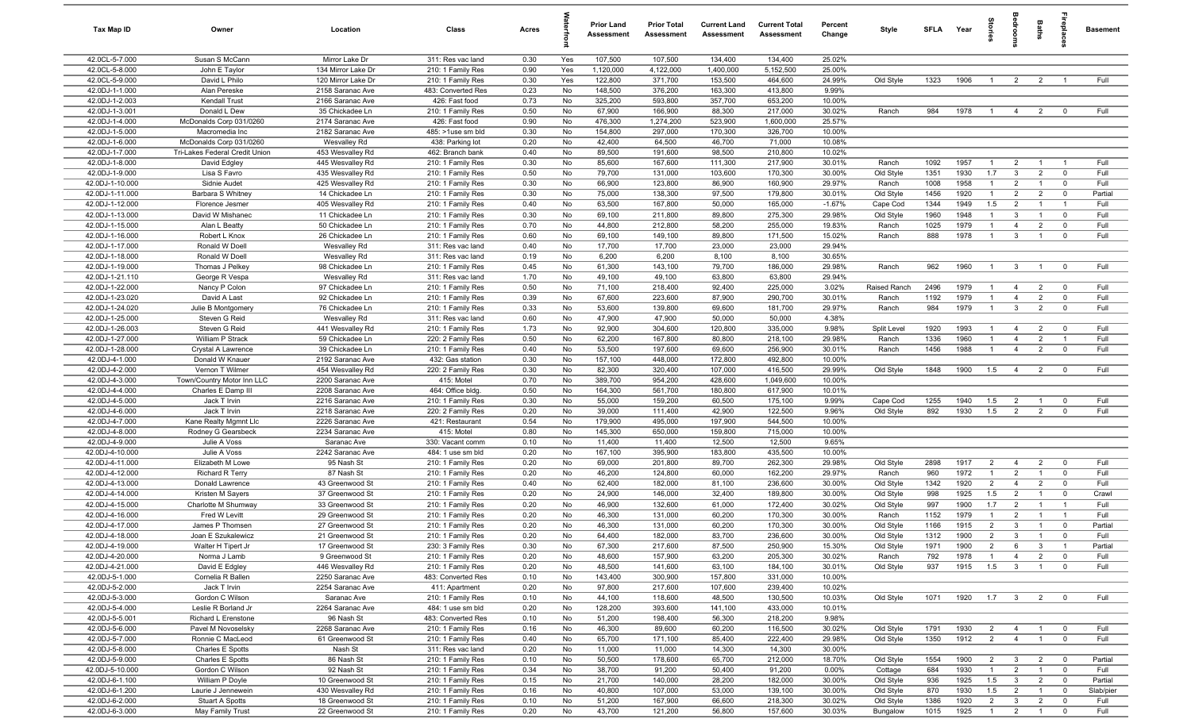| Tax Map ID | Owner | Location | Class | Acres | Waterfront | Prior Land Assessment | Prior Total Assessment | Current Land Assessment | Current Total Assessment | Percent Change | Style | SFLA | Year | Stories | Bedrooms | Baths | Fireplaces | Basement |
|---|---|---|---|---|---|---|---|---|---|---|---|---|---|---|---|---|---|---|
| 42.0CL-5-7.000 | Susan S McCann | Mirror Lake Dr | 311: Res vac land | 0.30 | Yes | 107,500 | 107,500 | 134,400 | 134,400 | 25.02% | | | | | | | | |
| 42.0CL-5-8.000 | John E Taylor | 134 Mirror Lake Dr | 210: 1 Family Res | 0.90 | Yes | 1,120,000 | 4,122,000 | 1,400,000 | 5,152,500 | 25.00% | | | | | | | | |
| 42.0CL-5-9.000 | David L Philo | 120 Mirror Lake Dr | 210: 1 Family Res | 0.30 | Yes | 122,800 | 371,700 | 153,500 | 464,600 | 24.99% | Old Style | 1323 | 1906 | 1 | 2 | 2 | 1 | Full |
| 42.0DJ-1-1.000 | Alan Pereske | 2158 Saranac Ave | 483: Converted Res | 0.23 | No | 148,500 | 376,200 | 163,300 | 413,800 | 9.99% | | | | | | | | |
| 42.0DJ-1-2.003 | Kendall Trust | 2166 Saranac Ave | 426: Fast food | 0.73 | No | 325,200 | 593,800 | 357,700 | 653,200 | 10.00% | | | | | | | | |
| 42.0DJ-1-3.001 | Donald L Dew | 35 Chickadee Ln | 210: 1 Family Res | 0.50 | No | 67,900 | 166,900 | 88,300 | 217,000 | 30.02% | Ranch | 984 | 1978 | 1 | 4 | 2 | 0 | Full |
| 42.0DJ-1-4.000 | McDonalds Corp 031/0260 | 2174 Saranac Ave | 426: Fast food | 0.90 | No | 476,300 | 1,274,200 | 523,900 | 1,600,000 | 25.57% | | | | | | | | |
| 42.0DJ-1-5.000 | Macromedia Inc | 2182 Saranac Ave | 485: >1use sm bld | 0.30 | No | 154,800 | 297,000 | 170,300 | 326,700 | 10.00% | | | | | | | | |
| 42.0DJ-1-6.000 | McDonalds Corp 031/0260 | Wesvalley Rd | 438: Parking lot | 0.20 | No | 42,400 | 64,500 | 46,700 | 71,000 | 10.08% | | | | | | | | |
| 42.0DJ-1-7.000 | Tri-Lakes Federal Credit Union | 453 Wesvalley Rd | 462: Branch bank | 0.40 | No | 89,500 | 191,600 | 98,500 | 210,800 | 10.02% | | | | | | | | |
| 42.0DJ-1-8.000 | David Edgley | 445 Wesvalley Rd | 210: 1 Family Res | 0.30 | No | 85,600 | 167,600 | 111,300 | 217,900 | 30.01% | Ranch | 1092 | 1957 | 1 | 2 | 1 | 1 | Full |
| 42.0DJ-1-9.000 | Lisa S Favro | 435 Wesvalley Rd | 210: 1 Family Res | 0.50 | No | 79,700 | 131,000 | 103,600 | 170,300 | 30.00% | Old Style | 1351 | 1930 | 1.7 | 3 | 2 | 0 | Full |
| 42.0DJ-1-10.000 | Sidnie Audet | 425 Wesvalley Rd | 210: 1 Family Res | 0.30 | No | 66,900 | 123,800 | 86,900 | 160,900 | 29.97% | Ranch | 1008 | 1958 | 1 | 2 | 1 | 0 | Full |
| 42.0DJ-1-11.000 | Barbara S Whitney | 14 Chickadee Ln | 210: 1 Family Res | 0.30 | No | 75,000 | 138,300 | 97,500 | 179,800 | 30.01% | Old Style | 1456 | 1920 | 1 | 2 | 2 | 0 | Partial |
| 42.0DJ-1-12.000 | Florence Jesmer | 405 Wesvalley Rd | 210: 1 Family Res | 0.40 | No | 63,500 | 167,800 | 50,000 | 165,000 | -1.67% | Cape Cod | 1344 | 1949 | 1.5 | 2 | 1 | 1 | Full |
| 42.0DJ-1-13.000 | David W Mishanec | 11 Chickadee Ln | 210: 1 Family Res | 0.30 | No | 69,100 | 211,800 | 89,800 | 275,300 | 29.98% | Old Style | 1960 | 1948 | 1 | 3 | 1 | 0 | Full |
| 42.0DJ-1-15.000 | Alan L Beatty | 50 Chickadee Ln | 210: 1 Family Res | 0.70 | No | 44,800 | 212,800 | 58,200 | 255,000 | 19.83% | Ranch | 1025 | 1979 | 1 | 4 | 2 | 0 | Full |
| 42.0DJ-1-16.000 | Robert L Knox | 26 Chickadee Ln | 210: 1 Family Res | 0.60 | No | 69,100 | 149,100 | 89,800 | 171,500 | 15.02% | Ranch | 888 | 1978 | 1 | 3 | 1 | 0 | Full |
| 42.0DJ-1-17.000 | Ronald W Doell | Wesvalley Rd | 311: Res vac land | 0.40 | No | 17,700 | 17,700 | 23,000 | 23,000 | 29.94% | | | | | | | | |
| 42.0DJ-1-18.000 | Ronald W Doell | Wesvalley Rd | 311: Res vac land | 0.19 | No | 6,200 | 6,200 | 8,100 | 8,100 | 30.65% | | | | | | | | |
| 42.0DJ-1-19.000 | Thomas J Pelkey | 98 Chickadee Ln | 210: 1 Family Res | 0.45 | No | 61,300 | 143,100 | 79,700 | 186,000 | 29.98% | Ranch | 962 | 1960 | 1 | 3 | 1 | 0 | Full |
| 42.0DJ-1-21.110 | George R Vespa | Wesvalley Rd | 311: Res vac land | 1.70 | No | 49,100 | 49,100 | 63,800 | 63,800 | 29.94% | | | | | | | | |
| 42.0DJ-1-22.000 | Nancy P Colon | 97 Chickadee Ln | 210: 1 Family Res | 0.50 | No | 71,100 | 218,400 | 92,400 | 225,000 | 3.02% | Raised Ranch | 2496 | 1979 | 1 | 4 | 2 | 0 | Full |
| 42.0DJ-1-23.020 | David A Last | 92 Chickadee Ln | 210: 1 Family Res | 0.39 | No | 67,600 | 223,600 | 87,900 | 290,700 | 30.01% | Ranch | 1192 | 1979 | 1 | 4 | 2 | 0 | Full |
| 42.0DJ-1-24.020 | Julie B Montgomery | 76 Chickadee Ln | 210: 1 Family Res | 0.33 | No | 53,600 | 139,800 | 69,600 | 181,700 | 29.97% | Ranch | 984 | 1979 | 1 | 3 | 2 | 0 | Full |
| 42.0DJ-1-25.000 | Steven G Reid | Wesvalley Rd | 311: Res vac land | 0.60 | No | 47,900 | 47,900 | 50,000 | 50,000 | 4.38% | | | | | | | | |
| 42.0DJ-1-26.003 | Steven G Reid | 441 Wesvalley Rd | 210: 1 Family Res | 1.73 | No | 92,900 | 304,600 | 120,800 | 335,000 | 9.98% | Split Level | 1920 | 1993 | 1 | 4 | 2 | 0 | Full |
| 42.0DJ-1-27.000 | William P Strack | 59 Chickadee Ln | 220: 2 Family Res | 0.50 | No | 62,200 | 167,800 | 80,800 | 218,100 | 29.98% | Ranch | 1336 | 1960 | 1 | 4 | 2 | 1 | Full |
| 42.0DJ-1-28.000 | Crystal A Lawrence | 39 Chickadee Ln | 210: 1 Family Res | 0.40 | No | 53,500 | 197,600 | 69,600 | 256,900 | 30.01% | Ranch | 1456 | 1988 | 1 | 4 | 2 | 0 | Full |
| 42.0DJ-4-1.000 | Donald W Knauer | 2192 Saranac Ave | 432: Gas station | 0.30 | No | 157,100 | 448,000 | 172,800 | 492,800 | 10.00% | | | | | | | | |
| 42.0DJ-4-2.000 | Vernon T Wilmer | 454 Wesvalley Rd | 220: 2 Family Res | 0.30 | No | 82,300 | 320,400 | 107,000 | 416,500 | 29.99% | Old Style | 1848 | 1900 | 1.5 | 4 | 2 | 0 | Full |
| 42.0DJ-4-3.000 | Town/Country Motor Inn LLC | 2200 Saranac Ave | 415: Motel | 0.70 | No | 389,700 | 954,200 | 428,600 | 1,049,600 | 10.00% | | | | | | | | |
| 42.0DJ-4-4.000 | Charles E Damp III | 2208 Saranac Ave | 464: Office bldg. | 0.50 | No | 164,300 | 561,700 | 180,800 | 617,900 | 10.01% | | | | | | | | |
| 42.0DJ-4-5.000 | Jack T Irvin | 2216 Saranac Ave | 210: 1 Family Res | 0.30 | No | 55,000 | 159,200 | 60,500 | 175,100 | 9.99% | Cape Cod | 1255 | 1940 | 1.5 | 2 | 1 | 0 | Full |
| 42.0DJ-4-6.000 | Jack T Irvin | 2218 Saranac Ave | 220: 2 Family Res | 0.20 | No | 39,000 | 111,400 | 42,900 | 122,500 | 9.96% | Old Style | 892 | 1930 | 1.5 | 2 | 2 | 0 | Full |
| 42.0DJ-4-7.000 | Kane Realty Mgmnt Llc | 2226 Saranac Ave | 421: Restaurant | 0.54 | No | 179,900 | 495,000 | 197,900 | 544,500 | 10.00% | | | | | | | | |
| 42.0DJ-4-8.000 | Rodney G Gearsbeck | 2234 Saranac Ave | 415: Motel | 0.80 | No | 145,300 | 650,000 | 159,800 | 715,000 | 10.00% | | | | | | | | |
| 42.0DJ-4-9.000 | Julie A Voss | Saranac Ave | 330: Vacant comm | 0.10 | No | 11,400 | 11,400 | 12,500 | 12,500 | 9.65% | | | | | | | | |
| 42.0DJ-4-10.000 | Julie A Voss | 2242 Saranac Ave | 484: 1 use sm bld | 0.20 | No | 167,100 | 395,900 | 183,800 | 435,500 | 10.00% | | | | | | | | |
| 42.0DJ-4-11.000 | Elizabeth M Lowe | 95 Nash St | 210: 1 Family Res | 0.20 | No | 69,000 | 201,800 | 89,700 | 262,300 | 29.98% | Old Style | 2898 | 1917 | 2 | 4 | 2 | 0 | Full |
| 42.0DJ-4-12.000 | Richard R Terry | 87 Nash St | 210: 1 Family Res | 0.20 | No | 46,200 | 124,800 | 60,000 | 162,200 | 29.97% | Ranch | 960 | 1972 | 1 | 2 | 1 | 0 | Full |
| 42.0DJ-4-13.000 | Donald Lawrence | 43 Greenwood St | 210: 1 Family Res | 0.40 | No | 62,400 | 182,000 | 81,100 | 236,600 | 30.00% | Old Style | 1342 | 1920 | 2 | 4 | 2 | 0 | Full |
| 42.0DJ-4-14.000 | Kristen M Sayers | 37 Greenwood St | 210: 1 Family Res | 0.20 | No | 24,900 | 146,000 | 32,400 | 189,800 | 30.00% | Old Style | 998 | 1925 | 1.5 | 2 | 1 | 0 | Crawl |
| 42.0DJ-4-15.000 | Charlotte M Shumway | 33 Greenwood St | 210: 1 Family Res | 0.20 | No | 46,900 | 132,600 | 61,000 | 172,400 | 30.02% | Old Style | 997 | 1900 | 1.7 | 2 | 1 | 1 | Full |
| 42.0DJ-4-16.000 | Fred W Levitt | 29 Greenwood St | 210: 1 Family Res | 0.20 | No | 46,300 | 131,000 | 60,200 | 170,300 | 30.00% | Ranch | 1152 | 1979 | 1 | 2 | 1 | 1 | Full |
| 42.0DJ-4-17.000 | James P Thomsen | 27 Greenwood St | 210: 1 Family Res | 0.20 | No | 46,300 | 131,000 | 60,200 | 170,300 | 30.00% | Old Style | 1166 | 1915 | 2 | 3 | 1 | 0 | Partial |
| 42.0DJ-4-18.000 | Joan E Szukalewicz | 21 Greenwood St | 210: 1 Family Res | 0.20 | No | 64,400 | 182,000 | 83,700 | 236,600 | 30.00% | Old Style | 1312 | 1900 | 2 | 3 | 1 | 0 | Full |
| 42.0DJ-4-19.000 | Walter H Tipert Jr | 17 Greenwood St | 230: 3 Family Res | 0.30 | No | 67,300 | 217,600 | 87,500 | 250,900 | 15.30% | Old Style | 1971 | 1900 | 2 | 6 | 3 | 1 | Partial |
| 42.0DJ-4-20.000 | Norma J Lamb | 9 Greenwood St | 210: 1 Family Res | 0.20 | No | 48,600 | 157,900 | 63,200 | 205,300 | 30.02% | Ranch | 792 | 1978 | 1 | 4 | 2 | 0 | Full |
| 42.0DJ-4-21.000 | David E Edgley | 446 Wesvalley Rd | 210: 1 Family Res | 0.20 | No | 48,500 | 141,600 | 63,100 | 184,100 | 30.01% | Old Style | 937 | 1915 | 1.5 | 3 | 1 | 0 | Full |
| 42.0DJ-5-1.000 | Cornelia R Ballen | 2250 Saranac Ave | 483: Converted Res | 0.10 | No | 143,400 | 300,900 | 157,800 | 331,000 | 10.00% | | | | | | | | |
| 42.0DJ-5-2.000 | Jack T Irvin | 2254 Saranac Ave | 411: Apartment | 0.20 | No | 97,800 | 217,600 | 107,600 | 239,400 | 10.02% | | | | | | | | |
| 42.0DJ-5-3.000 | Gordon C Wilson | Saranac Ave | 210: 1 Family Res | 0.10 | No | 44,100 | 118,600 | 48,500 | 130,500 | 10.03% | Old Style | 1071 | 1920 | 1.7 | 3 | 2 | 0 | Full |
| 42.0DJ-5-4.000 | Leslie R Borland Jr | 2264 Saranac Ave | 484: 1 use sm bld | 0.20 | No | 128,200 | 393,600 | 141,100 | 433,000 | 10.01% | | | | | | | | |
| 42.0DJ-5-5.001 | Richard L Erenstone | 96 Nash St | 483: Converted Res | 0.10 | No | 51,200 | 198,400 | 56,300 | 218,200 | 9.98% | | | | | | | | |
| 42.0DJ-5-6.000 | Pavel M Novoselsky | 2268 Saranac Ave | 210: 1 Family Res | 0.16 | No | 46,300 | 89,600 | 60,200 | 116,500 | 30.02% | Old Style | 1791 | 1930 | 2 | 4 | 1 | 0 | Full |
| 42.0DJ-5-7.000 | Ronnie C MacLeod | 61 Greenwood St | 210: 1 Family Res | 0.40 | No | 65,700 | 171,100 | 85,400 | 222,400 | 29.98% | Old Style | 1350 | 1912 | 2 | 4 | 1 | 0 | Full |
| 42.0DJ-5-8.000 | Charles E Spotts | Nash St | 311: Res vac land | 0.20 | No | 11,000 | 11,000 | 14,300 | 14,300 | 30.00% | | | | | | | | |
| 42.0DJ-5-9.000 | Charles E Spotts | 86 Nash St | 210: 1 Family Res | 0.10 | No | 50,500 | 178,600 | 65,700 | 212,000 | 18.70% | Old Style | 1554 | 1900 | 2 | 3 | 2 | 0 | Partial |
| 42.0DJ-5-10.000 | Gordon C Wilson | 92 Nash St | 210: 1 Family Res | 0.34 | No | 38,700 | 91,200 | 50,400 | 91,200 | 0.00% | Cottage | 684 | 1930 | 1 | 2 | 1 | 0 | Full |
| 42.0DJ-6-1.100 | William P Doyle | 10 Greenwood St | 210: 1 Family Res | 0.15 | No | 21,700 | 140,000 | 28,200 | 182,000 | 30.00% | Old Style | 936 | 1925 | 1.5 | 3 | 2 | 0 | Partial |
| 42.0DJ-6-1.200 | Laurie J Wennewein | 430 Wesvalley Rd | 210: 1 Family Res | 0.16 | No | 40,800 | 107,000 | 53,000 | 139,100 | 30.00% | Old Style | 870 | 1930 | 1.5 | 2 | 1 | 0 | Slab/pier |
| 42.0DJ-6-2.000 | Stuart A Spotts | 18 Greenwood St | 210: 1 Family Res | 0.10 | No | 51,200 | 167,900 | 66,600 | 218,300 | 30.02% | Old Style | 1386 | 1920 | 2 | 3 | 2 | 0 | Full |
| 42.0DJ-6-3.000 | May Family Trust | 22 Greenwood St | 210: 1 Family Res | 0.20 | No | 43,700 | 121,200 | 56,800 | 157,600 | 30.03% | Bungalow | 1015 | 1925 | 1 | 2 | 1 | 0 | Full |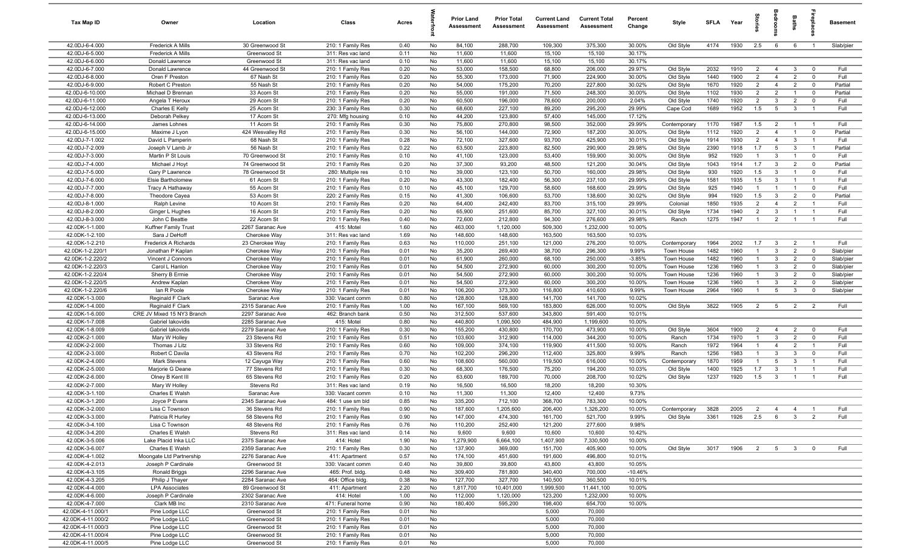| Tax Map ID | Owner | Location | Class | Acres | Waterfront | Prior Land Assessment | Prior Total Assessment | Current Land Assessment | Current Total Assessment | Percent Change | Style | SFLA | Year | Stories | Bedrooms | Baths | Fireplaces | Basement |
|---|---|---|---|---|---|---|---|---|---|---|---|---|---|---|---|---|---|---|
| 42.0DJ-6-4.000 | Frederick A Mills | 30 Greenwood St | 210: 1 Family Res | 0.40 | No | 84,100 | 288,700 | 109,300 | 375,300 | 30.00% | Old Style | 4174 | 1930 | 2.5 | 6 | 6 | 1 | Slab/pier |
| 42.0DJ-6-5.000 | Frederick A Mills | Greenwood St | 311: Res vac land | 0.11 | No | 11,600 | 11,600 | 15,100 | 15,100 | 30.17% | | | | | | | | |
| 42.0DJ-6-6.000 | Donald Lawrence | Greenwood St | 311: Res vac land | 0.10 | No | 11,600 | 11,600 | 15,100 | 15,100 | 30.17% | | | | | | | | |
| 42.0DJ-6-7.000 | Donald Lawrence | 44 Greenwood St | 210: 1 Family Res | 0.20 | No | 53,000 | 158,500 | 68,800 | 206,000 | 29.97% | Old Style | 2032 | 1910 | 2 | 4 | 3 | 0 | Full |
| 42.0DJ-6-8.000 | Oren F Preston | 67 Nash St | 210: 1 Family Res | 0.20 | No | 55,300 | 173,000 | 71,900 | 224,900 | 30.00% | Old Style | 1440 | 1900 | 2 | 4 | 2 | 0 | Full |
| 42.0DJ-6-9.000 | Robert C Preston | 55 Nash St | 210: 1 Family Res | 0.20 | No | 54,000 | 175,200 | 70,200 | 227,800 | 30.02% | Old Style | 1670 | 1920 | 2 | 4 | 2 | 0 | Partial |
| 42.0DJ-6-10.000 | Michael D Brennan | 33 Acorn St | 210: 1 Family Res | 0.20 | No | 55,000 | 191,000 | 71,500 | 248,300 | 30.00% | Old Style | 1102 | 1930 | 2 | 2 | 1 | 0 | Partial |
| 42.0DJ-6-11.000 | Angela T Heroux | 29 Acorn St | 210: 1 Family Res | 0.20 | No | 60,500 | 196,000 | 78,600 | 200,000 | 2.04% | Old Style | 1740 | 1920 | 2 | 3 | 2 | 0 | Full |
| 42.0DJ-6-12.000 | Charles E Kelly | 25 Acorn St | 230: 3 Family Res | 0.30 | No | 68,600 | 227,100 | 89,200 | 295,200 | 29.99% | Cape Cod | 1689 | 1952 | 1.5 | 5 | 3 | 1 | Full |
| 42.0DJ-6-13.000 | Deborah Pelkey | 17 Acorn St | 270: Mfg housing | 0.10 | No | 44,200 | 123,800 | 57,400 | 145,000 | 17.12% | | | | | | | | |
| 42.0DJ-6-14.000 | James Lohnes | 11 Acorn St | 210: 1 Family Res | 0.30 | No | 75,800 | 270,800 | 98,500 | 352,000 | 29.99% | Contemporary | 1170 | 1987 | 1.5 | 2 | 1 | 1 | Full |
| 42.0DJ-6-15.000 | Maxime J Lyon | 424 Wesvalley Rd | 210: 1 Family Res | 0.30 | No | 56,100 | 144,000 | 72,900 | 187,200 | 30.00% | Old Style | 1112 | 1920 | 2 | 4 | 1 | 0 | Partial |
| 42.0DJ-7-1.002 | David L Pamperin | 68 Nash St | 210: 1 Family Res | 0.28 | No | 72,100 | 327,600 | 93,700 | 425,900 | 30.01% | Old Style | 1914 | 1930 | 2 | 4 | 3 | 1 | Full |
| 42.0DJ-7-2.009 | Joseph V Lamb Jr | 56 Nash St | 210: 1 Family Res | 0.22 | No | 63,500 | 223,800 | 82,500 | 290,900 | 29.98% | Old Style | 2390 | 1918 | 1.7 | 5 | 3 | 1 | Partial |
| 42.0DJ-7-3.000 | Martin P St Louis | 70 Greenwood St | 210: 1 Family Res | 0.10 | No | 41,100 | 123,000 | 53,400 | 159,900 | 30.00% | Old Style | 952 | 1920 | 1 | 3 | 1 | 0 | Full |
| 42.0DJ-7-4.000 | Michael J Hoyt | 74 Greenwood St | 210: 1 Family Res | 0.20 | No | 37,300 | 93,200 | 48,500 | 121,200 | 30.04% | Old Style | 1043 | 1914 | 1.7 | 3 | 2 | 0 | Partial |
| 42.0DJ-7-5.000 | Gary P Lawrence | 78 Greenwood St | 280: Multiple res | 0.10 | No | 39,000 | 123,100 | 50,700 | 160,000 | 29.98% | Old Style | 930 | 1920 | 1.5 | 3 | 1 | 0 | Full |
| 42.0DJ-7-6.000 | Elsie Bartholomew | 61 Acorn St | 210: 1 Family Res | 0.20 | No | 43,300 | 182,400 | 56,300 | 237,100 | 29.99% | Old Style | 1581 | 1935 | 1.5 | 3 | 1 | 1 | Full |
| 42.0DJ-7-7.000 | Tracy A Hathaway | 55 Acorn St | 210: 1 Family Res | 0.10 | No | 45,100 | 129,700 | 58,600 | 168,600 | 29.99% | Old Style | 925 | 1940 | 1 | 1 | 1 | 0 | Full |
| 42.0DJ-7-8.000 | Theodore Cayea | 53 Acorn St | 220: 2 Family Res | 0.15 | No | 41,300 | 106,600 | 53,700 | 138,600 | 30.02% | Old Style | 994 | 1920 | 1.5 | 3 | 2 | 0 | Partial |
| 42.0DJ-8-1.000 | Ralph Levine | 10 Acorn St | 210: 1 Family Res | 0.20 | No | 64,400 | 242,400 | 83,700 | 315,100 | 29.99% | Colonial | 1850 | 1935 | 2 | 4 | 2 | 1 | Full |
| 42.0DJ-8-2.000 | Ginger L Hughes | 16 Acorn St | 210: 1 Family Res | 0.20 | No | 65,900 | 251,600 | 85,700 | 327,100 | 30.01% | Old Style | 1734 | 1940 | 2 | 3 | 1 | 1 | Full |
| 42.0DJ-8-3.000 | John C Beattie | 22 Acorn St | 210: 1 Family Res | 0.40 | No | 72,600 | 212,800 | 94,300 | 276,600 | 29.98% | Ranch | 1275 | 1947 | 1 | 2 | 1 | 1 | Full |
| 42.0DK-1-1.000 | Kuffner Family Trust | 2267 Saranac Ave | 415: Motel | 1.60 | No | 463,000 | 1,120,000 | 509,300 | 1,232,000 | 10.00% | | | | | | | | |
| 42.0DK-1-2.100 | Sara J DeHoff | Cherokee Way | 311: Res vac land | 1.69 | No | 148,600 | 148,600 | 163,500 | 163,500 | 10.03% | | | | | | | | |
| 42.0DK-1-2.210 | Frederick A Richards | 23 Cherokee Way | 210: 1 Family Res | 0.63 | No | 110,000 | 251,100 | 121,000 | 276,200 | 10.00% | Contemporary | 1964 | 2002 | 1.7 | 3 | 2 | 1 | Full |
| 42.0DK-1-2.220/1 | Jonathan P Kaplan | Cherokee Way | 210: 1 Family Res | 0.01 | No | 35,200 | 269,400 | 38,700 | 296,300 | 9.99% | Town House | 1482 | 1960 | 1 | 3 | 2 | 0 | Slab/pier |
| 42.0DK-1-2.220/2 | Vincent J Connors | Cherokee Way | 210: 1 Family Res | 0.01 | No | 61,900 | 260,000 | 68,100 | 250,000 | -3.85% | Town House | 1482 | 1960 | 1 | 3 | 2 | 0 | Slab/pier |
| 42.0DK-1-2.220/3 | Carol L Hanlon | Cherokee Way | 210: 1 Family Res | 0.01 | No | 54,500 | 272,900 | 60,000 | 300,200 | 10.00% | Town House | 1236 | 1960 | 1 | 3 | 2 | 0 | Slab/pier |
| 42.0DK-1-2.220/4 | Sherry B Ermie | Cherokee Way | 210: 1 Family Res | 0.01 | No | 54,500 | 272,900 | 60,000 | 300,200 | 10.00% | Town House | 1236 | 1960 | 1 | 3 | 2 | 0 | Slab/pier |
| 42.0DK-1-2.220/5 | Andrew Kaplan | Cherokee Way | 210: 1 Family Res | 0.01 | No | 54,500 | 272,900 | 60,000 | 300,200 | 10.00% | Town House | 1236 | 1960 | 1 | 3 | 2 | 0 | Slab/pier |
| 42.0DK-1-2.220/6 | Ian R Poole | Cherokee Way | 210: 1 Family Res | 0.01 | No | 106,200 | 373,300 | 116,800 | 410,600 | 9.99% | Town House | 2964 | 1960 | 1 | 5 | 3 | 0 | Slab/pier |
| 42.0DK-1-3.000 | Reginald F Clark | Saranac Ave | 330: Vacant comm | 0.80 | No | 128,800 | 128,800 | 141,700 | 141,700 | 10.02% | | | | | | | | |
| 42.0DK-1-4.000 | Reginald F Clark | 2315 Saranac Ave | 210: 1 Family Res | 1.00 | No | 167,100 | 569,100 | 183,800 | 626,000 | 10.00% | Old Style | 3822 | 1905 | 2 | 5 | 2 | 2 | Full |
| 42.0DK-1-6.000 | CRE JV Mixed 15 NY3 Branch | 2297 Saranac Ave | 462: Branch bank | 0.50 | No | 312,500 | 537,600 | 343,800 | 591,400 | 10.01% | | | | | | | | |
| 42.0DK-1-7.008 | Gabriel Iakovidis | 2285 Saranac Ave | 415: Motel | 0.80 | No | 440,800 | 1,090,500 | 484,900 | 1,199,600 | 10.00% | | | | | | | | |
| 42.0DK-1-8.009 | Gabriel Iakovidis | 2279 Saranac Ave | 210: 1 Family Res | 0.30 | No | 155,200 | 430,800 | 170,700 | 473,900 | 10.00% | Old Style | 3604 | 1900 | 2 | 4 | 2 | 0 | Full |
| 42.0DK-2-1.000 | Mary W Holley | 23 Stevens Rd | 210: 1 Family Res | 0.51 | No | 103,600 | 312,900 | 114,000 | 344,200 | 10.00% | Ranch | 1734 | 1970 | 1 | 3 | 2 | 0 | Full |
| 42.0DK-2-2.000 | Thomas J Litz | 33 Stevens Rd | 210: 1 Family Res | 0.60 | No | 109,000 | 374,100 | 119,900 | 411,500 | 10.00% | Ranch | 1972 | 1964 | 1 | 4 | 2 | 1 | Full |
| 42.0DK-2-3.000 | Robert C Davila | 43 Stevens Rd | 210: 1 Family Res | 0.70 | No | 102,200 | 296,200 | 112,400 | 325,800 | 9.99% | Ranch | 1256 | 1983 | 1 | 3 | 3 | 0 | Full |
| 42.0DK-2-4.000 | Mark Stevens | 12 Cayuga Way | 210: 1 Family Res | 0.60 | No | 108,600 | 560,000 | 119,500 | 616,000 | 10.00% | Contemporary | 1870 | 1959 | 1 | 5 | 3 | 1 | Full |
| 42.0DK-2-5.000 | Marjorie G Deane | 77 Stevens Rd | 210: 1 Family Res | 0.30 | No | 68,300 | 176,500 | 75,200 | 194,200 | 10.03% | Old Style | 1400 | 1925 | 1.7 | 3 | 1 | 1 | Full |
| 42.0DK-2-6.000 | Olney B Kent III | 65 Stevens Rd | 210: 1 Family Res | 0.20 | No | 63,600 | 189,700 | 70,000 | 208,700 | 10.02% | Old Style | 1237 | 1920 | 1.5 | 3 | 1 | 1 | Full |
| 42.0DK-2-7.000 | Mary W Holley | Stevens Rd | 311: Res vac land | 0.19 | No | 16,500 | 16,500 | 18,200 | 18,200 | 10.30% | | | | | | | | |
| 42.0DK-3-1.100 | Charles E Walsh | Saranac Ave | 330: Vacant comm | 0.10 | No | 11,300 | 11,300 | 12,400 | 12,400 | 9.73% | | | | | | | | |
| 42.0DK-3-1.200 | Joyce P Evans | 2345 Saranac Ave | 484: 1 use sm bld | 0.85 | No | 335,200 | 712,100 | 368,700 | 783,300 | 10.00% | | | | | | | | |
| 42.0DK-3-2.000 | Lisa C Townson | 36 Stevens Rd | 210: 1 Family Res | 0.90 | No | 187,600 | 1,205,600 | 206,400 | 1,326,200 | 10.00% | Contemporary | 3828 | 2005 | 2 | 4 | 4 | 1 | Full |
| 42.0DK-3-3.000 | Patricia R Hurley | 58 Stevens Rd | 210: 1 Family Res | 0.90 | No | 147,000 | 474,300 | 161,700 | 521,700 | 9.99% | Old Style | 3361 | 1926 | 2.5 | 6 | 3 | 2 | Full |
| 42.0DK-3-4.100 | Lisa C Townson | 48 Stevens Rd | 210: 1 Family Res | 0.76 | No | 110,200 | 252,400 | 121,200 | 277,600 | 9.98% | | | | | | | | |
| 42.0DK-3-4.200 | Charles E Walsh | Stevens Rd | 311: Res vac land | 0.14 | No | 9,600 | 9,600 | 10,600 | 10,600 | 10.42% | | | | | | | | |
| 42.0DK-3-5.006 | Lake Placid Inka LLC | 2375 Saranac Ave | 414: Hotel | 1.90 | No | 1,279,900 | 6,664,100 | 1,407,900 | 7,330,500 | 10.00% | | | | | | | | |
| 42.0DK-3-6.007 | Charles E Walsh | 2359 Saranac Ave | 210: 1 Family Res | 0.30 | No | 137,900 | 369,000 | 151,700 | 405,900 | 10.00% | Old Style | 3017 | 1906 | 2 | 5 | 3 | 0 | Full |
| 42.0DK-4-1.002 | Moongate Ltd Partnership | 2276 Saranac Ave | 411: Apartment | 0.57 | No | 174,100 | 451,600 | 191,600 | 496,800 | 10.01% | | | | | | | | |
| 42.0DK-4-2.013 | Joseph P Cardinale | Greenwood St | 330: Vacant comm | 0.40 | No | 39,800 | 39,800 | 43,800 | 43,800 | 10.05% | | | | | | | | |
| 42.0DK-4-3.105 | Ronald Briggs | 2296 Saranac Ave | 465: Prof. bldg. | 0.48 | No | 309,400 | 781,800 | 340,400 | 700,000 | -10.46% | | | | | | | | |
| 42.0DK-4-3.205 | Philip J Thayer | 2284 Saranac Ave | 464: Office bldg. | 0.38 | No | 127,700 | 327,700 | 140,500 | 360,500 | 10.01% | | | | | | | | |
| 42.0DK-4-4.000 | LPA Associates | 89 Greenwood St | 411: Apartment | 2.20 | No | 1,817,700 | 10,401,000 | 1,999,500 | 11,441,100 | 10.00% | | | | | | | | |
| 42.0DK-4-6.000 | Joseph P Cardinale | 2302 Saranac Ave | 414: Hotel | 1.00 | No | 112,000 | 1,120,000 | 123,200 | 1,232,000 | 10.00% | | | | | | | | |
| 42.0DK-4-7.000 | Clark MB Inc | 2310 Saranac Ave | 471: Funeral home | 0.90 | No | 180,400 | 595,200 | 198,400 | 654,700 | 10.00% | | | | | | | | |
| 42.0DK-4-11.000/1 | Pine Lodge LLC | Greenwood St | 210: 1 Family Res | 0.01 | No | | | 5,000 | 70,000 | | | | | | | | | |
| 42.0DK-4-11.000/2 | Pine Lodge LLC | Greenwood St | 210: 1 Family Res | 0.01 | No | | | 5,000 | 70,000 | | | | | | | | | |
| 42.0DK-4-11.000/3 | Pine Lodge LLC | Greenwood St | 210: 1 Family Res | 0.01 | No | | | 5,000 | 70,000 | | | | | | | | | |
| 42.0DK-4-11.000/4 | Pine Lodge LLC | Greenwood St | 210: 1 Family Res | 0.01 | No | | | 5,000 | 70,000 | | | | | | | | | |
| 42.0DK-4-11.000/5 | Pine Lodge LLC | Greenwood St | 210: 1 Family Res | 0.01 | No | | | 5,000 | 70,000 | | | | | | | | | |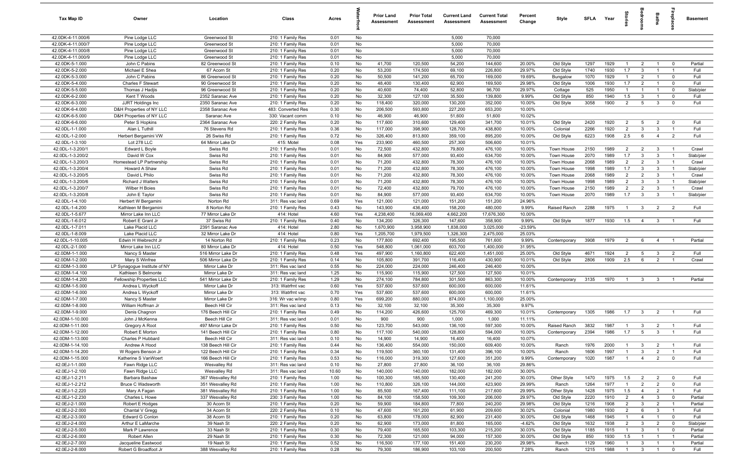| Tax Map ID | Owner | Location | Class | Acres | Waterfront | Prior Land Assessment | Prior Total Assessment | Current Land Assessment | Current Total Assessment | Percent Change | Style | SFLA | Year | Stories | Bedrooms | Baths | Fireplaces | Basement |
|---|---|---|---|---|---|---|---|---|---|---|---|---|---|---|---|---|---|---|
| 42.0DK-4-11.000/6 | Pine Lodge LLC | Greenwood St | 210: 1 Family Res | 0.01 | No | | | 5,000 | 70,000 | | | | | | | | | |
| 42.0DK-4-11.000/7 | Pine Lodge LLC | Greenwood St | 210: 1 Family Res | 0.01 | No | | | 5,000 | 70,000 | | | | | | | | | |
| 42.0DK-4-11.000/8 | Pine Lodge LLC | Greenwood St | 210: 1 Family Res | 0.01 | No | | | 5,000 | 70,000 | | | | | | | | | |
| 42.0DK-4-11.000/9 | Pine Lodge LLC | Greenwood St | 210: 1 Family Res | 0.01 | No | | | 5,000 | 70,000 | | | | | | | | | |
| 42.0DK-5-1.000 | John C Pabins | 82 Greenwood St | 210: 1 Family Res | 0.10 | No | 41,700 | 120,500 | 54,200 | 144,600 | 20.00% | Old Style | 1297 | 1929 | 1 | 2 | 1 | 0 | Partial |
| 42.0DK-5-2.000 | Michael E Shea | 67 Acorn St | 210: 1 Family Res | 0.20 | No | 53,200 | 174,500 | 69,100 | 226,800 | 29.97% | Old Style | 1740 | 1930 | 1.7 | 3 | 1 | 1 | Full |
| 42.0DK-5-3.000 | John C Pabins | 86 Greenwood St | 210: 1 Family Res | 0.20 | No | 50,500 | 141,200 | 65,700 | 169,000 | 19.69% | Bungalow | 1070 | 1929 | 1 | 2 | 1 | 0 | Full |
| 42.0DK-5-4.000 | Charles F Stewart | 90 Greenwood St | 210: 1 Family Res | 0.20 | No | 48,400 | 130,400 | 62,900 | 169,500 | 29.98% | Old Style | 1006 | 1930 | 1.7 | 2 | 1 | 0 | Full |
| 42.0DK-5-5.000 | Thomas J Hadjis | 96 Greenwood St | 210: 1 Family Res | 0.20 | No | 40,600 | 74,400 | 52,800 | 96,700 | 29.97% | Cottage | 525 | 1950 | 1 | 1 | 1 | 0 | Slab/pier |
| 42.0DK-6-2.000 | Kent T Woods | 2352 Saranac Ave | 210: 1 Family Res | 0.20 | No | 32,300 | 127,100 | 35,500 | 139,800 | 9.99% | Old Style | 850 | 1940 | 1.5 | 3 | 1 | 0 | Full |
| 42.0DK-6-3.000 | JJRT Holdings Inc | 2350 Saranac Ave | 210: 1 Family Res | 0.20 | No | 118,400 | 320,000 | 130,200 | 352,000 | 10.00% | Old Style | 3058 | 1900 | 2 | 5 | 3 | 0 | Full |
| 42.0DK-6-4.000 | D&H Properties of NY LLC | 2358 Saranac Ave | 483: Converted Res | 0.30 | No | 206,500 | 593,800 | 227,200 | 653,200 | 10.00% | | | | | | | | |
| 42.0DK-6-5.000 | D&H Properties of NY LLC | Saranac Ave | 330: Vacant comm | 0.10 | No | 46,900 | 46,900 | 51,600 | 51,600 | 10.02% | | | | | | | | |
| 42.0DK-6-6.000 | Peter S Hopkins | 2364 Saranac Ave | 220: 2 Family Res | 0.20 | No | 117,600 | 310,600 | 129,400 | 341,700 | 10.01% | Old Style | 2420 | 1920 | 2 | 5 | 2 | 0 | Full |
| 42.0DL-1-1.000 | Alan L Tuthill | 76 Stevens Rd | 210: 1 Family Res | 0.36 | No | 117,000 | 398,900 | 128,700 | 438,800 | 10.00% | Colonial | 2266 | 1920 | 2 | 3 | 3 | 1 | Full |
| 42.0DL-1-2.000 | Herbert Bergamini VW | 26 Swiss Rd | 210: 1 Family Res | 0.72 | No | 326,400 | 813,800 | 359,100 | 895,200 | 10.00% | Old Style | 6223 | 1908 | 2.5 | 6 | 4 | 2 | Full |
| 42.0DL-1-3.100 | Lot 278 LLC | 64 Mirror Lake Dr | 415: Motel | 0.08 | Yes | 233,900 | 460,500 | 257,300 | 506,600 | 10.01% | | | | | | | | |
| 42.0DL-1-3.200/1 | Edward L Boyle | Swiss Rd | 210: 1 Family Res | 0.01 | No | 72,500 | 432,800 | 79,800 | 476,100 | 10.00% | Town House | 2150 | 1989 | 2 | 2 | 3 | 1 | Crawl |
| 42.0DL-1-3.200/2 | David W Cox | Swiss Rd | 210: 1 Family Res | 0.01 | No | 84,900 | 577,000 | 93,400 | 634,700 | 10.00% | Town House | 2070 | 1989 | 1.7 | 3 | 3 | 1 | Slab/pier |
| 42.0DL-1-3.200/3 | Homestead LP Partnership | Swiss Rd | 210: 1 Family Res | 0.01 | No | 71,200 | 432,800 | 78,300 | 476,100 | 10.00% | Town House | 2068 | 1989 | 2 | 2 | 3 | 1 | Crawl |
| 42.0DL-1-3.200/4 | Howard A Shaw | Swiss Rd | 210: 1 Family Res | 0.01 | No | 71,200 | 432,800 | 78,300 | 476,100 | 10.00% | Town House | 1998 | 1989 | 1.7 | 3 | 3 | 1 | Slab/pier |
| 42.0DL-1-3.200/5 | David L Philo | Swiss Rd | 210: 1 Family Res | 0.01 | No | 71,200 | 432,800 | 78,300 | 476,100 | 10.00% | Town House | 2068 | 1989 | 2 | 2 | 3 | 1 | Crawl |
| 42.0DL-1-3.200/6 | Richard J Walters | Swiss Rd | 210: 1 Family Res | 0.01 | No | 71,200 | 432,800 | 78,300 | 476,100 | 10.00% | Town House | 1998 | 1989 | 2 | 3 | 3 | 1 | Slab/pier |
| 42.0DL-1-3.200/7 | Wilber H Boies | Swiss Rd | 210: 1 Family Res | 0.01 | No | 72,400 | 432,800 | 79,700 | 476,100 | 10.00% | Town House | 2150 | 1989 | 2 | 2 | 3 | 1 | Crawl |
| 42.0DL-1-3.200/8 | John E Taylor | Swiss Rd | 210: 1 Family Res | 0.01 | No | 84,900 | 577,000 | 93,400 | 634,700 | 10.00% | Town House | 2070 | 1989 | 1.7 | 3 | 3 | 1 | Slab/pier |
| 42.0DL-1-4.100 | Herbert W Bergamini | Norton Rd | 311: Res vac land | 0.69 | Yes | 121,000 | 121,000 | 151,200 | 151,200 | 24.96% | | | | | | | | |
| 42.0DL-1-4.200 | Kathleen M Bergamini | 8 Norton Rd | 210: 1 Family Res | 0.43 | No | 143,900 | 436,400 | 158,200 | 480,000 | 9.99% | Raised Ranch | 2288 | 1975 | 1 | 3 | 2 | 2 | Full |
| 42.0DL-1-5.677 | Mirror Lake Inn LLC | 77 Mirror Lake Dr | 414: Hotel | 4.60 | Yes | 4,238,400 | 16,069,400 | 4,662,200 | 17,676,300 | 10.00% | | | | | | | | |
| 42.0DL-1-6.012 | Robert E Grant Jr | 37 Swiss Rd | 210: 1 Family Res | 0.40 | No | 134,200 | 326,300 | 147,600 | 358,900 | 9.99% | Old Style | 1877 | 1930 | 1.5 | 4 | 3 | 1 | Full |
| 42.0DL-1-7.011 | Lake Placid LLC | 2391 Saranac Ave | 414: Hotel | 2.80 | No | 1,670,900 | 3,958,900 | 1,838,000 | 3,025,000 | -23.59% | | | | | | | | |
| 42.0DL-1-8.009 | Lake Placid LLC | 32 Mirror Lake Dr | 414: Hotel | 0.80 | Yes | 1,205,700 | 1,979,500 | 1,326,300 | 2,475,000 | 25.03% | | | | | | | | |
| 42.0DL-1-10.005 | Edwin H Weibrecht Jr | 14 Norton Rd | 210: 1 Family Res | 0.23 | No | 177,800 | 692,400 | 195,500 | 761,600 | 9.99% | Contemporary | 3908 | 1979 | 2 | 6 | 4 | 1 | Partial |
| 42.0DL-2-1.000 | Mirror Lake Inn LLC | 80 Mirror Lake Dr | 414: Hotel | 0.50 | Yes | 548,800 | 1,061,000 | 603,700 | 1,400,000 | 31.95% | | | | | | | | |
| 42.0DM-1-1.000 | Nancy S Master | 516 Mirror Lake Dr | 210: 1 Family Res | 0.48 | Yes | 497,900 | 1,160,800 | 622,400 | 1,451,000 | 25.00% | Old Style | 4671 | 1924 | 2 | 5 | 3 | 2 | Full |
| 42.0DM-1-2.000 | Mary S Winfree | 506 Mirror Lake Dr | 210: 1 Family Res | 0.14 | No | 105,800 | 391,700 | 116,400 | 430,900 | 10.01% | Old Style | 2806 | 1909 | 2.5 | 6 | 2 | 1 | Crawl |
| 42.0DM-1-3.000 | LP Synagogue Institute of NY | Mirror Lake Dr | 311: Res vac land | 0.55 | No | 224,000 | 224,000 | 246,400 | 246,400 | 10.00% | | | | | | | | |
| 42.0DM-1-4.100 | Kathleen S Belmonte | Mirror Lake Dr | 311: Res vac land | 1.25 | No | 115,900 | 115,900 | 127,500 | 127,500 | 10.01% | | | | | | | | |
| 42.0DM-1-4.200 | Fellowship Properties LLC | 541 Mirror Lake Dr | 210: 1 Family Res | 1.29 | No | 274,100 | 784,800 | 301,500 | 863,300 | 10.00% | Contemporary | 3135 | 1970 | 1 | 3 | 3 | 1 | Partial |
| 42.0DM-1-5.000 | Andrea L Wyckoff | Mirror Lake Dr | 313: Watrfrnt vac | 0.60 | Yes | 537,600 | 537,600 | 600,000 | 600,000 | 11.61% | | | | | | | | |
| 42.0DM-1-6.000 | Andrea L Wyckoff | Mirror Lake Dr | 313: Watrfrnt vac | 0.70 | Yes | 537,600 | 537,600 | 600,000 | 600,000 | 11.61% | | | | | | | | |
| 42.0DM-1-7.000 | Nancy S Master | Mirror Lake Dr | 316: Wr vac w/imp | 0.80 | Yes | 699,200 | 880,000 | 874,000 | 1,100,000 | 25.00% | | | | | | | | |
| 42.0DM-1-8.000 | William Hoffman Jr | Beech Hill Cir | 311: Res vac land | 0.13 | No | 32,100 | 32,100 | 35,300 | 35,300 | 9.97% | | | | | | | | |
| 42.0DM-1-9.000 | Denis Chagnon | 176 Beech Hill Cir | 210: 1 Family Res | 0.49 | No | 114,200 | 426,600 | 125,700 | 469,300 | 10.01% | Contemporary | 1305 | 1986 | 1.7 | 3 | 2 | 1 | Full |
| 42.0DM-1-10.000 | John J McKenna | Beech Hill Cir | 311: Res vac land | 0.01 | No | 900 | 900 | 1,000 | 1,000 | 11.11% | | | | | | | | |
| 42.0DM-1-11.000 | Gregory A Root | 497 Mirror Lake Dr | 210: 1 Family Res | 0.50 | No | 123,700 | 543,000 | 136,100 | 597,300 | 10.00% | Raised Ranch | 3832 | 1987 | 1 | 3 | 2 | 1 | Full |
| 42.0DM-1-12.000 | Robert E Morton | 141 Beech Hill Cir | 210: 1 Family Res | 0.80 | No | 117,100 | 540,000 | 128,800 | 594,000 | 10.00% | Contemporary | 2394 | 1986 | 1.7 | 5 | 3 | 1 | Full |
| 42.0DM-1-13.000 | Charles P Hubbard | Beech Hill Cir | 311: Res vac land | 0.10 | No | 14,900 | 14,900 | 16,400 | 16,400 | 10.07% | | | | | | | | |
| 42.0DM-1-14.100 | Andrew A Hood | 138 Beech Hill Cir | 210: 1 Family Res | 0.44 | No | 136,400 | 554,000 | 150,000 | 609,400 | 10.00% | Ranch | 1976 | 2000 | 1 | 3 | 2 | 1 | Full |
| 42.0DM-1-14.200 | W Rogers Benson Jr | 122 Beech Hill Cir | 210: 1 Family Res | 0.34 | No | 119,500 | 360,100 | 131,400 | 396,100 | 10.00% | Ranch | 1606 | 1997 | 1 | 3 | 2 | 1 | Full |
| 42.0DM-1-15.000 | Katherine S VanWoert | 166 Beech Hill Cir | 210: 1 Family Res | 0.53 | No | 116,000 | 319,300 | 127,600 | 351,200 | 9.99% | Contemporary | 1020 | 1987 | 1 | 4 | 2 | 0 | Full |
| 42.0EJ-1-1.000 | Fawn Ridge LLC | Wesvalley Rd | 311: Res vac land | 0.10 | No | 27,800 | 27,800 | 36,100 | 36,100 | 29.86% | | | | | | | | |
| 42.0EJ-1-2.100 | Fawn Ridge LLC | Wesvalley Rd | 311: Res vac land | 10.60 | No | 140,000 | 140,000 | 182,000 | 182,000 | 30.00% | | | | | | | | |
| 42.0EJ-1-2.211 | Barbara Bashaw | 367 Wesvalley Rd | 210: 1 Family Res | 1.00 | No | 100,300 | 185,500 | 130,400 | 241,200 | 30.03% | Other Style | 1470 | 1975 | 1.5 | 2 | 2 | 0 | Full |
| 42.0EJ-1-2.212 | Bruce C Wadsworth | 351 Wesvalley Rd | 210: 1 Family Res | 1.00 | No | 110,800 | 326,100 | 144,000 | 423,900 | 29.99% | Ranch | 1264 | 1977 | 1 | 2 | 2 | 0 | Full |
| 42.0EJ-1-2.220 | Mary A Fagan | 381 Wesvalley Rd | 210: 1 Family Res | 1.00 | No | 85,500 | 167,400 | 111,100 | 217,600 | 29.99% | Other Style | 1428 | 1975 | 1.5 | 4 | 2 | 1 | Full |
| 42.0EJ-1-2.230 | Charles L Howe | 337 Wesvalley Rd | 230: 3 Family Res | 1.00 | No | 84,100 | 158,500 | 109,300 | 206,000 | 29.97% | Old Style | 2220 | 1910 | 2 | 4 | 3 | 0 | Partial |
| 42.0EJ-2-1.000 | Robert E Hodges | 30 Acorn St | 210: 1 Family Res | 0.20 | No | 59,900 | 184,800 | 77,800 | 240,200 | 29.98% | Old Style | 1216 | 1908 | 2 | 3 | 2 | 1 | Partial |
| 42.0EJ-2-2.000 | Chantal V Gregg | 34 Acorn St | 220: 2 Family Res | 0.10 | No | 47,600 | 161,200 | 61,900 | 209,600 | 30.02% | Colonial | 1980 | 1930 | 2 | 6 | 3 | 1 | Full |
| 42.0EJ-2-3.000 | Edward G Conlon | 38 Acorn St | 210: 1 Family Res | 0.20 | No | 63,800 | 178,000 | 82,900 | 231,400 | 30.00% | Old Style | 1468 | 1945 | 1 | 4 | 1 | 0 | Full |
| 42.0EJ-2-4.000 | Arthur E LaMarche | 39 Nash St | 220: 2 Family Res | 0.20 | No | 62,900 | 173,000 | 81,800 | 165,000 | -4.62% | Old Style | 1632 | 1938 | 2 | 3 | 2 | 0 | Slab/pier |
| 42.0EJ-2-5.000 | Mark P Lawrence | 33 Nash St | 210: 1 Family Res | 0.30 | No | 79,400 | 165,500 | 103,300 | 215,200 | 30.03% | Old Style | 1185 | 1915 | 1 | 3 | 1 | 0 | Partial |
| 42.0EJ-2-6.000 | Robert Allen | 29 Nash St | 210: 1 Family Res | 0.30 | No | 72,300 | 121,000 | 94,000 | 157,300 | 30.00% | Old Style | 850 | 1930 | 1.5 | 1 | 1 | 1 | Partial |
| 42.0EJ-2-7.000 | Jacqueline Eastwood | 19 Nash St | 210: 1 Family Res | 0.52 | No | 116,500 | 177,100 | 151,400 | 230,200 | 29.98% | Ranch | 1129 | 1960 | 1 | 3 | 1 | 1 | Partial |
| 42.0EJ-2-8.000 | Robert G Broadfoot Jr | 388 Wesvalley Rd | 210: 1 Family Res | 0.28 | No | 79,300 | 186,900 | 103,100 | 200,500 | 7.28% | Ranch | 1215 | 1988 | 1 | 3 | 1 | 0 | Full |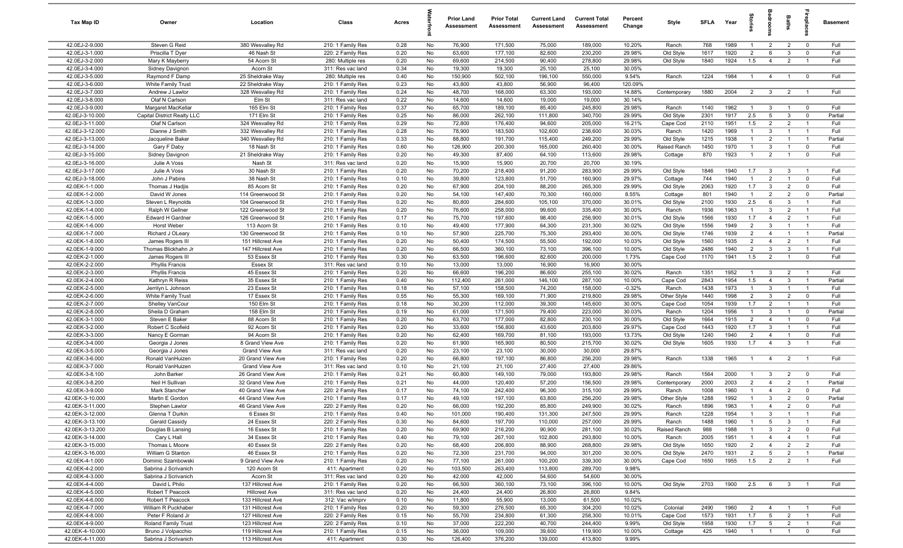| Tax Map ID | Owner | Location | Class | Acres | Waterfront | Prior Land Assessment | Prior Total Assessment | Current Land Assessment | Current Total Assessment | Percent Change | Style | SFLA | Year | Stories | Bedrooms | Baths | Fireplaces | Basement |
|---|---|---|---|---|---|---|---|---|---|---|---|---|---|---|---|---|---|---|
| 42.0EJ-2-9.000 | Steven G Reid | 380 Wesvalley Rd | 210: 1 Family Res | 0.28 | No | 76,900 | 171,500 | 75,000 | 189,000 | 10.20% | Ranch | 768 | 1989 | 1 | 2 | 2 | 0 | Full |
| 42.0EJ-3-1.000 | Priscilla T Dyer | 46 Nash St | 220: 2 Family Res | 0.20 | No | 63,600 | 177,100 | 82,600 | 230,200 | 29.98% | Old Style | 1617 | 1920 | 2 | 6 | 3 | 0 | Full |
| 42.0EJ-3-2.000 | Mary K Mayberry | 54 Acorn St | 280: Multiple res | 0.20 | No | 69,600 | 214,500 | 90,400 | 278,800 | 29.98% | Old Style | 1840 | 1924 | 1.5 | 4 | 2 | 1 | Full |
| 42.0EJ-3-4.000 | Sidney Davignon | Acorn St | 311: Res vac land | 0.34 | No | 19,300 | 19,300 | 25,100 | 25,100 | 30.05% | | | | | | | | |
| 42.0EJ-3-5.000 | Raymond F Damp | 25 Sheldrake Way | 280: Multiple res | 0.40 | No | 150,900 | 502,100 | 196,100 | 550,000 | 9.54% | Ranch | 1224 | 1984 | 1 | 4 | 1 | 0 | Full |
| 42.0EJ-3-6.000 | White Family Trust | 22 Sheldrake Way | 210: 1 Family Res | 0.23 | No | 43,800 | 43,800 | 56,900 | 96,400 | 120.09% | | | | | | | | |
| 42.0EJ-3-7.000 | Andrew J Lawlor | 328 Wesvalley Rd | 210: 1 Family Res | 0.24 | No | 48,700 | 168,000 | 63,300 | 193,000 | 14.88% | Contemporary | 1880 | 2004 | 2 | 3 | 2 | 1 | Full |
| 42.0EJ-3-8.000 | Olaf N Carlson | Elm St | 311: Res vac land | 0.22 | No | 14,600 | 14,600 | 19,000 | 19,000 | 30.14% | | | | | | | | |
| 42.0EJ-3-9.000 | Margaret MacKellar | 165 Elm St | 210: 1 Family Res | 0.37 | No | 65,700 | 189,100 | 85,400 | 245,800 | 29.98% | Ranch | 1140 | 1962 | 1 | 3 | 1 | 0 | Full |
| 42.0EJ-3-10.000 | Capital District Realty LLC | 171 Elm St | 210: 1 Family Res | 0.25 | No | 86,000 | 262,100 | 111,800 | 340,700 | 29.99% | Old Style | 2301 | 1917 | 2.5 | 5 | 3 | 0 | Partial |
| 42.0EJ-3-11.000 | Olaf N Carlson | 324 Wesvalley Rd | 210: 1 Family Res | 0.29 | No | 72,800 | 176,400 | 94,600 | 205,000 | 16.21% | Cape Cod | 2110 | 1951 | 1.5 | 2 | 2 | 1 | Full |
| 42.0EJ-3-12.000 | Dianne J Smith | 332 Wesvalley Rd | 210: 1 Family Res | 0.28 | No | 78,900 | 183,500 | 102,600 | 238,600 | 30.03% | Ranch | 1420 | 1969 | 1 | 3 | 1 | 1 | Full |
| 42.0EJ-3-13.000 | Jacqueline Baker | 340 Wesvalley Rd | 210: 1 Family Res | 0.33 | No | 88,800 | 191,700 | 115,400 | 249,200 | 29.99% | Old Style | 1215 | 1938 | 1 | 2 | 1 | 1 | Partial |
| 42.0EJ-3-14.000 | Gary F Daby | 18 Nash St | 210: 1 Family Res | 0.60 | No | 126,900 | 200,300 | 165,000 | 260,400 | 30.00% | Raised Ranch | 1450 | 1970 | 1 | 3 | 1 | 0 | Full |
| 42.0EJ-3-15.000 | Sidney Davignon | 21 Sheldrake Way | 210: 1 Family Res | 0.20 | No | 49,300 | 87,400 | 64,100 | 113,600 | 29.98% | Cottage | 870 | 1923 | 1 | 2 | 1 | 0 | Full |
| 42.0EJ-3-16.000 | Julie A Voss | Nash St | 311: Res vac land | 0.20 | No | 15,900 | 15,900 | 20,700 | 20,700 | 30.19% | | | | | | | | |
| 42.0EJ-3-17.000 | Julie A Voss | 30 Nash St | 210: 1 Family Res | 0.20 | No | 70,200 | 218,400 | 91,200 | 283,900 | 29.99% | Old Style | 1846 | 1940 | 1.7 | 3 | 3 | 1 | Full |
| 42.0EJ-3-18.000 | John J Pabins | 38 Nash St | 210: 1 Family Res | 0.10 | No | 39,800 | 123,800 | 51,700 | 160,900 | 29.97% | Cottage | 744 | 1940 | 1 | 2 | 1 | 0 | Full |
| 42.0EK-1-1.000 | Thomas J Hadjis | 85 Acorn St | 210: 1 Family Res | 0.20 | No | 67,900 | 204,100 | 88,200 | 265,300 | 29.99% | Old Style | 2063 | 1920 | 1.7 | 3 | 2 | 0 | Full |
| 42.0EK-1-2.000 | David W Jones | 114 Greenwood St | 210: 1 Family Res | 0.20 | No | 54,100 | 147,400 | 70,300 | 160,000 | 8.55% | Cottage | 801 | 1940 | 1 | 2 | 2 | 0 | Partial |
| 42.0EK-1-3.000 | Steven L Reynolds | 104 Greenwood St | 210: 1 Family Res | 0.20 | No | 80,800 | 284,600 | 105,100 | 370,000 | 30.01% | Old Style | 2100 | 1930 | 2.5 | 6 | 3 | 1 | Full |
| 42.0EK-1-4.000 | Ralph W Gellner | 122 Greenwood St | 210: 1 Family Res | 0.20 | No | 76,600 | 258,000 | 99,600 | 335,400 | 30.00% | Ranch | 1936 | 1963 | 1 | 3 | 2 | 1 | Full |
| 42.0EK-1-5.000 | Edward H Gardner | 126 Greenwood St | 210: 1 Family Res | 0.17 | No | 75,700 | 197,600 | 98,400 | 256,900 | 30.01% | Old Style | 1566 | 1930 | 1.7 | 4 | 2 | 1 | Full |
| 42.0EK-1-6.000 | Horst Weber | 113 Acorn St | 210: 1 Family Res | 0.10 | No | 49,400 | 177,900 | 64,300 | 231,300 | 30.02% | Old Style | 1556 | 1949 | 2 | 3 | 1 | 1 | Full |
| 42.0EK-1-7.000 | Richard J OLeary | 130 Greenwood St | 210: 1 Family Res | 0.10 | No | 57,900 | 225,700 | 75,300 | 293,400 | 30.00% | Old Style | 1746 | 1939 | 2 | 4 | 1 | 1 | Partial |
| 42.0EK-1-8.000 | James Rogers III | 151 Hillcrest Ave | 210: 1 Family Res | 0.20 | No | 50,400 | 174,500 | 55,500 | 192,000 | 10.03% | Old Style | 1560 | 1935 | 2 | 4 | 2 | 1 | Full |
| 42.0EK-1-9.000 | Thomas Blickhahn Jr | 147 Hillcrest Ave | 210: 1 Family Res | 0.20 | No | 66,500 | 360,100 | 73,100 | 396,100 | 10.00% | Old Style | 2486 | 1940 | 2 | 3 | 3 | 1 | Full |
| 42.0EK-2-1.000 | James Rogers III | 53 Essex St | 210: 1 Family Res | 0.30 | No | 63,500 | 196,600 | 82,600 | 200,000 | 1.73% | Cape Cod | 1170 | 1941 | 1.5 | 2 | 1 | 0 | Full |
| 42.0EK-2-2.000 | Phyllis Francis | Essex St | 311: Res vac land | 0.10 | No | 13,000 | 13,000 | 16,900 | 16,900 | 30.00% | | | | | | | | |
| 42.0EK-2-3.000 | Phyllis Francis | 45 Essex St | 210: 1 Family Res | 0.20 | No | 66,600 | 196,200 | 86,600 | 255,100 | 30.02% | Ranch | 1351 | 1952 | 1 | 3 | 2 | 1 | Full |
| 42.0EK-2-4.000 | Kathryn R Reiss | 35 Essex St | 210: 1 Family Res | 0.40 | No | 112,400 | 261,000 | 146,100 | 287,100 | 10.00% | Cape Cod | 2843 | 1954 | 1.5 | 4 | 3 | 1 | Partial |
| 42.0EK-2-5.000 | Jerrilyn L Johnson | 23 Essex St | 210: 1 Family Res | 0.18 | No | 57,100 | 158,500 | 74,200 | 158,000 | -0.32% | Ranch | 1438 | 1973 | 1 | 3 | 1 | 1 | Full |
| 42.0EK-2-6.000 | White Family Trust | 17 Essex St | 210: 1 Family Res | 0.55 | No | 55,300 | 169,100 | 71,900 | 219,800 | 29.98% | Other Style | 1440 | 1998 | 2 | 3 | 2 | 0 | Full |
| 42.0EK-2-7.000 | Shelley VanCour | 150 Elm St | 210: 1 Family Res | 0.18 | No | 30,200 | 112,000 | 39,300 | 145,600 | 30.00% | Cape Cod | 1054 | 1939 | 1.7 | 2 | 1 | 1 | Full |
| 42.0EK-2-8.000 | Sheila D Graham | 158 Elm St | 210: 1 Family Res | 0.19 | No | 61,000 | 171,500 | 79,400 | 223,000 | 30.03% | Ranch | 1204 | 1956 | 1 | 3 | 1 | 0 | Partial |
| 42.0EK-3-1.000 | Steven E Baker | 88 Acorn St | 210: 1 Family Res | 0.20 | No | 63,700 | 177,000 | 82,800 | 230,100 | 30.00% | Old Style | 1664 | 1915 | 2 | 4 | 1 | 0 | Full |
| 42.0EK-3-2.000 | Robert C Scofield | 92 Acorn St | 210: 1 Family Res | 0.20 | No | 33,600 | 156,800 | 43,600 | 203,800 | 29.97% | Cape Cod | 1443 | 1920 | 1.7 | 3 | 1 | 1 | Full |
| 42.0EK-3-3.000 | Nancy E Gorman | 94 Acorn St | 210: 1 Family Res | 0.20 | No | 62,400 | 169,700 | 81,100 | 193,000 | 13.73% | Old Style | 1240 | 1940 | 2 | 4 | 1 | 0 | Full |
| 42.0EK-3-4.000 | Georgia J Jones | 8 Grand View Ave | 210: 1 Family Res | 0.20 | No | 61,900 | 165,900 | 80,500 | 215,700 | 30.02% | Old Style | 1605 | 1930 | 1.7 | 4 | 3 | 1 | Full |
| 42.0EK-3-5.000 | Georgia J Jones | Grand View Ave | 311: Res vac land | 0.20 | No | 23,100 | 23,100 | 30,000 | 30,000 | 29.87% | | | | | | | | |
| 42.0EK-3-6.000 | Ronald VanHuizen | 20 Grand View Ave | 210: 1 Family Res | 0.20 | No | 66,800 | 197,100 | 86,800 | 256,200 | 29.98% | Ranch | 1338 | 1965 | 1 | 4 | 2 | 1 | Full |
| 42.0EK-3-7.000 | Ronald VanHuizen | Grand View Ave | 311: Res vac land | 0.10 | No | 21,100 | 21,100 | 27,400 | 27,400 | 29.86% | | | | | | | | |
| 42.0EK-3-8.100 | John Barker | 26 Grand View Ave | 210: 1 Family Res | 0.21 | No | 60,800 | 149,100 | 79,000 | 193,800 | 29.98% | Ranch | 1564 | 2000 | 1 | 3 | 2 | 0 | Full |
| 42.0EK-3-8.200 | Neil H Sullivan | 32 Grand View Ave | 210: 1 Family Res | 0.21 | No | 44,000 | 120,400 | 57,200 | 156,500 | 29.98% | Contemporary | 2000 | 2003 | 2 | 4 | 2 | 1 | Partial |
| 42.0EK-3-9.000 | Mark Stancher | 40 Grand View Ave | 220: 2 Family Res | 0.17 | No | 74,100 | 242,400 | 96,300 | 315,100 | 29.99% | Ranch | 1008 | 1960 | 1 | 4 | 2 | 0 | Full |
| 42.0EK-3-10.000 | Martin E Gordon | 44 Grand View Ave | 210: 1 Family Res | 0.17 | No | 49,100 | 197,100 | 63,800 | 256,200 | 29.98% | Other Style | 1288 | 1992 | 1 | 3 | 2 | 0 | Partial |
| 42.0EK-3-11.000 | Stephen Lawlor | 46 Grand View Ave | 220: 2 Family Res | 0.20 | No | 66,000 | 192,200 | 85,800 | 249,900 | 30.02% | Ranch | 1896 | 1963 | 1 | 4 | 2 | 0 | Full |
| 42.0EK-3-12.000 | Glenna T Durkin | 6 Essex St | 210: 1 Family Res | 0.40 | No | 101,000 | 190,400 | 131,300 | 247,500 | 29.99% | Ranch | 1228 | 1954 | 1 | 3 | 1 | 1 | Full |
| 42.0EK-3-13.100 | Gerald Cassidy | 24 Essex St | 220: 2 Family Res | 0.30 | No | 84,600 | 197,700 | 110,000 | 257,000 | 29.99% | Ranch | 1488 | 1960 | 1 | 5 | 3 | 1 | Full |
| 42.0EK-3-13.200 | Douglas B Lansing | 16 Essex St | 210: 1 Family Res | 0.20 | No | 69,900 | 216,200 | 90,900 | 281,100 | 30.02% | Raised Ranch | 988 | 1988 | 1 | 3 | 2 | 0 | Full |
| 42.0EK-3-14.000 | Cary L Hall | 34 Essex St | 210: 1 Family Res | 0.40 | No | 79,100 | 267,100 | 102,800 | 293,800 | 10.00% | Ranch | 2005 | 1951 | 1 | 4 | 4 | 1 | Full |
| 42.0EK-3-15.000 | Thomas L Moore | 40 Essex St | 220: 2 Family Res | 0.20 | No | 68,400 | 206,800 | 88,900 | 268,800 | 29.98% | Old Style | 1650 | 1920 | 2 | 4 | 2 | 2 | Full |
| 42.0EK-3-16.000 | William G Stanton | 46 Essex St | 210: 1 Family Res | 0.20 | No | 72,300 | 231,700 | 94,000 | 301,200 | 30.00% | Old Style | 2470 | 1931 | 2 | 5 | 2 | 1 | Partial |
| 42.0EK-4-1.000 | Dominic Szambowski | 9 Grand View Ave | 210: 1 Family Res | 0.20 | No | 77,100 | 261,000 | 100,200 | 339,300 | 30.00% | Cape Cod | 1650 | 1955 | 1.5 | 2 | 2 | 1 | Full |
| 42.0EK-4-2.000 | Sabrina J Scrivanich | 120 Acorn St | 411: Apartment | 0.20 | No | 103,500 | 263,400 | 113,800 | 289,700 | 9.98% | | | | | | | | |
| 42.0EK-4-3.000 | Sabrina J Scrivanich | Acorn St | 311: Res vac land | 0.20 | No | 42,000 | 42,000 | 54,600 | 54,600 | 30.00% | | | | | | | | |
| 42.0EK-4-4.000 | David L Philo | 137 Hillcrest Ave | 210: 1 Family Res | 0.20 | No | 66,500 | 360,100 | 73,100 | 396,100 | 10.00% | Old Style | 2703 | 1900 | 2.5 | 6 | 3 | 1 | Full |
| 42.0EK-4-5.000 | Robert T Peacock | Hillcrest Ave | 311: Res vac land | 0.20 | No | 24,400 | 24,400 | 26,800 | 26,800 | 9.84% | | | | | | | | |
| 42.0EK-4-6.000 | Robert T Peacock | 133 Hillcrest Ave | 312: Vac w/imprv | 0.10 | No | 11,800 | 55,900 | 13,000 | 61,500 | 10.02% | | | | | | | | |
| 42.0EK-4-7.000 | William R Puckhaber | 131 Hillcrest Ave | 210: 1 Family Res | 0.20 | No | 59,300 | 276,500 | 65,300 | 304,200 | 10.02% | Colonial | 2490 | 1960 | 2 | 4 | 1 | 1 | Full |
| 42.0EK-4-8.000 | Peter F Roland Jr | 127 Hillcrest Ave | 220: 2 Family Res | 0.15 | No | 55,700 | 234,800 | 61,300 | 258,300 | 10.01% | Cape Cod | 1573 | 1931 | 1.7 | 5 | 2 | 1 | Full |
| 42.0EK-4-9.000 | Roland Family Trust | 123 Hillcrest Ave | 220: 2 Family Res | 0.10 | No | 37,000 | 222,200 | 40,700 | 244,400 | 9.99% | Old Style | 1958 | 1930 | 1.7 | 5 | 2 | 1 | Full |
| 42.0EK-4-10.000 | Bruno J Volpacchio | 119 Hillcrest Ave | 210: 1 Family Res | 0.15 | No | 36,000 | 109,000 | 39,600 | 119,900 | 10.00% | Cottage | 425 | 1940 | 1 | 1 | 1 | 0 | Full |
| 42.0EK-4-11.000 | Sabrina J Scrivanich | 113 Hillcrest Ave | 411: Apartment | 0.30 | No | 126,400 | 376,200 | 139,000 | 413,800 | 9.99% | | | | | | | | |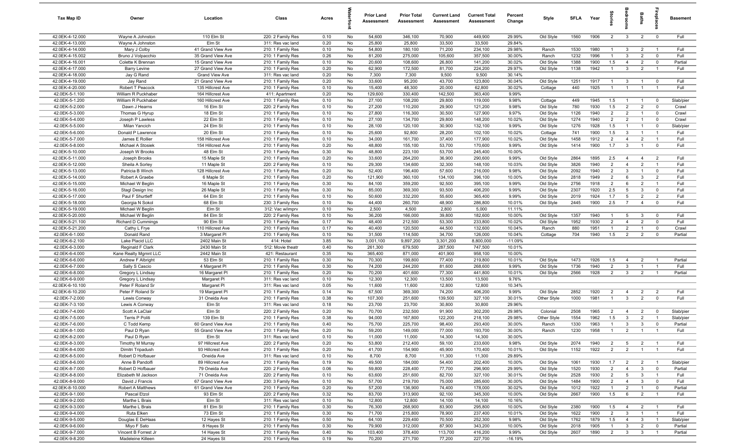| Tax Map ID | Owner | Location | Class | Acres | Waterfront | Prior Land Assessment | Prior Total Assessment | Current Land Assessment | Current Total Assessment | Percent Change | Style | SFLA | Year | Stories | Bedrooms | Baths | Fireplaces | Basement |
|---|---|---|---|---|---|---|---|---|---|---|---|---|---|---|---|---|---|---|
| 42.0EK-4-12.000 | Wayne A Johnston | 110 Elm St | 220: 2 Family Res | 0.10 | No | 54,600 | 346,100 | 70,900 | 449,900 | 29.99% | Old Style | 1560 | 1906 | 2 | 3 | 2 | 0 | Full |
| 42.0EK-4-13.000 | Wayne A Johnston | Elm St | 311: Res vac land | 0.20 | No | 25,800 | 25,800 | 33,500 | 33,500 | 29.84% | | | | | | | | |
| 42.0EK-4-14.000 | Mary J Colby | 41 Grand View Ave | 210: 1 Family Res | 0.10 | No | 54,800 | 180,100 | 71,200 | 234,100 | 29.98% | Ranch | 1530 | 1980 | 1 | 3 | 2 | 1 | Full |
| 42.0EK-4-15.002 | Bruno J Volpacchio | 35 Grand View Ave | 210: 1 Family Res | 0.26 | No | 81,200 | 275,000 | 105,600 | 357,500 | 30.00% | Ranch | 1232 | 1996 | 1 | 3 | 2 | 0 | Full |
| 42.0EK-4-16.001 | Colette K Brennan | 15 Grand View Ave | 210: 1 Family Res | 0.10 | No | 20,600 | 108,600 | 26,800 | 141,200 | 30.02% | Old Style | 1388 | 1900 | 1.5 | 4 | 2 | 0 | Partial |
| 42.0EK-4-17.000 | Barry Levine | 27 Grand View Ave | 210: 1 Family Res | 0.20 | No | 62,900 | 172,500 | 81,700 | 224,200 | 29.97% | Old Style | 1138 | 1942 | 1 | 3 | 2 | 1 | Full |
| 42.0EK-4-18.000 | Jay G Rand | Grand View Ave | 311: Res vac land | 0.20 | No | 7,300 | 7,300 | 9,500 | 9,500 | 30.14% | | | | | | | | |
| 42.0EK-4-19.000 | Jay Rand | 21 Grand View Ave | 210: 1 Family Res | 0.20 | No | 33,600 | 95,200 | 43,700 | 123,800 | 30.04% | Old Style | 1251 | 1917 | 1 | 3 | 1 | 0 | Full |
| 42.0EK-4-20.000 | Robert T Peacock | 135 Hillcrest Ave | 210: 1 Family Res | 0.10 | No | 15,400 | 48,300 | 20,000 | 62,800 | 30.02% | Cottage | 440 | 1925 | 1 | 1 | 1 | 1 | Full |
| 42.0EK-5-1.100 | William R Puckhaber | 164 Hillcrest Ave | 411: Apartment | 0.20 | No | 129,600 | 330,400 | 142,500 | 363,400 | 9.99% | | | | | | | | |
| 42.0EK-5-1.200 | William R Puckhaber | 160 Hillcrest Ave | 210: 1 Family Res | 0.10 | No | 27,100 | 108,200 | 29,800 | 119,000 | 9.98% | Cottage | 449 | 1945 | 1.5 | 1 | 1 | 0 | Slab/pier |
| 42.0EK-5-2.000 | Dawn J Hearns | 16 Elm St | 220: 2 Family Res | 0.10 | No | 27,200 | 110,200 | 29,900 | 121,200 | 9.98% | Old Style | 780 | 1930 | 1.5 | 2 | 2 | 0 | Crawl |
| 42.0EK-5-3.000 | Thomas G Hyrup | 18 Elm St | 210: 1 Family Res | 0.10 | No | 27,800 | 116,300 | 30,500 | 127,900 | 9.97% | Old Style | 1126 | 1940 | 2 | 2 | 1 | 0 | Crawl |
| 42.0EK-5-4.000 | Joseph P Lawless | 22 Elm St | 210: 1 Family Res | 0.10 | No | 27,100 | 134,700 | 29,800 | 148,200 | 10.02% | Old Style | 1274 | 1940 | 2 | 2 | 1 | 0 | Crawl |
| 42.0EK-5-5.000 | Milan Yancich | 24 Elm St | 210: 1 Family Res | 0.10 | No | 28,100 | 120,100 | 30,900 | 132,100 | 9.99% | Old Style | 1276 | 1928 | 1.5 | 1 | 1 | 0 | Slab/pier |
| 42.0EK-5-6.000 | Donald P Lawrence | 20 Elm St | 210: 1 Family Res | 0.10 | No | 25,600 | 92,800 | 28,200 | 102,100 | 10.02% | Cottage | 741 | 1900 | 1.5 | 3 | 1 | 1 | Full |
| 42.0EK-5-7.000 | James E Rollier | 158 Hillcrest Ave | 210: 1 Family Res | 0.10 | No | 34,000 | 161,700 | 37,400 | 177,900 | 10.02% | Old Style | 1458 | 1912 | 2 | 4 | 2 | 1 | Full |
| 42.0EK-5-8.000 | Michael A Stosiek | 154 Hillcrest Ave | 210: 1 Family Res | 0.20 | No | 48,800 | 155,100 | 53,700 | 170,600 | 9.99% | Old Style | 1414 | 1900 | 1.7 | 3 | 1 | 0 | Full |
| 42.0EK-5-10.000 | Joseph W Brooks | 48 Elm St | 210: 1 Family Res | 0.30 | No | 48,800 | 223,100 | 53,700 | 245,400 | 10.00% | | | | | | | | |
| 42.0EK-5-11.000 | Joseph Brooks | 15 Maple St | 210: 1 Family Res | 0.20 | No | 33,600 | 264,200 | 36,900 | 290,600 | 9.99% | Old Style | 2864 | 1895 | 2.5 | 4 | 4 | 2 | Full |
| 42.0EK-5-12.000 | Sheila A Sorley | 11 Maple St | 220: 2 Family Res | 0.10 | No | 29,300 | 134,600 | 32,300 | 148,100 | 10.03% | Old Style | 3826 | 1940 | 2 | 4 | 2 | 1 | Full |
| 42.0EK-5-13.000 | Patricia B Winch | 128 Hillcrest Ave | 210: 1 Family Res | 0.20 | No | 52,400 | 196,400 | 57,600 | 216,000 | 9.98% | Old Style | 2092 | 1940 | 2 | 3 | 1 | 0 | Full |
| 42.0EK-5-14.000 | Robert A Graebe | 6 Maple St | 210: 1 Family Res | 0.20 | No | 121,900 | 360,100 | 134,100 | 396,100 | 10.00% | Old Style | 2818 | 1949 | 2 | 6 | 3 | 2 | Full |
| 42.0EK-5-15.000 | Michael W Beglin | 16 Maple St | 210: 1 Family Res | 0.30 | No | 84,100 | 359,200 | 92,500 | 395,100 | 9.99% | Old Style | 2756 | 1918 | 2 | 6 | 2 | 1 | Full |
| 42.0EK-5-16.000 | Stagl Design Inc | 26 Maple St | 210: 1 Family Res | 0.30 | No | 85,000 | 369,300 | 93,500 | 406,200 | 9.99% | Old Style | 2307 | 1920 | 2.5 | 5 | 3 | 0 | Full |
| 42.0EK-5-17.000 | Paul F Shurtleff | 64 Elm St | 210: 1 Family Res | 0.10 | No | 50,600 | 332,200 | 55,600 | 365,400 | 9.99% | Old Style | 2019 | 1924 | 1.7 | 5 | 2 | 2 | Full |
| 42.0EK-5-18.000 | Georgia N Sokol | 68 Elm St | 230: 3 Family Res | 0.10 | No | 44,400 | 260,700 | 48,900 | 286,800 | 10.01% | Old Style | 2445 | 1900 | 2.5 | 7 | 4 | 0 | Full |
| 42.0EK-5-19.000 | Michael W Beglin | Elm St | 312: Vac w/imprv | 0.10 | No | 2,500 | 4,500 | 2,800 | 5,000 | 11.11% | | | | | | | | |
| 42.0EK-5-20.000 | Michael W Beglin | 84 Elm St | 220: 2 Family Res | 0.10 | No | 36,200 | 166,000 | 39,800 | 182,600 | 10.00% | Old Style | 1357 | 1940 | 1 | 5 | 3 | 0 | Full |
| 42.0EK-5-21.100 | Richard D Cummings | 90 Elm St | 210: 1 Family Res | 0.17 | No | 48,400 | 212,500 | 53,300 | 233,800 | 10.02% | Old Style | 1952 | 1930 | 2 | 4 | 2 | 0 | Full |
| 42.0EK-5-21.200 | Cathy L Frye | 110 Hillcrest Ave | 210: 1 Family Res | 0.17 | No | 40,400 | 120,500 | 44,500 | 132,600 | 10.04% | Ranch | 880 | 1951 | 1 | 2 | 1 | 0 | Crawl |
| 42.0EK-6-1.000 | Donald Rand | 3 Margaret Pl | 210: 1 Family Res | 0.10 | No | 31,500 | 114,500 | 34,700 | 126,000 | 10.04% | Cottage | 704 | 1940 | 1.5 | 2 | 2 | 0 | Partial |
| 42.0EK-6-2.100 | Lake Placid LLC | 2402 Main St | 414: Hotel | 3.85 | No | 3,001,100 | 9,897,200 | 3,301,200 | 8,800,000 | -11.09% | | | | | | | | |
| 42.0EK-6-3.000 | Reginald F Clark | 2430 Main St | 512: Movie theatr | 0.40 | No | 261,300 | 679,500 | 287,500 | 747,500 | 10.01% | | | | | | | | |
| 42.0EK-6-4.000 | Kane Realty Mgmnt LLC | 2442 Main St | 421: Restaurant | 0.35 | No | 365,400 | 871,000 | 401,900 | 958,100 | 10.00% | | | | | | | | |
| 42.0EK-6-6.000 | Andrew F Albright | 53 Elm St | 210: 1 Family Res | 0.30 | No | 70,300 | 199,800 | 77,400 | 219,800 | 10.01% | Old Style | 1473 | 1926 | 1.5 | 4 | 2 | 1 | Partial |
| 42.0EK-6-7.000 | Sally S Cascio | 4 Margaret Pl | 210: 1 Family Res | 0.30 | No | 74,200 | 244,200 | 81,600 | 268,600 | 9.99% | Old Style | 1736 | 1940 | 2 | 3 | 1 | 1 | Full |
| 42.0EK-6-8.000 | Gregory L Lindsay | 16 Margaret Pl | 210: 1 Family Res | 0.20 | No | 70,200 | 401,600 | 77,300 | 441,800 | 10.01% | Old Style | 2566 | 1928 | 2 | 3 | 2 | 1 | Partial |
| 42.0EK-6-9.000 | Gregory L Lindsay | Margaret Pl | 311: Res vac land | 0.10 | No | 12,300 | 12,300 | 13,500 | 13,500 | 9.76% | | | | | | | | |
| 42.0EK-6-10.100 | Peter F Roland Sr | Margaret Pl | 311: Res vac land | 0.05 | No | 11,600 | 11,600 | 12,800 | 12,800 | 10.34% | | | | | | | | |
| 42.0EK-6-10.200 | Peter F Roland Sr | 19 Margaret Pl | 210: 1 Family Res | 0.14 | No | 67,500 | 369,300 | 74,200 | 406,200 | 9.99% | Old Style | 2852 | 1920 | 2 | 4 | 2 | 2 | Full |
| 42.0EK-7-2.000 | Lewis Conway | 31 Oneida Ave | 210: 1 Family Res | 0.38 | No | 107,300 | 251,600 | 139,500 | 327,100 | 30.01% | Other Style | 1000 | 1981 | 1 | 3 | 2 | 0 | Full |
| 42.0EK-7-3.100 | Lewis A Conway | Elm St | 311: Res vac land | 0.18 | No | 23,700 | 23,700 | 30,800 | 30,800 | 29.96% | | | | | | | | |
| 42.0EK-7-4.000 | Scott A LaClair | Elm St | 220: 2 Family Res | 0.20 | No | 70,700 | 232,500 | 91,900 | 302,200 | 29.98% | Colonial | 2508 | 1965 | 2 | 4 | 2 | 0 | Slab/pier |
| 42.0EK-7-5.000 | Terris P Politi | 139 Elm St | 210: 1 Family Res | 0.38 | No | 94,000 | 167,800 | 122,200 | 218,100 | 29.98% | Other Style | 1554 | 1962 | 1.5 | 3 | 2 | 1 | Slab/pier |
| 42.0EK-7-6.000 | C Todd Kemp | 60 Grand View Ave | 210: 1 Family Res | 0.40 | No | 75,700 | 225,700 | 98,400 | 293,400 | 30.00% | Ranch | 1330 | 1963 | 1 | 3 | 3 | 0 | Partial |
| 42.0EK-8-1.000 | Paul D Ryan | 55 Grand View Ave | 210: 1 Family Res | 0.20 | No | 59,200 | 149,000 | 77,000 | 193,700 | 30.00% | Ranch | 1230 | 1958 | 1 | 2 | 1 | 1 | Full |
| 42.0EK-8-2.000 | Paul D Ryan | Elm St | 311: Res vac land | 0.10 | No | 11,000 | 11,000 | 14,300 | 14,300 | 30.00% | | | | | | | | |
| 42.0EK-8-3.000 | Timothy M Murray | 97 Hillcrest Ave | 220: 2 Family Res | 0.20 | No | 53,800 | 212,400 | 59,100 | 233,600 | 9.98% | Old Style | 2074 | 1940 | 2 | 5 | 2 | 1 | Full |
| 42.0EK-8-4.000 | Dimitri Tripadush | 93 Hillcrest Ave | 210: 1 Family Res | 0.20 | No | 41,700 | 154,900 | 45,900 | 170,400 | 10.01% | Old Style | 1152 | 1922 | 2 | 2 | 1 | 1 | Full |
| 42.0EK-8-5.000 | Robert D Hofbauer | Oneida Ave | 311: Res vac land | 0.10 | No | 8,700 | 8,700 | 11,300 | 11,300 | 29.89% | | | | | | | | |
| 42.0EK-8-6.000 | Anne B Pandolfi | 89 Hillcrest Ave | 210: 1 Family Res | 0.19 | No | 49,500 | 184,000 | 54,400 | 202,400 | 10.00% | Old Style | 1061 | 1930 | 1.7 | 2 | 2 | 1 | Slab/pier |
| 42.0EK-8-7.000 | Robert D Hofbauer | 79 Oneida Ave | 220: 2 Family Res | 0.06 | No | 59,800 | 228,400 | 77,700 | 296,900 | 29.99% | Old Style | 1520 | 1930 | 2 | 4 | 3 | 0 | Partial |
| 42.0EK-8-8.000 | Elizabeth M Jackson | 71 Oneida Ave | 220: 2 Family Res | 0.10 | No | 63,600 | 251,600 | 82,700 | 327,100 | 30.01% | Old Style | 2528 | 1930 | 2 | 5 | 3 | 1 | Full |
| 42.0EK-8-9.000 | David J Francis | 67 Grand View Ave | 230: 3 Family Res | 0.10 | No | 57,700 | 219,700 | 75,000 | 285,600 | 30.00% | Old Style | 1484 | 1900 | 2 | 4 | 3 | 0 | Full |
| 42.0EK-8-10.000 | Robert A Matthews | 61 Grand View Ave | 210: 1 Family Res | 0.20 | No | 57,200 | 136,900 | 74,400 | 178,000 | 30.02% | Old Style | 1012 | 1922 | 1 | 2 | 1 | 0 | Partial |
| 42.0EK-9-1.000 | Pascal Etzol | 93 Elm St | 220: 2 Family Res | 0.32 | No | 83,700 | 313,900 | 92,100 | 345,300 | 10.00% | Old Style | 2667 | 1900 | 1.5 | 6 | 2 | 1 | Full |
| 42.0EK-9-2.000 | Marthe L Brais | Elm St | 311: Res vac land | 0.10 | No | 12,800 | 12,800 | 14,100 | 14,100 | 10.16% | | | | | | | | |
| 42.0EK-9-3.000 | Marthe L Brais | 81 Elm St | 210: 1 Family Res | 0.30 | No | 76,300 | 268,900 | 83,900 | 295,800 | 10.00% | Old Style | 2380 | 1900 | 1.5 | 4 | 2 | 1 | Full |
| 42.0EK-9-4.000 | Ruta Elken | 73 Elm St | 210: 1 Family Res | 0.30 | No | 71,700 | 215,800 | 78,900 | 237,400 | 10.01% | Old Style | 1622 | 1900 | 2 | 3 | 1 | 1 | Full |
| 42.0EK-9-5.000 | Douglas E DeHaas | 12 Hayes St | 210: 1 Family Res | 0.50 | No | 64,100 | 229,400 | 70,500 | 252,300 | 9.98% | Old Style | 1762 | 1879 | 1.5 | 4 | 3 | 1 | Slab/pier |
| 42.0EK-9-6.000 | Miyo F Sato | 8 Hayes St | 210: 1 Family Res | 0.30 | No | 79,900 | 312,000 | 87,900 | 343,200 | 10.00% | Old Style | 2018 | 1905 | 1 | 3 | 2 | 0 | Partial |
| 42.0EK-9-7.000 | Vincent B Forrest Jr | 14 Hayes St | 210: 1 Family Res | 0.40 | No | 103,400 | 378,400 | 113,700 | 416,200 | 9.99% | Old Style | 2607 | 1890 | 2 | 3 | 3 | 1 | Partial |
| 42.0EK-9-8.200 | Madeleine Killeen | 24 Hayes St | 210: 1 Family Res | 0.19 | No | 70,200 | 271,700 | 77,200 | 227,700 | -16.19% | | | | | | | | |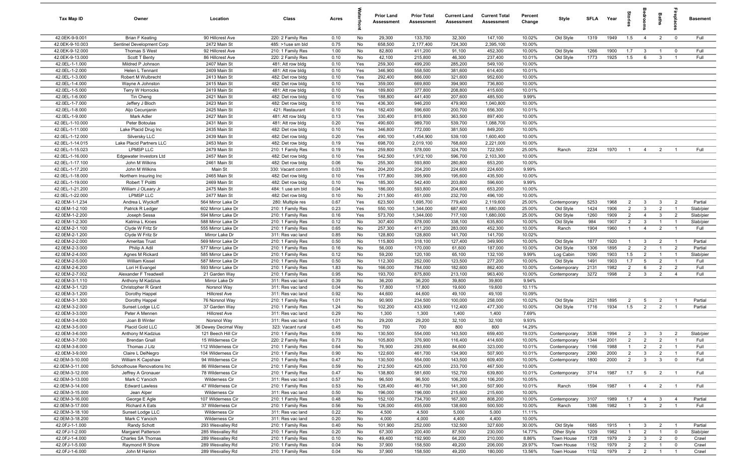| Tax Map ID | Owner | Location | Class | Acres | Waterfront | Prior Land Assessment | Prior Total Assessment | Current Land Assessment | Current Total Assessment | Percent Change | Style | SFLA | Year | Stories | Bedrooms | Baths | Fireplaces | Basement |
|---|---|---|---|---|---|---|---|---|---|---|---|---|---|---|---|---|---|---|
| 42.0EK-9-9.001 | Brian F Keating | 90 Hillcrest Ave | 220: 2 Family Res | 0.10 | No | 29,300 | 133,700 | 32,300 | 147,100 | 10.02% | Old Style | 1319 | 1949 | 1.5 | 4 | 2 | 0 | Full |
| 42.0EK-9-10.003 | Sentinel Development Corp | 2472 Main St | 485: >1use sm bld | 0.75 | No | 658,500 | 2,177,400 | 724,300 | 2,395,100 | 10.00% | | | | | | | | |
| 42.0EK-9-12.000 | Thomas S West | 92 Hillcrest Ave | 210: 1 Family Res | 1.00 | No | 82,800 | 411,200 | 91,100 | 452,300 | 10.00% | Old Style | 1266 | 1900 | 1.7 | 3 | 1 | 0 | Full |
| 42.0EK-9-13.000 | Scott T Benty | 86 Hillcrest Ave | 220: 2 Family Res | 0.10 | No | 42,100 | 215,800 | 46,300 | 237,400 | 10.01% | Old Style | 1773 | 1925 | 1.5 | 6 | 3 | 1 | Full |
| 42.0EL-1-1.000 | Mildred P Johnson | 2407 Main St | 481: Att row bldg | 0.10 | Yes | 259,300 | 499,200 | 285,200 | 549,100 | 10.00% | | | | | | | | |
| 42.0EL-1-2.000 | Helen L Tennant | 2409 Main St | 481: Att row bldg | 0.10 | Yes | 346,900 | 558,500 | 381,600 | 614,400 | 10.01% | | | | | | | | |
| 42.0EL-1-3.000 | Robert M Wulbrecht | 2413 Main St | 482: Det row bldg | 0.10 | Yes | 292,400 | 866,000 | 321,600 | 952,600 | 10.00% | | | | | | | | |
| 42.0EL-1-4.000 | Wayne A Johnston | 2415 Main St | 482: Det row bldg | 0.10 | Yes | 359,000 | 669,800 | 394,900 | 736,800 | 10.00% | | | | | | | | |
| 42.0EL-1-5.000 | Terry W Horrocks | 2419 Main St | 481: Att row bldg | 0.10 | Yes | 189,800 | 377,800 | 208,800 | 415,600 | 10.01% | | | | | | | | |
| 42.0EL-1-6.000 | Tin Cheng | 2421 Main St | 482: Det row bldg | 0.10 | Yes | 188,800 | 441,400 | 207,600 | 485,500 | 9.99% | | | | | | | | |
| 42.0EL-1-7.000 | Jeffery J Bloch | 2423 Main St | 482: Det row bldg | 0.10 | Yes | 436,300 | 946,200 | 479,900 | 1,040,800 | 10.00% | | | | | | | | |
| 42.0EL-1-8.000 | Aljo Cecunjanin | 2425 Main St | 421: Restaurant | 0.10 | Yes | 182,400 | 596,600 | 200,700 | 656,300 | 10.01% | | | | | | | | |
| 42.0EL-1-9.000 | Mark Adler | 2427 Main St | 481: Att row bldg | 0.13 | Yes | 330,400 | 815,800 | 363,500 | 897,400 | 10.00% | | | | | | | | |
| 42.0EL-1-10.000 | Peter Botoulas | 2431 Main St | 481: Att row bldg | 0.20 | Yes | 490,600 | 989,700 | 539,700 | 1,088,700 | 10.00% | | | | | | | | |
| 42.0EL-1-11.000 | Lake Placid Drug Inc | 2435 Main St | 482: Det row bldg | 0.10 | Yes | 346,800 | 772,000 | 381,500 | 849,200 | 10.00% | | | | | | | | |
| 42.0EL-1-12.000 | Silversky LLC | 2439 Main St | 482: Det row bldg | 0.20 | Yes | 490,100 | 1,454,900 | 539,100 | 1,600,400 | 10.00% | | | | | | | | |
| 42.0EL-1-14.015 | Lake Placid Partners LLC | 2453 Main St | 482: Det row bldg | 0.19 | Yes | 698,700 | 2,019,100 | 768,600 | 2,221,000 | 10.00% | | | | | | | | |
| 42.0EL-1-15.023 | LPMSP LLC | 2479 Main St | 210: 1 Family Res | 0.19 | Yes | 259,800 | 578,000 | 324,700 | 722,500 | 25.00% | Ranch | 2234 | 1970 | 1 | 4 | 2 | 1 | Full |
| 42.0EL-1-16.000 | Edgewater Investors Ltd | 2457 Main St | 482: Det row bldg | 0.10 | Yes | 542,500 | 1,912,100 | 596,700 | 2,103,300 | 10.00% | | | | | | | | |
| 42.0EL-1-17.100 | John M Wilkins | 2461 Main St | 482: Det row bldg | 0.06 | No | 255,300 | 593,800 | 280,800 | 653,200 | 10.00% | | | | | | | | |
| 42.0EL-1-17.200 | John M Wilkins | Main St | 330: Vacant comm | 0.03 | Yes | 204,200 | 204,200 | 224,600 | 224,600 | 9.99% | | | | | | | | |
| 42.0EL-1-18.000 | Northern Insuring Inc | 2465 Main St | 482: Det row bldg | 0.10 | Yes | 177,800 | 395,900 | 195,600 | 435,500 | 10.00% | | | | | | | | |
| 42.0EL-1-19.000 | Robert T Politti | 2469 Main St | 482: Det row bldg | 0.10 | Yes | 185,300 | 542,400 | 203,800 | 596,600 | 9.99% | | | | | | | | |
| 42.0EL-1-21.200 | William J OLeary Jr | 2475 Main St | 484: 1 use sm bld | 0.04 | No | 186,000 | 593,800 | 204,600 | 653,200 | 10.00% | | | | | | | | |
| 42.0EL-1-22.000 | LPMSP LLC | 2477 Main St | 482: Det row bldg | 0.10 | No | 211,500 | 451,000 | 232,700 | 496,100 | 10.00% | | | | | | | | |
| 42.0EM-1-1.234 | Andrea L Wyckoff | 564 Mirror Lake Dr | 280: Multiple res | 0.67 | Yes | 623,500 | 1,695,700 | 779,400 | 2,119,600 | 25.00% | Contemporary | 5253 | 1968 | 2 | 3 | 3 | 2 | Partial |
| 42.0EM-1-2.100 | Patrick R Ledger | 602 Mirror Lake Dr | 210: 1 Family Res | 0.23 | Yes | 550,100 | 1,344,000 | 687,600 | 1,680,000 | 25.00% | Old Style | 1424 | 1906 | 2 | 3 | 2 | 1 | Slab/pier |
| 42.0EM-1-2.200 | Joseph Sessa | 594 Mirror Lake Dr | 210: 1 Family Res | 0.16 | Yes | 573,700 | 1,344,000 | 717,100 | 1,680,000 | 25.00% | Old Style | 1260 | 1909 | 2 | 4 | 3 | 2 | Slab/pier |
| 42.0EM-1-2.300 | Katrina L Kroes | 588 Mirror Lake Dr | 210: 1 Family Res | 0.12 | No | 307,400 | 578,000 | 338,100 | 635,800 | 10.00% | Old Style | 984 | 1907 | 2 | 3 | 1 | 1 | Slab/pier |
| 42.0EM-2-1.100 | Clyde W Fritz Sr | 555 Mirror Lake Dr | 210: 1 Family Res | 0.65 | No | 257,300 | 411,200 | 283,000 | 452,300 | 10.00% | Ranch | 1904 | 1960 | 1 | 4 | 2 | 1 | Full |
| 42.0EM-2-1.200 | Clyde W Fritz Sr | Mirror Lake Dr | 311: Res vac land | 0.85 | No | 128,800 | 128,800 | 141,700 | 141,700 | 10.02% | | | | | | | | |
| 42.0EM-2-2.000 | Ameritas Trust | 569 Mirror Lake Dr | 210: 1 Family Res | 0.50 | No | 115,800 | 318,100 | 127,400 | 349,900 | 10.00% | Old Style | 1877 | 1920 | 1 | 3 | 2 | 1 | Partial |
| 42.0EM-2-3.000 | Philip A Adil | 577 Mirror Lake Dr | 210: 1 Family Res | 0.16 | No | 56,000 | 170,000 | 61,600 | 187,000 | 10.00% | Old Style | 1306 | 1895 | 2 | 2 | 1 | 2 | Partial |
| 42.0EM-2-4.000 | Agnes M Rickard | 585 Mirror Lake Dr | 210: 1 Family Res | 0.12 | No | 59,200 | 120,100 | 65,100 | 132,100 | 9.99% | Log Cabin | 1090 | 1903 | 1.5 | 2 | 1 | 1 | Slab/pier |
| 42.0EM-2-5.000 | William Kissel | 587 Mirror Lake Dr | 210: 1 Family Res | 0.50 | No | 112,300 | 252,000 | 123,500 | 277,200 | 10.00% | Old Style | 1491 | 1903 | 1.7 | 5 | 2 | 1 | Full |
| 42.0EM-2-6.200 | Lori H Evangel | 593 Mirror Lake Dr | 210: 1 Family Res | 1.83 | No | 166,000 | 784,000 | 182,600 | 862,400 | 10.00% | Contemporary | 2131 | 1982 | 2 | 6 | 2 | 2 | Full |
| 42.0EM-2-7.002 | Alexander F Treadwell | 21 Garden Way | 210: 1 Family Res | 0.95 | No | 193,700 | 875,800 | 213,100 | 963,400 | 10.00% | Contemporary | 3272 | 1998 | 2 | 3 | 2 | 4 | Full |
| 42.0EM-3-1.110 | Anthony M Kadzius | Mirror Lake Dr | 311: Res vac land | 0.39 | No | 36,200 | 36,200 | 39,800 | 39,800 | 9.94% | | | | | | | | |
| 42.0EM-3-1.120 | Christopher R Grant | Norsnol Way | 311: Res vac land | 0.04 | No | 17,800 | 17,800 | 19,600 | 19,600 | 10.11% | | | | | | | | |
| 42.0EM-3-1.200 | Dorothy Happel | Hillcrest Ave | 311: Res vac land | 0.92 | No | 44,600 | 44,600 | 49,100 | 49,100 | 10.09% | | | | | | | | |
| 42.0EM-3-1.300 | Dorothy Happel | 76 Norsnol Way | 210: 1 Family Res | 1.01 | No | 90,900 | 234,500 | 100,000 | 258,000 | 10.02% | Old Style | 2521 | 1895 | 2 | 5 | 2 | 1 | Partial |
| 42.0EM-3-2.000 | Sunset Lodge LLC | 37 Garden Way | 210: 1 Family Res | 1.24 | No | 102,200 | 433,900 | 112,400 | 477,300 | 10.00% | Old Style | 1716 | 1934 | 1.5 | 2 | 2 | 1 | Partial |
| 42.0EM-3-3.000 | Peter A Mennen | Hillcrest Ave | 311: Res vac land | 0.29 | No | 1,300 | 1,300 | 1,400 | 1,400 | 7.69% | | | | | | | | |
| 42.0EM-3-4.000 | Joan B Winter | Norsnol Way | 311: Res vac land | 1.01 | No | 29,200 | 29,200 | 32,100 | 32,100 | 9.93% | | | | | | | | |
| 42.0EM-3-5.000 | Placid Gold LLC | 36 Dewey Decimal Way | 323: Vacant rural | 0.45 | No | 700 | 700 | 800 | 800 | 14.29% | | | | | | | | |
| 42.0EM-3-6.000 | Anthony M Kadzius | 121 Beech Hill Cir | 210: 1 Family Res | 0.59 | No | 130,500 | 554,000 | 143,500 | 659,400 | 19.03% | Contemporary | 3536 | 1994 | 2 | 3 | 3 | 2 | Slab/pier |
| 42.0EM-3-7.000 | Brendan Gnall | 15 Wilderness Cir | 220: 2 Family Res | 0.73 | No | 105,800 | 376,900 | 116,400 | 414,600 | 10.00% | Contemporary | 1344 | 2001 | 2 | 2 | 2 | 1 | Full |
| 42.0EM-3-8.000 | Thomas J Litz | 112 Wilderness Cir | 210: 1 Family Res | 0.64 | No | 76,900 | 293,600 | 84,600 | 323,000 | 10.01% | Contemporary | 1166 | 1988 | 1 | 2 | 2 | 1 | Full |
| 42.0EM-3-9.000 | Claire L DelNegro | 104 Wilderness Cir | 210: 1 Family Res | 0.90 | No | 122,600 | 461,700 | 134,900 | 507,900 | 10.01% | Contemporary | 2360 | 2000 | 2 | 3 | 2 | 1 | Full |
| 42.0EM-3-10.000 | William K Capshaw | 94 Wilderness Cir | 210: 1 Family Res | 0.47 | No | 130,500 | 554,000 | 143,500 | 609,400 | 10.00% | Contemporary | 1800 | 2000 | 2 | 3 | 3 | 0 | Full |
| 42.0EM-3-11.000 | Schoolhouse Renovations Inc | 86 Wilderness Cir | 210: 1 Family Res | 0.59 | No | 212,500 | 425,000 | 233,700 | 467,500 | 10.00% | | | | | | | | |
| 42.0EM-3-12.000 | Jeffrey A Gronauer | 78 Wilderness Cir | 210: 1 Family Res | 0.47 | No | 138,800 | 581,600 | 152,700 | 639,800 | 10.01% | Contemporary | 3714 | 1987 | 1.7 | 5 | 2 | 1 | Full |
| 42.0EM-3-13.000 | Mark C Yancich | Wilderness Cir | 311: Res vac land | 0.57 | No | 96,500 | 96,500 | 106,200 | 106,200 | 10.05% | | | | | | | | |
| 42.0EM-3-14.000 | Edward Lawless | 47 Wilderness Cir | 210: 1 Family Res | 0.53 | No | 128,400 | 461,700 | 141,300 | 507,900 | 10.01% | Ranch | 1594 | 1987 | 1 | 4 | 2 | 1 | Full |
| 42.0EM-3-15.000 | Jean Alper | Wilderness Cir | 311: Res vac land | 0.50 | No | 196,000 | 196,000 | 215,600 | 215,600 | 10.00% | | | | | | | | |
| 42.0EM-3-16.000 | George E Agle | 107 Wilderness Cir | 210: 1 Family Res | 0.48 | No | 152,100 | 734,700 | 167,300 | 808,200 | 10.00% | Contemporary | 3107 | 1989 | 1.7 | 4 | 3 | 4 | Partial |
| 42.0EM-3-17.000 | Richard A Eats | 37 Wilderness Cir | 210: 1 Family Res | 0.56 | No | 126,000 | 455,000 | 138,600 | 500,500 | 10.00% | Ranch | 1386 | 1982 | 1 | 3 | 2 | 1 | Full |
| 42.0EM-3-18.100 | Sunset Lodge LLC | Wilderness Cir | 311: Res vac land | 0.22 | No | 4,500 | 4,500 | 5,000 | 5,000 | 11.11% | | | | | | | | |
| 42.0EM-3-18.200 | Mark C Yancich | Wilderness Cir | 311: Res vac land | 0.20 | No | 4,000 | 4,000 | 4,400 | 4,400 | 10.00% | | | | | | | | |
| 42.0FJ-1-1.000 | Randy Schott | 293 Wesvalley Rd | 210: 1 Family Res | 0.40 | No | 101,900 | 252,000 | 132,500 | 327,600 | 30.00% | Old Style | 1685 | 1915 | 1 | 3 | 2 | 1 | Partial |
| 42.0FJ-1-2.000 | Margaret Patterson | 285 Wesvalley Rd | 210: 1 Family Res | 0.20 | No | 67,300 | 200,400 | 87,500 | 230,000 | 14.77% | Other Style | 1209 | 1982 | 1 | 2 | 1 | 0 | Slab/pier |
| 42.0FJ-1-4.000 | Charles SA Thomas | 289 Wesvalley Rd | 210: 1 Family Res | 0.10 | No | 49,400 | 192,900 | 64,200 | 210,000 | 8.86% | Town House | 1728 | 1979 | 2 | 3 | 2 | 0 | Crawl |
| 42.0FJ-1-5.000 | Raymond R Shore | 289 Wesvalley Rd | 210: 1 Family Res | 0.04 | No | 37,900 | 158,500 | 49,200 | 206,000 | 29.97% | Town House | 1152 | 1979 | 2 | 2 | 1 | 0 | Crawl |
| 42.0FJ-1-6.000 | John M Hanlon | 289 Wesvalley Rd | 210: 1 Family Res | 0.04 | No | 37,900 | 158,500 | 49,200 | 180,000 | 13.56% | Town House | 1152 | 1979 | 2 | 2 | 1 | 1 | Crawl |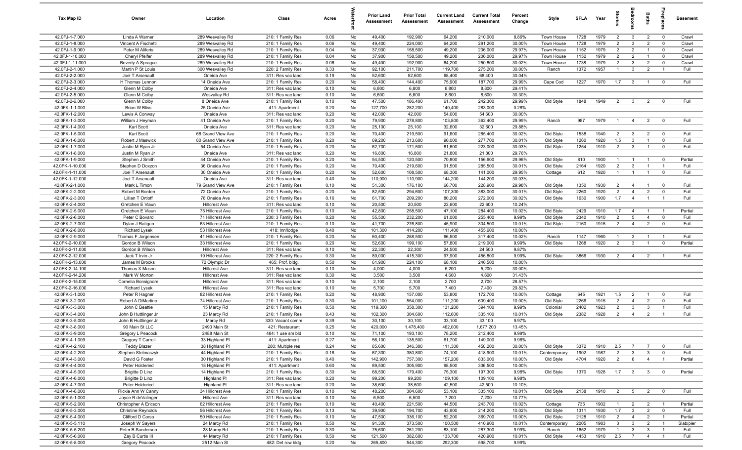| Tax Map ID | Owner | Location | Class | Acres | Waterfront | Prior Land Assessment | Prior Total Assessment | Current Land Assessment | Current Total Assessment | Percent Change | Style | SFLA | Year | Stories | Bedrooms | Baths | Fireplaces | Basement |
|---|---|---|---|---|---|---|---|---|---|---|---|---|---|---|---|---|---|---|
| 42.0FJ-1-7.000 | Linda A Warner | 289 Wesvalley Rd | 210: 1 Family Res | 0.06 | No | 49,400 | 192,900 | 64,200 | 210,000 | 8.86% | Town House | 1728 | 1979 | 2 | 3 | 2 | 0 | Crawl |
| 42.0FJ-1-8.000 | Vincent A Fischetti | 289 Wesvalley Rd | 210: 1 Family Res | 0.06 | No | 49,400 | 224,000 | 64,200 | 291,200 | 30.00% | Town House | 1728 | 1979 | 2 | 3 | 2 | 0 | Crawl |
| 42.0FJ-1-9.000 | Peter M Aliferis | 289 Wesvalley Rd | 210: 1 Family Res | 0.04 | No | 37,900 | 158,500 | 49,200 | 206,000 | 29.97% | Town House | 1152 | 1979 | 2 | 2 | 1 | 0 | Crawl |
| 42.0FJ-1-10.000 | Cheryl Pfeifer | 289 Wesvalley Rd | 210: 1 Family Res | 0.04 | No | 37,900 | 158,500 | 49,200 | 206,000 | 29.97% | Town House | 1152 | 1979 | 2 | 2 | 1 | 0 | Crawl |
| 42.0FJ-1-11.000 | Beverly A Sprague | 289 Wesvalley Rd | 210: 1 Family Res | 0.06 | No | 49,400 | 192,900 | 64,200 | 250,800 | 30.02% | Town House | 1738 | 1979 | 2 | 3 | 2 | 0 | Crawl |
| 42.0FJ-2-1.000 | Martin P St Louis | 300 Wesvalley Rd | 220: 2 Family Res | 0.33 | No | 92,100 | 211,700 | 119,700 | 275,200 | 30.00% | Ranch | 1372 | 1957 | 1 | 3 | 2 | 1 | Full |
| 42.0FJ-2-2.000 | Joel T Arsenault | Oneida Ave | 311: Res vac land | 0.19 | No | 52,600 | 52,600 | 68,400 | 68,400 | 30.04% | | | | | | | | |
| 42.0FJ-2-3.000 | H Thomas Lennon | 14 Oneida Ave | 210: 1 Family Res | 0.20 | No | 58,400 | 144,400 | 75,900 | 187,700 | 29.99% | Cape Cod | 1227 | 1970 | 1.7 | 3 | 1 | 0 | Full |
| 42.0FJ-2-4.000 | Glenn M Colby | Oneida Ave | 311: Res vac land | 0.10 | No | 6,800 | 6,800 | 8,800 | 8,800 | 29.41% | | | | | | | | |
| 42.0FJ-2-5.000 | Glenn M Colby | Wesvalley Rd | 311: Res vac land | 0.10 | No | 6,600 | 6,600 | 8,600 | 8,600 | 30.30% | | | | | | | | |
| 42.0FJ-2-6.000 | Glenn M Colby | 8 Oneida Ave | 210: 1 Family Res | 0.10 | No | 47,500 | 186,400 | 61,700 | 242,300 | 29.99% | Old Style | 1848 | 1949 | 2 | 3 | 2 | 0 | Full |
| 42.0FK-1-1.000 | Brian W Bliss | 25 Oneida Ave | 411: Apartment | 0.20 | No | 127,700 | 282,200 | 140,400 | 283,000 | 0.28% | | | | | | | | |
| 42.0FK-1-2.000 | Lewis A Conway | Oneida Ave | 311: Res vac land | 0.20 | No | 42,000 | 42,000 | 54,600 | 54,600 | 30.00% | | | | | | | | |
| 42.0FK-1-3.000 | William J Heyman | 41 Oneida Ave | 210: 1 Family Res | 0.20 | No | 79,900 | 278,800 | 103,800 | 362,400 | 29.99% | Ranch | 987 | 1979 | 1 | 4 | 2 | 0 | Full |
| 42.0FK-1-4.000 | Karl Scott | Oneida Ave | 311: Res vac land | 0.20 | No | 25,100 | 25,100 | 32,600 | 32,600 | 29.88% | | | | | | | | |
| 42.0FK-1-5.000 | Karl Scott | 68 Grand View Ave | 210: 1 Family Res | 0.20 | No | 70,400 | 219,500 | 91,600 | 285,400 | 30.02% | Old Style | 1538 | 1940 | 2 | 3 | 2 | 0 | Full |
| 42.0FK-1-6.000 | Robert J Maswick | 80 Grand View Ave | 210: 1 Family Res | 0.20 | No | 69,200 | 213,600 | 90,000 | 277,700 | 30.01% | Old Style | 1260 | 1920 | 1.5 | 3 | 1 | 0 | Full |
| 42.0FK-1-7.000 | Justin M Ryan Jr | 54 Oneida Ave | 210: 1 Family Res | 0.20 | No | 62,700 | 171,500 | 81,600 | 223,000 | 30.03% | Old Style | 1254 | 1910 | 2 | 3 | 1 | 0 | Full |
| 42.0FK-1-8.000 | Justin M Ryan Jr | Oneida Ave | 311: Res vac land | 0.20 | No | 16,800 | 16,800 | 21,800 | 21,800 | 29.76% | | | | | | | | |
| 42.0FK-1-9.000 | Stephen J Smith | 44 Oneida Ave | 210: 1 Family Res | 0.20 | No | 54,500 | 120,500 | 70,800 | 156,600 | 29.96% | Old Style | 810 | 1900 | 1 | 1 | 1 | 0 | Partial |
| 42.0FK-1-10.000 | Stephen D Doxzon | 36 Oneida Ave | 210: 1 Family Res | 0.20 | No | 70,400 | 219,600 | 91,500 | 285,500 | 30.01% | Old Style | 2164 | 1920 | 2 | 3 | 1 | 1 | Full |
| 42.0FK-1-11.000 | Joel T Arsenault | 30 Oneida Ave | 210: 1 Family Res | 0.20 | No | 52,600 | 108,500 | 68,300 | 141,000 | 29.95% | Cottage | 612 | 1920 | 1 | 1 | 1 | 0 | Full |
| 42.0FK-1-12.000 | Joel T Arsenault | Oneida Ave | 311: Res vac land | 0.40 | No | 110,900 | 110,900 | 144,200 | 144,200 | 30.03% | | | | | | | | |
| 42.0FK-2-1.000 | Mark L Timon | 79 Grand View Ave | 210: 1 Family Res | 0.10 | No | 51,300 | 176,100 | 66,700 | 228,900 | 29.98% | Old Style | 1350 | 1930 | 2 | 4 | 1 | 0 | Full |
| 42.0FK-2-2.000 | Robert M Borden | 72 Oneida Ave | 210: 1 Family Res | 0.20 | No | 82,500 | 294,600 | 107,300 | 383,000 | 30.01% | Old Style | 2260 | 1920 | 2 | 4 | 2 | 0 | Full |
| 42.0FK-2-3.000 | Lillian T Ortloff | 78 Oneida Ave | 210: 1 Family Res | 0.16 | No | 61,700 | 209,200 | 80,200 | 272,000 | 30.02% | Old Style | 1630 | 1900 | 1.7 | 4 | 1 | 1 | Full |
| 42.0FK-2-4.000 | Gretchen E Vlaun | Hillcrest Ave | 311: Res vac land | 0.10 | No | 20,500 | 20,500 | 22,600 | 22,600 | 10.24% | | | | | | | | |
| 42.0FK-2-5.000 | Gretchen E Vlaun | 75 Hillcrest Ave | 210: 1 Family Res | 0.10 | No | 42,800 | 258,500 | 47,100 | 284,400 | 10.02% | Old Style | 2429 | 1910 | 1.7 | 4 | 1 | 1 | Partial |
| 42.0FK-2-6.000 | Peter C Bovard | 71 Hillcrest Ave | 230: 3 Family Res | 0.20 | No | 55,500 | 232,200 | 61,000 | 255,400 | 9.99% | Old Style | 2340 | 1910 | 2 | 5 | 4 | 0 | Full |
| 42.0FK-2-7.000 | Dylan J Ratigan | 63 Hillcrest Ave | 210: 1 Family Res | 0.10 | No | 41,700 | 276,800 | 45,900 | 304,500 | 10.01% | Old Style | 2160 | 1915 | 2 | 4 | 2 | 0 | Full |
| 42.0FK-2-8.000 | Richard Lysek | 53 Hillcrest Ave | 418: Inn/lodge | 0.40 | No | 101,300 | 414,200 | 111,400 | 455,600 | 10.00% | | | | | | | | |
| 42.0FK-2-9.000 | Thomas F Jorgensen | 41 Hillcrest Ave | 210: 1 Family Res | 0.20 | No | 60,400 | 288,500 | 66,500 | 317,400 | 10.02% | Ranch | 1147 | 1960 | 1 | 3 | 1 | 1 | Full |
| 42.0FK-2-10.000 | Gordon B Wilson | 33 Hillcrest Ave | 210: 1 Family Res | 0.20 | No | 52,600 | 199,100 | 57,800 | 219,000 | 9.99% | Old Style | 1268 | 1920 | 2 | 3 | 1 | 0 | Partial |
| 42.0FK-2-11.000 | Gordon B Wilson | Hillcrest Ave | 311: Res vac land | 0.10 | No | 22,300 | 22,300 | 24,500 | 24,500 | 9.87% | | | | | | | | |
| 42.0FK-2-12.000 | Jack T Irvin Jr | 19 Hillcrest Ave | 220: 2 Family Res | 0.30 | No | 89,000 | 415,300 | 97,900 | 456,800 | 9.99% | Old Style | 3866 | 1930 | 2 | 4 | 2 | 1 | Full |
| 42.0FK-2-13.000 | James M Brooks | 72 Olympic Dr | 465: Prof. bldg. | 0.50 | No | 61,900 | 224,100 | 68,100 | 246,500 | 10.00% | | | | | | | | |
| 42.0FK-2-14.100 | Thomas X Mason | Hillcrest Ave | 311: Res vac land | 0.10 | No | 4,000 | 4,000 | 5,200 | 5,200 | 30.00% | | | | | | | | |
| 42.0FK-2-14.200 | Mark W Morton | Hillcrest Ave | 311: Res vac land | 0.30 | No | 3,500 | 3,500 | 4,600 | 4,600 | 31.43% | | | | | | | | |
| 42.0FK-2-15.000 | Cornelia Bonsignore | Hillcrest Ave | 311: Res vac land | 0.10 | No | 2,100 | 2,100 | 2,700 | 2,700 | 28.57% | | | | | | | | |
| 42.0FK-2-16.000 | Richard Lysek | Hillcrest Ave | 311: Res vac land | 0.10 | No | 5,700 | 5,700 | 7,400 | 7,400 | 29.82% | | | | | | | | |
| 42.0FK-3-1.000 | Peter R Hagner | 82 Hillcrest Ave | 210: 1 Family Res | 0.20 | No | 48,900 | 157,000 | 53,800 | 172,700 | 10.00% | Cottage | 645 | 1921 | 1.5 | 2 | 1 | 0 | Full |
| 42.0FK-3-2.000 | Robert A DiMartino | 74 Hillcrest Ave | 210: 1 Family Res | 0.30 | No | 101,100 | 554,000 | 111,200 | 609,400 | 10.00% | Old Style | 2266 | 1915 | 2 | 4 | 2 | 0 | Full |
| 42.0FK-3-3.000 | John C Beattie | 15 Marcy Rd | 210: 1 Family Res | 0.50 | No | 119,300 | 358,300 | 131,200 | 394,100 | 9.99% | Colonial | 2402 | 1923 | 2 | 3 | 3 | 1 | Full |
| 42.0FK-3-4.000 | John B Huttlinger Jr | 23 Marcy Rd | 210: 1 Family Res | 0.43 | No | 102,300 | 304,600 | 112,600 | 335,100 | 10.01% | Old Style | 2382 | 1928 | 2 | 4 | 2 | 1 | Full |
| 42.0FK-3-5.000 | John B Huttlinger Jr | Marcy Rd | 330: Vacant comm | 0.39 | No | 30,100 | 30,100 | 33,100 | 33,100 | 9.97% | | | | | | | | |
| 42.0FK-3-8.000 | 90 Main St LLC | 2490 Main St | 421: Restaurant | 0.25 | No | 420,000 | 1,478,400 | 462,000 | 1,677,200 | 13.45% | | | | | | | | |
| 42.0FK-3-9.000 | Gregory L Peacock | 2488 Main St | 484: 1 use sm bld | 0.10 | No | 71,100 | 193,100 | 78,200 | 212,400 | 9.99% | | | | | | | | |
| 42.0FK-4-1.009 | Gregory T Carroll | 33 Highland Pl | 411: Apartment | 0.27 | No | 56,100 | 135,500 | 61,700 | 149,000 | 9.96% | | | | | | | | |
| 42.0FK-4-2.100 | Teddy Blazer | 38 Highland Pl | 280: Multiple res | 0.24 | No | 85,600 | 346,300 | 111,300 | 450,200 | 30.00% | Old Style | 3372 | 1910 | 2.5 | 7 | 7 | 0 | Full |
| 42.0FK-4-2.200 | Stephen Stelmaszyk | 44 Highland Pl | 210: 1 Family Res | 0.18 | No | 67,300 | 380,800 | 74,100 | 418,900 | 10.01% | Contemporary | 1902 | 1987 | 2 | 3 | 3 | 0 | Full |
| 42.0FK-4-3.000 | David G Foster | 30 Highland Pl | 210: 1 Family Res | 0.40 | No | 142,900 | 757,300 | 157,200 | 833,000 | 10.00% | Old Style | 4704 | 1920 | 2 | 8 | 4 | 1 | Partial |
| 42.0FK-4-4.000 | Peter Holderied | 18 Highland Pl | 411: Apartment | 0.60 | No | 89,500 | 305,900 | 98,500 | 336,500 | 10.00% | | | | | | | | |
| 42.0FK-4-5.000 | Brigitte D Linz | 14 Highland Pl | 210: 1 Family Res | 0.30 | No | 68,500 | 179,400 | 75,300 | 197,300 | 9.98% | Old Style | 1370 | 1928 | 1.7 | 3 | 3 | 0 | Partial |
| 42.0FK-4-6.000 | Brigitte D Linz | Highland Pl | 311: Res vac land | 0.20 | No | 99,200 | 99,200 | 109,100 | 109,100 | 9.98% | | | | | | | | |
| 42.0FK-4-7.000 | Peter Holderied | Highland Pl | 311: Res vac land | 0.20 | No | 38,600 | 38,600 | 42,500 | 42,500 | 10.10% | | | | | | | | |
| 42.0FK-4-8.000 | Rickie Ann W Canny | 34 Hillcrest Ave | 210: 1 Family Res | 0.10 | No | 48,200 | 304,600 | 53,100 | 335,100 | 10.01% | Old Style | 2138 | 1910 | 2 | 5 | 2 | 0 | Full |
| 42.0FK-5-1.000 | Joyce R deValinger | Hillcrest Ave | 311: Res vac land | 0.10 | No | 6,500 | 6,500 | 7,200 | 7,200 | 10.77% | | | | | | | | |
| 42.0FK-5-2.000 | Christopher A Ericson | 62 Hillcrest Ave | 210: 1 Family Res | 0.10 | No | 40,400 | 221,500 | 44,500 | 243,700 | 10.02% | Cottage | 735 | 1902 | 1 | 2 | 2 | 1 | Partial |
| 42.0FK-5-3.000 | Christine Reynolds | 56 Hillcrest Ave | 210: 1 Family Res | 0.13 | No | 39,900 | 194,700 | 43,900 | 214,200 | 10.02% | Old Style | 1311 | 1930 | 1.7 | 3 | 2 | 0 | Full |
| 42.0FK-5-4.000 | Clifford D Corso | 50 Hillcrest Ave | 210: 1 Family Res | 0.10 | No | 47,500 | 336,100 | 52,200 | 369,700 | 10.00% | Old Style | 2128 | 1910 | 2 | 4 | 2 | 1 | Partial |
| 42.0FK-5-5.110 | Joseph W Sayers | 24 Marcy Rd | 210: 1 Family Res | 0.50 | No | 91,300 | 373,500 | 100,500 | 410,900 | 10.01% | Contemporary | 2005 | 1983 | 3 | 3 | 2 | 1 | Slab/pier |
| 42.0FK-5-5.200 | Peter B Sanderson | 28 Marcy Rd | 210: 1 Family Res | 0.30 | No | 75,600 | 261,200 | 83,100 | 287,300 | 9.99% | Ranch | 1652 | 1979 | 1 | 3 | 3 | 1 | Full |
| 42.0FK-5-6.000 | Zay B Curtis III | 44 Marcy Rd | 210: 1 Family Res | 0.50 | No | 121,500 | 382,600 | 133,700 | 420,900 | 10.01% | Old Style | 4453 | 1910 | 2.5 | 7 | 4 | 1 | Full |
| 42.0FK-5-8.000 | Gregory Peacock | 2512 Main St | 482: Det row bldg | 0.20 | No | 265,800 | 544,300 | 292,300 | 598,700 | 9.99% | | | | | | | | |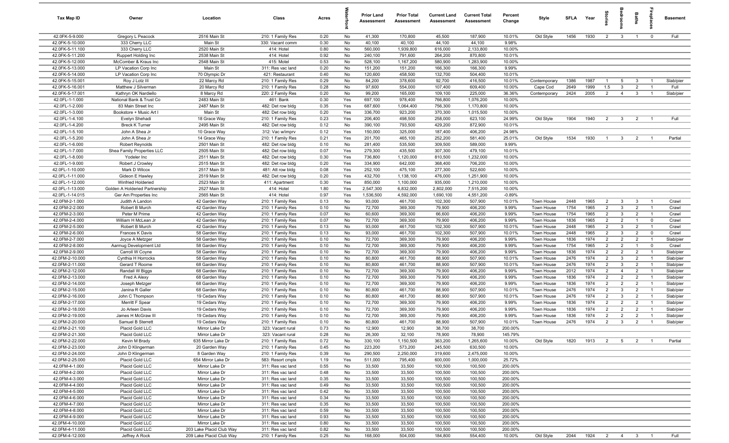| Tax Map ID | Owner | Location | Class | Acres | Waterfront | Prior Land Assessment | Prior Total Assessment | Current Land Assessment | Current Total Assessment | Percent Change | Style | SFLA | Year | Stories | Bedrooms | Baths | Fireplaces | Basement |
|---|---|---|---|---|---|---|---|---|---|---|---|---|---|---|---|---|---|---|
| 42.0FK-5-9.000 | Gregory L Peacock | 2516 Main St | 210: 1 Family Res | 0.20 | No | 41,300 | 170,800 | 45,500 | 187,900 | 10.01% | Old Style | 1456 | 1930 | 2 | 3 | 1 | 0 | Full |
| 42.0FK-5-10.000 | 333 Cherry LLC | Main St | 330: Vacant comm | 0.30 | No | 40,100 | 40,100 | 44,100 | 44,100 | 9.98% | | | | | | | | |
| 42.0FK-5-11.100 | 333 Cherry LLC | 2520 Main St | 414: Hotel | 0.80 | No | 560,000 | 1,939,800 | 616,000 | 2,133,800 | 10.00% | | | | | | | | |
| 42.0FK-5-11.200 | Ruppert Holding Inc | 2538 Main St | 414: Hotel | 0.92 | No | 240,100 | 791,600 | 264,200 | 870,800 | 10.01% | | | | | | | | |
| 42.0FK-5-12.000 | McComber & Kraus Inc | 2548 Main St | 415: Motel | 0.53 | No | 528,100 | 1,167,200 | 580,900 | 1,283,900 | 10.00% | | | | | | | | |
| 42.0FK-5-13.000 | LP Vacation Corp Inc | Main St | 311: Res vac land | 0.20 | No | 151,200 | 151,200 | 166,300 | 166,300 | 9.99% | | | | | | | | |
| 42.0FK-5-14.000 | LP Vacation Corp Inc | 70 Olympic Dr | 421: Restaurant | 0.40 | No | 120,600 | 458,500 | 132,700 | 504,400 | 10.01% | | | | | | | | |
| 42.0FK-5-15.001 | Roy J Lotz III | 22 Marcy Rd | 210: 1 Family Res | 0.29 | No | 84,200 | 378,600 | 92,700 | 416,500 | 10.01% | Contemporary | 1386 | 1987 | 1 | 5 | 3 | 1 | Slab/pier |
| 42.0FK-5-16.001 | Matthew J Silverman | 20 Marcy Rd | 210: 1 Family Res | 0.28 | No | 97,600 | 554,000 | 107,400 | 609,400 | 10.00% | Cape Cod | 2649 | 1999 | 1.5 | 3 | 2 | 1 | Full |
| 42.0FK-5-17.001 | Kathryn OK Nardiello | 8 Marcy Rd | 220: 2 Family Res | 0.20 | No | 99,200 | 165,000 | 109,100 | 225,000 | 36.36% | Contemporary | 2424 | 2005 | 2 | 4 | 3 | 1 | Slab/pier |
| 42.0FL-1-1.000 | National Bank & Trust Co | 2483 Main St | 461: Bank | 0.30 | Yes | 697,100 | 978,400 | 766,800 | 1,076,200 | 10.00% | | | | | | | | |
| 42.0FL-1-2.000 | 83 Main Street Inc | 2487 Main St | 482: Det row bldg | 0.35 | Yes | 687,600 | 1,064,400 | 756,300 | 1,170,800 | 10.00% | | | | | | | | |
| 42.0FL-1-3.000 | Bookstore + Music Art I | Main St | 482: Det row bldg | 0.20 | Yes | 336,700 | 923,200 | 370,300 | 1,015,500 | 10.00% | | | | | | | | |
| 42.0FL-1-4.100 | Evelyn Shehadi | 18 Grace Way | 210: 1 Family Res | 0.23 | Yes | 206,400 | 498,500 | 258,000 | 623,100 | 24.99% | Old Style | 1904 | 1940 | 2 | 3 | 2 | 1 | Full |
| 42.0FL-1-4.200 | Breck K Turner | 2495 Main St | 482: Det row bldg | 0.12 | No | 390,100 | 793,500 | 429,200 | 872,900 | 10.01% | | | | | | | | |
| 42.0FL-1-5.100 | John A Shea Jr | 10 Grace Way | 312: Vac w/imprv | 0.12 | Yes | 150,000 | 325,000 | 187,400 | 406,200 | 24.98% | | | | | | | | |
| 42.0FL-1-5.200 | John A Shea Jr | 14 Grace Way | 210: 1 Family Res | 0.21 | Yes | 201,700 | 465,100 | 252,200 | 581,400 | 25.01% | Old Style | 1534 | 1930 | 1 | 3 | 2 | 1 | Partial |
| 42.0FL-1-6.000 | Robert Reynolds | 2501 Main St | 482: Det row bldg | 0.10 | No | 281,400 | 535,500 | 309,500 | 589,000 | 9.99% | | | | | | | | |
| 42.0FL-1-7.000 | Shea Family Properties LLC | 2505 Main St | 482: Det row bldg | 0.07 | Yes | 279,300 | 435,500 | 307,300 | 479,100 | 10.01% | | | | | | | | |
| 42.0FL-1-8.000 | Yodeler Inc | 2511 Main St | 482: Det row bldg | 0.30 | Yes | 736,800 | 1,120,000 | 810,500 | 1,232,000 | 10.00% | | | | | | | | |
| 42.0FL-1-9.000 | Robert J Crowley | 2515 Main St | 482: Det row bldg | 0.20 | Yes | 334,900 | 642,000 | 368,400 | 706,200 | 10.00% | | | | | | | | |
| 42.0FL-1-10.000 | Mark D Wilcox | 2517 Main St | 481: Att row bldg | 0.08 | Yes | 252,100 | 475,100 | 277,300 | 522,600 | 10.00% | | | | | | | | |
| 42.0FL-1-11.000 | Gideon E Hawley | 2519 Main St | 482: Det row bldg | 0.20 | Yes | 432,700 | 1,138,100 | 476,000 | 1,251,900 | 10.00% | | | | | | | | |
| 42.0FL-1-12.000 | Winfried Holderied | 2523 Main St | 411: Apartment | 0.30 | Yes | 850,000 | 1,100,000 | 935,000 | 1,210,000 | 10.00% | | | | | | | | |
| 42.0FL-1-13.000 | Golden A Holderied Partnership | 2527 Main St | 414: Hotel | 1.80 | Yes | 2,547,300 | 6,832,000 | 2,802,000 | 7,515,200 | 10.00% | | | | | | | | |
| 42.0FL-1-14.015 | Ger Am Properties Inc | 2565 Main St | 414: Hotel | 0.97 | Yes | 1,536,500 | 4,592,000 | 1,690,100 | 4,551,200 | -0.89% | | | | | | | | |
| 42.0FM-2-1.000 | Judith A Landon | 42 Garden Way | 210: 1 Family Res | 0.13 | No | 93,000 | 461,700 | 102,300 | 507,900 | 10.01% | Town House | 2448 | 1965 | 2 | 3 | 3 | 1 | Crawl |
| 42.0FM-2-2.000 | Robert B Murch | 42 Garden Way | 210: 1 Family Res | 0.10 | No | 72,700 | 369,300 | 79,900 | 406,200 | 9.99% | Town House | 1754 | 1965 | 2 | 3 | 2 | 1 | Crawl |
| 42.0FM-2-3.000 | Peter M Prime | 42 Garden Way | 210: 1 Family Res | 0.07 | No | 60,600 | 369,300 | 66,600 | 406,200 | 9.99% | Town House | 1754 | 1965 | 2 | 3 | 2 | 1 | Crawl |
| 42.0FM-2-4.000 | William H McLean Jr | 42 Garden Way | 210: 1 Family Res | 0.07 | No | 72,700 | 369,300 | 79,900 | 406,200 | 9.99% | Town House | 1836 | 1965 | 2 | 2 | 1 | 0 | Crawl |
| 42.0FM-2-5.000 | Robert B Murch | 42 Garden Way | 210: 1 Family Res | 0.13 | No | 93,000 | 461,700 | 102,300 | 507,900 | 10.01% | Town House | 2448 | 1965 | 2 | 3 | 2 | 1 | Crawl |
| 42.0FM-2-6.000 | Frances K Davis | 58 Garden Way | 210: 1 Family Res | 0.13 | No | 93,000 | 461,700 | 102,300 | 507,900 | 10.01% | Town House | 2448 | 1965 | 2 | 3 | 2 | 0 | Crawl |
| 42.0FM-2-7.000 | Joyce A Metzger | 58 Garden Way | 210: 1 Family Res | 0.10 | No | 72,700 | 369,300 | 79,900 | 406,200 | 9.99% | Town House | 1836 | 1974 | 2 | 2 | 2 | 1 | Slab/pier |
| 42.0FM-2-8.000 | Aarmug Development Ltd | 58 Garden Way | 210: 1 Family Res | 0.10 | No | 72,700 | 369,300 | 79,900 | 406,200 | 9.99% | Town House | 1754 | 1965 | 2 | 2 | 1 | 0 | Crawl |
| 42.0FM-2-9.000 | Carroll W Coyne | 58 Garden Way | 210: 1 Family Res | 0.10 | No | 72,700 | 369,300 | 79,900 | 406,200 | 9.99% | Town House | 1836 | 1974 | 2 | 2 | 2 | 1 | Slab/pier |
| 42.0FM-2-10.000 | Cynthia H Horrocks | 58 Garden Way | 210: 1 Family Res | 0.10 | No | 80,800 | 461,700 | 88,900 | 507,900 | 10.01% | Town House | 2476 | 1974 | 2 | 3 | 2 | 1 | Slab/pier |
| 42.0FM-2-11.000 | Gerard T Roome | 68 Garden Way | 210: 1 Family Res | 0.10 | No | 80,800 | 461,700 | 88,900 | 507,900 | 10.01% | Town House | 2476 | 1974 | 2 | 3 | 2 | 1 | Slab/pier |
| 42.0FM-2-12.000 | Randall W Biggs | 68 Garden Way | 210: 1 Family Res | 0.10 | No | 72,700 | 369,300 | 79,900 | 406,200 | 9.99% | Town House | 2012 | 1974 | 2 | 4 | 2 | 1 | Slab/pier |
| 42.0FM-2-13.000 | Fred A Alexy | 68 Garden Way | 210: 1 Family Res | 0.10 | No | 72,700 | 369,300 | 79,900 | 406,200 | 9.99% | Town House | 1836 | 1974 | 2 | 2 | 2 | 1 | Slab/pier |
| 42.0FM-2-14.000 | Joseph Metzger | 68 Garden Way | 210: 1 Family Res | 0.10 | No | 72,700 | 369,300 | 79,900 | 406,200 | 9.99% | Town House | 1836 | 1974 | 2 | 2 | 2 | 1 | Slab/pier |
| 42.0FM-2-15.000 | Janina R Galler | 68 Garden Way | 210: 1 Family Res | 0.10 | No | 80,800 | 461,700 | 88,900 | 507,900 | 10.01% | Town House | 2476 | 1974 | 2 | 3 | 2 | 1 | Slab/pier |
| 42.0FM-2-16.000 | John C Thompson | 19 Cedars Way | 210: 1 Family Res | 0.10 | No | 80,800 | 461,700 | 88,900 | 507,900 | 10.01% | Town House | 2476 | 1974 | 2 | 3 | 2 | 1 | Slab/pier |
| 42.0FM-2-17.000 | Merritt F Spear | 19 Cedars Way | 210: 1 Family Res | 0.10 | No | 72,700 | 369,300 | 79,900 | 406,200 | 9.99% | Town House | 1836 | 1974 | 2 | 2 | 2 | 1 | Slab/pier |
| 42.0FM-2-18.000 | Jo Arleen Davis | 19 Cedars Way | 210: 1 Family Res | 0.10 | No | 72,700 | 369,300 | 79,900 | 406,200 | 9.99% | Town House | 1836 | 1974 | 2 | 2 | 2 | 1 | Slab/pier |
| 42.0FM-2-19.000 | James H McGraw III | 19 Cedars Way | 210: 1 Family Res | 0.10 | No | 72,700 | 369,300 | 79,900 | 406,200 | 9.99% | Town House | 1836 | 1974 | 2 | 2 | 2 | 1 | Slab/pier |
| 42.0FM-2-20.000 | Samuel B Sterrett | 19 Cedars Way | 210: 1 Family Res | 0.10 | No | 80,800 | 461,700 | 88,900 | 507,900 | 10.01% | Town House | 2476 | 1974 | 2 | 3 | 2 | 1 | Slab/pier |
| 42.0FM-2-21.100 | Placid Gold LLC | Mirror Lake Dr | 323: Vacant rural | 0.73 | No | 12,900 | 12,900 | 38,700 | 38,700 | 200.00% | | | | | | | | |
| 42.0FM-2-21.300 | Placid Gold LLC | Mirror Lake Dr | 323: Vacant rural | 0.28 | No | 26,300 | 32,100 | 78,900 | 78,900 | 145.79% | | | | | | | | |
| 42.0FM-2-22.000 | Kevin M Brady | 635 Mirror Lake Dr | 210: 1 Family Res | 0.72 | No | 330,100 | 1,150,500 | 363,200 | 1,265,600 | 10.00% | Old Style | 1820 | 1913 | 2 | 5 | 2 | 1 | Partial |
| 42.0FM-2-23.000 | John D Klingerman | 20 Garden Way | 210: 1 Family Res | 0.45 | No | 223,200 | 573,200 | 245,500 | 630,500 | 10.00% | | | | | | | | |
| 42.0FM-2-24.000 | John D Klingerman | 8 Garden Way | 210: 1 Family Res | 0.39 | No | 290,500 | 2,250,000 | 319,600 | 2,475,000 | 10.00% | | | | | | | | |
| 42.0FM-2-25.000 | Placid Gold LLC | 654 Mirror Lake Dr | 583: Resort cmplx | 1.19 | Yes | 511,000 | 795,400 | 600,000 | 1,000,000 | 25.72% | | | | | | | | |
| 42.0FM-4-1.000 | Placid Gold LLC | Mirror Lake Dr | 311: Res vac land | 0.55 | No | 33,500 | 33,500 | 100,500 | 100,500 | 200.00% | | | | | | | | |
| 42.0FM-4-2.000 | Placid Gold LLC | Mirror Lake Dr | 311: Res vac land | 0.48 | No | 33,500 | 33,500 | 100,500 | 100,500 | 200.00% | | | | | | | | |
| 42.0FM-4-3.000 | Placid Gold LLC | Mirror Lake Dr | 311: Res vac land | 0.35 | No | 33,500 | 33,500 | 100,500 | 100,500 | 200.00% | | | | | | | | |
| 42.0FM-4-4.000 | Placid Gold LLC | Mirror Lake Dr | 311: Res vac land | 0.49 | No | 33,500 | 33,500 | 100,500 | 100,500 | 200.00% | | | | | | | | |
| 42.0FM-4-5.000 | Placid Gold LLC | Mirror Lake Dr | 311: Res vac land | 0.42 | No | 33,500 | 33,500 | 100,500 | 100,500 | 200.00% | | | | | | | | |
| 42.0FM-4-6.000 | Placid Gold LLC | Mirror Lake Dr | 311: Res vac land | 0.34 | No | 33,500 | 33,500 | 100,500 | 100,500 | 200.00% | | | | | | | | |
| 42.0FM-4-7.000 | Placid Gold LLC | Mirror Lake Dr | 311: Res vac land | 0.35 | No | 33,500 | 33,500 | 100,500 | 100,500 | 200.00% | | | | | | | | |
| 42.0FM-4-8.000 | Placid Gold LLC | Mirror Lake Dr | 311: Res vac land | 0.59 | No | 33,500 | 33,500 | 100,500 | 100,500 | 200.00% | | | | | | | | |
| 42.0FM-4-9.000 | Placid Gold LLC | Mirror Lake Dr | 311: Res vac land | 0.93 | No | 33,500 | 33,500 | 100,500 | 100,500 | 200.00% | | | | | | | | |
| 42.0FM-4-10.000 | Placid Gold LLC | Mirror Lake Dr | 311: Res vac land | 0.80 | No | 33,500 | 33,500 | 100,500 | 100,500 | 200.00% | | | | | | | | |
| 42.0FM-4-11.000 | Placid Gold LLC | 203 Lake Placid Club Way | 311: Res vac land | 0.82 | No | 33,500 | 33,500 | 100,500 | 100,500 | 200.00% | | | | | | | | |
| 42.0FM-4-12.000 | Jeffrey A Rock | 209 Lake Placid Club Way | 210: 1 Family Res | 0.25 | No | 168,000 | 504,000 | 184,800 | 554,400 | 10.00% | Old Style | 2044 | 1924 | 2 | 4 | 3 | 1 | Full |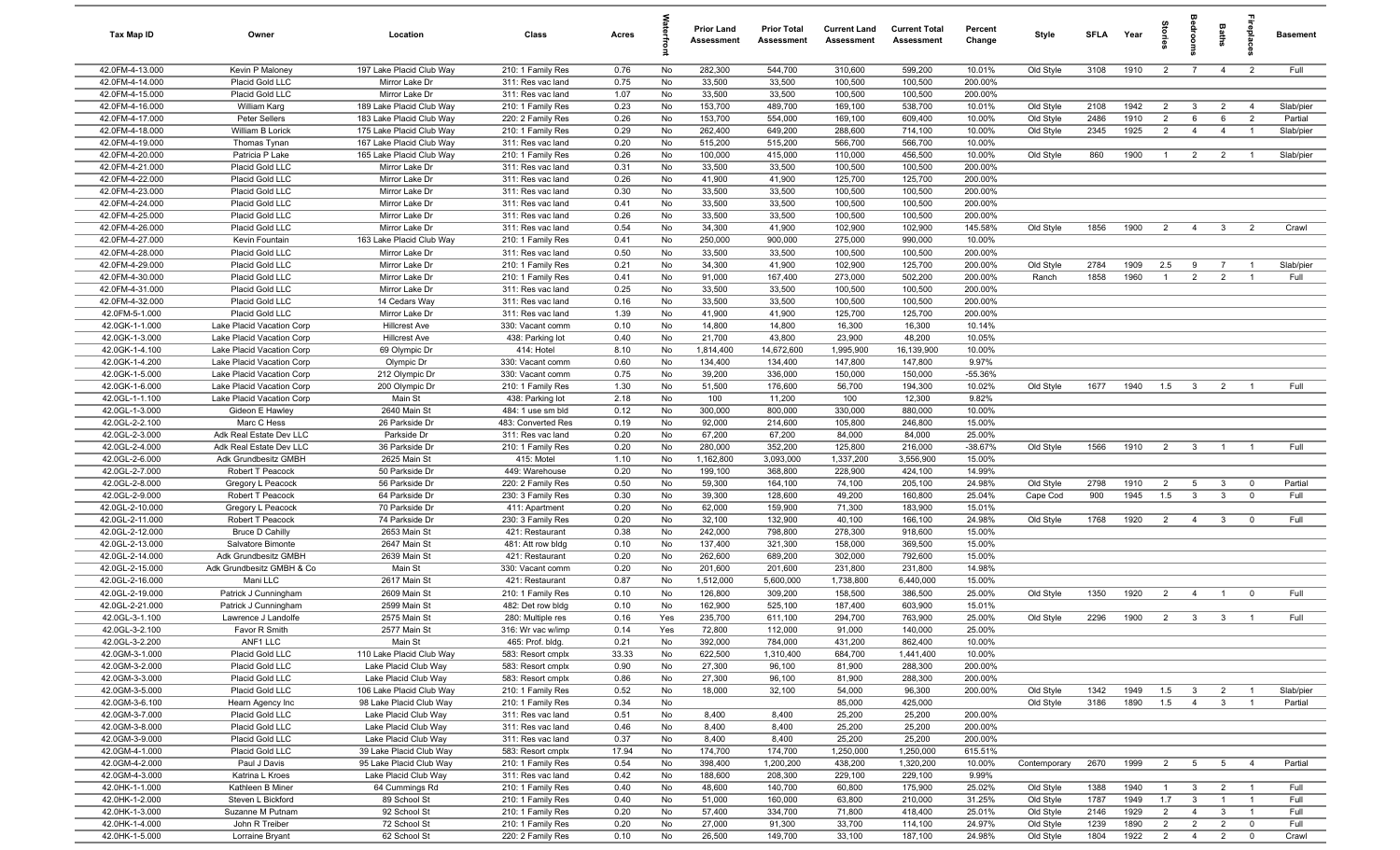| Tax Map ID | Owner | Location | Class | Acres | Waterfront | Prior Land Assessment | Prior Total Assessment | Current Land Assessment | Current Total Assessment | Percent Change | Style | SFLA | Year | Stories | Bedrooms | Baths | Fireplaces | Basement |
|---|---|---|---|---|---|---|---|---|---|---|---|---|---|---|---|---|---|---|
| 42.0FM-4-13.000 | Kevin P Maloney | 197 Lake Placid Club Way | 210: 1 Family Res | 0.76 | No | 282,300 | 544,700 | 310,600 | 599,200 | 10.01% | Old Style | 3108 | 1910 | 2 | 7 | 4 | 2 | Full |
| 42.0FM-4-14.000 | Placid Gold LLC | Mirror Lake Dr | 311: Res vac land | 0.75 | No | 33,500 | 33,500 | 100,500 | 100,500 | 200.00% | | | | | | | | |
| 42.0FM-4-15.000 | Placid Gold LLC | Mirror Lake Dr | 311: Res vac land | 1.07 | No | 33,500 | 33,500 | 100,500 | 100,500 | 200.00% | | | | | | | | |
| 42.0FM-4-16.000 | William Karg | 189 Lake Placid Club Way | 210: 1 Family Res | 0.23 | No | 153,700 | 489,700 | 169,100 | 538,700 | 10.01% | Old Style | 2108 | 1942 | 2 | 3 | 2 | 4 | Slab/pier |
| 42.0FM-4-17.000 | Peter Sellers | 183 Lake Placid Club Way | 220: 2 Family Res | 0.26 | No | 153,700 | 554,000 | 169,100 | 609,400 | 10.00% | Old Style | 2486 | 1910 | 2 | 6 | 6 | 2 | Partial |
| 42.0FM-4-18.000 | William B Lorick | 175 Lake Placid Club Way | 210: 1 Family Res | 0.29 | No | 262,400 | 649,200 | 288,600 | 714,100 | 10.00% | Old Style | 2345 | 1925 | 2 | 4 | 4 | 1 | Slab/pier |
| 42.0FM-4-19.000 | Thomas Tynan | 167 Lake Placid Club Way | 311: Res vac land | 0.20 | No | 515,200 | 515,200 | 566,700 | 566,700 | 10.00% | | | | | | | | |
| 42.0FM-4-20.000 | Patricia P Lake | 165 Lake Placid Club Way | 210: 1 Family Res | 0.26 | No | 100,000 | 415,000 | 110,000 | 456,500 | 10.00% | Old Style | 860 | 1900 | 1 | 2 | 2 | 1 | Slab/pier |
| 42.0FM-4-21.000 | Placid Gold LLC | Mirror Lake Dr | 311: Res vac land | 0.31 | No | 33,500 | 33,500 | 100,500 | 100,500 | 200.00% | | | | | | | | |
| 42.0FM-4-22.000 | Placid Gold LLC | Mirror Lake Dr | 311: Res vac land | 0.26 | No | 41,900 | 41,900 | 125,700 | 125,700 | 200.00% | | | | | | | | |
| 42.0FM-4-23.000 | Placid Gold LLC | Mirror Lake Dr | 311: Res vac land | 0.30 | No | 33,500 | 33,500 | 100,500 | 100,500 | 200.00% | | | | | | | | |
| 42.0FM-4-24.000 | Placid Gold LLC | Mirror Lake Dr | 311: Res vac land | 0.41 | No | 33,500 | 33,500 | 100,500 | 100,500 | 200.00% | | | | | | | | |
| 42.0FM-4-25.000 | Placid Gold LLC | Mirror Lake Dr | 311: Res vac land | 0.26 | No | 33,500 | 33,500 | 100,500 | 100,500 | 200.00% | | | | | | | | |
| 42.0FM-4-26.000 | Placid Gold LLC | Mirror Lake Dr | 311: Res vac land | 0.54 | No | 34,300 | 41,900 | 102,900 | 102,900 | 145.58% | Old Style | 1856 | 1900 | 2 | 4 | 3 | 2 | Crawl |
| 42.0FM-4-27.000 | Kevin Fountain | 163 Lake Placid Club Way | 210: 1 Family Res | 0.41 | No | 250,000 | 900,000 | 275,000 | 990,000 | 10.00% | | | | | | | | |
| 42.0FM-4-28.000 | Placid Gold LLC | Mirror Lake Dr | 311: Res vac land | 0.50 | No | 33,500 | 33,500 | 100,500 | 100,500 | 200.00% | | | | | | | | |
| 42.0FM-4-29.000 | Placid Gold LLC | Mirror Lake Dr | 210: 1 Family Res | 0.21 | No | 34,300 | 41,900 | 102,900 | 125,700 | 200.00% | Old Style | 2784 | 1909 | 2.5 | 9 | 7 | 1 | Slab/pier |
| 42.0FM-4-30.000 | Placid Gold LLC | Mirror Lake Dr | 210: 1 Family Res | 0.41 | No | 91,000 | 167,400 | 273,000 | 502,200 | 200.00% | Ranch | 1858 | 1960 | 1 | 2 | 2 | 1 | Full |
| 42.0FM-4-31.000 | Placid Gold LLC | Mirror Lake Dr | 311: Res vac land | 0.25 | No | 33,500 | 33,500 | 100,500 | 100,500 | 200.00% | | | | | | | | |
| 42.0FM-4-32.000 | Placid Gold LLC | 14 Cedars Way | 311: Res vac land | 0.16 | No | 33,500 | 33,500 | 100,500 | 100,500 | 200.00% | | | | | | | | |
| 42.0FM-5-1.000 | Placid Gold LLC | Mirror Lake Dr | 311: Res vac land | 1.39 | No | 41,900 | 41,900 | 125,700 | 125,700 | 200.00% | | | | | | | | |
| 42.0GK-1-1.000 | Lake Placid Vacation Corp | Hillcrest Ave | 330: Vacant comm | 0.10 | No | 14,800 | 14,800 | 16,300 | 16,300 | 10.14% | | | | | | | | |
| 42.0GK-1-3.000 | Lake Placid Vacation Corp | Hillcrest Ave | 438: Parking lot | 0.40 | No | 21,700 | 43,800 | 23,900 | 48,200 | 10.05% | | | | | | | | |
| 42.0GK-1-4.100 | Lake Placid Vacation Corp | 69 Olympic Dr | 414: Hotel | 8.10 | No | 1,814,400 | 14,672,600 | 1,995,900 | 16,139,900 | 10.00% | | | | | | | | |
| 42.0GK-1-4.200 | Lake Placid Vacation Corp | Olympic Dr | 330: Vacant comm | 0.60 | No | 134,400 | 134,400 | 147,800 | 147,800 | 9.97% | | | | | | | | |
| 42.0GK-1-5.000 | Lake Placid Vacation Corp | 212 Olympic Dr | 330: Vacant comm | 0.75 | No | 39,200 | 336,000 | 150,000 | 150,000 | -55.36% | | | | | | | | |
| 42.0GK-1-6.000 | Lake Placid Vacation Corp | 200 Olympic Dr | 210: 1 Family Res | 1.30 | No | 51,500 | 176,600 | 56,700 | 194,300 | 10.02% | Old Style | 1677 | 1940 | 1.5 | 3 | 2 | 1 | Full |
| 42.0GL-1-1.100 | Lake Placid Vacation Corp | Main St | 438: Parking lot | 2.18 | No | 100 | 11,200 | 100 | 12,300 | 9.82% | | | | | | | | |
| 42.0GL-1-3.000 | Gideon E Hawley | 2640 Main St | 484: 1 use sm bld | 0.12 | No | 300,000 | 800,000 | 330,000 | 880,000 | 10.00% | | | | | | | | |
| 42.0GL-2-2.100 | Marc C Hess | 26 Parkside Dr | 483: Converted Res | 0.19 | No | 92,000 | 214,600 | 105,800 | 246,800 | 15.00% | | | | | | | | |
| 42.0GL-2-3.000 | Adk Real Estate Dev LLC | Parkside Dr | 311: Res vac land | 0.20 | No | 67,200 | 67,200 | 84,000 | 84,000 | 25.00% | | | | | | | | |
| 42.0GL-2-4.000 | Adk Real Estate Dev LLC | 36 Parkside Dr | 210: 1 Family Res | 0.20 | No | 280,000 | 352,200 | 125,800 | 216,000 | -38.67% | Old Style | 1566 | 1910 | 2 | 3 | 1 | 1 | Full |
| 42.0GL-2-6.000 | Adk Grundbesitz GMBH | 2625 Main St | 415: Motel | 1.10 | No | 1,162,800 | 3,093,000 | 1,337,200 | 3,556,900 | 15.00% | | | | | | | | |
| 42.0GL-2-7.000 | Robert T Peacock | 50 Parkside Dr | 449: Warehouse | 0.20 | No | 199,100 | 368,800 | 228,900 | 424,100 | 14.99% | | | | | | | | |
| 42.0GL-2-8.000 | Gregory L Peacock | 56 Parkside Dr | 220: 2 Family Res | 0.50 | No | 59,300 | 164,100 | 74,100 | 205,100 | 24.98% | Old Style | 2798 | 1910 | 2 | 5 | 3 | 0 | Partial |
| 42.0GL-2-9.000 | Robert T Peacock | 64 Parkside Dr | 230: 3 Family Res | 0.30 | No | 39,300 | 128,600 | 49,200 | 160,800 | 25.04% | Cape Cod | 900 | 1945 | 1.5 | 3 | 3 | 0 | Full |
| 42.0GL-2-10.000 | Gregory L Peacock | 70 Parkside Dr | 411: Apartment | 0.20 | No | 62,000 | 159,900 | 71,300 | 183,900 | 15.01% | | | | | | | | |
| 42.0GL-2-11.000 | Robert T Peacock | 74 Parkside Dr | 230: 3 Family Res | 0.20 | No | 32,100 | 132,900 | 40,100 | 166,100 | 24.98% | Old Style | 1768 | 1920 | 2 | 4 | 3 | 0 | Full |
| 42.0GL-2-12.000 | Bruce D Cahilly | 2653 Main St | 421: Restaurant | 0.38 | No | 242,000 | 798,800 | 278,300 | 918,600 | 15.00% | | | | | | | | |
| 42.0GL-2-13.000 | Salvatore Bimonte | 2647 Main St | 481: Att row bldg | 0.10 | No | 137,400 | 321,300 | 158,000 | 369,500 | 15.00% | | | | | | | | |
| 42.0GL-2-14.000 | Adk Grundbesitz GMBH | 2639 Main St | 421: Restaurant | 0.20 | No | 262,600 | 689,200 | 302,000 | 792,600 | 15.00% | | | | | | | | |
| 42.0GL-2-15.000 | Adk Grundbesitz GMBH & Co | Main St | 330: Vacant comm | 0.20 | No | 201,600 | 201,600 | 231,800 | 231,800 | 14.98% | | | | | | | | |
| 42.0GL-2-16.000 | Mani LLC | 2617 Main St | 421: Restaurant | 0.87 | No | 1,512,000 | 5,600,000 | 1,738,800 | 6,440,000 | 15.00% | | | | | | | | |
| 42.0GL-2-19.000 | Patrick J Cunningham | 2609 Main St | 210: 1 Family Res | 0.10 | No | 126,800 | 309,200 | 158,500 | 386,500 | 25.00% | Old Style | 1350 | 1920 | 2 | 4 | 1 | 0 | Full |
| 42.0GL-2-21.000 | Patrick J Cunningham | 2599 Main St | 482: Det row bldg | 0.10 | No | 162,900 | 525,100 | 187,400 | 603,900 | 15.01% | | | | | | | | |
| 42.0GL-3-1.100 | Lawrence J Landolfe | 2575 Main St | 280: Multiple res | 0.16 | Yes | 235,700 | 611,100 | 294,700 | 763,900 | 25.00% | Old Style | 2296 | 1900 | 2 | 3 | 3 | 1 | Full |
| 42.0GL-3-2.100 | Favor R Smith | 2577 Main St | 316: Wr vac w/imp | 0.14 | Yes | 72,800 | 112,000 | 91,000 | 140,000 | 25.00% | | | | | | | | |
| 42.0GL-3-2.200 | ANF1 LLC | Main St | 465: Prof. bldg. | 0.21 | No | 392,000 | 784,000 | 431,200 | 862,400 | 10.00% | | | | | | | | |
| 42.0GM-3-1.000 | Placid Gold LLC | 110 Lake Placid Club Way | 583: Resort cmplx | 33.33 | No | 622,500 | 1,310,400 | 684,700 | 1,441,400 | 10.00% | | | | | | | | |
| 42.0GM-3-2.000 | Placid Gold LLC | Lake Placid Club Way | 583: Resort cmplx | 0.90 | No | 27,300 | 96,100 | 81,900 | 288,300 | 200.00% | | | | | | | | |
| 42.0GM-3-3.000 | Placid Gold LLC | Lake Placid Club Way | 583: Resort cmplx | 0.86 | No | 27,300 | 96,100 | 81,900 | 288,300 | 200.00% | | | | | | | | |
| 42.0GM-3-5.000 | Placid Gold LLC | 106 Lake Placid Club Way | 210: 1 Family Res | 0.52 | No | 18,000 | 32,100 | 54,000 | 96,300 | 200.00% | Old Style | 1342 | 1949 | 1.5 | 3 | 2 | 1 | Slab/pier |
| 42.0GM-3-6.100 | Hearn Agency Inc | 98 Lake Placid Club Way | 210: 1 Family Res | 0.34 | No | | | 85,000 | 425,000 | | Old Style | 3186 | 1890 | 1.5 | 4 | 3 | 1 | Partial |
| 42.0GM-3-7.000 | Placid Gold LLC | Lake Placid Club Way | 311: Res vac land | 0.51 | No | 8,400 | 8,400 | 25,200 | 25,200 | 200.00% | | | | | | | | |
| 42.0GM-3-8.000 | Placid Gold LLC | Lake Placid Club Way | 311: Res vac land | 0.46 | No | 8,400 | 8,400 | 25,200 | 25,200 | 200.00% | | | | | | | | |
| 42.0GM-3-9.000 | Placid Gold LLC | Lake Placid Club Way | 311: Res vac land | 0.37 | No | 8,400 | 8,400 | 25,200 | 25,200 | 200.00% | | | | | | | | |
| 42.0GM-4-1.000 | Placid Gold LLC | 39 Lake Placid Club Way | 583: Resort cmplx | 17.94 | No | 174,700 | 174,700 | 1,250,000 | 1,250,000 | 615.51% | | | | | | | | |
| 42.0GM-4-2.000 | Paul J Davis | 95 Lake Placid Club Way | 210: 1 Family Res | 0.54 | No | 398,400 | 1,200,200 | 438,200 | 1,320,200 | 10.00% | Contemporary | 2670 | 1999 | 2 | 5 | 5 | 4 | Partial |
| 42.0GM-4-3.000 | Katrina L Kroes | Lake Placid Club Way | 311: Res vac land | 0.42 | No | 188,600 | 208,300 | 229,100 | 229,100 | 9.99% | | | | | | | | |
| 42.0HK-1-1.000 | Kathleen B Miner | 64 Cummings Rd | 210: 1 Family Res | 0.40 | No | 48,600 | 140,700 | 60,800 | 175,900 | 25.02% | Old Style | 1388 | 1940 | 1 | 3 | 2 | 1 | Full |
| 42.0HK-1-2.000 | Steven L Bickford | 89 School St | 210: 1 Family Res | 0.40 | No | 51,000 | 160,000 | 63,800 | 210,000 | 31.25% | Old Style | 1787 | 1949 | 1.7 | 3 | 1 | 1 | Full |
| 42.0HK-1-3.000 | Suzanne M Putnam | 92 School St | 210: 1 Family Res | 0.20 | No | 57,400 | 334,700 | 71,800 | 418,400 | 25.01% | Old Style | 2146 | 1929 | 2 | 4 | 3 | 1 | Full |
| 42.0HK-1-4.000 | John R Treiber | 72 School St | 210: 1 Family Res | 0.20 | No | 27,000 | 91,300 | 33,700 | 114,100 | 24.97% | Old Style | 1239 | 1890 | 2 | 2 | 2 | 0 | Full |
| 42.0HK-1-5.000 | Lorraine Bryant | 62 School St | 220: 2 Family Res | 0.10 | No | 26,500 | 149,700 | 33,100 | 187,100 | 24.98% | Old Style | 1804 | 1922 | 2 | 4 | 2 | 0 | Crawl |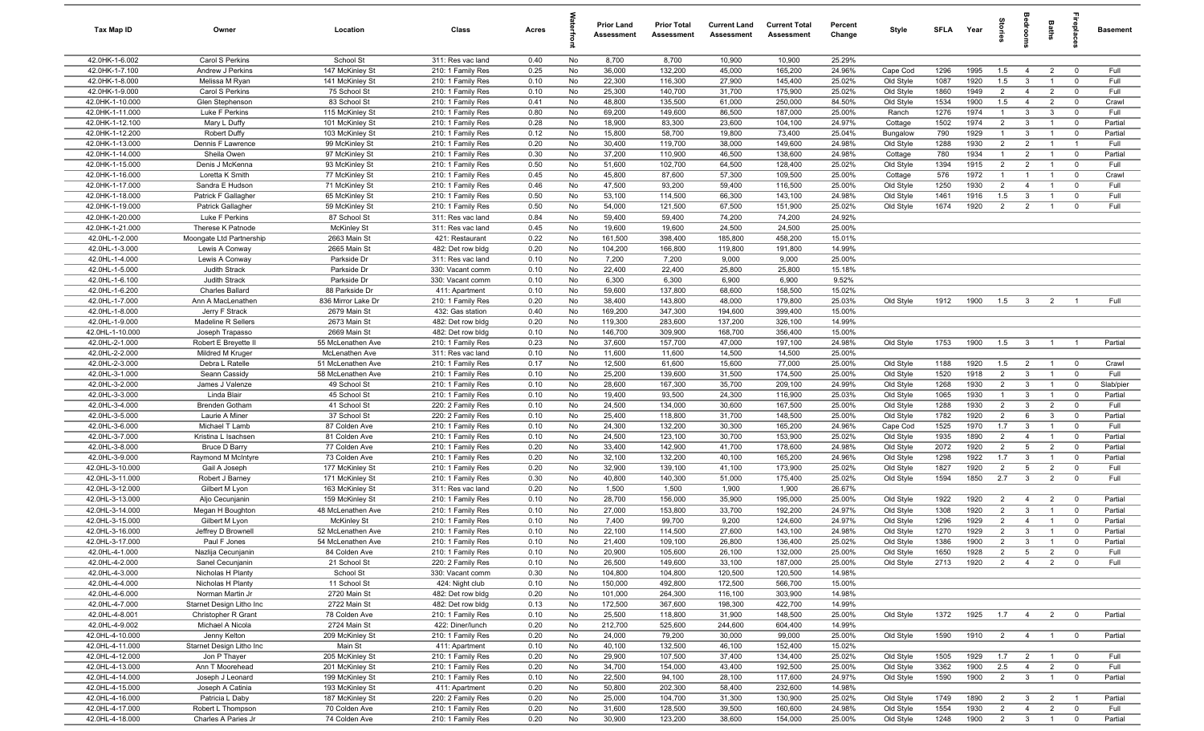| Tax Map ID | Owner | Location | Class | Acres | Waterfront | Prior Land Assessment | Prior Total Assessment | Current Land Assessment | Current Total Assessment | Percent Change | Style | SFLA | Year | Stories | Bedrooms | Baths | Fireplaces | Basement |
|---|---|---|---|---|---|---|---|---|---|---|---|---|---|---|---|---|---|---|
| 42.0HK-1-6.002 | Carol S Perkins | School St | 311: Res vac land | 0.40 | No | 8,700 | 8,700 | 10,900 | 10,900 | 25.29% | | | | | | | | |
| 42.0HK-1-7.100 | Andrew J Perkins | 147 McKinley St | 210: 1 Family Res | 0.25 | No | 36,000 | 132,200 | 45,000 | 165,200 | 24.96% | Cape Cod | 1296 | 1995 | 1.5 | 4 | 2 | 0 | Full |
| 42.0HK-1-8.000 | Melissa M Ryan | 141 McKinley St | 210: 1 Family Res | 0.10 | No | 22,300 | 116,300 | 27,900 | 145,400 | 25.02% | Old Style | 1087 | 1920 | 1.5 | 3 | 1 | 0 | Full |
| 42.0HK-1-9.000 | Carol S Perkins | 75 School St | 210: 1 Family Res | 0.10 | No | 25,300 | 140,700 | 31,700 | 175,900 | 25.02% | Old Style | 1860 | 1949 | 2 | 4 | 2 | 0 | Full |
| 42.0HK-1-10.000 | Glen Stephenson | 83 School St | 210: 1 Family Res | 0.41 | No | 48,800 | 135,500 | 61,000 | 250,000 | 84.50% | Old Style | 1534 | 1900 | 1.5 | 4 | 2 | 0 | Crawl |
| 42.0HK-1-11.000 | Luke F Perkins | 115 McKinley St | 210: 1 Family Res | 0.80 | No | 69,200 | 149,600 | 86,500 | 187,000 | 25.00% | Ranch | 1276 | 1974 | 1 | 3 | 3 | 0 | Full |
| 42.0HK-1-12.100 | Mary L Duffy | 101 McKinley St | 210: 1 Family Res | 0.28 | No | 18,900 | 83,300 | 23,600 | 104,100 | 24.97% | Cottage | 1502 | 1974 | 2 | 3 | 1 | 0 | Partial |
| 42.0HK-1-12.200 | Robert Duffy | 103 McKinley St | 210: 1 Family Res | 0.12 | No | 15,800 | 58,700 | 19,800 | 73,400 | 25.04% | Bungalow | 790 | 1929 | 1 | 3 | 1 | 0 | Partial |
| 42.0HK-1-13.000 | Dennis F Lawrence | 99 McKinley St | 210: 1 Family Res | 0.20 | No | 30,400 | 119,700 | 38,000 | 149,600 | 24.98% | Old Style | 1288 | 1930 | 2 | 2 | 1 | 1 | Full |
| 42.0HK-1-14.000 | Sheila Owen | 97 McKinley St | 210: 1 Family Res | 0.30 | No | 37,200 | 110,900 | 46,500 | 138,600 | 24.98% | Cottage | 780 | 1934 | 1 | 2 | 1 | 0 | Partial |
| 42.0HK-1-15.000 | Denis J McKenna | 93 McKinley St | 210: 1 Family Res | 0.50 | No | 51,600 | 102,700 | 64,500 | 128,400 | 25.02% | Old Style | 1394 | 1915 | 2 | 2 | 1 | 0 | Full |
| 42.0HK-1-16.000 | Loretta K Smith | 77 McKinley St | 210: 1 Family Res | 0.45 | No | 45,800 | 87,600 | 57,300 | 109,500 | 25.00% | Cottage | 576 | 1972 | 1 | 1 | 1 | 0 | Crawl |
| 42.0HK-1-17.000 | Sandra E Hudson | 71 McKinley St | 210: 1 Family Res | 0.46 | No | 47,500 | 93,200 | 59,400 | 116,500 | 25.00% | Old Style | 1250 | 1930 | 2 | 4 | 1 | 0 | Full |
| 42.0HK-1-18.000 | Patrick F Gallagher | 65 McKinley St | 210: 1 Family Res | 0.50 | No | 53,100 | 114,500 | 66,300 | 143,100 | 24.98% | Old Style | 1461 | 1916 | 1.5 | 3 | 1 | 0 | Full |
| 42.0HK-1-19.000 | Patrick Gallagher | 59 McKinley St | 210: 1 Family Res | 0.50 | No | 54,000 | 121,500 | 67,500 | 151,900 | 25.02% | Old Style | 1674 | 1920 | 2 | 2 | 1 | 0 | Full |
| 42.0HK-1-20.000 | Luke F Perkins | 87 School St | 311: Res vac land | 0.84 | No | 59,400 | 59,400 | 74,200 | 74,200 | 24.92% | | | | | | | | |
| 42.0HK-1-21.000 | Therese K Patnode | McKinley St | 311: Res vac land | 0.45 | No | 19,600 | 19,600 | 24,500 | 24,500 | 25.00% | | | | | | | | |
| 42.0HL-1-2.000 | Moongate Ltd Partnership | 2663 Main St | 421: Restaurant | 0.22 | No | 161,500 | 398,400 | 185,800 | 458,200 | 15.01% | | | | | | | | |
| 42.0HL-1-3.000 | Lewis A Conway | 2665 Main St | 482: Det row bldg | 0.20 | No | 104,200 | 166,800 | 119,800 | 191,800 | 14.99% | | | | | | | | |
| 42.0HL-1-4.000 | Lewis A Conway | Parkside Dr | 311: Res vac land | 0.10 | No | 7,200 | 7,200 | 9,000 | 9,000 | 25.00% | | | | | | | | |
| 42.0HL-1-5.000 | Judith Strack | Parkside Dr | 330: Vacant comm | 0.10 | No | 22,400 | 22,400 | 25,800 | 25,800 | 15.18% | | | | | | | | |
| 42.0HL-1-6.100 | Judith Strack | Parkside Dr | 330: Vacant comm | 0.10 | No | 6,300 | 6,300 | 6,900 | 6,900 | 9.52% | | | | | | | | |
| 42.0HL-1-6.200 | Charles Ballard | 88 Parkside Dr | 411: Apartment | 0.10 | No | 59,600 | 137,800 | 68,600 | 158,500 | 15.02% | | | | | | | | |
| 42.0HL-1-7.000 | Ann A MacLenathen | 836 Mirror Lake Dr | 210: 1 Family Res | 0.20 | No | 38,400 | 143,800 | 48,000 | 179,800 | 25.03% | Old Style | 1912 | 1900 | 1.5 | 3 | 2 | 1 | Full |
| 42.0HL-1-8.000 | Jerry F Strack | 2679 Main St | 432: Gas station | 0.40 | No | 169,200 | 347,300 | 194,600 | 399,400 | 15.00% | | | | | | | | |
| 42.0HL-1-9.000 | Madeline R Sellers | 2673 Main St | 482: Det row bldg | 0.20 | No | 119,300 | 283,600 | 137,200 | 326,100 | 14.99% | | | | | | | | |
| 42.0HL-1-10.000 | Joseph Trapasso | 2669 Main St | 482: Det row bldg | 0.10 | No | 146,700 | 309,900 | 168,700 | 356,400 | 15.00% | | | | | | | | |
| 42.0HL-2-1.000 | Robert E Breyette II | 55 McLenathen Ave | 210: 1 Family Res | 0.23 | No | 37,600 | 157,700 | 47,000 | 197,100 | 24.98% | Old Style | 1753 | 1900 | 1.5 | 3 | 1 | 1 | Partial |
| 42.0HL-2-2.000 | Mildred M Kruger | McLenathen Ave | 311: Res vac land | 0.10 | No | 11,600 | 11,600 | 14,500 | 14,500 | 25.00% | | | | | | | | |
| 42.0HL-2-3.000 | Debra L Ratelle | 51 McLenathen Ave | 210: 1 Family Res | 0.17 | No | 12,500 | 61,600 | 15,600 | 77,000 | 25.00% | Old Style | 1188 | 1920 | 1.5 | 2 | 1 | 0 | Crawl |
| 42.0HL-3-1.000 | Seann Cassidy | 58 McLenathen Ave | 210: 1 Family Res | 0.10 | No | 25,200 | 139,600 | 31,500 | 174,500 | 25.00% | Old Style | 1520 | 1918 | 2 | 3 | 1 | 0 | Full |
| 42.0HL-3-2.000 | James J Valenze | 49 School St | 210: 1 Family Res | 0.10 | No | 28,600 | 167,300 | 35,700 | 209,100 | 24.99% | Old Style | 1268 | 1930 | 2 | 3 | 1 | 0 | Slab/pier |
| 42.0HL-3-3.000 | Linda Blair | 45 School St | 210: 1 Family Res | 0.10 | No | 19,400 | 93,500 | 24,300 | 116,900 | 25.03% | Old Style | 1065 | 1930 | 1 | 3 | 1 | 0 | Partial |
| 42.0HL-3-4.000 | Brenden Gotham | 41 School St | 220: 2 Family Res | 0.10 | No | 24,500 | 134,000 | 30,600 | 167,500 | 25.00% | Old Style | 1288 | 1930 | 2 | 3 | 2 | 0 | Full |
| 42.0HL-3-5.000 | Laurie A Miner | 37 School St | 220: 2 Family Res | 0.10 | No | 25,400 | 118,800 | 31,700 | 148,500 | 25.00% | Old Style | 1782 | 1920 | 2 | 6 | 3 | 0 | Partial |
| 42.0HL-3-6.000 | Michael T Lamb | 87 Colden Ave | 210: 1 Family Res | 0.10 | No | 24,300 | 132,200 | 30,300 | 165,200 | 24.96% | Cape Cod | 1525 | 1970 | 1.7 | 3 | 1 | 0 | Full |
| 42.0HL-3-7.000 | Kristina L Isachsen | 81 Colden Ave | 210: 1 Family Res | 0.10 | No | 24,500 | 123,100 | 30,700 | 153,900 | 25.02% | Old Style | 1935 | 1890 | 2 | 4 | 1 | 0 | Partial |
| 42.0HL-3-8.000 | Bruce D Barry | 77 Colden Ave | 210: 1 Family Res | 0.20 | No | 33,400 | 142,900 | 41,700 | 178,600 | 24.98% | Old Style | 2072 | 1920 | 2 | 5 | 2 | 0 | Partial |
| 42.0HL-3-9.000 | Raymond M McIntyre | 73 Colden Ave | 210: 1 Family Res | 0.20 | No | 32,100 | 132,200 | 40,100 | 165,200 | 24.96% | Old Style | 1298 | 1922 | 1.7 | 3 | 1 | 0 | Partial |
| 42.0HL-3-10.000 | Gail A Joseph | 177 McKinley St | 210: 1 Family Res | 0.20 | No | 32,900 | 139,100 | 41,100 | 173,900 | 25.02% | Old Style | 1827 | 1920 | 2 | 5 | 2 | 0 | Full |
| 42.0HL-3-11.000 | Robert J Barney | 171 McKinley St | 210: 1 Family Res | 0.30 | No | 40,800 | 140,300 | 51,000 | 175,400 | 25.02% | Old Style | 1594 | 1850 | 2.7 | 3 | 2 | 0 | Full |
| 42.0HL-3-12.000 | Gilbert M Lyon | 163 McKinley St | 311: Res vac land | 0.20 | No | 1,500 | 1,500 | 1,900 | 1,900 | 26.67% | | | | | | | | |
| 42.0HL-3-13.000 | Aljo Cecunjanin | 159 McKinley St | 210: 1 Family Res | 0.10 | No | 28,700 | 156,000 | 35,900 | 195,000 | 25.00% | Old Style | 1922 | 1920 | 2 | 4 | 2 | 0 | Partial |
| 42.0HL-3-14.000 | Megan H Boughton | 48 McLenathen Ave | 210: 1 Family Res | 0.10 | No | 27,000 | 153,800 | 33,700 | 192,200 | 24.97% | Old Style | 1308 | 1920 | 2 | 3 | 1 | 0 | Partial |
| 42.0HL-3-15.000 | Gilbert M Lyon | McKinley St | 210: 1 Family Res | 0.10 | No | 7,400 | 99,700 | 9,200 | 124,600 | 24.97% | Old Style | 1296 | 1929 | 2 | 4 | 1 | 0 | Partial |
| 42.0HL-3-16.000 | Jeffrey D Brownell | 52 McLenathen Ave | 210: 1 Family Res | 0.10 | No | 22,100 | 114,500 | 27,600 | 143,100 | 24.98% | Old Style | 1270 | 1929 | 2 | 3 | 1 | 0 | Partial |
| 42.0HL-3-17.000 | Paul F Jones | 54 McLenathen Ave | 210: 1 Family Res | 0.10 | No | 21,400 | 109,100 | 26,800 | 136,400 | 25.02% | Old Style | 1386 | 1900 | 2 | 3 | 1 | 0 | Partial |
| 42.0HL-4-1.000 | Nazlija Cecunjanin | 84 Colden Ave | 210: 1 Family Res | 0.10 | No | 20,900 | 105,600 | 26,100 | 132,000 | 25.00% | Old Style | 1650 | 1928 | 2 | 5 | 2 | 0 | Full |
| 42.0HL-4-2.000 | Sanel Cecunjanin | 21 School St | 220: 2 Family Res | 0.10 | No | 26,500 | 149,600 | 33,100 | 187,000 | 25.00% | Old Style | 2713 | 1920 | 2 | 4 | 2 | 0 | Full |
| 42.0HL-4-3.000 | Nicholas H Planty | School St | 330: Vacant comm | 0.30 | No | 104,800 | 104,800 | 120,500 | 120,500 | 14.98% | | | | | | | | |
| 42.0HL-4-4.000 | Nicholas H Planty | 11 School St | 424: Night club | 0.10 | No | 150,000 | 492,800 | 172,500 | 566,700 | 15.00% | | | | | | | | |
| 42.0HL-4-6.000 | Norman Martin Jr | 2720 Main St | 482: Det row bldg | 0.20 | No | 101,000 | 264,300 | 116,100 | 303,900 | 14.98% | | | | | | | | |
| 42.0HL-4-7.000 | Starnet Design Litho Inc | 2722 Main St | 482: Det row bldg | 0.13 | No | 172,500 | 367,600 | 198,300 | 422,700 | 14.99% | | | | | | | | |
| 42.0HL-4-8.001 | Christopher R Grant | 78 Colden Ave | 210: 1 Family Res | 0.10 | No | 25,500 | 118,800 | 31,900 | 148,500 | 25.00% | Old Style | 1372 | 1925 | 1.7 | 4 | 2 | 0 | Partial |
| 42.0HL-4-9.002 | Michael A Nicola | 2724 Main St | 422: Diner/lunch | 0.20 | No | 212,700 | 525,600 | 244,600 | 604,400 | 14.99% | | | | | | | | |
| 42.0HL-4-10.000 | Jenny Kelton | 209 McKinley St | 210: 1 Family Res | 0.20 | No | 24,000 | 79,200 | 30,000 | 99,000 | 25.00% | Old Style | 1590 | 1910 | 2 | 4 | 1 | 0 | Partial |
| 42.0HL-4-11.000 | Starnet Design Litho Inc | Main St | 411: Apartment | 0.10 | No | 40,100 | 132,500 | 46,100 | 152,400 | 15.02% | | | | | | | | |
| 42.0HL-4-12.000 | Jon P Thayer | 205 McKinley St | 210: 1 Family Res | 0.20 | No | 29,900 | 107,500 | 37,400 | 134,400 | 25.02% | Old Style | 1505 | 1929 | 1.7 | 2 | 1 | 0 | Full |
| 42.0HL-4-13.000 | Ann T Moorehead | 201 McKinley St | 210: 1 Family Res | 0.20 | No | 34,700 | 154,000 | 43,400 | 192,500 | 25.00% | Old Style | 3362 | 1900 | 2.5 | 4 | 2 | 0 | Full |
| 42.0HL-4-14.000 | Joseph J Leonard | 199 McKinley St | 210: 1 Family Res | 0.10 | No | 22,500 | 94,100 | 28,100 | 117,600 | 24.97% | Old Style | 1590 | 1900 | 2 | 3 | 1 | 0 | Partial |
| 42.0HL-4-15.000 | Joseph A Catinia | 193 McKinley St | 411: Apartment | 0.20 | No | 50,800 | 202,300 | 58,400 | 232,600 | 14.98% | | | | | | | | |
| 42.0HL-4-16.000 | Patricia L Daby | 187 McKinley St | 220: 2 Family Res | 0.20 | No | 25,000 | 104,700 | 31,300 | 130,900 | 25.02% | Old Style | 1749 | 1890 | 2 | 3 | 2 | 1 | Partial |
| 42.0HL-4-17.000 | Robert L Thompson | 70 Colden Ave | 210: 1 Family Res | 0.20 | No | 31,600 | 128,500 | 39,500 | 160,600 | 24.98% | Old Style | 1554 | 1930 | 2 | 4 | 2 | 0 | Full |
| 42.0HL-4-18.000 | Charles A Paries Jr | 74 Colden Ave | 210: 1 Family Res | 0.20 | No | 30,900 | 123,200 | 38,600 | 154,000 | 25.00% | Old Style | 1248 | 1900 | 2 | 3 | 1 | 0 | Partial |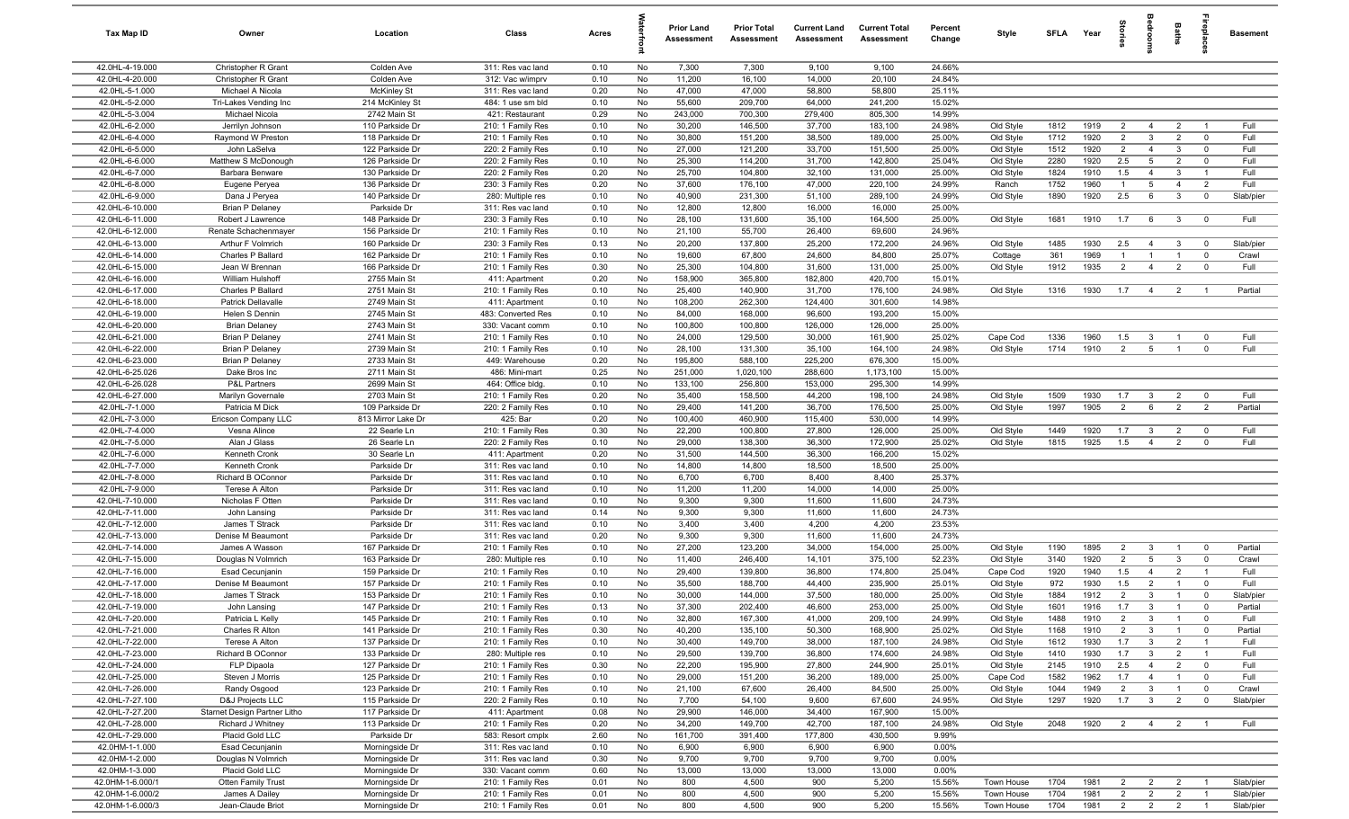| Tax Map ID | Owner | Location | Class | Acres | Waterfront | Prior Land Assessment | Prior Total Assessment | Current Land Assessment | Current Total Assessment | Percent Change | Style | SFLA | Year | Stories | Bedrooms | Baths | Fireplaces | Basement |
|---|---|---|---|---|---|---|---|---|---|---|---|---|---|---|---|---|---|---|
| 42.0HL-4-19.000 | Christopher R Grant | Colden Ave | 311: Res vac land | 0.10 | No | 7,300 | 7,300 | 9,100 | 9,100 | 24.66% | | | | | | | | |
| 42.0HL-4-20.000 | Christopher R Grant | Colden Ave | 312: Vac w/imprv | 0.10 | No | 11,200 | 16,100 | 14,000 | 20,100 | 24.84% | | | | | | | | |
| 42.0HL-5-1.000 | Michael A Nicola | McKinley St | 311: Res vac land | 0.20 | No | 47,000 | 47,000 | 58,800 | 58,800 | 25.11% | | | | | | | | |
| 42.0HL-5-2.000 | Tri-Lakes Vending Inc | 214 McKinley St | 484: 1 use sm bld | 0.10 | No | 55,600 | 209,700 | 64,000 | 241,200 | 15.02% | | | | | | | | |
| 42.0HL-5-3.004 | Michael Nicola | 2742 Main St | 421: Restaurant | 0.29 | No | 243,000 | 700,300 | 279,400 | 805,300 | 14.99% | | | | | | | | |
| 42.0HL-6-2.000 | Jerrilyn Johnson | 110 Parkside Dr | 210: 1 Family Res | 0.10 | No | 30,200 | 146,500 | 37,700 | 183,100 | 24.98% | Old Style | 1812 | 1919 | 2 | 4 | 2 | 1 | Full |
| 42.0HL-6-4.000 | Raymond W Preston | 118 Parkside Dr | 210: 1 Family Res | 0.10 | No | 30,800 | 151,200 | 38,500 | 189,000 | 25.00% | Old Style | 1712 | 1920 | 2 | 3 | 2 | 0 | Full |
| 42.0HL-6-5.000 | John LaSelva | 122 Parkside Dr | 220: 2 Family Res | 0.10 | No | 27,000 | 121,200 | 33,700 | 151,500 | 25.00% | Old Style | 1512 | 1920 | 2 | 4 | 3 | 0 | Full |
| 42.0HL-6-6.000 | Matthew S McDonough | 126 Parkside Dr | 220: 2 Family Res | 0.10 | No | 25,300 | 114,200 | 31,700 | 142,800 | 25.04% | Old Style | 2280 | 1920 | 2.5 | 5 | 2 | 0 | Full |
| 42.0HL-6-7.000 | Barbara Benware | 130 Parkside Dr | 220: 2 Family Res | 0.20 | No | 25,700 | 104,800 | 32,100 | 131,000 | 25.00% | Old Style | 1824 | 1910 | 1.5 | 4 | 3 | 1 | Full |
| 42.0HL-6-8.000 | Eugene Peryea | 136 Parkside Dr | 230: 3 Family Res | 0.20 | No | 37,600 | 176,100 | 47,000 | 220,100 | 24.99% | Ranch | 1752 | 1960 | 1 | 5 | 4 | 2 | Full |
| 42.0HL-6-9.000 | Dana J Peryea | 140 Parkside Dr | 280: Multiple res | 0.10 | No | 40,900 | 231,300 | 51,100 | 289,100 | 24.99% | Old Style | 1890 | 1920 | 2.5 | 6 | 3 | 0 | Slab/pier |
| 42.0HL-6-10.000 | Brian P Delaney | Parkside Dr | 311: Res vac land | 0.10 | No | 12,800 | 12,800 | 16,000 | 16,000 | 25.00% | | | | | | | | |
| 42.0HL-6-11.000 | Robert J Lawrence | 148 Parkside Dr | 230: 3 Family Res | 0.10 | No | 28,100 | 131,600 | 35,100 | 164,500 | 25.00% | Old Style | 1681 | 1910 | 1.7 | 6 | 3 | 0 | Full |
| 42.0HL-6-12.000 | Renate Schachenmayer | 156 Parkside Dr | 210: 1 Family Res | 0.10 | No | 21,100 | 55,700 | 26,400 | 69,600 | 24.96% | | | | | | | | |
| 42.0HL-6-13.000 | Arthur F Volmrich | 160 Parkside Dr | 230: 3 Family Res | 0.13 | No | 20,200 | 137,800 | 25,200 | 172,200 | 24.96% | Old Style | 1485 | 1930 | 2.5 | 4 | 3 | 0 | Slab/pier |
| 42.0HL-6-14.000 | Charles P Ballard | 162 Parkside Dr | 210: 1 Family Res | 0.10 | No | 19,600 | 67,800 | 24,600 | 84,800 | 25.07% | Cottage | 361 | 1969 | 1 | 1 | 1 | 0 | Crawl |
| 42.0HL-6-15.000 | Jean W Brennan | 166 Parkside Dr | 210: 1 Family Res | 0.30 | No | 25,300 | 104,800 | 31,600 | 131,000 | 25.00% | Old Style | 1912 | 1935 | 2 | 4 | 2 | 0 | Full |
| 42.0HL-6-16.000 | William Hulshoff | 2755 Main St | 411: Apartment | 0.20 | No | 158,900 | 365,800 | 182,800 | 420,700 | 15.01% | | | | | | | | |
| 42.0HL-6-17.000 | Charles P Ballard | 2751 Main St | 210: 1 Family Res | 0.10 | No | 25,400 | 140,900 | 31,700 | 176,100 | 24.98% | Old Style | 1316 | 1930 | 1.7 | 4 | 2 | 1 | Partial |
| 42.0HL-6-18.000 | Patrick Dellavalle | 2749 Main St | 411: Apartment | 0.10 | No | 108,200 | 262,300 | 124,400 | 301,600 | 14.98% | | | | | | | | |
| 42.0HL-6-19.000 | Helen S Dennin | 2745 Main St | 483: Converted Res | 0.10 | No | 84,000 | 168,000 | 96,600 | 193,200 | 15.00% | | | | | | | | |
| 42.0HL-6-20.000 | Brian Delaney | 2743 Main St | 330: Vacant comm | 0.10 | No | 100,800 | 100,800 | 126,000 | 126,000 | 25.00% | | | | | | | | |
| 42.0HL-6-21.000 | Brian P Delaney | 2741 Main St | 210: 1 Family Res | 0.10 | No | 24,000 | 129,500 | 30,000 | 161,900 | 25.02% | Cape Cod | 1336 | 1960 | 1.5 | 3 | 1 | 0 | Full |
| 42.0HL-6-22.000 | Brian P Delaney | 2739 Main St | 210: 1 Family Res | 0.10 | No | 28,100 | 131,300 | 35,100 | 164,100 | 24.98% | Old Style | 1714 | 1910 | 2 | 5 | 1 | 0 | Full |
| 42.0HL-6-23.000 | Brian P Delaney | 2733 Main St | 449: Warehouse | 0.20 | No | 195,800 | 588,100 | 225,200 | 676,300 | 15.00% | | | | | | | | |
| 42.0HL-6-25.026 | Dake Bros Inc | 2711 Main St | 486: Mini-mart | 0.25 | No | 251,000 | 1,020,100 | 288,600 | 1,173,100 | 15.00% | | | | | | | | |
| 42.0HL-6-26.028 | P&L Partners | 2699 Main St | 464: Office bldg. | 0.10 | No | 133,100 | 256,800 | 153,000 | 295,300 | 14.99% | | | | | | | | |
| 42.0HL-6-27.000 | Marilyn Governale | 2703 Main St | 210: 1 Family Res | 0.20 | No | 35,400 | 158,500 | 44,200 | 198,100 | 24.98% | Old Style | 1509 | 1930 | 1.7 | 3 | 2 | 0 | Full |
| 42.0HL-7-1.000 | Patricia M Dick | 109 Parkside Dr | 220: 2 Family Res | 0.10 | No | 29,400 | 141,200 | 36,700 | 176,500 | 25.00% | Old Style | 1997 | 1905 | 2 | 6 | 2 | 2 | Partial |
| 42.0HL-7-3.000 | Ericson Company LLC | 813 Mirror Lake Dr | 425: Bar | 0.20 | No | 100,400 | 460,900 | 115,400 | 530,000 | 14.99% | | | | | | | | |
| 42.0HL-7-4.000 | Vesna Alince | 22 Searle Ln | 210: 1 Family Res | 0.30 | No | 22,200 | 100,800 | 27,800 | 126,000 | 25.00% | Old Style | 1449 | 1920 | 1.7 | 3 | 2 | 0 | Full |
| 42.0HL-7-5.000 | Alan J Glass | 26 Searle Ln | 220: 2 Family Res | 0.10 | No | 29,000 | 138,300 | 36,300 | 172,900 | 25.02% | Old Style | 1815 | 1925 | 1.5 | 4 | 2 | 0 | Full |
| 42.0HL-7-6.000 | Kenneth Cronk | 30 Searle Ln | 411: Apartment | 0.20 | No | 31,500 | 144,500 | 36,300 | 166,200 | 15.02% | | | | | | | | |
| 42.0HL-7-7.000 | Kenneth Cronk | Parkside Dr | 311: Res vac land | 0.10 | No | 14,800 | 14,800 | 18,500 | 18,500 | 25.00% | | | | | | | | |
| 42.0HL-7-8.000 | Richard B OConnor | Parkside Dr | 311: Res vac land | 0.10 | No | 6,700 | 6,700 | 8,400 | 8,400 | 25.37% | | | | | | | | |
| 42.0HL-7-9.000 | Terese A Alton | Parkside Dr | 311: Res vac land | 0.10 | No | 11,200 | 11,200 | 14,000 | 14,000 | 25.00% | | | | | | | | |
| 42.0HL-7-10.000 | Nicholas F Otten | Parkside Dr | 311: Res vac land | 0.10 | No | 9,300 | 9,300 | 11,600 | 11,600 | 24.73% | | | | | | | | |
| 42.0HL-7-11.000 | John Lansing | Parkside Dr | 311: Res vac land | 0.14 | No | 9,300 | 9,300 | 11,600 | 11,600 | 24.73% | | | | | | | | |
| 42.0HL-7-12.000 | James T Strack | Parkside Dr | 311: Res vac land | 0.10 | No | 3,400 | 3,400 | 4,200 | 4,200 | 23.53% | | | | | | | | |
| 42.0HL-7-13.000 | Denise M Beaumont | Parkside Dr | 311: Res vac land | 0.20 | No | 9,300 | 9,300 | 11,600 | 11,600 | 24.73% | | | | | | | | |
| 42.0HL-7-14.000 | James A Wasson | 167 Parkside Dr | 210: 1 Family Res | 0.10 | No | 27,200 | 123,200 | 34,000 | 154,000 | 25.00% | Old Style | 1190 | 1895 | 2 | 3 | 1 | 0 | Partial |
| 42.0HL-7-15.000 | Douglas N Volmrich | 163 Parkside Dr | 280: Multiple res | 0.10 | No | 11,400 | 246,400 | 14,101 | 375,100 | 52.23% | Old Style | 3140 | 1920 | 2 | 5 | 3 | 0 | Crawl |
| 42.0HL-7-16.000 | Esad Cecunjanin | 159 Parkside Dr | 210: 1 Family Res | 0.10 | No | 29,400 | 139,800 | 36,800 | 174,800 | 25.04% | Cape Cod | 1920 | 1940 | 1.5 | 4 | 2 | 1 | Full |
| 42.0HL-7-17.000 | Denise M Beaumont | 157 Parkside Dr | 210: 1 Family Res | 0.10 | No | 35,500 | 188,700 | 44,400 | 235,900 | 25.01% | Old Style | 972 | 1930 | 1.5 | 2 | 1 | 0 | Full |
| 42.0HL-7-18.000 | James T Strack | 153 Parkside Dr | 210: 1 Family Res | 0.10 | No | 30,000 | 144,000 | 37,500 | 180,000 | 25.00% | Old Style | 1884 | 1912 | 2 | 3 | 1 | 0 | Slab/pier |
| 42.0HL-7-19.000 | John Lansing | 147 Parkside Dr | 210: 1 Family Res | 0.13 | No | 37,300 | 202,400 | 46,600 | 253,000 | 25.00% | Old Style | 1601 | 1916 | 1.7 | 3 | 1 | 0 | Partial |
| 42.0HL-7-20.000 | Patricia L Kelly | 145 Parkside Dr | 210: 1 Family Res | 0.10 | No | 32,800 | 167,300 | 41,000 | 209,100 | 24.99% | Old Style | 1488 | 1910 | 2 | 3 | 1 | 0 | Full |
| 42.0HL-7-21.000 | Charles R Alton | 141 Parkside Dr | 210: 1 Family Res | 0.30 | No | 40,200 | 135,100 | 50,300 | 168,900 | 25.02% | Old Style | 1168 | 1910 | 2 | 3 | 1 | 0 | Partial |
| 42.0HL-7-22.000 | Terese A Alton | 137 Parkside Dr | 210: 1 Family Res | 0.10 | No | 30,400 | 149,700 | 38,000 | 187,100 | 24.98% | Old Style | 1612 | 1930 | 1.7 | 3 | 2 | 1 | Full |
| 42.0HL-7-23.000 | Richard B OConnor | 133 Parkside Dr | 280: Multiple res | 0.10 | No | 29,500 | 139,700 | 36,800 | 174,600 | 24.98% | Old Style | 1410 | 1930 | 1.7 | 3 | 2 | 1 | Full |
| 42.0HL-7-24.000 | FLP Dipaola | 127 Parkside Dr | 210: 1 Family Res | 0.30 | No | 22,200 | 195,900 | 27,800 | 244,900 | 25.01% | Old Style | 2145 | 1910 | 2.5 | 4 | 2 | 0 | Full |
| 42.0HL-7-25.000 | Steven J Morris | 125 Parkside Dr | 210: 1 Family Res | 0.10 | No | 29,000 | 151,200 | 36,200 | 189,000 | 25.00% | Cape Cod | 1582 | 1962 | 1.7 | 4 | 1 | 0 | Full |
| 42.0HL-7-26.000 | Randy Osgood | 123 Parkside Dr | 210: 1 Family Res | 0.10 | No | 21,100 | 67,600 | 26,400 | 84,500 | 25.00% | Old Style | 1044 | 1949 | 2 | 3 | 1 | 0 | Crawl |
| 42.0HL-7-27.100 | D&J Projects LLC | 115 Parkside Dr | 220: 2 Family Res | 0.10 | No | 7,700 | 54,100 | 9,600 | 67,600 | 24.95% | Old Style | 1297 | 1920 | 1.7 | 3 | 2 | 0 | Slab/pier |
| 42.0HL-7-27.200 | Starnet Design Partner Litho | 117 Parkside Dr | 411: Apartment | 0.08 | No | 29,900 | 146,000 | 34,400 | 167,900 | 15.00% | | | | | | | | |
| 42.0HL-7-28.000 | Richard J Whitney | 113 Parkside Dr | 210: 1 Family Res | 0.20 | No | 34,200 | 149,700 | 42,700 | 187,100 | 24.98% | Old Style | 2048 | 1920 | 2 | 4 | 2 | 1 | Full |
| 42.0HL-7-29.000 | Placid Gold LLC | Parkside Dr | 583: Resort cmplx | 2.60 | No | 161,700 | 391,400 | 177,800 | 430,500 | 9.99% | | | | | | | | |
| 42.0HM-1-1.000 | Esad Cecunjanin | Morningside Dr | 311: Res vac land | 0.10 | No | 6,900 | 6,900 | 6,900 | 6,900 | 0.00% | | | | | | | | |
| 42.0HM-1-2.000 | Douglas N Volmrich | Morningside Dr | 311: Res vac land | 0.30 | No | 9,700 | 9,700 | 9,700 | 9,700 | 0.00% | | | | | | | | |
| 42.0HM-1-3.000 | Placid Gold LLC | Morningside Dr | 330: Vacant comm | 0.60 | No | 13,000 | 13,000 | 13,000 | 13,000 | 0.00% | | | | | | | | |
| 42.0HM-1-6.000/1 | Otten Family Trust | Morningside Dr | 210: 1 Family Res | 0.01 | No | 800 | 4,500 | 900 | 5,200 | 15.56% | Town House | 1704 | 1981 | 2 | 2 | 2 | 1 | Slab/pier |
| 42.0HM-1-6.000/2 | James A Dailey | Morningside Dr | 210: 1 Family Res | 0.01 | No | 800 | 4,500 | 900 | 5,200 | 15.56% | Town House | 1704 | 1981 | 2 | 2 | 2 | 1 | Slab/pier |
| 42.0HM-1-6.000/3 | Jean-Claude Briot | Morningside Dr | 210: 1 Family Res | 0.01 | No | 800 | 4,500 | 900 | 5,200 | 15.56% | Town House | 1704 | 1981 | 2 | 2 | 2 | 1 | Slab/pier |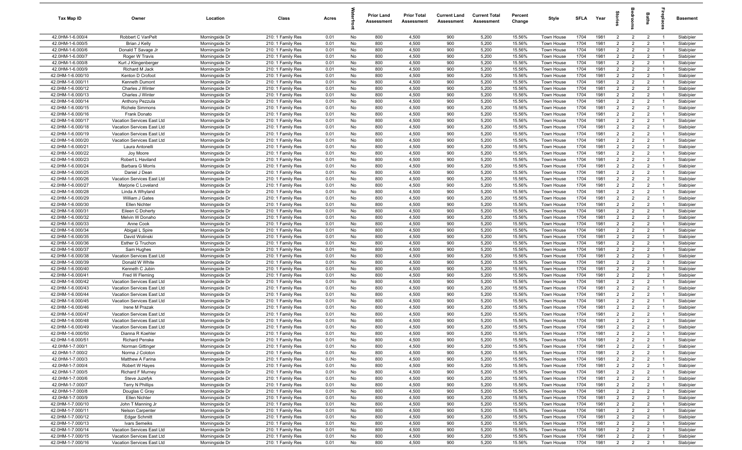| Tax Map ID | Owner | Location | Class | Acres | Waterfront | Prior Land Assessment | Prior Total Assessment | Current Land Assessment | Current Total Assessment | Percent Change | Style | SFLA | Year | Stories | Bedrooms | Baths | Fireplaces | Basement |
|---|---|---|---|---|---|---|---|---|---|---|---|---|---|---|---|---|---|---|
| 42.0HM-1-6.000/4 | Robbert C VanPelt | Morningside Dr | 210: 1 Family Res | 0.01 | No | 800 | 4,500 | 900 | 5,200 | 15.56% | Town House | 1704 | 1981 | 2 | 2 | 2 | 1 | Slab/pier |
| 42.0HM-1-6.000/5 | Brian J Kelly | Morningside Dr | 210: 1 Family Res | 0.01 | No | 800 | 4,500 | 900 | 5,200 | 15.56% | Town House | 1704 | 1981 | 2 | 2 | 2 | 1 | Slab/pier |
| 42.0HM-1-6.000/6 | Donald T Savage Jr | Morningside Dr | 210: 1 Family Res | 0.01 | No | 800 | 4,500 | 900 | 5,200 | 15.56% | Town House | 1704 | 1981 | 2 | 2 | 2 | 1 | Slab/pier |
| 42.0HM-1-6.000/7 | Roger W Travis | Morningside Dr | 210: 1 Family Res | 0.01 | No | 800 | 4,500 | 900 | 5,200 | 15.56% | Town House | 1704 | 1981 | 2 | 2 | 2 | 1 | Slab/pier |
| 42.0HM-1-6.000/8 | Kurt J Klingenberger | Morningside Dr | 210: 1 Family Res | 0.01 | No | 800 | 4,500 | 900 | 5,200 | 15.56% | Town House | 1704 | 1981 | 2 | 2 | 2 | 1 | Slab/pier |
| 42.0HM-1-6.000/9 | Richard M Jack | Morningside Dr | 210: 1 Family Res | 0.01 | No | 800 | 4,500 | 900 | 5,200 | 15.56% | Town House | 1704 | 1981 | 2 | 2 | 2 | 1 | Slab/pier |
| 42.0HM-1-6.000/10 | Kenton D Crofoot | Morningside Dr | 210: 1 Family Res | 0.01 | No | 800 | 4,500 | 900 | 5,200 | 15.56% | Town House | 1704 | 1981 | 2 | 2 | 2 | 1 | Slab/pier |
| 42.0HM-1-6.000/11 | Kenneth Dumont | Morningside Dr | 210: 1 Family Res | 0.01 | No | 800 | 4,500 | 900 | 5,200 | 15.56% | Town House | 1704 | 1981 | 2 | 2 | 2 | 1 | Slab/pier |
| 42.0HM-1-6.000/12 | Charles J Winter | Morningside Dr | 210: 1 Family Res | 0.01 | No | 800 | 4,500 | 900 | 5,200 | 15.56% | Town House | 1704 | 1981 | 2 | 2 | 2 | 1 | Slab/pier |
| 42.0HM-1-6.000/13 | Charles J Winter | Morningside Dr | 210: 1 Family Res | 0.01 | No | 800 | 4,500 | 900 | 5,200 | 15.56% | Town House | 1704 | 1981 | 2 | 2 | 2 | 1 | Slab/pier |
| 42.0HM-1-6.000/14 | Anthony Pezzula | Morningside Dr | 210: 1 Family Res | 0.01 | No | 800 | 4,500 | 900 | 5,200 | 15.56% | Town House | 1704 | 1981 | 2 | 2 | 2 | 1 | Slab/pier |
| 42.0HM-1-6.000/15 | Richele Simmons | Morningside Dr | 210: 1 Family Res | 0.01 | No | 800 | 4,500 | 900 | 5,200 | 15.56% | Town House | 1704 | 1981 | 2 | 2 | 2 | 1 | Slab/pier |
| 42.0HM-1-6.000/16 | Frank Donato | Morningside Dr | 210: 1 Family Res | 0.01 | No | 800 | 4,500 | 900 | 5,200 | 15.56% | Town House | 1704 | 1981 | 2 | 2 | 2 | 1 | Slab/pier |
| 42.0HM-1-6.000/17 | Vacation Services East Ltd | Morningside Dr | 210: 1 Family Res | 0.01 | No | 800 | 4,500 | 900 | 5,200 | 15.56% | Town House | 1704 | 1981 | 2 | 2 | 2 | 1 | Slab/pier |
| 42.0HM-1-6.000/18 | Vacation Services East Ltd | Morningside Dr | 210: 1 Family Res | 0.01 | No | 800 | 4,500 | 900 | 5,200 | 15.56% | Town House | 1704 | 1981 | 2 | 2 | 2 | 1 | Slab/pier |
| 42.0HM-1-6.000/19 | Vacation Services East Ltd | Morningside Dr | 210: 1 Family Res | 0.01 | No | 800 | 4,500 | 900 | 5,200 | 15.56% | Town House | 1704 | 1981 | 2 | 2 | 2 | 1 | Slab/pier |
| 42.0HM-1-6.000/20 | Vacation Services East Ltd | Morningside Dr | 210: 1 Family Res | 0.01 | No | 800 | 4,500 | 900 | 5,200 | 15.56% | Town House | 1704 | 1981 | 2 | 2 | 2 | 1 | Slab/pier |
| 42.0HM-1-6.000/21 | Laura Antonelli | Morningside Dr | 210: 1 Family Res | 0.01 | No | 800 | 4,500 | 900 | 5,200 | 15.56% | Town House | 1704 | 1981 | 2 | 2 | 2 | 1 | Slab/pier |
| 42.0HM-1-6.000/22 | Joy Moore | Morningside Dr | 210: 1 Family Res | 0.01 | No | 800 | 4,500 | 900 | 5,200 | 15.56% | Town House | 1704 | 1981 | 2 | 2 | 2 | 1 | Slab/pier |
| 42.0HM-1-6.000/23 | Robert L Haviland | Morningside Dr | 210: 1 Family Res | 0.01 | No | 800 | 4,500 | 900 | 5,200 | 15.56% | Town House | 1704 | 1981 | 2 | 2 | 2 | 1 | Slab/pier |
| 42.0HM-1-6.000/24 | Barbara G Morris | Morningside Dr | 210: 1 Family Res | 0.01 | No | 800 | 4,500 | 900 | 5,200 | 15.56% | Town House | 1704 | 1981 | 2 | 2 | 2 | 1 | Slab/pier |
| 42.0HM-1-6.000/25 | Daniel J Dean | Morningside Dr | 210: 1 Family Res | 0.01 | No | 800 | 4,500 | 900 | 5,200 | 15.56% | Town House | 1704 | 1981 | 2 | 2 | 2 | 1 | Slab/pier |
| 42.0HM-1-6.000/26 | Vacation Services East Ltd | Morningside Dr | 210: 1 Family Res | 0.01 | No | 800 | 4,500 | 900 | 5,200 | 15.56% | Town House | 1704 | 1981 | 2 | 2 | 2 | 1 | Slab/pier |
| 42.0HM-1-6.000/27 | Marjorie C Loveland | Morningside Dr | 210: 1 Family Res | 0.01 | No | 800 | 4,500 | 900 | 5,200 | 15.56% | Town House | 1704 | 1981 | 2 | 2 | 2 | 1 | Slab/pier |
| 42.0HM-1-6.000/28 | Linda A Whyland | Morningside Dr | 210: 1 Family Res | 0.01 | No | 800 | 4,500 | 900 | 5,200 | 15.56% | Town House | 1704 | 1981 | 2 | 2 | 2 | 1 | Slab/pier |
| 42.0HM-1-6.000/29 | William J Gates | Morningside Dr | 210: 1 Family Res | 0.01 | No | 800 | 4,500 | 900 | 5,200 | 15.56% | Town House | 1704 | 1981 | 2 | 2 | 2 | 1 | Slab/pier |
| 42.0HM-1-6.000/30 | Ellen Nichter | Morningside Dr | 210: 1 Family Res | 0.01 | No | 800 | 4,500 | 900 | 5,200 | 15.56% | Town House | 1704 | 1981 | 2 | 2 | 2 | 1 | Slab/pier |
| 42.0HM-1-6.000/31 | Eileen C Doherty | Morningside Dr | 210: 1 Family Res | 0.01 | No | 800 | 4,500 | 900 | 5,200 | 15.56% | Town House | 1704 | 1981 | 2 | 2 | 2 | 1 | Slab/pier |
| 42.0HM-1-6.000/32 | Melvin W Donaho | Morningside Dr | 210: 1 Family Res | 0.01 | No | 800 | 4,500 | 900 | 5,200 | 15.56% | Town House | 1704 | 1981 | 2 | 2 | 2 | 1 | Slab/pier |
| 42.0HM-1-6.000/33 | Anne Cook | Morningside Dr | 210: 1 Family Res | 0.01 | No | 800 | 4,500 | 900 | 5,200 | 15.56% | Town House | 1704 | 1981 | 2 | 2 | 2 | 1 | Slab/pier |
| 42.0HM-1-6.000/34 | Abigail L Spire | Morningside Dr | 210: 1 Family Res | 0.01 | No | 800 | 4,500 | 900 | 5,200 | 15.56% | Town House | 1704 | 1981 | 2 | 2 | 2 | 1 | Slab/pier |
| 42.0HM-1-6.000/35 | David Wolinski | Morningside Dr | 210: 1 Family Res | 0.01 | No | 800 | 4,500 | 900 | 5,200 | 15.56% | Town House | 1704 | 1981 | 2 | 2 | 2 | 1 | Slab/pier |
| 42.0HM-1-6.000/36 | Esther G Truchon | Morningside Dr | 210: 1 Family Res | 0.01 | No | 800 | 4,500 | 900 | 5,200 | 15.56% | Town House | 1704 | 1981 | 2 | 2 | 2 | 1 | Slab/pier |
| 42.0HM-1-6.000/37 | Sam Hughes | Morningside Dr | 210: 1 Family Res | 0.01 | No | 800 | 4,500 | 900 | 5,200 | 15.56% | Town House | 1704 | 1981 | 2 | 2 | 2 | 1 | Slab/pier |
| 42.0HM-1-6.000/38 | Vacation Services East Ltd | Morningside Dr | 210: 1 Family Res | 0.01 | No | 800 | 4,500 | 900 | 5,200 | 15.56% | Town House | 1704 | 1981 | 2 | 2 | 2 | 1 | Slab/pier |
| 42.0HM-1-6.000/39 | Donald W White | Morningside Dr | 210: 1 Family Res | 0.01 | No | 800 | 4,500 | 900 | 5,200 | 15.56% | Town House | 1704 | 1981 | 2 | 2 | 2 | 1 | Slab/pier |
| 42.0HM-1-6.000/40 | Kenneth C Jubin | Morningside Dr | 210: 1 Family Res | 0.01 | No | 800 | 4,500 | 900 | 5,200 | 15.56% | Town House | 1704 | 1981 | 2 | 2 | 2 | 1 | Slab/pier |
| 42.0HM-1-6.000/41 | Fred W Fleming | Morningside Dr | 210: 1 Family Res | 0.01 | No | 800 | 4,500 | 900 | 5,200 | 15.56% | Town House | 1704 | 1981 | 2 | 2 | 2 | 1 | Slab/pier |
| 42.0HM-1-6.000/42 | Vacation Services East Ltd | Morningside Dr | 210: 1 Family Res | 0.01 | No | 800 | 4,500 | 900 | 5,200 | 15.56% | Town House | 1704 | 1981 | 2 | 2 | 2 | 1 | Slab/pier |
| 42.0HM-1-6.000/43 | Vacation Services East Ltd | Morningside Dr | 210: 1 Family Res | 0.01 | No | 800 | 4,500 | 900 | 5,200 | 15.56% | Town House | 1704 | 1981 | 2 | 2 | 2 | 1 | Slab/pier |
| 42.0HM-1-6.000/44 | Vacation Services East Ltd | Morningside Dr | 210: 1 Family Res | 0.01 | No | 800 | 4,500 | 900 | 5,200 | 15.56% | Town House | 1704 | 1981 | 2 | 2 | 2 | 1 | Slab/pier |
| 42.0HM-1-6.000/45 | Vacation Services East Ltd | Morningside Dr | 210: 1 Family Res | 0.01 | No | 800 | 4,500 | 900 | 5,200 | 15.56% | Town House | 1704 | 1981 | 2 | 2 | 2 | 1 | Slab/pier |
| 42.0HM-1-6.000/46 | Irene M Prazak | Morningside Dr | 210: 1 Family Res | 0.01 | No | 800 | 4,500 | 900 | 5,200 | 15.56% | Town House | 1704 | 1981 | 2 | 2 | 2 | 1 | Slab/pier |
| 42.0HM-1-6.000/47 | Vacation Services East Ltd | Morningside Dr | 210: 1 Family Res | 0.01 | No | 800 | 4,500 | 900 | 5,200 | 15.56% | Town House | 1704 | 1981 | 2 | 2 | 2 | 1 | Slab/pier |
| 42.0HM-1-6.000/48 | Vacation Services East Ltd | Morningside Dr | 210: 1 Family Res | 0.01 | No | 800 | 4,500 | 900 | 5,200 | 15.56% | Town House | 1704 | 1981 | 2 | 2 | 2 | 1 | Slab/pier |
| 42.0HM-1-6.000/49 | Vacation Services East Ltd | Morningside Dr | 210: 1 Family Res | 0.01 | No | 800 | 4,500 | 900 | 5,200 | 15.56% | Town House | 1704 | 1981 | 2 | 2 | 2 | 1 | Slab/pier |
| 42.0HM-1-6.000/50 | Dianna R Koehler | Morningside Dr | 210: 1 Family Res | 0.01 | No | 800 | 4,500 | 900 | 5,200 | 15.56% | Town House | 1704 | 1981 | 2 | 2 | 2 | 1 | Slab/pier |
| 42.0HM-1-6.000/51 | Richard Penske | Morningside Dr | 210: 1 Family Res | 0.01 | No | 800 | 4,500 | 900 | 5,200 | 15.56% | Town House | 1704 | 1981 | 2 | 2 | 2 | 1 | Slab/pier |
| 42.0HM-1-7.000/1 | Norman Gittinger | Morningside Dr | 210: 1 Family Res | 0.01 | No | 800 | 4,500 | 900 | 5,200 | 15.56% | Town House | 1704 | 1981 | 2 | 2 | 2 | 1 | Slab/pier |
| 42.0HM-1-7.000/2 | Norma J Coloton | Morningside Dr | 210: 1 Family Res | 0.01 | No | 800 | 4,500 | 900 | 5,200 | 15.56% | Town House | 1704 | 1981 | 2 | 2 | 2 | 1 | Slab/pier |
| 42.0HM-1-7.000/3 | Matthew A Farina | Morningside Dr | 210: 1 Family Res | 0.01 | No | 800 | 4,500 | 900 | 5,200 | 15.56% | Town House | 1704 | 1981 | 2 | 2 | 2 | 1 | Slab/pier |
| 42.0HM-1-7.000/4 | Robert W Hayes | Morningside Dr | 210: 1 Family Res | 0.01 | No | 800 | 4,500 | 900 | 5,200 | 15.56% | Town House | 1704 | 1981 | 2 | 2 | 2 | 1 | Slab/pier |
| 42.0HM-1-7.000/5 | Richard F Murney | Morningside Dr | 210: 1 Family Res | 0.01 | No | 800 | 4,500 | 900 | 5,200 | 15.56% | Town House | 1704 | 1981 | 2 | 2 | 2 | 1 | Slab/pier |
| 42.0HM-1-7.000/6 | Steve Juzefyk | Morningside Dr | 210: 1 Family Res | 0.01 | No | 800 | 4,500 | 900 | 5,200 | 15.56% | Town House | 1704 | 1981 | 2 | 2 | 2 | 1 | Slab/pier |
| 42.0HM-1-7.000/7 | Terry N Phillips | Morningside Dr | 210: 1 Family Res | 0.01 | No | 800 | 4,500 | 900 | 5,200 | 15.56% | Town House | 1704 | 1981 | 2 | 2 | 2 | 1 | Slab/pier |
| 42.0HM-1-7.000/8 | Douglas C Gray | Morningside Dr | 210: 1 Family Res | 0.01 | No | 800 | 4,500 | 900 | 5,200 | 15.56% | Town House | 1704 | 1981 | 2 | 2 | 2 | 1 | Slab/pier |
| 42.0HM-1-7.000/9 | Ellen Nichter | Morningside Dr | 210: 1 Family Res | 0.01 | No | 800 | 4,500 | 900 | 5,200 | 15.56% | Town House | 1704 | 1981 | 2 | 2 | 2 | 1 | Slab/pier |
| 42.0HM-1-7.000/10 | John T Manning Jr | Morningside Dr | 210: 1 Family Res | 0.01 | No | 800 | 4,500 | 900 | 5,200 | 15.56% | Town House | 1704 | 1981 | 2 | 2 | 2 | 1 | Slab/pier |
| 42.0HM-1-7.000/11 | Nelson Carpenter | Morningside Dr | 210: 1 Family Res | 0.01 | No | 800 | 4,500 | 900 | 5,200 | 15.56% | Town House | 1704 | 1981 | 2 | 2 | 2 | 1 | Slab/pier |
| 42.0HM-1-7.000/12 | Edgar Schmitt | Morningside Dr | 210: 1 Family Res | 0.01 | No | 800 | 4,500 | 900 | 5,200 | 15.56% | Town House | 1704 | 1981 | 2 | 2 | 2 | 1 | Slab/pier |
| 42.0HM-1-7.000/13 | Ivars Semeiks | Morningside Dr | 210: 1 Family Res | 0.01 | No | 800 | 4,500 | 900 | 5,200 | 15.56% | Town House | 1704 | 1981 | 2 | 2 | 2 | 1 | Slab/pier |
| 42.0HM-1-7.000/14 | Vacation Services East Ltd | Morningside Dr | 210: 1 Family Res | 0.01 | No | 800 | 4,500 | 900 | 5,200 | 15.56% | Town House | 1704 | 1981 | 2 | 2 | 2 | 1 | Slab/pier |
| 42.0HM-1-7.000/15 | Vacation Services East Ltd | Morningside Dr | 210: 1 Family Res | 0.01 | No | 800 | 4,500 | 900 | 5,200 | 15.56% | Town House | 1704 | 1981 | 2 | 2 | 2 | 1 | Slab/pier |
| 42.0HM-1-7.000/16 | Vacation Services East Ltd | Morningside Dr | 210: 1 Family Res | 0.01 | No | 800 | 4,500 | 900 | 5,200 | 15.56% | Town House | 1704 | 1981 | 2 | 2 | 2 | 1 | Slab/pier |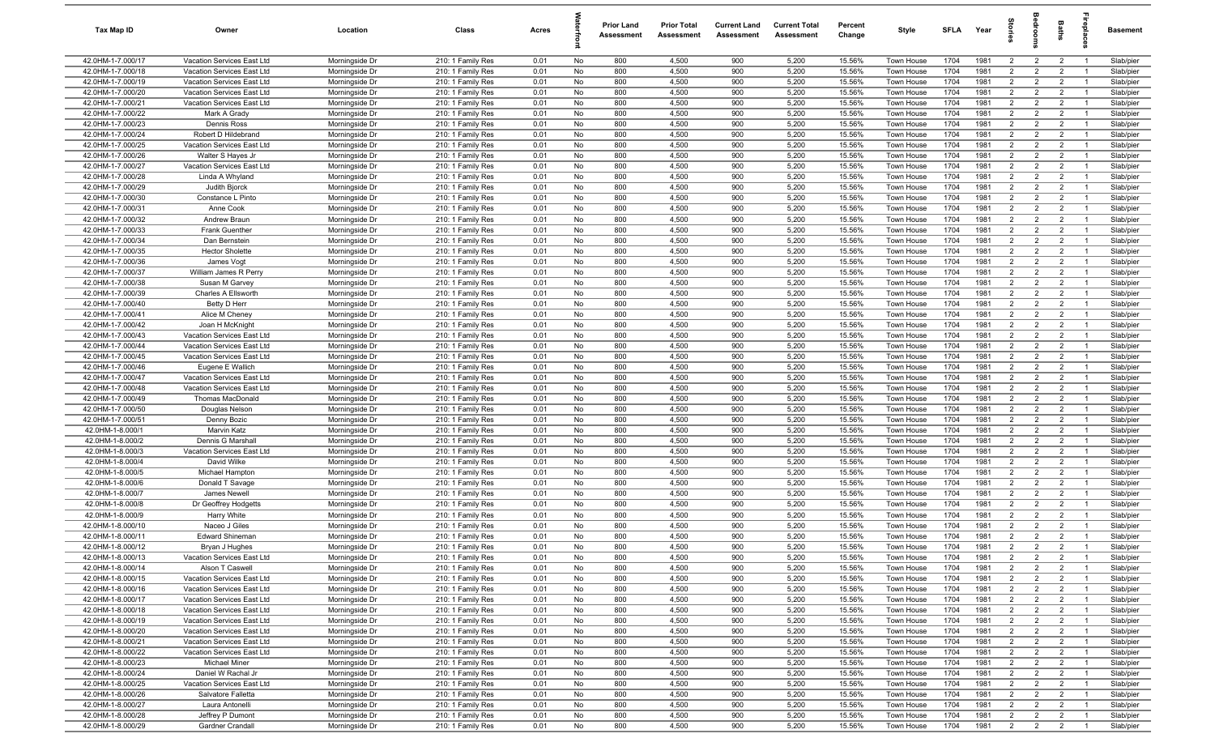| Tax Map ID | Owner | Location | Class | Acres | Waterfront | Prior Land Assessment | Prior Total Assessment | Current Land Assessment | Current Total Assessment | Percent Change | Style | SFLA | Year | Stories | Bedrooms | Baths | Fireplaces | Basement |
|---|---|---|---|---|---|---|---|---|---|---|---|---|---|---|---|---|---|---|
| 42.0HM-1-7.000/17 | Vacation Services East Ltd | Morningside Dr | 210: 1 Family Res | 0.01 | No | 800 | 4,500 | 900 | 5,200 | 15.56% | Town House | 1704 | 1981 | 2 | 2 | 2 | 1 | Slab/pier |
| 42.0HM-1-7.000/18 | Vacation Services East Ltd | Morningside Dr | 210: 1 Family Res | 0.01 | No | 800 | 4,500 | 900 | 5,200 | 15.56% | Town House | 1704 | 1981 | 2 | 2 | 2 | 1 | Slab/pier |
| 42.0HM-1-7.000/19 | Vacation Services East Ltd | Morningside Dr | 210: 1 Family Res | 0.01 | No | 800 | 4,500 | 900 | 5,200 | 15.56% | Town House | 1704 | 1981 | 2 | 2 | 2 | 1 | Slab/pier |
| 42.0HM-1-7.000/20 | Vacation Services East Ltd | Morningside Dr | 210: 1 Family Res | 0.01 | No | 800 | 4,500 | 900 | 5,200 | 15.56% | Town House | 1704 | 1981 | 2 | 2 | 2 | 1 | Slab/pier |
| 42.0HM-1-7.000/21 | Vacation Services East Ltd | Morningside Dr | 210: 1 Family Res | 0.01 | No | 800 | 4,500 | 900 | 5,200 | 15.56% | Town House | 1704 | 1981 | 2 | 2 | 2 | 1 | Slab/pier |
| 42.0HM-1-7.000/22 | Mark A Grady | Morningside Dr | 210: 1 Family Res | 0.01 | No | 800 | 4,500 | 900 | 5,200 | 15.56% | Town House | 1704 | 1981 | 2 | 2 | 2 | 1 | Slab/pier |
| 42.0HM-1-7.000/23 | Dennis Ross | Morningside Dr | 210: 1 Family Res | 0.01 | No | 800 | 4,500 | 900 | 5,200 | 15.56% | Town House | 1704 | 1981 | 2 | 2 | 2 | 1 | Slab/pier |
| 42.0HM-1-7.000/24 | Robert D Hildebrand | Morningside Dr | 210: 1 Family Res | 0.01 | No | 800 | 4,500 | 900 | 5,200 | 15.56% | Town House | 1704 | 1981 | 2 | 2 | 2 | 1 | Slab/pier |
| 42.0HM-1-7.000/25 | Vacation Services East Ltd | Morningside Dr | 210: 1 Family Res | 0.01 | No | 800 | 4,500 | 900 | 5,200 | 15.56% | Town House | 1704 | 1981 | 2 | 2 | 2 | 1 | Slab/pier |
| 42.0HM-1-7.000/26 | Walter S Hayes Jr | Morningside Dr | 210: 1 Family Res | 0.01 | No | 800 | 4,500 | 900 | 5,200 | 15.56% | Town House | 1704 | 1981 | 2 | 2 | 2 | 1 | Slab/pier |
| 42.0HM-1-7.000/27 | Vacation Services East Ltd | Morningside Dr | 210: 1 Family Res | 0.01 | No | 800 | 4,500 | 900 | 5,200 | 15.56% | Town House | 1704 | 1981 | 2 | 2 | 2 | 1 | Slab/pier |
| 42.0HM-1-7.000/28 | Linda A Whyland | Morningside Dr | 210: 1 Family Res | 0.01 | No | 800 | 4,500 | 900 | 5,200 | 15.56% | Town House | 1704 | 1981 | 2 | 2 | 2 | 1 | Slab/pier |
| 42.0HM-1-7.000/29 | Judith Bjorck | Morningside Dr | 210: 1 Family Res | 0.01 | No | 800 | 4,500 | 900 | 5,200 | 15.56% | Town House | 1704 | 1981 | 2 | 2 | 2 | 1 | Slab/pier |
| 42.0HM-1-7.000/30 | Constance L Pinto | Morningside Dr | 210: 1 Family Res | 0.01 | No | 800 | 4,500 | 900 | 5,200 | 15.56% | Town House | 1704 | 1981 | 2 | 2 | 2 | 1 | Slab/pier |
| 42.0HM-1-7.000/31 | Anne Cook | Morningside Dr | 210: 1 Family Res | 0.01 | No | 800 | 4,500 | 900 | 5,200 | 15.56% | Town House | 1704 | 1981 | 2 | 2 | 2 | 1 | Slab/pier |
| 42.0HM-1-7.000/32 | Andrew Braun | Morningside Dr | 210: 1 Family Res | 0.01 | No | 800 | 4,500 | 900 | 5,200 | 15.56% | Town House | 1704 | 1981 | 2 | 2 | 2 | 1 | Slab/pier |
| 42.0HM-1-7.000/33 | Frank Guenther | Morningside Dr | 210: 1 Family Res | 0.01 | No | 800 | 4,500 | 900 | 5,200 | 15.56% | Town House | 1704 | 1981 | 2 | 2 | 2 | 1 | Slab/pier |
| 42.0HM-1-7.000/34 | Dan Bernstein | Morningside Dr | 210: 1 Family Res | 0.01 | No | 800 | 4,500 | 900 | 5,200 | 15.56% | Town House | 1704 | 1981 | 2 | 2 | 2 | 1 | Slab/pier |
| 42.0HM-1-7.000/35 | Hector Sholette | Morningside Dr | 210: 1 Family Res | 0.01 | No | 800 | 4,500 | 900 | 5,200 | 15.56% | Town House | 1704 | 1981 | 2 | 2 | 2 | 1 | Slab/pier |
| 42.0HM-1-7.000/36 | James Vogt | Morningside Dr | 210: 1 Family Res | 0.01 | No | 800 | 4,500 | 900 | 5,200 | 15.56% | Town House | 1704 | 1981 | 2 | 2 | 2 | 1 | Slab/pier |
| 42.0HM-1-7.000/37 | William James R Perry | Morningside Dr | 210: 1 Family Res | 0.01 | No | 800 | 4,500 | 900 | 5,200 | 15.56% | Town House | 1704 | 1981 | 2 | 2 | 2 | 1 | Slab/pier |
| 42.0HM-1-7.000/38 | Susan M Garvey | Morningside Dr | 210: 1 Family Res | 0.01 | No | 800 | 4,500 | 900 | 5,200 | 15.56% | Town House | 1704 | 1981 | 2 | 2 | 2 | 1 | Slab/pier |
| 42.0HM-1-7.000/39 | Charles A Ellsworth | Morningside Dr | 210: 1 Family Res | 0.01 | No | 800 | 4,500 | 900 | 5,200 | 15.56% | Town House | 1704 | 1981 | 2 | 2 | 2 | 1 | Slab/pier |
| 42.0HM-1-7.000/40 | Betty D Herr | Morningside Dr | 210: 1 Family Res | 0.01 | No | 800 | 4,500 | 900 | 5,200 | 15.56% | Town House | 1704 | 1981 | 2 | 2 | 2 | 1 | Slab/pier |
| 42.0HM-1-7.000/41 | Alice M Cheney | Morningside Dr | 210: 1 Family Res | 0.01 | No | 800 | 4,500 | 900 | 5,200 | 15.56% | Town House | 1704 | 1981 | 2 | 2 | 2 | 1 | Slab/pier |
| 42.0HM-1-7.000/42 | Joan H McKnight | Morningside Dr | 210: 1 Family Res | 0.01 | No | 800 | 4,500 | 900 | 5,200 | 15.56% | Town House | 1704 | 1981 | 2 | 2 | 2 | 1 | Slab/pier |
| 42.0HM-1-7.000/43 | Vacation Services East Ltd | Morningside Dr | 210: 1 Family Res | 0.01 | No | 800 | 4,500 | 900 | 5,200 | 15.56% | Town House | 1704 | 1981 | 2 | 2 | 2 | 1 | Slab/pier |
| 42.0HM-1-7.000/44 | Vacation Services East Ltd | Morningside Dr | 210: 1 Family Res | 0.01 | No | 800 | 4,500 | 900 | 5,200 | 15.56% | Town House | 1704 | 1981 | 2 | 2 | 2 | 1 | Slab/pier |
| 42.0HM-1-7.000/45 | Vacation Services East Ltd | Morningside Dr | 210: 1 Family Res | 0.01 | No | 800 | 4,500 | 900 | 5,200 | 15.56% | Town House | 1704 | 1981 | 2 | 2 | 2 | 1 | Slab/pier |
| 42.0HM-1-7.000/46 | Eugene E Wallich | Morningside Dr | 210: 1 Family Res | 0.01 | No | 800 | 4,500 | 900 | 5,200 | 15.56% | Town House | 1704 | 1981 | 2 | 2 | 2 | 1 | Slab/pier |
| 42.0HM-1-7.000/47 | Vacation Services East Ltd | Morningside Dr | 210: 1 Family Res | 0.01 | No | 800 | 4,500 | 900 | 5,200 | 15.56% | Town House | 1704 | 1981 | 2 | 2 | 2 | 1 | Slab/pier |
| 42.0HM-1-7.000/48 | Vacation Services East Ltd | Morningside Dr | 210: 1 Family Res | 0.01 | No | 800 | 4,500 | 900 | 5,200 | 15.56% | Town House | 1704 | 1981 | 2 | 2 | 2 | 1 | Slab/pier |
| 42.0HM-1-7.000/49 | Thomas MacDonald | Morningside Dr | 210: 1 Family Res | 0.01 | No | 800 | 4,500 | 900 | 5,200 | 15.56% | Town House | 1704 | 1981 | 2 | 2 | 2 | 1 | Slab/pier |
| 42.0HM-1-7.000/50 | Douglas Nelson | Morningside Dr | 210: 1 Family Res | 0.01 | No | 800 | 4,500 | 900 | 5,200 | 15.56% | Town House | 1704 | 1981 | 2 | 2 | 2 | 1 | Slab/pier |
| 42.0HM-1-7.000/51 | Denny Bozic | Morningside Dr | 210: 1 Family Res | 0.01 | No | 800 | 4,500 | 900 | 5,200 | 15.56% | Town House | 1704 | 1981 | 2 | 2 | 2 | 1 | Slab/pier |
| 42.0HM-1-8.000/1 | Marvin Katz | Morningside Dr | 210: 1 Family Res | 0.01 | No | 800 | 4,500 | 900 | 5,200 | 15.56% | Town House | 1704 | 1981 | 2 | 2 | 2 | 1 | Slab/pier |
| 42.0HM-1-8.000/2 | Dennis G Marshall | Morningside Dr | 210: 1 Family Res | 0.01 | No | 800 | 4,500 | 900 | 5,200 | 15.56% | Town House | 1704 | 1981 | 2 | 2 | 2 | 1 | Slab/pier |
| 42.0HM-1-8.000/3 | Vacation Services East Ltd | Morningside Dr | 210: 1 Family Res | 0.01 | No | 800 | 4,500 | 900 | 5,200 | 15.56% | Town House | 1704 | 1981 | 2 | 2 | 2 | 1 | Slab/pier |
| 42.0HM-1-8.000/4 | David Wilke | Morningside Dr | 210: 1 Family Res | 0.01 | No | 800 | 4,500 | 900 | 5,200 | 15.56% | Town House | 1704 | 1981 | 2 | 2 | 2 | 1 | Slab/pier |
| 42.0HM-1-8.000/5 | Michael Hampton | Morningside Dr | 210: 1 Family Res | 0.01 | No | 800 | 4,500 | 900 | 5,200 | 15.56% | Town House | 1704 | 1981 | 2 | 2 | 2 | 1 | Slab/pier |
| 42.0HM-1-8.000/6 | Donald T Savage | Morningside Dr | 210: 1 Family Res | 0.01 | No | 800 | 4,500 | 900 | 5,200 | 15.56% | Town House | 1704 | 1981 | 2 | 2 | 2 | 1 | Slab/pier |
| 42.0HM-1-8.000/7 | James Newell | Morningside Dr | 210: 1 Family Res | 0.01 | No | 800 | 4,500 | 900 | 5,200 | 15.56% | Town House | 1704 | 1981 | 2 | 2 | 2 | 1 | Slab/pier |
| 42.0HM-1-8.000/8 | Dr Geoffrey Hodgetts | Morningside Dr | 210: 1 Family Res | 0.01 | No | 800 | 4,500 | 900 | 5,200 | 15.56% | Town House | 1704 | 1981 | 2 | 2 | 2 | 1 | Slab/pier |
| 42.0HM-1-8.000/9 | Harry White | Morningside Dr | 210: 1 Family Res | 0.01 | No | 800 | 4,500 | 900 | 5,200 | 15.56% | Town House | 1704 | 1981 | 2 | 2 | 2 | 1 | Slab/pier |
| 42.0HM-1-8.000/10 | Naceo J Giles | Morningside Dr | 210: 1 Family Res | 0.01 | No | 800 | 4,500 | 900 | 5,200 | 15.56% | Town House | 1704 | 1981 | 2 | 2 | 2 | 1 | Slab/pier |
| 42.0HM-1-8.000/11 | Edward Shineman | Morningside Dr | 210: 1 Family Res | 0.01 | No | 800 | 4,500 | 900 | 5,200 | 15.56% | Town House | 1704 | 1981 | 2 | 2 | 2 | 1 | Slab/pier |
| 42.0HM-1-8.000/12 | Bryan J Hughes | Morningside Dr | 210: 1 Family Res | 0.01 | No | 800 | 4,500 | 900 | 5,200 | 15.56% | Town House | 1704 | 1981 | 2 | 2 | 2 | 1 | Slab/pier |
| 42.0HM-1-8.000/13 | Vacation Services East Ltd | Morningside Dr | 210: 1 Family Res | 0.01 | No | 800 | 4,500 | 900 | 5,200 | 15.56% | Town House | 1704 | 1981 | 2 | 2 | 2 | 1 | Slab/pier |
| 42.0HM-1-8.000/14 | Alson T Caswell | Morningside Dr | 210: 1 Family Res | 0.01 | No | 800 | 4,500 | 900 | 5,200 | 15.56% | Town House | 1704 | 1981 | 2 | 2 | 2 | 1 | Slab/pier |
| 42.0HM-1-8.000/15 | Vacation Services East Ltd | Morningside Dr | 210: 1 Family Res | 0.01 | No | 800 | 4,500 | 900 | 5,200 | 15.56% | Town House | 1704 | 1981 | 2 | 2 | 2 | 1 | Slab/pier |
| 42.0HM-1-8.000/16 | Vacation Services East Ltd | Morningside Dr | 210: 1 Family Res | 0.01 | No | 800 | 4,500 | 900 | 5,200 | 15.56% | Town House | 1704 | 1981 | 2 | 2 | 2 | 1 | Slab/pier |
| 42.0HM-1-8.000/17 | Vacation Services East Ltd | Morningside Dr | 210: 1 Family Res | 0.01 | No | 800 | 4,500 | 900 | 5,200 | 15.56% | Town House | 1704 | 1981 | 2 | 2 | 2 | 1 | Slab/pier |
| 42.0HM-1-8.000/18 | Vacation Services East Ltd | Morningside Dr | 210: 1 Family Res | 0.01 | No | 800 | 4,500 | 900 | 5,200 | 15.56% | Town House | 1704 | 1981 | 2 | 2 | 2 | 1 | Slab/pier |
| 42.0HM-1-8.000/19 | Vacation Services East Ltd | Morningside Dr | 210: 1 Family Res | 0.01 | No | 800 | 4,500 | 900 | 5,200 | 15.56% | Town House | 1704 | 1981 | 2 | 2 | 2 | 1 | Slab/pier |
| 42.0HM-1-8.000/20 | Vacation Services East Ltd | Morningside Dr | 210: 1 Family Res | 0.01 | No | 800 | 4,500 | 900 | 5,200 | 15.56% | Town House | 1704 | 1981 | 2 | 2 | 2 | 1 | Slab/pier |
| 42.0HM-1-8.000/21 | Vacation Services East Ltd | Morningside Dr | 210: 1 Family Res | 0.01 | No | 800 | 4,500 | 900 | 5,200 | 15.56% | Town House | 1704 | 1981 | 2 | 2 | 2 | 1 | Slab/pier |
| 42.0HM-1-8.000/22 | Vacation Services East Ltd | Morningside Dr | 210: 1 Family Res | 0.01 | No | 800 | 4,500 | 900 | 5,200 | 15.56% | Town House | 1704 | 1981 | 2 | 2 | 2 | 1 | Slab/pier |
| 42.0HM-1-8.000/23 | Michael Miner | Morningside Dr | 210: 1 Family Res | 0.01 | No | 800 | 4,500 | 900 | 5,200 | 15.56% | Town House | 1704 | 1981 | 2 | 2 | 2 | 1 | Slab/pier |
| 42.0HM-1-8.000/24 | Daniel W Rachal Jr | Morningside Dr | 210: 1 Family Res | 0.01 | No | 800 | 4,500 | 900 | 5,200 | 15.56% | Town House | 1704 | 1981 | 2 | 2 | 2 | 1 | Slab/pier |
| 42.0HM-1-8.000/25 | Vacation Services East Ltd | Morningside Dr | 210: 1 Family Res | 0.01 | No | 800 | 4,500 | 900 | 5,200 | 15.56% | Town House | 1704 | 1981 | 2 | 2 | 2 | 1 | Slab/pier |
| 42.0HM-1-8.000/26 | Salvatore Falletta | Morningside Dr | 210: 1 Family Res | 0.01 | No | 800 | 4,500 | 900 | 5,200 | 15.56% | Town House | 1704 | 1981 | 2 | 2 | 2 | 1 | Slab/pier |
| 42.0HM-1-8.000/27 | Laura Antonelli | Morningside Dr | 210: 1 Family Res | 0.01 | No | 800 | 4,500 | 900 | 5,200 | 15.56% | Town House | 1704 | 1981 | 2 | 2 | 2 | 1 | Slab/pier |
| 42.0HM-1-8.000/28 | Jeffrey P Dumont | Morningside Dr | 210: 1 Family Res | 0.01 | No | 800 | 4,500 | 900 | 5,200 | 15.56% | Town House | 1704 | 1981 | 2 | 2 | 2 | 1 | Slab/pier |
| 42.0HM-1-8.000/29 | Gardner Crandall | Morningside Dr | 210: 1 Family Res | 0.01 | No | 800 | 4,500 | 900 | 5,200 | 15.56% | Town House | 1704 | 1981 | 2 | 2 | 2 | 1 | Slab/pier |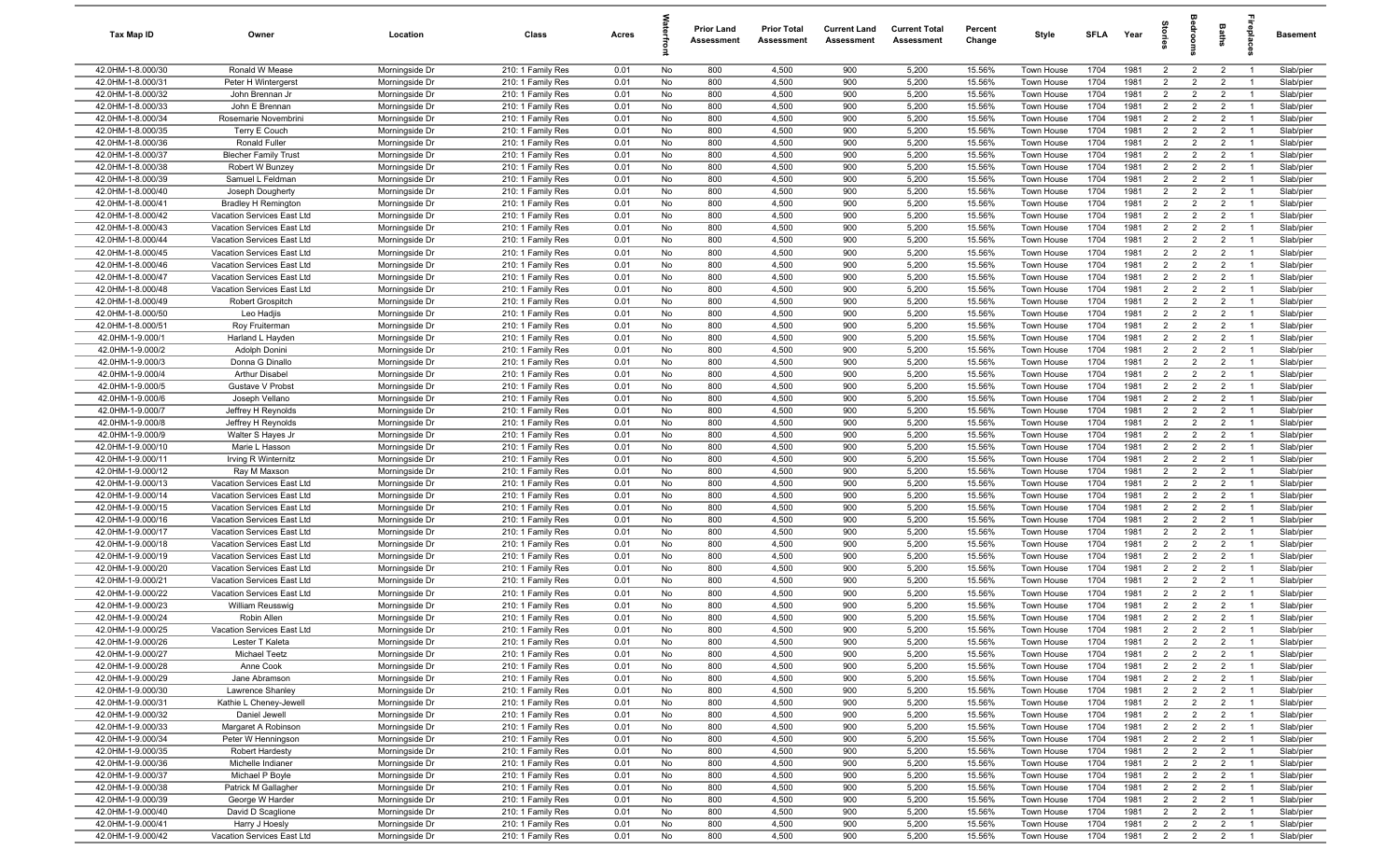| Tax Map ID | Owner | Location | Class | Acres | Waterfront | Prior Land Assessment | Prior Total Assessment | Current Land Assessment | Current Total Assessment | Percent Change | Style | SFLA | Year | Stories | Bedrooms | Baths | Fireplaces | Basement |
|---|---|---|---|---|---|---|---|---|---|---|---|---|---|---|---|---|---|---|
| 42.0HM-1-8.000/30 | Ronald W Mease | Morningside Dr | 210: 1 Family Res | 0.01 | No | 800 | 4,500 | 900 | 5,200 | 15.56% | Town House | 1704 | 1981 | 2 | 2 | 2 | 1 | Slab/pier |
| 42.0HM-1-8.000/31 | Peter H Wintergerst | Morningside Dr | 210: 1 Family Res | 0.01 | No | 800 | 4,500 | 900 | 5,200 | 15.56% | Town House | 1704 | 1981 | 2 | 2 | 2 | 1 | Slab/pier |
| 42.0HM-1-8.000/32 | John Brennan Jr | Morningside Dr | 210: 1 Family Res | 0.01 | No | 800 | 4,500 | 900 | 5,200 | 15.56% | Town House | 1704 | 1981 | 2 | 2 | 2 | 1 | Slab/pier |
| 42.0HM-1-8.000/33 | John E Brennan | Morningside Dr | 210: 1 Family Res | 0.01 | No | 800 | 4,500 | 900 | 5,200 | 15.56% | Town House | 1704 | 1981 | 2 | 2 | 2 | 1 | Slab/pier |
| 42.0HM-1-8.000/34 | Rosemarie Novembrini | Morningside Dr | 210: 1 Family Res | 0.01 | No | 800 | 4,500 | 900 | 5,200 | 15.56% | Town House | 1704 | 1981 | 2 | 2 | 2 | 1 | Slab/pier |
| 42.0HM-1-8.000/35 | Terry E Couch | Morningside Dr | 210: 1 Family Res | 0.01 | No | 800 | 4,500 | 900 | 5,200 | 15.56% | Town House | 1704 | 1981 | 2 | 2 | 2 | 1 | Slab/pier |
| 42.0HM-1-8.000/36 | Ronald Fuller | Morningside Dr | 210: 1 Family Res | 0.01 | No | 800 | 4,500 | 900 | 5,200 | 15.56% | Town House | 1704 | 1981 | 2 | 2 | 2 | 1 | Slab/pier |
| 42.0HM-1-8.000/37 | Blecher Family Trust | Morningside Dr | 210: 1 Family Res | 0.01 | No | 800 | 4,500 | 900 | 5,200 | 15.56% | Town House | 1704 | 1981 | 2 | 2 | 2 | 1 | Slab/pier |
| 42.0HM-1-8.000/38 | Robert W Bunzey | Morningside Dr | 210: 1 Family Res | 0.01 | No | 800 | 4,500 | 900 | 5,200 | 15.56% | Town House | 1704 | 1981 | 2 | 2 | 2 | 1 | Slab/pier |
| 42.0HM-1-8.000/39 | Samuel L Feldman | Morningside Dr | 210: 1 Family Res | 0.01 | No | 800 | 4,500 | 900 | 5,200 | 15.56% | Town House | 1704 | 1981 | 2 | 2 | 2 | 1 | Slab/pier |
| 42.0HM-1-8.000/40 | Joseph Dougherty | Morningside Dr | 210: 1 Family Res | 0.01 | No | 800 | 4,500 | 900 | 5,200 | 15.56% | Town House | 1704 | 1981 | 2 | 2 | 2 | 1 | Slab/pier |
| 42.0HM-1-8.000/41 | Bradley H Remington | Morningside Dr | 210: 1 Family Res | 0.01 | No | 800 | 4,500 | 900 | 5,200 | 15.56% | Town House | 1704 | 1981 | 2 | 2 | 2 | 1 | Slab/pier |
| 42.0HM-1-8.000/42 | Vacation Services East Ltd | Morningside Dr | 210: 1 Family Res | 0.01 | No | 800 | 4,500 | 900 | 5,200 | 15.56% | Town House | 1704 | 1981 | 2 | 2 | 2 | 1 | Slab/pier |
| 42.0HM-1-8.000/43 | Vacation Services East Ltd | Morningside Dr | 210: 1 Family Res | 0.01 | No | 800 | 4,500 | 900 | 5,200 | 15.56% | Town House | 1704 | 1981 | 2 | 2 | 2 | 1 | Slab/pier |
| 42.0HM-1-8.000/44 | Vacation Services East Ltd | Morningside Dr | 210: 1 Family Res | 0.01 | No | 800 | 4,500 | 900 | 5,200 | 15.56% | Town House | 1704 | 1981 | 2 | 2 | 2 | 1 | Slab/pier |
| 42.0HM-1-8.000/45 | Vacation Services East Ltd | Morningside Dr | 210: 1 Family Res | 0.01 | No | 800 | 4,500 | 900 | 5,200 | 15.56% | Town House | 1704 | 1981 | 2 | 2 | 2 | 1 | Slab/pier |
| 42.0HM-1-8.000/46 | Vacation Services East Ltd | Morningside Dr | 210: 1 Family Res | 0.01 | No | 800 | 4,500 | 900 | 5,200 | 15.56% | Town House | 1704 | 1981 | 2 | 2 | 2 | 1 | Slab/pier |
| 42.0HM-1-8.000/47 | Vacation Services East Ltd | Morningside Dr | 210: 1 Family Res | 0.01 | No | 800 | 4,500 | 900 | 5,200 | 15.56% | Town House | 1704 | 1981 | 2 | 2 | 2 | 1 | Slab/pier |
| 42.0HM-1-8.000/48 | Vacation Services East Ltd | Morningside Dr | 210: 1 Family Res | 0.01 | No | 800 | 4,500 | 900 | 5,200 | 15.56% | Town House | 1704 | 1981 | 2 | 2 | 2 | 1 | Slab/pier |
| 42.0HM-1-8.000/49 | Robert Grospitch | Morningside Dr | 210: 1 Family Res | 0.01 | No | 800 | 4,500 | 900 | 5,200 | 15.56% | Town House | 1704 | 1981 | 2 | 2 | 2 | 1 | Slab/pier |
| 42.0HM-1-8.000/50 | Leo Hadjis | Morningside Dr | 210: 1 Family Res | 0.01 | No | 800 | 4,500 | 900 | 5,200 | 15.56% | Town House | 1704 | 1981 | 2 | 2 | 2 | 1 | Slab/pier |
| 42.0HM-1-8.000/51 | Roy Fruiterman | Morningside Dr | 210: 1 Family Res | 0.01 | No | 800 | 4,500 | 900 | 5,200 | 15.56% | Town House | 1704 | 1981 | 2 | 2 | 2 | 1 | Slab/pier |
| 42.0HM-1-9.000/1 | Harland L Hayden | Morningside Dr | 210: 1 Family Res | 0.01 | No | 800 | 4,500 | 900 | 5,200 | 15.56% | Town House | 1704 | 1981 | 2 | 2 | 2 | 1 | Slab/pier |
| 42.0HM-1-9.000/2 | Adolph Donini | Morningside Dr | 210: 1 Family Res | 0.01 | No | 800 | 4,500 | 900 | 5,200 | 15.56% | Town House | 1704 | 1981 | 2 | 2 | 2 | 1 | Slab/pier |
| 42.0HM-1-9.000/3 | Donna G Dinallo | Morningside Dr | 210: 1 Family Res | 0.01 | No | 800 | 4,500 | 900 | 5,200 | 15.56% | Town House | 1704 | 1981 | 2 | 2 | 2 | 1 | Slab/pier |
| 42.0HM-1-9.000/4 | Arthur Disabel | Morningside Dr | 210: 1 Family Res | 0.01 | No | 800 | 4,500 | 900 | 5,200 | 15.56% | Town House | 1704 | 1981 | 2 | 2 | 2 | 1 | Slab/pier |
| 42.0HM-1-9.000/5 | Gustave V Probst | Morningside Dr | 210: 1 Family Res | 0.01 | No | 800 | 4,500 | 900 | 5,200 | 15.56% | Town House | 1704 | 1981 | 2 | 2 | 2 | 1 | Slab/pier |
| 42.0HM-1-9.000/6 | Joseph Vellano | Morningside Dr | 210: 1 Family Res | 0.01 | No | 800 | 4,500 | 900 | 5,200 | 15.56% | Town House | 1704 | 1981 | 2 | 2 | 2 | 1 | Slab/pier |
| 42.0HM-1-9.000/7 | Jeffrey H Reynolds | Morningside Dr | 210: 1 Family Res | 0.01 | No | 800 | 4,500 | 900 | 5,200 | 15.56% | Town House | 1704 | 1981 | 2 | 2 | 2 | 1 | Slab/pier |
| 42.0HM-1-9.000/8 | Jeffrey H Reynolds | Morningside Dr | 210: 1 Family Res | 0.01 | No | 800 | 4,500 | 900 | 5,200 | 15.56% | Town House | 1704 | 1981 | 2 | 2 | 2 | 1 | Slab/pier |
| 42.0HM-1-9.000/9 | Walter S Hayes Jr | Morningside Dr | 210: 1 Family Res | 0.01 | No | 800 | 4,500 | 900 | 5,200 | 15.56% | Town House | 1704 | 1981 | 2 | 2 | 2 | 1 | Slab/pier |
| 42.0HM-1-9.000/10 | Marie L Hasson | Morningside Dr | 210: 1 Family Res | 0.01 | No | 800 | 4,500 | 900 | 5,200 | 15.56% | Town House | 1704 | 1981 | 2 | 2 | 2 | 1 | Slab/pier |
| 42.0HM-1-9.000/11 | Irving R Winternitz | Morningside Dr | 210: 1 Family Res | 0.01 | No | 800 | 4,500 | 900 | 5,200 | 15.56% | Town House | 1704 | 1981 | 2 | 2 | 2 | 1 | Slab/pier |
| 42.0HM-1-9.000/12 | Ray M Maxson | Morningside Dr | 210: 1 Family Res | 0.01 | No | 800 | 4,500 | 900 | 5,200 | 15.56% | Town House | 1704 | 1981 | 2 | 2 | 2 | 1 | Slab/pier |
| 42.0HM-1-9.000/13 | Vacation Services East Ltd | Morningside Dr | 210: 1 Family Res | 0.01 | No | 800 | 4,500 | 900 | 5,200 | 15.56% | Town House | 1704 | 1981 | 2 | 2 | 2 | 1 | Slab/pier |
| 42.0HM-1-9.000/14 | Vacation Services East Ltd | Morningside Dr | 210: 1 Family Res | 0.01 | No | 800 | 4,500 | 900 | 5,200 | 15.56% | Town House | 1704 | 1981 | 2 | 2 | 2 | 1 | Slab/pier |
| 42.0HM-1-9.000/15 | Vacation Services East Ltd | Morningside Dr | 210: 1 Family Res | 0.01 | No | 800 | 4,500 | 900 | 5,200 | 15.56% | Town House | 1704 | 1981 | 2 | 2 | 2 | 1 | Slab/pier |
| 42.0HM-1-9.000/16 | Vacation Services East Ltd | Morningside Dr | 210: 1 Family Res | 0.01 | No | 800 | 4,500 | 900 | 5,200 | 15.56% | Town House | 1704 | 1981 | 2 | 2 | 2 | 1 | Slab/pier |
| 42.0HM-1-9.000/17 | Vacation Services East Ltd | Morningside Dr | 210: 1 Family Res | 0.01 | No | 800 | 4,500 | 900 | 5,200 | 15.56% | Town House | 1704 | 1981 | 2 | 2 | 2 | 1 | Slab/pier |
| 42.0HM-1-9.000/18 | Vacation Services East Ltd | Morningside Dr | 210: 1 Family Res | 0.01 | No | 800 | 4,500 | 900 | 5,200 | 15.56% | Town House | 1704 | 1981 | 2 | 2 | 2 | 1 | Slab/pier |
| 42.0HM-1-9.000/19 | Vacation Services East Ltd | Morningside Dr | 210: 1 Family Res | 0.01 | No | 800 | 4,500 | 900 | 5,200 | 15.56% | Town House | 1704 | 1981 | 2 | 2 | 2 | 1 | Slab/pier |
| 42.0HM-1-9.000/20 | Vacation Services East Ltd | Morningside Dr | 210: 1 Family Res | 0.01 | No | 800 | 4,500 | 900 | 5,200 | 15.56% | Town House | 1704 | 1981 | 2 | 2 | 2 | 1 | Slab/pier |
| 42.0HM-1-9.000/21 | Vacation Services East Ltd | Morningside Dr | 210: 1 Family Res | 0.01 | No | 800 | 4,500 | 900 | 5,200 | 15.56% | Town House | 1704 | 1981 | 2 | 2 | 2 | 1 | Slab/pier |
| 42.0HM-1-9.000/22 | Vacation Services East Ltd | Morningside Dr | 210: 1 Family Res | 0.01 | No | 800 | 4,500 | 900 | 5,200 | 15.56% | Town House | 1704 | 1981 | 2 | 2 | 2 | 1 | Slab/pier |
| 42.0HM-1-9.000/23 | William Reusswig | Morningside Dr | 210: 1 Family Res | 0.01 | No | 800 | 4,500 | 900 | 5,200 | 15.56% | Town House | 1704 | 1981 | 2 | 2 | 2 | 1 | Slab/pier |
| 42.0HM-1-9.000/24 | Robin Allen | Morningside Dr | 210: 1 Family Res | 0.01 | No | 800 | 4,500 | 900 | 5,200 | 15.56% | Town House | 1704 | 1981 | 2 | 2 | 2 | 1 | Slab/pier |
| 42.0HM-1-9.000/25 | Vacation Services East Ltd | Morningside Dr | 210: 1 Family Res | 0.01 | No | 800 | 4,500 | 900 | 5,200 | 15.56% | Town House | 1704 | 1981 | 2 | 2 | 2 | 1 | Slab/pier |
| 42.0HM-1-9.000/26 | Lester T Kaleta | Morningside Dr | 210: 1 Family Res | 0.01 | No | 800 | 4,500 | 900 | 5,200 | 15.56% | Town House | 1704 | 1981 | 2 | 2 | 2 | 1 | Slab/pier |
| 42.0HM-1-9.000/27 | Michael Teetz | Morningside Dr | 210: 1 Family Res | 0.01 | No | 800 | 4,500 | 900 | 5,200 | 15.56% | Town House | 1704 | 1981 | 2 | 2 | 2 | 1 | Slab/pier |
| 42.0HM-1-9.000/28 | Anne Cook | Morningside Dr | 210: 1 Family Res | 0.01 | No | 800 | 4,500 | 900 | 5,200 | 15.56% | Town House | 1704 | 1981 | 2 | 2 | 2 | 1 | Slab/pier |
| 42.0HM-1-9.000/29 | Jane Abramson | Morningside Dr | 210: 1 Family Res | 0.01 | No | 800 | 4,500 | 900 | 5,200 | 15.56% | Town House | 1704 | 1981 | 2 | 2 | 2 | 1 | Slab/pier |
| 42.0HM-1-9.000/30 | Lawrence Shanley | Morningside Dr | 210: 1 Family Res | 0.01 | No | 800 | 4,500 | 900 | 5,200 | 15.56% | Town House | 1704 | 1981 | 2 | 2 | 2 | 1 | Slab/pier |
| 42.0HM-1-9.000/31 | Kathie L Cheney-Jewell | Morningside Dr | 210: 1 Family Res | 0.01 | No | 800 | 4,500 | 900 | 5,200 | 15.56% | Town House | 1704 | 1981 | 2 | 2 | 2 | 1 | Slab/pier |
| 42.0HM-1-9.000/32 | Daniel Jewell | Morningside Dr | 210: 1 Family Res | 0.01 | No | 800 | 4,500 | 900 | 5,200 | 15.56% | Town House | 1704 | 1981 | 2 | 2 | 2 | 1 | Slab/pier |
| 42.0HM-1-9.000/33 | Margaret A Robinson | Morningside Dr | 210: 1 Family Res | 0.01 | No | 800 | 4,500 | 900 | 5,200 | 15.56% | Town House | 1704 | 1981 | 2 | 2 | 2 | 1 | Slab/pier |
| 42.0HM-1-9.000/34 | Peter W Henningson | Morningside Dr | 210: 1 Family Res | 0.01 | No | 800 | 4,500 | 900 | 5,200 | 15.56% | Town House | 1704 | 1981 | 2 | 2 | 2 | 1 | Slab/pier |
| 42.0HM-1-9.000/35 | Robert Hardesty | Morningside Dr | 210: 1 Family Res | 0.01 | No | 800 | 4,500 | 900 | 5,200 | 15.56% | Town House | 1704 | 1981 | 2 | 2 | 2 | 1 | Slab/pier |
| 42.0HM-1-9.000/36 | Michelle Indianer | Morningside Dr | 210: 1 Family Res | 0.01 | No | 800 | 4,500 | 900 | 5,200 | 15.56% | Town House | 1704 | 1981 | 2 | 2 | 2 | 1 | Slab/pier |
| 42.0HM-1-9.000/37 | Michael P Boyle | Morningside Dr | 210: 1 Family Res | 0.01 | No | 800 | 4,500 | 900 | 5,200 | 15.56% | Town House | 1704 | 1981 | 2 | 2 | 2 | 1 | Slab/pier |
| 42.0HM-1-9.000/38 | Patrick M Gallagher | Morningside Dr | 210: 1 Family Res | 0.01 | No | 800 | 4,500 | 900 | 5,200 | 15.56% | Town House | 1704 | 1981 | 2 | 2 | 2 | 1 | Slab/pier |
| 42.0HM-1-9.000/39 | George W Harder | Morningside Dr | 210: 1 Family Res | 0.01 | No | 800 | 4,500 | 900 | 5,200 | 15.56% | Town House | 1704 | 1981 | 2 | 2 | 2 | 1 | Slab/pier |
| 42.0HM-1-9.000/40 | David D Scaglione | Morningside Dr | 210: 1 Family Res | 0.01 | No | 800 | 4,500 | 900 | 5,200 | 15.56% | Town House | 1704 | 1981 | 2 | 2 | 2 | 1 | Slab/pier |
| 42.0HM-1-9.000/41 | Harry J Hoesly | Morningside Dr | 210: 1 Family Res | 0.01 | No | 800 | 4,500 | 900 | 5,200 | 15.56% | Town House | 1704 | 1981 | 2 | 2 | 2 | 1 | Slab/pier |
| 42.0HM-1-9.000/42 | Vacation Services East Ltd | Morningside Dr | 210: 1 Family Res | 0.01 | No | 800 | 4,500 | 900 | 5,200 | 15.56% | Town House | 1704 | 1981 | 2 | 2 | 2 | 1 | Slab/pier |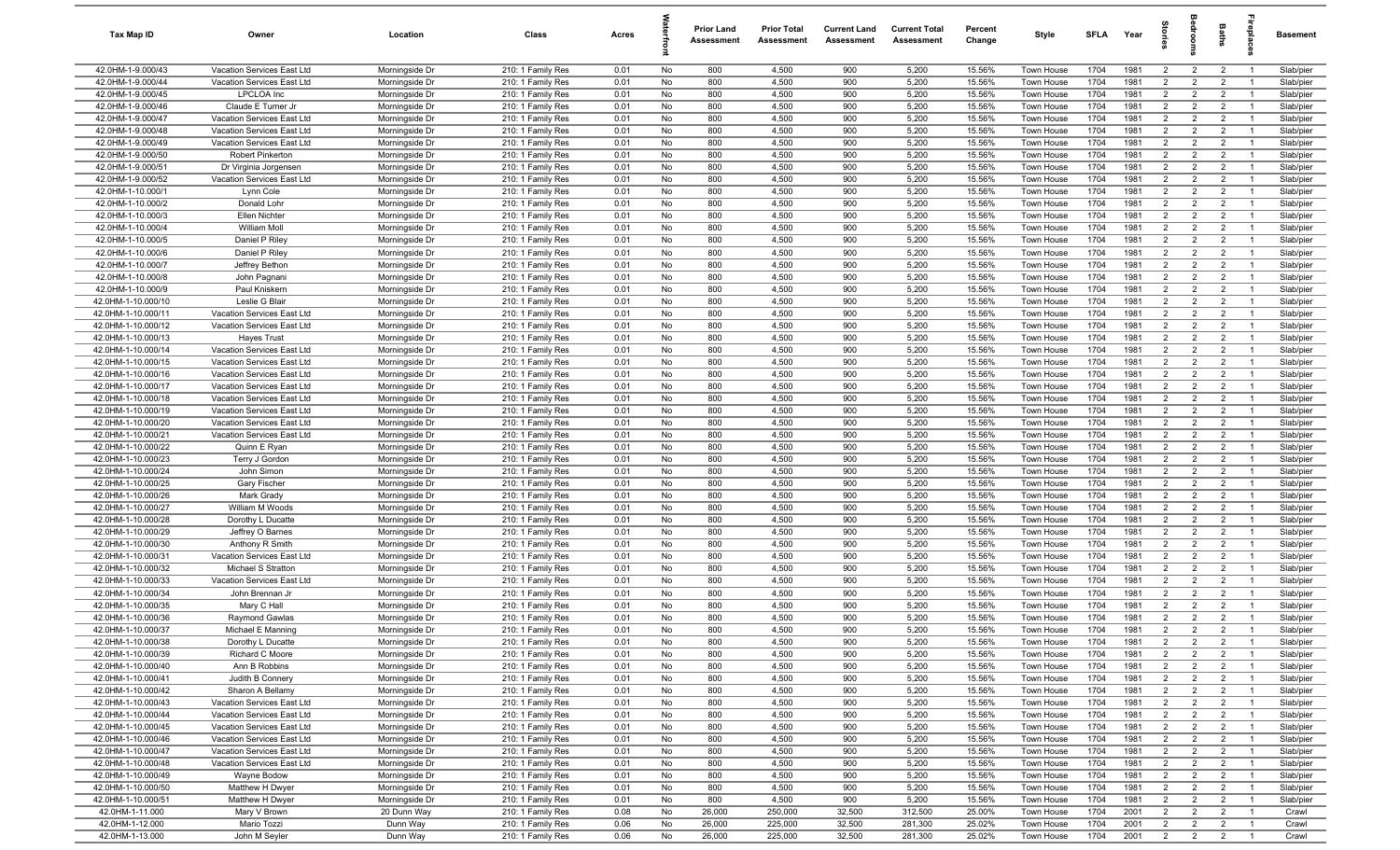| Tax Map ID | Owner | Location | Class | Acres | Waterfront | Prior Land Assessment | Prior Total Assessment | Current Land Assessment | Current Total Assessment | Percent Change | Style | SFLA | Year | Stories | Bedrooms | Baths | Fireplaces | Basement |
|---|---|---|---|---|---|---|---|---|---|---|---|---|---|---|---|---|---|---|
| 42.0HM-1-9.000/43 | Vacation Services East Ltd | Morningside Dr | 210: 1 Family Res | 0.01 | No | 800 | 4,500 | 900 | 5,200 | 15.56% | Town House | 1704 | 1981 | 2 | 2 | 2 | 1 | Slab/pier |
| 42.0HM-1-9.000/44 | Vacation Services East Ltd | Morningside Dr | 210: 1 Family Res | 0.01 | No | 800 | 4,500 | 900 | 5,200 | 15.56% | Town House | 1704 | 1981 | 2 | 2 | 2 | 1 | Slab/pier |
| 42.0HM-1-9.000/45 | LPCLOA Inc | Morningside Dr | 210: 1 Family Res | 0.01 | No | 800 | 4,500 | 900 | 5,200 | 15.56% | Town House | 1704 | 1981 | 2 | 2 | 2 | 1 | Slab/pier |
| 42.0HM-1-9.000/46 | Claude E Turner Jr | Morningside Dr | 210: 1 Family Res | 0.01 | No | 800 | 4,500 | 900 | 5,200 | 15.56% | Town House | 1704 | 1981 | 2 | 2 | 2 | 1 | Slab/pier |
| 42.0HM-1-9.000/47 | Vacation Services East Ltd | Morningside Dr | 210: 1 Family Res | 0.01 | No | 800 | 4,500 | 900 | 5,200 | 15.56% | Town House | 1704 | 1981 | 2 | 2 | 2 | 1 | Slab/pier |
| 42.0HM-1-9.000/48 | Vacation Services East Ltd | Morningside Dr | 210: 1 Family Res | 0.01 | No | 800 | 4,500 | 900 | 5,200 | 15.56% | Town House | 1704 | 1981 | 2 | 2 | 2 | 1 | Slab/pier |
| 42.0HM-1-9.000/49 | Vacation Services East Ltd | Morningside Dr | 210: 1 Family Res | 0.01 | No | 800 | 4,500 | 900 | 5,200 | 15.56% | Town House | 1704 | 1981 | 2 | 2 | 2 | 1 | Slab/pier |
| 42.0HM-1-9.000/50 | Robert Pinkerton | Morningside Dr | 210: 1 Family Res | 0.01 | No | 800 | 4,500 | 900 | 5,200 | 15.56% | Town House | 1704 | 1981 | 2 | 2 | 2 | 1 | Slab/pier |
| 42.0HM-1-9.000/51 | Dr Virginia Jorgensen | Morningside Dr | 210: 1 Family Res | 0.01 | No | 800 | 4,500 | 900 | 5,200 | 15.56% | Town House | 1704 | 1981 | 2 | 2 | 2 | 1 | Slab/pier |
| 42.0HM-1-9.000/52 | Vacation Services East Ltd | Morningside Dr | 210: 1 Family Res | 0.01 | No | 800 | 4,500 | 900 | 5,200 | 15.56% | Town House | 1704 | 1981 | 2 | 2 | 2 | 1 | Slab/pier |
| 42.0HM-1-10.000/1 | Lynn Cole | Morningside Dr | 210: 1 Family Res | 0.01 | No | 800 | 4,500 | 900 | 5,200 | 15.56% | Town House | 1704 | 1981 | 2 | 2 | 2 | 1 | Slab/pier |
| 42.0HM-1-10.000/2 | Donald Lohr | Morningside Dr | 210: 1 Family Res | 0.01 | No | 800 | 4,500 | 900 | 5,200 | 15.56% | Town House | 1704 | 1981 | 2 | 2 | 2 | 1 | Slab/pier |
| 42.0HM-1-10.000/3 | Ellen Nichter | Morningside Dr | 210: 1 Family Res | 0.01 | No | 800 | 4,500 | 900 | 5,200 | 15.56% | Town House | 1704 | 1981 | 2 | 2 | 2 | 1 | Slab/pier |
| 42.0HM-1-10.000/4 | William Moll | Morningside Dr | 210: 1 Family Res | 0.01 | No | 800 | 4,500 | 900 | 5,200 | 15.56% | Town House | 1704 | 1981 | 2 | 2 | 2 | 1 | Slab/pier |
| 42.0HM-1-10.000/5 | Daniel P Riley | Morningside Dr | 210: 1 Family Res | 0.01 | No | 800 | 4,500 | 900 | 5,200 | 15.56% | Town House | 1704 | 1981 | 2 | 2 | 2 | 1 | Slab/pier |
| 42.0HM-1-10.000/6 | Daniel P Riley | Morningside Dr | 210: 1 Family Res | 0.01 | No | 800 | 4,500 | 900 | 5,200 | 15.56% | Town House | 1704 | 1981 | 2 | 2 | 2 | 1 | Slab/pier |
| 42.0HM-1-10.000/7 | Jeffrey Bethon | Morningside Dr | 210: 1 Family Res | 0.01 | No | 800 | 4,500 | 900 | 5,200 | 15.56% | Town House | 1704 | 1981 | 2 | 2 | 2 | 1 | Slab/pier |
| 42.0HM-1-10.000/8 | John Pagnani | Morningside Dr | 210: 1 Family Res | 0.01 | No | 800 | 4,500 | 900 | 5,200 | 15.56% | Town House | 1704 | 1981 | 2 | 2 | 2 | 1 | Slab/pier |
| 42.0HM-1-10.000/9 | Paul Kniskern | Morningside Dr | 210: 1 Family Res | 0.01 | No | 800 | 4,500 | 900 | 5,200 | 15.56% | Town House | 1704 | 1981 | 2 | 2 | 2 | 1 | Slab/pier |
| 42.0HM-1-10.000/10 | Leslie G Blair | Morningside Dr | 210: 1 Family Res | 0.01 | No | 800 | 4,500 | 900 | 5,200 | 15.56% | Town House | 1704 | 1981 | 2 | 2 | 2 | 1 | Slab/pier |
| 42.0HM-1-10.000/11 | Vacation Services East Ltd | Morningside Dr | 210: 1 Family Res | 0.01 | No | 800 | 4,500 | 900 | 5,200 | 15.56% | Town House | 1704 | 1981 | 2 | 2 | 2 | 1 | Slab/pier |
| 42.0HM-1-10.000/12 | Vacation Services East Ltd | Morningside Dr | 210: 1 Family Res | 0.01 | No | 800 | 4,500 | 900 | 5,200 | 15.56% | Town House | 1704 | 1981 | 2 | 2 | 2 | 1 | Slab/pier |
| 42.0HM-1-10.000/13 | Hayes Trust | Morningside Dr | 210: 1 Family Res | 0.01 | No | 800 | 4,500 | 900 | 5,200 | 15.56% | Town House | 1704 | 1981 | 2 | 2 | 2 | 1 | Slab/pier |
| 42.0HM-1-10.000/14 | Vacation Services East Ltd | Morningside Dr | 210: 1 Family Res | 0.01 | No | 800 | 4,500 | 900 | 5,200 | 15.56% | Town House | 1704 | 1981 | 2 | 2 | 2 | 1 | Slab/pier |
| 42.0HM-1-10.000/15 | Vacation Services East Ltd | Morningside Dr | 210: 1 Family Res | 0.01 | No | 800 | 4,500 | 900 | 5,200 | 15.56% | Town House | 1704 | 1981 | 2 | 2 | 2 | 1 | Slab/pier |
| 42.0HM-1-10.000/16 | Vacation Services East Ltd | Morningside Dr | 210: 1 Family Res | 0.01 | No | 800 | 4,500 | 900 | 5,200 | 15.56% | Town House | 1704 | 1981 | 2 | 2 | 2 | 1 | Slab/pier |
| 42.0HM-1-10.000/17 | Vacation Services East Ltd | Morningside Dr | 210: 1 Family Res | 0.01 | No | 800 | 4,500 | 900 | 5,200 | 15.56% | Town House | 1704 | 1981 | 2 | 2 | 2 | 1 | Slab/pier |
| 42.0HM-1-10.000/18 | Vacation Services East Ltd | Morningside Dr | 210: 1 Family Res | 0.01 | No | 800 | 4,500 | 900 | 5,200 | 15.56% | Town House | 1704 | 1981 | 2 | 2 | 2 | 1 | Slab/pier |
| 42.0HM-1-10.000/19 | Vacation Services East Ltd | Morningside Dr | 210: 1 Family Res | 0.01 | No | 800 | 4,500 | 900 | 5,200 | 15.56% | Town House | 1704 | 1981 | 2 | 2 | 2 | 1 | Slab/pier |
| 42.0HM-1-10.000/20 | Vacation Services East Ltd | Morningside Dr | 210: 1 Family Res | 0.01 | No | 800 | 4,500 | 900 | 5,200 | 15.56% | Town House | 1704 | 1981 | 2 | 2 | 2 | 1 | Slab/pier |
| 42.0HM-1-10.000/21 | Vacation Services East Ltd | Morningside Dr | 210: 1 Family Res | 0.01 | No | 800 | 4,500 | 900 | 5,200 | 15.56% | Town House | 1704 | 1981 | 2 | 2 | 2 | 1 | Slab/pier |
| 42.0HM-1-10.000/22 | Quinn E Ryan | Morningside Dr | 210: 1 Family Res | 0.01 | No | 800 | 4,500 | 900 | 5,200 | 15.56% | Town House | 1704 | 1981 | 2 | 2 | 2 | 1 | Slab/pier |
| 42.0HM-1-10.000/23 | Terry J Gordon | Morningside Dr | 210: 1 Family Res | 0.01 | No | 800 | 4,500 | 900 | 5,200 | 15.56% | Town House | 1704 | 1981 | 2 | 2 | 2 | 1 | Slab/pier |
| 42.0HM-1-10.000/24 | John Simon | Morningside Dr | 210: 1 Family Res | 0.01 | No | 800 | 4,500 | 900 | 5,200 | 15.56% | Town House | 1704 | 1981 | 2 | 2 | 2 | 1 | Slab/pier |
| 42.0HM-1-10.000/25 | Gary Fischer | Morningside Dr | 210: 1 Family Res | 0.01 | No | 800 | 4,500 | 900 | 5,200 | 15.56% | Town House | 1704 | 1981 | 2 | 2 | 2 | 1 | Slab/pier |
| 42.0HM-1-10.000/26 | Mark Grady | Morningside Dr | 210: 1 Family Res | 0.01 | No | 800 | 4,500 | 900 | 5,200 | 15.56% | Town House | 1704 | 1981 | 2 | 2 | 2 | 1 | Slab/pier |
| 42.0HM-1-10.000/27 | William M Woods | Morningside Dr | 210: 1 Family Res | 0.01 | No | 800 | 4,500 | 900 | 5,200 | 15.56% | Town House | 1704 | 1981 | 2 | 2 | 2 | 1 | Slab/pier |
| 42.0HM-1-10.000/28 | Dorothy L Ducatte | Morningside Dr | 210: 1 Family Res | 0.01 | No | 800 | 4,500 | 900 | 5,200 | 15.56% | Town House | 1704 | 1981 | 2 | 2 | 2 | 1 | Slab/pier |
| 42.0HM-1-10.000/29 | Jeffrey O Barnes | Morningside Dr | 210: 1 Family Res | 0.01 | No | 800 | 4,500 | 900 | 5,200 | 15.56% | Town House | 1704 | 1981 | 2 | 2 | 2 | 1 | Slab/pier |
| 42.0HM-1-10.000/30 | Anthony R Smith | Morningside Dr | 210: 1 Family Res | 0.01 | No | 800 | 4,500 | 900 | 5,200 | 15.56% | Town House | 1704 | 1981 | 2 | 2 | 2 | 1 | Slab/pier |
| 42.0HM-1-10.000/31 | Vacation Services East Ltd | Morningside Dr | 210: 1 Family Res | 0.01 | No | 800 | 4,500 | 900 | 5,200 | 15.56% | Town House | 1704 | 1981 | 2 | 2 | 2 | 1 | Slab/pier |
| 42.0HM-1-10.000/32 | Michael S Stratton | Morningside Dr | 210: 1 Family Res | 0.01 | No | 800 | 4,500 | 900 | 5,200 | 15.56% | Town House | 1704 | 1981 | 2 | 2 | 2 | 1 | Slab/pier |
| 42.0HM-1-10.000/33 | Vacation Services East Ltd | Morningside Dr | 210: 1 Family Res | 0.01 | No | 800 | 4,500 | 900 | 5,200 | 15.56% | Town House | 1704 | 1981 | 2 | 2 | 2 | 1 | Slab/pier |
| 42.0HM-1-10.000/34 | John Brennan Jr | Morningside Dr | 210: 1 Family Res | 0.01 | No | 800 | 4,500 | 900 | 5,200 | 15.56% | Town House | 1704 | 1981 | 2 | 2 | 2 | 1 | Slab/pier |
| 42.0HM-1-10.000/35 | Mary C Hall | Morningside Dr | 210: 1 Family Res | 0.01 | No | 800 | 4,500 | 900 | 5,200 | 15.56% | Town House | 1704 | 1981 | 2 | 2 | 2 | 1 | Slab/pier |
| 42.0HM-1-10.000/36 | Raymond Gawlas | Morningside Dr | 210: 1 Family Res | 0.01 | No | 800 | 4,500 | 900 | 5,200 | 15.56% | Town House | 1704 | 1981 | 2 | 2 | 2 | 1 | Slab/pier |
| 42.0HM-1-10.000/37 | Michael E Manning | Morningside Dr | 210: 1 Family Res | 0.01 | No | 800 | 4,500 | 900 | 5,200 | 15.56% | Town House | 1704 | 1981 | 2 | 2 | 2 | 1 | Slab/pier |
| 42.0HM-1-10.000/38 | Dorothy L Ducatte | Morningside Dr | 210: 1 Family Res | 0.01 | No | 800 | 4,500 | 900 | 5,200 | 15.56% | Town House | 1704 | 1981 | 2 | 2 | 2 | 1 | Slab/pier |
| 42.0HM-1-10.000/39 | Richard C Moore | Morningside Dr | 210: 1 Family Res | 0.01 | No | 800 | 4,500 | 900 | 5,200 | 15.56% | Town House | 1704 | 1981 | 2 | 2 | 2 | 1 | Slab/pier |
| 42.0HM-1-10.000/40 | Ann B Robbins | Morningside Dr | 210: 1 Family Res | 0.01 | No | 800 | 4,500 | 900 | 5,200 | 15.56% | Town House | 1704 | 1981 | 2 | 2 | 2 | 1 | Slab/pier |
| 42.0HM-1-10.000/41 | Judith B Connery | Morningside Dr | 210: 1 Family Res | 0.01 | No | 800 | 4,500 | 900 | 5,200 | 15.56% | Town House | 1704 | 1981 | 2 | 2 | 2 | 1 | Slab/pier |
| 42.0HM-1-10.000/42 | Sharon A Bellamy | Morningside Dr | 210: 1 Family Res | 0.01 | No | 800 | 4,500 | 900 | 5,200 | 15.56% | Town House | 1704 | 1981 | 2 | 2 | 2 | 1 | Slab/pier |
| 42.0HM-1-10.000/43 | Vacation Services East Ltd | Morningside Dr | 210: 1 Family Res | 0.01 | No | 800 | 4,500 | 900 | 5,200 | 15.56% | Town House | 1704 | 1981 | 2 | 2 | 2 | 1 | Slab/pier |
| 42.0HM-1-10.000/44 | Vacation Services East Ltd | Morningside Dr | 210: 1 Family Res | 0.01 | No | 800 | 4,500 | 900 | 5,200 | 15.56% | Town House | 1704 | 1981 | 2 | 2 | 2 | 1 | Slab/pier |
| 42.0HM-1-10.000/45 | Vacation Services East Ltd | Morningside Dr | 210: 1 Family Res | 0.01 | No | 800 | 4,500 | 900 | 5,200 | 15.56% | Town House | 1704 | 1981 | 2 | 2 | 2 | 1 | Slab/pier |
| 42.0HM-1-10.000/46 | Vacation Services East Ltd | Morningside Dr | 210: 1 Family Res | 0.01 | No | 800 | 4,500 | 900 | 5,200 | 15.56% | Town House | 1704 | 1981 | 2 | 2 | 2 | 1 | Slab/pier |
| 42.0HM-1-10.000/47 | Vacation Services East Ltd | Morningside Dr | 210: 1 Family Res | 0.01 | No | 800 | 4,500 | 900 | 5,200 | 15.56% | Town House | 1704 | 1981 | 2 | 2 | 2 | 1 | Slab/pier |
| 42.0HM-1-10.000/48 | Vacation Services East Ltd | Morningside Dr | 210: 1 Family Res | 0.01 | No | 800 | 4,500 | 900 | 5,200 | 15.56% | Town House | 1704 | 1981 | 2 | 2 | 2 | 1 | Slab/pier |
| 42.0HM-1-10.000/49 | Wayne Bodow | Morningside Dr | 210: 1 Family Res | 0.01 | No | 800 | 4,500 | 900 | 5,200 | 15.56% | Town House | 1704 | 1981 | 2 | 2 | 2 | 1 | Slab/pier |
| 42.0HM-1-10.000/50 | Matthew H Dwyer | Morningside Dr | 210: 1 Family Res | 0.01 | No | 800 | 4,500 | 900 | 5,200 | 15.56% | Town House | 1704 | 1981 | 2 | 2 | 2 | 1 | Slab/pier |
| 42.0HM-1-10.000/51 | Matthew H Dwyer | Morningside Dr | 210: 1 Family Res | 0.01 | No | 800 | 4,500 | 900 | 5,200 | 15.56% | Town House | 1704 | 1981 | 2 | 2 | 2 | 1 | Slab/pier |
| 42.0HM-1-11.000 | Mary V Brown | 20 Dunn Way | 210: 1 Family Res | 0.08 | No | 26,000 | 250,000 | 32,500 | 312,500 | 25.00% | Town House | 1704 | 2001 | 2 | 2 | 2 | 1 | Crawl |
| 42.0HM-1-12.000 | Mario Tozzi | Dunn Way | 210: 1 Family Res | 0.06 | No | 26,000 | 225,000 | 32,500 | 281,300 | 25.02% | Town House | 1704 | 2001 | 2 | 2 | 2 | 1 | Crawl |
| 42.0HM-1-13.000 | John M Seyler | Dunn Way | 210: 1 Family Res | 0.06 | No | 26,000 | 225,000 | 32,500 | 281,300 | 25.02% | Town House | 1704 | 2001 | 2 | 2 | 2 | 1 | Crawl |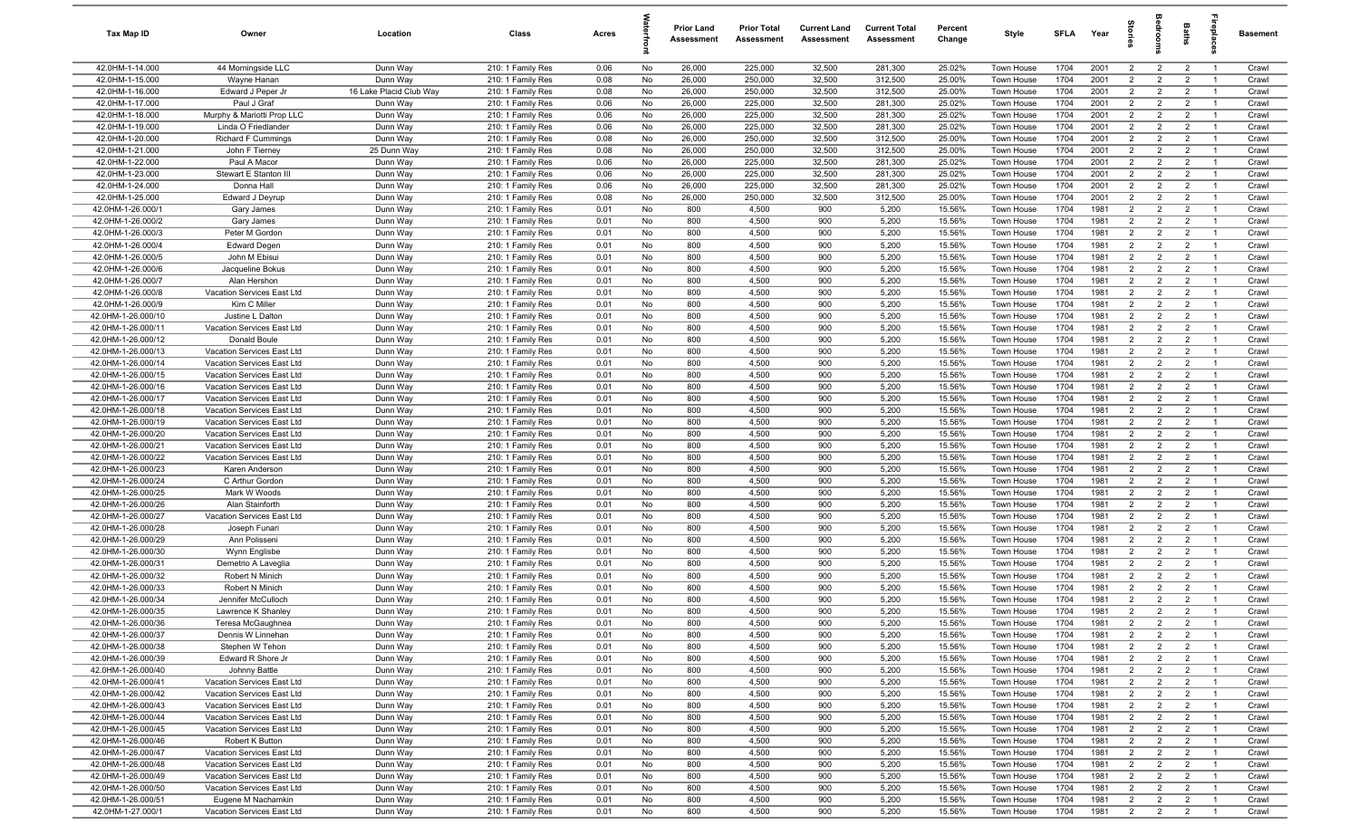| Tax Map ID | Owner | Location | Class | Acres | Waterfront | Prior Land Assessment | Prior Total Assessment | Current Land Assessment | Current Total Assessment | Percent Change | Style | SFLA | Year | Stories | Bedrooms | Baths | Fireplaces | Basement |
|---|---|---|---|---|---|---|---|---|---|---|---|---|---|---|---|---|---|---|
| 42.0HM-1-14.000 | 44 Morningside LLC | Dunn Way | 210: 1 Family Res | 0.06 | No | 26,000 | 225,000 | 32,500 | 281,300 | 25.02% | Town House | 1704 | 2001 | 2 | 2 | 2 | 1 | Crawl |
| 42.0HM-1-15.000 | Wayne Hanan | Dunn Way | 210: 1 Family Res | 0.08 | No | 26,000 | 250,000 | 32,500 | 312,500 | 25.00% | Town House | 1704 | 2001 | 2 | 2 | 2 | 1 | Crawl |
| 42.0HM-1-16.000 | Edward J Peper Jr | 16 Lake Placid Club Way | 210: 1 Family Res | 0.08 | No | 26,000 | 250,000 | 32,500 | 312,500 | 25.00% | Town House | 1704 | 2001 | 2 | 2 | 2 | 1 | Crawl |
| 42.0HM-1-17.000 | Paul J Graf | Dunn Way | 210: 1 Family Res | 0.06 | No | 26,000 | 225,000 | 32,500 | 281,300 | 25.02% | Town House | 1704 | 2001 | 2 | 2 | 2 | 1 | Crawl |
| 42.0HM-1-18.000 | Murphy & Mariotti Prop LLC | Dunn Way | 210: 1 Family Res | 0.06 | No | 26,000 | 225,000 | 32,500 | 281,300 | 25.02% | Town House | 1704 | 2001 | 2 | 2 | 2 | 1 | Crawl |
| 42.0HM-1-19.000 | Linda O Friedlander | Dunn Way | 210: 1 Family Res | 0.06 | No | 26,000 | 225,000 | 32,500 | 281,300 | 25.02% | Town House | 1704 | 2001 | 2 | 2 | 2 | 1 | Crawl |
| 42.0HM-1-20.000 | Richard F Cummings | Dunn Way | 210: 1 Family Res | 0.08 | No | 26,000 | 250,000 | 32,500 | 312,500 | 25.00% | Town House | 1704 | 2001 | 2 | 2 | 2 | 1 | Crawl |
| 42.0HM-1-21.000 | John F Tierney | 25 Dunn Way | 210: 1 Family Res | 0.08 | No | 26,000 | 250,000 | 32,500 | 312,500 | 25.00% | Town House | 1704 | 2001 | 2 | 2 | 2 | 1 | Crawl |
| 42.0HM-1-22.000 | Paul A Macor | Dunn Way | 210: 1 Family Res | 0.06 | No | 26,000 | 225,000 | 32,500 | 281,300 | 25.02% | Town House | 1704 | 2001 | 2 | 2 | 2 | 1 | Crawl |
| 42.0HM-1-23.000 | Stewart E Stanton III | Dunn Way | 210: 1 Family Res | 0.06 | No | 26,000 | 225,000 | 32,500 | 281,300 | 25.02% | Town House | 1704 | 2001 | 2 | 2 | 2 | 1 | Crawl |
| 42.0HM-1-24.000 | Donna Hall | Dunn Way | 210: 1 Family Res | 0.06 | No | 26,000 | 225,000 | 32,500 | 281,300 | 25.02% | Town House | 1704 | 2001 | 2 | 2 | 2 | 1 | Crawl |
| 42.0HM-1-25.000 | Edward J Deyrup | Dunn Way | 210: 1 Family Res | 0.08 | No | 26,000 | 250,000 | 32,500 | 312,500 | 25.00% | Town House | 1704 | 2001 | 2 | 2 | 2 | 1 | Crawl |
| 42.0HM-1-26.000/1 | Gary James | Dunn Way | 210: 1 Family Res | 0.01 | No | 800 | 4,500 | 900 | 5,200 | 15.56% | Town House | 1704 | 1981 | 2 | 2 | 2 | 1 | Crawl |
| 42.0HM-1-26.000/2 | Gary James | Dunn Way | 210: 1 Family Res | 0.01 | No | 800 | 4,500 | 900 | 5,200 | 15.56% | Town House | 1704 | 1981 | 2 | 2 | 2 | 1 | Crawl |
| 42.0HM-1-26.000/3 | Peter M Gordon | Dunn Way | 210: 1 Family Res | 0.01 | No | 800 | 4,500 | 900 | 5,200 | 15.56% | Town House | 1704 | 1981 | 2 | 2 | 2 | 1 | Crawl |
| 42.0HM-1-26.000/4 | Edward Degen | Dunn Way | 210: 1 Family Res | 0.01 | No | 800 | 4,500 | 900 | 5,200 | 15.56% | Town House | 1704 | 1981 | 2 | 2 | 2 | 1 | Crawl |
| 42.0HM-1-26.000/5 | John M Ebisui | Dunn Way | 210: 1 Family Res | 0.01 | No | 800 | 4,500 | 900 | 5,200 | 15.56% | Town House | 1704 | 1981 | 2 | 2 | 2 | 1 | Crawl |
| 42.0HM-1-26.000/6 | Jacqueline Bokus | Dunn Way | 210: 1 Family Res | 0.01 | No | 800 | 4,500 | 900 | 5,200 | 15.56% | Town House | 1704 | 1981 | 2 | 2 | 2 | 1 | Crawl |
| 42.0HM-1-26.000/7 | Alan Hershon | Dunn Way | 210: 1 Family Res | 0.01 | No | 800 | 4,500 | 900 | 5,200 | 15.56% | Town House | 1704 | 1981 | 2 | 2 | 2 | 1 | Crawl |
| 42.0HM-1-26.000/8 | Vacation Services East Ltd | Dunn Way | 210: 1 Family Res | 0.01 | No | 800 | 4,500 | 900 | 5,200 | 15.56% | Town House | 1704 | 1981 | 2 | 2 | 2 | 1 | Crawl |
| 42.0HM-1-26.000/9 | Kim C Miller | Dunn Way | 210: 1 Family Res | 0.01 | No | 800 | 4,500 | 900 | 5,200 | 15.56% | Town House | 1704 | 1981 | 2 | 2 | 2 | 1 | Crawl |
| 42.0HM-1-26.000/10 | Justine L Dalton | Dunn Way | 210: 1 Family Res | 0.01 | No | 800 | 4,500 | 900 | 5,200 | 15.56% | Town House | 1704 | 1981 | 2 | 2 | 2 | 1 | Crawl |
| 42.0HM-1-26.000/11 | Vacation Services East Ltd | Dunn Way | 210: 1 Family Res | 0.01 | No | 800 | 4,500 | 900 | 5,200 | 15.56% | Town House | 1704 | 1981 | 2 | 2 | 2 | 1 | Crawl |
| 42.0HM-1-26.000/12 | Donald Boule | Dunn Way | 210: 1 Family Res | 0.01 | No | 800 | 4,500 | 900 | 5,200 | 15.56% | Town House | 1704 | 1981 | 2 | 2 | 2 | 1 | Crawl |
| 42.0HM-1-26.000/13 | Vacation Services East Ltd | Dunn Way | 210: 1 Family Res | 0.01 | No | 800 | 4,500 | 900 | 5,200 | 15.56% | Town House | 1704 | 1981 | 2 | 2 | 2 | 1 | Crawl |
| 42.0HM-1-26.000/14 | Vacation Services East Ltd | Dunn Way | 210: 1 Family Res | 0.01 | No | 800 | 4,500 | 900 | 5,200 | 15.56% | Town House | 1704 | 1981 | 2 | 2 | 2 | 1 | Crawl |
| 42.0HM-1-26.000/15 | Vacation Services East Ltd | Dunn Way | 210: 1 Family Res | 0.01 | No | 800 | 4,500 | 900 | 5,200 | 15.56% | Town House | 1704 | 1981 | 2 | 2 | 2 | 1 | Crawl |
| 42.0HM-1-26.000/16 | Vacation Services East Ltd | Dunn Way | 210: 1 Family Res | 0.01 | No | 800 | 4,500 | 900 | 5,200 | 15.56% | Town House | 1704 | 1981 | 2 | 2 | 2 | 1 | Crawl |
| 42.0HM-1-26.000/17 | Vacation Services East Ltd | Dunn Way | 210: 1 Family Res | 0.01 | No | 800 | 4,500 | 900 | 5,200 | 15.56% | Town House | 1704 | 1981 | 2 | 2 | 2 | 1 | Crawl |
| 42.0HM-1-26.000/18 | Vacation Services East Ltd | Dunn Way | 210: 1 Family Res | 0.01 | No | 800 | 4,500 | 900 | 5,200 | 15.56% | Town House | 1704 | 1981 | 2 | 2 | 2 | 1 | Crawl |
| 42.0HM-1-26.000/19 | Vacation Services East Ltd | Dunn Way | 210: 1 Family Res | 0.01 | No | 800 | 4,500 | 900 | 5,200 | 15.56% | Town House | 1704 | 1981 | 2 | 2 | 2 | 1 | Crawl |
| 42.0HM-1-26.000/20 | Vacation Services East Ltd | Dunn Way | 210: 1 Family Res | 0.01 | No | 800 | 4,500 | 900 | 5,200 | 15.56% | Town House | 1704 | 1981 | 2 | 2 | 2 | 1 | Crawl |
| 42.0HM-1-26.000/21 | Vacation Services East Ltd | Dunn Way | 210: 1 Family Res | 0.01 | No | 800 | 4,500 | 900 | 5,200 | 15.56% | Town House | 1704 | 1981 | 2 | 2 | 2 | 1 | Crawl |
| 42.0HM-1-26.000/22 | Vacation Services East Ltd | Dunn Way | 210: 1 Family Res | 0.01 | No | 800 | 4,500 | 900 | 5,200 | 15.56% | Town House | 1704 | 1981 | 2 | 2 | 2 | 1 | Crawl |
| 42.0HM-1-26.000/23 | Karen Anderson | Dunn Way | 210: 1 Family Res | 0.01 | No | 800 | 4,500 | 900 | 5,200 | 15.56% | Town House | 1704 | 1981 | 2 | 2 | 2 | 1 | Crawl |
| 42.0HM-1-26.000/24 | C Arthur Gordon | Dunn Way | 210: 1 Family Res | 0.01 | No | 800 | 4,500 | 900 | 5,200 | 15.56% | Town House | 1704 | 1981 | 2 | 2 | 2 | 1 | Crawl |
| 42.0HM-1-26.000/25 | Mark W Woods | Dunn Way | 210: 1 Family Res | 0.01 | No | 800 | 4,500 | 900 | 5,200 | 15.56% | Town House | 1704 | 1981 | 2 | 2 | 2 | 1 | Crawl |
| 42.0HM-1-26.000/26 | Alan Stainforth | Dunn Way | 210: 1 Family Res | 0.01 | No | 800 | 4,500 | 900 | 5,200 | 15.56% | Town House | 1704 | 1981 | 2 | 2 | 2 | 1 | Crawl |
| 42.0HM-1-26.000/27 | Vacation Services East Ltd | Dunn Way | 210: 1 Family Res | 0.01 | No | 800 | 4,500 | 900 | 5,200 | 15.56% | Town House | 1704 | 1981 | 2 | 2 | 2 | 1 | Crawl |
| 42.0HM-1-26.000/28 | Joseph Funari | Dunn Way | 210: 1 Family Res | 0.01 | No | 800 | 4,500 | 900 | 5,200 | 15.56% | Town House | 1704 | 1981 | 2 | 2 | 2 | 1 | Crawl |
| 42.0HM-1-26.000/29 | Ann Polisseni | Dunn Way | 210: 1 Family Res | 0.01 | No | 800 | 4,500 | 900 | 5,200 | 15.56% | Town House | 1704 | 1981 | 2 | 2 | 2 | 1 | Crawl |
| 42.0HM-1-26.000/30 | Wynn Englisbe | Dunn Way | 210: 1 Family Res | 0.01 | No | 800 | 4,500 | 900 | 5,200 | 15.56% | Town House | 1704 | 1981 | 2 | 2 | 2 | 1 | Crawl |
| 42.0HM-1-26.000/31 | Demetrio A Laveglia | Dunn Way | 210: 1 Family Res | 0.01 | No | 800 | 4,500 | 900 | 5,200 | 15.56% | Town House | 1704 | 1981 | 2 | 2 | 2 | 1 | Crawl |
| 42.0HM-1-26.000/32 | Robert N Minich | Dunn Way | 210: 1 Family Res | 0.01 | No | 800 | 4,500 | 900 | 5,200 | 15.56% | Town House | 1704 | 1981 | 2 | 2 | 2 | 1 | Crawl |
| 42.0HM-1-26.000/33 | Robert N Minich | Dunn Way | 210: 1 Family Res | 0.01 | No | 800 | 4,500 | 900 | 5,200 | 15.56% | Town House | 1704 | 1981 | 2 | 2 | 2 | 1 | Crawl |
| 42.0HM-1-26.000/34 | Jennifer McCulloch | Dunn Way | 210: 1 Family Res | 0.01 | No | 800 | 4,500 | 900 | 5,200 | 15.56% | Town House | 1704 | 1981 | 2 | 2 | 2 | 1 | Crawl |
| 42.0HM-1-26.000/35 | Lawrence K Shanley | Dunn Way | 210: 1 Family Res | 0.01 | No | 800 | 4,500 | 900 | 5,200 | 15.56% | Town House | 1704 | 1981 | 2 | 2 | 2 | 1 | Crawl |
| 42.0HM-1-26.000/36 | Teresa McGaughnea | Dunn Way | 210: 1 Family Res | 0.01 | No | 800 | 4,500 | 900 | 5,200 | 15.56% | Town House | 1704 | 1981 | 2 | 2 | 2 | 1 | Crawl |
| 42.0HM-1-26.000/37 | Dennis W Linnehan | Dunn Way | 210: 1 Family Res | 0.01 | No | 800 | 4,500 | 900 | 5,200 | 15.56% | Town House | 1704 | 1981 | 2 | 2 | 2 | 1 | Crawl |
| 42.0HM-1-26.000/38 | Stephen W Tehon | Dunn Way | 210: 1 Family Res | 0.01 | No | 800 | 4,500 | 900 | 5,200 | 15.56% | Town House | 1704 | 1981 | 2 | 2 | 2 | 1 | Crawl |
| 42.0HM-1-26.000/39 | Edward R Shore Jr | Dunn Way | 210: 1 Family Res | 0.01 | No | 800 | 4,500 | 900 | 5,200 | 15.56% | Town House | 1704 | 1981 | 2 | 2 | 2 | 1 | Crawl |
| 42.0HM-1-26.000/40 | Johnny Battle | Dunn Way | 210: 1 Family Res | 0.01 | No | 800 | 4,500 | 900 | 5,200 | 15.56% | Town House | 1704 | 1981 | 2 | 2 | 2 | 1 | Crawl |
| 42.0HM-1-26.000/41 | Vacation Services East Ltd | Dunn Way | 210: 1 Family Res | 0.01 | No | 800 | 4,500 | 900 | 5,200 | 15.56% | Town House | 1704 | 1981 | 2 | 2 | 2 | 1 | Crawl |
| 42.0HM-1-26.000/42 | Vacation Services East Ltd | Dunn Way | 210: 1 Family Res | 0.01 | No | 800 | 4,500 | 900 | 5,200 | 15.56% | Town House | 1704 | 1981 | 2 | 2 | 2 | 1 | Crawl |
| 42.0HM-1-26.000/43 | Vacation Services East Ltd | Dunn Way | 210: 1 Family Res | 0.01 | No | 800 | 4,500 | 900 | 5,200 | 15.56% | Town House | 1704 | 1981 | 2 | 2 | 2 | 1 | Crawl |
| 42.0HM-1-26.000/44 | Vacation Services East Ltd | Dunn Way | 210: 1 Family Res | 0.01 | No | 800 | 4,500 | 900 | 5,200 | 15.56% | Town House | 1704 | 1981 | 2 | 2 | 2 | 1 | Crawl |
| 42.0HM-1-26.000/45 | Vacation Services East Ltd | Dunn Way | 210: 1 Family Res | 0.01 | No | 800 | 4,500 | 900 | 5,200 | 15.56% | Town House | 1704 | 1981 | 2 | 2 | 2 | 1 | Crawl |
| 42.0HM-1-26.000/46 | Robert K Button | Dunn Way | 210: 1 Family Res | 0.01 | No | 800 | 4,500 | 900 | 5,200 | 15.56% | Town House | 1704 | 1981 | 2 | 2 | 2 | 1 | Crawl |
| 42.0HM-1-26.000/47 | Vacation Services East Ltd | Dunn Way | 210: 1 Family Res | 0.01 | No | 800 | 4,500 | 900 | 5,200 | 15.56% | Town House | 1704 | 1981 | 2 | 2 | 2 | 1 | Crawl |
| 42.0HM-1-26.000/48 | Vacation Services East Ltd | Dunn Way | 210: 1 Family Res | 0.01 | No | 800 | 4,500 | 900 | 5,200 | 15.56% | Town House | 1704 | 1981 | 2 | 2 | 2 | 1 | Crawl |
| 42.0HM-1-26.000/49 | Vacation Services East Ltd | Dunn Way | 210: 1 Family Res | 0.01 | No | 800 | 4,500 | 900 | 5,200 | 15.56% | Town House | 1704 | 1981 | 2 | 2 | 2 | 1 | Crawl |
| 42.0HM-1-26.000/50 | Vacation Services East Ltd | Dunn Way | 210: 1 Family Res | 0.01 | No | 800 | 4,500 | 900 | 5,200 | 15.56% | Town House | 1704 | 1981 | 2 | 2 | 2 | 1 | Crawl |
| 42.0HM-1-26.000/51 | Eugene M Nachamkin | Dunn Way | 210: 1 Family Res | 0.01 | No | 800 | 4,500 | 900 | 5,200 | 15.56% | Town House | 1704 | 1981 | 2 | 2 | 2 | 1 | Crawl |
| 42.0HM-1-27.000/1 | Vacation Services East Ltd | Dunn Way | 210: 1 Family Res | 0.01 | No | 800 | 4,500 | 900 | 5,200 | 15.56% | Town House | 1704 | 1981 | 2 | 2 | 2 | 1 | Crawl |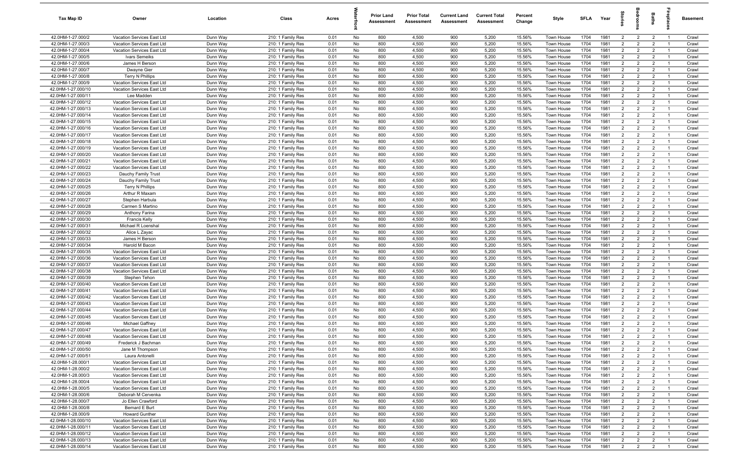| Tax Map ID | Owner | Location | Class | Acres | Waterfront | Prior Land Assessment | Prior Total Assessment | Current Land Assessment | Current Total Assessment | Percent Change | Style | SFLA | Year | Stories | Bedrooms | Baths | Fireplaces | Basement |
|---|---|---|---|---|---|---|---|---|---|---|---|---|---|---|---|---|---|---|
| 42.0HM-1-27.000/2 | Vacation Services East Ltd | Dunn Way | 210: 1 Family Res | 0.01 | No | 800 | 4,500 | 900 | 5,200 | 15.56% | Town House | 1704 | 1981 | 2 | 2 | 2 | 1 | Crawl |
| 42.0HM-1-27.000/3 | Vacation Services East Ltd | Dunn Way | 210: 1 Family Res | 0.01 | No | 800 | 4,500 | 900 | 5,200 | 15.56% | Town House | 1704 | 1981 | 2 | 2 | 2 | 1 | Crawl |
| 42.0HM-1-27.000/4 | Vacation Services East Ltd | Dunn Way | 210: 1 Family Res | 0.01 | No | 800 | 4,500 | 900 | 5,200 | 15.56% | Town House | 1704 | 1981 | 2 | 2 | 2 | 1 | Crawl |
| 42.0HM-1-27.000/5 | Ivars Semeiks | Dunn Way | 210: 1 Family Res | 0.01 | No | 800 | 4,500 | 900 | 5,200 | 15.56% | Town House | 1704 | 1981 | 2 | 2 | 2 | 1 | Crawl |
| 42.0HM-1-27.000/6 | James H Berson | Dunn Way | 210: 1 Family Res | 0.01 | No | 800 | 4,500 | 900 | 5,200 | 15.56% | Town House | 1704 | 1981 | 2 | 2 | 2 | 1 | Crawl |
| 42.0HM-1-27.000/7 | Dwayne Gier | Dunn Way | 210: 1 Family Res | 0.01 | No | 800 | 4,500 | 900 | 5,200 | 15.56% | Town House | 1704 | 1981 | 2 | 2 | 2 | 1 | Crawl |
| 42.0HM-1-27.000/8 | Terry N Phillips | Dunn Way | 210: 1 Family Res | 0.01 | No | 800 | 4,500 | 900 | 5,200 | 15.56% | Town House | 1704 | 1981 | 2 | 2 | 2 | 1 | Crawl |
| 42.0HM-1-27.000/9 | Vacation Services East Ltd | Dunn Way | 210: 1 Family Res | 0.01 | No | 800 | 4,500 | 900 | 5,200 | 15.56% | Town House | 1704 | 1981 | 2 | 2 | 2 | 1 | Crawl |
| 42.0HM-1-27.000/10 | Vacation Services East Ltd | Dunn Way | 210: 1 Family Res | 0.01 | No | 800 | 4,500 | 900 | 5,200 | 15.56% | Town House | 1704 | 1981 | 2 | 2 | 2 | 1 | Crawl |
| 42.0HM-1-27.000/11 | Lee Madden | Dunn Way | 210: 1 Family Res | 0.01 | No | 800 | 4,500 | 900 | 5,200 | 15.56% | Town House | 1704 | 1981 | 2 | 2 | 2 | 1 | Crawl |
| 42.0HM-1-27.000/12 | Vacation Services East Ltd | Dunn Way | 210: 1 Family Res | 0.01 | No | 800 | 4,500 | 900 | 5,200 | 15.56% | Town House | 1704 | 1981 | 2 | 2 | 2 | 1 | Crawl |
| 42.0HM-1-27.000/13 | Vacation Services East Ltd | Dunn Way | 210: 1 Family Res | 0.01 | No | 800 | 4,500 | 900 | 5,200 | 15.56% | Town House | 1704 | 1981 | 2 | 2 | 2 | 1 | Crawl |
| 42.0HM-1-27.000/14 | Vacation Services East Ltd | Dunn Way | 210: 1 Family Res | 0.01 | No | 800 | 4,500 | 900 | 5,200 | 15.56% | Town House | 1704 | 1981 | 2 | 2 | 2 | 1 | Crawl |
| 42.0HM-1-27.000/15 | Vacation Services East Ltd | Dunn Way | 210: 1 Family Res | 0.01 | No | 800 | 4,500 | 900 | 5,200 | 15.56% | Town House | 1704 | 1981 | 2 | 2 | 2 | 1 | Crawl |
| 42.0HM-1-27.000/16 | Vacation Services East Ltd | Dunn Way | 210: 1 Family Res | 0.01 | No | 800 | 4,500 | 900 | 5,200 | 15.56% | Town House | 1704 | 1981 | 2 | 2 | 2 | 1 | Crawl |
| 42.0HM-1-27.000/17 | Vacation Services East Ltd | Dunn Way | 210: 1 Family Res | 0.01 | No | 800 | 4,500 | 900 | 5,200 | 15.56% | Town House | 1704 | 1981 | 2 | 2 | 2 | 1 | Crawl |
| 42.0HM-1-27.000/18 | Vacation Services East Ltd | Dunn Way | 210: 1 Family Res | 0.01 | No | 800 | 4,500 | 900 | 5,200 | 15.56% | Town House | 1704 | 1981 | 2 | 2 | 2 | 1 | Crawl |
| 42.0HM-1-27.000/19 | Vacation Services East Ltd | Dunn Way | 210: 1 Family Res | 0.01 | No | 800 | 4,500 | 900 | 5,200 | 15.56% | Town House | 1704 | 1981 | 2 | 2 | 2 | 1 | Crawl |
| 42.0HM-1-27.000/20 | Vacation Services East Ltd | Dunn Way | 210: 1 Family Res | 0.01 | No | 800 | 4,500 | 900 | 5,200 | 15.56% | Town House | 1704 | 1981 | 2 | 2 | 2 | 1 | Crawl |
| 42.0HM-1-27.000/21 | Vacation Services East Ltd | Dunn Way | 210: 1 Family Res | 0.01 | No | 800 | 4,500 | 900 | 5,200 | 15.56% | Town House | 1704 | 1981 | 2 | 2 | 2 | 1 | Crawl |
| 42.0HM-1-27.000/22 | Vacation Services East Ltd | Dunn Way | 210: 1 Family Res | 0.01 | No | 800 | 4,500 | 900 | 5,200 | 15.56% | Town House | 1704 | 1981 | 2 | 2 | 2 | 1 | Crawl |
| 42.0HM-1-27.000/23 | Dauchy Family Trust | Dunn Way | 210: 1 Family Res | 0.01 | No | 800 | 4,500 | 900 | 5,200 | 15.56% | Town House | 1704 | 1981 | 2 | 2 | 2 | 1 | Crawl |
| 42.0HM-1-27.000/24 | Dauchy Family Trust | Dunn Way | 210: 1 Family Res | 0.01 | No | 800 | 4,500 | 900 | 5,200 | 15.56% | Town House | 1704 | 1981 | 2 | 2 | 2 | 1 | Crawl |
| 42.0HM-1-27.000/25 | Terry N Phillips | Dunn Way | 210: 1 Family Res | 0.01 | No | 800 | 4,500 | 900 | 5,200 | 15.56% | Town House | 1704 | 1981 | 2 | 2 | 2 | 1 | Crawl |
| 42.0HM-1-27.000/26 | Arthur R Maxam | Dunn Way | 210: 1 Family Res | 0.01 | No | 800 | 4,500 | 900 | 5,200 | 15.56% | Town House | 1704 | 1981 | 2 | 2 | 2 | 1 | Crawl |
| 42.0HM-1-27.000/27 | Stephen Harbula | Dunn Way | 210: 1 Family Res | 0.01 | No | 800 | 4,500 | 900 | 5,200 | 15.56% | Town House | 1704 | 1981 | 2 | 2 | 2 | 1 | Crawl |
| 42.0HM-1-27.000/28 | Carmen S Martino | Dunn Way | 210: 1 Family Res | 0.01 | No | 800 | 4,500 | 900 | 5,200 | 15.56% | Town House | 1704 | 1981 | 2 | 2 | 2 | 1 | Crawl |
| 42.0HM-1-27.000/29 | Anthony Farina | Dunn Way | 210: 1 Family Res | 0.01 | No | 800 | 4,500 | 900 | 5,200 | 15.56% | Town House | 1704 | 1981 | 2 | 2 | 2 | 1 | Crawl |
| 42.0HM-1-27.000/30 | Francis Kelly | Dunn Way | 210: 1 Family Res | 0.01 | No | 800 | 4,500 | 900 | 5,200 | 15.56% | Town House | 1704 | 1981 | 2 | 2 | 2 | 1 | Crawl |
| 42.0HM-1-27.000/31 | Michael R Loenshal | Dunn Way | 210: 1 Family Res | 0.01 | No | 800 | 4,500 | 900 | 5,200 | 15.56% | Town House | 1704 | 1981 | 2 | 2 | 2 | 1 | Crawl |
| 42.0HM-1-27.000/32 | Alice L Zayac | Dunn Way | 210: 1 Family Res | 0.01 | No | 800 | 4,500 | 900 | 5,200 | 15.56% | Town House | 1704 | 1981 | 2 | 2 | 2 | 1 | Crawl |
| 42.0HM-1-27.000/33 | James H Berson | Dunn Way | 210: 1 Family Res | 0.01 | No | 800 | 4,500 | 900 | 5,200 | 15.56% | Town House | 1704 | 1981 | 2 | 2 | 2 | 1 | Crawl |
| 42.0HM-1-27.000/34 | Harold M Bacon | Dunn Way | 210: 1 Family Res | 0.01 | No | 800 | 4,500 | 900 | 5,200 | 15.56% | Town House | 1704 | 1981 | 2 | 2 | 2 | 1 | Crawl |
| 42.0HM-1-27.000/35 | Vacation Services East Ltd | Dunn Way | 210: 1 Family Res | 0.01 | No | 800 | 4,500 | 900 | 5,200 | 15.56% | Town House | 1704 | 1981 | 2 | 2 | 2 | 1 | Crawl |
| 42.0HM-1-27.000/36 | Vacation Services East Ltd | Dunn Way | 210: 1 Family Res | 0.01 | No | 800 | 4,500 | 900 | 5,200 | 15.56% | Town House | 1704 | 1981 | 2 | 2 | 2 | 1 | Crawl |
| 42.0HM-1-27.000/37 | Vacation Services East Ltd | Dunn Way | 210: 1 Family Res | 0.01 | No | 800 | 4,500 | 900 | 5,200 | 15.56% | Town House | 1704 | 1981 | 2 | 2 | 2 | 1 | Crawl |
| 42.0HM-1-27.000/38 | Vacation Services East Ltd | Dunn Way | 210: 1 Family Res | 0.01 | No | 800 | 4,500 | 900 | 5,200 | 15.56% | Town House | 1704 | 1981 | 2 | 2 | 2 | 1 | Crawl |
| 42.0HM-1-27.000/39 | Stephen Tehon | Dunn Way | 210: 1 Family Res | 0.01 | No | 800 | 4,500 | 900 | 5,200 | 15.56% | Town House | 1704 | 1981 | 2 | 2 | 2 | 1 | Crawl |
| 42.0HM-1-27.000/40 | Vacation Services East Ltd | Dunn Way | 210: 1 Family Res | 0.01 | No | 800 | 4,500 | 900 | 5,200 | 15.56% | Town House | 1704 | 1981 | 2 | 2 | 2 | 1 | Crawl |
| 42.0HM-1-27.000/41 | Vacation Services East Ltd | Dunn Way | 210: 1 Family Res | 0.01 | No | 800 | 4,500 | 900 | 5,200 | 15.56% | Town House | 1704 | 1981 | 2 | 2 | 2 | 1 | Crawl |
| 42.0HM-1-27.000/42 | Vacation Services East Ltd | Dunn Way | 210: 1 Family Res | 0.01 | No | 800 | 4,500 | 900 | 5,200 | 15.56% | Town House | 1704 | 1981 | 2 | 2 | 2 | 1 | Crawl |
| 42.0HM-1-27.000/43 | Vacation Services East Ltd | Dunn Way | 210: 1 Family Res | 0.01 | No | 800 | 4,500 | 900 | 5,200 | 15.56% | Town House | 1704 | 1981 | 2 | 2 | 2 | 1 | Crawl |
| 42.0HM-1-27.000/44 | Vacation Services East Ltd | Dunn Way | 210: 1 Family Res | 0.01 | No | 800 | 4,500 | 900 | 5,200 | 15.56% | Town House | 1704 | 1981 | 2 | 2 | 2 | 1 | Crawl |
| 42.0HM-1-27.000/45 | Vacation Services East Ltd | Dunn Way | 210: 1 Family Res | 0.01 | No | 800 | 4,500 | 900 | 5,200 | 15.56% | Town House | 1704 | 1981 | 2 | 2 | 2 | 1 | Crawl |
| 42.0HM-1-27.000/46 | Michael Gaffney | Dunn Way | 210: 1 Family Res | 0.01 | No | 800 | 4,500 | 900 | 5,200 | 15.56% | Town House | 1704 | 1981 | 2 | 2 | 2 | 1 | Crawl |
| 42.0HM-1-27.000/47 | Vacation Services East Ltd | Dunn Way | 210: 1 Family Res | 0.01 | No | 800 | 4,500 | 900 | 5,200 | 15.56% | Town House | 1704 | 1981 | 2 | 2 | 2 | 1 | Crawl |
| 42.0HM-1-27.000/48 | Vacation Services East Ltd | Dunn Way | 210: 1 Family Res | 0.01 | No | 800 | 4,500 | 900 | 5,200 | 15.56% | Town House | 1704 | 1981 | 2 | 2 | 2 | 1 | Crawl |
| 42.0HM-1-27.000/49 | Frederick J Bachman | Dunn Way | 210: 1 Family Res | 0.01 | No | 800 | 4,500 | 900 | 5,200 | 15.56% | Town House | 1704 | 1981 | 2 | 2 | 2 | 1 | Crawl |
| 42.0HM-1-27.000/50 | Jane M Thompson | Dunn Way | 210: 1 Family Res | 0.01 | No | 800 | 4,500 | 900 | 5,200 | 15.56% | Town House | 1704 | 1981 | 2 | 2 | 2 | 1 | Crawl |
| 42.0HM-1-27.000/51 | Laura Antonelli | Dunn Way | 210: 1 Family Res | 0.01 | No | 800 | 4,500 | 900 | 5,200 | 15.56% | Town House | 1704 | 1981 | 2 | 2 | 2 | 1 | Crawl |
| 42.0HM-1-28.000/1 | Vacation Services East Ltd | Dunn Way | 210: 1 Family Res | 0.01 | No | 800 | 4,500 | 900 | 5,200 | 15.56% | Town House | 1704 | 1981 | 2 | 2 | 2 | 1 | Crawl |
| 42.0HM-1-28.000/2 | Vacation Services East Ltd | Dunn Way | 210: 1 Family Res | 0.01 | No | 800 | 4,500 | 900 | 5,200 | 15.56% | Town House | 1704 | 1981 | 2 | 2 | 2 | 1 | Crawl |
| 42.0HM-1-28.000/3 | Vacation Services East Ltd | Dunn Way | 210: 1 Family Res | 0.01 | No | 800 | 4,500 | 900 | 5,200 | 15.56% | Town House | 1704 | 1981 | 2 | 2 | 2 | 1 | Crawl |
| 42.0HM-1-28.000/4 | Vacation Services East Ltd | Dunn Way | 210: 1 Family Res | 0.01 | No | 800 | 4,500 | 900 | 5,200 | 15.56% | Town House | 1704 | 1981 | 2 | 2 | 2 | 1 | Crawl |
| 42.0HM-1-28.000/5 | Vacation Services East Ltd | Dunn Way | 210: 1 Family Res | 0.01 | No | 800 | 4,500 | 900 | 5,200 | 15.56% | Town House | 1704 | 1981 | 2 | 2 | 2 | 1 | Crawl |
| 42.0HM-1-28.000/6 | Deborah M Cervenka | Dunn Way | 210: 1 Family Res | 0.01 | No | 800 | 4,500 | 900 | 5,200 | 15.56% | Town House | 1704 | 1981 | 2 | 2 | 2 | 1 | Crawl |
| 42.0HM-1-28.000/7 | Jo Ellen Crawford | Dunn Way | 210: 1 Family Res | 0.01 | No | 800 | 4,500 | 900 | 5,200 | 15.56% | Town House | 1704 | 1981 | 2 | 2 | 2 | 1 | Crawl |
| 42.0HM-1-28.000/8 | Bernard E Burt | Dunn Way | 210: 1 Family Res | 0.01 | No | 800 | 4,500 | 900 | 5,200 | 15.56% | Town House | 1704 | 1981 | 2 | 2 | 2 | 1 | Crawl |
| 42.0HM-1-28.000/9 | Howard Gunther | Dunn Way | 210: 1 Family Res | 0.01 | No | 800 | 4,500 | 900 | 5,200 | 15.56% | Town House | 1704 | 1981 | 2 | 2 | 2 | 1 | Crawl |
| 42.0HM-1-28.000/10 | Vacation Services East Ltd | Dunn Way | 210: 1 Family Res | 0.01 | No | 800 | 4,500 | 900 | 5,200 | 15.56% | Town House | 1704 | 1981 | 2 | 2 | 2 | 1 | Crawl |
| 42.0HM-1-28.000/11 | Vacation Services East Ltd | Dunn Way | 210: 1 Family Res | 0.01 | No | 800 | 4,500 | 900 | 5,200 | 15.56% | Town House | 1704 | 1981 | 2 | 2 | 2 | 1 | Crawl |
| 42.0HM-1-28.000/12 | Vacation Services East Ltd | Dunn Way | 210: 1 Family Res | 0.01 | No | 800 | 4,500 | 900 | 5,200 | 15.56% | Town House | 1704 | 1981 | 2 | 2 | 2 | 1 | Crawl |
| 42.0HM-1-28.000/13 | Vacation Services East Ltd | Dunn Way | 210: 1 Family Res | 0.01 | No | 800 | 4,500 | 900 | 5,200 | 15.56% | Town House | 1704 | 1981 | 2 | 2 | 2 | 1 | Crawl |
| 42.0HM-1-28.000/14 | Vacation Services East Ltd | Dunn Way | 210: 1 Family Res | 0.01 | No | 800 | 4,500 | 900 | 5,200 | 15.56% | Town House | 1704 | 1981 | 2 | 2 | 2 | 1 | Crawl |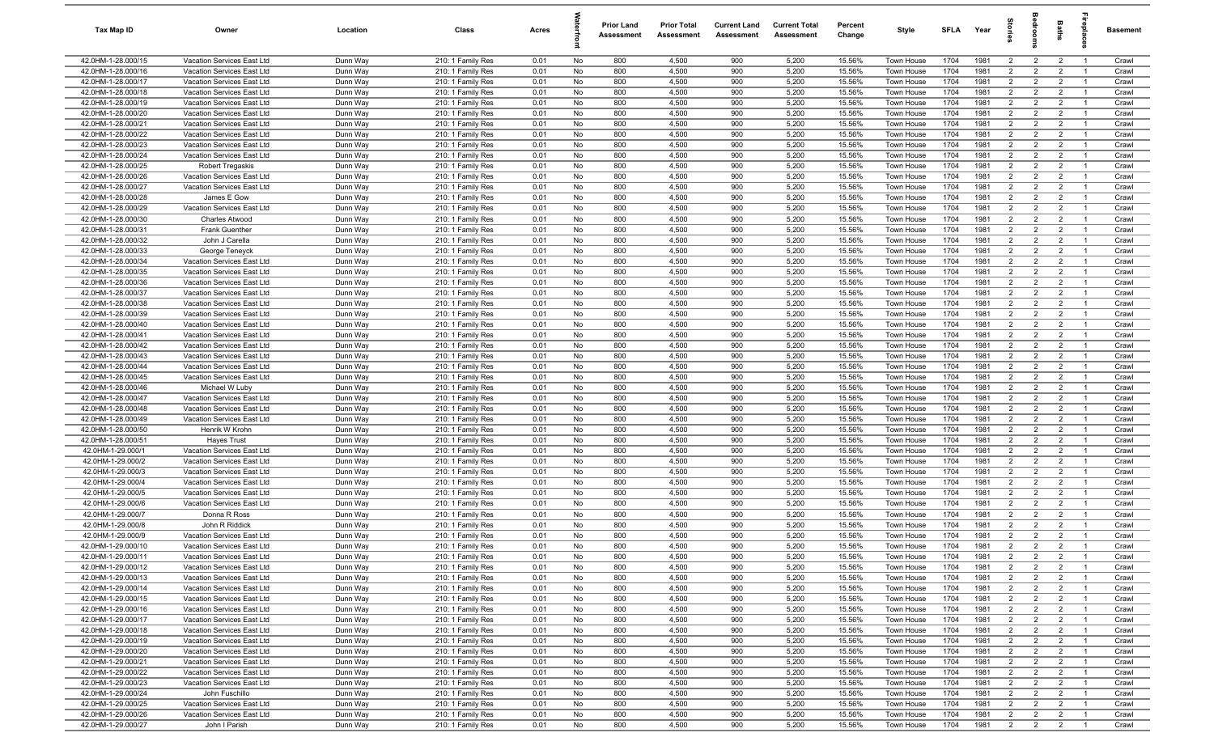| Tax Map ID | Owner | Location | Class | Acres | Waterfront | Prior Land Assessment | Prior Total Assessment | Current Land Assessment | Current Total Assessment | Percent Change | Style | SFLA | Year | Stories | Bedrooms | Baths | Fireplaces | Basement |
|---|---|---|---|---|---|---|---|---|---|---|---|---|---|---|---|---|---|---|
| 42.0HM-1-28.000/15 | Vacation Services East Ltd | Dunn Way | 210: 1 Family Res | 0.01 | No | 800 | 4,500 | 900 | 5,200 | 15.56% | Town House | 1704 | 1981 | 2 | 2 | 2 | 1 | Crawl |
| 42.0HM-1-28.000/16 | Vacation Services East Ltd | Dunn Way | 210: 1 Family Res | 0.01 | No | 800 | 4,500 | 900 | 5,200 | 15.56% | Town House | 1704 | 1981 | 2 | 2 | 2 | 1 | Crawl |
| 42.0HM-1-28.000/17 | Vacation Services East Ltd | Dunn Way | 210: 1 Family Res | 0.01 | No | 800 | 4,500 | 900 | 5,200 | 15.56% | Town House | 1704 | 1981 | 2 | 2 | 2 | 1 | Crawl |
| 42.0HM-1-28.000/18 | Vacation Services East Ltd | Dunn Way | 210: 1 Family Res | 0.01 | No | 800 | 4,500 | 900 | 5,200 | 15.56% | Town House | 1704 | 1981 | 2 | 2 | 2 | 1 | Crawl |
| 42.0HM-1-28.000/19 | Vacation Services East Ltd | Dunn Way | 210: 1 Family Res | 0.01 | No | 800 | 4,500 | 900 | 5,200 | 15.56% | Town House | 1704 | 1981 | 2 | 2 | 2 | 1 | Crawl |
| 42.0HM-1-28.000/20 | Vacation Services East Ltd | Dunn Way | 210: 1 Family Res | 0.01 | No | 800 | 4,500 | 900 | 5,200 | 15.56% | Town House | 1704 | 1981 | 2 | 2 | 2 | 1 | Crawl |
| 42.0HM-1-28.000/21 | Vacation Services East Ltd | Dunn Way | 210: 1 Family Res | 0.01 | No | 800 | 4,500 | 900 | 5,200 | 15.56% | Town House | 1704 | 1981 | 2 | 2 | 2 | 1 | Crawl |
| 42.0HM-1-28.000/22 | Vacation Services East Ltd | Dunn Way | 210: 1 Family Res | 0.01 | No | 800 | 4,500 | 900 | 5,200 | 15.56% | Town House | 1704 | 1981 | 2 | 2 | 2 | 1 | Crawl |
| 42.0HM-1-28.000/23 | Vacation Services East Ltd | Dunn Way | 210: 1 Family Res | 0.01 | No | 800 | 4,500 | 900 | 5,200 | 15.56% | Town House | 1704 | 1981 | 2 | 2 | 2 | 1 | Crawl |
| 42.0HM-1-28.000/24 | Vacation Services East Ltd | Dunn Way | 210: 1 Family Res | 0.01 | No | 800 | 4,500 | 900 | 5,200 | 15.56% | Town House | 1704 | 1981 | 2 | 2 | 2 | 1 | Crawl |
| 42.0HM-1-28.000/25 | Robert Tregaskis | Dunn Way | 210: 1 Family Res | 0.01 | No | 800 | 4,500 | 900 | 5,200 | 15.56% | Town House | 1704 | 1981 | 2 | 2 | 2 | 1 | Crawl |
| 42.0HM-1-28.000/26 | Vacation Services East Ltd | Dunn Way | 210: 1 Family Res | 0.01 | No | 800 | 4,500 | 900 | 5,200 | 15.56% | Town House | 1704 | 1981 | 2 | 2 | 2 | 1 | Crawl |
| 42.0HM-1-28.000/27 | Vacation Services East Ltd | Dunn Way | 210: 1 Family Res | 0.01 | No | 800 | 4,500 | 900 | 5,200 | 15.56% | Town House | 1704 | 1981 | 2 | 2 | 2 | 1 | Crawl |
| 42.0HM-1-28.000/28 | James E Gow | Dunn Way | 210: 1 Family Res | 0.01 | No | 800 | 4,500 | 900 | 5,200 | 15.56% | Town House | 1704 | 1981 | 2 | 2 | 2 | 1 | Crawl |
| 42.0HM-1-28.000/29 | Vacation Services East Ltd | Dunn Way | 210: 1 Family Res | 0.01 | No | 800 | 4,500 | 900 | 5,200 | 15.56% | Town House | 1704 | 1981 | 2 | 2 | 2 | 1 | Crawl |
| 42.0HM-1-28.000/30 | Charles Atwood | Dunn Way | 210: 1 Family Res | 0.01 | No | 800 | 4,500 | 900 | 5,200 | 15.56% | Town House | 1704 | 1981 | 2 | 2 | 2 | 1 | Crawl |
| 42.0HM-1-28.000/31 | Frank Guenther | Dunn Way | 210: 1 Family Res | 0.01 | No | 800 | 4,500 | 900 | 5,200 | 15.56% | Town House | 1704 | 1981 | 2 | 2 | 2 | 1 | Crawl |
| 42.0HM-1-28.000/32 | John J Carella | Dunn Way | 210: 1 Family Res | 0.01 | No | 800 | 4,500 | 900 | 5,200 | 15.56% | Town House | 1704 | 1981 | 2 | 2 | 2 | 1 | Crawl |
| 42.0HM-1-28.000/33 | George Teneyck | Dunn Way | 210: 1 Family Res | 0.01 | No | 800 | 4,500 | 900 | 5,200 | 15.56% | Town House | 1704 | 1981 | 2 | 2 | 2 | 1 | Crawl |
| 42.0HM-1-28.000/34 | Vacation Services East Ltd | Dunn Way | 210: 1 Family Res | 0.01 | No | 800 | 4,500 | 900 | 5,200 | 15.56% | Town House | 1704 | 1981 | 2 | 2 | 2 | 1 | Crawl |
| 42.0HM-1-28.000/35 | Vacation Services East Ltd | Dunn Way | 210: 1 Family Res | 0.01 | No | 800 | 4,500 | 900 | 5,200 | 15.56% | Town House | 1704 | 1981 | 2 | 2 | 2 | 1 | Crawl |
| 42.0HM-1-28.000/36 | Vacation Services East Ltd | Dunn Way | 210: 1 Family Res | 0.01 | No | 800 | 4,500 | 900 | 5,200 | 15.56% | Town House | 1704 | 1981 | 2 | 2 | 2 | 1 | Crawl |
| 42.0HM-1-28.000/37 | Vacation Services East Ltd | Dunn Way | 210: 1 Family Res | 0.01 | No | 800 | 4,500 | 900 | 5,200 | 15.56% | Town House | 1704 | 1981 | 2 | 2 | 2 | 1 | Crawl |
| 42.0HM-1-28.000/38 | Vacation Services East Ltd | Dunn Way | 210: 1 Family Res | 0.01 | No | 800 | 4,500 | 900 | 5,200 | 15.56% | Town House | 1704 | 1981 | 2 | 2 | 2 | 1 | Crawl |
| 42.0HM-1-28.000/39 | Vacation Services East Ltd | Dunn Way | 210: 1 Family Res | 0.01 | No | 800 | 4,500 | 900 | 5,200 | 15.56% | Town House | 1704 | 1981 | 2 | 2 | 2 | 1 | Crawl |
| 42.0HM-1-28.000/40 | Vacation Services East Ltd | Dunn Way | 210: 1 Family Res | 0.01 | No | 800 | 4,500 | 900 | 5,200 | 15.56% | Town House | 1704 | 1981 | 2 | 2 | 2 | 1 | Crawl |
| 42.0HM-1-28.000/41 | Vacation Services East Ltd | Dunn Way | 210: 1 Family Res | 0.01 | No | 800 | 4,500 | 900 | 5,200 | 15.56% | Town House | 1704 | 1981 | 2 | 2 | 2 | 1 | Crawl |
| 42.0HM-1-28.000/42 | Vacation Services East Ltd | Dunn Way | 210: 1 Family Res | 0.01 | No | 800 | 4,500 | 900 | 5,200 | 15.56% | Town House | 1704 | 1981 | 2 | 2 | 2 | 1 | Crawl |
| 42.0HM-1-28.000/43 | Vacation Services East Ltd | Dunn Way | 210: 1 Family Res | 0.01 | No | 800 | 4,500 | 900 | 5,200 | 15.56% | Town House | 1704 | 1981 | 2 | 2 | 2 | 1 | Crawl |
| 42.0HM-1-28.000/44 | Vacation Services East Ltd | Dunn Way | 210: 1 Family Res | 0.01 | No | 800 | 4,500 | 900 | 5,200 | 15.56% | Town House | 1704 | 1981 | 2 | 2 | 2 | 1 | Crawl |
| 42.0HM-1-28.000/45 | Vacation Services East Ltd | Dunn Way | 210: 1 Family Res | 0.01 | No | 800 | 4,500 | 900 | 5,200 | 15.56% | Town House | 1704 | 1981 | 2 | 2 | 2 | 1 | Crawl |
| 42.0HM-1-28.000/46 | Michael W Luby | Dunn Way | 210: 1 Family Res | 0.01 | No | 800 | 4,500 | 900 | 5,200 | 15.56% | Town House | 1704 | 1981 | 2 | 2 | 2 | 1 | Crawl |
| 42.0HM-1-28.000/47 | Vacation Services East Ltd | Dunn Way | 210: 1 Family Res | 0.01 | No | 800 | 4,500 | 900 | 5,200 | 15.56% | Town House | 1704 | 1981 | 2 | 2 | 2 | 1 | Crawl |
| 42.0HM-1-28.000/48 | Vacation Services East Ltd | Dunn Way | 210: 1 Family Res | 0.01 | No | 800 | 4,500 | 900 | 5,200 | 15.56% | Town House | 1704 | 1981 | 2 | 2 | 2 | 1 | Crawl |
| 42.0HM-1-28.000/49 | Vacation Services East Ltd | Dunn Way | 210: 1 Family Res | 0.01 | No | 800 | 4,500 | 900 | 5,200 | 15.56% | Town House | 1704 | 1981 | 2 | 2 | 2 | 1 | Crawl |
| 42.0HM-1-28.000/50 | Henrik W Krohn | Dunn Way | 210: 1 Family Res | 0.01 | No | 800 | 4,500 | 900 | 5,200 | 15.56% | Town House | 1704 | 1981 | 2 | 2 | 2 | 1 | Crawl |
| 42.0HM-1-28.000/51 | Hayes Trust | Dunn Way | 210: 1 Family Res | 0.01 | No | 800 | 4,500 | 900 | 5,200 | 15.56% | Town House | 1704 | 1981 | 2 | 2 | 2 | 1 | Crawl |
| 42.0HM-1-29.000/1 | Vacation Services East Ltd | Dunn Way | 210: 1 Family Res | 0.01 | No | 800 | 4,500 | 900 | 5,200 | 15.56% | Town House | 1704 | 1981 | 2 | 2 | 2 | 1 | Crawl |
| 42.0HM-1-29.000/2 | Vacation Services East Ltd | Dunn Way | 210: 1 Family Res | 0.01 | No | 800 | 4,500 | 900 | 5,200 | 15.56% | Town House | 1704 | 1981 | 2 | 2 | 2 | 1 | Crawl |
| 42.0HM-1-29.000/3 | Vacation Services East Ltd | Dunn Way | 210: 1 Family Res | 0.01 | No | 800 | 4,500 | 900 | 5,200 | 15.56% | Town House | 1704 | 1981 | 2 | 2 | 2 | 1 | Crawl |
| 42.0HM-1-29.000/4 | Vacation Services East Ltd | Dunn Way | 210: 1 Family Res | 0.01 | No | 800 | 4,500 | 900 | 5,200 | 15.56% | Town House | 1704 | 1981 | 2 | 2 | 2 | 1 | Crawl |
| 42.0HM-1-29.000/5 | Vacation Services East Ltd | Dunn Way | 210: 1 Family Res | 0.01 | No | 800 | 4,500 | 900 | 5,200 | 15.56% | Town House | 1704 | 1981 | 2 | 2 | 2 | 1 | Crawl |
| 42.0HM-1-29.000/6 | Vacation Services East Ltd | Dunn Way | 210: 1 Family Res | 0.01 | No | 800 | 4,500 | 900 | 5,200 | 15.56% | Town House | 1704 | 1981 | 2 | 2 | 2 | 1 | Crawl |
| 42.0HM-1-29.000/7 | Donna R Ross | Dunn Way | 210: 1 Family Res | 0.01 | No | 800 | 4,500 | 900 | 5,200 | 15.56% | Town House | 1704 | 1981 | 2 | 2 | 2 | 1 | Crawl |
| 42.0HM-1-29.000/8 | John R Riddick | Dunn Way | 210: 1 Family Res | 0.01 | No | 800 | 4,500 | 900 | 5,200 | 15.56% | Town House | 1704 | 1981 | 2 | 2 | 2 | 1 | Crawl |
| 42.0HM-1-29.000/9 | Vacation Services East Ltd | Dunn Way | 210: 1 Family Res | 0.01 | No | 800 | 4,500 | 900 | 5,200 | 15.56% | Town House | 1704 | 1981 | 2 | 2 | 2 | 1 | Crawl |
| 42.0HM-1-29.000/10 | Vacation Services East Ltd | Dunn Way | 210: 1 Family Res | 0.01 | No | 800 | 4,500 | 900 | 5,200 | 15.56% | Town House | 1704 | 1981 | 2 | 2 | 2 | 1 | Crawl |
| 42.0HM-1-29.000/11 | Vacation Services East Ltd | Dunn Way | 210: 1 Family Res | 0.01 | No | 800 | 4,500 | 900 | 5,200 | 15.56% | Town House | 1704 | 1981 | 2 | 2 | 2 | 1 | Crawl |
| 42.0HM-1-29.000/12 | Vacation Services East Ltd | Dunn Way | 210: 1 Family Res | 0.01 | No | 800 | 4,500 | 900 | 5,200 | 15.56% | Town House | 1704 | 1981 | 2 | 2 | 2 | 1 | Crawl |
| 42.0HM-1-29.000/13 | Vacation Services East Ltd | Dunn Way | 210: 1 Family Res | 0.01 | No | 800 | 4,500 | 900 | 5,200 | 15.56% | Town House | 1704 | 1981 | 2 | 2 | 2 | 1 | Crawl |
| 42.0HM-1-29.000/14 | Vacation Services East Ltd | Dunn Way | 210: 1 Family Res | 0.01 | No | 800 | 4,500 | 900 | 5,200 | 15.56% | Town House | 1704 | 1981 | 2 | 2 | 2 | 1 | Crawl |
| 42.0HM-1-29.000/15 | Vacation Services East Ltd | Dunn Way | 210: 1 Family Res | 0.01 | No | 800 | 4,500 | 900 | 5,200 | 15.56% | Town House | 1704 | 1981 | 2 | 2 | 2 | 1 | Crawl |
| 42.0HM-1-29.000/16 | Vacation Services East Ltd | Dunn Way | 210: 1 Family Res | 0.01 | No | 800 | 4,500 | 900 | 5,200 | 15.56% | Town House | 1704 | 1981 | 2 | 2 | 2 | 1 | Crawl |
| 42.0HM-1-29.000/17 | Vacation Services East Ltd | Dunn Way | 210: 1 Family Res | 0.01 | No | 800 | 4,500 | 900 | 5,200 | 15.56% | Town House | 1704 | 1981 | 2 | 2 | 2 | 1 | Crawl |
| 42.0HM-1-29.000/18 | Vacation Services East Ltd | Dunn Way | 210: 1 Family Res | 0.01 | No | 800 | 4,500 | 900 | 5,200 | 15.56% | Town House | 1704 | 1981 | 2 | 2 | 2 | 1 | Crawl |
| 42.0HM-1-29.000/19 | Vacation Services East Ltd | Dunn Way | 210: 1 Family Res | 0.01 | No | 800 | 4,500 | 900 | 5,200 | 15.56% | Town House | 1704 | 1981 | 2 | 2 | 2 | 1 | Crawl |
| 42.0HM-1-29.000/20 | Vacation Services East Ltd | Dunn Way | 210: 1 Family Res | 0.01 | No | 800 | 4,500 | 900 | 5,200 | 15.56% | Town House | 1704 | 1981 | 2 | 2 | 2 | 1 | Crawl |
| 42.0HM-1-29.000/21 | Vacation Services East Ltd | Dunn Way | 210: 1 Family Res | 0.01 | No | 800 | 4,500 | 900 | 5,200 | 15.56% | Town House | 1704 | 1981 | 2 | 2 | 2 | 1 | Crawl |
| 42.0HM-1-29.000/22 | Vacation Services East Ltd | Dunn Way | 210: 1 Family Res | 0.01 | No | 800 | 4,500 | 900 | 5,200 | 15.56% | Town House | 1704 | 1981 | 2 | 2 | 2 | 1 | Crawl |
| 42.0HM-1-29.000/23 | Vacation Services East Ltd | Dunn Way | 210: 1 Family Res | 0.01 | No | 800 | 4,500 | 900 | 5,200 | 15.56% | Town House | 1704 | 1981 | 2 | 2 | 2 | 1 | Crawl |
| 42.0HM-1-29.000/24 | John Fuschillo | Dunn Way | 210: 1 Family Res | 0.01 | No | 800 | 4,500 | 900 | 5,200 | 15.56% | Town House | 1704 | 1981 | 2 | 2 | 2 | 1 | Crawl |
| 42.0HM-1-29.000/25 | Vacation Services East Ltd | Dunn Way | 210: 1 Family Res | 0.01 | No | 800 | 4,500 | 900 | 5,200 | 15.56% | Town House | 1704 | 1981 | 2 | 2 | 2 | 1 | Crawl |
| 42.0HM-1-29.000/26 | Vacation Services East Ltd | Dunn Way | 210: 1 Family Res | 0.01 | No | 800 | 4,500 | 900 | 5,200 | 15.56% | Town House | 1704 | 1981 | 2 | 2 | 2 | 1 | Crawl |
| 42.0HM-1-29.000/27 | John I Parish | Dunn Way | 210: 1 Family Res | 0.01 | No | 800 | 4,500 | 900 | 5,200 | 15.56% | Town House | 1704 | 1981 | 2 | 2 | 2 | 1 | Crawl |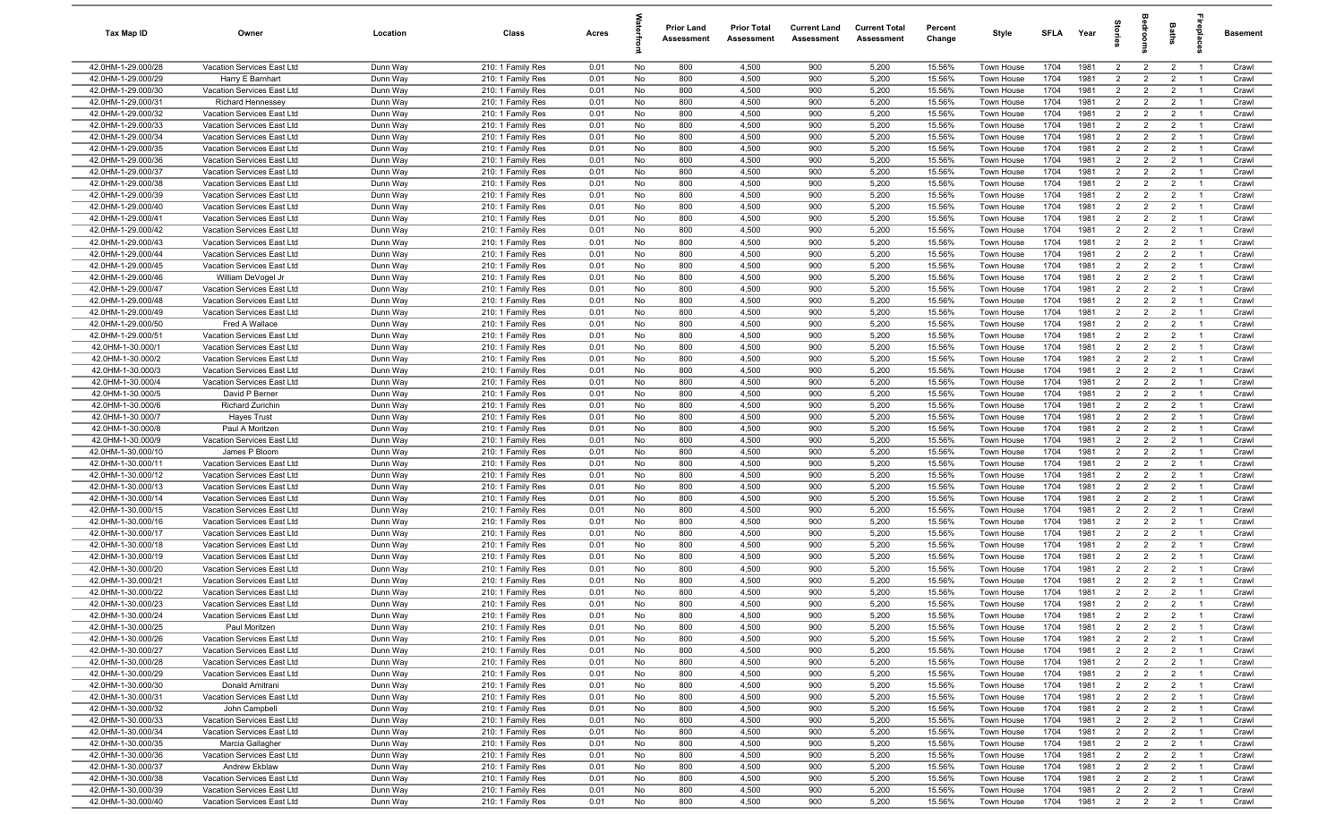| Tax Map ID | Owner | Location | Class | Acres | Waterfront | Prior Land Assessment | Prior Total Assessment | Current Land Assessment | Current Total Assessment | Percent Change | Style | SFLA | Year | Stories | Bedrooms | Baths | Fireplaces | Basement |
|---|---|---|---|---|---|---|---|---|---|---|---|---|---|---|---|---|---|---|
| 42.0HM-1-29.000/28 | Vacation Services East Ltd | Dunn Way | 210: 1 Family Res | 0.01 | No | 800 | 4,500 | 900 | 5,200 | 15.56% | Town House | 1704 | 1981 | 2 | 2 | 2 | 1 | Crawl |
| 42.0HM-1-29.000/29 | Harry E Barnhart | Dunn Way | 210: 1 Family Res | 0.01 | No | 800 | 4,500 | 900 | 5,200 | 15.56% | Town House | 1704 | 1981 | 2 | 2 | 2 | 1 | Crawl |
| 42.0HM-1-29.000/30 | Vacation Services East Ltd | Dunn Way | 210: 1 Family Res | 0.01 | No | 800 | 4,500 | 900 | 5,200 | 15.56% | Town House | 1704 | 1981 | 2 | 2 | 2 | 1 | Crawl |
| 42.0HM-1-29.000/31 | Richard Hennessey | Dunn Way | 210: 1 Family Res | 0.01 | No | 800 | 4,500 | 900 | 5,200 | 15.56% | Town House | 1704 | 1981 | 2 | 2 | 2 | 1 | Crawl |
| 42.0HM-1-29.000/32 | Vacation Services East Ltd | Dunn Way | 210: 1 Family Res | 0.01 | No | 800 | 4,500 | 900 | 5,200 | 15.56% | Town House | 1704 | 1981 | 2 | 2 | 2 | 1 | Crawl |
| 42.0HM-1-29.000/33 | Vacation Services East Ltd | Dunn Way | 210: 1 Family Res | 0.01 | No | 800 | 4,500 | 900 | 5,200 | 15.56% | Town House | 1704 | 1981 | 2 | 2 | 2 | 1 | Crawl |
| 42.0HM-1-29.000/34 | Vacation Services East Ltd | Dunn Way | 210: 1 Family Res | 0.01 | No | 800 | 4,500 | 900 | 5,200 | 15.56% | Town House | 1704 | 1981 | 2 | 2 | 2 | 1 | Crawl |
| 42.0HM-1-29.000/35 | Vacation Services East Ltd | Dunn Way | 210: 1 Family Res | 0.01 | No | 800 | 4,500 | 900 | 5,200 | 15.56% | Town House | 1704 | 1981 | 2 | 2 | 2 | 1 | Crawl |
| 42.0HM-1-29.000/36 | Vacation Services East Ltd | Dunn Way | 210: 1 Family Res | 0.01 | No | 800 | 4,500 | 900 | 5,200 | 15.56% | Town House | 1704 | 1981 | 2 | 2 | 2 | 1 | Crawl |
| 42.0HM-1-29.000/37 | Vacation Services East Ltd | Dunn Way | 210: 1 Family Res | 0.01 | No | 800 | 4,500 | 900 | 5,200 | 15.56% | Town House | 1704 | 1981 | 2 | 2 | 2 | 1 | Crawl |
| 42.0HM-1-29.000/38 | Vacation Services East Ltd | Dunn Way | 210: 1 Family Res | 0.01 | No | 800 | 4,500 | 900 | 5,200 | 15.56% | Town House | 1704 | 1981 | 2 | 2 | 2 | 1 | Crawl |
| 42.0HM-1-29.000/39 | Vacation Services East Ltd | Dunn Way | 210: 1 Family Res | 0.01 | No | 800 | 4,500 | 900 | 5,200 | 15.56% | Town House | 1704 | 1981 | 2 | 2 | 2 | 1 | Crawl |
| 42.0HM-1-29.000/40 | Vacation Services East Ltd | Dunn Way | 210: 1 Family Res | 0.01 | No | 800 | 4,500 | 900 | 5,200 | 15.56% | Town House | 1704 | 1981 | 2 | 2 | 2 | 1 | Crawl |
| 42.0HM-1-29.000/41 | Vacation Services East Ltd | Dunn Way | 210: 1 Family Res | 0.01 | No | 800 | 4,500 | 900 | 5,200 | 15.56% | Town House | 1704 | 1981 | 2 | 2 | 2 | 1 | Crawl |
| 42.0HM-1-29.000/42 | Vacation Services East Ltd | Dunn Way | 210: 1 Family Res | 0.01 | No | 800 | 4,500 | 900 | 5,200 | 15.56% | Town House | 1704 | 1981 | 2 | 2 | 2 | 1 | Crawl |
| 42.0HM-1-29.000/43 | Vacation Services East Ltd | Dunn Way | 210: 1 Family Res | 0.01 | No | 800 | 4,500 | 900 | 5,200 | 15.56% | Town House | 1704 | 1981 | 2 | 2 | 2 | 1 | Crawl |
| 42.0HM-1-29.000/44 | Vacation Services East Ltd | Dunn Way | 210: 1 Family Res | 0.01 | No | 800 | 4,500 | 900 | 5,200 | 15.56% | Town House | 1704 | 1981 | 2 | 2 | 2 | 1 | Crawl |
| 42.0HM-1-29.000/45 | Vacation Services East Ltd | Dunn Way | 210: 1 Family Res | 0.01 | No | 800 | 4,500 | 900 | 5,200 | 15.56% | Town House | 1704 | 1981 | 2 | 2 | 2 | 1 | Crawl |
| 42.0HM-1-29.000/46 | William DeVogel Jr | Dunn Way | 210: 1 Family Res | 0.01 | No | 800 | 4,500 | 900 | 5,200 | 15.56% | Town House | 1704 | 1981 | 2 | 2 | 2 | 1 | Crawl |
| 42.0HM-1-29.000/47 | Vacation Services East Ltd | Dunn Way | 210: 1 Family Res | 0.01 | No | 800 | 4,500 | 900 | 5,200 | 15.56% | Town House | 1704 | 1981 | 2 | 2 | 2 | 1 | Crawl |
| 42.0HM-1-29.000/48 | Vacation Services East Ltd | Dunn Way | 210: 1 Family Res | 0.01 | No | 800 | 4,500 | 900 | 5,200 | 15.56% | Town House | 1704 | 1981 | 2 | 2 | 2 | 1 | Crawl |
| 42.0HM-1-29.000/49 | Vacation Services East Ltd | Dunn Way | 210: 1 Family Res | 0.01 | No | 800 | 4,500 | 900 | 5,200 | 15.56% | Town House | 1704 | 1981 | 2 | 2 | 2 | 1 | Crawl |
| 42.0HM-1-29.000/50 | Fred A Wallace | Dunn Way | 210: 1 Family Res | 0.01 | No | 800 | 4,500 | 900 | 5,200 | 15.56% | Town House | 1704 | 1981 | 2 | 2 | 2 | 1 | Crawl |
| 42.0HM-1-29.000/51 | Vacation Services East Ltd | Dunn Way | 210: 1 Family Res | 0.01 | No | 800 | 4,500 | 900 | 5,200 | 15.56% | Town House | 1704 | 1981 | 2 | 2 | 2 | 1 | Crawl |
| 42.0HM-1-30.000/1 | Vacation Services East Ltd | Dunn Way | 210: 1 Family Res | 0.01 | No | 800 | 4,500 | 900 | 5,200 | 15.56% | Town House | 1704 | 1981 | 2 | 2 | 2 | 1 | Crawl |
| 42.0HM-1-30.000/2 | Vacation Services East Ltd | Dunn Way | 210: 1 Family Res | 0.01 | No | 800 | 4,500 | 900 | 5,200 | 15.56% | Town House | 1704 | 1981 | 2 | 2 | 2 | 1 | Crawl |
| 42.0HM-1-30.000/3 | Vacation Services East Ltd | Dunn Way | 210: 1 Family Res | 0.01 | No | 800 | 4,500 | 900 | 5,200 | 15.56% | Town House | 1704 | 1981 | 2 | 2 | 2 | 1 | Crawl |
| 42.0HM-1-30.000/4 | Vacation Services East Ltd | Dunn Way | 210: 1 Family Res | 0.01 | No | 800 | 4,500 | 900 | 5,200 | 15.56% | Town House | 1704 | 1981 | 2 | 2 | 2 | 1 | Crawl |
| 42.0HM-1-30.000/5 | David P Berner | Dunn Way | 210: 1 Family Res | 0.01 | No | 800 | 4,500 | 900 | 5,200 | 15.56% | Town House | 1704 | 1981 | 2 | 2 | 2 | 1 | Crawl |
| 42.0HM-1-30.000/6 | Richard Zurichin | Dunn Way | 210: 1 Family Res | 0.01 | No | 800 | 4,500 | 900 | 5,200 | 15.56% | Town House | 1704 | 1981 | 2 | 2 | 2 | 1 | Crawl |
| 42.0HM-1-30.000/7 | Hayes Trust | Dunn Way | 210: 1 Family Res | 0.01 | No | 800 | 4,500 | 900 | 5,200 | 15.56% | Town House | 1704 | 1981 | 2 | 2 | 2 | 1 | Crawl |
| 42.0HM-1-30.000/8 | Paul A Moritzen | Dunn Way | 210: 1 Family Res | 0.01 | No | 800 | 4,500 | 900 | 5,200 | 15.56% | Town House | 1704 | 1981 | 2 | 2 | 2 | 1 | Crawl |
| 42.0HM-1-30.000/9 | Vacation Services East Ltd | Dunn Way | 210: 1 Family Res | 0.01 | No | 800 | 4,500 | 900 | 5,200 | 15.56% | Town House | 1704 | 1981 | 2 | 2 | 2 | 1 | Crawl |
| 42.0HM-1-30.000/10 | James P Bloom | Dunn Way | 210: 1 Family Res | 0.01 | No | 800 | 4,500 | 900 | 5,200 | 15.56% | Town House | 1704 | 1981 | 2 | 2 | 2 | 1 | Crawl |
| 42.0HM-1-30.000/11 | Vacation Services East Ltd | Dunn Way | 210: 1 Family Res | 0.01 | No | 800 | 4,500 | 900 | 5,200 | 15.56% | Town House | 1704 | 1981 | 2 | 2 | 2 | 1 | Crawl |
| 42.0HM-1-30.000/12 | Vacation Services East Ltd | Dunn Way | 210: 1 Family Res | 0.01 | No | 800 | 4,500 | 900 | 5,200 | 15.56% | Town House | 1704 | 1981 | 2 | 2 | 2 | 1 | Crawl |
| 42.0HM-1-30.000/13 | Vacation Services East Ltd | Dunn Way | 210: 1 Family Res | 0.01 | No | 800 | 4,500 | 900 | 5,200 | 15.56% | Town House | 1704 | 1981 | 2 | 2 | 2 | 1 | Crawl |
| 42.0HM-1-30.000/14 | Vacation Services East Ltd | Dunn Way | 210: 1 Family Res | 0.01 | No | 800 | 4,500 | 900 | 5,200 | 15.56% | Town House | 1704 | 1981 | 2 | 2 | 2 | 1 | Crawl |
| 42.0HM-1-30.000/15 | Vacation Services East Ltd | Dunn Way | 210: 1 Family Res | 0.01 | No | 800 | 4,500 | 900 | 5,200 | 15.56% | Town House | 1704 | 1981 | 2 | 2 | 2 | 1 | Crawl |
| 42.0HM-1-30.000/16 | Vacation Services East Ltd | Dunn Way | 210: 1 Family Res | 0.01 | No | 800 | 4,500 | 900 | 5,200 | 15.56% | Town House | 1704 | 1981 | 2 | 2 | 2 | 1 | Crawl |
| 42.0HM-1-30.000/17 | Vacation Services East Ltd | Dunn Way | 210: 1 Family Res | 0.01 | No | 800 | 4,500 | 900 | 5,200 | 15.56% | Town House | 1704 | 1981 | 2 | 2 | 2 | 1 | Crawl |
| 42.0HM-1-30.000/18 | Vacation Services East Ltd | Dunn Way | 210: 1 Family Res | 0.01 | No | 800 | 4,500 | 900 | 5,200 | 15.56% | Town House | 1704 | 1981 | 2 | 2 | 2 | 1 | Crawl |
| 42.0HM-1-30.000/19 | Vacation Services East Ltd | Dunn Way | 210: 1 Family Res | 0.01 | No | 800 | 4,500 | 900 | 5,200 | 15.56% | Town House | 1704 | 1981 | 2 | 2 | 2 | 1 | Crawl |
| 42.0HM-1-30.000/20 | Vacation Services East Ltd | Dunn Way | 210: 1 Family Res | 0.01 | No | 800 | 4,500 | 900 | 5,200 | 15.56% | Town House | 1704 | 1981 | 2 | 2 | 2 | 1 | Crawl |
| 42.0HM-1-30.000/21 | Vacation Services East Ltd | Dunn Way | 210: 1 Family Res | 0.01 | No | 800 | 4,500 | 900 | 5,200 | 15.56% | Town House | 1704 | 1981 | 2 | 2 | 2 | 1 | Crawl |
| 42.0HM-1-30.000/22 | Vacation Services East Ltd | Dunn Way | 210: 1 Family Res | 0.01 | No | 800 | 4,500 | 900 | 5,200 | 15.56% | Town House | 1704 | 1981 | 2 | 2 | 2 | 1 | Crawl |
| 42.0HM-1-30.000/23 | Vacation Services East Ltd | Dunn Way | 210: 1 Family Res | 0.01 | No | 800 | 4,500 | 900 | 5,200 | 15.56% | Town House | 1704 | 1981 | 2 | 2 | 2 | 1 | Crawl |
| 42.0HM-1-30.000/24 | Vacation Services East Ltd | Dunn Way | 210: 1 Family Res | 0.01 | No | 800 | 4,500 | 900 | 5,200 | 15.56% | Town House | 1704 | 1981 | 2 | 2 | 2 | 1 | Crawl |
| 42.0HM-1-30.000/25 | Paul Moritzen | Dunn Way | 210: 1 Family Res | 0.01 | No | 800 | 4,500 | 900 | 5,200 | 15.56% | Town House | 1704 | 1981 | 2 | 2 | 2 | 1 | Crawl |
| 42.0HM-1-30.000/26 | Vacation Services East Ltd | Dunn Way | 210: 1 Family Res | 0.01 | No | 800 | 4,500 | 900 | 5,200 | 15.56% | Town House | 1704 | 1981 | 2 | 2 | 2 | 1 | Crawl |
| 42.0HM-1-30.000/27 | Vacation Services East Ltd | Dunn Way | 210: 1 Family Res | 0.01 | No | 800 | 4,500 | 900 | 5,200 | 15.56% | Town House | 1704 | 1981 | 2 | 2 | 2 | 1 | Crawl |
| 42.0HM-1-30.000/28 | Vacation Services East Ltd | Dunn Way | 210: 1 Family Res | 0.01 | No | 800 | 4,500 | 900 | 5,200 | 15.56% | Town House | 1704 | 1981 | 2 | 2 | 2 | 1 | Crawl |
| 42.0HM-1-30.000/29 | Vacation Services East Ltd | Dunn Way | 210: 1 Family Res | 0.01 | No | 800 | 4,500 | 900 | 5,200 | 15.56% | Town House | 1704 | 1981 | 2 | 2 | 2 | 1 | Crawl |
| 42.0HM-1-30.000/30 | Donald Amitrani | Dunn Way | 210: 1 Family Res | 0.01 | No | 800 | 4,500 | 900 | 5,200 | 15.56% | Town House | 1704 | 1981 | 2 | 2 | 2 | 1 | Crawl |
| 42.0HM-1-30.000/31 | Vacation Services East Ltd | Dunn Way | 210: 1 Family Res | 0.01 | No | 800 | 4,500 | 900 | 5,200 | 15.56% | Town House | 1704 | 1981 | 2 | 2 | 2 | 1 | Crawl |
| 42.0HM-1-30.000/32 | John Campbell | Dunn Way | 210: 1 Family Res | 0.01 | No | 800 | 4,500 | 900 | 5,200 | 15.56% | Town House | 1704 | 1981 | 2 | 2 | 2 | 1 | Crawl |
| 42.0HM-1-30.000/33 | Vacation Services East Ltd | Dunn Way | 210: 1 Family Res | 0.01 | No | 800 | 4,500 | 900 | 5,200 | 15.56% | Town House | 1704 | 1981 | 2 | 2 | 2 | 1 | Crawl |
| 42.0HM-1-30.000/34 | Vacation Services East Ltd | Dunn Way | 210: 1 Family Res | 0.01 | No | 800 | 4,500 | 900 | 5,200 | 15.56% | Town House | 1704 | 1981 | 2 | 2 | 2 | 1 | Crawl |
| 42.0HM-1-30.000/35 | Marcia Gallagher | Dunn Way | 210: 1 Family Res | 0.01 | No | 800 | 4,500 | 900 | 5,200 | 15.56% | Town House | 1704 | 1981 | 2 | 2 | 2 | 1 | Crawl |
| 42.0HM-1-30.000/36 | Vacation Services East Ltd | Dunn Way | 210: 1 Family Res | 0.01 | No | 800 | 4,500 | 900 | 5,200 | 15.56% | Town House | 1704 | 1981 | 2 | 2 | 2 | 1 | Crawl |
| 42.0HM-1-30.000/37 | Andrew Ekblaw | Dunn Way | 210: 1 Family Res | 0.01 | No | 800 | 4,500 | 900 | 5,200 | 15.56% | Town House | 1704 | 1981 | 2 | 2 | 2 | 1 | Crawl |
| 42.0HM-1-30.000/38 | Vacation Services East Ltd | Dunn Way | 210: 1 Family Res | 0.01 | No | 800 | 4,500 | 900 | 5,200 | 15.56% | Town House | 1704 | 1981 | 2 | 2 | 2 | 1 | Crawl |
| 42.0HM-1-30.000/39 | Vacation Services East Ltd | Dunn Way | 210: 1 Family Res | 0.01 | No | 800 | 4,500 | 900 | 5,200 | 15.56% | Town House | 1704 | 1981 | 2 | 2 | 2 | 1 | Crawl |
| 42.0HM-1-30.000/40 | Vacation Services East Ltd | Dunn Way | 210: 1 Family Res | 0.01 | No | 800 | 4,500 | 900 | 5,200 | 15.56% | Town House | 1704 | 1981 | 2 | 2 | 2 | 1 | Crawl |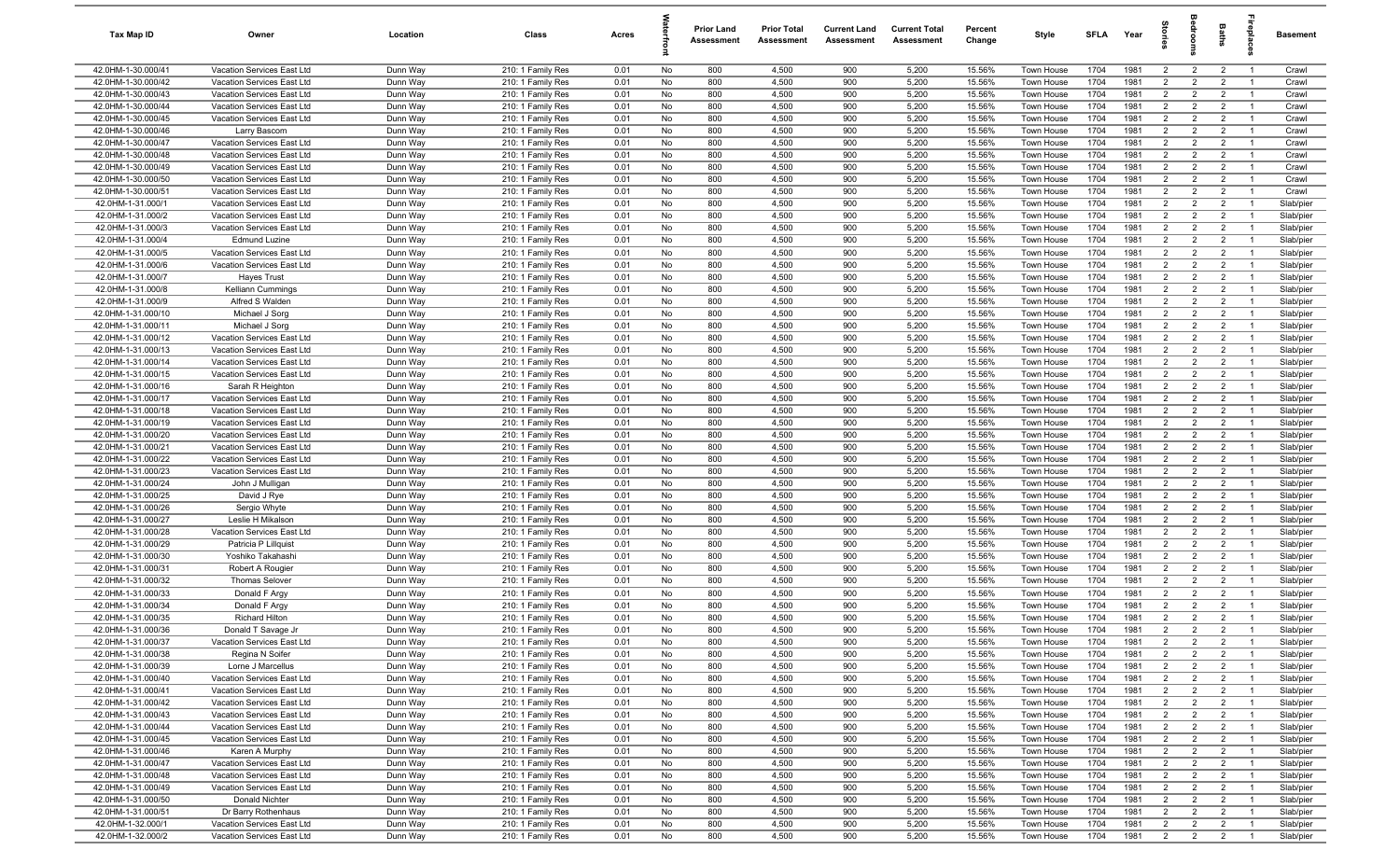| Tax Map ID | Owner | Location | Class | Acres | Waterfront | Prior Land Assessment | Prior Total Assessment | Current Land Assessment | Current Total Assessment | Percent Change | Style | SFLA | Year | Stories | Bedrooms | Baths | Fireplaces | Basement |
|---|---|---|---|---|---|---|---|---|---|---|---|---|---|---|---|---|---|---|
| 42.0HM-1-30.000/41 | Vacation Services East Ltd | Dunn Way | 210: 1 Family Res | 0.01 | No | 800 | 4,500 | 900 | 5,200 | 15.56% | Town House | 1704 | 1981 | 2 | 2 | 2 | 1 | Crawl |
| 42.0HM-1-30.000/42 | Vacation Services East Ltd | Dunn Way | 210: 1 Family Res | 0.01 | No | 800 | 4,500 | 900 | 5,200 | 15.56% | Town House | 1704 | 1981 | 2 | 2 | 2 | 1 | Crawl |
| 42.0HM-1-30.000/43 | Vacation Services East Ltd | Dunn Way | 210: 1 Family Res | 0.01 | No | 800 | 4,500 | 900 | 5,200 | 15.56% | Town House | 1704 | 1981 | 2 | 2 | 2 | 1 | Crawl |
| 42.0HM-1-30.000/44 | Vacation Services East Ltd | Dunn Way | 210: 1 Family Res | 0.01 | No | 800 | 4,500 | 900 | 5,200 | 15.56% | Town House | 1704 | 1981 | 2 | 2 | 2 | 1 | Crawl |
| 42.0HM-1-30.000/45 | Vacation Services East Ltd | Dunn Way | 210: 1 Family Res | 0.01 | No | 800 | 4,500 | 900 | 5,200 | 15.56% | Town House | 1704 | 1981 | 2 | 2 | 2 | 1 | Crawl |
| 42.0HM-1-30.000/46 | Larry Bascom | Dunn Way | 210: 1 Family Res | 0.01 | No | 800 | 4,500 | 900 | 5,200 | 15.56% | Town House | 1704 | 1981 | 2 | 2 | 2 | 1 | Crawl |
| 42.0HM-1-30.000/47 | Vacation Services East Ltd | Dunn Way | 210: 1 Family Res | 0.01 | No | 800 | 4,500 | 900 | 5,200 | 15.56% | Town House | 1704 | 1981 | 2 | 2 | 2 | 1 | Crawl |
| 42.0HM-1-30.000/48 | Vacation Services East Ltd | Dunn Way | 210: 1 Family Res | 0.01 | No | 800 | 4,500 | 900 | 5,200 | 15.56% | Town House | 1704 | 1981 | 2 | 2 | 2 | 1 | Crawl |
| 42.0HM-1-30.000/49 | Vacation Services East Ltd | Dunn Way | 210: 1 Family Res | 0.01 | No | 800 | 4,500 | 900 | 5,200 | 15.56% | Town House | 1704 | 1981 | 2 | 2 | 2 | 1 | Crawl |
| 42.0HM-1-30.000/50 | Vacation Services East Ltd | Dunn Way | 210: 1 Family Res | 0.01 | No | 800 | 4,500 | 900 | 5,200 | 15.56% | Town House | 1704 | 1981 | 2 | 2 | 2 | 1 | Crawl |
| 42.0HM-1-30.000/51 | Vacation Services East Ltd | Dunn Way | 210: 1 Family Res | 0.01 | No | 800 | 4,500 | 900 | 5,200 | 15.56% | Town House | 1704 | 1981 | 2 | 2 | 2 | 1 | Crawl |
| 42.0HM-1-31.000/1 | Vacation Services East Ltd | Dunn Way | 210: 1 Family Res | 0.01 | No | 800 | 4,500 | 900 | 5,200 | 15.56% | Town House | 1704 | 1981 | 2 | 2 | 2 | 1 | Slab/pier |
| 42.0HM-1-31.000/2 | Vacation Services East Ltd | Dunn Way | 210: 1 Family Res | 0.01 | No | 800 | 4,500 | 900 | 5,200 | 15.56% | Town House | 1704 | 1981 | 2 | 2 | 2 | 1 | Slab/pier |
| 42.0HM-1-31.000/3 | Vacation Services East Ltd | Dunn Way | 210: 1 Family Res | 0.01 | No | 800 | 4,500 | 900 | 5,200 | 15.56% | Town House | 1704 | 1981 | 2 | 2 | 2 | 1 | Slab/pier |
| 42.0HM-1-31.000/4 | Edmund Luzine | Dunn Way | 210: 1 Family Res | 0.01 | No | 800 | 4,500 | 900 | 5,200 | 15.56% | Town House | 1704 | 1981 | 2 | 2 | 2 | 1 | Slab/pier |
| 42.0HM-1-31.000/5 | Vacation Services East Ltd | Dunn Way | 210: 1 Family Res | 0.01 | No | 800 | 4,500 | 900 | 5,200 | 15.56% | Town House | 1704 | 1981 | 2 | 2 | 2 | 1 | Slab/pier |
| 42.0HM-1-31.000/6 | Vacation Services East Ltd | Dunn Way | 210: 1 Family Res | 0.01 | No | 800 | 4,500 | 900 | 5,200 | 15.56% | Town House | 1704 | 1981 | 2 | 2 | 2 | 1 | Slab/pier |
| 42.0HM-1-31.000/7 | Hayes Trust | Dunn Way | 210: 1 Family Res | 0.01 | No | 800 | 4,500 | 900 | 5,200 | 15.56% | Town House | 1704 | 1981 | 2 | 2 | 2 | 1 | Slab/pier |
| 42.0HM-1-31.000/8 | Kelliann Cummings | Dunn Way | 210: 1 Family Res | 0.01 | No | 800 | 4,500 | 900 | 5,200 | 15.56% | Town House | 1704 | 1981 | 2 | 2 | 2 | 1 | Slab/pier |
| 42.0HM-1-31.000/9 | Alfred S Walden | Dunn Way | 210: 1 Family Res | 0.01 | No | 800 | 4,500 | 900 | 5,200 | 15.56% | Town House | 1704 | 1981 | 2 | 2 | 2 | 1 | Slab/pier |
| 42.0HM-1-31.000/10 | Michael J Sorg | Dunn Way | 210: 1 Family Res | 0.01 | No | 800 | 4,500 | 900 | 5,200 | 15.56% | Town House | 1704 | 1981 | 2 | 2 | 2 | 1 | Slab/pier |
| 42.0HM-1-31.000/11 | Michael J Sorg | Dunn Way | 210: 1 Family Res | 0.01 | No | 800 | 4,500 | 900 | 5,200 | 15.56% | Town House | 1704 | 1981 | 2 | 2 | 2 | 1 | Slab/pier |
| 42.0HM-1-31.000/12 | Vacation Services East Ltd | Dunn Way | 210: 1 Family Res | 0.01 | No | 800 | 4,500 | 900 | 5,200 | 15.56% | Town House | 1704 | 1981 | 2 | 2 | 2 | 1 | Slab/pier |
| 42.0HM-1-31.000/13 | Vacation Services East Ltd | Dunn Way | 210: 1 Family Res | 0.01 | No | 800 | 4,500 | 900 | 5,200 | 15.56% | Town House | 1704 | 1981 | 2 | 2 | 2 | 1 | Slab/pier |
| 42.0HM-1-31.000/14 | Vacation Services East Ltd | Dunn Way | 210: 1 Family Res | 0.01 | No | 800 | 4,500 | 900 | 5,200 | 15.56% | Town House | 1704 | 1981 | 2 | 2 | 2 | 1 | Slab/pier |
| 42.0HM-1-31.000/15 | Vacation Services East Ltd | Dunn Way | 210: 1 Family Res | 0.01 | No | 800 | 4,500 | 900 | 5,200 | 15.56% | Town House | 1704 | 1981 | 2 | 2 | 2 | 1 | Slab/pier |
| 42.0HM-1-31.000/16 | Sarah R Heighton | Dunn Way | 210: 1 Family Res | 0.01 | No | 800 | 4,500 | 900 | 5,200 | 15.56% | Town House | 1704 | 1981 | 2 | 2 | 2 | 1 | Slab/pier |
| 42.0HM-1-31.000/17 | Vacation Services East Ltd | Dunn Way | 210: 1 Family Res | 0.01 | No | 800 | 4,500 | 900 | 5,200 | 15.56% | Town House | 1704 | 1981 | 2 | 2 | 2 | 1 | Slab/pier |
| 42.0HM-1-31.000/18 | Vacation Services East Ltd | Dunn Way | 210: 1 Family Res | 0.01 | No | 800 | 4,500 | 900 | 5,200 | 15.56% | Town House | 1704 | 1981 | 2 | 2 | 2 | 1 | Slab/pier |
| 42.0HM-1-31.000/19 | Vacation Services East Ltd | Dunn Way | 210: 1 Family Res | 0.01 | No | 800 | 4,500 | 900 | 5,200 | 15.56% | Town House | 1704 | 1981 | 2 | 2 | 2 | 1 | Slab/pier |
| 42.0HM-1-31.000/20 | Vacation Services East Ltd | Dunn Way | 210: 1 Family Res | 0.01 | No | 800 | 4,500 | 900 | 5,200 | 15.56% | Town House | 1704 | 1981 | 2 | 2 | 2 | 1 | Slab/pier |
| 42.0HM-1-31.000/21 | Vacation Services East Ltd | Dunn Way | 210: 1 Family Res | 0.01 | No | 800 | 4,500 | 900 | 5,200 | 15.56% | Town House | 1704 | 1981 | 2 | 2 | 2 | 1 | Slab/pier |
| 42.0HM-1-31.000/22 | Vacation Services East Ltd | Dunn Way | 210: 1 Family Res | 0.01 | No | 800 | 4,500 | 900 | 5,200 | 15.56% | Town House | 1704 | 1981 | 2 | 2 | 2 | 1 | Slab/pier |
| 42.0HM-1-31.000/23 | Vacation Services East Ltd | Dunn Way | 210: 1 Family Res | 0.01 | No | 800 | 4,500 | 900 | 5,200 | 15.56% | Town House | 1704 | 1981 | 2 | 2 | 2 | 1 | Slab/pier |
| 42.0HM-1-31.000/24 | John J Mulligan | Dunn Way | 210: 1 Family Res | 0.01 | No | 800 | 4,500 | 900 | 5,200 | 15.56% | Town House | 1704 | 1981 | 2 | 2 | 2 | 1 | Slab/pier |
| 42.0HM-1-31.000/25 | David J Rye | Dunn Way | 210: 1 Family Res | 0.01 | No | 800 | 4,500 | 900 | 5,200 | 15.56% | Town House | 1704 | 1981 | 2 | 2 | 2 | 1 | Slab/pier |
| 42.0HM-1-31.000/26 | Sergio Whyte | Dunn Way | 210: 1 Family Res | 0.01 | No | 800 | 4,500 | 900 | 5,200 | 15.56% | Town House | 1704 | 1981 | 2 | 2 | 2 | 1 | Slab/pier |
| 42.0HM-1-31.000/27 | Leslie H Mikalson | Dunn Way | 210: 1 Family Res | 0.01 | No | 800 | 4,500 | 900 | 5,200 | 15.56% | Town House | 1704 | 1981 | 2 | 2 | 2 | 1 | Slab/pier |
| 42.0HM-1-31.000/28 | Vacation Services East Ltd | Dunn Way | 210: 1 Family Res | 0.01 | No | 800 | 4,500 | 900 | 5,200 | 15.56% | Town House | 1704 | 1981 | 2 | 2 | 2 | 1 | Slab/pier |
| 42.0HM-1-31.000/29 | Patricia P Lillquist | Dunn Way | 210: 1 Family Res | 0.01 | No | 800 | 4,500 | 900 | 5,200 | 15.56% | Town House | 1704 | 1981 | 2 | 2 | 2 | 1 | Slab/pier |
| 42.0HM-1-31.000/30 | Yoshiko Takahashi | Dunn Way | 210: 1 Family Res | 0.01 | No | 800 | 4,500 | 900 | 5,200 | 15.56% | Town House | 1704 | 1981 | 2 | 2 | 2 | 1 | Slab/pier |
| 42.0HM-1-31.000/31 | Robert A Rougier | Dunn Way | 210: 1 Family Res | 0.01 | No | 800 | 4,500 | 900 | 5,200 | 15.56% | Town House | 1704 | 1981 | 2 | 2 | 2 | 1 | Slab/pier |
| 42.0HM-1-31.000/32 | Thomas Selover | Dunn Way | 210: 1 Family Res | 0.01 | No | 800 | 4,500 | 900 | 5,200 | 15.56% | Town House | 1704 | 1981 | 2 | 2 | 2 | 1 | Slab/pier |
| 42.0HM-1-31.000/33 | Donald F Argy | Dunn Way | 210: 1 Family Res | 0.01 | No | 800 | 4,500 | 900 | 5,200 | 15.56% | Town House | 1704 | 1981 | 2 | 2 | 2 | 1 | Slab/pier |
| 42.0HM-1-31.000/34 | Donald F Argy | Dunn Way | 210: 1 Family Res | 0.01 | No | 800 | 4,500 | 900 | 5,200 | 15.56% | Town House | 1704 | 1981 | 2 | 2 | 2 | 1 | Slab/pier |
| 42.0HM-1-31.000/35 | Richard Hilton | Dunn Way | 210: 1 Family Res | 0.01 | No | 800 | 4,500 | 900 | 5,200 | 15.56% | Town House | 1704 | 1981 | 2 | 2 | 2 | 1 | Slab/pier |
| 42.0HM-1-31.000/36 | Donald T Savage Jr | Dunn Way | 210: 1 Family Res | 0.01 | No | 800 | 4,500 | 900 | 5,200 | 15.56% | Town House | 1704 | 1981 | 2 | 2 | 2 | 1 | Slab/pier |
| 42.0HM-1-31.000/37 | Vacation Services East Ltd | Dunn Way | 210: 1 Family Res | 0.01 | No | 800 | 4,500 | 900 | 5,200 | 15.56% | Town House | 1704 | 1981 | 2 | 2 | 2 | 1 | Slab/pier |
| 42.0HM-1-31.000/38 | Regina N Solfer | Dunn Way | 210: 1 Family Res | 0.01 | No | 800 | 4,500 | 900 | 5,200 | 15.56% | Town House | 1704 | 1981 | 2 | 2 | 2 | 1 | Slab/pier |
| 42.0HM-1-31.000/39 | Lorne J Marcellus | Dunn Way | 210: 1 Family Res | 0.01 | No | 800 | 4,500 | 900 | 5,200 | 15.56% | Town House | 1704 | 1981 | 2 | 2 | 2 | 1 | Slab/pier |
| 42.0HM-1-31.000/40 | Vacation Services East Ltd | Dunn Way | 210: 1 Family Res | 0.01 | No | 800 | 4,500 | 900 | 5,200 | 15.56% | Town House | 1704 | 1981 | 2 | 2 | 2 | 1 | Slab/pier |
| 42.0HM-1-31.000/41 | Vacation Services East Ltd | Dunn Way | 210: 1 Family Res | 0.01 | No | 800 | 4,500 | 900 | 5,200 | 15.56% | Town House | 1704 | 1981 | 2 | 2 | 2 | 1 | Slab/pier |
| 42.0HM-1-31.000/42 | Vacation Services East Ltd | Dunn Way | 210: 1 Family Res | 0.01 | No | 800 | 4,500 | 900 | 5,200 | 15.56% | Town House | 1704 | 1981 | 2 | 2 | 2 | 1 | Slab/pier |
| 42.0HM-1-31.000/43 | Vacation Services East Ltd | Dunn Way | 210: 1 Family Res | 0.01 | No | 800 | 4,500 | 900 | 5,200 | 15.56% | Town House | 1704 | 1981 | 2 | 2 | 2 | 1 | Slab/pier |
| 42.0HM-1-31.000/44 | Vacation Services East Ltd | Dunn Way | 210: 1 Family Res | 0.01 | No | 800 | 4,500 | 900 | 5,200 | 15.56% | Town House | 1704 | 1981 | 2 | 2 | 2 | 1 | Slab/pier |
| 42.0HM-1-31.000/45 | Vacation Services East Ltd | Dunn Way | 210: 1 Family Res | 0.01 | No | 800 | 4,500 | 900 | 5,200 | 15.56% | Town House | 1704 | 1981 | 2 | 2 | 2 | 1 | Slab/pier |
| 42.0HM-1-31.000/46 | Karen A Murphy | Dunn Way | 210: 1 Family Res | 0.01 | No | 800 | 4,500 | 900 | 5,200 | 15.56% | Town House | 1704 | 1981 | 2 | 2 | 2 | 1 | Slab/pier |
| 42.0HM-1-31.000/47 | Vacation Services East Ltd | Dunn Way | 210: 1 Family Res | 0.01 | No | 800 | 4,500 | 900 | 5,200 | 15.56% | Town House | 1704 | 1981 | 2 | 2 | 2 | 1 | Slab/pier |
| 42.0HM-1-31.000/48 | Vacation Services East Ltd | Dunn Way | 210: 1 Family Res | 0.01 | No | 800 | 4,500 | 900 | 5,200 | 15.56% | Town House | 1704 | 1981 | 2 | 2 | 2 | 1 | Slab/pier |
| 42.0HM-1-31.000/49 | Vacation Services East Ltd | Dunn Way | 210: 1 Family Res | 0.01 | No | 800 | 4,500 | 900 | 5,200 | 15.56% | Town House | 1704 | 1981 | 2 | 2 | 2 | 1 | Slab/pier |
| 42.0HM-1-31.000/50 | Donald Nichter | Dunn Way | 210: 1 Family Res | 0.01 | No | 800 | 4,500 | 900 | 5,200 | 15.56% | Town House | 1704 | 1981 | 2 | 2 | 2 | 1 | Slab/pier |
| 42.0HM-1-31.000/51 | Dr Barry Rothenhaus | Dunn Way | 210: 1 Family Res | 0.01 | No | 800 | 4,500 | 900 | 5,200 | 15.56% | Town House | 1704 | 1981 | 2 | 2 | 2 | 1 | Slab/pier |
| 42.0HM-1-32.000/1 | Vacation Services East Ltd | Dunn Way | 210: 1 Family Res | 0.01 | No | 800 | 4,500 | 900 | 5,200 | 15.56% | Town House | 1704 | 1981 | 2 | 2 | 2 | 1 | Slab/pier |
| 42.0HM-1-32.000/2 | Vacation Services East Ltd | Dunn Way | 210: 1 Family Res | 0.01 | No | 800 | 4,500 | 900 | 5,200 | 15.56% | Town House | 1704 | 1981 | 2 | 2 | 2 | 1 | Slab/pier |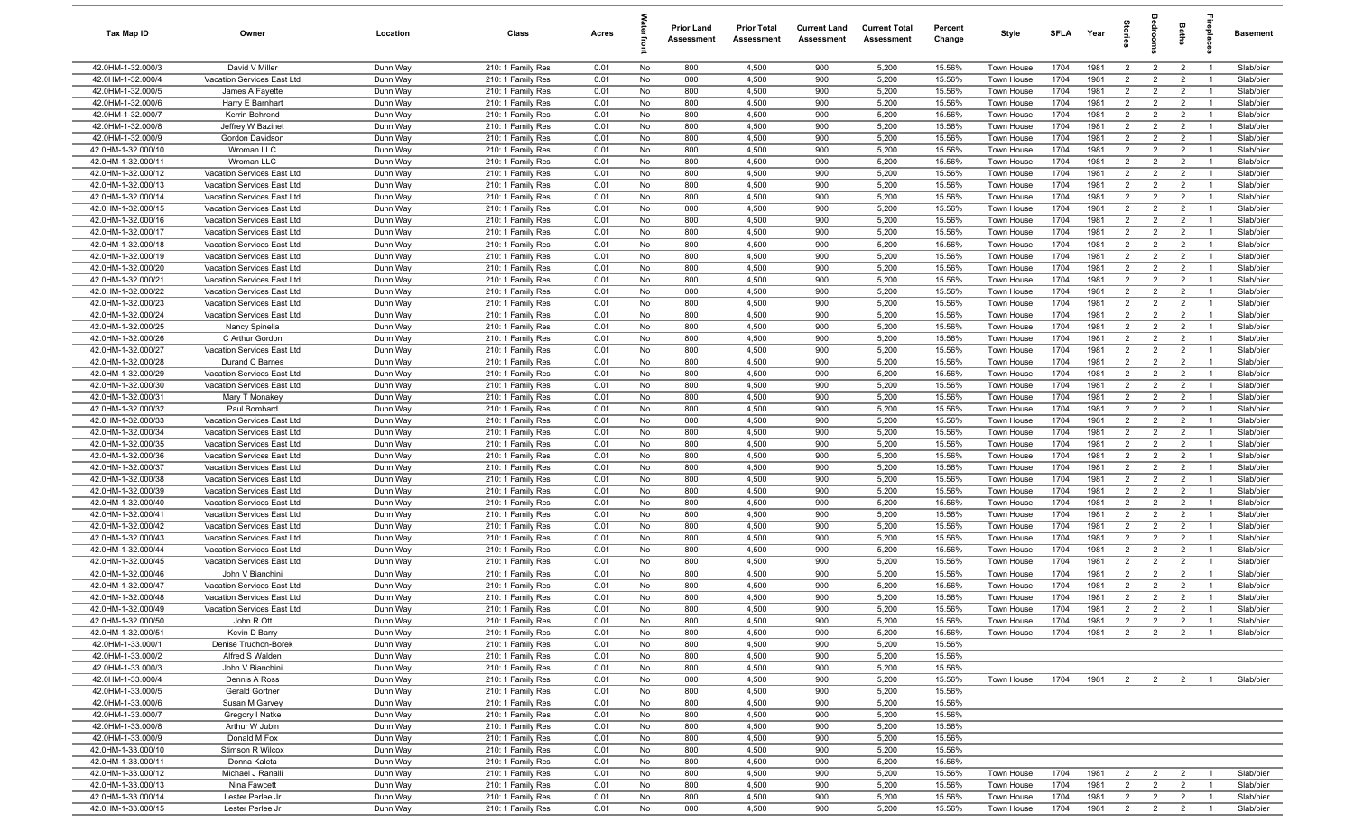| Tax Map ID | Owner | Location | Class | Acres | Waterfront | Prior Land Assessment | Prior Total Assessment | Current Land Assessment | Current Total Assessment | Percent Change | Style | SFLA | Year | Stories | Bedrooms | Baths | Fireplaces | Basement |
|---|---|---|---|---|---|---|---|---|---|---|---|---|---|---|---|---|---|---|
| 42.0HM-1-32.000/3 | David V Miller | Dunn Way | 210: 1 Family Res | 0.01 | No | 800 | 4,500 | 900 | 5,200 | 15.56% | Town House | 1704 | 1981 | 2 | 2 | 2 | 1 | Slab/pier |
| 42.0HM-1-32.000/4 | Vacation Services East Ltd | Dunn Way | 210: 1 Family Res | 0.01 | No | 800 | 4,500 | 900 | 5,200 | 15.56% | Town House | 1704 | 1981 | 2 | 2 | 2 | 1 | Slab/pier |
| 42.0HM-1-32.000/5 | James A Fayette | Dunn Way | 210: 1 Family Res | 0.01 | No | 800 | 4,500 | 900 | 5,200 | 15.56% | Town House | 1704 | 1981 | 2 | 2 | 2 | 1 | Slab/pier |
| 42.0HM-1-32.000/6 | Harry E Barnhart | Dunn Way | 210: 1 Family Res | 0.01 | No | 800 | 4,500 | 900 | 5,200 | 15.56% | Town House | 1704 | 1981 | 2 | 2 | 2 | 1 | Slab/pier |
| 42.0HM-1-32.000/7 | Kerrin Behrend | Dunn Way | 210: 1 Family Res | 0.01 | No | 800 | 4,500 | 900 | 5,200 | 15.56% | Town House | 1704 | 1981 | 2 | 2 | 2 | 1 | Slab/pier |
| 42.0HM-1-32.000/8 | Jeffrey W Bazinet | Dunn Way | 210: 1 Family Res | 0.01 | No | 800 | 4,500 | 900 | 5,200 | 15.56% | Town House | 1704 | 1981 | 2 | 2 | 2 | 1 | Slab/pier |
| 42.0HM-1-32.000/9 | Gordon Davidson | Dunn Way | 210: 1 Family Res | 0.01 | No | 800 | 4,500 | 900 | 5,200 | 15.56% | Town House | 1704 | 1981 | 2 | 2 | 2 | 1 | Slab/pier |
| 42.0HM-1-32.000/10 | Wroman LLC | Dunn Way | 210: 1 Family Res | 0.01 | No | 800 | 4,500 | 900 | 5,200 | 15.56% | Town House | 1704 | 1981 | 2 | 2 | 2 | 1 | Slab/pier |
| 42.0HM-1-32.000/11 | Wroman LLC | Dunn Way | 210: 1 Family Res | 0.01 | No | 800 | 4,500 | 900 | 5,200 | 15.56% | Town House | 1704 | 1981 | 2 | 2 | 2 | 1 | Slab/pier |
| 42.0HM-1-32.000/12 | Vacation Services East Ltd | Dunn Way | 210: 1 Family Res | 0.01 | No | 800 | 4,500 | 900 | 5,200 | 15.56% | Town House | 1704 | 1981 | 2 | 2 | 2 | 1 | Slab/pier |
| 42.0HM-1-32.000/13 | Vacation Services East Ltd | Dunn Way | 210: 1 Family Res | 0.01 | No | 800 | 4,500 | 900 | 5,200 | 15.56% | Town House | 1704 | 1981 | 2 | 2 | 2 | 1 | Slab/pier |
| 42.0HM-1-32.000/14 | Vacation Services East Ltd | Dunn Way | 210: 1 Family Res | 0.01 | No | 800 | 4,500 | 900 | 5,200 | 15.56% | Town House | 1704 | 1981 | 2 | 2 | 2 | 1 | Slab/pier |
| 42.0HM-1-32.000/15 | Vacation Services East Ltd | Dunn Way | 210: 1 Family Res | 0.01 | No | 800 | 4,500 | 900 | 5,200 | 15.56% | Town House | 1704 | 1981 | 2 | 2 | 2 | 1 | Slab/pier |
| 42.0HM-1-32.000/16 | Vacation Services East Ltd | Dunn Way | 210: 1 Family Res | 0.01 | No | 800 | 4,500 | 900 | 5,200 | 15.56% | Town House | 1704 | 1981 | 2 | 2 | 2 | 1 | Slab/pier |
| 42.0HM-1-32.000/17 | Vacation Services East Ltd | Dunn Way | 210: 1 Family Res | 0.01 | No | 800 | 4,500 | 900 | 5,200 | 15.56% | Town House | 1704 | 1981 | 2 | 2 | 2 | 1 | Slab/pier |
| 42.0HM-1-32.000/18 | Vacation Services East Ltd | Dunn Way | 210: 1 Family Res | 0.01 | No | 800 | 4,500 | 900 | 5,200 | 15.56% | Town House | 1704 | 1981 | 2 | 2 | 2 | 1 | Slab/pier |
| 42.0HM-1-32.000/19 | Vacation Services East Ltd | Dunn Way | 210: 1 Family Res | 0.01 | No | 800 | 4,500 | 900 | 5,200 | 15.56% | Town House | 1704 | 1981 | 2 | 2 | 2 | 1 | Slab/pier |
| 42.0HM-1-32.000/20 | Vacation Services East Ltd | Dunn Way | 210: 1 Family Res | 0.01 | No | 800 | 4,500 | 900 | 5,200 | 15.56% | Town House | 1704 | 1981 | 2 | 2 | 2 | 1 | Slab/pier |
| 42.0HM-1-32.000/21 | Vacation Services East Ltd | Dunn Way | 210: 1 Family Res | 0.01 | No | 800 | 4,500 | 900 | 5,200 | 15.56% | Town House | 1704 | 1981 | 2 | 2 | 2 | 1 | Slab/pier |
| 42.0HM-1-32.000/22 | Vacation Services East Ltd | Dunn Way | 210: 1 Family Res | 0.01 | No | 800 | 4,500 | 900 | 5,200 | 15.56% | Town House | 1704 | 1981 | 2 | 2 | 2 | 1 | Slab/pier |
| 42.0HM-1-32.000/23 | Vacation Services East Ltd | Dunn Way | 210: 1 Family Res | 0.01 | No | 800 | 4,500 | 900 | 5,200 | 15.56% | Town House | 1704 | 1981 | 2 | 2 | 2 | 1 | Slab/pier |
| 42.0HM-1-32.000/24 | Vacation Services East Ltd | Dunn Way | 210: 1 Family Res | 0.01 | No | 800 | 4,500 | 900 | 5,200 | 15.56% | Town House | 1704 | 1981 | 2 | 2 | 2 | 1 | Slab/pier |
| 42.0HM-1-32.000/25 | Nancy Spinella | Dunn Way | 210: 1 Family Res | 0.01 | No | 800 | 4,500 | 900 | 5,200 | 15.56% | Town House | 1704 | 1981 | 2 | 2 | 2 | 1 | Slab/pier |
| 42.0HM-1-32.000/26 | C Arthur Gordon | Dunn Way | 210: 1 Family Res | 0.01 | No | 800 | 4,500 | 900 | 5,200 | 15.56% | Town House | 1704 | 1981 | 2 | 2 | 2 | 1 | Slab/pier |
| 42.0HM-1-32.000/27 | Vacation Services East Ltd | Dunn Way | 210: 1 Family Res | 0.01 | No | 800 | 4,500 | 900 | 5,200 | 15.56% | Town House | 1704 | 1981 | 2 | 2 | 2 | 1 | Slab/pier |
| 42.0HM-1-32.000/28 | Durand C Barnes | Dunn Way | 210: 1 Family Res | 0.01 | No | 800 | 4,500 | 900 | 5,200 | 15.56% | Town House | 1704 | 1981 | 2 | 2 | 2 | 1 | Slab/pier |
| 42.0HM-1-32.000/29 | Vacation Services East Ltd | Dunn Way | 210: 1 Family Res | 0.01 | No | 800 | 4,500 | 900 | 5,200 | 15.56% | Town House | 1704 | 1981 | 2 | 2 | 2 | 1 | Slab/pier |
| 42.0HM-1-32.000/30 | Vacation Services East Ltd | Dunn Way | 210: 1 Family Res | 0.01 | No | 800 | 4,500 | 900 | 5,200 | 15.56% | Town House | 1704 | 1981 | 2 | 2 | 2 | 1 | Slab/pier |
| 42.0HM-1-32.000/31 | Mary T Monakey | Dunn Way | 210: 1 Family Res | 0.01 | No | 800 | 4,500 | 900 | 5,200 | 15.56% | Town House | 1704 | 1981 | 2 | 2 | 2 | 1 | Slab/pier |
| 42.0HM-1-32.000/32 | Paul Bombard | Dunn Way | 210: 1 Family Res | 0.01 | No | 800 | 4,500 | 900 | 5,200 | 15.56% | Town House | 1704 | 1981 | 2 | 2 | 2 | 1 | Slab/pier |
| 42.0HM-1-32.000/33 | Vacation Services East Ltd | Dunn Way | 210: 1 Family Res | 0.01 | No | 800 | 4,500 | 900 | 5,200 | 15.56% | Town House | 1704 | 1981 | 2 | 2 | 2 | 1 | Slab/pier |
| 42.0HM-1-32.000/34 | Vacation Services East Ltd | Dunn Way | 210: 1 Family Res | 0.01 | No | 800 | 4,500 | 900 | 5,200 | 15.56% | Town House | 1704 | 1981 | 2 | 2 | 2 | 1 | Slab/pier |
| 42.0HM-1-32.000/35 | Vacation Services East Ltd | Dunn Way | 210: 1 Family Res | 0.01 | No | 800 | 4,500 | 900 | 5,200 | 15.56% | Town House | 1704 | 1981 | 2 | 2 | 2 | 1 | Slab/pier |
| 42.0HM-1-32.000/36 | Vacation Services East Ltd | Dunn Way | 210: 1 Family Res | 0.01 | No | 800 | 4,500 | 900 | 5,200 | 15.56% | Town House | 1704 | 1981 | 2 | 2 | 2 | 1 | Slab/pier |
| 42.0HM-1-32.000/37 | Vacation Services East Ltd | Dunn Way | 210: 1 Family Res | 0.01 | No | 800 | 4,500 | 900 | 5,200 | 15.56% | Town House | 1704 | 1981 | 2 | 2 | 2 | 1 | Slab/pier |
| 42.0HM-1-32.000/38 | Vacation Services East Ltd | Dunn Way | 210: 1 Family Res | 0.01 | No | 800 | 4,500 | 900 | 5,200 | 15.56% | Town House | 1704 | 1981 | 2 | 2 | 2 | 1 | Slab/pier |
| 42.0HM-1-32.000/39 | Vacation Services East Ltd | Dunn Way | 210: 1 Family Res | 0.01 | No | 800 | 4,500 | 900 | 5,200 | 15.56% | Town House | 1704 | 1981 | 2 | 2 | 2 | 1 | Slab/pier |
| 42.0HM-1-32.000/40 | Vacation Services East Ltd | Dunn Way | 210: 1 Family Res | 0.01 | No | 800 | 4,500 | 900 | 5,200 | 15.56% | Town House | 1704 | 1981 | 2 | 2 | 2 | 1 | Slab/pier |
| 42.0HM-1-32.000/41 | Vacation Services East Ltd | Dunn Way | 210: 1 Family Res | 0.01 | No | 800 | 4,500 | 900 | 5,200 | 15.56% | Town House | 1704 | 1981 | 2 | 2 | 2 | 1 | Slab/pier |
| 42.0HM-1-32.000/42 | Vacation Services East Ltd | Dunn Way | 210: 1 Family Res | 0.01 | No | 800 | 4,500 | 900 | 5,200 | 15.56% | Town House | 1704 | 1981 | 2 | 2 | 2 | 1 | Slab/pier |
| 42.0HM-1-32.000/43 | Vacation Services East Ltd | Dunn Way | 210: 1 Family Res | 0.01 | No | 800 | 4,500 | 900 | 5,200 | 15.56% | Town House | 1704 | 1981 | 2 | 2 | 2 | 1 | Slab/pier |
| 42.0HM-1-32.000/44 | Vacation Services East Ltd | Dunn Way | 210: 1 Family Res | 0.01 | No | 800 | 4,500 | 900 | 5,200 | 15.56% | Town House | 1704 | 1981 | 2 | 2 | 2 | 1 | Slab/pier |
| 42.0HM-1-32.000/45 | Vacation Services East Ltd | Dunn Way | 210: 1 Family Res | 0.01 | No | 800 | 4,500 | 900 | 5,200 | 15.56% | Town House | 1704 | 1981 | 2 | 2 | 2 | 1 | Slab/pier |
| 42.0HM-1-32.000/46 | John V Bianchini | Dunn Way | 210: 1 Family Res | 0.01 | No | 800 | 4,500 | 900 | 5,200 | 15.56% | Town House | 1704 | 1981 | 2 | 2 | 2 | 1 | Slab/pier |
| 42.0HM-1-32.000/47 | Vacation Services East Ltd | Dunn Way | 210: 1 Family Res | 0.01 | No | 800 | 4,500 | 900 | 5,200 | 15.56% | Town House | 1704 | 1981 | 2 | 2 | 2 | 1 | Slab/pier |
| 42.0HM-1-32.000/48 | Vacation Services East Ltd | Dunn Way | 210: 1 Family Res | 0.01 | No | 800 | 4,500 | 900 | 5,200 | 15.56% | Town House | 1704 | 1981 | 2 | 2 | 2 | 1 | Slab/pier |
| 42.0HM-1-32.000/49 | Vacation Services East Ltd | Dunn Way | 210: 1 Family Res | 0.01 | No | 800 | 4,500 | 900 | 5,200 | 15.56% | Town House | 1704 | 1981 | 2 | 2 | 2 | 1 | Slab/pier |
| 42.0HM-1-32.000/50 | John R Ott | Dunn Way | 210: 1 Family Res | 0.01 | No | 800 | 4,500 | 900 | 5,200 | 15.56% | Town House | 1704 | 1981 | 2 | 2 | 2 | 1 | Slab/pier |
| 42.0HM-1-32.000/51 | Kevin D Barry | Dunn Way | 210: 1 Family Res | 0.01 | No | 800 | 4,500 | 900 | 5,200 | 15.56% | Town House | 1704 | 1981 | 2 | 2 | 2 | 1 | Slab/pier |
| 42.0HM-1-33.000/1 | Denise Truchon-Borek | Dunn Way | 210: 1 Family Res | 0.01 | No | 800 | 4,500 | 900 | 5,200 | 15.56% | | | | | | | | |
| 42.0HM-1-33.000/2 | Alfred S Walden | Dunn Way | 210: 1 Family Res | 0.01 | No | 800 | 4,500 | 900 | 5,200 | 15.56% | | | | | | | | |
| 42.0HM-1-33.000/3 | John V Bianchini | Dunn Way | 210: 1 Family Res | 0.01 | No | 800 | 4,500 | 900 | 5,200 | 15.56% | | | | | | | | |
| 42.0HM-1-33.000/4 | Dennis A Ross | Dunn Way | 210: 1 Family Res | 0.01 | No | 800 | 4,500 | 900 | 5,200 | 15.56% | Town House | 1704 | 1981 | 2 | 2 | 2 | 1 | Slab/pier |
| 42.0HM-1-33.000/5 | Gerald Gortner | Dunn Way | 210: 1 Family Res | 0.01 | No | 800 | 4,500 | 900 | 5,200 | 15.56% | | | | | | | | |
| 42.0HM-1-33.000/6 | Susan M Garvey | Dunn Way | 210: 1 Family Res | 0.01 | No | 800 | 4,500 | 900 | 5,200 | 15.56% | | | | | | | | |
| 42.0HM-1-33.000/7 | Gregory I Natke | Dunn Way | 210: 1 Family Res | 0.01 | No | 800 | 4,500 | 900 | 5,200 | 15.56% | | | | | | | | |
| 42.0HM-1-33.000/8 | Arthur W Jubin | Dunn Way | 210: 1 Family Res | 0.01 | No | 800 | 4,500 | 900 | 5,200 | 15.56% | | | | | | | | |
| 42.0HM-1-33.000/9 | Donald M Fox | Dunn Way | 210: 1 Family Res | 0.01 | No | 800 | 4,500 | 900 | 5,200 | 15.56% | | | | | | | | |
| 42.0HM-1-33.000/10 | Stimson R Wilcox | Dunn Way | 210: 1 Family Res | 0.01 | No | 800 | 4,500 | 900 | 5,200 | 15.56% | | | | | | | | |
| 42.0HM-1-33.000/11 | Donna Kaleta | Dunn Way | 210: 1 Family Res | 0.01 | No | 800 | 4,500 | 900 | 5,200 | 15.56% | | | | | | | | |
| 42.0HM-1-33.000/12 | Michael J Ranalli | Dunn Way | 210: 1 Family Res | 0.01 | No | 800 | 4,500 | 900 | 5,200 | 15.56% | Town House | 1704 | 1981 | 2 | 2 | 2 | 1 | Slab/pier |
| 42.0HM-1-33.000/13 | Nina Fawcett | Dunn Way | 210: 1 Family Res | 0.01 | No | 800 | 4,500 | 900 | 5,200 | 15.56% | Town House | 1704 | 1981 | 2 | 2 | 2 | 1 | Slab/pier |
| 42.0HM-1-33.000/14 | Lester Perlee Jr | Dunn Way | 210: 1 Family Res | 0.01 | No | 800 | 4,500 | 900 | 5,200 | 15.56% | Town House | 1704 | 1981 | 2 | 2 | 2 | 1 | Slab/pier |
| 42.0HM-1-33.000/15 | Lester Perlee Jr | Dunn Way | 210: 1 Family Res | 0.01 | No | 800 | 4,500 | 900 | 5,200 | 15.56% | Town House | 1704 | 1981 | 2 | 2 | 2 | 1 | Slab/pier |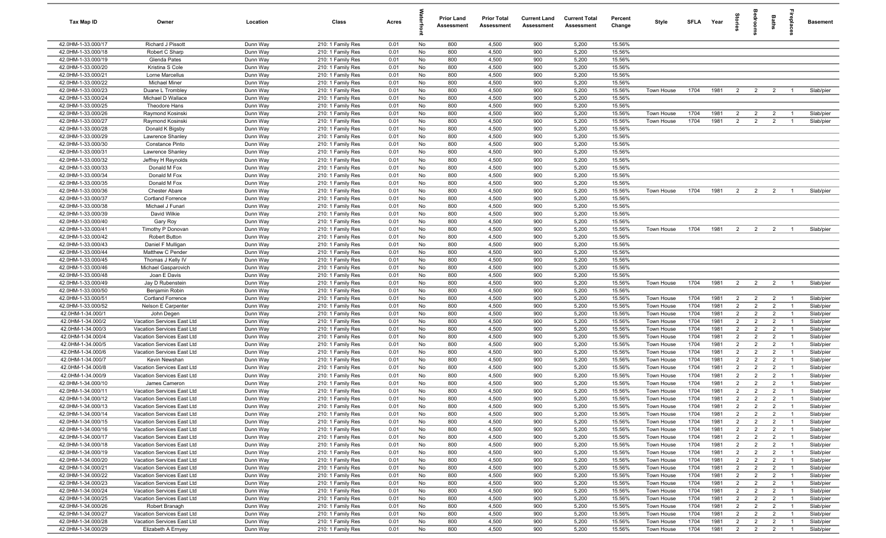| Tax Map ID | Owner | Location | Class | Acres | Waterfront | Prior Land Assessment | Prior Total Assessment | Current Land Assessment | Current Total Assessment | Percent Change | Style | SFLA | Year | Stories | Bedrooms | Baths | Fireplaces | Basement |
|---|---|---|---|---|---|---|---|---|---|---|---|---|---|---|---|---|---|---|
| 42.0HM-1-33.000/17 | Richard J Pissott | Dunn Way | 210: 1 Family Res | 0.01 | No | 800 | 4,500 | 900 | 5,200 | 15.56% | | | | | | | | |
| 42.0HM-1-33.000/18 | Robert C Sharp | Dunn Way | 210: 1 Family Res | 0.01 | No | 800 | 4,500 | 900 | 5,200 | 15.56% | | | | | | | | |
| 42.0HM-1-33.000/19 | Glenda Pates | Dunn Way | 210: 1 Family Res | 0.01 | No | 800 | 4,500 | 900 | 5,200 | 15.56% | | | | | | | | |
| 42.0HM-1-33.000/20 | Kristina S Cole | Dunn Way | 210: 1 Family Res | 0.01 | No | 800 | 4,500 | 900 | 5,200 | 15.56% | | | | | | | | |
| 42.0HM-1-33.000/21 | Lorne Marcellus | Dunn Way | 210: 1 Family Res | 0.01 | No | 800 | 4,500 | 900 | 5,200 | 15.56% | | | | | | | | |
| 42.0HM-1-33.000/22 | Michael Miner | Dunn Way | 210: 1 Family Res | 0.01 | No | 800 | 4,500 | 900 | 5,200 | 15.56% | | | | | | | | |
| 42.0HM-1-33.000/23 | Duane L Trombley | Dunn Way | 210: 1 Family Res | 0.01 | No | 800 | 4,500 | 900 | 5,200 | 15.56% | Town House | 1704 | 1981 | 2 | 2 | 2 | 1 | Slab/pier |
| 42.0HM-1-33.000/24 | Michael D Wallace | Dunn Way | 210: 1 Family Res | 0.01 | No | 800 | 4,500 | 900 | 5,200 | 15.56% | | | | | | | | |
| 42.0HM-1-33.000/25 | Theodore Hans | Dunn Way | 210: 1 Family Res | 0.01 | No | 800 | 4,500 | 900 | 5,200 | 15.56% | | | | | | | | |
| 42.0HM-1-33.000/26 | Raymond Kosinski | Dunn Way | 210: 1 Family Res | 0.01 | No | 800 | 4,500 | 900 | 5,200 | 15.56% | Town House | 1704 | 1981 | 2 | 2 | 2 | 1 | Slab/pier |
| 42.0HM-1-33.000/27 | Raymond Kosinski | Dunn Way | 210: 1 Family Res | 0.01 | No | 800 | 4,500 | 900 | 5,200 | 15.56% | Town House | 1704 | 1981 | 2 | 2 | 2 | 1 | Slab/pier |
| 42.0HM-1-33.000/28 | Donald K Bigsby | Dunn Way | 210: 1 Family Res | 0.01 | No | 800 | 4,500 | 900 | 5,200 | 15.56% | | | | | | | | |
| 42.0HM-1-33.000/29 | Lawrence Shanley | Dunn Way | 210: 1 Family Res | 0.01 | No | 800 | 4,500 | 900 | 5,200 | 15.56% | | | | | | | | |
| 42.0HM-1-33.000/30 | Constance Pinto | Dunn Way | 210: 1 Family Res | 0.01 | No | 800 | 4,500 | 900 | 5,200 | 15.56% | | | | | | | | |
| 42.0HM-1-33.000/31 | Lawrence Shanley | Dunn Way | 210: 1 Family Res | 0.01 | No | 800 | 4,500 | 900 | 5,200 | 15.56% | | | | | | | | |
| 42.0HM-1-33.000/32 | Jeffrey H Reynolds | Dunn Way | 210: 1 Family Res | 0.01 | No | 800 | 4,500 | 900 | 5,200 | 15.56% | | | | | | | | |
| 42.0HM-1-33.000/33 | Donald M Fox | Dunn Way | 210: 1 Family Res | 0.01 | No | 800 | 4,500 | 900 | 5,200 | 15.56% | | | | | | | | |
| 42.0HM-1-33.000/34 | Donald M Fox | Dunn Way | 210: 1 Family Res | 0.01 | No | 800 | 4,500 | 900 | 5,200 | 15.56% | | | | | | | | |
| 42.0HM-1-33.000/35 | Donald M Fox | Dunn Way | 210: 1 Family Res | 0.01 | No | 800 | 4,500 | 900 | 5,200 | 15.56% | | | | | | | | |
| 42.0HM-1-33.000/36 | Chester Abare | Dunn Way | 210: 1 Family Res | 0.01 | No | 800 | 4,500 | 900 | 5,200 | 15.56% | Town House | 1704 | 1981 | 2 | 2 | 2 | 1 | Slab/pier |
| 42.0HM-1-33.000/37 | Cortland Forrence | Dunn Way | 210: 1 Family Res | 0.01 | No | 800 | 4,500 | 900 | 5,200 | 15.56% | | | | | | | | |
| 42.0HM-1-33.000/38 | Michael J Funari | Dunn Way | 210: 1 Family Res | 0.01 | No | 800 | 4,500 | 900 | 5,200 | 15.56% | | | | | | | | |
| 42.0HM-1-33.000/39 | David Wilkie | Dunn Way | 210: 1 Family Res | 0.01 | No | 800 | 4,500 | 900 | 5,200 | 15.56% | | | | | | | | |
| 42.0HM-1-33.000/40 | Gary Roy | Dunn Way | 210: 1 Family Res | 0.01 | No | 800 | 4,500 | 900 | 5,200 | 15.56% | | | | | | | | |
| 42.0HM-1-33.000/41 | Timothy P Donovan | Dunn Way | 210: 1 Family Res | 0.01 | No | 800 | 4,500 | 900 | 5,200 | 15.56% | Town House | 1704 | 1981 | 2 | 2 | 2 | 1 | Slab/pier |
| 42.0HM-1-33.000/42 | Robert Button | Dunn Way | 210: 1 Family Res | 0.01 | No | 800 | 4,500 | 900 | 5,200 | 15.56% | | | | | | | | |
| 42.0HM-1-33.000/43 | Daniel F Mulligan | Dunn Way | 210: 1 Family Res | 0.01 | No | 800 | 4,500 | 900 | 5,200 | 15.56% | | | | | | | | |
| 42.0HM-1-33.000/44 | Matthew C Pender | Dunn Way | 210: 1 Family Res | 0.01 | No | 800 | 4,500 | 900 | 5,200 | 15.56% | | | | | | | | |
| 42.0HM-1-33.000/45 | Thomas J Kelly IV | Dunn Way | 210: 1 Family Res | 0.01 | No | 800 | 4,500 | 900 | 5,200 | 15.56% | | | | | | | | |
| 42.0HM-1-33.000/46 | Michael Gasparovich | Dunn Way | 210: 1 Family Res | 0.01 | No | 800 | 4,500 | 900 | 5,200 | 15.56% | | | | | | | | |
| 42.0HM-1-33.000/48 | Joan E Davis | Dunn Way | 210: 1 Family Res | 0.01 | No | 800 | 4,500 | 900 | 5,200 | 15.56% | | | | | | | | |
| 42.0HM-1-33.000/49 | Jay D Rubenstein | Dunn Way | 210: 1 Family Res | 0.01 | No | 800 | 4,500 | 900 | 5,200 | 15.56% | Town House | 1704 | 1981 | 2 | 2 | 2 | 1 | Slab/pier |
| 42.0HM-1-33.000/50 | Benjamin Robin | Dunn Way | 210: 1 Family Res | 0.01 | No | 800 | 4,500 | 900 | 5,200 | 15.56% | | | | | | | | |
| 42.0HM-1-33.000/51 | Cortland Forrence | Dunn Way | 210: 1 Family Res | 0.01 | No | 800 | 4,500 | 900 | 5,200 | 15.56% | Town House | 1704 | 1981 | 2 | 2 | 2 | 1 | Slab/pier |
| 42.0HM-1-33.000/52 | Nelson E Carpenter | Dunn Way | 210: 1 Family Res | 0.01 | No | 800 | 4,500 | 900 | 5,200 | 15.56% | Town House | 1704 | 1981 | 2 | 2 | 2 | 1 | Slab/pier |
| 42.0HM-1-34.000/1 | John Degen | Dunn Way | 210: 1 Family Res | 0.01 | No | 800 | 4,500 | 900 | 5,200 | 15.56% | Town House | 1704 | 1981 | 2 | 2 | 2 | 1 | Slab/pier |
| 42.0HM-1-34.000/2 | Vacation Services East Ltd | Dunn Way | 210: 1 Family Res | 0.01 | No | 800 | 4,500 | 900 | 5,200 | 15.56% | Town House | 1704 | 1981 | 2 | 2 | 2 | 1 | Slab/pier |
| 42.0HM-1-34.000/3 | Vacation Services East Ltd | Dunn Way | 210: 1 Family Res | 0.01 | No | 800 | 4,500 | 900 | 5,200 | 15.56% | Town House | 1704 | 1981 | 2 | 2 | 2 | 1 | Slab/pier |
| 42.0HM-1-34.000/4 | Vacation Services East Ltd | Dunn Way | 210: 1 Family Res | 0.01 | No | 800 | 4,500 | 900 | 5,200 | 15.56% | Town House | 1704 | 1981 | 2 | 2 | 2 | 1 | Slab/pier |
| 42.0HM-1-34.000/5 | Vacation Services East Ltd | Dunn Way | 210: 1 Family Res | 0.01 | No | 800 | 4,500 | 900 | 5,200 | 15.56% | Town House | 1704 | 1981 | 2 | 2 | 2 | 1 | Slab/pier |
| 42.0HM-1-34.000/6 | Vacation Services East Ltd | Dunn Way | 210: 1 Family Res | 0.01 | No | 800 | 4,500 | 900 | 5,200 | 15.56% | Town House | 1704 | 1981 | 2 | 2 | 2 | 1 | Slab/pier |
| 42.0HM-1-34.000/7 | Kevin Newshan | Dunn Way | 210: 1 Family Res | 0.01 | No | 800 | 4,500 | 900 | 5,200 | 15.56% | Town House | 1704 | 1981 | 2 | 2 | 2 | 1 | Slab/pier |
| 42.0HM-1-34.000/8 | Vacation Services East Ltd | Dunn Way | 210: 1 Family Res | 0.01 | No | 800 | 4,500 | 900 | 5,200 | 15.56% | Town House | 1704 | 1981 | 2 | 2 | 2 | 1 | Slab/pier |
| 42.0HM-1-34.000/9 | Vacation Services East Ltd | Dunn Way | 210: 1 Family Res | 0.01 | No | 800 | 4,500 | 900 | 5,200 | 15.56% | Town House | 1704 | 1981 | 2 | 2 | 2 | 1 | Slab/pier |
| 42.0HM-1-34.000/10 | James Cameron | Dunn Way | 210: 1 Family Res | 0.01 | No | 800 | 4,500 | 900 | 5,200 | 15.56% | Town House | 1704 | 1981 | 2 | 2 | 2 | 1 | Slab/pier |
| 42.0HM-1-34.000/11 | Vacation Services East Ltd | Dunn Way | 210: 1 Family Res | 0.01 | No | 800 | 4,500 | 900 | 5,200 | 15.56% | Town House | 1704 | 1981 | 2 | 2 | 2 | 1 | Slab/pier |
| 42.0HM-1-34.000/12 | Vacation Services East Ltd | Dunn Way | 210: 1 Family Res | 0.01 | No | 800 | 4,500 | 900 | 5,200 | 15.56% | Town House | 1704 | 1981 | 2 | 2 | 2 | 1 | Slab/pier |
| 42.0HM-1-34.000/13 | Vacation Services East Ltd | Dunn Way | 210: 1 Family Res | 0.01 | No | 800 | 4,500 | 900 | 5,200 | 15.56% | Town House | 1704 | 1981 | 2 | 2 | 2 | 1 | Slab/pier |
| 42.0HM-1-34.000/14 | Vacation Services East Ltd | Dunn Way | 210: 1 Family Res | 0.01 | No | 800 | 4,500 | 900 | 5,200 | 15.56% | Town House | 1704 | 1981 | 2 | 2 | 2 | 1 | Slab/pier |
| 42.0HM-1-34.000/15 | Vacation Services East Ltd | Dunn Way | 210: 1 Family Res | 0.01 | No | 800 | 4,500 | 900 | 5,200 | 15.56% | Town House | 1704 | 1981 | 2 | 2 | 2 | 1 | Slab/pier |
| 42.0HM-1-34.000/16 | Vacation Services East Ltd | Dunn Way | 210: 1 Family Res | 0.01 | No | 800 | 4,500 | 900 | 5,200 | 15.56% | Town House | 1704 | 1981 | 2 | 2 | 2 | 1 | Slab/pier |
| 42.0HM-1-34.000/17 | Vacation Services East Ltd | Dunn Way | 210: 1 Family Res | 0.01 | No | 800 | 4,500 | 900 | 5,200 | 15.56% | Town House | 1704 | 1981 | 2 | 2 | 2 | 1 | Slab/pier |
| 42.0HM-1-34.000/18 | Vacation Services East Ltd | Dunn Way | 210: 1 Family Res | 0.01 | No | 800 | 4,500 | 900 | 5,200 | 15.56% | Town House | 1704 | 1981 | 2 | 2 | 2 | 1 | Slab/pier |
| 42.0HM-1-34.000/19 | Vacation Services East Ltd | Dunn Way | 210: 1 Family Res | 0.01 | No | 800 | 4,500 | 900 | 5,200 | 15.56% | Town House | 1704 | 1981 | 2 | 2 | 2 | 1 | Slab/pier |
| 42.0HM-1-34.000/20 | Vacation Services East Ltd | Dunn Way | 210: 1 Family Res | 0.01 | No | 800 | 4,500 | 900 | 5,200 | 15.56% | Town House | 1704 | 1981 | 2 | 2 | 2 | 1 | Slab/pier |
| 42.0HM-1-34.000/21 | Vacation Services East Ltd | Dunn Way | 210: 1 Family Res | 0.01 | No | 800 | 4,500 | 900 | 5,200 | 15.56% | Town House | 1704 | 1981 | 2 | 2 | 2 | 1 | Slab/pier |
| 42.0HM-1-34.000/22 | Vacation Services East Ltd | Dunn Way | 210: 1 Family Res | 0.01 | No | 800 | 4,500 | 900 | 5,200 | 15.56% | Town House | 1704 | 1981 | 2 | 2 | 2 | 1 | Slab/pier |
| 42.0HM-1-34.000/23 | Vacation Services East Ltd | Dunn Way | 210: 1 Family Res | 0.01 | No | 800 | 4,500 | 900 | 5,200 | 15.56% | Town House | 1704 | 1981 | 2 | 2 | 2 | 1 | Slab/pier |
| 42.0HM-1-34.000/24 | Vacation Services East Ltd | Dunn Way | 210: 1 Family Res | 0.01 | No | 800 | 4,500 | 900 | 5,200 | 15.56% | Town House | 1704 | 1981 | 2 | 2 | 2 | 1 | Slab/pier |
| 42.0HM-1-34.000/25 | Vacation Services East Ltd | Dunn Way | 210: 1 Family Res | 0.01 | No | 800 | 4,500 | 900 | 5,200 | 15.56% | Town House | 1704 | 1981 | 2 | 2 | 2 | 1 | Slab/pier |
| 42.0HM-1-34.000/26 | Robert Branagh | Dunn Way | 210: 1 Family Res | 0.01 | No | 800 | 4,500 | 900 | 5,200 | 15.56% | Town House | 1704 | 1981 | 2 | 2 | 2 | 1 | Slab/pier |
| 42.0HM-1-34.000/27 | Vacation Services East Ltd | Dunn Way | 210: 1 Family Res | 0.01 | No | 800 | 4,500 | 900 | 5,200 | 15.56% | Town House | 1704 | 1981 | 2 | 2 | 2 | 1 | Slab/pier |
| 42.0HM-1-34.000/28 | Vacation Services East Ltd | Dunn Way | 210: 1 Family Res | 0.01 | No | 800 | 4,500 | 900 | 5,200 | 15.56% | Town House | 1704 | 1981 | 2 | 2 | 2 | 1 | Slab/pier |
| 42.0HM-1-34.000/29 | Elizabeth A Emyey | Dunn Way | 210: 1 Family Res | 0.01 | No | 800 | 4,500 | 900 | 5,200 | 15.56% | Town House | 1704 | 1981 | 2 | 2 | 2 | 1 | Slab/pier |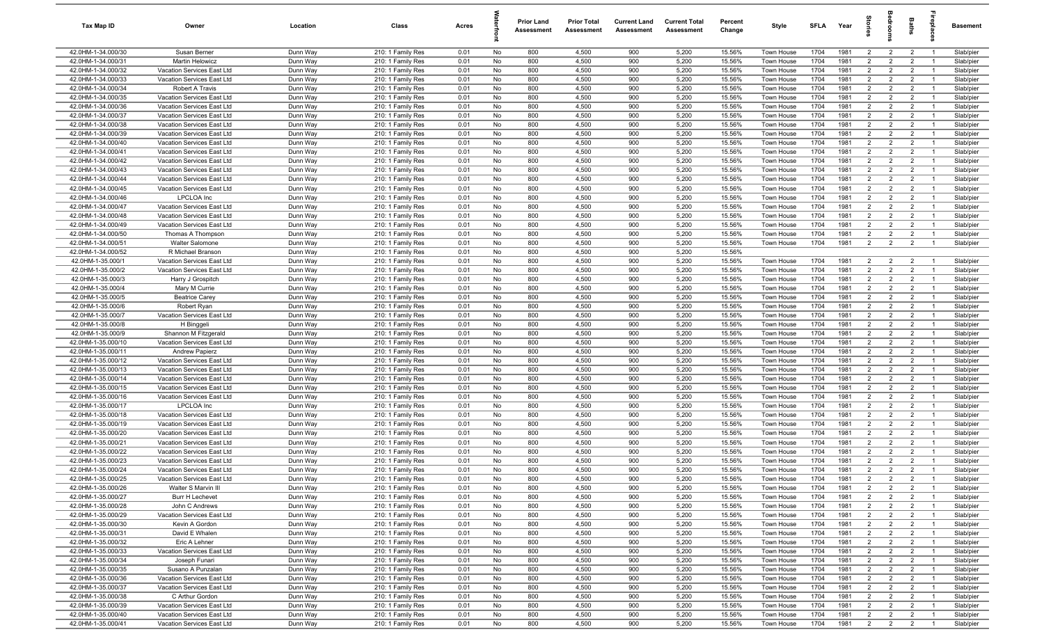| Tax Map ID | Owner | Location | Class | Acres | Waterfront | Prior Land Assessment | Prior Total Assessment | Current Land Assessment | Current Total Assessment | Percent Change | Style | SFLA | Year | Stories | Bedrooms | Baths | Fireplaces | Basement |
|---|---|---|---|---|---|---|---|---|---|---|---|---|---|---|---|---|---|---|
| 42.0HM-1-34.000/30 | Susan Berner | Dunn Way | 210: 1 Family Res | 0.01 | No | 800 | 4,500 | 900 | 5,200 | 15.56% | Town House | 1704 | 1981 | 2 | 2 | 2 | 1 | Slab/pier |
| 42.0HM-1-34.000/31 | Martin Helowicz | Dunn Way | 210: 1 Family Res | 0.01 | No | 800 | 4,500 | 900 | 5,200 | 15.56% | Town House | 1704 | 1981 | 2 | 2 | 2 | 1 | Slab/pier |
| 42.0HM-1-34.000/32 | Vacation Services East Ltd | Dunn Way | 210: 1 Family Res | 0.01 | No | 800 | 4,500 | 900 | 5,200 | 15.56% | Town House | 1704 | 1981 | 2 | 2 | 2 | 1 | Slab/pier |
| 42.0HM-1-34.000/33 | Vacation Services East Ltd | Dunn Way | 210: 1 Family Res | 0.01 | No | 800 | 4,500 | 900 | 5,200 | 15.56% | Town House | 1704 | 1981 | 2 | 2 | 2 | 1 | Slab/pier |
| 42.0HM-1-34.000/34 | Robert A Travis | Dunn Way | 210: 1 Family Res | 0.01 | No | 800 | 4,500 | 900 | 5,200 | 15.56% | Town House | 1704 | 1981 | 2 | 2 | 2 | 1 | Slab/pier |
| 42.0HM-1-34.000/35 | Vacation Services East Ltd | Dunn Way | 210: 1 Family Res | 0.01 | No | 800 | 4,500 | 900 | 5,200 | 15.56% | Town House | 1704 | 1981 | 2 | 2 | 2 | 1 | Slab/pier |
| 42.0HM-1-34.000/36 | Vacation Services East Ltd | Dunn Way | 210: 1 Family Res | 0.01 | No | 800 | 4,500 | 900 | 5,200 | 15.56% | Town House | 1704 | 1981 | 2 | 2 | 2 | 1 | Slab/pier |
| 42.0HM-1-34.000/37 | Vacation Services East Ltd | Dunn Way | 210: 1 Family Res | 0.01 | No | 800 | 4,500 | 900 | 5,200 | 15.56% | Town House | 1704 | 1981 | 2 | 2 | 2 | 1 | Slab/pier |
| 42.0HM-1-34.000/38 | Vacation Services East Ltd | Dunn Way | 210: 1 Family Res | 0.01 | No | 800 | 4,500 | 900 | 5,200 | 15.56% | Town House | 1704 | 1981 | 2 | 2 | 2 | 1 | Slab/pier |
| 42.0HM-1-34.000/39 | Vacation Services East Ltd | Dunn Way | 210: 1 Family Res | 0.01 | No | 800 | 4,500 | 900 | 5,200 | 15.56% | Town House | 1704 | 1981 | 2 | 2 | 2 | 1 | Slab/pier |
| 42.0HM-1-34.000/40 | Vacation Services East Ltd | Dunn Way | 210: 1 Family Res | 0.01 | No | 800 | 4,500 | 900 | 5,200 | 15.56% | Town House | 1704 | 1981 | 2 | 2 | 2 | 1 | Slab/pier |
| 42.0HM-1-34.000/41 | Vacation Services East Ltd | Dunn Way | 210: 1 Family Res | 0.01 | No | 800 | 4,500 | 900 | 5,200 | 15.56% | Town House | 1704 | 1981 | 2 | 2 | 2 | 1 | Slab/pier |
| 42.0HM-1-34.000/42 | Vacation Services East Ltd | Dunn Way | 210: 1 Family Res | 0.01 | No | 800 | 4,500 | 900 | 5,200 | 15.56% | Town House | 1704 | 1981 | 2 | 2 | 2 | 1 | Slab/pier |
| 42.0HM-1-34.000/43 | Vacation Services East Ltd | Dunn Way | 210: 1 Family Res | 0.01 | No | 800 | 4,500 | 900 | 5,200 | 15.56% | Town House | 1704 | 1981 | 2 | 2 | 2 | 1 | Slab/pier |
| 42.0HM-1-34.000/44 | Vacation Services East Ltd | Dunn Way | 210: 1 Family Res | 0.01 | No | 800 | 4,500 | 900 | 5,200 | 15.56% | Town House | 1704 | 1981 | 2 | 2 | 2 | 1 | Slab/pier |
| 42.0HM-1-34.000/45 | Vacation Services East Ltd | Dunn Way | 210: 1 Family Res | 0.01 | No | 800 | 4,500 | 900 | 5,200 | 15.56% | Town House | 1704 | 1981 | 2 | 2 | 2 | 1 | Slab/pier |
| 42.0HM-1-34.000/46 | LPCLOA Inc | Dunn Way | 210: 1 Family Res | 0.01 | No | 800 | 4,500 | 900 | 5,200 | 15.56% | Town House | 1704 | 1981 | 2 | 2 | 2 | 1 | Slab/pier |
| 42.0HM-1-34.000/47 | Vacation Services East Ltd | Dunn Way | 210: 1 Family Res | 0.01 | No | 800 | 4,500 | 900 | 5,200 | 15.56% | Town House | 1704 | 1981 | 2 | 2 | 2 | 1 | Slab/pier |
| 42.0HM-1-34.000/48 | Vacation Services East Ltd | Dunn Way | 210: 1 Family Res | 0.01 | No | 800 | 4,500 | 900 | 5,200 | 15.56% | Town House | 1704 | 1981 | 2 | 2 | 2 | 1 | Slab/pier |
| 42.0HM-1-34.000/49 | Vacation Services East Ltd | Dunn Way | 210: 1 Family Res | 0.01 | No | 800 | 4,500 | 900 | 5,200 | 15.56% | Town House | 1704 | 1981 | 2 | 2 | 2 | 1 | Slab/pier |
| 42.0HM-1-34.000/50 | Thomas A Thompson | Dunn Way | 210: 1 Family Res | 0.01 | No | 800 | 4,500 | 900 | 5,200 | 15.56% | Town House | 1704 | 1981 | 2 | 2 | 2 | 1 | Slab/pier |
| 42.0HM-1-34.000/51 | Walter Salomone | Dunn Way | 210: 1 Family Res | 0.01 | No | 800 | 4,500 | 900 | 5,200 | 15.56% | Town House | 1704 | 1981 | 2 | 2 | 2 | 1 | Slab/pier |
| 42.0HM-1-34.000/52 | R Michael Branson | Dunn Way | 210: 1 Family Res | 0.01 | No | 800 | 4,500 | 900 | 5,200 | 15.56% | | | | | | | | |
| 42.0HM-1-35.000/1 | Vacation Services East Ltd | Dunn Way | 210: 1 Family Res | 0.01 | No | 800 | 4,500 | 900 | 5,200 | 15.56% | Town House | 1704 | 1981 | 2 | 2 | 2 | 1 | Slab/pier |
| 42.0HM-1-35.000/2 | Vacation Services East Ltd | Dunn Way | 210: 1 Family Res | 0.01 | No | 800 | 4,500 | 900 | 5,200 | 15.56% | Town House | 1704 | 1981 | 2 | 2 | 2 | 1 | Slab/pier |
| 42.0HM-1-35.000/3 | Harry J Grospitch | Dunn Way | 210: 1 Family Res | 0.01 | No | 800 | 4,500 | 900 | 5,200 | 15.56% | Town House | 1704 | 1981 | 2 | 2 | 2 | 1 | Slab/pier |
| 42.0HM-1-35.000/4 | Mary M Currie | Dunn Way | 210: 1 Family Res | 0.01 | No | 800 | 4,500 | 900 | 5,200 | 15.56% | Town House | 1704 | 1981 | 2 | 2 | 2 | 1 | Slab/pier |
| 42.0HM-1-35.000/5 | Beatrice Carey | Dunn Way | 210: 1 Family Res | 0.01 | No | 800 | 4,500 | 900 | 5,200 | 15.56% | Town House | 1704 | 1981 | 2 | 2 | 2 | 1 | Slab/pier |
| 42.0HM-1-35.000/6 | Robert Ryan | Dunn Way | 210: 1 Family Res | 0.01 | No | 800 | 4,500 | 900 | 5,200 | 15.56% | Town House | 1704 | 1981 | 2 | 2 | 2 | 1 | Slab/pier |
| 42.0HM-1-35.000/7 | Vacation Services East Ltd | Dunn Way | 210: 1 Family Res | 0.01 | No | 800 | 4,500 | 900 | 5,200 | 15.56% | Town House | 1704 | 1981 | 2 | 2 | 2 | 1 | Slab/pier |
| 42.0HM-1-35.000/8 | H Binggeli | Dunn Way | 210: 1 Family Res | 0.01 | No | 800 | 4,500 | 900 | 5,200 | 15.56% | Town House | 1704 | 1981 | 2 | 2 | 2 | 1 | Slab/pier |
| 42.0HM-1-35.000/9 | Shannon M Fitzgerald | Dunn Way | 210: 1 Family Res | 0.01 | No | 800 | 4,500 | 900 | 5,200 | 15.56% | Town House | 1704 | 1981 | 2 | 2 | 2 | 1 | Slab/pier |
| 42.0HM-1-35.000/10 | Vacation Services East Ltd | Dunn Way | 210: 1 Family Res | 0.01 | No | 800 | 4,500 | 900 | 5,200 | 15.56% | Town House | 1704 | 1981 | 2 | 2 | 2 | 1 | Slab/pier |
| 42.0HM-1-35.000/11 | Andrew Papierz | Dunn Way | 210: 1 Family Res | 0.01 | No | 800 | 4,500 | 900 | 5,200 | 15.56% | Town House | 1704 | 1981 | 2 | 2 | 2 | 1 | Slab/pier |
| 42.0HM-1-35.000/12 | Vacation Services East Ltd | Dunn Way | 210: 1 Family Res | 0.01 | No | 800 | 4,500 | 900 | 5,200 | 15.56% | Town House | 1704 | 1981 | 2 | 2 | 2 | 1 | Slab/pier |
| 42.0HM-1-35.000/13 | Vacation Services East Ltd | Dunn Way | 210: 1 Family Res | 0.01 | No | 800 | 4,500 | 900 | 5,200 | 15.56% | Town House | 1704 | 1981 | 2 | 2 | 2 | 1 | Slab/pier |
| 42.0HM-1-35.000/14 | Vacation Services East Ltd | Dunn Way | 210: 1 Family Res | 0.01 | No | 800 | 4,500 | 900 | 5,200 | 15.56% | Town House | 1704 | 1981 | 2 | 2 | 2 | 1 | Slab/pier |
| 42.0HM-1-35.000/15 | Vacation Services East Ltd | Dunn Way | 210: 1 Family Res | 0.01 | No | 800 | 4,500 | 900 | 5,200 | 15.56% | Town House | 1704 | 1981 | 2 | 2 | 2 | 1 | Slab/pier |
| 42.0HM-1-35.000/16 | Vacation Services East Ltd | Dunn Way | 210: 1 Family Res | 0.01 | No | 800 | 4,500 | 900 | 5,200 | 15.56% | Town House | 1704 | 1981 | 2 | 2 | 2 | 1 | Slab/pier |
| 42.0HM-1-35.000/17 | LPCLOA Inc | Dunn Way | 210: 1 Family Res | 0.01 | No | 800 | 4,500 | 900 | 5,200 | 15.56% | Town House | 1704 | 1981 | 2 | 2 | 2 | 1 | Slab/pier |
| 42.0HM-1-35.000/18 | Vacation Services East Ltd | Dunn Way | 210: 1 Family Res | 0.01 | No | 800 | 4,500 | 900 | 5,200 | 15.56% | Town House | 1704 | 1981 | 2 | 2 | 2 | 1 | Slab/pier |
| 42.0HM-1-35.000/19 | Vacation Services East Ltd | Dunn Way | 210: 1 Family Res | 0.01 | No | 800 | 4,500 | 900 | 5,200 | 15.56% | Town House | 1704 | 1981 | 2 | 2 | 2 | 1 | Slab/pier |
| 42.0HM-1-35.000/20 | Vacation Services East Ltd | Dunn Way | 210: 1 Family Res | 0.01 | No | 800 | 4,500 | 900 | 5,200 | 15.56% | Town House | 1704 | 1981 | 2 | 2 | 2 | 1 | Slab/pier |
| 42.0HM-1-35.000/21 | Vacation Services East Ltd | Dunn Way | 210: 1 Family Res | 0.01 | No | 800 | 4,500 | 900 | 5,200 | 15.56% | Town House | 1704 | 1981 | 2 | 2 | 2 | 1 | Slab/pier |
| 42.0HM-1-35.000/22 | Vacation Services East Ltd | Dunn Way | 210: 1 Family Res | 0.01 | No | 800 | 4,500 | 900 | 5,200 | 15.56% | Town House | 1704 | 1981 | 2 | 2 | 2 | 1 | Slab/pier |
| 42.0HM-1-35.000/23 | Vacation Services East Ltd | Dunn Way | 210: 1 Family Res | 0.01 | No | 800 | 4,500 | 900 | 5,200 | 15.56% | Town House | 1704 | 1981 | 2 | 2 | 2 | 1 | Slab/pier |
| 42.0HM-1-35.000/24 | Vacation Services East Ltd | Dunn Way | 210: 1 Family Res | 0.01 | No | 800 | 4,500 | 900 | 5,200 | 15.56% | Town House | 1704 | 1981 | 2 | 2 | 2 | 1 | Slab/pier |
| 42.0HM-1-35.000/25 | Vacation Services East Ltd | Dunn Way | 210: 1 Family Res | 0.01 | No | 800 | 4,500 | 900 | 5,200 | 15.56% | Town House | 1704 | 1981 | 2 | 2 | 2 | 1 | Slab/pier |
| 42.0HM-1-35.000/26 | Walter S Marvin III | Dunn Way | 210: 1 Family Res | 0.01 | No | 800 | 4,500 | 900 | 5,200 | 15.56% | Town House | 1704 | 1981 | 2 | 2 | 2 | 1 | Slab/pier |
| 42.0HM-1-35.000/27 | Burr H Lechevet | Dunn Way | 210: 1 Family Res | 0.01 | No | 800 | 4,500 | 900 | 5,200 | 15.56% | Town House | 1704 | 1981 | 2 | 2 | 2 | 1 | Slab/pier |
| 42.0HM-1-35.000/28 | John C Andrews | Dunn Way | 210: 1 Family Res | 0.01 | No | 800 | 4,500 | 900 | 5,200 | 15.56% | Town House | 1704 | 1981 | 2 | 2 | 2 | 1 | Slab/pier |
| 42.0HM-1-35.000/29 | Vacation Services East Ltd | Dunn Way | 210: 1 Family Res | 0.01 | No | 800 | 4,500 | 900 | 5,200 | 15.56% | Town House | 1704 | 1981 | 2 | 2 | 2 | 1 | Slab/pier |
| 42.0HM-1-35.000/30 | Kevin A Gordon | Dunn Way | 210: 1 Family Res | 0.01 | No | 800 | 4,500 | 900 | 5,200 | 15.56% | Town House | 1704 | 1981 | 2 | 2 | 2 | 1 | Slab/pier |
| 42.0HM-1-35.000/31 | David E Whalen | Dunn Way | 210: 1 Family Res | 0.01 | No | 800 | 4,500 | 900 | 5,200 | 15.56% | Town House | 1704 | 1981 | 2 | 2 | 2 | 1 | Slab/pier |
| 42.0HM-1-35.000/32 | Eric A Lehner | Dunn Way | 210: 1 Family Res | 0.01 | No | 800 | 4,500 | 900 | 5,200 | 15.56% | Town House | 1704 | 1981 | 2 | 2 | 2 | 1 | Slab/pier |
| 42.0HM-1-35.000/33 | Vacation Services East Ltd | Dunn Way | 210: 1 Family Res | 0.01 | No | 800 | 4,500 | 900 | 5,200 | 15.56% | Town House | 1704 | 1981 | 2 | 2 | 2 | 1 | Slab/pier |
| 42.0HM-1-35.000/34 | Joseph Funari | Dunn Way | 210: 1 Family Res | 0.01 | No | 800 | 4,500 | 900 | 5,200 | 15.56% | Town House | 1704 | 1981 | 2 | 2 | 2 | 1 | Slab/pier |
| 42.0HM-1-35.000/35 | Susano A Punzalan | Dunn Way | 210: 1 Family Res | 0.01 | No | 800 | 4,500 | 900 | 5,200 | 15.56% | Town House | 1704 | 1981 | 2 | 2 | 2 | 1 | Slab/pier |
| 42.0HM-1-35.000/36 | Vacation Services East Ltd | Dunn Way | 210: 1 Family Res | 0.01 | No | 800 | 4,500 | 900 | 5,200 | 15.56% | Town House | 1704 | 1981 | 2 | 2 | 2 | 1 | Slab/pier |
| 42.0HM-1-35.000/37 | Vacation Services East Ltd | Dunn Way | 210: 1 Family Res | 0.01 | No | 800 | 4,500 | 900 | 5,200 | 15.56% | Town House | 1704 | 1981 | 2 | 2 | 2 | 1 | Slab/pier |
| 42.0HM-1-35.000/38 | C Arthur Gordon | Dunn Way | 210: 1 Family Res | 0.01 | No | 800 | 4,500 | 900 | 5,200 | 15.56% | Town House | 1704 | 1981 | 2 | 2 | 2 | 1 | Slab/pier |
| 42.0HM-1-35.000/39 | Vacation Services East Ltd | Dunn Way | 210: 1 Family Res | 0.01 | No | 800 | 4,500 | 900 | 5,200 | 15.56% | Town House | 1704 | 1981 | 2 | 2 | 2 | 1 | Slab/pier |
| 42.0HM-1-35.000/40 | Vacation Services East Ltd | Dunn Way | 210: 1 Family Res | 0.01 | No | 800 | 4,500 | 900 | 5,200 | 15.56% | Town House | 1704 | 1981 | 2 | 2 | 2 | 1 | Slab/pier |
| 42.0HM-1-35.000/41 | Vacation Services East Ltd | Dunn Way | 210: 1 Family Res | 0.01 | No | 800 | 4,500 | 900 | 5,200 | 15.56% | Town House | 1704 | 1981 | 2 | 2 | 2 | 1 | Slab/pier |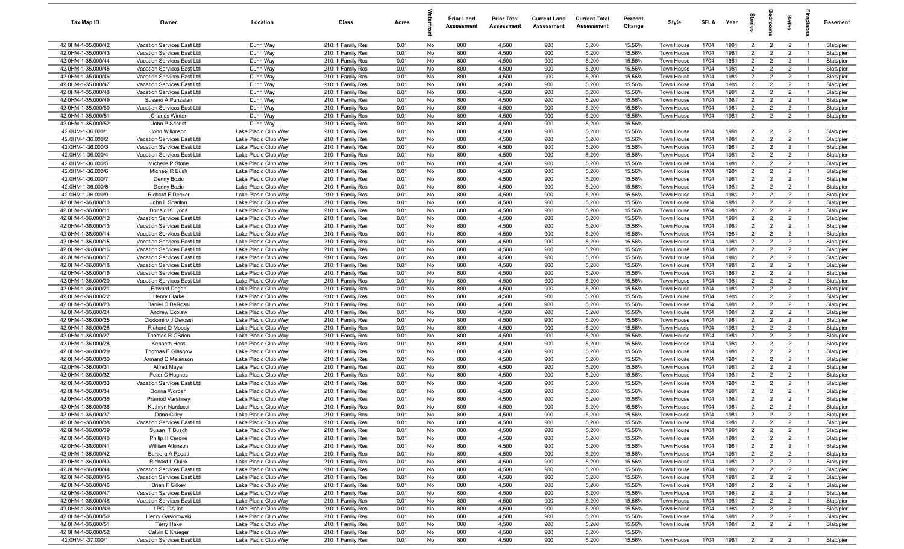| Tax Map ID | Owner | Location | Class | Acres | Waterfront | Prior Land Assessment | Prior Total Assessment | Current Land Assessment | Current Total Assessment | Percent Change | Style | SFLA | Year | Stories | Bedrooms | Baths | Fireplaces | Basement |
|---|---|---|---|---|---|---|---|---|---|---|---|---|---|---|---|---|---|---|
| 42.0HM-1-35.000/42 | Vacation Services East Ltd | Dunn Way | 210: 1 Family Res | 0.01 | No | 800 | 4,500 | 900 | 5,200 | 15.56% | Town House | 1704 | 1981 | 2 | 2 | 2 | 1 | Slab/pier |
| 42.0HM-1-35.000/43 | Vacation Services East Ltd | Dunn Way | 210: 1 Family Res | 0.01 | No | 800 | 4,500 | 900 | 5,200 | 15.56% | Town House | 1704 | 1981 | 2 | 2 | 2 | 1 | Slab/pier |
| 42.0HM-1-35.000/44 | Vacation Services East Ltd | Dunn Way | 210: 1 Family Res | 0.01 | No | 800 | 4,500 | 900 | 5,200 | 15.56% | Town House | 1704 | 1981 | 2 | 2 | 2 | 1 | Slab/pier |
| 42.0HM-1-35.000/45 | Vacation Services East Ltd | Dunn Way | 210: 1 Family Res | 0.01 | No | 800 | 4,500 | 900 | 5,200 | 15.56% | Town House | 1704 | 1981 | 2 | 2 | 2 | 1 | Slab/pier |
| 42.0HM-1-35.000/46 | Vacation Services East Ltd | Dunn Way | 210: 1 Family Res | 0.01 | No | 800 | 4,500 | 900 | 5,200 | 15.56% | Town House | 1704 | 1981 | 2 | 2 | 2 | 1 | Slab/pier |
| 42.0HM-1-35.000/47 | Vacation Services East Ltd | Dunn Way | 210: 1 Family Res | 0.01 | No | 800 | 4,500 | 900 | 5,200 | 15.56% | Town House | 1704 | 1981 | 2 | 2 | 2 | 1 | Slab/pier |
| 42.0HM-1-35.000/48 | Vacation Services East Ltd | Dunn Way | 210: 1 Family Res | 0.01 | No | 800 | 4,500 | 900 | 5,200 | 15.56% | Town House | 1704 | 1981 | 2 | 2 | 2 | 1 | Slab/pier |
| 42.0HM-1-35.000/49 | Susano A Punzalan | Dunn Way | 210: 1 Family Res | 0.01 | No | 800 | 4,500 | 900 | 5,200 | 15.56% | Town House | 1704 | 1981 | 2 | 2 | 2 | 1 | Slab/pier |
| 42.0HM-1-35.000/50 | Vacation Services East Ltd | Dunn Way | 210: 1 Family Res | 0.01 | No | 800 | 4,500 | 900 | 5,200 | 15.56% | Town House | 1704 | 1981 | 2 | 2 | 2 | 1 | Slab/pier |
| 42.0HM-1-35.000/51 | Charles Winter | Dunn Way | 210: 1 Family Res | 0.01 | No | 800 | 4,500 | 900 | 5,200 | 15.56% | Town House | 1704 | 1981 | 2 | 2 | 2 | 1 | Slab/pier |
| 42.0HM-1-35.000/52 | John P Secrist | Dunn Way | 210: 1 Family Res | 0.01 | No | 800 | 4,500 | 900 | 5,200 | 15.56% | | | | | | | | |
| 42.0HM-1-36.000/1 | John Wilkinson | Lake Placid Club Way | 210: 1 Family Res | 0.01 | No | 800 | 4,500 | 900 | 5,200 | 15.56% | Town House | 1704 | 1981 | 2 | 2 | 2 | 1 | Slab/pier |
| 42.0HM-1-36.000/2 | Vacation Services East Ltd | Lake Placid Club Way | 210: 1 Family Res | 0.01 | No | 800 | 4,500 | 900 | 5,200 | 15.56% | Town House | 1704 | 1981 | 2 | 2 | 2 | 1 | Slab/pier |
| 42.0HM-1-36.000/3 | Vacation Services East Ltd | Lake Placid Club Way | 210: 1 Family Res | 0.01 | No | 800 | 4,500 | 900 | 5,200 | 15.56% | Town House | 1704 | 1981 | 2 | 2 | 2 | 1 | Slab/pier |
| 42.0HM-1-36.000/4 | Vacation Services East Ltd | Lake Placid Club Way | 210: 1 Family Res | 0.01 | No | 800 | 4,500 | 900 | 5,200 | 15.56% | Town House | 1704 | 1981 | 2 | 2 | 2 | 1 | Slab/pier |
| 42.0HM-1-36.000/5 | Michelle P Stone | Lake Placid Club Way | 210: 1 Family Res | 0.01 | No | 800 | 4,500 | 900 | 5,200 | 15.56% | Town House | 1704 | 1981 | 2 | 2 | 2 | 1 | Slab/pier |
| 42.0HM-1-36.000/6 | Michael R Bush | Lake Placid Club Way | 210: 1 Family Res | 0.01 | No | 800 | 4,500 | 900 | 5,200 | 15.56% | Town House | 1704 | 1981 | 2 | 2 | 2 | 1 | Slab/pier |
| 42.0HM-1-36.000/7 | Denny Bozic | Lake Placid Club Way | 210: 1 Family Res | 0.01 | No | 800 | 4,500 | 900 | 5,200 | 15.56% | Town House | 1704 | 1981 | 2 | 2 | 2 | 1 | Slab/pier |
| 42.0HM-1-36.000/8 | Denny Bozic | Lake Placid Club Way | 210: 1 Family Res | 0.01 | No | 800 | 4,500 | 900 | 5,200 | 15.56% | Town House | 1704 | 1981 | 2 | 2 | 2 | 1 | Slab/pier |
| 42.0HM-1-36.000/9 | Richard F Decker | Lake Placid Club Way | 210: 1 Family Res | 0.01 | No | 800 | 4,500 | 900 | 5,200 | 15.56% | Town House | 1704 | 1981 | 2 | 2 | 2 | 1 | Slab/pier |
| 42.0HM-1-36.000/10 | John L Scanlon | Lake Placid Club Way | 210: 1 Family Res | 0.01 | No | 800 | 4,500 | 900 | 5,200 | 15.56% | Town House | 1704 | 1981 | 2 | 2 | 2 | 1 | Slab/pier |
| 42.0HM-1-36.000/11 | Donald K Lyons | Lake Placid Club Way | 210: 1 Family Res | 0.01 | No | 800 | 4,500 | 900 | 5,200 | 15.56% | Town House | 1704 | 1981 | 2 | 2 | 2 | 1 | Slab/pier |
| 42.0HM-1-36.000/12 | Vacation Services East Ltd | Lake Placid Club Way | 210: 1 Family Res | 0.01 | No | 800 | 4,500 | 900 | 5,200 | 15.56% | Town House | 1704 | 1981 | 2 | 2 | 2 | 1 | Slab/pier |
| 42.0HM-1-36.000/13 | Vacation Services East Ltd | Lake Placid Club Way | 210: 1 Family Res | 0.01 | No | 800 | 4,500 | 900 | 5,200 | 15.56% | Town House | 1704 | 1981 | 2 | 2 | 2 | 1 | Slab/pier |
| 42.0HM-1-36.000/14 | Vacation Services East Ltd | Lake Placid Club Way | 210: 1 Family Res | 0.01 | No | 800 | 4,500 | 900 | 5,200 | 15.56% | Town House | 1704 | 1981 | 2 | 2 | 2 | 1 | Slab/pier |
| 42.0HM-1-36.000/15 | Vacation Services East Ltd | Lake Placid Club Way | 210: 1 Family Res | 0.01 | No | 800 | 4,500 | 900 | 5,200 | 15.56% | Town House | 1704 | 1981 | 2 | 2 | 2 | 1 | Slab/pier |
| 42.0HM-1-36.000/16 | Vacation Services East Ltd | Lake Placid Club Way | 210: 1 Family Res | 0.01 | No | 800 | 4,500 | 900 | 5,200 | 15.56% | Town House | 1704 | 1981 | 2 | 2 | 2 | 1 | Slab/pier |
| 42.0HM-1-36.000/17 | Vacation Services East Ltd | Lake Placid Club Way | 210: 1 Family Res | 0.01 | No | 800 | 4,500 | 900 | 5,200 | 15.56% | Town House | 1704 | 1981 | 2 | 2 | 2 | 1 | Slab/pier |
| 42.0HM-1-36.000/18 | Vacation Services East Ltd | Lake Placid Club Way | 210: 1 Family Res | 0.01 | No | 800 | 4,500 | 900 | 5,200 | 15.56% | Town House | 1704 | 1981 | 2 | 2 | 2 | 1 | Slab/pier |
| 42.0HM-1-36.000/19 | Vacation Services East Ltd | Lake Placid Club Way | 210: 1 Family Res | 0.01 | No | 800 | 4,500 | 900 | 5,200 | 15.56% | Town House | 1704 | 1981 | 2 | 2 | 2 | 1 | Slab/pier |
| 42.0HM-1-36.000/20 | Vacation Services East Ltd | Lake Placid Club Way | 210: 1 Family Res | 0.01 | No | 800 | 4,500 | 900 | 5,200 | 15.56% | Town House | 1704 | 1981 | 2 | 2 | 2 | 1 | Slab/pier |
| 42.0HM-1-36.000/21 | Edward Degen | Lake Placid Club Way | 210: 1 Family Res | 0.01 | No | 800 | 4,500 | 900 | 5,200 | 15.56% | Town House | 1704 | 1981 | 2 | 2 | 2 | 1 | Slab/pier |
| 42.0HM-1-36.000/22 | Henry Clarke | Lake Placid Club Way | 210: 1 Family Res | 0.01 | No | 800 | 4,500 | 900 | 5,200 | 15.56% | Town House | 1704 | 1981 | 2 | 2 | 2 | 1 | Slab/pier |
| 42.0HM-1-36.000/23 | Daniel C DeRossi | Lake Placid Club Way | 210: 1 Family Res | 0.01 | No | 800 | 4,500 | 900 | 5,200 | 15.56% | Town House | 1704 | 1981 | 2 | 2 | 2 | 1 | Slab/pier |
| 42.0HM-1-36.000/24 | Andrew Ekblaw | Lake Placid Club Way | 210: 1 Family Res | 0.01 | No | 800 | 4,500 | 900 | 5,200 | 15.56% | Town House | 1704 | 1981 | 2 | 2 | 2 | 1 | Slab/pier |
| 42.0HM-1-36.000/25 | Clodomiro J Derossi | Lake Placid Club Way | 210: 1 Family Res | 0.01 | No | 800 | 4,500 | 900 | 5,200 | 15.56% | Town House | 1704 | 1981 | 2 | 2 | 2 | 1 | Slab/pier |
| 42.0HM-1-36.000/26 | Richard D Moody | Lake Placid Club Way | 210: 1 Family Res | 0.01 | No | 800 | 4,500 | 900 | 5,200 | 15.56% | Town House | 1704 | 1981 | 2 | 2 | 2 | 1 | Slab/pier |
| 42.0HM-1-36.000/27 | Thomas R OBrien | Lake Placid Club Way | 210: 1 Family Res | 0.01 | No | 800 | 4,500 | 900 | 5,200 | 15.56% | Town House | 1704 | 1981 | 2 | 2 | 2 | 1 | Slab/pier |
| 42.0HM-1-36.000/28 | Kenneth Hess | Lake Placid Club Way | 210: 1 Family Res | 0.01 | No | 800 | 4,500 | 900 | 5,200 | 15.56% | Town House | 1704 | 1981 | 2 | 2 | 2 | 1 | Slab/pier |
| 42.0HM-1-36.000/29 | Thomas E Glasgow | Lake Placid Club Way | 210: 1 Family Res | 0.01 | No | 800 | 4,500 | 900 | 5,200 | 15.56% | Town House | 1704 | 1981 | 2 | 2 | 2 | 1 | Slab/pier |
| 42.0HM-1-36.000/30 | Armand C Melanson | Lake Placid Club Way | 210: 1 Family Res | 0.01 | No | 800 | 4,500 | 900 | 5,200 | 15.56% | Town House | 1704 | 1981 | 2 | 2 | 2 | 1 | Slab/pier |
| 42.0HM-1-36.000/31 | Alfred Mayer | Lake Placid Club Way | 210: 1 Family Res | 0.01 | No | 800 | 4,500 | 900 | 5,200 | 15.56% | Town House | 1704 | 1981 | 2 | 2 | 2 | 1 | Slab/pier |
| 42.0HM-1-36.000/32 | Peter C Hughes | Lake Placid Club Way | 210: 1 Family Res | 0.01 | No | 800 | 4,500 | 900 | 5,200 | 15.56% | Town House | 1704 | 1981 | 2 | 2 | 2 | 1 | Slab/pier |
| 42.0HM-1-36.000/33 | Vacation Services East Ltd | Lake Placid Club Way | 210: 1 Family Res | 0.01 | No | 800 | 4,500 | 900 | 5,200 | 15.56% | Town House | 1704 | 1981 | 2 | 2 | 2 | 1 | Slab/pier |
| 42.0HM-1-36.000/34 | Donna Worden | Lake Placid Club Way | 210: 1 Family Res | 0.01 | No | 800 | 4,500 | 900 | 5,200 | 15.56% | Town House | 1704 | 1981 | 2 | 2 | 2 | 1 | Slab/pier |
| 42.0HM-1-36.000/35 | Pramod Varshney | Lake Placid Club Way | 210: 1 Family Res | 0.01 | No | 800 | 4,500 | 900 | 5,200 | 15.56% | Town House | 1704 | 1981 | 2 | 2 | 2 | 1 | Slab/pier |
| 42.0HM-1-36.000/36 | Kathryn Nardacci | Lake Placid Club Way | 210: 1 Family Res | 0.01 | No | 800 | 4,500 | 900 | 5,200 | 15.56% | Town House | 1704 | 1981 | 2 | 2 | 2 | 1 | Slab/pier |
| 42.0HM-1-36.000/37 | Dana Cilley | Lake Placid Club Way | 210: 1 Family Res | 0.01 | No | 800 | 4,500 | 900 | 5,200 | 15.56% | Town House | 1704 | 1981 | 2 | 2 | 2 | 1 | Slab/pier |
| 42.0HM-1-36.000/38 | Vacation Services East Ltd | Lake Placid Club Way | 210: 1 Family Res | 0.01 | No | 800 | 4,500 | 900 | 5,200 | 15.56% | Town House | 1704 | 1981 | 2 | 2 | 2 | 1 | Slab/pier |
| 42.0HM-1-36.000/39 | Susan T Busch | Lake Placid Club Way | 210: 1 Family Res | 0.01 | No | 800 | 4,500 | 900 | 5,200 | 15.56% | Town House | 1704 | 1981 | 2 | 2 | 2 | 1 | Slab/pier |
| 42.0HM-1-36.000/40 | Philip H Cerone | Lake Placid Club Way | 210: 1 Family Res | 0.01 | No | 800 | 4,500 | 900 | 5,200 | 15.56% | Town House | 1704 | 1981 | 2 | 2 | 2 | 1 | Slab/pier |
| 42.0HM-1-36.000/41 | William Atkinson | Lake Placid Club Way | 210: 1 Family Res | 0.01 | No | 800 | 4,500 | 900 | 5,200 | 15.56% | Town House | 1704 | 1981 | 2 | 2 | 2 | 1 | Slab/pier |
| 42.0HM-1-36.000/42 | Barbara A Rosati | Lake Placid Club Way | 210: 1 Family Res | 0.01 | No | 800 | 4,500 | 900 | 5,200 | 15.56% | Town House | 1704 | 1981 | 2 | 2 | 2 | 1 | Slab/pier |
| 42.0HM-1-36.000/43 | Richard L Quick | Lake Placid Club Way | 210: 1 Family Res | 0.01 | No | 800 | 4,500 | 900 | 5,200 | 15.56% | Town House | 1704 | 1981 | 2 | 2 | 2 | 1 | Slab/pier |
| 42.0HM-1-36.000/44 | Vacation Services East Ltd | Lake Placid Club Way | 210: 1 Family Res | 0.01 | No | 800 | 4,500 | 900 | 5,200 | 15.56% | Town House | 1704 | 1981 | 2 | 2 | 2 | 1 | Slab/pier |
| 42.0HM-1-36.000/45 | Vacation Services East Ltd | Lake Placid Club Way | 210: 1 Family Res | 0.01 | No | 800 | 4,500 | 900 | 5,200 | 15.56% | Town House | 1704 | 1981 | 2 | 2 | 2 | 1 | Slab/pier |
| 42.0HM-1-36.000/46 | Brian F Gilkey | Lake Placid Club Way | 210: 1 Family Res | 0.01 | No | 800 | 4,500 | 900 | 5,200 | 15.56% | Town House | 1704 | 1981 | 2 | 2 | 2 | 1 | Slab/pier |
| 42.0HM-1-36.000/47 | Vacation Services East Ltd | Lake Placid Club Way | 210: 1 Family Res | 0.01 | No | 800 | 4,500 | 900 | 5,200 | 15.56% | Town House | 1704 | 1981 | 2 | 2 | 2 | 1 | Slab/pier |
| 42.0HM-1-36.000/48 | Vacation Services East Ltd | Lake Placid Club Way | 210: 1 Family Res | 0.01 | No | 800 | 4,500 | 900 | 5,200 | 15.56% | Town House | 1704 | 1981 | 2 | 2 | 2 | 1 | Slab/pier |
| 42.0HM-1-36.000/49 | LPCLOA Inc | Lake Placid Club Way | 210: 1 Family Res | 0.01 | No | 800 | 4,500 | 900 | 5,200 | 15.56% | Town House | 1704 | 1981 | 2 | 2 | 2 | 1 | Slab/pier |
| 42.0HM-1-36.000/50 | Henry Gasiorowski | Lake Placid Club Way | 210: 1 Family Res | 0.01 | No | 800 | 4,500 | 900 | 5,200 | 15.56% | Town House | 1704 | 1981 | 2 | 2 | 2 | 1 | Slab/pier |
| 42.0HM-1-36.000/51 | Terry Hake | Lake Placid Club Way | 210: 1 Family Res | 0.01 | No | 800 | 4,500 | 900 | 5,200 | 15.56% | Town House | 1704 | 1981 | 2 | 2 | 2 | 1 | Slab/pier |
| 42.0HM-1-36.000/52 | Calvin E Krueger | Lake Placid Club Way | 210: 1 Family Res | 0.01 | No | 800 | 4,500 | 900 | 5,200 | 15.56% | | | | | | | | |
| 42.0HM-1-37.000/1 | Vacation Services East Ltd | Lake Placid Club Way | 210: 1 Family Res | 0.01 | No | 800 | 4,500 | 900 | 5,200 | 15.56% | Town House | 1704 | 1981 | 2 | 2 | 2 | 1 | Slab/pier |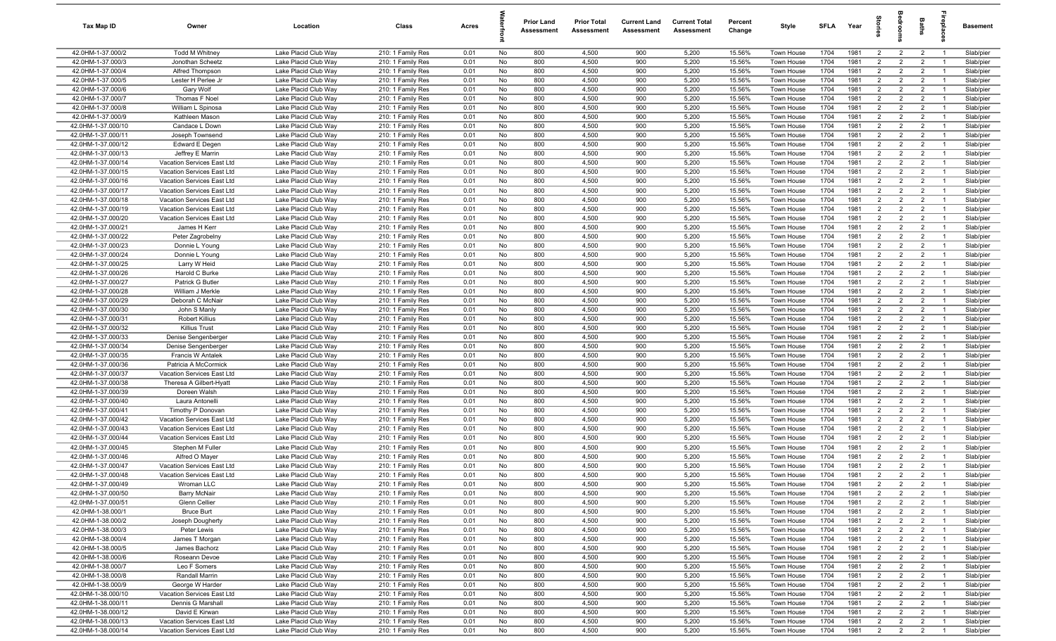| Tax Map ID | Owner | Location | Class | Acres | Waterfront | Prior Land Assessment | Prior Total Assessment | Current Land Assessment | Current Total Assessment | Percent Change | Style | SFLA | Year | Stories | Bedrooms | Baths | Fireplaces | Basement |
|---|---|---|---|---|---|---|---|---|---|---|---|---|---|---|---|---|---|---|
| 42.0HM-1-37.000/2 | Todd M Whitney | Lake Placid Club Way | 210: 1 Family Res | 0.01 | No | 800 | 4,500 | 900 | 5,200 | 15.56% | Town House | 1704 | 1981 | 2 | 2 | 2 | 1 | Slab/pier |
| 42.0HM-1-37.000/3 | Jonothan Scheetz | Lake Placid Club Way | 210: 1 Family Res | 0.01 | No | 800 | 4,500 | 900 | 5,200 | 15.56% | Town House | 1704 | 1981 | 2 | 2 | 2 | 1 | Slab/pier |
| 42.0HM-1-37.000/4 | Alfred Thompson | Lake Placid Club Way | 210: 1 Family Res | 0.01 | No | 800 | 4,500 | 900 | 5,200 | 15.56% | Town House | 1704 | 1981 | 2 | 2 | 2 | 1 | Slab/pier |
| 42.0HM-1-37.000/5 | Lester H Perlee Jr | Lake Placid Club Way | 210: 1 Family Res | 0.01 | No | 800 | 4,500 | 900 | 5,200 | 15.56% | Town House | 1704 | 1981 | 2 | 2 | 2 | 1 | Slab/pier |
| 42.0HM-1-37.000/6 | Gary Wolf | Lake Placid Club Way | 210: 1 Family Res | 0.01 | No | 800 | 4,500 | 900 | 5,200 | 15.56% | Town House | 1704 | 1981 | 2 | 2 | 2 | 1 | Slab/pier |
| 42.0HM-1-37.000/7 | Thomas F Noel | Lake Placid Club Way | 210: 1 Family Res | 0.01 | No | 800 | 4,500 | 900 | 5,200 | 15.56% | Town House | 1704 | 1981 | 2 | 2 | 2 | 1 | Slab/pier |
| 42.0HM-1-37.000/8 | William L Spinosa | Lake Placid Club Way | 210: 1 Family Res | 0.01 | No | 800 | 4,500 | 900 | 5,200 | 15.56% | Town House | 1704 | 1981 | 2 | 2 | 2 | 1 | Slab/pier |
| 42.0HM-1-37.000/9 | Kathleen Mason | Lake Placid Club Way | 210: 1 Family Res | 0.01 | No | 800 | 4,500 | 900 | 5,200 | 15.56% | Town House | 1704 | 1981 | 2 | 2 | 2 | 1 | Slab/pier |
| 42.0HM-1-37.000/10 | Candace L Down | Lake Placid Club Way | 210: 1 Family Res | 0.01 | No | 800 | 4,500 | 900 | 5,200 | 15.56% | Town House | 1704 | 1981 | 2 | 2 | 2 | 1 | Slab/pier |
| 42.0HM-1-37.000/11 | Joseph Townsend | Lake Placid Club Way | 210: 1 Family Res | 0.01 | No | 800 | 4,500 | 900 | 5,200 | 15.56% | Town House | 1704 | 1981 | 2 | 2 | 2 | 1 | Slab/pier |
| 42.0HM-1-37.000/12 | Edward E Degen | Lake Placid Club Way | 210: 1 Family Res | 0.01 | No | 800 | 4,500 | 900 | 5,200 | 15.56% | Town House | 1704 | 1981 | 2 | 2 | 2 | 1 | Slab/pier |
| 42.0HM-1-37.000/13 | Jeffrey E Marrin | Lake Placid Club Way | 210: 1 Family Res | 0.01 | No | 800 | 4,500 | 900 | 5,200 | 15.56% | Town House | 1704 | 1981 | 2 | 2 | 2 | 1 | Slab/pier |
| 42.0HM-1-37.000/14 | Vacation Services East Ltd | Lake Placid Club Way | 210: 1 Family Res | 0.01 | No | 800 | 4,500 | 900 | 5,200 | 15.56% | Town House | 1704 | 1981 | 2 | 2 | 2 | 1 | Slab/pier |
| 42.0HM-1-37.000/15 | Vacation Services East Ltd | Lake Placid Club Way | 210: 1 Family Res | 0.01 | No | 800 | 4,500 | 900 | 5,200 | 15.56% | Town House | 1704 | 1981 | 2 | 2 | 2 | 1 | Slab/pier |
| 42.0HM-1-37.000/16 | Vacation Services East Ltd | Lake Placid Club Way | 210: 1 Family Res | 0.01 | No | 800 | 4,500 | 900 | 5,200 | 15.56% | Town House | 1704 | 1981 | 2 | 2 | 2 | 1 | Slab/pier |
| 42.0HM-1-37.000/17 | Vacation Services East Ltd | Lake Placid Club Way | 210: 1 Family Res | 0.01 | No | 800 | 4,500 | 900 | 5,200 | 15.56% | Town House | 1704 | 1981 | 2 | 2 | 2 | 1 | Slab/pier |
| 42.0HM-1-37.000/18 | Vacation Services East Ltd | Lake Placid Club Way | 210: 1 Family Res | 0.01 | No | 800 | 4,500 | 900 | 5,200 | 15.56% | Town House | 1704 | 1981 | 2 | 2 | 2 | 1 | Slab/pier |
| 42.0HM-1-37.000/19 | Vacation Services East Ltd | Lake Placid Club Way | 210: 1 Family Res | 0.01 | No | 800 | 4,500 | 900 | 5,200 | 15.56% | Town House | 1704 | 1981 | 2 | 2 | 2 | 1 | Slab/pier |
| 42.0HM-1-37.000/20 | Vacation Services East Ltd | Lake Placid Club Way | 210: 1 Family Res | 0.01 | No | 800 | 4,500 | 900 | 5,200 | 15.56% | Town House | 1704 | 1981 | 2 | 2 | 2 | 1 | Slab/pier |
| 42.0HM-1-37.000/21 | James H Kerr | Lake Placid Club Way | 210: 1 Family Res | 0.01 | No | 800 | 4,500 | 900 | 5,200 | 15.56% | Town House | 1704 | 1981 | 2 | 2 | 2 | 1 | Slab/pier |
| 42.0HM-1-37.000/22 | Peter Zagrobelny | Lake Placid Club Way | 210: 1 Family Res | 0.01 | No | 800 | 4,500 | 900 | 5,200 | 15.56% | Town House | 1704 | 1981 | 2 | 2 | 2 | 1 | Slab/pier |
| 42.0HM-1-37.000/23 | Donnie L Young | Lake Placid Club Way | 210: 1 Family Res | 0.01 | No | 800 | 4,500 | 900 | 5,200 | 15.56% | Town House | 1704 | 1981 | 2 | 2 | 2 | 1 | Slab/pier |
| 42.0HM-1-37.000/24 | Donnie L Young | Lake Placid Club Way | 210: 1 Family Res | 0.01 | No | 800 | 4,500 | 900 | 5,200 | 15.56% | Town House | 1704 | 1981 | 2 | 2 | 2 | 1 | Slab/pier |
| 42.0HM-1-37.000/25 | Larry W Heid | Lake Placid Club Way | 210: 1 Family Res | 0.01 | No | 800 | 4,500 | 900 | 5,200 | 15.56% | Town House | 1704 | 1981 | 2 | 2 | 2 | 1 | Slab/pier |
| 42.0HM-1-37.000/26 | Harold C Burke | Lake Placid Club Way | 210: 1 Family Res | 0.01 | No | 800 | 4,500 | 900 | 5,200 | 15.56% | Town House | 1704 | 1981 | 2 | 2 | 2 | 1 | Slab/pier |
| 42.0HM-1-37.000/27 | Patrick G Butler | Lake Placid Club Way | 210: 1 Family Res | 0.01 | No | 800 | 4,500 | 900 | 5,200 | 15.56% | Town House | 1704 | 1981 | 2 | 2 | 2 | 1 | Slab/pier |
| 42.0HM-1-37.000/28 | William J Merkle | Lake Placid Club Way | 210: 1 Family Res | 0.01 | No | 800 | 4,500 | 900 | 5,200 | 15.56% | Town House | 1704 | 1981 | 2 | 2 | 2 | 1 | Slab/pier |
| 42.0HM-1-37.000/29 | Deborah C McNair | Lake Placid Club Way | 210: 1 Family Res | 0.01 | No | 800 | 4,500 | 900 | 5,200 | 15.56% | Town House | 1704 | 1981 | 2 | 2 | 2 | 1 | Slab/pier |
| 42.0HM-1-37.000/30 | John S Manly | Lake Placid Club Way | 210: 1 Family Res | 0.01 | No | 800 | 4,500 | 900 | 5,200 | 15.56% | Town House | 1704 | 1981 | 2 | 2 | 2 | 1 | Slab/pier |
| 42.0HM-1-37.000/31 | Robert Killius | Lake Placid Club Way | 210: 1 Family Res | 0.01 | No | 800 | 4,500 | 900 | 5,200 | 15.56% | Town House | 1704 | 1981 | 2 | 2 | 2 | 1 | Slab/pier |
| 42.0HM-1-37.000/32 | Killius Trust | Lake Placid Club Way | 210: 1 Family Res | 0.01 | No | 800 | 4,500 | 900 | 5,200 | 15.56% | Town House | 1704 | 1981 | 2 | 2 | 2 | 1 | Slab/pier |
| 42.0HM-1-37.000/33 | Denise Sengenberger | Lake Placid Club Way | 210: 1 Family Res | 0.01 | No | 800 | 4,500 | 900 | 5,200 | 15.56% | Town House | 1704 | 1981 | 2 | 2 | 2 | 1 | Slab/pier |
| 42.0HM-1-37.000/34 | Denise Sengenberger | Lake Placid Club Way | 210: 1 Family Res | 0.01 | No | 800 | 4,500 | 900 | 5,200 | 15.56% | Town House | 1704 | 1981 | 2 | 2 | 2 | 1 | Slab/pier |
| 42.0HM-1-37.000/35 | Francis W Antalek | Lake Placid Club Way | 210: 1 Family Res | 0.01 | No | 800 | 4,500 | 900 | 5,200 | 15.56% | Town House | 1704 | 1981 | 2 | 2 | 2 | 1 | Slab/pier |
| 42.0HM-1-37.000/36 | Patricia A McCormick | Lake Placid Club Way | 210: 1 Family Res | 0.01 | No | 800 | 4,500 | 900 | 5,200 | 15.56% | Town House | 1704 | 1981 | 2 | 2 | 2 | 1 | Slab/pier |
| 42.0HM-1-37.000/37 | Vacation Services East Ltd | Lake Placid Club Way | 210: 1 Family Res | 0.01 | No | 800 | 4,500 | 900 | 5,200 | 15.56% | Town House | 1704 | 1981 | 2 | 2 | 2 | 1 | Slab/pier |
| 42.0HM-1-37.000/38 | Theresa A Gilbert-Hyatt | Lake Placid Club Way | 210: 1 Family Res | 0.01 | No | 800 | 4,500 | 900 | 5,200 | 15.56% | Town House | 1704 | 1981 | 2 | 2 | 2 | 1 | Slab/pier |
| 42.0HM-1-37.000/39 | Doreen Walsh | Lake Placid Club Way | 210: 1 Family Res | 0.01 | No | 800 | 4,500 | 900 | 5,200 | 15.56% | Town House | 1704 | 1981 | 2 | 2 | 2 | 1 | Slab/pier |
| 42.0HM-1-37.000/40 | Laura Antonelli | Lake Placid Club Way | 210: 1 Family Res | 0.01 | No | 800 | 4,500 | 900 | 5,200 | 15.56% | Town House | 1704 | 1981 | 2 | 2 | 2 | 1 | Slab/pier |
| 42.0HM-1-37.000/41 | Timothy P Donovan | Lake Placid Club Way | 210: 1 Family Res | 0.01 | No | 800 | 4,500 | 900 | 5,200 | 15.56% | Town House | 1704 | 1981 | 2 | 2 | 2 | 1 | Slab/pier |
| 42.0HM-1-37.000/42 | Vacation Services East Ltd | Lake Placid Club Way | 210: 1 Family Res | 0.01 | No | 800 | 4,500 | 900 | 5,200 | 15.56% | Town House | 1704 | 1981 | 2 | 2 | 2 | 1 | Slab/pier |
| 42.0HM-1-37.000/43 | Vacation Services East Ltd | Lake Placid Club Way | 210: 1 Family Res | 0.01 | No | 800 | 4,500 | 900 | 5,200 | 15.56% | Town House | 1704 | 1981 | 2 | 2 | 2 | 1 | Slab/pier |
| 42.0HM-1-37.000/44 | Vacation Services East Ltd | Lake Placid Club Way | 210: 1 Family Res | 0.01 | No | 800 | 4,500 | 900 | 5,200 | 15.56% | Town House | 1704 | 1981 | 2 | 2 | 2 | 1 | Slab/pier |
| 42.0HM-1-37.000/45 | Stephen M Fuller | Lake Placid Club Way | 210: 1 Family Res | 0.01 | No | 800 | 4,500 | 900 | 5,200 | 15.56% | Town House | 1704 | 1981 | 2 | 2 | 2 | 1 | Slab/pier |
| 42.0HM-1-37.000/46 | Alfred O Mayer | Lake Placid Club Way | 210: 1 Family Res | 0.01 | No | 800 | 4,500 | 900 | 5,200 | 15.56% | Town House | 1704 | 1981 | 2 | 2 | 2 | 1 | Slab/pier |
| 42.0HM-1-37.000/47 | Vacation Services East Ltd | Lake Placid Club Way | 210: 1 Family Res | 0.01 | No | 800 | 4,500 | 900 | 5,200 | 15.56% | Town House | 1704 | 1981 | 2 | 2 | 2 | 1 | Slab/pier |
| 42.0HM-1-37.000/48 | Vacation Services East Ltd | Lake Placid Club Way | 210: 1 Family Res | 0.01 | No | 800 | 4,500 | 900 | 5,200 | 15.56% | Town House | 1704 | 1981 | 2 | 2 | 2 | 1 | Slab/pier |
| 42.0HM-1-37.000/49 | Wroman LLC | Lake Placid Club Way | 210: 1 Family Res | 0.01 | No | 800 | 4,500 | 900 | 5,200 | 15.56% | Town House | 1704 | 1981 | 2 | 2 | 2 | 1 | Slab/pier |
| 42.0HM-1-37.000/50 | Barry McNair | Lake Placid Club Way | 210: 1 Family Res | 0.01 | No | 800 | 4,500 | 900 | 5,200 | 15.56% | Town House | 1704 | 1981 | 2 | 2 | 2 | 1 | Slab/pier |
| 42.0HM-1-37.000/51 | Glenn Cellier | Lake Placid Club Way | 210: 1 Family Res | 0.01 | No | 800 | 4,500 | 900 | 5,200 | 15.56% | Town House | 1704 | 1981 | 2 | 2 | 2 | 1 | Slab/pier |
| 42.0HM-1-38.000/1 | Bruce Burt | Lake Placid Club Way | 210: 1 Family Res | 0.01 | No | 800 | 4,500 | 900 | 5,200 | 15.56% | Town House | 1704 | 1981 | 2 | 2 | 2 | 1 | Slab/pier |
| 42.0HM-1-38.000/2 | Joseph Dougherty | Lake Placid Club Way | 210: 1 Family Res | 0.01 | No | 800 | 4,500 | 900 | 5,200 | 15.56% | Town House | 1704 | 1981 | 2 | 2 | 2 | 1 | Slab/pier |
| 42.0HM-1-38.000/3 | Peter Lewis | Lake Placid Club Way | 210: 1 Family Res | 0.01 | No | 800 | 4,500 | 900 | 5,200 | 15.56% | Town House | 1704 | 1981 | 2 | 2 | 2 | 1 | Slab/pier |
| 42.0HM-1-38.000/4 | James T Morgan | Lake Placid Club Way | 210: 1 Family Res | 0.01 | No | 800 | 4,500 | 900 | 5,200 | 15.56% | Town House | 1704 | 1981 | 2 | 2 | 2 | 1 | Slab/pier |
| 42.0HM-1-38.000/5 | James Bachorz | Lake Placid Club Way | 210: 1 Family Res | 0.01 | No | 800 | 4,500 | 900 | 5,200 | 15.56% | Town House | 1704 | 1981 | 2 | 2 | 2 | 1 | Slab/pier |
| 42.0HM-1-38.000/6 | Roseann Devoe | Lake Placid Club Way | 210: 1 Family Res | 0.01 | No | 800 | 4,500 | 900 | 5,200 | 15.56% | Town House | 1704 | 1981 | 2 | 2 | 2 | 1 | Slab/pier |
| 42.0HM-1-38.000/7 | Leo F Somers | Lake Placid Club Way | 210: 1 Family Res | 0.01 | No | 800 | 4,500 | 900 | 5,200 | 15.56% | Town House | 1704 | 1981 | 2 | 2 | 2 | 1 | Slab/pier |
| 42.0HM-1-38.000/8 | Randall Marrin | Lake Placid Club Way | 210: 1 Family Res | 0.01 | No | 800 | 4,500 | 900 | 5,200 | 15.56% | Town House | 1704 | 1981 | 2 | 2 | 2 | 1 | Slab/pier |
| 42.0HM-1-38.000/9 | George W Harder | Lake Placid Club Way | 210: 1 Family Res | 0.01 | No | 800 | 4,500 | 900 | 5,200 | 15.56% | Town House | 1704 | 1981 | 2 | 2 | 2 | 1 | Slab/pier |
| 42.0HM-1-38.000/10 | Vacation Services East Ltd | Lake Placid Club Way | 210: 1 Family Res | 0.01 | No | 800 | 4,500 | 900 | 5,200 | 15.56% | Town House | 1704 | 1981 | 2 | 2 | 2 | 1 | Slab/pier |
| 42.0HM-1-38.000/11 | Dennis G Marshall | Lake Placid Club Way | 210: 1 Family Res | 0.01 | No | 800 | 4,500 | 900 | 5,200 | 15.56% | Town House | 1704 | 1981 | 2 | 2 | 2 | 1 | Slab/pier |
| 42.0HM-1-38.000/12 | David E Kirwan | Lake Placid Club Way | 210: 1 Family Res | 0.01 | No | 800 | 4,500 | 900 | 5,200 | 15.56% | Town House | 1704 | 1981 | 2 | 2 | 2 | 1 | Slab/pier |
| 42.0HM-1-38.000/13 | Vacation Services East Ltd | Lake Placid Club Way | 210: 1 Family Res | 0.01 | No | 800 | 4,500 | 900 | 5,200 | 15.56% | Town House | 1704 | 1981 | 2 | 2 | 2 | 1 | Slab/pier |
| 42.0HM-1-38.000/14 | Vacation Services East Ltd | Lake Placid Club Way | 210: 1 Family Res | 0.01 | No | 800 | 4,500 | 900 | 5,200 | 15.56% | Town House | 1704 | 1981 | 2 | 2 | 2 | 1 | Slab/pier |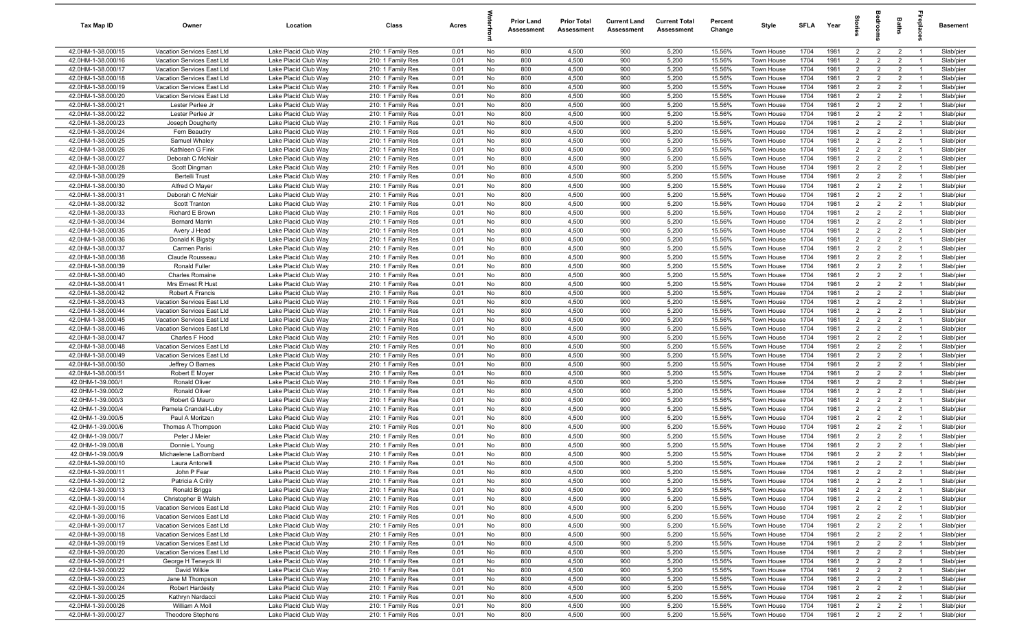| Tax Map ID | Owner | Location | Class | Acres | Waterfront | Prior Land Assessment | Prior Total Assessment | Current Land Assessment | Current Total Assessment | Percent Change | Style | SFLA | Year | Stories | Bedrooms | Baths | Fireplaces | Basement |
|---|---|---|---|---|---|---|---|---|---|---|---|---|---|---|---|---|---|---|
| 42.0HM-1-38.000/15 | Vacation Services East Ltd | Lake Placid Club Way | 210: 1 Family Res | 0.01 | No | 800 | 4,500 | 900 | 5,200 | 15.56% | Town House | 1704 | 1981 | 2 | 2 | 2 | 1 | Slab/pier |
| 42.0HM-1-38.000/16 | Vacation Services East Ltd | Lake Placid Club Way | 210: 1 Family Res | 0.01 | No | 800 | 4,500 | 900 | 5,200 | 15.56% | Town House | 1704 | 1981 | 2 | 2 | 2 | 1 | Slab/pier |
| 42.0HM-1-38.000/17 | Vacation Services East Ltd | Lake Placid Club Way | 210: 1 Family Res | 0.01 | No | 800 | 4,500 | 900 | 5,200 | 15.56% | Town House | 1704 | 1981 | 2 | 2 | 2 | 1 | Slab/pier |
| 42.0HM-1-38.000/18 | Vacation Services East Ltd | Lake Placid Club Way | 210: 1 Family Res | 0.01 | No | 800 | 4,500 | 900 | 5,200 | 15.56% | Town House | 1704 | 1981 | 2 | 2 | 2 | 1 | Slab/pier |
| 42.0HM-1-38.000/19 | Vacation Services East Ltd | Lake Placid Club Way | 210: 1 Family Res | 0.01 | No | 800 | 4,500 | 900 | 5,200 | 15.56% | Town House | 1704 | 1981 | 2 | 2 | 2 | 1 | Slab/pier |
| 42.0HM-1-38.000/20 | Vacation Services East Ltd | Lake Placid Club Way | 210: 1 Family Res | 0.01 | No | 800 | 4,500 | 900 | 5,200 | 15.56% | Town House | 1704 | 1981 | 2 | 2 | 2 | 1 | Slab/pier |
| 42.0HM-1-38.000/21 | Lester Perlee Jr | Lake Placid Club Way | 210: 1 Family Res | 0.01 | No | 800 | 4,500 | 900 | 5,200 | 15.56% | Town House | 1704 | 1981 | 2 | 2 | 2 | 1 | Slab/pier |
| 42.0HM-1-38.000/22 | Lester Perlee Jr | Lake Placid Club Way | 210: 1 Family Res | 0.01 | No | 800 | 4,500 | 900 | 5,200 | 15.56% | Town House | 1704 | 1981 | 2 | 2 | 2 | 1 | Slab/pier |
| 42.0HM-1-38.000/23 | Joseph Dougherty | Lake Placid Club Way | 210: 1 Family Res | 0.01 | No | 800 | 4,500 | 900 | 5,200 | 15.56% | Town House | 1704 | 1981 | 2 | 2 | 2 | 1 | Slab/pier |
| 42.0HM-1-38.000/24 | Fern Beaudry | Lake Placid Club Way | 210: 1 Family Res | 0.01 | No | 800 | 4,500 | 900 | 5,200 | 15.56% | Town House | 1704 | 1981 | 2 | 2 | 2 | 1 | Slab/pier |
| 42.0HM-1-38.000/25 | Samuel Whaley | Lake Placid Club Way | 210: 1 Family Res | 0.01 | No | 800 | 4,500 | 900 | 5,200 | 15.56% | Town House | 1704 | 1981 | 2 | 2 | 2 | 1 | Slab/pier |
| 42.0HM-1-38.000/26 | Kathleen G Fink | Lake Placid Club Way | 210: 1 Family Res | 0.01 | No | 800 | 4,500 | 900 | 5,200 | 15.56% | Town House | 1704 | 1981 | 2 | 2 | 2 | 1 | Slab/pier |
| 42.0HM-1-38.000/27 | Deborah C McNair | Lake Placid Club Way | 210: 1 Family Res | 0.01 | No | 800 | 4,500 | 900 | 5,200 | 15.56% | Town House | 1704 | 1981 | 2 | 2 | 2 | 1 | Slab/pier |
| 42.0HM-1-38.000/28 | Scott Dingman | Lake Placid Club Way | 210: 1 Family Res | 0.01 | No | 800 | 4,500 | 900 | 5,200 | 15.56% | Town House | 1704 | 1981 | 2 | 2 | 2 | 1 | Slab/pier |
| 42.0HM-1-38.000/29 | Bertelli Trust | Lake Placid Club Way | 210: 1 Family Res | 0.01 | No | 800 | 4,500 | 900 | 5,200 | 15.56% | Town House | 1704 | 1981 | 2 | 2 | 2 | 1 | Slab/pier |
| 42.0HM-1-38.000/30 | Alfred O Mayer | Lake Placid Club Way | 210: 1 Family Res | 0.01 | No | 800 | 4,500 | 900 | 5,200 | 15.56% | Town House | 1704 | 1981 | 2 | 2 | 2 | 1 | Slab/pier |
| 42.0HM-1-38.000/31 | Deborah C McNair | Lake Placid Club Way | 210: 1 Family Res | 0.01 | No | 800 | 4,500 | 900 | 5,200 | 15.56% | Town House | 1704 | 1981 | 2 | 2 | 2 | 1 | Slab/pier |
| 42.0HM-1-38.000/32 | Scott Tranton | Lake Placid Club Way | 210: 1 Family Res | 0.01 | No | 800 | 4,500 | 900 | 5,200 | 15.56% | Town House | 1704 | 1981 | 2 | 2 | 2 | 1 | Slab/pier |
| 42.0HM-1-38.000/33 | Richard E Brown | Lake Placid Club Way | 210: 1 Family Res | 0.01 | No | 800 | 4,500 | 900 | 5,200 | 15.56% | Town House | 1704 | 1981 | 2 | 2 | 2 | 1 | Slab/pier |
| 42.0HM-1-38.000/34 | Bernard Marrin | Lake Placid Club Way | 210: 1 Family Res | 0.01 | No | 800 | 4,500 | 900 | 5,200 | 15.56% | Town House | 1704 | 1981 | 2 | 2 | 2 | 1 | Slab/pier |
| 42.0HM-1-38.000/35 | Avery J Head | Lake Placid Club Way | 210: 1 Family Res | 0.01 | No | 800 | 4,500 | 900 | 5,200 | 15.56% | Town House | 1704 | 1981 | 2 | 2 | 2 | 1 | Slab/pier |
| 42.0HM-1-38.000/36 | Donald K Bigsby | Lake Placid Club Way | 210: 1 Family Res | 0.01 | No | 800 | 4,500 | 900 | 5,200 | 15.56% | Town House | 1704 | 1981 | 2 | 2 | 2 | 1 | Slab/pier |
| 42.0HM-1-38.000/37 | Carmen Parisi | Lake Placid Club Way | 210: 1 Family Res | 0.01 | No | 800 | 4,500 | 900 | 5,200 | 15.56% | Town House | 1704 | 1981 | 2 | 2 | 2 | 1 | Slab/pier |
| 42.0HM-1-38.000/38 | Claude Rousseau | Lake Placid Club Way | 210: 1 Family Res | 0.01 | No | 800 | 4,500 | 900 | 5,200 | 15.56% | Town House | 1704 | 1981 | 2 | 2 | 2 | 1 | Slab/pier |
| 42.0HM-1-38.000/39 | Ronald Fuller | Lake Placid Club Way | 210: 1 Family Res | 0.01 | No | 800 | 4,500 | 900 | 5,200 | 15.56% | Town House | 1704 | 1981 | 2 | 2 | 2 | 1 | Slab/pier |
| 42.0HM-1-38.000/40 | Charles Romaine | Lake Placid Club Way | 210: 1 Family Res | 0.01 | No | 800 | 4,500 | 900 | 5,200 | 15.56% | Town House | 1704 | 1981 | 2 | 2 | 2 | 1 | Slab/pier |
| 42.0HM-1-38.000/41 | Mrs Ernest R Hust | Lake Placid Club Way | 210: 1 Family Res | 0.01 | No | 800 | 4,500 | 900 | 5,200 | 15.56% | Town House | 1704 | 1981 | 2 | 2 | 2 | 1 | Slab/pier |
| 42.0HM-1-38.000/42 | Robert A Francis | Lake Placid Club Way | 210: 1 Family Res | 0.01 | No | 800 | 4,500 | 900 | 5,200 | 15.56% | Town House | 1704 | 1981 | 2 | 2 | 2 | 1 | Slab/pier |
| 42.0HM-1-38.000/43 | Vacation Services East Ltd | Lake Placid Club Way | 210: 1 Family Res | 0.01 | No | 800 | 4,500 | 900 | 5,200 | 15.56% | Town House | 1704 | 1981 | 2 | 2 | 2 | 1 | Slab/pier |
| 42.0HM-1-38.000/44 | Vacation Services East Ltd | Lake Placid Club Way | 210: 1 Family Res | 0.01 | No | 800 | 4,500 | 900 | 5,200 | 15.56% | Town House | 1704 | 1981 | 2 | 2 | 2 | 1 | Slab/pier |
| 42.0HM-1-38.000/45 | Vacation Services East Ltd | Lake Placid Club Way | 210: 1 Family Res | 0.01 | No | 800 | 4,500 | 900 | 5,200 | 15.56% | Town House | 1704 | 1981 | 2 | 2 | 2 | 1 | Slab/pier |
| 42.0HM-1-38.000/46 | Vacation Services East Ltd | Lake Placid Club Way | 210: 1 Family Res | 0.01 | No | 800 | 4,500 | 900 | 5,200 | 15.56% | Town House | 1704 | 1981 | 2 | 2 | 2 | 1 | Slab/pier |
| 42.0HM-1-38.000/47 | Charles F Hood | Lake Placid Club Way | 210: 1 Family Res | 0.01 | No | 800 | 4,500 | 900 | 5,200 | 15.56% | Town House | 1704 | 1981 | 2 | 2 | 2 | 1 | Slab/pier |
| 42.0HM-1-38.000/48 | Vacation Services East Ltd | Lake Placid Club Way | 210: 1 Family Res | 0.01 | No | 800 | 4,500 | 900 | 5,200 | 15.56% | Town House | 1704 | 1981 | 2 | 2 | 2 | 1 | Slab/pier |
| 42.0HM-1-38.000/49 | Vacation Services East Ltd | Lake Placid Club Way | 210: 1 Family Res | 0.01 | No | 800 | 4,500 | 900 | 5,200 | 15.56% | Town House | 1704 | 1981 | 2 | 2 | 2 | 1 | Slab/pier |
| 42.0HM-1-38.000/50 | Jeffrey O Barnes | Lake Placid Club Way | 210: 1 Family Res | 0.01 | No | 800 | 4,500 | 900 | 5,200 | 15.56% | Town House | 1704 | 1981 | 2 | 2 | 2 | 1 | Slab/pier |
| 42.0HM-1-38.000/51 | Robert E Moyer | Lake Placid Club Way | 210: 1 Family Res | 0.01 | No | 800 | 4,500 | 900 | 5,200 | 15.56% | Town House | 1704 | 1981 | 2 | 2 | 2 | 1 | Slab/pier |
| 42.0HM-1-39.000/1 | Ronald Oliver | Lake Placid Club Way | 210: 1 Family Res | 0.01 | No | 800 | 4,500 | 900 | 5,200 | 15.56% | Town House | 1704 | 1981 | 2 | 2 | 2 | 1 | Slab/pier |
| 42.0HM-1-39.000/2 | Ronald Oliver | Lake Placid Club Way | 210: 1 Family Res | 0.01 | No | 800 | 4,500 | 900 | 5,200 | 15.56% | Town House | 1704 | 1981 | 2 | 2 | 2 | 1 | Slab/pier |
| 42.0HM-1-39.000/3 | Robert G Mauro | Lake Placid Club Way | 210: 1 Family Res | 0.01 | No | 800 | 4,500 | 900 | 5,200 | 15.56% | Town House | 1704 | 1981 | 2 | 2 | 2 | 1 | Slab/pier |
| 42.0HM-1-39.000/4 | Pamela Crandall-Luby | Lake Placid Club Way | 210: 1 Family Res | 0.01 | No | 800 | 4,500 | 900 | 5,200 | 15.56% | Town House | 1704 | 1981 | 2 | 2 | 2 | 1 | Slab/pier |
| 42.0HM-1-39.000/5 | Paul A Moritzen | Lake Placid Club Way | 210: 1 Family Res | 0.01 | No | 800 | 4,500 | 900 | 5,200 | 15.56% | Town House | 1704 | 1981 | 2 | 2 | 2 | 1 | Slab/pier |
| 42.0HM-1-39.000/6 | Thomas A Thompson | Lake Placid Club Way | 210: 1 Family Res | 0.01 | No | 800 | 4,500 | 900 | 5,200 | 15.56% | Town House | 1704 | 1981 | 2 | 2 | 2 | 1 | Slab/pier |
| 42.0HM-1-39.000/7 | Peter J Meier | Lake Placid Club Way | 210: 1 Family Res | 0.01 | No | 800 | 4,500 | 900 | 5,200 | 15.56% | Town House | 1704 | 1981 | 2 | 2 | 2 | 1 | Slab/pier |
| 42.0HM-1-39.000/8 | Donnie L Young | Lake Placid Club Way | 210: 1 Family Res | 0.01 | No | 800 | 4,500 | 900 | 5,200 | 15.56% | Town House | 1704 | 1981 | 2 | 2 | 2 | 1 | Slab/pier |
| 42.0HM-1-39.000/9 | Michaelene LaBombard | Lake Placid Club Way | 210: 1 Family Res | 0.01 | No | 800 | 4,500 | 900 | 5,200 | 15.56% | Town House | 1704 | 1981 | 2 | 2 | 2 | 1 | Slab/pier |
| 42.0HM-1-39.000/10 | Laura Antonelli | Lake Placid Club Way | 210: 1 Family Res | 0.01 | No | 800 | 4,500 | 900 | 5,200 | 15.56% | Town House | 1704 | 1981 | 2 | 2 | 2 | 1 | Slab/pier |
| 42.0HM-1-39.000/11 | John P Fear | Lake Placid Club Way | 210: 1 Family Res | 0.01 | No | 800 | 4,500 | 900 | 5,200 | 15.56% | Town House | 1704 | 1981 | 2 | 2 | 2 | 1 | Slab/pier |
| 42.0HM-1-39.000/12 | Patricia A Crilly | Lake Placid Club Way | 210: 1 Family Res | 0.01 | No | 800 | 4,500 | 900 | 5,200 | 15.56% | Town House | 1704 | 1981 | 2 | 2 | 2 | 1 | Slab/pier |
| 42.0HM-1-39.000/13 | Ronald Briggs | Lake Placid Club Way | 210: 1 Family Res | 0.01 | No | 800 | 4,500 | 900 | 5,200 | 15.56% | Town House | 1704 | 1981 | 2 | 2 | 2 | 1 | Slab/pier |
| 42.0HM-1-39.000/14 | Christopher B Walsh | Lake Placid Club Way | 210: 1 Family Res | 0.01 | No | 800 | 4,500 | 900 | 5,200 | 15.56% | Town House | 1704 | 1981 | 2 | 2 | 2 | 1 | Slab/pier |
| 42.0HM-1-39.000/15 | Vacation Services East Ltd | Lake Placid Club Way | 210: 1 Family Res | 0.01 | No | 800 | 4,500 | 900 | 5,200 | 15.56% | Town House | 1704 | 1981 | 2 | 2 | 2 | 1 | Slab/pier |
| 42.0HM-1-39.000/16 | Vacation Services East Ltd | Lake Placid Club Way | 210: 1 Family Res | 0.01 | No | 800 | 4,500 | 900 | 5,200 | 15.56% | Town House | 1704 | 1981 | 2 | 2 | 2 | 1 | Slab/pier |
| 42.0HM-1-39.000/17 | Vacation Services East Ltd | Lake Placid Club Way | 210: 1 Family Res | 0.01 | No | 800 | 4,500 | 900 | 5,200 | 15.56% | Town House | 1704 | 1981 | 2 | 2 | 2 | 1 | Slab/pier |
| 42.0HM-1-39.000/18 | Vacation Services East Ltd | Lake Placid Club Way | 210: 1 Family Res | 0.01 | No | 800 | 4,500 | 900 | 5,200 | 15.56% | Town House | 1704 | 1981 | 2 | 2 | 2 | 1 | Slab/pier |
| 42.0HM-1-39.000/19 | Vacation Services East Ltd | Lake Placid Club Way | 210: 1 Family Res | 0.01 | No | 800 | 4,500 | 900 | 5,200 | 15.56% | Town House | 1704 | 1981 | 2 | 2 | 2 | 1 | Slab/pier |
| 42.0HM-1-39.000/20 | Vacation Services East Ltd | Lake Placid Club Way | 210: 1 Family Res | 0.01 | No | 800 | 4,500 | 900 | 5,200 | 15.56% | Town House | 1704 | 1981 | 2 | 2 | 2 | 1 | Slab/pier |
| 42.0HM-1-39.000/21 | George H Teneyck III | Lake Placid Club Way | 210: 1 Family Res | 0.01 | No | 800 | 4,500 | 900 | 5,200 | 15.56% | Town House | 1704 | 1981 | 2 | 2 | 2 | 1 | Slab/pier |
| 42.0HM-1-39.000/22 | David Wilkie | Lake Placid Club Way | 210: 1 Family Res | 0.01 | No | 800 | 4,500 | 900 | 5,200 | 15.56% | Town House | 1704 | 1981 | 2 | 2 | 2 | 1 | Slab/pier |
| 42.0HM-1-39.000/23 | Jane M Thompson | Lake Placid Club Way | 210: 1 Family Res | 0.01 | No | 800 | 4,500 | 900 | 5,200 | 15.56% | Town House | 1704 | 1981 | 2 | 2 | 2 | 1 | Slab/pier |
| 42.0HM-1-39.000/24 | Robert Hardesty | Lake Placid Club Way | 210: 1 Family Res | 0.01 | No | 800 | 4,500 | 900 | 5,200 | 15.56% | Town House | 1704 | 1981 | 2 | 2 | 2 | 1 | Slab/pier |
| 42.0HM-1-39.000/25 | Kathryn Nardacci | Lake Placid Club Way | 210: 1 Family Res | 0.01 | No | 800 | 4,500 | 900 | 5,200 | 15.56% | Town House | 1704 | 1981 | 2 | 2 | 2 | 1 | Slab/pier |
| 42.0HM-1-39.000/26 | William A Moll | Lake Placid Club Way | 210: 1 Family Res | 0.01 | No | 800 | 4,500 | 900 | 5,200 | 15.56% | Town House | 1704 | 1981 | 2 | 2 | 2 | 1 | Slab/pier |
| 42.0HM-1-39.000/27 | Theodore Stephens | Lake Placid Club Way | 210: 1 Family Res | 0.01 | No | 800 | 4,500 | 900 | 5,200 | 15.56% | Town House | 1704 | 1981 | 2 | 2 | 2 | 1 | Slab/pier |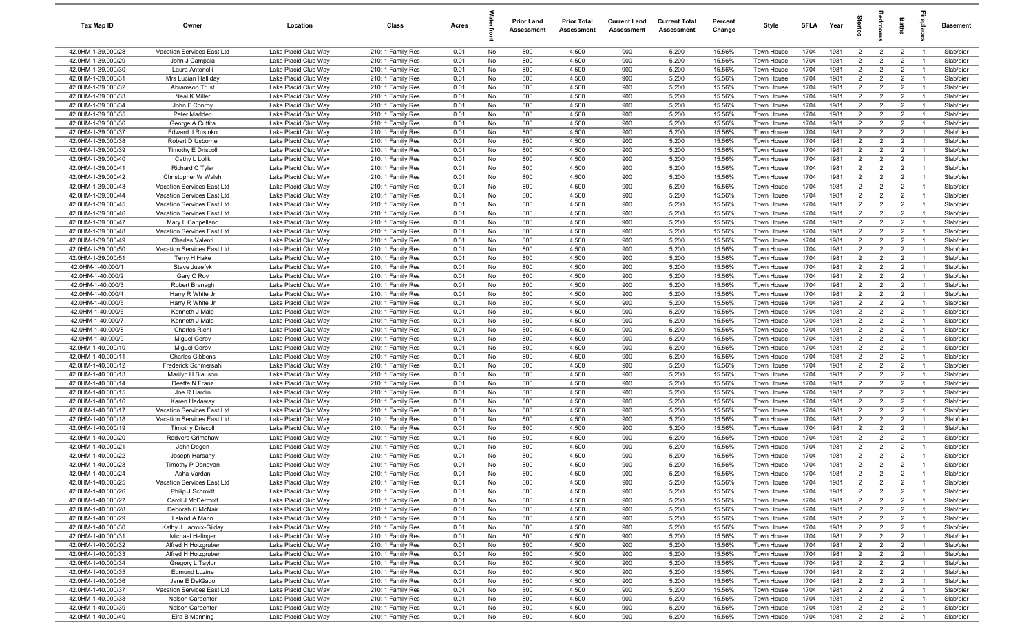| Tax Map ID | Owner | Location | Class | Acres | Waterfront | Prior Land Assessment | Prior Total Assessment | Current Land Assessment | Current Total Assessment | Percent Change | Style | SFLA | Year | Stories | Bedrooms | Baths | Fireplaces | Basement |
|---|---|---|---|---|---|---|---|---|---|---|---|---|---|---|---|---|---|---|
| 42.0HM-1-39.000/28 | Vacation Services East Ltd | Lake Placid Club Way | 210: 1 Family Res | 0.01 | No | 800 | 4,500 | 900 | 5,200 | 15.56% | Town House | 1704 | 1981 | 2 | 2 | 2 | 1 | Slab/pier |
| 42.0HM-1-39.000/29 | John J Campala | Lake Placid Club Way | 210: 1 Family Res | 0.01 | No | 800 | 4,500 | 900 | 5,200 | 15.56% | Town House | 1704 | 1981 | 2 | 2 | 2 | 1 | Slab/pier |
| 42.0HM-1-39.000/30 | Laura Antonelli | Lake Placid Club Way | 210: 1 Family Res | 0.01 | No | 800 | 4,500 | 900 | 5,200 | 15.56% | Town House | 1704 | 1981 | 2 | 2 | 2 | 1 | Slab/pier |
| 42.0HM-1-39.000/31 | Mrs Lucian Halliday | Lake Placid Club Way | 210: 1 Family Res | 0.01 | No | 800 | 4,500 | 900 | 5,200 | 15.56% | Town House | 1704 | 1981 | 2 | 2 | 2 | 1 | Slab/pier |
| 42.0HM-1-39.000/32 | Abramson Trust | Lake Placid Club Way | 210: 1 Family Res | 0.01 | No | 800 | 4,500 | 900 | 5,200 | 15.56% | Town House | 1704 | 1981 | 2 | 2 | 2 | 1 | Slab/pier |
| 42.0HM-1-39.000/33 | Neal K Miller | Lake Placid Club Way | 210: 1 Family Res | 0.01 | No | 800 | 4,500 | 900 | 5,200 | 15.56% | Town House | 1704 | 1981 | 2 | 2 | 2 | 1 | Slab/pier |
| 42.0HM-1-39.000/34 | John F Conroy | Lake Placid Club Way | 210: 1 Family Res | 0.01 | No | 800 | 4,500 | 900 | 5,200 | 15.56% | Town House | 1704 | 1981 | 2 | 2 | 2 | 1 | Slab/pier |
| 42.0HM-1-39.000/35 | Peter Madden | Lake Placid Club Way | 210: 1 Family Res | 0.01 | No | 800 | 4,500 | 900 | 5,200 | 15.56% | Town House | 1704 | 1981 | 2 | 2 | 2 | 1 | Slab/pier |
| 42.0HM-1-39.000/36 | George A Cuttita | Lake Placid Club Way | 210: 1 Family Res | 0.01 | No | 800 | 4,500 | 900 | 5,200 | 15.56% | Town House | 1704 | 1981 | 2 | 2 | 2 | 1 | Slab/pier |
| 42.0HM-1-39.000/37 | Edward J Rusinko | Lake Placid Club Way | 210: 1 Family Res | 0.01 | No | 800 | 4,500 | 900 | 5,200 | 15.56% | Town House | 1704 | 1981 | 2 | 2 | 2 | 1 | Slab/pier |
| 42.0HM-1-39.000/38 | Robert D Usborne | Lake Placid Club Way | 210: 1 Family Res | 0.01 | No | 800 | 4,500 | 900 | 5,200 | 15.56% | Town House | 1704 | 1981 | 2 | 2 | 2 | 1 | Slab/pier |
| 42.0HM-1-39.000/39 | Timothy E Driscoll | Lake Placid Club Way | 210: 1 Family Res | 0.01 | No | 800 | 4,500 | 900 | 5,200 | 15.56% | Town House | 1704 | 1981 | 2 | 2 | 2 | 1 | Slab/pier |
| 42.0HM-1-39.000/40 | Cathy L Lolik | Lake Placid Club Way | 210: 1 Family Res | 0.01 | No | 800 | 4,500 | 900 | 5,200 | 15.56% | Town House | 1704 | 1981 | 2 | 2 | 2 | 1 | Slab/pier |
| 42.0HM-1-39.000/41 | Richard C Tyler | Lake Placid Club Way | 210: 1 Family Res | 0.01 | No | 800 | 4,500 | 900 | 5,200 | 15.56% | Town House | 1704 | 1981 | 2 | 2 | 2 | 1 | Slab/pier |
| 42.0HM-1-39.000/42 | Christopher W Walsh | Lake Placid Club Way | 210: 1 Family Res | 0.01 | No | 800 | 4,500 | 900 | 5,200 | 15.56% | Town House | 1704 | 1981 | 2 | 2 | 2 | 1 | Slab/pier |
| 42.0HM-1-39.000/43 | Vacation Services East Ltd | Lake Placid Club Way | 210: 1 Family Res | 0.01 | No | 800 | 4,500 | 900 | 5,200 | 15.56% | Town House | 1704 | 1981 | 2 | 2 | 2 | 1 | Slab/pier |
| 42.0HM-1-39.000/44 | Vacation Services East Ltd | Lake Placid Club Way | 210: 1 Family Res | 0.01 | No | 800 | 4,500 | 900 | 5,200 | 15.56% | Town House | 1704 | 1981 | 2 | 2 | 2 | 1 | Slab/pier |
| 42.0HM-1-39.000/45 | Vacation Services East Ltd | Lake Placid Club Way | 210: 1 Family Res | 0.01 | No | 800 | 4,500 | 900 | 5,200 | 15.56% | Town House | 1704 | 1981 | 2 | 2 | 2 | 1 | Slab/pier |
| 42.0HM-1-39.000/46 | Vacation Services East Ltd | Lake Placid Club Way | 210: 1 Family Res | 0.01 | No | 800 | 4,500 | 900 | 5,200 | 15.56% | Town House | 1704 | 1981 | 2 | 2 | 2 | 1 | Slab/pier |
| 42.0HM-1-39.000/47 | Mary L Cappellano | Lake Placid Club Way | 210: 1 Family Res | 0.01 | No | 800 | 4,500 | 900 | 5,200 | 15.56% | Town House | 1704 | 1981 | 2 | 2 | 2 | 1 | Slab/pier |
| 42.0HM-1-39.000/48 | Vacation Services East Ltd | Lake Placid Club Way | 210: 1 Family Res | 0.01 | No | 800 | 4,500 | 900 | 5,200 | 15.56% | Town House | 1704 | 1981 | 2 | 2 | 2 | 1 | Slab/pier |
| 42.0HM-1-39.000/49 | Charles Valenti | Lake Placid Club Way | 210: 1 Family Res | 0.01 | No | 800 | 4,500 | 900 | 5,200 | 15.56% | Town House | 1704 | 1981 | 2 | 2 | 2 | 1 | Slab/pier |
| 42.0HM-1-39.000/50 | Vacation Services East Ltd | Lake Placid Club Way | 210: 1 Family Res | 0.01 | No | 800 | 4,500 | 900 | 5,200 | 15.56% | Town House | 1704 | 1981 | 2 | 2 | 2 | 1 | Slab/pier |
| 42.0HM-1-39.000/51 | Terry H Hake | Lake Placid Club Way | 210: 1 Family Res | 0.01 | No | 800 | 4,500 | 900 | 5,200 | 15.56% | Town House | 1704 | 1981 | 2 | 2 | 2 | 1 | Slab/pier |
| 42.0HM-1-40.000/1 | Steve Juzefyk | Lake Placid Club Way | 210: 1 Family Res | 0.01 | No | 800 | 4,500 | 900 | 5,200 | 15.56% | Town House | 1704 | 1981 | 2 | 2 | 2 | 1 | Slab/pier |
| 42.0HM-1-40.000/2 | Gary C Roy | Lake Placid Club Way | 210: 1 Family Res | 0.01 | No | 800 | 4,500 | 900 | 5,200 | 15.56% | Town House | 1704 | 1981 | 2 | 2 | 2 | 1 | Slab/pier |
| 42.0HM-1-40.000/3 | Robert Branagh | Lake Placid Club Way | 210: 1 Family Res | 0.01 | No | 800 | 4,500 | 900 | 5,200 | 15.56% | Town House | 1704 | 1981 | 2 | 2 | 2 | 1 | Slab/pier |
| 42.0HM-1-40.000/4 | Harry R White Jr | Lake Placid Club Way | 210: 1 Family Res | 0.01 | No | 800 | 4,500 | 900 | 5,200 | 15.56% | Town House | 1704 | 1981 | 2 | 2 | 2 | 1 | Slab/pier |
| 42.0HM-1-40.000/5 | Harry R White Jr | Lake Placid Club Way | 210: 1 Family Res | 0.01 | No | 800 | 4,500 | 900 | 5,200 | 15.56% | Town House | 1704 | 1981 | 2 | 2 | 2 | 1 | Slab/pier |
| 42.0HM-1-40.000/6 | Kenneth J Male | Lake Placid Club Way | 210: 1 Family Res | 0.01 | No | 800 | 4,500 | 900 | 5,200 | 15.56% | Town House | 1704 | 1981 | 2 | 2 | 2 | 1 | Slab/pier |
| 42.0HM-1-40.000/7 | Kenneth J Male | Lake Placid Club Way | 210: 1 Family Res | 0.01 | No | 800 | 4,500 | 900 | 5,200 | 15.56% | Town House | 1704 | 1981 | 2 | 2 | 2 | 1 | Slab/pier |
| 42.0HM-1-40.000/8 | Charles Riehl | Lake Placid Club Way | 210: 1 Family Res | 0.01 | No | 800 | 4,500 | 900 | 5,200 | 15.56% | Town House | 1704 | 1981 | 2 | 2 | 2 | 1 | Slab/pier |
| 42.0HM-1-40.000/9 | Miguel Gerov | Lake Placid Club Way | 210: 1 Family Res | 0.01 | No | 800 | 4,500 | 900 | 5,200 | 15.56% | Town House | 1704 | 1981 | 2 | 2 | 2 | 1 | Slab/pier |
| 42.0HM-1-40.000/10 | Miguel Gerov | Lake Placid Club Way | 210: 1 Family Res | 0.01 | No | 800 | 4,500 | 900 | 5,200 | 15.56% | Town House | 1704 | 1981 | 2 | 2 | 2 | 1 | Slab/pier |
| 42.0HM-1-40.000/11 | Charles Gibbons | Lake Placid Club Way | 210: 1 Family Res | 0.01 | No | 800 | 4,500 | 900 | 5,200 | 15.56% | Town House | 1704 | 1981 | 2 | 2 | 2 | 1 | Slab/pier |
| 42.0HM-1-40.000/12 | Frederick Schmersahl | Lake Placid Club Way | 210: 1 Family Res | 0.01 | No | 800 | 4,500 | 900 | 5,200 | 15.56% | Town House | 1704 | 1981 | 2 | 2 | 2 | 1 | Slab/pier |
| 42.0HM-1-40.000/13 | Marilyn H Slauson | Lake Placid Club Way | 210: 1 Family Res | 0.01 | No | 800 | 4,500 | 900 | 5,200 | 15.56% | Town House | 1704 | 1981 | 2 | 2 | 2 | 1 | Slab/pier |
| 42.0HM-1-40.000/14 | Deette N Franz | Lake Placid Club Way | 210: 1 Family Res | 0.01 | No | 800 | 4,500 | 900 | 5,200 | 15.56% | Town House | 1704 | 1981 | 2 | 2 | 2 | 1 | Slab/pier |
| 42.0HM-1-40.000/15 | Joe R Hardin | Lake Placid Club Way | 210: 1 Family Res | 0.01 | No | 800 | 4,500 | 900 | 5,200 | 15.56% | Town House | 1704 | 1981 | 2 | 2 | 2 | 1 | Slab/pier |
| 42.0HM-1-40.000/16 | Karen Hadaway | Lake Placid Club Way | 210: 1 Family Res | 0.01 | No | 800 | 4,500 | 900 | 5,200 | 15.56% | Town House | 1704 | 1981 | 2 | 2 | 2 | 1 | Slab/pier |
| 42.0HM-1-40.000/17 | Vacation Services East Ltd | Lake Placid Club Way | 210: 1 Family Res | 0.01 | No | 800 | 4,500 | 900 | 5,200 | 15.56% | Town House | 1704 | 1981 | 2 | 2 | 2 | 1 | Slab/pier |
| 42.0HM-1-40.000/18 | Vacation Services East Ltd | Lake Placid Club Way | 210: 1 Family Res | 0.01 | No | 800 | 4,500 | 900 | 5,200 | 15.56% | Town House | 1704 | 1981 | 2 | 2 | 2 | 1 | Slab/pier |
| 42.0HM-1-40.000/19 | Timothy Driscoll | Lake Placid Club Way | 210: 1 Family Res | 0.01 | No | 800 | 4,500 | 900 | 5,200 | 15.56% | Town House | 1704 | 1981 | 2 | 2 | 2 | 1 | Slab/pier |
| 42.0HM-1-40.000/20 | Redvers Grimshaw | Lake Placid Club Way | 210: 1 Family Res | 0.01 | No | 800 | 4,500 | 900 | 5,200 | 15.56% | Town House | 1704 | 1981 | 2 | 2 | 2 | 1 | Slab/pier |
| 42.0HM-1-40.000/21 | John Degen | Lake Placid Club Way | 210: 1 Family Res | 0.01 | No | 800 | 4,500 | 900 | 5,200 | 15.56% | Town House | 1704 | 1981 | 2 | 2 | 2 | 1 | Slab/pier |
| 42.0HM-1-40.000/22 | Joseph Harsany | Lake Placid Club Way | 210: 1 Family Res | 0.01 | No | 800 | 4,500 | 900 | 5,200 | 15.56% | Town House | 1704 | 1981 | 2 | 2 | 2 | 1 | Slab/pier |
| 42.0HM-1-40.000/23 | Timothy P Donovan | Lake Placid Club Way | 210: 1 Family Res | 0.01 | No | 800 | 4,500 | 900 | 5,200 | 15.56% | Town House | 1704 | 1981 | 2 | 2 | 2 | 1 | Slab/pier |
| 42.0HM-1-40.000/24 | Asha Vardan | Lake Placid Club Way | 210: 1 Family Res | 0.01 | No | 800 | 4,500 | 900 | 5,200 | 15.56% | Town House | 1704 | 1981 | 2 | 2 | 2 | 1 | Slab/pier |
| 42.0HM-1-40.000/25 | Vacation Services East Ltd | Lake Placid Club Way | 210: 1 Family Res | 0.01 | No | 800 | 4,500 | 900 | 5,200 | 15.56% | Town House | 1704 | 1981 | 2 | 2 | 2 | 1 | Slab/pier |
| 42.0HM-1-40.000/26 | Philip J Schmidt | Lake Placid Club Way | 210: 1 Family Res | 0.01 | No | 800 | 4,500 | 900 | 5,200 | 15.56% | Town House | 1704 | 1981 | 2 | 2 | 2 | 1 | Slab/pier |
| 42.0HM-1-40.000/27 | Carol J McDermott | Lake Placid Club Way | 210: 1 Family Res | 0.01 | No | 800 | 4,500 | 900 | 5,200 | 15.56% | Town House | 1704 | 1981 | 2 | 2 | 2 | 1 | Slab/pier |
| 42.0HM-1-40.000/28 | Deborah C McNair | Lake Placid Club Way | 210: 1 Family Res | 0.01 | No | 800 | 4,500 | 900 | 5,200 | 15.56% | Town House | 1704 | 1981 | 2 | 2 | 2 | 1 | Slab/pier |
| 42.0HM-1-40.000/29 | Leland A Mann | Lake Placid Club Way | 210: 1 Family Res | 0.01 | No | 800 | 4,500 | 900 | 5,200 | 15.56% | Town House | 1704 | 1981 | 2 | 2 | 2 | 1 | Slab/pier |
| 42.0HM-1-40.000/30 | Kathy J Lacroix-Gilday | Lake Placid Club Way | 210: 1 Family Res | 0.01 | No | 800 | 4,500 | 900 | 5,200 | 15.56% | Town House | 1704 | 1981 | 2 | 2 | 2 | 1 | Slab/pier |
| 42.0HM-1-40.000/31 | Michael Helinger | Lake Placid Club Way | 210: 1 Family Res | 0.01 | No | 800 | 4,500 | 900 | 5,200 | 15.56% | Town House | 1704 | 1981 | 2 | 2 | 2 | 1 | Slab/pier |
| 42.0HM-1-40.000/32 | Alfred H Holzgruber | Lake Placid Club Way | 210: 1 Family Res | 0.01 | No | 800 | 4,500 | 900 | 5,200 | 15.56% | Town House | 1704 | 1981 | 2 | 2 | 2 | 1 | Slab/pier |
| 42.0HM-1-40.000/33 | Alfred H Holzgruber | Lake Placid Club Way | 210: 1 Family Res | 0.01 | No | 800 | 4,500 | 900 | 5,200 | 15.56% | Town House | 1704 | 1981 | 2 | 2 | 2 | 1 | Slab/pier |
| 42.0HM-1-40.000/34 | Gregory L Taylor | Lake Placid Club Way | 210: 1 Family Res | 0.01 | No | 800 | 4,500 | 900 | 5,200 | 15.56% | Town House | 1704 | 1981 | 2 | 2 | 2 | 1 | Slab/pier |
| 42.0HM-1-40.000/35 | Edmund Luzine | Lake Placid Club Way | 210: 1 Family Res | 0.01 | No | 800 | 4,500 | 900 | 5,200 | 15.56% | Town House | 1704 | 1981 | 2 | 2 | 2 | 1 | Slab/pier |
| 42.0HM-1-40.000/36 | Jane E DelGado | Lake Placid Club Way | 210: 1 Family Res | 0.01 | No | 800 | 4,500 | 900 | 5,200 | 15.56% | Town House | 1704 | 1981 | 2 | 2 | 2 | 1 | Slab/pier |
| 42.0HM-1-40.000/37 | Vacation Services East Ltd | Lake Placid Club Way | 210: 1 Family Res | 0.01 | No | 800 | 4,500 | 900 | 5,200 | 15.56% | Town House | 1704 | 1981 | 2 | 2 | 2 | 1 | Slab/pier |
| 42.0HM-1-40.000/38 | Nelson Carpenter | Lake Placid Club Way | 210: 1 Family Res | 0.01 | No | 800 | 4,500 | 900 | 5,200 | 15.56% | Town House | 1704 | 1981 | 2 | 2 | 2 | 1 | Slab/pier |
| 42.0HM-1-40.000/39 | Nelson Carpenter | Lake Placid Club Way | 210: 1 Family Res | 0.01 | No | 800 | 4,500 | 900 | 5,200 | 15.56% | Town House | 1704 | 1981 | 2 | 2 | 2 | 1 | Slab/pier |
| 42.0HM-1-40.000/40 | Eira B Manning | Lake Placid Club Way | 210: 1 Family Res | 0.01 | No | 800 | 4,500 | 900 | 5,200 | 15.56% | Town House | 1704 | 1981 | 2 | 2 | 2 | 1 | Slab/pier |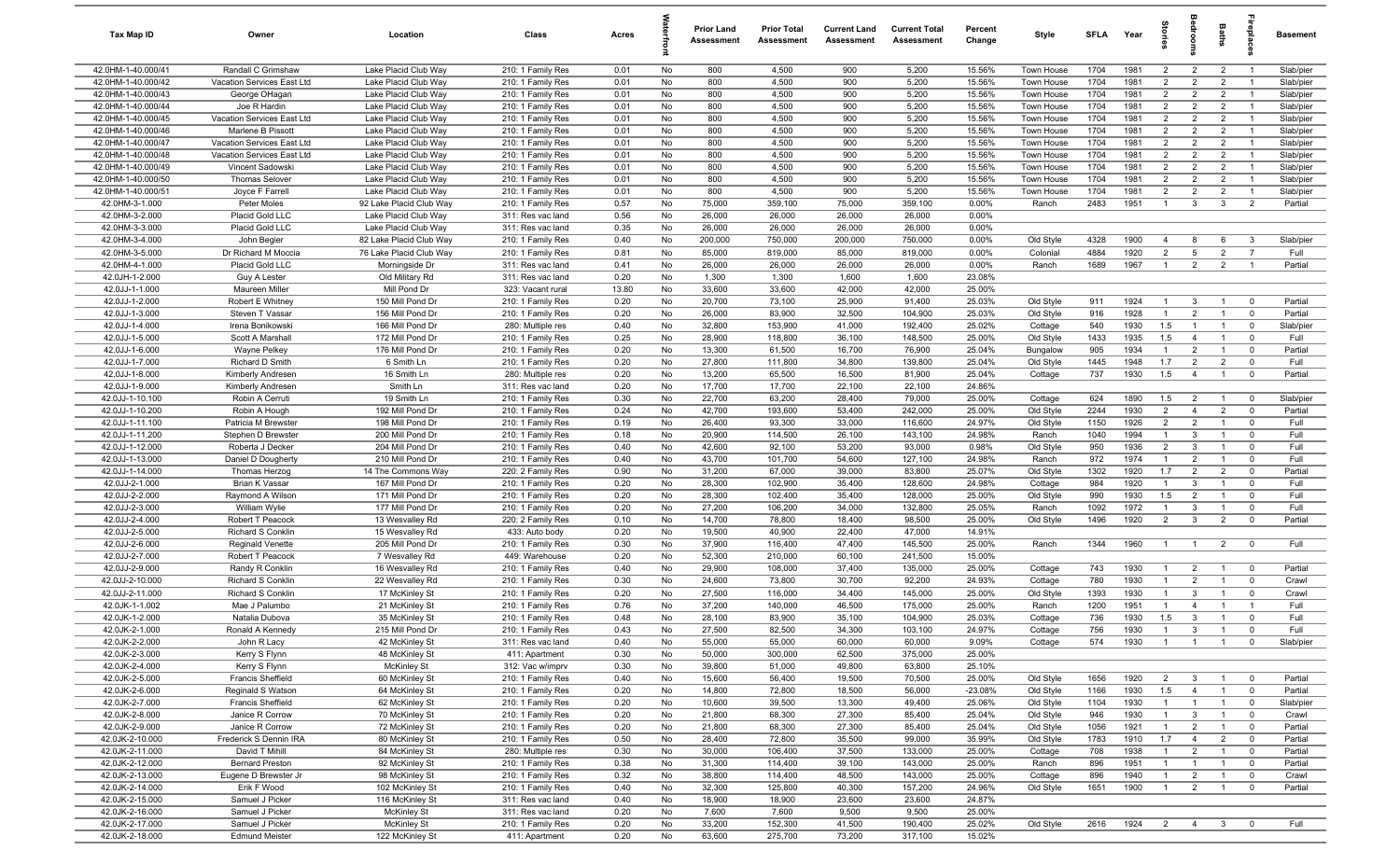| Tax Map ID | Owner | Location | Class | Acres | Waterfront | Prior Land Assessment | Prior Total Assessment | Current Land Assessment | Current Total Assessment | Percent Change | Style | SFLA | Year | Stories | Bedrooms | Baths | Fireplaces | Basement |
|---|---|---|---|---|---|---|---|---|---|---|---|---|---|---|---|---|---|---|
| 42.0HM-1-40.000/41 | Randall C Grimshaw | Lake Placid Club Way | 210: 1 Family Res | 0.01 | No | 800 | 4,500 | 900 | 5,200 | 15.56% | Town House | 1704 | 1981 | 2 | 2 | 2 | 1 | Slab/pier |
| 42.0HM-1-40.000/42 | Vacation Services East Ltd | Lake Placid Club Way | 210: 1 Family Res | 0.01 | No | 800 | 4,500 | 900 | 5,200 | 15.56% | Town House | 1704 | 1981 | 2 | 2 | 2 | 1 | Slab/pier |
| 42.0HM-1-40.000/43 | George OHagan | Lake Placid Club Way | 210: 1 Family Res | 0.01 | No | 800 | 4,500 | 900 | 5,200 | 15.56% | Town House | 1704 | 1981 | 2 | 2 | 2 | 1 | Slab/pier |
| 42.0HM-1-40.000/44 | Joe R Hardin | Lake Placid Club Way | 210: 1 Family Res | 0.01 | No | 800 | 4,500 | 900 | 5,200 | 15.56% | Town House | 1704 | 1981 | 2 | 2 | 2 | 1 | Slab/pier |
| 42.0HM-1-40.000/45 | Vacation Services East Ltd | Lake Placid Club Way | 210: 1 Family Res | 0.01 | No | 800 | 4,500 | 900 | 5,200 | 15.56% | Town House | 1704 | 1981 | 2 | 2 | 2 | 1 | Slab/pier |
| 42.0HM-1-40.000/46 | Marlene B Pissott | Lake Placid Club Way | 210: 1 Family Res | 0.01 | No | 800 | 4,500 | 900 | 5,200 | 15.56% | Town House | 1704 | 1981 | 2 | 2 | 2 | 1 | Slab/pier |
| 42.0HM-1-40.000/47 | Vacation Services East Ltd | Lake Placid Club Way | 210: 1 Family Res | 0.01 | No | 800 | 4,500 | 900 | 5,200 | 15.56% | Town House | 1704 | 1981 | 2 | 2 | 2 | 1 | Slab/pier |
| 42.0HM-1-40.000/48 | Vacation Services East Ltd | Lake Placid Club Way | 210: 1 Family Res | 0.01 | No | 800 | 4,500 | 900 | 5,200 | 15.56% | Town House | 1704 | 1981 | 2 | 2 | 2 | 1 | Slab/pier |
| 42.0HM-1-40.000/49 | Vincent Sadowski | Lake Placid Club Way | 210: 1 Family Res | 0.01 | No | 800 | 4,500 | 900 | 5,200 | 15.56% | Town House | 1704 | 1981 | 2 | 2 | 2 | 1 | Slab/pier |
| 42.0HM-1-40.000/50 | Thomas Selover | Lake Placid Club Way | 210: 1 Family Res | 0.01 | No | 800 | 4,500 | 900 | 5,200 | 15.56% | Town House | 1704 | 1981 | 2 | 2 | 2 | 1 | Slab/pier |
| 42.0HM-1-40.000/51 | Joyce F Farrell | Lake Placid Club Way | 210: 1 Family Res | 0.01 | No | 800 | 4,500 | 900 | 5,200 | 15.56% | Town House | 1704 | 1981 | 2 | 2 | 2 | 1 | Slab/pier |
| 42.0HM-3-1.000 | Peter Moles | 92 Lake Placid Club Way | 210: 1 Family Res | 0.57 | No | 75,000 | 359,100 | 75,000 | 359,100 | 0.00% | Ranch | 2483 | 1951 | 1 | 3 | 3 | 2 | Partial |
| 42.0HM-3-2.000 | Placid Gold LLC | Lake Placid Club Way | 311: Res vac land | 0.56 | No | 26,000 | 26,000 | 26,000 | 26,000 | 0.00% | | | | | | | | |
| 42.0HM-3-3.000 | Placid Gold LLC | Lake Placid Club Way | 311: Res vac land | 0.35 | No | 26,000 | 26,000 | 26,000 | 26,000 | 0.00% | | | | | | | | |
| 42.0HM-3-4.000 | John Begier | 82 Lake Placid Club Way | 210: 1 Family Res | 0.40 | No | 200,000 | 750,000 | 200,000 | 750,000 | 0.00% | Old Style | 4328 | 1900 | 4 | 8 | 6 | 3 | Slab/pier |
| 42.0HM-3-5.000 | Dr Richard M Moccia | 76 Lake Placid Club Way | 210: 1 Family Res | 0.81 | No | 85,000 | 819,000 | 85,000 | 819,000 | 0.00% | Colonial | 4884 | 1920 | 2 | 5 | 2 | 7 | Full |
| 42.0HM-4-1.000 | Placid Gold LLC | Morningside Dr | 311: Res vac land | 0.41 | No | 26,000 | 26,000 | 26,000 | 26,000 | 0.00% | Ranch | 1689 | 1967 | 1 | 2 | 2 | 1 | Partial |
| 42.0JH-1-2.000 | Guy A Lester | Old Military Rd | 311: Res vac land | 0.20 | No | 1,300 | 1,300 | 1,600 | 1,600 | 23.08% | | | | | | | | |
| 42.0JJ-1-1.000 | Maureen Miller | Mill Pond Dr | 323: Vacant rural | 13.80 | No | 33,600 | 33,600 | 42,000 | 42,000 | 25.00% | | | | | | | | |
| 42.0JJ-1-2.000 | Robert E Whitney | 150 Mill Pond Dr | 210: 1 Family Res | 0.20 | No | 20,700 | 73,100 | 25,900 | 91,400 | 25.03% | Old Style | 911 | 1924 | 1 | 3 | 1 | 0 | Partial |
| 42.0JJ-1-3.000 | Steven T Vassar | 156 Mill Pond Dr | 210: 1 Family Res | 0.20 | No | 26,000 | 83,900 | 32,500 | 104,900 | 25.03% | Old Style | 916 | 1928 | 1 | 2 | 1 | 0 | Partial |
| 42.0JJ-1-4.000 | Irena Bonikowski | 166 Mill Pond Dr | 280: Multiple res | 0.40 | No | 32,800 | 153,900 | 41,000 | 192,400 | 25.02% | Cottage | 540 | 1930 | 1.5 | 1 | 1 | 0 | Slab/pier |
| 42.0JJ-1-5.000 | Scott A Marshall | 172 Mill Pond Dr | 210: 1 Family Res | 0.25 | No | 28,900 | 118,800 | 36,100 | 148,500 | 25.00% | Old Style | 1433 | 1935 | 1.5 | 4 | 1 | 0 | Full |
| 42.0JJ-1-6.000 | Wayne Pelkey | 176 Mill Pond Dr | 210: 1 Family Res | 0.20 | No | 13,300 | 61,500 | 16,700 | 76,900 | 25.04% | Bungalow | 905 | 1934 | 1 | 2 | 1 | 0 | Partial |
| 42.0JJ-1-7.000 | Richard D Smith | 6 Smith Ln | 210: 1 Family Res | 0.20 | No | 27,800 | 111,800 | 34,800 | 139,800 | 25.04% | Old Style | 1445 | 1948 | 1.7 | 2 | 2 | 0 | Full |
| 42.0JJ-1-8.000 | Kimberly Andresen | 16 Smith Ln | 280: Multiple res | 0.20 | No | 13,200 | 65,500 | 16,500 | 81,900 | 25.04% | Cottage | 737 | 1930 | 1.5 | 4 | 1 | 0 | Partial |
| 42.0JJ-1-9.000 | Kimberly Andresen | Smith Ln | 311: Res vac land | 0.20 | No | 17,700 | 17,700 | 22,100 | 22,100 | 24.86% | | | | | | | | |
| 42.0JJ-1-10.100 | Robin A Cerruti | 19 Smith Ln | 210: 1 Family Res | 0.30 | No | 22,700 | 63,200 | 28,400 | 79,000 | 25.00% | Cottage | 624 | 1890 | 1.5 | 2 | 1 | 0 | Slab/pier |
| 42.0JJ-1-10.200 | Robin A Hough | 192 Mill Pond Dr | 210: 1 Family Res | 0.24 | No | 42,700 | 193,600 | 53,400 | 242,000 | 25.00% | Old Style | 2244 | 1930 | 2 | 4 | 2 | 0 | Partial |
| 42.0JJ-1-11.100 | Patricia M Brewster | 198 Mill Pond Dr | 210: 1 Family Res | 0.19 | No | 26,400 | 93,300 | 33,000 | 116,600 | 24.97% | Old Style | 1150 | 1926 | 2 | 2 | 1 | 0 | Full |
| 42.0JJ-1-11.200 | Stephen D Brewster | 200 Mill Pond Dr | 210: 1 Family Res | 0.18 | No | 20,900 | 114,500 | 26,100 | 143,100 | 24.98% | Ranch | 1040 | 1994 | 1 | 3 | 1 | 0 | Full |
| 42.0JJ-1-12.000 | Roberta J Decker | 204 Mill Pond Dr | 210: 1 Family Res | 0.40 | No | 42,600 | 92,100 | 53,200 | 93,000 | 0.98% | Old Style | 950 | 1936 | 2 | 3 | 1 | 0 | Full |
| 42.0JJ-1-13.000 | Daniel D Dougherty | 210 Mill Pond Dr | 210: 1 Family Res | 0.40 | No | 43,700 | 101,700 | 54,600 | 127,100 | 24.98% | Ranch | 972 | 1974 | 1 | 2 | 1 | 0 | Full |
| 42.0JJ-1-14.000 | Thomas Herzog | 14 The Commons Way | 220: 2 Family Res | 0.90 | No | 31,200 | 67,000 | 39,000 | 83,800 | 25.07% | Old Style | 1302 | 1920 | 1.7 | 2 | 2 | 0 | Partial |
| 42.0JJ-2-1.000 | Brian K Vassar | 167 Mill Pond Dr | 210: 1 Family Res | 0.20 | No | 28,300 | 102,900 | 35,400 | 128,600 | 24.98% | Cottage | 984 | 1920 | 1 | 3 | 1 | 0 | Full |
| 42.0JJ-2-2.000 | Raymond A Wilson | 171 Mill Pond Dr | 210: 1 Family Res | 0.20 | No | 28,300 | 102,400 | 35,400 | 128,000 | 25.00% | Old Style | 990 | 1930 | 1.5 | 2 | 1 | 0 | Full |
| 42.0JJ-2-3.000 | William Wylie | 177 Mill Pond Dr | 210: 1 Family Res | 0.20 | No | 27,200 | 106,200 | 34,000 | 132,800 | 25.05% | Ranch | 1092 | 1972 | 1 | 3 | 1 | 0 | Full |
| 42.0JJ-2-4.000 | Robert T Peacock | 13 Wesvalley Rd | 220: 2 Family Res | 0.10 | No | 14,700 | 78,800 | 18,400 | 98,500 | 25.00% | Old Style | 1496 | 1920 | 2 | 3 | 2 | 0 | Partial |
| 42.0JJ-2-5.000 | Richard S Conklin | 15 Wesvalley Rd | 433: Auto body | 0.20 | No | 19,500 | 40,900 | 22,400 | 47,000 | 14.91% | | | | | | | | |
| 42.0JJ-2-6.000 | Reginald Venette | 205 Mill Pond Dr | 210: 1 Family Res | 0.30 | No | 37,900 | 116,400 | 47,400 | 145,500 | 25.00% | Ranch | 1344 | 1960 | 1 | 1 | 2 | 0 | Full |
| 42.0JJ-2-7.000 | Robert T Peacock | 7 Wesvalley Rd | 449: Warehouse | 0.20 | No | 52,300 | 210,000 | 60,100 | 241,500 | 15.00% | | | | | | | | |
| 42.0JJ-2-9.000 | Randy R Conklin | 16 Wesvalley Rd | 210: 1 Family Res | 0.40 | No | 29,900 | 108,000 | 37,400 | 135,000 | 25.00% | Cottage | 743 | 1930 | 1 | 2 | 1 | 0 | Partial |
| 42.0JJ-2-10.000 | Richard S Conklin | 22 Wesvalley Rd | 210: 1 Family Res | 0.30 | No | 24,600 | 73,800 | 30,700 | 92,200 | 24.93% | Cottage | 780 | 1930 | 1 | 2 | 1 | 0 | Crawl |
| 42.0JJ-2-11.000 | Richard S Conklin | 17 McKinley St | 210: 1 Family Res | 0.20 | No | 27,500 | 116,000 | 34,400 | 145,000 | 25.00% | Old Style | 1393 | 1930 | 1 | 3 | 1 | 0 | Crawl |
| 42.0JK-1-1.002 | Mae J Palumbo | 21 McKinley St | 210: 1 Family Res | 0.76 | No | 37,200 | 140,000 | 46,500 | 175,000 | 25.00% | Ranch | 1200 | 1951 | 1 | 4 | 1 | 1 | Full |
| 42.0JK-1-2.000 | Natalia Dubova | 35 McKinley St | 210: 1 Family Res | 0.48 | No | 28,100 | 83,900 | 35,100 | 104,900 | 25.03% | Cottage | 736 | 1930 | 1.5 | 3 | 1 | 0 | Full |
| 42.0JK-2-1.000 | Ronald A Kennedy | 215 Mill Pond Dr | 210: 1 Family Res | 0.43 | No | 27,500 | 82,500 | 34,300 | 103,100 | 24.97% | Cottage | 756 | 1930 | 1 | 3 | 1 | 0 | Full |
| 42.0JK-2-2.000 | John R Lacy | 42 McKinley St | 311: Res vac land | 0.40 | No | 55,000 | 55,000 | 60,000 | 60,000 | 9.09% | Cottage | 574 | 1930 | 1 | 1 | 1 | 0 | Slab/pier |
| 42.0JK-2-3.000 | Kerry S Flynn | 48 McKinley St | 411: Apartment | 0.30 | No | 50,000 | 300,000 | 62,500 | 375,000 | 25.00% | | | | | | | | |
| 42.0JK-2-4.000 | Kerry S Flynn | McKinley St | 312: Vac w/imprv | 0.30 | No | 39,800 | 51,000 | 49,800 | 63,800 | 25.10% | | | | | | | | |
| 42.0JK-2-5.000 | Francis Sheffield | 60 McKinley St | 210: 1 Family Res | 0.40 | No | 15,600 | 56,400 | 19,500 | 70,500 | 25.00% | Old Style | 1656 | 1920 | 2 | 3 | 1 | 0 | Partial |
| 42.0JK-2-6.000 | Reginald S Watson | 64 McKinley St | 210: 1 Family Res | 0.20 | No | 14,800 | 72,800 | 18,500 | 56,000 | -23.08% | Old Style | 1166 | 1930 | 1.5 | 4 | 1 | 0 | Partial |
| 42.0JK-2-7.000 | Francis Sheffield | 62 McKinley St | 210: 1 Family Res | 0.20 | No | 10,600 | 39,500 | 13,300 | 49,400 | 25.06% | Old Style | 1104 | 1930 | 1 | 1 | 1 | 0 | Slab/pier |
| 42.0JK-2-8.000 | Janice R Corrow | 70 McKinley St | 210: 1 Family Res | 0.20 | No | 21,800 | 68,300 | 27,300 | 85,400 | 25.04% | Old Style | 946 | 1930 | 1 | 3 | 1 | 0 | Crawl |
| 42.0JK-2-9.000 | Janice R Corrow | 72 McKinley St | 210: 1 Family Res | 0.20 | No | 21,800 | 68,300 | 27,300 | 85,400 | 25.04% | Old Style | 1056 | 1921 | 1 | 2 | 1 | 0 | Partial |
| 42.0JK-2-10.000 | Frederick S Dennin IRA | 80 McKinley St | 210: 1 Family Res | 0.50 | No | 28,400 | 72,800 | 35,500 | 99,000 | 35.99% | Old Style | 1783 | 1910 | 1.7 | 4 | 2 | 0 | Partial |
| 42.0JK-2-11.000 | David T Mihill | 84 McKinley St | 280: Multiple res | 0.30 | No | 30,000 | 106,400 | 37,500 | 133,000 | 25.00% | Cottage | 708 | 1938 | 1 | 2 | 1 | 0 | Partial |
| 42.0JK-2-12.000 | Bernard Preston | 92 McKinley St | 210: 1 Family Res | 0.38 | No | 31,300 | 114,400 | 39,100 | 143,000 | 25.00% | Ranch | 896 | 1951 | 1 | 1 | 1 | 0 | Partial |
| 42.0JK-2-13.000 | Eugene D Brewster Jr | 98 McKinley St | 210: 1 Family Res | 0.32 | No | 38,800 | 114,400 | 48,500 | 143,000 | 25.00% | Cottage | 896 | 1940 | 1 | 2 | 1 | 0 | Crawl |
| 42.0JK-2-14.000 | Erik F Wood | 102 McKinley St | 210: 1 Family Res | 0.40 | No | 32,300 | 125,800 | 40,300 | 157,200 | 24.96% | Old Style | 1651 | 1900 | 1 | 2 | 1 | 0 | Partial |
| 42.0JK-2-15.000 | Samuel J Picker | 116 McKinley St | 311: Res vac land | 0.40 | No | 18,900 | 18,900 | 23,600 | 23,600 | 24.87% | | | | | | | | |
| 42.0JK-2-16.000 | Samuel J Picker | McKinley St | 311: Res vac land | 0.20 | No | 7,600 | 7,600 | 9,500 | 9,500 | 25.00% | | | | | | | | |
| 42.0JK-2-17.000 | Samuel J Picker | McKinley St | 210: 1 Family Res | 0.20 | No | 33,200 | 152,300 | 41,500 | 190,400 | 25.02% | Old Style | 2616 | 1924 | 2 | 4 | 3 | 0 | Full |
| 42.0JK-2-18.000 | Edmund Meister | 122 McKinley St | 411: Apartment | 0.20 | No | 63,600 | 275,700 | 73,200 | 317,100 | 15.02% | | | | | | | | |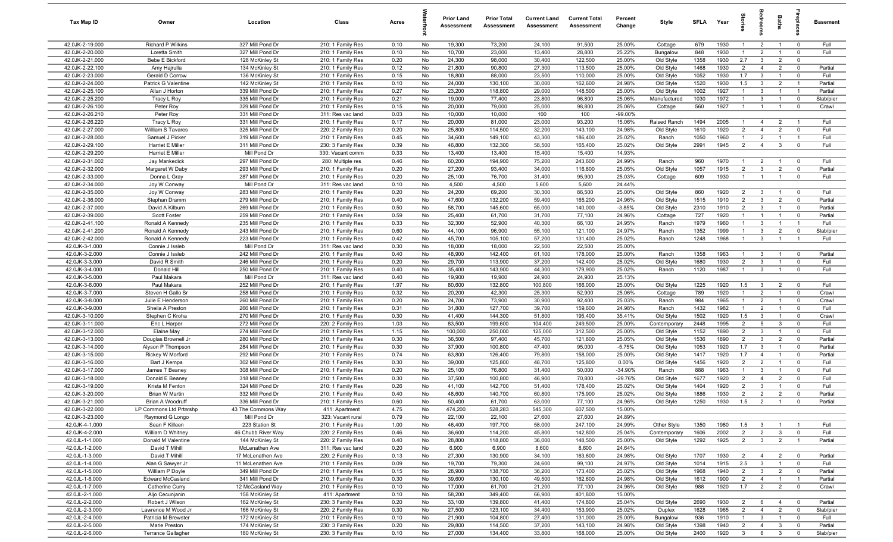| Tax Map ID | Owner | Location | Class | Acres | Waterfront | Prior Land Assessment | Prior Total Assessment | Current Land Assessment | Current Total Assessment | Percent Change | Style | SFLA | Year | Stories | Bedrooms | Baths | Fireplaces | Basement |
|---|---|---|---|---|---|---|---|---|---|---|---|---|---|---|---|---|---|---|
| 42.0JK-2-19.000 | Richard P Wilkins | 327 Mill Pond Dr | 210: 1 Family Res | 0.10 | No | 19,300 | 73,200 | 24,100 | 91,500 | 25.00% | Cottage | 679 | 1930 | 1 | 2 | 1 | 0 | Full |
| 42.0JK-2-20.000 | Loretta Smith | 327 Mill Pond Dr | 210: 1 Family Res | 0.10 | No | 10,700 | 23,000 | 13,400 | 28,800 | 25.22% | Bungalow | 848 | 1930 | 1 | 2 | 1 | 0 | Full |
| 42.0JK-2-21.000 | Bebe E Bickford | 128 McKinley St | 210: 1 Family Res | 0.20 | No | 24,300 | 98,000 | 30,400 | 122,500 | 25.00% | Old Style | 1358 | 1930 | 2.7 | 3 | 2 | 0 | |
| 42.0JK-2-22.100 | Amy Hajrulla | 134 McKinley St | 210: 1 Family Res | 0.12 | No | 21,800 | 90,800 | 27,300 | 113,500 | 25.00% | Old Style | 1468 | 1930 | 2 | 4 | 2 | 0 | Partial |
| 42.0JK-2-23.000 | Gerald D Corrow | 136 McKinley St | 210: 1 Family Res | 0.15 | No | 18,800 | 88,000 | 23,500 | 110,000 | 25.00% | Old Style | 1052 | 1930 | 1.7 | 3 | 1 | 0 | Full |
| 42.0JK-2-24.000 | Patrick G Valentine | 142 McKinley St | 210: 1 Family Res | 0.10 | No | 24,000 | 130,100 | 30,000 | 162,600 | 24.98% | Old Style | 1520 | 1930 | 1.5 | 3 | 2 | 1 | Partial |
| 42.0JK-2-25.100 | Allan J Horton | 339 Mill Pond Dr | 210: 1 Family Res | 0.27 | No | 23,200 | 118,800 | 29,000 | 148,500 | 25.00% | Old Style | 1002 | 1927 | 1 | 3 | 1 | 1 | Partial |
| 42.0JK-2-25.200 | Tracy L Roy | 335 Mill Pond Dr | 210: 1 Family Res | 0.21 | No | 19,000 | 77,400 | 23,800 | 96,800 | 25.06% | Manufactured | 1030 | 1972 | 1 | 3 | 1 | 0 | Slab/pier |
| 42.0JK-2-26.100 | Peter Roy | 329 Mill Pond Dr | 210: 1 Family Res | 0.15 | No | 20,000 | 79,000 | 25,000 | 98,800 | 25.06% | Cottage | 560 | 1927 | 1 | 1 | 1 | 0 | Crawl |
| 42.0JK-2-26.210 | Peter Roy | 331 Mill Pond Dr | 311: Res vac land | 0.03 | No | 10,000 | 10,000 | 100 | 100 | -99.00% | | | | | | | | |
| 42.0JK-2-26.220 | Tracy L Roy | 331 Mill Pond Dr | 210: 1 Family Res | 0.17 | No | 20,000 | 81,000 | 23,000 | 93,200 | 15.06% | Raised Ranch | 1494 | 2005 | 1 | 4 | 2 | 1 | Full |
| 42.0JK-2-27.000 | William S Tavares | 325 Mill Pond Dr | 220: 2 Family Res | 0.20 | No | 25,800 | 114,500 | 32,200 | 143,100 | 24.98% | Old Style | 1610 | 1920 | 2 | 4 | 2 | 0 | Full |
| 42.0JK-2-28.000 | Samuel J Picker | 319 Mill Pond Dr | 210: 1 Family Res | 0.45 | No | 34,600 | 149,100 | 43,300 | 186,400 | 25.02% | Ranch | 1050 | 1960 | 1 | 2 | 1 | 1 | Full |
| 42.0JK-2-29.100 | Harriet E Miller | 311 Mill Pond Dr | 230: 3 Family Res | 0.39 | No | 46,800 | 132,300 | 58,500 | 165,400 | 25.02% | Old Style | 2991 | 1945 | 2 | 4 | 3 | 0 | Full |
| 42.0JK-2-29.200 | Harriet E Miller | Mill Pond Dr | 330: Vacant comm | 0.33 | No | 13,400 | 13,400 | 15,400 | 15,400 | 14.93% | | | | | | | | |
| 42.0JK-2-31.002 | Jay Mankedick | 297 Mill Pond Dr | 280: Multiple res | 0.46 | No | 60,200 | 194,900 | 75,200 | 243,600 | 24.99% | Ranch | 960 | 1970 | 1 | 2 | 1 | 0 | Full |
| 42.0JK-2-32.000 | Margaret W Daby | 293 Mill Pond Dr | 210: 1 Family Res | 0.20 | No | 27,200 | 93,400 | 34,000 | 116,800 | 25.05% | Old Style | 1057 | 1915 | 2 | 3 | 2 | 0 | Partial |
| 42.0JK-2-33.000 | Donna L Gray | 287 Mill Pond Dr | 210: 1 Family Res | 0.20 | No | 25,100 | 76,700 | 31,400 | 95,900 | 25.03% | Cottage | 609 | 1930 | 1 | 1 | 1 | 0 | Full |
| 42.0JK-2-34.000 | Joy W Conway | Mill Pond Dr | 311: Res vac land | 0.10 | No | 4,500 | 4,500 | 5,600 | 5,600 | 24.44% | | | | | | | | |
| 42.0JK-2-35.000 | Joy W Conway | 283 Mill Pond Dr | 210: 1 Family Res | 0.20 | No | 24,200 | 69,200 | 30,300 | 86,500 | 25.00% | Old Style | 860 | 1920 | 2 | 3 | 1 | 0 | Full |
| 42.0JK-2-36.000 | Stephan Dramm | 279 Mill Pond Dr | 210: 1 Family Res | 0.40 | No | 47,600 | 132,200 | 59,400 | 165,200 | 24.96% | Old Style | 1515 | 1910 | 2 | 3 | 2 | 0 | Partial |
| 42.0JK-2-37.000 | David A Kilburn | 269 Mill Pond Dr | 210: 1 Family Res | 0.50 | No | 58,700 | 145,600 | 65,000 | 140,000 | -3.85% | Old Style | 2310 | 1910 | 2 | 3 | 1 | 0 | Partial |
| 42.0JK-2-39.000 | Scott Foster | 259 Mill Pond Dr | 210: 1 Family Res | 0.59 | No | 25,400 | 61,700 | 31,700 | 77,100 | 24.96% | Cottage | 727 | 1920 | 1 | 1 | 1 | 0 | Partial |
| 42.0JK-2-41.100 | Ronald A Kennedy | 235 Mill Pond Dr | 210: 1 Family Res | 0.33 | No | 32,300 | 52,900 | 40,300 | 66,100 | 24.95% | Ranch | 1979 | 1960 | 1 | 3 | 1 | 1 | Full |
| 42.0JK-2-41.200 | Ronald A Kennedy | 243 Mill Pond Dr | 210: 1 Family Res | 0.60 | No | 44,100 | 96,900 | 55,100 | 121,100 | 24.97% | Ranch | 1352 | 1999 | 1 | 3 | 2 | 0 | Slab/pier |
| 42.0JK-2-42.000 | Ronald A Kennedy | 223 Mill Pond Dr | 210: 1 Family Res | 0.42 | No | 45,700 | 105,100 | 57,200 | 131,400 | 25.02% | Ranch | 1248 | 1968 | 1 | 3 | 1 | 1 | Full |
| 42.0JK-3-1.000 | Connie J Issleb | Mill Pond Dr | 311: Res vac land | 0.30 | No | 18,000 | 18,000 | 22,500 | 22,500 | 25.00% | | | | | | | | |
| 42.0JK-3-2.000 | Connie J Issleb | 242 Mill Pond Dr | 210: 1 Family Res | 0.40 | No | 48,900 | 142,400 | 61,100 | 178,000 | 25.00% | Ranch | 1358 | 1963 | 1 | 3 | 1 | 0 | Partial |
| 42.0JK-3-3.000 | David R Smith | 246 Mill Pond Dr | 210: 1 Family Res | 0.20 | No | 29,700 | 113,900 | 37,200 | 142,400 | 25.02% | Old Style | 1680 | 1930 | 2 | 3 | 1 | 0 | Full |
| 42.0JK-3-4.000 | Donald Hill | 250 Mill Pond Dr | 210: 1 Family Res | 0.40 | No | 35,400 | 143,900 | 44,300 | 179,900 | 25.02% | Ranch | 1120 | 1987 | 1 | 3 | 1 | 0 | Full |
| 42.0JK-3-5.000 | Paul Makara | Mill Pond Dr | 311: Res vac land | 0.40 | No | 19,900 | 19,900 | 24,900 | 24,900 | 25.13% | | | | | | | | |
| 42.0JK-3-6.000 | Paul Makara | 252 Mill Pond Dr | 210: 1 Family Res | 1.97 | No | 80,600 | 132,800 | 100,800 | 166,000 | 25.00% | Old Style | 1225 | 1920 | 1.5 | 3 | 2 | 0 | Full |
| 42.0JK-3-7.000 | Steven H Gallo Sr | 258 Mill Pond Dr | 210: 1 Family Res | 0.32 | No | 20,200 | 42,300 | 25,300 | 52,900 | 25.06% | Cottage | 789 | 1920 | 1 | 2 | 1 | 0 | Crawl |
| 42.0JK-3-8.000 | Julie E Henderson | 260 Mill Pond Dr | 210: 1 Family Res | 0.20 | No | 24,700 | 73,900 | 30,900 | 92,400 | 25.03% | Ranch | 984 | 1965 | 1 | 2 | 1 | 0 | Crawl |
| 42.0JK-3-9.000 | Sheila A Preston | 266 Mill Pond Dr | 210: 1 Family Res | 0.31 | No | 31,800 | 127,700 | 39,700 | 159,600 | 24.98% | Ranch | 1432 | 1982 | 1 | 2 | 1 | 0 | Full |
| 42.0JK-3-10.000 | Stephen C Kroha | 270 Mill Pond Dr | 210: 1 Family Res | 0.30 | No | 41,400 | 144,300 | 51,800 | 195,400 | 35.41% | Old Style | 1502 | 1920 | 1.5 | 3 | 1 | 0 | Crawl |
| 42.0JK-3-11.000 | Eric L Harper | 272 Mill Pond Dr | 220: 2 Family Res | 1.03 | No | 83,500 | 199,600 | 104,400 | 249,500 | 25.00% | Contemporary | 2448 | 1995 | 2 | 5 | 3 | 0 | Full |
| 42.0JK-3-12.000 | Elaine May | 274 Mill Pond Dr | 210: 1 Family Res | 1.15 | No | 100,000 | 250,000 | 125,000 | 312,500 | 25.00% | Old Style | 1152 | 1890 | 2 | 3 | 1 | 0 | Full |
| 42.0JK-3-13.000 | Douglas Brownell Jr | 280 Mill Pond Dr | 210: 1 Family Res | 0.30 | No | 36,500 | 97,400 | 45,700 | 121,800 | 25.05% | Old Style | 1536 | 1890 | 2 | 3 | 2 | 0 | Partial |
| 42.0JK-3-14.000 | Alyson P Thompson | 284 Mill Pond Dr | 210: 1 Family Res | 0.30 | No | 37,900 | 100,800 | 47,400 | 95,000 | -5.75% | Old Style | 1053 | 1920 | 1.7 | 3 | 1 | 0 | Partial |
| 42.0JK-3-15.000 | Rickey W Morford | 292 Mill Pond Dr | 210: 1 Family Res | 0.74 | No | 63,800 | 126,400 | 79,800 | 158,000 | 25.00% | Old Style | 1417 | 1920 | 1.7 | 4 | 1 | 0 | Partial |
| 42.0JK-3-16.000 | Bart J Kempa | 302 Mill Pond Dr | 210: 1 Family Res | 0.30 | No | 39,000 | 125,800 | 48,700 | 125,800 | 0.00% | Old Style | 1456 | 1920 | 2 | 2 | 1 | 0 | Full |
| 42.0JK-3-17.000 | James T Beaney | 308 Mill Pond Dr | 210: 1 Family Res | 0.20 | No | 25,100 | 76,800 | 31,400 | 50,000 | -34.90% | Ranch | 888 | 1963 | 1 | 3 | 1 | 0 | Full |
| 42.0JK-3-18.000 | Donald E Beaney | 318 Mill Pond Dr | 210: 1 Family Res | 0.30 | No | 37,500 | 100,800 | 46,900 | 70,800 | -29.76% | Old Style | 1677 | 1920 | 2 | 4 | 2 | 0 | Full |
| 42.0JK-3-19.000 | Krista M Fenton | 324 Mill Pond Dr | 210: 1 Family Res | 0.26 | No | 41,100 | 142,700 | 51,400 | 178,400 | 25.02% | Old Style | 1404 | 1920 | 2 | 3 | 1 | 0 | Full |
| 42.0JK-3-20.000 | Brian W Martin | 332 Mill Pond Dr | 210: 1 Family Res | 0.40 | No | 48,600 | 140,700 | 60,800 | 175,900 | 25.02% | Old Style | 1886 | 1930 | 2 | 2 | 2 | 0 | Partial |
| 42.0JK-3-21.000 | Brian A Woodruff | 336 Mill Pond Dr | 210: 1 Family Res | 0.60 | No | 50,400 | 61,700 | 63,000 | 77,100 | 24.96% | Old Style | 1250 | 1930 | 1.5 | 2 | 1 | 0 | Partial |
| 42.0JK-3-22.000 | LP Commons Ltd Prtnrshp | 43 The Commons Way | 411: Apartment | 4.75 | No | 474,200 | 528,283 | 545,300 | 607,500 | 15.00% | | | | | | | | |
| 42.0JK-3-23.000 | Raymond G Longo | Mill Pond Dr | 323: Vacant rural | 0.79 | No | 22,100 | 22,100 | 27,600 | 27,600 | 24.89% | | | | | | | | |
| 42.0JK-4-1.000 | Sean F Killeen | 223 Station St | 210: 1 Family Res | 1.00 | No | 46,400 | 197,700 | 58,000 | 247,100 | 24.99% | Other Style | 1350 | 1980 | 1.5 | 3 | 1 | 1 | Full |
| 42.0JK-4-2.000 | William D Whitney | 46 Chubb River Way | 220: 2 Family Res | 0.46 | No | 36,600 | 114,200 | 45,800 | 142,800 | 25.04% | Contemporary | 1606 | 2002 | 2 | 2 | 3 | 0 | Full |
| 42.0JL-1-1.000 | Donald M Valentine | 144 McKinley St | 220: 2 Family Res | 0.40 | No | 28,800 | 118,800 | 36,000 | 148,500 | 25.00% | Old Style | 1292 | 1925 | 2 | 3 | 2 | 1 | Partial |
| 42.0JL-1-2.000 | David T Mihill | McLenathen Ave | 311: Res vac land | 0.20 | No | 6,900 | 6,900 | 8,600 | 8,600 | 24.64% | | | | | | | | |
| 42.0JL-1-3.000 | David T Mihill | 17 McLenathen Ave | 220: 2 Family Res | 0.13 | No | 27,300 | 130,900 | 34,100 | 163,600 | 24.98% | Old Style | 1707 | 1930 | 2 | 4 | 2 | 0 | Partial |
| 42.0JL-1-4.000 | Alan G Sawyer Jr | 11 McLenathen Ave | 210: 1 Family Res | 0.09 | No | 19,700 | 79,300 | 24,600 | 99,100 | 24.97% | Old Style | 1014 | 1915 | 2.5 | 3 | 1 | 0 | Full |
| 42.0JL-1-5.000 | William P Doyle | 349 Mill Pond Dr | 210: 1 Family Res | 0.15 | No | 28,900 | 138,700 | 36,200 | 173,400 | 25.02% | Old Style | 1968 | 1940 | 2 | 3 | 2 | 0 | Partial |
| 42.0JL-1-6.000 | Edward McCasland | 341 Mill Pond Dr | 210: 1 Family Res | 0.30 | No | 39,600 | 130,100 | 49,500 | 162,600 | 24.98% | Old Style | 1612 | 1900 | 2 | 4 | 1 | 1 | Partial |
| 42.0JL-1-7.000 | Catherine Curry | 12 McCasland Way | 210: 1 Family Res | 0.10 | No | 17,000 | 61,700 | 21,200 | 77,100 | 24.96% | Old Style | 988 | 1920 | 1.7 | 2 | 2 | 0 | Crawl |
| 42.0JL-2-1.000 | Aljo Cecunjanin | 158 McKinley St | 411: Apartment | 0.10 | No | 58,200 | 349,400 | 66,900 | 401,800 | 15.00% | | | | | | | | |
| 42.0JL-2-2.000 | Robert J Wilson | 162 McKinley St | 230: 3 Family Res | 0.20 | No | 33,100 | 139,800 | 41,400 | 174,800 | 25.04% | Old Style | 2690 | 1930 | 2 | 6 | 4 | 0 | Partial |
| 42.0JL-2-3.000 | Lawrence M Wood Jr | 166 McKinley St | 220: 2 Family Res | 0.30 | No | 27,500 | 123,100 | 34,400 | 153,900 | 25.02% | Duplex | 1628 | 1965 | 2 | 4 | 2 | 0 | Slab/pier |
| 42.0JL-2-4.000 | Patricia M Brewster | 172 McKinley St | 210: 1 Family Res | 0.10 | No | 21,900 | 104,800 | 27,400 | 131,000 | 25.00% | Bungalow | 936 | 1910 | 1 | 3 | 1 | 0 | Full |
| 42.0JL-2-5.000 | Marie Preston | 174 McKinley St | 230: 3 Family Res | 0.20 | No | 29,800 | 114,500 | 37,200 | 143,100 | 24.98% | Old Style | 1398 | 1940 | 2 | 4 | 3 | 0 | Partial |
| 42.0JL-2-6.000 | Terrance Gallagher | 180 McKinley St | 230: 3 Family Res | 0.10 | No | 27,000 | 134,400 | 33,800 | 168,000 | 25.00% | Old Style | 2400 | 1920 | 3 | 6 | 3 | 0 | Slab/pier |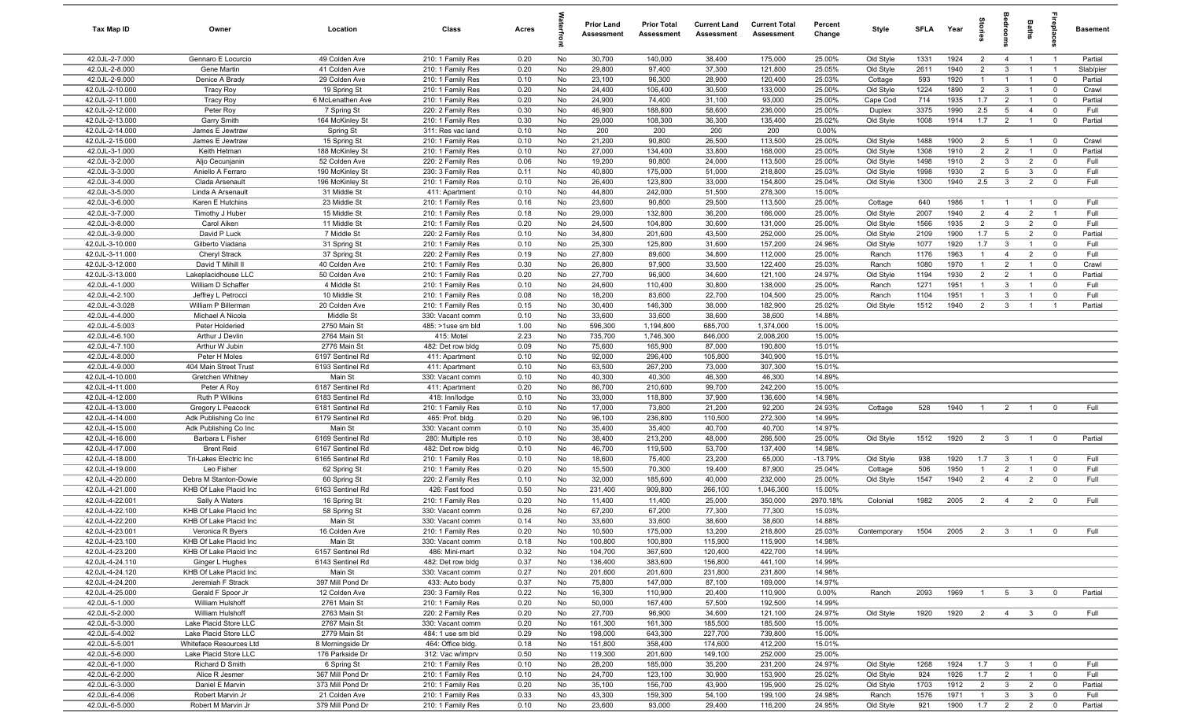| Tax Map ID | Owner | Location | Class | Acres | Waterfront | Prior Land Assessment | Prior Total Assessment | Current Land Assessment | Current Total Assessment | Percent Change | Style | SFLA | Year | Stories | Bedrooms | Baths | Fireplaces | Basement |
|---|---|---|---|---|---|---|---|---|---|---|---|---|---|---|---|---|---|---|
| 42.0JL-2-7.000 | Gennaro E Locurcio | 49 Colden Ave | 210: 1 Family Res | 0.20 | No | 30,700 | 140,000 | 38,400 | 175,000 | 25.00% | Old Style | 1331 | 1924 | 2 | 4 | 1 | 1 | Partial |
| 42.0JL-2-8.000 | Gene Martin | 41 Colden Ave | 210: 1 Family Res | 0.20 | No | 29,800 | 97,400 | 37,300 | 121,800 | 25.05% | Old Style | 2611 | 1940 | 2 | 3 | 1 | 1 | Slab/pier |
| 42.0JL-2-9.000 | Denice A Brady | 29 Colden Ave | 210: 1 Family Res | 0.10 | No | 23,100 | 96,300 | 28,900 | 120,400 | 25.03% | Cottage | 593 | 1920 | 1 | 1 | 1 | 0 | Partial |
| 42.0JL-2-10.000 | Tracy Roy | 19 Spring St | 210: 1 Family Res | 0.20 | No | 24,400 | 106,400 | 30,500 | 133,000 | 25.00% | Old Style | 1224 | 1890 | 2 | 3 | 1 | 0 | Crawl |
| 42.0JL-2-11.000 | Tracy Roy | 6 McLenathen Ave | 210: 1 Family Res | 0.20 | No | 24,900 | 74,400 | 31,100 | 93,000 | 25.00% | Cape Cod | 714 | 1935 | 1.7 | 2 | 1 | 0 | Partial |
| 42.0JL-2-12.000 | Peter Roy | 7 Spring St | 220: 2 Family Res | 0.30 | No | 46,900 | 188,800 | 58,600 | 236,000 | 25.00% | Duplex | 3375 | 1990 | 2.5 | 5 | 4 | 0 | Full |
| 42.0JL-2-13.000 | Garry Smith | 164 McKinley St | 210: 1 Family Res | 0.30 | No | 29,000 | 108,300 | 36,300 | 135,400 | 25.02% | Old Style | 1008 | 1914 | 1.7 | 2 | 1 | 0 | Partial |
| 42.0JL-2-14.000 | James E Jewtraw | Spring St | 311: Res vac land | 0.10 | No | 200 | 200 | 200 | 200 | 0.00% | | | | | | | | |
| 42.0JL-2-15.000 | James E Jewtraw | 15 Spring St | 210: 1 Family Res | 0.10 | No | 21,200 | 90,800 | 26,500 | 113,500 | 25.00% | Old Style | 1488 | 1900 | 2 | 5 | 1 | 0 | Crawl |
| 42.0JL-3-1.000 | Keith Hetman | 188 McKinley St | 210: 1 Family Res | 0.10 | No | 27,000 | 134,400 | 33,800 | 168,000 | 25.00% | Old Style | 1308 | 1910 | 2 | 2 | 1 | 0 | Partial |
| 42.0JL-3-2.000 | Aljo Cecunjanin | 52 Colden Ave | 220: 2 Family Res | 0.06 | No | 19,200 | 90,800 | 24,000 | 113,500 | 25.00% | Old Style | 1498 | 1910 | 2 | 3 | 2 | 0 | Full |
| 42.0JL-3-3.000 | Aniello A Ferraro | 190 McKinley St | 230: 3 Family Res | 0.11 | No | 40,800 | 175,000 | 51,000 | 218,800 | 25.03% | Old Style | 1998 | 1930 | 2 | 5 | 3 | 0 | Full |
| 42.0JL-3-4.000 | Clada Arsenault | 196 McKinley St | 210: 1 Family Res | 0.10 | No | 26,400 | 123,800 | 33,000 | 154,800 | 25.04% | Old Style | 1300 | 1940 | 2.5 | 3 | 2 | 0 | Full |
| 42.0JL-3-5.000 | Linda A Arsenault | 31 Middle St | 411: Apartment | 0.10 | No | 44,800 | 242,000 | 51,500 | 278,300 | 15.00% | | | | | | | | |
| 42.0JL-3-6.000 | Karen E Hutchins | 23 Middle St | 210: 1 Family Res | 0.16 | No | 23,600 | 90,800 | 29,500 | 113,500 | 25.00% | Cottage | 640 | 1986 | 1 | 1 | 1 | 0 | Full |
| 42.0JL-3-7.000 | Timothy J Huber | 15 Middle St | 210: 1 Family Res | 0.18 | No | 29,000 | 132,800 | 36,200 | 166,000 | 25.00% | Old Style | 2007 | 1940 | 2 | 4 | 2 | 1 | Full |
| 42.0JL-3-8.000 | Carol Aiken | 11 Middle St | 210: 1 Family Res | 0.20 | No | 24,500 | 104,800 | 30,600 | 131,000 | 25.00% | Old Style | 1566 | 1935 | 2 | 3 | 2 | 0 | Full |
| 42.0JL-3-9.000 | David P Luck | 7 Middle St | 220: 2 Family Res | 0.10 | No | 34,800 | 201,600 | 43,500 | 252,000 | 25.00% | Old Style | 2109 | 1900 | 1.7 | 5 | 2 | 0 | Partial |
| 42.0JL-3-10.000 | Gilberto Viadana | 31 Spring St | 210: 1 Family Res | 0.10 | No | 25,300 | 125,800 | 31,600 | 157,200 | 24.96% | Old Style | 1077 | 1920 | 1.7 | 3 | 1 | 0 | Full |
| 42.0JL-3-11.000 | Cheryl Strack | 37 Spring St | 220: 2 Family Res | 0.19 | No | 27,800 | 89,600 | 34,800 | 112,000 | 25.00% | Ranch | 1176 | 1963 | 1 | 4 | 2 | 0 | Full |
| 42.0JL-3-12.000 | David T Mihill II | 40 Colden Ave | 210: 1 Family Res | 0.30 | No | 26,800 | 97,900 | 33,500 | 122,400 | 25.03% | Ranch | 1080 | 1970 | 1 | 2 | 1 | 0 | Crawl |
| 42.0JL-3-13.000 | Lakeplacidhouse LLC | 50 Colden Ave | 210: 1 Family Res | 0.20 | No | 27,700 | 96,900 | 34,600 | 121,100 | 24.97% | Old Style | 1194 | 1930 | 2 | 2 | 1 | 0 | Partial |
| 42.0JL-4-1.000 | William D Schaffer | 4 Middle St | 210: 1 Family Res | 0.10 | No | 24,600 | 110,400 | 30,800 | 138,000 | 25.00% | Ranch | 1271 | 1951 | 1 | 3 | 1 | 0 | Full |
| 42.0JL-4-2.100 | Jeffrey L Petrocci | 10 Middle St | 210: 1 Family Res | 0.08 | No | 18,200 | 83,600 | 22,700 | 104,500 | 25.00% | Ranch | 1104 | 1951 | 1 | 3 | 1 | 0 | Full |
| 42.0JL-4-3.028 | William P Billerman | 20 Colden Ave | 210: 1 Family Res | 0.15 | No | 30,400 | 146,300 | 38,000 | 182,900 | 25.02% | Old Style | 1512 | 1940 | 2 | 3 | 1 | 1 | Partial |
| 42.0JL-4-4.000 | Michael A Nicola | Middle St | 330: Vacant comm | 0.10 | No | 33,600 | 33,600 | 38,600 | 38,600 | 14.88% | | | | | | | | |
| 42.0JL-4-5.003 | Peter Holderied | 2750 Main St | 485: >1use sm bld | 1.00 | No | 596,300 | 1,194,800 | 685,700 | 1,374,000 | 15.00% | | | | | | | | |
| 42.0JL-4-6.100 | Arthur J Devlin | 2764 Main St | 415: Motel | 2.23 | No | 735,700 | 1,746,300 | 846,000 | 2,008,200 | 15.00% | | | | | | | | |
| 42.0JL-4-7.100 | Arthur W Jubin | 2776 Main St | 482: Det row bldg | 0.09 | No | 75,600 | 165,900 | 87,000 | 190,800 | 15.01% | | | | | | | | |
| 42.0JL-4-8.000 | Peter H Moles | 6197 Sentinel Rd | 411: Apartment | 0.10 | No | 92,000 | 296,400 | 105,800 | 340,900 | 15.01% | | | | | | | | |
| 42.0JL-4-9.000 | 404 Main Street Trust | 6193 Sentinel Rd | 411: Apartment | 0.10 | No | 63,500 | 267,200 | 73,000 | 307,300 | 15.01% | | | | | | | | |
| 42.0JL-4-10.000 | Gretchen Whitney | Main St | 330: Vacant comm | 0.10 | No | 40,300 | 40,300 | 46,300 | 46,300 | 14.89% | | | | | | | | |
| 42.0JL-4-11.000 | Peter A Roy | 6187 Sentinel Rd | 411: Apartment | 0.20 | No | 86,700 | 210,600 | 99,700 | 242,200 | 15.00% | | | | | | | | |
| 42.0JL-4-12.000 | Ruth P Wilkins | 6183 Sentinel Rd | 418: Inn/lodge | 0.10 | No | 33,000 | 118,800 | 37,900 | 136,600 | 14.98% | | | | | | | | |
| 42.0JL-4-13.000 | Gregory L Peacock | 6181 Sentinel Rd | 210: 1 Family Res | 0.10 | No | 17,000 | 73,800 | 21,200 | 92,200 | 24.93% | Cottage | 528 | 1940 | 1 | 2 | 1 | 0 | Full |
| 42.0JL-4-14.000 | Adk Publishing Co Inc | 6179 Sentinel Rd | 465: Prof. bldg. | 0.20 | No | 96,100 | 236,800 | 110,500 | 272,300 | 14.99% | | | | | | | | |
| 42.0JL-4-15.000 | Adk Publishing Co Inc | Main St | 330: Vacant comm | 0.10 | No | 35,400 | 35,400 | 40,700 | 40,700 | 14.97% | | | | | | | | |
| 42.0JL-4-16.000 | Barbara L Fisher | 6169 Sentinel Rd | 280: Multiple res | 0.10 | No | 38,400 | 213,200 | 48,000 | 266,500 | 25.00% | Old Style | 1512 | 1920 | 2 | 3 | 1 | 0 | Partial |
| 42.0JL-4-17.000 | Brent Reid | 6167 Sentinel Rd | 482: Det row bldg | 0.10 | No | 46,700 | 119,500 | 53,700 | 137,400 | 14.98% | | | | | | | | |
| 42.0JL-4-18.000 | Tri-Lakes Electric Inc | 6165 Sentinel Rd | 210: 1 Family Res | 0.10 | No | 18,600 | 75,400 | 23,200 | 65,000 | -13.79% | Old Style | 938 | 1920 | 1.7 | 3 | 1 | 0 | Full |
| 42.0JL-4-19.000 | Leo Fisher | 62 Spring St | 210: 1 Family Res | 0.20 | No | 15,500 | 70,300 | 19,400 | 87,900 | 25.04% | Cottage | 506 | 1950 | 1 | 2 | 1 | 0 | Full |
| 42.0JL-4-20.000 | Debra M Stanton-Dowie | 60 Spring St | 220: 2 Family Res | 0.10 | No | 32,000 | 185,600 | 40,000 | 232,000 | 25.00% | Old Style | 1547 | 1940 | 2 | 4 | 2 | 0 | Full |
| 42.0JL-4-21.000 | KHB Of Lake Placid Inc | 6163 Sentinel Rd | 426: Fast food | 0.50 | No | 231,400 | 909,800 | 266,100 | 1,046,300 | 15.00% | | | | | | | | |
| 42.0JL-4-22.001 | Sally A Waters | 16 Spring St | 210: 1 Family Res | 0.20 | No | 11,400 | 11,400 | 25,000 | 350,000 | 2970.18% | Colonial | 1982 | 2005 | 2 | 4 | 2 | 0 | Full |
| 42.0JL-4-22.100 | KHB Of Lake Placid Inc | 58 Spring St | 330: Vacant comm | 0.26 | No | 67,200 | 67,200 | 77,300 | 77,300 | 15.03% | | | | | | | | |
| 42.0JL-4-22.200 | KHB Of Lake Placid Inc | Main St | 330: Vacant comm | 0.14 | No | 33,600 | 33,600 | 38,600 | 38,600 | 14.88% | | | | | | | | |
| 42.0JL-4-23.001 | Veronica R Byers | 16 Colden Ave | 210: 1 Family Res | 0.20 | No | 10,500 | 175,000 | 13,200 | 218,800 | 25.03% | Contemporary | 1504 | 2005 | 2 | 3 | 1 | 0 | Full |
| 42.0JL-4-23.100 | KHB Of Lake Placid Inc | Main St | 330: Vacant comm | 0.18 | No | 100,800 | 100,800 | 115,900 | 115,900 | 14.98% | | | | | | | | |
| 42.0JL-4-23.200 | KHB Of Lake Placid Inc | 6157 Sentinel Rd | 486: Mini-mart | 0.32 | No | 104,700 | 367,600 | 120,400 | 422,700 | 14.99% | | | | | | | | |
| 42.0JL-4-24.110 | Ginger L Hughes | 6143 Sentinel Rd | 482: Det row bldg | 0.37 | No | 136,400 | 383,600 | 156,800 | 441,100 | 14.99% | | | | | | | | |
| 42.0JL-4-24.120 | KHB Of Lake Placid Inc | Main St | 330: Vacant comm | 0.27 | No | 201,600 | 201,600 | 231,800 | 231,800 | 14.98% | | | | | | | | |
| 42.0JL-4-24.200 | Jeremiah F Strack | 397 Mill Pond Dr | 433: Auto body | 0.37 | No | 75,800 | 147,000 | 87,100 | 169,000 | 14.97% | | | | | | | | |
| 42.0JL-4-25.000 | Gerald F Spoor Jr | 12 Colden Ave | 230: 3 Family Res | 0.22 | No | 16,300 | 110,900 | 20,400 | 110,900 | 0.00% | Ranch | 2093 | 1969 | 1 | 5 | 3 | 0 | Partial |
| 42.0JL-5-1.000 | William Hulshoff | 2761 Main St | 210: 1 Family Res | 0.20 | No | 50,000 | 167,400 | 57,500 | 192,500 | 14.99% | | | | | | | | |
| 42.0JL-5-2.000 | William Hulshoff | 2763 Main St | 220: 2 Family Res | 0.20 | No | 27,700 | 96,900 | 34,600 | 121,100 | 24.97% | Old Style | 1920 | 1920 | 2 | 4 | 3 | 0 | Full |
| 42.0JL-5-3.000 | Lake Placid Store LLC | 2767 Main St | 330: Vacant comm | 0.20 | No | 161,300 | 161,300 | 185,500 | 185,500 | 15.00% | | | | | | | | |
| 42.0JL-5-4.002 | Lake Placid Store LLC | 2779 Main St | 484: 1 use sm bld | 0.29 | No | 198,000 | 643,300 | 227,700 | 739,800 | 15.00% | | | | | | | | |
| 42.0JL-5-5.001 | Whiteface Resources Ltd | 8 Morningside Dr | 464: Office bldg. | 0.18 | No | 151,800 | 358,400 | 174,600 | 412,200 | 15.01% | | | | | | | | |
| 42.0JL-5-6.000 | Lake Placid Store LLC | 176 Parkside Dr | 312: Vac w/imprv | 0.50 | No | 119,300 | 201,600 | 149,100 | 252,000 | 25.00% | | | | | | | | |
| 42.0JL-6-1.000 | Richard D Smith | 6 Spring St | 210: 1 Family Res | 0.10 | No | 28,200 | 185,000 | 35,200 | 231,200 | 24.97% | Old Style | 1268 | 1924 | 1.7 | 3 | 1 | 0 | Full |
| 42.0JL-6-2.000 | Alice R Jesmer | 367 Mill Pond Dr | 210: 1 Family Res | 0.10 | No | 24,700 | 123,100 | 30,900 | 153,900 | 25.02% | Old Style | 924 | 1926 | 1.7 | 2 | 1 | 0 | Full |
| 42.0JL-6-3.000 | Daniel E Marvin | 373 Mill Pond Dr | 210: 1 Family Res | 0.20 | No | 35,100 | 156,700 | 43,900 | 195,900 | 25.02% | Old Style | 1703 | 1912 | 2 | 3 | 2 | 0 | Partial |
| 42.0JL-6-4.006 | Robert Marvin Jr | 21 Colden Ave | 210: 1 Family Res | 0.33 | No | 43,300 | 159,300 | 54,100 | 199,100 | 24.98% | Ranch | 1576 | 1971 | 1 | 3 | 3 | 0 | Full |
| 42.0JL-6-5.000 | Robert M Marvin Jr | 379 Mill Pond Dr | 210: 1 Family Res | 0.10 | No | 23,600 | 93,000 | 29,400 | 116,200 | 24.95% | Old Style | 921 | 1900 | 1.7 | 2 | 2 | 0 | Partial |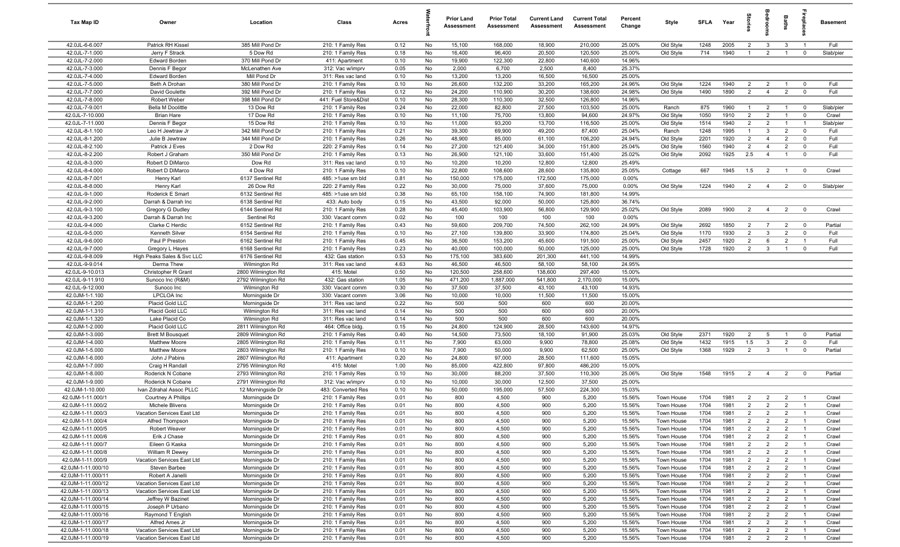| Tax Map ID | Owner | Location | Class | Acres | Waterfront | Prior Land Assessment | Prior Total Assessment | Current Land Assessment | Current Total Assessment | Percent Change | Style | SFLA | Year | Stories | Bedrooms | Baths | Fireplaces | Basement |
|---|---|---|---|---|---|---|---|---|---|---|---|---|---|---|---|---|---|---|
| 42.0JL-6-6.007 | Patrick RH Kissel | 385 Mill Pond Dr | 210: 1 Family Res | 0.12 | No | 15,100 | 168,000 | 18,900 | 210,000 | 25.00% | Old Style | 1248 | 2005 | 2 | 3 | 3 | 1 | Full |
| 42.0JL-7-1.000 | Jerry F Strack | 5 Dow Rd | 210: 1 Family Res | 0.18 | No | 16,400 | 96,400 | 20,500 | 120,500 | 25.00% | Old Style | 714 | 1940 | 1 | 2 | 1 | 0 | Slab/pier |
| 42.0JL-7-2.000 | Edward Borden | 370 Mill Pond Dr | 411: Apartment | 0.10 | No | 19,900 | 122,300 | 22,800 | 140,600 | 14.96% | | | | | | | | |
| 42.0JL-7-3.000 | Dennis F Begor | McLenathen Ave | 312: Vac w/imprv | 0.05 | No | 2,000 | 6,700 | 2,500 | 8,400 | 25.37% | | | | | | | | |
| 42.0JL-7-4.000 | Edward Borden | Mill Pond Dr | 311: Res vac land | 0.10 | No | 13,200 | 13,200 | 16,500 | 16,500 | 25.00% | | | | | | | | |
| 42.0JL-7-5.000 | Beth A Drohan | 380 Mill Pond Dr | 210: 1 Family Res | 0.10 | No | 26,600 | 132,200 | 33,200 | 165,200 | 24.96% | Old Style | 1224 | 1940 | 2 | 2 | 1 | 0 | Full |
| 42.0JL-7-7.000 | David Goulette | 392 Mill Pond Dr | 210: 1 Family Res | 0.12 | No | 24,200 | 110,900 | 30,200 | 138,600 | 24.98% | Old Style | 1490 | 1890 | 2 | 4 | 2 | 0 | Full |
| 42.0JL-7-8.000 | Robert Weber | 398 Mill Pond Dr | 441: Fuel Store&Dist | 0.10 | No | 28,300 | 110,300 | 32,500 | 126,800 | 14.96% | | | | | | | | |
| 42.0JL-7-9.001 | Bella M Doolittle | 13 Dow Rd | 210: 1 Family Res | 0.24 | No | 22,000 | 82,800 | 27,500 | 103,500 | 25.00% | Ranch | 875 | 1960 | 1 | 2 | 1 | 0 | Slab/pier |
| 42.0JL-7-10.000 | Brian Hare | 17 Dow Rd | 210: 1 Family Res | 0.10 | No | 11,100 | 75,700 | 13,800 | 94,600 | 24.97% | Old Style | 1050 | 1910 | 2 | 2 | 1 | 0 | Crawl |
| 42.0JL-7-11.000 | Dennis F Begor | 15 Dow Rd | 210: 1 Family Res | 0.10 | No | 11,000 | 93,200 | 13,700 | 116,500 | 25.00% | Old Style | 1514 | 1940 | 2 | 2 | 1 | 1 | Slab/pier |
| 42.0JL-8-1.100 | Leo H Jewtraw Jr | 342 Mill Pond Dr | 210: 1 Family Res | 0.21 | No | 39,300 | 69,900 | 49,200 | 87,400 | 25.04% | Ranch | 1248 | 1995 | 1 | 3 | 2 | 0 | Full |
| 42.0JL-8-1.200 | Julie B Jewtraw | 344 Mill Pond Dr | 210: 1 Family Res | 0.26 | No | 48,900 | 85,000 | 61,100 | 106,200 | 24.94% | Old Style | 2201 | 1920 | 2 | 4 | 2 | 0 | Full |
| 42.0JL-8-2.100 | Patrick J Eves | 2 Dow Rd | 220: 2 Family Res | 0.14 | No | 27,200 | 121,400 | 34,000 | 151,800 | 25.04% | Old Style | 1560 | 1940 | 2 | 4 | 2 | 0 | Full |
| 42.0JL-8-2.200 | Robert J Graham | 350 Mill Pond Dr | 210: 1 Family Res | 0.13 | No | 26,900 | 121,100 | 33,600 | 151,400 | 25.02% | Old Style | 2092 | 1925 | 2.5 | 4 | 1 | 0 | Full |
| 42.0JL-8-3.000 | Robert D DiMarco | Dow Rd | 311: Res vac land | 0.10 | No | 10,200 | 10,200 | 12,800 | 12,800 | 25.49% | | | | | | | | |
| 42.0JL-8-4.000 | Robert D DiMarco | 4 Dow Rd | 210: 1 Family Res | 0.10 | No | 22,800 | 108,600 | 28,600 | 135,800 | 25.05% | Cottage | 667 | 1945 | 1.5 | 2 | 1 | 0 | Crawl |
| 42.0JL-8-7.001 | Henry Karl | 6137 Sentinel Rd | 485: >1use sm bld | 0.81 | No | 150,000 | 175,000 | 172,500 | 175,000 | 0.00% | | | | | | | | |
| 42.0JL-8-8.000 | Henry Karl | 26 Dow Rd | 220: 2 Family Res | 0.22 | No | 30,000 | 75,000 | 37,600 | 75,000 | 0.00% | Old Style | 1224 | 1940 | 2 | 4 | 2 | 0 | Slab/pier |
| 42.0JL-9-1.000 | Roderick E Smart | 6132 Sentinel Rd | 485: >1use sm bld | 0.38 | No | 65,100 | 158,100 | 74,900 | 181,800 | 14.99% | | | | | | | | |
| 42.0JL-9-2.000 | Darrah & Darrah Inc | 6138 Sentinel Rd | 433: Auto body | 0.15 | No | 43,500 | 92,000 | 50,000 | 125,800 | 36.74% | | | | | | | | |
| 42.0JL-9-3.100 | Gregory G Dudley | 6144 Sentinel Rd | 210: 1 Family Res | 0.28 | No | 45,400 | 103,900 | 56,800 | 129,900 | 25.02% | Old Style | 2089 | 1900 | 2 | 4 | 2 | 0 | Crawl |
| 42.0JL-9-3.200 | Darrah & Darrah Inc | Sentinel Rd | 330: Vacant comm | 0.02 | No | 100 | 100 | 100 | 100 | 0.00% | | | | | | | | |
| 42.0JL-9-4.000 | Clarke C Herdic | 6152 Sentinel Rd | 210: 1 Family Res | 0.43 | No | 59,600 | 209,700 | 74,500 | 262,100 | 24.99% | Old Style | 2692 | 1850 | 2 | 7 | 2 | 0 | Partial |
| 42.0JL-9-5.000 | Kenneth Silver | 6154 Sentinel Rd | 210: 1 Family Res | 0.10 | No | 27,100 | 139,800 | 33,900 | 174,800 | 25.04% | Old Style | 1170 | 1930 | 2 | 3 | 2 | 0 | Full |
| 42.0JL-9-6.000 | Paul P Preston | 6162 Sentinel Rd | 210: 1 Family Res | 0.45 | No | 36,500 | 153,200 | 45,600 | 191,500 | 25.00% | Old Style | 2457 | 1920 | 2 | 6 | 2 | 1 | Full |
| 42.0JL-9-7.000 | Gregory L Hayes | 6168 Sentinel Rd | 210: 1 Family Res | 0.23 | No | 40,000 | 100,000 | 50,000 | 125,000 | 25.00% | Old Style | 1728 | 1920 | 2 | 3 | 1 | 0 | Full |
| 42.0JL-9-8.009 | High Peaks Sales & Svc LLC | 6176 Sentinel Rd | 432: Gas station | 0.53 | No | 175,100 | 383,600 | 201,300 | 441,100 | 14.99% | | | | | | | | |
| 42.0JL-9-9.014 | Derma Thew | Wilmington Rd | 311: Res vac land | 4.63 | No | 46,500 | 46,500 | 58,100 | 58,100 | 24.95% | | | | | | | | |
| 42.0JL-9-10.013 | Christopher R Grant | 2800 Wilmington Rd | 415: Motel | 0.50 | No | 120,500 | 258,600 | 138,600 | 297,400 | 15.00% | | | | | | | | |
| 42.0JL-9-11.910 | Sunoco Inc (R&M) | 2792 Wilmington Rd | 432: Gas station | 1.05 | No | 471,200 | 1,887,000 | 541,800 | 2,170,000 | 15.00% | | | | | | | | |
| 42.0JL-9-12.000 | Sunoco Inc | Wilmington Rd | 330: Vacant comm | 0.30 | No | 37,500 | 37,500 | 43,100 | 43,100 | 14.93% | | | | | | | | |
| 42.0JM-1-1.100 | LPCLOA Inc | Morningside Dr | 330: Vacant comm | 3.06 | No | 10,000 | 10,000 | 11,500 | 11,500 | 15.00% | | | | | | | | |
| 42.0JM-1-1.200 | Placid Gold LLC | Morningside Dr | 311: Res vac land | 0.22 | No | 500 | 500 | 600 | 600 | 20.00% | | | | | | | | |
| 42.0JM-1-1.310 | Placid Gold LLC | Wilmington Rd | 311: Res vac land | 0.14 | No | 500 | 500 | 600 | 600 | 20.00% | | | | | | | | |
| 42.0JM-1-1.320 | Lake Placid Co | Wilmington Rd | 311: Res vac land | 0.14 | No | 500 | 500 | 600 | 600 | 20.00% | | | | | | | | |
| 42.0JM-1-2.000 | Placid Gold LLC | 2811 Wilmington Rd | 464: Office bldg. | 0.15 | No | 24,800 | 124,900 | 28,500 | 143,600 | 14.97% | | | | | | | | |
| 42.0JM-1-3.000 | Brett M Bousquet | 2809 Wilmington Rd | 210: 1 Family Res | 0.40 | No | 14,500 | 73,500 | 18,100 | 91,900 | 25.03% | Old Style | 2371 | 1920 | 2 | 5 | 1 | 0 | Partial |
| 42.0JM-1-4.000 | Matthew Moore | 2805 Wilmington Rd | 210: 1 Family Res | 0.11 | No | 7,900 | 63,000 | 9,900 | 78,800 | 25.08% | Old Style | 1432 | 1915 | 1.5 | 3 | 2 | 0 | Full |
| 42.0JM-1-5.000 | Matthew Moore | 2803 Wilmington Rd | 210: 1 Family Res | 0.10 | No | 7,900 | 50,000 | 9,900 | 62,500 | 25.00% | Old Style | 1368 | 1929 | 2 | 3 | 1 | 0 | Partial |
| 42.0JM-1-6.000 | John J Pabins | 2807 Wilmington Rd | 411: Apartment | 0.20 | No | 24,800 | 97,000 | 28,500 | 111,600 | 15.05% | | | | | | | | |
| 42.0JM-1-7.000 | Craig H Randall | 2795 Wilmington Rd | 415: Motel | 1.00 | No | 85,000 | 422,800 | 97,800 | 486,200 | 15.00% | | | | | | | | |
| 42.0JM-1-8.000 | Roderick N Cobane | 2793 Wilmington Rd | 210: 1 Family Res | 0.10 | No | 30,000 | 88,200 | 37,500 | 110,300 | 25.06% | Old Style | 1548 | 1915 | 2 | 4 | 2 | 0 | Partial |
| 42.0JM-1-9.000 | Roderick N Cobane | 2791 Wilmington Rd | 312: Vac w/imprv | 0.10 | No | 10,000 | 30,000 | 12,500 | 37,500 | 25.00% | | | | | | | | |
| 42.0JM-1-10.000 | Ivan Zdrahal Assoc PLLC | 12 Morningside Dr | 483: Converted Res | 0.10 | No | 50,000 | 195,000 | 57,500 | 224,300 | 15.03% | | | | | | | | |
| 42.0JM-1-11.000/1 | Courtney A Phillips | Morningside Dr | 210: 1 Family Res | 0.01 | No | 800 | 4,500 | 900 | 5,200 | 15.56% | Town House | 1704 | 1981 | 2 | 2 | 2 | 1 | Crawl |
| 42.0JM-1-11.000/2 | Michele Blivens | Morningside Dr | 210: 1 Family Res | 0.01 | No | 800 | 4,500 | 900 | 5,200 | 15.56% | Town House | 1704 | 1981 | 2 | 2 | 2 | 1 | Crawl |
| 42.0JM-1-11.000/3 | Vacation Services East Ltd | Morningside Dr | 210: 1 Family Res | 0.01 | No | 800 | 4,500 | 900 | 5,200 | 15.56% | Town House | 1704 | 1981 | 2 | 2 | 2 | 1 | Crawl |
| 42.0JM-1-11.000/4 | Alfred Thompson | Morningside Dr | 210: 1 Family Res | 0.01 | No | 800 | 4,500 | 900 | 5,200 | 15.56% | Town House | 1704 | 1981 | 2 | 2 | 2 | 1 | Crawl |
| 42.0JM-1-11.000/5 | Robert Weaver | Morningside Dr | 210: 1 Family Res | 0.01 | No | 800 | 4,500 | 900 | 5,200 | 15.56% | Town House | 1704 | 1981 | 2 | 2 | 2 | 1 | Crawl |
| 42.0JM-1-11.000/6 | Erik J Chase | Morningside Dr | 210: 1 Family Res | 0.01 | No | 800 | 4,500 | 900 | 5,200 | 15.56% | Town House | 1704 | 1981 | 2 | 2 | 2 | 1 | Crawl |
| 42.0JM-1-11.000/7 | Eileen G Kaska | Morningside Dr | 210: 1 Family Res | 0.01 | No | 800 | 4,500 | 900 | 5,200 | 15.56% | Town House | 1704 | 1981 | 2 | 2 | 2 | 1 | Crawl |
| 42.0JM-1-11.000/8 | William R Dewey | Morningside Dr | 210: 1 Family Res | 0.01 | No | 800 | 4,500 | 900 | 5,200 | 15.56% | Town House | 1704 | 1981 | 2 | 2 | 2 | 1 | Crawl |
| 42.0JM-1-11.000/9 | Vacation Services East Ltd | Morningside Dr | 210: 1 Family Res | 0.01 | No | 800 | 4,500 | 900 | 5,200 | 15.56% | Town House | 1704 | 1981 | 2 | 2 | 2 | 1 | Crawl |
| 42.0JM-1-11.000/10 | Steven Barbee | Morningside Dr | 210: 1 Family Res | 0.01 | No | 800 | 4,500 | 900 | 5,200 | 15.56% | Town House | 1704 | 1981 | 2 | 2 | 2 | 1 | Crawl |
| 42.0JM-1-11.000/11 | Robert A Janelli | Morningside Dr | 210: 1 Family Res | 0.01 | No | 800 | 4,500 | 900 | 5,200 | 15.56% | Town House | 1704 | 1981 | 2 | 2 | 2 | 1 | Crawl |
| 42.0JM-1-11.000/12 | Vacation Services East Ltd | Morningside Dr | 210: 1 Family Res | 0.01 | No | 800 | 4,500 | 900 | 5,200 | 15.56% | Town House | 1704 | 1981 | 2 | 2 | 2 | 1 | Crawl |
| 42.0JM-1-11.000/13 | Vacation Services East Ltd | Morningside Dr | 210: 1 Family Res | 0.01 | No | 800 | 4,500 | 900 | 5,200 | 15.56% | Town House | 1704 | 1981 | 2 | 2 | 2 | 1 | Crawl |
| 42.0JM-1-11.000/14 | Jeffrey W Bazinet | Morningside Dr | 210: 1 Family Res | 0.01 | No | 800 | 4,500 | 900 | 5,200 | 15.56% | Town House | 1704 | 1981 | 2 | 2 | 2 | 1 | Crawl |
| 42.0JM-1-11.000/15 | Joseph P Urbano | Morningside Dr | 210: 1 Family Res | 0.01 | No | 800 | 4,500 | 900 | 5,200 | 15.56% | Town House | 1704 | 1981 | 2 | 2 | 2 | 1 | Crawl |
| 42.0JM-1-11.000/16 | Raymond T English | Morningside Dr | 210: 1 Family Res | 0.01 | No | 800 | 4,500 | 900 | 5,200 | 15.56% | Town House | 1704 | 1981 | 2 | 2 | 2 | 1 | Crawl |
| 42.0JM-1-11.000/17 | Alfred Ames Jr | Morningside Dr | 210: 1 Family Res | 0.01 | No | 800 | 4,500 | 900 | 5,200 | 15.56% | Town House | 1704 | 1981 | 2 | 2 | 2 | 1 | Crawl |
| 42.0JM-1-11.000/18 | Vacation Services East Ltd | Morningside Dr | 210: 1 Family Res | 0.01 | No | 800 | 4,500 | 900 | 5,200 | 15.56% | Town House | 1704 | 1981 | 2 | 2 | 2 | 1 | Crawl |
| 42.0JM-1-11.000/19 | Vacation Services East Ltd | Morningside Dr | 210: 1 Family Res | 0.01 | No | 800 | 4,500 | 900 | 5,200 | 15.56% | Town House | 1704 | 1981 | 2 | 2 | 2 | 1 | Crawl |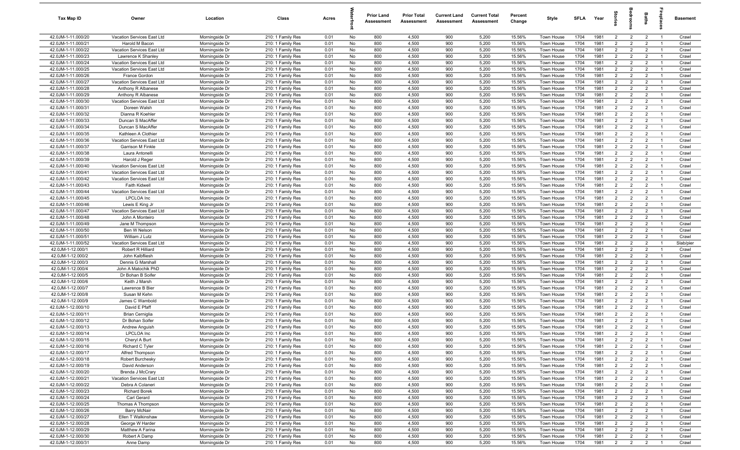| Tax Map ID | Owner | Location | Class | Acres | Waterfront | Prior Land Assessment | Prior Total Assessment | Current Land Assessment | Current Total Assessment | Percent Change | Style | SFLA | Year | Stories | Bedrooms | Baths | Fireplaces | Basement |
|---|---|---|---|---|---|---|---|---|---|---|---|---|---|---|---|---|---|---|
| 42.0JM-1-11.000/20 | Vacation Services East Ltd | Morningside Dr | 210: 1 Family Res | 0.01 | No | 800 | 4,500 | 900 | 5,200 | 15.56% | Town House | 1704 | 1981 | 2 | 2 | 2 | 1 | Crawl |
| 42.0JM-1-11.000/21 | Harold M Bacon | Morningside Dr | 210: 1 Family Res | 0.01 | No | 800 | 4,500 | 900 | 5,200 | 15.56% | Town House | 1704 | 1981 | 2 | 2 | 2 | 1 | Crawl |
| 42.0JM-1-11.000/22 | Vacation Services East Ltd | Morningside Dr | 210: 1 Family Res | 0.01 | No | 800 | 4,500 | 900 | 5,200 | 15.56% | Town House | 1704 | 1981 | 2 | 2 | 2 | 1 | Crawl |
| 42.0JM-1-11.000/23 | Lawrence K Shanley | Morningside Dr | 210: 1 Family Res | 0.01 | No | 800 | 4,500 | 900 | 5,200 | 15.56% | Town House | 1704 | 1981 | 2 | 2 | 2 | 1 | Crawl |
| 42.0JM-1-11.000/24 | Vacation Services East Ltd | Morningside Dr | 210: 1 Family Res | 0.01 | No | 800 | 4,500 | 900 | 5,200 | 15.56% | Town House | 1704 | 1981 | 2 | 2 | 2 | 1 | Crawl |
| 42.0JM-1-11.000/25 | Vacation Services East Ltd | Morningside Dr | 210: 1 Family Res | 0.01 | No | 800 | 4,500 | 900 | 5,200 | 15.56% | Town House | 1704 | 1981 | 2 | 2 | 2 | 1 | Crawl |
| 42.0JM-1-11.000/26 | France Gordon | Morningside Dr | 210: 1 Family Res | 0.01 | No | 800 | 4,500 | 900 | 5,200 | 15.56% | Town House | 1704 | 1981 | 2 | 2 | 2 | 1 | Crawl |
| 42.0JM-1-11.000/27 | Vacation Services East Ltd | Morningside Dr | 210: 1 Family Res | 0.01 | No | 800 | 4,500 | 900 | 5,200 | 15.56% | Town House | 1704 | 1981 | 2 | 2 | 2 | 1 | Crawl |
| 42.0JM-1-11.000/28 | Anthony R Albanese | Morningside Dr | 210: 1 Family Res | 0.01 | No | 800 | 4,500 | 900 | 5,200 | 15.56% | Town House | 1704 | 1981 | 2 | 2 | 2 | 1 | Crawl |
| 42.0JM-1-11.000/29 | Anthony R Albanese | Morningside Dr | 210: 1 Family Res | 0.01 | No | 800 | 4,500 | 900 | 5,200 | 15.56% | Town House | 1704 | 1981 | 2 | 2 | 2 | 1 | Crawl |
| 42.0JM-1-11.000/30 | Vacation Services East Ltd | Morningside Dr | 210: 1 Family Res | 0.01 | No | 800 | 4,500 | 900 | 5,200 | 15.56% | Town House | 1704 | 1981 | 2 | 2 | 2 | 1 | Crawl |
| 42.0JM-1-11.000/31 | Doreen Walsh | Morningside Dr | 210: 1 Family Res | 0.01 | No | 800 | 4,500 | 900 | 5,200 | 15.56% | Town House | 1704 | 1981 | 2 | 2 | 2 | 1 | Crawl |
| 42.0JM-1-11.000/32 | Dianna R Koehler | Morningside Dr | 210: 1 Family Res | 0.01 | No | 800 | 4,500 | 900 | 5,200 | 15.56% | Town House | 1704 | 1981 | 2 | 2 | 2 | 1 | Crawl |
| 42.0JM-1-11.000/33 | Duncan S MacAffer | Morningside Dr | 210: 1 Family Res | 0.01 | No | 800 | 4,500 | 900 | 5,200 | 15.56% | Town House | 1704 | 1981 | 2 | 2 | 2 | 1 | Crawl |
| 42.0JM-1-11.000/34 | Duncan S MacAffer | Morningside Dr | 210: 1 Family Res | 0.01 | No | 800 | 4,500 | 900 | 5,200 | 15.56% | Town House | 1704 | 1981 | 2 | 2 | 2 | 1 | Crawl |
| 42.0JM-1-11.000/35 | Kathleen A Clothier | Morningside Dr | 210: 1 Family Res | 0.01 | No | 800 | 4,500 | 900 | 5,200 | 15.56% | Town House | 1704 | 1981 | 2 | 2 | 2 | 1 | Crawl |
| 42.0JM-1-11.000/36 | Vacation Services East Ltd | Morningside Dr | 210: 1 Family Res | 0.01 | No | 800 | 4,500 | 900 | 5,200 | 15.56% | Town House | 1704 | 1981 | 2 | 2 | 2 | 1 | Crawl |
| 42.0JM-1-11.000/37 | Garrison M Finkle | Morningside Dr | 210: 1 Family Res | 0.01 | No | 800 | 4,500 | 900 | 5,200 | 15.56% | Town House | 1704 | 1981 | 2 | 2 | 2 | 1 | Crawl |
| 42.0JM-1-11.000/38 | Laura Antonelli | Morningside Dr | 210: 1 Family Res | 0.01 | No | 800 | 4,500 | 900 | 5,200 | 15.56% | Town House | 1704 | 1981 | 2 | 2 | 2 | 1 | Crawl |
| 42.0JM-1-11.000/39 | Harold J Reger | Morningside Dr | 210: 1 Family Res | 0.01 | No | 800 | 4,500 | 900 | 5,200 | 15.56% | Town House | 1704 | 1981 | 2 | 2 | 2 | 1 | Crawl |
| 42.0JM-1-11.000/40 | Vacation Services East Ltd | Morningside Dr | 210: 1 Family Res | 0.01 | No | 800 | 4,500 | 900 | 5,200 | 15.56% | Town House | 1704 | 1981 | 2 | 2 | 2 | 1 | Crawl |
| 42.0JM-1-11.000/41 | Vacation Services East Ltd | Morningside Dr | 210: 1 Family Res | 0.01 | No | 800 | 4,500 | 900 | 5,200 | 15.56% | Town House | 1704 | 1981 | 2 | 2 | 2 | 1 | Crawl |
| 42.0JM-1-11.000/42 | Vacation Services East Ltd | Morningside Dr | 210: 1 Family Res | 0.01 | No | 800 | 4,500 | 900 | 5,200 | 15.56% | Town House | 1704 | 1981 | 2 | 2 | 2 | 1 | Crawl |
| 42.0JM-1-11.000/43 | Faith Kidwell | Morningside Dr | 210: 1 Family Res | 0.01 | No | 800 | 4,500 | 900 | 5,200 | 15.56% | Town House | 1704 | 1981 | 2 | 2 | 2 | 1 | Crawl |
| 42.0JM-1-11.000/44 | Vacation Services East Ltd | Morningside Dr | 210: 1 Family Res | 0.01 | No | 800 | 4,500 | 900 | 5,200 | 15.56% | Town House | 1704 | 1981 | 2 | 2 | 2 | 1 | Crawl |
| 42.0JM-1-11.000/45 | LPCLOA Inc | Morningside Dr | 210: 1 Family Res | 0.01 | No | 800 | 4,500 | 900 | 5,200 | 15.56% | Town House | 1704 | 1981 | 2 | 2 | 2 | 1 | Crawl |
| 42.0JM-1-11.000/46 | Lewis E King Jr | Morningside Dr | 210: 1 Family Res | 0.01 | No | 800 | 4,500 | 900 | 5,200 | 15.56% | Town House | 1704 | 1981 | 2 | 2 | 2 | 1 | Crawl |
| 42.0JM-1-11.000/47 | Vacation Services East Ltd | Morningside Dr | 210: 1 Family Res | 0.01 | No | 800 | 4,500 | 900 | 5,200 | 15.56% | Town House | 1704 | 1981 | 2 | 2 | 2 | 1 | Crawl |
| 42.0JM-1-11.000/48 | John A Monteiro | Morningside Dr | 210: 1 Family Res | 0.01 | No | 800 | 4,500 | 900 | 5,200 | 15.56% | Town House | 1704 | 1981 | 2 | 2 | 2 | 1 | Crawl |
| 42.0JM-1-11.000/49 | Jane M Thompson | Morningside Dr | 210: 1 Family Res | 0.01 | No | 800 | 4,500 | 900 | 5,200 | 15.56% | Town House | 1704 | 1981 | 2 | 2 | 2 | 1 | Crawl |
| 42.0JM-1-11.000/50 | Ben W Nelson | Morningside Dr | 210: 1 Family Res | 0.01 | No | 800 | 4,500 | 900 | 5,200 | 15.56% | Town House | 1704 | 1981 | 2 | 2 | 2 | 1 | Crawl |
| 42.0JM-1-11.000/51 | William J Lutz | Morningside Dr | 210: 1 Family Res | 0.01 | No | 800 | 4,500 | 900 | 5,200 | 15.56% | Town House | 1704 | 1981 | 2 | 2 | 2 | 1 | Crawl |
| 42.0JM-1-11.000/52 | Vacation Services East Ltd | Morningside Dr | 210: 1 Family Res | 0.01 | No | 800 | 4,500 | 900 | 5,200 | 15.56% | Town House | 1704 | 1981 | 2 | 2 | 2 | 1 | Slab/pier |
| 42.0JM-1-12.000/1 | Robert R Hilliard | Morningside Dr | 210: 1 Family Res | 0.01 | No | 800 | 4,500 | 900 | 5,200 | 15.56% | Town House | 1704 | 1981 | 2 | 2 | 2 | 1 | Crawl |
| 42.0JM-1-12.000/2 | John Kalbfliesh | Morningside Dr | 210: 1 Family Res | 0.01 | No | 800 | 4,500 | 900 | 5,200 | 15.56% | Town House | 1704 | 1981 | 2 | 2 | 2 | 1 | Crawl |
| 42.0JM-1-12.000/3 | Dennis G Marshall | Morningside Dr | 210: 1 Family Res | 0.01 | No | 800 | 4,500 | 900 | 5,200 | 15.56% | Town House | 1704 | 1981 | 2 | 2 | 2 | 1 | Crawl |
| 42.0JM-1-12.000/4 | John A Matochik PhD | Morningside Dr | 210: 1 Family Res | 0.01 | No | 800 | 4,500 | 900 | 5,200 | 15.56% | Town House | 1704 | 1981 | 2 | 2 | 2 | 1 | Crawl |
| 42.0JM-1-12.000/5 | Dr Bohan B Soifer | Morningside Dr | 210: 1 Family Res | 0.01 | No | 800 | 4,500 | 900 | 5,200 | 15.56% | Town House | 1704 | 1981 | 2 | 2 | 2 | 1 | Crawl |
| 42.0JM-1-12.000/6 | Keith J Marsh | Morningside Dr | 210: 1 Family Res | 0.01 | No | 800 | 4,500 | 900 | 5,200 | 15.56% | Town House | 1704 | 1981 | 2 | 2 | 2 | 1 | Crawl |
| 42.0JM-1-12.000/7 | Lawrence B Bier | Morningside Dr | 210: 1 Family Res | 0.01 | No | 800 | 4,500 | 900 | 5,200 | 15.56% | Town House | 1704 | 1981 | 2 | 2 | 2 | 1 | Crawl |
| 42.0JM-1-12.000/8 | Susan M Kehn | Morningside Dr | 210: 1 Family Res | 0.01 | No | 800 | 4,500 | 900 | 5,200 | 15.56% | Town House | 1704 | 1981 | 2 | 2 | 2 | 1 | Crawl |
| 42.0JM-1-12.000/9 | James C Wambold | Morningside Dr | 210: 1 Family Res | 0.01 | No | 800 | 4,500 | 900 | 5,200 | 15.56% | Town House | 1704 | 1981 | 2 | 2 | 2 | 1 | Crawl |
| 42.0JM-1-12.000/10 | David E Pfaff | Morningside Dr | 210: 1 Family Res | 0.01 | No | 800 | 4,500 | 900 | 5,200 | 15.56% | Town House | 1704 | 1981 | 2 | 2 | 2 | 1 | Crawl |
| 42.0JM-1-12.000/11 | Brian Cerniglia | Morningside Dr | 210: 1 Family Res | 0.01 | No | 800 | 4,500 | 900 | 5,200 | 15.56% | Town House | 1704 | 1981 | 2 | 2 | 2 | 1 | Crawl |
| 42.0JM-1-12.000/12 | Dr Bohan Soifer | Morningside Dr | 210: 1 Family Res | 0.01 | No | 800 | 4,500 | 900 | 5,200 | 15.56% | Town House | 1704 | 1981 | 2 | 2 | 2 | 1 | Crawl |
| 42.0JM-1-12.000/13 | Andrew Anguish | Morningside Dr | 210: 1 Family Res | 0.01 | No | 800 | 4,500 | 900 | 5,200 | 15.56% | Town House | 1704 | 1981 | 2 | 2 | 2 | 1 | Crawl |
| 42.0JM-1-12.000/14 | LPCLOA Inc | Morningside Dr | 210: 1 Family Res | 0.01 | No | 800 | 4,500 | 900 | 5,200 | 15.56% | Town House | 1704 | 1981 | 2 | 2 | 2 | 1 | Crawl |
| 42.0JM-1-12.000/15 | Cheryl A Burt | Morningside Dr | 210: 1 Family Res | 0.01 | No | 800 | 4,500 | 900 | 5,200 | 15.56% | Town House | 1704 | 1981 | 2 | 2 | 2 | 1 | Crawl |
| 42.0JM-1-12.000/16 | Richard C Tyler | Morningside Dr | 210: 1 Family Res | 0.01 | No | 800 | 4,500 | 900 | 5,200 | 15.56% | Town House | 1704 | 1981 | 2 | 2 | 2 | 1 | Crawl |
| 42.0JM-1-12.000/17 | Alfred Thompson | Morningside Dr | 210: 1 Family Res | 0.01 | No | 800 | 4,500 | 900 | 5,200 | 15.56% | Town House | 1704 | 1981 | 2 | 2 | 2 | 1 | Crawl |
| 42.0JM-1-12.000/18 | Robert Burchesky | Morningside Dr | 210: 1 Family Res | 0.01 | No | 800 | 4,500 | 900 | 5,200 | 15.56% | Town House | 1704 | 1981 | 2 | 2 | 2 | 1 | Crawl |
| 42.0JM-1-12.000/19 | David Anderson | Morningside Dr | 210: 1 Family Res | 0.01 | No | 800 | 4,500 | 900 | 5,200 | 15.56% | Town House | 1704 | 1981 | 2 | 2 | 2 | 1 | Crawl |
| 42.0JM-1-12.000/20 | Brenda J McCrary | Morningside Dr | 210: 1 Family Res | 0.01 | No | 800 | 4,500 | 900 | 5,200 | 15.56% | Town House | 1704 | 1981 | 2 | 2 | 2 | 1 | Crawl |
| 42.0JM-1-12.000/21 | Vacation Services East Ltd | Morningside Dr | 210: 1 Family Res | 0.01 | No | 800 | 4,500 | 900 | 5,200 | 15.56% | Town House | 1704 | 1981 | 2 | 2 | 2 | 1 | Crawl |
| 42.0JM-1-12.000/22 | Debra A Colaneri | Morningside Dr | 210: 1 Family Res | 0.01 | No | 800 | 4,500 | 900 | 5,200 | 15.56% | Town House | 1704 | 1981 | 2 | 2 | 2 | 1 | Crawl |
| 42.0JM-1-12.000/23 | Richard Borek | Morningside Dr | 210: 1 Family Res | 0.01 | No | 800 | 4,500 | 900 | 5,200 | 15.56% | Town House | 1704 | 1981 | 2 | 2 | 2 | 1 | Crawl |
| 42.0JM-1-12.000/24 | Carl Gerard | Morningside Dr | 210: 1 Family Res | 0.01 | No | 800 | 4,500 | 900 | 5,200 | 15.56% | Town House | 1704 | 1981 | 2 | 2 | 2 | 1 | Crawl |
| 42.0JM-1-12.000/25 | Thomas A Thompson | Morningside Dr | 210: 1 Family Res | 0.01 | No | 800 | 4,500 | 900 | 5,200 | 15.56% | Town House | 1704 | 1981 | 2 | 2 | 2 | 1 | Crawl |
| 42.0JM-1-12.000/26 | Barry McNair | Morningside Dr | 210: 1 Family Res | 0.01 | No | 800 | 4,500 | 900 | 5,200 | 15.56% | Town House | 1704 | 1981 | 2 | 2 | 2 | 1 | Crawl |
| 42.0JM-1-12.000/27 | Ellen T Walkinshaw | Morningside Dr | 210: 1 Family Res | 0.01 | No | 800 | 4,500 | 900 | 5,200 | 15.56% | Town House | 1704 | 1981 | 2 | 2 | 2 | 1 | Crawl |
| 42.0JM-1-12.000/28 | George W Harder | Morningside Dr | 210: 1 Family Res | 0.01 | No | 800 | 4,500 | 900 | 5,200 | 15.56% | Town House | 1704 | 1981 | 2 | 2 | 2 | 1 | Crawl |
| 42.0JM-1-12.000/29 | Matthew A Farina | Morningside Dr | 210: 1 Family Res | 0.01 | No | 800 | 4,500 | 900 | 5,200 | 15.56% | Town House | 1704 | 1981 | 2 | 2 | 2 | 1 | Crawl |
| 42.0JM-1-12.000/30 | Robert A Damp | Morningside Dr | 210: 1 Family Res | 0.01 | No | 800 | 4,500 | 900 | 5,200 | 15.56% | Town House | 1704 | 1981 | 2 | 2 | 2 | 1 | Crawl |
| 42.0JM-1-12.000/31 | Anne Damp | Morningside Dr | 210: 1 Family Res | 0.01 | No | 800 | 4,500 | 900 | 5,200 | 15.56% | Town House | 1704 | 1981 | 2 | 2 | 2 | 1 | Crawl |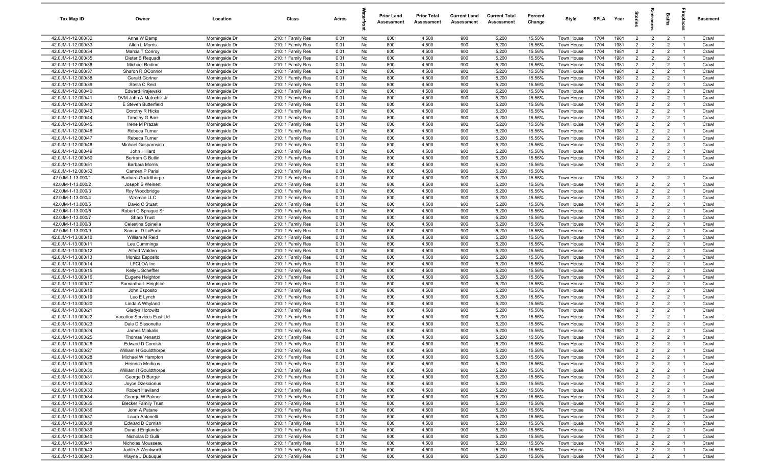| Tax Map ID | Owner | Location | Class | Acres | Waterfront | Prior Land Assessment | Prior Total Assessment | Current Land Assessment | Current Total Assessment | Percent Change | Style | SFLA | Year | Stories | Bedrooms | Baths | Fireplaces | Basement |
|---|---|---|---|---|---|---|---|---|---|---|---|---|---|---|---|---|---|---|
| 42.0JM-1-12.000/32 | Anne W Damp | Morningside Dr | 210: 1 Family Res | 0.01 | No | 800 | 4,500 | 900 | 5,200 | 15.56% | Town House | 1704 | 1981 | 2 | 2 | 2 | 1 | Crawl |
| 42.0JM-1-12.000/33 | Allen L Morris | Morningside Dr | 210: 1 Family Res | 0.01 | No | 800 | 4,500 | 900 | 5,200 | 15.56% | Town House | 1704 | 1981 | 2 | 2 | 2 | 1 | Crawl |
| 42.0JM-1-12.000/34 | Marcia T Conroy | Morningside Dr | 210: 1 Family Res | 0.01 | No | 800 | 4,500 | 900 | 5,200 | 15.56% | Town House | 1704 | 1981 | 2 | 2 | 2 | 1 | Crawl |
| 42.0JM-1-12.000/35 | Dieter B Requadt | Morningside Dr | 210: 1 Family Res | 0.01 | No | 800 | 4,500 | 900 | 5,200 | 15.56% | Town House | 1704 | 1981 | 2 | 2 | 2 | 1 | Crawl |
| 42.0JM-1-12.000/36 | Michael Rodino | Morningside Dr | 210: 1 Family Res | 0.01 | No | 800 | 4,500 | 900 | 5,200 | 15.56% | Town House | 1704 | 1981 | 2 | 2 | 2 | 1 | Crawl |
| 42.0JM-1-12.000/37 | Sharon R OConnor | Morningside Dr | 210: 1 Family Res | 0.01 | No | 800 | 4,500 | 900 | 5,200 | 15.56% | Town House | 1704 | 1981 | 2 | 2 | 2 | 1 | Crawl |
| 42.0JM-1-12.000/38 | Gerald Gortner | Morningside Dr | 210: 1 Family Res | 0.01 | No | 800 | 4,500 | 900 | 5,200 | 15.56% | Town House | 1704 | 1981 | 2 | 2 | 2 | 1 | Crawl |
| 42.0JM-1-12.000/39 | Stella C Reid | Morningside Dr | 210: 1 Family Res | 0.01 | No | 800 | 4,500 | 900 | 5,200 | 15.56% | Town House | 1704 | 1981 | 2 | 2 | 2 | 1 | Crawl |
| 42.0JM-1-12.000/40 | Edward Krajewski | Morningside Dr | 210: 1 Family Res | 0.01 | No | 800 | 4,500 | 900 | 5,200 | 15.56% | Town House | 1704 | 1981 | 2 | 2 | 2 | 1 | Crawl |
| 42.0JM-1-12.000/41 | DVM John A Matochik Jr | Morningside Dr | 210: 1 Family Res | 0.01 | No | 800 | 4,500 | 900 | 5,200 | 15.56% | Town House | 1704 | 1981 | 2 | 2 | 2 | 1 | Crawl |
| 42.0JM-1-12.000/42 | E Steven Butterfield | Morningside Dr | 210: 1 Family Res | 0.01 | No | 800 | 4,500 | 900 | 5,200 | 15.56% | Town House | 1704 | 1981 | 2 | 2 | 2 | 1 | Crawl |
| 42.0JM-1-12.000/43 | Dorothy R Hicks | Morningside Dr | 210: 1 Family Res | 0.01 | No | 800 | 4,500 | 900 | 5,200 | 15.56% | Town House | 1704 | 1981 | 2 | 2 | 2 | 1 | Crawl |
| 42.0JM-1-12.000/44 | Timothy G Barr | Morningside Dr | 210: 1 Family Res | 0.01 | No | 800 | 4,500 | 900 | 5,200 | 15.56% | Town House | 1704 | 1981 | 2 | 2 | 2 | 1 | Crawl |
| 42.0JM-1-12.000/45 | Irene M Prazak | Morningside Dr | 210: 1 Family Res | 0.01 | No | 800 | 4,500 | 900 | 5,200 | 15.56% | Town House | 1704 | 1981 | 2 | 2 | 2 | 1 | Crawl |
| 42.0JM-1-12.000/46 | Rebeca Turner | Morningside Dr | 210: 1 Family Res | 0.01 | No | 800 | 4,500 | 900 | 5,200 | 15.56% | Town House | 1704 | 1981 | 2 | 2 | 2 | 1 | Crawl |
| 42.0JM-1-12.000/47 | Rebeca Turner | Morningside Dr | 210: 1 Family Res | 0.01 | No | 800 | 4,500 | 900 | 5,200 | 15.56% | Town House | 1704 | 1981 | 2 | 2 | 2 | 1 | Crawl |
| 42.0JM-1-12.000/48 | Michael Gasparovich | Morningside Dr | 210: 1 Family Res | 0.01 | No | 800 | 4,500 | 900 | 5,200 | 15.56% | Town House | 1704 | 1981 | 2 | 2 | 2 | 1 | Crawl |
| 42.0JM-1-12.000/49 | John Hilliard | Morningside Dr | 210: 1 Family Res | 0.01 | No | 800 | 4,500 | 900 | 5,200 | 15.56% | Town House | 1704 | 1981 | 2 | 2 | 2 | 1 | Crawl |
| 42.0JM-1-12.000/50 | Bertram G Butlin | Morningside Dr | 210: 1 Family Res | 0.01 | No | 800 | 4,500 | 900 | 5,200 | 15.56% | Town House | 1704 | 1981 | 2 | 2 | 2 | 1 | Crawl |
| 42.0JM-1-12.000/51 | Barbara Morris | Morningside Dr | 210: 1 Family Res | 0.01 | No | 800 | 4,500 | 900 | 5,200 | 15.56% | Town House | 1704 | 1981 | 2 | 2 | 2 | 1 | Crawl |
| 42.0JM-1-12.000/52 | Carmen P Parisi | Morningside Dr | 210: 1 Family Res | 0.01 | No | 800 | 4,500 | 900 | 5,200 | 15.56% | | | | | | | | |
| 42.0JM-1-13.000/1 | Barbara Gouldthorpe | Morningside Dr | 210: 1 Family Res | 0.01 | No | 800 | 4,500 | 900 | 5,200 | 15.56% | Town House | 1704 | 1981 | 2 | 2 | 2 | 1 | Crawl |
| 42.0JM-1-13.000/2 | Joseph S Weinert | Morningside Dr | 210: 1 Family Res | 0.01 | No | 800 | 4,500 | 900 | 5,200 | 15.56% | Town House | 1704 | 1981 | 2 | 2 | 2 | 1 | Crawl |
| 42.0JM-1-13.000/3 | Roy Woodbridge | Morningside Dr | 210: 1 Family Res | 0.01 | No | 800 | 4,500 | 900 | 5,200 | 15.56% | Town House | 1704 | 1981 | 2 | 2 | 2 | 1 | Crawl |
| 42.0JM-1-13.000/4 | Wroman LLC | Morningside Dr | 210: 1 Family Res | 0.01 | No | 800 | 4,500 | 900 | 5,200 | 15.56% | Town House | 1704 | 1981 | 2 | 2 | 2 | 1 | Crawl |
| 42.0JM-1-13.000/5 | David C Stuart | Morningside Dr | 210: 1 Family Res | 0.01 | No | 800 | 4,500 | 900 | 5,200 | 15.56% | Town House | 1704 | 1981 | 2 | 2 | 2 | 1 | Crawl |
| 42.0JM-1-13.000/6 | Robert C Sprague Sr | Morningside Dr | 210: 1 Family Res | 0.01 | No | 800 | 4,500 | 900 | 5,200 | 15.56% | Town House | 1704 | 1981 | 2 | 2 | 2 | 1 | Crawl |
| 42.0JM-1-13.000/7 | Sharp Trust | Morningside Dr | 210: 1 Family Res | 0.01 | No | 800 | 4,500 | 900 | 5,200 | 15.56% | Town House | 1704 | 1981 | 2 | 2 | 2 | 1 | Crawl |
| 42.0JM-1-13.000/8 | Celestina Spinella | Morningside Dr | 210: 1 Family Res | 0.01 | No | 800 | 4,500 | 900 | 5,200 | 15.56% | Town House | 1704 | 1981 | 2 | 2 | 2 | 1 | Crawl |
| 42.0JM-1-13.000/9 | Samuel D LaPorte | Morningside Dr | 210: 1 Family Res | 0.01 | No | 800 | 4,500 | 900 | 5,200 | 15.56% | Town House | 1704 | 1981 | 2 | 2 | 2 | 1 | Crawl |
| 42.0JM-1-13.000/10 | William M Reid | Morningside Dr | 210: 1 Family Res | 0.01 | No | 800 | 4,500 | 900 | 5,200 | 15.56% | Town House | 1704 | 1981 | 2 | 2 | 2 | 1 | Crawl |
| 42.0JM-1-13.000/11 | Lee Cummings | Morningside Dr | 210: 1 Family Res | 0.01 | No | 800 | 4,500 | 900 | 5,200 | 15.56% | Town House | 1704 | 1981 | 2 | 2 | 2 | 1 | Crawl |
| 42.0JM-1-13.000/12 | Alfred Walden | Morningside Dr | 210: 1 Family Res | 0.01 | No | 800 | 4,500 | 900 | 5,200 | 15.56% | Town House | 1704 | 1981 | 2 | 2 | 2 | 1 | Crawl |
| 42.0JM-1-13.000/13 | Monica Esposito | Morningside Dr | 210: 1 Family Res | 0.01 | No | 800 | 4,500 | 900 | 5,200 | 15.56% | Town House | 1704 | 1981 | 2 | 2 | 2 | 1 | Crawl |
| 42.0JM-1-13.000/14 | LPCLOA Inc | Morningside Dr | 210: 1 Family Res | 0.01 | No | 800 | 4,500 | 900 | 5,200 | 15.56% | Town House | 1704 | 1981 | 2 | 2 | 2 | 1 | Crawl |
| 42.0JM-1-13.000/15 | Kelly L Scheffler | Morningside Dr | 210: 1 Family Res | 0.01 | No | 800 | 4,500 | 900 | 5,200 | 15.56% | Town House | 1704 | 1981 | 2 | 2 | 2 | 1 | Crawl |
| 42.0JM-1-13.000/16 | Eugene Heighton | Morningside Dr | 210: 1 Family Res | 0.01 | No | 800 | 4,500 | 900 | 5,200 | 15.56% | Town House | 1704 | 1981 | 2 | 2 | 2 | 1 | Crawl |
| 42.0JM-1-13.000/17 | Samantha L Heighton | Morningside Dr | 210: 1 Family Res | 0.01 | No | 800 | 4,500 | 900 | 5,200 | 15.56% | Town House | 1704 | 1981 | 2 | 2 | 2 | 1 | Crawl |
| 42.0JM-1-13.000/18 | John Esposito | Morningside Dr | 210: 1 Family Res | 0.01 | No | 800 | 4,500 | 900 | 5,200 | 15.56% | Town House | 1704 | 1981 | 2 | 2 | 2 | 1 | Crawl |
| 42.0JM-1-13.000/19 | Leo E Lynch | Morningside Dr | 210: 1 Family Res | 0.01 | No | 800 | 4,500 | 900 | 5,200 | 15.56% | Town House | 1704 | 1981 | 2 | 2 | 2 | 1 | Crawl |
| 42.0JM-1-13.000/20 | Linda A Whyland | Morningside Dr | 210: 1 Family Res | 0.01 | No | 800 | 4,500 | 900 | 5,200 | 15.56% | Town House | 1704 | 1981 | 2 | 2 | 2 | 1 | Crawl |
| 42.0JM-1-13.000/21 | Gladys Horowitz | Morningside Dr | 210: 1 Family Res | 0.01 | No | 800 | 4,500 | 900 | 5,200 | 15.56% | Town House | 1704 | 1981 | 2 | 2 | 2 | 1 | Crawl |
| 42.0JM-1-13.000/22 | Vacation Services East Ltd | Morningside Dr | 210: 1 Family Res | 0.01 | No | 800 | 4,500 | 900 | 5,200 | 15.56% | Town House | 1704 | 1981 | 2 | 2 | 2 | 1 | Crawl |
| 42.0JM-1-13.000/23 | Dale D Bissonette | Morningside Dr | 210: 1 Family Res | 0.01 | No | 800 | 4,500 | 900 | 5,200 | 15.56% | Town House | 1704 | 1981 | 2 | 2 | 2 | 1 | Crawl |
| 42.0JM-1-13.000/24 | James Minkalis | Morningside Dr | 210: 1 Family Res | 0.01 | No | 800 | 4,500 | 900 | 5,200 | 15.56% | Town House | 1704 | 1981 | 2 | 2 | 2 | 1 | Crawl |
| 42.0JM-1-13.000/25 | Thomas Venanzi | Morningside Dr | 210: 1 Family Res | 0.01 | No | 800 | 4,500 | 900 | 5,200 | 15.56% | Town House | 1704 | 1981 | 2 | 2 | 2 | 1 | Crawl |
| 42.0JM-1-13.000/26 | Edward D Cornish | Morningside Dr | 210: 1 Family Res | 0.01 | No | 800 | 4,500 | 900 | 5,200 | 15.56% | Town House | 1704 | 1981 | 2 | 2 | 2 | 1 | Crawl |
| 42.0JM-1-13.000/27 | William H Gouldthorpe | Morningside Dr | 210: 1 Family Res | 0.01 | No | 800 | 4,500 | 900 | 5,200 | 15.56% | Town House | 1704 | 1981 | 2 | 2 | 2 | 1 | Crawl |
| 42.0JM-1-13.000/28 | Michael W Hampton | Morningside Dr | 210: 1 Family Res | 0.01 | No | 800 | 4,500 | 900 | 5,200 | 15.56% | Town House | 1704 | 1981 | 2 | 2 | 2 | 1 | Crawl |
| 42.0JM-1-13.000/29 | Heinrich Medicus | Morningside Dr | 210: 1 Family Res | 0.01 | No | 800 | 4,500 | 900 | 5,200 | 15.56% | Town House | 1704 | 1981 | 2 | 2 | 2 | 1 | Crawl |
| 42.0JM-1-13.000/30 | William H Gouldthorpe | Morningside Dr | 210: 1 Family Res | 0.01 | No | 800 | 4,500 | 900 | 5,200 | 15.56% | Town House | 1704 | 1981 | 2 | 2 | 2 | 1 | Crawl |
| 42.0JM-1-13.000/31 | George D Burger | Morningside Dr | 210: 1 Family Res | 0.01 | No | 800 | 4,500 | 900 | 5,200 | 15.56% | Town House | 1704 | 1981 | 2 | 2 | 2 | 1 | Crawl |
| 42.0JM-1-13.000/32 | Joyce Dzekciorius | Morningside Dr | 210: 1 Family Res | 0.01 | No | 800 | 4,500 | 900 | 5,200 | 15.56% | Town House | 1704 | 1981 | 2 | 2 | 2 | 1 | Crawl |
| 42.0JM-1-13.000/33 | Robert Haviland | Morningside Dr | 210: 1 Family Res | 0.01 | No | 800 | 4,500 | 900 | 5,200 | 15.56% | Town House | 1704 | 1981 | 2 | 2 | 2 | 1 | Crawl |
| 42.0JM-1-13.000/34 | George W Palmer | Morningside Dr | 210: 1 Family Res | 0.01 | No | 800 | 4,500 | 900 | 5,200 | 15.56% | Town House | 1704 | 1981 | 2 | 2 | 2 | 1 | Crawl |
| 42.0JM-1-13.000/35 | Blecker Family Trust | Morningside Dr | 210: 1 Family Res | 0.01 | No | 800 | 4,500 | 900 | 5,200 | 15.56% | Town House | 1704 | 1981 | 2 | 2 | 2 | 1 | Crawl |
| 42.0JM-1-13.000/36 | John A Patane | Morningside Dr | 210: 1 Family Res | 0.01 | No | 800 | 4,500 | 900 | 5,200 | 15.56% | Town House | 1704 | 1981 | 2 | 2 | 2 | 1 | Crawl |
| 42.0JM-1-13.000/37 | Laura Antonelli | Morningside Dr | 210: 1 Family Res | 0.01 | No | 800 | 4,500 | 900 | 5,200 | 15.56% | Town House | 1704 | 1981 | 2 | 2 | 2 | 1 | Crawl |
| 42.0JM-1-13.000/38 | Edward D Cornish | Morningside Dr | 210: 1 Family Res | 0.01 | No | 800 | 4,500 | 900 | 5,200 | 15.56% | Town House | 1704 | 1981 | 2 | 2 | 2 | 1 | Crawl |
| 42.0JM-1-13.000/39 | Donald Englander | Morningside Dr | 210: 1 Family Res | 0.01 | No | 800 | 4,500 | 900 | 5,200 | 15.56% | Town House | 1704 | 1981 | 2 | 2 | 2 | 1 | Crawl |
| 42.0JM-1-13.000/40 | Nicholas D Gulli | Morningside Dr | 210: 1 Family Res | 0.01 | No | 800 | 4,500 | 900 | 5,200 | 15.56% | Town House | 1704 | 1981 | 2 | 2 | 2 | 1 | Crawl |
| 42.0JM-1-13.000/41 | Nicholas Mousseau | Morningside Dr | 210: 1 Family Res | 0.01 | No | 800 | 4,500 | 900 | 5,200 | 15.56% | Town House | 1704 | 1981 | 2 | 2 | 2 | 1 | Crawl |
| 42.0JM-1-13.000/42 | Judith A Wentworth | Morningside Dr | 210: 1 Family Res | 0.01 | No | 800 | 4,500 | 900 | 5,200 | 15.56% | Town House | 1704 | 1981 | 2 | 2 | 2 | 1 | Crawl |
| 42.0JM-1-13.000/43 | Wayne J Dubuque | Morningside Dr | 210: 1 Family Res | 0.01 | No | 800 | 4,500 | 900 | 5,200 | 15.56% | Town House | 1704 | 1981 | 2 | 2 | 2 | 1 | Crawl |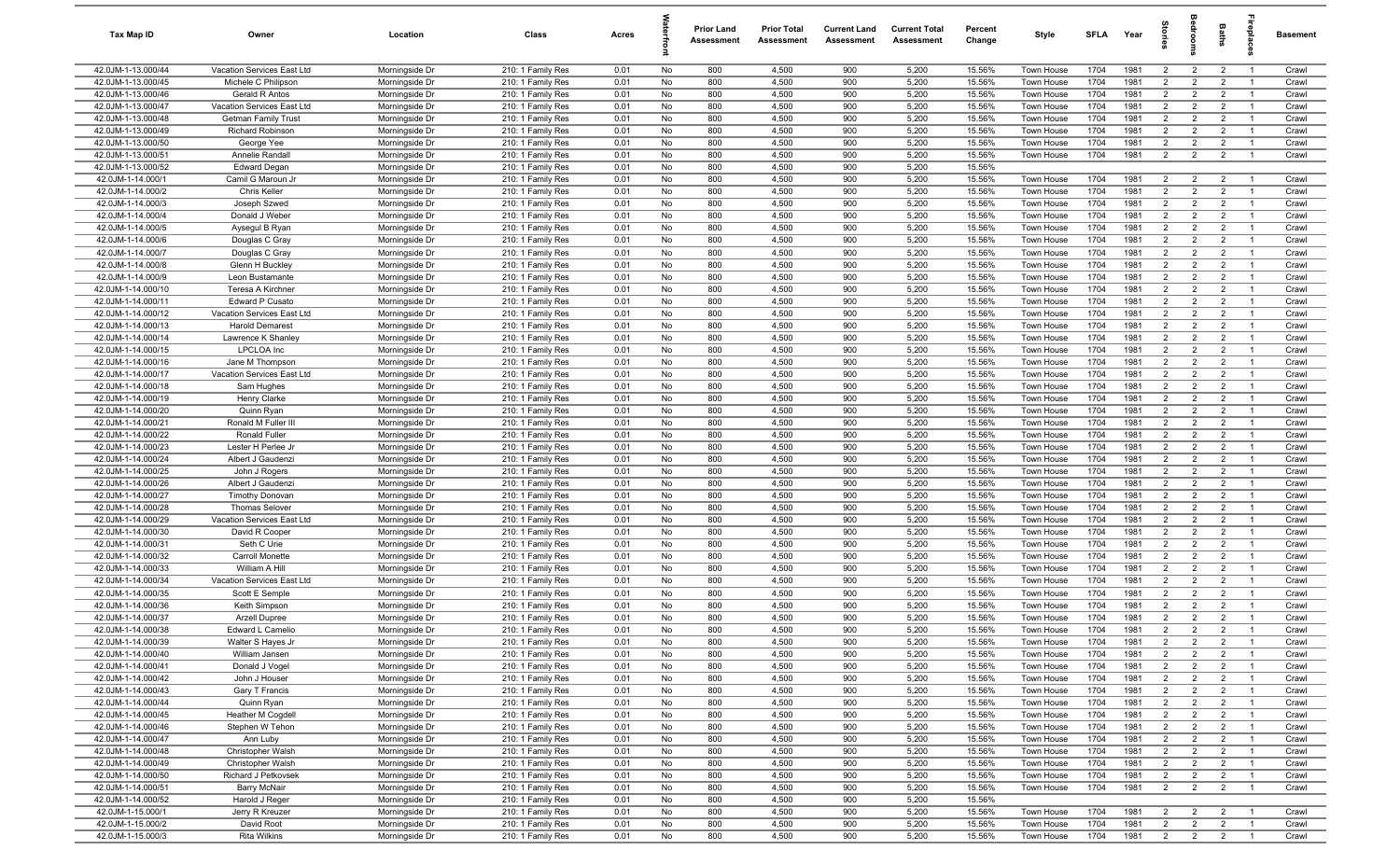| Tax Map ID | Owner | Location | Class | Acres | Waterfront | Prior Land Assessment | Prior Total Assessment | Current Land Assessment | Current Total Assessment | Percent Change | Style | SFLA | Year | Stories | Bedrooms | Baths | Fireplaces | Basement |
|---|---|---|---|---|---|---|---|---|---|---|---|---|---|---|---|---|---|---|
| 42.0JM-1-13.000/44 | Vacation Services East Ltd | Morningside Dr | 210: 1 Family Res | 0.01 | No | 800 | 4,500 | 900 | 5,200 | 15.56% | Town House | 1704 | 1981 | 2 | 2 | 2 | 1 | Crawl |
| 42.0JM-1-13.000/45 | Michele C Philipson | Morningside Dr | 210: 1 Family Res | 0.01 | No | 800 | 4,500 | 900 | 5,200 | 15.56% | Town House | 1704 | 1981 | 2 | 2 | 2 | 1 | Crawl |
| 42.0JM-1-13.000/46 | Gerald R Antos | Morningside Dr | 210: 1 Family Res | 0.01 | No | 800 | 4,500 | 900 | 5,200 | 15.56% | Town House | 1704 | 1981 | 2 | 2 | 2 | 1 | Crawl |
| 42.0JM-1-13.000/47 | Vacation Services East Ltd | Morningside Dr | 210: 1 Family Res | 0.01 | No | 800 | 4,500 | 900 | 5,200 | 15.56% | Town House | 1704 | 1981 | 2 | 2 | 2 | 1 | Crawl |
| 42.0JM-1-13.000/48 | Getman Family Trust | Morningside Dr | 210: 1 Family Res | 0.01 | No | 800 | 4,500 | 900 | 5,200 | 15.56% | Town House | 1704 | 1981 | 2 | 2 | 2 | 1 | Crawl |
| 42.0JM-1-13.000/49 | Richard Robinson | Morningside Dr | 210: 1 Family Res | 0.01 | No | 800 | 4,500 | 900 | 5,200 | 15.56% | Town House | 1704 | 1981 | 2 | 2 | 2 | 1 | Crawl |
| 42.0JM-1-13.000/50 | George Yee | Morningside Dr | 210: 1 Family Res | 0.01 | No | 800 | 4,500 | 900 | 5,200 | 15.56% | Town House | 1704 | 1981 | 2 | 2 | 2 | 1 | Crawl |
| 42.0JM-1-13.000/51 | Annelie Randall | Morningside Dr | 210: 1 Family Res | 0.01 | No | 800 | 4,500 | 900 | 5,200 | 15.56% | Town House | 1704 | 1981 | 2 | 2 | 2 | 1 | Crawl |
| 42.0JM-1-13.000/52 | Edward Degan | Morningside Dr | 210: 1 Family Res | 0.01 | No | 800 | 4,500 | 900 | 5,200 | 15.56% | | | | | | | | |
| 42.0JM-1-14.000/1 | Camil G Maroun Jr | Morningside Dr | 210: 1 Family Res | 0.01 | No | 800 | 4,500 | 900 | 5,200 | 15.56% | Town House | 1704 | 1981 | 2 | 2 | 2 | 1 | Crawl |
| 42.0JM-1-14.000/2 | Chris Keller | Morningside Dr | 210: 1 Family Res | 0.01 | No | 800 | 4,500 | 900 | 5,200 | 15.56% | Town House | 1704 | 1981 | 2 | 2 | 2 | 1 | Crawl |
| 42.0JM-1-14.000/3 | Joseph Szwed | Morningside Dr | 210: 1 Family Res | 0.01 | No | 800 | 4,500 | 900 | 5,200 | 15.56% | Town House | 1704 | 1981 | 2 | 2 | 2 | 1 | Crawl |
| 42.0JM-1-14.000/4 | Donald J Weber | Morningside Dr | 210: 1 Family Res | 0.01 | No | 800 | 4,500 | 900 | 5,200 | 15.56% | Town House | 1704 | 1981 | 2 | 2 | 2 | 1 | Crawl |
| 42.0JM-1-14.000/5 | Aysegul B Ryan | Morningside Dr | 210: 1 Family Res | 0.01 | No | 800 | 4,500 | 900 | 5,200 | 15.56% | Town House | 1704 | 1981 | 2 | 2 | 2 | 1 | Crawl |
| 42.0JM-1-14.000/6 | Douglas C Gray | Morningside Dr | 210: 1 Family Res | 0.01 | No | 800 | 4,500 | 900 | 5,200 | 15.56% | Town House | 1704 | 1981 | 2 | 2 | 2 | 1 | Crawl |
| 42.0JM-1-14.000/7 | Douglas C Gray | Morningside Dr | 210: 1 Family Res | 0.01 | No | 800 | 4,500 | 900 | 5,200 | 15.56% | Town House | 1704 | 1981 | 2 | 2 | 2 | 1 | Crawl |
| 42.0JM-1-14.000/8 | Glenn H Buckley | Morningside Dr | 210: 1 Family Res | 0.01 | No | 800 | 4,500 | 900 | 5,200 | 15.56% | Town House | 1704 | 1981 | 2 | 2 | 2 | 1 | Crawl |
| 42.0JM-1-14.000/9 | Leon Bustamante | Morningside Dr | 210: 1 Family Res | 0.01 | No | 800 | 4,500 | 900 | 5,200 | 15.56% | Town House | 1704 | 1981 | 2 | 2 | 2 | 1 | Crawl |
| 42.0JM-1-14.000/10 | Teresa A Kirchner | Morningside Dr | 210: 1 Family Res | 0.01 | No | 800 | 4,500 | 900 | 5,200 | 15.56% | Town House | 1704 | 1981 | 2 | 2 | 2 | 1 | Crawl |
| 42.0JM-1-14.000/11 | Edward P Cusato | Morningside Dr | 210: 1 Family Res | 0.01 | No | 800 | 4,500 | 900 | 5,200 | 15.56% | Town House | 1704 | 1981 | 2 | 2 | 2 | 1 | Crawl |
| 42.0JM-1-14.000/12 | Vacation Services East Ltd | Morningside Dr | 210: 1 Family Res | 0.01 | No | 800 | 4,500 | 900 | 5,200 | 15.56% | Town House | 1704 | 1981 | 2 | 2 | 2 | 1 | Crawl |
| 42.0JM-1-14.000/13 | Harold Demarest | Morningside Dr | 210: 1 Family Res | 0.01 | No | 800 | 4,500 | 900 | 5,200 | 15.56% | Town House | 1704 | 1981 | 2 | 2 | 2 | 1 | Crawl |
| 42.0JM-1-14.000/14 | Lawrence K Shanley | Morningside Dr | 210: 1 Family Res | 0.01 | No | 800 | 4,500 | 900 | 5,200 | 15.56% | Town House | 1704 | 1981 | 2 | 2 | 2 | 1 | Crawl |
| 42.0JM-1-14.000/15 | LPCLOA Inc | Morningside Dr | 210: 1 Family Res | 0.01 | No | 800 | 4,500 | 900 | 5,200 | 15.56% | Town House | 1704 | 1981 | 2 | 2 | 2 | 1 | Crawl |
| 42.0JM-1-14.000/16 | Jane M Thompson | Morningside Dr | 210: 1 Family Res | 0.01 | No | 800 | 4,500 | 900 | 5,200 | 15.56% | Town House | 1704 | 1981 | 2 | 2 | 2 | 1 | Crawl |
| 42.0JM-1-14.000/17 | Vacation Services East Ltd | Morningside Dr | 210: 1 Family Res | 0.01 | No | 800 | 4,500 | 900 | 5,200 | 15.56% | Town House | 1704 | 1981 | 2 | 2 | 2 | 1 | Crawl |
| 42.0JM-1-14.000/18 | Sam Hughes | Morningside Dr | 210: 1 Family Res | 0.01 | No | 800 | 4,500 | 900 | 5,200 | 15.56% | Town House | 1704 | 1981 | 2 | 2 | 2 | 1 | Crawl |
| 42.0JM-1-14.000/19 | Henry Clarke | Morningside Dr | 210: 1 Family Res | 0.01 | No | 800 | 4,500 | 900 | 5,200 | 15.56% | Town House | 1704 | 1981 | 2 | 2 | 2 | 1 | Crawl |
| 42.0JM-1-14.000/20 | Quinn Ryan | Morningside Dr | 210: 1 Family Res | 0.01 | No | 800 | 4,500 | 900 | 5,200 | 15.56% | Town House | 1704 | 1981 | 2 | 2 | 2 | 1 | Crawl |
| 42.0JM-1-14.000/21 | Ronald M Fuller III | Morningside Dr | 210: 1 Family Res | 0.01 | No | 800 | 4,500 | 900 | 5,200 | 15.56% | Town House | 1704 | 1981 | 2 | 2 | 2 | 1 | Crawl |
| 42.0JM-1-14.000/22 | Ronald Fuller | Morningside Dr | 210: 1 Family Res | 0.01 | No | 800 | 4,500 | 900 | 5,200 | 15.56% | Town House | 1704 | 1981 | 2 | 2 | 2 | 1 | Crawl |
| 42.0JM-1-14.000/23 | Lester H Perlee Jr | Morningside Dr | 210: 1 Family Res | 0.01 | No | 800 | 4,500 | 900 | 5,200 | 15.56% | Town House | 1704 | 1981 | 2 | 2 | 2 | 1 | Crawl |
| 42.0JM-1-14.000/24 | Albert J Gaudenzi | Morningside Dr | 210: 1 Family Res | 0.01 | No | 800 | 4,500 | 900 | 5,200 | 15.56% | Town House | 1704 | 1981 | 2 | 2 | 2 | 1 | Crawl |
| 42.0JM-1-14.000/25 | John J Rogers | Morningside Dr | 210: 1 Family Res | 0.01 | No | 800 | 4,500 | 900 | 5,200 | 15.56% | Town House | 1704 | 1981 | 2 | 2 | 2 | 1 | Crawl |
| 42.0JM-1-14.000/26 | Albert J Gaudenzi | Morningside Dr | 210: 1 Family Res | 0.01 | No | 800 | 4,500 | 900 | 5,200 | 15.56% | Town House | 1704 | 1981 | 2 | 2 | 2 | 1 | Crawl |
| 42.0JM-1-14.000/27 | Timothy Donovan | Morningside Dr | 210: 1 Family Res | 0.01 | No | 800 | 4,500 | 900 | 5,200 | 15.56% | Town House | 1704 | 1981 | 2 | 2 | 2 | 1 | Crawl |
| 42.0JM-1-14.000/28 | Thomas Selover | Morningside Dr | 210: 1 Family Res | 0.01 | No | 800 | 4,500 | 900 | 5,200 | 15.56% | Town House | 1704 | 1981 | 2 | 2 | 2 | 1 | Crawl |
| 42.0JM-1-14.000/29 | Vacation Services East Ltd | Morningside Dr | 210: 1 Family Res | 0.01 | No | 800 | 4,500 | 900 | 5,200 | 15.56% | Town House | 1704 | 1981 | 2 | 2 | 2 | 1 | Crawl |
| 42.0JM-1-14.000/30 | David R Cooper | Morningside Dr | 210: 1 Family Res | 0.01 | No | 800 | 4,500 | 900 | 5,200 | 15.56% | Town House | 1704 | 1981 | 2 | 2 | 2 | 1 | Crawl |
| 42.0JM-1-14.000/31 | Seth C Urie | Morningside Dr | 210: 1 Family Res | 0.01 | No | 800 | 4,500 | 900 | 5,200 | 15.56% | Town House | 1704 | 1981 | 2 | 2 | 2 | 1 | Crawl |
| 42.0JM-1-14.000/32 | Carroll Monette | Morningside Dr | 210: 1 Family Res | 0.01 | No | 800 | 4,500 | 900 | 5,200 | 15.56% | Town House | 1704 | 1981 | 2 | 2 | 2 | 1 | Crawl |
| 42.0JM-1-14.000/33 | William A Hill | Morningside Dr | 210: 1 Family Res | 0.01 | No | 800 | 4,500 | 900 | 5,200 | 15.56% | Town House | 1704 | 1981 | 2 | 2 | 2 | 1 | Crawl |
| 42.0JM-1-14.000/34 | Vacation Services East Ltd | Morningside Dr | 210: 1 Family Res | 0.01 | No | 800 | 4,500 | 900 | 5,200 | 15.56% | Town House | 1704 | 1981 | 2 | 2 | 2 | 1 | Crawl |
| 42.0JM-1-14.000/35 | Scott E Semple | Morningside Dr | 210: 1 Family Res | 0.01 | No | 800 | 4,500 | 900 | 5,200 | 15.56% | Town House | 1704 | 1981 | 2 | 2 | 2 | 1 | Crawl |
| 42.0JM-1-14.000/36 | Keith Simpson | Morningside Dr | 210: 1 Family Res | 0.01 | No | 800 | 4,500 | 900 | 5,200 | 15.56% | Town House | 1704 | 1981 | 2 | 2 | 2 | 1 | Crawl |
| 42.0JM-1-14.000/37 | Arzell Dupree | Morningside Dr | 210: 1 Family Res | 0.01 | No | 800 | 4,500 | 900 | 5,200 | 15.56% | Town House | 1704 | 1981 | 2 | 2 | 2 | 1 | Crawl |
| 42.0JM-1-14.000/38 | Edward L Camelio | Morningside Dr | 210: 1 Family Res | 0.01 | No | 800 | 4,500 | 900 | 5,200 | 15.56% | Town House | 1704 | 1981 | 2 | 2 | 2 | 1 | Crawl |
| 42.0JM-1-14.000/39 | Walter S Hayes Jr | Morningside Dr | 210: 1 Family Res | 0.01 | No | 800 | 4,500 | 900 | 5,200 | 15.56% | Town House | 1704 | 1981 | 2 | 2 | 2 | 1 | Crawl |
| 42.0JM-1-14.000/40 | William Jansen | Morningside Dr | 210: 1 Family Res | 0.01 | No | 800 | 4,500 | 900 | 5,200 | 15.56% | Town House | 1704 | 1981 | 2 | 2 | 2 | 1 | Crawl |
| 42.0JM-1-14.000/41 | Donald J Vogel | Morningside Dr | 210: 1 Family Res | 0.01 | No | 800 | 4,500 | 900 | 5,200 | 15.56% | Town House | 1704 | 1981 | 2 | 2 | 2 | 1 | Crawl |
| 42.0JM-1-14.000/42 | John J Houser | Morningside Dr | 210: 1 Family Res | 0.01 | No | 800 | 4,500 | 900 | 5,200 | 15.56% | Town House | 1704 | 1981 | 2 | 2 | 2 | 1 | Crawl |
| 42.0JM-1-14.000/43 | Gary T Francis | Morningside Dr | 210: 1 Family Res | 0.01 | No | 800 | 4,500 | 900 | 5,200 | 15.56% | Town House | 1704 | 1981 | 2 | 2 | 2 | 1 | Crawl |
| 42.0JM-1-14.000/44 | Quinn Ryan | Morningside Dr | 210: 1 Family Res | 0.01 | No | 800 | 4,500 | 900 | 5,200 | 15.56% | Town House | 1704 | 1981 | 2 | 2 | 2 | 1 | Crawl |
| 42.0JM-1-14.000/45 | Heather M Cogdell | Morningside Dr | 210: 1 Family Res | 0.01 | No | 800 | 4,500 | 900 | 5,200 | 15.56% | Town House | 1704 | 1981 | 2 | 2 | 2 | 1 | Crawl |
| 42.0JM-1-14.000/46 | Stephen W Tehon | Morningside Dr | 210: 1 Family Res | 0.01 | No | 800 | 4,500 | 900 | 5,200 | 15.56% | Town House | 1704 | 1981 | 2 | 2 | 2 | 1 | Crawl |
| 42.0JM-1-14.000/47 | Ann Luby | Morningside Dr | 210: 1 Family Res | 0.01 | No | 800 | 4,500 | 900 | 5,200 | 15.56% | Town House | 1704 | 1981 | 2 | 2 | 2 | 1 | Crawl |
| 42.0JM-1-14.000/48 | Christopher Walsh | Morningside Dr | 210: 1 Family Res | 0.01 | No | 800 | 4,500 | 900 | 5,200 | 15.56% | Town House | 1704 | 1981 | 2 | 2 | 2 | 1 | Crawl |
| 42.0JM-1-14.000/49 | Christopher Walsh | Morningside Dr | 210: 1 Family Res | 0.01 | No | 800 | 4,500 | 900 | 5,200 | 15.56% | Town House | 1704 | 1981 | 2 | 2 | 2 | 1 | Crawl |
| 42.0JM-1-14.000/50 | Richard J Petkovsek | Morningside Dr | 210: 1 Family Res | 0.01 | No | 800 | 4,500 | 900 | 5,200 | 15.56% | Town House | 1704 | 1981 | 2 | 2 | 2 | 1 | Crawl |
| 42.0JM-1-14.000/51 | Barry McNair | Morningside Dr | 210: 1 Family Res | 0.01 | No | 800 | 4,500 | 900 | 5,200 | 15.56% | Town House | 1704 | 1981 | 2 | 2 | 2 | 1 | Crawl |
| 42.0JM-1-14.000/52 | Harold J Reger | Morningside Dr | 210: 1 Family Res | 0.01 | No | 800 | 4,500 | 900 | 5,200 | 15.56% | | | | | | | | |
| 42.0JM-1-15.000/1 | Jerry R Kreuzer | Morningside Dr | 210: 1 Family Res | 0.01 | No | 800 | 4,500 | 900 | 5,200 | 15.56% | Town House | 1704 | 1981 | 2 | 2 | 2 | 1 | Crawl |
| 42.0JM-1-15.000/2 | David Root | Morningside Dr | 210: 1 Family Res | 0.01 | No | 800 | 4,500 | 900 | 5,200 | 15.56% | Town House | 1704 | 1981 | 2 | 2 | 2 | 1 | Crawl |
| 42.0JM-1-15.000/3 | Rita Wilkins | Morningside Dr | 210: 1 Family Res | 0.01 | No | 800 | 4,500 | 900 | 5,200 | 15.56% | Town House | 1704 | 1981 | 2 | 2 | 2 | 1 | Crawl |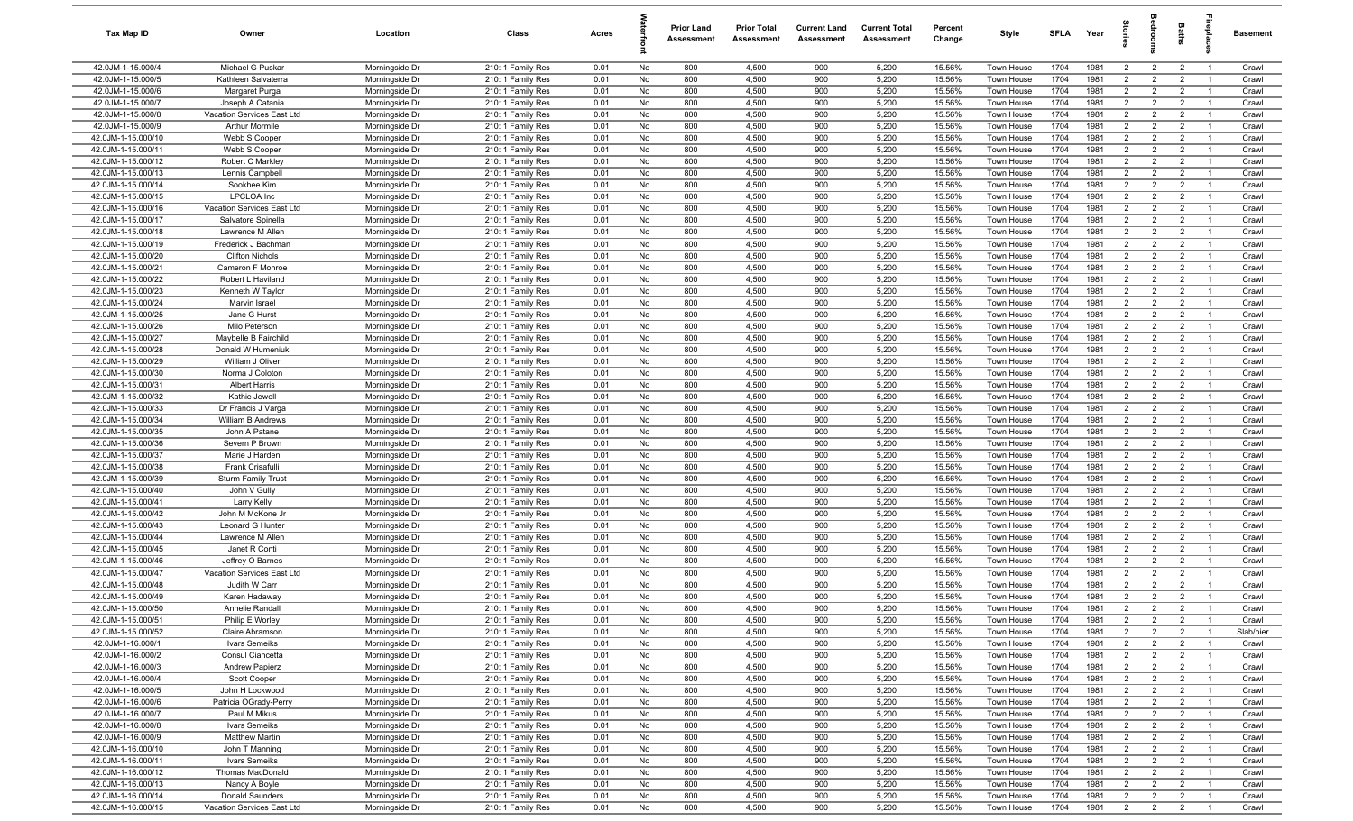| Tax Map ID | Owner | Location | Class | Acres | Waterfront | Prior Land Assessment | Prior Total Assessment | Current Land Assessment | Current Total Assessment | Percent Change | Style | SFLA | Year | Stories | Bedrooms | Baths | Fireplaces | Basement |
|---|---|---|---|---|---|---|---|---|---|---|---|---|---|---|---|---|---|---|
| 42.0JM-1-15.000/4 | Michael G Puskar | Morningside Dr | 210: 1 Family Res | 0.01 | No | 800 | 4,500 | 900 | 5,200 | 15.56% | Town House | 1704 | 1981 | 2 | 2 | 2 | 1 | Crawl |
| 42.0JM-1-15.000/5 | Kathleen Salvaterra | Morningside Dr | 210: 1 Family Res | 0.01 | No | 800 | 4,500 | 900 | 5,200 | 15.56% | Town House | 1704 | 1981 | 2 | 2 | 2 | 1 | Crawl |
| 42.0JM-1-15.000/6 | Margaret Purga | Morningside Dr | 210: 1 Family Res | 0.01 | No | 800 | 4,500 | 900 | 5,200 | 15.56% | Town House | 1704 | 1981 | 2 | 2 | 2 | 1 | Crawl |
| 42.0JM-1-15.000/7 | Joseph A Catania | Morningside Dr | 210: 1 Family Res | 0.01 | No | 800 | 4,500 | 900 | 5,200 | 15.56% | Town House | 1704 | 1981 | 2 | 2 | 2 | 1 | Crawl |
| 42.0JM-1-15.000/8 | Vacation Services East Ltd | Morningside Dr | 210: 1 Family Res | 0.01 | No | 800 | 4,500 | 900 | 5,200 | 15.56% | Town House | 1704 | 1981 | 2 | 2 | 2 | 1 | Crawl |
| 42.0JM-1-15.000/9 | Arthur Mormile | Morningside Dr | 210: 1 Family Res | 0.01 | No | 800 | 4,500 | 900 | 5,200 | 15.56% | Town House | 1704 | 1981 | 2 | 2 | 2 | 1 | Crawl |
| 42.0JM-1-15.000/10 | Webb S Cooper | Morningside Dr | 210: 1 Family Res | 0.01 | No | 800 | 4,500 | 900 | 5,200 | 15.56% | Town House | 1704 | 1981 | 2 | 2 | 2 | 1 | Crawl |
| 42.0JM-1-15.000/11 | Webb S Cooper | Morningside Dr | 210: 1 Family Res | 0.01 | No | 800 | 4,500 | 900 | 5,200 | 15.56% | Town House | 1704 | 1981 | 2 | 2 | 2 | 1 | Crawl |
| 42.0JM-1-15.000/12 | Robert C Markley | Morningside Dr | 210: 1 Family Res | 0.01 | No | 800 | 4,500 | 900 | 5,200 | 15.56% | Town House | 1704 | 1981 | 2 | 2 | 2 | 1 | Crawl |
| 42.0JM-1-15.000/13 | Lennis Campbell | Morningside Dr | 210: 1 Family Res | 0.01 | No | 800 | 4,500 | 900 | 5,200 | 15.56% | Town House | 1704 | 1981 | 2 | 2 | 2 | 1 | Crawl |
| 42.0JM-1-15.000/14 | Sookhee Kim | Morningside Dr | 210: 1 Family Res | 0.01 | No | 800 | 4,500 | 900 | 5,200 | 15.56% | Town House | 1704 | 1981 | 2 | 2 | 2 | 1 | Crawl |
| 42.0JM-1-15.000/15 | LPCLOA Inc | Morningside Dr | 210: 1 Family Res | 0.01 | No | 800 | 4,500 | 900 | 5,200 | 15.56% | Town House | 1704 | 1981 | 2 | 2 | 2 | 1 | Crawl |
| 42.0JM-1-15.000/16 | Vacation Services East Ltd | Morningside Dr | 210: 1 Family Res | 0.01 | No | 800 | 4,500 | 900 | 5,200 | 15.56% | Town House | 1704 | 1981 | 2 | 2 | 2 | 1 | Crawl |
| 42.0JM-1-15.000/17 | Salvatore Spinella | Morningside Dr | 210: 1 Family Res | 0.01 | No | 800 | 4,500 | 900 | 5,200 | 15.56% | Town House | 1704 | 1981 | 2 | 2 | 2 | 1 | Crawl |
| 42.0JM-1-15.000/18 | Lawrence M Allen | Morningside Dr | 210: 1 Family Res | 0.01 | No | 800 | 4,500 | 900 | 5,200 | 15.56% | Town House | 1704 | 1981 | 2 | 2 | 2 | 1 | Crawl |
| 42.0JM-1-15.000/19 | Frederick J Bachman | Morningside Dr | 210: 1 Family Res | 0.01 | No | 800 | 4,500 | 900 | 5,200 | 15.56% | Town House | 1704 | 1981 | 2 | 2 | 2 | 1 | Crawl |
| 42.0JM-1-15.000/20 | Clifton Nichols | Morningside Dr | 210: 1 Family Res | 0.01 | No | 800 | 4,500 | 900 | 5,200 | 15.56% | Town House | 1704 | 1981 | 2 | 2 | 2 | 1 | Crawl |
| 42.0JM-1-15.000/21 | Cameron F Monroe | Morningside Dr | 210: 1 Family Res | 0.01 | No | 800 | 4,500 | 900 | 5,200 | 15.56% | Town House | 1704 | 1981 | 2 | 2 | 2 | 1 | Crawl |
| 42.0JM-1-15.000/22 | Robert L Haviland | Morningside Dr | 210: 1 Family Res | 0.01 | No | 800 | 4,500 | 900 | 5,200 | 15.56% | Town House | 1704 | 1981 | 2 | 2 | 2 | 1 | Crawl |
| 42.0JM-1-15.000/23 | Kenneth W Taylor | Morningside Dr | 210: 1 Family Res | 0.01 | No | 800 | 4,500 | 900 | 5,200 | 15.56% | Town House | 1704 | 1981 | 2 | 2 | 2 | 1 | Crawl |
| 42.0JM-1-15.000/24 | Marvin Israel | Morningside Dr | 210: 1 Family Res | 0.01 | No | 800 | 4,500 | 900 | 5,200 | 15.56% | Town House | 1704 | 1981 | 2 | 2 | 2 | 1 | Crawl |
| 42.0JM-1-15.000/25 | Jane G Hurst | Morningside Dr | 210: 1 Family Res | 0.01 | No | 800 | 4,500 | 900 | 5,200 | 15.56% | Town House | 1704 | 1981 | 2 | 2 | 2 | 1 | Crawl |
| 42.0JM-1-15.000/26 | Milo Peterson | Morningside Dr | 210: 1 Family Res | 0.01 | No | 800 | 4,500 | 900 | 5,200 | 15.56% | Town House | 1704 | 1981 | 2 | 2 | 2 | 1 | Crawl |
| 42.0JM-1-15.000/27 | Maybelle B Fairchild | Morningside Dr | 210: 1 Family Res | 0.01 | No | 800 | 4,500 | 900 | 5,200 | 15.56% | Town House | 1704 | 1981 | 2 | 2 | 2 | 1 | Crawl |
| 42.0JM-1-15.000/28 | Donald W Humeniuk | Morningside Dr | 210: 1 Family Res | 0.01 | No | 800 | 4,500 | 900 | 5,200 | 15.56% | Town House | 1704 | 1981 | 2 | 2 | 2 | 1 | Crawl |
| 42.0JM-1-15.000/29 | William J Oliver | Morningside Dr | 210: 1 Family Res | 0.01 | No | 800 | 4,500 | 900 | 5,200 | 15.56% | Town House | 1704 | 1981 | 2 | 2 | 2 | 1 | Crawl |
| 42.0JM-1-15.000/30 | Norma J Coloton | Morningside Dr | 210: 1 Family Res | 0.01 | No | 800 | 4,500 | 900 | 5,200 | 15.56% | Town House | 1704 | 1981 | 2 | 2 | 2 | 1 | Crawl |
| 42.0JM-1-15.000/31 | Albert Harris | Morningside Dr | 210: 1 Family Res | 0.01 | No | 800 | 4,500 | 900 | 5,200 | 15.56% | Town House | 1704 | 1981 | 2 | 2 | 2 | 1 | Crawl |
| 42.0JM-1-15.000/32 | Kathie Jewell | Morningside Dr | 210: 1 Family Res | 0.01 | No | 800 | 4,500 | 900 | 5,200 | 15.56% | Town House | 1704 | 1981 | 2 | 2 | 2 | 1 | Crawl |
| 42.0JM-1-15.000/33 | Dr Francis J Varga | Morningside Dr | 210: 1 Family Res | 0.01 | No | 800 | 4,500 | 900 | 5,200 | 15.56% | Town House | 1704 | 1981 | 2 | 2 | 2 | 1 | Crawl |
| 42.0JM-1-15.000/34 | William B Andrews | Morningside Dr | 210: 1 Family Res | 0.01 | No | 800 | 4,500 | 900 | 5,200 | 15.56% | Town House | 1704 | 1981 | 2 | 2 | 2 | 1 | Crawl |
| 42.0JM-1-15.000/35 | John A Patane | Morningside Dr | 210: 1 Family Res | 0.01 | No | 800 | 4,500 | 900 | 5,200 | 15.56% | Town House | 1704 | 1981 | 2 | 2 | 2 | 1 | Crawl |
| 42.0JM-1-15.000/36 | Severn P Brown | Morningside Dr | 210: 1 Family Res | 0.01 | No | 800 | 4,500 | 900 | 5,200 | 15.56% | Town House | 1704 | 1981 | 2 | 2 | 2 | 1 | Crawl |
| 42.0JM-1-15.000/37 | Marie J Harden | Morningside Dr | 210: 1 Family Res | 0.01 | No | 800 | 4,500 | 900 | 5,200 | 15.56% | Town House | 1704 | 1981 | 2 | 2 | 2 | 1 | Crawl |
| 42.0JM-1-15.000/38 | Frank Crisafulli | Morningside Dr | 210: 1 Family Res | 0.01 | No | 800 | 4,500 | 900 | 5,200 | 15.56% | Town House | 1704 | 1981 | 2 | 2 | 2 | 1 | Crawl |
| 42.0JM-1-15.000/39 | Sturm Family Trust | Morningside Dr | 210: 1 Family Res | 0.01 | No | 800 | 4,500 | 900 | 5,200 | 15.56% | Town House | 1704 | 1981 | 2 | 2 | 2 | 1 | Crawl |
| 42.0JM-1-15.000/40 | John V Gully | Morningside Dr | 210: 1 Family Res | 0.01 | No | 800 | 4,500 | 900 | 5,200 | 15.56% | Town House | 1704 | 1981 | 2 | 2 | 2 | 1 | Crawl |
| 42.0JM-1-15.000/41 | Larry Kelly | Morningside Dr | 210: 1 Family Res | 0.01 | No | 800 | 4,500 | 900 | 5,200 | 15.56% | Town House | 1704 | 1981 | 2 | 2 | 2 | 1 | Crawl |
| 42.0JM-1-15.000/42 | John M McKone Jr | Morningside Dr | 210: 1 Family Res | 0.01 | No | 800 | 4,500 | 900 | 5,200 | 15.56% | Town House | 1704 | 1981 | 2 | 2 | 2 | 1 | Crawl |
| 42.0JM-1-15.000/43 | Leonard G Hunter | Morningside Dr | 210: 1 Family Res | 0.01 | No | 800 | 4,500 | 900 | 5,200 | 15.56% | Town House | 1704 | 1981 | 2 | 2 | 2 | 1 | Crawl |
| 42.0JM-1-15.000/44 | Lawrence M Allen | Morningside Dr | 210: 1 Family Res | 0.01 | No | 800 | 4,500 | 900 | 5,200 | 15.56% | Town House | 1704 | 1981 | 2 | 2 | 2 | 1 | Crawl |
| 42.0JM-1-15.000/45 | Janet R Conti | Morningside Dr | 210: 1 Family Res | 0.01 | No | 800 | 4,500 | 900 | 5,200 | 15.56% | Town House | 1704 | 1981 | 2 | 2 | 2 | 1 | Crawl |
| 42.0JM-1-15.000/46 | Jeffrey O Barnes | Morningside Dr | 210: 1 Family Res | 0.01 | No | 800 | 4,500 | 900 | 5,200 | 15.56% | Town House | 1704 | 1981 | 2 | 2 | 2 | 1 | Crawl |
| 42.0JM-1-15.000/47 | Vacation Services East Ltd | Morningside Dr | 210: 1 Family Res | 0.01 | No | 800 | 4,500 | 900 | 5,200 | 15.56% | Town House | 1704 | 1981 | 2 | 2 | 2 | 1 | Crawl |
| 42.0JM-1-15.000/48 | Judith W Carr | Morningside Dr | 210: 1 Family Res | 0.01 | No | 800 | 4,500 | 900 | 5,200 | 15.56% | Town House | 1704 | 1981 | 2 | 2 | 2 | 1 | Crawl |
| 42.0JM-1-15.000/49 | Karen Hadaway | Morningside Dr | 210: 1 Family Res | 0.01 | No | 800 | 4,500 | 900 | 5,200 | 15.56% | Town House | 1704 | 1981 | 2 | 2 | 2 | 1 | Crawl |
| 42.0JM-1-15.000/50 | Annelie Randall | Morningside Dr | 210: 1 Family Res | 0.01 | No | 800 | 4,500 | 900 | 5,200 | 15.56% | Town House | 1704 | 1981 | 2 | 2 | 2 | 1 | Crawl |
| 42.0JM-1-15.000/51 | Philip E Worley | Morningside Dr | 210: 1 Family Res | 0.01 | No | 800 | 4,500 | 900 | 5,200 | 15.56% | Town House | 1704 | 1981 | 2 | 2 | 2 | 1 | Crawl |
| 42.0JM-1-15.000/52 | Claire Abramson | Morningside Dr | 210: 1 Family Res | 0.01 | No | 800 | 4,500 | 900 | 5,200 | 15.56% | Town House | 1704 | 1981 | 2 | 2 | 2 | 1 | Slab/pier |
| 42.0JM-1-16.000/1 | Ivars Semeiks | Morningside Dr | 210: 1 Family Res | 0.01 | No | 800 | 4,500 | 900 | 5,200 | 15.56% | Town House | 1704 | 1981 | 2 | 2 | 2 | 1 | Crawl |
| 42.0JM-1-16.000/2 | Consul Ciancetta | Morningside Dr | 210: 1 Family Res | 0.01 | No | 800 | 4,500 | 900 | 5,200 | 15.56% | Town House | 1704 | 1981 | 2 | 2 | 2 | 1 | Crawl |
| 42.0JM-1-16.000/3 | Andrew Papierz | Morningside Dr | 210: 1 Family Res | 0.01 | No | 800 | 4,500 | 900 | 5,200 | 15.56% | Town House | 1704 | 1981 | 2 | 2 | 2 | 1 | Crawl |
| 42.0JM-1-16.000/4 | Scott Cooper | Morningside Dr | 210: 1 Family Res | 0.01 | No | 800 | 4,500 | 900 | 5,200 | 15.56% | Town House | 1704 | 1981 | 2 | 2 | 2 | 1 | Crawl |
| 42.0JM-1-16.000/5 | John H Lockwood | Morningside Dr | 210: 1 Family Res | 0.01 | No | 800 | 4,500 | 900 | 5,200 | 15.56% | Town House | 1704 | 1981 | 2 | 2 | 2 | 1 | Crawl |
| 42.0JM-1-16.000/6 | Patricia OGrady-Perry | Morningside Dr | 210: 1 Family Res | 0.01 | No | 800 | 4,500 | 900 | 5,200 | 15.56% | Town House | 1704 | 1981 | 2 | 2 | 2 | 1 | Crawl |
| 42.0JM-1-16.000/7 | Paul M Mikus | Morningside Dr | 210: 1 Family Res | 0.01 | No | 800 | 4,500 | 900 | 5,200 | 15.56% | Town House | 1704 | 1981 | 2 | 2 | 2 | 1 | Crawl |
| 42.0JM-1-16.000/8 | Ivars Semeiks | Morningside Dr | 210: 1 Family Res | 0.01 | No | 800 | 4,500 | 900 | 5,200 | 15.56% | Town House | 1704 | 1981 | 2 | 2 | 2 | 1 | Crawl |
| 42.0JM-1-16.000/9 | Matthew Martin | Morningside Dr | 210: 1 Family Res | 0.01 | No | 800 | 4,500 | 900 | 5,200 | 15.56% | Town House | 1704 | 1981 | 2 | 2 | 2 | 1 | Crawl |
| 42.0JM-1-16.000/10 | John T Manning | Morningside Dr | 210: 1 Family Res | 0.01 | No | 800 | 4,500 | 900 | 5,200 | 15.56% | Town House | 1704 | 1981 | 2 | 2 | 2 | 1 | Crawl |
| 42.0JM-1-16.000/11 | Ivars Semeiks | Morningside Dr | 210: 1 Family Res | 0.01 | No | 800 | 4,500 | 900 | 5,200 | 15.56% | Town House | 1704 | 1981 | 2 | 2 | 2 | 1 | Crawl |
| 42.0JM-1-16.000/12 | Thomas MacDonald | Morningside Dr | 210: 1 Family Res | 0.01 | No | 800 | 4,500 | 900 | 5,200 | 15.56% | Town House | 1704 | 1981 | 2 | 2 | 2 | 1 | Crawl |
| 42.0JM-1-16.000/13 | Nancy A Boyle | Morningside Dr | 210: 1 Family Res | 0.01 | No | 800 | 4,500 | 900 | 5,200 | 15.56% | Town House | 1704 | 1981 | 2 | 2 | 2 | 1 | Crawl |
| 42.0JM-1-16.000/14 | Donald Saunders | Morningside Dr | 210: 1 Family Res | 0.01 | No | 800 | 4,500 | 900 | 5,200 | 15.56% | Town House | 1704 | 1981 | 2 | 2 | 2 | 1 | Crawl |
| 42.0JM-1-16.000/15 | Vacation Services East Ltd | Morningside Dr | 210: 1 Family Res | 0.01 | No | 800 | 4,500 | 900 | 5,200 | 15.56% | Town House | 1704 | 1981 | 2 | 2 | 2 | 1 | Crawl |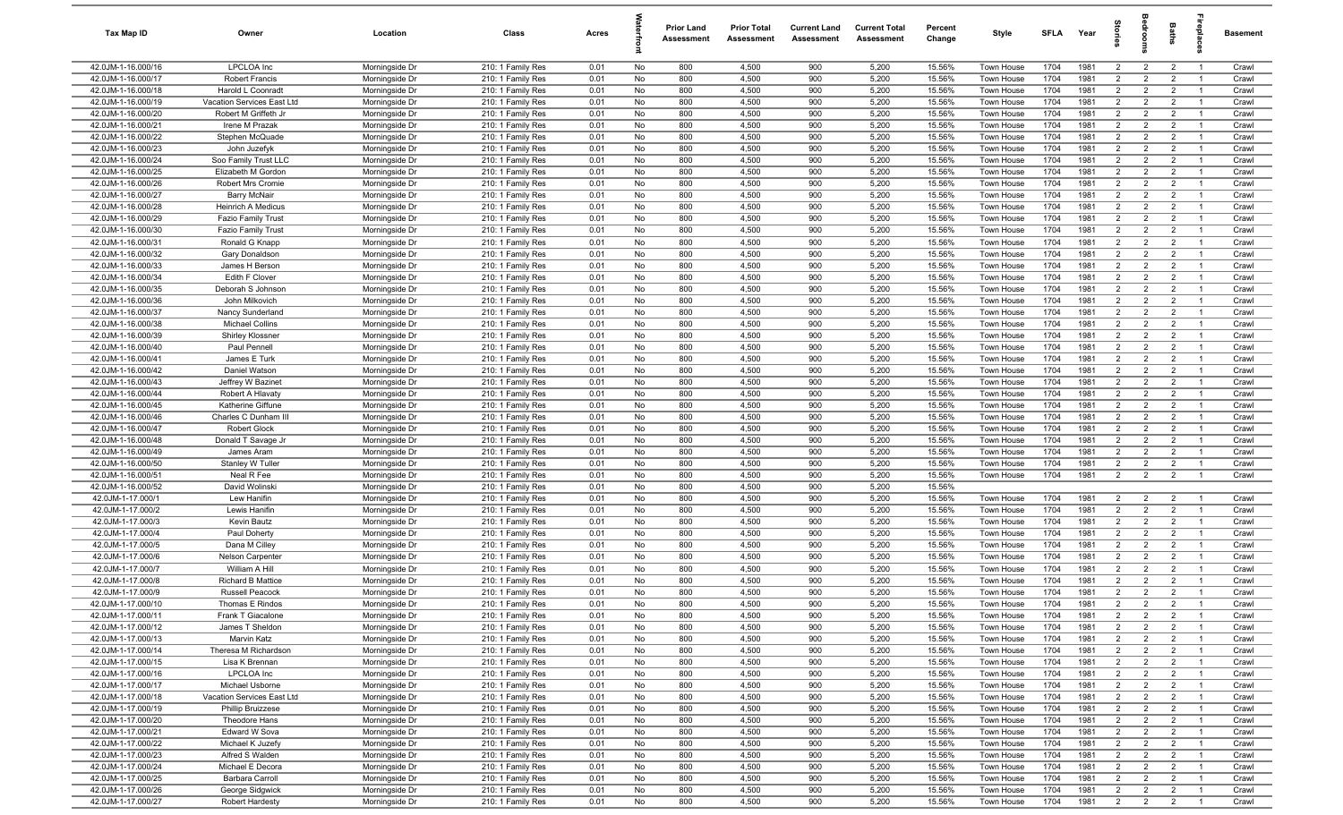| Tax Map ID | Owner | Location | Class | Acres | Waterfront | Prior Land Assessment | Prior Total Assessment | Current Land Assessment | Current Total Assessment | Percent Change | Style | SFLA | Year | Stories | Bedrooms | Baths | Fireplaces | Basement |
|---|---|---|---|---|---|---|---|---|---|---|---|---|---|---|---|---|---|---|
| 42.0JM-1-16.000/16 | LPCLOA Inc | Morningside Dr | 210: 1 Family Res | 0.01 | No | 800 | 4,500 | 900 | 5,200 | 15.56% | Town House | 1704 | 1981 | 2 | 2 | 2 | 1 | Crawl |
| 42.0JM-1-16.000/17 | Robert Francis | Morningside Dr | 210: 1 Family Res | 0.01 | No | 800 | 4,500 | 900 | 5,200 | 15.56% | Town House | 1704 | 1981 | 2 | 2 | 2 | 1 | Crawl |
| 42.0JM-1-16.000/18 | Harold L Coonradt | Morningside Dr | 210: 1 Family Res | 0.01 | No | 800 | 4,500 | 900 | 5,200 | 15.56% | Town House | 1704 | 1981 | 2 | 2 | 2 | 1 | Crawl |
| 42.0JM-1-16.000/19 | Vacation Services East Ltd | Morningside Dr | 210: 1 Family Res | 0.01 | No | 800 | 4,500 | 900 | 5,200 | 15.56% | Town House | 1704 | 1981 | 2 | 2 | 2 | 1 | Crawl |
| 42.0JM-1-16.000/20 | Robert M Griffeth Jr | Morningside Dr | 210: 1 Family Res | 0.01 | No | 800 | 4,500 | 900 | 5,200 | 15.56% | Town House | 1704 | 1981 | 2 | 2 | 2 | 1 | Crawl |
| 42.0JM-1-16.000/21 | Irene M Prazak | Morningside Dr | 210: 1 Family Res | 0.01 | No | 800 | 4,500 | 900 | 5,200 | 15.56% | Town House | 1704 | 1981 | 2 | 2 | 2 | 1 | Crawl |
| 42.0JM-1-16.000/22 | Stephen McQuade | Morningside Dr | 210: 1 Family Res | 0.01 | No | 800 | 4,500 | 900 | 5,200 | 15.56% | Town House | 1704 | 1981 | 2 | 2 | 2 | 1 | Crawl |
| 42.0JM-1-16.000/23 | John Juzefyk | Morningside Dr | 210: 1 Family Res | 0.01 | No | 800 | 4,500 | 900 | 5,200 | 15.56% | Town House | 1704 | 1981 | 2 | 2 | 2 | 1 | Crawl |
| 42.0JM-1-16.000/24 | Soo Family Trust LLC | Morningside Dr | 210: 1 Family Res | 0.01 | No | 800 | 4,500 | 900 | 5,200 | 15.56% | Town House | 1704 | 1981 | 2 | 2 | 2 | 1 | Crawl |
| 42.0JM-1-16.000/25 | Elizabeth M Gordon | Morningside Dr | 210: 1 Family Res | 0.01 | No | 800 | 4,500 | 900 | 5,200 | 15.56% | Town House | 1704 | 1981 | 2 | 2 | 2 | 1 | Crawl |
| 42.0JM-1-16.000/26 | Robert Mrs Cromie | Morningside Dr | 210: 1 Family Res | 0.01 | No | 800 | 4,500 | 900 | 5,200 | 15.56% | Town House | 1704 | 1981 | 2 | 2 | 2 | 1 | Crawl |
| 42.0JM-1-16.000/27 | Barry McNair | Morningside Dr | 210: 1 Family Res | 0.01 | No | 800 | 4,500 | 900 | 5,200 | 15.56% | Town House | 1704 | 1981 | 2 | 2 | 2 | 1 | Crawl |
| 42.0JM-1-16.000/28 | Heinrich A Medicus | Morningside Dr | 210: 1 Family Res | 0.01 | No | 800 | 4,500 | 900 | 5,200 | 15.56% | Town House | 1704 | 1981 | 2 | 2 | 2 | 1 | Crawl |
| 42.0JM-1-16.000/29 | Fazio Family Trust | Morningside Dr | 210: 1 Family Res | 0.01 | No | 800 | 4,500 | 900 | 5,200 | 15.56% | Town House | 1704 | 1981 | 2 | 2 | 2 | 1 | Crawl |
| 42.0JM-1-16.000/30 | Fazio Family Trust | Morningside Dr | 210: 1 Family Res | 0.01 | No | 800 | 4,500 | 900 | 5,200 | 15.56% | Town House | 1704 | 1981 | 2 | 2 | 2 | 1 | Crawl |
| 42.0JM-1-16.000/31 | Ronald G Knapp | Morningside Dr | 210: 1 Family Res | 0.01 | No | 800 | 4,500 | 900 | 5,200 | 15.56% | Town House | 1704 | 1981 | 2 | 2 | 2 | 1 | Crawl |
| 42.0JM-1-16.000/32 | Gary Donaldson | Morningside Dr | 210: 1 Family Res | 0.01 | No | 800 | 4,500 | 900 | 5,200 | 15.56% | Town House | 1704 | 1981 | 2 | 2 | 2 | 1 | Crawl |
| 42.0JM-1-16.000/33 | James H Berson | Morningside Dr | 210: 1 Family Res | 0.01 | No | 800 | 4,500 | 900 | 5,200 | 15.56% | Town House | 1704 | 1981 | 2 | 2 | 2 | 1 | Crawl |
| 42.0JM-1-16.000/34 | Edith F Clover | Morningside Dr | 210: 1 Family Res | 0.01 | No | 800 | 4,500 | 900 | 5,200 | 15.56% | Town House | 1704 | 1981 | 2 | 2 | 2 | 1 | Crawl |
| 42.0JM-1-16.000/35 | Deborah S Johnson | Morningside Dr | 210: 1 Family Res | 0.01 | No | 800 | 4,500 | 900 | 5,200 | 15.56% | Town House | 1704 | 1981 | 2 | 2 | 2 | 1 | Crawl |
| 42.0JM-1-16.000/36 | John Milkovich | Morningside Dr | 210: 1 Family Res | 0.01 | No | 800 | 4,500 | 900 | 5,200 | 15.56% | Town House | 1704 | 1981 | 2 | 2 | 2 | 1 | Crawl |
| 42.0JM-1-16.000/37 | Nancy Sunderland | Morningside Dr | 210: 1 Family Res | 0.01 | No | 800 | 4,500 | 900 | 5,200 | 15.56% | Town House | 1704 | 1981 | 2 | 2 | 2 | 1 | Crawl |
| 42.0JM-1-16.000/38 | Michael Collins | Morningside Dr | 210: 1 Family Res | 0.01 | No | 800 | 4,500 | 900 | 5,200 | 15.56% | Town House | 1704 | 1981 | 2 | 2 | 2 | 1 | Crawl |
| 42.0JM-1-16.000/39 | Shirley Klossner | Morningside Dr | 210: 1 Family Res | 0.01 | No | 800 | 4,500 | 900 | 5,200 | 15.56% | Town House | 1704 | 1981 | 2 | 2 | 2 | 1 | Crawl |
| 42.0JM-1-16.000/40 | Paul Pennell | Morningside Dr | 210: 1 Family Res | 0.01 | No | 800 | 4,500 | 900 | 5,200 | 15.56% | Town House | 1704 | 1981 | 2 | 2 | 2 | 1 | Crawl |
| 42.0JM-1-16.000/41 | James E Turk | Morningside Dr | 210: 1 Family Res | 0.01 | No | 800 | 4,500 | 900 | 5,200 | 15.56% | Town House | 1704 | 1981 | 2 | 2 | 2 | 1 | Crawl |
| 42.0JM-1-16.000/42 | Daniel Watson | Morningside Dr | 210: 1 Family Res | 0.01 | No | 800 | 4,500 | 900 | 5,200 | 15.56% | Town House | 1704 | 1981 | 2 | 2 | 2 | 1 | Crawl |
| 42.0JM-1-16.000/43 | Jeffrey W Bazinet | Morningside Dr | 210: 1 Family Res | 0.01 | No | 800 | 4,500 | 900 | 5,200 | 15.56% | Town House | 1704 | 1981 | 2 | 2 | 2 | 1 | Crawl |
| 42.0JM-1-16.000/44 | Robert A Hlavaty | Morningside Dr | 210: 1 Family Res | 0.01 | No | 800 | 4,500 | 900 | 5,200 | 15.56% | Town House | 1704 | 1981 | 2 | 2 | 2 | 1 | Crawl |
| 42.0JM-1-16.000/45 | Katherine Giffune | Morningside Dr | 210: 1 Family Res | 0.01 | No | 800 | 4,500 | 900 | 5,200 | 15.56% | Town House | 1704 | 1981 | 2 | 2 | 2 | 1 | Crawl |
| 42.0JM-1-16.000/46 | Charles C Dunham III | Morningside Dr | 210: 1 Family Res | 0.01 | No | 800 | 4,500 | 900 | 5,200 | 15.56% | Town House | 1704 | 1981 | 2 | 2 | 2 | 1 | Crawl |
| 42.0JM-1-16.000/47 | Robert Glock | Morningside Dr | 210: 1 Family Res | 0.01 | No | 800 | 4,500 | 900 | 5,200 | 15.56% | Town House | 1704 | 1981 | 2 | 2 | 2 | 1 | Crawl |
| 42.0JM-1-16.000/48 | Donald T Savage Jr | Morningside Dr | 210: 1 Family Res | 0.01 | No | 800 | 4,500 | 900 | 5,200 | 15.56% | Town House | 1704 | 1981 | 2 | 2 | 2 | 1 | Crawl |
| 42.0JM-1-16.000/49 | James Aram | Morningside Dr | 210: 1 Family Res | 0.01 | No | 800 | 4,500 | 900 | 5,200 | 15.56% | Town House | 1704 | 1981 | 2 | 2 | 2 | 1 | Crawl |
| 42.0JM-1-16.000/50 | Stanley W Tuller | Morningside Dr | 210: 1 Family Res | 0.01 | No | 800 | 4,500 | 900 | 5,200 | 15.56% | Town House | 1704 | 1981 | 2 | 2 | 2 | 1 | Crawl |
| 42.0JM-1-16.000/51 | Neal R Fee | Morningside Dr | 210: 1 Family Res | 0.01 | No | 800 | 4,500 | 900 | 5,200 | 15.56% | Town House | 1704 | 1981 | 2 | 2 | 2 | 1 | Crawl |
| 42.0JM-1-16.000/52 | David Wolinski | Morningside Dr | 210: 1 Family Res | 0.01 | No | 800 | 4,500 | 900 | 5,200 | 15.56% | | | | | | | | |
| 42.0JM-1-17.000/1 | Lew Hanifin | Morningside Dr | 210: 1 Family Res | 0.01 | No | 800 | 4,500 | 900 | 5,200 | 15.56% | Town House | 1704 | 1981 | 2 | 2 | 2 | 1 | Crawl |
| 42.0JM-1-17.000/2 | Lewis Hanifin | Morningside Dr | 210: 1 Family Res | 0.01 | No | 800 | 4,500 | 900 | 5,200 | 15.56% | Town House | 1704 | 1981 | 2 | 2 | 2 | 1 | Crawl |
| 42.0JM-1-17.000/3 | Kevin Bautz | Morningside Dr | 210: 1 Family Res | 0.01 | No | 800 | 4,500 | 900 | 5,200 | 15.56% | Town House | 1704 | 1981 | 2 | 2 | 2 | 1 | Crawl |
| 42.0JM-1-17.000/4 | Paul Doherty | Morningside Dr | 210: 1 Family Res | 0.01 | No | 800 | 4,500 | 900 | 5,200 | 15.56% | Town House | 1704 | 1981 | 2 | 2 | 2 | 1 | Crawl |
| 42.0JM-1-17.000/5 | Dana M Cilley | Morningside Dr | 210: 1 Family Res | 0.01 | No | 800 | 4,500 | 900 | 5,200 | 15.56% | Town House | 1704 | 1981 | 2 | 2 | 2 | 1 | Crawl |
| 42.0JM-1-17.000/6 | Nelson Carpenter | Morningside Dr | 210: 1 Family Res | 0.01 | No | 800 | 4,500 | 900 | 5,200 | 15.56% | Town House | 1704 | 1981 | 2 | 2 | 2 | 1 | Crawl |
| 42.0JM-1-17.000/7 | William A Hill | Morningside Dr | 210: 1 Family Res | 0.01 | No | 800 | 4,500 | 900 | 5,200 | 15.56% | Town House | 1704 | 1981 | 2 | 2 | 2 | 1 | Crawl |
| 42.0JM-1-17.000/8 | Richard B Mattice | Morningside Dr | 210: 1 Family Res | 0.01 | No | 800 | 4,500 | 900 | 5,200 | 15.56% | Town House | 1704 | 1981 | 2 | 2 | 2 | 1 | Crawl |
| 42.0JM-1-17.000/9 | Russell Peacock | Morningside Dr | 210: 1 Family Res | 0.01 | No | 800 | 4,500 | 900 | 5,200 | 15.56% | Town House | 1704 | 1981 | 2 | 2 | 2 | 1 | Crawl |
| 42.0JM-1-17.000/10 | Thomas E Rindos | Morningside Dr | 210: 1 Family Res | 0.01 | No | 800 | 4,500 | 900 | 5,200 | 15.56% | Town House | 1704 | 1981 | 2 | 2 | 2 | 1 | Crawl |
| 42.0JM-1-17.000/11 | Frank T Giacalone | Morningside Dr | 210: 1 Family Res | 0.01 | No | 800 | 4,500 | 900 | 5,200 | 15.56% | Town House | 1704 | 1981 | 2 | 2 | 2 | 1 | Crawl |
| 42.0JM-1-17.000/12 | James T Sheldon | Morningside Dr | 210: 1 Family Res | 0.01 | No | 800 | 4,500 | 900 | 5,200 | 15.56% | Town House | 1704 | 1981 | 2 | 2 | 2 | 1 | Crawl |
| 42.0JM-1-17.000/13 | Marvin Katz | Morningside Dr | 210: 1 Family Res | 0.01 | No | 800 | 4,500 | 900 | 5,200 | 15.56% | Town House | 1704 | 1981 | 2 | 2 | 2 | 1 | Crawl |
| 42.0JM-1-17.000/14 | Theresa M Richardson | Morningside Dr | 210: 1 Family Res | 0.01 | No | 800 | 4,500 | 900 | 5,200 | 15.56% | Town House | 1704 | 1981 | 2 | 2 | 2 | 1 | Crawl |
| 42.0JM-1-17.000/15 | Lisa K Brennan | Morningside Dr | 210: 1 Family Res | 0.01 | No | 800 | 4,500 | 900 | 5,200 | 15.56% | Town House | 1704 | 1981 | 2 | 2 | 2 | 1 | Crawl |
| 42.0JM-1-17.000/16 | LPCLOA Inc | Morningside Dr | 210: 1 Family Res | 0.01 | No | 800 | 4,500 | 900 | 5,200 | 15.56% | Town House | 1704 | 1981 | 2 | 2 | 2 | 1 | Crawl |
| 42.0JM-1-17.000/17 | Michael Usborne | Morningside Dr | 210: 1 Family Res | 0.01 | No | 800 | 4,500 | 900 | 5,200 | 15.56% | Town House | 1704 | 1981 | 2 | 2 | 2 | 1 | Crawl |
| 42.0JM-1-17.000/18 | Vacation Services East Ltd | Morningside Dr | 210: 1 Family Res | 0.01 | No | 800 | 4,500 | 900 | 5,200 | 15.56% | Town House | 1704 | 1981 | 2 | 2 | 2 | 1 | Crawl |
| 42.0JM-1-17.000/19 | Phillip Bruizzese | Morningside Dr | 210: 1 Family Res | 0.01 | No | 800 | 4,500 | 900 | 5,200 | 15.56% | Town House | 1704 | 1981 | 2 | 2 | 2 | 1 | Crawl |
| 42.0JM-1-17.000/20 | Theodore Hans | Morningside Dr | 210: 1 Family Res | 0.01 | No | 800 | 4,500 | 900 | 5,200 | 15.56% | Town House | 1704 | 1981 | 2 | 2 | 2 | 1 | Crawl |
| 42.0JM-1-17.000/21 | Edward W Sova | Morningside Dr | 210: 1 Family Res | 0.01 | No | 800 | 4,500 | 900 | 5,200 | 15.56% | Town House | 1704 | 1981 | 2 | 2 | 2 | 1 | Crawl |
| 42.0JM-1-17.000/22 | Michael K Juzefy | Morningside Dr | 210: 1 Family Res | 0.01 | No | 800 | 4,500 | 900 | 5,200 | 15.56% | Town House | 1704 | 1981 | 2 | 2 | 2 | 1 | Crawl |
| 42.0JM-1-17.000/23 | Alfred S Walden | Morningside Dr | 210: 1 Family Res | 0.01 | No | 800 | 4,500 | 900 | 5,200 | 15.56% | Town House | 1704 | 1981 | 2 | 2 | 2 | 1 | Crawl |
| 42.0JM-1-17.000/24 | Michael E Decora | Morningside Dr | 210: 1 Family Res | 0.01 | No | 800 | 4,500 | 900 | 5,200 | 15.56% | Town House | 1704 | 1981 | 2 | 2 | 2 | 1 | Crawl |
| 42.0JM-1-17.000/25 | Barbara Carroll | Morningside Dr | 210: 1 Family Res | 0.01 | No | 800 | 4,500 | 900 | 5,200 | 15.56% | Town House | 1704 | 1981 | 2 | 2 | 2 | 1 | Crawl |
| 42.0JM-1-17.000/26 | George Sidgwick | Morningside Dr | 210: 1 Family Res | 0.01 | No | 800 | 4,500 | 900 | 5,200 | 15.56% | Town House | 1704 | 1981 | 2 | 2 | 2 | 1 | Crawl |
| 42.0JM-1-17.000/27 | Robert Hardesty | Morningside Dr | 210: 1 Family Res | 0.01 | No | 800 | 4,500 | 900 | 5,200 | 15.56% | Town House | 1704 | 1981 | 2 | 2 | 2 | 1 | Crawl |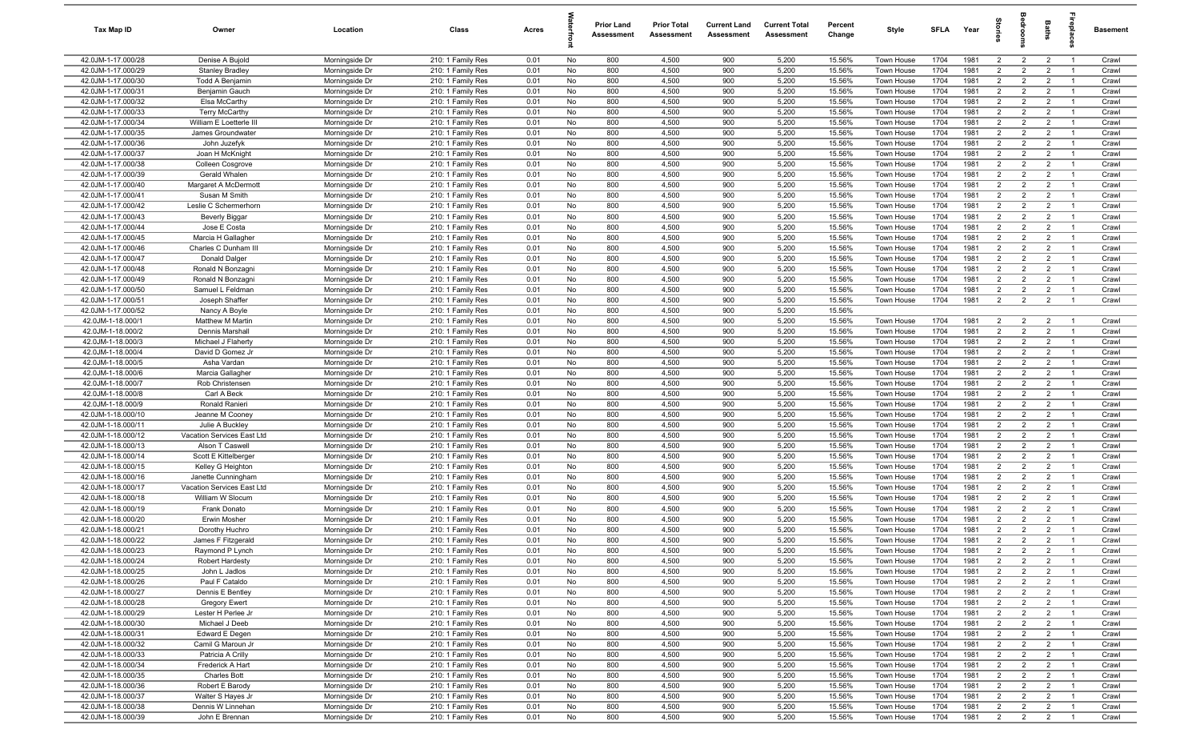| Tax Map ID | Owner | Location | Class | Acres | Waterfront | Prior Land Assessment | Prior Total Assessment | Current Land Assessment | Current Total Assessment | Percent Change | Style | SFLA | Year | Stories | Bedrooms | Baths | Fireplaces | Basement |
|---|---|---|---|---|---|---|---|---|---|---|---|---|---|---|---|---|---|---|
| 42.0JM-1-17.000/28 | Denise A Bujold | Morningside Dr | 210: 1 Family Res | 0.01 | No | 800 | 4,500 | 900 | 5,200 | 15.56% | Town House | 1704 | 1981 | 2 | 2 | 2 | 1 | Crawl |
| 42.0JM-1-17.000/29 | Stanley Bradley | Morningside Dr | 210: 1 Family Res | 0.01 | No | 800 | 4,500 | 900 | 5,200 | 15.56% | Town House | 1704 | 1981 | 2 | 2 | 2 | 1 | Crawl |
| 42.0JM-1-17.000/30 | Todd A Benjamin | Morningside Dr | 210: 1 Family Res | 0.01 | No | 800 | 4,500 | 900 | 5,200 | 15.56% | Town House | 1704 | 1981 | 2 | 2 | 2 | 1 | Crawl |
| 42.0JM-1-17.000/31 | Benjamin Gauch | Morningside Dr | 210: 1 Family Res | 0.01 | No | 800 | 4,500 | 900 | 5,200 | 15.56% | Town House | 1704 | 1981 | 2 | 2 | 2 | 1 | Crawl |
| 42.0JM-1-17.000/32 | Elsa McCarthy | Morningside Dr | 210: 1 Family Res | 0.01 | No | 800 | 4,500 | 900 | 5,200 | 15.56% | Town House | 1704 | 1981 | 2 | 2 | 2 | 1 | Crawl |
| 42.0JM-1-17.000/33 | Terry McCarthy | Morningside Dr | 210: 1 Family Res | 0.01 | No | 800 | 4,500 | 900 | 5,200 | 15.56% | Town House | 1704 | 1981 | 2 | 2 | 2 | 1 | Crawl |
| 42.0JM-1-17.000/34 | William E Loetterle III | Morningside Dr | 210: 1 Family Res | 0.01 | No | 800 | 4,500 | 900 | 5,200 | 15.56% | Town House | 1704 | 1981 | 2 | 2 | 2 | 1 | Crawl |
| 42.0JM-1-17.000/35 | James Groundwater | Morningside Dr | 210: 1 Family Res | 0.01 | No | 800 | 4,500 | 900 | 5,200 | 15.56% | Town House | 1704 | 1981 | 2 | 2 | 2 | 1 | Crawl |
| 42.0JM-1-17.000/36 | John Juzefyk | Morningside Dr | 210: 1 Family Res | 0.01 | No | 800 | 4,500 | 900 | 5,200 | 15.56% | Town House | 1704 | 1981 | 2 | 2 | 2 | 1 | Crawl |
| 42.0JM-1-17.000/37 | Joan H McKnight | Morningside Dr | 210: 1 Family Res | 0.01 | No | 800 | 4,500 | 900 | 5,200 | 15.56% | Town House | 1704 | 1981 | 2 | 2 | 2 | 1 | Crawl |
| 42.0JM-1-17.000/38 | Colleen Cosgrove | Morningside Dr | 210: 1 Family Res | 0.01 | No | 800 | 4,500 | 900 | 5,200 | 15.56% | Town House | 1704 | 1981 | 2 | 2 | 2 | 1 | Crawl |
| 42.0JM-1-17.000/39 | Gerald Whalen | Morningside Dr | 210: 1 Family Res | 0.01 | No | 800 | 4,500 | 900 | 5,200 | 15.56% | Town House | 1704 | 1981 | 2 | 2 | 2 | 1 | Crawl |
| 42.0JM-1-17.000/40 | Margaret A McDermott | Morningside Dr | 210: 1 Family Res | 0.01 | No | 800 | 4,500 | 900 | 5,200 | 15.56% | Town House | 1704 | 1981 | 2 | 2 | 2 | 1 | Crawl |
| 42.0JM-1-17.000/41 | Susan M Smith | Morningside Dr | 210: 1 Family Res | 0.01 | No | 800 | 4,500 | 900 | 5,200 | 15.56% | Town House | 1704 | 1981 | 2 | 2 | 2 | 1 | Crawl |
| 42.0JM-1-17.000/42 | Leslie C Schermerhorn | Morningside Dr | 210: 1 Family Res | 0.01 | No | 800 | 4,500 | 900 | 5,200 | 15.56% | Town House | 1704 | 1981 | 2 | 2 | 2 | 1 | Crawl |
| 42.0JM-1-17.000/43 | Beverly Biggar | Morningside Dr | 210: 1 Family Res | 0.01 | No | 800 | 4,500 | 900 | 5,200 | 15.56% | Town House | 1704 | 1981 | 2 | 2 | 2 | 1 | Crawl |
| 42.0JM-1-17.000/44 | Jose E Costa | Morningside Dr | 210: 1 Family Res | 0.01 | No | 800 | 4,500 | 900 | 5,200 | 15.56% | Town House | 1704 | 1981 | 2 | 2 | 2 | 1 | Crawl |
| 42.0JM-1-17.000/45 | Marcia H Gallagher | Morningside Dr | 210: 1 Family Res | 0.01 | No | 800 | 4,500 | 900 | 5,200 | 15.56% | Town House | 1704 | 1981 | 2 | 2 | 2 | 1 | Crawl |
| 42.0JM-1-17.000/46 | Charles C Dunham III | Morningside Dr | 210: 1 Family Res | 0.01 | No | 800 | 4,500 | 900 | 5,200 | 15.56% | Town House | 1704 | 1981 | 2 | 2 | 2 | 1 | Crawl |
| 42.0JM-1-17.000/47 | Donald Dalger | Morningside Dr | 210: 1 Family Res | 0.01 | No | 800 | 4,500 | 900 | 5,200 | 15.56% | Town House | 1704 | 1981 | 2 | 2 | 2 | 1 | Crawl |
| 42.0JM-1-17.000/48 | Ronald N Bonzagni | Morningside Dr | 210: 1 Family Res | 0.01 | No | 800 | 4,500 | 900 | 5,200 | 15.56% | Town House | 1704 | 1981 | 2 | 2 | 2 | 1 | Crawl |
| 42.0JM-1-17.000/49 | Ronald N Bonzagni | Morningside Dr | 210: 1 Family Res | 0.01 | No | 800 | 4,500 | 900 | 5,200 | 15.56% | Town House | 1704 | 1981 | 2 | 2 | 2 | 1 | Crawl |
| 42.0JM-1-17.000/50 | Samuel L Feldman | Morningside Dr | 210: 1 Family Res | 0.01 | No | 800 | 4,500 | 900 | 5,200 | 15.56% | Town House | 1704 | 1981 | 2 | 2 | 2 | 1 | Crawl |
| 42.0JM-1-17.000/51 | Joseph Shaffer | Morningside Dr | 210: 1 Family Res | 0.01 | No | 800 | 4,500 | 900 | 5,200 | 15.56% | Town House | 1704 | 1981 | 2 | 2 | 2 | 1 | Crawl |
| 42.0JM-1-17.000/52 | Nancy A Boyle | Morningside Dr | 210: 1 Family Res | 0.01 | No | 800 | 4,500 | 900 | 5,200 | 15.56% | | | | | | | | |
| 42.0JM-1-18.000/1 | Matthew M Martin | Morningside Dr | 210: 1 Family Res | 0.01 | No | 800 | 4,500 | 900 | 5,200 | 15.56% | Town House | 1704 | 1981 | 2 | 2 | 2 | 1 | Crawl |
| 42.0JM-1-18.000/2 | Dennis Marshall | Morningside Dr | 210: 1 Family Res | 0.01 | No | 800 | 4,500 | 900 | 5,200 | 15.56% | Town House | 1704 | 1981 | 2 | 2 | 2 | 1 | Crawl |
| 42.0JM-1-18.000/3 | Michael J Flaherty | Morningside Dr | 210: 1 Family Res | 0.01 | No | 800 | 4,500 | 900 | 5,200 | 15.56% | Town House | 1704 | 1981 | 2 | 2 | 2 | 1 | Crawl |
| 42.0JM-1-18.000/4 | David D Gomez Jr | Morningside Dr | 210: 1 Family Res | 0.01 | No | 800 | 4,500 | 900 | 5,200 | 15.56% | Town House | 1704 | 1981 | 2 | 2 | 2 | 1 | Crawl |
| 42.0JM-1-18.000/5 | Asha Vardan | Morningside Dr | 210: 1 Family Res | 0.01 | No | 800 | 4,500 | 900 | 5,200 | 15.56% | Town House | 1704 | 1981 | 2 | 2 | 2 | 1 | Crawl |
| 42.0JM-1-18.000/6 | Marcia Gallagher | Morningside Dr | 210: 1 Family Res | 0.01 | No | 800 | 4,500 | 900 | 5,200 | 15.56% | Town House | 1704 | 1981 | 2 | 2 | 2 | 1 | Crawl |
| 42.0JM-1-18.000/7 | Rob Christensen | Morningside Dr | 210: 1 Family Res | 0.01 | No | 800 | 4,500 | 900 | 5,200 | 15.56% | Town House | 1704 | 1981 | 2 | 2 | 2 | 1 | Crawl |
| 42.0JM-1-18.000/8 | Carl A Beck | Morningside Dr | 210: 1 Family Res | 0.01 | No | 800 | 4,500 | 900 | 5,200 | 15.56% | Town House | 1704 | 1981 | 2 | 2 | 2 | 1 | Crawl |
| 42.0JM-1-18.000/9 | Ronald Ranieri | Morningside Dr | 210: 1 Family Res | 0.01 | No | 800 | 4,500 | 900 | 5,200 | 15.56% | Town House | 1704 | 1981 | 2 | 2 | 2 | 1 | Crawl |
| 42.0JM-1-18.000/10 | Jeanne M Cooney | Morningside Dr | 210: 1 Family Res | 0.01 | No | 800 | 4,500 | 900 | 5,200 | 15.56% | Town House | 1704 | 1981 | 2 | 2 | 2 | 1 | Crawl |
| 42.0JM-1-18.000/11 | Julie A Buckley | Morningside Dr | 210: 1 Family Res | 0.01 | No | 800 | 4,500 | 900 | 5,200 | 15.56% | Town House | 1704 | 1981 | 2 | 2 | 2 | 1 | Crawl |
| 42.0JM-1-18.000/12 | Vacation Services East Ltd | Morningside Dr | 210: 1 Family Res | 0.01 | No | 800 | 4,500 | 900 | 5,200 | 15.56% | Town House | 1704 | 1981 | 2 | 2 | 2 | 1 | Crawl |
| 42.0JM-1-18.000/13 | Alson T Caswell | Morningside Dr | 210: 1 Family Res | 0.01 | No | 800 | 4,500 | 900 | 5,200 | 15.56% | Town House | 1704 | 1981 | 2 | 2 | 2 | 1 | Crawl |
| 42.0JM-1-18.000/14 | Scott E Kittelberger | Morningside Dr | 210: 1 Family Res | 0.01 | No | 800 | 4,500 | 900 | 5,200 | 15.56% | Town House | 1704 | 1981 | 2 | 2 | 2 | 1 | Crawl |
| 42.0JM-1-18.000/15 | Kelley G Heighton | Morningside Dr | 210: 1 Family Res | 0.01 | No | 800 | 4,500 | 900 | 5,200 | 15.56% | Town House | 1704 | 1981 | 2 | 2 | 2 | 1 | Crawl |
| 42.0JM-1-18.000/16 | Janette Cunningham | Morningside Dr | 210: 1 Family Res | 0.01 | No | 800 | 4,500 | 900 | 5,200 | 15.56% | Town House | 1704 | 1981 | 2 | 2 | 2 | 1 | Crawl |
| 42.0JM-1-18.000/17 | Vacation Services East Ltd | Morningside Dr | 210: 1 Family Res | 0.01 | No | 800 | 4,500 | 900 | 5,200 | 15.56% | Town House | 1704 | 1981 | 2 | 2 | 2 | 1 | Crawl |
| 42.0JM-1-18.000/18 | William W Slocum | Morningside Dr | 210: 1 Family Res | 0.01 | No | 800 | 4,500 | 900 | 5,200 | 15.56% | Town House | 1704 | 1981 | 2 | 2 | 2 | 1 | Crawl |
| 42.0JM-1-18.000/19 | Frank Donato | Morningside Dr | 210: 1 Family Res | 0.01 | No | 800 | 4,500 | 900 | 5,200 | 15.56% | Town House | 1704 | 1981 | 2 | 2 | 2 | 1 | Crawl |
| 42.0JM-1-18.000/20 | Erwin Mosher | Morningside Dr | 210: 1 Family Res | 0.01 | No | 800 | 4,500 | 900 | 5,200 | 15.56% | Town House | 1704 | 1981 | 2 | 2 | 2 | 1 | Crawl |
| 42.0JM-1-18.000/21 | Dorothy Huchro | Morningside Dr | 210: 1 Family Res | 0.01 | No | 800 | 4,500 | 900 | 5,200 | 15.56% | Town House | 1704 | 1981 | 2 | 2 | 2 | 1 | Crawl |
| 42.0JM-1-18.000/22 | James F Fitzgerald | Morningside Dr | 210: 1 Family Res | 0.01 | No | 800 | 4,500 | 900 | 5,200 | 15.56% | Town House | 1704 | 1981 | 2 | 2 | 2 | 1 | Crawl |
| 42.0JM-1-18.000/23 | Raymond P Lynch | Morningside Dr | 210: 1 Family Res | 0.01 | No | 800 | 4,500 | 900 | 5,200 | 15.56% | Town House | 1704 | 1981 | 2 | 2 | 2 | 1 | Crawl |
| 42.0JM-1-18.000/24 | Robert Hardesty | Morningside Dr | 210: 1 Family Res | 0.01 | No | 800 | 4,500 | 900 | 5,200 | 15.56% | Town House | 1704 | 1981 | 2 | 2 | 2 | 1 | Crawl |
| 42.0JM-1-18.000/25 | John L Jadlos | Morningside Dr | 210: 1 Family Res | 0.01 | No | 800 | 4,500 | 900 | 5,200 | 15.56% | Town House | 1704 | 1981 | 2 | 2 | 2 | 1 | Crawl |
| 42.0JM-1-18.000/26 | Paul F Cataldo | Morningside Dr | 210: 1 Family Res | 0.01 | No | 800 | 4,500 | 900 | 5,200 | 15.56% | Town House | 1704 | 1981 | 2 | 2 | 2 | 1 | Crawl |
| 42.0JM-1-18.000/27 | Dennis E Bentley | Morningside Dr | 210: 1 Family Res | 0.01 | No | 800 | 4,500 | 900 | 5,200 | 15.56% | Town House | 1704 | 1981 | 2 | 2 | 2 | 1 | Crawl |
| 42.0JM-1-18.000/28 | Gregory Ewert | Morningside Dr | 210: 1 Family Res | 0.01 | No | 800 | 4,500 | 900 | 5,200 | 15.56% | Town House | 1704 | 1981 | 2 | 2 | 2 | 1 | Crawl |
| 42.0JM-1-18.000/29 | Lester H Perlee Jr | Morningside Dr | 210: 1 Family Res | 0.01 | No | 800 | 4,500 | 900 | 5,200 | 15.56% | Town House | 1704 | 1981 | 2 | 2 | 2 | 1 | Crawl |
| 42.0JM-1-18.000/30 | Michael J Deeb | Morningside Dr | 210: 1 Family Res | 0.01 | No | 800 | 4,500 | 900 | 5,200 | 15.56% | Town House | 1704 | 1981 | 2 | 2 | 2 | 1 | Crawl |
| 42.0JM-1-18.000/31 | Edward E Degen | Morningside Dr | 210: 1 Family Res | 0.01 | No | 800 | 4,500 | 900 | 5,200 | 15.56% | Town House | 1704 | 1981 | 2 | 2 | 2 | 1 | Crawl |
| 42.0JM-1-18.000/32 | Camil G Maroun Jr | Morningside Dr | 210: 1 Family Res | 0.01 | No | 800 | 4,500 | 900 | 5,200 | 15.56% | Town House | 1704 | 1981 | 2 | 2 | 2 | 1 | Crawl |
| 42.0JM-1-18.000/33 | Patricia A Crilly | Morningside Dr | 210: 1 Family Res | 0.01 | No | 800 | 4,500 | 900 | 5,200 | 15.56% | Town House | 1704 | 1981 | 2 | 2 | 2 | 1 | Crawl |
| 42.0JM-1-18.000/34 | Frederick A Hart | Morningside Dr | 210: 1 Family Res | 0.01 | No | 800 | 4,500 | 900 | 5,200 | 15.56% | Town House | 1704 | 1981 | 2 | 2 | 2 | 1 | Crawl |
| 42.0JM-1-18.000/35 | Charles Bott | Morningside Dr | 210: 1 Family Res | 0.01 | No | 800 | 4,500 | 900 | 5,200 | 15.56% | Town House | 1704 | 1981 | 2 | 2 | 2 | 1 | Crawl |
| 42.0JM-1-18.000/36 | Robert E Barody | Morningside Dr | 210: 1 Family Res | 0.01 | No | 800 | 4,500 | 900 | 5,200 | 15.56% | Town House | 1704 | 1981 | 2 | 2 | 2 | 1 | Crawl |
| 42.0JM-1-18.000/37 | Walter S Hayes Jr | Morningside Dr | 210: 1 Family Res | 0.01 | No | 800 | 4,500 | 900 | 5,200 | 15.56% | Town House | 1704 | 1981 | 2 | 2 | 2 | 1 | Crawl |
| 42.0JM-1-18.000/38 | Dennis W Linnehan | Morningside Dr | 210: 1 Family Res | 0.01 | No | 800 | 4,500 | 900 | 5,200 | 15.56% | Town House | 1704 | 1981 | 2 | 2 | 2 | 1 | Crawl |
| 42.0JM-1-18.000/39 | John E Brennan | Morningside Dr | 210: 1 Family Res | 0.01 | No | 800 | 4,500 | 900 | 5,200 | 15.56% | Town House | 1704 | 1981 | 2 | 2 | 2 | 1 | Crawl |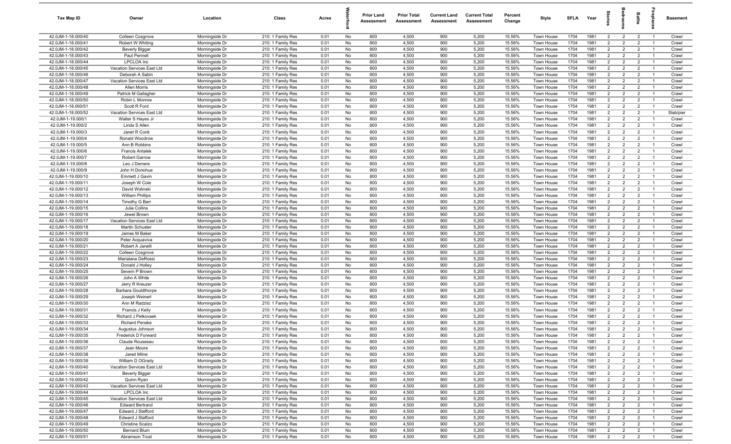| Tax Map ID | Owner | Location | Class | Acres | Waterfront | Prior Land Assessment | Prior Total Assessment | Current Land Assessment | Current Total Assessment | Percent Change | Style | SFLA | Year | Stories | Bedrooms | Baths | Fireplaces | Basement |
|---|---|---|---|---|---|---|---|---|---|---|---|---|---|---|---|---|---|---|
| 42.0JM-1-18.000/40 | Colleen Cosgrove | Morningside Dr | 210: 1 Family Res | 0.01 | No | 800 | 4,500 | 900 | 5,200 | 15.56% | Town House | 1704 | 1981 | 2 | 2 | 2 | 1 | Crawl |
| 42.0JM-1-18.000/41 | Robert W Whiting | Morningside Dr | 210: 1 Family Res | 0.01 | No | 800 | 4,500 | 900 | 5,200 | 15.56% | Town House | 1704 | 1981 | 2 | 2 | 2 | 1 | Crawl |
| 42.0JM-1-18.000/42 | Beverly Biggar | Morningside Dr | 210: 1 Family Res | 0.01 | No | 800 | 4,500 | 900 | 5,200 | 15.56% | Town House | 1704 | 1981 | 2 | 2 | 2 | 1 | Crawl |
| 42.0JM-1-18.000/43 | Paul Pennell | Morningside Dr | 210: 1 Family Res | 0.01 | No | 800 | 4,500 | 900 | 5,200 | 15.56% | Town House | 1704 | 1981 | 2 | 2 | 2 | 1 | Crawl |
| 42.0JM-1-18.000/44 | LPCLOA Inc | Morningside Dr | 210: 1 Family Res | 0.01 | No | 800 | 4,500 | 900 | 5,200 | 15.56% | Town House | 1704 | 1981 | 2 | 2 | 2 | 1 | Crawl |
| 42.0JM-1-18.000/45 | Vacation Services East Ltd | Morningside Dr | 210: 1 Family Res | 0.01 | No | 800 | 4,500 | 900 | 5,200 | 15.56% | Town House | 1704 | 1981 | 2 | 2 | 2 | 1 | Crawl |
| 42.0JM-1-18.000/46 | Deborah A Sabin | Morningside Dr | 210: 1 Family Res | 0.01 | No | 800 | 4,500 | 900 | 5,200 | 15.56% | Town House | 1704 | 1981 | 2 | 2 | 2 | 1 | Crawl |
| 42.0JM-1-18.000/47 | Vacation Services East Ltd | Morningside Dr | 210: 1 Family Res | 0.01 | No | 800 | 4,500 | 900 | 5,200 | 15.56% | Town House | 1704 | 1981 | 2 | 2 | 2 | 1 | Crawl |
| 42.0JM-1-18.000/48 | Allen Morris | Morningside Dr | 210: 1 Family Res | 0.01 | No | 800 | 4,500 | 900 | 5,200 | 15.56% | Town House | 1704 | 1981 | 2 | 2 | 2 | 1 | Crawl |
| 42.0JM-1-18.000/49 | Patrick M Gallagher | Morningside Dr | 210: 1 Family Res | 0.01 | No | 800 | 4,500 | 900 | 5,200 | 15.56% | Town House | 1704 | 1981 | 2 | 2 | 2 | 1 | Crawl |
| 42.0JM-1-18.000/50 | Robin L Monroe | Morningside Dr | 210: 1 Family Res | 0.01 | No | 800 | 4,500 | 900 | 5,200 | 15.56% | Town House | 1704 | 1981 | 2 | 2 | 2 | 1 | Crawl |
| 42.0JM-1-18.000/51 | Scott R Ford | Morningside Dr | 210: 1 Family Res | 0.01 | No | 800 | 4,500 | 900 | 5,200 | 15.56% | Town House | 1704 | 1981 | 2 | 2 | 2 | 1 | Crawl |
| 42.0JM-1-18.000/52 | Vacation Services East Ltd | Morningside Dr | 210: 1 Family Res | 0.01 | No | 800 | 4,500 | 900 | 5,200 | 15.56% | Town House | 1704 | 1981 | 2 | 2 | 2 | 1 | Slab/pier |
| 42.0JM-1-19.000/1 | Walter S Hayes Jr | Morningside Dr | 210: 1 Family Res | 0.01 | No | 800 | 4,500 | 900 | 5,200 | 15.56% | Town House | 1704 | 1981 | 2 | 2 | 2 | 1 | Crawl |
| 42.0JM-1-19.000/2 | Linda S Allen | Morningside Dr | 210: 1 Family Res | 0.01 | No | 800 | 4,500 | 900 | 5,200 | 15.56% | Town House | 1704 | 1981 | 2 | 2 | 2 | 1 | Crawl |
| 42.0JM-1-19.000/3 | Janet R Conti | Morningside Dr | 210: 1 Family Res | 0.01 | No | 800 | 4,500 | 900 | 5,200 | 15.56% | Town House | 1704 | 1981 | 2 | 2 | 2 | 1 | Crawl |
| 42.0JM-1-19.000/4 | Ronald Woodrow | Morningside Dr | 210: 1 Family Res | 0.01 | No | 800 | 4,500 | 900 | 5,200 | 15.56% | Town House | 1704 | 1981 | 2 | 2 | 2 | 1 | Crawl |
| 42.0JM-1-19.000/5 | Ann B Robbins | Morningside Dr | 210: 1 Family Res | 0.01 | No | 800 | 4,500 | 900 | 5,200 | 15.56% | Town House | 1704 | 1981 | 2 | 2 | 2 | 1 | Crawl |
| 42.0JM-1-19.000/6 | Francis Antalek | Morningside Dr | 210: 1 Family Res | 0.01 | No | 800 | 4,500 | 900 | 5,200 | 15.56% | Town House | 1704 | 1981 | 2 | 2 | 2 | 1 | Crawl |
| 42.0JM-1-19.000/7 | Robert Garrow | Morningside Dr | 210: 1 Family Res | 0.01 | No | 800 | 4,500 | 900 | 5,200 | 15.56% | Town House | 1704 | 1981 | 2 | 2 | 2 | 1 | Crawl |
| 42.0JM-1-19.000/8 | Leo J Demers | Morningside Dr | 210: 1 Family Res | 0.01 | No | 800 | 4,500 | 900 | 5,200 | 15.56% | Town House | 1704 | 1981 | 2 | 2 | 2 | 1 | Crawl |
| 42.0JM-1-19.000/9 | John H Donohue | Morningside Dr | 210: 1 Family Res | 0.01 | No | 800 | 4,500 | 900 | 5,200 | 15.56% | Town House | 1704 | 1981 | 2 | 2 | 2 | 1 | Crawl |
| 42.0JM-1-19.000/10 | Emmett J Gavin | Morningside Dr | 210: 1 Family Res | 0.01 | No | 800 | 4,500 | 900 | 5,200 | 15.56% | Town House | 1704 | 1981 | 2 | 2 | 2 | 1 | Crawl |
| 42.0JM-1-19.000/11 | Joseph W Cole | Morningside Dr | 210: 1 Family Res | 0.01 | No | 800 | 4,500 | 900 | 5,200 | 15.56% | Town House | 1704 | 1981 | 2 | 2 | 2 | 1 | Crawl |
| 42.0JM-1-19.000/12 | David Wolinski | Morningside Dr | 210: 1 Family Res | 0.01 | No | 800 | 4,500 | 900 | 5,200 | 15.56% | Town House | 1704 | 1981 | 2 | 2 | 2 | 1 | Crawl |
| 42.0JM-1-19.000/13 | William Phillips | Morningside Dr | 210: 1 Family Res | 0.01 | No | 800 | 4,500 | 900 | 5,200 | 15.56% | Town House | 1704 | 1981 | 2 | 2 | 2 | 1 | Crawl |
| 42.0JM-1-19.000/14 | Timothy G Barr | Morningside Dr | 210: 1 Family Res | 0.01 | No | 800 | 4,500 | 900 | 5,200 | 15.56% | Town House | 1704 | 1981 | 2 | 2 | 2 | 1 | Crawl |
| 42.0JM-1-19.000/15 | Julie Collins | Morningside Dr | 210: 1 Family Res | 0.01 | No | 800 | 4,500 | 900 | 5,200 | 15.56% | Town House | 1704 | 1981 | 2 | 2 | 2 | 1 | Crawl |
| 42.0JM-1-19.000/16 | Jewel Brown | Morningside Dr | 210: 1 Family Res | 0.01 | No | 800 | 4,500 | 900 | 5,200 | 15.56% | Town House | 1704 | 1981 | 2 | 2 | 2 | 1 | Crawl |
| 42.0JM-1-19.000/17 | Vacation Services East Ltd | Morningside Dr | 210: 1 Family Res | 0.01 | No | 800 | 4,500 | 900 | 5,200 | 15.56% | Town House | 1704 | 1981 | 2 | 2 | 2 | 1 | Crawl |
| 42.0JM-1-19.000/18 | Martin Schuster | Morningside Dr | 210: 1 Family Res | 0.01 | No | 800 | 4,500 | 900 | 5,200 | 15.56% | Town House | 1704 | 1981 | 2 | 2 | 2 | 1 | Crawl |
| 42.0JM-1-19.000/19 | James M Baker | Morningside Dr | 210: 1 Family Res | 0.01 | No | 800 | 4,500 | 900 | 5,200 | 15.56% | Town House | 1704 | 1981 | 2 | 2 | 2 | 1 | Crawl |
| 42.0JM-1-19.000/20 | Peter Acquaviva | Morningside Dr | 210: 1 Family Res | 0.01 | No | 800 | 4,500 | 900 | 5,200 | 15.56% | Town House | 1704 | 1981 | 2 | 2 | 2 | 1 | Crawl |
| 42.0JM-1-19.000/21 | Robert A Janelli | Morningside Dr | 210: 1 Family Res | 0.01 | No | 800 | 4,500 | 900 | 5,200 | 15.56% | Town House | 1704 | 1981 | 2 | 2 | 2 | 1 | Crawl |
| 42.0JM-1-19.000/22 | Colleen Cosgrove | Morningside Dr | 210: 1 Family Res | 0.01 | No | 800 | 4,500 | 900 | 5,200 | 15.56% | Town House | 1704 | 1981 | 2 | 2 | 2 | 1 | Crawl |
| 42.0JM-1-19.000/23 | Marialana DeRossi | Morningside Dr | 210: 1 Family Res | 0.01 | No | 800 | 4,500 | 900 | 5,200 | 15.56% | Town House | 1704 | 1981 | 2 | 2 | 2 | 1 | Crawl |
| 42.0JM-1-19.000/24 | Donald J Holley | Morningside Dr | 210: 1 Family Res | 0.01 | No | 800 | 4,500 | 900 | 5,200 | 15.56% | Town House | 1704 | 1981 | 2 | 2 | 2 | 1 | Crawl |
| 42.0JM-1-19.000/25 | Severn P Brown | Morningside Dr | 210: 1 Family Res | 0.01 | No | 800 | 4,500 | 900 | 5,200 | 15.56% | Town House | 1704 | 1981 | 2 | 2 | 2 | 1 | Crawl |
| 42.0JM-1-19.000/26 | John A White | Morningside Dr | 210: 1 Family Res | 0.01 | No | 800 | 4,500 | 900 | 5,200 | 15.56% | Town House | 1704 | 1981 | 2 | 2 | 2 | 1 | Crawl |
| 42.0JM-1-19.000/27 | Jerry R Kreuzer | Morningside Dr | 210: 1 Family Res | 0.01 | No | 800 | 4,500 | 900 | 5,200 | 15.56% | Town House | 1704 | 1981 | 2 | 2 | 2 | 1 | Crawl |
| 42.0JM-1-19.000/28 | Barbara Gouldthorpe | Morningside Dr | 210: 1 Family Res | 0.01 | No | 800 | 4,500 | 900 | 5,200 | 15.56% | Town House | 1704 | 1981 | 2 | 2 | 2 | 1 | Crawl |
| 42.0JM-1-19.000/29 | Joseph Weinert | Morningside Dr | 210: 1 Family Res | 0.01 | No | 800 | 4,500 | 900 | 5,200 | 15.56% | Town House | 1704 | 1981 | 2 | 2 | 2 | 1 | Crawl |
| 42.0JM-1-19.000/30 | Ann M Radzisz | Morningside Dr | 210: 1 Family Res | 0.01 | No | 800 | 4,500 | 900 | 5,200 | 15.56% | Town House | 1704 | 1981 | 2 | 2 | 2 | 1 | Crawl |
| 42.0JM-1-19.000/31 | Francis J Kelly | Morningside Dr | 210: 1 Family Res | 0.01 | No | 800 | 4,500 | 900 | 5,200 | 15.56% | Town House | 1704 | 1981 | 2 | 2 | 2 | 1 | Crawl |
| 42.0JM-1-19.000/32 | Richard J Petkovsek | Morningside Dr | 210: 1 Family Res | 0.01 | No | 800 | 4,500 | 900 | 5,200 | 15.56% | Town House | 1704 | 1981 | 2 | 2 | 2 | 1 | Crawl |
| 42.0JM-1-19.000/33 | Richard Penske | Morningside Dr | 210: 1 Family Res | 0.01 | No | 800 | 4,500 | 900 | 5,200 | 15.56% | Town House | 1704 | 1981 | 2 | 2 | 2 | 1 | Crawl |
| 42.0JM-1-19.000/34 | Augustus Johnson | Morningside Dr | 210: 1 Family Res | 0.01 | No | 800 | 4,500 | 900 | 5,200 | 15.56% | Town House | 1704 | 1981 | 2 | 2 | 2 | 1 | Crawl |
| 42.0JM-1-19.000/35 | Frederick D Forward | Morningside Dr | 210: 1 Family Res | 0.01 | No | 800 | 4,500 | 900 | 5,200 | 15.56% | Town House | 1704 | 1981 | 2 | 2 | 2 | 1 | Crawl |
| 42.0JM-1-19.000/36 | Claude Rousseau | Morningside Dr | 210: 1 Family Res | 0.01 | No | 800 | 4,500 | 900 | 5,200 | 15.56% | Town House | 1704 | 1981 | 2 | 2 | 2 | 1 | Crawl |
| 42.0JM-1-19.000/37 | Jean Moore | Morningside Dr | 210: 1 Family Res | 0.01 | No | 800 | 4,500 | 900 | 5,200 | 15.56% | Town House | 1704 | 1981 | 2 | 2 | 2 | 1 | Crawl |
| 42.0JM-1-19.000/38 | Jared Milne | Morningside Dr | 210: 1 Family Res | 0.01 | No | 800 | 4,500 | 900 | 5,200 | 15.56% | Town House | 1704 | 1981 | 2 | 2 | 2 | 1 | Crawl |
| 42.0JM-1-19.000/39 | William D OGrady | Morningside Dr | 210: 1 Family Res | 0.01 | No | 800 | 4,500 | 900 | 5,200 | 15.56% | Town House | 1704 | 1981 | 2 | 2 | 2 | 1 | Crawl |
| 42.0JM-1-19.000/40 | Vacation Services East Ltd | Morningside Dr | 210: 1 Family Res | 0.01 | No | 800 | 4,500 | 900 | 5,200 | 15.56% | Town House | 1704 | 1981 | 2 | 2 | 2 | 1 | Crawl |
| 42.0JM-1-19.000/41 | Beverly Biggar | Morningside Dr | 210: 1 Family Res | 0.01 | No | 800 | 4,500 | 900 | 5,200 | 15.56% | Town House | 1704 | 1981 | 2 | 2 | 2 | 1 | Crawl |
| 42.0JM-1-19.000/42 | Quinn Ryan | Morningside Dr | 210: 1 Family Res | 0.01 | No | 800 | 4,500 | 900 | 5,200 | 15.56% | Town House | 1704 | 1981 | 2 | 2 | 2 | 1 | Crawl |
| 42.0JM-1-19.000/43 | Vacation Services East Ltd | Morningside Dr | 210: 1 Family Res | 0.01 | No | 800 | 4,500 | 900 | 5,200 | 15.56% | Town House | 1704 | 1981 | 2 | 2 | 2 | 1 | Crawl |
| 42.0JM-1-19.000/44 | LPCLOA Inc | Morningside Dr | 210: 1 Family Res | 0.01 | No | 800 | 4,500 | 900 | 5,200 | 15.56% | Town House | 1704 | 1981 | 2 | 2 | 2 | 1 | Crawl |
| 42.0JM-1-19.000/45 | Vacation Services East Ltd | Morningside Dr | 210: 1 Family Res | 0.01 | No | 800 | 4,500 | 900 | 5,200 | 15.56% | Town House | 1704 | 1981 | 2 | 2 | 2 | 1 | Crawl |
| 42.0JM-1-19.000/46 | Edward Bertrand | Morningside Dr | 210: 1 Family Res | 0.01 | No | 800 | 4,500 | 900 | 5,200 | 15.56% | Town House | 1704 | 1981 | 2 | 2 | 2 | 1 | Crawl |
| 42.0JM-1-19.000/47 | Edward J Stafford | Morningside Dr | 210: 1 Family Res | 0.01 | No | 800 | 4,500 | 900 | 5,200 | 15.56% | Town House | 1704 | 1981 | 2 | 2 | 2 | 1 | Crawl |
| 42.0JM-1-19.000/48 | Edward J Stafford | Morningside Dr | 210: 1 Family Res | 0.01 | No | 800 | 4,500 | 900 | 5,200 | 15.56% | Town House | 1704 | 1981 | 2 | 2 | 2 | 1 | Crawl |
| 42.0JM-1-19.000/49 | Christine Scalzo | Morningside Dr | 210: 1 Family Res | 0.01 | No | 800 | 4,500 | 900 | 5,200 | 15.56% | Town House | 1704 | 1981 | 2 | 2 | 2 | 1 | Crawl |
| 42.0JM-1-19.000/50 | Bernard Blum | Morningside Dr | 210: 1 Family Res | 0.01 | No | 800 | 4,500 | 900 | 5,200 | 15.56% | Town House | 1704 | 1981 | 2 | 2 | 2 | 1 | Crawl |
| 42.0JM-1-19.000/51 | Abramson Trust | Morningside Dr | 210: 1 Family Res | 0.01 | No | 800 | 4,500 | 900 | 5,200 | 15.56% | Town House | 1704 | 1981 | 2 | 2 | 2 | 1 | Crawl |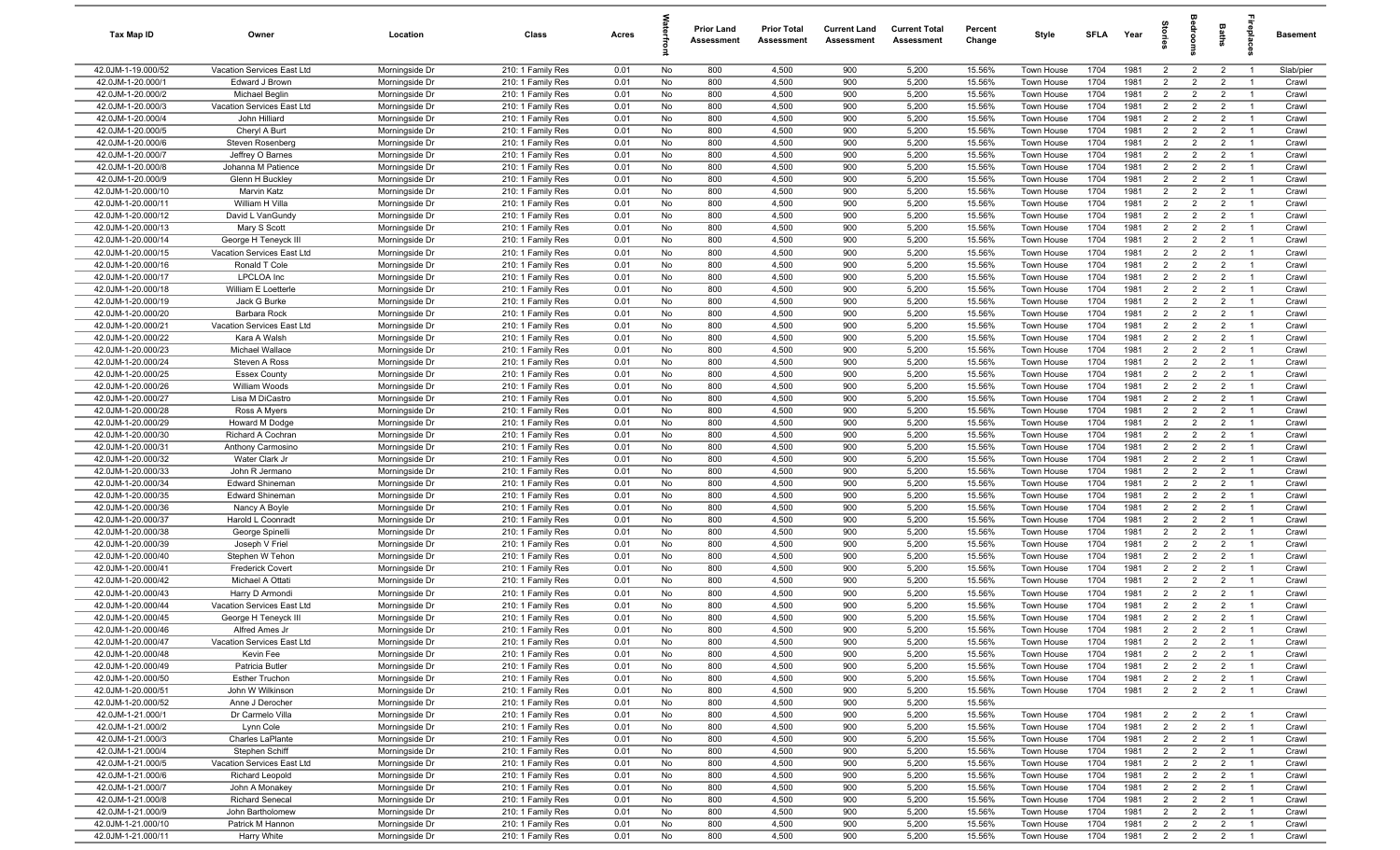| Tax Map ID | Owner | Location | Class | Acres | Waterfront | Prior Land Assessment | Prior Total Assessment | Current Land Assessment | Current Total Assessment | Percent Change | Style | SFLA | Year | Stories | Bedrooms | Baths | Fireplaces | Basement |
|---|---|---|---|---|---|---|---|---|---|---|---|---|---|---|---|---|---|---|
| 42.0JM-1-19.000/52 | Vacation Services East Ltd | Morningside Dr | 210: 1 Family Res | 0.01 | No | 800 | 4,500 | 900 | 5,200 | 15.56% | Town House | 1704 | 1981 | 2 | 2 | 2 | 1 | Slab/pier |
| 42.0JM-1-20.000/1 | Edward J Brown | Morningside Dr | 210: 1 Family Res | 0.01 | No | 800 | 4,500 | 900 | 5,200 | 15.56% | Town House | 1704 | 1981 | 2 | 2 | 2 | 1 | Crawl |
| 42.0JM-1-20.000/2 | Michael Beglin | Morningside Dr | 210: 1 Family Res | 0.01 | No | 800 | 4,500 | 900 | 5,200 | 15.56% | Town House | 1704 | 1981 | 2 | 2 | 2 | 1 | Crawl |
| 42.0JM-1-20.000/3 | Vacation Services East Ltd | Morningside Dr | 210: 1 Family Res | 0.01 | No | 800 | 4,500 | 900 | 5,200 | 15.56% | Town House | 1704 | 1981 | 2 | 2 | 2 | 1 | Crawl |
| 42.0JM-1-20.000/4 | John Hilliard | Morningside Dr | 210: 1 Family Res | 0.01 | No | 800 | 4,500 | 900 | 5,200 | 15.56% | Town House | 1704 | 1981 | 2 | 2 | 2 | 1 | Crawl |
| 42.0JM-1-20.000/5 | Cheryl A Burt | Morningside Dr | 210: 1 Family Res | 0.01 | No | 800 | 4,500 | 900 | 5,200 | 15.56% | Town House | 1704 | 1981 | 2 | 2 | 2 | 1 | Crawl |
| 42.0JM-1-20.000/6 | Steven Rosenberg | Morningside Dr | 210: 1 Family Res | 0.01 | No | 800 | 4,500 | 900 | 5,200 | 15.56% | Town House | 1704 | 1981 | 2 | 2 | 2 | 1 | Crawl |
| 42.0JM-1-20.000/7 | Jeffrey O Barnes | Morningside Dr | 210: 1 Family Res | 0.01 | No | 800 | 4,500 | 900 | 5,200 | 15.56% | Town House | 1704 | 1981 | 2 | 2 | 2 | 1 | Crawl |
| 42.0JM-1-20.000/8 | Johanna M Patience | Morningside Dr | 210: 1 Family Res | 0.01 | No | 800 | 4,500 | 900 | 5,200 | 15.56% | Town House | 1704 | 1981 | 2 | 2 | 2 | 1 | Crawl |
| 42.0JM-1-20.000/9 | Glenn H Buckley | Morningside Dr | 210: 1 Family Res | 0.01 | No | 800 | 4,500 | 900 | 5,200 | 15.56% | Town House | 1704 | 1981 | 2 | 2 | 2 | 1 | Crawl |
| 42.0JM-1-20.000/10 | Marvin Katz | Morningside Dr | 210: 1 Family Res | 0.01 | No | 800 | 4,500 | 900 | 5,200 | 15.56% | Town House | 1704 | 1981 | 2 | 2 | 2 | 1 | Crawl |
| 42.0JM-1-20.000/11 | William H Villa | Morningside Dr | 210: 1 Family Res | 0.01 | No | 800 | 4,500 | 900 | 5,200 | 15.56% | Town House | 1704 | 1981 | 2 | 2 | 2 | 1 | Crawl |
| 42.0JM-1-20.000/12 | David L VanGundy | Morningside Dr | 210: 1 Family Res | 0.01 | No | 800 | 4,500 | 900 | 5,200 | 15.56% | Town House | 1704 | 1981 | 2 | 2 | 2 | 1 | Crawl |
| 42.0JM-1-20.000/13 | Mary S Scott | Morningside Dr | 210: 1 Family Res | 0.01 | No | 800 | 4,500 | 900 | 5,200 | 15.56% | Town House | 1704 | 1981 | 2 | 2 | 2 | 1 | Crawl |
| 42.0JM-1-20.000/14 | George H Teneyck III | Morningside Dr | 210: 1 Family Res | 0.01 | No | 800 | 4,500 | 900 | 5,200 | 15.56% | Town House | 1704 | 1981 | 2 | 2 | 2 | 1 | Crawl |
| 42.0JM-1-20.000/15 | Vacation Services East Ltd | Morningside Dr | 210: 1 Family Res | 0.01 | No | 800 | 4,500 | 900 | 5,200 | 15.56% | Town House | 1704 | 1981 | 2 | 2 | 2 | 1 | Crawl |
| 42.0JM-1-20.000/16 | Ronald T Cole | Morningside Dr | 210: 1 Family Res | 0.01 | No | 800 | 4,500 | 900 | 5,200 | 15.56% | Town House | 1704 | 1981 | 2 | 2 | 2 | 1 | Crawl |
| 42.0JM-1-20.000/17 | LPCLOA Inc | Morningside Dr | 210: 1 Family Res | 0.01 | No | 800 | 4,500 | 900 | 5,200 | 15.56% | Town House | 1704 | 1981 | 2 | 2 | 2 | 1 | Crawl |
| 42.0JM-1-20.000/18 | William E Loetterle | Morningside Dr | 210: 1 Family Res | 0.01 | No | 800 | 4,500 | 900 | 5,200 | 15.56% | Town House | 1704 | 1981 | 2 | 2 | 2 | 1 | Crawl |
| 42.0JM-1-20.000/19 | Jack G Burke | Morningside Dr | 210: 1 Family Res | 0.01 | No | 800 | 4,500 | 900 | 5,200 | 15.56% | Town House | 1704 | 1981 | 2 | 2 | 2 | 1 | Crawl |
| 42.0JM-1-20.000/20 | Barbara Rock | Morningside Dr | 210: 1 Family Res | 0.01 | No | 800 | 4,500 | 900 | 5,200 | 15.56% | Town House | 1704 | 1981 | 2 | 2 | 2 | 1 | Crawl |
| 42.0JM-1-20.000/21 | Vacation Services East Ltd | Morningside Dr | 210: 1 Family Res | 0.01 | No | 800 | 4,500 | 900 | 5,200 | 15.56% | Town House | 1704 | 1981 | 2 | 2 | 2 | 1 | Crawl |
| 42.0JM-1-20.000/22 | Kara A Walsh | Morningside Dr | 210: 1 Family Res | 0.01 | No | 800 | 4,500 | 900 | 5,200 | 15.56% | Town House | 1704 | 1981 | 2 | 2 | 2 | 1 | Crawl |
| 42.0JM-1-20.000/23 | Michael Wallace | Morningside Dr | 210: 1 Family Res | 0.01 | No | 800 | 4,500 | 900 | 5,200 | 15.56% | Town House | 1704 | 1981 | 2 | 2 | 2 | 1 | Crawl |
| 42.0JM-1-20.000/24 | Steven A Ross | Morningside Dr | 210: 1 Family Res | 0.01 | No | 800 | 4,500 | 900 | 5,200 | 15.56% | Town House | 1704 | 1981 | 2 | 2 | 2 | 1 | Crawl |
| 42.0JM-1-20.000/25 | Essex County | Morningside Dr | 210: 1 Family Res | 0.01 | No | 800 | 4,500 | 900 | 5,200 | 15.56% | Town House | 1704 | 1981 | 2 | 2 | 2 | 1 | Crawl |
| 42.0JM-1-20.000/26 | William Woods | Morningside Dr | 210: 1 Family Res | 0.01 | No | 800 | 4,500 | 900 | 5,200 | 15.56% | Town House | 1704 | 1981 | 2 | 2 | 2 | 1 | Crawl |
| 42.0JM-1-20.000/27 | Lisa M DiCastro | Morningside Dr | 210: 1 Family Res | 0.01 | No | 800 | 4,500 | 900 | 5,200 | 15.56% | Town House | 1704 | 1981 | 2 | 2 | 2 | 1 | Crawl |
| 42.0JM-1-20.000/28 | Ross A Myers | Morningside Dr | 210: 1 Family Res | 0.01 | No | 800 | 4,500 | 900 | 5,200 | 15.56% | Town House | 1704 | 1981 | 2 | 2 | 2 | 1 | Crawl |
| 42.0JM-1-20.000/29 | Howard M Dodge | Morningside Dr | 210: 1 Family Res | 0.01 | No | 800 | 4,500 | 900 | 5,200 | 15.56% | Town House | 1704 | 1981 | 2 | 2 | 2 | 1 | Crawl |
| 42.0JM-1-20.000/30 | Richard A Cochran | Morningside Dr | 210: 1 Family Res | 0.01 | No | 800 | 4,500 | 900 | 5,200 | 15.56% | Town House | 1704 | 1981 | 2 | 2 | 2 | 1 | Crawl |
| 42.0JM-1-20.000/31 | Anthony Carmosino | Morningside Dr | 210: 1 Family Res | 0.01 | No | 800 | 4,500 | 900 | 5,200 | 15.56% | Town House | 1704 | 1981 | 2 | 2 | 2 | 1 | Crawl |
| 42.0JM-1-20.000/32 | Water Clark Jr | Morningside Dr | 210: 1 Family Res | 0.01 | No | 800 | 4,500 | 900 | 5,200 | 15.56% | Town House | 1704 | 1981 | 2 | 2 | 2 | 1 | Crawl |
| 42.0JM-1-20.000/33 | John R Jermano | Morningside Dr | 210: 1 Family Res | 0.01 | No | 800 | 4,500 | 900 | 5,200 | 15.56% | Town House | 1704 | 1981 | 2 | 2 | 2 | 1 | Crawl |
| 42.0JM-1-20.000/34 | Edward Shineman | Morningside Dr | 210: 1 Family Res | 0.01 | No | 800 | 4,500 | 900 | 5,200 | 15.56% | Town House | 1704 | 1981 | 2 | 2 | 2 | 1 | Crawl |
| 42.0JM-1-20.000/35 | Edward Shineman | Morningside Dr | 210: 1 Family Res | 0.01 | No | 800 | 4,500 | 900 | 5,200 | 15.56% | Town House | 1704 | 1981 | 2 | 2 | 2 | 1 | Crawl |
| 42.0JM-1-20.000/36 | Nancy A Boyle | Morningside Dr | 210: 1 Family Res | 0.01 | No | 800 | 4,500 | 900 | 5,200 | 15.56% | Town House | 1704 | 1981 | 2 | 2 | 2 | 1 | Crawl |
| 42.0JM-1-20.000/37 | Harold L Coonradt | Morningside Dr | 210: 1 Family Res | 0.01 | No | 800 | 4,500 | 900 | 5,200 | 15.56% | Town House | 1704 | 1981 | 2 | 2 | 2 | 1 | Crawl |
| 42.0JM-1-20.000/38 | George Spinelli | Morningside Dr | 210: 1 Family Res | 0.01 | No | 800 | 4,500 | 900 | 5,200 | 15.56% | Town House | 1704 | 1981 | 2 | 2 | 2 | 1 | Crawl |
| 42.0JM-1-20.000/39 | Joseph V Friel | Morningside Dr | 210: 1 Family Res | 0.01 | No | 800 | 4,500 | 900 | 5,200 | 15.56% | Town House | 1704 | 1981 | 2 | 2 | 2 | 1 | Crawl |
| 42.0JM-1-20.000/40 | Stephen W Tehon | Morningside Dr | 210: 1 Family Res | 0.01 | No | 800 | 4,500 | 900 | 5,200 | 15.56% | Town House | 1704 | 1981 | 2 | 2 | 2 | 1 | Crawl |
| 42.0JM-1-20.000/41 | Frederick Covert | Morningside Dr | 210: 1 Family Res | 0.01 | No | 800 | 4,500 | 900 | 5,200 | 15.56% | Town House | 1704 | 1981 | 2 | 2 | 2 | 1 | Crawl |
| 42.0JM-1-20.000/42 | Michael A Ottati | Morningside Dr | 210: 1 Family Res | 0.01 | No | 800 | 4,500 | 900 | 5,200 | 15.56% | Town House | 1704 | 1981 | 2 | 2 | 2 | 1 | Crawl |
| 42.0JM-1-20.000/43 | Harry D Armondi | Morningside Dr | 210: 1 Family Res | 0.01 | No | 800 | 4,500 | 900 | 5,200 | 15.56% | Town House | 1704 | 1981 | 2 | 2 | 2 | 1 | Crawl |
| 42.0JM-1-20.000/44 | Vacation Services East Ltd | Morningside Dr | 210: 1 Family Res | 0.01 | No | 800 | 4,500 | 900 | 5,200 | 15.56% | Town House | 1704 | 1981 | 2 | 2 | 2 | 1 | Crawl |
| 42.0JM-1-20.000/45 | George H Teneyck III | Morningside Dr | 210: 1 Family Res | 0.01 | No | 800 | 4,500 | 900 | 5,200 | 15.56% | Town House | 1704 | 1981 | 2 | 2 | 2 | 1 | Crawl |
| 42.0JM-1-20.000/46 | Alfred Ames Jr | Morningside Dr | 210: 1 Family Res | 0.01 | No | 800 | 4,500 | 900 | 5,200 | 15.56% | Town House | 1704 | 1981 | 2 | 2 | 2 | 1 | Crawl |
| 42.0JM-1-20.000/47 | Vacation Services East Ltd | Morningside Dr | 210: 1 Family Res | 0.01 | No | 800 | 4,500 | 900 | 5,200 | 15.56% | Town House | 1704 | 1981 | 2 | 2 | 2 | 1 | Crawl |
| 42.0JM-1-20.000/48 | Kevin Fee | Morningside Dr | 210: 1 Family Res | 0.01 | No | 800 | 4,500 | 900 | 5,200 | 15.56% | Town House | 1704 | 1981 | 2 | 2 | 2 | 1 | Crawl |
| 42.0JM-1-20.000/49 | Patricia Butler | Morningside Dr | 210: 1 Family Res | 0.01 | No | 800 | 4,500 | 900 | 5,200 | 15.56% | Town House | 1704 | 1981 | 2 | 2 | 2 | 1 | Crawl |
| 42.0JM-1-20.000/50 | Esther Truchon | Morningside Dr | 210: 1 Family Res | 0.01 | No | 800 | 4,500 | 900 | 5,200 | 15.56% | Town House | 1704 | 1981 | 2 | 2 | 2 | 1 | Crawl |
| 42.0JM-1-20.000/51 | John W Wilkinson | Morningside Dr | 210: 1 Family Res | 0.01 | No | 800 | 4,500 | 900 | 5,200 | 15.56% | Town House | 1704 | 1981 | 2 | 2 | 2 | 1 | Crawl |
| 42.0JM-1-20.000/52 | Anne J Derocher | Morningside Dr | 210: 1 Family Res | 0.01 | No | 800 | 4,500 | 900 | 5,200 | 15.56% | | | | | | | | |
| 42.0JM-1-21.000/1 | Dr Carmelo Villa | Morningside Dr | 210: 1 Family Res | 0.01 | No | 800 | 4,500 | 900 | 5,200 | 15.56% | Town House | 1704 | 1981 | 2 | 2 | 2 | 1 | Crawl |
| 42.0JM-1-21.000/2 | Lynn Cole | Morningside Dr | 210: 1 Family Res | 0.01 | No | 800 | 4,500 | 900 | 5,200 | 15.56% | Town House | 1704 | 1981 | 2 | 2 | 2 | 1 | Crawl |
| 42.0JM-1-21.000/3 | Charles LaPlante | Morningside Dr | 210: 1 Family Res | 0.01 | No | 800 | 4,500 | 900 | 5,200 | 15.56% | Town House | 1704 | 1981 | 2 | 2 | 2 | 1 | Crawl |
| 42.0JM-1-21.000/4 | Stephen Schiff | Morningside Dr | 210: 1 Family Res | 0.01 | No | 800 | 4,500 | 900 | 5,200 | 15.56% | Town House | 1704 | 1981 | 2 | 2 | 2 | 1 | Crawl |
| 42.0JM-1-21.000/5 | Vacation Services East Ltd | Morningside Dr | 210: 1 Family Res | 0.01 | No | 800 | 4,500 | 900 | 5,200 | 15.56% | Town House | 1704 | 1981 | 2 | 2 | 2 | 1 | Crawl |
| 42.0JM-1-21.000/6 | Richard Leopold | Morningside Dr | 210: 1 Family Res | 0.01 | No | 800 | 4,500 | 900 | 5,200 | 15.56% | Town House | 1704 | 1981 | 2 | 2 | 2 | 1 | Crawl |
| 42.0JM-1-21.000/7 | John A Monakey | Morningside Dr | 210: 1 Family Res | 0.01 | No | 800 | 4,500 | 900 | 5,200 | 15.56% | Town House | 1704 | 1981 | 2 | 2 | 2 | 1 | Crawl |
| 42.0JM-1-21.000/8 | Richard Senecal | Morningside Dr | 210: 1 Family Res | 0.01 | No | 800 | 4,500 | 900 | 5,200 | 15.56% | Town House | 1704 | 1981 | 2 | 2 | 2 | 1 | Crawl |
| 42.0JM-1-21.000/9 | John Bartholomew | Morningside Dr | 210: 1 Family Res | 0.01 | No | 800 | 4,500 | 900 | 5,200 | 15.56% | Town House | 1704 | 1981 | 2 | 2 | 2 | 1 | Crawl |
| 42.0JM-1-21.000/10 | Patrick M Hannon | Morningside Dr | 210: 1 Family Res | 0.01 | No | 800 | 4,500 | 900 | 5,200 | 15.56% | Town House | 1704 | 1981 | 2 | 2 | 2 | 1 | Crawl |
| 42.0JM-1-21.000/11 | Harry White | Morningside Dr | 210: 1 Family Res | 0.01 | No | 800 | 4,500 | 900 | 5,200 | 15.56% | Town House | 1704 | 1981 | 2 | 2 | 2 | 1 | Crawl |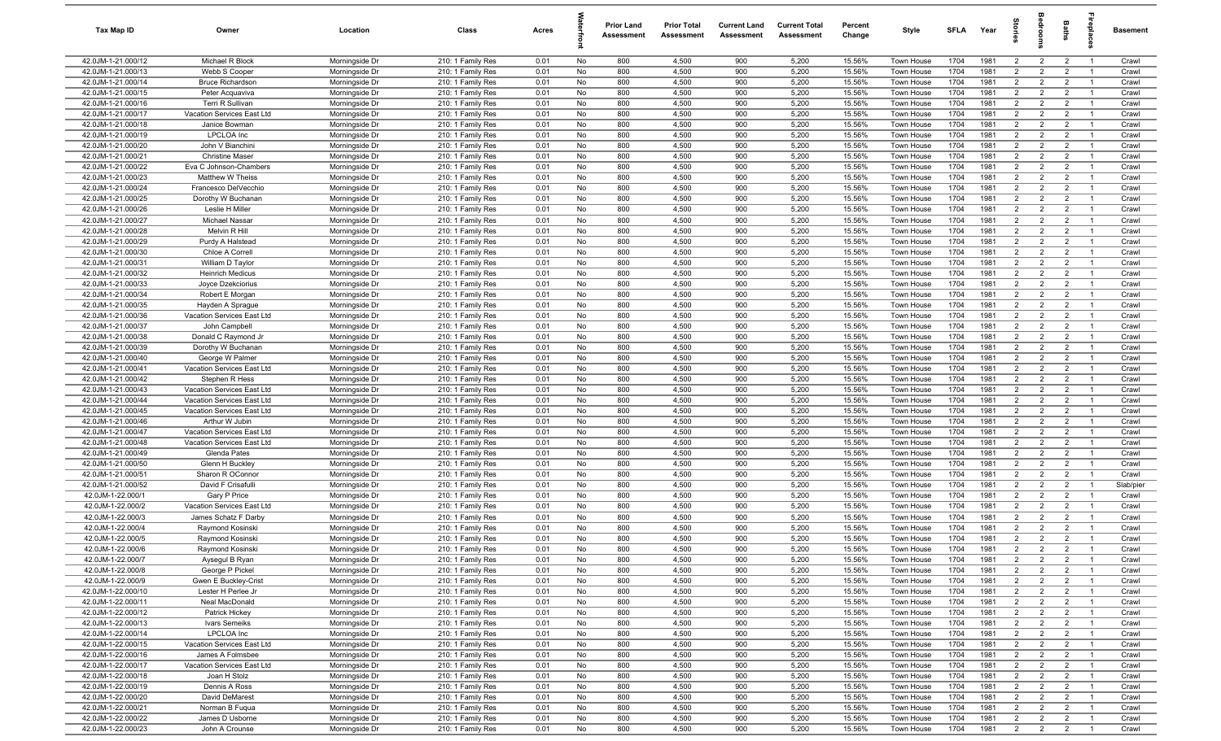| Tax Map ID | Owner | Location | Class | Acres | Waterfront | Prior Land Assessment | Prior Total Assessment | Current Land Assessment | Current Total Assessment | Percent Change | Style | SFLA | Year | Stories | Bedrooms | Baths | Fireplaces | Basement |
|---|---|---|---|---|---|---|---|---|---|---|---|---|---|---|---|---|---|---|
| 42.0JM-1-21.000/12 | Michael R Block | Morningside Dr | 210: 1 Family Res | 0.01 | No | 800 | 4,500 | 900 | 5,200 | 15.56% | Town House | 1704 | 1981 | 2 | 2 | 2 | 1 | Crawl |
| 42.0JM-1-21.000/13 | Webb S Cooper | Morningside Dr | 210: 1 Family Res | 0.01 | No | 800 | 4,500 | 900 | 5,200 | 15.56% | Town House | 1704 | 1981 | 2 | 2 | 2 | 1 | Crawl |
| 42.0JM-1-21.000/14 | Bruce Richardson | Morningside Dr | 210: 1 Family Res | 0.01 | No | 800 | 4,500 | 900 | 5,200 | 15.56% | Town House | 1704 | 1981 | 2 | 2 | 2 | 1 | Crawl |
| 42.0JM-1-21.000/15 | Peter Acquaviva | Morningside Dr | 210: 1 Family Res | 0.01 | No | 800 | 4,500 | 900 | 5,200 | 15.56% | Town House | 1704 | 1981 | 2 | 2 | 2 | 1 | Crawl |
| 42.0JM-1-21.000/16 | Terri R Sullivan | Morningside Dr | 210: 1 Family Res | 0.01 | No | 800 | 4,500 | 900 | 5,200 | 15.56% | Town House | 1704 | 1981 | 2 | 2 | 2 | 1 | Crawl |
| 42.0JM-1-21.000/17 | Vacation Services East Ltd | Morningside Dr | 210: 1 Family Res | 0.01 | No | 800 | 4,500 | 900 | 5,200 | 15.56% | Town House | 1704 | 1981 | 2 | 2 | 2 | 1 | Crawl |
| 42.0JM-1-21.000/18 | Janice Bowman | Morningside Dr | 210: 1 Family Res | 0.01 | No | 800 | 4,500 | 900 | 5,200 | 15.56% | Town House | 1704 | 1981 | 2 | 2 | 2 | 1 | Crawl |
| 42.0JM-1-21.000/19 | LPCLOA Inc | Morningside Dr | 210: 1 Family Res | 0.01 | No | 800 | 4,500 | 900 | 5,200 | 15.56% | Town House | 1704 | 1981 | 2 | 2 | 2 | 1 | Crawl |
| 42.0JM-1-21.000/20 | John V Bianchini | Morningside Dr | 210: 1 Family Res | 0.01 | No | 800 | 4,500 | 900 | 5,200 | 15.56% | Town House | 1704 | 1981 | 2 | 2 | 2 | 1 | Crawl |
| 42.0JM-1-21.000/21 | Christine Maser | Morningside Dr | 210: 1 Family Res | 0.01 | No | 800 | 4,500 | 900 | 5,200 | 15.56% | Town House | 1704 | 1981 | 2 | 2 | 2 | 1 | Crawl |
| 42.0JM-1-21.000/22 | Eva C Johnson-Chambers | Morningside Dr | 210: 1 Family Res | 0.01 | No | 800 | 4,500 | 900 | 5,200 | 15.56% | Town House | 1704 | 1981 | 2 | 2 | 2 | 1 | Crawl |
| 42.0JM-1-21.000/23 | Matthew W Theiss | Morningside Dr | 210: 1 Family Res | 0.01 | No | 800 | 4,500 | 900 | 5,200 | 15.56% | Town House | 1704 | 1981 | 2 | 2 | 2 | 1 | Crawl |
| 42.0JM-1-21.000/24 | Francesco DelVecchio | Morningside Dr | 210: 1 Family Res | 0.01 | No | 800 | 4,500 | 900 | 5,200 | 15.56% | Town House | 1704 | 1981 | 2 | 2 | 2 | 1 | Crawl |
| 42.0JM-1-21.000/25 | Dorothy W Buchanan | Morningside Dr | 210: 1 Family Res | 0.01 | No | 800 | 4,500 | 900 | 5,200 | 15.56% | Town House | 1704 | 1981 | 2 | 2 | 2 | 1 | Crawl |
| 42.0JM-1-21.000/26 | Leslie H Miller | Morningside Dr | 210: 1 Family Res | 0.01 | No | 800 | 4,500 | 900 | 5,200 | 15.56% | Town House | 1704 | 1981 | 2 | 2 | 2 | 1 | Crawl |
| 42.0JM-1-21.000/27 | Michael Nassar | Morningside Dr | 210: 1 Family Res | 0.01 | No | 800 | 4,500 | 900 | 5,200 | 15.56% | Town House | 1704 | 1981 | 2 | 2 | 2 | 1 | Crawl |
| 42.0JM-1-21.000/28 | Melvin R Hill | Morningside Dr | 210: 1 Family Res | 0.01 | No | 800 | 4,500 | 900 | 5,200 | 15.56% | Town House | 1704 | 1981 | 2 | 2 | 2 | 1 | Crawl |
| 42.0JM-1-21.000/29 | Purdy A Halstead | Morningside Dr | 210: 1 Family Res | 0.01 | No | 800 | 4,500 | 900 | 5,200 | 15.56% | Town House | 1704 | 1981 | 2 | 2 | 2 | 1 | Crawl |
| 42.0JM-1-21.000/30 | Chloe A Correll | Morningside Dr | 210: 1 Family Res | 0.01 | No | 800 | 4,500 | 900 | 5,200 | 15.56% | Town House | 1704 | 1981 | 2 | 2 | 2 | 1 | Crawl |
| 42.0JM-1-21.000/31 | William D Taylor | Morningside Dr | 210: 1 Family Res | 0.01 | No | 800 | 4,500 | 900 | 5,200 | 15.56% | Town House | 1704 | 1981 | 2 | 2 | 2 | 1 | Crawl |
| 42.0JM-1-21.000/32 | Heinrich Medicus | Morningside Dr | 210: 1 Family Res | 0.01 | No | 800 | 4,500 | 900 | 5,200 | 15.56% | Town House | 1704 | 1981 | 2 | 2 | 2 | 1 | Crawl |
| 42.0JM-1-21.000/33 | Joyce Dzekciorius | Morningside Dr | 210: 1 Family Res | 0.01 | No | 800 | 4,500 | 900 | 5,200 | 15.56% | Town House | 1704 | 1981 | 2 | 2 | 2 | 1 | Crawl |
| 42.0JM-1-21.000/34 | Robert E Morgan | Morningside Dr | 210: 1 Family Res | 0.01 | No | 800 | 4,500 | 900 | 5,200 | 15.56% | Town House | 1704 | 1981 | 2 | 2 | 2 | 1 | Crawl |
| 42.0JM-1-21.000/35 | Hayden A Sprague | Morningside Dr | 210: 1 Family Res | 0.01 | No | 800 | 4,500 | 900 | 5,200 | 15.56% | Town House | 1704 | 1981 | 2 | 2 | 2 | 1 | Crawl |
| 42.0JM-1-21.000/36 | Vacation Services East Ltd | Morningside Dr | 210: 1 Family Res | 0.01 | No | 800 | 4,500 | 900 | 5,200 | 15.56% | Town House | 1704 | 1981 | 2 | 2 | 2 | 1 | Crawl |
| 42.0JM-1-21.000/37 | John Campbell | Morningside Dr | 210: 1 Family Res | 0.01 | No | 800 | 4,500 | 900 | 5,200 | 15.56% | Town House | 1704 | 1981 | 2 | 2 | 2 | 1 | Crawl |
| 42.0JM-1-21.000/38 | Donald C Raymond Jr | Morningside Dr | 210: 1 Family Res | 0.01 | No | 800 | 4,500 | 900 | 5,200 | 15.56% | Town House | 1704 | 1981 | 2 | 2 | 2 | 1 | Crawl |
| 42.0JM-1-21.000/39 | Dorothy W Buchanan | Morningside Dr | 210: 1 Family Res | 0.01 | No | 800 | 4,500 | 900 | 5,200 | 15.56% | Town House | 1704 | 1981 | 2 | 2 | 2 | 1 | Crawl |
| 42.0JM-1-21.000/40 | George W Palmer | Morningside Dr | 210: 1 Family Res | 0.01 | No | 800 | 4,500 | 900 | 5,200 | 15.56% | Town House | 1704 | 1981 | 2 | 2 | 2 | 1 | Crawl |
| 42.0JM-1-21.000/41 | Vacation Services East Ltd | Morningside Dr | 210: 1 Family Res | 0.01 | No | 800 | 4,500 | 900 | 5,200 | 15.56% | Town House | 1704 | 1981 | 2 | 2 | 2 | 1 | Crawl |
| 42.0JM-1-21.000/42 | Stephen R Hess | Morningside Dr | 210: 1 Family Res | 0.01 | No | 800 | 4,500 | 900 | 5,200 | 15.56% | Town House | 1704 | 1981 | 2 | 2 | 2 | 1 | Crawl |
| 42.0JM-1-21.000/43 | Vacation Services East Ltd | Morningside Dr | 210: 1 Family Res | 0.01 | No | 800 | 4,500 | 900 | 5,200 | 15.56% | Town House | 1704 | 1981 | 2 | 2 | 2 | 1 | Crawl |
| 42.0JM-1-21.000/44 | Vacation Services East Ltd | Morningside Dr | 210: 1 Family Res | 0.01 | No | 800 | 4,500 | 900 | 5,200 | 15.56% | Town House | 1704 | 1981 | 2 | 2 | 2 | 1 | Crawl |
| 42.0JM-1-21.000/45 | Vacation Services East Ltd | Morningside Dr | 210: 1 Family Res | 0.01 | No | 800 | 4,500 | 900 | 5,200 | 15.56% | Town House | 1704 | 1981 | 2 | 2 | 2 | 1 | Crawl |
| 42.0JM-1-21.000/46 | Arthur W Jubin | Morningside Dr | 210: 1 Family Res | 0.01 | No | 800 | 4,500 | 900 | 5,200 | 15.56% | Town House | 1704 | 1981 | 2 | 2 | 2 | 1 | Crawl |
| 42.0JM-1-21.000/47 | Vacation Services East Ltd | Morningside Dr | 210: 1 Family Res | 0.01 | No | 800 | 4,500 | 900 | 5,200 | 15.56% | Town House | 1704 | 1981 | 2 | 2 | 2 | 1 | Crawl |
| 42.0JM-1-21.000/48 | Vacation Services East Ltd | Morningside Dr | 210: 1 Family Res | 0.01 | No | 800 | 4,500 | 900 | 5,200 | 15.56% | Town House | 1704 | 1981 | 2 | 2 | 2 | 1 | Crawl |
| 42.0JM-1-21.000/49 | Glenda Pates | Morningside Dr | 210: 1 Family Res | 0.01 | No | 800 | 4,500 | 900 | 5,200 | 15.56% | Town House | 1704 | 1981 | 2 | 2 | 2 | 1 | Crawl |
| 42.0JM-1-21.000/50 | Glenn H Buckley | Morningside Dr | 210: 1 Family Res | 0.01 | No | 800 | 4,500 | 900 | 5,200 | 15.56% | Town House | 1704 | 1981 | 2 | 2 | 2 | 1 | Crawl |
| 42.0JM-1-21.000/51 | Sharon R OConnor | Morningside Dr | 210: 1 Family Res | 0.01 | No | 800 | 4,500 | 900 | 5,200 | 15.56% | Town House | 1704 | 1981 | 2 | 2 | 2 | 1 | Crawl |
| 42.0JM-1-21.000/52 | David F Crisafulli | Morningside Dr | 210: 1 Family Res | 0.01 | No | 800 | 4,500 | 900 | 5,200 | 15.56% | Town House | 1704 | 1981 | 2 | 2 | 2 | 1 | Slab/pier |
| 42.0JM-1-22.000/1 | Gary P Price | Morningside Dr | 210: 1 Family Res | 0.01 | No | 800 | 4,500 | 900 | 5,200 | 15.56% | Town House | 1704 | 1981 | 2 | 2 | 2 | 1 | Crawl |
| 42.0JM-1-22.000/2 | Vacation Services East Ltd | Morningside Dr | 210: 1 Family Res | 0.01 | No | 800 | 4,500 | 900 | 5,200 | 15.56% | Town House | 1704 | 1981 | 2 | 2 | 2 | 1 | Crawl |
| 42.0JM-1-22.000/3 | James Schatz F Darby | Morningside Dr | 210: 1 Family Res | 0.01 | No | 800 | 4,500 | 900 | 5,200 | 15.56% | Town House | 1704 | 1981 | 2 | 2 | 2 | 1 | Crawl |
| 42.0JM-1-22.000/4 | Raymond Kosinski | Morningside Dr | 210: 1 Family Res | 0.01 | No | 800 | 4,500 | 900 | 5,200 | 15.56% | Town House | 1704 | 1981 | 2 | 2 | 2 | 1 | Crawl |
| 42.0JM-1-22.000/5 | Raymond Kosinski | Morningside Dr | 210: 1 Family Res | 0.01 | No | 800 | 4,500 | 900 | 5,200 | 15.56% | Town House | 1704 | 1981 | 2 | 2 | 2 | 1 | Crawl |
| 42.0JM-1-22.000/6 | Raymond Kosinski | Morningside Dr | 210: 1 Family Res | 0.01 | No | 800 | 4,500 | 900 | 5,200 | 15.56% | Town House | 1704 | 1981 | 2 | 2 | 2 | 1 | Crawl |
| 42.0JM-1-22.000/7 | Aysegul B Ryan | Morningside Dr | 210: 1 Family Res | 0.01 | No | 800 | 4,500 | 900 | 5,200 | 15.56% | Town House | 1704 | 1981 | 2 | 2 | 2 | 1 | Crawl |
| 42.0JM-1-22.000/8 | George P Pickel | Morningside Dr | 210: 1 Family Res | 0.01 | No | 800 | 4,500 | 900 | 5,200 | 15.56% | Town House | 1704 | 1981 | 2 | 2 | 2 | 1 | Crawl |
| 42.0JM-1-22.000/9 | Gwen E Buckley-Crist | Morningside Dr | 210: 1 Family Res | 0.01 | No | 800 | 4,500 | 900 | 5,200 | 15.56% | Town House | 1704 | 1981 | 2 | 2 | 2 | 1 | Crawl |
| 42.0JM-1-22.000/10 | Lester H Perlee Jr | Morningside Dr | 210: 1 Family Res | 0.01 | No | 800 | 4,500 | 900 | 5,200 | 15.56% | Town House | 1704 | 1981 | 2 | 2 | 2 | 1 | Crawl |
| 42.0JM-1-22.000/11 | Neal MacDonald | Morningside Dr | 210: 1 Family Res | 0.01 | No | 800 | 4,500 | 900 | 5,200 | 15.56% | Town House | 1704 | 1981 | 2 | 2 | 2 | 1 | Crawl |
| 42.0JM-1-22.000/12 | Patrick Hickey | Morningside Dr | 210: 1 Family Res | 0.01 | No | 800 | 4,500 | 900 | 5,200 | 15.56% | Town House | 1704 | 1981 | 2 | 2 | 2 | 1 | Crawl |
| 42.0JM-1-22.000/13 | Ivars Semeiks | Morningside Dr | 210: 1 Family Res | 0.01 | No | 800 | 4,500 | 900 | 5,200 | 15.56% | Town House | 1704 | 1981 | 2 | 2 | 2 | 1 | Crawl |
| 42.0JM-1-22.000/14 | LPCLOA Inc | Morningside Dr | 210: 1 Family Res | 0.01 | No | 800 | 4,500 | 900 | 5,200 | 15.56% | Town House | 1704 | 1981 | 2 | 2 | 2 | 1 | Crawl |
| 42.0JM-1-22.000/15 | Vacation Services East Ltd | Morningside Dr | 210: 1 Family Res | 0.01 | No | 800 | 4,500 | 900 | 5,200 | 15.56% | Town House | 1704 | 1981 | 2 | 2 | 2 | 1 | Crawl |
| 42.0JM-1-22.000/16 | James A Folmsbee | Morningside Dr | 210: 1 Family Res | 0.01 | No | 800 | 4,500 | 900 | 5,200 | 15.56% | Town House | 1704 | 1981 | 2 | 2 | 2 | 1 | Crawl |
| 42.0JM-1-22.000/17 | Vacation Services East Ltd | Morningside Dr | 210: 1 Family Res | 0.01 | No | 800 | 4,500 | 900 | 5,200 | 15.56% | Town House | 1704 | 1981 | 2 | 2 | 2 | 1 | Crawl |
| 42.0JM-1-22.000/18 | Joan H Stolz | Morningside Dr | 210: 1 Family Res | 0.01 | No | 800 | 4,500 | 900 | 5,200 | 15.56% | Town House | 1704 | 1981 | 2 | 2 | 2 | 1 | Crawl |
| 42.0JM-1-22.000/19 | Dennis A Ross | Morningside Dr | 210: 1 Family Res | 0.01 | No | 800 | 4,500 | 900 | 5,200 | 15.56% | Town House | 1704 | 1981 | 2 | 2 | 2 | 1 | Crawl |
| 42.0JM-1-22.000/20 | David DeMarest | Morningside Dr | 210: 1 Family Res | 0.01 | No | 800 | 4,500 | 900 | 5,200 | 15.56% | Town House | 1704 | 1981 | 2 | 2 | 2 | 1 | Crawl |
| 42.0JM-1-22.000/21 | Norman B Fuqua | Morningside Dr | 210: 1 Family Res | 0.01 | No | 800 | 4,500 | 900 | 5,200 | 15.56% | Town House | 1704 | 1981 | 2 | 2 | 2 | 1 | Crawl |
| 42.0JM-1-22.000/22 | James D Usborne | Morningside Dr | 210: 1 Family Res | 0.01 | No | 800 | 4,500 | 900 | 5,200 | 15.56% | Town House | 1704 | 1981 | 2 | 2 | 2 | 1 | Crawl |
| 42.0JM-1-22.000/23 | John A Crounse | Morningside Dr | 210: 1 Family Res | 0.01 | No | 800 | 4,500 | 900 | 5,200 | 15.56% | Town House | 1704 | 1981 | 2 | 2 | 2 | 1 | Crawl |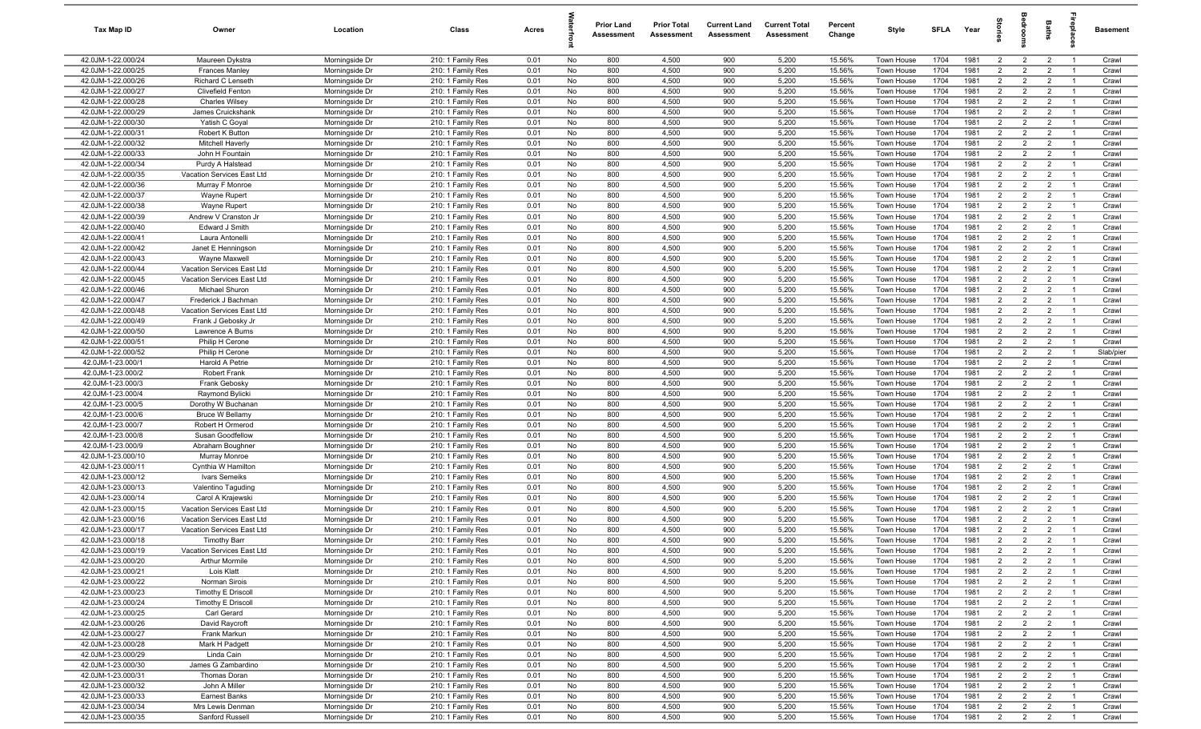| Tax Map ID | Owner | Location | Class | Acres | Waterfront | Prior Land Assessment | Prior Total Assessment | Current Land Assessment | Current Total Assessment | Percent Change | Style | SFLA | Year | Stories | Bedrooms | Baths | Fireplaces | Basement |
|---|---|---|---|---|---|---|---|---|---|---|---|---|---|---|---|---|---|---|
| 42.0JM-1-22.000/24 | Maureen Dykstra | Morningside Dr | 210: 1 Family Res | 0.01 | No | 800 | 4,500 | 900 | 5,200 | 15.56% | Town House | 1704 | 1981 | 2 | 2 | 2 | 1 | Crawl |
| 42.0JM-1-22.000/25 | Frances Manley | Morningside Dr | 210: 1 Family Res | 0.01 | No | 800 | 4,500 | 900 | 5,200 | 15.56% | Town House | 1704 | 1981 | 2 | 2 | 2 | 1 | Crawl |
| 42.0JM-1-22.000/26 | Richard C Lenseth | Morningside Dr | 210: 1 Family Res | 0.01 | No | 800 | 4,500 | 900 | 5,200 | 15.56% | Town House | 1704 | 1981 | 2 | 2 | 2 | 1 | Crawl |
| 42.0JM-1-22.000/27 | Clivefield Fenton | Morningside Dr | 210: 1 Family Res | 0.01 | No | 800 | 4,500 | 900 | 5,200 | 15.56% | Town House | 1704 | 1981 | 2 | 2 | 2 | 1 | Crawl |
| 42.0JM-1-22.000/28 | Charles Wilsey | Morningside Dr | 210: 1 Family Res | 0.01 | No | 800 | 4,500 | 900 | 5,200 | 15.56% | Town House | 1704 | 1981 | 2 | 2 | 2 | 1 | Crawl |
| 42.0JM-1-22.000/29 | James Cruickshank | Morningside Dr | 210: 1 Family Res | 0.01 | No | 800 | 4,500 | 900 | 5,200 | 15.56% | Town House | 1704 | 1981 | 2 | 2 | 2 | 1 | Crawl |
| 42.0JM-1-22.000/30 | Yatish C Goyal | Morningside Dr | 210: 1 Family Res | 0.01 | No | 800 | 4,500 | 900 | 5,200 | 15.56% | Town House | 1704 | 1981 | 2 | 2 | 2 | 1 | Crawl |
| 42.0JM-1-22.000/31 | Robert K Button | Morningside Dr | 210: 1 Family Res | 0.01 | No | 800 | 4,500 | 900 | 5,200 | 15.56% | Town House | 1704 | 1981 | 2 | 2 | 2 | 1 | Crawl |
| 42.0JM-1-22.000/32 | Mitchell Haverly | Morningside Dr | 210: 1 Family Res | 0.01 | No | 800 | 4,500 | 900 | 5,200 | 15.56% | Town House | 1704 | 1981 | 2 | 2 | 2 | 1 | Crawl |
| 42.0JM-1-22.000/33 | John H Fountain | Morningside Dr | 210: 1 Family Res | 0.01 | No | 800 | 4,500 | 900 | 5,200 | 15.56% | Town House | 1704 | 1981 | 2 | 2 | 2 | 1 | Crawl |
| 42.0JM-1-22.000/34 | Purdy A Halstead | Morningside Dr | 210: 1 Family Res | 0.01 | No | 800 | 4,500 | 900 | 5,200 | 15.56% | Town House | 1704 | 1981 | 2 | 2 | 2 | 1 | Crawl |
| 42.0JM-1-22.000/35 | Vacation Services East Ltd | Morningside Dr | 210: 1 Family Res | 0.01 | No | 800 | 4,500 | 900 | 5,200 | 15.56% | Town House | 1704 | 1981 | 2 | 2 | 2 | 1 | Crawl |
| 42.0JM-1-22.000/36 | Murray F Monroe | Morningside Dr | 210: 1 Family Res | 0.01 | No | 800 | 4,500 | 900 | 5,200 | 15.56% | Town House | 1704 | 1981 | 2 | 2 | 2 | 1 | Crawl |
| 42.0JM-1-22.000/37 | Wayne Rupert | Morningside Dr | 210: 1 Family Res | 0.01 | No | 800 | 4,500 | 900 | 5,200 | 15.56% | Town House | 1704 | 1981 | 2 | 2 | 2 | 1 | Crawl |
| 42.0JM-1-22.000/38 | Wayne Rupert | Morningside Dr | 210: 1 Family Res | 0.01 | No | 800 | 4,500 | 900 | 5,200 | 15.56% | Town House | 1704 | 1981 | 2 | 2 | 2 | 1 | Crawl |
| 42.0JM-1-22.000/39 | Andrew V Cranston Jr | Morningside Dr | 210: 1 Family Res | 0.01 | No | 800 | 4,500 | 900 | 5,200 | 15.56% | Town House | 1704 | 1981 | 2 | 2 | 2 | 1 | Crawl |
| 42.0JM-1-22.000/40 | Edward J Smith | Morningside Dr | 210: 1 Family Res | 0.01 | No | 800 | 4,500 | 900 | 5,200 | 15.56% | Town House | 1704 | 1981 | 2 | 2 | 2 | 1 | Crawl |
| 42.0JM-1-22.000/41 | Laura Antonelli | Morningside Dr | 210: 1 Family Res | 0.01 | No | 800 | 4,500 | 900 | 5,200 | 15.56% | Town House | 1704 | 1981 | 2 | 2 | 2 | 1 | Crawl |
| 42.0JM-1-22.000/42 | Janet E Henningson | Morningside Dr | 210: 1 Family Res | 0.01 | No | 800 | 4,500 | 900 | 5,200 | 15.56% | Town House | 1704 | 1981 | 2 | 2 | 2 | 1 | Crawl |
| 42.0JM-1-22.000/43 | Wayne Maxwell | Morningside Dr | 210: 1 Family Res | 0.01 | No | 800 | 4,500 | 900 | 5,200 | 15.56% | Town House | 1704 | 1981 | 2 | 2 | 2 | 1 | Crawl |
| 42.0JM-1-22.000/44 | Vacation Services East Ltd | Morningside Dr | 210: 1 Family Res | 0.01 | No | 800 | 4,500 | 900 | 5,200 | 15.56% | Town House | 1704 | 1981 | 2 | 2 | 2 | 1 | Crawl |
| 42.0JM-1-22.000/45 | Vacation Services East Ltd | Morningside Dr | 210: 1 Family Res | 0.01 | No | 800 | 4,500 | 900 | 5,200 | 15.56% | Town House | 1704 | 1981 | 2 | 2 | 2 | 1 | Crawl |
| 42.0JM-1-22.000/46 | Michael Shuron | Morningside Dr | 210: 1 Family Res | 0.01 | No | 800 | 4,500 | 900 | 5,200 | 15.56% | Town House | 1704 | 1981 | 2 | 2 | 2 | 1 | Crawl |
| 42.0JM-1-22.000/47 | Frederick J Bachman | Morningside Dr | 210: 1 Family Res | 0.01 | No | 800 | 4,500 | 900 | 5,200 | 15.56% | Town House | 1704 | 1981 | 2 | 2 | 2 | 1 | Crawl |
| 42.0JM-1-22.000/48 | Vacation Services East Ltd | Morningside Dr | 210: 1 Family Res | 0.01 | No | 800 | 4,500 | 900 | 5,200 | 15.56% | Town House | 1704 | 1981 | 2 | 2 | 2 | 1 | Crawl |
| 42.0JM-1-22.000/49 | Frank J Gebosky Jr | Morningside Dr | 210: 1 Family Res | 0.01 | No | 800 | 4,500 | 900 | 5,200 | 15.56% | Town House | 1704 | 1981 | 2 | 2 | 2 | 1 | Crawl |
| 42.0JM-1-22.000/50 | Lawrence A Burns | Morningside Dr | 210: 1 Family Res | 0.01 | No | 800 | 4,500 | 900 | 5,200 | 15.56% | Town House | 1704 | 1981 | 2 | 2 | 2 | 1 | Crawl |
| 42.0JM-1-22.000/51 | Philip H Cerone | Morningside Dr | 210: 1 Family Res | 0.01 | No | 800 | 4,500 | 900 | 5,200 | 15.56% | Town House | 1704 | 1981 | 2 | 2 | 2 | 1 | Crawl |
| 42.0JM-1-22.000/52 | Philip H Cerone | Morningside Dr | 210: 1 Family Res | 0.01 | No | 800 | 4,500 | 900 | 5,200 | 15.56% | Town House | 1704 | 1981 | 2 | 2 | 2 | 1 | Slab/pier |
| 42.0JM-1-23.000/1 | Harold A Petrie | Morningside Dr | 210: 1 Family Res | 0.01 | No | 800 | 4,500 | 900 | 5,200 | 15.56% | Town House | 1704 | 1981 | 2 | 2 | 2 | 1 | Crawl |
| 42.0JM-1-23.000/2 | Robert Frank | Morningside Dr | 210: 1 Family Res | 0.01 | No | 800 | 4,500 | 900 | 5,200 | 15.56% | Town House | 1704 | 1981 | 2 | 2 | 2 | 1 | Crawl |
| 42.0JM-1-23.000/3 | Frank Gebosky | Morningside Dr | 210: 1 Family Res | 0.01 | No | 800 | 4,500 | 900 | 5,200 | 15.56% | Town House | 1704 | 1981 | 2 | 2 | 2 | 1 | Crawl |
| 42.0JM-1-23.000/4 | Raymond Bylicki | Morningside Dr | 210: 1 Family Res | 0.01 | No | 800 | 4,500 | 900 | 5,200 | 15.56% | Town House | 1704 | 1981 | 2 | 2 | 2 | 1 | Crawl |
| 42.0JM-1-23.000/5 | Dorothy W Buchanan | Morningside Dr | 210: 1 Family Res | 0.01 | No | 800 | 4,500 | 900 | 5,200 | 15.56% | Town House | 1704 | 1981 | 2 | 2 | 2 | 1 | Crawl |
| 42.0JM-1-23.000/6 | Bruce W Bellamy | Morningside Dr | 210: 1 Family Res | 0.01 | No | 800 | 4,500 | 900 | 5,200 | 15.56% | Town House | 1704 | 1981 | 2 | 2 | 2 | 1 | Crawl |
| 42.0JM-1-23.000/7 | Robert H Ormerod | Morningside Dr | 210: 1 Family Res | 0.01 | No | 800 | 4,500 | 900 | 5,200 | 15.56% | Town House | 1704 | 1981 | 2 | 2 | 2 | 1 | Crawl |
| 42.0JM-1-23.000/8 | Susan Goodfellow | Morningside Dr | 210: 1 Family Res | 0.01 | No | 800 | 4,500 | 900 | 5,200 | 15.56% | Town House | 1704 | 1981 | 2 | 2 | 2 | 1 | Crawl |
| 42.0JM-1-23.000/9 | Abraham Boughner | Morningside Dr | 210: 1 Family Res | 0.01 | No | 800 | 4,500 | 900 | 5,200 | 15.56% | Town House | 1704 | 1981 | 2 | 2 | 2 | 1 | Crawl |
| 42.0JM-1-23.000/10 | Murray Monroe | Morningside Dr | 210: 1 Family Res | 0.01 | No | 800 | 4,500 | 900 | 5,200 | 15.56% | Town House | 1704 | 1981 | 2 | 2 | 2 | 1 | Crawl |
| 42.0JM-1-23.000/11 | Cynthia W Hamilton | Morningside Dr | 210: 1 Family Res | 0.01 | No | 800 | 4,500 | 900 | 5,200 | 15.56% | Town House | 1704 | 1981 | 2 | 2 | 2 | 1 | Crawl |
| 42.0JM-1-23.000/12 | Ivars Semeiks | Morningside Dr | 210: 1 Family Res | 0.01 | No | 800 | 4,500 | 900 | 5,200 | 15.56% | Town House | 1704 | 1981 | 2 | 2 | 2 | 1 | Crawl |
| 42.0JM-1-23.000/13 | Valentino Taguding | Morningside Dr | 210: 1 Family Res | 0.01 | No | 800 | 4,500 | 900 | 5,200 | 15.56% | Town House | 1704 | 1981 | 2 | 2 | 2 | 1 | Crawl |
| 42.0JM-1-23.000/14 | Carol A Krajewski | Morningside Dr | 210: 1 Family Res | 0.01 | No | 800 | 4,500 | 900 | 5,200 | 15.56% | Town House | 1704 | 1981 | 2 | 2 | 2 | 1 | Crawl |
| 42.0JM-1-23.000/15 | Vacation Services East Ltd | Morningside Dr | 210: 1 Family Res | 0.01 | No | 800 | 4,500 | 900 | 5,200 | 15.56% | Town House | 1704 | 1981 | 2 | 2 | 2 | 1 | Crawl |
| 42.0JM-1-23.000/16 | Vacation Services East Ltd | Morningside Dr | 210: 1 Family Res | 0.01 | No | 800 | 4,500 | 900 | 5,200 | 15.56% | Town House | 1704 | 1981 | 2 | 2 | 2 | 1 | Crawl |
| 42.0JM-1-23.000/17 | Vacation Services East Ltd | Morningside Dr | 210: 1 Family Res | 0.01 | No | 800 | 4,500 | 900 | 5,200 | 15.56% | Town House | 1704 | 1981 | 2 | 2 | 2 | 1 | Crawl |
| 42.0JM-1-23.000/18 | Timothy Barr | Morningside Dr | 210: 1 Family Res | 0.01 | No | 800 | 4,500 | 900 | 5,200 | 15.56% | Town House | 1704 | 1981 | 2 | 2 | 2 | 1 | Crawl |
| 42.0JM-1-23.000/19 | Vacation Services East Ltd | Morningside Dr | 210: 1 Family Res | 0.01 | No | 800 | 4,500 | 900 | 5,200 | 15.56% | Town House | 1704 | 1981 | 2 | 2 | 2 | 1 | Crawl |
| 42.0JM-1-23.000/20 | Arthur Mormile | Morningside Dr | 210: 1 Family Res | 0.01 | No | 800 | 4,500 | 900 | 5,200 | 15.56% | Town House | 1704 | 1981 | 2 | 2 | 2 | 1 | Crawl |
| 42.0JM-1-23.000/21 | Lois Klatt | Morningside Dr | 210: 1 Family Res | 0.01 | No | 800 | 4,500 | 900 | 5,200 | 15.56% | Town House | 1704 | 1981 | 2 | 2 | 2 | 1 | Crawl |
| 42.0JM-1-23.000/22 | Norman Sirois | Morningside Dr | 210: 1 Family Res | 0.01 | No | 800 | 4,500 | 900 | 5,200 | 15.56% | Town House | 1704 | 1981 | 2 | 2 | 2 | 1 | Crawl |
| 42.0JM-1-23.000/23 | Timothy E Driscoll | Morningside Dr | 210: 1 Family Res | 0.01 | No | 800 | 4,500 | 900 | 5,200 | 15.56% | Town House | 1704 | 1981 | 2 | 2 | 2 | 1 | Crawl |
| 42.0JM-1-23.000/24 | Timothy E Driscoll | Morningside Dr | 210: 1 Family Res | 0.01 | No | 800 | 4,500 | 900 | 5,200 | 15.56% | Town House | 1704 | 1981 | 2 | 2 | 2 | 1 | Crawl |
| 42.0JM-1-23.000/25 | Carl Gerard | Morningside Dr | 210: 1 Family Res | 0.01 | No | 800 | 4,500 | 900 | 5,200 | 15.56% | Town House | 1704 | 1981 | 2 | 2 | 2 | 1 | Crawl |
| 42.0JM-1-23.000/26 | David Raycroft | Morningside Dr | 210: 1 Family Res | 0.01 | No | 800 | 4,500 | 900 | 5,200 | 15.56% | Town House | 1704 | 1981 | 2 | 2 | 2 | 1 | Crawl |
| 42.0JM-1-23.000/27 | Frank Markun | Morningside Dr | 210: 1 Family Res | 0.01 | No | 800 | 4,500 | 900 | 5,200 | 15.56% | Town House | 1704 | 1981 | 2 | 2 | 2 | 1 | Crawl |
| 42.0JM-1-23.000/28 | Mark H Padgett | Morningside Dr | 210: 1 Family Res | 0.01 | No | 800 | 4,500 | 900 | 5,200 | 15.56% | Town House | 1704 | 1981 | 2 | 2 | 2 | 1 | Crawl |
| 42.0JM-1-23.000/29 | Linda Cain | Morningside Dr | 210: 1 Family Res | 0.01 | No | 800 | 4,500 | 900 | 5,200 | 15.56% | Town House | 1704 | 1981 | 2 | 2 | 2 | 1 | Crawl |
| 42.0JM-1-23.000/30 | James G Zambardino | Morningside Dr | 210: 1 Family Res | 0.01 | No | 800 | 4,500 | 900 | 5,200 | 15.56% | Town House | 1704 | 1981 | 2 | 2 | 2 | 1 | Crawl |
| 42.0JM-1-23.000/31 | Thomas Doran | Morningside Dr | 210: 1 Family Res | 0.01 | No | 800 | 4,500 | 900 | 5,200 | 15.56% | Town House | 1704 | 1981 | 2 | 2 | 2 | 1 | Crawl |
| 42.0JM-1-23.000/32 | John A Miller | Morningside Dr | 210: 1 Family Res | 0.01 | No | 800 | 4,500 | 900 | 5,200 | 15.56% | Town House | 1704 | 1981 | 2 | 2 | 2 | 1 | Crawl |
| 42.0JM-1-23.000/33 | Earnest Banks | Morningside Dr | 210: 1 Family Res | 0.01 | No | 800 | 4,500 | 900 | 5,200 | 15.56% | Town House | 1704 | 1981 | 2 | 2 | 2 | 1 | Crawl |
| 42.0JM-1-23.000/34 | Mrs Lewis Denman | Morningside Dr | 210: 1 Family Res | 0.01 | No | 800 | 4,500 | 900 | 5,200 | 15.56% | Town House | 1704 | 1981 | 2 | 2 | 2 | 1 | Crawl |
| 42.0JM-1-23.000/35 | Sanford Russell | Morningside Dr | 210: 1 Family Res | 0.01 | No | 800 | 4,500 | 900 | 5,200 | 15.56% | Town House | 1704 | 1981 | 2 | 2 | 2 | 1 | Crawl |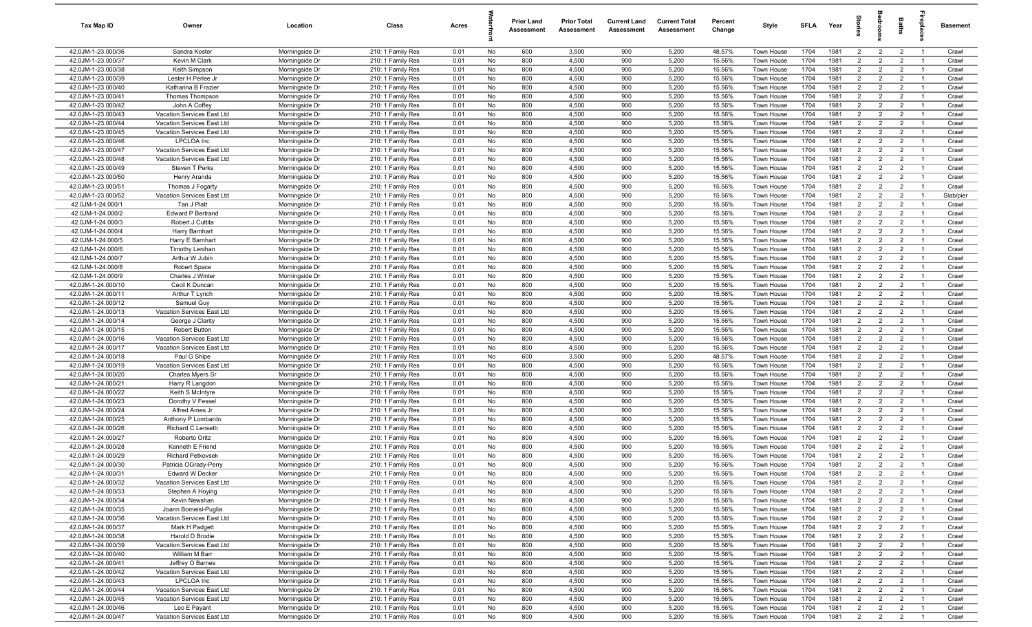| Tax Map ID | Owner | Location | Class | Acres | Waterfront | Prior Land Assessment | Prior Total Assessment | Current Land Assessment | Current Total Assessment | Percent Change | Style | SFLA | Year | Stories | Bedrooms | Baths | Fireplaces | Basement |
|---|---|---|---|---|---|---|---|---|---|---|---|---|---|---|---|---|---|---|
| 42.0JM-1-23.000/36 | Sandra Koster | Morningside Dr | 210: 1 Family Res | 0.01 | No | 600 | 3,500 | 900 | 5,200 | 48.57% | Town House | 1704 | 1981 | 2 | 2 | 2 | 1 | Crawl |
| 42.0JM-1-23.000/37 | Kevin M Clark | Morningside Dr | 210: 1 Family Res | 0.01 | No | 800 | 4,500 | 900 | 5,200 | 15.56% | Town House | 1704 | 1981 | 2 | 2 | 2 | 1 | Crawl |
| 42.0JM-1-23.000/38 | Keith Simpson | Morningside Dr | 210: 1 Family Res | 0.01 | No | 800 | 4,500 | 900 | 5,200 | 15.56% | Town House | 1704 | 1981 | 2 | 2 | 2 | 1 | Crawl |
| 42.0JM-1-23.000/39 | Lester H Perlee Jr | Morningside Dr | 210: 1 Family Res | 0.01 | No | 800 | 4,500 | 900 | 5,200 | 15.56% | Town House | 1704 | 1981 | 2 | 2 | 2 | 1 | Crawl |
| 42.0JM-1-23.000/40 | Katharina B Frazier | Morningside Dr | 210: 1 Family Res | 0.01 | No | 800 | 4,500 | 900 | 5,200 | 15.56% | Town House | 1704 | 1981 | 2 | 2 | 2 | 1 | Crawl |
| 42.0JM-1-23.000/41 | Thomas Thompson | Morningside Dr | 210: 1 Family Res | 0.01 | No | 800 | 4,500 | 900 | 5,200 | 15.56% | Town House | 1704 | 1981 | 2 | 2 | 2 | 1 | Crawl |
| 42.0JM-1-23.000/42 | John A Coffey | Morningside Dr | 210: 1 Family Res | 0.01 | No | 800 | 4,500 | 900 | 5,200 | 15.56% | Town House | 1704 | 1981 | 2 | 2 | 2 | 1 | Crawl |
| 42.0JM-1-23.000/43 | Vacation Services East Ltd | Morningside Dr | 210: 1 Family Res | 0.01 | No | 800 | 4,500 | 900 | 5,200 | 15.56% | Town House | 1704 | 1981 | 2 | 2 | 2 | 1 | Crawl |
| 42.0JM-1-23.000/44 | Vacation Services East Ltd | Morningside Dr | 210: 1 Family Res | 0.01 | No | 800 | 4,500 | 900 | 5,200 | 15.56% | Town House | 1704 | 1981 | 2 | 2 | 2 | 1 | Crawl |
| 42.0JM-1-23.000/45 | Vacation Services East Ltd | Morningside Dr | 210: 1 Family Res | 0.01 | No | 800 | 4,500 | 900 | 5,200 | 15.56% | Town House | 1704 | 1981 | 2 | 2 | 2 | 1 | Crawl |
| 42.0JM-1-23.000/46 | LPCLOA Inc | Morningside Dr | 210: 1 Family Res | 0.01 | No | 800 | 4,500 | 900 | 5,200 | 15.56% | Town House | 1704 | 1981 | 2 | 2 | 2 | 1 | Crawl |
| 42.0JM-1-23.000/47 | Vacation Services East Ltd | Morningside Dr | 210: 1 Family Res | 0.01 | No | 800 | 4,500 | 900 | 5,200 | 15.56% | Town House | 1704 | 1981 | 2 | 2 | 2 | 1 | Crawl |
| 42.0JM-1-23.000/48 | Vacation Services East Ltd | Morningside Dr | 210: 1 Family Res | 0.01 | No | 800 | 4,500 | 900 | 5,200 | 15.56% | Town House | 1704 | 1981 | 2 | 2 | 2 | 1 | Crawl |
| 42.0JM-1-23.000/49 | Steven T Perks | Morningside Dr | 210: 1 Family Res | 0.01 | No | 800 | 4,500 | 900 | 5,200 | 15.56% | Town House | 1704 | 1981 | 2 | 2 | 2 | 1 | Crawl |
| 42.0JM-1-23.000/50 | Henry Aranda | Morningside Dr | 210: 1 Family Res | 0.01 | No | 800 | 4,500 | 900 | 5,200 | 15.56% | Town House | 1704 | 1981 | 2 | 2 | 2 | 1 | Crawl |
| 42.0JM-1-23.000/51 | Thomas J Fogarty | Morningside Dr | 210: 1 Family Res | 0.01 | No | 800 | 4,500 | 900 | 5,200 | 15.56% | Town House | 1704 | 1981 | 2 | 2 | 2 | 1 | Crawl |
| 42.0JM-1-23.000/52 | Vacation Services East Ltd | Morningside Dr | 210: 1 Family Res | 0.01 | No | 800 | 4,500 | 900 | 5,200 | 15.56% | Town House | 1704 | 1981 | 2 | 2 | 2 | 1 | Slab/pier |
| 42.0JM-1-24.000/1 | Tan J Platt | Morningside Dr | 210: 1 Family Res | 0.01 | No | 800 | 4,500 | 900 | 5,200 | 15.56% | Town House | 1704 | 1981 | 2 | 2 | 2 | 1 | Crawl |
| 42.0JM-1-24.000/2 | Edward P Bertrand | Morningside Dr | 210: 1 Family Res | 0.01 | No | 800 | 4,500 | 900 | 5,200 | 15.56% | Town House | 1704 | 1981 | 2 | 2 | 2 | 1 | Crawl |
| 42.0JM-1-24.000/3 | Robert J Cuttita | Morningside Dr | 210: 1 Family Res | 0.01 | No | 800 | 4,500 | 900 | 5,200 | 15.56% | Town House | 1704 | 1981 | 2 | 2 | 2 | 1 | Crawl |
| 42.0JM-1-24.000/4 | Harry Barnhart | Morningside Dr | 210: 1 Family Res | 0.01 | No | 800 | 4,500 | 900 | 5,200 | 15.56% | Town House | 1704 | 1981 | 2 | 2 | 2 | 1 | Crawl |
| 42.0JM-1-24.000/5 | Harry E Barnhart | Morningside Dr | 210: 1 Family Res | 0.01 | No | 800 | 4,500 | 900 | 5,200 | 15.56% | Town House | 1704 | 1981 | 2 | 2 | 2 | 1 | Crawl |
| 42.0JM-1-24.000/6 | Timothy Lenihan | Morningside Dr | 210: 1 Family Res | 0.01 | No | 800 | 4,500 | 900 | 5,200 | 15.56% | Town House | 1704 | 1981 | 2 | 2 | 2 | 1 | Crawl |
| 42.0JM-1-24.000/7 | Arthur W Jubin | Morningside Dr | 210: 1 Family Res | 0.01 | No | 800 | 4,500 | 900 | 5,200 | 15.56% | Town House | 1704 | 1981 | 2 | 2 | 2 | 1 | Crawl |
| 42.0JM-1-24.000/8 | Robert Space | Morningside Dr | 210: 1 Family Res | 0.01 | No | 800 | 4,500 | 900 | 5,200 | 15.56% | Town House | 1704 | 1981 | 2 | 2 | 2 | 1 | Crawl |
| 42.0JM-1-24.000/9 | Charles J Winter | Morningside Dr | 210: 1 Family Res | 0.01 | No | 800 | 4,500 | 900 | 5,200 | 15.56% | Town House | 1704 | 1981 | 2 | 2 | 2 | 1 | Crawl |
| 42.0JM-1-24.000/10 | Cecil K Duncan | Morningside Dr | 210: 1 Family Res | 0.01 | No | 800 | 4,500 | 900 | 5,200 | 15.56% | Town House | 1704 | 1981 | 2 | 2 | 2 | 1 | Crawl |
| 42.0JM-1-24.000/11 | Arthur T Lynch | Morningside Dr | 210: 1 Family Res | 0.01 | No | 800 | 4,500 | 900 | 5,200 | 15.56% | Town House | 1704 | 1981 | 2 | 2 | 2 | 1 | Crawl |
| 42.0JM-1-24.000/12 | Samuel Guy | Morningside Dr | 210: 1 Family Res | 0.01 | No | 800 | 4,500 | 900 | 5,200 | 15.56% | Town House | 1704 | 1981 | 2 | 2 | 2 | 1 | Crawl |
| 42.0JM-1-24.000/13 | Vacation Services East Ltd | Morningside Dr | 210: 1 Family Res | 0.01 | No | 800 | 4,500 | 900 | 5,200 | 15.56% | Town House | 1704 | 1981 | 2 | 2 | 2 | 1 | Crawl |
| 42.0JM-1-24.000/14 | George J Clarity | Morningside Dr | 210: 1 Family Res | 0.01 | No | 800 | 4,500 | 900 | 5,200 | 15.56% | Town House | 1704 | 1981 | 2 | 2 | 2 | 1 | Crawl |
| 42.0JM-1-24.000/15 | Robert Button | Morningside Dr | 210: 1 Family Res | 0.01 | No | 800 | 4,500 | 900 | 5,200 | 15.56% | Town House | 1704 | 1981 | 2 | 2 | 2 | 1 | Crawl |
| 42.0JM-1-24.000/16 | Vacation Services East Ltd | Morningside Dr | 210: 1 Family Res | 0.01 | No | 800 | 4,500 | 900 | 5,200 | 15.56% | Town House | 1704 | 1981 | 2 | 2 | 2 | 1 | Crawl |
| 42.0JM-1-24.000/17 | Vacation Services East Ltd | Morningside Dr | 210: 1 Family Res | 0.01 | No | 800 | 4,500 | 900 | 5,200 | 15.56% | Town House | 1704 | 1981 | 2 | 2 | 2 | 1 | Crawl |
| 42.0JM-1-24.000/18 | Paul G Shipe | Morningside Dr | 210: 1 Family Res | 0.01 | No | 600 | 3,500 | 900 | 5,200 | 48.57% | Town House | 1704 | 1981 | 2 | 2 | 2 | 1 | Crawl |
| 42.0JM-1-24.000/19 | Vacation Services East Ltd | Morningside Dr | 210: 1 Family Res | 0.01 | No | 800 | 4,500 | 900 | 5,200 | 15.56% | Town House | 1704 | 1981 | 2 | 2 | 2 | 1 | Crawl |
| 42.0JM-1-24.000/20 | Charles Myers Sr | Morningside Dr | 210: 1 Family Res | 0.01 | No | 800 | 4,500 | 900 | 5,200 | 15.56% | Town House | 1704 | 1981 | 2 | 2 | 2 | 1 | Crawl |
| 42.0JM-1-24.000/21 | Harry R Langdon | Morningside Dr | 210: 1 Family Res | 0.01 | No | 800 | 4,500 | 900 | 5,200 | 15.56% | Town House | 1704 | 1981 | 2 | 2 | 2 | 1 | Crawl |
| 42.0JM-1-24.000/22 | Keith S McIntyre | Morningside Dr | 210: 1 Family Res | 0.01 | No | 800 | 4,500 | 900 | 5,200 | 15.56% | Town House | 1704 | 1981 | 2 | 2 | 2 | 1 | Crawl |
| 42.0JM-1-24.000/23 | Dorothy V Fessel | Morningside Dr | 210: 1 Family Res | 0.01 | No | 800 | 4,500 | 900 | 5,200 | 15.56% | Town House | 1704 | 1981 | 2 | 2 | 2 | 1 | Crawl |
| 42.0JM-1-24.000/24 | Alfred Ames Jr | Morningside Dr | 210: 1 Family Res | 0.01 | No | 800 | 4,500 | 900 | 5,200 | 15.56% | Town House | 1704 | 1981 | 2 | 2 | 2 | 1 | Crawl |
| 42.0JM-1-24.000/25 | Anthony P Lombardo | Morningside Dr | 210: 1 Family Res | 0.01 | No | 800 | 4,500 | 900 | 5,200 | 15.56% | Town House | 1704 | 1981 | 2 | 2 | 2 | 1 | Crawl |
| 42.0JM-1-24.000/26 | Richard C Lenseth | Morningside Dr | 210: 1 Family Res | 0.01 | No | 800 | 4,500 | 900 | 5,200 | 15.56% | Town House | 1704 | 1981 | 2 | 2 | 2 | 1 | Crawl |
| 42.0JM-1-24.000/27 | Roberto Oritz | Morningside Dr | 210: 1 Family Res | 0.01 | No | 800 | 4,500 | 900 | 5,200 | 15.56% | Town House | 1704 | 1981 | 2 | 2 | 2 | 1 | Crawl |
| 42.0JM-1-24.000/28 | Kenneth E Friend | Morningside Dr | 210: 1 Family Res | 0.01 | No | 800 | 4,500 | 900 | 5,200 | 15.56% | Town House | 1704 | 1981 | 2 | 2 | 2 | 1 | Crawl |
| 42.0JM-1-24.000/29 | Richard Petkovsek | Morningside Dr | 210: 1 Family Res | 0.01 | No | 800 | 4,500 | 900 | 5,200 | 15.56% | Town House | 1704 | 1981 | 2 | 2 | 2 | 1 | Crawl |
| 42.0JM-1-24.000/30 | Patricia OGrady-Perry | Morningside Dr | 210: 1 Family Res | 0.01 | No | 800 | 4,500 | 900 | 5,200 | 15.56% | Town House | 1704 | 1981 | 2 | 2 | 2 | 1 | Crawl |
| 42.0JM-1-24.000/31 | Edward W Decker | Morningside Dr | 210: 1 Family Res | 0.01 | No | 800 | 4,500 | 900 | 5,200 | 15.56% | Town House | 1704 | 1981 | 2 | 2 | 2 | 1 | Crawl |
| 42.0JM-1-24.000/32 | Vacation Services East Ltd | Morningside Dr | 210: 1 Family Res | 0.01 | No | 800 | 4,500 | 900 | 5,200 | 15.56% | Town House | 1704 | 1981 | 2 | 2 | 2 | 1 | Crawl |
| 42.0JM-1-24.000/33 | Stephen A Hoying | Morningside Dr | 210: 1 Family Res | 0.01 | No | 800 | 4,500 | 900 | 5,200 | 15.56% | Town House | 1704 | 1981 | 2 | 2 | 2 | 1 | Crawl |
| 42.0JM-1-24.000/34 | Kevin Newshan | Morningside Dr | 210: 1 Family Res | 0.01 | No | 800 | 4,500 | 900 | 5,200 | 15.56% | Town House | 1704 | 1981 | 2 | 2 | 2 | 1 | Crawl |
| 42.0JM-1-24.000/35 | Joann Bomeisl-Puglia | Morningside Dr | 210: 1 Family Res | 0.01 | No | 800 | 4,500 | 900 | 5,200 | 15.56% | Town House | 1704 | 1981 | 2 | 2 | 2 | 1 | Crawl |
| 42.0JM-1-24.000/36 | Vacation Services East Ltd | Morningside Dr | 210: 1 Family Res | 0.01 | No | 800 | 4,500 | 900 | 5,200 | 15.56% | Town House | 1704 | 1981 | 2 | 2 | 2 | 1 | Crawl |
| 42.0JM-1-24.000/37 | Mark H Padgett | Morningside Dr | 210: 1 Family Res | 0.01 | No | 800 | 4,500 | 900 | 5,200 | 15.56% | Town House | 1704 | 1981 | 2 | 2 | 2 | 1 | Crawl |
| 42.0JM-1-24.000/38 | Harold D Brodie | Morningside Dr | 210: 1 Family Res | 0.01 | No | 800 | 4,500 | 900 | 5,200 | 15.56% | Town House | 1704 | 1981 | 2 | 2 | 2 | 1 | Crawl |
| 42.0JM-1-24.000/39 | Vacation Services East Ltd | Morningside Dr | 210: 1 Family Res | 0.01 | No | 800 | 4,500 | 900 | 5,200 | 15.56% | Town House | 1704 | 1981 | 2 | 2 | 2 | 1 | Crawl |
| 42.0JM-1-24.000/40 | William M Barr | Morningside Dr | 210: 1 Family Res | 0.01 | No | 800 | 4,500 | 900 | 5,200 | 15.56% | Town House | 1704 | 1981 | 2 | 2 | 2 | 1 | Crawl |
| 42.0JM-1-24.000/41 | Jeffrey O Barnes | Morningside Dr | 210: 1 Family Res | 0.01 | No | 800 | 4,500 | 900 | 5,200 | 15.56% | Town House | 1704 | 1981 | 2 | 2 | 2 | 1 | Crawl |
| 42.0JM-1-24.000/42 | Vacation Services East Ltd | Morningside Dr | 210: 1 Family Res | 0.01 | No | 800 | 4,500 | 900 | 5,200 | 15.56% | Town House | 1704 | 1981 | 2 | 2 | 2 | 1 | Crawl |
| 42.0JM-1-24.000/43 | LPCLOA Inc | Morningside Dr | 210: 1 Family Res | 0.01 | No | 800 | 4,500 | 900 | 5,200 | 15.56% | Town House | 1704 | 1981 | 2 | 2 | 2 | 1 | Crawl |
| 42.0JM-1-24.000/44 | Vacation Services East Ltd | Morningside Dr | 210: 1 Family Res | 0.01 | No | 800 | 4,500 | 900 | 5,200 | 15.56% | Town House | 1704 | 1981 | 2 | 2 | 2 | 1 | Crawl |
| 42.0JM-1-24.000/45 | Vacation Services East Ltd | Morningside Dr | 210: 1 Family Res | 0.01 | No | 800 | 4,500 | 900 | 5,200 | 15.56% | Town House | 1704 | 1981 | 2 | 2 | 2 | 1 | Crawl |
| 42.0JM-1-24.000/46 | Leo E Payant | Morningside Dr | 210: 1 Family Res | 0.01 | No | 800 | 4,500 | 900 | 5,200 | 15.56% | Town House | 1704 | 1981 | 2 | 2 | 2 | 1 | Crawl |
| 42.0JM-1-24.000/47 | Vacation Services East Ltd | Morningside Dr | 210: 1 Family Res | 0.01 | No | 800 | 4,500 | 900 | 5,200 | 15.56% | Town House | 1704 | 1981 | 2 | 2 | 2 | 1 | Crawl |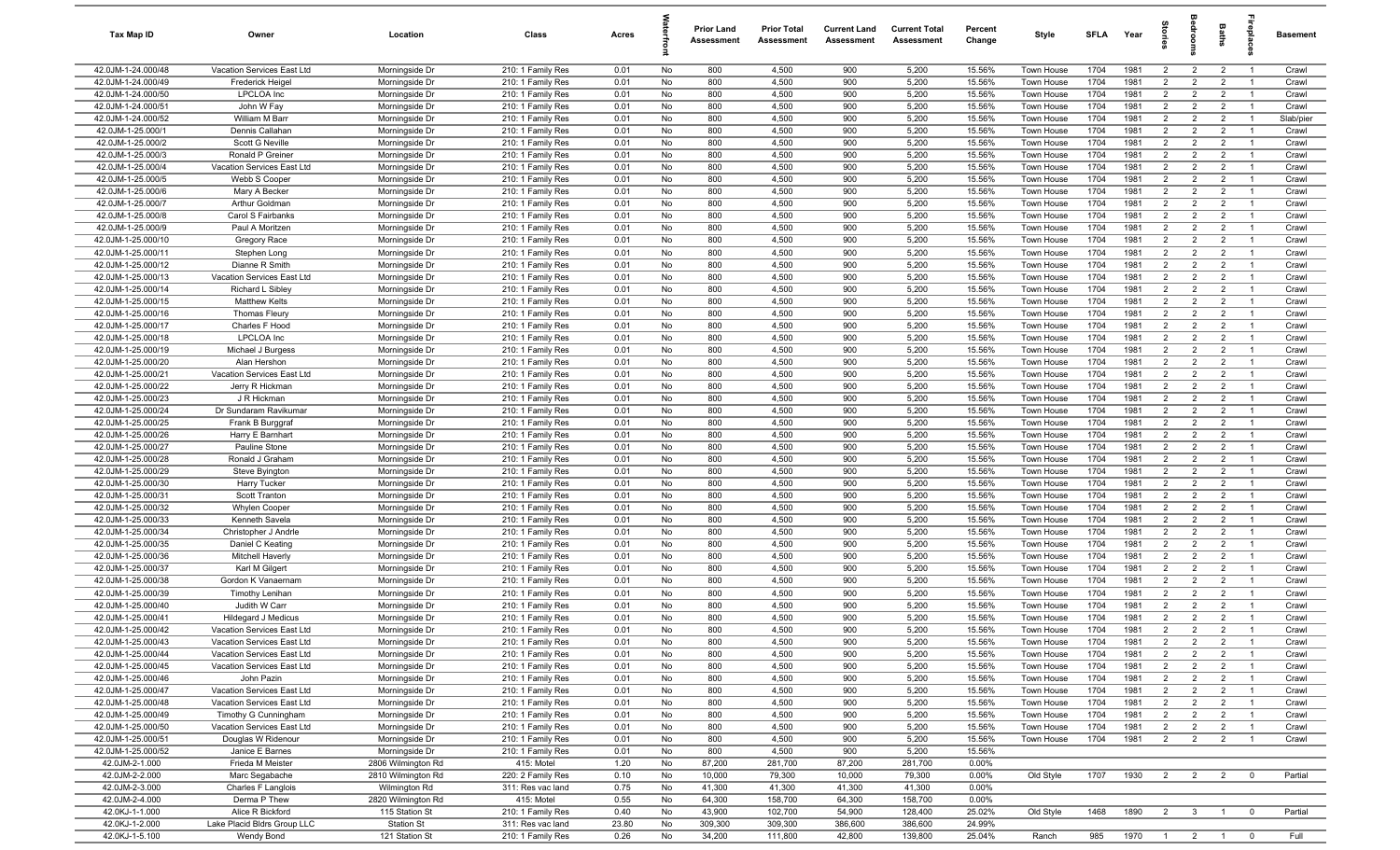| Tax Map ID | Owner | Location | Class | Acres | Waterfront | Prior Land Assessment | Prior Total Assessment | Current Land Assessment | Current Total Assessment | Percent Change | Style | SFLA | Year | Stories | Bedrooms | Baths | Fireplaces | Basement |
|---|---|---|---|---|---|---|---|---|---|---|---|---|---|---|---|---|---|---|
| 42.0JM-1-24.000/48 | Vacation Services East Ltd | Morningside Dr | 210: 1 Family Res | 0.01 | No | 800 | 4,500 | 900 | 5,200 | 15.56% | Town House | 1704 | 1981 | 2 | 2 | 2 | 1 | Crawl |
| 42.0JM-1-24.000/49 | Frederick Heigel | Morningside Dr | 210: 1 Family Res | 0.01 | No | 800 | 4,500 | 900 | 5,200 | 15.56% | Town House | 1704 | 1981 | 2 | 2 | 2 | 1 | Crawl |
| 42.0JM-1-24.000/50 | LPCLOA Inc | Morningside Dr | 210: 1 Family Res | 0.01 | No | 800 | 4,500 | 900 | 5,200 | 15.56% | Town House | 1704 | 1981 | 2 | 2 | 2 | 1 | Crawl |
| 42.0JM-1-24.000/51 | John W Fay | Morningside Dr | 210: 1 Family Res | 0.01 | No | 800 | 4,500 | 900 | 5,200 | 15.56% | Town House | 1704 | 1981 | 2 | 2 | 2 | 1 | Crawl |
| 42.0JM-1-24.000/52 | William M Barr | Morningside Dr | 210: 1 Family Res | 0.01 | No | 800 | 4,500 | 900 | 5,200 | 15.56% | Town House | 1704 | 1981 | 2 | 2 | 2 | 1 | Slab/pier |
| 42.0JM-1-25.000/1 | Dennis Callahan | Morningside Dr | 210: 1 Family Res | 0.01 | No | 800 | 4,500 | 900 | 5,200 | 15.56% | Town House | 1704 | 1981 | 2 | 2 | 2 | 1 | Crawl |
| 42.0JM-1-25.000/2 | Scott G Neville | Morningside Dr | 210: 1 Family Res | 0.01 | No | 800 | 4,500 | 900 | 5,200 | 15.56% | Town House | 1704 | 1981 | 2 | 2 | 2 | 1 | Crawl |
| 42.0JM-1-25.000/3 | Ronald P Greiner | Morningside Dr | 210: 1 Family Res | 0.01 | No | 800 | 4,500 | 900 | 5,200 | 15.56% | Town House | 1704 | 1981 | 2 | 2 | 2 | 1 | Crawl |
| 42.0JM-1-25.000/4 | Vacation Services East Ltd | Morningside Dr | 210: 1 Family Res | 0.01 | No | 800 | 4,500 | 900 | 5,200 | 15.56% | Town House | 1704 | 1981 | 2 | 2 | 2 | 1 | Crawl |
| 42.0JM-1-25.000/5 | Webb S Cooper | Morningside Dr | 210: 1 Family Res | 0.01 | No | 800 | 4,500 | 900 | 5,200 | 15.56% | Town House | 1704 | 1981 | 2 | 2 | 2 | 1 | Crawl |
| 42.0JM-1-25.000/6 | Mary A Becker | Morningside Dr | 210: 1 Family Res | 0.01 | No | 800 | 4,500 | 900 | 5,200 | 15.56% | Town House | 1704 | 1981 | 2 | 2 | 2 | 1 | Crawl |
| 42.0JM-1-25.000/7 | Arthur Goldman | Morningside Dr | 210: 1 Family Res | 0.01 | No | 800 | 4,500 | 900 | 5,200 | 15.56% | Town House | 1704 | 1981 | 2 | 2 | 2 | 1 | Crawl |
| 42.0JM-1-25.000/8 | Carol S Fairbanks | Morningside Dr | 210: 1 Family Res | 0.01 | No | 800 | 4,500 | 900 | 5,200 | 15.56% | Town House | 1704 | 1981 | 2 | 2 | 2 | 1 | Crawl |
| 42.0JM-1-25.000/9 | Paul A Moritzen | Morningside Dr | 210: 1 Family Res | 0.01 | No | 800 | 4,500 | 900 | 5,200 | 15.56% | Town House | 1704 | 1981 | 2 | 2 | 2 | 1 | Crawl |
| 42.0JM-1-25.000/10 | Gregory Race | Morningside Dr | 210: 1 Family Res | 0.01 | No | 800 | 4,500 | 900 | 5,200 | 15.56% | Town House | 1704 | 1981 | 2 | 2 | 2 | 1 | Crawl |
| 42.0JM-1-25.000/11 | Stephen Long | Morningside Dr | 210: 1 Family Res | 0.01 | No | 800 | 4,500 | 900 | 5,200 | 15.56% | Town House | 1704 | 1981 | 2 | 2 | 2 | 1 | Crawl |
| 42.0JM-1-25.000/12 | Dianne R Smith | Morningside Dr | 210: 1 Family Res | 0.01 | No | 800 | 4,500 | 900 | 5,200 | 15.56% | Town House | 1704 | 1981 | 2 | 2 | 2 | 1 | Crawl |
| 42.0JM-1-25.000/13 | Vacation Services East Ltd | Morningside Dr | 210: 1 Family Res | 0.01 | No | 800 | 4,500 | 900 | 5,200 | 15.56% | Town House | 1704 | 1981 | 2 | 2 | 2 | 1 | Crawl |
| 42.0JM-1-25.000/14 | Richard L Sibley | Morningside Dr | 210: 1 Family Res | 0.01 | No | 800 | 4,500 | 900 | 5,200 | 15.56% | Town House | 1704 | 1981 | 2 | 2 | 2 | 1 | Crawl |
| 42.0JM-1-25.000/15 | Matthew Kelts | Morningside Dr | 210: 1 Family Res | 0.01 | No | 800 | 4,500 | 900 | 5,200 | 15.56% | Town House | 1704 | 1981 | 2 | 2 | 2 | 1 | Crawl |
| 42.0JM-1-25.000/16 | Thomas Fleury | Morningside Dr | 210: 1 Family Res | 0.01 | No | 800 | 4,500 | 900 | 5,200 | 15.56% | Town House | 1704 | 1981 | 2 | 2 | 2 | 1 | Crawl |
| 42.0JM-1-25.000/17 | Charles F Hood | Morningside Dr | 210: 1 Family Res | 0.01 | No | 800 | 4,500 | 900 | 5,200 | 15.56% | Town House | 1704 | 1981 | 2 | 2 | 2 | 1 | Crawl |
| 42.0JM-1-25.000/18 | LPCLOA Inc | Morningside Dr | 210: 1 Family Res | 0.01 | No | 800 | 4,500 | 900 | 5,200 | 15.56% | Town House | 1704 | 1981 | 2 | 2 | 2 | 1 | Crawl |
| 42.0JM-1-25.000/19 | Michael J Burgess | Morningside Dr | 210: 1 Family Res | 0.01 | No | 800 | 4,500 | 900 | 5,200 | 15.56% | Town House | 1704 | 1981 | 2 | 2 | 2 | 1 | Crawl |
| 42.0JM-1-25.000/20 | Alan Hershon | Morningside Dr | 210: 1 Family Res | 0.01 | No | 800 | 4,500 | 900 | 5,200 | 15.56% | Town House | 1704 | 1981 | 2 | 2 | 2 | 1 | Crawl |
| 42.0JM-1-25.000/21 | Vacation Services East Ltd | Morningside Dr | 210: 1 Family Res | 0.01 | No | 800 | 4,500 | 900 | 5,200 | 15.56% | Town House | 1704 | 1981 | 2 | 2 | 2 | 1 | Crawl |
| 42.0JM-1-25.000/22 | Jerry R Hickman | Morningside Dr | 210: 1 Family Res | 0.01 | No | 800 | 4,500 | 900 | 5,200 | 15.56% | Town House | 1704 | 1981 | 2 | 2 | 2 | 1 | Crawl |
| 42.0JM-1-25.000/23 | J R Hickman | Morningside Dr | 210: 1 Family Res | 0.01 | No | 800 | 4,500 | 900 | 5,200 | 15.56% | Town House | 1704 | 1981 | 2 | 2 | 2 | 1 | Crawl |
| 42.0JM-1-25.000/24 | Dr Sundaram Ravikumar | Morningside Dr | 210: 1 Family Res | 0.01 | No | 800 | 4,500 | 900 | 5,200 | 15.56% | Town House | 1704 | 1981 | 2 | 2 | 2 | 1 | Crawl |
| 42.0JM-1-25.000/25 | Frank B Burggraf | Morningside Dr | 210: 1 Family Res | 0.01 | No | 800 | 4,500 | 900 | 5,200 | 15.56% | Town House | 1704 | 1981 | 2 | 2 | 2 | 1 | Crawl |
| 42.0JM-1-25.000/26 | Harry E Barnhart | Morningside Dr | 210: 1 Family Res | 0.01 | No | 800 | 4,500 | 900 | 5,200 | 15.56% | Town House | 1704 | 1981 | 2 | 2 | 2 | 1 | Crawl |
| 42.0JM-1-25.000/27 | Pauline Stone | Morningside Dr | 210: 1 Family Res | 0.01 | No | 800 | 4,500 | 900 | 5,200 | 15.56% | Town House | 1704 | 1981 | 2 | 2 | 2 | 1 | Crawl |
| 42.0JM-1-25.000/28 | Ronald J Graham | Morningside Dr | 210: 1 Family Res | 0.01 | No | 800 | 4,500 | 900 | 5,200 | 15.56% | Town House | 1704 | 1981 | 2 | 2 | 2 | 1 | Crawl |
| 42.0JM-1-25.000/29 | Steve Byington | Morningside Dr | 210: 1 Family Res | 0.01 | No | 800 | 4,500 | 900 | 5,200 | 15.56% | Town House | 1704 | 1981 | 2 | 2 | 2 | 1 | Crawl |
| 42.0JM-1-25.000/30 | Harry Tucker | Morningside Dr | 210: 1 Family Res | 0.01 | No | 800 | 4,500 | 900 | 5,200 | 15.56% | Town House | 1704 | 1981 | 2 | 2 | 2 | 1 | Crawl |
| 42.0JM-1-25.000/31 | Scott Tranton | Morningside Dr | 210: 1 Family Res | 0.01 | No | 800 | 4,500 | 900 | 5,200 | 15.56% | Town House | 1704 | 1981 | 2 | 2 | 2 | 1 | Crawl |
| 42.0JM-1-25.000/32 | Whylen Cooper | Morningside Dr | 210: 1 Family Res | 0.01 | No | 800 | 4,500 | 900 | 5,200 | 15.56% | Town House | 1704 | 1981 | 2 | 2 | 2 | 1 | Crawl |
| 42.0JM-1-25.000/33 | Kenneth Savela | Morningside Dr | 210: 1 Family Res | 0.01 | No | 800 | 4,500 | 900 | 5,200 | 15.56% | Town House | 1704 | 1981 | 2 | 2 | 2 | 1 | Crawl |
| 42.0JM-1-25.000/34 | Christopher J Andrle | Morningside Dr | 210: 1 Family Res | 0.01 | No | 800 | 4,500 | 900 | 5,200 | 15.56% | Town House | 1704 | 1981 | 2 | 2 | 2 | 1 | Crawl |
| 42.0JM-1-25.000/35 | Daniel C Keating | Morningside Dr | 210: 1 Family Res | 0.01 | No | 800 | 4,500 | 900 | 5,200 | 15.56% | Town House | 1704 | 1981 | 2 | 2 | 2 | 1 | Crawl |
| 42.0JM-1-25.000/36 | Mitchell Haverly | Morningside Dr | 210: 1 Family Res | 0.01 | No | 800 | 4,500 | 900 | 5,200 | 15.56% | Town House | 1704 | 1981 | 2 | 2 | 2 | 1 | Crawl |
| 42.0JM-1-25.000/37 | Karl M Gilgert | Morningside Dr | 210: 1 Family Res | 0.01 | No | 800 | 4,500 | 900 | 5,200 | 15.56% | Town House | 1704 | 1981 | 2 | 2 | 2 | 1 | Crawl |
| 42.0JM-1-25.000/38 | Gordon K Vanaernam | Morningside Dr | 210: 1 Family Res | 0.01 | No | 800 | 4,500 | 900 | 5,200 | 15.56% | Town House | 1704 | 1981 | 2 | 2 | 2 | 1 | Crawl |
| 42.0JM-1-25.000/39 | Timothy Lenihan | Morningside Dr | 210: 1 Family Res | 0.01 | No | 800 | 4,500 | 900 | 5,200 | 15.56% | Town House | 1704 | 1981 | 2 | 2 | 2 | 1 | Crawl |
| 42.0JM-1-25.000/40 | Judith W Carr | Morningside Dr | 210: 1 Family Res | 0.01 | No | 800 | 4,500 | 900 | 5,200 | 15.56% | Town House | 1704 | 1981 | 2 | 2 | 2 | 1 | Crawl |
| 42.0JM-1-25.000/41 | Hildegard J Medicus | Morningside Dr | 210: 1 Family Res | 0.01 | No | 800 | 4,500 | 900 | 5,200 | 15.56% | Town House | 1704 | 1981 | 2 | 2 | 2 | 1 | Crawl |
| 42.0JM-1-25.000/42 | Vacation Services East Ltd | Morningside Dr | 210: 1 Family Res | 0.01 | No | 800 | 4,500 | 900 | 5,200 | 15.56% | Town House | 1704 | 1981 | 2 | 2 | 2 | 1 | Crawl |
| 42.0JM-1-25.000/43 | Vacation Services East Ltd | Morningside Dr | 210: 1 Family Res | 0.01 | No | 800 | 4,500 | 900 | 5,200 | 15.56% | Town House | 1704 | 1981 | 2 | 2 | 2 | 1 | Crawl |
| 42.0JM-1-25.000/44 | Vacation Services East Ltd | Morningside Dr | 210: 1 Family Res | 0.01 | No | 800 | 4,500 | 900 | 5,200 | 15.56% | Town House | 1704 | 1981 | 2 | 2 | 2 | 1 | Crawl |
| 42.0JM-1-25.000/45 | Vacation Services East Ltd | Morningside Dr | 210: 1 Family Res | 0.01 | No | 800 | 4,500 | 900 | 5,200 | 15.56% | Town House | 1704 | 1981 | 2 | 2 | 2 | 1 | Crawl |
| 42.0JM-1-25.000/46 | John Pazin | Morningside Dr | 210: 1 Family Res | 0.01 | No | 800 | 4,500 | 900 | 5,200 | 15.56% | Town House | 1704 | 1981 | 2 | 2 | 2 | 1 | Crawl |
| 42.0JM-1-25.000/47 | Vacation Services East Ltd | Morningside Dr | 210: 1 Family Res | 0.01 | No | 800 | 4,500 | 900 | 5,200 | 15.56% | Town House | 1704 | 1981 | 2 | 2 | 2 | 1 | Crawl |
| 42.0JM-1-25.000/48 | Vacation Services East Ltd | Morningside Dr | 210: 1 Family Res | 0.01 | No | 800 | 4,500 | 900 | 5,200 | 15.56% | Town House | 1704 | 1981 | 2 | 2 | 2 | 1 | Crawl |
| 42.0JM-1-25.000/49 | Timothy G Cunningham | Morningside Dr | 210: 1 Family Res | 0.01 | No | 800 | 4,500 | 900 | 5,200 | 15.56% | Town House | 1704 | 1981 | 2 | 2 | 2 | 1 | Crawl |
| 42.0JM-1-25.000/50 | Vacation Services East Ltd | Morningside Dr | 210: 1 Family Res | 0.01 | No | 800 | 4,500 | 900 | 5,200 | 15.56% | Town House | 1704 | 1981 | 2 | 2 | 2 | 1 | Crawl |
| 42.0JM-1-25.000/51 | Douglas W Ridenour | Morningside Dr | 210: 1 Family Res | 0.01 | No | 800 | 4,500 | 900 | 5,200 | 15.56% | Town House | 1704 | 1981 | 2 | 2 | 2 | 1 | Crawl |
| 42.0JM-1-25.000/52 | Janice E Barnes | Morningside Dr | 210: 1 Family Res | 0.01 | No | 800 | 4,500 | 900 | 5,200 | 15.56% | | | | | | | | |
| 42.0JM-2-1.000 | Frieda M Meister | 2806 Wilmington Rd | 415: Motel | 1.20 | No | 87,200 | 281,700 | 87,200 | 281,700 | 0.00% | | | | | | | | |
| 42.0JM-2-2.000 | Marc Segabache | 2810 Wilmington Rd | 220: 2 Family Res | 0.10 | No | 10,000 | 79,300 | 10,000 | 79,300 | 0.00% | Old Style | 1707 | 1930 | 2 | 2 | 2 | 0 | Partial |
| 42.0JM-2-3.000 | Charles F Langlois | Wilmington Rd | 311: Res vac land | 0.75 | No | 41,300 | 41,300 | 41,300 | 41,300 | 0.00% | | | | | | | | |
| 42.0JM-2-4.000 | Derma P Thew | 2820 Wilmington Rd | 415: Motel | 0.55 | No | 64,300 | 158,700 | 64,300 | 158,700 | 0.00% | | | | | | | | |
| 42.0KJ-1-1.000 | Alice R Bickford | 115 Station St | 210: 1 Family Res | 0.40 | No | 43,900 | 102,700 | 54,900 | 128,400 | 25.02% | Old Style | 1468 | 1890 | 2 | 3 | 1 | 0 | Partial |
| 42.0KJ-1-2.000 | Lake Placid Bldrs Group LLC | Station St | 311: Res vac land | 23.80 | No | 309,300 | 309,300 | 386,600 | 386,600 | 24.99% | | | | | | | | |
| 42.0KJ-1-5.100 | Wendy Bond | 121 Station St | 210: 1 Family Res | 0.26 | No | 34,200 | 111,800 | 42,800 | 139,800 | 25.04% | Ranch | 985 | 1970 | 1 | 2 | 1 | 0 | Full |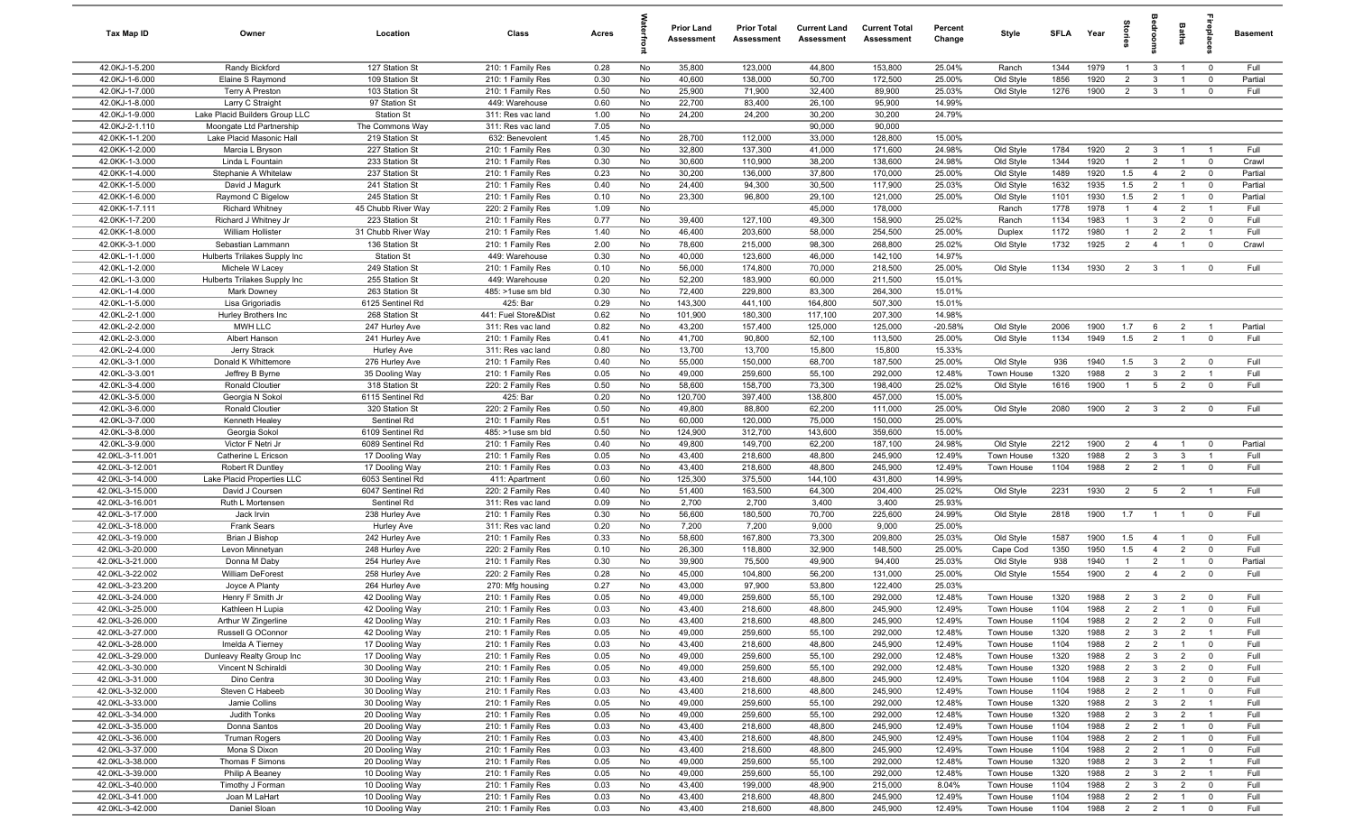| Tax Map ID | Owner | Location | Class | Acres | Waterfront | Prior Land Assessment | Prior Total Assessment | Current Land Assessment | Current Total Assessment | Percent Change | Style | SFLA | Year | Stories | Bedrooms | Baths | Fireplaces | Basement |
|---|---|---|---|---|---|---|---|---|---|---|---|---|---|---|---|---|---|---|
| 42.0KJ-1-5.200 | Randy Bickford | 127 Station St | 210: 1 Family Res | 0.28 | No | 35,800 | 123,000 | 44,800 | 153,800 | 25.04% | Ranch | 1344 | 1979 | 1 | 3 | 1 | 0 | Full |
| 42.0KJ-1-6.000 | Elaine S Raymond | 109 Station St | 210: 1 Family Res | 0.30 | No | 40,600 | 138,000 | 50,700 | 172,500 | 25.00% | Old Style | 1856 | 1920 | 2 | 3 | 1 | 0 | Partial |
| 42.0KJ-1-7.000 | Terry A Preston | 103 Station St | 210: 1 Family Res | 0.50 | No | 25,900 | 71,900 | 32,400 | 89,900 | 25.03% | Old Style | 1276 | 1900 | 2 | 3 | 1 | 0 | Full |
| 42.0KJ-1-8.000 | Larry C Straight | 97 Station St | 449: Warehouse | 0.60 | No | 22,700 | 83,400 | 26,100 | 95,900 | 14.99% | | | | | | | | |
| 42.0KJ-1-9.000 | Lake Placid Builders Group LLC | Station St | 311: Res vac land | 1.00 | No | 24,200 | 24,200 | 30,200 | 30,200 | 24.79% | | | | | | | | |
| 42.0KJ-2-1.110 | Moongate Ltd Partnership | The Commons Way | 311: Res vac land | 7.05 | No | | | 90,000 | 90,000 | | | | | | | | | |
| 42.0KK-1-1.200 | Lake Placid Masonic Hall | 219 Station St | 632: Benevolent | 1.45 | No | 28,700 | 112,000 | 33,000 | 128,800 | 15.00% | | | | | | | | |
| 42.0KK-1-2.000 | Marcia L Bryson | 227 Station St | 210: 1 Family Res | 0.30 | No | 32,800 | 137,300 | 41,000 | 171,600 | 24.98% | Old Style | 1784 | 1920 | 2 | 3 | 1 | 1 | Full |
| 42.0KK-1-3.000 | Linda L Fountain | 233 Station St | 210: 1 Family Res | 0.30 | No | 30,600 | 110,900 | 38,200 | 138,600 | 24.98% | Old Style | 1344 | 1920 | 1 | 2 | 1 | 0 | Crawl |
| 42.0KK-1-4.000 | Stephanie A Whitelaw | 237 Station St | 210: 1 Family Res | 0.23 | No | 30,200 | 136,000 | 37,800 | 170,000 | 25.00% | Old Style | 1489 | 1920 | 1.5 | 4 | 2 | 0 | Partial |
| 42.0KK-1-5.000 | David J Magurk | 241 Station St | 210: 1 Family Res | 0.40 | No | 24,400 | 94,300 | 30,500 | 117,900 | 25.03% | Old Style | 1632 | 1935 | 1.5 | 2 | 1 | 0 | Partial |
| 42.0KK-1-6.000 | Raymond C Bigelow | 245 Station St | 210: 1 Family Res | 0.10 | No | 23,300 | 96,800 | 29,100 | 121,000 | 25.00% | Old Style | 1101 | 1930 | 1.5 | 2 | 1 | 0 | Partial |
| 42.0KK-1-7.111 | Richard Whitney | 45 Chubb River Way | 220: 2 Family Res | 1.09 | No | | | 45,000 | 178,000 | | Ranch | 1778 | 1978 | 1 | 4 | 2 | 1 | Full |
| 42.0KK-1-7.200 | Richard J Whitney Jr | 223 Station St | 210: 1 Family Res | 0.77 | No | 39,400 | 127,100 | 49,300 | 158,900 | 25.02% | Ranch | 1134 | 1983 | 1 | 3 | 2 | 0 | Full |
| 42.0KK-1-8.000 | William Hollister | 31 Chubb River Way | 210: 1 Family Res | 1.40 | No | 46,400 | 203,600 | 58,000 | 254,500 | 25.00% | Duplex | 1172 | 1980 | 1 | 2 | 2 | 1 | Full |
| 42.0KK-3-1.000 | Sebastian Lammann | 136 Station St | 210: 1 Family Res | 2.00 | No | 78,600 | 215,000 | 98,300 | 268,800 | 25.02% | Old Style | 1732 | 1925 | 2 | 4 | 1 | 0 | Crawl |
| 42.0KL-1-1.000 | Hulberts Trilakes Supply Inc | Station St | 449: Warehouse | 0.30 | No | 40,000 | 123,600 | 46,000 | 142,100 | 14.97% | | | | | | | | |
| 42.0KL-1-2.000 | Michele W Lacey | 249 Station St | 210: 1 Family Res | 0.10 | No | 56,000 | 174,800 | 70,000 | 218,500 | 25.00% | Old Style | 1134 | 1930 | 2 | 3 | 1 | 0 | Full |
| 42.0KL-1-3.000 | Hulberts Trilakes Supply Inc | 255 Station St | 449: Warehouse | 0.20 | No | 52,200 | 183,900 | 60,000 | 211,500 | 15.01% | | | | | | | | |
| 42.0KL-1-4.000 | Mark Downey | 263 Station St | 485: >1use sm bld | 0.30 | No | 72,400 | 229,800 | 83,300 | 264,300 | 15.01% | | | | | | | | |
| 42.0KL-1-5.000 | Lisa Grigoriadis | 6125 Sentinel Rd | 425: Bar | 0.29 | No | 143,300 | 441,100 | 164,800 | 507,300 | 15.01% | | | | | | | | |
| 42.0KL-2-1.000 | Hurley Brothers Inc | 268 Station St | 441: Fuel Store&Dist | 0.62 | No | 101,900 | 180,300 | 117,100 | 207,300 | 14.98% | | | | | | | | |
| 42.0KL-2-2.000 | MWH LLC | 247 Hurley Ave | 311: Res vac land | 0.82 | No | 43,200 | 157,400 | 125,000 | 125,000 | -20.58% | Old Style | 2006 | 1900 | 1.7 | 6 | 2 | 1 | Partial |
| 42.0KL-2-3.000 | Albert Hanson | 241 Hurley Ave | 210: 1 Family Res | 0.41 | No | 41,700 | 90,800 | 52,100 | 113,500 | 25.00% | Old Style | 1134 | 1949 | 1.5 | 2 | 1 | 0 | Full |
| 42.0KL-2-4.000 | Jerry Strack | Hurley Ave | 311: Res vac land | 0.80 | No | 13,700 | 13,700 | 15,800 | 15,800 | 15.33% | | | | | | | | |
| 42.0KL-3-1.000 | Donald K Whittemore | 276 Hurley Ave | 210: 1 Family Res | 0.40 | No | 55,000 | 150,000 | 68,700 | 187,500 | 25.00% | Old Style | 936 | 1940 | 1.5 | 3 | 2 | 0 | Full |
| 42.0KL-3-3.001 | Jeffrey B Byrne | 35 Dooling Way | 210: 1 Family Res | 0.05 | No | 49,000 | 259,600 | 55,100 | 292,000 | 12.48% | Town House | 1320 | 1988 | 2 | 3 | 2 | 1 | Full |
| 42.0KL-3-4.000 | Ronald Cloutier | 318 Station St | 220: 2 Family Res | 0.50 | No | 58,600 | 158,700 | 73,300 | 198,400 | 25.02% | Old Style | 1616 | 1900 | 1 | 5 | 2 | 0 | Full |
| 42.0KL-3-5.000 | Georgia N Sokol | 6115 Sentinel Rd | 425: Bar | 0.20 | No | 120,700 | 397,400 | 138,800 | 457,000 | 15.00% | | | | | | | | |
| 42.0KL-3-6.000 | Ronald Cloutier | 320 Station St | 220: 2 Family Res | 0.50 | No | 49,800 | 88,800 | 62,200 | 111,000 | 25.00% | Old Style | 2080 | 1900 | 2 | 3 | 2 | 0 | Full |
| 42.0KL-3-7.000 | Kenneth Healey | Sentinel Rd | 210: 1 Family Res | 0.51 | No | 60,000 | 120,000 | 75,000 | 150,000 | 25.00% | | | | | | | | |
| 42.0KL-3-8.000 | Georgia Sokol | 6109 Sentinel Rd | 485: >1use sm bld | 0.50 | No | 124,900 | 312,700 | 143,600 | 359,600 | 15.00% | | | | | | | | |
| 42.0KL-3-9.000 | Victor F Netri Jr | 6089 Sentinel Rd | 210: 1 Family Res | 0.40 | No | 49,800 | 149,700 | 62,200 | 187,100 | 24.98% | Old Style | 2212 | 1900 | 2 | 4 | 1 | 0 | Partial |
| 42.0KL-3-11.001 | Catherine L Ericson | 17 Dooling Way | 210: 1 Family Res | 0.05 | No | 43,400 | 218,600 | 48,800 | 245,900 | 12.49% | Town House | 1320 | 1988 | 2 | 3 | 3 | 1 | Full |
| 42.0KL-3-12.001 | Robert R Duntley | 17 Dooling Way | 210: 1 Family Res | 0.03 | No | 43,400 | 218,600 | 48,800 | 245,900 | 12.49% | Town House | 1104 | 1988 | 2 | 2 | 1 | 0 | Full |
| 42.0KL-3-14.000 | Lake Placid Properties LLC | 6053 Sentinel Rd | 411: Apartment | 0.60 | No | 125,300 | 375,500 | 144,100 | 431,800 | 14.99% | | | | | | | | |
| 42.0KL-3-15.000 | David J Coursen | 6047 Sentinel Rd | 220: 2 Family Res | 0.40 | No | 51,400 | 163,500 | 64,300 | 204,400 | 25.02% | Old Style | 2231 | 1930 | 2 | 5 | 2 | 1 | Full |
| 42.0KL-3-16.001 | Ruth L Mortensen | Sentinel Rd | 311: Res vac land | 0.09 | No | 2,700 | 2,700 | 3,400 | 3,400 | 25.93% | | | | | | | | |
| 42.0KL-3-17.000 | Jack Irvin | 238 Hurley Ave | 210: 1 Family Res | 0.30 | No | 56,600 | 180,500 | 70,700 | 225,600 | 24.99% | Old Style | 2818 | 1900 | 1.7 | 1 | 1 | 0 | Full |
| 42.0KL-3-18.000 | Frank Sears | Hurley Ave | 311: Res vac land | 0.20 | No | 7,200 | 7,200 | 9,000 | 9,000 | 25.00% | | | | | | | | |
| 42.0KL-3-19.000 | Brian J Bishop | 242 Hurley Ave | 210: 1 Family Res | 0.33 | No | 58,600 | 167,800 | 73,300 | 209,800 | 25.03% | Old Style | 1587 | 1900 | 1.5 | 4 | 1 | 0 | Full |
| 42.0KL-3-20.000 | Levon Minnetyan | 248 Hurley Ave | 220: 2 Family Res | 0.10 | No | 26,300 | 118,800 | 32,900 | 148,500 | 25.00% | Cape Cod | 1350 | 1950 | 1.5 | 4 | 2 | 0 | Full |
| 42.0KL-3-21.000 | Donna M Daby | 254 Hurley Ave | 210: 1 Family Res | 0.30 | No | 39,900 | 75,500 | 49,900 | 94,400 | 25.03% | Old Style | 938 | 1940 | 1 | 2 | 1 | 0 | Partial |
| 42.0KL-3-22.002 | William DeForest | 258 Hurley Ave | 220: 2 Family Res | 0.28 | No | 45,000 | 104,800 | 56,200 | 131,000 | 25.00% | Old Style | 1554 | 1900 | 2 | 4 | 2 | 0 | Full |
| 42.0KL-3-23.200 | Joyce A Planty | 264 Hurley Ave | 270: Mfg housing | 0.27 | No | 43,000 | 97,900 | 53,800 | 122,400 | 25.03% | | | | | | | | |
| 42.0KL-3-24.000 | Henry F Smith Jr | 42 Dooling Way | 210: 1 Family Res | 0.05 | No | 49,000 | 259,600 | 55,100 | 292,000 | 12.48% | Town House | 1320 | 1988 | 2 | 3 | 2 | 0 | Full |
| 42.0KL-3-25.000 | Kathleen H Lupia | 42 Dooling Way | 210: 1 Family Res | 0.03 | No | 43,400 | 218,600 | 48,800 | 245,900 | 12.49% | Town House | 1104 | 1988 | 2 | 2 | 1 | 0 | Full |
| 42.0KL-3-26.000 | Arthur W Zingerline | 42 Dooling Way | 210: 1 Family Res | 0.03 | No | 43,400 | 218,600 | 48,800 | 245,900 | 12.49% | Town House | 1104 | 1988 | 2 | 2 | 2 | 0 | Full |
| 42.0KL-3-27.000 | Russell G OConnor | 42 Dooling Way | 210: 1 Family Res | 0.05 | No | 49,000 | 259,600 | 55,100 | 292,000 | 12.48% | Town House | 1320 | 1988 | 2 | 3 | 2 | 1 | Full |
| 42.0KL-3-28.000 | Imelda A Tierney | 17 Dooling Way | 210: 1 Family Res | 0.03 | No | 43,400 | 218,600 | 48,800 | 245,900 | 12.49% | Town House | 1104 | 1988 | 2 | 2 | 1 | 0 | Full |
| 42.0KL-3-29.000 | Dunleavy Realty Group Inc | 17 Dooling Way | 210: 1 Family Res | 0.05 | No | 49,000 | 259,600 | 55,100 | 292,000 | 12.48% | Town House | 1320 | 1988 | 2 | 3 | 2 | 0 | Full |
| 42.0KL-3-30.000 | Vincent N Schiraldi | 30 Dooling Way | 210: 1 Family Res | 0.05 | No | 49,000 | 259,600 | 55,100 | 292,000 | 12.48% | Town House | 1320 | 1988 | 2 | 3 | 2 | 0 | Full |
| 42.0KL-3-31.000 | Dino Centra | 30 Dooling Way | 210: 1 Family Res | 0.03 | No | 43,400 | 218,600 | 48,800 | 245,900 | 12.49% | Town House | 1104 | 1988 | 2 | 3 | 2 | 0 | Full |
| 42.0KL-3-32.000 | Steven C Habeeb | 30 Dooling Way | 210: 1 Family Res | 0.03 | No | 43,400 | 218,600 | 48,800 | 245,900 | 12.49% | Town House | 1104 | 1988 | 2 | 2 | 1 | 0 | Full |
| 42.0KL-3-33.000 | Jamie Collins | 30 Dooling Way | 210: 1 Family Res | 0.05 | No | 49,000 | 259,600 | 55,100 | 292,000 | 12.48% | Town House | 1320 | 1988 | 2 | 3 | 2 | 1 | Full |
| 42.0KL-3-34.000 | Judith Tonks | 20 Dooling Way | 210: 1 Family Res | 0.05 | No | 49,000 | 259,600 | 55,100 | 292,000 | 12.48% | Town House | 1320 | 1988 | 2 | 3 | 2 | 1 | Full |
| 42.0KL-3-35.000 | Donna Santos | 20 Dooling Way | 210: 1 Family Res | 0.03 | No | 43,400 | 218,600 | 48,800 | 245,900 | 12.49% | Town House | 1104 | 1988 | 2 | 2 | 1 | 0 | Full |
| 42.0KL-3-36.000 | Truman Rogers | 20 Dooling Way | 210: 1 Family Res | 0.03 | No | 43,400 | 218,600 | 48,800 | 245,900 | 12.49% | Town House | 1104 | 1988 | 2 | 2 | 1 | 0 | Full |
| 42.0KL-3-37.000 | Mona S Dixon | 20 Dooling Way | 210: 1 Family Res | 0.03 | No | 43,400 | 218,600 | 48,800 | 245,900 | 12.49% | Town House | 1104 | 1988 | 2 | 2 | 1 | 0 | Full |
| 42.0KL-3-38.000 | Thomas F Simons | 20 Dooling Way | 210: 1 Family Res | 0.05 | No | 49,000 | 259,600 | 55,100 | 292,000 | 12.48% | Town House | 1320 | 1988 | 2 | 3 | 2 | 1 | Full |
| 42.0KL-3-39.000 | Philip A Beaney | 10 Dooling Way | 210: 1 Family Res | 0.05 | No | 49,000 | 259,600 | 55,100 | 292,000 | 12.48% | Town House | 1320 | 1988 | 2 | 3 | 2 | 1 | Full |
| 42.0KL-3-40.000 | Timothy J Forman | 10 Dooling Way | 210: 1 Family Res | 0.03 | No | 43,400 | 199,000 | 48,900 | 215,000 | 8.04% | Town House | 1104 | 1988 | 2 | 3 | 2 | 0 | Full |
| 42.0KL-3-41.000 | Joan M LaHart | 10 Dooling Way | 210: 1 Family Res | 0.03 | No | 43,400 | 218,600 | 48,800 | 245,900 | 12.49% | Town House | 1104 | 1988 | 2 | 2 | 1 | 0 | Full |
| 42.0KL-3-42.000 | Daniel Sloan | 10 Dooling Way | 210: 1 Family Res | 0.03 | No | 43,400 | 218,600 | 48,800 | 245,900 | 12.49% | Town House | 1104 | 1988 | 2 | 2 | 1 | 0 | Full |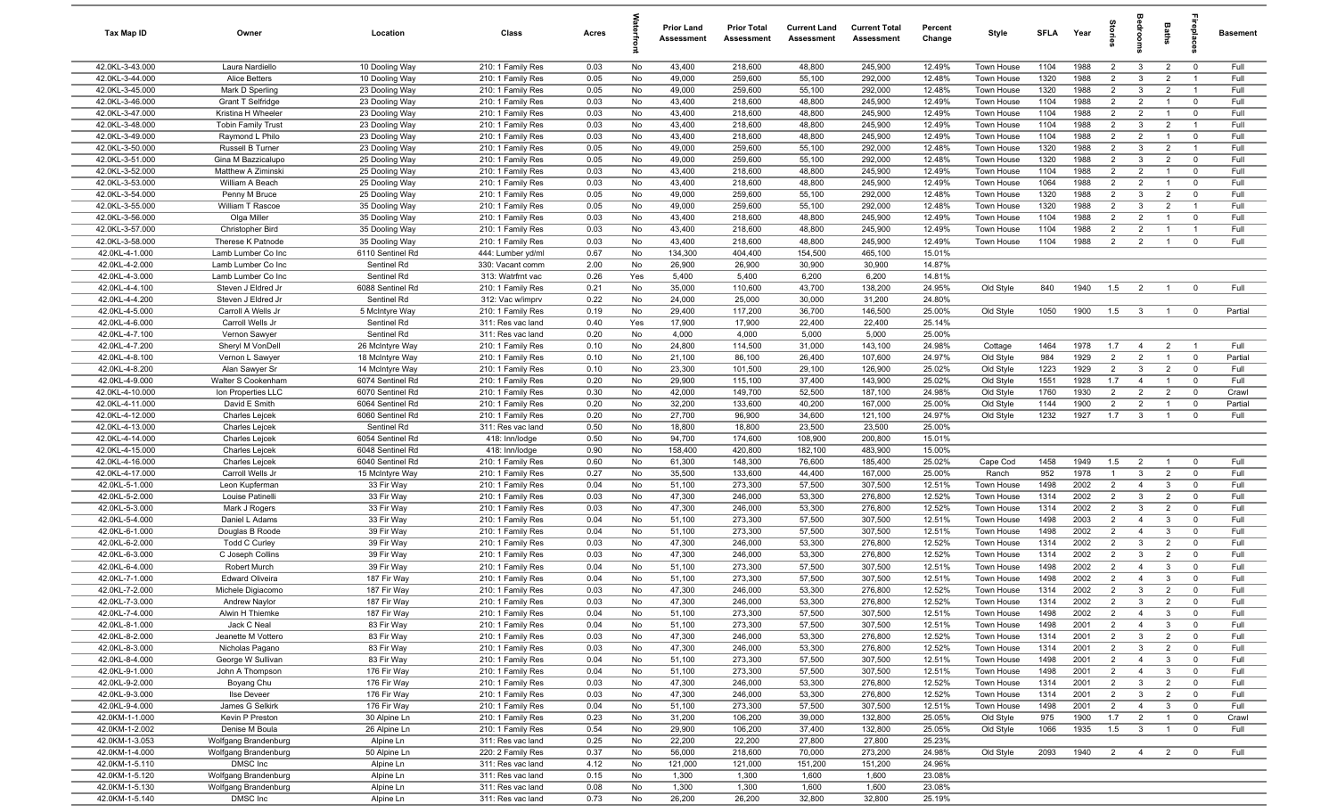| Tax Map ID | Owner | Location | Class | Acres | Waterfront | Prior Land Assessment | Prior Total Assessment | Current Land Assessment | Current Total Assessment | Percent Change | Style | SFLA | Year | Stories | Bedrooms | Baths | Fireplaces | Basement |
|---|---|---|---|---|---|---|---|---|---|---|---|---|---|---|---|---|---|---|
| 42.0KL-3-43.000 | Laura Nardiello | 10 Dooling Way | 210: 1 Family Res | 0.03 | No | 43,400 | 218,600 | 48,800 | 245,900 | 12.49% | Town House | 1104 | 1988 | 2 | 3 | 2 | 0 | Full |
| 42.0KL-3-44.000 | Alice Betters | 10 Dooling Way | 210: 1 Family Res | 0.05 | No | 49,000 | 259,600 | 55,100 | 292,000 | 12.48% | Town House | 1320 | 1988 | 2 | 3 | 2 | 1 | Full |
| 42.0KL-3-45.000 | Mark D Sperling | 23 Dooling Way | 210: 1 Family Res | 0.05 | No | 49,000 | 259,600 | 55,100 | 292,000 | 12.48% | Town House | 1320 | 1988 | 2 | 3 | 2 | 1 | Full |
| 42.0KL-3-46.000 | Grant T Selfridge | 23 Dooling Way | 210: 1 Family Res | 0.03 | No | 43,400 | 218,600 | 48,800 | 245,900 | 12.49% | Town House | 1104 | 1988 | 2 | 2 | 1 | 0 | Full |
| 42.0KL-3-47.000 | Kristina H Wheeler | 23 Dooling Way | 210: 1 Family Res | 0.03 | No | 43,400 | 218,600 | 48,800 | 245,900 | 12.49% | Town House | 1104 | 1988 | 2 | 2 | 1 | 0 | Full |
| 42.0KL-3-48.000 | Tobin Family Trust | 23 Dooling Way | 210: 1 Family Res | 0.03 | No | 43,400 | 218,600 | 48,800 | 245,900 | 12.49% | Town House | 1104 | 1988 | 2 | 3 | 2 | 1 | Full |
| 42.0KL-3-49.000 | Raymond L Philo | 23 Dooling Way | 210: 1 Family Res | 0.03 | No | 43,400 | 218,600 | 48,800 | 245,900 | 12.49% | Town House | 1104 | 1988 | 2 | 2 | 1 | 0 | Full |
| 42.0KL-3-50.000 | Russell B Turner | 23 Dooling Way | 210: 1 Family Res | 0.05 | No | 49,000 | 259,600 | 55,100 | 292,000 | 12.48% | Town House | 1320 | 1988 | 2 | 3 | 2 | 1 | Full |
| 42.0KL-3-51.000 | Gina M Bazzicalupo | 25 Dooling Way | 210: 1 Family Res | 0.05 | No | 49,000 | 259,600 | 55,100 | 292,000 | 12.48% | Town House | 1320 | 1988 | 2 | 3 | 2 | 0 | Full |
| 42.0KL-3-52.000 | Matthew A Ziminski | 25 Dooling Way | 210: 1 Family Res | 0.03 | No | 43,400 | 218,600 | 48,800 | 245,900 | 12.49% | Town House | 1104 | 1988 | 2 | 2 | 1 | 0 | Full |
| 42.0KL-3-53.000 | William A Beach | 25 Dooling Way | 210: 1 Family Res | 0.03 | No | 43,400 | 218,600 | 48,800 | 245,900 | 12.49% | Town House | 1064 | 1988 | 2 | 2 | 1 | 0 | Full |
| 42.0KL-3-54.000 | Penny M Bruce | 25 Dooling Way | 210: 1 Family Res | 0.05 | No | 49,000 | 259,600 | 55,100 | 292,000 | 12.48% | Town House | 1320 | 1988 | 2 | 3 | 2 | 0 | Full |
| 42.0KL-3-55.000 | William T Rascoe | 35 Dooling Way | 210: 1 Family Res | 0.05 | No | 49,000 | 259,600 | 55,100 | 292,000 | 12.48% | Town House | 1320 | 1988 | 2 | 3 | 2 | 1 | Full |
| 42.0KL-3-56.000 | Olga Miller | 35 Dooling Way | 210: 1 Family Res | 0.03 | No | 43,400 | 218,600 | 48,800 | 245,900 | 12.49% | Town House | 1104 | 1988 | 2 | 2 | 1 | 0 | Full |
| 42.0KL-3-57.000 | Christopher Bird | 35 Dooling Way | 210: 1 Family Res | 0.03 | No | 43,400 | 218,600 | 48,800 | 245,900 | 12.49% | Town House | 1104 | 1988 | 2 | 2 | 1 | 1 | Full |
| 42.0KL-3-58.000 | Therese K Patnode | 35 Dooling Way | 210: 1 Family Res | 0.03 | No | 43,400 | 218,600 | 48,800 | 245,900 | 12.49% | Town House | 1104 | 1988 | 2 | 2 | 1 | 0 | Full |
| 42.0KL-4-1.000 | Lamb Lumber Co Inc | 6110 Sentinel Rd | 444: Lumber yd/ml | 0.67 | No | 134,300 | 404,400 | 154,500 | 465,100 | 15.01% | | | | | | | | |
| 42.0KL-4-2.000 | Lamb Lumber Co Inc | Sentinel Rd | 330: Vacant comm | 2.00 | No | 26,900 | 26,900 | 30,900 | 30,900 | 14.87% | | | | | | | | |
| 42.0KL-4-3.000 | Lamb Lumber Co Inc | Sentinel Rd | 313: Watrfrnt vac | 0.26 | Yes | 5,400 | 5,400 | 6,200 | 6,200 | 14.81% | | | | | | | | |
| 42.0KL-4-4.100 | Steven J Eldred Jr | 6088 Sentinel Rd | 210: 1 Family Res | 0.21 | No | 35,000 | 110,600 | 43,700 | 138,200 | 24.95% | Old Style | 840 | 1940 | 1.5 | 2 | 1 | 0 | Full |
| 42.0KL-4-4.200 | Steven J Eldred Jr | Sentinel Rd | 312: Vac w/imprv | 0.22 | No | 24,000 | 25,000 | 30,000 | 31,200 | 24.80% | | | | | | | | |
| 42.0KL-4-5.000 | Carroll A Wells Jr | 5 McIntyre Way | 210: 1 Family Res | 0.19 | No | 29,400 | 117,200 | 36,700 | 146,500 | 25.00% | Old Style | 1050 | 1900 | 1.5 | 3 | 1 | 0 | Partial |
| 42.0KL-4-6.000 | Carroll Wells Jr | Sentinel Rd | 311: Res vac land | 0.40 | Yes | 17,900 | 17,900 | 22,400 | 22,400 | 25.14% | | | | | | | | |
| 42.0KL-4-7.100 | Vernon Sawyer | Sentinel Rd | 311: Res vac land | 0.20 | No | 4,000 | 4,000 | 5,000 | 5,000 | 25.00% | | | | | | | | |
| 42.0KL-4-7.200 | Sheryl M VonDell | 26 McIntyre Way | 210: 1 Family Res | 0.10 | No | 24,800 | 114,500 | 31,000 | 143,100 | 24.98% | Cottage | 1464 | 1978 | 1.7 | 4 | 2 | 1 | Full |
| 42.0KL-4-8.100 | Vernon L Sawyer | 18 McIntyre Way | 210: 1 Family Res | 0.10 | No | 21,100 | 86,100 | 26,400 | 107,600 | 24.97% | Old Style | 984 | 1929 | 2 | 2 | 1 | 0 | Partial |
| 42.0KL-4-8.200 | Alan Sawyer Sr | 14 McIntyre Way | 210: 1 Family Res | 0.10 | No | 23,300 | 101,500 | 29,100 | 126,900 | 25.02% | Old Style | 1223 | 1929 | 2 | 3 | 2 | 0 | Full |
| 42.0KL-4-9.000 | Walter S Cookenham | 6074 Sentinel Rd | 210: 1 Family Res | 0.20 | No | 29,900 | 115,100 | 37,400 | 143,900 | 25.02% | Old Style | 1551 | 1928 | 1.7 | 4 | 1 | 0 | Full |
| 42.0KL-4-10.000 | Ion Properties LLC | 6070 Sentinel Rd | 210: 1 Family Res | 0.30 | No | 42,000 | 149,700 | 52,500 | 187,100 | 24.98% | Old Style | 1760 | 1930 | 2 | 2 | 2 | 0 | Crawl |
| 42.0KL-4-11.000 | David E Smith | 6064 Sentinel Rd | 210: 1 Family Res | 0.20 | No | 32,200 | 133,600 | 40,200 | 167,000 | 25.00% | Old Style | 1144 | 1900 | 2 | 2 | 1 | 0 | Partial |
| 42.0KL-4-12.000 | Charles Lejcek | 6060 Sentinel Rd | 210: 1 Family Res | 0.20 | No | 27,700 | 96,900 | 34,600 | 121,100 | 24.97% | Old Style | 1232 | 1927 | 1.7 | 3 | 1 | 0 | Full |
| 42.0KL-4-13.000 | Charles Lejcek | Sentinel Rd | 311: Res vac land | 0.50 | No | 18,800 | 18,800 | 23,500 | 23,500 | 25.00% | | | | | | | | |
| 42.0KL-4-14.000 | Charles Lejcek | 6054 Sentinel Rd | 418: Inn/lodge | 0.50 | No | 94,700 | 174,600 | 108,900 | 200,800 | 15.01% | | | | | | | | |
| 42.0KL-4-15.000 | Charles Lejcek | 6048 Sentinel Rd | 418: Inn/lodge | 0.90 | No | 158,400 | 420,800 | 182,100 | 483,900 | 15.00% | | | | | | | | |
| 42.0KL-4-16.000 | Charles Lejcek | 6040 Sentinel Rd | 210: 1 Family Res | 0.60 | No | 61,300 | 148,300 | 76,600 | 185,400 | 25.02% | Cape Cod | 1458 | 1949 | 1.5 | 2 | 1 | 0 | Full |
| 42.0KL-4-17.000 | Carroll Wells Jr | 15 McIntyre Way | 210: 1 Family Res | 0.27 | No | 35,500 | 133,600 | 44,400 | 167,000 | 25.00% | Ranch | 952 | 1978 | 1 | 3 | 2 | 0 | Full |
| 42.0KL-5-1.000 | Leon Kupferman | 33 Fir Way | 210: 1 Family Res | 0.04 | No | 51,100 | 273,300 | 57,500 | 307,500 | 12.51% | Town House | 1498 | 2002 | 2 | 4 | 3 | 0 | Full |
| 42.0KL-5-2.000 | Louise Patinelli | 33 Fir Way | 210: 1 Family Res | 0.03 | No | 47,300 | 246,000 | 53,300 | 276,800 | 12.52% | Town House | 1314 | 2002 | 2 | 3 | 2 | 0 | Full |
| 42.0KL-5-3.000 | Mark J Rogers | 33 Fir Way | 210: 1 Family Res | 0.03 | No | 47,300 | 246,000 | 53,300 | 276,800 | 12.52% | Town House | 1314 | 2002 | 2 | 3 | 2 | 0 | Full |
| 42.0KL-5-4.000 | Daniel L Adams | 33 Fir Way | 210: 1 Family Res | 0.04 | No | 51,100 | 273,300 | 57,500 | 307,500 | 12.51% | Town House | 1498 | 2003 | 2 | 4 | 3 | 0 | Full |
| 42.0KL-6-1.000 | Douglas B Roode | 39 Fir Way | 210: 1 Family Res | 0.04 | No | 51,100 | 273,300 | 57,500 | 307,500 | 12.51% | Town House | 1498 | 2002 | 2 | 4 | 3 | 0 | Full |
| 42.0KL-6-2.000 | Todd C Curley | 39 Fir Way | 210: 1 Family Res | 0.03 | No | 47,300 | 246,000 | 53,300 | 276,800 | 12.52% | Town House | 1314 | 2002 | 2 | 3 | 2 | 0 | Full |
| 42.0KL-6-3.000 | C Joseph Collins | 39 Fir Way | 210: 1 Family Res | 0.03 | No | 47,300 | 246,000 | 53,300 | 276,800 | 12.52% | Town House | 1314 | 2002 | 2 | 3 | 2 | 0 | Full |
| 42.0KL-6-4.000 | Robert Murch | 39 Fir Way | 210: 1 Family Res | 0.04 | No | 51,100 | 273,300 | 57,500 | 307,500 | 12.51% | Town House | 1498 | 2002 | 2 | 4 | 3 | 0 | Full |
| 42.0KL-7-1.000 | Edward Oliveira | 187 Fir Way | 210: 1 Family Res | 0.04 | No | 51,100 | 273,300 | 57,500 | 307,500 | 12.51% | Town House | 1498 | 2002 | 2 | 4 | 3 | 0 | Full |
| 42.0KL-7-2.000 | Michele Digiacomo | 187 Fir Way | 210: 1 Family Res | 0.03 | No | 47,300 | 246,000 | 53,300 | 276,800 | 12.52% | Town House | 1314 | 2002 | 2 | 3 | 2 | 0 | Full |
| 42.0KL-7-3.000 | Andrew Naylor | 187 Fir Way | 210: 1 Family Res | 0.03 | No | 47,300 | 246,000 | 53,300 | 276,800 | 12.52% | Town House | 1314 | 2002 | 2 | 3 | 2 | 0 | Full |
| 42.0KL-7-4.000 | Alwin H Thiemke | 187 Fir Way | 210: 1 Family Res | 0.04 | No | 51,100 | 273,300 | 57,500 | 307,500 | 12.51% | Town House | 1498 | 2002 | 2 | 4 | 3 | 0 | Full |
| 42.0KL-8-1.000 | Jack C Neal | 83 Fir Way | 210: 1 Family Res | 0.04 | No | 51,100 | 273,300 | 57,500 | 307,500 | 12.51% | Town House | 1498 | 2001 | 2 | 4 | 3 | 0 | Full |
| 42.0KL-8-2.000 | Jeanette M Vottero | 83 Fir Way | 210: 1 Family Res | 0.03 | No | 47,300 | 246,000 | 53,300 | 276,800 | 12.52% | Town House | 1314 | 2001 | 2 | 3 | 2 | 0 | Full |
| 42.0KL-8-3.000 | Nicholas Pagano | 83 Fir Way | 210: 1 Family Res | 0.03 | No | 47,300 | 246,000 | 53,300 | 276,800 | 12.52% | Town House | 1314 | 2001 | 2 | 3 | 2 | 0 | Full |
| 42.0KL-8-4.000 | George W Sullivan | 83 Fir Way | 210: 1 Family Res | 0.04 | No | 51,100 | 273,300 | 57,500 | 307,500 | 12.51% | Town House | 1498 | 2001 | 2 | 4 | 3 | 0 | Full |
| 42.0KL-9-1.000 | John A Thompson | 176 Fir Way | 210: 1 Family Res | 0.04 | No | 51,100 | 273,300 | 57,500 | 307,500 | 12.51% | Town House | 1498 | 2001 | 2 | 4 | 3 | 0 | Full |
| 42.0KL-9-2.000 | Boyang Chu | 176 Fir Way | 210: 1 Family Res | 0.03 | No | 47,300 | 246,000 | 53,300 | 276,800 | 12.52% | Town House | 1314 | 2001 | 2 | 3 | 2 | 0 | Full |
| 42.0KL-9-3.000 | Ilse Deveer | 176 Fir Way | 210: 1 Family Res | 0.03 | No | 47,300 | 246,000 | 53,300 | 276,800 | 12.52% | Town House | 1314 | 2001 | 2 | 3 | 2 | 0 | Full |
| 42.0KL-9-4.000 | James G Selkirk | 176 Fir Way | 210: 1 Family Res | 0.04 | No | 51,100 | 273,300 | 57,500 | 307,500 | 12.51% | Town House | 1498 | 2001 | 2 | 4 | 3 | 0 | Full |
| 42.0KM-1-1.000 | Kevin P Preston | 30 Alpine Ln | 210: 1 Family Res | 0.23 | No | 31,200 | 106,200 | 39,000 | 132,800 | 25.05% | Old Style | 975 | 1900 | 1.7 | 2 | 1 | 0 | Crawl |
| 42.0KM-1-2.002 | Denise M Boula | 26 Alpine Ln | 210: 1 Family Res | 0.54 | No | 29,900 | 106,200 | 37,400 | 132,800 | 25.05% | Old Style | 1066 | 1935 | 1.5 | 3 | 1 | 0 | Full |
| 42.0KM-1-3.053 | Wolfgang Brandenburg | Alpine Ln | 311: Res vac land | 0.25 | No | 22,200 | 22,200 | 27,800 | 27,800 | 25.23% | | | | | | | | |
| 42.0KM-1-4.000 | Wolfgang Brandenburg | 50 Alpine Ln | 220: 2 Family Res | 0.37 | No | 56,000 | 218,600 | 70,000 | 273,200 | 24.98% | Old Style | 2093 | 1940 | 2 | 4 | 2 | 0 | Full |
| 42.0KM-1-5.110 | DMSC Inc | Alpine Ln | 311: Res vac land | 4.12 | No | 121,000 | 121,000 | 151,200 | 151,200 | 24.96% | | | | | | | | |
| 42.0KM-1-5.120 | Wolfgang Brandenburg | Alpine Ln | 311: Res vac land | 0.15 | No | 1,300 | 1,300 | 1,600 | 1,600 | 23.08% | | | | | | | | |
| 42.0KM-1-5.130 | Wolfgang Brandenburg | Alpine Ln | 311: Res vac land | 0.08 | No | 1,300 | 1,300 | 1,600 | 1,600 | 23.08% | | | | | | | | |
| 42.0KM-1-5.140 | DMSC Inc | Alpine Ln | 311: Res vac land | 0.73 | No | 26,200 | 26,200 | 32,800 | 32,800 | 25.19% | | | | | | | | |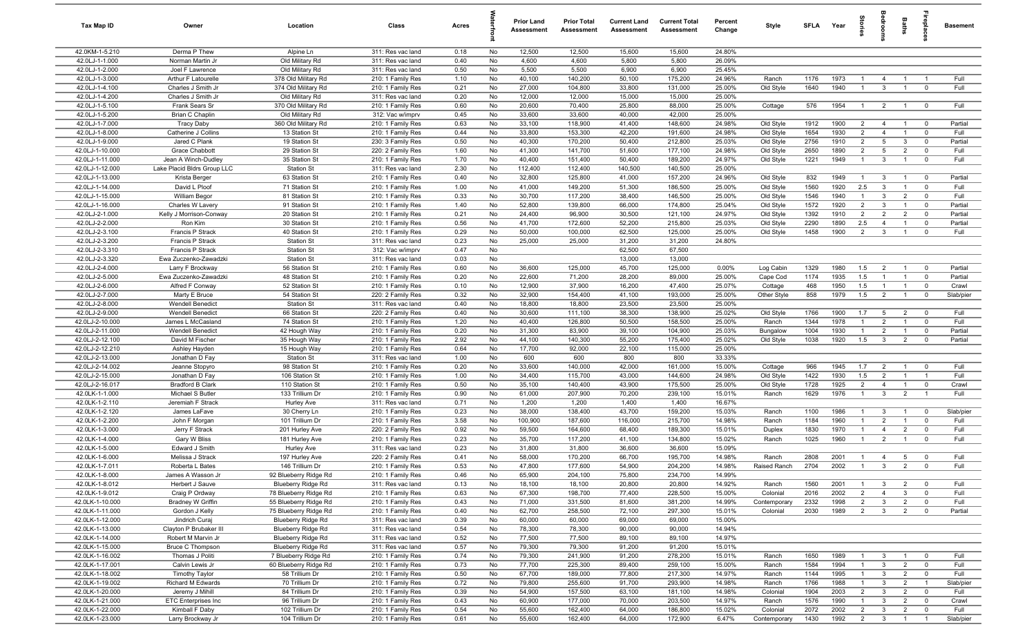| Tax Map ID | Owner | Location | Class | Acres | Waterfront | Prior Land Assessment | Prior Total Assessment | Current Land Assessment | Current Total Assessment | Percent Change | Style | SFLA | Year | Stories | Bedrooms | Baths | Fireplaces | Basement |
|---|---|---|---|---|---|---|---|---|---|---|---|---|---|---|---|---|---|---|
| 42.0KM-1-5.210 | Derma P Thew | Alpine Ln | 311: Res vac land | 0.18 | No | 12,500 | 12,500 | 15,600 | 15,600 | 24.80% | | | | | | | | |
| 42.0LJ-1-1.000 | Norman Martin Jr | Old Military Rd | 311: Res vac land | 0.40 | No | 4,600 | 4,600 | 5,800 | 5,800 | 26.09% | | | | | | | | |
| 42.0LJ-1-2.000 | Joel F Lawrence | Old Military Rd | 311: Res vac land | 0.50 | No | 5,500 | 5,500 | 6,900 | 6,900 | 25.45% | | | | | | | | |
| 42.0LJ-1-3.000 | Arthur F Latourelle | 378 Old Military Rd | 210: 1 Family Res | 1.10 | No | 40,100 | 140,200 | 50,100 | 175,200 | 24.96% | Ranch | 1176 | 1973 | 1 | 4 | 1 | 1 | Full |
| 42.0LJ-1-4.100 | Charles J Smith Jr | 374 Old Military Rd | 210: 1 Family Res | 0.21 | No | 27,000 | 104,800 | 33,800 | 131,000 | 25.00% | Old Style | 1640 | 1940 | 1 | 3 | 1 | 0 | Full |
| 42.0LJ-1-4.200 | Charles J Smith Jr | Old Military Rd | 311: Res vac land | 0.20 | No | 12,000 | 12,000 | 15,000 | 15,000 | 25.00% | | | | | | | | |
| 42.0LJ-1-5.100 | Frank Sears Sr | 370 Old Military Rd | 210: 1 Family Res | 0.60 | No | 20,600 | 70,400 | 25,800 | 88,000 | 25.00% | Cottage | 576 | 1954 | 1 | 2 | 1 | 0 | Full |
| 42.0LJ-1-5.200 | Brian C Chaplin | Old Military Rd | 312: Vac w/imprv | 0.45 | No | 33,600 | 33,600 | 40,000 | 42,000 | 25.00% | | | | | | | | |
| 42.0LJ-1-7.000 | Tracy Daby | 360 Old Military Rd | 210: 1 Family Res | 0.63 | No | 33,100 | 118,900 | 41,400 | 148,600 | 24.98% | Old Style | 1912 | 1900 | 2 | 4 | 1 | 0 | Partial |
| 42.0LJ-1-8.000 | Catherine J Collins | 13 Station St | 210: 1 Family Res | 0.44 | No | 33,800 | 153,300 | 42,200 | 191,600 | 24.98% | Old Style | 1654 | 1930 | 2 | 4 | 1 | 0 | Full |
| 42.0LJ-1-9.000 | Jared C Plank | 19 Station St | 230: 3 Family Res | 0.50 | No | 40,300 | 170,200 | 50,400 | 212,800 | 25.03% | Old Style | 2756 | 1910 | 2 | 5 | 3 | 0 | Partial |
| 42.0LJ-1-10.000 | Grace Chabbott | 29 Station St | 220: 2 Family Res | 1.60 | No | 41,300 | 141,700 | 51,600 | 177,100 | 24.98% | Old Style | 2650 | 1890 | 2 | 5 | 2 | 0 | Full |
| 42.0LJ-1-11.000 | Jean A Winch-Dudley | 35 Station St | 210: 1 Family Res | 1.70 | No | 40,400 | 151,400 | 50,400 | 189,200 | 24.97% | Old Style | 1221 | 1949 | 1 | 3 | 1 | 0 | Full |
| 42.0LJ-1-12.000 | Lake Placid Bldrs Group LLC | Station St | 311: Res vac land | 2.30 | No | 112,400 | 112,400 | 140,500 | 140,500 | 25.00% | | | | | | | | |
| 42.0LJ-1-13.000 | Krista Berger | 63 Station St | 210: 1 Family Res | 0.40 | No | 32,800 | 125,800 | 41,000 | 157,200 | 24.96% | Old Style | 832 | 1949 | 1 | 3 | 1 | 0 | Partial |
| 42.0LJ-1-14.000 | David L Ploof | 71 Station St | 210: 1 Family Res | 1.00 | No | 41,000 | 149,200 | 51,300 | 186,500 | 25.00% | Old Style | 1560 | 1920 | 2.5 | 3 | 1 | 0 | Full |
| 42.0LJ-1-15.000 | William Begor | 81 Station St | 210: 1 Family Res | 0.33 | No | 30,700 | 117,200 | 38,400 | 146,500 | 25.00% | Old Style | 1546 | 1940 | 1 | 3 | 2 | 0 | Full |
| 42.0LJ-1-16.000 | Charles W Lavery | 91 Station St | 210: 1 Family Res | 1.40 | No | 52,800 | 139,800 | 66,000 | 174,800 | 25.04% | Old Style | 1572 | 1920 | 2 | 3 | 1 | 0 | Partial |
| 42.0LJ-2-1.000 | Kelly J Morrison-Conway | 20 Station St | 210: 1 Family Res | 0.21 | No | 24,400 | 96,900 | 30,500 | 121,100 | 24.97% | Old Style | 1392 | 1910 | 2 | 2 | 2 | 0 | Partial |
| 42.0LJ-2-2.000 | Ron Kim | 30 Station St | 210: 1 Family Res | 0.56 | No | 41,700 | 172,600 | 52,200 | 215,800 | 25.03% | Old Style | 2290 | 1890 | 2.5 | 4 | 1 | 0 | Partial |
| 42.0LJ-2-3.100 | Francis P Strack | 40 Station St | 210: 1 Family Res | 0.29 | No | 50,000 | 100,000 | 62,500 | 125,000 | 25.00% | Old Style | 1458 | 1900 | 2 | 3 | 1 | 0 | Full |
| 42.0LJ-2-3.200 | Francis P Strack | Station St | 311: Res vac land | 0.23 | No | 25,000 | 25,000 | 31,200 | 31,200 | 24.80% | | | | | | | | |
| 42.0LJ-2-3.310 | Francis P Strack | Station St | 312: Vac w/imprv | 0.47 | No | | | 62,500 | 67,500 | | | | | | | | | |
| 42.0LJ-2-3.320 | Ewa Zuczenko-Zawadzki | Station St | 311: Res vac land | 0.03 | No | | | 13,000 | 13,000 | | | | | | | | | |
| 42.0LJ-2-4.000 | Larry F Brockway | 56 Station St | 210: 1 Family Res | 0.60 | No | 36,600 | 125,000 | 45,700 | 125,000 | 0.00% | Log Cabin | 1329 | 1980 | 1.5 | 2 | 1 | 0 | Partial |
| 42.0LJ-2-5.000 | Ewa Zuczenko-Zawadzki | 48 Station St | 210: 1 Family Res | 0.20 | No | 22,600 | 71,200 | 28,200 | 89,000 | 25.00% | Cape Cod | 1174 | 1935 | 1.5 | 1 | 1 | 0 | Partial |
| 42.0LJ-2-6.000 | Alfred F Conway | 52 Station St | 210: 1 Family Res | 0.10 | No | 12,900 | 37,900 | 16,200 | 47,400 | 25.07% | Cottage | 468 | 1950 | 1.5 | 1 | 1 | 0 | Crawl |
| 42.0LJ-2-7.000 | Marty E Bruce | 54 Station St | 220: 2 Family Res | 0.32 | No | 32,900 | 154,400 | 41,100 | 193,000 | 25.00% | Other Style | 858 | 1979 | 1.5 | 2 | 1 | 0 | Slab/pier |
| 42.0LJ-2-8.000 | Wendell Benedict | Station St | 311: Res vac land | 0.40 | No | 18,800 | 18,800 | 23,500 | 23,500 | 25.00% | | | | | | | | |
| 42.0LJ-2-9.000 | Wendell Benedict | 66 Station St | 220: 2 Family Res | 0.40 | No | 30,600 | 111,100 | 38,300 | 138,900 | 25.02% | Old Style | 1766 | 1900 | 1.7 | 5 | 2 | 0 | Full |
| 42.0LJ-2-10.000 | James L McCasland | 74 Station St | 210: 1 Family Res | 1.20 | No | 40,400 | 126,800 | 50,500 | 158,500 | 25.00% | Ranch | 1344 | 1978 | 1 | 2 | 1 | 0 | Full |
| 42.0LJ-2-11.000 | Wendell Benedict | 42 Hough Way | 210: 1 Family Res | 0.20 | No | 31,300 | 83,900 | 39,100 | 104,900 | 25.03% | Bungalow | 1004 | 1930 | 1 | 2 | 1 | 0 | Partial |
| 42.0LJ-2-12.100 | David M Fischer | 35 Hough Way | 210: 1 Family Res | 2.92 | No | 44,100 | 140,300 | 55,200 | 175,400 | 25.02% | Old Style | 1038 | 1920 | 1.5 | 3 | 2 | 0 | Partial |
| 42.0LJ-2-12.210 | Ashley Hayden | 15 Hough Way | 210: 1 Family Res | 0.64 | No | 17,700 | 92,000 | 22,100 | 115,000 | 25.00% | | | | | | | | |
| 42.0LJ-2-13.000 | Jonathan D Fay | Station St | 311: Res vac land | 1.00 | No | 600 | 600 | 800 | 800 | 33.33% | | | | | | | | |
| 42.0LJ-2-14.002 | Jeanne Stopyro | 98 Station St | 210: 1 Family Res | 0.20 | No | 33,600 | 140,000 | 42,000 | 161,000 | 15.00% | Cottage | 966 | 1945 | 1.7 | 2 | 1 | 0 | Full |
| 42.0LJ-2-15.000 | Jonathan D Fay | 106 Station St | 210: 1 Family Res | 1.00 | No | 34,400 | 115,700 | 43,000 | 144,600 | 24.98% | Old Style | 1422 | 1930 | 1.5 | 2 | 1 | 1 | Full |
| 42.0LJ-2-16.017 | Bradford B Clark | 110 Station St | 210: 1 Family Res | 0.50 | No | 35,100 | 140,400 | 43,900 | 175,500 | 25.00% | Old Style | 1728 | 1925 | 2 | 4 | 1 | 0 | Crawl |
| 42.0LK-1-1.000 | Michael S Butler | 133 Trillium Dr | 210: 1 Family Res | 0.90 | No | 61,000 | 207,900 | 70,200 | 239,100 | 15.01% | Ranch | 1629 | 1976 | 1 | 3 | 2 | 1 | Full |
| 42.0LK-1-2.110 | Jeremiah F Strack | Hurley Ave | 311: Res vac land | 0.71 | No | 1,200 | 1,200 | 1,400 | 1,400 | 16.67% | | | | | | | | |
| 42.0LK-1-2.120 | James LaFave | 30 Cherry Ln | 210: 1 Family Res | 0.23 | No | 38,000 | 138,400 | 43,700 | 159,200 | 15.03% | Ranch | 1100 | 1986 | 1 | 3 | 1 | 0 | Slab/pier |
| 42.0LK-1-2.200 | John F Morgan | 101 Trillium Dr | 210: 1 Family Res | 3.58 | No | 100,900 | 187,600 | 116,000 | 215,700 | 14.98% | Ranch | 1184 | 1960 | 1 | 2 | 1 | 0 | Full |
| 42.0LK-1-3.000 | Jerry F Strack | 201 Hurley Ave | 220: 2 Family Res | 0.92 | No | 59,500 | 164,600 | 68,400 | 189,300 | 15.01% | Duplex | 1830 | 1970 | 1 | 4 | 2 | 0 | Full |
| 42.0LK-1-4.000 | Gary W Bliss | 181 Hurley Ave | 210: 1 Family Res | 0.23 | No | 35,700 | 117,200 | 41,100 | 134,800 | 15.02% | Ranch | 1025 | 1960 | 1 | 2 | 1 | 0 | Full |
| 42.0LK-1-5.000 | Edward J Smith | Hurley Ave | 311: Res vac land | 0.23 | No | 31,800 | 31,800 | 36,600 | 36,600 | 15.09% | | | | | | | | |
| 42.0LK-1-6.000 | Melissa J Strack | 197 Hurley Ave | 220: 2 Family Res | 0.41 | No | 58,000 | 170,200 | 66,700 | 195,700 | 14.98% | Ranch | 2808 | 2001 | 1 | 4 | 5 | 0 | Full |
| 42.0LK-1-7.011 | Roberta L Bates | 146 Trillium Dr | 210: 1 Family Res | 0.53 | No | 47,800 | 177,600 | 54,900 | 204,200 | 14.98% | Raised Ranch | 2704 | 2002 | 1 | 3 | 2 | 0 | Full |
| 42.0LK-1-8.000 | James A Wasson Jr | 92 Blueberry Ridge Rd | 210: 1 Family Res | 0.46 | No | 65,900 | 204,100 | 75,800 | 234,700 | 14.99% | | | | | | | | |
| 42.0LK-1-8.012 | Herbert J Sauve | Blueberry Ridge Rd | 311: Res vac land | 0.13 | No | 18,100 | 18,100 | 20,800 | 20,800 | 14.92% | Ranch | 1560 | 2001 | 1 | 3 | 2 | 0 | Full |
| 42.0LK-1-9.012 | Craig P Ordway | 78 Blueberry Ridge Rd | 210: 1 Family Res | 0.63 | No | 67,300 | 198,700 | 77,400 | 228,500 | 15.00% | Colonial | 2016 | 2002 | 2 | 4 | 3 | 0 | Full |
| 42.0LK-1-10.000 | Bradney W Griffin | 55 Blueberry Ridge Rd | 210: 1 Family Res | 0.43 | No | 71,000 | 331,500 | 81,600 | 381,200 | 14.99% | Contemporary | 2332 | 1998 | 2 | 3 | 2 | 0 | Full |
| 42.0LK-1-11.000 | Gordon J Kelly | 75 Blueberry Ridge Rd | 210: 1 Family Res | 0.40 | No | 62,700 | 258,500 | 72,100 | 297,300 | 15.01% | Colonial | 2030 | 1989 | 2 | 3 | 2 | 0 | Partial |
| 42.0LK-1-12.000 | Jindrich Curaj | Blueberry Ridge Rd | 311: Res vac land | 0.39 | No | 60,000 | 60,000 | 69,000 | 69,000 | 15.00% | | | | | | | | |
| 42.0LK-1-13.000 | Clayton P Brubaker III | Blueberry Ridge Rd | 311: Res vac land | 0.54 | No | 78,300 | 78,300 | 90,000 | 90,000 | 14.94% | | | | | | | | |
| 42.0LK-1-14.000 | Robert M Marvin Jr | Blueberry Ridge Rd | 311: Res vac land | 0.52 | No | 77,500 | 77,500 | 89,100 | 89,100 | 14.97% | | | | | | | | |
| 42.0LK-1-15.000 | Bruce C Thompson | Blueberry Ridge Rd | 311: Res vac land | 0.57 | No | 79,300 | 79,300 | 91,200 | 91,200 | 15.01% | | | | | | | | |
| 42.0LK-1-16.002 | Thomas J Politi | 7 Blueberry Ridge Rd | 210: 1 Family Res | 0.74 | No | 79,300 | 241,900 | 91,200 | 278,200 | 15.01% | Ranch | 1650 | 1989 | 1 | 3 | 1 | 0 | Full |
| 42.0LK-1-17.001 | Calvin Lewis Jr | 60 Blueberry Ridge Rd | 210: 1 Family Res | 0.73 | No | 77,700 | 225,300 | 89,400 | 259,100 | 15.00% | Ranch | 1584 | 1994 | 1 | 3 | 2 | 0 | Full |
| 42.0LK-1-18.002 | Timothy Taylor | 58 Trillium Dr | 210: 1 Family Res | 0.50 | No | 67,700 | 189,000 | 77,800 | 217,300 | 14.97% | Ranch | 1144 | 1995 | 1 | 3 | 2 | 0 | Full |
| 42.0LK-1-19.002 | Richard M Edwards | 70 Trillium Dr | 210: 1 Family Res | 0.72 | No | 79,800 | 255,600 | 91,700 | 293,900 | 14.98% | Ranch | 1766 | 1988 | 1 | 3 | 2 | 1 | Slab/pier |
| 42.0LK-1-20.000 | Jeremy J Mihill | 84 Trillium Dr | 210: 1 Family Res | 0.39 | No | 54,900 | 157,500 | 63,100 | 181,100 | 14.98% | Colonial | 1904 | 2003 | 2 | 3 | 2 | 0 | Full |
| 42.0LK-1-21.000 | ETC Enterprises Inc | 96 Trillium Dr | 210: 1 Family Res | 0.43 | No | 60,900 | 177,000 | 70,000 | 203,500 | 14.97% | Ranch | 1576 | 1990 | 1 | 3 | 2 | 0 | Crawl |
| 42.0LK-1-22.000 | Kimball F Daby | 102 Trillium Dr | 210: 1 Family Res | 0.54 | No | 55,600 | 162,400 | 64,000 | 186,800 | 15.02% | Colonial | 2072 | 2002 | 2 | 3 | 2 | 0 | Full |
| 42.0LK-1-23.000 | Larry Brockway Jr | 104 Trillium Dr | 210: 1 Family Res | 0.61 | No | 55,600 | 162,400 | 64,000 | 172,900 | 6.47% | Contemporary | 1430 | 1992 | 2 | 3 | 1 | 1 | Slab/pier |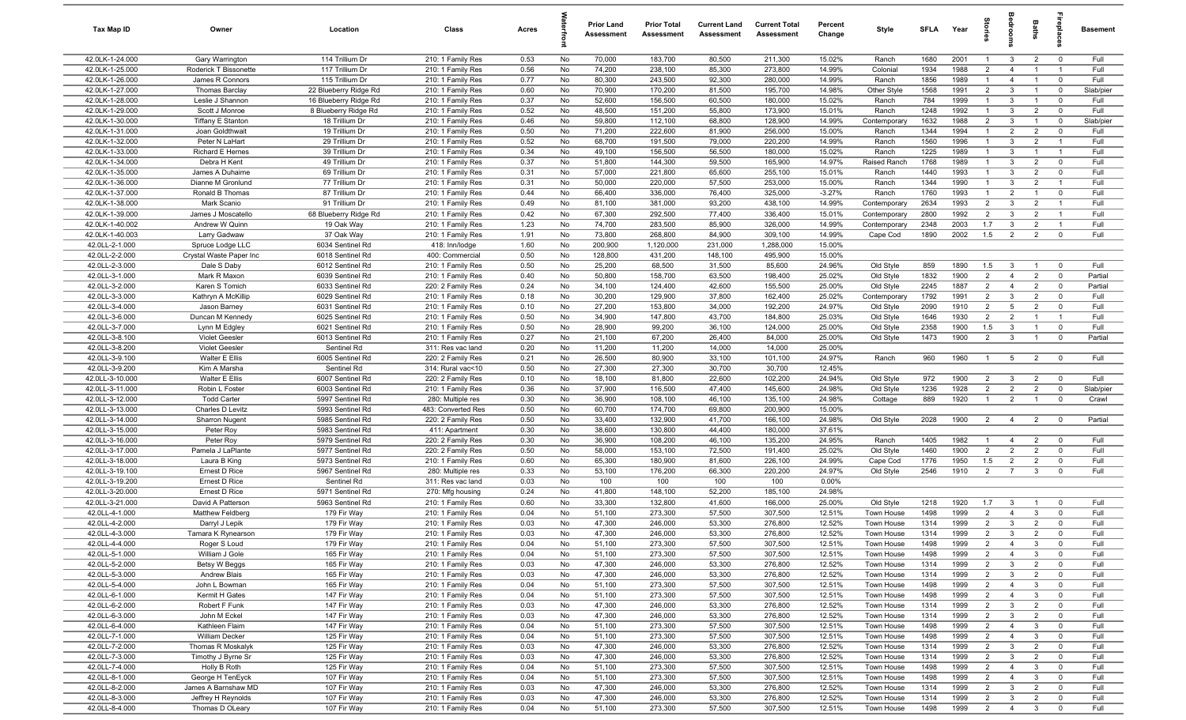| Tax Map ID | Owner | Location | Class | Acres | Waterfront | Prior Land Assessment | Prior Total Assessment | Current Land Assessment | Current Total Assessment | Percent Change | Style | SFLA | Year | Stories | Bedrooms | Baths | Fireplaces | Basement |
|---|---|---|---|---|---|---|---|---|---|---|---|---|---|---|---|---|---|---|
| 42.0LK-1-24.000 | Gary Warrington | 114 Trillium Dr | 210: 1 Family Res | 0.53 | No | 70,000 | 183,700 | 80,500 | 211,300 | 15.02% | Ranch | 1680 | 2001 | 1 | 3 | 2 | 0 | Full |
| 42.0LK-1-25.000 | Roderick T Bissonette | 117 Trillium Dr | 210: 1 Family Res | 0.56 | No | 74,200 | 238,100 | 85,300 | 273,800 | 14.99% | Colonial | 1934 | 1988 | 2 | 4 | 1 | 1 | Full |
| 42.0LK-1-26.000 | James R Connors | 115 Trillium Dr | 210: 1 Family Res | 0.77 | No | 80,300 | 243,500 | 92,300 | 280,000 | 14.99% | Ranch | 1856 | 1989 | 1 | 4 | 1 | 0 | Full |
| 42.0LK-1-27.000 | Thomas Barclay | 22 Blueberry Ridge Rd | 210: 1 Family Res | 0.60 | No | 70,900 | 170,200 | 81,500 | 195,700 | 14.98% | Other Style | 1568 | 1991 | 2 | 3 | 1 | 0 | Slab/pier |
| 42.0LK-1-28.000 | Leslie J Shannon | 16 Blueberry Ridge Rd | 210: 1 Family Res | 0.37 | No | 52,600 | 156,500 | 60,500 | 180,000 | 15.02% | Ranch | 784 | 1999 | 1 | 3 | 1 | 0 | Full |
| 42.0LK-1-29.000 | Scott J Monroe | 8 Blueberry Ridge Rd | 210: 1 Family Res | 0.52 | No | 48,500 | 151,200 | 55,800 | 173,900 | 15.01% | Ranch | 1248 | 1992 | 1 | 3 | 2 | 0 | Full |
| 42.0LK-1-30.000 | Tiffany E Stanton | 18 Trillium Dr | 210: 1 Family Res | 0.46 | No | 59,800 | 112,100 | 68,800 | 128,900 | 14.99% | Contemporary | 1632 | 1988 | 2 | 3 | 1 | 0 | Slab/pier |
| 42.0LK-1-31.000 | Joan Goldthwait | 19 Trillium Dr | 210: 1 Family Res | 0.50 | No | 71,200 | 222,600 | 81,900 | 256,000 | 15.00% | Ranch | 1344 | 1994 | 1 | 2 | 2 | 0 | Full |
| 42.0LK-1-32.000 | Peter N LaHart | 29 Trillium Dr | 210: 1 Family Res | 0.52 | No | 68,700 | 191,500 | 79,000 | 220,200 | 14.99% | Ranch | 1560 | 1996 | 1 | 3 | 2 | 1 | Full |
| 42.0LK-1-33.000 | Richard E Hemes | 39 Trillium Dr | 210: 1 Family Res | 0.34 | No | 49,100 | 156,500 | 56,500 | 180,000 | 15.02% | Ranch | 1225 | 1989 | 1 | 3 | 1 | 1 | Full |
| 42.0LK-1-34.000 | Debra H Kent | 49 Trillium Dr | 210: 1 Family Res | 0.37 | No | 51,800 | 144,300 | 59,500 | 165,900 | 14.97% | Raised Ranch | 1768 | 1989 | 1 | 3 | 2 | 0 | Full |
| 42.0LK-1-35.000 | James A Duhaime | 69 Trillium Dr | 210: 1 Family Res | 0.31 | No | 57,000 | 221,800 | 65,600 | 255,100 | 15.01% | Ranch | 1440 | 1993 | 1 | 3 | 2 | 0 | Full |
| 42.0LK-1-36.000 | Dianne M Gronlund | 77 Trillium Dr | 210: 1 Family Res | 0.31 | No | 50,000 | 220,000 | 57,500 | 253,000 | 15.00% | Ranch | 1344 | 1990 | 1 | 3 | 2 | 1 | Full |
| 42.0LK-1-37.000 | Ronald B Thomas | 87 Trillium Dr | 210: 1 Family Res | 0.44 | No | 66,400 | 336,000 | 76,400 | 325,000 | -3.27% | Ranch | 1760 | 1993 | 1 | 2 | 1 | 0 | Full |
| 42.0LK-1-38.000 | Mark Scanio | 91 Trillium Dr | 210: 1 Family Res | 0.49 | No | 81,100 | 381,000 | 93,200 | 438,100 | 14.99% | Contemporary | 2634 | 1993 | 2 | 3 | 2 | 1 | Full |
| 42.0LK-1-39.000 | James J Moscatello | 68 Blueberry Ridge Rd | 210: 1 Family Res | 0.42 | No | 67,300 | 292,500 | 77,400 | 336,400 | 15.01% | Contemporary | 2800 | 1992 | 2 | 3 | 2 | 1 | Full |
| 42.0LK-1-40.002 | Andrew W Quinn | 19 Oak Way | 210: 1 Family Res | 1.23 | No | 74,700 | 283,500 | 85,900 | 326,000 | 14.99% | Contemporary | 2348 | 2003 | 1.7 | 3 | 2 | 1 | Full |
| 42.0LK-1-40.003 | Larry Gadwaw | 37 Oak Way | 210: 1 Family Res | 1.91 | No | 73,800 | 268,800 | 84,900 | 309,100 | 14.99% | Cape Cod | 1890 | 2002 | 1.5 | 2 | 2 | 0 | Full |
| 42.0LL-2-1.000 | Spruce Lodge LLC | 6034 Sentinel Rd | 418: Inn/lodge | 1.60 | No | 200,900 | 1,120,000 | 231,000 | 1,288,000 | 15.00% | | | | | | | | |
| 42.0LL-2-2.000 | Crystal Waste Paper Inc | 6018 Sentinel Rd | 400: Commercial | 0.50 | No | 128,800 | 431,200 | 148,100 | 495,900 | 15.00% | | | | | | | | |
| 42.0LL-2-3.000 | Dale S Daby | 6012 Sentinel Rd | 210: 1 Family Res | 0.50 | No | 25,200 | 68,500 | 31,500 | 85,600 | 24.96% | Old Style | 859 | 1890 | 1.5 | 3 | 1 | 0 | Full |
| 42.0LL-3-1.000 | Mark R Maxon | 6039 Sentinel Rd | 210: 1 Family Res | 0.40 | No | 50,800 | 158,700 | 63,500 | 198,400 | 25.02% | Old Style | 1832 | 1900 | 2 | 4 | 2 | 0 | Partial |
| 42.0LL-3-2.000 | Karen S Tomich | 6033 Sentinel Rd | 220: 2 Family Res | 0.24 | No | 34,100 | 124,400 | 42,600 | 155,500 | 25.00% | Old Style | 2245 | 1887 | 2 | 4 | 2 | 0 | Partial |
| 42.0LL-3-3.000 | Kathryn A McKillip | 6029 Sentinel Rd | 210: 1 Family Res | 0.18 | No | 30,200 | 129,900 | 37,800 | 162,400 | 25.02% | Contemporary | 1792 | 1991 | 2 | 3 | 2 | 0 | Full |
| 42.0LL-3-4.000 | Jason Barney | 6031 Sentinel Rd | 210: 1 Family Res | 0.10 | No | 27,200 | 153,800 | 34,000 | 192,200 | 24.97% | Old Style | 2090 | 1910 | 2 | 5 | 2 | 0 | Full |
| 42.0LL-3-6.000 | Duncan M Kennedy | 6025 Sentinel Rd | 210: 1 Family Res | 0.50 | No | 34,900 | 147,800 | 43,700 | 184,800 | 25.03% | Old Style | 1646 | 1930 | 2 | 2 | 1 | 1 | Full |
| 42.0LL-3-7.000 | Lynn M Edgley | 6021 Sentinel Rd | 210: 1 Family Res | 0.50 | No | 28,900 | 99,200 | 36,100 | 124,000 | 25.00% | Old Style | 2358 | 1900 | 1.5 | 3 | 1 | 0 | Full |
| 42.0LL-3-8.100 | Violet Geesler | 6013 Sentinel Rd | 210: 1 Family Res | 0.27 | No | 21,100 | 67,200 | 26,400 | 84,000 | 25.00% | Old Style | 1473 | 1900 | 2 | 3 | 1 | 0 | Partial |
| 42.0LL-3-8.200 | Violet Geesler | Sentinel Rd | 311: Res vac land | 0.20 | No | 11,200 | 11,200 | 14,000 | 14,000 | 25.00% | | | | | | | | |
| 42.0LL-3-9.100 | Walter E Ellis | 6005 Sentinel Rd | 220: 2 Family Res | 0.21 | No | 26,500 | 80,900 | 33,100 | 101,100 | 24.97% | Ranch | 960 | 1960 | 1 | 5 | 2 | 0 | Full |
| 42.0LL-3-9.200 | Kim A Marsha | Sentinel Rd | 314: Rural vac<10 | 0.50 | No | 27,300 | 27,300 | 30,700 | 30,700 | 12.45% | | | | | | | | |
| 42.0LL-3-10.000 | Walter E Ellis | 6007 Sentinel Rd | 220: 2 Family Res | 0.10 | No | 18,100 | 81,800 | 22,600 | 102,200 | 24.94% | Old Style | 972 | 1900 | 2 | 3 | 2 | 0 | Full |
| 42.0LL-3-11.000 | Robin L Foster | 6003 Sentinel Rd | 210: 1 Family Res | 0.36 | No | 37,900 | 116,500 | 47,400 | 145,600 | 24.98% | Old Style | 1236 | 1928 | 2 | 2 | 2 | 0 | Slab/pier |
| 42.0LL-3-12.000 | Todd Carter | 5997 Sentinel Rd | 280: Multiple res | 0.30 | No | 36,900 | 108,100 | 46,100 | 135,100 | 24.98% | Cottage | 889 | 1920 | 1 | 2 | 1 | 0 | Crawl |
| 42.0LL-3-13.000 | Charles D Levitz | 5993 Sentinel Rd | 483: Converted Res | 0.50 | No | 60,700 | 174,700 | 69,800 | 200,900 | 15.00% | | | | | | | | |
| 42.0LL-3-14.000 | Sharron Nugent | 5985 Sentinel Rd | 220: 2 Family Res | 0.50 | No | 33,400 | 132,900 | 41,700 | 166,100 | 24.98% | Old Style | 2028 | 1900 | 2 | 4 | 2 | 0 | Partial |
| 42.0LL-3-15.000 | Peter Roy | 5983 Sentinel Rd | 411: Apartment | 0.30 | No | 38,600 | 130,800 | 44,400 | 180,000 | 37.61% | | | | | | | | |
| 42.0LL-3-16.000 | Peter Roy | 5979 Sentinel Rd | 220: 2 Family Res | 0.30 | No | 36,900 | 108,200 | 46,100 | 135,200 | 24.95% | Ranch | 1405 | 1982 | 1 | 4 | 2 | 0 | Full |
| 42.0LL-3-17.000 | Pamela J LaPlante | 5977 Sentinel Rd | 220: 2 Family Res | 0.50 | No | 58,000 | 153,100 | 72,500 | 191,400 | 25.02% | Old Style | 1460 | 1900 | 2 | 2 | 2 | 0 | Full |
| 42.0LL-3-18.000 | Laura B King | 5973 Sentinel Rd | 210: 1 Family Res | 0.60 | No | 65,300 | 180,900 | 81,600 | 226,100 | 24.99% | Cape Cod | 1776 | 1950 | 1.5 | 2 | 2 | 0 | Full |
| 42.0LL-3-19.100 | Ernest D Rice | 5967 Sentinel Rd | 280: Multiple res | 0.33 | No | 53,100 | 176,200 | 66,300 | 220,200 | 24.97% | Old Style | 2546 | 1910 | 2 | 7 | 3 | 0 | Full |
| 42.0LL-3-19.200 | Ernest D Rice | Sentinel Rd | 311: Res vac land | 0.03 | No | 100 | 100 | 100 | 100 | 0.00% | | | | | | | | |
| 42.0LL-3-20.000 | Ernest D Rice | 5971 Sentinel Rd | 270: Mfg housing | 0.24 | No | 41,800 | 148,100 | 52,200 | 185,100 | 24.98% | | | | | | | | |
| 42.0LL-3-21.000 | David A Patterson | 5963 Sentinel Rd | 210: 1 Family Res | 0.60 | No | 33,300 | 132,800 | 41,600 | 166,000 | 25.00% | Old Style | 1218 | 1920 | 1.7 | 3 | 1 | 0 | Full |
| 42.0LL-4-1.000 | Matthew Feldberg | 179 Fir Way | 210: 1 Family Res | 0.04 | No | 51,100 | 273,300 | 57,500 | 307,500 | 12.51% | Town House | 1498 | 1999 | 2 | 4 | 3 | 0 | Full |
| 42.0LL-4-2.000 | Darryl J Lepik | 179 Fir Way | 210: 1 Family Res | 0.03 | No | 47,300 | 246,000 | 53,300 | 276,800 | 12.52% | Town House | 1314 | 1999 | 2 | 3 | 2 | 0 | Full |
| 42.0LL-4-3.000 | Tamara K Rynearson | 179 Fir Way | 210: 1 Family Res | 0.03 | No | 47,300 | 246,000 | 53,300 | 276,800 | 12.52% | Town House | 1314 | 1999 | 2 | 3 | 2 | 0 | Full |
| 42.0LL-4-4.000 | Roger S Loud | 179 Fir Way | 210: 1 Family Res | 0.04 | No | 51,100 | 273,300 | 57,500 | 307,500 | 12.51% | Town House | 1498 | 1999 | 2 | 4 | 3 | 0 | Full |
| 42.0LL-5-1.000 | William J Gole | 165 Fir Way | 210: 1 Family Res | 0.04 | No | 51,100 | 273,300 | 57,500 | 307,500 | 12.51% | Town House | 1498 | 1999 | 2 | 4 | 3 | 0 | Full |
| 42.0LL-5-2.000 | Betsy W Beggs | 165 Fir Way | 210: 1 Family Res | 0.03 | No | 47,300 | 246,000 | 53,300 | 276,800 | 12.52% | Town House | 1314 | 1999 | 2 | 3 | 2 | 0 | Full |
| 42.0LL-5-3.000 | Andrew Blais | 165 Fir Way | 210: 1 Family Res | 0.03 | No | 47,300 | 246,000 | 53,300 | 276,800 | 12.52% | Town House | 1314 | 1999 | 2 | 3 | 2 | 0 | Full |
| 42.0LL-5-4.000 | John L Bowman | 165 Fir Way | 210: 1 Family Res | 0.04 | No | 51,100 | 273,300 | 57,500 | 307,500 | 12.51% | Town House | 1498 | 1999 | 2 | 4 | 3 | 0 | Full |
| 42.0LL-6-1.000 | Kermit H Gates | 147 Fir Way | 210: 1 Family Res | 0.04 | No | 51,100 | 273,300 | 57,500 | 307,500 | 12.51% | Town House | 1498 | 1999 | 2 | 4 | 3 | 0 | Full |
| 42.0LL-6-2.000 | Robert F Funk | 147 Fir Way | 210: 1 Family Res | 0.03 | No | 47,300 | 246,000 | 53,300 | 276,800 | 12.52% | Town House | 1314 | 1999 | 2 | 3 | 2 | 0 | Full |
| 42.0LL-6-3.000 | John M Eckel | 147 Fir Way | 210: 1 Family Res | 0.03 | No | 47,300 | 246,000 | 53,300 | 276,800 | 12.52% | Town House | 1314 | 1999 | 2 | 3 | 2 | 0 | Full |
| 42.0LL-6-4.000 | Kathleen Flaim | 147 Fir Way | 210: 1 Family Res | 0.04 | No | 51,100 | 273,300 | 57,500 | 307,500 | 12.51% | Town House | 1498 | 1999 | 2 | 4 | 3 | 0 | Full |
| 42.0LL-7-1.000 | William Decker | 125 Fir Way | 210: 1 Family Res | 0.04 | No | 51,100 | 273,300 | 57,500 | 307,500 | 12.51% | Town House | 1498 | 1999 | 2 | 4 | 3 | 0 | Full |
| 42.0LL-7-2.000 | Thomas R Moskalyk | 125 Fir Way | 210: 1 Family Res | 0.03 | No | 47,300 | 246,000 | 53,300 | 276,800 | 12.52% | Town House | 1314 | 1999 | 2 | 3 | 2 | 0 | Full |
| 42.0LL-7-3.000 | Timothy J Byrne Sr | 125 Fir Way | 210: 1 Family Res | 0.03 | No | 47,300 | 246,000 | 53,300 | 276,800 | 12.52% | Town House | 1314 | 1999 | 2 | 3 | 2 | 0 | Full |
| 42.0LL-7-4.000 | Holly B Roth | 125 Fir Way | 210: 1 Family Res | 0.04 | No | 51,100 | 273,300 | 57,500 | 307,500 | 12.51% | Town House | 1498 | 1999 | 2 | 4 | 3 | 0 | Full |
| 42.0LL-8-1.000 | George H TenEyck | 107 Fir Way | 210: 1 Family Res | 0.04 | No | 51,100 | 273,300 | 57,500 | 307,500 | 12.51% | Town House | 1498 | 1999 | 2 | 4 | 3 | 0 | Full |
| 42.0LL-8-2.000 | James A Barnshaw MD | 107 Fir Way | 210: 1 Family Res | 0.03 | No | 47,300 | 246,000 | 53,300 | 276,800 | 12.52% | Town House | 1314 | 1999 | 2 | 3 | 2 | 0 | Full |
| 42.0LL-8-3.000 | Jeffrey H Reynolds | 107 Fir Way | 210: 1 Family Res | 0.03 | No | 47,300 | 246,000 | 53,300 | 276,800 | 12.52% | Town House | 1314 | 1999 | 2 | 3 | 2 | 0 | Full |
| 42.0LL-8-4.000 | Thomas D OLeary | 107 Fir Way | 210: 1 Family Res | 0.04 | No | 51,100 | 273,300 | 57,500 | 307,500 | 12.51% | Town House | 1498 | 1999 | 2 | 4 | 3 | 0 | Full |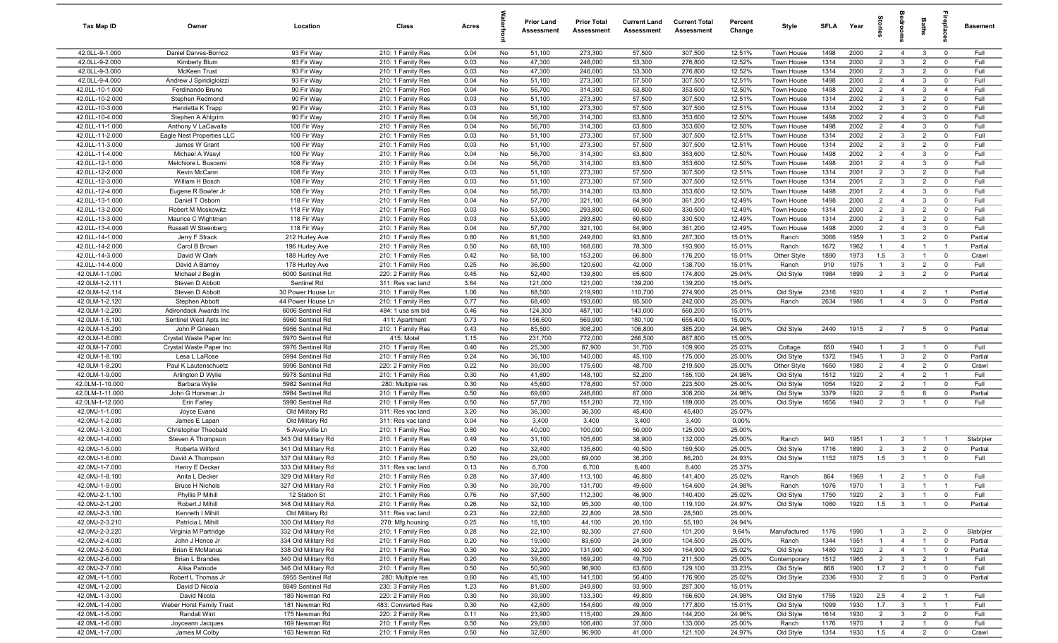| Tax Map ID | Owner | Location | Class | Acres | Waterfront | Prior Land Assessment | Prior Total Assessment | Current Land Assessment | Current Total Assessment | Percent Change | Style | SFLA | Year | Stories | Bedrooms | Baths | Fireplaces | Basement |
|---|---|---|---|---|---|---|---|---|---|---|---|---|---|---|---|---|---|---|
| 42.0LL-9-1.000 | Daniel Darves-Bornoz | 93 Fir Way | 210: 1 Family Res | 0.04 | No | 51,100 | 273,300 | 57,500 | 307,500 | 12.51% | Town House | 1498 | 2000 | 2 | 4 | 3 | 0 | Full |
| 42.0LL-9-2.000 | Kimberly Blum | 93 Fir Way | 210: 1 Family Res | 0.03 | No | 47,300 | 246,000 | 53,300 | 276,800 | 12.52% | Town House | 1314 | 2000 | 2 | 3 | 2 | 0 | Full |
| 42.0LL-9-3.000 | McKeen Trust | 93 Fir Way | 210: 1 Family Res | 0.03 | No | 47,300 | 246,000 | 53,300 | 276,800 | 12.52% | Town House | 1314 | 2000 | 2 | 3 | 2 | 0 | Full |
| 42.0LL-9-4.000 | Andrew J Spiridigloizzi | 93 Fir Way | 210: 1 Family Res | 0.04 | No | 51,100 | 273,300 | 57,500 | 307,500 | 12.51% | Town House | 1498 | 2000 | 2 | 4 | 3 | 0 | Full |
| 42.0LL-10-1.000 | Ferdinando Bruno | 90 Fir Way | 210: 1 Family Res | 0.04 | No | 56,700 | 314,300 | 63,800 | 353,600 | 12.50% | Town House | 1498 | 2002 | 2 | 4 | 3 | 4 | Full |
| 42.0LL-10-2.000 | Stephen Redmond | 90 Fir Way | 210: 1 Family Res | 0.03 | No | 51,100 | 273,300 | 57,500 | 307,500 | 12.51% | Town House | 1314 | 2002 | 2 | 3 | 2 | 0 | Full |
| 42.0LL-10-3.000 | Henrietta K Trapp | 90 Fir Way | 210: 1 Family Res | 0.03 | No | 51,100 | 273,300 | 57,500 | 307,500 | 12.51% | Town House | 1314 | 2002 | 2 | 3 | 2 | 0 | Full |
| 42.0LL-10-4.000 | Stephen A Ahlgrim | 90 Fir Way | 210: 1 Family Res | 0.04 | No | 56,700 | 314,300 | 63,800 | 353,600 | 12.50% | Town House | 1498 | 2002 | 2 | 4 | 3 | 0 | Full |
| 42.0LL-11-1.000 | Anthony V LaCavalla | 100 Fir Way | 210: 1 Family Res | 0.04 | No | 56,700 | 314,300 | 63,800 | 353,600 | 12.50% | Town House | 1498 | 2002 | 2 | 4 | 3 | 0 | Full |
| 42.0LL-11-2.000 | Eagle Nest Properties LLC | 100 Fir Way | 210: 1 Family Res | 0.03 | No | 51,100 | 273,300 | 57,500 | 307,500 | 12.51% | Town House | 1314 | 2002 | 2 | 3 | 2 | 0 | Full |
| 42.0LL-11-3.000 | James W Grant | 100 Fir Way | 210: 1 Family Res | 0.03 | No | 51,100 | 273,300 | 57,500 | 307,500 | 12.51% | Town House | 1314 | 2002 | 2 | 3 | 2 | 0 | Full |
| 42.0LL-11-4.000 | Michael A Wasyl | 100 Fir Way | 210: 1 Family Res | 0.04 | No | 56,700 | 314,300 | 63,800 | 353,600 | 12.50% | Town House | 1498 | 2002 | 2 | 4 | 3 | 0 | Full |
| 42.0LL-12-1.000 | Melchiore L Buscemi | 108 Fir Way | 210: 1 Family Res | 0.04 | No | 56,700 | 314,300 | 63,800 | 353,600 | 12.50% | Town House | 1498 | 2001 | 2 | 4 | 3 | 0 | Full |
| 42.0LL-12-2.000 | Kevin McCann | 108 Fir Way | 210: 1 Family Res | 0.03 | No | 51,100 | 273,300 | 57,500 | 307,500 | 12.51% | Town House | 1314 | 2001 | 2 | 3 | 2 | 0 | Full |
| 42.0LL-12-3.000 | William H Bosch | 108 Fir Way | 210: 1 Family Res | 0.03 | No | 51,100 | 273,300 | 57,500 | 307,500 | 12.51% | Town House | 1314 | 2001 | 2 | 3 | 2 | 0 | Full |
| 42.0LL-12-4.000 | Eugene R Bowler Jr | 108 Fir Way | 210: 1 Family Res | 0.04 | No | 56,700 | 314,300 | 63,800 | 353,600 | 12.50% | Town House | 1498 | 2001 | 2 | 4 | 3 | 0 | Full |
| 42.0LL-13-1.000 | Daniel T Osborn | 118 Fir Way | 210: 1 Family Res | 0.04 | No | 57,700 | 321,100 | 64,900 | 361,200 | 12.49% | Town House | 1498 | 2000 | 2 | 4 | 3 | 0 | Full |
| 42.0LL-13-2.000 | Robert M Moskowitz | 118 Fir Way | 210: 1 Family Res | 0.03 | No | 53,900 | 293,800 | 60,600 | 330,500 | 12.49% | Town House | 1314 | 2000 | 2 | 3 | 2 | 0 | Full |
| 42.0LL-13-3.000 | Maurice C Wightman | 118 Fir Way | 210: 1 Family Res | 0.03 | No | 53,900 | 293,800 | 60,600 | 330,500 | 12.49% | Town House | 1314 | 2000 | 2 | 3 | 2 | 0 | Full |
| 42.0LL-13-4.000 | Russell W Steenberg | 118 Fir Way | 210: 1 Family Res | 0.04 | No | 57,700 | 321,100 | 64,900 | 361,200 | 12.49% | Town House | 1498 | 2000 | 2 | 4 | 3 | 0 | Full |
| 42.0LL-14-1.000 | Jerry F Strack | 212 Hurley Ave | 210: 1 Family Res | 0.80 | No | 81,500 | 249,800 | 93,800 | 287,300 | 15.01% | Ranch | 3066 | 1959 | 1 | 3 | 2 | 0 | Partial |
| 42.0LL-14-2.000 | Carol B Brown | 196 Hurley Ave | 210: 1 Family Res | 0.50 | No | 68,100 | 168,600 | 78,300 | 193,900 | 15.01% | Ranch | 1672 | 1962 | 1 | 4 | 1 | 1 | Partial |
| 42.0LL-14-3.000 | David W Clark | 188 Hurley Ave | 210: 1 Family Res | 0.42 | No | 58,100 | 153,200 | 66,800 | 176,200 | 15.01% | Other Style | 1890 | 1973 | 1.5 | 3 | 1 | 0 | Crawl |
| 42.0LL-14-4.000 | David A Barney | 178 Hurley Ave | 210: 1 Family Res | 0.25 | No | 36,500 | 120,600 | 42,000 | 138,700 | 15.01% | Ranch | 910 | 1975 | 1 | 3 | 2 | 0 | Full |
| 42.0LM-1-1.000 | Michael J Beglin | 6000 Sentinel Rd | 220: 2 Family Res | 0.45 | No | 52,400 | 139,800 | 65,600 | 174,800 | 25.04% | Old Style | 1984 | 1899 | 2 | 3 | 2 | 0 | Partial |
| 42.0LM-1-2.111 | Steven D Abbott | Sentinel Rd | 311: Res vac land | 3.64 | No | 121,000 | 121,000 | 139,200 | 139,200 | 15.04% | | | | | | | | |
| 42.0LM-1-2.114 | Steven D Abbott | 30 Power House Ln | 210: 1 Family Res | 1.06 | No | 88,500 | 219,900 | 110,700 | 274,900 | 25.01% | Old Style | 2316 | 1920 | 1 | 4 | 2 | 1 | Partial |
| 42.0LM-1-2.120 | Stephen Abbott | 44 Power House Ln | 210: 1 Family Res | 0.77 | No | 68,400 | 193,600 | 85,500 | 242,000 | 25.00% | Ranch | 2634 | 1986 | 1 | 4 | 3 | 0 | Partial |
| 42.0LM-1-2.200 | Adirondack Awards Inc | 6006 Sentinel Rd | 484: 1 use sm bld | 0.46 | No | 124,300 | 487,100 | 143,000 | 560,200 | 15.01% | | | | | | | | |
| 42.0LM-1-5.100 | Sentinel West Apts Inc | 5960 Sentinel Rd | 411: Apartment | 0.73 | No | 156,600 | 569,900 | 180,100 | 655,400 | 15.00% | | | | | | | | |
| 42.0LM-1-5.200 | John P Griesen | 5956 Sentinel Rd | 210: 1 Family Res | 0.43 | No | 85,500 | 308,200 | 106,800 | 385,200 | 24.98% | Old Style | 2440 | 1915 | 2 | 7 | 5 | 0 | Partial |
| 42.0LM-1-6.000 | Crystal Waste Paper Inc | 5970 Sentinel Rd | 415: Motel | 1.15 | No | 231,700 | 772,000 | 266,500 | 887,800 | 15.00% | | | | | | | | |
| 42.0LM-1-7.000 | Crystal Waste Paper Inc | 5976 Sentinel Rd | 210: 1 Family Res | 0.40 | No | 25,300 | 87,900 | 31,700 | 109,900 | 25.03% | Cottage | 650 | 1940 | 1 | 2 | 1 | 0 | Full |
| 42.0LM-1-8.100 | Lesa L LaRose | 5994 Sentinel Rd | 210: 1 Family Res | 0.24 | No | 36,100 | 140,000 | 45,100 | 175,000 | 25.00% | Old Style | 1372 | 1945 | 1 | 3 | 2 | 0 | Partial |
| 42.0LM-1-8.200 | Paul K Lautenschuetz | 5996 Sentinel Rd | 220: 2 Family Res | 0.22 | No | 39,000 | 175,600 | 48,700 | 219,500 | 25.00% | Other Style | 1650 | 1980 | 2 | 4 | 2 | 0 | Crawl |
| 42.0LM-1-9.000 | Arlington D Wylie | 5978 Sentinel Rd | 210: 1 Family Res | 0.30 | No | 41,800 | 148,100 | 52,200 | 185,100 | 24.98% | Old Style | 1512 | 1920 | 2 | 4 | 2 | 1 | Full |
| 42.0LM-1-10.000 | Barbara Wylie | 5982 Sentinel Rd | 280: Multiple res | 0.30 | No | 45,600 | 178,800 | 57,000 | 223,500 | 25.00% | Old Style | 1054 | 1920 | 2 | 2 | 1 | 0 | Full |
| 42.0LM-1-11.000 | John G Horsman Jr | 5984 Sentinel Rd | 210: 1 Family Res | 0.50 | No | 69,600 | 246,600 | 87,000 | 308,200 | 24.98% | Old Style | 3379 | 1920 | 2 | 5 | 6 | 0 | Partial |
| 42.0LM-1-12.000 | Erin Farley | 5990 Sentinel Rd | 210: 1 Family Res | 0.50 | No | 57,700 | 151,200 | 72,100 | 189,000 | 25.00% | Old Style | 1656 | 1940 | 2 | 3 | 1 | 0 | Full |
| 42.0MJ-1-1.000 | Joyce Evans | Old Military Rd | 311: Res vac land | 3.20 | No | 36,300 | 36,300 | 45,400 | 45,400 | 25.07% | | | | | | | | |
| 42.0MJ-1-2.000 | James E Lapan | Old Military Rd | 311: Res vac land | 0.04 | No | 3,400 | 3,400 | 3,400 | 3,400 | 0.00% | | | | | | | | |
| 42.0MJ-1-3.000 | Christopher Theobald | 5 Averyville Ln | 210: 1 Family Res | 0.80 | No | 40,000 | 100,000 | 50,000 | 125,000 | 25.00% | | | | | | | | |
| 42.0MJ-1-4.000 | Steven A Thompson | 343 Old Military Rd | 210: 1 Family Res | 0.49 | No | 31,100 | 105,600 | 38,900 | 132,000 | 25.00% | Ranch | 940 | 1951 | 1 | 2 | 1 | 1 | Slab/pier |
| 42.0MJ-1-5.000 | Roberta Wilford | 341 Old Military Rd | 210: 1 Family Res | 0.20 | No | 32,400 | 135,600 | 40,500 | 169,500 | 25.00% | Old Style | 1716 | 1890 | 2 | 3 | 2 | 0 | Partial |
| 42.0MJ-1-6.000 | David A Thompson | 337 Old Military Rd | 210: 1 Family Res | 0.50 | No | 29,000 | 69,000 | 36,200 | 86,200 | 24.93% | Old Style | 1152 | 1875 | 1.5 | 3 | 1 | 0 | Full |
| 42.0MJ-1-7.000 | Henry E Decker | 333 Old Military Rd | 311: Res vac land | 0.13 | No | 6,700 | 6,700 | 8,400 | 8,400 | 25.37% | | | | | | | | |
| 42.0MJ-1-8.100 | Anita L Decker | 329 Old Military Rd | 210: 1 Family Res | 0.28 | No | 37,400 | 113,100 | 46,800 | 141,400 | 25.02% | Ranch | 864 | 1969 | 1 | 2 | 1 | 0 | Full |
| 42.0MJ-1-9.000 | Bruce H Nichols | 327 Old Military Rd | 210: 1 Family Res | 0.30 | No | 39,700 | 131,700 | 49,600 | 164,600 | 24.98% | Ranch | 1076 | 1970 | 1 | 3 | 1 | 1 | Full |
| 42.0MJ-2-1.100 | Phyllis P Mihill | 12 Station St | 210: 1 Family Res | 0.76 | No | 37,500 | 112,300 | 46,900 | 140,400 | 25.02% | Old Style | 1750 | 1920 | 2 | 3 | 1 | 0 | Full |
| 42.0MJ-2-1.200 | Robert J Mihill | 348 Old Military Rd | 210: 1 Family Res | 0.26 | No | 32,100 | 95,300 | 40,100 | 119,100 | 24.97% | Old Style | 1080 | 1920 | 1.5 | 3 | 1 | 0 | Partial |
| 42.0MJ-2-3.100 | Kenneth I Mihill | Old Military Rd | 311: Res vac land | 0.23 | No | 22,800 | 22,800 | 28,500 | 28,500 | 25.00% | | | | | | | | |
| 42.0MJ-2-3.210 | Patricia L Mihill | 330 Old Military Rd | 270: Mfg housing | 0.25 | No | 16,100 | 44,100 | 20,100 | 55,100 | 24.94% | | | | | | | | |
| 42.0MJ-2-3.220 | Virginia M Partridge | 332 Old Military Rd | 210: 1 Family Res | 0.28 | No | 22,100 | 92,300 | 27,600 | 101,200 | 9.64% | Manufactured | 1176 | 1990 | 1 | 3 | 2 | 0 | Slab/pier |
| 42.0MJ-2-4.000 | John J Hence Jr | 334 Old Military Rd | 210: 1 Family Res | 0.20 | No | 19,900 | 83,600 | 24,900 | 104,500 | 25.00% | Ranch | 1344 | 1951 | 1 | 4 | 1 | 0 | Partial |
| 42.0MJ-2-5.000 | Brian E McManus | 338 Old Military Rd | 210: 1 Family Res | 0.30 | No | 32,200 | 131,900 | 40,300 | 164,900 | 25.02% | Old Style | 1480 | 1920 | 2 | 4 | 1 | 0 | Partial |
| 42.0MJ-2-6.000 | Brian L Brandes | 340 Old Military Rd | 210: 1 Family Res | 0.20 | No | 39,800 | 169,200 | 49,700 | 211,500 | 25.00% | Contemporary | 1512 | 1965 | 2 | 3 | 2 | 1 | Full |
| 42.0MJ-2-7.000 | Alisa Patnode | 346 Old Military Rd | 210: 1 Family Res | 0.50 | No | 50,900 | 96,900 | 63,600 | 129,100 | 33.23% | Old Style | 868 | 1900 | 1.7 | 2 | 1 | 0 | Full |
| 42.0ML-1-1.000 | Robert L Thomas Jr | 5955 Sentinel Rd | 280: Multiple res | 0.60 | No | 45,100 | 141,500 | 56,400 | 176,900 | 25.02% | Old Style | 2336 | 1930 | 2 | 5 | 3 | 0 | Partial |
| 42.0ML-1-2.000 | David D Nicola | 5949 Sentinel Rd | 230: 3 Family Res | 1.23 | No | 81,600 | 249,800 | 93,900 | 287,300 | 15.01% | | | | | | | | |
| 42.0ML-1-3.000 | David Nicola | 189 Newman Rd | 220: 2 Family Res | 0.30 | No | 39,900 | 133,300 | 49,800 | 166,600 | 24.98% | Old Style | 1755 | 1920 | 2.5 | 4 | 2 | 1 | Full |
| 42.0ML-1-4.000 | Weber Horst Family Trust | 181 Newman Rd | 483: Converted Res | 0.30 | No | 42,600 | 154,600 | 49,000 | 177,800 | 15.01% | Old Style | 1099 | 1930 | 1.7 | 3 | 1 | 1 | Full |
| 42.0ML-1-5.000 | Randall Wint | 175 Newman Rd | 220: 2 Family Res | 0.11 | No | 23,900 | 115,400 | 29,800 | 144,200 | 24.96% | Old Style | 1614 | 1930 | 2 | 3 | 2 | 0 | Full |
| 42.0ML-1-6.000 | Joyceann Jacques | 169 Newman Rd | 210: 1 Family Res | 0.50 | No | 29,600 | 106,400 | 37,000 | 133,000 | 25.00% | Ranch | 1176 | 1970 | 1 | 2 | 1 | 0 | Full |
| 42.0ML-1-7.000 | James M Colby | 163 Newman Rd | 210: 1 Family Res | 0.50 | No | 32,800 | 96,900 | 41,000 | 121,100 | 24.97% | Old Style | 1314 | 1930 | 1.5 | 4 | 2 | 0 | Crawl |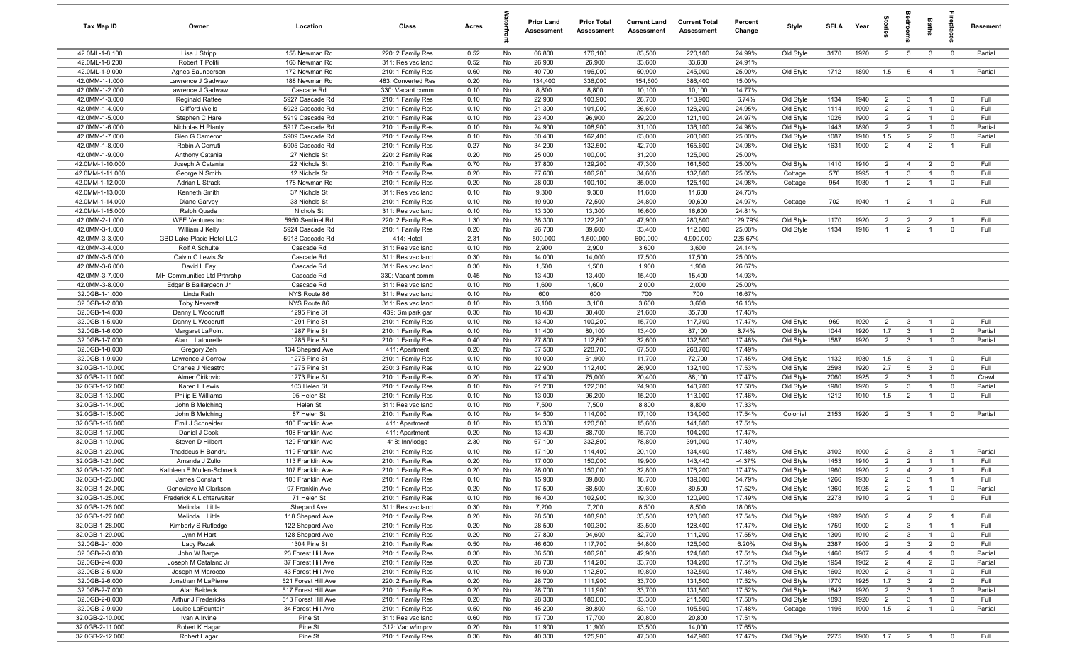| Tax Map ID | Owner | Location | Class | Acres | Waterfront | Prior Land Assessment | Prior Total Assessment | Current Land Assessment | Current Total Assessment | Percent Change | Style | SFLA | Year | Stories | Bedrooms | Baths | Fireplaces | Basement |
|---|---|---|---|---|---|---|---|---|---|---|---|---|---|---|---|---|---|---|
| 42.0ML-1-8.100 | Lisa J Stripp | 158 Newman Rd | 220: 2 Family Res | 0.52 | No | 66,800 | 176,100 | 83,500 | 220,100 | 24.99% | Old Style | 3170 | 1920 | 2 | 5 | 3 | 0 | Partial |
| 42.0ML-1-8.200 | Robert T Politi | 166 Newman Rd | 311: Res vac land | 0.52 | No | 26,900 | 26,900 | 33,600 | 33,600 | 24.91% | | | | | | | | |
| 42.0ML-1-9.000 | Agnes Saunderson | 172 Newman Rd | 210: 1 Family Res | 0.60 | No | 40,700 | 196,000 | 50,900 | 245,000 | 25.00% | Old Style | 1712 | 1890 | 1.5 | 5 | 4 | 1 | Partial |
| 42.0MM-1-1.000 | Lawrence J Gadwaw | 188 Newman Rd | 483: Converted Res | 0.20 | No | 134,400 | 336,000 | 154,600 | 386,400 | 15.00% | | | | | | | | |
| 42.0MM-1-2.000 | Lawrence J Gadwaw | Cascade Rd | 330: Vacant comm | 0.10 | No | 8,800 | 8,800 | 10,100 | 10,100 | 14.77% | | | | | | | | |
| 42.0MM-1-3.000 | Reginald Rattee | 5927 Cascade Rd | 210: 1 Family Res | 0.10 | No | 22,900 | 103,900 | 28,700 | 110,900 | 6.74% | Old Style | 1134 | 1940 | 2 | 3 | 1 | 0 | Full |
| 42.0MM-1-4.000 | Clifford Wells | 5923 Cascade Rd | 210: 1 Family Res | 0.10 | No | 21,300 | 101,000 | 26,600 | 126,200 | 24.95% | Old Style | 1114 | 1909 | 2 | 2 | 1 | 0 | Full |
| 42.0MM-1-5.000 | Stephen C Hare | 5919 Cascade Rd | 210: 1 Family Res | 0.10 | No | 23,400 | 96,900 | 29,200 | 121,100 | 24.97% | Old Style | 1026 | 1900 | 2 | 2 | 1 | 0 | Full |
| 42.0MM-1-6.000 | Nicholas H Planty | 5917 Cascade Rd | 210: 1 Family Res | 0.10 | No | 24,900 | 108,900 | 31,100 | 136,100 | 24.98% | Old Style | 1443 | 1890 | 2 | 2 | 1 | 0 | Partial |
| 42.0MM-1-7.000 | Glen G Cameron | 5909 Cascade Rd | 210: 1 Family Res | 0.10 | No | 50,400 | 162,400 | 63,000 | 203,000 | 25.00% | Old Style | 1087 | 1910 | 1.5 | 2 | 2 | 0 | Partial |
| 42.0MM-1-8.000 | Robin A Cerruti | 5905 Cascade Rd | 210: 1 Family Res | 0.27 | No | 34,200 | 132,500 | 42,700 | 165,600 | 24.98% | Old Style | 1631 | 1900 | 2 | 4 | 2 | 1 | Full |
| 42.0MM-1-9.000 | Anthony Catania | 27 Nichols St | 220: 2 Family Res | 0.20 | No | 25,000 | 100,000 | 31,200 | 125,000 | 25.00% | | | | | | | | |
| 42.0MM-1-10.000 | Joseph A Catania | 22 Nichols St | 210: 1 Family Res | 0.70 | No | 37,800 | 129,200 | 47,300 | 161,500 | 25.00% | Old Style | 1410 | 1910 | 2 | 4 | 2 | 0 | Full |
| 42.0MM-1-11.000 | George N Smith | 12 Nichols St | 210: 1 Family Res | 0.20 | No | 27,600 | 106,200 | 34,600 | 132,800 | 25.05% | Cottage | 576 | 1995 | 1 | 3 | 1 | 0 | Full |
| 42.0MM-1-12.000 | Adrian L Strack | 178 Newman Rd | 210: 1 Family Res | 0.20 | No | 28,000 | 100,100 | 35,000 | 125,100 | 24.98% | Cottage | 954 | 1930 | 1 | 2 | 1 | 0 | Full |
| 42.0MM-1-13.000 | Kenneth Smith | 37 Nichols St | 311: Res vac land | 0.10 | No | 9,300 | 9,300 | 11,600 | 11,600 | 24.73% | | | | | | | | |
| 42.0MM-1-14.000 | Diane Garvey | 33 Nichols St | 210: 1 Family Res | 0.10 | No | 19,900 | 72,500 | 24,800 | 90,600 | 24.97% | Cottage | 702 | 1940 | 1 | 2 | 1 | 0 | Full |
| 42.0MM-1-15.000 | Ralph Quade | Nichols St | 311: Res vac land | 0.10 | No | 13,300 | 13,300 | 16,600 | 16,600 | 24.81% | | | | | | | | |
| 42.0MM-2-1.000 | WFE Ventures Inc | 5950 Sentinel Rd | 220: 2 Family Res | 1.30 | No | 38,300 | 122,200 | 47,900 | 280,800 | 129.79% | Old Style | 1170 | 1920 | 2 | 2 | 2 | 1 | Full |
| 42.0MM-3-1.000 | William J Kelly | 5924 Cascade Rd | 210: 1 Family Res | 0.20 | No | 26,700 | 89,600 | 33,400 | 112,000 | 25.00% | Old Style | 1134 | 1916 | 1 | 2 | 1 | 0 | Full |
| 42.0MM-3-3.000 | GBD Lake Placid Hotel LLC | 5918 Cascade Rd | 414: Hotel | 2.31 | No | 500,000 | 1,500,000 | 600,000 | 4,900,000 | 226.67% | | | | | | | | |
| 42.0MM-3-4.000 | Rolf A Schulte | Cascade Rd | 311: Res vac land | 0.10 | No | 2,900 | 2,900 | 3,600 | 3,600 | 24.14% | | | | | | | | |
| 42.0MM-3-5.000 | Calvin C Lewis Sr | Cascade Rd | 311: Res vac land | 0.30 | No | 14,000 | 14,000 | 17,500 | 17,500 | 25.00% | | | | | | | | |
| 42.0MM-3-6.000 | David L Fay | Cascade Rd | 311: Res vac land | 0.30 | No | 1,500 | 1,500 | 1,900 | 1,900 | 26.67% | | | | | | | | |
| 42.0MM-3-7.000 | MH Communities Ltd Prtnrshp | Cascade Rd | 330: Vacant comm | 0.45 | No | 13,400 | 13,400 | 15,400 | 15,400 | 14.93% | | | | | | | | |
| 42.0MM-3-8.000 | Edgar B Baillargeon Jr | Cascade Rd | 311: Res vac land | 0.10 | No | 1,600 | 1,600 | 2,000 | 2,000 | 25.00% | | | | | | | | |
| 32.0GB-1-1.000 | Linda Rath | NYS Route 86 | 311: Res vac land | 0.10 | No | 600 | 600 | 700 | 700 | 16.67% | | | | | | | | |
| 32.0GB-1-2.000 | Toby Neverett | NYS Route 86 | 311: Res vac land | 0.10 | No | 3,100 | 3,100 | 3,600 | 3,600 | 16.13% | | | | | | | | |
| 32.0GB-1-4.000 | Danny L Woodruff | 1295 Pine St | 439: Sm park gar | 0.30 | No | 18,400 | 30,400 | 21,600 | 35,700 | 17.43% | | | | | | | | |
| 32.0GB-1-5.000 | Danny L Woodruff | 1291 Pine St | 210: 1 Family Res | 0.10 | No | 13,400 | 100,200 | 15,700 | 117,700 | 17.47% | Old Style | 969 | 1920 | 2 | 3 | 1 | 0 | Full |
| 32.0GB-1-6.000 | Margaret LaPoint | 1287 Pine St | 210: 1 Family Res | 0.10 | No | 11,400 | 80,100 | 13,400 | 87,100 | 8.74% | Old Style | 1044 | 1920 | 1.7 | 3 | 1 | 0 | Partial |
| 32.0GB-1-7.000 | Alan L Latourelle | 1285 Pine St | 210: 1 Family Res | 0.40 | No | 27,800 | 112,800 | 32,600 | 132,500 | 17.46% | Old Style | 1587 | 1920 | 2 | 3 | 1 | 0 | Partial |
| 32.0GB-1-8.000 | Gregory Zeh | 134 Shepard Ave | 411: Apartment | 0.20 | No | 57,500 | 228,700 | 67,500 | 268,700 | 17.49% | | | | | | | | |
| 32.0GB-1-9.000 | Lawrence J Corrow | 1275 Pine St | 210: 1 Family Res | 0.10 | No | 10,000 | 61,900 | 11,700 | 72,700 | 17.45% | Old Style | 1132 | 1930 | 1.5 | 3 | 1 | 0 | Full |
| 32.0GB-1-10.000 | Charles J Nicastro | 1275 Pine St | 230: 3 Family Res | 0.10 | No | 22,900 | 112,400 | 26,900 | 132,100 | 17.53% | Old Style | 2598 | 1920 | 2.7 | 5 | 3 | 0 | Full |
| 32.0GB-1-11.000 | Almer Cirikovic | 1273 Pine St | 210: 1 Family Res | 0.20 | No | 17,400 | 75,000 | 20,400 | 88,100 | 17.47% | Old Style | 2060 | 1925 | 2 | 3 | 1 | 0 | Crawl |
| 32.0GB-1-12.000 | Karen L Lewis | 103 Helen St | 210: 1 Family Res | 0.10 | No | 21,200 | 122,300 | 24,900 | 143,700 | 17.50% | Old Style | 1980 | 1920 | 2 | 3 | 1 | 0 | Partial |
| 32.0GB-1-13.000 | Philip E Williams | 95 Helen St | 210: 1 Family Res | 0.10 | No | 13,000 | 96,200 | 15,200 | 113,000 | 17.46% | Old Style | 1212 | 1910 | 1.5 | 2 | 1 | 0 | Full |
| 32.0GB-1-14.000 | John B Melching | Helen St | 311: Res vac land | 0.10 | No | 7,500 | 7,500 | 8,800 | 8,800 | 17.33% | | | | | | | | |
| 32.0GB-1-15.000 | John B Melching | 87 Helen St | 210: 1 Family Res | 0.10 | No | 14,500 | 114,000 | 17,100 | 134,000 | 17.54% | Colonial | 2153 | 1920 | 2 | 3 | 1 | 0 | Partial |
| 32.0GB-1-16.000 | Emil J Schneider | 100 Franklin Ave | 411: Apartment | 0.10 | No | 13,300 | 120,500 | 15,600 | 141,600 | 17.51% | | | | | | | | |
| 32.0GB-1-17.000 | Daniel J Cook | 108 Franklin Ave | 411: Apartment | 0.20 | No | 13,400 | 88,700 | 15,700 | 104,200 | 17.47% | | | | | | | | |
| 32.0GB-1-19.000 | Steven D Hilbert | 129 Franklin Ave | 418: Inn/lodge | 2.30 | No | 67,100 | 332,800 | 78,800 | 391,000 | 17.49% | | | | | | | | |
| 32.0GB-1-20.000 | Thaddeus H Bandru | 119 Franklin Ave | 210: 1 Family Res | 0.10 | No | 17,100 | 114,400 | 20,100 | 134,400 | 17.48% | Old Style | 3102 | 1900 | 2 | 3 | 3 | 1 | Partial |
| 32.0GB-1-21.000 | Amanda J Zullo | 113 Franklin Ave | 210: 1 Family Res | 0.20 | No | 17,000 | 150,000 | 19,900 | 143,440 | -4.37% | Old Style | 1453 | 1910 | 2 | 2 | 1 | 1 | Full |
| 32.0GB-1-22.000 | Kathleen E Mullen-Schneck | 107 Franklin Ave | 210: 1 Family Res | 0.20 | No | 28,000 | 150,000 | 32,800 | 176,200 | 17.47% | Old Style | 1960 | 1920 | 2 | 4 | 2 | 1 | Full |
| 32.0GB-1-23.000 | James Constant | 103 Franklin Ave | 210: 1 Family Res | 0.10 | No | 15,900 | 89,800 | 18,700 | 139,000 | 54.79% | Old Style | 1266 | 1930 | 2 | 3 | 1 | 1 | Full |
| 32.0GB-1-24.000 | Genevieve M Clarkson | 97 Franklin Ave | 210: 1 Family Res | 0.20 | No | 17,500 | 68,500 | 20,600 | 80,500 | 17.52% | Old Style | 1360 | 1925 | 2 | 2 | 1 | 0 | Partial |
| 32.0GB-1-25.000 | Frederick A Lichterwalter | 71 Helen St | 210: 1 Family Res | 0.10 | No | 16,400 | 102,900 | 19,300 | 120,900 | 17.49% | Old Style | 2278 | 1910 | 2 | 2 | 1 | 0 | Full |
| 32.0GB-1-26.000 | Melinda L Little | Shepard Ave | 311: Res vac land | 0.30 | No | 7,200 | 7,200 | 8,500 | 8,500 | 18.06% | | | | | | | | |
| 32.0GB-1-27.000 | Melinda L Little | 118 Shepard Ave | 210: 1 Family Res | 0.20 | No | 28,500 | 108,900 | 33,500 | 128,000 | 17.54% | Old Style | 1992 | 1900 | 2 | 4 | 2 | 1 | Full |
| 32.0GB-1-28.000 | Kimberly S Rutledge | 122 Shepard Ave | 210: 1 Family Res | 0.20 | No | 28,500 | 109,300 | 33,500 | 128,400 | 17.47% | Old Style | 1759 | 1900 | 2 | 3 | 1 | 1 | Full |
| 32.0GB-1-29.000 | Lynn M Hart | 128 Shepard Ave | 210: 1 Family Res | 0.20 | No | 27,800 | 94,600 | 32,700 | 111,200 | 17.55% | Old Style | 1309 | 1910 | 2 | 3 | 1 | 0 | Full |
| 32.0GB-2-1.000 | Lacy Rezek | 1304 Pine St | 210: 1 Family Res | 0.50 | No | 46,600 | 117,700 | 54,800 | 125,000 | 6.20% | Old Style | 2387 | 1900 | 2 | 3 | 2 | 0 | Full |
| 32.0GB-2-3.000 | John W Barge | 23 Forest Hill Ave | 210: 1 Family Res | 0.30 | No | 36,500 | 106,200 | 42,900 | 124,800 | 17.51% | Old Style | 1466 | 1907 | 2 | 4 | 1 | 0 | Partial |
| 32.0GB-2-4.000 | Joseph M Catalano Jr | 37 Forest Hill Ave | 210: 1 Family Res | 0.20 | No | 28,700 | 114,200 | 33,700 | 134,200 | 17.51% | Old Style | 1954 | 1902 | 2 | 4 | 2 | 0 | Partial |
| 32.0GB-2-5.000 | Joseph M Marocco | 43 Forest Hill Ave | 210: 1 Family Res | 0.10 | No | 16,900 | 112,800 | 19,800 | 132,500 | 17.46% | Old Style | 1602 | 1920 | 2 | 3 | 1 | 0 | Full |
| 32.0GB-2-6.000 | Jonathan M LaPierre | 521 Forest Hill Ave | 220: 2 Family Res | 0.20 | No | 28,700 | 111,900 | 33,700 | 131,500 | 17.52% | Old Style | 1770 | 1925 | 1.7 | 3 | 2 | 0 | Full |
| 32.0GB-2-7.000 | Alan Beideck | 517 Forest Hill Ave | 210: 1 Family Res | 0.20 | No | 28,700 | 111,900 | 33,700 | 131,500 | 17.52% | Old Style | 1842 | 1920 | 2 | 3 | 1 | 0 | Partial |
| 32.0GB-2-8.000 | Arthur J Fredericks | 513 Forest Hill Ave | 210: 1 Family Res | 0.20 | No | 28,300 | 180,000 | 33,300 | 211,500 | 17.50% | Old Style | 1893 | 1920 | 2 | 3 | 1 | 0 | Full |
| 32.0GB-2-9.000 | Louise LaFountain | 34 Forest Hill Ave | 210: 1 Family Res | 0.50 | No | 45,200 | 89,800 | 53,100 | 105,500 | 17.48% | Cottage | 1195 | 1900 | 1.5 | 2 | 1 | 0 | Partial |
| 32.0GB-2-10.000 | Ivan A Irvine | Pine St | 311: Res vac land | 0.60 | No | 17,700 | 17,700 | 20,800 | 20,800 | 17.51% | | | | | | | | |
| 32.0GB-2-11.000 | Robert K Hagar | Pine St | 312: Vac w/imprv | 0.20 | No | 11,900 | 11,900 | 13,500 | 14,000 | 17.65% | | | | | | | | |
| 32.0GB-2-12.000 | Robert Hagar | Pine St | 210: 1 Family Res | 0.36 | No | 40,300 | 125,900 | 47,300 | 147,900 | 17.47% | Old Style | 2275 | 1900 | 1.7 | 2 | 1 | 0 | Full |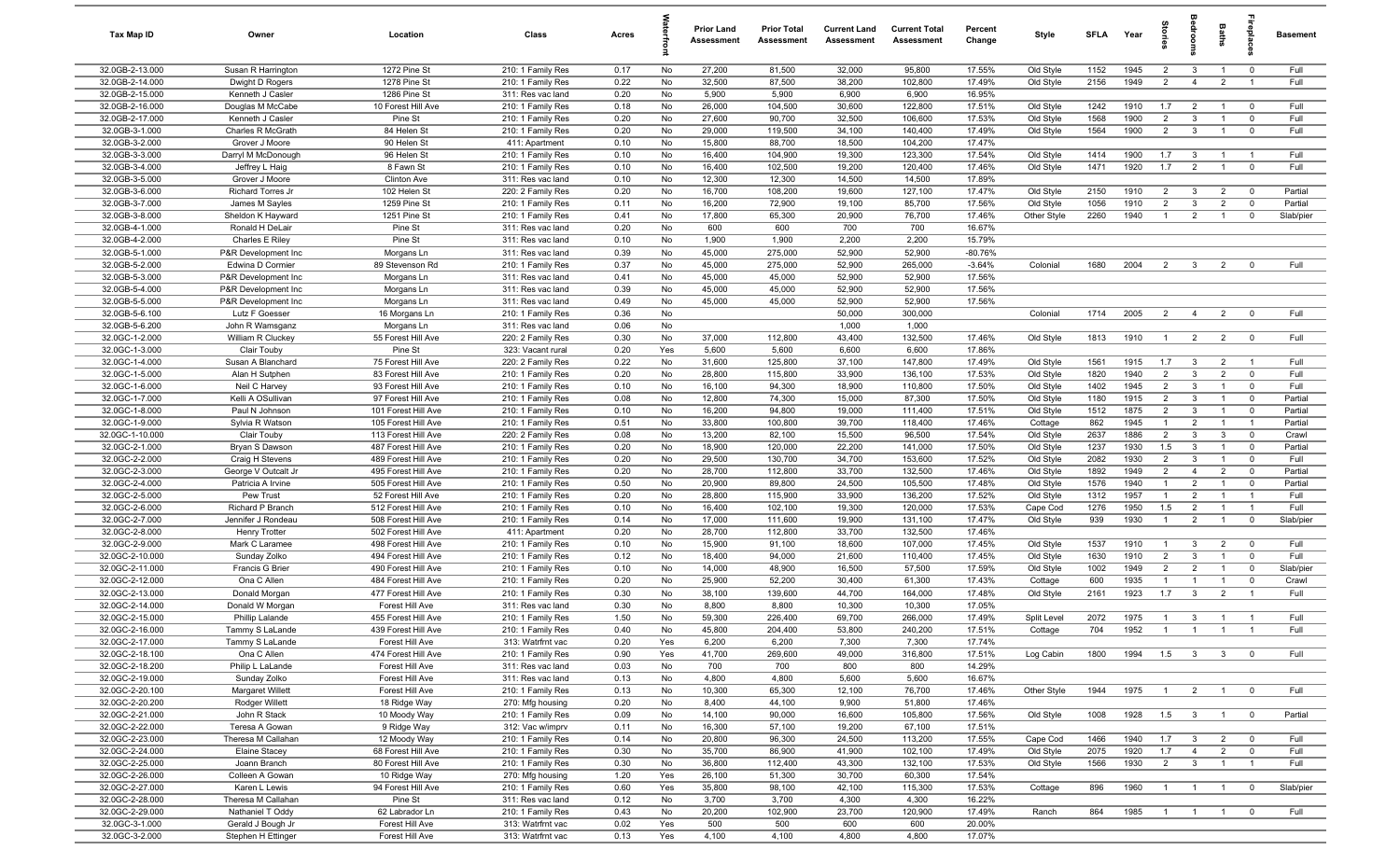| Tax Map ID | Owner | Location | Class | Acres | Waterfront | Prior Land Assessment | Prior Total Assessment | Current Land Assessment | Current Total Assessment | Percent Change | Style | SFLA | Year | Stories | Bedrooms | Baths | Fireplaces | Basement |
|---|---|---|---|---|---|---|---|---|---|---|---|---|---|---|---|---|---|---|
| 32.0GB-2-13.000 | Susan R Harrington | 1272 Pine St | 210: 1 Family Res | 0.17 | No | 27,200 | 81,500 | 32,000 | 95,800 | 17.55% | Old Style | 1152 | 1945 | 2 | 3 | 1 | 0 | Full |
| 32.0GB-2-14.000 | Dwight D Rogers | 1278 Pine St | 210: 1 Family Res | 0.22 | No | 32,500 | 87,500 | 38,200 | 102,800 | 17.49% | Old Style | 2156 | 1949 | 2 | 4 | 2 | 1 | Full |
| 32.0GB-2-15.000 | Kenneth J Casler | 1286 Pine St | 311: Res vac land | 0.20 | No | 5,900 | 5,900 | 6,900 | 6,900 | 16.95% | | | | | | | | |
| 32.0GB-2-16.000 | Douglas M McCabe | 10 Forest Hill Ave | 210: 1 Family Res | 0.18 | No | 26,000 | 104,500 | 30,600 | 122,800 | 17.51% | Old Style | 1242 | 1910 | 1.7 | 2 | 1 | 0 | Full |
| 32.0GB-2-17.000 | Kenneth J Casler | Pine St | 210: 1 Family Res | 0.20 | No | 27,600 | 90,700 | 32,500 | 106,600 | 17.53% | Old Style | 1568 | 1900 | 2 | 3 | 1 | 0 | Full |
| 32.0GB-3-1.000 | Charles R McGrath | 84 Helen St | 210: 1 Family Res | 0.20 | No | 29,000 | 119,500 | 34,100 | 140,400 | 17.49% | Old Style | 1564 | 1900 | 2 | 3 | 1 | 0 | Full |
| 32.0GB-3-2.000 | Grover J Moore | 90 Helen St | 411: Apartment | 0.10 | No | 15,800 | 88,700 | 18,500 | 104,200 | 17.47% | | | | | | | | |
| 32.0GB-3-3.000 | Darryl M McDonough | 96 Helen St | 210: 1 Family Res | 0.10 | No | 16,400 | 104,900 | 19,300 | 123,300 | 17.54% | Old Style | 1414 | 1900 | 1.7 | 3 | 1 | 1 | Full |
| 32.0GB-3-4.000 | Jeffrey L Haig | 8 Fawn St | 210: 1 Family Res | 0.10 | No | 16,400 | 102,500 | 19,200 | 120,400 | 17.46% | Old Style | 1471 | 1920 | 1.7 | 2 | 1 | 0 | Full |
| 32.0GB-3-5.000 | Grover J Moore | Clinton Ave | 311: Res vac land | 0.10 | No | 12,300 | 12,300 | 14,500 | 14,500 | 17.89% | | | | | | | | |
| 32.0GB-3-6.000 | Richard Torres Jr | 102 Helen St | 220: 2 Family Res | 0.20 | No | 16,700 | 108,200 | 19,600 | 127,100 | 17.47% | Old Style | 2150 | 1910 | 2 | 3 | 2 | 0 | Partial |
| 32.0GB-3-7.000 | James M Sayles | 1259 Pine St | 210: 1 Family Res | 0.11 | No | 16,200 | 72,900 | 19,100 | 85,700 | 17.56% | Old Style | 1056 | 1910 | 2 | 3 | 2 | 0 | Partial |
| 32.0GB-3-8.000 | Sheldon K Hayward | 1251 Pine St | 210: 1 Family Res | 0.41 | No | 17,800 | 65,300 | 20,900 | 76,700 | 17.46% | Other Style | 2260 | 1940 | 1 | 2 | 1 | 0 | Slab/pier |
| 32.0GB-4-1.000 | Ronald H DeLair | Pine St | 311: Res vac land | 0.20 | No | 600 | 600 | 700 | 700 | 16.67% | | | | | | | | |
| 32.0GB-4-2.000 | Charles E Riley | Pine St | 311: Res vac land | 0.10 | No | 1,900 | 1,900 | 2,200 | 2,200 | 15.79% | | | | | | | | |
| 32.0GB-5-1.000 | P&R Development Inc | Morgans Ln | 311: Res vac land | 0.39 | No | 45,000 | 275,000 | 52,900 | 52,900 | -80.76% | | | | | | | | |
| 32.0GB-5-2.000 | Edwina D Cormier | 89 Stevenson Rd | 210: 1 Family Res | 0.37 | No | 45,000 | 275,000 | 52,900 | 265,000 | -3.64% | Colonial | 1680 | 2004 | 2 | 3 | 2 | 0 | Full |
| 32.0GB-5-3.000 | P&R Development Inc | Morgans Ln | 311: Res vac land | 0.41 | No | 45,000 | 45,000 | 52,900 | 52,900 | 17.56% | | | | | | | | |
| 32.0GB-5-4.000 | P&R Development Inc | Morgans Ln | 311: Res vac land | 0.39 | No | 45,000 | 45,000 | 52,900 | 52,900 | 17.56% | | | | | | | | |
| 32.0GB-5-5.000 | P&R Development Inc | Morgans Ln | 311: Res vac land | 0.49 | No | 45,000 | 45,000 | 52,900 | 52,900 | 17.56% | | | | | | | | |
| 32.0GB-5-6.100 | Lutz F Goesser | 16 Morgans Ln | 210: 1 Family Res | 0.36 | No | | | 50,000 | 300,000 | | Colonial | 1714 | 2005 | 2 | 4 | 2 | 0 | Full |
| 32.0GB-5-6.200 | John R Wamsganz | Morgans Ln | 311: Res vac land | 0.06 | No | | | 1,000 | 1,000 | | | | | | | | | |
| 32.0GC-1-2.000 | William R Cluckey | 55 Forest Hill Ave | 220: 2 Family Res | 0.30 | No | 37,000 | 112,800 | 43,400 | 132,500 | 17.46% | Old Style | 1813 | 1910 | 1 | 2 | 2 | 0 | Full |
| 32.0GC-1-3.000 | Clair Touby | Pine St | 323: Vacant rural | 0.20 | Yes | 5,600 | 5,600 | 6,600 | 6,600 | 17.86% | | | | | | | | |
| 32.0GC-1-4.000 | Susan A Blanchard | 75 Forest Hill Ave | 220: 2 Family Res | 0.22 | No | 31,600 | 125,800 | 37,100 | 147,800 | 17.49% | Old Style | 1561 | 1915 | 1.7 | 3 | 2 | 1 | Full |
| 32.0GC-1-5.000 | Alan H Sutphen | 83 Forest Hill Ave | 210: 1 Family Res | 0.20 | No | 28,800 | 115,800 | 33,900 | 136,100 | 17.53% | Old Style | 1820 | 1940 | 2 | 3 | 2 | 0 | Full |
| 32.0GC-1-6.000 | Neil C Harvey | 93 Forest Hill Ave | 210: 1 Family Res | 0.10 | No | 16,100 | 94,300 | 18,900 | 110,800 | 17.50% | Old Style | 1402 | 1945 | 2 | 3 | 1 | 0 | Full |
| 32.0GC-1-7.000 | Kelli A OSullivan | 97 Forest Hill Ave | 210: 1 Family Res | 0.08 | No | 12,800 | 74,300 | 15,000 | 87,300 | 17.50% | Old Style | 1180 | 1915 | 2 | 3 | 1 | 0 | Partial |
| 32.0GC-1-8.000 | Paul N Johnson | 101 Forest Hill Ave | 210: 1 Family Res | 0.10 | No | 16,200 | 94,800 | 19,000 | 111,400 | 17.51% | Old Style | 1512 | 1875 | 2 | 3 | 1 | 0 | Partial |
| 32.0GC-1-9.000 | Sylvia R Watson | 105 Forest Hill Ave | 210: 1 Family Res | 0.51 | No | 33,800 | 100,800 | 39,700 | 118,400 | 17.46% | Cottage | 862 | 1945 | 1 | 2 | 1 | 1 | Partial |
| 32.0GC-1-10.000 | Clair Touby | 113 Forest Hill Ave | 220: 2 Family Res | 0.08 | No | 13,200 | 82,100 | 15,500 | 96,500 | 17.54% | Old Style | 2637 | 1886 | 2 | 3 | 3 | 0 | Crawl |
| 32.0GC-2-1.000 | Bryan S Dawson | 487 Forest Hill Ave | 210: 1 Family Res | 0.20 | No | 18,900 | 120,000 | 22,200 | 141,000 | 17.50% | Old Style | 1237 | 1930 | 1.5 | 3 | 1 | 0 | Partial |
| 32.0GC-2-2.000 | Craig H Stevens | 489 Forest Hill Ave | 210: 1 Family Res | 0.20 | No | 29,500 | 130,700 | 34,700 | 153,600 | 17.52% | Old Style | 2082 | 1930 | 2 | 3 | 1 | 0 | Full |
| 32.0GC-2-3.000 | George V Outcalt Jr | 495 Forest Hill Ave | 210: 1 Family Res | 0.20 | No | 28,700 | 112,800 | 33,700 | 132,500 | 17.46% | Old Style | 1892 | 1949 | 2 | 4 | 2 | 0 | Partial |
| 32.0GC-2-4.000 | Patricia A Irvine | 505 Forest Hill Ave | 210: 1 Family Res | 0.50 | No | 20,900 | 89,800 | 24,500 | 105,500 | 17.48% | Old Style | 1576 | 1940 | 1 | 2 | 1 | 0 | Partial |
| 32.0GC-2-5.000 | Pew Trust | 52 Forest Hill Ave | 210: 1 Family Res | 0.20 | No | 28,800 | 115,900 | 33,900 | 136,200 | 17.52% | Old Style | 1312 | 1957 | 1 | 2 | 1 | 1 | Full |
| 32.0GC-2-6.000 | Richard P Branch | 512 Forest Hill Ave | 210: 1 Family Res | 0.10 | No | 16,400 | 102,100 | 19,300 | 120,000 | 17.53% | Cape Cod | 1276 | 1950 | 1.5 | 2 | 1 | 1 | Full |
| 32.0GC-2-7.000 | Jennifer J Rondeau | 508 Forest Hill Ave | 210: 1 Family Res | 0.14 | No | 17,000 | 111,600 | 19,900 | 131,100 | 17.47% | Old Style | 939 | 1930 | 1 | 2 | 1 | 0 | Slab/pier |
| 32.0GC-2-8.000 | Henry Trotter | 502 Forest Hill Ave | 411: Apartment | 0.20 | No | 28,700 | 112,800 | 33,700 | 132,500 | 17.46% | | | | | | | | |
| 32.0GC-2-9.000 | Mark C Laramee | 498 Forest Hill Ave | 210: 1 Family Res | 0.10 | No | 15,900 | 91,100 | 18,600 | 107,000 | 17.45% | Old Style | 1537 | 1910 | 1 | 3 | 2 | 0 | Full |
| 32.0GC-2-10.000 | Sunday Zolko | 494 Forest Hill Ave | 210: 1 Family Res | 0.12 | No | 18,400 | 94,000 | 21,600 | 110,400 | 17.45% | Old Style | 1630 | 1910 | 2 | 3 | 1 | 0 | Full |
| 32.0GC-2-11.000 | Francis G Brier | 490 Forest Hill Ave | 210: 1 Family Res | 0.10 | No | 14,000 | 48,900 | 16,500 | 57,500 | 17.59% | Old Style | 1002 | 1949 | 2 | 2 | 1 | 0 | Slab/pier |
| 32.0GC-2-12.000 | Ona C Allen | 484 Forest Hill Ave | 210: 1 Family Res | 0.20 | No | 25,900 | 52,200 | 30,400 | 61,300 | 17.43% | Cottage | 600 | 1935 | 1 | 1 | 1 | 0 | Crawl |
| 32.0GC-2-13.000 | Donald Morgan | 477 Forest Hill Ave | 210: 1 Family Res | 0.30 | No | 38,100 | 139,600 | 44,700 | 164,000 | 17.48% | Old Style | 2161 | 1923 | 1.7 | 3 | 2 | 1 | Full |
| 32.0GC-2-14.000 | Donald W Morgan | Forest Hill Ave | 311: Res vac land | 0.30 | No | 8,800 | 8,800 | 10,300 | 10,300 | 17.05% | | | | | | | | |
| 32.0GC-2-15.000 | Phillip Lalande | 455 Forest Hill Ave | 210: 1 Family Res | 1.50 | No | 59,300 | 226,400 | 69,700 | 266,000 | 17.49% | Split Level | 2072 | 1975 | 1 | 3 | 1 | 1 | Full |
| 32.0GC-2-16.000 | Tammy S LaLande | 439 Forest Hill Ave | 210: 1 Family Res | 0.40 | No | 45,800 | 204,400 | 53,800 | 240,200 | 17.51% | Cottage | 704 | 1952 | 1 | 1 | 1 | 1 | Full |
| 32.0GC-2-17.000 | Tammy S LaLande | Forest Hill Ave | 313: Watrfrnt vac | 0.20 | Yes | 6,200 | 6,200 | 7,300 | 7,300 | 17.74% | | | | | | | | |
| 32.0GC-2-18.100 | Ona C Allen | 474 Forest Hill Ave | 210: 1 Family Res | 0.90 | Yes | 41,700 | 269,600 | 49,000 | 316,800 | 17.51% | Log Cabin | 1800 | 1994 | 1.5 | 3 | 3 | 0 | Full |
| 32.0GC-2-18.200 | Philip L LaLande | Forest Hill Ave | 311: Res vac land | 0.03 | No | 700 | 700 | 800 | 800 | 14.29% | | | | | | | | |
| 32.0GC-2-19.000 | Sunday Zolko | Forest Hill Ave | 311: Res vac land | 0.13 | No | 4,800 | 4,800 | 5,600 | 5,600 | 16.67% | | | | | | | | |
| 32.0GC-2-20.100 | Margaret Willett | Forest Hill Ave | 210: 1 Family Res | 0.13 | No | 10,300 | 65,300 | 12,100 | 76,700 | 17.46% | Other Style | 1944 | 1975 | 1 | 2 | 1 | 0 | Full |
| 32.0GC-2-20.200 | Rodger Willett | 18 Ridge Way | 270: Mfg housing | 0.20 | No | 8,400 | 44,100 | 9,900 | 51,800 | 17.46% | | | | | | | | |
| 32.0GC-2-21.000 | John R Stack | 10 Moody Way | 210: 1 Family Res | 0.09 | No | 14,100 | 90,000 | 16,600 | 105,800 | 17.56% | Old Style | 1008 | 1928 | 1.5 | 3 | 1 | 0 | Partial |
| 32.0GC-2-22.000 | Teresa A Gowan | 9 Ridge Way | 312: Vac w/imprv | 0.11 | No | 16,300 | 57,100 | 19,200 | 67,100 | 17.51% | | | | | | | | |
| 32.0GC-2-23.000 | Theresa M Callahan | 12 Moody Way | 210: 1 Family Res | 0.14 | No | 20,800 | 96,300 | 24,500 | 113,200 | 17.55% | Cape Cod | 1466 | 1940 | 1.7 | 3 | 2 | 0 | Full |
| 32.0GC-2-24.000 | Elaine Stacey | 68 Forest Hill Ave | 210: 1 Family Res | 0.30 | No | 35,700 | 86,900 | 41,900 | 102,100 | 17.49% | Old Style | 2075 | 1920 | 1.7 | 4 | 2 | 0 | Full |
| 32.0GC-2-25.000 | Joann Branch | 80 Forest Hill Ave | 210: 1 Family Res | 0.30 | No | 36,800 | 112,400 | 43,300 | 132,100 | 17.53% | Old Style | 1566 | 1930 | 2 | 3 | 1 | 1 | Full |
| 32.0GC-2-26.000 | Colleen A Gowan | 10 Ridge Way | 270: Mfg housing | 1.20 | Yes | 26,100 | 51,300 | 30,700 | 60,300 | 17.54% | | | | | | | | |
| 32.0GC-2-27.000 | Karen L Lewis | 94 Forest Hill Ave | 210: 1 Family Res | 0.60 | Yes | 35,800 | 98,100 | 42,100 | 115,300 | 17.53% | Cottage | 896 | 1960 | 1 | 1 | 1 | 0 | Slab/pier |
| 32.0GC-2-28.000 | Theresa M Callahan | Pine St | 311: Res vac land | 0.12 | No | 3,700 | 3,700 | 4,300 | 4,300 | 16.22% | | | | | | | | |
| 32.0GC-2-29.000 | Nathaniel T Oddy | 62 Labrador Ln | 210: 1 Family Res | 0.43 | No | 20,200 | 102,900 | 23,700 | 120,900 | 17.49% | Ranch | 864 | 1985 | 1 | 1 | 1 | 0 | Full |
| 32.0GC-3-1.000 | Gerald J Bough Jr | Forest Hill Ave | 313: Watrfrnt vac | 0.02 | Yes | 500 | 500 | 600 | 600 | 20.00% | | | | | | | | |
| 32.0GC-3-2.000 | Stephen H Ettinger | Forest Hill Ave | 313: Watrfrnt vac | 0.13 | Yes | 4,100 | 4,100 | 4,800 | 4,800 | 17.07% | | | | | | | | |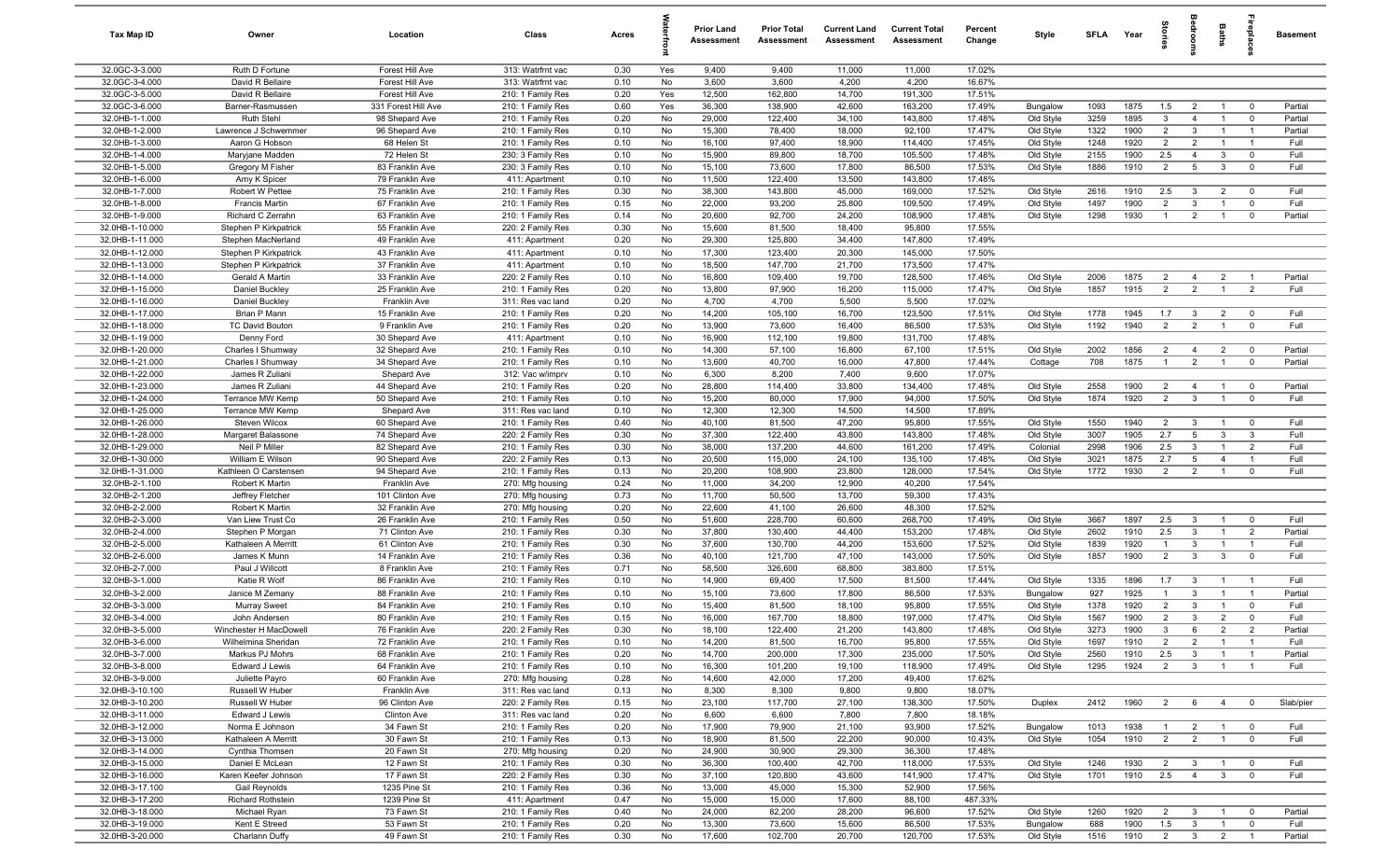| Tax Map ID | Owner | Location | Class | Acres | Waterfront | Prior Land Assessment | Prior Total Assessment | Current Land Assessment | Current Total Assessment | Percent Change | Style | SFLA | Year | Stories | Bedrooms | Baths | Fireplaces | Basement |
|---|---|---|---|---|---|---|---|---|---|---|---|---|---|---|---|---|---|---|
| 32.0GC-3-3.000 | Ruth D Fortune | Forest Hill Ave | 313: Watrfrnt vac | 0.30 | Yes | 9,400 | 9,400 | 11,000 | 11,000 | 17.02% | | | | | | | | |
| 32.0GC-3-4.000 | David R Bellaire | Forest Hill Ave | 313: Watrfrnt vac | 0.10 | No | 3,600 | 3,600 | 4,200 | 4,200 | 16.67% | | | | | | | | |
| 32.0GC-3-5.000 | David R Bellaire | Forest Hill Ave | 210: 1 Family Res | 0.20 | Yes | 12,500 | 162,800 | 14,700 | 191,300 | 17.51% | | | | | | | | |
| 32.0GC-3-6.000 | Barner-Rasmussen | 331 Forest Hill Ave | 210: 1 Family Res | 0.60 | Yes | 36,300 | 138,900 | 42,600 | 163,200 | 17.49% | Bungalow | 1093 | 1875 | 1.5 | 2 | 1 | 0 | Partial |
| 32.0HB-1-1.000 | Ruth Stehl | 98 Shepard Ave | 210: 1 Family Res | 0.20 | No | 29,000 | 122,400 | 34,100 | 143,800 | 17.48% | Old Style | 3259 | 1895 | 3 | 4 | 1 | 0 | Partial |
| 32.0HB-1-2.000 | Lawrence J Schwemmer | 96 Shepard Ave | 210: 1 Family Res | 0.10 | No | 15,300 | 78,400 | 18,000 | 92,100 | 17.47% | Old Style | 1322 | 1900 | 2 | 3 | 1 | 1 | Partial |
| 32.0HB-1-3.000 | Aaron G Hobson | 68 Helen St | 210: 1 Family Res | 0.10 | No | 16,100 | 97,400 | 18,900 | 114,400 | 17.45% | Old Style | 1248 | 1920 | 2 | 2 | 1 | 1 | Full |
| 32.0HB-1-4.000 | Maryjane Madden | 72 Helen St | 230: 3 Family Res | 0.10 | No | 15,900 | 89,800 | 18,700 | 105,500 | 17.48% | Old Style | 2155 | 1900 | 2.5 | 4 | 3 | 0 | Full |
| 32.0HB-1-5.000 | Gregory M Fisher | 83 Franklin Ave | 230: 3 Family Res | 0.10 | No | 15,100 | 73,600 | 17,800 | 86,500 | 17.53% | Old Style | 1886 | 1910 | 2 | 5 | 3 | 0 | Full |
| 32.0HB-1-6.000 | Amy K Spicer | 79 Franklin Ave | 411: Apartment | 0.10 | No | 11,500 | 122,400 | 13,500 | 143,800 | 17.48% | | | | | | | | |
| 32.0HB-1-7.000 | Robert W Pettee | 75 Franklin Ave | 210: 1 Family Res | 0.30 | No | 38,300 | 143,800 | 45,000 | 169,000 | 17.52% | Old Style | 2616 | 1910 | 2.5 | 3 | 2 | 0 | Full |
| 32.0HB-1-8.000 | Francis Martin | 67 Franklin Ave | 210: 1 Family Res | 0.15 | No | 22,000 | 93,200 | 25,800 | 109,500 | 17.49% | Old Style | 1497 | 1900 | 2 | 3 | 1 | 0 | Full |
| 32.0HB-1-9.000 | Richard C Zerrahn | 63 Franklin Ave | 210: 1 Family Res | 0.14 | No | 20,600 | 92,700 | 24,200 | 108,900 | 17.48% | Old Style | 1298 | 1930 | 1 | 2 | 1 | 0 | Partial |
| 32.0HB-1-10.000 | Stephen P Kirkpatrick | 55 Franklin Ave | 220: 2 Family Res | 0.30 | No | 15,600 | 81,500 | 18,400 | 95,800 | 17.55% | | | | | | | | |
| 32.0HB-1-11.000 | Stephen MacNerland | 49 Franklin Ave | 411: Apartment | 0.20 | No | 29,300 | 125,800 | 34,400 | 147,800 | 17.49% | | | | | | | | |
| 32.0HB-1-12.000 | Stephen P Kirkpatrick | 43 Franklin Ave | 411: Apartment | 0.10 | No | 17,300 | 123,400 | 20,300 | 145,000 | 17.50% | | | | | | | | |
| 32.0HB-1-13.000 | Stephen P Kirkpatrick | 37 Franklin Ave | 411: Apartment | 0.10 | No | 18,500 | 147,700 | 21,700 | 173,500 | 17.47% | | | | | | | | |
| 32.0HB-1-14.000 | Gerald A Martin | 33 Franklin Ave | 220: 2 Family Res | 0.10 | No | 16,800 | 109,400 | 19,700 | 128,500 | 17.46% | Old Style | 2006 | 1875 | 2 | 4 | 2 | 1 | Partial |
| 32.0HB-1-15.000 | Daniel Buckley | 25 Franklin Ave | 210: 1 Family Res | 0.20 | No | 13,800 | 97,900 | 16,200 | 115,000 | 17.47% | Old Style | 1857 | 1915 | 2 | 2 | 1 | 2 | Full |
| 32.0HB-1-16.000 | Daniel Buckley | Franklin Ave | 311: Res vac land | 0.20 | No | 4,700 | 4,700 | 5,500 | 5,500 | 17.02% | | | | | | | | |
| 32.0HB-1-17.000 | Brian P Mann | 15 Franklin Ave | 210: 1 Family Res | 0.20 | No | 14,200 | 105,100 | 16,700 | 123,500 | 17.51% | Old Style | 1778 | 1945 | 1.7 | 3 | 2 | 0 | Full |
| 32.0HB-1-18.000 | TC David Bouton | 9 Franklin Ave | 210: 1 Family Res | 0.20 | No | 13,900 | 73,600 | 16,400 | 86,500 | 17.53% | Old Style | 1192 | 1940 | 2 | 2 | 1 | 0 | Full |
| 32.0HB-1-19.000 | Denny Ford | 30 Shepard Ave | 411: Apartment | 0.10 | No | 16,900 | 112,100 | 19,800 | 131,700 | 17.48% | | | | | | | | |
| 32.0HB-1-20.000 | Charles I Shumway | 32 Shepard Ave | 210: 1 Family Res | 0.10 | No | 14,300 | 57,100 | 16,800 | 67,100 | 17.51% | Old Style | 2002 | 1856 | 2 | 4 | 2 | 0 | Partial |
| 32.0HB-1-21.000 | Charles I Shumway | 34 Shepard Ave | 210: 1 Family Res | 0.10 | No | 13,600 | 40,700 | 16,000 | 47,800 | 17.44% | Cottage | 708 | 1875 | 1 | 2 | 1 | 0 | Partial |
| 32.0HB-1-22.000 | James R Zuliani | Shepard Ave | 312: Vac w/imprv | 0.10 | No | 6,300 | 8,200 | 7,400 | 9,600 | 17.07% | | | | | | | | |
| 32.0HB-1-23.000 | James R Zuliani | 44 Shepard Ave | 210: 1 Family Res | 0.20 | No | 28,800 | 114,400 | 33,800 | 134,400 | 17.48% | Old Style | 2558 | 1900 | 2 | 4 | 1 | 0 | Partial |
| 32.0HB-1-24.000 | Terrance MW Kemp | 50 Shepard Ave | 210: 1 Family Res | 0.10 | No | 15,200 | 80,000 | 17,900 | 94,000 | 17.50% | Old Style | 1874 | 1920 | 2 | 3 | 1 | 0 | Full |
| 32.0HB-1-25.000 | Terrance MW Kemp | Shepard Ave | 311: Res vac land | 0.10 | No | 12,300 | 12,300 | 14,500 | 14,500 | 17.89% | | | | | | | | |
| 32.0HB-1-26.000 | Steven Wilcox | 60 Shepard Ave | 210: 1 Family Res | 0.40 | No | 40,100 | 81,500 | 47,200 | 95,800 | 17.55% | Old Style | 1550 | 1940 | 2 | 3 | 1 | 0 | Full |
| 32.0HB-1-28.000 | Margaret Balassone | 74 Shepard Ave | 220: 2 Family Res | 0.30 | No | 37,300 | 122,400 | 43,800 | 143,800 | 17.48% | Old Style | 3007 | 1905 | 2.7 | 5 | 3 | 3 | Full |
| 32.0HB-1-29.000 | Neil P Miller | 82 Shepard Ave | 210: 1 Family Res | 0.30 | No | 38,000 | 137,200 | 44,600 | 161,200 | 17.49% | Colonial | 2998 | 1906 | 2.5 | 3 | 1 | 2 | Full |
| 32.0HB-1-30.000 | William E Wilson | 90 Shepard Ave | 220: 2 Family Res | 0.13 | No | 20,500 | 115,000 | 24,100 | 135,100 | 17.48% | Old Style | 3021 | 1875 | 2.7 | 5 | 4 | 1 | Full |
| 32.0HB-1-31.000 | Kathleen O Carstensen | 94 Shepard Ave | 210: 1 Family Res | 0.13 | No | 20,200 | 108,900 | 23,800 | 128,000 | 17.54% | Old Style | 1772 | 1930 | 2 | 2 | 1 | 0 | Full |
| 32.0HB-2-1.100 | Robert K Martin | Franklin Ave | 270: Mfg housing | 0.24 | No | 11,000 | 34,200 | 12,900 | 40,200 | 17.54% | | | | | | | | |
| 32.0HB-2-1.200 | Jeffrey Fletcher | 101 Clinton Ave | 270: Mfg housing | 0.73 | No | 11,700 | 50,500 | 13,700 | 59,300 | 17.43% | | | | | | | | |
| 32.0HB-2-2.000 | Robert K Martin | 32 Franklin Ave | 270: Mfg housing | 0.20 | No | 22,600 | 41,100 | 26,600 | 48,300 | 17.52% | | | | | | | | |
| 32.0HB-2-3.000 | Van Liew Trust Co | 26 Franklin Ave | 210: 1 Family Res | 0.50 | No | 51,600 | 228,700 | 60,600 | 268,700 | 17.49% | Old Style | 3667 | 1897 | 2.5 | 3 | 1 | 0 | Full |
| 32.0HB-2-4.000 | Stephen P Morgan | 71 Clinton Ave | 210: 1 Family Res | 0.30 | No | 37,800 | 130,400 | 44,400 | 153,200 | 17.48% | Old Style | 2602 | 1910 | 2.5 | 3 | 1 | 2 | Partial |
| 32.0HB-2-5.000 | Kathaleen A Merritt | 61 Clinton Ave | 210: 1 Family Res | 0.30 | No | 37,600 | 130,700 | 44,200 | 153,600 | 17.52% | Old Style | 1839 | 1920 | 1 | 3 | 1 | 1 | Full |
| 32.0HB-2-6.000 | James K Munn | 14 Franklin Ave | 210: 1 Family Res | 0.36 | No | 40,100 | 121,700 | 47,100 | 143,000 | 17.50% | Old Style | 1857 | 1900 | 2 | 3 | 3 | 0 | Full |
| 32.0HB-2-7.000 | Paul J Willcott | 8 Franklin Ave | 210: 1 Family Res | 0.71 | No | 58,500 | 326,600 | 68,800 | 383,800 | 17.51% | | | | | | | | |
| 32.0HB-3-1.000 | Katie R Wolf | 86 Franklin Ave | 210: 1 Family Res | 0.10 | No | 14,900 | 69,400 | 17,500 | 81,500 | 17.44% | Old Style | 1335 | 1896 | 1.7 | 3 | 1 | 1 | Full |
| 32.0HB-3-2.000 | Janice M Zemany | 88 Franklin Ave | 210: 1 Family Res | 0.10 | No | 15,100 | 73,600 | 17,800 | 86,500 | 17.53% | Bungalow | 927 | 1925 | 1 | 3 | 1 | 1 | Partial |
| 32.0HB-3-3.000 | Murray Sweet | 84 Franklin Ave | 210: 1 Family Res | 0.10 | No | 15,400 | 81,500 | 18,100 | 95,800 | 17.55% | Old Style | 1378 | 1920 | 2 | 3 | 1 | 0 | Full |
| 32.0HB-3-4.000 | John Andersen | 80 Franklin Ave | 210: 1 Family Res | 0.15 | No | 16,000 | 167,700 | 18,800 | 197,000 | 17.47% | Old Style | 1567 | 1900 | 2 | 3 | 2 | 0 | Full |
| 32.0HB-3-5.000 | Winchester H MacDowell | 76 Franklin Ave | 220: 2 Family Res | 0.30 | No | 18,100 | 122,400 | 21,200 | 143,800 | 17.48% | Old Style | 3273 | 1900 | 3 | 6 | 2 | 2 | Partial |
| 32.0HB-3-6.000 | Wilhelmina Sheridan | 72 Franklin Ave | 210: 1 Family Res | 0.10 | No | 14,200 | 81,500 | 16,700 | 95,800 | 17.55% | Old Style | 1697 | 1910 | 2 | 2 | 1 | 1 | Full |
| 32.0HB-3-7.000 | Markus PJ Mohrs | 68 Franklin Ave | 210: 1 Family Res | 0.20 | No | 14,700 | 200,000 | 17,300 | 235,000 | 17.50% | Old Style | 2560 | 1910 | 2.5 | 3 | 1 | 1 | Partial |
| 32.0HB-3-8.000 | Edward J Lewis | 64 Franklin Ave | 210: 1 Family Res | 0.10 | No | 16,300 | 101,200 | 19,100 | 118,900 | 17.49% | Old Style | 1295 | 1924 | 2 | 3 | 1 | 1 | Full |
| 32.0HB-3-9.000 | Juliette Payro | 60 Franklin Ave | 270: Mfg housing | 0.28 | No | 14,600 | 42,000 | 17,200 | 49,400 | 17.62% | | | | | | | | |
| 32.0HB-3-10.100 | Russell W Huber | Franklin Ave | 311: Res vac land | 0.13 | No | 8,300 | 8,300 | 9,800 | 9,800 | 18.07% | | | | | | | | |
| 32.0HB-3-10.200 | Russell W Huber | 96 Clinton Ave | 220: 2 Family Res | 0.15 | No | 23,100 | 117,700 | 27,100 | 138,300 | 17.50% | Duplex | 2412 | 1960 | 2 | 6 | 4 | 0 | Slab/pier |
| 32.0HB-3-11.000 | Edward J Lewis | Clinton Ave | 311: Res vac land | 0.20 | No | 6,600 | 6,600 | 7,800 | 7,800 | 18.18% | | | | | | | | |
| 32.0HB-3-12.000 | Norma E Johnson | 34 Fawn St | 210: 1 Family Res | 0.20 | No | 17,900 | 79,900 | 21,100 | 93,900 | 17.52% | Bungalow | 1013 | 1938 | 1 | 2 | 1 | 0 | Full |
| 32.0HB-3-13.000 | Kathaleen A Merritt | 30 Fawn St | 210: 1 Family Res | 0.13 | No | 18,900 | 81,500 | 22,200 | 90,000 | 10.43% | Old Style | 1054 | 1910 | 2 | 2 | 1 | 0 | Full |
| 32.0HB-3-14.000 | Cynthia Thomsen | 20 Fawn St | 270: Mfg housing | 0.20 | No | 24,900 | 30,900 | 29,300 | 36,300 | 17.48% | | | | | | | | |
| 32.0HB-3-15.000 | Daniel E McLean | 12 Fawn St | 210: 1 Family Res | 0.30 | No | 36,300 | 100,400 | 42,700 | 118,000 | 17.53% | Old Style | 1246 | 1930 | 2 | 3 | 1 | 0 | Full |
| 32.0HB-3-16.000 | Karen Keefer Johnson | 17 Fawn St | 220: 2 Family Res | 0.30 | No | 37,100 | 120,800 | 43,600 | 141,900 | 17.47% | Old Style | 1701 | 1910 | 2.5 | 4 | 3 | 0 | Full |
| 32.0HB-3-17.100 | Gail Reynolds | 1235 Pine St | 210: 1 Family Res | 0.36 | No | 13,000 | 45,000 | 15,300 | 52,900 | 17.56% | | | | | | | | |
| 32.0HB-3-17.200 | Richard Rothstein | 1239 Pine St | 411: Apartment | 0.47 | No | 15,000 | 15,000 | 17,600 | 88,100 | 487.33% | | | | | | | | |
| 32.0HB-3-18.000 | Michael Ryan | 73 Fawn St | 210: 1 Family Res | 0.40 | No | 24,000 | 82,200 | 28,200 | 96,600 | 17.52% | Old Style | 1260 | 1920 | 2 | 3 | 1 | 0 | Partial |
| 32.0HB-3-19.000 | Kent E Streed | 53 Fawn St | 210: 1 Family Res | 0.20 | No | 13,300 | 73,600 | 15,600 | 86,500 | 17.53% | Bungalow | 688 | 1900 | 1.5 | 3 | 1 | 0 | Full |
| 32.0HB-3-20.000 | Charlann Duffy | 49 Fawn St | 210: 1 Family Res | 0.30 | No | 17,600 | 102,700 | 20,700 | 120,700 | 17.53% | Old Style | 1516 | 1910 | 2 | 3 | 2 | 1 | Partial |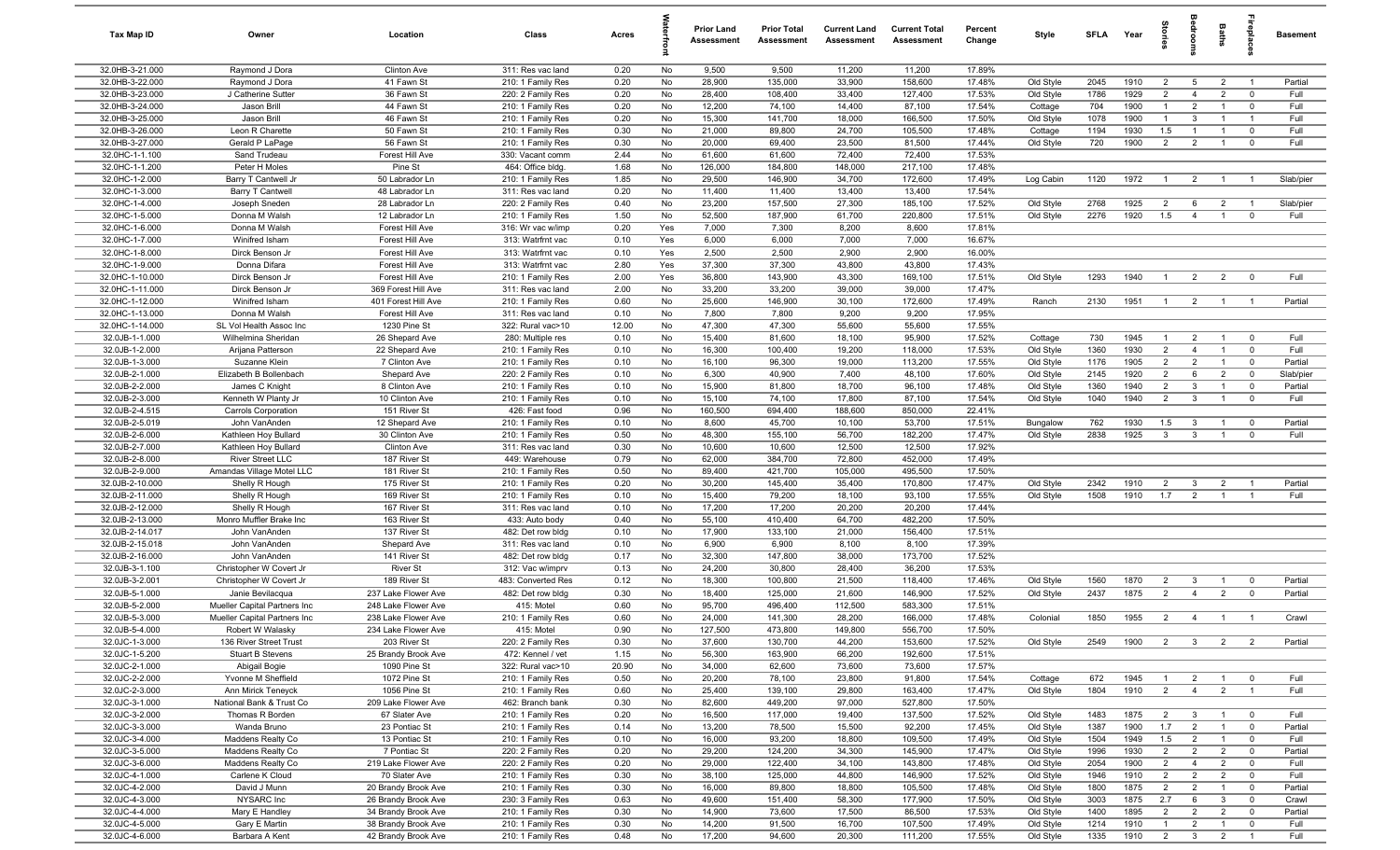| Tax Map ID | Owner | Location | Class | Acres | Waterfront | Prior Land Assessment | Prior Total Assessment | Current Land Assessment | Current Total Assessment | Percent Change | Style | SFLA | Year | Stories | Bedrooms | Baths | Fireplaces | Basement |
|---|---|---|---|---|---|---|---|---|---|---|---|---|---|---|---|---|---|---|
| 32.0HB-3-21.000 | Raymond J Dora | Clinton Ave | 311: Res vac land | 0.20 | No | 9,500 | 9,500 | 11,200 | 11,200 | 17.89% | | | | | | | | |
| 32.0HB-3-22.000 | Raymond J Dora | 41 Fawn St | 210: 1 Family Res | 0.20 | No | 28,900 | 135,000 | 33,900 | 158,600 | 17.48% | Old Style | 2045 | 1910 | 2 | 5 | 2 | 1 | Partial |
| 32.0HB-3-23.000 | J Catherine Sutter | 36 Fawn St | 220: 2 Family Res | 0.20 | No | 28,400 | 108,400 | 33,400 | 127,400 | 17.53% | Old Style | 1786 | 1929 | 2 | 4 | 2 | 0 | Full |
| 32.0HB-3-24.000 | Jason Brill | 44 Fawn St | 210: 1 Family Res | 0.20 | No | 12,200 | 74,100 | 14,400 | 87,100 | 17.54% | Cottage | 704 | 1900 | 1 | 2 | 1 | 0 | Full |
| 32.0HB-3-25.000 | Jason Brill | 46 Fawn St | 210: 1 Family Res | 0.20 | No | 15,300 | 141,700 | 18,000 | 166,500 | 17.50% | Old Style | 1078 | 1900 | 1 | 3 | 1 | 1 | Full |
| 32.0HB-3-26.000 | Leon R Charette | 50 Fawn St | 210: 1 Family Res | 0.30 | No | 21,000 | 89,800 | 24,700 | 105,500 | 17.48% | Cottage | 1194 | 1930 | 1.5 | 1 | 1 | 0 | Full |
| 32.0HB-3-27.000 | Gerald P LaPage | 56 Fawn St | 210: 1 Family Res | 0.30 | No | 20,000 | 69,400 | 23,500 | 81,500 | 17.44% | Old Style | 720 | 1900 | 2 | 2 | 1 | 0 | Full |
| 32.0HC-1-1.100 | Sand Trudeau | Forest Hill Ave | 330: Vacant comm | 2.44 | No | 61,600 | 61,600 | 72,400 | 72,400 | 17.53% | | | | | | | | |
| 32.0HC-1-1.200 | Peter H Moles | Pine St | 464: Office bldg. | 1.68 | No | 126,000 | 184,800 | 148,000 | 217,100 | 17.48% | | | | | | | | |
| 32.0HC-1-2.000 | Barry T Cantwell Jr | 50 Labrador Ln | 210: 1 Family Res | 1.85 | No | 29,500 | 146,900 | 34,700 | 172,600 | 17.49% | Log Cabin | 1120 | 1972 | 1 | 2 | 1 | 1 | Slab/pier |
| 32.0HC-1-3.000 | Barry T Cantwell | 48 Labrador Ln | 311: Res vac land | 0.20 | No | 11,400 | 11,400 | 13,400 | 13,400 | 17.54% | | | | | | | | |
| 32.0HC-1-4.000 | Joseph Sneden | 28 Labrador Ln | 220: 2 Family Res | 0.40 | No | 23,200 | 157,500 | 27,300 | 185,100 | 17.52% | Old Style | 2768 | 1925 | 2 | 6 | 2 | 1 | Slab/pier |
| 32.0HC-1-5.000 | Donna M Walsh | 12 Labrador Ln | 210: 1 Family Res | 1.50 | No | 52,500 | 187,900 | 61,700 | 220,800 | 17.51% | Old Style | 2276 | 1920 | 1.5 | 4 | 1 | 0 | Full |
| 32.0HC-1-6.000 | Donna M Walsh | Forest Hill Ave | 316: Wr vac w/imp | 0.20 | Yes | 7,000 | 7,300 | 8,200 | 8,600 | 17.81% | | | | | | | | |
| 32.0HC-1-7.000 | Winifred Isham | Forest Hill Ave | 313: Watrfrnt vac | 0.10 | Yes | 6,000 | 6,000 | 7,000 | 7,000 | 16.67% | | | | | | | | |
| 32.0HC-1-8.000 | Dirck Benson Jr | Forest Hill Ave | 313: Watrfrnt vac | 0.10 | Yes | 2,500 | 2,500 | 2,900 | 2,900 | 16.00% | | | | | | | | |
| 32.0HC-1-9.000 | Donna Difara | Forest Hill Ave | 313: Watrfrnt vac | 2.80 | Yes | 37,300 | 37,300 | 43,800 | 43,800 | 17.43% | | | | | | | | |
| 32.0HC-1-10.000 | Dirck Benson Jr | Forest Hill Ave | 210: 1 Family Res | 2.00 | Yes | 36,800 | 143,900 | 43,300 | 169,100 | 17.51% | Old Style | 1293 | 1940 | 1 | 2 | 2 | 0 | Full |
| 32.0HC-1-11.000 | Dirck Benson Jr | 369 Forest Hill Ave | 311: Res vac land | 2.00 | No | 33,200 | 33,200 | 39,000 | 39,000 | 17.47% | | | | | | | | |
| 32.0HC-1-12.000 | Winifred Isham | 401 Forest Hill Ave | 210: 1 Family Res | 0.60 | No | 25,600 | 146,900 | 30,100 | 172,600 | 17.49% | Ranch | 2130 | 1951 | 1 | 2 | 1 | 1 | Partial |
| 32.0HC-1-13.000 | Donna M Walsh | Forest Hill Ave | 311: Res vac land | 0.10 | No | 7,800 | 7,800 | 9,200 | 9,200 | 17.95% | | | | | | | | |
| 32.0HC-1-14.000 | SL Vol Health Assoc Inc | 1230 Pine St | 322: Rural vac>10 | 12.00 | No | 47,300 | 47,300 | 55,600 | 55,600 | 17.55% | | | | | | | | |
| 32.0JB-1-1.000 | Wilhelmina Sheridan | 26 Shepard Ave | 280: Multiple res | 0.10 | No | 15,400 | 81,600 | 18,100 | 95,900 | 17.52% | Cottage | 730 | 1945 | 1 | 2 | 1 | 0 | Full |
| 32.0JB-1-2.000 | Arijana Patterson | 22 Shepard Ave | 210: 1 Family Res | 0.10 | No | 16,300 | 100,400 | 19,200 | 118,000 | 17.53% | Old Style | 1360 | 1930 | 2 | 4 | 1 | 0 | Full |
| 32.0JB-1-3.000 | Suzanne Klein | 7 Clinton Ave | 210: 1 Family Res | 0.10 | No | 16,100 | 96,300 | 19,000 | 113,200 | 17.55% | Old Style | 1176 | 1905 | 2 | 2 | 1 | 0 | Partial |
| 32.0JB-2-1.000 | Elizabeth B Bollenbach | Shepard Ave | 220: 2 Family Res | 0.10 | No | 6,300 | 40,900 | 7,400 | 48,100 | 17.60% | Old Style | 2145 | 1920 | 2 | 6 | 2 | 0 | Slab/pier |
| 32.0JB-2-2.000 | James C Knight | 8 Clinton Ave | 210: 1 Family Res | 0.10 | No | 15,900 | 81,800 | 18,700 | 96,100 | 17.48% | Old Style | 1360 | 1940 | 2 | 3 | 1 | 0 | Partial |
| 32.0JB-2-3.000 | Kenneth W Planty Jr | 10 Clinton Ave | 210: 1 Family Res | 0.10 | No | 15,100 | 74,100 | 17,800 | 87,100 | 17.54% | Old Style | 1040 | 1940 | 2 | 3 | 1 | 0 | Full |
| 32.0JB-2-4.515 | Carrols Corporation | 151 River St | 426: Fast food | 0.96 | No | 160,500 | 694,400 | 188,600 | 850,000 | 22.41% | | | | | | | | |
| 32.0JB-2-5.019 | John VanAnden | 12 Shepard Ave | 210: 1 Family Res | 0.10 | No | 8,600 | 45,700 | 10,100 | 53,700 | 17.51% | Bungalow | 762 | 1930 | 1.5 | 3 | 1 | 0 | Partial |
| 32.0JB-2-6.000 | Kathleen Hoy Bullard | 30 Clinton Ave | 210: 1 Family Res | 0.50 | No | 48,300 | 155,100 | 56,700 | 182,200 | 17.47% | Old Style | 2838 | 1925 | 3 | 3 | 1 | 0 | Full |
| 32.0JB-2-7.000 | Kathleen Hoy Bullard | Clinton Ave | 311: Res vac land | 0.30 | No | 10,600 | 10,600 | 12,500 | 12,500 | 17.92% | | | | | | | | |
| 32.0JB-2-8.000 | River Street LLC | 187 River St | 449: Warehouse | 0.79 | No | 62,000 | 384,700 | 72,800 | 452,000 | 17.49% | | | | | | | | |
| 32.0JB-2-9.000 | Amandas Village Motel LLC | 181 River St | 210: 1 Family Res | 0.50 | No | 89,400 | 421,700 | 105,000 | 495,500 | 17.50% | | | | | | | | |
| 32.0JB-2-10.000 | Shelly R Hough | 175 River St | 210: 1 Family Res | 0.20 | No | 30,200 | 145,400 | 35,400 | 170,800 | 17.47% | Old Style | 2342 | 1910 | 2 | 3 | 2 | 1 | Partial |
| 32.0JB-2-11.000 | Shelly R Hough | 169 River St | 210: 1 Family Res | 0.10 | No | 15,400 | 79,200 | 18,100 | 93,100 | 17.55% | Old Style | 1508 | 1910 | 1.7 | 2 | 1 | 1 | Full |
| 32.0JB-2-12.000 | Shelly R Hough | 167 River St | 311: Res vac land | 0.10 | No | 17,200 | 17,200 | 20,200 | 20,200 | 17.44% | | | | | | | | |
| 32.0JB-2-13.000 | Monro Muffler Brake Inc | 163 River St | 433: Auto body | 0.40 | No | 55,100 | 410,400 | 64,700 | 482,200 | 17.50% | | | | | | | | |
| 32.0JB-2-14.017 | John VanAnden | 137 River St | 482: Det row bldg | 0.10 | No | 17,900 | 133,100 | 21,000 | 156,400 | 17.51% | | | | | | | | |
| 32.0JB-2-15.018 | John VanAnden | Shepard Ave | 311: Res vac land | 0.10 | No | 6,900 | 6,900 | 8,100 | 8,100 | 17.39% | | | | | | | | |
| 32.0JB-2-16.000 | John VanAnden | 141 River St | 482: Det row bldg | 0.17 | No | 32,300 | 147,800 | 38,000 | 173,700 | 17.52% | | | | | | | | |
| 32.0JB-3-1.100 | Christopher W Covert Jr | River St | 312: Vac w/imprv | 0.13 | No | 24,200 | 30,800 | 28,400 | 36,200 | 17.53% | | | | | | | | |
| 32.0JB-3-2.001 | Christopher W Covert Jr | 189 River St | 483: Converted Res | 0.12 | No | 18,300 | 100,800 | 21,500 | 118,400 | 17.46% | Old Style | 1560 | 1870 | 2 | 3 | 1 | 0 | Partial |
| 32.0JB-5-1.000 | Janie Bevilacqua | 237 Lake Flower Ave | 482: Det row bldg | 0.30 | No | 18,400 | 125,000 | 21,600 | 146,900 | 17.52% | Old Style | 2437 | 1875 | 2 | 4 | 2 | 0 | Partial |
| 32.0JB-5-2.000 | Mueller Capital Partners Inc | 248 Lake Flower Ave | 415: Motel | 0.60 | No | 95,700 | 496,400 | 112,500 | 583,300 | 17.51% | | | | | | | | |
| 32.0JB-5-3.000 | Mueller Capital Partners Inc | 238 Lake Flower Ave | 210: 1 Family Res | 0.60 | No | 24,000 | 141,300 | 28,200 | 166,000 | 17.48% | Colonial | 1850 | 1955 | 2 | 4 | 1 | 1 | Crawl |
| 32.0JB-5-4.000 | Robert W Walasky | 234 Lake Flower Ave | 415: Motel | 0.90 | No | 127,500 | 473,800 | 149,800 | 556,700 | 17.50% | | | | | | | | |
| 32.0JC-1-3.000 | 136 River Street Trust | 203 River St | 220: 2 Family Res | 0.30 | No | 37,600 | 130,700 | 44,200 | 153,600 | 17.52% | Old Style | 2549 | 1900 | 2 | 3 | 2 | 2 | Partial |
| 32.0JC-1-5.200 | Stuart B Stevens | 25 Brandy Brook Ave | 472: Kennel / vet | 1.15 | No | 56,300 | 163,900 | 66,200 | 192,600 | 17.51% | | | | | | | | |
| 32.0JC-2-1.000 | Abigail Bogie | 1090 Pine St | 322: Rural vac>10 | 20.90 | No | 34,000 | 62,600 | 73,600 | 73,600 | 17.57% | | | | | | | | |
| 32.0JC-2-2.000 | Yvonne M Sheffield | 1072 Pine St | 210: 1 Family Res | 0.50 | No | 20,200 | 78,100 | 23,800 | 91,800 | 17.54% | Cottage | 672 | 1945 | 1 | 2 | 1 | 0 | Full |
| 32.0JC-2-3.000 | Ann Mirick Teneyck | 1056 Pine St | 210: 1 Family Res | 0.60 | No | 25,400 | 139,100 | 29,800 | 163,400 | 17.47% | Old Style | 1804 | 1910 | 2 | 4 | 2 | 1 | Full |
| 32.0JC-3-1.000 | National Bank & Trust Co | 209 Lake Flower Ave | 462: Branch bank | 0.30 | No | 82,600 | 449,200 | 97,000 | 527,800 | 17.50% | | | | | | | | |
| 32.0JC-3-2.000 | Thomas R Borden | 67 Slater Ave | 210: 1 Family Res | 0.20 | No | 16,500 | 117,000 | 19,400 | 137,500 | 17.52% | Old Style | 1483 | 1875 | 2 | 3 | 1 | 0 | Full |
| 32.0JC-3-3.000 | Wanda Bruno | 23 Pontiac St | 210: 1 Family Res | 0.14 | No | 13,200 | 78,500 | 15,500 | 92,200 | 17.45% | Old Style | 1387 | 1900 | 1.7 | 2 | 1 | 0 | Partial |
| 32.0JC-3-4.000 | Maddens Realty Co | 13 Pontiac St | 210: 1 Family Res | 0.10 | No | 16,000 | 93,200 | 18,800 | 109,500 | 17.49% | Old Style | 1504 | 1949 | 1.5 | 2 | 1 | 0 | Full |
| 32.0JC-3-5.000 | Maddens Realty Co | 7 Pontiac St | 220: 2 Family Res | 0.20 | No | 29,200 | 124,200 | 34,300 | 145,900 | 17.47% | Old Style | 1996 | 1930 | 2 | 2 | 2 | 0 | Partial |
| 32.0JC-3-6.000 | Maddens Realty Co | 219 Lake Flower Ave | 220: 2 Family Res | 0.20 | No | 29,000 | 122,400 | 34,100 | 143,800 | 17.48% | Old Style | 2054 | 1900 | 2 | 4 | 2 | 0 | Full |
| 32.0JC-4-1.000 | Carlene K Cloud | 70 Slater Ave | 210: 1 Family Res | 0.30 | No | 38,100 | 125,000 | 44,800 | 146,900 | 17.52% | Old Style | 1946 | 1910 | 2 | 2 | 2 | 0 | Full |
| 32.0JC-4-2.000 | David J Munn | 20 Brandy Brook Ave | 210: 1 Family Res | 0.30 | No | 16,000 | 89,800 | 18,800 | 105,500 | 17.48% | Old Style | 1800 | 1875 | 2 | 2 | 1 | 0 | Partial |
| 32.0JC-4-3.000 | NYSARC Inc | 26 Brandy Brook Ave | 230: 3 Family Res | 0.63 | No | 49,600 | 151,400 | 58,300 | 177,900 | 17.50% | Old Style | 3003 | 1875 | 2.7 | 6 | 3 | 0 | Crawl |
| 32.0JC-4-4.000 | Mary E Handley | 34 Brandy Brook Ave | 210: 1 Family Res | 0.30 | No | 14,900 | 73,600 | 17,500 | 86,500 | 17.53% | Old Style | 1400 | 1895 | 2 | 2 | 2 | 0 | Partial |
| 32.0JC-4-5.000 | Gary E Martin | 38 Brandy Brook Ave | 210: 1 Family Res | 0.30 | No | 14,200 | 91,500 | 16,700 | 107,500 | 17.49% | Old Style | 1214 | 1910 | 1 | 2 | 1 | 0 | Full |
| 32.0JC-4-6.000 | Barbara A Kent | 42 Brandy Brook Ave | 210: 1 Family Res | 0.48 | No | 17,200 | 94,600 | 20,300 | 111,200 | 17.55% | Old Style | 1335 | 1910 | 2 | 3 | 2 | 1 | Full |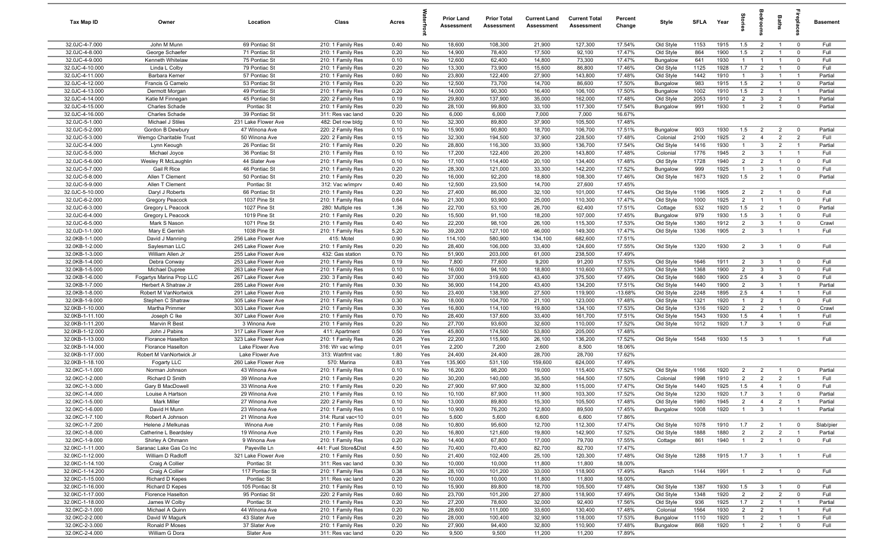| Tax Map ID | Owner | Location | Class | Acres | Waterfront | Prior Land Assessment | Prior Total Assessment | Current Land Assessment | Current Total Assessment | Percent Change | Style | SFLA | Year | Stories | Bedrooms | Baths | Fireplaces | Basement |
|---|---|---|---|---|---|---|---|---|---|---|---|---|---|---|---|---|---|---|
| 32.0JC-4-7.000 | John M Munn | 69 Pontiac St | 210: 1 Family Res | 0.40 | No | 18,600 | 108,300 | 21,900 | 127,300 | 17.54% | Old Style | 1153 | 1915 | 1.5 | 2 | 1 | 0 | Full |
| 32.0JC-4-8.000 | George Schaefer | 71 Pontiac St | 210: 1 Family Res | 0.20 | No | 14,900 | 78,400 | 17,500 | 92,100 | 17.47% | Old Style | 864 | 1900 | 1.5 | 2 | 1 | 0 | Full |
| 32.0JC-4-9.000 | Kenneth Whitelaw | 75 Pontiac St | 210: 1 Family Res | 0.10 | No | 12,600 | 62,400 | 14,800 | 73,300 | 17.47% | Bungalow | 641 | 1930 | 1 | 1 | 1 | 0 | Full |
| 32.0JC-4-10.000 | Linda L Colby | 79 Pontiac St | 210: 1 Family Res | 0.20 | No | 13,300 | 73,900 | 15,600 | 86,800 | 17.46% | Old Style | 1125 | 1928 | 1.7 | 2 | 1 | 0 | Full |
| 32.0JC-4-11.000 | Barbara Kerner | 57 Pontiac St | 210: 1 Family Res | 0.60 | No | 23,800 | 122,400 | 27,900 | 143,800 | 17.48% | Old Style | 1442 | 1910 | 1 | 3 | 1 | 1 | Partial |
| 32.0JC-4-12.000 | Francis G Camelo | 53 Pontiac St | 210: 1 Family Res | 0.20 | No | 12,500 | 73,700 | 14,700 | 86,600 | 17.50% | Bungalow | 983 | 1915 | 1.5 | 2 | 1 | 0 | Partial |
| 32.0JC-4-13.000 | Dermott Morgan | 49 Pontiac St | 210: 1 Family Res | 0.20 | No | 14,000 | 90,300 | 16,400 | 106,100 | 17.50% | Bungalow | 1002 | 1910 | 1.5 | 2 | 1 | 1 | Partial |
| 32.0JC-4-14.000 | Katie M Finnegan | 45 Pontiac St | 220: 2 Family Res | 0.19 | No | 29,800 | 137,900 | 35,000 | 162,000 | 17.48% | Old Style | 2053 | 1910 | 2 | 3 | 2 | 1 | Partial |
| 32.0JC-4-15.000 | Charles Schade | Pontiac St | 210: 1 Family Res | 0.20 | No | 28,100 | 99,800 | 33,100 | 117,300 | 17.54% | Bungalow | 991 | 1930 | 1 | 2 | 1 | 0 | Partial |
| 32.0JC-4-16.000 | Charles Schade | 39 Pontiac St | 311: Res vac land | 0.20 | No | 6,000 | 6,000 | 7,000 | 7,000 | 16.67% | | | | | | | | |
| 32.0JC-5-1.000 | Michael J Stiles | 231 Lake Flower Ave | 482: Det row bldg | 0.10 | No | 32,300 | 89,800 | 37,900 | 105,500 | 17.48% | | | | | | | | |
| 32.0JC-5-2.000 | Gordon B Dewbury | 47 Winona Ave | 220: 2 Family Res | 0.10 | No | 15,900 | 90,800 | 18,700 | 106,700 | 17.51% | Bungalow | 903 | 1930 | 1.5 | 2 | 2 | 0 | Partial |
| 32.0JC-5-3.000 | Wemgo Charitable Trust | 50 Winona Ave | 220: 2 Family Res | 0.15 | No | 32,300 | 194,500 | 37,900 | 228,500 | 17.48% | Colonial | 2100 | 1925 | 2 | 4 | 2 | 2 | Full |
| 32.0JC-5-4.000 | Lynn Keough | 26 Pontiac St | 210: 1 Family Res | 0.20 | No | 28,800 | 116,300 | 33,900 | 136,700 | 17.54% | Old Style | 1416 | 1930 | 1 | 3 | 2 | 1 | Partial |
| 32.0JC-5-5.000 | Michael Joyce | 36 Pontiac St | 210: 1 Family Res | 0.10 | No | 17,200 | 122,400 | 20,200 | 143,800 | 17.48% | Colonial | 1776 | 1945 | 2 | 3 | 1 | 1 | Full |
| 32.0JC-5-6.000 | Wesley R McLaughlin | 44 Slater Ave | 210: 1 Family Res | 0.10 | No | 17,100 | 114,400 | 20,100 | 134,400 | 17.48% | Old Style | 1728 | 1940 | 2 | 2 | 1 | 0 | Full |
| 32.0JC-5-7.000 | Gail R Rice | 46 Pontiac St | 210: 1 Family Res | 0.20 | No | 28,300 | 121,000 | 33,300 | 142,200 | 17.52% | Bungalow | 999 | 1925 | 1 | 3 | 1 | 0 | Full |
| 32.0JC-5-8.000 | Allen T Clement | 50 Pontiac St | 210: 1 Family Res | 0.20 | No | 16,000 | 92,200 | 18,800 | 108,300 | 17.46% | Old Style | 1673 | 1920 | 1.5 | 2 | 1 | 0 | Partial |
| 32.0JC-5-9.000 | Allen T Clement | Pontiac St | 312: Vac w/imprv | 0.40 | No | 12,500 | 23,500 | 14,700 | 27,600 | 17.45% | | | | | | | | |
| 32.0JC-5-10.000 | Daryl J Roberts | 66 Pontiac St | 210: 1 Family Res | 0.20 | No | 27,400 | 86,000 | 32,100 | 101,000 | 17.44% | Old Style | 1196 | 1905 | 2 | 2 | 1 | 0 | Full |
| 32.0JC-6-2.000 | Gregory Peacock | 1037 Pine St | 210: 1 Family Res | 0.64 | No | 21,300 | 93,900 | 25,000 | 110,300 | 17.47% | Old Style | 1000 | 1925 | 2 | 1 | 1 | 0 | Full |
| 32.0JC-6-3.000 | Gregory L Peacock | 1027 Pine St | 280: Multiple res | 1.36 | No | 22,700 | 53,100 | 26,700 | 62,400 | 17.51% | Cottage | 532 | 1920 | 1.5 | 2 | 1 | 0 | Partial |
| 32.0JC-6-4.000 | Gregory L Peacock | 1019 Pine St | 210: 1 Family Res | 0.20 | No | 15,500 | 91,100 | 18,200 | 107,000 | 17.45% | Bungalow | 979 | 1930 | 1.5 | 3 | 1 | 0 | Full |
| 32.0JC-6-5.000 | Mark S Nason | 1071 Pine St | 210: 1 Family Res | 0.40 | No | 22,200 | 98,100 | 26,100 | 115,300 | 17.53% | Old Style | 1360 | 1912 | 2 | 3 | 1 | 0 | Crawl |
| 32.0JD-1-1.000 | Mary E Gerrish | 1038 Pine St | 210: 1 Family Res | 5.20 | No | 39,200 | 127,100 | 46,000 | 149,300 | 17.47% | Old Style | 1336 | 1905 | 2 | 3 | 1 | 1 | Full |
| 32.0KB-1-1.000 | David J Manning | 256 Lake Flower Ave | 415: Motel | 0.90 | No | 114,100 | 580,900 | 134,100 | 682,600 | 17.51% | | | | | | | | |
| 32.0KB-1-2.000 | Saylesman LLC | 245 Lake Flower Ave | 210: 1 Family Res | 0.20 | No | 28,400 | 106,000 | 33,400 | 124,600 | 17.55% | Old Style | 1320 | 1930 | 2 | 3 | 1 | 0 | Full |
| 32.0KB-1-3.000 | William Allen Jr | 255 Lake Flower Ave | 432: Gas station | 0.70 | No | 51,900 | 203,000 | 61,000 | 238,500 | 17.49% | | | | | | | | |
| 32.0KB-1-4.000 | Debra Conway | 253 Lake Flower Ave | 210: 1 Family Res | 0.19 | No | 7,800 | 77,600 | 9,200 | 91,200 | 17.53% | Old Style | 1646 | 1911 | 2 | 3 | 1 | 0 | Full |
| 32.0KB-1-5.000 | Michael Dupree | 263 Lake Flower Ave | 210: 1 Family Res | 0.10 | No | 16,000 | 94,100 | 18,800 | 110,600 | 17.53% | Old Style | 1368 | 1900 | 2 | 3 | 1 | 0 | Full |
| 32.0KB-1-6.000 | Fogartys Marina Prop LLC | 267 Lake Flower Ave | 230: 3 Family Res | 0.40 | No | 37,000 | 319,600 | 43,400 | 375,500 | 17.49% | Old Style | 1680 | 1900 | 2.5 | 4 | 3 | 0 | Full |
| 32.0KB-1-7.000 | Herbert A Shatraw Jr | 285 Lake Flower Ave | 210: 1 Family Res | 0.30 | No | 36,900 | 114,200 | 43,400 | 134,200 | 17.51% | Old Style | 1440 | 1900 | 2 | 3 | 1 | 1 | Partial |
| 32.0KB-1-8.000 | Robert M VanNortwick | 291 Lake Flower Ave | 210: 1 Family Res | 0.50 | No | 23,400 | 138,900 | 27,500 | 119,900 | -13.68% | Old Style | 2248 | 1895 | 2.5 | 4 | 1 | 1 | Full |
| 32.0KB-1-9.000 | Stephen C Shatraw | 305 Lake Flower Ave | 210: 1 Family Res | 0.30 | No | 18,000 | 104,700 | 21,100 | 123,000 | 17.48% | Old Style | 1321 | 1920 | 1 | 2 | 1 | 0 | Full |
| 32.0KB-1-10.000 | Martha Primmer | 303 Lake Flower Ave | 210: 1 Family Res | 0.30 | Yes | 16,800 | 114,100 | 19,800 | 134,100 | 17.53% | Old Style | 1316 | 1920 | 2 | 2 | 1 | 0 | Crawl |
| 32.0KB-1-11.100 | Joseph C Ike | 307 Lake Flower Ave | 210: 1 Family Res | 0.70 | No | 28,400 | 137,600 | 33,400 | 161,700 | 17.51% | Old Style | 1543 | 1930 | 1.5 | 4 | 1 | 1 | Full |
| 32.0KB-1-11.200 | Marvin R Best | 3 Winona Ave | 210: 1 Family Res | 0.20 | No | 27,700 | 93,600 | 32,600 | 110,000 | 17.52% | Old Style | 1012 | 1920 | 1.7 | 3 | 1 | 0 | Full |
| 32.0KB-1-12.000 | John J Pabins | 317 Lake Flower Ave | 411: Apartment | 0.50 | Yes | 45,800 | 174,500 | 53,800 | 205,000 | 17.48% | | | | | | | | |
| 32.0KB-1-13.000 | Florance Haselton | 323 Lake Flower Ave | 210: 1 Family Res | 0.26 | Yes | 22,200 | 115,900 | 26,100 | 136,200 | 17.52% | Old Style | 1548 | 1930 | 1.5 | 3 | 1 | 1 | Full |
| 32.0KB-1-14.000 | Florance Haselton | Lake Flower Ave | 316: Wr vac w/imp | 0.01 | Yes | 2,200 | 7,200 | 2,600 | 8,500 | 18.06% | | | | | | | | |
| 32.0KB-1-17.000 | Robert M VanNortwick Jr | Lake Flower Ave | 313: Watrfrnt vac | 1.80 | Yes | 24,400 | 24,400 | 28,700 | 28,700 | 17.62% | | | | | | | | |
| 32.0KB-1-18.100 | Fogarty LLC | 260 Lake Flower Ave | 570: Marina | 0.83 | Yes | 135,900 | 531,100 | 159,600 | 624,000 | 17.49% | | | | | | | | |
| 32.0KC-1-1.000 | Norman Johnson | 43 Winona Ave | 210: 1 Family Res | 0.10 | No | 16,200 | 98,200 | 19,000 | 115,400 | 17.52% | Old Style | 1166 | 1920 | 2 | 2 | 1 | 0 | Partial |
| 32.0KC-1-2.000 | Richard D Smith | 39 Winona Ave | 210: 1 Family Res | 0.20 | No | 30,200 | 140,000 | 35,500 | 164,500 | 17.50% | Colonial | 1998 | 1910 | 2 | 2 | 2 | 1 | Full |
| 32.0KC-1-3.000 | Gary B MacDowell | 33 Winona Ave | 210: 1 Family Res | 0.20 | No | 27,900 | 97,900 | 32,800 | 115,000 | 17.47% | Old Style | 1440 | 1925 | 1.5 | 4 | 1 | 0 | Full |
| 32.0KC-1-4.000 | Louise A Hartson | 29 Winona Ave | 210: 1 Family Res | 0.10 | No | 10,100 | 87,900 | 11,900 | 103,300 | 17.52% | Old Style | 1230 | 1920 | 1.7 | 3 | 1 | 0 | Partial |
| 32.0KC-1-5.000 | Mark Miller | 27 Winona Ave | 220: 2 Family Res | 0.10 | No | 13,000 | 89,800 | 15,300 | 105,500 | 17.48% | Old Style | 1980 | 1945 | 2 | 4 | 2 | 1 | Partial |
| 32.0KC-1-6.000 | David H Munn | 23 Winona Ave | 210: 1 Family Res | 0.10 | No | 10,900 | 76,200 | 12,800 | 89,500 | 17.45% | Bungalow | 1008 | 1920 | 1 | 3 | 1 | 1 | Partial |
| 32.0KC-1-7.100 | Robert A Johnson | 21 Winona Ave | 314: Rural vac<10 | 0.01 | No | 5,600 | 5,600 | 6,600 | 6,600 | 17.86% | | | | | | | | |
| 32.0KC-1-7.200 | Helene J Melkunas | Winona Ave | 210: 1 Family Res | 0.08 | No | 10,800 | 95,600 | 12,700 | 112,300 | 17.47% | Old Style | 1078 | 1910 | 1.7 | 2 | 1 | 0 | Slab/pier |
| 32.0KC-1-8.000 | Catherine L Beardsley | 19 Winona Ave | 210: 1 Family Res | 0.20 | No | 16,800 | 121,600 | 19,800 | 142,900 | 17.52% | Old Style | 1888 | 1880 | 2 | 2 | 2 | 1 | Partial |
| 32.0KC-1-9.000 | Shirley A Ohmann | 9 Winona Ave | 210: 1 Family Res | 0.20 | No | 14,400 | 67,800 | 17,000 | 79,700 | 17.55% | Cottage | 861 | 1940 | 1 | 2 | 1 | 0 | Full |
| 32.0KC-1-11.000 | Saranac Lake Gas Co Inc | Payeville Ln | 441: Fuel Store&Dist | 4.50 | No | 70,400 | 70,400 | 82,700 | 82,700 | 17.47% | | | | | | | | |
| 32.0KC-1-12.000 | William D Radloff | 321 Lake Flower Ave | 210: 1 Family Res | 0.50 | No | 21,400 | 102,400 | 25,100 | 120,300 | 17.48% | Old Style | 1288 | 1915 | 1.7 | 3 | 1 | 1 | Full |
| 32.0KC-1-14.100 | Craig A Collier | Pontiac St | 311: Res vac land | 0.30 | No | 10,000 | 10,000 | 11,800 | 11,800 | 18.00% | | | | | | | | |
| 32.0KC-1-14.200 | Craig A Collier | 117 Pontiac St | 210: 1 Family Res | 0.38 | No | 28,100 | 101,200 | 33,000 | 118,900 | 17.49% | Ranch | 1144 | 1991 | 1 | 2 | 1 | 0 | Full |
| 32.0KC-1-15.000 | Richard D Kepes | Pontiac St | 311: Res vac land | 0.20 | No | 10,000 | 10,000 | 11,800 | 11,800 | 18.00% | | | | | | | | |
| 32.0KC-1-16.000 | Richard D Kepes | 105 Pontiac St | 210: 1 Family Res | 0.10 | No | 15,900 | 89,800 | 18,700 | 105,500 | 17.48% | Old Style | 1387 | 1930 | 1.5 | 3 | 1 | 0 | Full |
| 32.0KC-1-17.000 | Florence Haselton | 95 Pontiac St | 220: 2 Family Res | 0.60 | No | 23,700 | 101,200 | 27,800 | 118,900 | 17.49% | Old Style | 1348 | 1920 | 2 | 2 | 2 | 0 | Full |
| 32.0KC-1-18.000 | James W Colby | Pontiac St | 210: 1 Family Res | 0.20 | No | 27,200 | 78,600 | 32,000 | 92,400 | 17.56% | Old Style | 936 | 1925 | 1.7 | 2 | 1 | 1 | Partial |
| 32.0KC-2-1.000 | Michael A Quinn | 44 Winona Ave | 210: 1 Family Res | 0.20 | No | 28,600 | 111,000 | 33,600 | 130,400 | 17.48% | Colonial | 1564 | 1930 | 2 | 2 | 1 | 1 | Full |
| 32.0KC-2-2.000 | David W Magurk | 43 Slater Ave | 210: 1 Family Res | 0.20 | No | 28,000 | 100,400 | 32,900 | 118,000 | 17.53% | Bungalow | 1110 | 1920 | 1 | 2 | 1 | 1 | Full |
| 32.0KC-2-3.000 | Ronald P Moses | 37 Slater Ave | 210: 1 Family Res | 0.20 | No | 27,900 | 94,400 | 32,800 | 110,900 | 17.48% | Bungalow | 868 | 1920 | 1 | 2 | 1 | 0 | Full |
| 32.0KC-2-4.000 | William G Dora | Slater Ave | 311: Res vac land | 0.20 | No | 9,500 | 9,500 | 11,200 | 11,200 | 17.89% | | | | | | | | |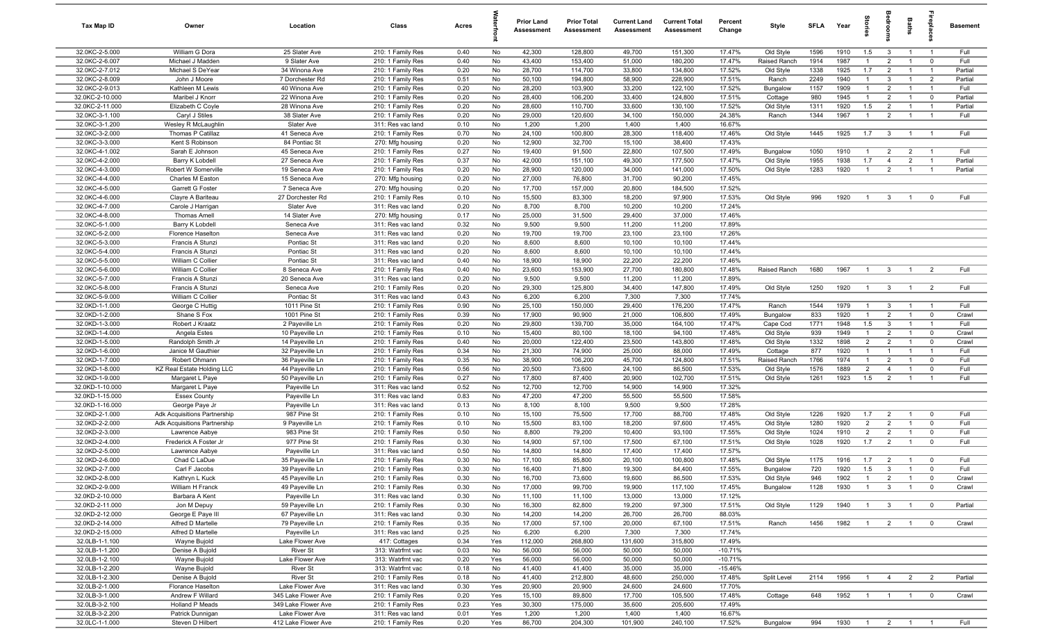| Tax Map ID | Owner | Location | Class | Acres | Waterfront | Prior Land Assessment | Prior Total Assessment | Current Land Assessment | Current Total Assessment | Percent Change | Style | SFLA | Year | Stories | Bedrooms | Baths | Fireplaces | Basement |
|---|---|---|---|---|---|---|---|---|---|---|---|---|---|---|---|---|---|---|
| 32.0KC-2-5.000 | William G Dora | 25 Slater Ave | 210: 1 Family Res | 0.40 | No | 42,300 | 128,800 | 49,700 | 151,300 | 17.47% | Old Style | 1596 | 1910 | 1.5 | 3 | 1 | 1 | Full |
| 32.0KC-2-6.007 | Michael J Madden | 9 Slater Ave | 210: 1 Family Res | 0.40 | No | 43,400 | 153,400 | 51,000 | 180,200 | 17.47% | Raised Ranch | 1914 | 1987 | 1 | 2 | 1 | 0 | Full |
| 32.0KC-2-7.012 | Michael S DeYear | 34 Winona Ave | 210: 1 Family Res | 0.20 | No | 28,700 | 114,700 | 33,800 | 134,800 | 17.52% | Old Style | 1338 | 1925 | 1.7 | 2 | 1 | 1 | Partial |
| 32.0KC-2-8.009 | John J Moore | 7 Dorchester Rd | 210: 1 Family Res | 0.51 | No | 50,100 | 194,800 | 58,900 | 228,900 | 17.51% | Ranch | 2249 | 1940 | 1 | 3 | 1 | 2 | Partial |
| 32.0KC-2-9.013 | Kathleen M Lewis | 40 Winona Ave | 210: 1 Family Res | 0.20 | No | 28,200 | 103,900 | 33,200 | 122,100 | 17.52% | Bungalow | 1157 | 1909 | 1 | 2 | 1 | 1 | Full |
| 32.0KC-2-10.000 | Maribel J Knorr | 22 Winona Ave | 210: 1 Family Res | 0.20 | No | 28,400 | 106,200 | 33,400 | 124,800 | 17.51% | Cottage | 980 | 1945 | 1 | 2 | 1 | 0 | Partial |
| 32.0KC-2-11.000 | Elizabeth C Coyle | 28 Winona Ave | 210: 1 Family Res | 0.20 | No | 28,600 | 110,700 | 33,600 | 130,100 | 17.52% | Old Style | 1311 | 1920 | 1.5 | 2 | 1 | 1 | Partial |
| 32.0KC-3-1.100 | Caryl J Stiles | 38 Slater Ave | 210: 1 Family Res | 0.20 | No | 29,000 | 120,600 | 34,100 | 150,000 | 24.38% | Ranch | 1344 | 1967 | 1 | 2 | 1 | 1 | Full |
| 32.0KC-3-1.200 | Wesley R McLaughlin | Slater Ave | 311: Res vac land | 0.10 | No | 1,200 | 1,200 | 1,400 | 1,400 | 16.67% | | | | | | | | |
| 32.0KC-3-2.000 | Thomas P Catillaz | 41 Seneca Ave | 210: 1 Family Res | 0.70 | No | 24,100 | 100,800 | 28,300 | 118,400 | 17.46% | Old Style | 1445 | 1925 | 1.7 | 3 | 1 | 1 | Full |
| 32.0KC-3-3.000 | Kent S Robinson | 84 Pontiac St | 270: Mfg housing | 0.20 | No | 12,900 | 32,700 | 15,100 | 38,400 | 17.43% | | | | | | | | |
| 32.0KC-4-1.002 | Sarah E Johnson | 45 Seneca Ave | 210: 1 Family Res | 0.27 | No | 19,400 | 91,500 | 22,800 | 107,500 | 17.49% | Bungalow | 1050 | 1910 | 1 | 2 | 2 | 1 | Full |
| 32.0KC-4-2.000 | Barry K Lobdell | 27 Seneca Ave | 210: 1 Family Res | 0.37 | No | 42,000 | 151,100 | 49,300 | 177,500 | 17.47% | Old Style | 1955 | 1938 | 1.7 | 4 | 2 | 1 | Partial |
| 32.0KC-4-3.000 | Robert W Somerville | 19 Seneca Ave | 210: 1 Family Res | 0.20 | No | 28,900 | 120,000 | 34,000 | 141,000 | 17.50% | Old Style | 1283 | 1920 | 1 | 2 | 1 | 1 | Partial |
| 32.0KC-4-4.000 | Charles M Easton | 15 Seneca Ave | 270: Mfg housing | 0.20 | No | 27,000 | 76,800 | 31,700 | 90,200 | 17.45% | | | | | | | | |
| 32.0KC-4-5.000 | Garrett G Foster | 7 Seneca Ave | 270: Mfg housing | 0.20 | No | 17,700 | 157,000 | 20,800 | 184,500 | 17.52% | | | | | | | | |
| 32.0KC-4-6.000 | Clayre A Bariteau | 27 Dorchester Rd | 210: 1 Family Res | 0.10 | No | 15,500 | 83,300 | 18,200 | 97,900 | 17.53% | Old Style | 996 | 1920 | 1 | 3 | 1 | 0 | Full |
| 32.0KC-4-7.000 | Carole J Harrigan | Slater Ave | 311: Res vac land | 0.20 | No | 8,700 | 8,700 | 10,200 | 10,200 | 17.24% | | | | | | | | |
| 32.0KC-4-8.000 | Thomas Amell | 14 Slater Ave | 270: Mfg housing | 0.17 | No | 25,000 | 31,500 | 29,400 | 37,000 | 17.46% | | | | | | | | |
| 32.0KC-5-1.000 | Barry K Lobdell | Seneca Ave | 311: Res vac land | 0.32 | No | 9,500 | 9,500 | 11,200 | 11,200 | 17.89% | | | | | | | | |
| 32.0KC-5-2.000 | Florence Haselton | Seneca Ave | 311: Res vac land | 0.20 | No | 19,700 | 19,700 | 23,100 | 23,100 | 17.26% | | | | | | | | |
| 32.0KC-5-3.000 | Francis A Stunzi | Pontiac St | 311: Res vac land | 0.20 | No | 8,600 | 8,600 | 10,100 | 10,100 | 17.44% | | | | | | | | |
| 32.0KC-5-4.000 | Francis A Stunzi | Pontiac St | 311: Res vac land | 0.20 | No | 8,600 | 8,600 | 10,100 | 10,100 | 17.44% | | | | | | | | |
| 32.0KC-5-5.000 | William C Collier | Pontiac St | 311: Res vac land | 0.40 | No | 18,900 | 18,900 | 22,200 | 22,200 | 17.46% | | | | | | | | |
| 32.0KC-5-6.000 | William C Collier | 8 Seneca Ave | 210: 1 Family Res | 0.40 | No | 23,600 | 153,900 | 27,700 | 180,800 | 17.48% | Raised Ranch | 1680 | 1967 | 1 | 3 | 1 | 2 | Full |
| 32.0KC-5-7.000 | Francis A Stunzi | 20 Seneca Ave | 311: Res vac land | 0.20 | No | 9,500 | 9,500 | 11,200 | 11,200 | 17.89% | | | | | | | | |
| 32.0KC-5-8.000 | Francis A Stunzi | Seneca Ave | 210: 1 Family Res | 0.20 | No | 29,300 | 125,800 | 34,400 | 147,800 | 17.49% | Old Style | 1250 | 1920 | 1 | 3 | 1 | 2 | Full |
| 32.0KC-5-9.000 | William C Collier | Pontiac St | 311: Res vac land | 0.43 | No | 6,200 | 6,200 | 7,300 | 7,300 | 17.74% | | | | | | | | |
| 32.0KD-1-1.000 | George C Huttig | 1011 Pine St | 210: 1 Family Res | 0.90 | No | 25,100 | 150,000 | 29,400 | 176,200 | 17.47% | Ranch | 1544 | 1979 | 1 | 3 | 1 | 1 | Full |
| 32.0KD-1-2.000 | Shane S Fox | 1001 Pine St | 210: 1 Family Res | 0.39 | No | 17,900 | 90,900 | 21,000 | 106,800 | 17.49% | Bungalow | 833 | 1920 | 1 | 2 | 1 | 0 | Crawl |
| 32.0KD-1-3.000 | Robert J Kraatz | 2 Payeville Ln | 210: 1 Family Res | 0.20 | No | 29,800 | 139,700 | 35,000 | 164,100 | 17.47% | Cape Cod | 1771 | 1948 | 1.5 | 3 | 1 | 1 | Full |
| 32.0KD-1-4.000 | Angela Estes | 10 Payeville Ln | 210: 1 Family Res | 0.10 | No | 15,400 | 80,100 | 18,100 | 94,100 | 17.48% | Old Style | 939 | 1949 | 1 | 2 | 1 | 0 | Crawl |
| 32.0KD-1-5.000 | Randolph Smith Jr | 14 Payeville Ln | 210: 1 Family Res | 0.40 | No | 20,000 | 122,400 | 23,500 | 143,800 | 17.48% | Old Style | 1332 | 1898 | 2 | 2 | 1 | 0 | Crawl |
| 32.0KD-1-6.000 | Janice M Gauthier | 32 Payeville Ln | 210: 1 Family Res | 0.34 | No | 21,300 | 74,900 | 25,000 | 88,000 | 17.49% | Cottage | 877 | 1920 | 1 | 1 | 1 | 1 | Full |
| 32.0KD-1-7.000 | Robert Ohmann | 36 Payeville Ln | 210: 1 Family Res | 0.35 | No | 38,900 | 106,200 | 45,700 | 124,800 | 17.51% | Raised Ranch | 1766 | 1974 | 1 | 2 | 1 | 0 | Full |
| 32.0KD-1-8.000 | KZ Real Estate Holding LLC | 44 Payeville Ln | 210: 1 Family Res | 0.56 | No | 20,500 | 73,600 | 24,100 | 86,500 | 17.53% | Old Style | 1576 | 1889 | 2 | 4 | 1 | 0 | Full |
| 32.0KD-1-9.000 | Margaret L Paye | 50 Payeville Ln | 210: 1 Family Res | 0.27 | No | 17,800 | 87,400 | 20,900 | 102,700 | 17.51% | Old Style | 1261 | 1923 | 1.5 | 2 | 1 | 1 | Full |
| 32.0KD-1-10.000 | Margaret L Paye | Payeville Ln | 311: Res vac land | 0.52 | No | 12,700 | 12,700 | 14,900 | 14,900 | 17.32% | | | | | | | | |
| 32.0KD-1-15.000 | Essex County | Payeville Ln | 311: Res vac land | 0.83 | No | 47,200 | 47,200 | 55,500 | 55,500 | 17.58% | | | | | | | | |
| 32.0KD-1-16.000 | George Paye Jr | Payeville Ln | 311: Res vac land | 0.13 | No | 8,100 | 8,100 | 9,500 | 9,500 | 17.28% | | | | | | | | |
| 32.0KD-2-1.000 | Adk Acquisitions Partnership | 987 Pine St | 210: 1 Family Res | 0.10 | No | 15,100 | 75,500 | 17,700 | 88,700 | 17.48% | Old Style | 1226 | 1920 | 1.7 | 2 | 1 | 0 | Full |
| 32.0KD-2-2.000 | Adk Acquisitions Partnership | 9 Payeville Ln | 210: 1 Family Res | 0.10 | No | 15,500 | 83,100 | 18,200 | 97,600 | 17.45% | Old Style | 1280 | 1920 | 2 | 2 | 1 | 0 | Full |
| 32.0KD-2-3.000 | Lawrence Aabye | 983 Pine St | 210: 1 Family Res | 0.50 | No | 8,800 | 79,200 | 10,400 | 93,100 | 17.55% | Old Style | 1024 | 1910 | 2 | 2 | 1 | 0 | Full |
| 32.0KD-2-4.000 | Frederick A Foster Jr | 977 Pine St | 210: 1 Family Res | 0.30 | No | 14,900 | 57,100 | 17,500 | 67,100 | 17.51% | Old Style | 1028 | 1920 | 1.7 | 2 | 1 | 0 | Full |
| 32.0KD-2-5.000 | Lawrence Aabye | Payeville Ln | 311: Res vac land | 0.50 | No | 14,800 | 14,800 | 17,400 | 17,400 | 17.57% | | | | | | | | |
| 32.0KD-2-6.000 | Chad C LaDue | 35 Payeville Ln | 210: 1 Family Res | 0.30 | No | 17,100 | 85,800 | 20,100 | 100,800 | 17.48% | Old Style | 1175 | 1916 | 1.7 | 2 | 1 | 0 | Full |
| 32.0KD-2-7.000 | Carl F Jacobs | 39 Payeville Ln | 210: 1 Family Res | 0.30 | No | 16,400 | 71,800 | 19,300 | 84,400 | 17.55% | Bungalow | 720 | 1920 | 1.5 | 3 | 1 | 0 | Full |
| 32.0KD-2-8.000 | Kathryn L Kuck | 45 Payeville Ln | 210: 1 Family Res | 0.30 | No | 16,700 | 73,600 | 19,600 | 86,500 | 17.53% | Old Style | 946 | 1902 | 1 | 2 | 1 | 0 | Crawl |
| 32.0KD-2-9.000 | William H Franck | 49 Payeville Ln | 210: 1 Family Res | 0.30 | No | 17,000 | 99,700 | 19,900 | 117,100 | 17.45% | Bungalow | 1128 | 1930 | 1 | 3 | 1 | 0 | Crawl |
| 32.0KD-2-10.000 | Barbara A Kent | Payeville Ln | 311: Res vac land | 0.30 | No | 11,100 | 11,100 | 13,000 | 13,000 | 17.12% | | | | | | | | |
| 32.0KD-2-11.000 | Jon M Depuy | 59 Payeville Ln | 210: 1 Family Res | 0.30 | No | 16,300 | 82,800 | 19,200 | 97,300 | 17.51% | Old Style | 1129 | 1940 | 1 | 3 | 1 | 0 | Partial |
| 32.0KD-2-12.000 | George E Paye III | 67 Payeville Ln | 311: Res vac land | 0.30 | No | 14,200 | 14,200 | 26,700 | 26,700 | 88.03% | | | | | | | | |
| 32.0KD-2-14.000 | Alfred D Martelle | 79 Payeville Ln | 210: 1 Family Res | 0.35 | No | 17,000 | 57,100 | 20,000 | 67,100 | 17.51% | Ranch | 1456 | 1982 | 1 | 2 | 1 | 0 | Crawl |
| 32.0KD-2-15.000 | Alfred D Martelle | Payeville Ln | 311: Res vac land | 0.25 | No | 6,200 | 6,200 | 7,300 | 7,300 | 17.74% | | | | | | | | |
| 32.0LB-1-1.100 | Wayne Bujold | Lake Flower Ave | 417: Cottages | 0.34 | Yes | 112,000 | 268,800 | 131,600 | 315,800 | 17.49% | | | | | | | | |
| 32.0LB-1-1.200 | Denise A Bujold | River St | 313: Watrfrnt vac | 0.03 | No | 56,000 | 56,000 | 50,000 | 50,000 | -10.71% | | | | | | | | |
| 32.0LB-1-2.100 | Wayne Bujold | Lake Flower Ave | 313: Watrfrnt vac | 0.20 | Yes | 56,000 | 56,000 | 50,000 | 50,000 | -10.71% | | | | | | | | |
| 32.0LB-1-2.200 | Wayne Bujold | River St | 313: Watrfrnt vac | 0.18 | No | 41,400 | 41,400 | 35,000 | 35,000 | -15.46% | | | | | | | | |
| 32.0LB-1-2.300 | Denise A Bujold | River St | 210: 1 Family Res | 0.18 | No | 41,400 | 212,800 | 48,600 | 250,000 | 17.48% | Split Level | 2114 | 1956 | 1 | 4 | 2 | 2 | Partial |
| 32.0LB-2-1.000 | Florance Haselton | Lake Flower Ave | 311: Res vac land | 0.30 | Yes | 20,900 | 20,900 | 24,600 | 24,600 | 17.70% | | | | | | | | |
| 32.0LB-3-1.000 | Andrew F Willard | 345 Lake Flower Ave | 210: 1 Family Res | 0.20 | Yes | 15,100 | 89,800 | 17,700 | 105,500 | 17.48% | Cottage | 648 | 1952 | 1 | 1 | 1 | 0 | Crawl |
| 32.0LB-3-2.100 | Holland P Meads | 349 Lake Flower Ave | 210: 1 Family Res | 0.23 | Yes | 30,300 | 175,000 | 35,600 | 205,600 | 17.49% | | | | | | | | |
| 32.0LB-3-2.200 | Patrick Dunnigan | Lake Flower Ave | 311: Res vac land | 0.01 | Yes | 1,200 | 1,200 | 1,400 | 1,400 | 16.67% | | | | | | | | |
| 32.0LC-1-1.000 | Steven D Hilbert | 412 Lake Flower Ave | 210: 1 Family Res | 0.20 | Yes | 86,700 | 204,300 | 101,900 | 240,100 | 17.52% | Bungalow | 994 | 1930 | 1 | 2 | 1 | 1 | Full |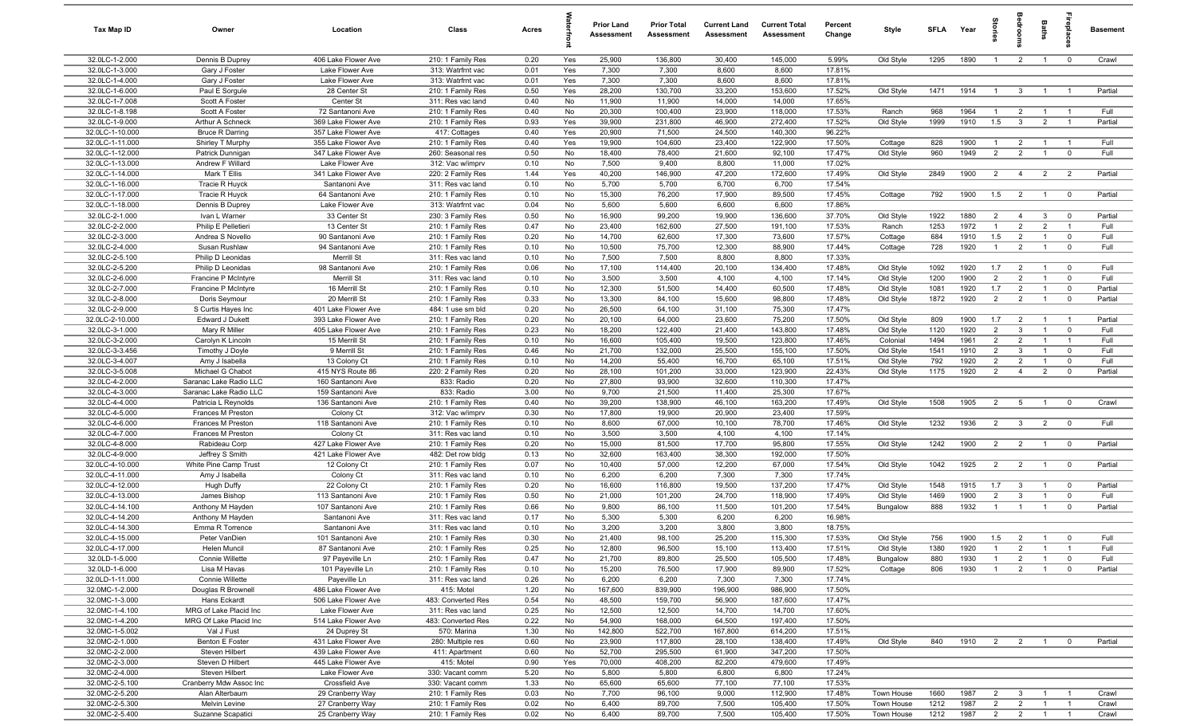| Tax Map ID | Owner | Location | Class | Acres | Waterfront | Prior Land Assessment | Prior Total Assessment | Current Land Assessment | Current Total Assessment | Percent Change | Style | SFLA | Year | Stories | Bedrooms | Baths | Fireplaces | Basement |
|---|---|---|---|---|---|---|---|---|---|---|---|---|---|---|---|---|---|---|
| 32.0LC-1-2.000 | Dennis B Duprey | 406 Lake Flower Ave | 210: 1 Family Res | 0.20 | Yes | 25,900 | 136,800 | 30,400 | 145,000 | 5.99% | Old Style | 1295 | 1890 | 1 | 2 | 1 | 0 | Crawl |
| 32.0LC-1-3.000 | Gary J Foster | Lake Flower Ave | 313: Watrfrnt vac | 0.01 | Yes | 7,300 | 7,300 | 8,600 | 8,600 | 17.81% | | | | | | | | |
| 32.0LC-1-4.000 | Gary J Foster | Lake Flower Ave | 313: Watrfrnt vac | 0.01 | Yes | 7,300 | 7,300 | 8,600 | 8,600 | 17.81% | | | | | | | | |
| 32.0LC-1-6.000 | Paul E Sorgule | 28 Center St | 210: 1 Family Res | 0.50 | Yes | 28,200 | 130,700 | 33,200 | 153,600 | 17.52% | Old Style | 1471 | 1914 | 1 | 3 | 1 | 1 | Partial |
| 32.0LC-1-7.008 | Scott A Foster | Center St | 311: Res vac land | 0.40 | No | 11,900 | 11,900 | 14,000 | 14,000 | 17.65% | | | | | | | | |
| 32.0LC-1-8.198 | Scott A Foster | 72 Santanoni Ave | 210: 1 Family Res | 0.40 | No | 20,300 | 100,400 | 23,900 | 118,000 | 17.53% | Ranch | 968 | 1964 | 1 | 2 | 1 | 1 | Full |
| 32.0LC-1-9.000 | Arthur A Schneck | 369 Lake Flower Ave | 210: 1 Family Res | 0.93 | Yes | 39,900 | 231,800 | 46,900 | 272,400 | 17.52% | Old Style | 1999 | 1910 | 1.5 | 3 | 2 | 1 | Partial |
| 32.0LC-1-10.000 | Bruce R Darring | 357 Lake Flower Ave | 417: Cottages | 0.40 | Yes | 20,900 | 71,500 | 24,500 | 140,300 | 96.22% | | | | | | | | |
| 32.0LC-1-11.000 | Shirley T Murphy | 355 Lake Flower Ave | 210: 1 Family Res | 0.40 | Yes | 19,900 | 104,600 | 23,400 | 122,900 | 17.50% | Cottage | 828 | 1900 | 1 | 2 | 1 | 1 | Full |
| 32.0LC-1-12.000 | Patrick Dunnigan | 347 Lake Flower Ave | 260: Seasonal res | 0.50 | No | 18,400 | 78,400 | 21,600 | 92,100 | 17.47% | Old Style | 960 | 1949 | 2 | 2 | 1 | 0 | Full |
| 32.0LC-1-13.000 | Andrew F Willard | Lake Flower Ave | 312: Vac w/imprv | 0.10 | No | 7,500 | 9,400 | 8,800 | 11,000 | 17.02% | | | | | | | | |
| 32.0LC-1-14.000 | Mark T Ellis | 341 Lake Flower Ave | 220: 2 Family Res | 1.44 | Yes | 40,200 | 146,900 | 47,200 | 172,600 | 17.49% | Old Style | 2849 | 1900 | 2 | 4 | 2 | 2 | Partial |
| 32.0LC-1-16.000 | Tracie R Huyck | Santanoni Ave | 311: Res vac land | 0.10 | No | 5,700 | 5,700 | 6,700 | 6,700 | 17.54% | | | | | | | | |
| 32.0LC-1-17.000 | Tracie R Huyck | 64 Santanoni Ave | 210: 1 Family Res | 0.10 | No | 15,300 | 76,200 | 17,900 | 89,500 | 17.45% | Cottage | 792 | 1900 | 1.5 | 2 | 1 | 0 | Partial |
| 32.0LC-1-18.000 | Dennis B Duprey | Lake Flower Ave | 313: Watrfrnt vac | 0.04 | No | 5,600 | 5,600 | 6,600 | 6,600 | 17.86% | | | | | | | | |
| 32.0LC-2-1.000 | Ivan L Warner | 33 Center St | 230: 3 Family Res | 0.50 | No | 16,900 | 99,200 | 19,900 | 136,600 | 37.70% | Old Style | 1922 | 1880 | 2 | 4 | 3 | 0 | Partial |
| 32.0LC-2-2.000 | Philip E Pelletieri | 13 Center St | 210: 1 Family Res | 0.47 | No | 23,400 | 162,600 | 27,500 | 191,100 | 17.53% | Ranch | 1253 | 1972 | 1 | 2 | 2 | 1 | Full |
| 32.0LC-2-3.000 | Andrea S Novello | 90 Santanoni Ave | 210: 1 Family Res | 0.20 | No | 14,700 | 62,600 | 17,300 | 73,600 | 17.57% | Cottage | 684 | 1910 | 1.5 | 2 | 1 | 0 | Full |
| 32.0LC-2-4.000 | Susan Rushlaw | 94 Santanoni Ave | 210: 1 Family Res | 0.10 | No | 10,500 | 75,700 | 12,300 | 88,900 | 17.44% | Cottage | 728 | 1920 | 1 | 2 | 1 | 0 | Full |
| 32.0LC-2-5.100 | Philip D Leonidas | Merrill St | 311: Res vac land | 0.10 | No | 7,500 | 7,500 | 8,800 | 8,800 | 17.33% | | | | | | | | |
| 32.0LC-2-5.200 | Philip D Leonidas | 98 Santanoni Ave | 210: 1 Family Res | 0.06 | No | 17,100 | 114,400 | 20,100 | 134,400 | 17.48% | Old Style | 1092 | 1920 | 1.7 | 2 | 1 | 0 | Full |
| 32.0LC-2-6.000 | Francine P McIntyre | Merrill St | 311: Res vac land | 0.10 | No | 3,500 | 3,500 | 4,100 | 4,100 | 17.14% | Old Style | 1200 | 1900 | 2 | 2 | 1 | 0 | Full |
| 32.0LC-2-7.000 | Francine P McIntyre | 16 Merrill St | 210: 1 Family Res | 0.10 | No | 12,300 | 51,500 | 14,400 | 60,500 | 17.48% | Old Style | 1081 | 1920 | 1.7 | 2 | 1 | 0 | Partial |
| 32.0LC-2-8.000 | Doris Seymour | 20 Merrill St | 210: 1 Family Res | 0.33 | No | 13,300 | 84,100 | 15,600 | 98,800 | 17.48% | Old Style | 1872 | 1920 | 2 | 2 | 1 | 0 | Partial |
| 32.0LC-2-9.000 | S Curtis Hayes Inc | 401 Lake Flower Ave | 484: 1 use sm bld | 0.20 | No | 26,500 | 64,100 | 31,100 | 75,300 | 17.47% | | | | | | | | |
| 32.0LC-2-10.000 | Edward J Dukett | 393 Lake Flower Ave | 210: 1 Family Res | 0.20 | No | 20,100 | 64,000 | 23,600 | 75,200 | 17.50% | Old Style | 809 | 1900 | 1.7 | 2 | 1 | 1 | Partial |
| 32.0LC-3-1.000 | Mary R Miller | 405 Lake Flower Ave | 210: 1 Family Res | 0.23 | No | 18,200 | 122,400 | 21,400 | 143,800 | 17.48% | Old Style | 1120 | 1920 | 2 | 3 | 1 | 0 | Full |
| 32.0LC-3-2.000 | Carolyn K Lincoln | 15 Merrill St | 210: 1 Family Res | 0.10 | No | 16,600 | 105,400 | 19,500 | 123,800 | 17.46% | Colonial | 1494 | 1961 | 2 | 2 | 1 | 1 | Full |
| 32.0LC-3-3.456 | Timothy J Doyle | 9 Merrill St | 210: 1 Family Res | 0.46 | No | 21,700 | 132,000 | 25,500 | 155,100 | 17.50% | Old Style | 1541 | 1910 | 2 | 3 | 1 | 0 | Full |
| 32.0LC-3-4.007 | Amy J Isabella | 13 Colony Ct | 210: 1 Family Res | 0.10 | No | 14,200 | 55,400 | 16,700 | 65,100 | 17.51% | Old Style | 792 | 1920 | 2 | 2 | 1 | 0 | Full |
| 32.0LC-3-5.008 | Michael G Chabot | 415 NYS Route 86 | 220: 2 Family Res | 0.20 | No | 28,100 | 101,200 | 33,000 | 123,900 | 22.43% | Old Style | 1175 | 1920 | 2 | 4 | 2 | 0 | Partial |
| 32.0LC-4-2.000 | Saranac Lake Radio LLC | 160 Santanoni Ave | 833: Radio | 0.20 | No | 27,800 | 93,900 | 32,600 | 110,300 | 17.47% | | | | | | | | |
| 32.0LC-4-3.000 | Saranac Lake Radio LLC | 159 Santanoni Ave | 833: Radio | 3.00 | No | 9,700 | 21,500 | 11,400 | 25,300 | 17.67% | | | | | | | | |
| 32.0LC-4-4.000 | Patricia L Reynolds | 136 Santanoni Ave | 210: 1 Family Res | 0.40 | No | 39,200 | 138,900 | 46,100 | 163,200 | 17.49% | Old Style | 1508 | 1905 | 2 | 5 | 1 | 0 | Crawl |
| 32.0LC-4-5.000 | Frances M Preston | Colony Ct | 312: Vac w/imprv | 0.30 | No | 17,800 | 19,900 | 20,900 | 23,400 | 17.59% | | | | | | | | |
| 32.0LC-4-6.000 | Frances M Preston | 118 Santanoni Ave | 210: 1 Family Res | 0.10 | No | 8,600 | 67,000 | 10,100 | 78,700 | 17.46% | Old Style | 1232 | 1936 | 2 | 3 | 2 | 0 | Full |
| 32.0LC-4-7.000 | Frances M Preston | Colony Ct | 311: Res vac land | 0.10 | No | 3,500 | 3,500 | 4,100 | 4,100 | 17.14% | | | | | | | | |
| 32.0LC-4-8.000 | Rabideau Corp | 427 Lake Flower Ave | 210: 1 Family Res | 0.20 | No | 15,000 | 81,500 | 17,700 | 95,800 | 17.55% | Old Style | 1242 | 1900 | 2 | 2 | 1 | 0 | Partial |
| 32.0LC-4-9.000 | Jeffrey S Smith | 421 Lake Flower Ave | 482: Det row bldg | 0.13 | No | 32,600 | 163,400 | 38,300 | 192,000 | 17.50% | | | | | | | | |
| 32.0LC-4-10.000 | White Pine Camp Trust | 12 Colony Ct | 210: 1 Family Res | 0.07 | No | 10,400 | 57,000 | 12,200 | 67,000 | 17.54% | Old Style | 1042 | 1925 | 2 | 2 | 1 | 0 | Partial |
| 32.0LC-4-11.000 | Amy J Isabella | Colony Ct | 311: Res vac land | 0.10 | No | 6,200 | 6,200 | 7,300 | 7,300 | 17.74% | | | | | | | | |
| 32.0LC-4-12.000 | Hugh Duffy | 22 Colony Ct | 210: 1 Family Res | 0.20 | No | 16,600 | 116,800 | 19,500 | 137,200 | 17.47% | Old Style | 1548 | 1915 | 1.7 | 3 | 1 | 0 | Partial |
| 32.0LC-4-13.000 | James Bishop | 113 Santanoni Ave | 210: 1 Family Res | 0.50 | No | 21,000 | 101,200 | 24,700 | 118,900 | 17.49% | Old Style | 1469 | 1900 | 2 | 3 | 1 | 0 | Full |
| 32.0LC-4-14.100 | Anthony M Hayden | 107 Santanoni Ave | 210: 1 Family Res | 0.66 | No | 9,800 | 86,100 | 11,500 | 101,200 | 17.54% | Bungalow | 888 | 1932 | 1 | 1 | 1 | 0 | Partial |
| 32.0LC-4-14.200 | Anthony M Hayden | Santanoni Ave | 311: Res vac land | 0.17 | No | 5,300 | 5,300 | 6,200 | 6,200 | 16.98% | | | | | | | | |
| 32.0LC-4-14.300 | Emma R Torrence | Santanoni Ave | 311: Res vac land | 0.10 | No | 3,200 | 3,200 | 3,800 | 3,800 | 18.75% | | | | | | | | |
| 32.0LC-4-15.000 | Peter VanDien | 101 Santanoni Ave | 210: 1 Family Res | 0.30 | No | 21,400 | 98,100 | 25,200 | 115,300 | 17.53% | Old Style | 756 | 1900 | 1.5 | 2 | 1 | 0 | Full |
| 32.0LC-4-17.000 | Helen Muncil | 87 Santanoni Ave | 210: 1 Family Res | 0.25 | No | 12,800 | 96,500 | 15,100 | 113,400 | 17.51% | Old Style | 1380 | 1920 | 1 | 2 | 1 | 1 | Full |
| 32.0LD-1-5.000 | Connie Willette | 97 Payeville Ln | 210: 1 Family Res | 0.47 | No | 21,700 | 89,800 | 25,500 | 105,500 | 17.48% | Bungalow | 880 | 1930 | 1 | 2 | 1 | 0 | Full |
| 32.0LD-1-6.000 | Lisa M Havas | 101 Payeville Ln | 210: 1 Family Res | 0.10 | No | 15,200 | 76,500 | 17,900 | 89,900 | 17.52% | Cottage | 806 | 1930 | 1 | 2 | 1 | 0 | Partial |
| 32.0LD-1-11.000 | Connie Willette | Payeville Ln | 311: Res vac land | 0.26 | No | 6,200 | 6,200 | 7,300 | 7,300 | 17.74% | | | | | | | | |
| 32.0MC-1-2.000 | Douglas R Brownell | 486 Lake Flower Ave | 415: Motel | 1.20 | No | 167,600 | 839,900 | 196,900 | 986,900 | 17.50% | | | | | | | | |
| 32.0MC-1-3.000 | Hans Eckardt | 506 Lake Flower Ave | 483: Converted Res | 0.54 | No | 48,500 | 159,700 | 56,900 | 187,600 | 17.47% | | | | | | | | |
| 32.0MC-1-4.100 | MRG of Lake Placid Inc | Lake Flower Ave | 311: Res vac land | 0.25 | No | 12,500 | 12,500 | 14,700 | 14,700 | 17.60% | | | | | | | | |
| 32.0MC-1-4.200 | MRG Of Lake Placid Inc | 514 Lake Flower Ave | 483: Converted Res | 0.22 | No | 54,900 | 168,000 | 64,500 | 197,400 | 17.50% | | | | | | | | |
| 32.0MC-1-5.002 | Val J Fust | 24 Duprey St | 570: Marina | 1.30 | No | 142,800 | 522,700 | 167,800 | 614,200 | 17.51% | | | | | | | | |
| 32.0MC-2-1.000 | Benton E Foster | 431 Lake Flower Ave | 280: Multiple res | 0.60 | No | 23,900 | 117,800 | 28,100 | 138,400 | 17.49% | Old Style | 840 | 1910 | 2 | 2 | 1 | 0 | Partial |
| 32.0MC-2-2.000 | Steven Hilbert | 439 Lake Flower Ave | 411: Apartment | 0.60 | No | 52,700 | 295,500 | 61,900 | 347,200 | 17.50% | | | | | | | | |
| 32.0MC-2-3.000 | Steven D Hilbert | 445 Lake Flower Ave | 415: Motel | 0.90 | Yes | 70,000 | 408,200 | 82,200 | 479,600 | 17.49% | | | | | | | | |
| 32.0MC-2-4.000 | Steven Hilbert | Lake Flower Ave | 330: Vacant comm | 5.20 | No | 5,800 | 5,800 | 6,800 | 6,800 | 17.24% | | | | | | | | |
| 32.0MC-2-5.100 | Cranberry Mdw Assoc Inc | Crossfield Ave | 330: Vacant comm | 1.33 | No | 65,600 | 65,600 | 77,100 | 77,100 | 17.53% | | | | | | | | |
| 32.0MC-2-5.200 | Alan Alterbaum | 29 Cranberry Way | 210: 1 Family Res | 0.03 | No | 7,700 | 96,100 | 9,000 | 112,900 | 17.48% | Town House | 1660 | 1987 | 2 | 3 | 1 | 1 | Crawl |
| 32.0MC-2-5.300 | Melvin Levine | 27 Cranberry Way | 210: 1 Family Res | 0.02 | No | 6,400 | 89,700 | 7,500 | 105,400 | 17.50% | Town House | 1212 | 1987 | 2 | 2 | 1 | 1 | Crawl |
| 32.0MC-2-5.400 | Suzanne Scapatici | 25 Cranberry Way | 210: 1 Family Res | 0.02 | No | 6,400 | 89,700 | 7,500 | 105,400 | 17.50% | Town House | 1212 | 1987 | 2 | 2 | 1 | 1 | Crawl |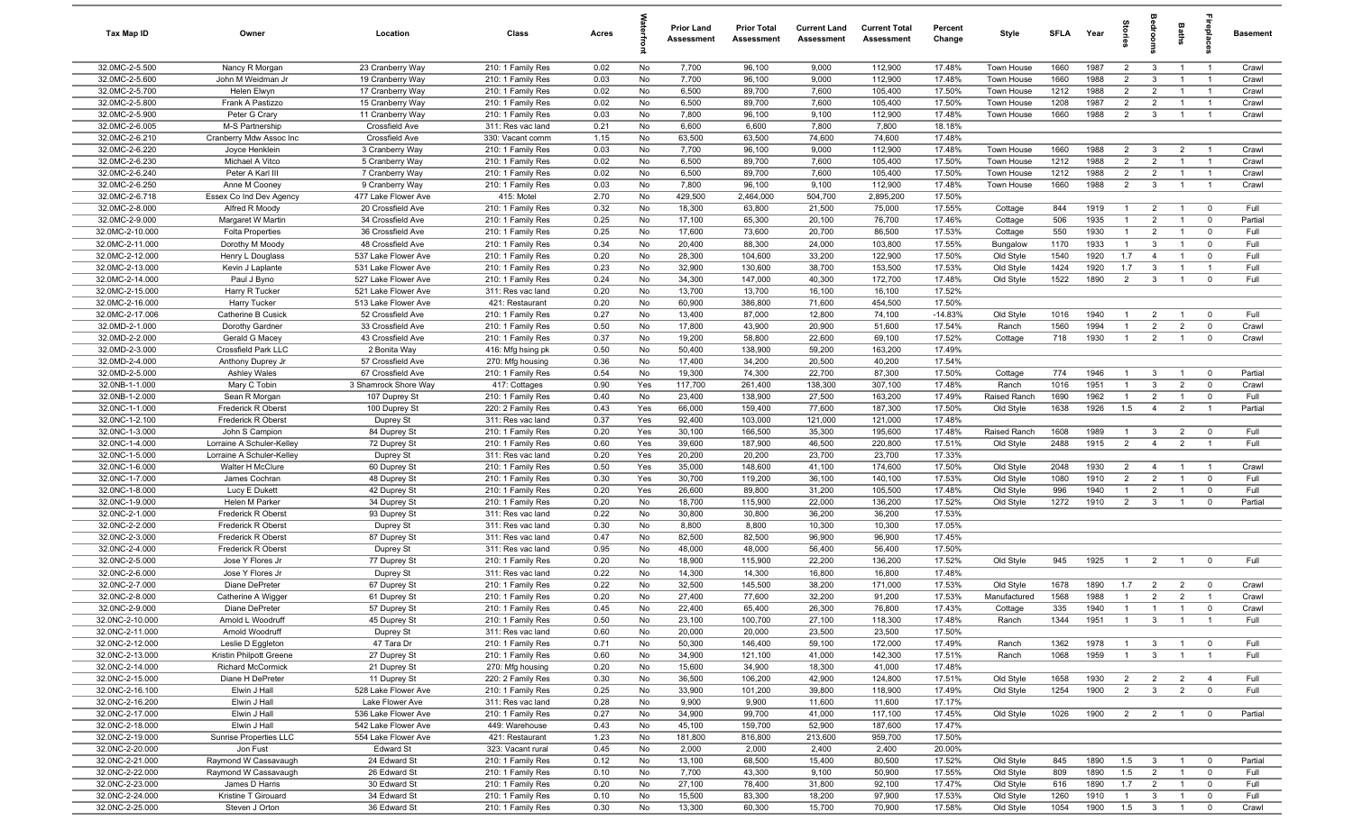| Tax Map ID | Owner | Location | Class | Acres | Waterfront | Prior Land Assessment | Prior Total Assessment | Current Land Assessment | Current Total Assessment | Percent Change | Style | SFLA | Year | Stories | Bedrooms | Baths | Fireplaces | Basement |
|---|---|---|---|---|---|---|---|---|---|---|---|---|---|---|---|---|---|---|
| 32.0MC-2-5.500 | Nancy R Morgan | 23 Cranberry Way | 210: 1 Family Res | 0.02 | No | 7,700 | 96,100 | 9,000 | 112,900 | 17.48% | Town House | 1660 | 1987 | 2 | 3 | 1 | 1 | Crawl |
| 32.0MC-2-5.600 | John M Weidman Jr | 19 Cranberry Way | 210: 1 Family Res | 0.03 | No | 7,700 | 96,100 | 9,000 | 112,900 | 17.48% | Town House | 1660 | 1988 | 2 | 3 | 1 | 1 | Crawl |
| 32.0MC-2-5.700 | Helen Elwyn | 17 Cranberry Way | 210: 1 Family Res | 0.02 | No | 6,500 | 89,700 | 7,600 | 105,400 | 17.50% | Town House | 1212 | 1988 | 2 | 2 | 1 | 1 | Crawl |
| 32.0MC-2-5.800 | Frank A Pastizzo | 15 Cranberry Way | 210: 1 Family Res | 0.02 | No | 6,500 | 89,700 | 7,600 | 105,400 | 17.50% | Town House | 1208 | 1987 | 2 | 2 | 1 | 1 | Crawl |
| 32.0MC-2-5.900 | Peter G Crary | 11 Cranberry Way | 210: 1 Family Res | 0.03 | No | 7,800 | 96,100 | 9,100 | 112,900 | 17.48% | Town House | 1660 | 1988 | 2 | 3 | 1 | 1 | Crawl |
| 32.0MC-2-6.005 | M-S Partnership | Crossfield Ave | 311: Res vac land | 0.21 | No | 6,600 | 6,600 | 7,800 | 7,800 | 18.18% | | | | | | | | |
| 32.0MC-2-6.210 | Cranberry Mdw Assoc Inc | Crossfield Ave | 330: Vacant comm | 1.15 | No | 63,500 | 63,500 | 74,600 | 74,600 | 17.48% | | | | | | | | |
| 32.0MC-2-6.220 | Joyce Henklein | 3 Cranberry Way | 210: 1 Family Res | 0.03 | No | 7,700 | 96,100 | 9,000 | 112,900 | 17.48% | Town House | 1660 | 1988 | 2 | 3 | 2 | 1 | Crawl |
| 32.0MC-2-6.230 | Michael A Vitco | 5 Cranberry Way | 210: 1 Family Res | 0.02 | No | 6,500 | 89,700 | 7,600 | 105,400 | 17.50% | Town House | 1212 | 1988 | 2 | 2 | 1 | 1 | Crawl |
| 32.0MC-2-6.240 | Peter A Karl III | 7 Cranberry Way | 210: 1 Family Res | 0.02 | No | 6,500 | 89,700 | 7,600 | 105,400 | 17.50% | Town House | 1212 | 1988 | 2 | 2 | 1 | 1 | Crawl |
| 32.0MC-2-6.250 | Anne M Cooney | 9 Cranberry Way | 210: 1 Family Res | 0.03 | No | 7,800 | 96,100 | 9,100 | 112,900 | 17.48% | Town House | 1660 | 1988 | 2 | 3 | 1 | 1 | Crawl |
| 32.0MC-2-6.718 | Essex Co Ind Dev Agency | 477 Lake Flower Ave | 415: Motel | 2.70 | No | 429,500 | 2,464,000 | 504,700 | 2,895,200 | 17.50% | | | | | | | | |
| 32.0MC-2-8.000 | Alfred R Moody | 20 Crossfield Ave | 210: 1 Family Res | 0.32 | No | 18,300 | 63,800 | 21,500 | 75,000 | 17.55% | Cottage | 844 | 1919 | 1 | 2 | 1 | 0 | Full |
| 32.0MC-2-9.000 | Margaret W Martin | 34 Crossfield Ave | 210: 1 Family Res | 0.25 | No | 17,100 | 65,300 | 20,100 | 76,700 | 17.46% | Cottage | 506 | 1935 | 1 | 2 | 1 | 0 | Partial |
| 32.0MC-2-10.000 | Folta Properties | 36 Crossfield Ave | 210: 1 Family Res | 0.25 | No | 17,600 | 73,600 | 20,700 | 86,500 | 17.53% | Cottage | 550 | 1930 | 1 | 2 | 1 | 0 | Full |
| 32.0MC-2-11.000 | Dorothy M Moody | 48 Crossfield Ave | 210: 1 Family Res | 0.34 | No | 20,400 | 88,300 | 24,000 | 103,800 | 17.55% | Bungalow | 1170 | 1933 | 1 | 3 | 1 | 0 | Full |
| 32.0MC-2-12.000 | Henry L Douglass | 537 Lake Flower Ave | 210: 1 Family Res | 0.20 | No | 28,300 | 104,600 | 33,200 | 122,900 | 17.50% | Old Style | 1540 | 1920 | 1.7 | 4 | 1 | 0 | Full |
| 32.0MC-2-13.000 | Kevin J Laplante | 531 Lake Flower Ave | 210: 1 Family Res | 0.23 | No | 32,900 | 130,600 | 38,700 | 153,500 | 17.53% | Old Style | 1424 | 1920 | 1.7 | 3 | 1 | 1 | Full |
| 32.0MC-2-14.000 | Paul J Byno | 527 Lake Flower Ave | 210: 1 Family Res | 0.24 | No | 34,300 | 147,000 | 40,300 | 172,700 | 17.48% | Old Style | 1522 | 1890 | 2 | 3 | 1 | 0 | Full |
| 32.0MC-2-15.000 | Harry R Tucker | 521 Lake Flower Ave | 311: Res vac land | 0.20 | No | 13,700 | 13,700 | 16,100 | 16,100 | 17.52% | | | | | | | | |
| 32.0MC-2-16.000 | Harry Tucker | 513 Lake Flower Ave | 421: Restaurant | 0.20 | No | 60,900 | 386,800 | 71,600 | 454,500 | 17.50% | | | | | | | | |
| 32.0MC-2-17.006 | Catherine B Cusick | 52 Crossfield Ave | 210: 1 Family Res | 0.27 | No | 13,400 | 87,000 | 12,800 | 74,100 | -14.83% | Old Style | 1016 | 1940 | 1 | 2 | 1 | 0 | Full |
| 32.0MD-2-1.000 | Dorothy Gardner | 33 Crossfield Ave | 210: 1 Family Res | 0.50 | No | 17,800 | 43,900 | 20,900 | 51,600 | 17.54% | Ranch | 1560 | 1994 | 1 | 2 | 2 | 0 | Crawl |
| 32.0MD-2-2.000 | Gerald G Macey | 43 Crossfield Ave | 210: 1 Family Res | 0.37 | No | 19,200 | 58,800 | 22,600 | 69,100 | 17.52% | Cottage | 718 | 1930 | 1 | 2 | 1 | 0 | Crawl |
| 32.0MD-2-3.000 | Crossfield Park LLC | 2 Bonita Way | 416: Mfg hsing pk | 0.50 | No | 50,400 | 138,900 | 59,200 | 163,200 | 17.49% | | | | | | | | |
| 32.0MD-2-4.000 | Anthony Duprey Jr | 57 Crossfield Ave | 270: Mfg housing | 0.36 | No | 17,400 | 34,200 | 20,500 | 40,200 | 17.54% | | | | | | | | |
| 32.0MD-2-5.000 | Ashley Wales | 67 Crossfield Ave | 210: 1 Family Res | 0.54 | No | 19,300 | 74,300 | 22,700 | 87,300 | 17.50% | Cottage | 774 | 1946 | 1 | 3 | 1 | 0 | Partial |
| 32.0NB-1-1.000 | Mary C Tobin | 3 Shamrock Shore Way | 417: Cottages | 0.90 | Yes | 117,700 | 261,400 | 138,300 | 307,100 | 17.48% | Ranch | 1016 | 1951 | 1 | 3 | 2 | 0 | Crawl |
| 32.0NB-1-2.000 | Sean R Morgan | 107 Duprey St | 210: 1 Family Res | 0.40 | No | 23,400 | 138,900 | 27,500 | 163,200 | 17.49% | Raised Ranch | 1690 | 1962 | 1 | 2 | 1 | 0 | Full |
| 32.0NC-1-1.000 | Frederick R Oberst | 100 Duprey St | 220: 2 Family Res | 0.43 | Yes | 66,000 | 159,400 | 77,600 | 187,300 | 17.50% | Old Style | 1638 | 1926 | 1.5 | 4 | 2 | 1 | Partial |
| 32.0NC-1-2.100 | Frederick R Oberst | Duprey St | 311: Res vac land | 0.37 | Yes | 92,400 | 103,000 | 121,000 | 121,000 | 17.48% | | | | | | | | |
| 32.0NC-1-3.000 | John S Campion | 84 Duprey St | 210: 1 Family Res | 0.20 | Yes | 30,100 | 166,500 | 35,300 | 195,600 | 17.48% | Raised Ranch | 1608 | 1989 | 1 | 3 | 2 | 0 | Full |
| 32.0NC-1-4.000 | Lorraine A Schuler-Kelley | 72 Duprey St | 210: 1 Family Res | 0.60 | Yes | 39,600 | 187,900 | 46,500 | 220,800 | 17.51% | Old Style | 2488 | 1915 | 2 | 4 | 2 | 1 | Full |
| 32.0NC-1-5.000 | Lorraine A Schuler-Kelley | Duprey St | 311: Res vac land | 0.20 | Yes | 20,200 | 20,200 | 23,700 | 23,700 | 17.33% | | | | | | | | |
| 32.0NC-1-6.000 | Walter H McClure | 60 Duprey St | 210: 1 Family Res | 0.50 | Yes | 35,000 | 148,600 | 41,100 | 174,600 | 17.50% | Old Style | 2048 | 1930 | 2 | 4 | 1 | 1 | Crawl |
| 32.0NC-1-7.000 | James Cochran | 48 Duprey St | 210: 1 Family Res | 0.30 | Yes | 30,700 | 119,200 | 36,100 | 140,100 | 17.53% | Old Style | 1080 | 1910 | 2 | 2 | 1 | 0 | Full |
| 32.0NC-1-8.000 | Lucy E Dukett | 42 Duprey St | 210: 1 Family Res | 0.20 | Yes | 26,600 | 89,800 | 31,200 | 105,500 | 17.48% | Old Style | 996 | 1940 | 1 | 2 | 1 | 0 | Full |
| 32.0NC-1-9.000 | Helen M Parker | 34 Duprey St | 210: 1 Family Res | 0.20 | No | 18,700 | 115,900 | 22,000 | 136,200 | 17.52% | Old Style | 1272 | 1910 | 2 | 3 | 1 | 0 | Partial |
| 32.0NC-2-1.000 | Frederick R Oberst | 93 Duprey St | 311: Res vac land | 0.22 | No | 30,800 | 30,800 | 36,200 | 36,200 | 17.53% | | | | | | | | |
| 32.0NC-2-2.000 | Frederick R Oberst | Duprey St | 311: Res vac land | 0.30 | No | 8,800 | 8,800 | 10,300 | 10,300 | 17.05% | | | | | | | | |
| 32.0NC-2-3.000 | Frederick R Oberst | 87 Duprey St | 311: Res vac land | 0.47 | No | 82,500 | 82,500 | 96,900 | 96,900 | 17.45% | | | | | | | | |
| 32.0NC-2-4.000 | Frederick R Oberst | Duprey St | 311: Res vac land | 0.95 | No | 48,000 | 48,000 | 56,400 | 56,400 | 17.50% | | | | | | | | |
| 32.0NC-2-5.000 | Jose Y Flores Jr | 77 Duprey St | 210: 1 Family Res | 0.20 | No | 18,900 | 115,900 | 22,200 | 136,200 | 17.52% | Old Style | 945 | 1925 | 1 | 2 | 1 | 0 | Full |
| 32.0NC-2-6.000 | Jose Y Flores Jr | Duprey St | 311: Res vac land | 0.22 | No | 14,300 | 14,300 | 16,800 | 16,800 | 17.48% | | | | | | | | |
| 32.0NC-2-7.000 | Diane DePreter | 67 Duprey St | 210: 1 Family Res | 0.22 | No | 32,500 | 145,500 | 38,200 | 171,000 | 17.53% | Old Style | 1678 | 1890 | 1.7 | 2 | 2 | 0 | Crawl |
| 32.0NC-2-8.000 | Catherine A Wigger | 61 Duprey St | 210: 1 Family Res | 0.20 | No | 27,400 | 77,600 | 32,200 | 91,200 | 17.53% | Manufactured | 1568 | 1988 | 1 | 2 | 2 | 1 | Crawl |
| 32.0NC-2-9.000 | Diane DePreter | 57 Duprey St | 210: 1 Family Res | 0.45 | No | 22,400 | 65,400 | 26,300 | 76,800 | 17.43% | Cottage | 335 | 1940 | 1 | 1 | 1 | 0 | Crawl |
| 32.0NC-2-10.000 | Arnold L Woodruff | 45 Duprey St | 210: 1 Family Res | 0.50 | No | 23,100 | 100,700 | 27,100 | 118,300 | 17.48% | Ranch | 1344 | 1951 | 1 | 3 | 1 | 1 | Full |
| 32.0NC-2-11.000 | Arnold Woodruff | Duprey St | 311: Res vac land | 0.60 | No | 20,000 | 20,000 | 23,500 | 23,500 | 17.50% | | | | | | | | |
| 32.0NC-2-12.000 | Leslie D Eggleton | 47 Tara Dr | 210: 1 Family Res | 0.71 | No | 50,300 | 146,400 | 59,100 | 172,000 | 17.49% | Ranch | 1362 | 1978 | 1 | 3 | 1 | 0 | Full |
| 32.0NC-2-13.000 | Kristin Philpott Greene | 27 Duprey St | 210: 1 Family Res | 0.60 | No | 34,900 | 121,100 | 41,000 | 142,300 | 17.51% | Ranch | 1068 | 1959 | 1 | 3 | 1 | 1 | Full |
| 32.0NC-2-14.000 | Richard McCormick | 21 Duprey St | 270: Mfg housing | 0.20 | No | 15,600 | 34,900 | 18,300 | 41,000 | 17.48% | | | | | | | | |
| 32.0NC-2-15.000 | Diane H DePreter | 11 Duprey St | 220: 2 Family Res | 0.30 | No | 36,500 | 106,200 | 42,900 | 124,800 | 17.51% | Old Style | 1658 | 1930 | 2 | 2 | 2 | 4 | Full |
| 32.0NC-2-16.100 | Elwin J Hall | 528 Lake Flower Ave | 210: 1 Family Res | 0.25 | No | 33,900 | 101,200 | 39,800 | 118,900 | 17.49% | Old Style | 1254 | 1900 | 2 | 3 | 2 | 0 | Full |
| 32.0NC-2-16.200 | Elwin J Hall | Lake Flower Ave | 311: Res vac land | 0.28 | No | 9,900 | 9,900 | 11,600 | 11,600 | 17.17% | | | | | | | | |
| 32.0NC-2-17.000 | Elwin J Hall | 536 Lake Flower Ave | 210: 1 Family Res | 0.27 | No | 34,900 | 99,700 | 41,000 | 117,100 | 17.45% | Old Style | 1026 | 1900 | 2 | 2 | 1 | 0 | Partial |
| 32.0NC-2-18.000 | Elwin J Hall | 542 Lake Flower Ave | 449: Warehouse | 0.43 | No | 45,100 | 159,700 | 52,900 | 187,600 | 17.47% | | | | | | | | |
| 32.0NC-2-19.000 | Sunrise Properties LLC | 554 Lake Flower Ave | 421: Restaurant | 1.23 | No | 181,800 | 816,800 | 213,600 | 959,700 | 17.50% | | | | | | | | |
| 32.0NC-2-20.000 | Jon Fust | Edward St | 323: Vacant rural | 0.45 | No | 2,000 | 2,000 | 2,400 | 2,400 | 20.00% | | | | | | | | |
| 32.0NC-2-21.000 | Raymond W Cassavaugh | 24 Edward St | 210: 1 Family Res | 0.12 | No | 13,100 | 68,500 | 15,400 | 80,500 | 17.52% | Old Style | 845 | 1890 | 1.5 | 3 | 1 | 0 | Partial |
| 32.0NC-2-22.000 | Raymond W Cassavaugh | 26 Edward St | 210: 1 Family Res | 0.10 | No | 7,700 | 43,300 | 9,100 | 50,900 | 17.55% | Old Style | 809 | 1890 | 1.5 | 2 | 1 | 0 | Full |
| 32.0NC-2-23.000 | James D Harris | 30 Edward St | 210: 1 Family Res | 0.20 | No | 27,100 | 78,400 | 31,800 | 92,100 | 17.47% | Old Style | 616 | 1890 | 1.7 | 2 | 1 | 0 | Full |
| 32.0NC-2-24.000 | Kristine T Girouard | 34 Edward St | 210: 1 Family Res | 0.10 | No | 15,500 | 83,300 | 18,200 | 97,900 | 17.53% | Old Style | 1260 | 1910 | 1 | 3 | 1 | 0 | Full |
| 32.0NC-2-25.000 | Steven J Orton | 36 Edward St | 210: 1 Family Res | 0.30 | No | 13,300 | 60,300 | 15,700 | 70,900 | 17.58% | Old Style | 1054 | 1900 | 1.5 | 3 | 1 | 0 | Crawl |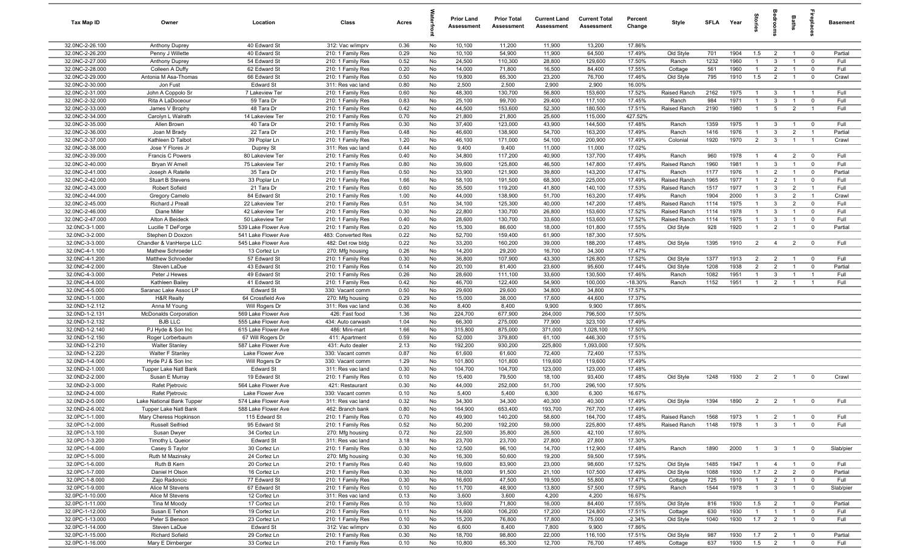| Tax Map ID | Owner | Location | Class | Acres | Waterfront | Prior Land Assessment | Prior Total Assessment | Current Land Assessment | Current Total Assessment | Percent Change | Style | SFLA | Year | Stories | Bedrooms | Baths | Fireplaces | Basement |
|---|---|---|---|---|---|---|---|---|---|---|---|---|---|---|---|---|---|---|
| 32.0NC-2-26.100 | Anthony Duprey | 40 Edward St | 312: Vac w/imprv | 0.36 | No | 10,100 | 11,200 | 11,900 | 13,200 | 17.86% | | | | | | | | |
| 32.0NC-2-26.200 | Penny J Willette | 40 Edward St | 210: 1 Family Res | 0.29 | No | 10,100 | 54,900 | 11,900 | 64,500 | 17.49% | Old Style | 701 | 1904 | 1.5 | 2 | 1 | 0 | Partial |
| 32.0NC-2-27.000 | Anthony Duprey | 54 Edward St | 210: 1 Family Res | 0.52 | No | 24,500 | 110,300 | 28,800 | 129,600 | 17.50% | Ranch | 1232 | 1960 | 1 | 3 | 1 | 0 | Full |
| 32.0NC-2-28.000 | Colleen A Duffy | 62 Edward St | 210: 1 Family Res | 0.20 | No | 14,000 | 71,800 | 16,500 | 84,400 | 17.55% | Cottage | 561 | 1960 | 1 | 2 | 1 | 0 | Full |
| 32.0NC-2-29.000 | Antonia M Asa-Thomas | 66 Edward St | 210: 1 Family Res | 0.50 | No | 19,800 | 65,300 | 23,200 | 76,700 | 17.46% | Old Style | 795 | 1910 | 1.5 | 2 | 1 | 0 | Crawl |
| 32.0NC-2-30.000 | Jon Fust | Edward St | 311: Res vac land | 0.80 | No | 2,500 | 2,500 | 2,900 | 2,900 | 16.00% | | | | | | | | |
| 32.0NC-2-31.000 | John A Coppolo Sr | 7 Lakeview Ter | 210: 1 Family Res | 0.60 | No | 48,300 | 130,700 | 56,800 | 153,600 | 17.52% | Raised Ranch | 2162 | 1975 | 1 | 3 | 1 | 1 | Full |
| 32.0NC-2-32.000 | Rita A LaDoceour | 59 Tara Dr | 210: 1 Family Res | 0.83 | No | 25,100 | 99,700 | 29,400 | 117,100 | 17.45% | Ranch | 984 | 1971 | 1 | 3 | 1 | 0 | Full |
| 32.0NC-2-33.000 | James V Brophy | 48 Tara Dr | 210: 1 Family Res | 0.42 | No | 44,500 | 153,600 | 52,300 | 180,500 | 17.51% | Raised Ranch | 2190 | 1980 | 1 | 5 | 2 | 1 | Full |
| 32.0NC-2-34.000 | Carolyn L Walrath | 14 Lakeview Ter | 210: 1 Family Res | 0.70 | No | 21,800 | 21,800 | 25,600 | 115,000 | 427.52% | | | | | | | | |
| 32.0NC-2-35.000 | Allen Brown | 40 Tara Dr | 210: 1 Family Res | 0.30 | No | 37,400 | 123,000 | 43,900 | 144,500 | 17.48% | Ranch | 1359 | 1975 | 1 | 3 | 1 | 0 | Full |
| 32.0NC-2-36.000 | Joan M Brady | 22 Tara Dr | 210: 1 Family Res | 0.48 | No | 46,600 | 138,900 | 54,700 | 163,200 | 17.49% | Ranch | 1416 | 1976 | 1 | 3 | 2 | 1 | Partial |
| 32.0NC-2-37.000 | Kathleen D Talbot | 39 Poplar Ln | 210: 1 Family Res | 1.20 | No | 46,100 | 171,000 | 54,100 | 200,900 | 17.49% | Colonial | 1920 | 1970 | 2 | 3 | 1 | 1 | Crawl |
| 32.0NC-2-38.000 | Jose Y Flores Jr | Duprey St | 311: Res vac land | 0.44 | No | 9,400 | 9,400 | 11,000 | 11,000 | 17.02% | | | | | | | | |
| 32.0NC-2-39.000 | Francis C Powers | 80 Lakeview Ter | 210: 1 Family Res | 0.40 | No | 34,800 | 117,200 | 40,900 | 137,700 | 17.49% | Ranch | 960 | 1978 | 1 | 4 | 2 | 0 | Full |
| 32.0NC-2-40.000 | Bryan W Amell | 75 Lakeview Ter | 210: 1 Family Res | 0.80 | No | 39,600 | 125,800 | 46,500 | 147,800 | 17.49% | Raised Ranch | 1960 | 1981 | 1 | 3 | 1 | 0 | Full |
| 32.0NC-2-41.000 | Joseph A Ratelle | 35 Tara Dr | 210: 1 Family Res | 0.50 | No | 33,900 | 121,900 | 39,800 | 143,200 | 17.47% | Ranch | 1177 | 1976 | 1 | 2 | 1 | 0 | Partial |
| 32.0NC-2-42.000 | Stuart B Stevens | 33 Poplar Ln | 210: 1 Family Res | 1.66 | No | 58,100 | 191,500 | 68,300 | 225,000 | 17.49% | Raised Ranch | 1965 | 1977 | 1 | 2 | 1 | 0 | Full |
| 32.0NC-2-43.000 | Robert Sofield | 21 Tara Dr | 210: 1 Family Res | 0.60 | No | 35,500 | 119,200 | 41,800 | 140,100 | 17.53% | Raised Ranch | 1517 | 1977 | 1 | 3 | 2 | 1 | Full |
| 32.0NC-2-44.000 | Gregory Camelo | 84 Edward St | 210: 1 Family Res | 1.00 | No | 44,000 | 138,900 | 51,700 | 163,200 | 17.49% | Ranch | 1904 | 2000 | 1 | 3 | 2 | 1 | Crawl |
| 32.0NC-2-45.000 | Richard J Preall | 22 Lakeview Ter | 210: 1 Family Res | 0.51 | No | 34,100 | 125,300 | 40,000 | 147,200 | 17.48% | Raised Ranch | 1114 | 1975 | 1 | 3 | 2 | 0 | Full |
| 32.0NC-2-46.000 | Diane Miller | 42 Lakeview Ter | 210: 1 Family Res | 0.30 | No | 22,800 | 130,700 | 26,800 | 153,600 | 17.52% | Raised Ranch | 1114 | 1978 | 1 | 3 | 1 | 0 | Full |
| 32.0NC-2-47.000 | Alton A Beideck | 50 Lakeview Ter | 210: 1 Family Res | 0.40 | No | 28,600 | 130,700 | 33,600 | 153,600 | 17.52% | Raised Ranch | 1114 | 1975 | 1 | 3 | 1 | 0 | Full |
| 32.0NC-3-1.000 | Lucille T DeForge | 539 Lake Flower Ave | 210: 1 Family Res | 0.20 | No | 15,300 | 86,600 | 18,000 | 101,800 | 17.55% | Old Style | 928 | 1920 | 1 | 2 | 1 | 0 | Partial |
| 32.0NC-3-2.000 | Stephen D Doxzon | 541 Lake Flower Ave | 483: Converted Res | 0.22 | No | 52,700 | 159,400 | 61,900 | 187,300 | 17.50% | | | | | | | | |
| 32.0NC-3-3.000 | Chandler & VanHerpe LLC | 545 Lake Flower Ave | 482: Det row bldg | 0.22 | No | 33,200 | 160,200 | 39,000 | 188,200 | 17.48% | Old Style | 1395 | 1910 | 2 | 4 | 2 | 0 | Full |
| 32.0NC-4-1.100 | Mathew Schroeder | 13 Cortez Ln | 270: Mfg housing | 0.26 | No | 14,200 | 29,200 | 16,700 | 34,300 | 17.47% | | | | | | | | |
| 32.0NC-4-1.200 | Matthew Schroeder | 57 Edward St | 210: 1 Family Res | 0.30 | No | 36,800 | 107,900 | 43,300 | 126,800 | 17.52% | Old Style | 1377 | 1913 | 2 | 2 | 1 | 0 | Full |
| 32.0NC-4-2.000 | Steven LaDue | 43 Edward St | 210: 1 Family Res | 0.14 | No | 20,100 | 81,400 | 23,600 | 95,600 | 17.44% | Old Style | 1208 | 1938 | 2 | 2 | 1 | 0 | Partial |
| 32.0NC-4-3.000 | Peter J Hewes | 49 Edward St | 210: 1 Family Res | 0.26 | No | 28,600 | 111,100 | 33,600 | 130,500 | 17.46% | Ranch | 1082 | 1951 | 1 | 3 | 1 | 1 | Full |
| 32.0NC-4-4.000 | Kathleen Bailey | 41 Edward St | 210: 1 Family Res | 0.42 | No | 46,700 | 122,400 | 54,900 | 100,000 | -18.30% | Ranch | 1152 | 1951 | 1 | 2 | 1 | 1 | Full |
| 32.0NC-4-5.000 | Saranac Lake Assoc LP | Edward St | 330: Vacant comm | 0.50 | No | 29,600 | 29,600 | 34,800 | 34,800 | 17.57% | | | | | | | | |
| 32.0ND-1-1.000 | H&R Realty | 64 Crossfield Ave | 270: Mfg housing | 0.29 | No | 15,000 | 38,000 | 17,600 | 44,600 | 17.37% | | | | | | | | |
| 32.0ND-1-2.112 | Anna M Young | Will Rogers Dr | 311: Res vac land | 0.36 | No | 8,400 | 8,400 | 9,900 | 9,900 | 17.86% | | | | | | | | |
| 32.0ND-1-2.131 | McDonalds Corporation | 569 Lake Flower Ave | 426: Fast food | 1.36 | No | 224,700 | 677,900 | 264,000 | 796,500 | 17.50% | | | | | | | | |
| 32.0ND-1-2.132 | BJB LLC | 555 Lake Flower Ave | 434: Auto carwash | 1.04 | No | 66,300 | 275,000 | 77,900 | 323,100 | 17.49% | | | | | | | | |
| 32.0ND-1-2.140 | PJ Hyde & Son Inc | 615 Lake Flower Ave | 486: Mini-mart | 1.66 | No | 315,800 | 875,000 | 371,000 | 1,028,100 | 17.50% | | | | | | | | |
| 32.0ND-1-2.150 | Roger Lorberbaum | 67 Will Rogers Dr | 411: Apartment | 0.59 | No | 52,000 | 379,800 | 61,100 | 446,300 | 17.51% | | | | | | | | |
| 32.0ND-1-2.210 | Walter Stanley | 587 Lake Flower Ave | 431: Auto dealer | 2.13 | No | 192,200 | 930,200 | 225,800 | 1,093,000 | 17.50% | | | | | | | | |
| 32.0ND-1-2.220 | Walter F Stanley | Lake Flower Ave | 330: Vacant comm | 0.87 | No | 61,600 | 61,600 | 72,400 | 72,400 | 17.53% | | | | | | | | |
| 32.0ND-1-4.000 | Hyde PJ & Son Inc | Will Rogers Dr | 330: Vacant comm | 1.29 | No | 101,800 | 101,800 | 119,600 | 119,600 | 17.49% | | | | | | | | |
| 32.0ND-2-1.000 | Tupper Lake Natl Bank | Edward St | 311: Res vac land | 0.30 | No | 104,700 | 104,700 | 123,000 | 123,000 | 17.48% | | | | | | | | |
| 32.0ND-2-2.000 | Susan E Murray | 19 Edward St | 210: 1 Family Res | 0.10 | No | 15,400 | 79,500 | 18,100 | 93,400 | 17.48% | Old Style | 1248 | 1930 | 2 | 2 | 1 | 0 | Crawl |
| 32.0ND-2-3.000 | Rafet Pjetrovic | 564 Lake Flower Ave | 421: Restaurant | 0.30 | No | 44,000 | 252,000 | 51,700 | 296,100 | 17.50% | | | | | | | | |
| 32.0ND-2-4.000 | Rafet Pjetrovic | Lake Flower Ave | 330: Vacant comm | 0.10 | No | 5,400 | 5,400 | 6,300 | 6,300 | 16.67% | | | | | | | | |
| 32.0ND-2-5.000 | Lake National Bank Tupper | 574 Lake Flower Ave | 311: Res vac land | 0.32 | No | 34,300 | 34,300 | 40,300 | 40,300 | 17.49% | Old Style | 1394 | 1890 | 2 | 2 | 1 | 0 | Full |
| 32.0ND-2-6.002 | Tupper Lake Natl Bank | 588 Lake Flower Ave | 462: Branch bank | 0.80 | No | 164,900 | 653,400 | 193,700 | 767,700 | 17.49% | | | | | | | | |
| 32.0PC-1-1.000 | Mary Cheress Hopkinson | 115 Edward St | 210: 1 Family Res | 0.70 | No | 49,900 | 140,200 | 58,600 | 164,700 | 17.48% | Raised Ranch | 1568 | 1973 | 1 | 2 | 1 | 0 | Full |
| 32.0PC-1-2.000 | Russell Seifried | 95 Edward St | 210: 1 Family Res | 0.52 | No | 50,200 | 192,200 | 59,000 | 225,800 | 17.48% | Raised Ranch | 1148 | 1978 | 1 | 3 | 1 | 0 | Full |
| 32.0PC-1-3.100 | Susan Dwyer | 34 Cortez Ln | 270: Mfg housing | 0.72 | No | 22,500 | 35,800 | 26,500 | 42,100 | 17.60% | | | | | | | | |
| 32.0PC-1-3.200 | Timothy L Queior | Edward St | 311: Res vac land | 3.18 | No | 23,700 | 23,700 | 27,800 | 27,800 | 17.30% | | | | | | | | |
| 32.0PC-1-4.000 | Casey S Taylor | 30 Cortez Ln | 210: 1 Family Res | 0.30 | No | 12,500 | 96,100 | 14,700 | 112,900 | 17.48% | Ranch | 1890 | 2000 | 1 | 3 | 1 | 0 | Slab/pier |
| 32.0PC-1-5.000 | Ruth M Mazinsky | 24 Cortez Ln | 270: Mfg housing | 0.30 | No | 16,300 | 50,600 | 19,200 | 59,500 | 17.59% | | | | | | | | |
| 32.0PC-1-6.000 | Ruth B Kern | 20 Cortez Ln | 210: 1 Family Res | 0.40 | No | 19,600 | 83,900 | 23,000 | 98,600 | 17.52% | Old Style | 1485 | 1947 | 1 | 4 | 1 | 0 | Full |
| 32.0PC-1-7.000 | Daniel H Olson | 16 Cortez Ln | 210: 1 Family Res | 0.30 | No | 18,000 | 91,500 | 21,100 | 107,500 | 17.49% | Old Style | 1088 | 1930 | 1.7 | 2 | 2 | 0 | Partial |
| 32.0PC-1-8.000 | Zajo Radoncic | 77 Edward St | 210: 1 Family Res | 0.30 | No | 16,600 | 47,500 | 19,500 | 55,800 | 17.47% | Cottage | 725 | 1910 | 1 | 2 | 1 | 0 | Full |
| 32.0PC-1-9.000 | Alice M Stevens | 67 Edward St | 210: 1 Family Res | 0.10 | No | 11,700 | 48,900 | 13,800 | 57,500 | 17.59% | Ranch | 1544 | 1978 | 1 | 3 | 1 | 0 | Slab/pier |
| 32.0PC-1-10.000 | Alice M Stevens | 12 Cortez Ln | 311: Res vac land | 0.13 | No | 3,600 | 3,600 | 4,200 | 4,200 | 16.67% | | | | | | | | |
| 32.0PC-1-11.000 | Tina M Moody | 17 Cortez Ln | 210: 1 Family Res | 0.10 | No | 13,600 | 71,800 | 16,000 | 84,400 | 17.55% | Old Style | 816 | 1930 | 1.5 | 2 | 1 | 0 | Partial |
| 32.0PC-1-12.000 | Susan E Tehon | 19 Cortez Ln | 210: 1 Family Res | 0.11 | No | 14,600 | 106,200 | 17,200 | 124,800 | 17.51% | Cottage | 630 | 1930 | 1 | 1 | 1 | 0 | Full |
| 32.0PC-1-13.000 | Peter S Benson | 23 Cortez Ln | 210: 1 Family Res | 0.10 | No | 15,200 | 76,800 | 17,800 | 75,000 | -2.34% | Old Style | 1040 | 1930 | 1.7 | 2 | 1 | 0 | Full |
| 32.0PC-1-14.000 | Steven LaDue | Edward St | 312: Vac w/imprv | 0.30 | No | 6,600 | 8,400 | 7,800 | 9,900 | 17.86% | | | | | | | | |
| 32.0PC-1-15.000 | Richard Sofield | 29 Cortez Ln | 210: 1 Family Res | 0.30 | No | 18,700 | 98,800 | 22,000 | 116,100 | 17.51% | Old Style | 987 | 1930 | 1.7 | 2 | 1 | 0 | Partial |
| 32.0PC-1-16.000 | Mary E Dirnberger | 33 Cortez Ln | 210: 1 Family Res | 0.10 | No | 10,800 | 65,300 | 12,700 | 76,700 | 17.46% | Cottage | 637 | 1930 | 1.5 | 2 | 1 | 0 | Full |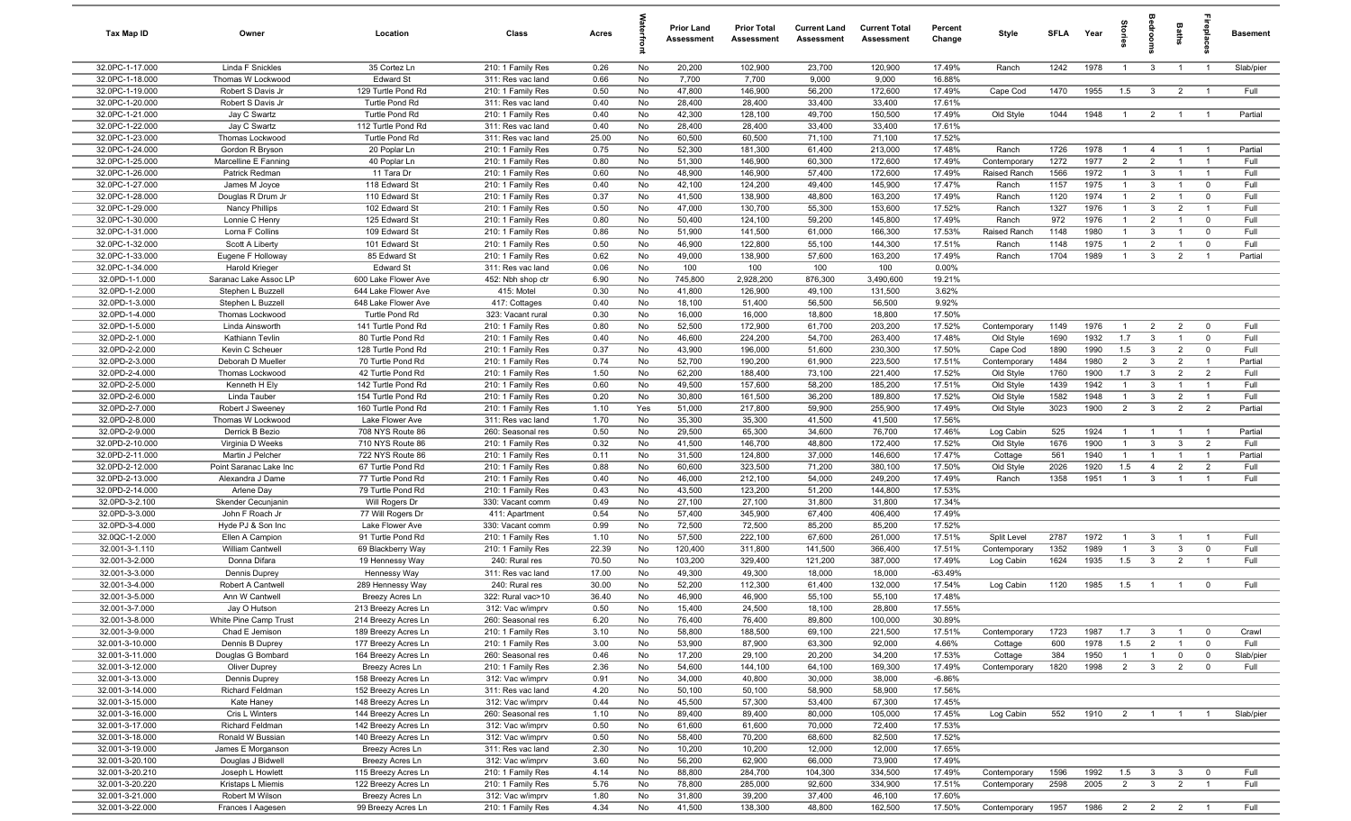| Tax Map ID | Owner | Location | Class | Acres | Waterfront | Prior Land Assessment | Prior Total Assessment | Current Land Assessment | Current Total Assessment | Percent Change | Style | SFLA | Year | Stories | Bedrooms | Baths | Fireplaces | Basement |
|---|---|---|---|---|---|---|---|---|---|---|---|---|---|---|---|---|---|---|
| 32.0PC-1-17.000 | Linda F Snickles | 35 Cortez Ln | 210: 1 Family Res | 0.26 | No | 20,200 | 102,900 | 23,700 | 120,900 | 17.49% | Ranch | 1242 | 1978 | 1 | 3 | 1 | 1 | Slab/pier |
| 32.0PC-1-18.000 | Thomas W Lockwood | Edward St | 311: Res vac land | 0.66 | No | 7,700 | 7,700 | 9,000 | 9,000 | 16.88% | | | | | | | | |
| 32.0PC-1-19.000 | Robert S Davis Jr | 129 Turtle Pond Rd | 210: 1 Family Res | 0.50 | No | 47,800 | 146,900 | 56,200 | 172,600 | 17.49% | Cape Cod | 1470 | 1955 | 1.5 | 3 | 2 | 1 | Full |
| 32.0PC-1-20.000 | Robert S Davis Jr | Turtle Pond Rd | 311: Res vac land | 0.40 | No | 28,400 | 28,400 | 33,400 | 33,400 | 17.61% | | | | | | | | |
| 32.0PC-1-21.000 | Jay C Swartz | Turtle Pond Rd | 210: 1 Family Res | 0.40 | No | 42,300 | 128,100 | 49,700 | 150,500 | 17.49% | Old Style | 1044 | 1948 | 1 | 2 | 1 | 1 | Partial |
| 32.0PC-1-22.000 | Jay C Swartz | 112 Turtle Pond Rd | 311: Res vac land | 0.40 | No | 28,400 | 28,400 | 33,400 | 33,400 | 17.61% | | | | | | | | |
| 32.0PC-1-23.000 | Thomas Lockwood | Turtle Pond Rd | 311: Res vac land | 25.00 | No | 60,500 | 60,500 | 71,100 | 71,100 | 17.52% | | | | | | | | |
| 32.0PC-1-24.000 | Gordon R Bryson | 20 Poplar Ln | 210: 1 Family Res | 0.75 | No | 52,300 | 181,300 | 61,400 | 213,000 | 17.48% | Ranch | 1726 | 1978 | 1 | 4 | 1 | 1 | Partial |
| 32.0PC-1-25.000 | Marcelline E Fanning | 40 Poplar Ln | 210: 1 Family Res | 0.80 | No | 51,300 | 146,900 | 60,300 | 172,600 | 17.49% | Contemporary | 1272 | 1977 | 2 | 2 | 1 | 1 | Full |
| 32.0PC-1-26.000 | Patrick Redman | 11 Tara Dr | 210: 1 Family Res | 0.60 | No | 48,900 | 146,900 | 57,400 | 172,600 | 17.49% | Raised Ranch | 1566 | 1972 | 1 | 3 | 1 | 1 | Full |
| 32.0PC-1-27.000 | James M Joyce | 118 Edward St | 210: 1 Family Res | 0.40 | No | 42,100 | 124,200 | 49,400 | 145,900 | 17.47% | Ranch | 1157 | 1975 | 1 | 3 | 1 | 0 | Full |
| 32.0PC-1-28.000 | Douglas R Drum Jr | 110 Edward St | 210: 1 Family Res | 0.37 | No | 41,500 | 138,900 | 48,800 | 163,200 | 17.49% | Ranch | 1120 | 1974 | 1 | 2 | 1 | 0 | Full |
| 32.0PC-1-29.000 | Nancy Phillips | 102 Edward St | 210: 1 Family Res | 0.50 | No | 47,000 | 130,700 | 55,300 | 153,600 | 17.52% | Ranch | 1327 | 1976 | 1 | 3 | 2 | 1 | Full |
| 32.0PC-1-30.000 | Lonnie C Henry | 125 Edward St | 210: 1 Family Res | 0.80 | No | 50,400 | 124,100 | 59,200 | 145,800 | 17.49% | Ranch | 972 | 1976 | 1 | 2 | 1 | 0 | Full |
| 32.0PC-1-31.000 | Lorna F Collins | 109 Edward St | 210: 1 Family Res | 0.86 | No | 51,900 | 141,500 | 61,000 | 166,300 | 17.53% | Raised Ranch | 1148 | 1980 | 1 | 3 | 1 | 0 | Full |
| 32.0PC-1-32.000 | Scott A Liberty | 101 Edward St | 210: 1 Family Res | 0.50 | No | 46,900 | 122,800 | 55,100 | 144,300 | 17.51% | Ranch | 1148 | 1975 | 1 | 2 | 1 | 0 | Full |
| 32.0PC-1-33.000 | Eugene F Holloway | 85 Edward St | 210: 1 Family Res | 0.62 | No | 49,000 | 138,900 | 57,600 | 163,200 | 17.49% | Ranch | 1704 | 1989 | 1 | 3 | 2 | 1 | Partial |
| 32.0PC-1-34.000 | Harold Krieger | Edward St | 311: Res vac land | 0.06 | No | 100 | 100 | 100 | 100 | 0.00% | | | | | | | | |
| 32.0PD-1-1.000 | Saranac Lake Assoc LP | 600 Lake Flower Ave | 452: Nbh shop ctr | 6.90 | No | 745,800 | 2,928,200 | 876,300 | 3,490,600 | 19.21% | | | | | | | | |
| 32.0PD-1-2.000 | Stephen L Buzzell | 644 Lake Flower Ave | 415: Motel | 0.30 | No | 41,800 | 126,900 | 49,100 | 131,500 | 3.62% | | | | | | | | |
| 32.0PD-1-3.000 | Stephen L Buzzell | 648 Lake Flower Ave | 417: Cottages | 0.40 | No | 18,100 | 51,400 | 56,500 | 56,500 | 9.92% | | | | | | | | |
| 32.0PD-1-4.000 | Thomas Lockwood | Turtle Pond Rd | 323: Vacant rural | 0.30 | No | 16,000 | 16,000 | 18,800 | 18,800 | 17.50% | | | | | | | | |
| 32.0PD-1-5.000 | Linda Ainsworth | 141 Turtle Pond Rd | 210: 1 Family Res | 0.80 | No | 52,500 | 172,900 | 61,700 | 203,200 | 17.52% | Contemporary | 1149 | 1976 | 1 | 2 | 2 | 0 | Full |
| 32.0PD-2-1.000 | Kathiann Tevlin | 80 Turtle Pond Rd | 210: 1 Family Res | 0.40 | No | 46,600 | 224,200 | 54,700 | 263,400 | 17.48% | Old Style | 1690 | 1932 | 1.7 | 3 | 1 | 0 | Full |
| 32.0PD-2-2.000 | Kevin C Scheuer | 128 Turtle Pond Rd | 210: 1 Family Res | 0.37 | No | 43,900 | 196,000 | 51,600 | 230,300 | 17.50% | Cape Cod | 1890 | 1990 | 1.5 | 3 | 2 | 0 | Full |
| 32.0PD-2-3.000 | Deborah D Mueller | 70 Turtle Pond Rd | 210: 1 Family Res | 0.74 | No | 52,700 | 190,200 | 61,900 | 223,500 | 17.51% | Contemporary | 1484 | 1980 | 2 | 3 | 2 | 1 | Partial |
| 32.0PD-2-4.000 | Thomas Lockwood | 42 Turtle Pond Rd | 210: 1 Family Res | 1.50 | No | 62,200 | 188,400 | 73,100 | 221,400 | 17.52% | Old Style | 1760 | 1900 | 1.7 | 3 | 2 | 2 | Full |
| 32.0PD-2-5.000 | Kenneth H Ely | 142 Turtle Pond Rd | 210: 1 Family Res | 0.60 | No | 49,500 | 157,600 | 58,200 | 185,200 | 17.51% | Old Style | 1439 | 1942 | 1 | 3 | 1 | 1 | Full |
| 32.0PD-2-6.000 | Linda Tauber | 154 Turtle Pond Rd | 210: 1 Family Res | 0.20 | No | 30,800 | 161,500 | 36,200 | 189,800 | 17.52% | Old Style | 1582 | 1948 | 1 | 3 | 2 | 1 | Full |
| 32.0PD-2-7.000 | Robert J Sweeney | 160 Turtle Pond Rd | 210: 1 Family Res | 1.10 | Yes | 51,000 | 217,800 | 59,900 | 255,900 | 17.49% | Old Style | 3023 | 1900 | 2 | 3 | 2 | 2 | Partial |
| 32.0PD-2-8.000 | Thomas W Lockwood | Lake Flower Ave | 311: Res vac land | 1.70 | No | 35,300 | 35,300 | 41,500 | 41,500 | 17.56% | | | | | | | | |
| 32.0PD-2-9.000 | Derrick B Bezio | 708 NYS Route 86 | 260: Seasonal res | 0.50 | No | 29,500 | 65,300 | 34,600 | 76,700 | 17.46% | Log Cabin | 525 | 1924 | 1 | 1 | 1 | 1 | Partial |
| 32.0PD-2-10.000 | Virginia D Weeks | 710 NYS Route 86 | 210: 1 Family Res | 0.32 | No | 41,500 | 146,700 | 48,800 | 172,400 | 17.52% | Old Style | 1676 | 1900 | 1 | 3 | 3 | 2 | Full |
| 32.0PD-2-11.000 | Martin J Pelcher | 722 NYS Route 86 | 210: 1 Family Res | 0.11 | No | 31,500 | 124,800 | 37,000 | 146,600 | 17.47% | Cottage | 561 | 1940 | 1 | 1 | 1 | 1 | Partial |
| 32.0PD-2-12.000 | Point Saranac Lake Inc | 67 Turtle Pond Rd | 210: 1 Family Res | 0.88 | No | 60,600 | 323,500 | 71,200 | 380,100 | 17.50% | Old Style | 2026 | 1920 | 1.5 | 4 | 2 | 2 | Full |
| 32.0PD-2-13.000 | Alexandra J Dame | 77 Turtle Pond Rd | 210: 1 Family Res | 0.40 | No | 46,000 | 212,100 | 54,000 | 249,200 | 17.49% | Ranch | 1358 | 1951 | 1 | 3 | 1 | 1 | Full |
| 32.0PD-2-14.000 | Arlene Day | 79 Turtle Pond Rd | 210: 1 Family Res | 0.43 | No | 43,500 | 123,200 | 51,200 | 144,800 | 17.53% | | | | | | | | |
| 32.0PD-3-2.100 | Skender Cecunjanin | Will Rogers Dr | 330: Vacant comm | 0.49 | No | 27,100 | 27,100 | 31,800 | 31,800 | 17.34% | | | | | | | | |
| 32.0PD-3-3.000 | John F Roach Jr | 77 Will Rogers Dr | 411: Apartment | 0.54 | No | 57,400 | 345,900 | 67,400 | 406,400 | 17.49% | | | | | | | | |
| 32.0PD-3-4.000 | Hyde PJ & Son Inc | Lake Flower Ave | 330: Vacant comm | 0.99 | No | 72,500 | 72,500 | 85,200 | 85,200 | 17.52% | | | | | | | | |
| 32.0QC-1-2.000 | Ellen A Campion | 91 Turtle Pond Rd | 210: 1 Family Res | 1.10 | No | 57,500 | 222,100 | 67,600 | 261,000 | 17.51% | Split Level | 2787 | 1972 | 1 | 3 | 1 | 1 | Full |
| 32.001-3-1.110 | William Cantwell | 69 Blackberry Way | 210: 1 Family Res | 22.39 | No | 120,400 | 311,800 | 141,500 | 366,400 | 17.51% | Contemporary | 1352 | 1989 | 1 | 3 | 3 | 0 | Full |
| 32.001-3-2.000 | Donna Difara | 19 Hennessy Way | 240: Rural res | 70.50 | No | 103,200 | 329,400 | 121,200 | 387,000 | 17.49% | Log Cabin | 1624 | 1935 | 1.5 | 3 | 2 | 1 | Full |
| 32.001-3-3.000 | Dennis Duprey | Hennessy Way | 311: Res vac land | 17.00 | No | 49,300 | 49,300 | 18,000 | 18,000 | -63.49% | | | | | | | | |
| 32.001-3-4.000 | Robert A Cantwell | 289 Hennessy Way | 240: Rural res | 30.00 | No | 52,200 | 112,300 | 61,400 | 132,000 | 17.54% | Log Cabin | 1120 | 1985 | 1.5 | 1 | 1 | 0 | Full |
| 32.001-3-5.000 | Ann W Cantwell | Breezy Acres Ln | 322: Rural vac>10 | 36.40 | No | 46,900 | 46,900 | 55,100 | 55,100 | 17.48% | | | | | | | | |
| 32.001-3-7.000 | Jay O Hutson | 213 Breezy Acres Ln | 312: Vac w/imprv | 0.50 | No | 15,400 | 24,500 | 18,100 | 28,800 | 17.55% | | | | | | | | |
| 32.001-3-8.000 | White Pine Camp Trust | 214 Breezy Acres Ln | 260: Seasonal res | 6.20 | No | 76,400 | 76,400 | 89,800 | 100,000 | 30.89% | | | | | | | | |
| 32.001-3-9.000 | Chad E Jemison | 189 Breezy Acres Ln | 210: 1 Family Res | 3.10 | No | 58,800 | 188,500 | 69,100 | 221,500 | 17.51% | Contemporary | 1723 | 1987 | 1.7 | 3 | 1 | 0 | Crawl |
| 32.001-3-10.000 | Dennis B Duprey | 177 Breezy Acres Ln | 210: 1 Family Res | 3.00 | No | 53,900 | 87,900 | 63,300 | 92,000 | 4.66% | Cottage | 600 | 1978 | 1.5 | 2 | 1 | 0 | Full |
| 32.001-3-11.000 | Douglas G Bombard | 164 Breezy Acres Ln | 260: Seasonal res | 0.46 | No | 17,200 | 29,100 | 20,200 | 34,200 | 17.53% | Cottage | 384 | 1950 | 1 | 1 | 0 | 0 | Slab/pier |
| 32.001-3-12.000 | Oliver Duprey | Breezy Acres Ln | 210: 1 Family Res | 2.36 | No | 54,600 | 144,100 | 64,100 | 169,300 | 17.49% | Contemporary | 1820 | 1998 | 2 | 3 | 2 | 0 | Full |
| 32.001-3-13.000 | Dennis Duprey | 158 Breezy Acres Ln | 312: Vac w/imprv | 0.91 | No | 34,000 | 40,800 | 30,000 | 38,000 | -6.86% | | | | | | | | |
| 32.001-3-14.000 | Richard Feldman | 152 Breezy Acres Ln | 311: Res vac land | 4.20 | No | 50,100 | 50,100 | 58,900 | 58,900 | 17.56% | | | | | | | | |
| 32.001-3-15.000 | Kate Haney | 148 Breezy Acres Ln | 312: Vac w/imprv | 0.44 | No | 45,500 | 57,300 | 53,400 | 67,300 | 17.45% | | | | | | | | |
| 32.001-3-16.000 | Cris L Winters | 144 Breezy Acres Ln | 260: Seasonal res | 1.10 | No | 89,400 | 89,400 | 80,000 | 105,000 | 17.45% | Log Cabin | 552 | 1910 | 2 | 1 | 1 | 1 | Slab/pier |
| 32.001-3-17.000 | Richard Feldman | 142 Breezy Acres Ln | 312: Vac w/imprv | 0.50 | No | 61,600 | 61,600 | 70,000 | 72,400 | 17.53% | | | | | | | | |
| 32.001-3-18.000 | Ronald W Bussian | 140 Breezy Acres Ln | 312: Vac w/imprv | 0.50 | No | 58,400 | 70,200 | 68,600 | 82,500 | 17.52% | | | | | | | | |
| 32.001-3-19.000 | James E Morganson | Breezy Acres Ln | 311: Res vac land | 2.30 | No | 10,200 | 10,200 | 12,000 | 12,000 | 17.65% | | | | | | | | |
| 32.001-3-20.100 | Douglas J Bidwell | Breezy Acres Ln | 312: Vac w/imprv | 3.60 | No | 56,200 | 62,900 | 66,000 | 73,900 | 17.49% | | | | | | | | |
| 32.001-3-20.210 | Joseph L Howlett | 115 Breezy Acres Ln | 210: 1 Family Res | 4.14 | No | 88,800 | 284,700 | 104,300 | 334,500 | 17.49% | Contemporary | 1596 | 1992 | 1.5 | 3 | 3 | 0 | Full |
| 32.001-3-20.220 | Kristaps L Miemis | 122 Breezy Acres Ln | 210: 1 Family Res | 5.76 | No | 78,800 | 285,000 | 92,600 | 334,900 | 17.51% | Contemporary | 2598 | 2005 | 2 | 3 | 2 | 1 | Full |
| 32.001-3-21.000 | Robert M Wilson | Breezy Acres Ln | 312: Vac w/imprv | 1.80 | No | 31,800 | 39,200 | 37,400 | 46,100 | 17.60% | | | | | | | | |
| 32.001-3-22.000 | Frances I Aagesen | 99 Breezy Acres Ln | 210: 1 Family Res | 4.34 | No | 41,500 | 138,300 | 48,800 | 162,500 | 17.50% | Contemporary | 1957 | 1986 | 2 | 2 | 2 | 1 | Full |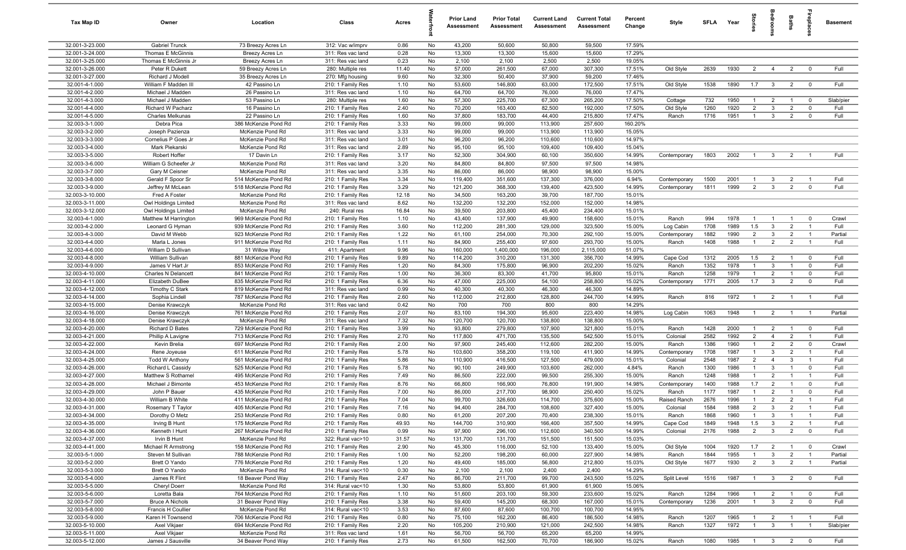| Tax Map ID | Owner | Location | Class | Acres | Waterfront | Prior Land Assessment | Prior Total Assessment | Current Land Assessment | Current Total Assessment | Percent Change | Style | SFLA | Year | Stories | Bedrooms | Baths | Fireplaces | Basement |
|---|---|---|---|---|---|---|---|---|---|---|---|---|---|---|---|---|---|---|
| 32.001-3-23.000 | Gabriel Trunck | 73 Breezy Acres Ln | 312: Vac w/imprv | 0.86 | No | 43,200 | 50,600 | 50,800 | 59,500 | 17.59% | | | | | | | | |
| 32.001-3-24.000 | Thomas E McGinnis | Breezy Acres Ln | 311: Res vac land | 0.28 | No | 13,300 | 13,300 | 15,600 | 15,600 | 17.29% | | | | | | | | |
| 32.001-3-25.000 | Thomas E McGinnis Jr | Breezy Acres Ln | 311: Res vac land | 0.23 | No | 2,100 | 2,100 | 2,500 | 2,500 | 19.05% | | | | | | | | |
| 32.001-3-26.000 | Peter R Dukett | 59 Breezy Acres Ln | 280: Multiple res | 11.40 | No | 57,000 | 261,500 | 67,000 | 307,300 | 17.51% | Old Style | 2639 | 1930 | 2 | 4 | 2 | 0 | Full |
| 32.001-3-27.000 | Richard J Modell | 35 Breezy Acres Ln | 270: Mfg housing | 9.60 | No | 32,300 | 50,400 | 37,900 | 59,200 | 17.46% | | | | | | | | |
| 32.001-4-1.000 | William F Madden III | 42 Passino Ln | 210: 1 Family Res | 1.10 | No | 53,600 | 146,800 | 63,000 | 172,500 | 17.51% | Old Style | 1538 | 1890 | 1.7 | 3 | 2 | 0 | Full |
| 32.001-4-2.000 | Michael J Madden | 26 Passino Ln | 311: Res vac land | 1.10 | No | 64,700 | 64,700 | 76,000 | 76,000 | 17.47% | | | | | | | | |
| 32.001-4-3.000 | Michael J Madden | 53 Passino Ln | 280: Multiple res | 1.60 | No | 57,300 | 225,700 | 67,300 | 265,200 | 17.50% | Cottage | 732 | 1950 | 1 | 2 | 1 | 0 | Slab/pier |
| 32.001-4-4.000 | Richard W Pacharz | 16 Passino Ln | 210: 1 Family Res | 2.40 | No | 70,200 | 163,400 | 82,500 | 192,000 | 17.50% | Old Style | 1260 | 1920 | 2 | 3 | 2 | 0 | Full |
| 32.001-4-5.000 | Charles Melkunas | 22 Passino Ln | 210: 1 Family Res | 1.60 | No | 37,800 | 183,700 | 44,400 | 215,800 | 17.47% | Ranch | 1716 | 1951 | 1 | 3 | 2 | 0 | Full |
| 32.003-3-1.000 | Debra Pica | 386 McKenzie Pond Rd | 210: 1 Family Res | 3.33 | No | 99,000 | 99,000 | 113,900 | 257,600 | 160.20% | | | | | | | | |
| 32.003-3-2.000 | Joseph Pazienza | McKenzie Pond Rd | 311: Res vac land | 3.33 | No | 99,000 | 99,000 | 113,900 | 113,900 | 15.05% | | | | | | | | |
| 32.003-3-3.000 | Cornelius P Goes Jr | McKenzie Pond Rd | 311: Res vac land | 3.01 | No | 96,200 | 96,200 | 110,600 | 110,600 | 14.97% | | | | | | | | |
| 32.003-3-4.000 | Mark Piekarski | McKenzie Pond Rd | 311: Res vac land | 2.89 | No | 95,100 | 95,100 | 109,400 | 109,400 | 15.04% | | | | | | | | |
| 32.003-3-5.000 | Robert Hoffer | 17 Davin Ln | 210: 1 Family Res | 3.17 | No | 52,300 | 304,900 | 60,100 | 350,600 | 14.99% | Contemporary | 1803 | 2002 | 1 | 3 | 2 | 1 | Full |
| 32.003-3-6.000 | William G Scheefer Jr | McKenzie Pond Rd | 311: Res vac land | 3.20 | No | 84,800 | 84,800 | 97,500 | 97,500 | 14.98% | | | | | | | | |
| 32.003-3-7.000 | Gary M Ceisner | McKenzie Pond Rd | 311: Res vac land | 3.35 | No | 86,000 | 86,000 | 98,900 | 98,900 | 15.00% | | | | | | | | |
| 32.003-3-8.000 | Gerald F Spoor Sr | 514 McKenzie Pond Rd | 210: 1 Family Res | 3.34 | No | 119,400 | 351,600 | 137,300 | 376,000 | 6.94% | Contemporary | 1500 | 2001 | 1 | 3 | 2 | 1 | Full |
| 32.003-3-9.000 | Jeffrey M McLean | 518 McKenzie Pond Rd | 210: 1 Family Res | 3.29 | No | 121,200 | 368,300 | 139,400 | 423,500 | 14.99% | Contemporary | 1811 | 1999 | 2 | 3 | 2 | 0 | Full |
| 32.003-3-10.000 | Fred A Foster | McKenzie Pond Rd | 210: 1 Family Res | 12.18 | No | 34,500 | 163,200 | 39,700 | 187,700 | 15.01% | | | | | | | | |
| 32.003-3-11.000 | Owl Holdings Limited | McKenzie Pond Rd | 311: Res vac land | 8.62 | No | 132,200 | 132,200 | 152,000 | 152,000 | 14.98% | | | | | | | | |
| 32.003-3-12.000 | Owl Holdings Limited | McKenzie Pond Rd | 240: Rural res | 16.84 | No | 39,500 | 203,800 | 45,400 | 234,400 | 15.01% | | | | | | | | |
| 32.003-4-1.000 | Matthew M Harrington | 969 McKenzie Pond Rd | 210: 1 Family Res | 1.10 | No | 43,400 | 137,900 | 49,900 | 158,600 | 15.01% | Ranch | 994 | 1978 | 1 | 1 | 1 | 0 | Crawl |
| 32.003-4-2.000 | Leonard G Hyman | 939 McKenzie Pond Rd | 210: 1 Family Res | 3.60 | No | 112,200 | 281,300 | 129,000 | 323,500 | 15.00% | Log Cabin | 1708 | 1989 | 1.5 | 3 | 2 | 1 | Full |
| 32.003-4-3.000 | David M Webb | 923 McKenzie Pond Rd | 210: 1 Family Res | 1.22 | No | 61,100 | 254,000 | 70,300 | 292,100 | 15.00% | Contemporary | 1882 | 1990 | 2 | 3 | 2 | 1 | Partial |
| 32.003-4-4.000 | Marla L Jones | 911 McKenzie Pond Rd | 210: 1 Family Res | 1.11 | No | 84,900 | 255,400 | 97,600 | 293,700 | 15.00% | Ranch | 1408 | 1988 | 1 | 2 | 2 | 1 | Full |
| 32.003-4-6.000 | William D Sullivan | 31 Willow Way | 411: Apartment | 9.96 | No | 160,000 | 1,400,000 | 196,000 | 2,115,000 | 51.07% | | | | | | | | |
| 32.003-4-8.000 | William Sullivan | 881 McKenzie Pond Rd | 210: 1 Family Res | 9.89 | No | 114,200 | 310,200 | 131,300 | 356,700 | 14.99% | Cape Cod | 1312 | 2005 | 1.5 | 2 | 1 | 0 | Full |
| 32.003-4-9.000 | James V Hart Jr | 853 McKenzie Pond Rd | 210: 1 Family Res | 1.20 | No | 84,300 | 175,800 | 96,900 | 202,200 | 15.02% | Ranch | 1352 | 1978 | 1 | 3 | 1 | 0 | Full |
| 32.003-4-10.000 | Charles N Delancett | 841 McKenzie Pond Rd | 210: 1 Family Res | 1.00 | No | 36,300 | 83,300 | 41,700 | 95,800 | 15.01% | Ranch | 1258 | 1979 | 1 | 2 | 1 | 0 | Full |
| 32.003-4-11.000 | Elizabeth DuBee | 835 McKenzie Pond Rd | 210: 1 Family Res | 6.36 | No | 47,000 | 225,000 | 54,100 | 258,800 | 15.02% | Contemporary | 1771 | 2005 | 1.7 | 3 | 2 | 0 | Full |
| 32.003-4-12.000 | Timothy C Stark | 819 McKenzie Pond Rd | 311: Res vac land | 0.99 | No | 40,300 | 40,300 | 46,300 | 46,300 | 14.89% | | | | | | | | |
| 32.003-4-14.000 | Sophia Lindell | 787 McKenzie Pond Rd | 210: 1 Family Res | 2.60 | No | 112,000 | 212,800 | 128,800 | 244,700 | 14.99% | Ranch | 816 | 1972 | 1 | 2 | 1 | 1 | Full |
| 32.003-4-15.000 | Denise Krawczyk | McKenzie Pond Rd | 311: Res vac land | 0.42 | No | 700 | 700 | 800 | 800 | 14.29% | | | | | | | | |
| 32.003-4-16.000 | Denise Krawczyk | 761 McKenzie Pond Rd | 210: 1 Family Res | 2.07 | No | 83,100 | 194,300 | 95,600 | 223,400 | 14.98% | Log Cabin | 1063 | 1948 | 1 | 2 | 1 | 1 | Partial |
| 32.003-4-18.000 | Denise Krawczyk | McKenzie Pond Rd | 311: Res vac land | 7.32 | No | 120,700 | 120,700 | 138,800 | 138,800 | 15.00% | | | | | | | | |
| 32.003-4-20.000 | Richard D Bates | 729 McKenzie Pond Rd | 210: 1 Family Res | 3.99 | No | 93,800 | 279,800 | 107,900 | 321,800 | 15.01% | Ranch | 1428 | 2000 | 1 | 2 | 1 | 0 | Full |
| 32.003-4-21.000 | Phillip A Lavigne | 713 McKenzie Pond Rd | 210: 1 Family Res | 2.70 | No | 117,800 | 471,700 | 135,500 | 542,500 | 15.01% | Colonial | 2582 | 1992 | 2 | 4 | 2 | 1 | Full |
| 32.003-4-22.000 | Kevin Brelia | 697 McKenzie Pond Rd | 210: 1 Family Res | 2.00 | No | 97,900 | 245,400 | 112,600 | 282,200 | 15.00% | Ranch | 1386 | 1960 | 1 | 2 | 2 | 0 | Crawl |
| 32.003-4-24.000 | Rene Joyeuse | 611 McKenzie Pond Rd | 210: 1 Family Res | 5.78 | No | 103,600 | 358,200 | 119,100 | 411,900 | 14.99% | Contemporary | 1708 | 1987 | 1 | 3 | 2 | 1 | Full |
| 32.003-4-25.000 | Todd W Anthony | 561 McKenzie Pond Rd | 210: 1 Family Res | 5.86 | No | 110,900 | 416,500 | 127,500 | 479,000 | 15.01% | Colonial | 2548 | 1987 | 2 | 4 | 3 | 1 | Full |
| 32.003-4-26.000 | Richard L Cassidy | 525 McKenzie Pond Rd | 210: 1 Family Res | 5.78 | No | 90,100 | 249,900 | 103,600 | 262,000 | 4.84% | Ranch | 1300 | 1986 | 1 | 3 | 1 | 0 | Full |
| 32.003-4-27.000 | Matthew S Rothamel | 495 McKenzie Pond Rd | 210: 1 Family Res | 7.49 | No | 86,500 | 222,000 | 99,500 | 255,300 | 15.00% | Ranch | 1248 | 1988 | 1 | 2 | 1 | 1 | Full |
| 32.003-4-28.000 | Michael J Bimonte | 453 McKenzie Pond Rd | 210: 1 Family Res | 8.76 | No | 66,800 | 166,900 | 76,800 | 191,900 | 14.98% | Contemporary | 1400 | 1988 | 1.7 | 2 | 1 | 0 | Full |
| 32.003-4-29.000 | John P Bauer | 435 McKenzie Pond Rd | 210: 1 Family Res | 7.00 | No | 86,000 | 217,700 | 98,900 | 250,400 | 15.02% | Ranch | 1177 | 1987 | 1 | 2 | 1 | 0 | Full |
| 32.003-4-30.000 | William B White | 411 McKenzie Pond Rd | 210: 1 Family Res | 7.04 | No | 99,700 | 326,600 | 114,700 | 375,600 | 15.00% | Raised Ranch | 2676 | 1996 | 1 | 2 | 2 | 1 | Full |
| 32.003-4-31.000 | Rosemary T Taylor | 405 McKenzie Pond Rd | 210: 1 Family Res | 7.16 | No | 94,400 | 284,700 | 108,600 | 327,400 | 15.00% | Colonial | 1584 | 1988 | 2 | 3 | 2 | 1 | Full |
| 32.003-4-34.000 | Dorothy O Metz | 253 McKenzie Pond Rd | 210: 1 Family Res | 0.80 | No | 61,200 | 207,200 | 70,400 | 238,300 | 15.01% | Ranch | 1868 | 1960 | 1 | 3 | 1 | 1 | Full |
| 32.003-4-35.000 | Irving B Hunt | 175 McKenzie Pond Rd | 210: 1 Family Res | 49.93 | No | 144,700 | 310,900 | 166,400 | 357,500 | 14.99% | Cape Cod | 1849 | 1948 | 1.5 | 3 | 2 | 1 | Full |
| 32.003-4-36.000 | Kenneth I Hunt | 267 McKenzie Pond Rd | 210: 1 Family Res | 0.99 | No | 97,900 | 296,100 | 112,600 | 340,500 | 14.99% | Colonial | 2176 | 1988 | 2 | 3 | 2 | 0 | Full |
| 32.003-4-37.000 | Irvin B Hunt | McKenzie Pond Rd | 322: Rural vac>10 | 31.57 | No | 131,700 | 131,700 | 151,500 | 151,500 | 15.03% | | | | | | | | |
| 32.003-4-41.000 | Michael R Armstrong | 158 McKenzie Pond Rd | 210: 1 Family Res | 2.90 | No | 45,300 | 116,000 | 52,100 | 133,400 | 15.00% | Old Style | 1004 | 1920 | 1.7 | 2 | 1 | 0 | Crawl |
| 32.003-5-1.000 | Steven M Sullivan | 788 McKenzie Pond Rd | 210: 1 Family Res | 1.00 | No | 52,200 | 198,200 | 60,000 | 227,900 | 14.98% | Ranch | 1844 | 1955 | 1 | 3 | 2 | 1 | Partial |
| 32.003-5-2.000 | Brett O Yando | 776 McKenzie Pond Rd | 210: 1 Family Res | 1.20 | No | 49,400 | 185,000 | 56,800 | 212,800 | 15.03% | Old Style | 1677 | 1930 | 2 | 3 | 2 | 1 | Partial |
| 32.003-5-3.000 | Brett O Yando | McKenzie Pond Rd | 314: Rural vac<10 | 0.30 | No | 2,100 | 2,100 | 2,400 | 2,400 | 14.29% | | | | | | | | |
| 32.003-5-4.000 | James R Flint | 18 Beaver Pond Way | 210: 1 Family Res | 2.47 | No | 86,700 | 211,700 | 99,700 | 243,500 | 15.02% | Split Level | 1516 | 1987 | 1 | 3 | 2 | 0 | Full |
| 32.003-5-5.000 | Cheryl Doerr | McKenzie Pond Rd | 314: Rural vac<10 | 1.30 | No | 53,800 | 53,800 | 61,900 | 61,900 | 15.06% | | | | | | | | |
| 32.003-5-6.000 | Loretta Bala | 764 McKenzie Pond Rd | 210: 1 Family Res | 1.10 | No | 51,600 | 203,100 | 59,300 | 233,600 | 15.02% | Ranch | 1284 | 1966 | 1 | 2 | 1 | 0 | Full |
| 32.003-5-7.000 | Bruce A Nichols | 31 Beaver Pond Way | 210: 1 Family Res | 3.38 | No | 59,400 | 145,200 | 68,300 | 167,000 | 15.01% | Contemporary | 1236 | 2001 | 1 | 3 | 2 | 0 | Full |
| 32.003-5-8.000 | Francis H Coullier | McKenzie Pond Rd | 314: Rural vac<10 | 3.53 | No | 87,600 | 87,600 | 100,700 | 100,700 | 14.95% | | | | | | | | |
| 32.003-5-9.000 | Karen H Townsend | 706 McKenzie Pond Rd | 210: 1 Family Res | 0.80 | No | 75,100 | 162,200 | 86,400 | 186,500 | 14.98% | Ranch | 1207 | 1965 | 1 | 2 | 1 | 1 | Full |
| 32.003-5-10.000 | Axel Vikjaer | 694 McKenzie Pond Rd | 210: 1 Family Res | 2.20 | No | 105,200 | 210,900 | 121,000 | 242,500 | 14.98% | Ranch | 1327 | 1972 | 1 | 3 | 1 | 1 | Slab/pier |
| 32.003-5-11.000 | Axel Vikjaer | McKenzie Pond Rd | 311: Res vac land | 1.61 | No | 56,700 | 56,700 | 65,200 | 65,200 | 14.99% | | | | | | | | |
| 32.003-5-12.000 | James J Sausville | 34 Beaver Pond Way | 210: 1 Family Res | 2.73 | No | 61,500 | 162,500 | 70,700 | 186,900 | 15.02% | Ranch | 1080 | 1985 | 1 | 3 | 2 | 0 | Full |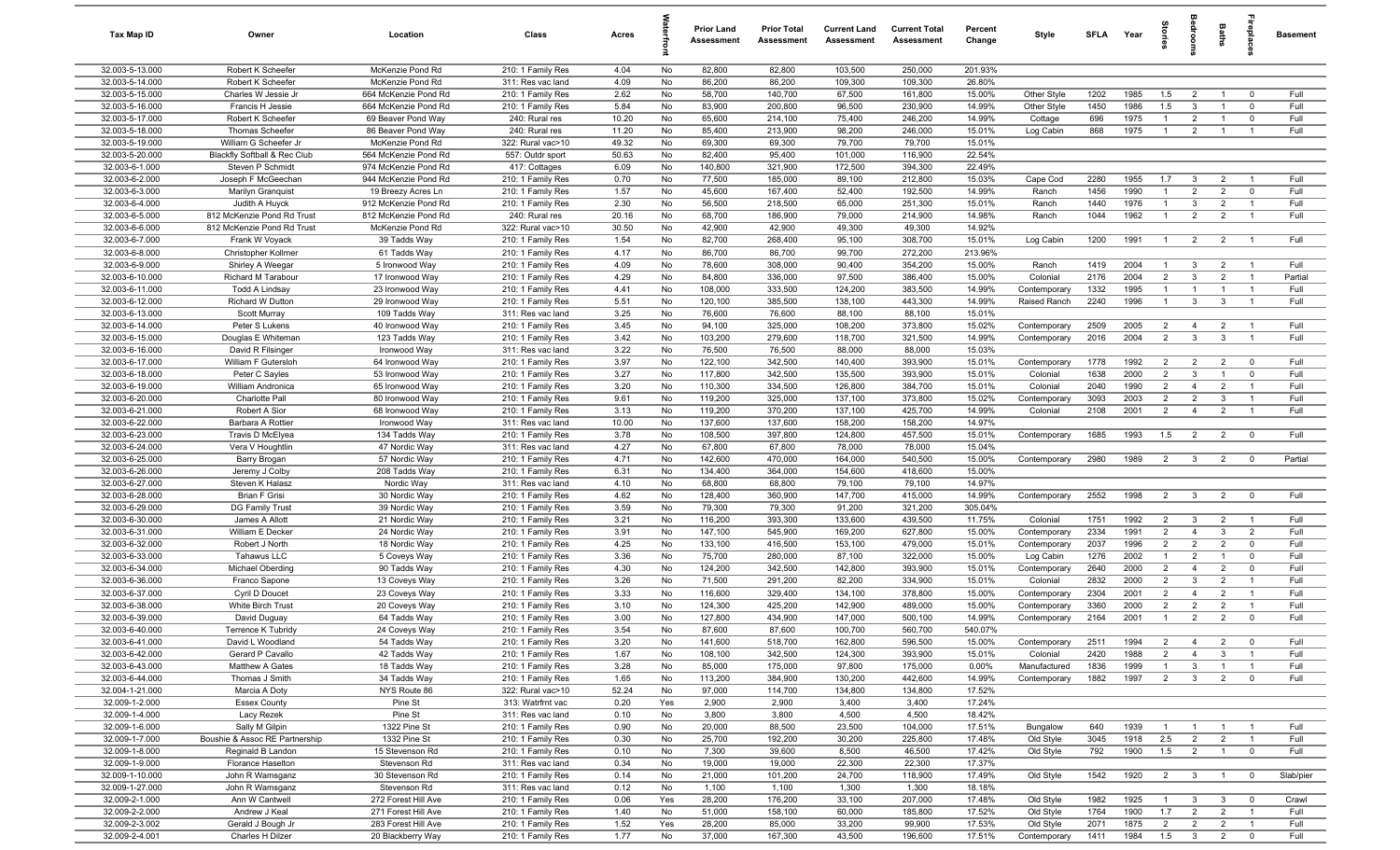| Tax Map ID | Owner | Location | Class | Acres | Waterfront | Prior Land Assessment | Prior Total Assessment | Current Land Assessment | Current Total Assessment | Percent Change | Style | SFLA | Year | Stories | Bedrooms | Baths | Fireplaces | Basement |
|---|---|---|---|---|---|---|---|---|---|---|---|---|---|---|---|---|---|---|
| 32.003-5-13.000 | Robert K Scheefer | McKenzie Pond Rd | 210: 1 Family Res | 4.04 | No | 82,800 | 82,800 | 103,500 | 250,000 | 201.93% | | | | | | | | |
| 32.003-5-14.000 | Robert K Scheefer | McKenzie Pond Rd | 311: Res vac land | 4.09 | No | 86,200 | 86,200 | 109,300 | 109,300 | 26.80% | | | | | | | | |
| 32.003-5-15.000 | Charles W Jessie Jr | 664 McKenzie Pond Rd | 210: 1 Family Res | 2.62 | No | 58,700 | 140,700 | 67,500 | 161,800 | 15.00% | Other Style | 1202 | 1985 | 1.5 | 2 | 1 | 0 | Full |
| 32.003-5-16.000 | Francis H Jessie | 664 McKenzie Pond Rd | 210: 1 Family Res | 5.84 | No | 83,900 | 200,800 | 96,500 | 230,900 | 14.99% | Other Style | 1450 | 1986 | 1.5 | 3 | 1 | 0 | Full |
| 32.003-5-17.000 | Robert K Scheefer | 69 Beaver Pond Way | 240: Rural res | 10.20 | No | 65,600 | 214,100 | 75,400 | 246,200 | 14.99% | Cottage | 696 | 1975 | 1 | 2 | 1 | 0 | Full |
| 32.003-5-18.000 | Thomas Scheefer | 86 Beaver Pond Way | 240: Rural res | 11.20 | No | 85,400 | 213,900 | 98,200 | 246,000 | 15.01% | Log Cabin | 868 | 1975 | 1 | 2 | 1 | 1 | Full |
| 32.003-5-19.000 | William G Scheefer Jr | McKenzie Pond Rd | 322: Rural vac>10 | 49.32 | No | 69,300 | 69,300 | 79,700 | 79,700 | 15.01% | | | | | | | | |
| 32.003-5-20.000 | Blackfly Softball & Rec Club | 564 McKenzie Pond Rd | 557: Outdr sport | 50.63 | No | 82,400 | 95,400 | 101,000 | 116,900 | 22.54% | | | | | | | | |
| 32.003-6-1.000 | Steven P Schmidt | 974 McKenzie Pond Rd | 417: Cottages | 6.09 | No | 140,800 | 321,900 | 172,500 | 394,300 | 22.49% | | | | | | | | |
| 32.003-6-2.000 | Joseph F McGeechan | 944 McKenzie Pond Rd | 210: 1 Family Res | 0.70 | No | 77,500 | 185,000 | 89,100 | 212,800 | 15.03% | Cape Cod | 2280 | 1955 | 1.7 | 3 | 2 | 1 | Full |
| 32.003-6-3.000 | Marilyn Granquist | 19 Breezy Acres Ln | 210: 1 Family Res | 1.57 | No | 45,600 | 167,400 | 52,400 | 192,500 | 14.99% | Ranch | 1456 | 1990 | 1 | 2 | 2 | 0 | Full |
| 32.003-6-4.000 | Judith A Huyck | 912 McKenzie Pond Rd | 210: 1 Family Res | 2.30 | No | 56,500 | 218,500 | 65,000 | 251,300 | 15.01% | Ranch | 1440 | 1976 | 1 | 3 | 2 | 1 | Full |
| 32.003-6-5.000 | 812 McKenzie Pond Rd Trust | 812 McKenzie Pond Rd | 210: 1 Family Res | 20.16 | No | 68,700 | 186,900 | 79,000 | 214,900 | 14.98% | Ranch | 1044 | 1962 | 1 | 2 | 2 | 1 | Full |
| 32.003-6-6.000 | 812 McKenzie Pond Rd Trust | McKenzie Pond Rd | 322: Rural vac>10 | 30.50 | No | 42,900 | 42,900 | 49,300 | 49,300 | 14.92% | | | | | | | | |
| 32.003-6-7.000 | Frank W Voyack | 39 Tadds Way | 210: 1 Family Res | 1.54 | No | 82,700 | 268,400 | 95,100 | 308,700 | 15.01% | Log Cabin | 1200 | 1991 | 1 | 2 | 2 | 1 | Full |
| 32.003-6-8.000 | Christopher Kollmer | 61 Tadds Way | 210: 1 Family Res | 4.17 | No | 86,700 | 86,700 | 99,700 | 272,200 | 213.96% | | | | | | | | |
| 32.003-6-9.000 | Shirley A Weegar | 5 Ironwood Way | 210: 1 Family Res | 4.09 | No | 78,600 | 308,000 | 90,400 | 354,200 | 15.00% | Ranch | 1419 | 2004 | 1 | 3 | 2 | 1 | Full |
| 32.003-6-10.000 | Richard M Tarabour | 17 Ironwood Way | 210: 1 Family Res | 4.29 | No | 84,800 | 336,000 | 97,500 | 386,400 | 15.00% | Colonial | 2176 | 2004 | 2 | 3 | 2 | 1 | Partial |
| 32.003-6-11.000 | Todd A Lindsay | 23 Ironwood Way | 210: 1 Family Res | 4.41 | No | 108,000 | 333,500 | 124,200 | 383,500 | 14.99% | Contemporary | 1332 | 1995 | 1 | 1 | 1 | 1 | Full |
| 32.003-6-12.000 | Richard W Dutton | 29 Ironwood Way | 210: 1 Family Res | 5.51 | No | 120,100 | 385,500 | 138,100 | 443,300 | 14.99% | Raised Ranch | 2240 | 1996 | 1 | 3 | 3 | 1 | Full |
| 32.003-6-13.000 | Scott Murray | 109 Tadds Way | 311: Res vac land | 3.25 | No | 76,600 | 76,600 | 88,100 | 88,100 | 15.01% | | | | | | | | |
| 32.003-6-14.000 | Peter S Lukens | 40 Ironwood Way | 210: 1 Family Res | 3.45 | No | 94,100 | 325,000 | 108,200 | 373,800 | 15.02% | Contemporary | 2509 | 2005 | 2 | 4 | 2 | 1 | Full |
| 32.003-6-15.000 | Douglas E Whiteman | 123 Tadds Way | 210: 1 Family Res | 3.42 | No | 103,200 | 279,600 | 118,700 | 321,500 | 14.99% | Contemporary | 2016 | 2004 | 2 | 3 | 3 | 1 | Full |
| 32.003-6-16.000 | David R Filsinger | Ironwood Way | 311: Res vac land | 3.22 | No | 76,500 | 76,500 | 88,000 | 88,000 | 15.03% | | | | | | | | |
| 32.003-6-17.000 | William F Gutersloh | 64 Ironwood Way | 210: 1 Family Res | 3.97 | No | 122,100 | 342,500 | 140,400 | 393,900 | 15.01% | Contemporary | 1778 | 1992 | 2 | 2 | 2 | 0 | Full |
| 32.003-6-18.000 | Peter C Sayles | 53 Ironwood Way | 210: 1 Family Res | 3.27 | No | 117,800 | 342,500 | 135,500 | 393,900 | 15.01% | Colonial | 1638 | 2000 | 2 | 3 | 1 | 0 | Full |
| 32.003-6-19.000 | William Andronica | 65 Ironwood Way | 210: 1 Family Res | 3.20 | No | 110,300 | 334,500 | 126,800 | 384,700 | 15.01% | Colonial | 2040 | 1990 | 2 | 4 | 2 | 1 | Full |
| 32.003-6-20.000 | Charlotte Pall | 80 Ironwood Way | 210: 1 Family Res | 9.61 | No | 119,200 | 325,000 | 137,100 | 373,800 | 15.02% | Contemporary | 3093 | 2003 | 2 | 2 | 3 | 1 | Full |
| 32.003-6-21.000 | Robert A Sior | 68 Ironwood Way | 210: 1 Family Res | 3.13 | No | 119,200 | 370,200 | 137,100 | 425,700 | 14.99% | Colonial | 2108 | 2001 | 2 | 4 | 2 | 1 | Full |
| 32.003-6-22.000 | Barbara A Rottier | Ironwood Way | 311: Res vac land | 10.00 | No | 137,600 | 137,600 | 158,200 | 158,200 | 14.97% | | | | | | | | |
| 32.003-6-23.000 | Travis D McElyea | 134 Tadds Way | 210: 1 Family Res | 3.78 | No | 108,500 | 397,800 | 124,800 | 457,500 | 15.01% | Contemporary | 1685 | 1993 | 1.5 | 2 | 2 | 0 | Full |
| 32.003-6-24.000 | Vera V Houghtlin | 47 Nordic Way | 311: Res vac land | 4.27 | No | 67,800 | 67,800 | 78,000 | 78,000 | 15.04% | | | | | | | | |
| 32.003-6-25.000 | Barry Brogan | 57 Nordic Way | 210: 1 Family Res | 4.71 | No | 142,600 | 470,000 | 164,000 | 540,500 | 15.00% | Contemporary | 2980 | 1989 | 2 | 3 | 2 | 0 | Partial |
| 32.003-6-26.000 | Jeremy J Colby | 208 Tadds Way | 210: 1 Family Res | 6.31 | No | 134,400 | 364,000 | 154,600 | 418,600 | 15.00% | | | | | | | | |
| 32.003-6-27.000 | Steven K Halasz | Nordic Way | 311: Res vac land | 4.10 | No | 68,800 | 68,800 | 79,100 | 79,100 | 14.97% | | | | | | | | |
| 32.003-6-28.000 | Brian F Grisi | 30 Nordic Way | 210: 1 Family Res | 4.62 | No | 128,400 | 360,900 | 147,700 | 415,000 | 14.99% | Contemporary | 2552 | 1998 | 2 | 3 | 2 | 0 | Full |
| 32.003-6-29.000 | DG Family Trust | 39 Nordic Way | 210: 1 Family Res | 3.59 | No | 79,300 | 79,300 | 91,200 | 321,200 | 305.04% | | | | | | | | |
| 32.003-6-30.000 | James A Allott | 21 Nordic Way | 210: 1 Family Res | 3.21 | No | 116,200 | 393,300 | 133,600 | 439,500 | 11.75% | Colonial | 1751 | 1992 | 2 | 3 | 2 | 1 | Full |
| 32.003-6-31.000 | William E Decker | 24 Nordic Way | 210: 1 Family Res | 3.91 | No | 147,100 | 545,900 | 169,200 | 627,800 | 15.00% | Contemporary | 2334 | 1991 | 2 | 4 | 3 | 2 | Full |
| 32.003-6-32.000 | Robert J North | 18 Nordic Way | 210: 1 Family Res | 4.25 | No | 133,100 | 416,500 | 153,100 | 479,000 | 15.01% | Contemporary | 2037 | 1996 | 2 | 2 | 2 | 0 | Full |
| 32.003-6-33.000 | Tahawus LLC | 5 Coveys Way | 210: 1 Family Res | 3.36 | No | 75,700 | 280,000 | 87,100 | 322,000 | 15.00% | Log Cabin | 1276 | 2002 | 1 | 2 | 1 | 0 | Full |
| 32.003-6-34.000 | Michael Oberding | 90 Tadds Way | 210: 1 Family Res | 4.30 | No | 124,200 | 342,500 | 142,800 | 393,900 | 15.01% | Contemporary | 2640 | 2000 | 2 | 4 | 2 | 0 | Full |
| 32.003-6-36.000 | Franco Sapone | 13 Coveys Way | 210: 1 Family Res | 3.26 | No | 71,500 | 291,200 | 82,200 | 334,900 | 15.01% | Colonial | 2832 | 2000 | 2 | 3 | 2 | 1 | Full |
| 32.003-6-37.000 | Cyril D Doucet | 23 Coveys Way | 210: 1 Family Res | 3.33 | No | 116,600 | 329,400 | 134,100 | 378,800 | 15.00% | Contemporary | 2304 | 2001 | 2 | 4 | 2 | 1 | Full |
| 32.003-6-38.000 | White Birch Trust | 20 Coveys Way | 210: 1 Family Res | 3.10 | No | 124,300 | 425,200 | 142,900 | 489,000 | 15.00% | Contemporary | 3360 | 2000 | 2 | 2 | 2 | 1 | Full |
| 32.003-6-39.000 | David Duguay | 64 Tadds Way | 210: 1 Family Res | 3.00 | No | 127,800 | 434,900 | 147,000 | 500,100 | 14.99% | Contemporary | 2164 | 2001 | 1 | 2 | 2 | 0 | Full |
| 32.003-6-40.000 | Terrence K Tubridy | 24 Coveys Way | 210: 1 Family Res | 3.54 | No | 87,600 | 87,600 | 100,700 | 560,700 | 540.07% | | | | | | | | |
| 32.003-6-41.000 | David L Woodland | 54 Tadds Way | 210: 1 Family Res | 3.20 | No | 141,600 | 518,700 | 162,800 | 596,500 | 15.00% | Contemporary | 2511 | 1994 | 2 | 4 | 2 | 0 | Full |
| 32.003-6-42.000 | Gerard P Cavallo | 42 Tadds Way | 210: 1 Family Res | 1.67 | No | 108,100 | 342,500 | 124,300 | 393,900 | 15.01% | Colonial | 2420 | 1988 | 2 | 4 | 3 | 1 | Full |
| 32.003-6-43.000 | Matthew A Gates | 18 Tadds Way | 210: 1 Family Res | 3.28 | No | 85,000 | 175,000 | 97,800 | 175,000 | 0.00% | Manufactured | 1836 | 1999 | 1 | 3 | 1 | 1 | Full |
| 32.003-6-44.000 | Thomas J Smith | 34 Tadds Way | 210: 1 Family Res | 1.65 | No | 113,200 | 384,900 | 130,200 | 442,600 | 14.99% | Contemporary | 1882 | 1997 | 2 | 3 | 2 | 0 | Full |
| 32.004-1-21.000 | Marcia A Doty | NYS Route 86 | 322: Rural vac>10 | 52.24 | No | 97,000 | 114,700 | 134,800 | 134,800 | 17.52% | | | | | | | | |
| 32.009-1-2.000 | Essex County | Pine St | 313: Watrfrnt vac | 0.20 | Yes | 2,900 | 2,900 | 3,400 | 3,400 | 17.24% | | | | | | | | |
| 32.009-1-4.000 | Lacy Rezek | Pine St | 311: Res vac land | 0.10 | No | 3,800 | 3,800 | 4,500 | 4,500 | 18.42% | | | | | | | | |
| 32.009-1-6.000 | Sally M Gilpin | 1322 Pine St | 210: 1 Family Res | 0.90 | No | 20,000 | 88,500 | 23,500 | 104,000 | 17.51% | Bungalow | 640 | 1939 | 1 | 1 | 1 | 1 | Full |
| 32.009-1-7.000 | Boushie & Assoc RE Partnership | 1322 Pine St | 210: 1 Family Res | 0.30 | No | 25,700 | 192,200 | 30,200 | 225,800 | 17.48% | Old Style | 3045 | 1918 | 2.5 | 2 | 2 | 1 | Full |
| 32.009-1-8.000 | Reginald B Landon | 15 Stevenson Rd | 210: 1 Family Res | 0.10 | No | 7,300 | 39,600 | 8,500 | 46,500 | 17.42% | Old Style | 792 | 1900 | 1.5 | 2 | 1 | 0 | Full |
| 32.009-1-9.000 | Florance Haselton | Stevenson Rd | 311: Res vac land | 0.34 | No | 19,000 | 19,000 | 22,300 | 22,300 | 17.37% | | | | | | | | |
| 32.009-1-10.000 | John R Wamsganz | 30 Stevenson Rd | 210: 1 Family Res | 0.14 | No | 21,000 | 101,200 | 24,700 | 118,900 | 17.49% | Old Style | 1542 | 1920 | 2 | 3 | 1 | 0 | Slab/pier |
| 32.009-1-27.000 | John R Wamsganz | Stevenson Rd | 311: Res vac land | 0.12 | No | 1,100 | 1,100 | 1,300 | 1,300 | 18.18% | | | | | | | | |
| 32.009-2-1.000 | Ann W Cantwell | 272 Forest Hill Ave | 210: 1 Family Res | 0.06 | Yes | 28,200 | 176,200 | 33,100 | 207,000 | 17.48% | Old Style | 1982 | 1925 | 1 | 3 | 3 | 0 | Crawl |
| 32.009-2-2.000 | Andrew J Keal | 271 Forest Hill Ave | 210: 1 Family Res | 1.40 | No | 51,000 | 158,100 | 60,000 | 185,800 | 17.52% | Old Style | 1764 | 1900 | 1.7 | 2 | 2 | 1 | Full |
| 32.009-2-3.002 | Gerald J Bough Jr | 283 Forest Hill Ave | 210: 1 Family Res | 1.52 | Yes | 28,200 | 85,000 | 33,200 | 99,900 | 17.53% | Old Style | 2071 | 1875 | 2 | 2 | 2 | 1 | Full |
| 32.009-2-4.001 | Charles H Dilzer | 20 Blackberry Way | 210: 1 Family Res | 1.77 | No | 37,000 | 167,300 | 43,500 | 196,600 | 17.51% | Contemporary | 1411 | 1984 | 1.5 | 3 | 2 | 0 | Full |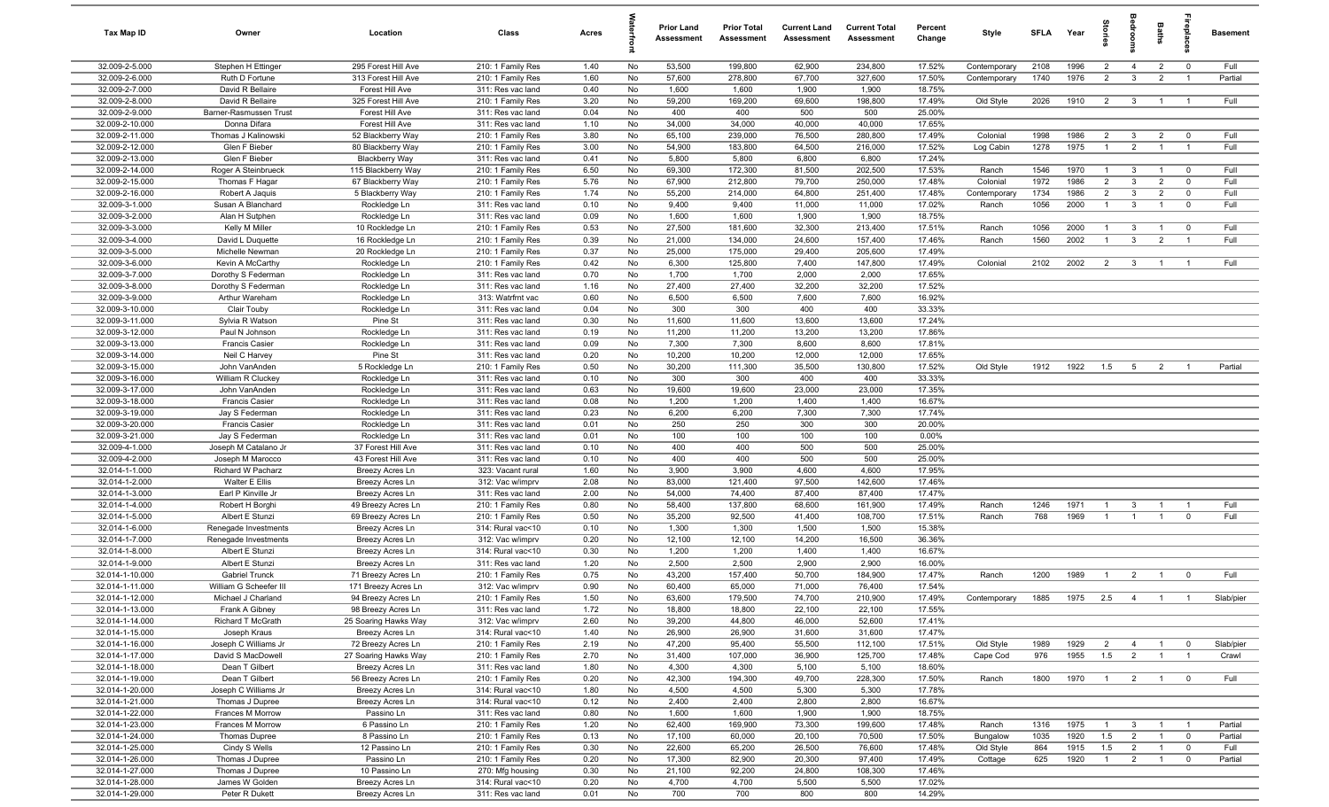| Tax Map ID | Owner | Location | Class | Acres | Waterfront | Prior Land Assessment | Prior Total Assessment | Current Land Assessment | Current Total Assessment | Percent Change | Style | SFLA | Year | Stories | Bedrooms | Baths | Fireplaces | Basement |
|---|---|---|---|---|---|---|---|---|---|---|---|---|---|---|---|---|---|---|
| 32.009-2-5.000 | Stephen H Ettinger | 295 Forest Hill Ave | 210: 1 Family Res | 1.40 | No | 53,500 | 199,800 | 62,900 | 234,800 | 17.52% | Contemporary | 2108 | 1996 | 2 | 4 | 2 | 0 | Full |
| 32.009-2-6.000 | Ruth D Fortune | 313 Forest Hill Ave | 210: 1 Family Res | 1.60 | No | 57,600 | 278,800 | 67,700 | 327,600 | 17.50% | Contemporary | 1740 | 1976 | 2 | 3 | 2 | 1 | Partial |
| 32.009-2-7.000 | David R Bellaire | Forest Hill Ave | 311: Res vac land | 0.40 | No | 1,600 | 1,600 | 1,900 | 1,900 | 18.75% | | | | | | | | |
| 32.009-2-8.000 | David R Bellaire | 325 Forest Hill Ave | 210: 1 Family Res | 3.20 | No | 59,200 | 169,200 | 69,600 | 198,800 | 17.49% | Old Style | 2026 | 1910 | 2 | 3 | 1 | 1 | Full |
| 32.009-2-9.000 | Barner-Rasmussen Trust | Forest Hill Ave | 311: Res vac land | 0.04 | No | 400 | 400 | 500 | 500 | 25.00% | | | | | | | | |
| 32.009-2-10.000 | Donna Difara | Forest Hill Ave | 311: Res vac land | 1.10 | No | 34,000 | 34,000 | 40,000 | 40,000 | 17.65% | | | | | | | | |
| 32.009-2-11.000 | Thomas J Kalinowski | 52 Blackberry Way | 210: 1 Family Res | 3.80 | No | 65,100 | 239,000 | 76,500 | 280,800 | 17.49% | Colonial | 1998 | 1986 | 2 | 3 | 2 | 0 | Full |
| 32.009-2-12.000 | Glen F Bieber | 80 Blackberry Way | 210: 1 Family Res | 3.00 | No | 54,900 | 183,800 | 64,500 | 216,000 | 17.52% | Log Cabin | 1278 | 1975 | 1 | 2 | 1 | 1 | Full |
| 32.009-2-13.000 | Glen F Bieber | Blackberry Way | 311: Res vac land | 0.41 | No | 5,800 | 5,800 | 6,800 | 6,800 | 17.24% | | | | | | | | |
| 32.009-2-14.000 | Roger A Steinbrueck | 115 Blackberry Way | 210: 1 Family Res | 6.50 | No | 69,300 | 172,300 | 81,500 | 202,500 | 17.53% | Ranch | 1546 | 1970 | 1 | 3 | 1 | 0 | Full |
| 32.009-2-15.000 | Thomas F Hagar | 67 Blackberry Way | 210: 1 Family Res | 5.76 | No | 67,900 | 212,800 | 79,700 | 250,000 | 17.48% | Colonial | 1972 | 1986 | 2 | 3 | 2 | 0 | Full |
| 32.009-2-16.000 | Robert A Jaquis | 5 Blackberry Way | 210: 1 Family Res | 1.74 | No | 55,200 | 214,000 | 64,800 | 251,400 | 17.48% | Contemporary | 1734 | 1986 | 2 | 3 | 2 | 0 | Full |
| 32.009-3-1.000 | Susan A Blanchard | Rockledge Ln | 311: Res vac land | 0.10 | No | 9,400 | 9,400 | 11,000 | 11,000 | 17.02% | Ranch | 1056 | 2000 | 1 | 3 | 1 | 0 | Full |
| 32.009-3-2.000 | Alan H Sutphen | Rockledge Ln | 311: Res vac land | 0.09 | No | 1,600 | 1,600 | 1,900 | 1,900 | 18.75% | | | | | | | | |
| 32.009-3-3.000 | Kelly M Miller | 10 Rockledge Ln | 210: 1 Family Res | 0.53 | No | 27,500 | 181,600 | 32,300 | 213,400 | 17.51% | Ranch | 1056 | 2000 | 1 | 3 | 1 | 0 | Full |
| 32.009-3-4.000 | David L Duquette | 16 Rockledge Ln | 210: 1 Family Res | 0.39 | No | 21,000 | 134,000 | 24,600 | 157,400 | 17.46% | Ranch | 1560 | 2002 | 1 | 3 | 2 | 1 | Full |
| 32.009-3-5.000 | Michelle Newman | 20 Rockledge Ln | 210: 1 Family Res | 0.37 | No | 25,000 | 175,000 | 29,400 | 205,600 | 17.49% | | | | | | | | |
| 32.009-3-6.000 | Kevin A McCarthy | Rockledge Ln | 210: 1 Family Res | 0.42 | No | 6,300 | 125,800 | 7,400 | 147,800 | 17.49% | Colonial | 2102 | 2002 | 2 | 3 | 1 | 1 | Full |
| 32.009-3-7.000 | Dorothy S Federman | Rockledge Ln | 311: Res vac land | 0.70 | No | 1,700 | 1,700 | 2,000 | 2,000 | 17.65% | | | | | | | | |
| 32.009-3-8.000 | Dorothy S Federman | Rockledge Ln | 311: Res vac land | 1.16 | No | 27,400 | 27,400 | 32,200 | 32,200 | 17.52% | | | | | | | | |
| 32.009-3-9.000 | Arthur Wareham | Rockledge Ln | 313: Watrfrnt vac | 0.60 | No | 6,500 | 6,500 | 7,600 | 7,600 | 16.92% | | | | | | | | |
| 32.009-3-10.000 | Clair Touby | Rockledge Ln | 311: Res vac land | 0.04 | No | 300 | 300 | 400 | 400 | 33.33% | | | | | | | | |
| 32.009-3-11.000 | Sylvia R Watson | Pine St | 311: Res vac land | 0.30 | No | 11,600 | 11,600 | 13,600 | 13,600 | 17.24% | | | | | | | | |
| 32.009-3-12.000 | Paul N Johnson | Rockledge Ln | 311: Res vac land | 0.19 | No | 11,200 | 11,200 | 13,200 | 13,200 | 17.86% | | | | | | | | |
| 32.009-3-13.000 | Francis Casier | Rockledge Ln | 311: Res vac land | 0.09 | No | 7,300 | 7,300 | 8,600 | 8,600 | 17.81% | | | | | | | | |
| 32.009-3-14.000 | Neil C Harvey | Pine St | 311: Res vac land | 0.20 | No | 10,200 | 10,200 | 12,000 | 12,000 | 17.65% | | | | | | | | |
| 32.009-3-15.000 | John VanAnden | 5 Rockledge Ln | 210: 1 Family Res | 0.50 | No | 30,200 | 111,300 | 35,500 | 130,800 | 17.52% | Old Style | 1912 | 1922 | 1.5 | 5 | 2 | 1 | Partial |
| 32.009-3-16.000 | William R Cluckey | Rockledge Ln | 311: Res vac land | 0.10 | No | 300 | 300 | 400 | 400 | 33.33% | | | | | | | | |
| 32.009-3-17.000 | John VanAnden | Rockledge Ln | 311: Res vac land | 0.63 | No | 19,600 | 19,600 | 23,000 | 23,000 | 17.35% | | | | | | | | |
| 32.009-3-18.000 | Francis Casier | Rockledge Ln | 311: Res vac land | 0.08 | No | 1,200 | 1,200 | 1,400 | 1,400 | 16.67% | | | | | | | | |
| 32.009-3-19.000 | Jay S Federman | Rockledge Ln | 311: Res vac land | 0.23 | No | 6,200 | 6,200 | 7,300 | 7,300 | 17.74% | | | | | | | | |
| 32.009-3-20.000 | Francis Casier | Rockledge Ln | 311: Res vac land | 0.01 | No | 250 | 250 | 300 | 300 | 20.00% | | | | | | | | |
| 32.009-3-21.000 | Jay S Federman | Rockledge Ln | 311: Res vac land | 0.01 | No | 100 | 100 | 100 | 100 | 0.00% | | | | | | | | |
| 32.009-4-1.000 | Joseph M Catalano Jr | 37 Forest Hill Ave | 311: Res vac land | 0.10 | No | 400 | 400 | 500 | 500 | 25.00% | | | | | | | | |
| 32.009-4-2.000 | Joseph M Marocco | 43 Forest Hill Ave | 311: Res vac land | 0.10 | No | 400 | 400 | 500 | 500 | 25.00% | | | | | | | | |
| 32.014-1-1.000 | Richard W Pacharz | Breezy Acres Ln | 323: Vacant rural | 1.60 | No | 3,900 | 3,900 | 4,600 | 4,600 | 17.95% | | | | | | | | |
| 32.014-1-2.000 | Walter E Ellis | Breezy Acres Ln | 312: Vac w/imprv | 2.08 | No | 83,000 | 121,400 | 97,500 | 142,600 | 17.46% | | | | | | | | |
| 32.014-1-3.000 | Earl P Kinville Jr | Breezy Acres Ln | 311: Res vac land | 2.00 | No | 54,000 | 74,400 | 87,400 | 87,400 | 17.47% | | | | | | | | |
| 32.014-1-4.000 | Robert H Borghi | 49 Breezy Acres Ln | 210: 1 Family Res | 0.80 | No | 58,400 | 137,800 | 68,600 | 161,900 | 17.49% | Ranch | 1246 | 1971 | 1 | 3 | 1 | 1 | Full |
| 32.014-1-5.000 | Albert E Stunzi | 69 Breezy Acres Ln | 210: 1 Family Res | 0.50 | No | 35,200 | 92,500 | 41,400 | 108,700 | 17.51% | Ranch | 768 | 1969 | 1 | 1 | 1 | 0 | Full |
| 32.014-1-6.000 | Renegade Investments | Breezy Acres Ln | 314: Rural vac<10 | 0.10 | No | 1,300 | 1,300 | 1,500 | 1,500 | 15.38% | | | | | | | | |
| 32.014-1-7.000 | Renegade Investments | Breezy Acres Ln | 312: Vac w/imprv | 0.20 | No | 12,100 | 12,100 | 14,200 | 16,500 | 36.36% | | | | | | | | |
| 32.014-1-8.000 | Albert E Stunzi | Breezy Acres Ln | 314: Rural vac<10 | 0.30 | No | 1,200 | 1,200 | 1,400 | 1,400 | 16.67% | | | | | | | | |
| 32.014-1-9.000 | Albert E Stunzi | Breezy Acres Ln | 311: Res vac land | 1.20 | No | 2,500 | 2,500 | 2,900 | 2,900 | 16.00% | | | | | | | | |
| 32.014-1-10.000 | Gabriel Trunck | 71 Breezy Acres Ln | 210: 1 Family Res | 0.75 | No | 43,200 | 157,400 | 50,700 | 184,900 | 17.47% | Ranch | 1200 | 1989 | 1 | 2 | 1 | 0 | Full |
| 32.014-1-11.000 | William G Scheefer III | 171 Breezy Acres Ln | 312: Vac w/imprv | 0.90 | No | 60,400 | 65,000 | 71,000 | 76,400 | 17.54% | | | | | | | | |
| 32.014-1-12.000 | Michael J Charland | 94 Breezy Acres Ln | 210: 1 Family Res | 1.50 | No | 63,600 | 179,500 | 74,700 | 210,900 | 17.49% | Contemporary | 1885 | 1975 | 2.5 | 4 | 1 | 1 | Slab/pier |
| 32.014-1-13.000 | Frank A Gibney | 98 Breezy Acres Ln | 311: Res vac land | 1.72 | No | 18,800 | 18,800 | 22,100 | 22,100 | 17.55% | | | | | | | | |
| 32.014-1-14.000 | Richard T McGrath | 25 Soaring Hawks Way | 312: Vac w/imprv | 2.60 | No | 39,200 | 44,800 | 46,000 | 52,600 | 17.41% | | | | | | | | |
| 32.014-1-15.000 | Joseph Kraus | Breezy Acres Ln | 314: Rural vac<10 | 1.40 | No | 26,900 | 26,900 | 31,600 | 31,600 | 17.47% | | | | | | | | |
| 32.014-1-16.000 | Joseph C Williams Jr | 72 Breezy Acres Ln | 210: 1 Family Res | 2.19 | No | 47,200 | 95,400 | 55,500 | 112,100 | 17.51% | Old Style | 1989 | 1929 | 2 | 4 | 1 | 0 | Slab/pier |
| 32.014-1-17.000 | David S MacDowell | 27 Soaring Hawks Way | 210: 1 Family Res | 2.70 | No | 31,400 | 107,000 | 36,900 | 125,700 | 17.48% | Cape Cod | 976 | 1955 | 1.5 | 2 | 1 | 1 | Crawl |
| 32.014-1-18.000 | Dean T Gilbert | Breezy Acres Ln | 311: Res vac land | 1.80 | No | 4,300 | 4,300 | 5,100 | 5,100 | 18.60% | | | | | | | | |
| 32.014-1-19.000 | Dean T Gilbert | 56 Breezy Acres Ln | 210: 1 Family Res | 0.20 | No | 42,300 | 194,300 | 49,700 | 228,300 | 17.50% | Ranch | 1800 | 1970 | 1 | 2 | 1 | 0 | Full |
| 32.014-1-20.000 | Joseph C Williams Jr | Breezy Acres Ln | 314: Rural vac<10 | 1.80 | No | 4,500 | 4,500 | 5,300 | 5,300 | 17.78% | | | | | | | | |
| 32.014-1-21.000 | Thomas J Dupree | Breezy Acres Ln | 314: Rural vac<10 | 0.12 | No | 2,400 | 2,400 | 2,800 | 2,800 | 16.67% | | | | | | | | |
| 32.014-1-22.000 | Frances M Morrow | Passino Ln | 311: Res vac land | 0.80 | No | 1,600 | 1,600 | 1,900 | 1,900 | 18.75% | | | | | | | | |
| 32.014-1-23.000 | Frances M Morrow | 6 Passino Ln | 210: 1 Family Res | 1.20 | No | 62,400 | 169,900 | 73,300 | 199,600 | 17.48% | Ranch | 1316 | 1975 | 1 | 3 | 1 | 1 | Partial |
| 32.014-1-24.000 | Thomas Dupree | 8 Passino Ln | 210: 1 Family Res | 0.13 | No | 17,100 | 60,000 | 20,100 | 70,500 | 17.50% | Bungalow | 1035 | 1920 | 1.5 | 2 | 1 | 0 | Partial |
| 32.014-1-25.000 | Cindy S Wells | 12 Passino Ln | 210: 1 Family Res | 0.30 | No | 22,600 | 65,200 | 26,500 | 76,600 | 17.48% | Old Style | 864 | 1915 | 1.5 | 2 | 1 | 0 | Full |
| 32.014-1-26.000 | Thomas J Dupree | Passino Ln | 210: 1 Family Res | 0.20 | No | 17,300 | 82,900 | 20,300 | 97,400 | 17.49% | Cottage | 625 | 1920 | 1 | 2 | 1 | 0 | Partial |
| 32.014-1-27.000 | Thomas J Dupree | 10 Passino Ln | 270: Mfg housing | 0.30 | No | 21,100 | 92,200 | 24,800 | 108,300 | 17.46% | | | | | | | | |
| 32.014-1-28.000 | James W Golden | Breezy Acres Ln | 314: Rural vac<10 | 0.20 | No | 4,700 | 4,700 | 5,500 | 5,500 | 17.02% | | | | | | | | |
| 32.014-1-29.000 | Peter R Dukett | Breezy Acres Ln | 311: Res vac land | 0.01 | No | 700 | 700 | 800 | 800 | 14.29% | | | | | | | | |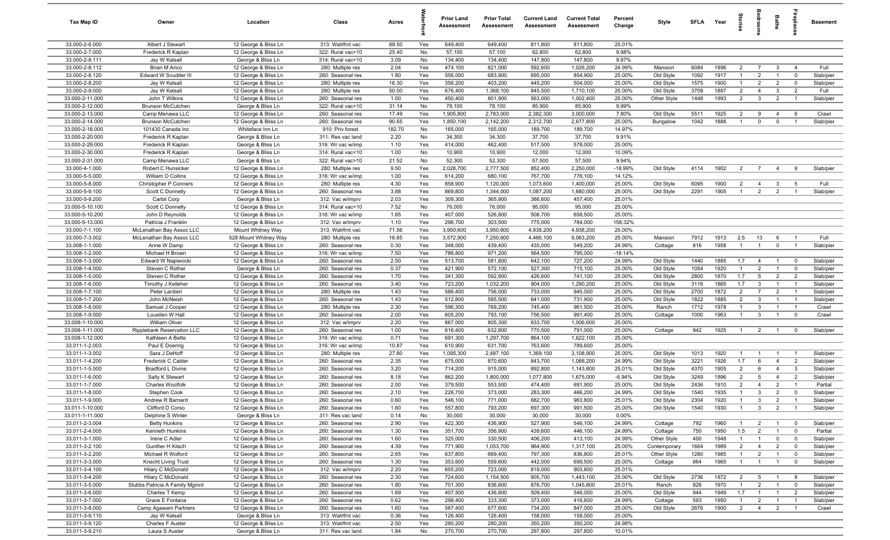| Tax Map ID | Owner | Location | Class | Acres | Waterfront | Prior Land Assessment | Prior Total Assessment | Current Land Assessment | Current Total Assessment | Percent Change | Style | SFLA | Year | Stories | Bedrooms | Baths | Fireplaces | Basement |
|---|---|---|---|---|---|---|---|---|---|---|---|---|---|---|---|---|---|---|
| 33.000-2-6.000 | Albert J Stewart | 12 George & Bliss Ln | 313: Watrfrnt vac | 88.50 | Yes | 649,400 | 649,400 | 811,800 | 811,800 | 25.01% | | | | | | | | |
| 33.000-2-7.000 | Frederick R Kaplan | 12 George & Bliss Ln | 322: Rural vac>10 | 25.40 | No | 57,100 | 57,100 | 62,800 | 62,800 | 9.98% | | | | | | | | |
| 33.000-2-8.111 | Jay W Kelsall | George & Bliss Ln | 314: Rural vac<10 | 3.09 | No | 134,400 | 134,400 | 147,800 | 147,800 | 9.97% | | | | | | | | |
| 33.000-2-8.112 | Brian M Arico | 12 George & Bliss Ln | 280: Multiple res | 2.04 | Yes | 474,100 | 821,000 | 592,600 | 1,026,200 | 24.99% | Mansion | 6084 | 1896 | 2 | 7 | 3 | 4 | Full |
| 33.000-2-8.120 | Edward W Scudder III | 12 George & Bliss Ln | 260: Seasonal res | 1.80 | Yes | 556,000 | 683,900 | 695,000 | 854,900 | 25.00% | Old Style | 1092 | 1917 | 1 | 2 | 1 | 0 | Slab/pier |
| 33.000-2-8.200 | Jay W Kelsall | 12 George & Bliss Ln | 280: Multiple res | 16.30 | Yes | 356,200 | 403,200 | 445,200 | 504,000 | 25.00% | Old Style | 1575 | 1900 | 1 | 2 | 2 | 0 | Slab/pier |
| 33.000-2-9.000 | Jay W Kelsall | 12 George & Bliss Ln | 280: Multiple res | 50.00 | Yes | 676,400 | 1,368,100 | 845,500 | 1,710,100 | 25.00% | Old Style | 3709 | 1897 | 2 | 4 | 3 | 2 | Full |
| 33.000-2-11.000 | John T Wilkins | 12 George & Bliss Ln | 260: Seasonal res | 1.00 | Yes | 450,400 | 801,900 | 563,000 | 1,002,400 | 25.00% | Other Style | 1448 | 1993 | 2 | 3 | 2 | 1 | Slab/pier |
| 33.000-2-12.000 | Brunson McCutchen | George & Bliss Ln | 322: Rural vac>10 | 31.14 | No | 78,100 | 78,100 | 85,900 | 85,900 | 9.99% | | | | | | | | |
| 33.000-2-13.000 | Camp Menawa LLC | 12 George & Bliss Ln | 260: Seasonal res | 17.49 | Yes | 1,905,800 | 2,783,000 | 2,382,300 | 3,000,000 | 7.80% | Old Style | 5511 | 1925 | 2 | 9 | 4 | 6 | Crawl |
| 33.000-2-14.000 | Brunson McCutchen | 12 George & Bliss Ln | 260: Seasonal res | 90.65 | Yes | 1,850,100 | 2,142,200 | 2,312,700 | 2,677,800 | 25.00% | Bungalow | 1042 | 1888 | 1 | 0 | 0 | 1 | Slab/pier |
| 33.000-2-18.000 | 101430 Canada Inc | Whiteface Inn Ln | 910: Priv forest | 182.70 | No | 165,000 | 165,000 | 189,700 | 189,700 | 14.97% | | | | | | | | |
| 33.000-2-20.000 | Frederick R Kaplan | George & Bliss Ln | 311: Res vac land | 2.20 | No | 34,300 | 34,300 | 37,700 | 37,700 | 9.91% | | | | | | | | |
| 33.000-2-29.000 | Frederick R Kaplan | George & Bliss Ln | 316: Wr vac w/imp | 1.10 | Yes | 414,000 | 462,400 | 517,500 | 578,000 | 25.00% | | | | | | | | |
| 33.000-2-30.000 | Frederick R Kaplan | George & Bliss Ln | 314: Rural vac<10 | 1.00 | No | 10,900 | 10,900 | 12,000 | 12,000 | 10.09% | | | | | | | | |
| 33.000-2-31.000 | Camp Menawa LLC | George & Bliss Ln | 322: Rural vac>10 | 21.52 | No | 52,300 | 52,300 | 57,500 | 57,500 | 9.94% | | | | | | | | |
| 33.000-4-1.000 | Robert C Hunsicker | 12 George & Bliss Ln | 280: Multiple res | 9.50 | Yes | 2,028,700 | 2,777,500 | 852,400 | 2,250,000 | -18.99% | Old Style | 4114 | 1902 | 2 | 7 | 4 | 9 | Slab/pier |
| 33.000-5-5.000 | William O Collins | 12 George & Bliss Ln | 316: Wr vac w/imp | 1.00 | Yes | 614,200 | 680,100 | 767,700 | 776,100 | 14.12% | | | | | | | | |
| 33.000-5-8.000 | Christopher P Conners | 12 George & Bliss Ln | 280: Multiple res | 4.30 | Yes | 858,900 | 1,120,000 | 1,073,600 | 1,400,000 | 25.00% | Old Style | 6095 | 1900 | 2 | 4 | 3 | 5 | Full |
| 33.000-5-9.100 | Scott C Donnelly | 12 George & Bliss Ln | 260: Seasonal res | 3.88 | Yes | 869,800 | 1,344,000 | 1,087,200 | 1,680,000 | 25.00% | Old Style | 2291 | 1905 | 1 | 2 | 2 | 1 | Slab/pier |
| 33.000-5-9.200 | Carbil Corp | George & Bliss Ln | 312: Vac w/imprv | 2.03 | Yes | 309,300 | 365,900 | 386,600 | 457,400 | 25.01% | | | | | | | | |
| 33.000-5-10.100 | Scott C Donnelly | 12 George & Bliss Ln | 314: Rural vac<10 | 7.52 | No | 76,000 | 76,000 | 95,000 | 95,000 | 25.00% | | | | | | | | |
| 33.000-5-10.200 | John D Reynolds | 12 George & Bliss Ln | 316: Wr vac w/imp | 1.85 | Yes | 407,000 | 526,800 | 508,700 | 658,500 | 25.00% | | | | | | | | |
| 33.000-5-13.000 | Patricia J Franklin | 12 George & Bliss Ln | 312: Vac w/imprv | 1.10 | Yes | 296,700 | 303,500 | 775,000 | 784,000 | 158.32% | | | | | | | | |
| 33.000-7-1.100 | McLenathan Bay Assoc LLC | Mount Whitney Way | 313: Watrfrnt vac | 71.56 | Yes | 3,950,600 | 3,950,600 | 4,938,200 | 4,938,200 | 25.00% | | | | | | | | |
| 33.000-7-3.002 | McLenathan Bay Assoc LLC | 528 Mount Whitney Way | 280: Multiple res | 16.65 | Yes | 3,572,900 | 7,250,600 | 4,466,100 | 9,063,200 | 25.00% | Mansion | 7912 | 1913 | 2.5 | 13 | 6 | 1 | Full |
| 33.008-1-1.000 | Anne W Damp | 12 George & Bliss Ln | 260: Seasonal res | 0.30 | Yes | 348,000 | 439,400 | 435,000 | 549,200 | 24.99% | Cottage | 816 | 1958 | 1 | 1 | 0 | 1 | Slab/pier |
| 33.008-1-2.000 | Michael H Brown | 12 George & Bliss Ln | 316: Wr vac w/imp | 7.50 | Yes | 786,800 | 971,200 | 564,500 | 795,000 | -18.14% | | | | | | | | |
| 33.008-1-3.000 | Edward W Napiwocki | 12 George & Bliss Ln | 260: Seasonal res | 2.50 | Yes | 513,700 | 581,800 | 642,100 | 727,200 | 24.99% | Old Style | 1440 | 1885 | 1.7 | 4 | 1 | 0 | Slab/pier |
| 33.008-1-4.000 | Steven C Rother | George & Bliss Ln | 260: Seasonal res | 0.37 | Yes | 421,900 | 572,100 | 527,300 | 715,100 | 25.00% | Old Style | 1054 | 1920 | 1 | 2 | 1 | 0 | Slab/pier |
| 33.008-1-5.000 | Steven C Rother | 12 George & Bliss Ln | 260: Seasonal res | 1.70 | Yes | 341,300 | 592,900 | 426,600 | 741,100 | 25.00% | Old Style | 2800 | 1870 | 1.7 | 5 | 2 | 2 | Slab/pier |
| 33.008-1-6.000 | Timothy J Kelleher | 12 George & Bliss Ln | 260: Seasonal res | 3.40 | Yes | 723,200 | 1,032,200 | 904,000 | 1,290,200 | 25.00% | Old Style | 3116 | 1885 | 1.7 | 3 | 1 | 1 | Slab/pier |
| 33.008-1-7.100 | Peter Lardieri | 12 George & Bliss Ln | 280: Multiple res | 1.43 | Yes | 586,400 | 756,000 | 733,000 | 945,000 | 25.00% | Old Style | 2700 | 1872 | 2 | 7 | 2 | 1 | Slab/pier |
| 33.008-1-7.200 | John McNeish | 12 George & Bliss Ln | 260: Seasonal res | 1.43 | Yes | 512,800 | 585,500 | 641,000 | 731,900 | 25.00% | Old Style | 1822 | 1885 | 2 | 3 | 1 | 1 | Slab/pier |
| 33.008-1-8.000 | Samuel J Cooper | 12 George & Bliss Ln | 280: Multiple res | 2.30 | Yes | 596,300 | 769,200 | 745,400 | 961,500 | 25.00% | Ranch | 1712 | 1978 | 1 | 3 | 1 | 1 | Crawl |
| 33.008-1-9.000 | Louellen W Hall | 12 George & Bliss Ln | 260: Seasonal res | 2.00 | Yes | 605,200 | 793,100 | 756,500 | 991,400 | 25.00% | Cottage | 1000 | 1963 | 1 | 3 | 1 | 0 | Crawl |
| 33.008-1-10.000 | William Oliver | 12 George & Bliss Ln | 312: Vac w/imprv | 2.20 | Yes | 667,000 | 805,300 | 833,700 | 1,006,600 | 25.00% | | | | | | | | |
| 33.008-1-11.000 | Ripplebank Reservation LLC | 12 George & Bliss Ln | 260: Seasonal res | 1.00 | Yes | 616,400 | 632,800 | 770,500 | 791,000 | 25.00% | Cottage | 942 | 1925 | 1 | 2 | 1 | 0 | Slab/pier |
| 33.008-1-12.000 | Kathleen A Bette | 12 George & Bliss Ln | 316: Wr vac w/imp | 0.71 | Yes | 691,300 | 1,297,700 | 864,100 | 1,622,100 | 25.00% | | | | | | | | |
| 33.011-1-2.003 | Paul E Doering | 12 George & Bliss Ln | 316: Wr vac w/imp | 10.87 | Yes | 610,900 | 631,700 | 763,600 | 789,600 | 25.00% | | | | | | | | |
| 33.011-1-3.002 | Sara J DeHoff | 12 George & Bliss Ln | 280: Multiple res | 27.80 | Yes | 1,095,300 | 2,487,100 | 1,369,100 | 3,108,900 | 25.00% | Old Style | 1013 | 1920 | 1 | 1 | 1 | 1 | Slab/pier |
| 33.011-1-4.200 | Frederick C Calder | 12 George & Bliss Ln | 260: Seasonal res | 2.35 | Yes | 675,000 | 870,600 | 843,700 | 1,088,200 | 24.99% | Old Style | 3221 | 1926 | 1.7 | 6 | 4 | 2 | Slab/pier |
| 33.011-1-5.000 | Bradford L Divine | 12 George & Bliss Ln | 260: Seasonal res | 3.20 | Yes | 714,200 | 915,000 | 892,800 | 1,143,800 | 25.01% | Old Style | 4370 | 1905 | 2 | 6 | 4 | 3 | Slab/pier |
| 33.011-1-6.000 | Sally K Stewart | 12 George & Bliss Ln | 260: Seasonal res | 8.18 | Yes | 862,200 | 1,800,000 | 1,077,800 | 1,675,000 | -6.94% | Old Style | 3249 | 1896 | 2 | 5 | 4 | 2 | Slab/pier |
| 33.011-1-7.000 | Charles Woolfolk | 12 George & Bliss Ln | 260: Seasonal res | 2.00 | Yes | 379,500 | 553,500 | 474,400 | 691,900 | 25.00% | Old Style | 2436 | 1910 | 2 | 4 | 2 | 1 | Partial |
| 33.011-1-8.000 | Stephen Cook | 12 George & Bliss Ln | 260: Seasonal res | 2.10 | Yes | 226,700 | 373,000 | 283,300 | 466,200 | 24.99% | Old Style | 1540 | 1935 | 1 | 3 | 2 | 0 | Slab/pier |
| 33.011-1-9.000 | Andrew R Barnard | 12 George & Bliss Ln | 260: Seasonal res | 0.60 | Yes | 546,100 | 771,000 | 682,700 | 963,800 | 25.01% | Old Style | 2304 | 1920 | 1 | 3 | 2 | 1 | Slab/pier |
| 33.011-1-10.000 | Clifford D Corso | 12 George & Bliss Ln | 260: Seasonal res | 1.60 | Yes | 557,800 | 793,200 | 697,300 | 991,500 | 25.00% | Old Style | 1540 | 1930 | 1 | 3 | 2 | 1 | Slab/pier |
| 33.011-1-11.000 | Delphine S Winter | George & Bliss Ln | 311: Res vac land | 0.14 | No | 30,000 | 30,000 | 30,000 | 30,000 | 0.00% | | | | | | | | |
| 33.011-2-3.004 | Betty Hunkins | 12 George & Bliss Ln | 260: Seasonal res | 2.90 | Yes | 422,300 | 436,900 | 527,900 | 546,100 | 24.99% | Cottage | 792 | 1960 | 1 | 2 | 1 | 0 | Slab/pier |
| 33.011-2-4.005 | Kenneth Hunkins | 12 George & Bliss Ln | 260: Seasonal res | 1.30 | Yes | 351,700 | 356,900 | 439,600 | 446,100 | 24.99% | Cottage | 750 | 1950 | 1.5 | 2 | 1 | 0 | Partial |
| 33.011-3-1.000 | Irene C Adler | 12 George & Bliss Ln | 260: Seasonal res | 1.60 | Yes | 325,000 | 330,500 | 406,200 | 413,100 | 24.99% | Other Style | 400 | 1948 | 1 | 1 | 0 | 0 | Slab/pier |
| 33.011-3-2.100 | Gunther H Kilsch | 12 George & Bliss Ln | 260: Seasonal res | 4.39 | Yes | 771,900 | 1,053,700 | 964,900 | 1,317,100 | 25.00% | Contemporary | 1664 | 1989 | 2 | 4 | 2 | 0 | Slab/pier |
| 33.011-3-2.200 | Michael R Wolford | 12 George & Bliss Ln | 260: Seasonal res | 2.65 | Yes | 637,800 | 669,400 | 797,300 | 836,800 | 25.01% | Other Style | 1280 | 1985 | 1 | 2 | 1 | 0 | Slab/pier |
| 33.011-3-3.000 | Knecht Living Trust | 12 George & Bliss Ln | 260: Seasonal res | 1.30 | Yes | 353,600 | 559,600 | 442,000 | 699,500 | 25.00% | Cottage | 864 | 1965 | 1 | 1 | 1 | 0 | Slab/pier |
| 33.011-3-4.100 | Hilary C McDonald | 12 George & Bliss Ln | 312: Vac w/imprv | 2.20 | Yes | 655,200 | 723,000 | 819,000 | 903,800 | 25.01% | | | | | | | | |
| 33.011-3-4.200 | Hilary C McDonald | 12 George & Bliss Ln | 260: Seasonal res | 2.30 | Yes | 724,600 | 1,154,500 | 905,700 | 1,443,100 | 25.00% | Old Style | 2736 | 1872 | 2 | 5 | 1 | 8 | Slab/pier |
| 33.011-3-5.000 | Stubbs Patricia A Family Mgmnt | 12 George & Bliss Ln | 260: Seasonal res | 1.80 | Yes | 701,300 | 836,600 | 876,700 | 1,045,800 | 25.01% | Ranch | 926 | 1970 | 1 | 2 | 1 | 0 | Slab/pier |
| 33.011-3-6.000 | Charles T Kemp | 12 George & Bliss Ln | 260: Seasonal res | 1.69 | Yes | 407,500 | 436,800 | 509,400 | 546,000 | 25.00% | Old Style | 944 | 1949 | 1.7 | 1 | 1 | 2 | Slab/pier |
| 33.011-3-7.000 | Grace E Fontana | 12 George & Bliss Ln | 260: Seasonal res | 0.62 | Yes | 298,400 | 333,300 | 373,000 | 416,600 | 24.99% | Cottage | 593 | 1950 | 1 | 2 | 1 | 1 | Slab/pier |
| 33.011-3-8.000 | Camp Agawam Partners | 12 George & Bliss Ln | 260: Seasonal res | 1.60 | Yes | 587,400 | 677,600 | 734,200 | 847,000 | 25.00% | Old Style | 2676 | 1900 | 2 | 4 | 2 | 1 | Crawl |
| 33.011-3-9.110 | Jay W Kelsall | George & Bliss Ln | 313: Watrfrnt vac | 0.36 | Yes | 126,400 | 126,400 | 158,000 | 158,000 | 25.00% | | | | | | | | |
| 33.011-3-9.120 | Charles F Auster | 12 George & Bliss Ln | 313: Watrfrnt vac | 2.50 | Yes | 280,200 | 280,200 | 350,200 | 350,200 | 24.98% | | | | | | | | |
| 33.011-3-9.210 | Laura S Auster | George & Bliss Ln | 311: Res vac land | 1.84 | No | 270,700 | 270,700 | 297,800 | 297,800 | 10.01% | | | | | | | | |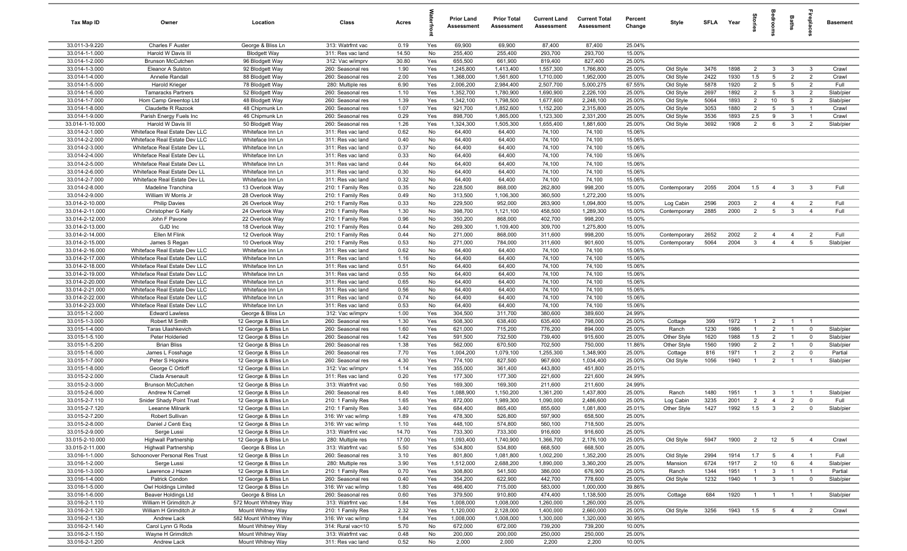| Tax Map ID | Owner | Location | Class | Acres | Waterfront | Prior Land Assessment | Prior Total Assessment | Current Land Assessment | Current Total Assessment | Percent Change | Style | SFLA | Year | Stories | Bedrooms | Baths | Fireplaces | Basement |
|---|---|---|---|---|---|---|---|---|---|---|---|---|---|---|---|---|---|---|
| 33.011-3-9.220 | Charles F Auster | George & Bliss Ln | 313: Watrfrnt vac | 0.19 | Yes | 69,900 | 69,900 | 87,400 | 87,400 | 25.04% | | | | | | | | |
| 33.014-1-1.000 | Harold W Davis III | Blodgett Way | 311: Res vac land | 14.50 | No | 255,400 | 255,400 | 293,700 | 293,700 | 15.00% | | | | | | | | |
| 33.014-1-2.000 | Brunson McCutchen | 96 Blodgett Way | 312: Vac w/imprv | 30.80 | Yes | 655,500 | 661,900 | 819,400 | 827,400 | 25.00% | | | | | | | | |
| 33.014-1-3.000 | Eleanor A Sulston | 92 Blodgett Way | 260: Seasonal res | 1.90 | Yes | 1,245,800 | 1,413,400 | 1,557,300 | 1,766,800 | 25.00% | Old Style | 3476 | 1898 | 2 | 3 | 3 | 3 | Crawl |
| 33.014-1-4.000 | Annelie Randall | 88 Blodgett Way | 260: Seasonal res | 2.00 | Yes | 1,368,000 | 1,561,600 | 1,710,000 | 1,952,000 | 25.00% | Old Style | 2422 | 1930 | 1.5 | 5 | 2 | 2 | Crawl |
| 33.014-1-5.000 | Harold Krieger | 78 Blodgett Way | 280: Multiple res | 6.90 | Yes | 2,006,200 | 2,984,400 | 2,507,700 | 5,000,275 | 67.55% | Old Style | 5878 | 1920 | 2 | 5 | 5 | 2 | Full |
| 33.014-1-6.000 | Tamaracks Partners | 52 Blodgett Way | 260: Seasonal res | 1.10 | Yes | 1,352,700 | 1,780,900 | 1,690,900 | 2,226,100 | 25.00% | Old Style | 2697 | 1892 | 2 | 5 | 3 | 2 | Slab/pier |
| 33.014-1-7.000 | Hom Camp Greentop Ltd | 48 Blodgett Way | 260: Seasonal res | 1.39 | Yes | 1,342,100 | 1,798,500 | 1,677,600 | 2,248,100 | 25.00% | Old Style | 5064 | 1893 | 2 | 10 | 5 | 2 | Slab/pier |
| 33.014-1-8.000 | Claudette R Razook | 48 Chipmunk Ln | 260: Seasonal res | 1.07 | Yes | 921,700 | 1,852,600 | 1,152,200 | 2,315,800 | 25.00% | Old Style | 3053 | 1880 | 2 | 5 | 3 | 1 | Crawl |
| 33.014-1-9.000 | Parish Energy Fuels Inc | 46 Chipmunk Ln | 260: Seasonal res | 0.29 | Yes | 898,700 | 1,865,000 | 1,123,300 | 2,331,200 | 25.00% | Old Style | 3536 | 1893 | 2.5 | 9 | 3 | 1 | Crawl |
| 33.014-1-10.000 | Harold W Davis III | 50 Blodgett Way | 260: Seasonal res | 1.26 | Yes | 1,324,300 | 1,505,300 | 1,655,400 | 1,881,600 | 25.00% | Old Style | 3692 | 1908 | 2 | 6 | 3 | 2 | Slab/pier |
| 33.014-2-1.000 | Whiteface Real Estate Dev LLC | Whiteface Inn Ln | 311: Res vac land | 0.62 | No | 64,400 | 64,400 | 74,100 | 74,100 | 15.06% | | | | | | | | |
| 33.014-2-2.000 | Whiteface Real Estate Dev LLC | Whiteface Inn Ln | 311: Res vac land | 0.40 | No | 64,400 | 64,400 | 74,100 | 74,100 | 15.06% | | | | | | | | |
| 33.014-2-3.000 | Whiteface Real Estate Dev LL | Whiteface Inn Ln | 311: Res vac land | 0.37 | No | 64,400 | 64,400 | 74,100 | 74,100 | 15.06% | | | | | | | | |
| 33.014-2-4.000 | Whiteface Real Estate Dev LL | Whiteface Inn Ln | 311: Res vac land | 0.33 | No | 64,400 | 64,400 | 74,100 | 74,100 | 15.06% | | | | | | | | |
| 33.014-2-5.000 | Whiteface Real Estate Dev LL | Whiteface Inn Ln | 311: Res vac land | 0.44 | No | 64,400 | 64,400 | 74,100 | 74,100 | 15.06% | | | | | | | | |
| 33.014-2-6.000 | Whiteface Real Estate Dev LL | Whiteface Inn Ln | 311: Res vac land | 0.30 | No | 64,400 | 64,400 | 74,100 | 74,100 | 15.06% | | | | | | | | |
| 33.014-2-7.000 | Whiteface Real Estate Dev LL | Whiteface Inn Ln | 311: Res vac land | 0.32 | No | 64,400 | 64,400 | 74,100 | 74,100 | 15.06% | | | | | | | | |
| 33.014-2-8.000 | Madeline Tranchina | 13 Overlook Way | 210: 1 Family Res | 0.35 | No | 228,500 | 868,000 | 262,800 | 998,200 | 15.00% | Contemporary | 2055 | 2004 | 1.5 | 4 | 3 | 3 | Full |
| 33.014-2-9.000 | William W Morris Jr | 28 Overlook Way | 210: 1 Family Res | 0.49 | No | 313,500 | 1,106,300 | 360,500 | 1,272,200 | 15.00% | | | | | | | | |
| 33.014-2-10.000 | Philip Davies | 26 Overlook Way | 210: 1 Family Res | 0.33 | No | 229,500 | 952,000 | 263,900 | 1,094,800 | 15.00% | Log Cabin | 2596 | 2003 | 2 | 4 | 4 | 2 | Full |
| 33.014-2-11.000 | Christopher G Kelly | 24 Overlook Way | 210: 1 Family Res | 1.30 | No | 398,700 | 1,121,100 | 458,500 | 1,289,300 | 15.00% | Contemporary | 2885 | 2000 | 2 | 5 | 3 | 4 | Full |
| 33.014-2-12.000 | John F Pavone | 22 Overlook Way | 210: 1 Family Res | 0.96 | No | 350,200 | 868,000 | 402,700 | 998,200 | 15.00% | | | | | | | | |
| 33.014-2-13.000 | GJD Inc | 18 Overlook Way | 210: 1 Family Res | 0.44 | No | 269,300 | 1,109,400 | 309,700 | 1,275,800 | 15.00% | | | | | | | | |
| 33.014-2-14.000 | Ellen M Flink | 12 Overlook Way | 210: 1 Family Res | 0.44 | No | 271,000 | 868,000 | 311,600 | 998,200 | 15.00% | Contemporary | 2652 | 2002 | 2 | 4 | 4 | 2 | Full |
| 33.014-2-15.000 | James S Regan | 10 Overlook Way | 210: 1 Family Res | 0.53 | No | 271,000 | 784,000 | 311,600 | 901,600 | 15.00% | Contemporary | 5064 | 2004 | 3 | 4 | 4 | 5 | Slab/pier |
| 33.014-2-16.000 | Whiteface Real Estate Dev LLC | Whiteface Inn Ln | 311: Res vac land | 0.62 | No | 64,400 | 64,400 | 74,100 | 74,100 | 15.06% | | | | | | | | |
| 33.014-2-17.000 | Whiteface Real Estate Dev LLC | Whiteface Inn Ln | 311: Res vac land | 1.16 | No | 64,400 | 64,400 | 74,100 | 74,100 | 15.06% | | | | | | | | |
| 33.014-2-18.000 | Whiteface Real Estate Dev LLC | Whiteface Inn Ln | 311: Res vac land | 0.51 | No | 64,400 | 64,400 | 74,100 | 74,100 | 15.06% | | | | | | | | |
| 33.014-2-19.000 | Whiteface Real Estate Dev LLC | Whiteface Inn Ln | 311: Res vac land | 0.55 | No | 64,400 | 64,400 | 74,100 | 74,100 | 15.06% | | | | | | | | |
| 33.014-2-20.000 | Whiteface Real Estate Dev LLC | Whiteface Inn Ln | 311: Res vac land | 0.65 | No | 64,400 | 64,400 | 74,100 | 74,100 | 15.06% | | | | | | | | |
| 33.014-2-21.000 | Whiteface Real Estate Dev LLC | Whiteface Inn Ln | 311: Res vac land | 0.56 | No | 64,400 | 64,400 | 74,100 | 74,100 | 15.06% | | | | | | | | |
| 33.014-2-22.000 | Whiteface Real Estate Dev LLC | Whiteface Inn Ln | 311: Res vac land | 0.74 | No | 64,400 | 64,400 | 74,100 | 74,100 | 15.06% | | | | | | | | |
| 33.014-2-23.000 | Whiteface Real Estate Dev LLC | Whiteface Inn Ln | 311: Res vac land | 0.53 | No | 64,400 | 64,400 | 74,100 | 74,100 | 15.06% | | | | | | | | |
| 33.015-1-2.000 | Edward Lawless | George & Bliss Ln | 312: Vac w/imprv | 1.00 | Yes | 304,500 | 311,700 | 380,600 | 389,600 | 24.99% | | | | | | | | |
| 33.015-1-3.000 | Robert M Smith | 12 George & Bliss Ln | 260: Seasonal res | 1.30 | Yes | 508,300 | 638,400 | 635,400 | 798,000 | 25.00% | Cottage | 399 | 1972 | 1 | 2 | 1 | 1 | |
| 33.015-1-4.000 | Taras Ulashkevich | 12 George & Bliss Ln | 260: Seasonal res | 1.60 | Yes | 621,000 | 715,200 | 776,200 | 894,000 | 25.00% | Ranch | 1230 | 1986 | 1 | 2 | 1 | 0 | Slab/pier |
| 33.015-1-5.100 | Peter Holderied | 12 George & Bliss Ln | 260: Seasonal res | 1.42 | Yes | 591,500 | 732,500 | 739,400 | 915,600 | 25.00% | Other Style | 1620 | 1988 | 1.5 | 2 | 1 | 0 | Slab/pier |
| 33.015-1-5.200 | Brian Bliss | 12 George & Bliss Ln | 260: Seasonal res | 1.38 | Yes | 562,000 | 670,500 | 702,500 | 750,000 | 11.86% | Other Style | 1560 | 1990 | 2 | 2 | 1 | 0 | Slab/pier |
| 33.015-1-6.000 | James L Fosshage | 12 George & Bliss Ln | 260: Seasonal res | 7.70 | Yes | 1,004,200 | 1,079,100 | 1,255,300 | 1,348,900 | 25.00% | Cottage | 816 | 1971 | 1 | 2 | 2 | 0 | Partial |
| 33.015-1-7.000 | Peter S Hopkins | 12 George & Bliss Ln | 260: Seasonal res | 4.30 | Yes | 774,100 | 827,500 | 967,600 | 1,034,400 | 25.00% | Old Style | 1056 | 1940 | 1 | 2 | 1 | 1 | Slab/pier |
| 33.015-1-8.000 | George C Ortloff | 12 George & Bliss Ln | 312: Vac w/imprv | 1.14 | Yes | 355,000 | 361,400 | 443,800 | 451,800 | 25.01% | | | | | | | | |
| 33.015-2-2.000 | Clada Arsenault | 12 George & Bliss Ln | 311: Res vac land | 0.20 | Yes | 177,300 | 177,300 | 221,600 | 221,600 | 24.99% | | | | | | | | |
| 33.015-2-3.000 | Brunson McCutchen | 12 George & Bliss Ln | 313: Watrfrnt vac | 0.50 | Yes | 169,300 | 169,300 | 211,600 | 211,600 | 24.99% | | | | | | | | |
| 33.015-2-6.000 | Andrew N Carnell | 12 George & Bliss Ln | 260: Seasonal res | 8.40 | Yes | 1,088,900 | 1,150,200 | 1,361,200 | 1,437,800 | 25.00% | Ranch | 1480 | 1951 | 1 | 3 | 1 | 1 | Slab/pier |
| 33.015-2-7.110 | Snider Shady Point Trust | 12 George & Bliss Ln | 210: 1 Family Res | 1.65 | Yes | 872,000 | 1,989,300 | 1,090,000 | 2,486,600 | 25.00% | Log Cabin | 3235 | 2001 | 2 | 4 | 2 | 0 | Full |
| 33.015-2-7.120 | Leeanne Milnarik | 12 George & Bliss Ln | 210: 1 Family Res | 3.40 | Yes | 684,400 | 865,400 | 855,600 | 1,081,800 | 25.01% | Other Style | 1427 | 1992 | 1.5 | 3 | 2 | 0 | Slab/pier |
| 33.015-2-7.200 | Robert Sullivan | 12 George & Bliss Ln | 316: Wr vac w/imp | 1.89 | Yes | 478,300 | 526,800 | 597,900 | 658,500 | 25.00% | | | | | | | | |
| 33.015-2-8.000 | Daniel J Centi Esq | 12 George & Bliss Ln | 316: Wr vac w/imp | 1.10 | Yes | 448,100 | 574,800 | 560,100 | 718,500 | 25.00% | | | | | | | | |
| 33.015-2-9.000 | Serge Lussi | 12 George & Bliss Ln | 313: Watrfrnt vac | 14.70 | Yes | 733,300 | 733,300 | 916,600 | 916,600 | 25.00% | | | | | | | | |
| 33.015-2-10.000 | Highwall Partnership | 12 George & Bliss Ln | 280: Multiple res | 17.00 | Yes | 1,093,400 | 1,740,900 | 1,366,700 | 2,176,100 | 25.00% | Old Style | 5947 | 1900 | 2 | 12 | 5 | 4 | Crawl |
| 33.015-2-11.000 | Highwall Partnership | George & Bliss Ln | 313: Watrfrnt vac | 5.50 | Yes | 534,800 | 534,800 | 668,500 | 668,500 | 25.00% | | | | | | | | |
| 33.016-1-1.000 | Schoonover Personal Res Trust | 12 George & Bliss Ln | 260: Seasonal res | 3.10 | Yes | 801,800 | 1,081,800 | 1,002,200 | 1,352,200 | 25.00% | Old Style | 2994 | 1914 | 1.7 | 5 | 4 | 1 | Full |
| 33.016-1-2.000 | Serge Lussi | 12 George & Bliss Ln | 280: Multiple res | 3.90 | Yes | 1,512,000 | 2,688,200 | 1,890,000 | 3,360,200 | 25.00% | Mansion | 6724 | 1917 | 2 | 10 | 6 | 4 | Slab/pier |
| 33.016-1-3.000 | Lawrence J Hazen | 12 George & Bliss Ln | 210: 1 Family Res | 0.70 | Yes | 308,800 | 541,500 | 386,000 | 676,900 | 25.00% | Ranch | 1344 | 1951 | 1 | 3 | 1 | 1 | Partial |
| 33.016-1-4.000 | Patrick Condon | 12 George & Bliss Ln | 260: Seasonal res | 0.40 | Yes | 354,200 | 622,900 | 442,700 | 778,600 | 25.00% | Old Style | 1232 | 1940 | 1 | 3 | 1 | 0 | Slab/pier |
| 33.016-1-5.000 | Owl Holdings Limited | 12 George & Bliss Ln | 316: Wr vac w/imp | 1.80 | Yes | 466,400 | 715,000 | 583,000 | 1,000,000 | 39.86% | | | | | | | | |
| 33.016-1-6.000 | Beaver Holdings Ltd | George & Bliss Ln | 260: Seasonal res | 0.60 | Yes | 379,500 | 910,800 | 474,400 | 1,138,500 | 25.00% | Cottage | 684 | 1920 | 1 | 1 | 1 | 1 | Slab/pier |
| 33.016-2-1.110 | William H Grimditch Jr | 572 Mount Whitney Way | 313: Watrfrnt vac | 1.84 | Yes | 1,008,000 | 1,008,000 | 1,260,000 | 1,260,000 | 25.00% | | | | | | | | |
| 33.016-2-1.120 | William H Grimditch Jr | Mount Whitney Way | 210: 1 Family Res | 2.32 | Yes | 1,120,000 | 2,128,000 | 1,400,000 | 2,660,000 | 25.00% | Old Style | 3256 | 1943 | 1.5 | 5 | 4 | 2 | Crawl |
| 33.016-2-1.130 | Andrew Lack | 582 Mount Whitney Way | 316: Wr vac w/imp | 1.84 | Yes | 1,008,000 | 1,008,000 | 1,300,000 | 1,320,000 | 30.95% | | | | | | | | |
| 33.016-2-1.140 | Carol Lynn G Roda | Mount Whitney Way | 314: Rural vac<10 | 5.70 | No | 672,000 | 672,000 | 739,200 | 739,200 | 10.00% | | | | | | | | |
| 33.016-2-1.150 | Wayne H Grimditch | Mount Whitney Way | 313: Watrfrnt vac | 0.48 | No | 200,000 | 200,000 | 250,000 | 250,000 | 25.00% | | | | | | | | |
| 33.016-2-1.200 | Andrew Lack | Mount Whitney Way | 311: Res vac land | 0.52 | No | 2,000 | 2,000 | 2,200 | 2,200 | 10.00% | | | | | | | | |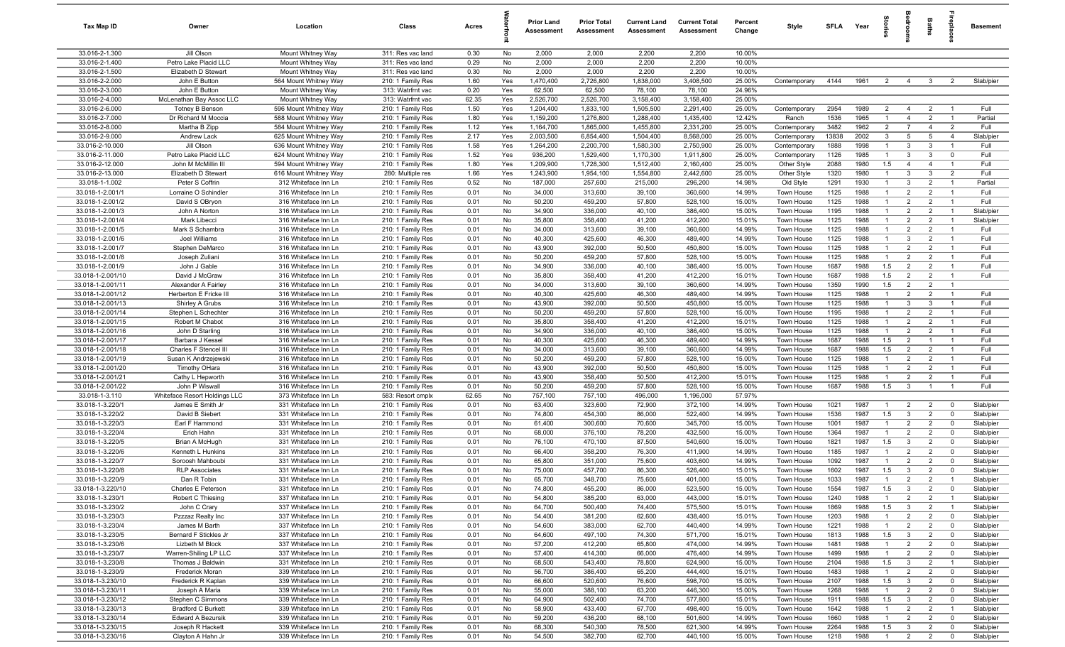| Tax Map ID | Owner | Location | Class | Acres | Waterfront | Prior Land Assessment | Prior Total Assessment | Current Land Assessment | Current Total Assessment | Percent Change | Style | SFLA | Year | Stories | Bedrooms | Baths | Fireplaces | Basement |
|---|---|---|---|---|---|---|---|---|---|---|---|---|---|---|---|---|---|---|
| 33.016-2-1.300 | Jill Olson | Mount Whitney Way | 311: Res vac land | 0.30 | No | 2,000 | 2,000 | 2,200 | 2,200 | 10.00% | | | | | | | | |
| 33.016-2-1.400 | Petro Lake Placid LLC | Mount Whitney Way | 311: Res vac land | 0.29 | No | 2,000 | 2,000 | 2,200 | 2,200 | 10.00% | | | | | | | | |
| 33.016-2-1.500 | Elizabeth D Stewart | Mount Whitney Way | 311: Res vac land | 0.30 | No | 2,000 | 2,000 | 2,200 | 2,200 | 10.00% | | | | | | | | |
| 33.016-2-2.000 | John E Button | 564 Mount Whitney Way | 210: 1 Family Res | 1.60 | Yes | 1,470,400 | 2,726,800 | 1,838,000 | 3,408,500 | 25.00% | Contemporary | 4144 | 1961 | 2 | 4 | 3 | 2 | Slab/pier |
| 33.016-2-3.000 | John E Button | Mount Whitney Way | 313: Watrfrnt vac | 0.20 | Yes | 62,500 | 62,500 | 78,100 | 78,100 | 24.96% | | | | | | | | |
| 33.016-2-4.000 | McLenathan Bay Assoc LLC | Mount Whitney Way | 313: Watrfrnt vac | 62.35 | Yes | 2,526,700 | 2,526,700 | 3,158,400 | 3,158,400 | 25.00% | | | | | | | | |
| 33.016-2-6.000 | Totney B Benson | 596 Mount Whitney Way | 210: 1 Family Res | 1.50 | Yes | 1,204,400 | 1,833,100 | 1,505,500 | 2,291,400 | 25.00% | Contemporary | 2954 | 1989 | 2 | 4 | 2 | 1 | Full |
| 33.016-2-7.000 | Dr Richard M Moccia | 588 Mount Whitney Way | 210: 1 Family Res | 1.80 | Yes | 1,159,200 | 1,276,800 | 1,288,400 | 1,435,400 | 12.42% | Ranch | 1536 | 1965 | 1 | 4 | 2 | 1 | Partial |
| 33.016-2-8.000 | Martha B Zipp | 584 Mount Whitney Way | 210: 1 Family Res | 1.12 | Yes | 1,164,700 | 1,865,000 | 1,455,800 | 2,331,200 | 25.00% | Contemporary | 3482 | 1962 | 2 | 7 | 4 | 2 | Full |
| 33.016-2-9.000 | Andrew Lack | 625 Mount Whitney Way | 210: 1 Family Res | 2.17 | Yes | 2,003,500 | 6,854,400 | 1,504,400 | 8,568,000 | 25.00% | Contemporary | 13838 | 2002 | 3 | 5 | 5 | 4 | Slab/pier |
| 33.016-2-10.000 | Jill Olson | 636 Mount Whitney Way | 210: 1 Family Res | 1.58 | Yes | 1,264,200 | 2,200,700 | 1,580,300 | 2,750,900 | 25.00% | Contemporary | 1888 | 1998 | 1 | 3 | 3 | 1 | Full |
| 33.016-2-11.000 | Petro Lake Placid LLC | 624 Mount Whitney Way | 210: 1 Family Res | 1.52 | Yes | 936,200 | 1,529,400 | 1,170,300 | 1,911,800 | 25.00% | Contemporary | 1126 | 1985 | 1 | 3 | 3 | 0 | Full |
| 33.016-2-12.000 | John M McMillin III | 594 Mount Whitney Way | 210: 1 Family Res | 1.80 | Yes | 1,209,900 | 1,728,300 | 1,512,400 | 2,160,400 | 25.00% | Contemporary | 2088 | 1980 | 1.5 | 4 | 4 | 1 | Full |
| 33.016-2-13.000 | Elizabeth D Stewart | 616 Mount Whitney Way | 280: Multiple res | 1.66 | Yes | 1,243,900 | 1,954,100 | 1,554,800 | 2,442,600 | 25.00% | Other Style | 1320 | 1980 | 1 | 3 | 3 | 2 | Full |
| 33.018-1-1.002 | Peter S Coffrin | 312 Whiteface Inn Ln | 210: 1 Family Res | 0.52 | No | 187,000 | 257,600 | 215,000 | 296,200 | 14.98% | Old Style | 1291 | 1930 | 1 | 3 | 2 | 1 | Partial |
| 33.018-1-2.001/1 | Lorraine O Schindler | 316 Whiteface Inn Ln | 210: 1 Family Res | 0.01 | No | 34,000 | 313,600 | 39,100 | 360,600 | 14.99% | Town House | 1125 | 1988 | 1 | 2 | 2 | 1 | Full |
| 33.018-1-2.001/2 | David S OBryon | 316 Whiteface Inn Ln | 210: 1 Family Res | 0.01 | No | 50,200 | 459,200 | 57,800 | 528,100 | 15.00% | Town House | 1125 | 1988 | 1 | 2 | 2 | 1 | Full |
| 33.018-1-2.001/3 | John A Norton | 316 Whiteface Inn Ln | 210: 1 Family Res | 0.01 | No | 34,900 | 336,000 | 40,100 | 386,400 | 15.00% | Town House | 1195 | 1988 | 1 | 2 | 2 | 1 | Slab/pier |
| 33.018-1-2.001/4 | Mark Libecci | 316 Whiteface Inn Ln | 210: 1 Family Res | 0.01 | No | 35,800 | 358,400 | 41,200 | 412,200 | 15.01% | Town House | 1125 | 1988 | 1 | 2 | 2 | 1 | Slab/pier |
| 33.018-1-2.001/5 | Mark S Schambra | 316 Whiteface Inn Ln | 210: 1 Family Res | 0.01 | No | 34,000 | 313,600 | 39,100 | 360,600 | 14.99% | Town House | 1125 | 1988 | 1 | 2 | 2 | 1 | Full |
| 33.018-1-2.001/6 | Joel Williams | 316 Whiteface Inn Ln | 210: 1 Family Res | 0.01 | No | 40,300 | 425,600 | 46,300 | 489,400 | 14.99% | Town House | 1125 | 1988 | 1 | 3 | 2 | 1 | Full |
| 33.018-1-2.001/7 | Stephen DeMarco | 316 Whiteface Inn Ln | 210: 1 Family Res | 0.01 | No | 43,900 | 392,000 | 50,500 | 450,800 | 15.00% | Town House | 1125 | 1988 | 1 | 2 | 2 | 1 | Full |
| 33.018-1-2.001/8 | Joseph Zuliani | 316 Whiteface Inn Ln | 210: 1 Family Res | 0.01 | No | 50,200 | 459,200 | 57,800 | 528,100 | 15.00% | Town House | 1125 | 1988 | 1 | 2 | 2 | 1 | Full |
| 33.018-1-2.001/9 | John J Gable | 316 Whiteface Inn Ln | 210: 1 Family Res | 0.01 | No | 34,900 | 336,000 | 40,100 | 386,400 | 15.00% | Town House | 1687 | 1988 | 1.5 | 2 | 2 | 1 | Full |
| 33.018-1-2.001/10 | David J McGraw | 316 Whiteface Inn Ln | 210: 1 Family Res | 0.01 | No | 35,800 | 358,400 | 41,200 | 412,200 | 15.01% | Town House | 1687 | 1988 | 1.5 | 2 | 2 | 1 | Full |
| 33.018-1-2.001/11 | Alexander A Fairley | 316 Whiteface Inn Ln | 210: 1 Family Res | 0.01 | No | 34,000 | 313,600 | 39,100 | 360,600 | 14.99% | Town House | 1359 | 1990 | 1.5 | 2 | 2 | 1 | |
| 33.018-1-2.001/12 | Herberton E Fricke III | 316 Whiteface Inn Ln | 210: 1 Family Res | 0.01 | No | 40,300 | 425,600 | 46,300 | 489,400 | 14.99% | Town House | 1125 | 1988 | 1 | 2 | 2 | 1 | Full |
| 33.018-1-2.001/13 | Shirley A Grubs | 316 Whiteface Inn Ln | 210: 1 Family Res | 0.01 | No | 43,900 | 392,000 | 50,500 | 450,800 | 15.00% | Town House | 1125 | 1988 | 1 | 3 | 3 | 1 | Full |
| 33.018-1-2.001/14 | Stephen L Schechter | 316 Whiteface Inn Ln | 210: 1 Family Res | 0.01 | No | 50,200 | 459,200 | 57,800 | 528,100 | 15.00% | Town House | 1195 | 1988 | 1 | 2 | 2 | 1 | Full |
| 33.018-1-2.001/15 | Robert M Chabot | 316 Whiteface Inn Ln | 210: 1 Family Res | 0.01 | No | 35,800 | 358,400 | 41,200 | 412,200 | 15.01% | Town House | 1125 | 1988 | 1 | 2 | 2 | 1 | Full |
| 33.018-1-2.001/16 | John D Starling | 316 Whiteface Inn Ln | 210: 1 Family Res | 0.01 | No | 34,900 | 336,000 | 40,100 | 386,400 | 15.00% | Town House | 1125 | 1988 | 1 | 2 | 2 | 1 | Full |
| 33.018-1-2.001/17 | Barbara J Kessel | 316 Whiteface Inn Ln | 210: 1 Family Res | 0.01 | No | 40,300 | 425,600 | 46,300 | 489,400 | 14.99% | Town House | 1687 | 1988 | 1.5 | 2 | 1 | 1 | Full |
| 33.018-1-2.001/18 | Charles F Stencel III | 316 Whiteface Inn Ln | 210: 1 Family Res | 0.01 | No | 34,000 | 313,600 | 39,100 | 360,600 | 14.99% | Town House | 1687 | 1988 | 1.5 | 2 | 2 | 1 | Full |
| 33.018-1-2.001/19 | Susan K Andrzejewski | 316 Whiteface Inn Ln | 210: 1 Family Res | 0.01 | No | 50,200 | 459,200 | 57,800 | 528,100 | 15.00% | Town House | 1125 | 1988 | 1 | 2 | 2 | 1 | Full |
| 33.018-1-2.001/20 | Timothy OHara | 316 Whiteface Inn Ln | 210: 1 Family Res | 0.01 | No | 43,900 | 392,000 | 50,500 | 450,800 | 15.00% | Town House | 1125 | 1988 | 1 | 2 | 2 | 1 | Full |
| 33.018-1-2.001/21 | Cathy L Hepworth | 316 Whiteface Inn Ln | 210: 1 Family Res | 0.01 | No | 43,900 | 358,400 | 50,500 | 412,200 | 15.01% | Town House | 1125 | 1988 | 1 | 2 | 2 | 1 | Full |
| 33.018-1-2.001/22 | John P Wiswall | 316 Whiteface Inn Ln | 210: 1 Family Res | 0.01 | No | 50,200 | 459,200 | 57,800 | 528,100 | 15.00% | Town House | 1687 | 1988 | 1.5 | 3 | 1 | 1 | Full |
| 33.018-1-3.110 | Whiteface Resort Holdings LLC | 373 Whiteface Inn Ln | 583: Resort cmplx | 62.65 | No | 757,100 | 757,100 | 496,000 | 1,196,000 | 57.97% | | | | | | | | |
| 33.018-1-3.220/1 | James E Smith Jr | 331 Whiteface Inn Ln | 210: 1 Family Res | 0.01 | No | 63,400 | 323,600 | 72,900 | 372,100 | 14.99% | Town House | 1021 | 1987 | 1 | 2 | 2 | 0 | Slab/pier |
| 33.018-1-3.220/2 | David B Siebert | 331 Whiteface Inn Ln | 210: 1 Family Res | 0.01 | No | 74,800 | 454,300 | 86,000 | 522,400 | 14.99% | Town House | 1536 | 1987 | 1.5 | 3 | 2 | 0 | Slab/pier |
| 33.018-1-3.220/3 | Earl F Hammond | 331 Whiteface Inn Ln | 210: 1 Family Res | 0.01 | No | 61,400 | 300,600 | 70,600 | 345,700 | 15.00% | Town House | 1001 | 1987 | 1 | 2 | 2 | 0 | Slab/pier |
| 33.018-1-3.220/4 | Erich Hahn | 331 Whiteface Inn Ln | 210: 1 Family Res | 0.01 | No | 68,000 | 376,100 | 78,200 | 432,500 | 15.00% | Town House | 1364 | 1987 | 1 | 2 | 2 | 0 | Slab/pier |
| 33.018-1-3.220/5 | Brian A McHugh | 331 Whiteface Inn Ln | 210: 1 Family Res | 0.01 | No | 76,100 | 470,100 | 87,500 | 540,600 | 15.00% | Town House | 1821 | 1987 | 1.5 | 3 | 2 | 0 | Slab/pier |
| 33.018-1-3.220/6 | Kenneth L Hunkins | 331 Whiteface Inn Ln | 210: 1 Family Res | 0.01 | No | 66,400 | 358,200 | 76,300 | 411,900 | 14.99% | Town House | 1185 | 1987 | 1 | 2 | 2 | 0 | Slab/pier |
| 33.018-1-3.220/7 | Soroosh Mahboubi | 331 Whiteface Inn Ln | 210: 1 Family Res | 0.01 | No | 65,800 | 351,000 | 75,600 | 403,600 | 14.99% | Town House | 1092 | 1987 | 1 | 2 | 2 | 0 | Slab/pier |
| 33.018-1-3.220/8 | RLP Associates | 331 Whiteface Inn Ln | 210: 1 Family Res | 0.01 | No | 75,000 | 457,700 | 86,300 | 526,400 | 15.01% | Town House | 1602 | 1987 | 1.5 | 3 | 2 | 0 | Slab/pier |
| 33.018-1-3.220/9 | Dan R Tobin | 331 Whiteface Inn Ln | 210: 1 Family Res | 0.01 | No | 65,700 | 348,700 | 75,600 | 401,000 | 15.00% | Town House | 1033 | 1987 | 1 | 2 | 2 | 1 | Slab/pier |
| 33.018-1-3.220/10 | Charles E Peterson | 331 Whiteface Inn Ln | 210: 1 Family Res | 0.01 | No | 74,800 | 455,200 | 86,000 | 523,500 | 15.00% | Town House | 1554 | 1987 | 1.5 | 3 | 2 | 0 | Slab/pier |
| 33.018-1-3.230/1 | Robert C Thiesing | 337 Whiteface Inn Ln | 210: 1 Family Res | 0.01 | No | 54,800 | 385,200 | 63,000 | 443,000 | 15.01% | Town House | 1240 | 1988 | 1 | 2 | 2 | 1 | Slab/pier |
| 33.018-1-3.230/2 | John C Crary | 337 Whiteface Inn Ln | 210: 1 Family Res | 0.01 | No | 64,700 | 500,400 | 74,400 | 575,500 | 15.01% | Town House | 1869 | 1988 | 1.5 | 3 | 2 | 1 | Slab/pier |
| 33.018-1-3.230/3 | Pzzzaz Realty Inc | 337 Whiteface Inn Ln | 210: 1 Family Res | 0.01 | No | 54,400 | 381,200 | 62,600 | 438,400 | 15.01% | Town House | 1203 | 1988 | 1 | 2 | 2 | 0 | Slab/pier |
| 33.018-1-3.230/4 | James M Barth | 337 Whiteface Inn Ln | 210: 1 Family Res | 0.01 | No | 54,600 | 383,000 | 62,700 | 440,400 | 14.99% | Town House | 1221 | 1988 | 1 | 2 | 2 | 0 | Slab/pier |
| 33.018-1-3.230/5 | Bernard F Stickles Jr | 337 Whiteface Inn Ln | 210: 1 Family Res | 0.01 | No | 64,600 | 497,100 | 74,300 | 571,700 | 15.01% | Town House | 1813 | 1988 | 1.5 | 3 | 2 | 0 | Slab/pier |
| 33.018-1-3.230/6 | Lizbeth M Block | 337 Whiteface Inn Ln | 210: 1 Family Res | 0.01 | No | 57,200 | 412,200 | 65,800 | 474,000 | 14.99% | Town House | 1481 | 1988 | 1 | 2 | 2 | 0 | Slab/pier |
| 33.018-1-3.230/7 | Warren-Shiling LP LLC | 337 Whiteface Inn Ln | 210: 1 Family Res | 0.01 | No | 57,400 | 414,300 | 66,000 | 476,400 | 14.99% | Town House | 1499 | 1988 | 1 | 2 | 2 | 0 | Slab/pier |
| 33.018-1-3.230/8 | Thomas J Baldwin | 331 Whiteface Inn Ln | 210: 1 Family Res | 0.01 | No | 68,500 | 543,400 | 78,800 | 624,900 | 15.00% | Town House | 2104 | 1988 | 1.5 | 3 | 2 | 1 | Slab/pier |
| 33.018-1-3.230/9 | Frederick Moran | 339 Whiteface Inn Ln | 210: 1 Family Res | 0.01 | No | 56,700 | 386,400 | 65,200 | 444,400 | 15.01% | Town House | 1483 | 1988 | 1 | 2 | 2 | 0 | Slab/pier |
| 33.018-1-3.230/10 | Frederick R Kaplan | 339 Whiteface Inn Ln | 210: 1 Family Res | 0.01 | No | 66,600 | 520,600 | 76,600 | 598,700 | 15.00% | Town House | 2107 | 1988 | 1.5 | 3 | 2 | 0 | Slab/pier |
| 33.018-1-3.230/11 | Joseph A Maria | 339 Whiteface Inn Ln | 210: 1 Family Res | 0.01 | No | 55,000 | 388,100 | 63,200 | 446,300 | 15.00% | Town House | 1268 | 1988 | 1 | 2 | 2 | 0 | Slab/pier |
| 33.018-1-3.230/12 | Stephen C Simmons | 339 Whiteface Inn Ln | 210: 1 Family Res | 0.01 | No | 64,900 | 502,400 | 74,700 | 577,800 | 15.01% | Town House | 1911 | 1988 | 1.5 | 3 | 2 | 0 | Slab/pier |
| 33.018-1-3.230/13 | Bradford C Burkett | 339 Whiteface Inn Ln | 210: 1 Family Res | 0.01 | No | 58,900 | 433,400 | 67,700 | 498,400 | 15.00% | Town House | 1642 | 1988 | 1 | 2 | 2 | 1 | Slab/pier |
| 33.018-1-3.230/14 | Edward A Bezursik | 339 Whiteface Inn Ln | 210: 1 Family Res | 0.01 | No | 59,200 | 436,200 | 68,100 | 501,600 | 14.99% | Town House | 1660 | 1988 | 1 | 2 | 2 | 0 | Slab/pier |
| 33.018-1-3.230/15 | Joseph R Hackett | 339 Whiteface Inn Ln | 210: 1 Family Res | 0.01 | No | 68,300 | 540,300 | 78,500 | 621,300 | 14.99% | Town House | 2264 | 1988 | 1.5 | 3 | 2 | 0 | Slab/pier |
| 33.018-1-3.230/16 | Clayton A Hahn Jr | 339 Whiteface Inn Ln | 210: 1 Family Res | 0.01 | No | 54,500 | 382,700 | 62,700 | 440,100 | 15.00% | Town House | 1218 | 1988 | 1 | 2 | 2 | 0 | Slab/pier |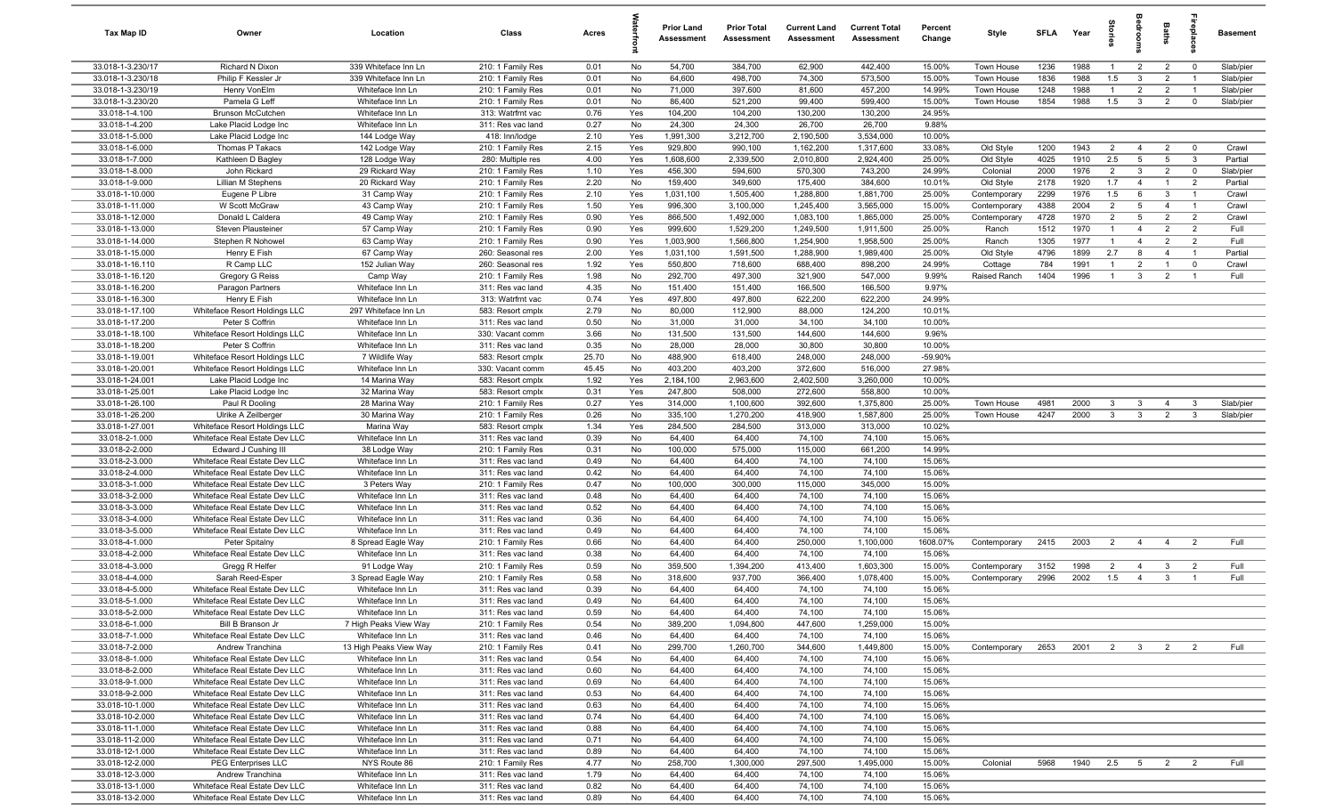| Tax Map ID | Owner | Location | Class | Acres | Waterfront | Prior Land Assessment | Prior Total Assessment | Current Land Assessment | Current Total Assessment | Percent Change | Style | SFLA | Year | Stories | Bedrooms | Baths | Fireplaces | Basement |
|---|---|---|---|---|---|---|---|---|---|---|---|---|---|---|---|---|---|---|
| 33.018-1-3.230/17 | Richard N Dixon | 339 Whiteface Inn Ln | 210: 1 Family Res | 0.01 | No | 54,700 | 384,700 | 62,900 | 442,400 | 15.00% | Town House | 1236 | 1988 | 1 | 2 | 2 | 0 | Slab/pier |
| 33.018-1-3.230/18 | Philip F Kessler Jr | 339 Whiteface Inn Ln | 210: 1 Family Res | 0.01 | No | 64,600 | 498,700 | 74,300 | 573,500 | 15.00% | Town House | 1836 | 1988 | 1.5 | 3 | 2 | 1 | Slab/pier |
| 33.018-1-3.230/19 | Henry VonElm | Whiteface Inn Ln | 210: 1 Family Res | 0.01 | No | 71,000 | 397,600 | 81,600 | 457,200 | 14.99% | Town House | 1248 | 1988 | 1 | 2 | 2 | 1 | Slab/pier |
| 33.018-1-3.230/20 | Pamela G Leff | Whiteface Inn Ln | 210: 1 Family Res | 0.01 | No | 86,400 | 521,200 | 99,400 | 599,400 | 15.00% | Town House | 1854 | 1988 | 1.5 | 3 | 2 | 0 | Slab/pier |
| 33.018-1-4.100 | Brunson McCutchen | Whiteface Inn Ln | 313: Watrfrnt vac | 0.76 | Yes | 104,200 | 104,200 | 130,200 | 130,200 | 24.95% | | | | | | | | |
| 33.018-1-4.200 | Lake Placid Lodge Inc | Whiteface Inn Ln | 311: Res vac land | 0.27 | No | 24,300 | 24,300 | 26,700 | 26,700 | 9.88% | | | | | | | | |
| 33.018-1-5.000 | Lake Placid Lodge Inc | 144 Lodge Way | 418: Inn/lodge | 2.10 | Yes | 1,991,300 | 3,212,700 | 2,190,500 | 3,534,000 | 10.00% | | | | | | | | |
| 33.018-1-6.000 | Thomas P Takacs | 142 Lodge Way | 210: 1 Family Res | 2.15 | Yes | 929,800 | 990,100 | 1,162,200 | 1,317,600 | 33.08% | Old Style | 1200 | 1943 | 2 | 4 | 2 | 0 | Crawl |
| 33.018-1-7.000 | Kathleen D Bagley | 128 Lodge Way | 280: Multiple res | 4.00 | Yes | 1,608,600 | 2,339,500 | 2,010,800 | 2,924,400 | 25.00% | Old Style | 4025 | 1910 | 2.5 | 5 | 5 | 3 | Partial |
| 33.018-1-8.000 | John Rickard | 29 Rickard Way | 210: 1 Family Res | 1.10 | Yes | 456,300 | 594,600 | 570,300 | 743,200 | 24.99% | Colonial | 2000 | 1976 | 2 | 3 | 2 | 0 | Slab/pier |
| 33.018-1-9.000 | Lillian M Stephens | 20 Rickard Way | 210: 1 Family Res | 2.20 | No | 159,400 | 349,600 | 175,400 | 384,600 | 10.01% | Old Style | 2178 | 1920 | 1.7 | 4 | 1 | 2 | Partial |
| 33.018-1-10.000 | Eugene P Libre | 31 Camp Way | 210: 1 Family Res | 2.10 | Yes | 1,031,100 | 1,505,400 | 1,288,900 | 1,881,700 | 25.00% | Contemporary | 2299 | 1976 | 1.5 | 6 | 3 | 1 | Crawl |
| 33.018-1-11.000 | W Scott McGraw | 43 Camp Way | 210: 1 Family Res | 1.50 | Yes | 996,300 | 3,100,000 | 1,245,400 | 3,565,000 | 15.00% | Contemporary | 4388 | 2004 | 2 | 5 | 4 | 1 | Crawl |
| 33.018-1-12.000 | Donald L Caldera | 49 Camp Way | 210: 1 Family Res | 0.90 | Yes | 866,500 | 1,492,000 | 1,083,100 | 1,865,000 | 25.00% | Contemporary | 4728 | 1970 | 2 | 5 | 2 | 2 | Crawl |
| 33.018-1-13.000 | Steven Plausteiner | 57 Camp Way | 210: 1 Family Res | 0.90 | Yes | 999,600 | 1,529,200 | 1,249,500 | 1,911,500 | 25.00% | Ranch | 1512 | 1970 | 1 | 4 | 2 | 2 | Full |
| 33.018-1-14.000 | Stephen R Nohowel | 63 Camp Way | 210: 1 Family Res | 0.90 | Yes | 1,003,900 | 1,566,800 | 1,254,900 | 1,958,500 | 25.00% | Ranch | 1305 | 1977 | 1 | 4 | 2 | 2 | Full |
| 33.018-1-15.000 | Henry E Fish | 67 Camp Way | 260: Seasonal res | 2.00 | Yes | 1,031,100 | 1,591,500 | 1,288,900 | 1,989,400 | 25.00% | Old Style | 4796 | 1899 | 2.7 | 8 | 4 | 1 | Partial |
| 33.018-1-16.110 | R Camp LLC | 152 Julian Way | 260: Seasonal res | 1.92 | Yes | 550,800 | 718,600 | 688,400 | 898,200 | 24.99% | Cottage | 784 | 1991 | 1 | 2 | 1 | 0 | Crawl |
| 33.018-1-16.120 | Gregory G Reiss | Camp Way | 210: 1 Family Res | 1.98 | No | 292,700 | 497,300 | 321,900 | 547,000 | 9.99% | Raised Ranch | 1404 | 1996 | 1 | 3 | 2 | 1 | Full |
| 33.018-1-16.200 | Paragon Partners | Whiteface Inn Ln | 311: Res vac land | 4.35 | No | 151,400 | 151,400 | 166,500 | 166,500 | 9.97% | | | | | | | | |
| 33.018-1-16.300 | Henry E Fish | Whiteface Inn Ln | 313: Watrfrnt vac | 0.74 | Yes | 497,800 | 497,800 | 622,200 | 622,200 | 24.99% | | | | | | | | |
| 33.018-1-17.100 | Whiteface Resort Holdings LLC | 297 Whiteface Inn Ln | 583: Resort cmplx | 2.79 | No | 80,000 | 112,900 | 88,000 | 124,200 | 10.01% | | | | | | | | |
| 33.018-1-17.200 | Peter S Coffrin | Whiteface Inn Ln | 311: Res vac land | 0.50 | No | 31,000 | 31,000 | 34,100 | 34,100 | 10.00% | | | | | | | | |
| 33.018-1-18.100 | Whiteface Resort Holdings LLC | Whiteface Inn Ln | 330: Vacant comm | 3.66 | No | 131,500 | 131,500 | 144,600 | 144,600 | 9.96% | | | | | | | | |
| 33.018-1-18.200 | Peter S Coffrin | Whiteface Inn Ln | 311: Res vac land | 0.35 | No | 28,000 | 28,000 | 30,800 | 30,800 | 10.00% | | | | | | | | |
| 33.018-1-19.001 | Whiteface Resort Holdings LLC | 7 Wildlife Way | 583: Resort cmplx | 25.70 | No | 488,900 | 618,400 | 248,000 | 248,000 | -59.90% | | | | | | | | |
| 33.018-1-20.001 | Whiteface Resort Holdings LLC | Whiteface Inn Ln | 330: Vacant comm | 45.45 | No | 403,200 | 403,200 | 372,600 | 516,000 | 27.98% | | | | | | | | |
| 33.018-1-24.001 | Lake Placid Lodge Inc | 14 Marina Way | 583: Resort cmplx | 1.92 | Yes | 2,184,100 | 2,963,600 | 2,402,500 | 3,260,000 | 10.00% | | | | | | | | |
| 33.018-1-25.001 | Lake Placid Lodge Inc | 32 Marina Way | 583: Resort cmplx | 0.31 | Yes | 247,800 | 508,000 | 272,600 | 558,800 | 10.00% | | | | | | | | |
| 33.018-1-26.100 | Paul R Dooling | 28 Marina Way | 210: 1 Family Res | 0.27 | Yes | 314,000 | 1,100,600 | 392,600 | 1,375,800 | 25.00% | Town House | 4981 | 2000 | 3 | 3 | 4 | 3 | Slab/pier |
| 33.018-1-26.200 | Ulrike A Zeilberger | 30 Marina Way | 210: 1 Family Res | 0.26 | No | 335,100 | 1,270,200 | 418,900 | 1,587,800 | 25.00% | Town House | 4247 | 2000 | 3 | 3 | 2 | 3 | Slab/pier |
| 33.018-1-27.001 | Whiteface Resort Holdings LLC | Marina Way | 583: Resort cmplx | 1.34 | Yes | 284,500 | 284,500 | 313,000 | 313,000 | 10.02% | | | | | | | | |
| 33.018-2-1.000 | Whiteface Real Estate Dev LLC | Whiteface Inn Ln | 311: Res vac land | 0.39 | No | 64,400 | 64,400 | 74,100 | 74,100 | 15.06% | | | | | | | | |
| 33.018-2-2.000 | Edward J Cushing III | 38 Lodge Way | 210: 1 Family Res | 0.31 | No | 100,000 | 575,000 | 115,000 | 661,200 | 14.99% | | | | | | | | |
| 33.018-2-3.000 | Whiteface Real Estate Dev LLC | Whiteface Inn Ln | 311: Res vac land | 0.49 | No | 64,400 | 64,400 | 74,100 | 74,100 | 15.06% | | | | | | | | |
| 33.018-2-4.000 | Whiteface Real Estate Dev LLC | Whiteface Inn Ln | 311: Res vac land | 0.42 | No | 64,400 | 64,400 | 74,100 | 74,100 | 15.06% | | | | | | | | |
| 33.018-3-1.000 | Whiteface Real Estate Dev LLC | 3 Peters Way | 210: 1 Family Res | 0.47 | No | 100,000 | 300,000 | 115,000 | 345,000 | 15.00% | | | | | | | | |
| 33.018-3-2.000 | Whiteface Real Estate Dev LLC | Whiteface Inn Ln | 311: Res vac land | 0.48 | No | 64,400 | 64,400 | 74,100 | 74,100 | 15.06% | | | | | | | | |
| 33.018-3-3.000 | Whiteface Real Estate Dev LLC | Whiteface Inn Ln | 311: Res vac land | 0.52 | No | 64,400 | 64,400 | 74,100 | 74,100 | 15.06% | | | | | | | | |
| 33.018-3-4.000 | Whiteface Real Estate Dev LLC | Whiteface Inn Ln | 311: Res vac land | 0.36 | No | 64,400 | 64,400 | 74,100 | 74,100 | 15.06% | | | | | | | | |
| 33.018-3-5.000 | Whiteface Real Estate Dev LLC | Whiteface Inn Ln | 311: Res vac land | 0.49 | No | 64,400 | 64,400 | 74,100 | 74,100 | 15.06% | | | | | | | | |
| 33.018-4-1.000 | Peter Spitalny | 8 Spread Eagle Way | 210: 1 Family Res | 0.66 | No | 64,400 | 64,400 | 250,000 | 1,100,000 | 1608.07% | Contemporary | 2415 | 2003 | 2 | 4 | 4 | 2 | Full |
| 33.018-4-2.000 | Whiteface Real Estate Dev LLC | Whiteface Inn Ln | 311: Res vac land | 0.38 | No | 64,400 | 64,400 | 74,100 | 74,100 | 15.06% | | | | | | | | |
| 33.018-4-3.000 | Gregg R Helfer | 91 Lodge Way | 210: 1 Family Res | 0.59 | No | 359,500 | 1,394,200 | 413,400 | 1,603,300 | 15.00% | Contemporary | 3152 | 1998 | 2 | 4 | 3 | 2 | Full |
| 33.018-4-4.000 | Sarah Reed-Esper | 3 Spread Eagle Way | 210: 1 Family Res | 0.58 | No | 318,600 | 937,700 | 366,400 | 1,078,400 | 15.00% | Contemporary | 2996 | 2002 | 1.5 | 4 | 3 | 1 | Full |
| 33.018-4-5.000 | Whiteface Real Estate Dev LLC | Whiteface Inn Ln | 311: Res vac land | 0.39 | No | 64,400 | 64,400 | 74,100 | 74,100 | 15.06% | | | | | | | | |
| 33.018-5-1.000 | Whiteface Real Estate Dev LLC | Whiteface Inn Ln | 311: Res vac land | 0.49 | No | 64,400 | 64,400 | 74,100 | 74,100 | 15.06% | | | | | | | | |
| 33.018-5-2.000 | Whiteface Real Estate Dev LLC | Whiteface Inn Ln | 311: Res vac land | 0.59 | No | 64,400 | 64,400 | 74,100 | 74,100 | 15.06% | | | | | | | | |
| 33.018-6-1.000 | Bill B Branson Jr | 7 High Peaks View Way | 210: 1 Family Res | 0.54 | No | 389,200 | 1,094,800 | 447,600 | 1,259,000 | 15.00% | | | | | | | | |
| 33.018-7-1.000 | Whiteface Real Estate Dev LLC | Whiteface Inn Ln | 311: Res vac land | 0.46 | No | 64,400 | 64,400 | 74,100 | 74,100 | 15.06% | | | | | | | | |
| 33.018-7-2.000 | Andrew Tranchina | 13 High Peaks View Way | 210: 1 Family Res | 0.41 | No | 299,700 | 1,260,700 | 344,600 | 1,449,800 | 15.00% | Contemporary | 2653 | 2001 | 2 | 3 | 2 | 2 | Full |
| 33.018-8-1.000 | Whiteface Real Estate Dev LLC | Whiteface Inn Ln | 311: Res vac land | 0.54 | No | 64,400 | 64,400 | 74,100 | 74,100 | 15.06% | | | | | | | | |
| 33.018-8-2.000 | Whiteface Real Estate Dev LLC | Whiteface Inn Ln | 311: Res vac land | 0.60 | No | 64,400 | 64,400 | 74,100 | 74,100 | 15.06% | | | | | | | | |
| 33.018-9-1.000 | Whiteface Real Estate Dev LLC | Whiteface Inn Ln | 311: Res vac land | 0.69 | No | 64,400 | 64,400 | 74,100 | 74,100 | 15.06% | | | | | | | | |
| 33.018-9-2.000 | Whiteface Real Estate Dev LLC | Whiteface Inn Ln | 311: Res vac land | 0.53 | No | 64,400 | 64,400 | 74,100 | 74,100 | 15.06% | | | | | | | | |
| 33.018-10-1.000 | Whiteface Real Estate Dev LLC | Whiteface Inn Ln | 311: Res vac land | 0.63 | No | 64,400 | 64,400 | 74,100 | 74,100 | 15.06% | | | | | | | | |
| 33.018-10-2.000 | Whiteface Real Estate Dev LLC | Whiteface Inn Ln | 311: Res vac land | 0.74 | No | 64,400 | 64,400 | 74,100 | 74,100 | 15.06% | | | | | | | | |
| 33.018-11-1.000 | Whiteface Real Estate Dev LLC | Whiteface Inn Ln | 311: Res vac land | 0.88 | No | 64,400 | 64,400 | 74,100 | 74,100 | 15.06% | | | | | | | | |
| 33.018-11-2.000 | Whiteface Real Estate Dev LLC | Whiteface Inn Ln | 311: Res vac land | 0.71 | No | 64,400 | 64,400 | 74,100 | 74,100 | 15.06% | | | | | | | | |
| 33.018-12-1.000 | Whiteface Real Estate Dev LLC | Whiteface Inn Ln | 311: Res vac land | 0.89 | No | 64,400 | 64,400 | 74,100 | 74,100 | 15.06% | | | | | | | | |
| 33.018-12-2.000 | PEG Enterprises LLC | NYS Route 86 | 210: 1 Family Res | 4.77 | No | 258,700 | 1,300,000 | 297,500 | 1,495,000 | 15.00% | Colonial | 5968 | 1940 | 2.5 | 5 | 2 | 2 | Full |
| 33.018-12-3.000 | Andrew Tranchina | Whiteface Inn Ln | 311: Res vac land | 1.79 | No | 64,400 | 64,400 | 74,100 | 74,100 | 15.06% | | | | | | | | |
| 33.018-13-1.000 | Whiteface Real Estate Dev LLC | Whiteface Inn Ln | 311: Res vac land | 0.82 | No | 64,400 | 64,400 | 74,100 | 74,100 | 15.06% | | | | | | | | |
| 33.018-13-2.000 | Whiteface Real Estate Dev LLC | Whiteface Inn Ln | 311: Res vac land | 0.89 | No | 64,400 | 64,400 | 74,100 | 74,100 | 15.06% | | | | | | | | |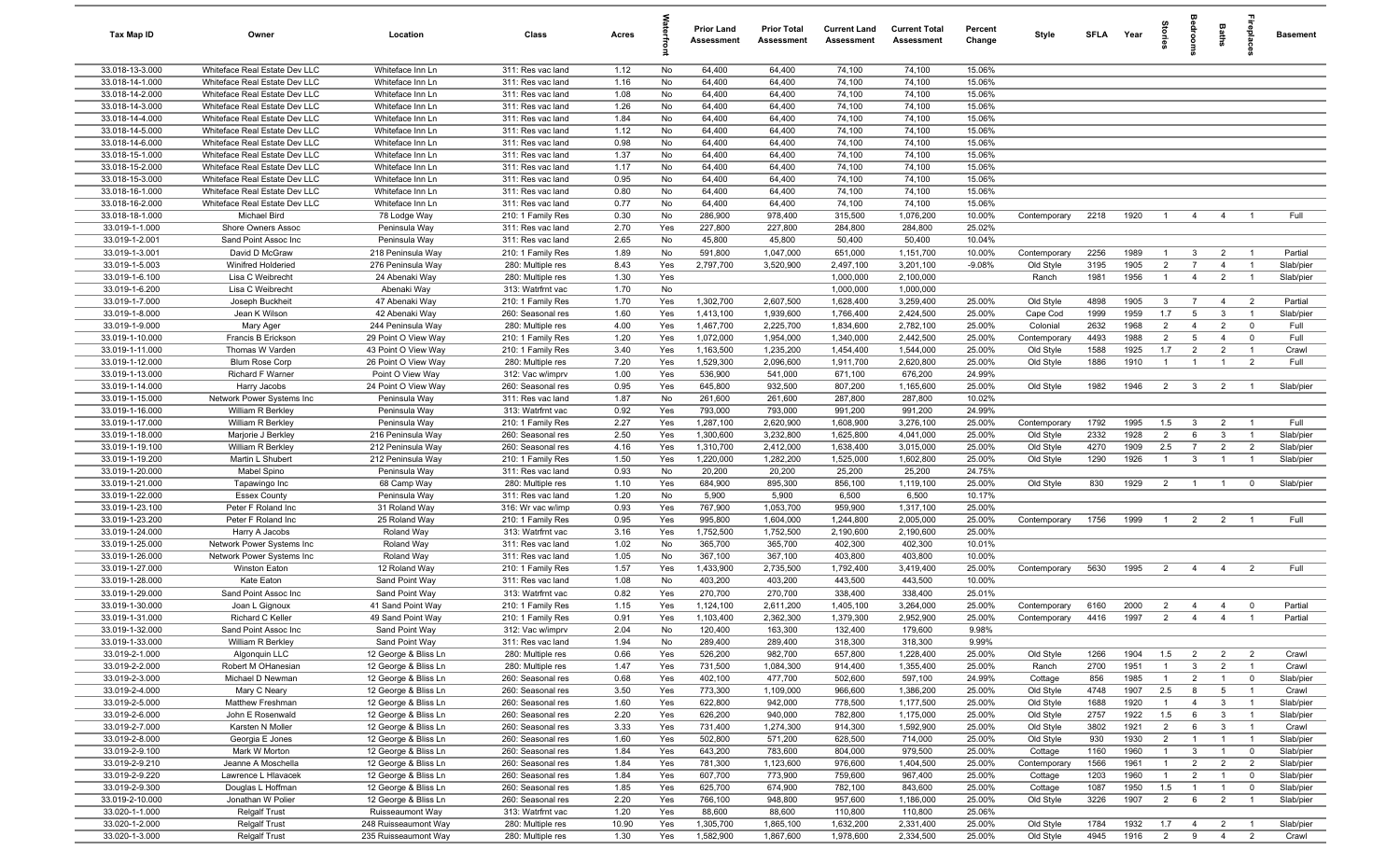| Tax Map ID | Owner | Location | Class | Acres | Waterfront | Prior Land Assessment | Prior Total Assessment | Current Land Assessment | Current Total Assessment | Percent Change | Style | SFLA | Year | Stories | Bedrooms | Baths | Fireplaces | Basement |
|---|---|---|---|---|---|---|---|---|---|---|---|---|---|---|---|---|---|---|
| 33.018-13-3.000 | Whiteface Real Estate Dev LLC | Whiteface Inn Ln | 311: Res vac land | 1.12 | No | 64,400 | 64,400 | 74,100 | 74,100 | 15.06% | | | | | | | | |
| 33.018-14-1.000 | Whiteface Real Estate Dev LLC | Whiteface Inn Ln | 311: Res vac land | 1.16 | No | 64,400 | 64,400 | 74,100 | 74,100 | 15.06% | | | | | | | | |
| 33.018-14-2.000 | Whiteface Real Estate Dev LLC | Whiteface Inn Ln | 311: Res vac land | 1.08 | No | 64,400 | 64,400 | 74,100 | 74,100 | 15.06% | | | | | | | | |
| 33.018-14-3.000 | Whiteface Real Estate Dev LLC | Whiteface Inn Ln | 311: Res vac land | 1.26 | No | 64,400 | 64,400 | 74,100 | 74,100 | 15.06% | | | | | | | | |
| 33.018-14-4.000 | Whiteface Real Estate Dev LLC | Whiteface Inn Ln | 311: Res vac land | 1.84 | No | 64,400 | 64,400 | 74,100 | 74,100 | 15.06% | | | | | | | | |
| 33.018-14-5.000 | Whiteface Real Estate Dev LLC | Whiteface Inn Ln | 311: Res vac land | 1.12 | No | 64,400 | 64,400 | 74,100 | 74,100 | 15.06% | | | | | | | | |
| 33.018-14-6.000 | Whiteface Real Estate Dev LLC | Whiteface Inn Ln | 311: Res vac land | 0.98 | No | 64,400 | 64,400 | 74,100 | 74,100 | 15.06% | | | | | | | | |
| 33.018-15-1.000 | Whiteface Real Estate Dev LLC | Whiteface Inn Ln | 311: Res vac land | 1.37 | No | 64,400 | 64,400 | 74,100 | 74,100 | 15.06% | | | | | | | | |
| 33.018-15-2.000 | Whiteface Real Estate Dev LLC | Whiteface Inn Ln | 311: Res vac land | 1.17 | No | 64,400 | 64,400 | 74,100 | 74,100 | 15.06% | | | | | | | | |
| 33.018-15-3.000 | Whiteface Real Estate Dev LLC | Whiteface Inn Ln | 311: Res vac land | 0.95 | No | 64,400 | 64,400 | 74,100 | 74,100 | 15.06% | | | | | | | | |
| 33.018-16-1.000 | Whiteface Real Estate Dev LLC | Whiteface Inn Ln | 311: Res vac land | 0.80 | No | 64,400 | 64,400 | 74,100 | 74,100 | 15.06% | | | | | | | | |
| 33.018-16-2.000 | Whiteface Real Estate Dev LLC | Whiteface Inn Ln | 311: Res vac land | 0.77 | No | 64,400 | 64,400 | 74,100 | 74,100 | 15.06% | | | | | | | | |
| 33.018-18-1.000 | Michael Bird | 78 Lodge Way | 210: 1 Family Res | 0.30 | No | 286,900 | 978,400 | 315,500 | 1,076,200 | 10.00% | Contemporary | 2218 | 1920 | 1 | 4 | 4 | 1 | Full |
| 33.019-1-1.000 | Shore Owners Assoc | Peninsula Way | 311: Res vac land | 2.70 | Yes | 227,800 | 227,800 | 284,800 | 284,800 | 25.02% | | | | | | | | |
| 33.019-1-2.001 | Sand Point Assoc Inc | Peninsula Way | 311: Res vac land | 2.65 | No | 45,800 | 45,800 | 50,400 | 50,400 | 10.04% | | | | | | | | |
| 33.019-1-3.001 | David D McGraw | 218 Peninsula Way | 210: 1 Family Res | 1.89 | No | 591,800 | 1,047,000 | 651,000 | 1,151,700 | 10.00% | Contemporary | 2256 | 1989 | 1 | 3 | 2 | 1 | Partial |
| 33.019-1-5.003 | Winifred Holderied | 276 Peninsula Way | 280: Multiple res | 8.43 | Yes | 2,797,700 | 3,520,900 | 2,497,100 | 3,201,100 | -9.08% | Old Style | 3195 | 1905 | 2 | 7 | 4 | 1 | Slab/pier |
| 33.019-1-6.100 | Lisa C Weibrecht | 24 Abenaki Way | 280: Multiple res | 1.30 | Yes | | | 1,000,000 | 2,100,000 | | Ranch | 1981 | 1956 | 1 | 4 | 2 | 1 | Slab/pier |
| 33.019-1-6.200 | Lisa C Weibrecht | Abenaki Way | 314: Watrfrnt vac | 1.70 | No | | | 1,000,000 | 1,000,000 | | | | | | | | | |
| 33.019-1-7.000 | Joseph Buckheit | 47 Abenaki Way | 210: 1 Family Res | 1.70 | Yes | 1,302,700 | 2,607,500 | 1,628,400 | 3,259,400 | 25.00% | Old Style | 4898 | 1905 | 3 | 7 | 4 | 2 | Partial |
| 33.019-1-8.000 | Jean K Wilson | 42 Abenaki Way | 260: Seasonal res | 1.60 | Yes | 1,413,100 | 1,939,600 | 1,766,400 | 2,424,500 | 25.00% | Cape Cod | 1999 | 1959 | 1.7 | 5 | 3 | 1 | Slab/pier |
| 33.019-1-9.000 | Mary Ager | 244 Peninsula Way | 280: Multiple res | 4.00 | Yes | 1,467,700 | 2,225,700 | 1,834,600 | 2,782,100 | 25.00% | Colonial | 2632 | 1968 | 2 | 4 | 2 | 0 | Full |
| 33.019-1-10.000 | Francis B Erickson | 29 Point O View Way | 210: 1 Family Res | 1.20 | Yes | 1,072,000 | 1,954,000 | 1,340,000 | 2,442,500 | 25.00% | Contemporary | 4493 | 1988 | 2 | 5 | 4 | 0 | Full |
| 33.019-1-11.000 | Thomas W Varden | 43 Point O View Way | 210: 1 Family Res | 3.40 | Yes | 1,163,500 | 1,235,200 | 1,454,400 | 1,544,000 | 25.00% | Old Style | 1588 | 1925 | 1.7 | 2 | 2 | 1 | Crawl |
| 33.019-1-12.000 | Blum Rose Corp | 26 Point O View Way | 280: Multiple res | 7.20 | Yes | 1,529,300 | 2,096,600 | 1,911,700 | 2,620,800 | 25.00% | Old Style | 1886 | 1910 | 1 | 1 | 1 | 2 | Full |
| 33.019-1-13.000 | Richard F Warner | Point O View Way | 312: Vac w/imprv | 1.00 | Yes | 536,900 | 541,000 | 671,100 | 676,200 | 24.99% | | | | | | | | |
| 33.019-1-14.000 | Harry Jacobs | 24 Point O View Way | 260: Seasonal res | 0.95 | Yes | 645,800 | 932,500 | 807,200 | 1,165,600 | 25.00% | Old Style | 1982 | 1946 | 2 | 3 | 2 | 1 | Slab/pier |
| 33.019-1-15.000 | Network Power Systems Inc | Peninsula Way | 311: Res vac land | 1.87 | No | 261,600 | 261,600 | 287,800 | 287,800 | 10.02% | | | | | | | | |
| 33.019-1-16.000 | William R Berkley | Peninsula Way | 313: Watrfrnt vac | 0.92 | Yes | 793,000 | 793,000 | 991,200 | 991,200 | 24.99% | | | | | | | | |
| 33.019-1-17.000 | William R Berkley | Peninsula Way | 210: 1 Family Res | 2.27 | Yes | 1,287,100 | 2,620,900 | 1,608,900 | 3,276,100 | 25.00% | Contemporary | 1792 | 1995 | 1.5 | 3 | 2 | 1 | Full |
| 33.019-1-18.000 | Marjorie J Berkley | 216 Peninsula Way | 260: Seasonal res | 2.50 | Yes | 1,300,600 | 3,232,800 | 1,625,800 | 4,041,000 | 25.00% | Old Style | 2332 | 1928 | 2 | 6 | 3 | 1 | Slab/pier |
| 33.019-1-19.100 | William R Berkley | 212 Peninsula Way | 260: Seasonal res | 4.16 | Yes | 1,310,700 | 2,412,000 | 1,638,400 | 3,015,000 | 25.00% | Old Style | 4270 | 1909 | 2.5 | 7 | 2 | 2 | Slab/pier |
| 33.019-1-19.200 | Martin L Shubert | 212 Peninsula Way | 210: 1 Family Res | 1.50 | Yes | 1,220,000 | 1,282,200 | 1,525,000 | 1,602,800 | 25.00% | Old Style | 1290 | 1926 | 1 | 3 | 1 | 1 | Slab/pier |
| 33.019-1-20.000 | Mabel Spino | Peninsula Way | 311: Res vac land | 0.93 | No | 20,200 | 20,200 | 25,200 | 25,200 | 24.75% | | | | | | | | |
| 33.019-1-21.000 | Tapawingo Inc | 68 Camp Way | 280: Multiple res | 1.10 | Yes | 684,900 | 895,300 | 856,100 | 1,119,100 | 25.00% | Old Style | 830 | 1929 | 2 | 1 | 1 | 0 | Slab/pier |
| 33.019-1-22.000 | Essex County | Peninsula Way | 311: Res vac land | 1.20 | No | 5,900 | 5,900 | 6,500 | 6,500 | 10.17% | | | | | | | | |
| 33.019-1-23.100 | Peter F Roland Inc | 31 Roland Way | 316: Wr vac w/imp | 0.93 | Yes | 767,900 | 1,053,700 | 959,900 | 1,317,100 | 25.00% | | | | | | | | |
| 33.019-1-23.200 | Peter F Roland Inc | 25 Roland Way | 210: 1 Family Res | 0.95 | Yes | 995,800 | 1,604,000 | 1,244,800 | 2,005,000 | 25.00% | Contemporary | 1756 | 1999 | 1 | 2 | 2 | 1 | Full |
| 33.019-1-24.000 | Harry A Jacobs | Roland Way | 313: Watrfrnt vac | 3.16 | Yes | 1,752,500 | 1,752,500 | 2,190,600 | 2,190,600 | 25.00% | | | | | | | | |
| 33.019-1-25.000 | Network Power Systems Inc | Roland Way | 311: Res vac land | 1.02 | No | 365,700 | 365,700 | 402,300 | 402,300 | 10.01% | | | | | | | | |
| 33.019-1-26.000 | Network Power Systems Inc | Roland Way | 311: Res vac land | 1.05 | No | 367,100 | 367,100 | 403,800 | 403,800 | 10.00% | | | | | | | | |
| 33.019-1-27.000 | Winston Eaton | 12 Roland Way | 210: 1 Family Res | 1.57 | Yes | 1,433,900 | 2,735,500 | 1,792,400 | 3,419,400 | 25.00% | Contemporary | 5630 | 1995 | 2 | 4 | 4 | 2 | Full |
| 33.019-1-28.000 | Kate Eaton | Sand Point Way | 311: Res vac land | 1.08 | No | 403,200 | 403,200 | 443,500 | 443,500 | 10.00% | | | | | | | | |
| 33.019-1-29.000 | Sand Point Assoc Inc | Sand Point Way | 313: Watrfrnt vac | 0.82 | Yes | 270,700 | 270,700 | 338,400 | 338,400 | 25.01% | | | | | | | | |
| 33.019-1-30.000 | Joan L Gignoux | 41 Sand Point Way | 210: 1 Family Res | 1.15 | Yes | 1,124,100 | 2,611,200 | 1,405,100 | 3,264,000 | 25.00% | Contemporary | 6160 | 2000 | 2 | 4 | 4 | 0 | Partial |
| 33.019-1-31.000 | Richard C Keller | 49 Sand Point Way | 210: 1 Family Res | 0.91 | Yes | 1,103,400 | 2,362,300 | 1,379,300 | 2,952,900 | 25.00% | Contemporary | 4416 | 1997 | 2 | 4 | 4 | 1 | Partial |
| 33.019-1-32.000 | Sand Point Assoc Inc | Sand Point Way | 312: Vac w/imprv | 2.04 | No | 120,400 | 163,300 | 132,400 | 179,600 | 9.98% | | | | | | | | |
| 33.019-1-33.000 | William R Berkley | Sand Point Way | 311: Res vac land | 1.94 | No | 289,400 | 289,400 | 318,300 | 318,300 | 9.99% | | | | | | | | |
| 33.019-2-1.000 | Algonquin LLC | 12 George & Bliss Ln | 280: Multiple res | 0.66 | Yes | 526,200 | 982,700 | 657,800 | 1,228,400 | 25.00% | Old Style | 1266 | 1904 | 1.5 | 2 | 2 | 2 | Crawl |
| 33.019-2-2.000 | Robert M OHanesian | 12 George & Bliss Ln | 280: Multiple res | 1.47 | Yes | 731,500 | 1,084,300 | 914,400 | 1,355,400 | 25.00% | Ranch | 2700 | 1951 | 1 | 3 | 2 | 1 | Crawl |
| 33.019-2-3.000 | Michael D Newman | 12 George & Bliss Ln | 260: Seasonal res | 0.68 | Yes | 402,100 | 477,700 | 502,600 | 597,100 | 24.99% | Cottage | 856 | 1985 | 1 | 2 | 1 | 0 | Slab/pier |
| 33.019-2-4.000 | Mary C Neary | 12 George & Bliss Ln | 260: Seasonal res | 3.50 | Yes | 773,300 | 1,109,000 | 966,600 | 1,386,200 | 25.00% | Old Style | 4748 | 1907 | 2.5 | 8 | 5 | 1 | Crawl |
| 33.019-2-5.000 | Matthew Freshman | 12 George & Bliss Ln | 260: Seasonal res | 1.60 | Yes | 622,800 | 942,000 | 778,500 | 1,177,500 | 25.00% | Old Style | 1688 | 1920 | 1 | 4 | 3 | 1 | Slab/pier |
| 33.019-2-6.000 | John E Rosenwald | 12 George & Bliss Ln | 260: Seasonal res | 2.20 | Yes | 626,200 | 940,000 | 782,800 | 1,175,000 | 25.00% | Old Style | 2757 | 1922 | 1.5 | 6 | 3 | 1 | Slab/pier |
| 33.019-2-7.000 | Karsten N Moller | 12 George & Bliss Ln | 260: Seasonal res | 3.33 | Yes | 731,400 | 1,274,300 | 914,300 | 1,592,900 | 25.00% | Old Style | 3802 | 1921 | 2 | 6 | 3 | 1 | Crawl |
| 33.019-2-8.000 | Georgia E Jones | 12 George & Bliss Ln | 260: Seasonal res | 1.60 | Yes | 502,800 | 571,200 | 628,500 | 714,000 | 25.00% | Old Style | 930 | 1930 | 2 | 1 | 1 | 1 | Slab/pier |
| 33.019-2-9.100 | Mark W Morton | 12 George & Bliss Ln | 260: Seasonal res | 1.84 | Yes | 643,200 | 783,600 | 804,000 | 979,500 | 25.00% | Cottage | 1160 | 1960 | 1 | 3 | 1 | 0 | Slab/pier |
| 33.019-2-9.210 | Jeanne A Moschella | 12 George & Bliss Ln | 260: Seasonal res | 1.84 | Yes | 781,300 | 1,123,600 | 976,600 | 1,404,500 | 25.00% | Contemporary | 1566 | 1961 | 1 | 2 | 2 | 2 | Slab/pier |
| 33.019-2-9.220 | Lawrence L Hlavacek | 12 George & Bliss Ln | 260: Seasonal res | 1.84 | Yes | 607,700 | 773,900 | 759,600 | 967,400 | 25.00% | Cottage | 1203 | 1960 | 1 | 2 | 1 | 0 | Slab/pier |
| 33.019-2-9.300 | Douglas L Hoffman | 12 George & Bliss Ln | 260: Seasonal res | 1.85 | Yes | 625,700 | 674,900 | 782,100 | 843,600 | 25.00% | Cottage | 1087 | 1950 | 1.5 | 1 | 1 | 0 | Slab/pier |
| 33.019-2-10.000 | Jonathan W Polier | 12 George & Bliss Ln | 260: Seasonal res | 2.20 | Yes | 766,100 | 948,800 | 957,600 | 1,186,000 | 25.00% | Old Style | 3226 | 1907 | 2 | 6 | 2 | 1 | Slab/pier |
| 33.020-1-1.000 | Relgalf Trust | Ruisseaumont Way | 313: Watrfrnt vac | 1.20 | Yes | 88,600 | 88,600 | 110,800 | 110,800 | 25.06% | | | | | | | | |
| 33.020-1-2.000 | Relgalf Trust | 248 Ruisseaumont Way | 280: Multiple res | 10.90 | Yes | 1,305,700 | 1,865,100 | 1,632,200 | 2,331,400 | 25.00% | Old Style | 1784 | 1932 | 1.7 | 4 | 2 | 1 | Slab/pier |
| 33.020-1-3.000 | Relgalf Trust | 235 Ruisseaumont Way | 280: Multiple res | 1.30 | Yes | 1,582,900 | 1,867,600 | 1,978,600 | 2,334,500 | 25.00% | Old Style | 4945 | 1916 | 2 | 9 | 4 | 2 | Crawl |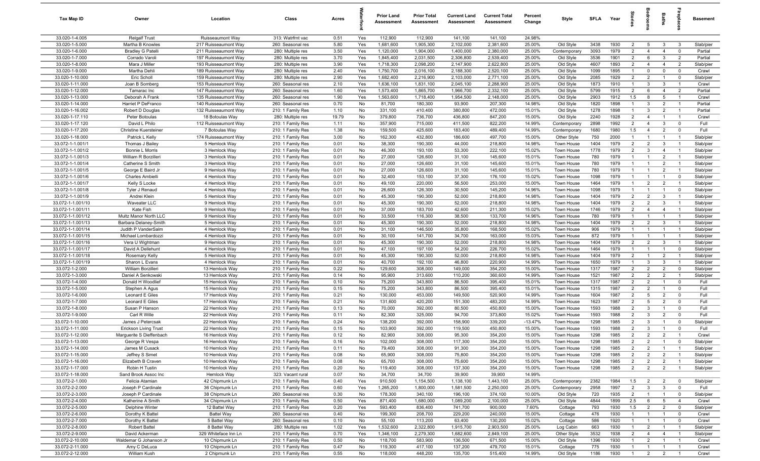| Tax Map ID | Owner | Location | Class | Acres | Waterfront | Prior Land Assessment | Prior Total Assessment | Current Land Assessment | Current Total Assessment | Percent Change | Style | SFLA | Year | Stories | Bedrooms | Baths | Fireplaces | Basement |
|---|---|---|---|---|---|---|---|---|---|---|---|---|---|---|---|---|---|---|
| 33.020-1-4.005 | Relgalf Trust | Ruisseaumont Way | 313: Watrfrnt vac | 0.51 | Yes | 112,900 | 112,900 | 141,100 | 141,100 | 24.98% | | | | | | | | |
| 33.020-1-5.000 | Martha B Knowles | 217 Ruisseaumont Way | 260: Seasonal res | 5.80 | Yes | 1,681,600 | 1,905,300 | 2,102,000 | 2,381,600 | 25.00% | Old Style | 3438 | 1930 | 2 | 5 | 3 | 3 | Slab/pier |
| 33.020-1-6.000 | Bradley G Patelli | 211 Ruisseaumont Way | 280: Multiple res | 3.50 | Yes | 1,120,000 | 1,904,000 | 1,400,000 | 2,380,000 | 25.00% | Contemporary | 3093 | 1979 | 2 | 4 | 4 | 0 | Partial |
| 33.020-1-7.000 | Corrado Varoli | 197 Ruisseaumont Way | 280: Multiple res | 3.70 | Yes | 1,845,400 | 2,031,500 | 2,306,800 | 2,539,400 | 25.00% | Old Style | 3536 | 1901 | 2 | 6 | 3 | 2 | Partial |
| 33.020-1-8.000 | Mara J Miller | 193 Ruisseaumont Way | 280: Multiple res | 3.90 | Yes | 1,718,300 | 2,098,200 | 2,147,900 | 2,622,800 | 25.00% | Old Style | 4607 | 1893 | 2 | 4 | 4 | 2 | Slab/pier |
| 33.020-1-9.000 | Martha Dehli | 189 Ruisseaumont Way | 280: Multiple res | 2.40 | Yes | 1,750,700 | 2,016,100 | 2,188,300 | 2,520,100 | 25.00% | Old Style | 1099 | 1895 | 1 | 0 | 0 | 0 | Crawl |
| 33.020-1-10.000 | Eric Scholl | 159 Ruisseaumont Way | 280: Multiple res | 2.90 | Yes | 1,682,400 | 2,216,900 | 2,103,000 | 2,771,100 | 25.00% | Old Style | 2085 | 1929 | 2 | 2 | 1 | 0 | Slab/pier |
| 33.020-1-11.000 | Joan B Somberg | 153 Ruisseaumont Way | 260: Seasonal res | 2.10 | Yes | 1,636,100 | 1,831,100 | 2,045,100 | 2,288,900 | 25.00% | Old Style | 1873 | 1910 | 1 | 3 | 3 | 1 | Crawl |
| 33.020-1-12.000 | Tamarac Inc | 147 Ruisseaumont Way | 260: Seasonal res | 1.60 | Yes | 1,573,400 | 1,865,700 | 1,966,700 | 2,332,100 | 25.00% | Old Style | 5799 | 1915 | 2 | 6 | 4 | 2 | Partial |
| 33.020-1-13.000 | Deborah A Frank | 135 Ruisseaumont Way | 260: Seasonal res | 1.90 | Yes | 1,563,600 | 1,718,400 | 1,954,500 | 2,148,000 | 25.00% | Old Style | 2903 | 1912 | 1.5 | 8 | 5 | 1 | Crawl |
| 33.020-1-14.000 | Harriet P DeFranco | 140 Ruisseaumont Way | 260: Seasonal res | 0.70 | No | 81,700 | 180,300 | 93,900 | 207,300 | 14.98% | Old Style | 1820 | 1898 | 1 | 3 | 2 | 1 | Partial |
| 33.020-1-16.002 | Robert D Douglas | 132 Ruisseaumont Way | 210: 1 Family Res | 1.10 | No | 331,100 | 410,400 | 380,800 | 472,000 | 15.01% | Old Style | 1278 | 1898 | 1 | 3 | 2 | 1 | Partial |
| 33.020-1-17.110 | Peter Botoulas | 18 Botoulas Way | 280: Multiple res | 19.79 | No | 379,800 | 736,700 | 436,800 | 847,200 | 15.00% | Old Style | 2240 | 1928 | 2 | 4 | 1 | 1 | Crawl |
| 33.020-1-17.120 | David L Philo | 112 Ruisseaumont Way | 210: 1 Family Res | 1.11 | No | 357,900 | 715,000 | 411,500 | 822,200 | 14.99% | Contemporary | 2898 | 1992 | 2 | 4 | 3 | 0 | Full |
| 33.020-1-17.200 | Christine Kuersteiner | 7 Botoulas Way | 210: 1 Family Res | 1.38 | No | 159,500 | 425,600 | 183,400 | 489,400 | 14.99% | Contemporary | 1680 | 1980 | 1.5 | 4 | 2 | 0 | Full |
| 33.020-1-18.000 | Patrick L Kelly | 174 Ruisseaumont Way | 210: 1 Family Res | 3.00 | No | 162,300 | 432,800 | 186,600 | 497,700 | 15.00% | Other Style | 750 | 2000 | 1 | 1 | 1 | 1 | Slab/pier |
| 33.072-1-1.001/1 | Thomas J Bailey | 5 Hemlock Way | 210: 1 Family Res | 0.01 | No | 38,300 | 190,300 | 44,000 | 218,800 | 14.98% | Town House | 1404 | 1979 | 2 | 2 | 3 | 1 | Slab/pier |
| 33.072-1-1.001/2 | Bonnie L Morris | 3 Hemlock Way | 210: 1 Family Res | 0.01 | No | 46,300 | 193,100 | 53,300 | 222,100 | 15.02% | Town House | 1778 | 1979 | 2 | 3 | 4 | 1 | Slab/pier |
| 33.072-1-1.001/3 | William R Borzilleri | 3 Hemlock Way | 210: 1 Family Res | 0.01 | No | 27,000 | 126,600 | 31,100 | 145,600 | 15.01% | Town House | 780 | 1979 | 1 | 1 | 2 | 1 | Slab/pier |
| 33.072-1-1.001/4 | Catherine S Smith | 3 Hemlock Way | 210: 1 Family Res | 0.01 | No | 27,000 | 126,600 | 31,100 | 145,600 | 15.01% | Town House | 780 | 1979 | 1 | 1 | 2 | 1 | Slab/pier |
| 33.072-1-1.001/5 | George E Baird Jr | 9 Hemlock Way | 210: 1 Family Res | 0.01 | No | 27,000 | 126,600 | 31,100 | 145,600 | 15.01% | Town House | 780 | 1979 | 1 | 1 | 2 | 1 | Slab/pier |
| 33.072-1-1.001/6 | Charles Ambielli | 4 Hemlock Way | 210: 1 Family Res | 0.01 | No | 32,400 | 153,100 | 37,300 | 176,100 | 15.02% | Town House | 1098 | 1979 | 1 | 1 | 1 | 0 | Slab/pier |
| 33.072-1-1.001/7 | Kelly S Locke | 4 Hemlock Way | 210: 1 Family Res | 0.01 | No | 49,100 | 220,000 | 56,500 | 253,000 | 15.00% | Town House | 1464 | 1979 | 1 | 2 | 2 | 1 | Slab/pier |
| 33.072-1-1.001/8 | Tyler J Renaud | 4 Hemlock Way | 210: 1 Family Res | 0.01 | No | 26,600 | 126,300 | 30,500 | 145,200 | 14.96% | Town House | 1098 | 1979 | 1 | 1 | 1 | 0 | Slab/pier |
| 33.072-1-1.001/9 | Andrei Klein | 5 Hemlock Way | 210: 1 Family Res | 0.01 | No | 45,300 | 190,300 | 52,000 | 218,800 | 14.98% | Town House | 1404 | 1979 | 2 | 2 | 3 | 1 | Slab/pier |
| 33.072-1-1.001/10 | Waveater LLC | 9 Hemlock Way | 210: 1 Family Res | 0.01 | No | 45,300 | 190,300 | 52,000 | 218,800 | 14.98% | Town House | 1404 | 1979 | 2 | 2 | 3 | 1 | Slab/pier |
| 33.072-1-1.001/11 | Kate Fish | 9 Hemlock Way | 210: 1 Family Res | 0.01 | No | 37,000 | 183,700 | 42,600 | 211,300 | 15.02% | Town House | 1746 | 1979 | 2 | 4 | 4 | 1 | Slab/pier |
| 33.072-1-1.001/12 | Multz Manor North LLC | 9 Hemlock Way | 210: 1 Family Res | 0.01 | No | 33,500 | 116,300 | 38,500 | 133,700 | 14.96% | Town House | 780 | 1979 | 1 | 1 | 1 | 1 | Slab/pier |
| 33.072-1-1.001/13 | Barbara Delaney-Smith | 5 Hemlock Way | 210: 1 Family Res | 0.01 | No | 45,300 | 190,300 | 52,000 | 218,800 | 14.98% | Town House | 1404 | 1979 | 2 | 2 | 3 | 1 | Slab/pier |
| 33.072-1-1.001/14 | Judith P VanderSalm | 4 Hemlock Way | 210: 1 Family Res | 0.01 | No | 31,100 | 146,500 | 35,800 | 168,500 | 15.02% | Town House | 906 | 1979 | 1 | 1 | 1 | 1 | Slab/pier |
| 33.072-1-1.001/15 | Michael Lombardozzi | 4 Hemlock Way | 210: 1 Family Res | 0.01 | No | 30,100 | 141,700 | 34,700 | 163,000 | 15.03% | Town House | 872 | 1979 | 1 | 1 | 1 | 1 | Slab/pier |
| 33.072-1-1.001/16 | Vera U Wightman | 9 Hemlock Way | 210: 1 Family Res | 0.01 | No | 45,300 | 190,300 | 52,000 | 218,800 | 14.98% | Town House | 1404 | 1979 | 2 | 2 | 3 | 1 | Slab/pier |
| 33.072-1-1.001/17 | David A Dellehunt | 4 Hemlock Way | 210: 1 Family Res | 0.01 | No | 47,100 | 197,100 | 54,200 | 226,700 | 15.02% | Town House | 1464 | 1979 | 1 | 1 | 1 | 0 | Slab/pier |
| 33.072-1-1.001/18 | Rosemary Kelly | 5 Hemlock Way | 210: 1 Family Res | 0.01 | No | 45,300 | 190,300 | 52,000 | 218,800 | 14.98% | Town House | 1404 | 1979 | 2 | 1 | 2 | 1 | Slab/pier |
| 33.072-1-1.001/19 | Sharon L Evans | 4 Hemlock Way | 210: 1 Family Res | 0.01 | No | 40,700 | 192,100 | 46,800 | 220,900 | 14.99% | Town House | 1650 | 1979 | 1 | 3 | 3 | 1 | Slab/pier |
| 33.072-1-2.000 | William Borzilleri | 13 Hemlock Way | 210: 1 Family Res | 0.22 | No | 129,600 | 308,000 | 149,000 | 354,200 | 15.00% | Town House | 1317 | 1987 | 2 | 2 | 2 | 0 | Slab/pier |
| 33.072-1-3.000 | Daniel A Senkowski | 13 Hemlock Way | 210: 1 Family Res | 0.14 | No | 95,900 | 313,600 | 110,200 | 360,600 | 14.99% | Town House | 1521 | 1987 | 2 | 2 | 2 | 1 | Slab/pier |
| 33.072-1-4.000 | Donald H Woodlief | 15 Hemlock Way | 210: 1 Family Res | 0.10 | No | 75,200 | 343,800 | 86,500 | 395,400 | 15.01% | Town House | 1317 | 1987 | 2 | 2 | 1 | 0 | Full |
| 33.072-1-5.000 | Stephen A Agus | 15 Hemlock Way | 210: 1 Family Res | 0.15 | No | 75,200 | 343,800 | 86,500 | 395,400 | 15.01% | Town House | 1315 | 1987 | 2 | 2 | 1 | 0 | Full |
| 33.072-1-6.000 | Leonard E Giles | 17 Hemlock Way | 210: 1 Family Res | 0.21 | No | 130,000 | 453,000 | 149,500 | 520,900 | 14.99% | Town House | 1604 | 1987 | 2 | 5 | 2 | 0 | Full |
| 33.072-1-7.000 | Leonard E Giles | 17 Hemlock Way | 210: 1 Family Res | 0.21 | No | 131,600 | 420,200 | 151,300 | 483,200 | 14.99% | Town House | 1623 | 1987 | 2 | 5 | 2 | 0 | Full |
| 33.072-1-8.000 | Susan P Hanson | 22 Hemlock Way | 210: 1 Family Res | 0.13 | No | 70,000 | 392,000 | 80,500 | 450,800 | 15.00% | Town House | 1593 | 1988 | 2 | 3 | 1 | 0 | Full |
| 33.072-1-9.000 | Carl R Wille | 22 Hemlock Way | 210: 1 Family Res | 0.11 | No | 82,300 | 325,000 | 94,700 | 373,800 | 15.02% | Town House | 1593 | 1988 | 2 | 3 | 2 | 0 | Full |
| 33.072-1-10.000 | James J Petercsak | 22 Hemlock Way | 210: 1 Family Res | 0.24 | No | 138,200 | 392,000 | 158,900 | 339,200 | -13.47% | Town House | 1298 | 1985 | 2 | 3 | 1 | 0 | Slab/pier |
| 33.072-1-11.000 | Erickson Living Trust | 22 Hemlock Way | 210: 1 Family Res | 0.15 | No | 103,900 | 392,000 | 119,500 | 450,800 | 15.00% | Town House | 1593 | 1988 | 2 | 3 | 1 | 0 | Full |
| 33.072-1-12.000 | Marguerite S Dieffenbach | 16 Hemlock Way | 210: 1 Family Res | 0.12 | No | 82,900 | 308,000 | 95,300 | 354,200 | 15.00% | Town House | 1298 | 1985 | 2 | 2 | 2 | 1 | Crawl |
| 33.072-1-13.000 | George R Vespa | 16 Hemlock Way | 210: 1 Family Res | 0.16 | No | 102,000 | 308,000 | 117,300 | 354,200 | 15.00% | Town House | 1298 | 1985 | 2 | 2 | 1 | 0 | Slab/pier |
| 33.072-1-14.000 | James M Cusack | 10 Hemlock Way | 210: 1 Family Res | 0.11 | No | 79,400 | 308,000 | 91,300 | 354,200 | 15.00% | Town House | 1298 | 1985 | 2 | 2 | 1 | 1 | Slab/pier |
| 33.072-1-15.000 | Jeffrey S Simet | 10 Hemlock Way | 210: 1 Family Res | 0.08 | No | 65,900 | 308,000 | 75,800 | 354,200 | 15.00% | Town House | 1298 | 1985 | 2 | 2 | 2 | 1 | Slab/pier |
| 33.072-1-16.000 | Elizabeth B Craven | 10 Hemlock Way | 210: 1 Family Res | 0.08 | No | 65,700 | 308,000 | 75,600 | 354,200 | 15.00% | Town House | 1298 | 1985 | 2 | 2 | 2 | 1 | Slab/pier |
| 33.072-1-17.000 | Robin H Tustin | 10 Hemlock Way | 210: 1 Family Res | 0.20 | No | 119,400 | 308,000 | 137,300 | 354,200 | 15.00% | Town House | 1298 | 1985 | 2 | 2 | 2 | 1 | Slab/pier |
| 33.072-1-18.000 | Sand Brook Assoc Inc | Hemlock Way | 323: Vacant rural | 0.07 | No | 34,700 | 34,700 | 39,900 | 39,900 | 14.99% | | | | | | | | |
| 33.072-2-1.000 | Felicia Atamian | 42 Chipmunk Ln | 210: 1 Family Res | 0.40 | Yes | 910,500 | 1,154,500 | 1,138,100 | 1,443,100 | 25.00% | Contemporary | 2382 | 1984 | 1.5 | 2 | 2 | 0 | Slab/pier |
| 33.072-2-2.000 | Joseph P Cardinale | 36 Chipmunk Ln | 210: 1 Family Res | 0.60 | Yes | 1,265,200 | 1,800,000 | 1,581,500 | 2,250,000 | 25.00% | Contemporary | 2958 | 1997 | 2 | 3 | 3 | 0 | Full |
| 33.072-2-3.000 | Joseph P Cardinale | 38 Chipmunk Ln | 260: Seasonal res | 0.30 | No | 178,300 | 340,100 | 196,100 | 374,100 | 10.00% | Old Style | 720 | 1935 | 2 | 1 | 1 | 0 | Slab/pier |
| 33.072-2-4.000 | Katherine A Smith | 34 Chipmunk Ln | 210: 1 Family Res | 0.50 | Yes | 871,400 | 1,680,000 | 1,089,200 | 2,100,000 | 25.00% | Old Style | 4844 | 1899 | 2.5 | 6 | 5 | 4 | Crawl |
| 33.072-2-5.000 | Delphine Winter | 12 Battel Way | 210: 1 Family Res | 0.20 | Yes | 593,400 | 836,400 | 741,700 | 900,000 | 7.60% | Cottage | 793 | 1930 | 1.5 | 2 | 2 | 0 | Slab/pier |
| 33.072-2-6.000 | Dorothy K Battel | Battel Way | 260: Seasonal res | 0.40 | No | 199,300 | 208,700 | 229,200 | 240,000 | 15.00% | Cottage | 476 | 1930 | 1 | 1 | 1 | 0 | Crawl |
| 33.072-2-7.000 | Dorothy K Battel | 5 Battel Way | 260: Seasonal res | 0.10 | No | 55,100 | 113,200 | 63,400 | 130,200 | 15.02% | Cottage | 586 | 1920 | 1 | 1 | 1 | 0 | Crawl |
| 33.072-2-8.000 | Robert Battel | 8 Battel Way | 280: Multiple res | 1.02 | Yes | 1,532,600 | 2,322,800 | 1,915,700 | 2,903,500 | 25.00% | Log Cabin | 663 | 1930 | 1 | 2 | 1 | 1 | Slab/pier |
| 33.072-2-9.000 | David Ackerman | 329 Whiteface Inn Ln | 210: 1 Family Res | 0.70 | Yes | 1,346,100 | 2,279,300 | 1,682,600 | 2,849,100 | 25.00% | Other Style | 3532 | 1938 | 2 | 4 | 4 | 1 | Slab/pier |
| 33.072-2-10.000 | Waldemar G Johanson Jr | 10 Chipmunk Ln | 210: 1 Family Res | 0.50 | No | 118,700 | 583,900 | 136,500 | 671,500 | 15.00% | Old Style | 1396 | 1930 | 1 | 2 | 1 | 1 | Crawl |
| 33.072-2-11.000 | Amy C DeLuca | 10 Chipmunk Ln | 210: 1 Family Res | 0.47 | No | 119,300 | 417,100 | 137,200 | 479,700 | 15.01% | Cottage | 775 | 1930 | 1 | 1 | 1 | 1 | Crawl |
| 33.072-2-12.000 | William Kush | 2 Chipmunk Ln | 210: 1 Family Res | 0.55 | No | 118,000 | 448,200 | 135,700 | 515,400 | 14.99% | Old Style | 1186 | 1930 | 1 | 2 | 2 | 1 | Crawl |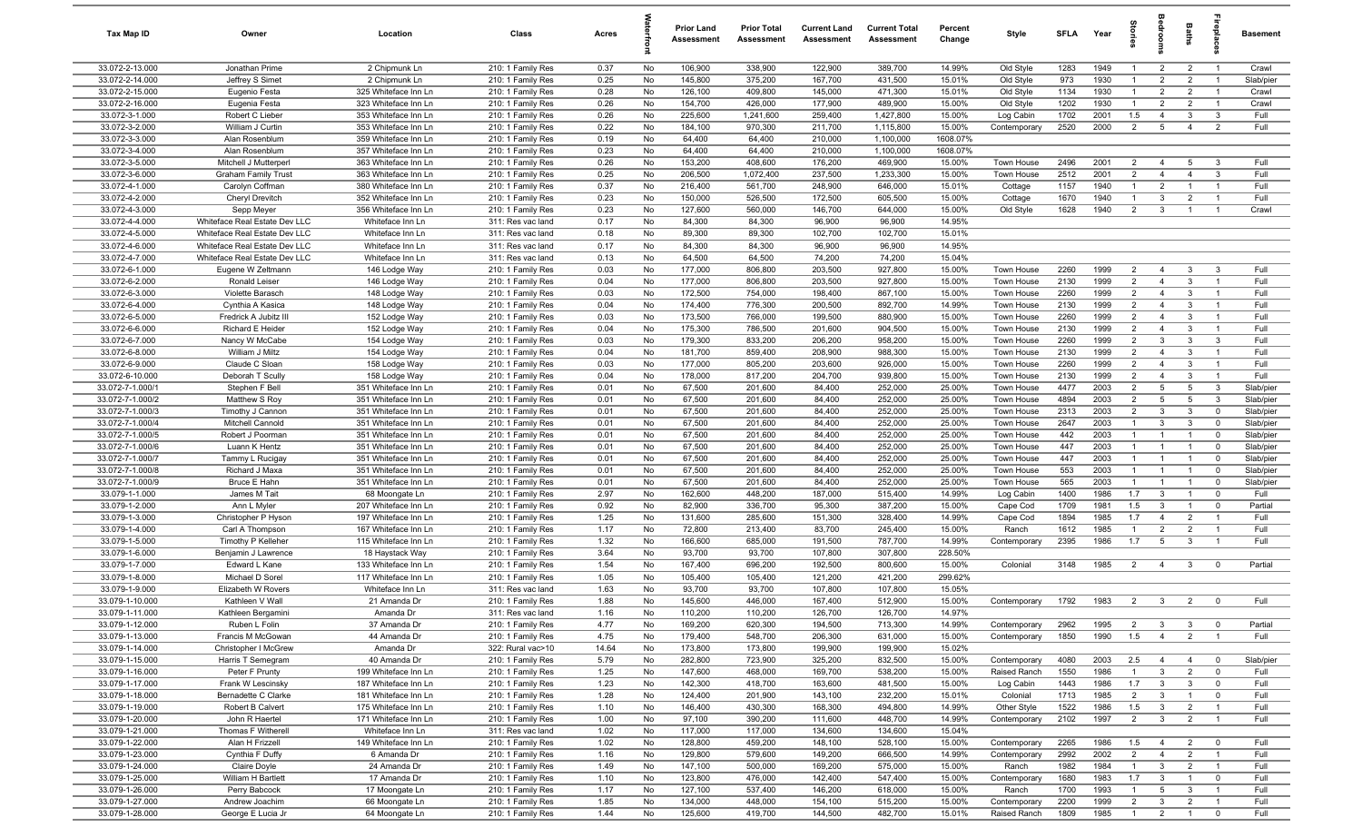| Tax Map ID | Owner | Location | Class | Acres | Waterfront | Prior Land Assessment | Prior Total Assessment | Current Land Assessment | Current Total Assessment | Percent Change | Style | SFLA | Year | Stories | Bedrooms | Baths | Fireplaces | Basement |
|---|---|---|---|---|---|---|---|---|---|---|---|---|---|---|---|---|---|---|
| 33.072-2-13.000 | Jonathan Prime | 2 Chipmunk Ln | 210: 1 Family Res | 0.37 | No | 106,900 | 338,900 | 122,900 | 389,700 | 14.99% | Old Style | 1283 | 1949 | 1 | 2 | 2 | 1 | Crawl |
| 33.072-2-14.000 | Jeffrey S Simet | 2 Chipmunk Ln | 210: 1 Family Res | 0.25 | No | 145,800 | 375,200 | 167,700 | 431,500 | 15.01% | Old Style | 973 | 1930 | 1 | 2 | 2 | 1 | Slab/pier |
| 33.072-2-15.000 | Eugenio Festa | 325 Whiteface Inn Ln | 210: 1 Family Res | 0.28 | No | 126,100 | 409,800 | 145,000 | 471,300 | 15.01% | Old Style | 1134 | 1930 | 1 | 2 | 2 | 1 | Crawl |
| 33.072-2-16.000 | Eugenia Festa | 323 Whiteface Inn Ln | 210: 1 Family Res | 0.26 | No | 154,700 | 426,000 | 177,900 | 489,900 | 15.00% | Old Style | 1202 | 1930 | 1 | 2 | 2 | 1 | Crawl |
| 33.072-3-1.000 | Robert C Lieber | 353 Whiteface Inn Ln | 210: 1 Family Res | 0.26 | No | 225,600 | 1,241,600 | 259,400 | 1,427,800 | 15.00% | Log Cabin | 1702 | 2001 | 1.5 | 4 | 3 | 3 | Full |
| 33.072-3-2.000 | William J Curtin | 353 Whiteface Inn Ln | 210: 1 Family Res | 0.22 | No | 184,100 | 970,300 | 211,700 | 1,115,800 | 15.00% | Contemporary | 2520 | 2000 | 2 | 5 | 4 | 2 | Full |
| 33.072-3-3.000 | Alan Rosenblum | 359 Whiteface Inn Ln | 210: 1 Family Res | 0.19 | No | 64,400 | 64,400 | 210,000 | 1,100,000 | 1608.07% | | | | | | | | |
| 33.072-3-4.000 | Alan Rosenblum | 357 Whiteface Inn Ln | 210: 1 Family Res | 0.23 | No | 64,400 | 64,400 | 210,000 | 1,100,000 | 1608.07% | | | | | | | | |
| 33.072-3-5.000 | Mitchell J Mutterperl | 363 Whiteface Inn Ln | 210: 1 Family Res | 0.26 | No | 153,200 | 408,600 | 176,200 | 469,900 | 15.00% | Town House | 2496 | 2001 | 2 | 4 | 5 | 3 | Full |
| 33.072-3-6.000 | Graham Family Trust | 363 Whiteface Inn Ln | 210: 1 Family Res | 0.25 | No | 206,500 | 1,072,400 | 237,500 | 1,233,300 | 15.00% | Town House | 2512 | 2001 | 2 | 4 | 4 | 3 | Full |
| 33.072-4-1.000 | Carolyn Coffman | 380 Whiteface Inn Ln | 210: 1 Family Res | 0.37 | No | 216,400 | 561,700 | 248,900 | 646,000 | 15.01% | Cottage | 1157 | 1940 | 1 | 2 | 1 | 1 | Full |
| 33.072-4-2.000 | Cheryl Drevitch | 352 Whiteface Inn Ln | 210: 1 Family Res | 0.23 | No | 150,000 | 526,500 | 172,500 | 605,500 | 15.00% | Cottage | 1670 | 1940 | 1 | 3 | 2 | 1 | Full |
| 33.072-4-3.000 | Sepp Meyer | 356 Whiteface Inn Ln | 210: 1 Family Res | 0.23 | No | 127,600 | 560,000 | 146,700 | 644,000 | 15.00% | Old Style | 1628 | 1940 | 2 | 3 | 1 | 1 | Crawl |
| 33.072-4-4.000 | Whiteface Real Estate Dev LLC | Whiteface Inn Ln | 311: Res vac land | 0.17 | No | 84,300 | 84,300 | 96,900 | 96,900 | 14.95% | | | | | | | | |
| 33.072-4-5.000 | Whiteface Real Estate Dev LLC | Whiteface Inn Ln | 311: Res vac land | 0.18 | No | 89,300 | 89,300 | 102,700 | 102,700 | 15.01% | | | | | | | | |
| 33.072-4-6.000 | Whiteface Real Estate Dev LLC | Whiteface Inn Ln | 311: Res vac land | 0.17 | No | 84,300 | 84,300 | 96,900 | 96,900 | 14.95% | | | | | | | | |
| 33.072-4-7.000 | Whiteface Real Estate Dev LLC | Whiteface Inn Ln | 311: Res vac land | 0.13 | No | 64,500 | 64,500 | 74,200 | 74,200 | 15.04% | | | | | | | | |
| 33.072-6-1.000 | Eugene W Zeltmann | 146 Lodge Way | 210: 1 Family Res | 0.03 | No | 177,000 | 806,800 | 203,500 | 927,800 | 15.00% | Town House | 2260 | 1999 | 2 | 4 | 3 | 3 | Full |
| 33.072-6-2.000 | Ronald Leiser | 146 Lodge Way | 210: 1 Family Res | 0.04 | No | 177,000 | 806,800 | 203,500 | 927,800 | 15.00% | Town House | 2130 | 1999 | 2 | 4 | 3 | 1 | Full |
| 33.072-6-3.000 | Violette Barasch | 148 Lodge Way | 210: 1 Family Res | 0.03 | No | 172,500 | 754,000 | 198,400 | 867,100 | 15.00% | Town House | 2260 | 1999 | 2 | 4 | 3 | 1 | Full |
| 33.072-6-4.000 | Cynthia A Kasica | 148 Lodge Way | 210: 1 Family Res | 0.04 | No | 174,400 | 776,300 | 200,500 | 892,700 | 14.99% | Town House | 2130 | 1999 | 2 | 4 | 3 | 1 | Full |
| 33.072-6-5.000 | Fredrick A Jubitz III | 152 Lodge Way | 210: 1 Family Res | 0.03 | No | 173,500 | 766,000 | 199,500 | 880,900 | 15.00% | Town House | 2260 | 1999 | 2 | 4 | 3 | 1 | Full |
| 33.072-6-6.000 | Richard E Heider | 152 Lodge Way | 210: 1 Family Res | 0.04 | No | 175,300 | 786,500 | 201,600 | 904,500 | 15.00% | Town House | 2130 | 1999 | 2 | 4 | 3 | 1 | Full |
| 33.072-6-7.000 | Nancy W McCabe | 154 Lodge Way | 210: 1 Family Res | 0.03 | No | 179,300 | 833,200 | 206,200 | 958,200 | 15.00% | Town House | 2260 | 1999 | 2 | 3 | 3 | 3 | Full |
| 33.072-6-8.000 | William J Miltz | 154 Lodge Way | 210: 1 Family Res | 0.04 | No | 181,700 | 859,400 | 208,900 | 988,300 | 15.00% | Town House | 2130 | 1999 | 2 | 4 | 3 | 1 | Full |
| 33.072-6-9.000 | Claude C Sloan | 158 Lodge Way | 210: 1 Family Res | 0.03 | No | 177,000 | 805,200 | 203,600 | 926,000 | 15.00% | Town House | 2260 | 1999 | 2 | 4 | 3 | 1 | Full |
| 33.072-6-10.000 | Deborah T Scully | 158 Lodge Way | 210: 1 Family Res | 0.04 | No | 178,000 | 817,200 | 204,700 | 939,800 | 15.00% | Town House | 2130 | 1999 | 2 | 4 | 3 | 1 | Full |
| 33.072-7-1.000/1 | Stephen F Bell | 351 Whiteface Inn Ln | 210: 1 Family Res | 0.01 | No | 67,500 | 201,600 | 84,400 | 252,000 | 25.00% | Town House | 4477 | 2003 | 2 | 5 | 5 | 3 | Slab/pier |
| 33.072-7-1.000/2 | Matthew S Roy | 351 Whiteface Inn Ln | 210: 1 Family Res | 0.01 | No | 67,500 | 201,600 | 84,400 | 252,000 | 25.00% | Town House | 4894 | 2003 | 2 | 5 | 5 | 3 | Slab/pier |
| 33.072-7-1.000/3 | Timothy J Cannon | 351 Whiteface Inn Ln | 210: 1 Family Res | 0.01 | No | 67,500 | 201,600 | 84,400 | 252,000 | 25.00% | Town House | 2313 | 2003 | 2 | 3 | 3 | 0 | Slab/pier |
| 33.072-7-1.000/4 | Mitchell Cannold | 351 Whiteface Inn Ln | 210: 1 Family Res | 0.01 | No | 67,500 | 201,600 | 84,400 | 252,000 | 25.00% | Town House | 2647 | 2003 | 1 | 3 | 3 | 0 | Slab/pier |
| 33.072-7-1.000/5 | Robert J Poorman | 351 Whiteface Inn Ln | 210: 1 Family Res | 0.01 | No | 67,500 | 201,600 | 84,400 | 252,000 | 25.00% | Town House | 442 | 2003 | 1 | 1 | 1 | 0 | Slab/pier |
| 33.072-7-1.000/6 | Luann K Hentz | 351 Whiteface Inn Ln | 210: 1 Family Res | 0.01 | No | 67,500 | 201,600 | 84,400 | 252,000 | 25.00% | Town House | 447 | 2003 | 1 | 1 | 1 | 0 | Slab/pier |
| 33.072-7-1.000/7 | Tammy L Rucigay | 351 Whiteface Inn Ln | 210: 1 Family Res | 0.01 | No | 67,500 | 201,600 | 84,400 | 252,000 | 25.00% | Town House | 447 | 2003 | 1 | 1 | 1 | 0 | Slab/pier |
| 33.072-7-1.000/8 | Richard J Maxa | 351 Whiteface Inn Ln | 210: 1 Family Res | 0.01 | No | 67,500 | 201,600 | 84,400 | 252,000 | 25.00% | Town House | 553 | 2003 | 1 | 1 | 1 | 0 | Slab/pier |
| 33.072-7-1.000/9 | Bruce E Hahn | 351 Whiteface Inn Ln | 210: 1 Family Res | 0.01 | No | 67,500 | 201,600 | 84,400 | 252,000 | 25.00% | Town House | 565 | 2003 | 1 | 1 | 1 | 0 | Slab/pier |
| 33.079-1-1.000 | James M Tait | 68 Moongate Ln | 210: 1 Family Res | 2.97 | No | 162,600 | 448,200 | 187,000 | 515,400 | 14.99% | Log Cabin | 1400 | 1986 | 1.7 | 3 | 1 | 0 | Full |
| 33.079-1-2.000 | Ann L Myler | 207 Whiteface Inn Ln | 210: 1 Family Res | 0.92 | No | 82,900 | 336,700 | 95,300 | 387,200 | 15.00% | Cape Cod | 1709 | 1981 | 1.5 | 3 | 1 | 0 | Partial |
| 33.079-1-3.000 | Christopher P Hyson | 197 Whiteface Inn Ln | 210: 1 Family Res | 1.25 | No | 131,600 | 285,600 | 151,300 | 328,400 | 14.99% | Cape Cod | 1894 | 1985 | 1.7 | 4 | 2 | 1 | Full |
| 33.079-1-4.000 | Carl A Thompson | 167 Whiteface Inn Ln | 210: 1 Family Res | 1.17 | No | 72,800 | 213,400 | 83,700 | 245,400 | 15.00% | Ranch | 1612 | 1985 | 1 | 2 | 2 | 1 | Full |
| 33.079-1-5.000 | Timothy P Kelleher | 115 Whiteface Inn Ln | 210: 1 Family Res | 1.32 | No | 166,600 | 685,000 | 191,500 | 787,700 | 14.99% | Contemporary | 2395 | 1986 | 1.7 | 5 | 3 | 1 | Full |
| 33.079-1-6.000 | Benjamin J Lawrence | 18 Haystack Way | 210: 1 Family Res | 3.64 | No | 93,700 | 93,700 | 107,800 | 307,800 | 228.50% | | | | | | | | |
| 33.079-1-7.000 | Edward L Kane | 133 Whiteface Inn Ln | 210: 1 Family Res | 1.54 | No | 167,400 | 696,200 | 192,500 | 800,600 | 15.00% | Colonial | 3148 | 1985 | 2 | 4 | 3 | 0 | Partial |
| 33.079-1-8.000 | Michael D Sorel | 117 Whiteface Inn Ln | 210: 1 Family Res | 1.05 | No | 105,400 | 105,400 | 121,200 | 421,200 | 299.62% | | | | | | | | |
| 33.079-1-9.000 | Elizabeth W Rovers | Whiteface Inn Ln | 311: Res vac land | 1.63 | No | 93,700 | 93,700 | 107,800 | 107,800 | 15.05% | | | | | | | | |
| 33.079-1-10.000 | Kathleen V Wall | 21 Amanda Dr | 210: 1 Family Res | 1.88 | No | 145,600 | 446,000 | 167,400 | 512,900 | 15.00% | Contemporary | 1792 | 1983 | 2 | 3 | 2 | 0 | Full |
| 33.079-1-11.000 | Kathleen Bergamini | Amanda Dr | 311: Res vac land | 1.16 | No | 110,200 | 110,200 | 126,700 | 126,700 | 14.97% | | | | | | | | |
| 33.079-1-12.000 | Ruben L Folin | 37 Amanda Dr | 210: 1 Family Res | 4.77 | No | 169,200 | 620,300 | 194,500 | 713,300 | 14.99% | Contemporary | 2962 | 1995 | 2 | 3 | 3 | 0 | Partial |
| 33.079-1-13.000 | Francis M McGowan | 44 Amanda Dr | 210: 1 Family Res | 4.75 | No | 179,400 | 548,700 | 206,300 | 631,000 | 15.00% | Contemporary | 1850 | 1990 | 1.5 | 4 | 2 | 1 | Full |
| 33.079-1-14.000 | Christopher I McGrew | Amanda Dr | 322: Rural vac>10 | 14.64 | No | 173,800 | 173,800 | 199,900 | 199,900 | 15.02% | | | | | | | | |
| 33.079-1-15.000 | Harris T Semegram | 40 Amanda Dr | 210: 1 Family Res | 5.79 | No | 282,800 | 723,900 | 325,200 | 832,500 | 15.00% | Contemporary | 4080 | 2003 | 2.5 | 4 | 4 | 0 | Slab/pier |
| 33.079-1-16.000 | Peter F Prunty | 199 Whiteface Inn Ln | 210: 1 Family Res | 1.25 | No | 147,600 | 468,000 | 169,700 | 538,200 | 15.00% | Raised Ranch | 1550 | 1986 | 1 | 3 | 2 | 0 | Full |
| 33.079-1-17.000 | Frank W Lescinsky | 187 Whiteface Inn Ln | 210: 1 Family Res | 1.23 | No | 142,300 | 418,700 | 163,600 | 481,500 | 15.00% | Log Cabin | 1443 | 1986 | 1.7 | 3 | 3 | 0 | Full |
| 33.079-1-18.000 | Bernadette C Clarke | 181 Whiteface Inn Ln | 210: 1 Family Res | 1.28 | No | 124,400 | 201,900 | 143,100 | 232,200 | 15.01% | Colonial | 1713 | 1985 | 2 | 3 | 1 | 0 | Full |
| 33.079-1-19.000 | Robert B Calvert | 175 Whiteface Inn Ln | 210: 1 Family Res | 1.10 | No | 146,400 | 430,300 | 168,300 | 494,800 | 14.99% | Other Style | 1522 | 1986 | 1.5 | 3 | 2 | 1 | Full |
| 33.079-1-20.000 | John R Haertel | 171 Whiteface Inn Ln | 210: 1 Family Res | 1.00 | No | 97,100 | 390,200 | 111,600 | 448,700 | 14.99% | Contemporary | 2102 | 1997 | 2 | 3 | 2 | 1 | Full |
| 33.079-1-21.000 | Thomas F Witherell | Whiteface Inn Ln | 311: Res vac land | 1.02 | No | 117,000 | 117,000 | 134,600 | 134,600 | 15.04% | | | | | | | | |
| 33.079-1-22.000 | Alan H Frizzell | 149 Whiteface Inn Ln | 210: 1 Family Res | 1.02 | No | 128,800 | 459,200 | 148,100 | 528,100 | 15.00% | Contemporary | 2265 | 1986 | 1.5 | 4 | 2 | 0 | Full |
| 33.079-1-23.000 | Cynthia F Duffy | 6 Amanda Dr | 210: 1 Family Res | 1.16 | No | 129,800 | 579,600 | 149,200 | 666,500 | 14.99% | Contemporary | 2992 | 2002 | 2 | 4 | 2 | 1 | Full |
| 33.079-1-24.000 | Claire Doyle | 24 Amanda Dr | 210: 1 Family Res | 1.49 | No | 147,100 | 500,000 | 169,200 | 575,000 | 15.00% | Ranch | 1982 | 1984 | 1 | 3 | 2 | 1 | Full |
| 33.079-1-25.000 | William H Bartlett | 17 Amanda Dr | 210: 1 Family Res | 1.10 | No | 123,800 | 476,000 | 142,400 | 547,400 | 15.00% | Contemporary | 1680 | 1983 | 1.7 | 3 | 1 | 0 | Full |
| 33.079-1-26.000 | Perry Babcock | 17 Moongate Ln | 210: 1 Family Res | 1.17 | No | 127,100 | 537,400 | 146,200 | 618,000 | 15.00% | Ranch | 1700 | 1993 | 1 | 5 | 3 | 1 | Full |
| 33.079-1-27.000 | Andrew Joachim | 66 Moongate Ln | 210: 1 Family Res | 1.85 | No | 134,000 | 448,000 | 154,100 | 515,200 | 15.00% | Contemporary | 2200 | 1999 | 2 | 3 | 2 | 1 | Full |
| 33.079-1-28.000 | George E Lucia Jr | 64 Moongate Ln | 210: 1 Family Res | 1.44 | No | 125,600 | 419,700 | 144,500 | 482,700 | 15.01% | Raised Ranch | 1809 | 1985 | 1 | 2 | 1 | 0 | Full |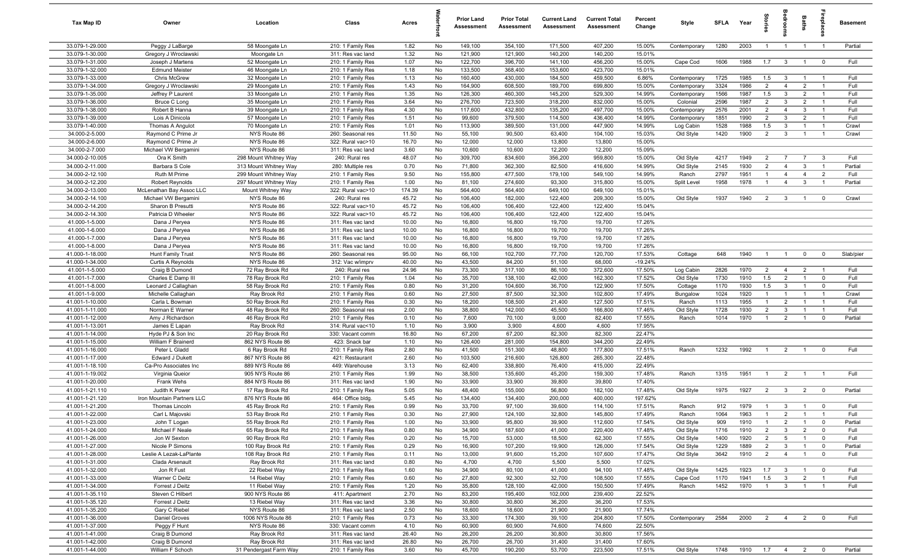| Tax Map ID | Owner | Location | Class | Acres | Waterfront | Prior Land Assessment | Prior Total Assessment | Current Land Assessment | Current Total Assessment | Percent Change | Style | SFLA | Year | Stories | Bedrooms | Baths | Fireplaces | Basement |
|---|---|---|---|---|---|---|---|---|---|---|---|---|---|---|---|---|---|---|
| 33.079-1-29.000 | Peggy J LaBarge | 58 Moongate Ln | 210: 1 Family Res | 1.82 | No | 149,100 | 354,100 | 171,500 | 407,200 | 15.00% | Contemporary | 1280 | 2003 | 1 | 1 | 1 | 1 | Partial |
| 33.079-1-30.000 | Gregory J Wroclawski | Moongate Ln | 311: Res vac land | 1.32 | No | 121,900 | 121,900 | 140,200 | 140,200 | 15.01% | | | | | | | | |
| 33.079-1-31.000 | Joseph J Martens | 52 Moongate Ln | 210: 1 Family Res | 1.07 | No | 122,700 | 396,700 | 141,100 | 456,200 | 15.00% | Cape Cod | 1606 | 1988 | 1.7 | 3 | 1 | 0 | Full |
| 33.079-1-32.000 | Edmund Meister | 46 Moongate Ln | 210: 1 Family Res | 1.18 | No | 133,500 | 368,400 | 153,600 | 423,700 | 15.01% | | | | | | | | |
| 33.079-1-33.000 | Chris McGrew | 32 Moongate Ln | 210: 1 Family Res | 1.13 | No | 160,400 | 430,000 | 184,500 | 459,500 | 6.86% | Contemporary | 1725 | 1985 | 1.5 | 3 | 1 | 1 | Full |
| 33.079-1-34.000 | Gregory J Wroclawski | 29 Moongate Ln | 210: 1 Family Res | 1.43 | No | 164,900 | 608,500 | 189,700 | 699,800 | 15.00% | Contemporary | 3324 | 1986 | 2 | 4 | 2 | 1 | Full |
| 33.079-1-35.000 | Jeffrey P Laurent | 33 Moongate Ln | 210: 1 Family Res | 1.35 | No | 126,300 | 460,300 | 145,200 | 529,300 | 14.99% | Contemporary | 1566 | 1987 | 1.5 | 3 | 2 | 1 | Full |
| 33.079-1-36.000 | Bruce C Long | 35 Moongate Ln | 210: 1 Family Res | 3.64 | No | 276,700 | 723,500 | 318,200 | 832,000 | 15.00% | Colonial | 2596 | 1987 | 2 | 3 | 2 | 1 | Full |
| 33.079-1-38.000 | Robert B Hanna | 39 Moongate Ln | 210: 1 Family Res | 4.30 | No | 117,600 | 432,800 | 135,200 | 497,700 | 15.00% | Contemporary | 2576 | 2001 | 2 | 4 | 3 | 1 | Full |
| 33.079-1-39.000 | Lois A Dinicola | 57 Moongate Ln | 210: 1 Family Res | 1.51 | No | 99,600 | 379,500 | 114,500 | 436,400 | 14.99% | Contemporary | 1851 | 1990 | 2 | 3 | 2 | 1 | Full |
| 33.079-1-40.000 | Thomas A Angulot | 70 Moongate Ln | 210: 1 Family Res | 1.01 | No | 113,900 | 389,500 | 131,000 | 447,900 | 14.99% | Log Cabin | 1528 | 1988 | 1.5 | 3 | 1 | 1 | Crawl |
| 34.000-2-5.000 | Raymond C Prime Jr | NYS Route 86 | 260: Seasonal res | 11.50 | No | 55,100 | 90,500 | 63,400 | 104,100 | 15.03% | Old Style | 1420 | 1900 | 2 | 3 | 1 | 1 | Crawl |
| 34.000-2-6.000 | Raymond C Prime Jr | NYS Route 86 | 322: Rural vac>10 | 16.70 | No | 12,000 | 12,000 | 13,800 | 13,800 | 15.00% | | | | | | | | |
| 34.000-2-7.000 | Michael VW Bergamini | NYS Route 86 | 311: Res vac land | 3.60 | No | 10,600 | 10,600 | 12,200 | 12,200 | 15.09% | | | | | | | | |
| 34.000-2-10.005 | Ora K Smith | 298 Mount Whitney Way | 240: Rural res | 48.07 | No | 309,700 | 834,600 | 356,200 | 959,800 | 15.00% | Old Style | 4217 | 1949 | 2 | 7 | 7 | 3 | Full |
| 34.000-2-11.000 | Barbara S Cole | 313 Mount Whitney Way | 280: Multiple res | 0.70 | No | 71,800 | 362,300 | 82,500 | 416,600 | 14.99% | Old Style | 2145 | 1930 | 2 | 4 | 3 | 1 | Partial |
| 34.000-2-12.100 | Ruth M Prime | 299 Mount Whitney Way | 210: 1 Family Res | 9.50 | No | 155,800 | 477,500 | 179,100 | 549,100 | 14.99% | Ranch | 2797 | 1951 | 1 | 4 | 4 | 2 | Full |
| 34.000-2-12.200 | Robert Reynolds | 297 Mount Whitney Way | 210: 1 Family Res | 1.00 | No | 81,100 | 274,600 | 93,300 | 315,800 | 15.00% | Split Level | 1958 | 1978 | 1 | 4 | 3 | 1 | Partial |
| 34.000-2-13.000 | McLenathan Bay Assoc LLC | Mount Whitney Way | 322: Rural vac>10 | 174.39 | No | 564,400 | 564,400 | 649,100 | 649,100 | 15.01% | | | | | | | | |
| 34.000-2-14.100 | Michael VW Bergamini | NYS Route 86 | 240: Rural res | 45.72 | No | 106,400 | 182,000 | 122,400 | 209,300 | 15.00% | Old Style | 1937 | 1940 | 2 | 3 | 1 | 0 | Crawl |
| 34.000-2-14.200 | Sharon B Presutti | NYS Route 86 | 322: Rural vac>10 | 45.72 | No | 106,400 | 106,400 | 122,400 | 122,400 | 15.04% | | | | | | | | |
| 34.000-2-14.300 | Patricia D Wheeler | NYS Route 86 | 322: Rural vac>10 | 45.72 | No | 106,400 | 106,400 | 122,400 | 122,400 | 15.04% | | | | | | | | |
| 41.000-1-5.000 | Dana J Peryea | NYS Route 86 | 311: Res vac land | 10.00 | No | 16,800 | 16,800 | 19,700 | 19,700 | 17.26% | | | | | | | | |
| 41.000-1-6.000 | Dana J Peryea | NYS Route 86 | 311: Res vac land | 10.00 | No | 16,800 | 16,800 | 19,700 | 19,700 | 17.26% | | | | | | | | |
| 41.000-1-7.000 | Dana J Peryea | NYS Route 86 | 311: Res vac land | 10.00 | No | 16,800 | 16,800 | 19,700 | 19,700 | 17.26% | | | | | | | | |
| 41.000-1-8.000 | Dana J Peryea | NYS Route 86 | 311: Res vac land | 10.00 | No | 16,800 | 16,800 | 19,700 | 19,700 | 17.26% | | | | | | | | |
| 41.000-1-18.000 | Hunt Family Trust | NYS Route 86 | 260: Seasonal res | 95.00 | No | 66,100 | 102,700 | 77,700 | 120,700 | 17.53% | Cottage | 648 | 1940 | 1 | 1 | 0 | 0 | Slab/pier |
| 41.000-1-34.000 | Curtis A Reynolds | NYS Route 86 | 312: Vac w/imprv | 40.00 | No | 43,500 | 84,200 | 51,100 | 68,000 | -19.24% | | | | | | | | |
| 41.001-1-5.000 | Craig B Dumond | 72 Ray Brook Rd | 240: Rural res | 24.96 | No | 73,300 | 317,100 | 86,100 | 372,600 | 17.50% | Log Cabin | 2826 | 1970 | 2 | 4 | 2 | 1 | Full |
| 41.001-1-7.000 | Charles E Damp III | 78 Ray Brook Rd | 210: 1 Family Res | 1.04 | No | 35,700 | 138,100 | 42,000 | 162,300 | 17.52% | Old Style | 1730 | 1910 | 1.5 | 2 | 1 | 0 | Full |
| 41.001-1-8.000 | Leonard J Callaghan | 58 Ray Brook Rd | 210: 1 Family Res | 0.80 | No | 31,200 | 104,600 | 36,700 | 122,900 | 17.50% | Cottage | 1170 | 1930 | 1.5 | 3 | 1 | 0 | Full |
| 41.001-1-9.000 | Michelle Callaghan | Ray Brook Rd | 210: 1 Family Res | 0.60 | No | 27,500 | 87,500 | 32,300 | 102,800 | 17.49% | Bungalow | 1024 | 1920 | 1 | 1 | 1 | 1 | Crawl |
| 41.001-1-10.000 | Carla L Bowman | 50 Ray Brook Rd | 210: 1 Family Res | 0.30 | No | 18,200 | 108,500 | 21,400 | 127,500 | 17.51% | Ranch | 1113 | 1955 | 1 | 2 | 1 | 1 | Full |
| 41.001-1-11.000 | Norman E Warner | 48 Ray Brook Rd | 260: Seasonal res | 2.00 | No | 38,800 | 142,000 | 45,500 | 166,800 | 17.46% | Old Style | 1728 | 1930 | 2 | 3 | 1 | 1 | Full |
| 41.001-1-12.000 | Amy J Richardson | 46 Ray Brook Rd | 210: 1 Family Res | 0.10 | No | 7,600 | 70,100 | 9,000 | 82,400 | 17.55% | Ranch | 1014 | 1970 | 1 | 2 | 1 | 0 | Partial |
| 41.001-1-13.001 | James E Lapan | Ray Brook Rd | 314: Rural vac<10 | 1.10 | No | 3,900 | 3,900 | 4,600 | 4,600 | 17.95% | | | | | | | | |
| 41.001-1-14.000 | Hyde PJ & Son Inc | 20 Ray Brook Rd | 330: Vacant comm | 16.80 | No | 67,200 | 67,200 | 82,300 | 82,300 | 22.47% | | | | | | | | |
| 41.001-1-15.000 | William F Brainerd | 862 NYS Route 86 | 423: Snack bar | 1.10 | No | 126,400 | 281,000 | 154,800 | 344,200 | 22.49% | | | | | | | | |
| 41.001-1-16.000 | Peter L Gladd | 6 Ray Brook Rd | 210: 1 Family Res | 2.80 | No | 41,500 | 151,300 | 48,800 | 177,800 | 17.51% | Ranch | 1232 | 1992 | 1 | 2 | 1 | 0 | Full |
| 41.001-1-17.000 | Edward J Dukett | 867 NYS Route 86 | 421: Restaurant | 2.60 | No | 103,500 | 216,600 | 126,800 | 265,300 | 22.48% | | | | | | | | |
| 41.001-1-18.100 | Ca-Pro Associates Inc | 889 NYS Route 86 | 449: Warehouse | 3.13 | No | 62,400 | 338,800 | 76,400 | 415,000 | 22.49% | | | | | | | | |
| 41.001-1-19.002 | Virginia Queior | 905 NYS Route 86 | 210: 1 Family Res | 1.99 | No | 38,500 | 135,600 | 45,200 | 159,300 | 17.48% | Ranch | 1315 | 1951 | 1 | 2 | 1 | 1 | Full |
| 41.001-1-20.000 | Frank Wehs | 884 NYS Route 86 | 311: Res vac land | 1.90 | No | 33,900 | 33,900 | 39,800 | 39,800 | 17.40% | | | | | | | | |
| 41.001-1-21.110 | Judith K Power | 17 Ray Brook Rd | 210: 1 Family Res | 5.05 | No | 48,400 | 155,000 | 56,800 | 182,100 | 17.48% | Old Style | 1975 | 1927 | 2 | 3 | 2 | 0 | Partial |
| 41.001-1-21.120 | Iron Mountain Partners LLC | 876 NYS Route 86 | 464: Office bldg. | 5.45 | No | 134,400 | 134,400 | 200,000 | 400,000 | 197.62% | | | | | | | | |
| 41.001-1-21.200 | Thomas Lincoln | 45 Ray Brook Rd | 210: 1 Family Res | 0.99 | No | 33,700 | 97,100 | 39,600 | 114,100 | 17.51% | Ranch | 912 | 1979 | 1 | 3 | 1 | 0 | Full |
| 41.001-1-22.000 | Carl L Majovski | 53 Ray Brook Rd | 210: 1 Family Res | 0.30 | No | 27,900 | 124,100 | 32,800 | 145,800 | 17.49% | Ranch | 1064 | 1963 | 1 | 2 | 1 | 1 | Full |
| 41.001-1-23.000 | John T Logan | 55 Ray Brook Rd | 210: 1 Family Res | 1.00 | No | 33,900 | 95,800 | 39,900 | 112,600 | 17.54% | Old Style | 909 | 1910 | 1 | 2 | 1 | 0 | Partial |
| 41.001-1-24.000 | Michael F Neale | 65 Ray Brook Rd | 210: 1 Family Res | 0.80 | No | 34,900 | 187,600 | 41,000 | 220,400 | 17.48% | Old Style | 1716 | 1910 | 2 | 3 | 2 | 0 | Full |
| 41.001-1-26.000 | Jon W Sexton | 90 Ray Brook Rd | 210: 1 Family Res | 0.20 | No | 15,700 | 53,000 | 18,500 | 62,300 | 17.55% | Old Style | 1400 | 1920 | 2 | 5 | 1 | 0 | Full |
| 41.001-1-27.000 | Nicole P Simons | 100 Ray Brook Rd | 210: 1 Family Res | 0.29 | No | 16,900 | 107,200 | 19,900 | 126,000 | 17.54% | Old Style | 1229 | 1889 | 2 | 3 | 1 | 0 | Partial |
| 41.001-1-28.000 | Leslie A Lezak-LaPlante | 108 Ray Brook Rd | 210: 1 Family Res | 0.11 | No | 13,000 | 91,600 | 15,200 | 107,600 | 17.47% | Old Style | 3642 | 1910 | 2 | 4 | 1 | 0 | Full |
| 41.001-1-31.000 | Clada Arsenault | Ray Brook Rd | 311: Res vac land | 0.80 | No | 4,700 | 4,700 | 5,500 | 5,500 | 17.02% | | | | | | | | |
| 41.001-1-32.000 | Jon R Fust | 22 Riebel Way | 210: 1 Family Res | 1.60 | No | 34,900 | 80,100 | 41,000 | 94,100 | 17.48% | Old Style | 1425 | 1923 | 1.7 | 3 | 1 | 0 | Full |
| 41.001-1-33.000 | Warner C Deitz | 14 Riebel Way | 210: 1 Family Res | 0.60 | No | 27,800 | 92,300 | 32,700 | 108,500 | 17.55% | Cape Cod | 1170 | 1941 | 1.5 | 3 | 2 | 1 | Full |
| 41.001-1-34.000 | Forrest J Deitz | 11 Riebel Way | 210: 1 Family Res | 1.20 | No | 35,800 | 128,100 | 42,000 | 150,500 | 17.49% | Ranch | 1452 | 1970 | 1 | 3 | 1 | 1 | Full |
| 41.001-1-35.110 | Steven C Hilbert | 900 NYS Route 86 | 411: Apartment | 2.70 | No | 83,200 | 195,400 | 102,000 | 239,400 | 22.52% | | | | | | | | |
| 41.001-1-35.120 | Forrest J Deitz | 13 Riebel Way | 311: Res vac land | 3.36 | No | 30,800 | 30,800 | 36,200 | 36,200 | 17.53% | | | | | | | | |
| 41.001-1-35.200 | Gary C Riebel | NYS Route 86 | 311: Res vac land | 2.50 | No | 18,600 | 18,600 | 21,900 | 21,900 | 17.74% | | | | | | | | |
| 41.001-1-36.000 | Daniel Groves | 1006 NYS Route 86 | 210: 1 Family Res | 0.73 | No | 33,300 | 174,300 | 39,100 | 204,800 | 17.50% | Contemporary | 2584 | 2000 | 2 | 4 | 2 | 0 | Full |
| 41.001-1-37.000 | Peggy F Hunt | NYS Route 86 | 330: Vacant comm | 4.10 | No | 60,900 | 60,900 | 74,600 | 74,600 | 22.50% | | | | | | | | |
| 41.001-1-41.000 | Craig B Dumond | Ray Brook Rd | 311: Res vac land | 26.40 | No | 26,200 | 26,200 | 30,800 | 30,800 | 17.56% | | | | | | | | |
| 41.001-1-42.000 | Craig B Dumond | Ray Brook Rd | 311: Res vac land | 26.80 | No | 26,700 | 26,700 | 31,400 | 31,400 | 17.60% | | | | | | | | |
| 41.001-1-44.000 | William F Schoch | 31 Pendergast Farm Way | 210: 1 Family Res | 3.60 | No | 45,700 | 190,200 | 53,700 | 223,500 | 17.51% | Old Style | 1748 | 1910 | 1.7 | 4 | 2 | 0 | Partial |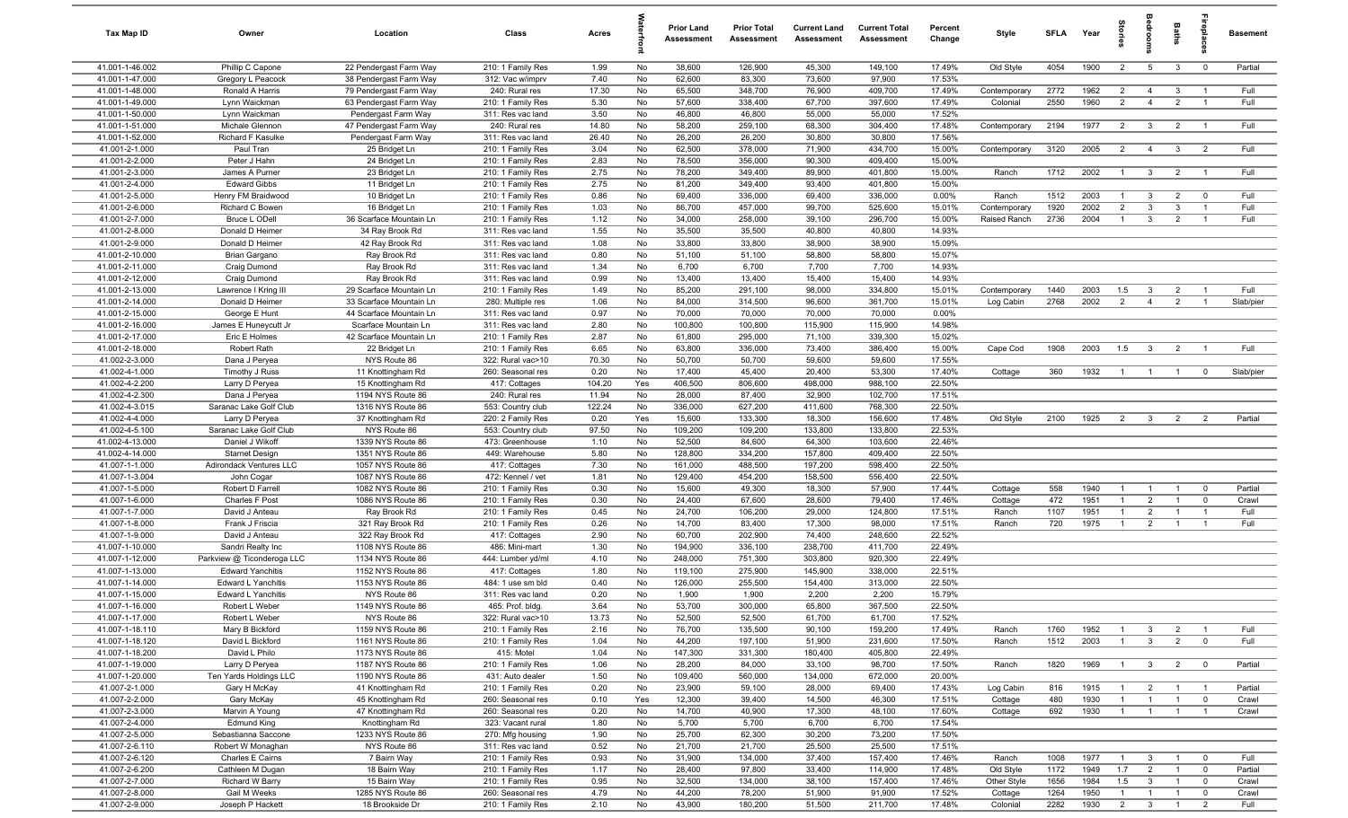| Tax Map ID | Owner | Location | Class | Acres | Waterfront | Prior Land Assessment | Prior Total Assessment | Current Land Assessment | Current Total Assessment | Percent Change | Style | SFLA | Year | Stories | Bedrooms | Baths | Fireplaces | Basement |
|---|---|---|---|---|---|---|---|---|---|---|---|---|---|---|---|---|---|---|
| 41.001-1-46.002 | Phillip C Capone | 22 Pendergast Farm Way | 210: 1 Family Res | 1.99 | No | 38,600 | 126,900 | 45,300 | 149,100 | 17.49% | Old Style | 4054 | 1900 | 2 | 5 | 3 | 0 | Partial |
| 41.001-1-47.000 | Gregory L Peacock | 38 Pendergast Farm Way | 312: Vac w/imprv | 7.40 | No | 62,600 | 83,300 | 73,600 | 97,900 | 17.53% | | | | | | | | |
| 41.001-1-48.000 | Ronald A Harris | 79 Pendergast Farm Way | 240: Rural res | 17.30 | No | 65,500 | 348,700 | 76,900 | 409,700 | 17.49% | Contemporary | 2772 | 1962 | 2 | 4 | 3 | 1 | Full |
| 41.001-1-49.000 | Lynn Waickman | 63 Pendergast Farm Way | 210: 1 Family Res | 5.30 | No | 57,600 | 338,400 | 67,700 | 397,600 | 17.49% | Colonial | 2550 | 1960 | 2 | 4 | 2 | 1 | Full |
| 41.001-1-50.000 | Lynn Waickman | Pendergast Farm Way | 311: Res vac land | 3.50 | No | 46,800 | 46,800 | 55,000 | 55,000 | 17.52% | | | | | | | | |
| 41.001-1-51.000 | Michale Glennon | 47 Pendergast Farm Way | 240: Rural res | 14.80 | No | 58,200 | 259,100 | 68,300 | 304,400 | 17.48% | Contemporary | 2194 | 1977 | 2 | 2 | 2 | 1 | Full |
| 41.001-1-52.000 | Richard F Kasulke | Pendergast Farm Way | 311: Res vac land | 26.40 | No | 26,200 | 26,200 | 30,800 | 30,800 | 17.56% | | | | | | | | |
| 41.001-2-1.000 | Paul Tran | 25 Bridget Ln | 210: 1 Family Res | 3.04 | No | 62,500 | 378,000 | 71,900 | 434,700 | 15.00% | Contemporary | 3120 | 2005 | 2 | 4 | 3 | 2 | Full |
| 41.001-2-2.000 | Peter J Hahn | 24 Bridget Ln | 210: 1 Family Res | 2.83 | No | 78,500 | 356,000 | 90,300 | 409,400 | 15.00% | | | | | | | | |
| 41.001-2-3.000 | James A Purner | 23 Bridget Ln | 210: 1 Family Res | 2.75 | No | 78,200 | 349,400 | 89,900 | 401,800 | 15.00% | Ranch | 1712 | 2002 | 1 | 3 | 2 | 1 | Full |
| 41.001-2-4.000 | Edward Gibbs | 11 Bridget Ln | 210: 1 Family Res | 2.75 | No | 81,200 | 349,400 | 93,400 | 401,800 | 15.00% | | | | | | | | |
| 41.001-2-5.000 | Henry FM Braidwood | 10 Bridget Ln | 210: 1 Family Res | 0.86 | No | 69,400 | 336,000 | 69,400 | 336,000 | 0.00% | Ranch | 1512 | 2003 | 1 | 3 | 2 | 0 | Full |
| 41.001-2-6.000 | Richard C Bowen | 16 Bridget Ln | 210: 1 Family Res | 1.03 | No | 86,700 | 457,000 | 99,700 | 525,600 | 15.01% | Contemporary | 1920 | 2002 | 2 | 3 | 3 | 1 | Full |
| 41.001-2-7.000 | Bruce L ODell | 36 Scarface Mountain Ln | 210: 1 Family Res | 1.12 | No | 34,000 | 258,000 | 39,100 | 296,700 | 15.00% | Raised Ranch | 2736 | 2004 | 1 | 3 | 2 | 1 | Full |
| 41.001-2-8.000 | Donald D Heimer | 34 Ray Brook Rd | 311: Res vac land | 1.55 | No | 35,500 | 35,500 | 40,800 | 40,800 | 14.93% | | | | | | | | |
| 41.001-2-9.000 | Donald D Heimer | 42 Ray Brook Rd | 311: Res vac land | 1.08 | No | 33,800 | 33,800 | 38,900 | 38,900 | 15.09% | | | | | | | | |
| 41.001-2-10.000 | Brian Gargano | Ray Brook Rd | 311: Res vac land | 0.80 | No | 51,100 | 51,100 | 58,800 | 58,800 | 15.07% | | | | | | | | |
| 41.001-2-11.000 | Craig Dumond | Ray Brook Rd | 311: Res vac land | 1.34 | No | 6,700 | 6,700 | 7,700 | 7,700 | 14.93% | | | | | | | | |
| 41.001-2-12.000 | Craig Dumond | Ray Brook Rd | 311: Res vac land | 0.99 | No | 13,400 | 13,400 | 15,400 | 15,400 | 14.93% | | | | | | | | |
| 41.001-2-13.000 | Lawrence I Kring III | 29 Scarface Mountain Ln | 210: 1 Family Res | 1.49 | No | 85,200 | 291,100 | 98,000 | 334,800 | 15.01% | Contemporary | 1440 | 2003 | 1.5 | 3 | 2 | 1 | Full |
| 41.001-2-14.000 | Donald D Heimer | 33 Scarface Mountain Ln | 280: Multiple res | 1.06 | No | 84,000 | 314,500 | 96,600 | 361,700 | 15.01% | Log Cabin | 2768 | 2002 | 2 | 4 | 2 | 1 | Slab/pier |
| 41.001-2-15.000 | George E Hunt | 44 Scarface Mountain Ln | 311: Res vac land | 0.97 | No | 70,000 | 70,000 | 70,000 | 70,000 | 0.00% | | | | | | | | |
| 41.001-2-16.000 | James E Huneycutt Jr | Scarface Mountain Ln | 311: Res vac land | 2.80 | No | 100,800 | 100,800 | 115,900 | 115,900 | 14.98% | | | | | | | | |
| 41.001-2-17.000 | Eric E Holmes | 42 Scarface Mountain Ln | 210: 1 Family Res | 2.87 | No | 61,800 | 295,000 | 71,100 | 339,300 | 15.02% | | | | | | | | |
| 41.001-2-18.000 | Robert Rath | 22 Bridget Ln | 210: 1 Family Res | 6.65 | No | 63,800 | 336,000 | 73,400 | 386,400 | 15.00% | Cape Cod | 1908 | 2003 | 1.5 | 3 | 2 | 1 | Full |
| 41.002-2-3.000 | Dana J Peryea | NYS Route 86 | 322: Rural vac>10 | 70.30 | No | 50,700 | 50,700 | 59,600 | 59,600 | 17.55% | | | | | | | | |
| 41.002-4-1.000 | Timothy J Russ | 11 Knottingham Rd | 260: Seasonal res | 0.20 | No | 17,400 | 45,400 | 20,400 | 53,300 | 17.40% | Cottage | 360 | 1932 | 1 | 1 | 1 | 0 | Slab/pier |
| 41.002-4-2.200 | Larry D Peryea | 15 Knottingham Rd | 417: Cottages | 104.20 | Yes | 406,500 | 806,600 | 498,000 | 988,100 | 22.50% | | | | | | | | |
| 41.002-4-2.300 | Dana J Peryea | 1194 NYS Route 86 | 240: Rural res | 11.94 | No | 28,000 | 87,400 | 32,900 | 102,700 | 17.51% | | | | | | | | |
| 41.002-4-3.015 | Saranac Lake Golf Club | 1316 NYS Route 86 | 553: Country club | 122.24 | No | 336,000 | 627,200 | 411,600 | 768,300 | 22.50% | | | | | | | | |
| 41.002-4-4.000 | Larry D Peryea | 37 Knottingham Rd | 220: 2 Family Res | 0.20 | Yes | 15,600 | 133,300 | 18,300 | 156,600 | 17.48% | Old Style | 2100 | 1925 | 2 | 3 | 2 | 2 | Partial |
| 41.002-4-5.100 | Saranac Lake Golf Club | NYS Route 86 | 553: Country club | 97.50 | No | 109,200 | 109,200 | 133,800 | 133,800 | 22.53% | | | | | | | | |
| 41.002-4-13.000 | Daniel J Wikoff | 1339 NYS Route 86 | 473: Greenhouse | 1.10 | No | 52,500 | 84,600 | 64,300 | 103,600 | 22.46% | | | | | | | | |
| 41.002-4-14.000 | Starnet Design | 1351 NYS Route 86 | 449: Warehouse | 5.80 | No | 128,800 | 334,200 | 157,800 | 409,400 | 22.50% | | | | | | | | |
| 41.007-1-1.000 | Adirondack Ventures LLC | 1057 NYS Route 86 | 417: Cottages | 7.30 | No | 161,000 | 488,500 | 197,200 | 598,400 | 22.50% | | | | | | | | |
| 41.007-1-3.004 | John Cogar | 1087 NYS Route 86 | 472: Kennel / vet | 1.81 | No | 129,400 | 454,200 | 158,500 | 556,400 | 22.50% | | | | | | | | |
| 41.007-1-5.000 | Robert D Farrell | 1082 NYS Route 86 | 210: 1 Family Res | 0.30 | No | 15,600 | 49,300 | 18,300 | 57,900 | 17.44% | Cottage | 558 | 1940 | 1 | 1 | 1 | 0 | Partial |
| 41.007-1-6.000 | Charles F Post | 1086 NYS Route 86 | 210: 1 Family Res | 0.30 | No | 24,400 | 67,600 | 28,600 | 79,400 | 17.46% | Cottage | 472 | 1951 | 1 | 2 | 1 | 0 | Crawl |
| 41.007-1-7.000 | David J Anteau | Ray Brook Rd | 210: 1 Family Res | 0.45 | No | 24,700 | 106,200 | 29,000 | 124,800 | 17.51% | Ranch | 1107 | 1951 | 1 | 2 | 1 | 1 | Full |
| 41.007-1-8.000 | Frank J Friscia | 321 Ray Brook Rd | 210: 1 Family Res | 0.26 | No | 14,700 | 83,400 | 17,300 | 98,000 | 17.51% | Ranch | 720 | 1975 | 1 | 2 | 1 | 1 | Full |
| 41.007-1-9.000 | David J Anteau | 322 Ray Brook Rd | 417: Cottages | 2.90 | No | 60,700 | 202,900 | 74,400 | 248,600 | 22.52% | | | | | | | | |
| 41.007-1-10.000 | Sandri Realty Inc | 1108 NYS Route 86 | 486: Mini-mart | 1.30 | No | 194,900 | 336,100 | 238,700 | 411,700 | 22.49% | | | | | | | | |
| 41.007-1-12.000 | Parkview @ Ticonderoga LLC | 1134 NYS Route 86 | 444: Lumber yd/ml | 4.10 | No | 248,000 | 751,300 | 303,800 | 920,300 | 22.49% | | | | | | | | |
| 41.007-1-13.000 | Edward Yanchitis | 1152 NYS Route 86 | 417: Cottages | 1.80 | No | 119,100 | 275,900 | 145,900 | 338,000 | 22.51% | | | | | | | | |
| 41.007-1-14.000 | Edward L Yanchitis | 1153 NYS Route 86 | 484: 1 use sm bld | 0.40 | No | 126,000 | 255,500 | 154,400 | 313,000 | 22.50% | | | | | | | | |
| 41.007-1-15.000 | Edward L Yanchitis | NYS Route 86 | 311: Res vac land | 0.20 | No | 1,900 | 1,900 | 2,200 | 2,200 | 15.79% | | | | | | | | |
| 41.007-1-16.000 | Robert L Weber | 1149 NYS Route 86 | 465: Prof. bldg. | 3.64 | No | 53,700 | 300,000 | 65,800 | 367,500 | 22.50% | | | | | | | | |
| 41.007-1-17.000 | Robert L Weber | NYS Route 86 | 322: Rural vac>10 | 13.73 | No | 52,500 | 52,500 | 61,700 | 61,700 | 17.52% | | | | | | | | |
| 41.007-1-18.110 | Mary B Bickford | 1159 NYS Route 86 | 210: 1 Family Res | 2.16 | No | 76,700 | 135,500 | 90,100 | 159,200 | 17.49% | Ranch | 1760 | 1952 | 1 | 3 | 2 | 1 | Full |
| 41.007-1-18.120 | David L Bickford | 1161 NYS Route 86 | 210: 1 Family Res | 1.04 | No | 44,200 | 197,100 | 51,900 | 231,600 | 17.50% | Ranch | 1512 | 2003 | 1 | 3 | 2 | 0 | Full |
| 41.007-1-18.200 | David L Philo | 1173 NYS Route 86 | 415: Motel | 1.04 | No | 147,300 | 331,300 | 180,400 | 405,800 | 22.49% | | | | | | | | |
| 41.007-1-19.000 | Larry D Peryea | 1187 NYS Route 86 | 210: 1 Family Res | 1.06 | No | 28,200 | 84,000 | 33,100 | 98,700 | 17.50% | Ranch | 1820 | 1969 | 1 | 3 | 2 | 0 | Partial |
| 41.007-1-20.000 | Ten Yards Holdings LLC | 1190 NYS Route 86 | 431: Auto dealer | 1.50 | No | 109,400 | 560,000 | 134,000 | 672,000 | 20.00% | | | | | | | | |
| 41.007-2-1.000 | Gary H McKay | 41 Knottingham Rd | 210: 1 Family Res | 0.20 | No | 23,900 | 59,100 | 28,000 | 69,400 | 17.43% | Log Cabin | 816 | 1915 | 1 | 2 | 1 | 1 | Partial |
| 41.007-2-2.000 | Gary McKay | 45 Knottingham Rd | 260: Seasonal res | 0.10 | Yes | 12,300 | 39,400 | 14,500 | 46,300 | 17.51% | Cottage | 480 | 1930 | 1 | 1 | 1 | 0 | Crawl |
| 41.007-2-3.000 | Marvin A Young | 47 Knottingham Rd | 260: Seasonal res | 0.20 | No | 14,700 | 40,900 | 17,300 | 48,100 | 17.60% | Cottage | 692 | 1930 | 1 | 1 | 1 | 1 | Crawl |
| 41.007-2-4.000 | Edmund King | Knottingham Rd | 323: Vacant rural | 1.80 | No | 5,700 | 5,700 | 6,700 | 6,700 | 17.54% | | | | | | | | |
| 41.007-2-5.000 | Sebastianna Saccone | 1233 NYS Route 86 | 270: Mfg housing | 1.90 | No | 25,700 | 62,300 | 30,200 | 73,200 | 17.50% | | | | | | | | |
| 41.007-2-6.110 | Robert W Monaghan | NYS Route 86 | 311: Res vac land | 0.52 | No | 21,700 | 21,700 | 25,500 | 25,500 | 17.51% | | | | | | | | |
| 41.007-2-6.120 | Charles E Cairns | 7 Bairn Way | 210: 1 Family Res | 0.93 | No | 31,900 | 134,000 | 37,400 | 157,400 | 17.46% | Ranch | 1008 | 1977 | 1 | 3 | 1 | 0 | Full |
| 41.007-2-6.200 | Cathleen M Dugan | 18 Bairn Way | 210: 1 Family Res | 1.17 | No | 28,400 | 97,800 | 33,400 | 114,900 | 17.48% | Old Style | 1172 | 1949 | 1.7 | 2 | 1 | 0 | Partial |
| 41.007-2-7.000 | Richard W Barry | 15 Bairn Way | 210: 1 Family Res | 0.95 | No | 32,500 | 134,000 | 38,100 | 157,400 | 17.46% | Other Style | 1656 | 1984 | 1.5 | 3 | 1 | 0 | Crawl |
| 41.007-2-8.000 | Gail M Weeks | 1285 NYS Route 86 | 260: Seasonal res | 4.79 | No | 44,200 | 78,200 | 51,900 | 91,900 | 17.52% | Cottage | 1264 | 1950 | 1 | 1 | 1 | 0 | Crawl |
| 41.007-2-9.000 | Joseph P Hackett | 18 Brookside Dr | 210: 1 Family Res | 2.10 | No | 43,900 | 180,200 | 51,500 | 211,700 | 17.48% | Colonial | 2282 | 1930 | 2 | 3 | 1 | 2 | Full |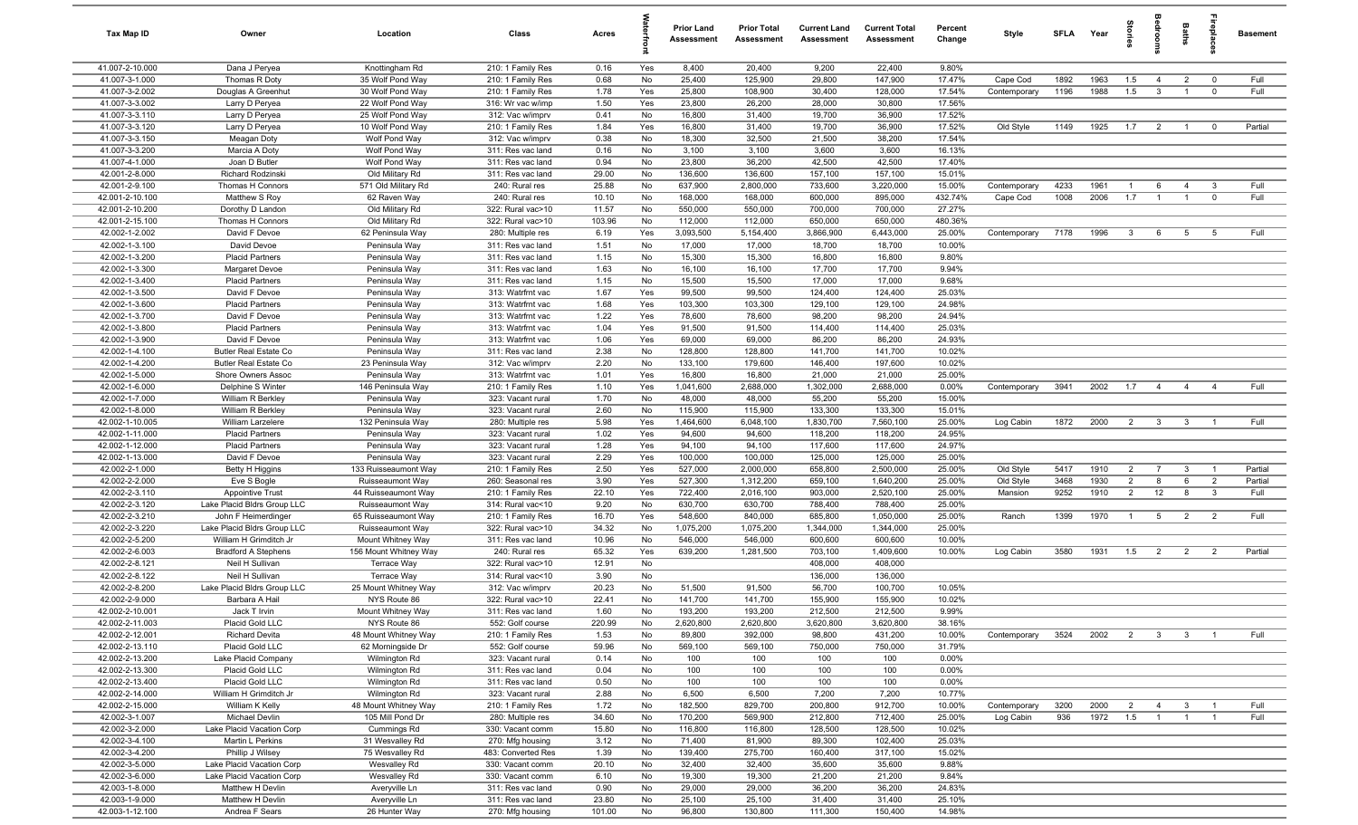| Tax Map ID | Owner | Location | Class | Acres | Waterfront | Prior Land Assessment | Prior Total Assessment | Current Land Assessment | Current Total Assessment | Percent Change | Style | SFLA | Year | Stories | Bedrooms | Baths | Fireplaces | Basement |
|---|---|---|---|---|---|---|---|---|---|---|---|---|---|---|---|---|---|---|
| 41.007-2-10.000 | Dana J Peryea | Knottingham Rd | 210: 1 Family Res | 0.16 | Yes | 8,400 | 20,400 | 9,200 | 22,400 | 9.80% | | | | | | | | |
| 41.007-3-1.000 | Thomas R Doty | 35 Wolf Pond Way | 210: 1 Family Res | 0.68 | No | 25,400 | 125,900 | 29,800 | 147,900 | 17.47% | Cape Cod | 1892 | 1963 | 1.5 | 4 | 2 | 0 | Full |
| 41.007-3-2.002 | Douglas A Greenhut | 30 Wolf Pond Way | 210: 1 Family Res | 1.78 | Yes | 25,800 | 108,900 | 30,400 | 128,000 | 17.54% | Contemporary | 1196 | 1988 | 1.5 | 3 | 1 | 0 | Full |
| 41.007-3-3.002 | Larry D Peryea | 22 Wolf Pond Way | 316: Wr vac w/imp | 1.50 | Yes | 23,800 | 26,200 | 28,000 | 30,800 | 17.56% | | | | | | | | |
| 41.007-3-3.110 | Larry D Peryea | 25 Wolf Pond Way | 312: Vac w/imprv | 0.41 | No | 16,800 | 31,400 | 19,700 | 36,900 | 17.52% | | | | | | | | |
| 41.007-3-3.120 | Larry D Peryea | 10 Wolf Pond Way | 210: 1 Family Res | 1.84 | Yes | 16,800 | 31,400 | 19,700 | 36,900 | 17.52% | Old Style | 1149 | 1925 | 1.7 | 2 | 1 | 0 | Partial |
| 41.007-3-3.150 | Meagan Doty | Wolf Pond Way | 312: Vac w/imprv | 0.38 | No | 18,300 | 32,500 | 21,500 | 38,200 | 17.54% | | | | | | | | |
| 41.007-3-3.200 | Marcia A Doty | Wolf Pond Way | 311: Res vac land | 0.16 | No | 3,100 | 3,100 | 3,600 | 3,600 | 16.13% | | | | | | | | |
| 41.007-4-1.000 | Joan D Butler | Wolf Pond Way | 311: Res vac land | 0.94 | No | 23,800 | 36,200 | 42,500 | 42,500 | 17.40% | | | | | | | | |
| 42.001-2-8.000 | Richard Rodzinski | Old Military Rd | 311: Res vac land | 29.00 | No | 136,600 | 136,600 | 157,100 | 157,100 | 15.01% | | | | | | | | |
| 42.001-2-9.100 | Thomas H Connors | 571 Old Military Rd | 240: Rural res | 25.88 | No | 637,900 | 2,800,000 | 733,600 | 3,220,000 | 15.00% | Contemporary | 4233 | 1961 | 1 | 6 | 4 | 3 | Full |
| 42.001-2-10.100 | Matthew S Roy | 62 Raven Way | 240: Rural res | 10.10 | No | 168,000 | 168,000 | 600,000 | 895,000 | 432.74% | Cape Cod | 1008 | 2006 | 1.7 | 1 | 1 | 0 | Full |
| 42.001-2-10.200 | Dorothy D Landon | Old Military Rd | 322: Rural vac>10 | 11.57 | No | 550,000 | 550,000 | 700,000 | 700,000 | 27.27% | | | | | | | | |
| 42.001-2-15.100 | Thomas H Connors | Old Military Rd | 322: Rural vac>10 | 103.96 | No | 112,000 | 112,000 | 650,000 | 650,000 | 480.36% | | | | | | | | |
| 42.002-1-2.002 | David F Devoe | 62 Peninsula Way | 280: Multiple res | 6.19 | Yes | 3,093,500 | 5,154,400 | 3,866,900 | 6,443,000 | 25.00% | Contemporary | 7178 | 1996 | 3 | 6 | 5 | 5 | Full |
| 42.002-1-3.100 | David Devoe | Peninsula Way | 311: Res vac land | 1.51 | No | 17,000 | 17,000 | 18,700 | 18,700 | 10.00% | | | | | | | | |
| 42.002-1-3.200 | Placid Partners | Peninsula Way | 311: Res vac land | 1.15 | No | 15,300 | 15,300 | 16,800 | 16,800 | 9.80% | | | | | | | | |
| 42.002-1-3.300 | Margaret Devoe | Peninsula Way | 311: Res vac land | 1.63 | No | 16,100 | 16,100 | 17,700 | 17,700 | 9.94% | | | | | | | | |
| 42.002-1-3.400 | Placid Partners | Peninsula Way | 311: Res vac land | 1.15 | No | 15,500 | 15,500 | 17,000 | 17,000 | 9.68% | | | | | | | | |
| 42.002-1-3.500 | David F Devoe | Peninsula Way | 313: Watrfrnt vac | 1.67 | Yes | 99,500 | 99,500 | 124,400 | 124,400 | 25.03% | | | | | | | | |
| 42.002-1-3.600 | Placid Partners | Peninsula Way | 313: Watrfrnt vac | 1.68 | Yes | 103,300 | 103,300 | 129,100 | 129,100 | 24.98% | | | | | | | | |
| 42.002-1-3.700 | David F Devoe | Peninsula Way | 313: Watrfrnt vac | 1.22 | Yes | 78,600 | 78,600 | 98,200 | 98,200 | 24.94% | | | | | | | | |
| 42.002-1-3.800 | Placid Partners | Peninsula Way | 313: Watrfrnt vac | 1.04 | Yes | 91,500 | 91,500 | 114,400 | 114,400 | 25.03% | | | | | | | | |
| 42.002-1-3.900 | David F Devoe | Peninsula Way | 313: Watrfrnt vac | 1.06 | Yes | 69,000 | 69,000 | 86,200 | 86,200 | 24.93% | | | | | | | | |
| 42.002-1-4.100 | Butler Real Estate Co | Peninsula Way | 311: Res vac land | 2.38 | No | 128,800 | 128,800 | 141,700 | 141,700 | 10.02% | | | | | | | | |
| 42.002-1-4.200 | Butler Real Estate Co | 23 Peninsula Way | 312: Vac w/imprv | 2.20 | No | 133,100 | 179,600 | 146,400 | 197,600 | 10.02% | | | | | | | | |
| 42.002-1-5.000 | Shore Owners Assoc | Peninsula Way | 313: Watrfrnt vac | 1.01 | Yes | 16,800 | 16,800 | 21,000 | 21,000 | 25.00% | | | | | | | | |
| 42.002-1-6.000 | Delphine S Winter | 146 Peninsula Way | 210: 1 Family Res | 1.10 | Yes | 1,041,600 | 2,688,000 | 1,302,000 | 2,688,000 | 0.00% | Contemporary | 3941 | 2002 | 1.7 | 4 | 4 | 4 | Full |
| 42.002-1-7.000 | William R Berkley | Peninsula Way | 323: Vacant rural | 1.70 | No | 48,000 | 48,000 | 55,200 | 55,200 | 15.00% | | | | | | | | |
| 42.002-1-8.000 | William R Berkley | Peninsula Way | 323: Vacant rural | 2.60 | No | 115,900 | 115,900 | 133,300 | 133,300 | 15.01% | | | | | | | | |
| 42.002-1-10.005 | William Larzelere | 132 Peninsula Way | 280: Multiple res | 5.98 | Yes | 1,464,600 | 6,048,100 | 1,830,700 | 7,560,100 | 25.00% | Log Cabin | 1872 | 2000 | 2 | 3 | 3 | 1 | Full |
| 42.002-1-11.000 | Placid Partners | Peninsula Way | 323: Vacant rural | 1.02 | Yes | 94,600 | 94,600 | 118,200 | 118,200 | 24.95% | | | | | | | | |
| 42.002-1-12.000 | Placid Partners | Peninsula Way | 323: Vacant rural | 1.28 | Yes | 94,100 | 94,100 | 117,600 | 117,600 | 24.97% | | | | | | | | |
| 42.002-1-13.000 | David F Devoe | Peninsula Way | 323: Vacant rural | 2.29 | Yes | 100,000 | 100,000 | 125,000 | 125,000 | 25.00% | | | | | | | | |
| 42.002-2-1.000 | Betty H Higgins | 133 Ruisseaumont Way | 210: 1 Family Res | 2.50 | Yes | 527,000 | 2,000,000 | 658,800 | 2,500,000 | 25.00% | Old Style | 5417 | 1910 | 2 | 7 | 3 | 1 | Partial |
| 42.002-2-2.000 | Eve S Bogle | Ruisseaumont Way | 260: Seasonal res | 3.90 | Yes | 527,300 | 1,312,000 | 659,100 | 1,640,200 | 25.00% | Old Style | 3468 | 1930 | 2 | 8 | 6 | 2 | Partial |
| 42.002-2-3.110 | Appointive Trust | 44 Ruisseaumont Way | 210: 1 Family Res | 22.10 | Yes | 722,400 | 2,016,100 | 903,000 | 2,520,100 | 25.00% | Mansion | 9252 | 1910 | 2 | 12 | 8 | 3 | Full |
| 42.002-2-3.120 | Lake Placid Bldrs Group LLC | Ruisseaumont Way | 314: Rural vac<10 | 9.20 | No | 630,700 | 630,700 | 788,400 | 788,400 | 25.00% | | | | | | | | |
| 42.002-2-3.210 | John F Heimerdinger | 65 Ruisseaumont Way | 210: 1 Family Res | 16.70 | Yes | 548,600 | 840,000 | 685,800 | 1,050,000 | 25.00% | Ranch | 1399 | 1970 | 1 | 5 | 2 | 2 | Full |
| 42.002-2-3.220 | Lake Placid Bldrs Group LLC | Ruisseaumont Way | 322: Rural vac>10 | 34.32 | No | 1,075,200 | 1,075,200 | 1,344,000 | 1,344,000 | 25.00% | | | | | | | | |
| 42.002-2-5.200 | William H Grimditch Jr | Mount Whitney Way | 311: Res vac land | 10.96 | No | 546,000 | 546,000 | 600,600 | 600,600 | 10.00% | | | | | | | | |
| 42.002-2-6.003 | Bradford A Stephens | 156 Mount Whitney Way | 240: Rural res | 65.32 | Yes | 639,200 | 1,281,500 | 703,100 | 1,409,600 | 10.00% | Log Cabin | 3580 | 1931 | 1.5 | 2 | 2 | 2 | Partial |
| 42.002-2-8.121 | Neil H Sullivan | Terrace Way | 322: Rural vac>10 | 12.91 | No | | | 408,000 | 408,000 | | | | | | | | | |
| 42.002-2-8.122 | Neil H Sullivan | Terrace Way | 314: Rural vac<10 | 3.90 | No | | | 136,000 | 136,000 | | | | | | | | | |
| 42.002-2-8.200 | Lake Placid Bldrs Group LLC | 25 Mount Whitney Way | 312: Vac w/imprv | 20.23 | No | 51,500 | 91,500 | 56,700 | 100,700 | 10.05% | | | | | | | | |
| 42.002-2-9.000 | Barbara A Hail | NYS Route 86 | 322: Rural vac>10 | 22.41 | No | 141,700 | 141,700 | 155,900 | 155,900 | 10.02% | | | | | | | | |
| 42.002-2-10.001 | Jack T Irvin | Mount Whitney Way | 311: Res vac land | 1.60 | No | 193,200 | 193,200 | 212,500 | 212,500 | 9.99% | | | | | | | | |
| 42.002-2-11.003 | Placid Gold LLC | NYS Route 86 | 552: Golf course | 220.99 | No | 2,620,800 | 2,620,800 | 3,620,800 | 3,620,800 | 38.16% | | | | | | | | |
| 42.002-2-12.001 | Richard Devita | 48 Mount Whitney Way | 210: 1 Family Res | 1.53 | No | 89,800 | 392,000 | 98,800 | 431,200 | 10.00% | Contemporary | 3524 | 2002 | 2 | 3 | 3 | 1 | Full |
| 42.002-2-13.110 | Placid Gold LLC | 62 Morningside Dr | 552: Golf course | 59.96 | No | 569,100 | 569,100 | 750,000 | 750,000 | 31.79% | | | | | | | | |
| 42.002-2-13.200 | Lake Placid Company | Wilmington Rd | 323: Vacant rural | 0.14 | No | 100 | 100 | 100 | 100 | 0.00% | | | | | | | | |
| 42.002-2-13.300 | Placid Gold LLC | Wilmington Rd | 311: Res vac land | 0.04 | No | 100 | 100 | 100 | 100 | 0.00% | | | | | | | | |
| 42.002-2-13.400 | Placid Gold LLC | Wilmington Rd | 311: Res vac land | 0.50 | No | 100 | 100 | 100 | 100 | 0.00% | | | | | | | | |
| 42.002-2-14.000 | William H Grimditch Jr | Wilmington Rd | 323: Vacant rural | 2.88 | No | 6,500 | 6,500 | 7,200 | 7,200 | 10.77% | | | | | | | | |
| 42.002-2-15.000 | William K Kelly | 48 Mount Whitney Way | 210: 1 Family Res | 1.72 | No | 182,500 | 829,700 | 200,800 | 912,700 | 10.00% | Contemporary | 3200 | 2000 | 2 | 4 | 3 | 1 | Full |
| 42.002-3-1.007 | Michael Devlin | 105 Mill Pond Dr | 280: Multiple res | 34.60 | No | 170,200 | 569,900 | 212,800 | 712,400 | 25.00% | Log Cabin | 936 | 1972 | 1.5 | 1 | 1 | 1 | Full |
| 42.002-3-2.000 | Lake Placid Vacation Corp | Cummings Rd | 330: Vacant comm | 15.80 | No | 116,800 | 116,800 | 128,500 | 128,500 | 10.02% | | | | | | | | |
| 42.002-3-4.100 | Martin L Perkins | 31 Wesvalley Rd | 270: Mfg housing | 3.12 | No | 71,400 | 81,900 | 89,300 | 102,400 | 25.03% | | | | | | | | |
| 42.002-3-4.200 | Phillip J Wilsey | 75 Wesvalley Rd | 483: Converted Res | 1.39 | No | 139,400 | 275,700 | 160,400 | 317,100 | 15.02% | | | | | | | | |
| 42.002-3-5.000 | Lake Placid Vacation Corp | Wesvalley Rd | 330: Vacant comm | 20.10 | No | 32,400 | 32,400 | 35,600 | 35,600 | 9.88% | | | | | | | | |
| 42.002-3-6.000 | Lake Placid Vacation Corp | Wesvalley Rd | 330: Vacant comm | 6.10 | No | 19,300 | 19,300 | 21,200 | 21,200 | 9.84% | | | | | | | | |
| 42.003-1-8.000 | Matthew H Devlin | Averyville Ln | 311: Res vac land | 0.90 | No | 29,000 | 29,000 | 36,200 | 36,200 | 24.83% | | | | | | | | |
| 42.003-1-9.000 | Matthew H Devlin | Averyville Ln | 311: Res vac land | 23.80 | No | 25,100 | 25,100 | 31,400 | 31,400 | 25.10% | | | | | | | | |
| 42.003-1-12.100 | Andrea F Sears | 26 Hunter Way | 270: Mfg housing | 101.00 | No | 96,800 | 130,800 | 111,300 | 150,400 | 14.98% | | | | | | | | |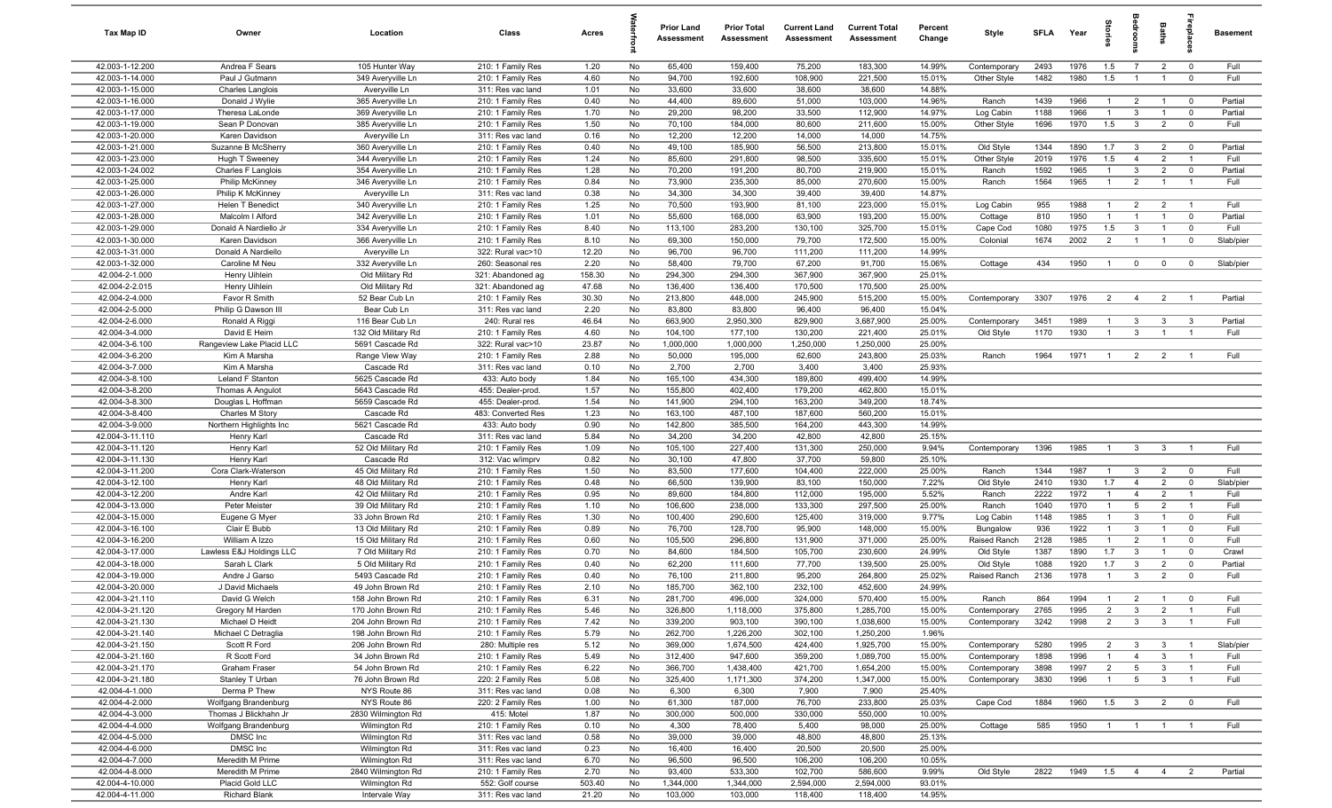| Tax Map ID | Owner | Location | Class | Acres | Waterfront | Prior Land Assessment | Prior Total Assessment | Current Land Assessment | Current Total Assessment | Percent Change | Style | SFLA | Year | Stories | Bedrooms | Baths | Fireplaces | Basement |
|---|---|---|---|---|---|---|---|---|---|---|---|---|---|---|---|---|---|---|
| 42.003-1-12.200 | Andrea F Sears | 105 Hunter Way | 210: 1 Family Res | 1.20 | No | 65,400 | 159,400 | 75,200 | 183,300 | 14.99% | Contemporary | 2493 | 1976 | 1.5 | 7 | 2 | 0 | Full |
| 42.003-1-14.000 | Paul J Gutmann | 349 Averyville Ln | 210: 1 Family Res | 4.60 | No | 94,700 | 192,600 | 108,900 | 221,500 | 15.01% | Other Style | 1482 | 1980 | 1.5 | 1 | 1 | 0 | Full |
| 42.003-1-15.000 | Charles Langlois | Averyville Ln | 311: Res vac land | 1.01 | No | 33,600 | 33,600 | 38,600 | 38,600 | 14.88% | | | | | | | | |
| 42.003-1-16.000 | Donald J Wylie | 365 Averyville Ln | 210: 1 Family Res | 0.40 | No | 44,400 | 89,600 | 51,000 | 103,000 | 14.96% | Ranch | 1439 | 1966 | 1 | 2 | 1 | 0 | Partial |
| 42.003-1-17.000 | Theresa LaLonde | 369 Averyville Ln | 210: 1 Family Res | 1.70 | No | 29,200 | 98,200 | 33,500 | 112,900 | 14.97% | Log Cabin | 1188 | 1966 | 1 | 3 | 1 | 0 | Partial |
| 42.003-1-19.000 | Sean P Donovan | 385 Averyville Ln | 210: 1 Family Res | 1.50 | No | 70,100 | 184,000 | 80,600 | 211,600 | 15.00% | Other Style | 1696 | 1970 | 1.5 | 3 | 2 | 0 | Full |
| 42.003-1-20.000 | Karen Davidson | Averyville Ln | 311: Res vac land | 0.16 | No | 12,200 | 12,200 | 14,000 | 14,000 | 14.75% | | | | | | | | |
| 42.003-1-21.000 | Suzanne B McSherry | 360 Averyville Ln | 210: 1 Family Res | 0.40 | No | 49,100 | 185,900 | 56,500 | 213,800 | 15.01% | Old Style | 1344 | 1890 | 1.7 | 3 | 2 | 0 | Partial |
| 42.003-1-23.000 | Hugh T Sweeney | 344 Averyville Ln | 210: 1 Family Res | 1.24 | No | 85,600 | 291,800 | 98,500 | 335,600 | 15.01% | Other Style | 2019 | 1976 | 1.5 | 4 | 2 | 1 | Full |
| 42.003-1-24.002 | Charles F Langlois | 354 Averyville Ln | 210: 1 Family Res | 1.28 | No | 70,200 | 191,200 | 80,700 | 219,900 | 15.01% | Ranch | 1592 | 1965 | 1 | 3 | 2 | 0 | Partial |
| 42.003-1-25.000 | Philip McKinney | 346 Averyville Ln | 210: 1 Family Res | 0.84 | No | 73,900 | 235,300 | 85,000 | 270,600 | 15.00% | Ranch | 1564 | 1965 | 1 | 2 | 1 | 1 | Full |
| 42.003-1-26.000 | Philip K McKinney | Averyville Ln | 311: Res vac land | 0.38 | No | 34,300 | 34,300 | 39,400 | 39,400 | 14.87% | | | | | | | | |
| 42.003-1-27.000 | Helen T Benedict | 340 Averyville Ln | 210: 1 Family Res | 1.25 | No | 70,500 | 193,900 | 81,100 | 223,000 | 15.01% | Log Cabin | 955 | 1988 | 1 | 2 | 2 | 1 | Full |
| 42.003-1-28.000 | Malcolm I Alford | 342 Averyville Ln | 210: 1 Family Res | 1.01 | No | 55,600 | 168,000 | 63,900 | 193,200 | 15.00% | Cottage | 810 | 1950 | 1 | 1 | 1 | 0 | Partial |
| 42.003-1-29.000 | Donald A Nardiello Jr | 334 Averyville Ln | 210: 1 Family Res | 8.40 | No | 113,100 | 283,200 | 130,100 | 325,700 | 15.01% | Cape Cod | 1080 | 1975 | 1.5 | 3 | 1 | 0 | Full |
| 42.003-1-30.000 | Karen Davidson | 366 Averyville Ln | 210: 1 Family Res | 8.10 | No | 69,300 | 150,000 | 79,700 | 172,500 | 15.00% | Colonial | 1674 | 2002 | 2 | 1 | 1 | 0 | Slab/pier |
| 42.003-1-31.000 | Donald A Nardiello | Averyville Ln | 322: Rural vac>10 | 12.20 | No | 96,700 | 96,700 | 111,200 | 111,200 | 14.99% | | | | | | | | |
| 42.003-1-32.000 | Caroline M Neu | 332 Averyville Ln | 260: Seasonal res | 2.20 | No | 58,400 | 79,700 | 67,200 | 91,700 | 15.06% | Cottage | 434 | 1950 | 1 | 0 | 0 | 0 | Slab/pier |
| 42.004-2-1.000 | Henry Uihlein | Old Military Rd | 321: Abandoned ag | 158.30 | No | 294,300 | 294,300 | 367,900 | 367,900 | 25.01% | | | | | | | | |
| 42.004-2-2.015 | Henry Uihlein | Old Military Rd | 321: Abandoned ag | 47.68 | No | 136,400 | 136,400 | 170,500 | 170,500 | 25.00% | | | | | | | | |
| 42.004-2-4.000 | Favor R Smith | 52 Bear Cub Ln | 210: 1 Family Res | 30.30 | No | 213,800 | 448,000 | 245,900 | 515,200 | 15.00% | Contemporary | 3307 | 1976 | 2 | 4 | 2 | 1 | Partial |
| 42.004-2-5.000 | Philip G Dawson III | Bear Cub Ln | 311: Res vac land | 2.20 | No | 83,800 | 83,800 | 96,400 | 96,400 | 15.04% | | | | | | | | |
| 42.004-2-6.000 | Ronald A Riggi | 116 Bear Cub Ln | 240: Rural res | 46.64 | No | 663,900 | 2,950,300 | 829,900 | 3,687,900 | 25.00% | Contemporary | 3451 | 1989 | 1 | 3 | 3 | 3 | Partial |
| 42.004-3-4.000 | David E Heim | 132 Old Military Rd | 210: 1 Family Res | 4.60 | No | 104,100 | 177,100 | 130,200 | 221,400 | 25.01% | Old Style | 1170 | 1930 | 1 | 3 | 1 | 1 | Full |
| 42.004-3-6.100 | Rangeview Lake Placid LLC | 5691 Cascade Rd | 322: Rural vac>10 | 23.87 | No | 1,000,000 | 1,000,000 | 1,250,000 | 1,250,000 | 25.00% | | | | | | | | |
| 42.004-3-6.200 | Kim A Marsha | Range View Way | 210: 1 Family Res | 2.88 | No | 50,000 | 195,000 | 62,600 | 243,800 | 25.03% | Ranch | 1964 | 1971 | 1 | 2 | 2 | 1 | Full |
| 42.004-3-7.000 | Kim A Marsha | Cascade Rd | 311: Res vac land | 0.10 | No | 2,700 | 2,700 | 3,400 | 3,400 | 25.93% | | | | | | | | |
| 42.004-3-8.100 | Leland F Stanton | 5625 Cascade Rd | 433: Auto body | 1.84 | No | 165,100 | 434,300 | 189,800 | 499,400 | 14.99% | | | | | | | | |
| 42.004-3-8.200 | Thomas A Angulot | 5643 Cascade Rd | 455: Dealer-prod. | 1.57 | No | 155,800 | 402,400 | 179,200 | 462,800 | 15.01% | | | | | | | | |
| 42.004-3-8.300 | Douglas L Hoffman | 5659 Cascade Rd | 455: Dealer-prod. | 1.54 | No | 141,900 | 294,100 | 163,200 | 349,200 | 18.74% | | | | | | | | |
| 42.004-3-8.400 | Charles M Story | Cascade Rd | 483: Converted Res | 1.23 | No | 163,100 | 487,100 | 187,600 | 560,200 | 15.01% | | | | | | | | |
| 42.004-3-9.000 | Northern Highlights Inc | 5621 Cascade Rd | 433: Auto body | 0.90 | No | 142,800 | 385,500 | 164,200 | 443,300 | 14.99% | | | | | | | | |
| 42.004-3-11.110 | Henry Karl | Cascade Rd | 311: Res vac land | 5.84 | No | 34,200 | 34,200 | 42,800 | 42,800 | 25.15% | | | | | | | | |
| 42.004-3-11.120 | Henry Karl | 52 Old Military Rd | 210: 1 Family Res | 1.09 | No | 105,100 | 227,400 | 131,300 | 250,000 | 9.94% | Contemporary | 1396 | 1985 | 1 | 3 | 3 | 1 | Full |
| 42.004-3-11.130 | Henry Karl | Cascade Rd | 312: Vac w/imprv | 0.82 | No | 30,100 | 47,800 | 37,700 | 59,800 | 25.10% | | | | | | | | |
| 42.004-3-11.200 | Cora Clark-Waterson | 45 Old Military Rd | 210: 1 Family Res | 1.50 | No | 83,500 | 177,600 | 104,400 | 222,000 | 25.00% | Ranch | 1344 | 1987 | 1 | 3 | 2 | 0 | Full |
| 42.004-3-12.100 | Henry Karl | 48 Old Military Rd | 210: 1 Family Res | 0.48 | No | 66,500 | 139,900 | 83,100 | 150,000 | 7.22% | Old Style | 2410 | 1930 | 1.7 | 4 | 2 | 0 | Slab/pier |
| 42.004-3-12.200 | Andre Karl | 42 Old Military Rd | 210: 1 Family Res | 0.95 | No | 89,600 | 184,800 | 112,000 | 195,000 | 5.52% | Ranch | 2222 | 1972 | 1 | 4 | 2 | 1 | Full |
| 42.004-3-13.000 | Peter Meister | 39 Old Military Rd | 210: 1 Family Res | 1.10 | No | 106,600 | 238,000 | 133,300 | 297,500 | 25.00% | Ranch | 1040 | 1970 | 1 | 5 | 2 | 1 | Full |
| 42.004-3-15.000 | Eugene G Myer | 33 John Brown Rd | 210: 1 Family Res | 1.30 | No | 100,400 | 290,600 | 125,400 | 319,000 | 9.77% | Log Cabin | 1148 | 1985 | 1 | 3 | 1 | 0 | Full |
| 42.004-3-16.100 | Clair E Bubb | 13 Old Military Rd | 210: 1 Family Res | 0.89 | No | 76,700 | 128,700 | 95,900 | 148,000 | 15.00% | Bungalow | 936 | 1922 | 1 | 3 | 1 | 0 | Full |
| 42.004-3-16.200 | William A Izzo | 15 Old Military Rd | 210: 1 Family Res | 0.60 | No | 105,500 | 296,800 | 131,900 | 371,000 | 25.00% | Raised Ranch | 2128 | 1985 | 1 | 2 | 1 | 0 | Full |
| 42.004-3-17.000 | Lawless E&J Holdings LLC | 7 Old Military Rd | 210: 1 Family Res | 0.70 | No | 84,600 | 184,500 | 105,700 | 230,600 | 24.99% | Old Style | 1387 | 1890 | 1.7 | 3 | 1 | 0 | Crawl |
| 42.004-3-18.000 | Sarah L Clark | 5 Old Military Rd | 210: 1 Family Res | 0.40 | No | 62,200 | 111,600 | 77,700 | 139,500 | 25.00% | Old Style | 1088 | 1920 | 1.7 | 3 | 2 | 0 | Partial |
| 42.004-3-19.000 | Andre J Garso | 5493 Cascade Rd | 210: 1 Family Res | 0.40 | No | 76,100 | 211,800 | 95,200 | 264,800 | 25.02% | Raised Ranch | 2136 | 1978 | 1 | 3 | 2 | 0 | Full |
| 42.004-3-20.000 | J David Michaels | 49 John Brown Rd | 210: 1 Family Res | 2.10 | No | 185,700 | 362,100 | 232,100 | 452,600 | 24.99% | | | | | | | | |
| 42.004-3-21.110 | David G Welch | 158 John Brown Rd | 210: 1 Family Res | 6.31 | No | 281,700 | 496,000 | 324,000 | 570,400 | 15.00% | Ranch | 864 | 1994 | 1 | 2 | 1 | 0 | Full |
| 42.004-3-21.120 | Gregory M Harden | 170 John Brown Rd | 210: 1 Family Res | 5.46 | No | 326,800 | 1,118,000 | 375,800 | 1,285,700 | 15.00% | Contemporary | 2765 | 1995 | 2 | 3 | 2 | 1 | Full |
| 42.004-3-21.130 | Michael D Heidt | 204 John Brown Rd | 210: 1 Family Res | 7.42 | No | 339,200 | 903,100 | 390,100 | 1,038,600 | 15.00% | Contemporary | 3242 | 1998 | 2 | 3 | 3 | 1 | Full |
| 42.004-3-21.140 | Michael C Detraglia | 198 John Brown Rd | 210: 1 Family Res | 5.79 | No | 262,700 | 1,226,200 | 302,100 | 1,250,200 | 1.96% | | | | | | | | |
| 42.004-3-21.150 | Scott R Ford | 206 John Brown Rd | 280: Multiple res | 5.12 | No | 369,000 | 1,674,500 | 424,400 | 1,925,700 | 15.00% | Contemporary | 5280 | 1995 | 2 | 3 | 3 | 1 | Slab/pier |
| 42.004-3-21.160 | R Scott Ford | 34 John Brown Rd | 210: 1 Family Res | 5.49 | No | 312,400 | 947,600 | 359,200 | 1,089,700 | 15.00% | Contemporary | 1898 | 1996 | 1 | 4 | 3 | 1 | Full |
| 42.004-3-21.170 | Graham Fraser | 54 John Brown Rd | 210: 1 Family Res | 6.22 | No | 366,700 | 1,438,400 | 421,700 | 1,654,200 | 15.00% | Contemporary | 3898 | 1997 | 2 | 5 | 3 | 1 | Full |
| 42.004-3-21.180 | Stanley T Urban | 76 John Brown Rd | 220: 2 Family Res | 5.08 | No | 325,400 | 1,171,300 | 374,200 | 1,347,000 | 15.00% | Contemporary | 3830 | 1996 | 1 | 5 | 3 | 1 | Full |
| 42.004-4-1.000 | Derma P Thew | NYS Route 86 | 311: Res vac land | 0.08 | No | 6,300 | 6,300 | 7,900 | 7,900 | 25.40% | | | | | | | | |
| 42.004-4-2.000 | Wolfgang Brandenburg | NYS Route 86 | 220: 2 Family Res | 1.00 | No | 61,300 | 187,000 | 76,700 | 233,800 | 25.03% | Cape Cod | 1884 | 1960 | 1.5 | 3 | 2 | 0 | Full |
| 42.004-4-3.000 | Thomas J Blickhahn Jr | 2830 Wilmington Rd | 415: Motel | 1.87 | No | 300,000 | 500,000 | 330,000 | 550,000 | 10.00% | | | | | | | | |
| 42.004-4-4.000 | Wolfgang Brandenburg | Wilmington Rd | 210: 1 Family Res | 0.10 | No | 4,300 | 78,400 | 5,400 | 98,000 | 25.00% | Cottage | 585 | 1950 | 1 | 1 | 1 | 1 | Full |
| 42.004-4-5.000 | DMSC Inc | Wilmington Rd | 311: Res vac land | 0.58 | No | 39,000 | 39,000 | 48,800 | 48,800 | 25.13% | | | | | | | | |
| 42.004-4-6.000 | DMSC Inc | Wilmington Rd | 311: Res vac land | 0.23 | No | 16,400 | 16,400 | 20,500 | 20,500 | 25.00% | | | | | | | | |
| 42.004-4-7.000 | Meredith M Prime | Wilmington Rd | 311: Res vac land | 6.70 | No | 96,500 | 96,500 | 106,200 | 106,200 | 10.05% | | | | | | | | |
| 42.004-4-8.000 | Meredith M Prime | 2840 Wilmington Rd | 210: 1 Family Res | 2.70 | No | 93,400 | 533,300 | 102,700 | 586,600 | 9.99% | Old Style | 2822 | 1949 | 1.5 | 4 | 4 | 2 | Partial |
| 42.004-4-10.000 | Placid Gold LLC | Wilmington Rd | 552: Golf course | 503.40 | No | 1,344,000 | 1,344,000 | 2,594,000 | 2,594,000 | 93.01% | | | | | | | | |
| 42.004-4-11.000 | Richard Blank | Intervale Way | 311: Res vac land | 21.20 | No | 103,000 | 103,000 | 118,400 | 118,400 | 14.95% | | | | | | | | |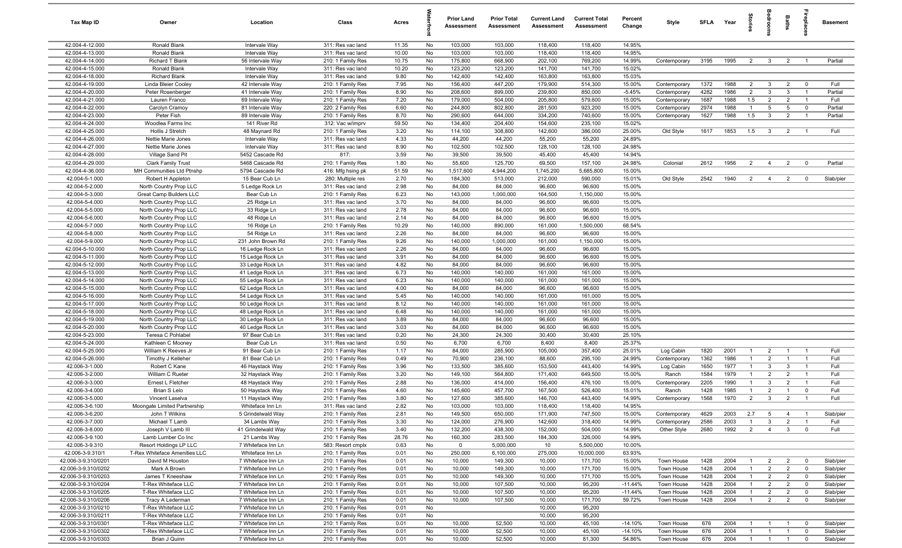| Tax Map ID | Owner | Location | Class | Acres | Waterfront | Prior Land Assessment | Prior Total Assessment | Current Land Assessment | Current Total Assessment | Percent Change | Style | SFLA | Year | Stories | Bedrooms | Baths | Fireplaces | Basement |
|---|---|---|---|---|---|---|---|---|---|---|---|---|---|---|---|---|---|---|
| 42.004-4-12.000 | Ronald Blank | Intervale Way | 311: Res vac land | 11.35 | No | 103,000 | 103,000 | 118,400 | 118,400 | 14.95% | | | | | | | | |
| 42.004-4-13.000 | Ronald Blank | Intervale Way | 311: Res vac land | 10.00 | No | 103,000 | 103,000 | 118,400 | 118,400 | 14.95% | | | | | | | | |
| 42.004-4-14.000 | Richard T Blank | 56 Intervale Way | 210: 1 Family Res | 10.75 | No | 175,800 | 668,900 | 202,100 | 769,200 | 14.99% | Contemporary | 3195 | 1995 | 2 | 3 | 2 | 1 | Partial |
| 42.004-4-15.000 | Ronald Blank | Intervale Way | 311: Res vac land | 10.20 | No | 123,200 | 123,200 | 141,700 | 141,700 | 15.02% | | | | | | | | |
| 42.004-4-18.000 | Richard Blank | Intervale Way | 311: Res vac land | 9.80 | No | 142,400 | 142,400 | 163,800 | 163,800 | 15.03% | | | | | | | | |
| 42.004-4-19.000 | Linda Bleier Cooley | 42 Intervale Way | 210: 1 Family Res | 7.95 | No | 156,400 | 447,200 | 179,900 | 514,300 | 15.00% | Contemporary | 1372 | 1988 | 2 | 3 | 2 | 0 | Full |
| 42.004-4-20.000 | Peter Rosenberger | 41 Intervale Way | 210: 1 Family Res | 8.90 | No | 208,600 | 899,000 | 239,800 | 850,000 | -5.45% | Contemporary | 4282 | 1986 | 2 | 3 | 3 | 1 | Partial |
| 42.004-4-21.000 | Lauren Franco | 69 Intervale Way | 210: 1 Family Res | 7.20 | No | 179,000 | 504,000 | 205,800 | 579,600 | 15.00% | Contemporary | 1687 | 1988 | 1.5 | 2 | 2 | 1 | Full |
| 42.004-4-22.000 | Carolyn Cramoy | 81 Intervale Way | 220: 2 Family Res | 6.60 | No | 244,800 | 802,800 | 281,500 | 923,200 | 15.00% | Contemporary | 2974 | 1988 | 1 | 5 | 5 | 0 | Partial |
| 42.004-4-23.000 | Peter Fish | 89 Intervale Way | 210: 1 Family Res | 8.70 | No | 290,600 | 644,000 | 334,200 | 740,600 | 15.00% | Contemporary | 1627 | 1988 | 1.5 | 3 | 2 | 1 | Partial |
| 42.004-4-24.000 | Woodlea Farms Inc | 141 River Rd | 312: Vac w/imprv | 59.50 | No | 134,400 | 204,400 | 154,600 | 235,100 | 15.02% | | | | | | | | |
| 42.004-4-25.000 | Hollis J Stretch | 48 Maynard Rd | 210: 1 Family Res | 3.20 | No | 114,100 | 308,800 | 142,600 | 386,000 | 25.00% | Old Style | 1617 | 1853 | 1.5 | 3 | 2 | 1 | Full |
| 42.004-4-26.000 | Nettie Marie Jones | Intervale Way | 311: Res vac land | 4.33 | No | 44,200 | 44,200 | 55,200 | 55,200 | 24.89% | | | | | | | | |
| 42.004-4-27.000 | Nettie Marie Jones | Intervale Way | 311: Res vac land | 8.90 | No | 102,500 | 102,500 | 128,100 | 128,100 | 24.98% | | | | | | | | |
| 42.004-4-28.000 | Village Sand Pit | 5452 Cascade Rd | 817: | 3.59 | No | 39,500 | 39,500 | 45,400 | 45,400 | 14.94% | | | | | | | | |
| 42.004-4-29.000 | Clark Family Trust | 5468 Cascade Rd | 210: 1 Family Res | 1.80 | No | 55,600 | 125,700 | 69,500 | 157,100 | 24.98% | Colonial | 2612 | 1956 | 2 | 4 | 2 | 0 | Partial |
| 42.004-4-36.000 | MH Communities Ltd Ptnshp | 5794 Cascade Rd | 416: Mfg hsing pk | 51.59 | No | 1,517,600 | 4,944,200 | 1,745,200 | 5,685,800 | 15.00% | | | | | | | | |
| 42.004-5-1.000 | Robert H Appleton | 15 Bear Cub Ln | 280: Multiple res | 2.70 | No | 184,300 | 513,000 | 212,000 | 590,000 | 15.01% | Old Style | 2542 | 1940 | 2 | 4 | 2 | 0 | Slab/pier |
| 42.004-5-2.000 | North Country Prop LLC | 5 Ledge Rock Ln | 311: Res vac land | 2.98 | No | 84,000 | 84,000 | 96,600 | 96,600 | 15.00% | | | | | | | | |
| 42.004-5-3.000 | Great Camp Builders LLC | Bear Cub Ln | 210: 1 Family Res | 6.23 | No | 143,000 | 1,000,000 | 164,500 | 1,150,000 | 15.00% | | | | | | | | |
| 42.004-5-4.000 | North Country Prop LLC | 25 Ridge Ln | 311: Res vac land | 3.70 | No | 84,000 | 84,000 | 96,600 | 96,600 | 15.00% | | | | | | | | |
| 42.004-5-5.000 | North Country Prop LLC | 33 Ridge Ln | 311: Res vac land | 2.78 | No | 84,000 | 84,000 | 96,600 | 96,600 | 15.00% | | | | | | | | |
| 42.004-5-6.000 | North Country Prop LLC | 48 Ridge Ln | 311: Res vac land | 2.14 | No | 84,000 | 84,000 | 96,600 | 96,600 | 15.00% | | | | | | | | |
| 42.004-5-7.000 | North Country Prop LLC | 16 Ridge Ln | 210: 1 Family Res | 10.29 | No | 140,000 | 890,000 | 161,000 | 1,500,000 | 68.54% | | | | | | | | |
| 42.004-5-8.000 | North Country Prop LLC | 54 Ridge Ln | 311: Res vac land | 2.26 | No | 84,000 | 84,000 | 96,600 | 96,600 | 15.00% | | | | | | | | |
| 42.004-5-9.000 | North Country Prop LLC | 231 John Brown Rd | 210: 1 Family Res | 9.26 | No | 140,000 | 1,000,000 | 161,000 | 1,150,000 | 15.00% | | | | | | | | |
| 42.004-5-10.000 | North Country Prop LLC | 16 Ledge Rock Ln | 311: Res vac land | 2.26 | No | 84,000 | 84,000 | 96,600 | 96,600 | 15.00% | | | | | | | | |
| 42.004-5-11.000 | North Country Prop LLC | 15 Ledge Rock Ln | 311: Res vac land | 3.91 | No | 84,000 | 84,000 | 96,600 | 96,600 | 15.00% | | | | | | | | |
| 42.004-5-12.000 | North Country Prop LLC | 33 Ledge Rock Ln | 311: Res vac land | 4.82 | No | 84,000 | 84,000 | 96,600 | 96,600 | 15.00% | | | | | | | | |
| 42.004-5-13.000 | North Country Prop LLC | 41 Ledge Rock Ln | 311: Res vac land | 6.73 | No | 140,000 | 140,000 | 161,000 | 161,000 | 15.00% | | | | | | | | |
| 42.004-5-14.000 | North Country Prop LLC | 55 Ledge Rock Ln | 311: Res vac land | 6.23 | No | 140,000 | 140,000 | 161,000 | 161,000 | 15.00% | | | | | | | | |
| 42.004-5-15.000 | North Country Prop LLC | 62 Ledge Rock Ln | 311: Res vac land | 4.00 | No | 84,000 | 84,000 | 96,600 | 96,600 | 15.00% | | | | | | | | |
| 42.004-5-16.000 | North Country Prop LLC | 54 Ledge Rock Ln | 311: Res vac land | 5.45 | No | 140,000 | 140,000 | 161,000 | 161,000 | 15.00% | | | | | | | | |
| 42.004-5-17.000 | North Country Prop LLC | 50 Ledge Rock Ln | 311: Res vac land | 8.12 | No | 140,000 | 140,000 | 161,000 | 161,000 | 15.00% | | | | | | | | |
| 42.004-5-18.000 | North Country Prop LLC | 48 Ledge Rock Ln | 311: Res vac land | 6.48 | No | 140,000 | 140,000 | 161,000 | 161,000 | 15.00% | | | | | | | | |
| 42.004-5-19.000 | North Country Prop LLC | 30 Ledge Rock Ln | 311: Res vac land | 3.89 | No | 84,000 | 84,000 | 96,600 | 96,600 | 15.00% | | | | | | | | |
| 42.004-5-20.000 | North Country Prop LLC | 40 Ledge Rock Ln | 311: Res vac land | 3.03 | No | 84,000 | 84,000 | 96,600 | 96,600 | 15.00% | | | | | | | | |
| 42.004-5-23.000 | Teresa C Pohlabel | 97 Bear Cub Ln | 311: Res vac land | 0.20 | No | 24,300 | 24,300 | 30,400 | 30,400 | 25.10% | | | | | | | | |
| 42.004-5-24.000 | Kathleen C Mooney | Bear Cub Ln | 311: Res vac land | 0.50 | No | 6,700 | 6,700 | 8,400 | 8,400 | 25.37% | | | | | | | | |
| 42.004-5-25.000 | William K Reeves Jr | 91 Bear Cub Ln | 210: 1 Family Res | 1.17 | No | 84,000 | 285,900 | 105,000 | 357,400 | 25.01% | Log Cabin | 1820 | 2001 | 1 | 2 | 1 | 1 | Full |
| 42.004-5-26.000 | Timothy J Kelleher | 81 Bear Cub Ln | 210: 1 Family Res | 0.49 | No | 70,900 | 236,100 | 88,600 | 295,100 | 24.99% | Contemporary | 1362 | 1986 | 1 | 2 | 1 | 1 | Full |
| 42.006-3-1.000 | Robert C Kane | 46 Haystack Way | 210: 1 Family Res | 3.96 | No | 133,500 | 385,600 | 153,500 | 443,400 | 14.99% | Log Cabin | 1650 | 1977 | 1 | 3 | 3 | 1 | Full |
| 42.006-3-2.000 | William C Rueter | 32 Haystack Way | 210: 1 Family Res | 3.20 | No | 149,100 | 564,800 | 171,400 | 649,500 | 15.00% | Ranch | 1584 | 1979 | 1 | 2 | 2 | 1 | Full |
| 42.006-3-3.000 | Ernest L Fletcher | 48 Haystack Way | 210: 1 Family Res | 2.88 | No | 136,000 | 414,000 | 156,400 | 476,100 | 15.00% | Contemporary | 2205 | 1990 | 1 | 3 | 2 | 1 | Full |
| 42.006-3-4.000 | Brian S Lelo | 50 Haystack Way | 210: 1 Family Res | 4.60 | No | 145,600 | 457,700 | 167,500 | 526,400 | 15.01% | Ranch | 1428 | 1985 | 1 | 2 | 1 | 0 | Full |
| 42.006-3-5.000 | Vincent Laselva | 11 Haystack Way | 210: 1 Family Res | 3.80 | No | 127,600 | 385,600 | 146,700 | 443,400 | 14.99% | Contemporary | 1568 | 1970 | 2 | 3 | 2 | 1 | Full |
| 42.006-3-6.100 | Moongate Limited Partnership | Whiteface Inn Ln | 311: Res vac land | 2.82 | No | 103,000 | 103,000 | 118,400 | 118,400 | 14.95% | | | | | | | | |
| 42.006-3-6.200 | John T Wilkins | 5 Grindelwald Way | 210: 1 Family Res | 2.81 | No | 149,500 | 650,000 | 171,900 | 747,500 | 15.00% | Contemporary | 4629 | 2003 | 2.7 | 5 | 4 | 1 | Slab/pier |
| 42.006-3-7.000 | Michael T Lamb | 34 Lambs Way | 210: 1 Family Res | 3.30 | No | 124,000 | 276,900 | 142,600 | 318,400 | 14.99% | Contemporary | 2586 | 2003 | 1 | 3 | 2 | 1 | Full |
| 42.006-3-8.000 | Joseph V Lamb III | 41 Grindelwald Way | 210: 1 Family Res | 3.40 | No | 132,200 | 438,300 | 152,000 | 504,000 | 14.99% | Other Style | 2680 | 1992 | 2 | 4 | 3 | 0 | Full |
| 42.006-3-9.100 | Lamb Lumber Co Inc | 21 Lambs Way | 210: 1 Family Res | 28.76 | No | 160,300 | 283,500 | 184,300 | 326,000 | 14.99% | | | | | | | | |
| 42.006-3-9.310 | Resort Holdings LP LLC | 7 Whiteface Inn Ln | 583: Resort cmplx | 0.63 | No | 0 | 5,000,000 | 10 | 5,500,000 | 10.00% | | | | | | | | |
| 42.006-3-9.310/1 | T-Rex Whiteface Amenities LLC | Whiteface Inn Ln | 210: 1 Family Res | 0.01 | No | 250,000 | 6,100,000 | 275,000 | 10,000,000 | 63.93% | | | | | | | | |
| 42.006-3-9.310/0201 | David M Houston | 7 Whiteface Inn Ln | 210: 1 Family Res | 0.01 | No | 10,000 | 149,300 | 10,000 | 171,700 | 15.00% | Town House | 1428 | 2004 | 1 | 2 | 2 | 0 | Slab/pier |
| 42.006-3-9.310/0202 | Mark A Brown | 7 Whiteface Inn Ln | 210: 1 Family Res | 0.01 | No | 10,000 | 149,300 | 10,000 | 171,700 | 15.00% | Town House | 1428 | 2004 | 1 | 2 | 2 | 0 | Slab/pier |
| 42.006-3-9.310/0203 | James T Kneeshaw | 7 Whiteface Inn Ln | 210: 1 Family Res | 0.01 | No | 10,000 | 149,300 | 10,000 | 171,700 | 15.00% | Town House | 1428 | 2004 | 1 | 2 | 2 | 0 | Slab/pier |
| 42.006-3-9.310/0204 | T-Rex Whiteface LLC | 7 Whiteface Inn Ln | 210: 1 Family Res | 0.01 | No | 10,000 | 107,500 | 10,000 | 95,200 | -11.44% | Town House | 1428 | 2004 | 1 | 2 | 2 | 0 | Slab/pier |
| 42.006-3-9.310/0205 | T-Rex Whiteface LLC | 7 Whiteface Inn Ln | 210: 1 Family Res | 0.01 | No | 10,000 | 107,500 | 10,000 | 95,200 | -11.44% | Town House | 1428 | 2004 | 1 | 2 | 2 | 0 | Slab/pier |
| 42.006-3-9.310/0206 | Tracy A Lederman | 7 Whiteface Inn Ln | 210: 1 Family Res | 0.01 | No | 10,000 | 107,500 | 10,000 | 171,700 | 59.72% | Town House | 1428 | 2004 | 1 | 2 | 2 | 0 | Slab/pier |
| 42.006-3-9.310/0210 | T-Rex Whiteface LLC | 7 Whiteface Inn Ln | 210: 1 Family Res | 0.01 | No | | | 10,000 | 95,200 | | | | | | | | | |
| 42.006-3-9.310/0211 | T-Rex Whiteface LLC | 7 Whiteface Inn Ln | 210: 1 Family Res | 0.01 | No | | | 10,000 | 95,200 | | | | | | | | | |
| 42.006-3-9.310/0301 | T-Rex Whiteface LLC | 7 Whiteface Inn Ln | 210: 1 Family Res | 0.01 | No | 10,000 | 52,500 | 10,000 | 45,100 | -14.10% | Town House | 676 | 2004 | 1 | 1 | 1 | 0 | Slab/pier |
| 42.006-3-9.310/0302 | T-Rex Whiteface LLC | 7 Whiteface Inn Ln | 210: 1 Family Res | 0.01 | No | 10,000 | 52,500 | 10,000 | 45,100 | -14.10% | Town House | 676 | 2004 | 1 | 1 | 1 | 0 | Slab/pier |
| 42.006-3-9.310/0303 | Brian J Quinn | 7 Whiteface Inn Ln | 210: 1 Family Res | 0.01 | No | 10,000 | 52,500 | 10,000 | 81,300 | 54.86% | Town House | 676 | 2004 | 1 | 1 | 1 | 0 | Slab/pier |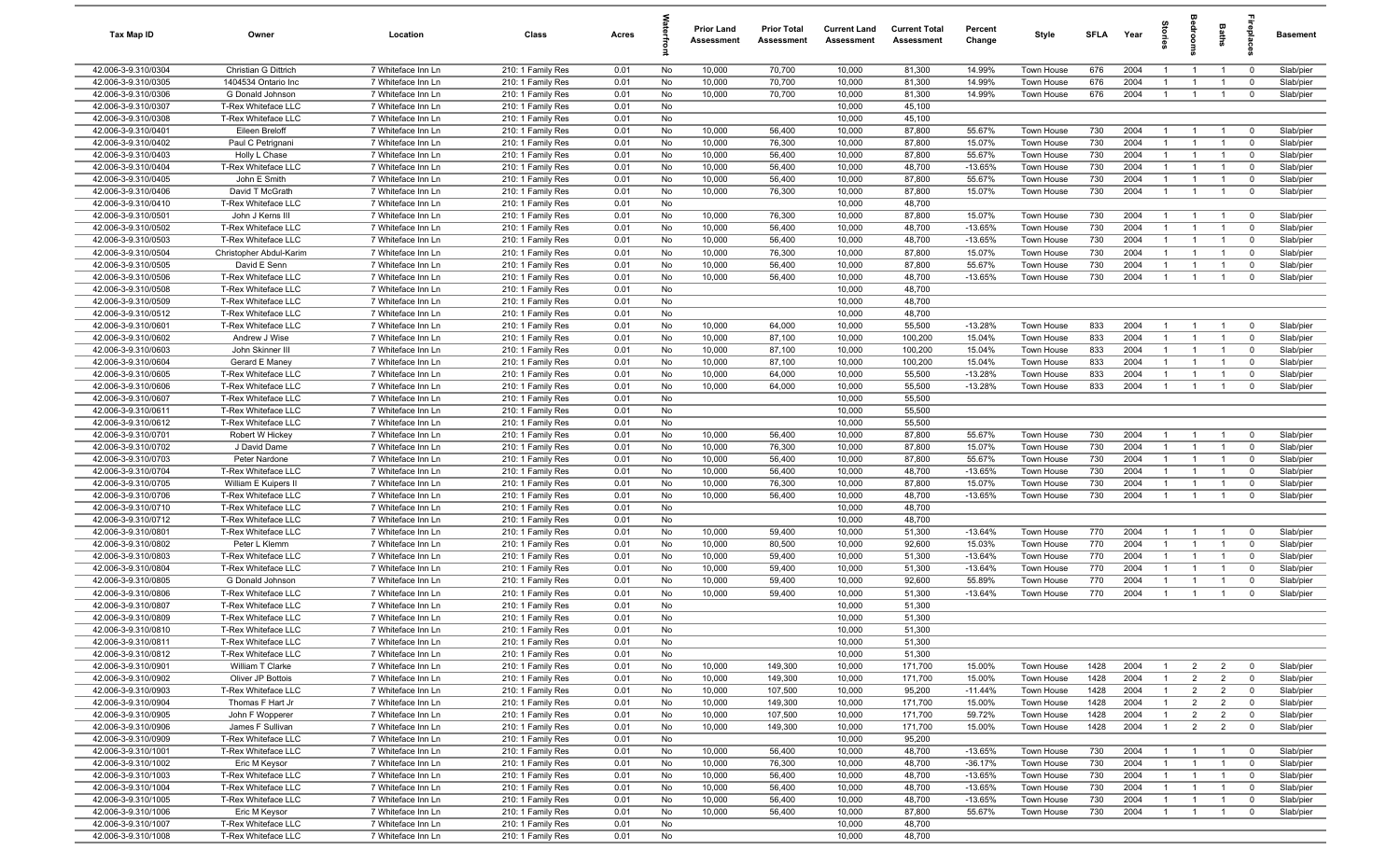| Tax Map ID | Owner | Location | Class | Acres | Waterfront | Prior Land Assessment | Prior Total Assessment | Current Land Assessment | Current Total Assessment | Percent Change | Style | SFLA | Year | Stories | Bedrooms | Baths | Fireplaces | Basement |
|---|---|---|---|---|---|---|---|---|---|---|---|---|---|---|---|---|---|---|
| 42.006-3-9.310/0304 | Christian G Dittrich | 7 Whiteface Inn Ln | 210: 1 Family Res | 0.01 | No | 10,000 | 70,700 | 10,000 | 81,300 | 14.99% | Town House | 676 | 2004 | 1 | 1 | 1 | 0 | Slab/pier |
| 42.006-3-9.310/0305 | 1404534 Ontario Inc | 7 Whiteface Inn Ln | 210: 1 Family Res | 0.01 | No | 10,000 | 70,700 | 10,000 | 81,300 | 14.99% | Town House | 676 | 2004 | 1 | 1 | 1 | 0 | Slab/pier |
| 42.006-3-9.310/0306 | G Donald Johnson | 7 Whiteface Inn Ln | 210: 1 Family Res | 0.01 | No | 10,000 | 70,700 | 10,000 | 81,300 | 14.99% | Town House | 676 | 2004 | 1 | 1 | 1 | 0 | Slab/pier |
| 42.006-3-9.310/0307 | T-Rex Whiteface LLC | 7 Whiteface Inn Ln | 210: 1 Family Res | 0.01 | No | | | 10,000 | 45,100 | | | | | | | | | |
| 42.006-3-9.310/0308 | T-Rex Whiteface LLC | 7 Whiteface Inn Ln | 210: 1 Family Res | 0.01 | No | | | 10,000 | 45,100 | | | | | | | | | |
| 42.006-3-9.310/0401 | Eileen Breloff | 7 Whiteface Inn Ln | 210: 1 Family Res | 0.01 | No | 10,000 | 56,400 | 10,000 | 87,800 | 55.67% | Town House | 730 | 2004 | 1 | 1 | 1 | 0 | Slab/pier |
| 42.006-3-9.310/0402 | Paul C Petrignani | 7 Whiteface Inn Ln | 210: 1 Family Res | 0.01 | No | 10,000 | 76,300 | 10,000 | 87,800 | 15.07% | Town House | 730 | 2004 | 1 | 1 | 1 | 0 | Slab/pier |
| 42.006-3-9.310/0403 | Holly L Chase | 7 Whiteface Inn Ln | 210: 1 Family Res | 0.01 | No | 10,000 | 56,400 | 10,000 | 87,800 | 55.67% | Town House | 730 | 2004 | 1 | 1 | 1 | 0 | Slab/pier |
| 42.006-3-9.310/0404 | T-Rex Whiteface LLC | 7 Whiteface Inn Ln | 210: 1 Family Res | 0.01 | No | 10,000 | 56,400 | 10,000 | 48,700 | -13.65% | Town House | 730 | 2004 | 1 | 1 | 1 | 0 | Slab/pier |
| 42.006-3-9.310/0405 | John E Smith | 7 Whiteface Inn Ln | 210: 1 Family Res | 0.01 | No | 10,000 | 56,400 | 10,000 | 87,800 | 55.67% | Town House | 730 | 2004 | 1 | 1 | 1 | 0 | Slab/pier |
| 42.006-3-9.310/0406 | David T McGrath | 7 Whiteface Inn Ln | 210: 1 Family Res | 0.01 | No | 10,000 | 76,300 | 10,000 | 87,800 | 15.07% | Town House | 730 | 2004 | 1 | 1 | 1 | 0 | Slab/pier |
| 42.006-3-9.310/0410 | T-Rex Whiteface LLC | 7 Whiteface Inn Ln | 210: 1 Family Res | 0.01 | No | | | 10,000 | 48,700 | | | | | | | | | |
| 42.006-3-9.310/0501 | John J Kerns III | 7 Whiteface Inn Ln | 210: 1 Family Res | 0.01 | No | 10,000 | 76,300 | 10,000 | 87,800 | 15.07% | Town House | 730 | 2004 | 1 | 1 | 1 | 0 | Slab/pier |
| 42.006-3-9.310/0502 | T-Rex Whiteface LLC | 7 Whiteface Inn Ln | 210: 1 Family Res | 0.01 | No | 10,000 | 56,400 | 10,000 | 48,700 | -13.65% | Town House | 730 | 2004 | 1 | 1 | 1 | 0 | Slab/pier |
| 42.006-3-9.310/0503 | T-Rex Whiteface LLC | 7 Whiteface Inn Ln | 210: 1 Family Res | 0.01 | No | 10,000 | 56,400 | 10,000 | 48,700 | -13.65% | Town House | 730 | 2004 | 1 | 1 | 1 | 0 | Slab/pier |
| 42.006-3-9.310/0504 | Christopher Abdul-Karim | 7 Whiteface Inn Ln | 210: 1 Family Res | 0.01 | No | 10,000 | 76,300 | 10,000 | 87,800 | 15.07% | Town House | 730 | 2004 | 1 | 1 | 1 | 0 | Slab/pier |
| 42.006-3-9.310/0505 | David E Senn | 7 Whiteface Inn Ln | 210: 1 Family Res | 0.01 | No | 10,000 | 56,400 | 10,000 | 87,800 | 55.67% | Town House | 730 | 2004 | 1 | 1 | 1 | 0 | Slab/pier |
| 42.006-3-9.310/0506 | T-Rex Whiteface LLC | 7 Whiteface Inn Ln | 210: 1 Family Res | 0.01 | No | 10,000 | 56,400 | 10,000 | 48,700 | -13.65% | Town House | 730 | 2004 | 1 | 1 | 1 | 0 | Slab/pier |
| 42.006-3-9.310/0508 | T-Rex Whiteface LLC | 7 Whiteface Inn Ln | 210: 1 Family Res | 0.01 | No | | | 10,000 | 48,700 | | | | | | | | | |
| 42.006-3-9.310/0509 | T-Rex Whiteface LLC | 7 Whiteface Inn Ln | 210: 1 Family Res | 0.01 | No | | | 10,000 | 48,700 | | | | | | | | | |
| 42.006-3-9.310/0512 | T-Rex Whiteface LLC | 7 Whiteface Inn Ln | 210: 1 Family Res | 0.01 | No | | | 10,000 | 48,700 | | | | | | | | | |
| 42.006-3-9.310/0601 | T-Rex Whiteface LLC | 7 Whiteface Inn Ln | 210: 1 Family Res | 0.01 | No | 10,000 | 64,000 | 10,000 | 55,500 | -13.28% | Town House | 833 | 2004 | 1 | 1 | 1 | 0 | Slab/pier |
| 42.006-3-9.310/0602 | Andrew J Wise | 7 Whiteface Inn Ln | 210: 1 Family Res | 0.01 | No | 10,000 | 87,100 | 10,000 | 100,200 | 15.04% | Town House | 833 | 2004 | 1 | 1 | 1 | 0 | Slab/pier |
| 42.006-3-9.310/0603 | John Skinner III | 7 Whiteface Inn Ln | 210: 1 Family Res | 0.01 | No | 10,000 | 87,100 | 10,000 | 100,200 | 15.04% | Town House | 833 | 2004 | 1 | 1 | 1 | 0 | Slab/pier |
| 42.006-3-9.310/0604 | Gerard E Maney | 7 Whiteface Inn Ln | 210: 1 Family Res | 0.01 | No | 10,000 | 87,100 | 10,000 | 100,200 | 15.04% | Town House | 833 | 2004 | 1 | 1 | 1 | 0 | Slab/pier |
| 42.006-3-9.310/0605 | T-Rex Whiteface LLC | 7 Whiteface Inn Ln | 210: 1 Family Res | 0.01 | No | 10,000 | 64,000 | 10,000 | 55,500 | -13.28% | Town House | 833 | 2004 | 1 | 1 | 1 | 0 | Slab/pier |
| 42.006-3-9.310/0606 | T-Rex Whiteface LLC | 7 Whiteface Inn Ln | 210: 1 Family Res | 0.01 | No | 10,000 | 64,000 | 10,000 | 55,500 | -13.28% | Town House | 833 | 2004 | 1 | 1 | 1 | 0 | Slab/pier |
| 42.006-3-9.310/0607 | T-Rex Whiteface LLC | 7 Whiteface Inn Ln | 210: 1 Family Res | 0.01 | No | | | 10,000 | 55,500 | | | | | | | | | |
| 42.006-3-9.310/0611 | T-Rex Whiteface LLC | 7 Whiteface Inn Ln | 210: 1 Family Res | 0.01 | No | | | 10,000 | 55,500 | | | | | | | | | |
| 42.006-3-9.310/0612 | T-Rex Whiteface LLC | 7 Whiteface Inn Ln | 210: 1 Family Res | 0.01 | No | | | 10,000 | 55,500 | | | | | | | | | |
| 42.006-3-9.310/0701 | Robert W Hickey | 7 Whiteface Inn Ln | 210: 1 Family Res | 0.01 | No | 10,000 | 56,400 | 10,000 | 87,800 | 55.67% | Town House | 730 | 2004 | 1 | 1 | 1 | 0 | Slab/pier |
| 42.006-3-9.310/0702 | J David Dame | 7 Whiteface Inn Ln | 210: 1 Family Res | 0.01 | No | 10,000 | 76,300 | 10,000 | 87,800 | 15.07% | Town House | 730 | 2004 | 1 | 1 | 1 | 0 | Slab/pier |
| 42.006-3-9.310/0703 | Peter Nardone | 7 Whiteface Inn Ln | 210: 1 Family Res | 0.01 | No | 10,000 | 56,400 | 10,000 | 87,800 | 55.67% | Town House | 730 | 2004 | 1 | 1 | 1 | 0 | Slab/pier |
| 42.006-3-9.310/0704 | T-Rex Whiteface LLC | 7 Whiteface Inn Ln | 210: 1 Family Res | 0.01 | No | 10,000 | 56,400 | 10,000 | 48,700 | -13.65% | Town House | 730 | 2004 | 1 | 1 | 1 | 0 | Slab/pier |
| 42.006-3-9.310/0705 | William E Kuipers II | 7 Whiteface Inn Ln | 210: 1 Family Res | 0.01 | No | 10,000 | 76,300 | 10,000 | 87,800 | 15.07% | Town House | 730 | 2004 | 1 | 1 | 1 | 0 | Slab/pier |
| 42.006-3-9.310/0706 | T-Rex Whiteface LLC | 7 Whiteface Inn Ln | 210: 1 Family Res | 0.01 | No | 10,000 | 56,400 | 10,000 | 48,700 | -13.65% | Town House | 730 | 2004 | 1 | 1 | 1 | 0 | Slab/pier |
| 42.006-3-9.310/0710 | T-Rex Whiteface LLC | 7 Whiteface Inn Ln | 210: 1 Family Res | 0.01 | No | | | 10,000 | 48,700 | | | | | | | | | |
| 42.006-3-9.310/0712 | T-Rex Whiteface LLC | 7 Whiteface Inn Ln | 210: 1 Family Res | 0.01 | No | | | 10,000 | 48,700 | | | | | | | | | |
| 42.006-3-9.310/0801 | T-Rex Whiteface LLC | 7 Whiteface Inn Ln | 210: 1 Family Res | 0.01 | No | 10,000 | 59,400 | 10,000 | 51,300 | -13.64% | Town House | 770 | 2004 | 1 | 1 | 1 | 0 | Slab/pier |
| 42.006-3-9.310/0802 | Peter L Klemm | 7 Whiteface Inn Ln | 210: 1 Family Res | 0.01 | No | 10,000 | 80,500 | 10,000 | 92,600 | 15.03% | Town House | 770 | 2004 | 1 | 1 | 1 | 0 | Slab/pier |
| 42.006-3-9.310/0803 | T-Rex Whiteface LLC | 7 Whiteface Inn Ln | 210: 1 Family Res | 0.01 | No | 10,000 | 59,400 | 10,000 | 51,300 | -13.64% | Town House | 770 | 2004 | 1 | 1 | 1 | 0 | Slab/pier |
| 42.006-3-9.310/0804 | T-Rex Whiteface LLC | 7 Whiteface Inn Ln | 210: 1 Family Res | 0.01 | No | 10,000 | 59,400 | 10,000 | 51,300 | -13.64% | Town House | 770 | 2004 | 1 | 1 | 1 | 0 | Slab/pier |
| 42.006-3-9.310/0805 | G Donald Johnson | 7 Whiteface Inn Ln | 210: 1 Family Res | 0.01 | No | 10,000 | 59,400 | 10,000 | 92,600 | 55.89% | Town House | 770 | 2004 | 1 | 1 | 1 | 0 | Slab/pier |
| 42.006-3-9.310/0806 | T-Rex Whiteface LLC | 7 Whiteface Inn Ln | 210: 1 Family Res | 0.01 | No | 10,000 | 59,400 | 10,000 | 51,300 | -13.64% | Town House | 770 | 2004 | 1 | 1 | 1 | 0 | Slab/pier |
| 42.006-3-9.310/0807 | T-Rex Whiteface LLC | 7 Whiteface Inn Ln | 210: 1 Family Res | 0.01 | No | | | 10,000 | 51,300 | | | | | | | | | |
| 42.006-3-9.310/0809 | T-Rex Whiteface LLC | 7 Whiteface Inn Ln | 210: 1 Family Res | 0.01 | No | | | 10,000 | 51,300 | | | | | | | | | |
| 42.006-3-9.310/0810 | T-Rex Whiteface LLC | 7 Whiteface Inn Ln | 210: 1 Family Res | 0.01 | No | | | 10,000 | 51,300 | | | | | | | | | |
| 42.006-3-9.310/0811 | T-Rex Whiteface LLC | 7 Whiteface Inn Ln | 210: 1 Family Res | 0.01 | No | | | 10,000 | 51,300 | | | | | | | | | |
| 42.006-3-9.310/0812 | T-Rex Whiteface LLC | 7 Whiteface Inn Ln | 210: 1 Family Res | 0.01 | No | | | 10,000 | 51,300 | | | | | | | | | |
| 42.006-3-9.310/0901 | William T Clarke | 7 Whiteface Inn Ln | 210: 1 Family Res | 0.01 | No | 10,000 | 149,300 | 10,000 | 171,700 | 15.00% | Town House | 1428 | 2004 | 1 | 2 | 2 | 0 | Slab/pier |
| 42.006-3-9.310/0902 | Oliver JP Bottois | 7 Whiteface Inn Ln | 210: 1 Family Res | 0.01 | No | 10,000 | 149,300 | 10,000 | 171,700 | 15.00% | Town House | 1428 | 2004 | 1 | 2 | 2 | 0 | Slab/pier |
| 42.006-3-9.310/0903 | T-Rex Whiteface LLC | 7 Whiteface Inn Ln | 210: 1 Family Res | 0.01 | No | 10,000 | 107,500 | 10,000 | 95,200 | -11.44% | Town House | 1428 | 2004 | 1 | 2 | 2 | 0 | Slab/pier |
| 42.006-3-9.310/0904 | Thomas F Hart Jr | 7 Whiteface Inn Ln | 210: 1 Family Res | 0.01 | No | 10,000 | 149,300 | 10,000 | 171,700 | 15.00% | Town House | 1428 | 2004 | 1 | 2 | 2 | 0 | Slab/pier |
| 42.006-3-9.310/0905 | John F Wopperer | 7 Whiteface Inn Ln | 210: 1 Family Res | 0.01 | No | 10,000 | 107,500 | 10,000 | 171,700 | 59.72% | Town House | 1428 | 2004 | 1 | 2 | 2 | 0 | Slab/pier |
| 42.006-3-9.310/0906 | James F Sullivan | 7 Whiteface Inn Ln | 210: 1 Family Res | 0.01 | No | 10,000 | 149,300 | 10,000 | 171,700 | 15.00% | Town House | 1428 | 2004 | 1 | 2 | 2 | 0 | Slab/pier |
| 42.006-3-9.310/0909 | T-Rex Whiteface LLC | 7 Whiteface Inn Ln | 210: 1 Family Res | 0.01 | No | | | 10,000 | 95,200 | | | | | | | | | |
| 42.006-3-9.310/1001 | T-Rex Whiteface LLC | 7 Whiteface Inn Ln | 210: 1 Family Res | 0.01 | No | 10,000 | 56,400 | 10,000 | 48,700 | -13.65% | Town House | 730 | 2004 | 1 | 1 | 1 | 0 | Slab/pier |
| 42.006-3-9.310/1002 | Eric M Keysor | 7 Whiteface Inn Ln | 210: 1 Family Res | 0.01 | No | 10,000 | 76,300 | 10,000 | 48,700 | -36.17% | Town House | 730 | 2004 | 1 | 1 | 1 | 0 | Slab/pier |
| 42.006-3-9.310/1003 | T-Rex Whiteface LLC | 7 Whiteface Inn Ln | 210: 1 Family Res | 0.01 | No | 10,000 | 56,400 | 10,000 | 48,700 | -13.65% | Town House | 730 | 2004 | 1 | 1 | 1 | 0 | Slab/pier |
| 42.006-3-9.310/1004 | T-Rex Whiteface LLC | 7 Whiteface Inn Ln | 210: 1 Family Res | 0.01 | No | 10,000 | 56,400 | 10,000 | 48,700 | -13.65% | Town House | 730 | 2004 | 1 | 1 | 1 | 0 | Slab/pier |
| 42.006-3-9.310/1005 | T-Rex Whiteface LLC | 7 Whiteface Inn Ln | 210: 1 Family Res | 0.01 | No | 10,000 | 56,400 | 10,000 | 48,700 | -13.65% | Town House | 730 | 2004 | 1 | 1 | 1 | 0 | Slab/pier |
| 42.006-3-9.310/1006 | Eric M Keysor | 7 Whiteface Inn Ln | 210: 1 Family Res | 0.01 | No | 10,000 | 56,400 | 10,000 | 87,800 | 55.67% | Town House | 730 | 2004 | 1 | 1 | 1 | 0 | Slab/pier |
| 42.006-3-9.310/1007 | T-Rex Whiteface LLC | 7 Whiteface Inn Ln | 210: 1 Family Res | 0.01 | No | | | 10,000 | 48,700 | | | | | | | | | |
| 42.006-3-9.310/1008 | T-Rex Whiteface LLC | 7 Whiteface Inn Ln | 210: 1 Family Res | 0.01 | No | | | 10,000 | 48,700 | | | | | | | | | |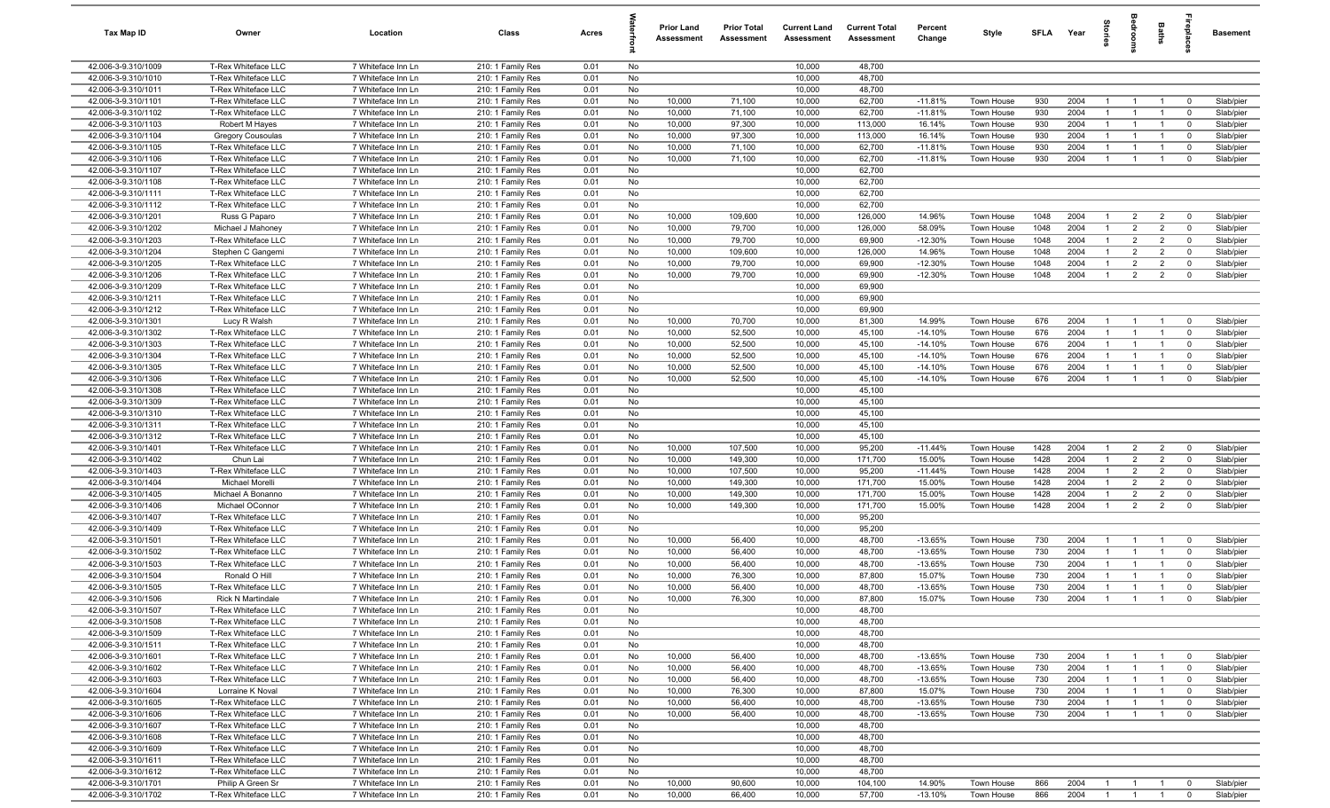| Tax Map ID | Owner | Location | Class | Acres | Waterfront | Prior Land Assessment | Prior Total Assessment | Current Land Assessment | Current Total Assessment | Percent Change | Style | SFLA | Year | Stories | Bedrooms | Baths | Fireplaces | Basement |
|---|---|---|---|---|---|---|---|---|---|---|---|---|---|---|---|---|---|---|
| 42.006-3-9.310/1009 | T-Rex Whiteface LLC | 7 Whiteface Inn Ln | 210: 1 Family Res | 0.01 | No | | | 10,000 | 48,700 | | | | | | | | | |
| 42.006-3-9.310/1010 | T-Rex Whiteface LLC | 7 Whiteface Inn Ln | 210: 1 Family Res | 0.01 | No | | | 10,000 | 48,700 | | | | | | | | | |
| 42.006-3-9.310/1011 | T-Rex Whiteface LLC | 7 Whiteface Inn Ln | 210: 1 Family Res | 0.01 | No | | | 10,000 | 48,700 | | | | | | | | | |
| 42.006-3-9.310/1101 | T-Rex Whiteface LLC | 7 Whiteface Inn Ln | 210: 1 Family Res | 0.01 | No | 10,000 | 71,100 | 10,000 | 62,700 | -11.81% | Town House | 930 | 2004 | 1 | 1 | 1 | 0 | Slab/pier |
| 42.006-3-9.310/1102 | T-Rex Whiteface LLC | 7 Whiteface Inn Ln | 210: 1 Family Res | 0.01 | No | 10,000 | 71,100 | 10,000 | 62,700 | -11.81% | Town House | 930 | 2004 | 1 | 1 | 1 | 0 | Slab/pier |
| 42.006-3-9.310/1103 | Robert M Hayes | 7 Whiteface Inn Ln | 210: 1 Family Res | 0.01 | No | 10,000 | 97,300 | 10,000 | 113,000 | 16.14% | Town House | 930 | 2004 | 1 | 1 | 1 | 0 | Slab/pier |
| 42.006-3-9.310/1104 | Gregory Cousoulas | 7 Whiteface Inn Ln | 210: 1 Family Res | 0.01 | No | 10,000 | 97,300 | 10,000 | 113,000 | 16.14% | Town House | 930 | 2004 | 1 | 1 | 1 | 0 | Slab/pier |
| 42.006-3-9.310/1105 | T-Rex Whiteface LLC | 7 Whiteface Inn Ln | 210: 1 Family Res | 0.01 | No | 10,000 | 71,100 | 10,000 | 62,700 | -11.81% | Town House | 930 | 2004 | 1 | 1 | 1 | 0 | Slab/pier |
| 42.006-3-9.310/1106 | T-Rex Whiteface LLC | 7 Whiteface Inn Ln | 210: 1 Family Res | 0.01 | No | 10,000 | 71,100 | 10,000 | 62,700 | -11.81% | Town House | 930 | 2004 | 1 | 1 | 1 | 0 | Slab/pier |
| 42.006-3-9.310/1107 | T-Rex Whiteface LLC | 7 Whiteface Inn Ln | 210: 1 Family Res | 0.01 | No | | | 10,000 | 62,700 | | | | | | | | | |
| 42.006-3-9.310/1108 | T-Rex Whiteface LLC | 7 Whiteface Inn Ln | 210: 1 Family Res | 0.01 | No | | | 10,000 | 62,700 | | | | | | | | | |
| 42.006-3-9.310/1111 | T-Rex Whiteface LLC | 7 Whiteface Inn Ln | 210: 1 Family Res | 0.01 | No | | | 10,000 | 62,700 | | | | | | | | | |
| 42.006-3-9.310/1112 | T-Rex Whiteface LLC | 7 Whiteface Inn Ln | 210: 1 Family Res | 0.01 | No | | | 10,000 | 62,700 | | | | | | | | | |
| 42.006-3-9.310/1201 | Russ G Paparo | 7 Whiteface Inn Ln | 210: 1 Family Res | 0.01 | No | 10,000 | 109,600 | 10,000 | 126,000 | 14.96% | Town House | 1048 | 2004 | 1 | 2 | 2 | 0 | Slab/pier |
| 42.006-3-9.310/1202 | Michael J Mahoney | 7 Whiteface Inn Ln | 210: 1 Family Res | 0.01 | No | 10,000 | 79,700 | 10,000 | 126,000 | 58.09% | Town House | 1048 | 2004 | 1 | 2 | 2 | 0 | Slab/pier |
| 42.006-3-9.310/1203 | T-Rex Whiteface LLC | 7 Whiteface Inn Ln | 210: 1 Family Res | 0.01 | No | 10,000 | 79,700 | 10,000 | 69,900 | -12.30% | Town House | 1048 | 2004 | 1 | 2 | 2 | 0 | Slab/pier |
| 42.006-3-9.310/1204 | Stephen C Gangemi | 7 Whiteface Inn Ln | 210: 1 Family Res | 0.01 | No | 10,000 | 109,600 | 10,000 | 126,000 | 14.96% | Town House | 1048 | 2004 | 1 | 2 | 2 | 0 | Slab/pier |
| 42.006-3-9.310/1205 | T-Rex Whiteface LLC | 7 Whiteface Inn Ln | 210: 1 Family Res | 0.01 | No | 10,000 | 79,700 | 10,000 | 69,900 | -12.30% | Town House | 1048 | 2004 | 1 | 2 | 2 | 0 | Slab/pier |
| 42.006-3-9.310/1206 | T-Rex Whiteface LLC | 7 Whiteface Inn Ln | 210: 1 Family Res | 0.01 | No | 10,000 | 79,700 | 10,000 | 69,900 | -12.30% | Town House | 1048 | 2004 | 1 | 2 | 2 | 0 | Slab/pier |
| 42.006-3-9.310/1209 | T-Rex Whiteface LLC | 7 Whiteface Inn Ln | 210: 1 Family Res | 0.01 | No | | | 10,000 | 69,900 | | | | | | | | | |
| 42.006-3-9.310/1211 | T-Rex Whiteface LLC | 7 Whiteface Inn Ln | 210: 1 Family Res | 0.01 | No | | | 10,000 | 69,900 | | | | | | | | | |
| 42.006-3-9.310/1212 | T-Rex Whiteface LLC | 7 Whiteface Inn Ln | 210: 1 Family Res | 0.01 | No | | | 10,000 | 69,900 | | | | | | | | | |
| 42.006-3-9.310/1301 | Lucy R Walsh | 7 Whiteface Inn Ln | 210: 1 Family Res | 0.01 | No | 10,000 | 70,700 | 10,000 | 81,300 | 14.99% | Town House | 676 | 2004 | 1 | 1 | 1 | 0 | Slab/pier |
| 42.006-3-9.310/1302 | T-Rex Whiteface LLC | 7 Whiteface Inn Ln | 210: 1 Family Res | 0.01 | No | 10,000 | 52,500 | 10,000 | 45,100 | -14.10% | Town House | 676 | 2004 | 1 | 1 | 1 | 0 | Slab/pier |
| 42.006-3-9.310/1303 | T-Rex Whiteface LLC | 7 Whiteface Inn Ln | 210: 1 Family Res | 0.01 | No | 10,000 | 52,500 | 10,000 | 45,100 | -14.10% | Town House | 676 | 2004 | 1 | 1 | 1 | 0 | Slab/pier |
| 42.006-3-9.310/1304 | T-Rex Whiteface LLC | 7 Whiteface Inn Ln | 210: 1 Family Res | 0.01 | No | 10,000 | 52,500 | 10,000 | 45,100 | -14.10% | Town House | 676 | 2004 | 1 | 1 | 1 | 0 | Slab/pier |
| 42.006-3-9.310/1305 | T-Rex Whiteface LLC | 7 Whiteface Inn Ln | 210: 1 Family Res | 0.01 | No | 10,000 | 52,500 | 10,000 | 45,100 | -14.10% | Town House | 676 | 2004 | 1 | 1 | 1 | 0 | Slab/pier |
| 42.006-3-9.310/1306 | T-Rex Whiteface LLC | 7 Whiteface Inn Ln | 210: 1 Family Res | 0.01 | No | 10,000 | 52,500 | 10,000 | 45,100 | -14.10% | Town House | 676 | 2004 | 1 | 1 | 1 | 0 | Slab/pier |
| 42.006-3-9.310/1308 | T-Rex Whiteface LLC | 7 Whiteface Inn Ln | 210: 1 Family Res | 0.01 | No | | | 10,000 | 45,100 | | | | | | | | | |
| 42.006-3-9.310/1309 | T-Rex Whiteface LLC | 7 Whiteface Inn Ln | 210: 1 Family Res | 0.01 | No | | | 10,000 | 45,100 | | | | | | | | | |
| 42.006-3-9.310/1310 | T-Rex Whiteface LLC | 7 Whiteface Inn Ln | 210: 1 Family Res | 0.01 | No | | | 10,000 | 45,100 | | | | | | | | | |
| 42.006-3-9.310/1311 | T-Rex Whiteface LLC | 7 Whiteface Inn Ln | 210: 1 Family Res | 0.01 | No | | | 10,000 | 45,100 | | | | | | | | | |
| 42.006-3-9.310/1312 | T-Rex Whiteface LLC | 7 Whiteface Inn Ln | 210: 1 Family Res | 0.01 | No | | | 10,000 | 45,100 | | | | | | | | | |
| 42.006-3-9.310/1401 | T-Rex Whiteface LLC | 7 Whiteface Inn Ln | 210: 1 Family Res | 0.01 | No | 10,000 | 107,500 | 10,000 | 95,200 | -11.44% | Town House | 1428 | 2004 | 1 | 2 | 2 | 0 | Slab/pier |
| 42.006-3-9.310/1402 | Chun Lai | 7 Whiteface Inn Ln | 210: 1 Family Res | 0.01 | No | 10,000 | 149,300 | 10,000 | 171,700 | 15.00% | Town House | 1428 | 2004 | 1 | 2 | 2 | 0 | Slab/pier |
| 42.006-3-9.310/1403 | T-Rex Whiteface LLC | 7 Whiteface Inn Ln | 210: 1 Family Res | 0.01 | No | 10,000 | 107,500 | 10,000 | 95,200 | -11.44% | Town House | 1428 | 2004 | 1 | 2 | 2 | 0 | Slab/pier |
| 42.006-3-9.310/1404 | Michael Morelli | 7 Whiteface Inn Ln | 210: 1 Family Res | 0.01 | No | 10,000 | 149,300 | 10,000 | 171,700 | 15.00% | Town House | 1428 | 2004 | 1 | 2 | 2 | 0 | Slab/pier |
| 42.006-3-9.310/1405 | Michael A Bonanno | 7 Whiteface Inn Ln | 210: 1 Family Res | 0.01 | No | 10,000 | 149,300 | 10,000 | 171,700 | 15.00% | Town House | 1428 | 2004 | 1 | 2 | 2 | 0 | Slab/pier |
| 42.006-3-9.310/1406 | Michael OConnor | 7 Whiteface Inn Ln | 210: 1 Family Res | 0.01 | No | 10,000 | 149,300 | 10,000 | 171,700 | 15.00% | Town House | 1428 | 2004 | 1 | 2 | 2 | 0 | Slab/pier |
| 42.006-3-9.310/1407 | T-Rex Whiteface LLC | 7 Whiteface Inn Ln | 210: 1 Family Res | 0.01 | No | | | 10,000 | 95,200 | | | | | | | | | |
| 42.006-3-9.310/1409 | T-Rex Whiteface LLC | 7 Whiteface Inn Ln | 210: 1 Family Res | 0.01 | No | | | 10,000 | 95,200 | | | | | | | | | |
| 42.006-3-9.310/1501 | T-Rex Whiteface LLC | 7 Whiteface Inn Ln | 210: 1 Family Res | 0.01 | No | 10,000 | 56,400 | 10,000 | 48,700 | -13.65% | Town House | 730 | 2004 | 1 | 1 | 1 | 0 | Slab/pier |
| 42.006-3-9.310/1502 | T-Rex Whiteface LLC | 7 Whiteface Inn Ln | 210: 1 Family Res | 0.01 | No | 10,000 | 56,400 | 10,000 | 48,700 | -13.65% | Town House | 730 | 2004 | 1 | 1 | 1 | 0 | Slab/pier |
| 42.006-3-9.310/1503 | T-Rex Whiteface LLC | 7 Whiteface Inn Ln | 210: 1 Family Res | 0.01 | No | 10,000 | 56,400 | 10,000 | 48,700 | -13.65% | Town House | 730 | 2004 | 1 | 1 | 1 | 0 | Slab/pier |
| 42.006-3-9.310/1504 | Ronald O Hill | 7 Whiteface Inn Ln | 210: 1 Family Res | 0.01 | No | 10,000 | 76,300 | 10,000 | 87,800 | 15.07% | Town House | 730 | 2004 | 1 | 1 | 1 | 0 | Slab/pier |
| 42.006-3-9.310/1505 | T-Rex Whiteface LLC | 7 Whiteface Inn Ln | 210: 1 Family Res | 0.01 | No | 10,000 | 56,400 | 10,000 | 48,700 | -13.65% | Town House | 730 | 2004 | 1 | 1 | 1 | 0 | Slab/pier |
| 42.006-3-9.310/1506 | Rick N Martindale | 7 Whiteface Inn Ln | 210: 1 Family Res | 0.01 | No | 10,000 | 76,300 | 10,000 | 87,800 | 15.07% | Town House | 730 | 2004 | 1 | 1 | 1 | 0 | Slab/pier |
| 42.006-3-9.310/1507 | T-Rex Whiteface LLC | 7 Whiteface Inn Ln | 210: 1 Family Res | 0.01 | No | | | 10,000 | 48,700 | | | | | | | | | |
| 42.006-3-9.310/1508 | T-Rex Whiteface LLC | 7 Whiteface Inn Ln | 210: 1 Family Res | 0.01 | No | | | 10,000 | 48,700 | | | | | | | | | |
| 42.006-3-9.310/1509 | T-Rex Whiteface LLC | 7 Whiteface Inn Ln | 210: 1 Family Res | 0.01 | No | | | 10,000 | 48,700 | | | | | | | | | |
| 42.006-3-9.310/1511 | T-Rex Whiteface LLC | 7 Whiteface Inn Ln | 210: 1 Family Res | 0.01 | No | | | 10,000 | 48,700 | | | | | | | | | |
| 42.006-3-9.310/1601 | T-Rex Whiteface LLC | 7 Whiteface Inn Ln | 210: 1 Family Res | 0.01 | No | 10,000 | 56,400 | 10,000 | 48,700 | -13.65% | Town House | 730 | 2004 | 1 | 1 | 1 | 0 | Slab/pier |
| 42.006-3-9.310/1602 | T-Rex Whiteface LLC | 7 Whiteface Inn Ln | 210: 1 Family Res | 0.01 | No | 10,000 | 56,400 | 10,000 | 48,700 | -13.65% | Town House | 730 | 2004 | 1 | 1 | 1 | 0 | Slab/pier |
| 42.006-3-9.310/1603 | T-Rex Whiteface LLC | 7 Whiteface Inn Ln | 210: 1 Family Res | 0.01 | No | 10,000 | 56,400 | 10,000 | 48,700 | -13.65% | Town House | 730 | 2004 | 1 | 1 | 1 | 0 | Slab/pier |
| 42.006-3-9.310/1604 | Lorraine K Noval | 7 Whiteface Inn Ln | 210: 1 Family Res | 0.01 | No | 10,000 | 76,300 | 10,000 | 87,800 | 15.07% | Town House | 730 | 2004 | 1 | 1 | 1 | 0 | Slab/pier |
| 42.006-3-9.310/1605 | T-Rex Whiteface LLC | 7 Whiteface Inn Ln | 210: 1 Family Res | 0.01 | No | 10,000 | 56,400 | 10,000 | 48,700 | -13.65% | Town House | 730 | 2004 | 1 | 1 | 1 | 0 | Slab/pier |
| 42.006-3-9.310/1606 | T-Rex Whiteface LLC | 7 Whiteface Inn Ln | 210: 1 Family Res | 0.01 | No | 10,000 | 56,400 | 10,000 | 48,700 | -13.65% | Town House | 730 | 2004 | 1 | 1 | 1 | 0 | Slab/pier |
| 42.006-3-9.310/1607 | T-Rex Whiteface LLC | 7 Whiteface Inn Ln | 210: 1 Family Res | 0.01 | No | | | 10,000 | 48,700 | | | | | | | | | |
| 42.006-3-9.310/1608 | T-Rex Whiteface LLC | 7 Whiteface Inn Ln | 210: 1 Family Res | 0.01 | No | | | 10,000 | 48,700 | | | | | | | | | |
| 42.006-3-9.310/1609 | T-Rex Whiteface LLC | 7 Whiteface Inn Ln | 210: 1 Family Res | 0.01 | No | | | 10,000 | 48,700 | | | | | | | | | |
| 42.006-3-9.310/1611 | T-Rex Whiteface LLC | 7 Whiteface Inn Ln | 210: 1 Family Res | 0.01 | No | | | 10,000 | 48,700 | | | | | | | | | |
| 42.006-3-9.310/1612 | T-Rex Whiteface LLC | 7 Whiteface Inn Ln | 210: 1 Family Res | 0.01 | No | | | 10,000 | 48,700 | | | | | | | | | |
| 42.006-3-9.310/1701 | Philip A Green Sr | 7 Whiteface Inn Ln | 210: 1 Family Res | 0.01 | No | 10,000 | 90,600 | 10,000 | 104,100 | 14.90% | Town House | 866 | 2004 | 1 | 1 | 1 | 0 | Slab/pier |
| 42.006-3-9.310/1702 | T-Rex Whiteface LLC | 7 Whiteface Inn Ln | 210: 1 Family Res | 0.01 | No | 10,000 | 66,400 | 10,000 | 57,700 | -13.10% | Town House | 866 | 2004 | 1 | 1 | 1 | 0 | Slab/pier |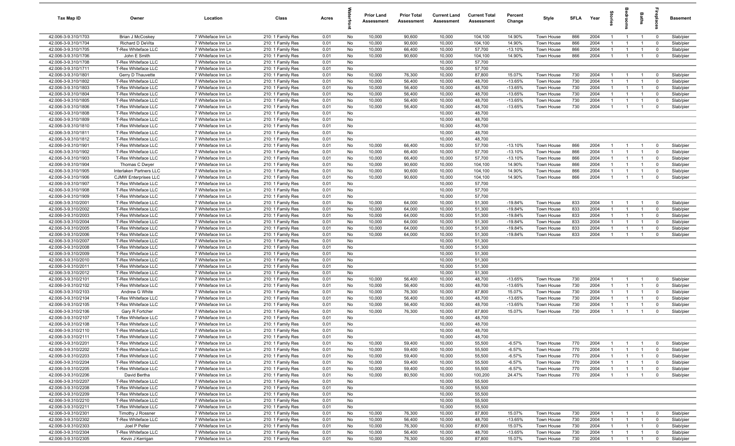| Tax Map ID | Owner | Location | Class | Acres | Waterfront | Prior Land Assessment | Prior Total Assessment | Current Land Assessment | Current Total Assessment | Percent Change | Style | SFLA | Year | Stories | Bedrooms | Baths | Fireplaces | Basement |
|---|---|---|---|---|---|---|---|---|---|---|---|---|---|---|---|---|---|---|
| 42.006-3-9.310/1703 | Brian J McCoskey | 7 Whiteface Inn Ln | 210: 1 Family Res | 0.01 | No | 10,000 | 90,600 | 10,000 | 104,100 | 14.90% | Town House | 866 | 2004 | 1 | 1 | 1 | 0 | Slab/pier |
| 42.006-3-9.310/1704 | Richard D DeVita | 7 Whiteface Inn Ln | 210: 1 Family Res | 0.01 | No | 10,000 | 90,600 | 10,000 | 104,100 | 14.90% | Town House | 866 | 2004 | 1 | 1 | 1 | 0 | Slab/pier |
| 42.006-3-9.310/1705 | T-Rex Whiteface LLC | 7 Whiteface Inn Ln | 210: 1 Family Res | 0.01 | No | 10,000 | 66,400 | 10,000 | 57,700 | -13.10% | Town House | 866 | 2004 | 1 | 1 | 1 | 0 | Slab/pier |
| 42.006-3-9.310/1706 | John E Smith | 7 Whiteface Inn Ln | 210: 1 Family Res | 0.01 | No | 10,000 | 90,600 | 10,000 | 104,100 | 14.90% | Town House | 866 | 2004 | 1 | 1 | 1 | 0 | Slab/pier |
| 42.006-3-9.310/1708 | T-Rex Whiteface LLC | 7 Whiteface Inn Ln | 210: 1 Family Res | 0.01 | No | | | 10,000 | 57,700 | | | | | | | | | |
| 42.006-3-9.310/1711 | T-Rex Whiteface LLC | 7 Whiteface Inn Ln | 210: 1 Family Res | 0.01 | No | | | 10,000 | 57,700 | | | | | | | | | |
| 42.006-3-9.310/1801 | Gerry D Thauvette | 7 Whiteface Inn Ln | 210: 1 Family Res | 0.01 | No | 10,000 | 76,300 | 10,000 | 87,800 | 15.07% | Town House | 730 | 2004 | 1 | 1 | 1 | 0 | Slab/pier |
| 42.006-3-9.310/1802 | T-Rex Whiteface LLC | 7 Whiteface Inn Ln | 210: 1 Family Res | 0.01 | No | 10,000 | 56,400 | 10,000 | 48,700 | -13.65% | Town House | 730 | 2004 | 1 | 1 | 1 | 0 | Slab/pier |
| 42.006-3-9.310/1803 | T-Rex Whiteface LLC | 7 Whiteface Inn Ln | 210: 1 Family Res | 0.01 | No | 10,000 | 56,400 | 10,000 | 48,700 | -13.65% | Town House | 730 | 2004 | 1 | 1 | 1 | 0 | Slab/pier |
| 42.006-3-9.310/1804 | T-Rex Whiteface LLC | 7 Whiteface Inn Ln | 210: 1 Family Res | 0.01 | No | 10,000 | 56,400 | 10,000 | 48,700 | -13.65% | Town House | 730 | 2004 | 1 | 1 | 1 | 0 | Slab/pier |
| 42.006-3-9.310/1805 | T-Rex Whiteface LLC | 7 Whiteface Inn Ln | 210: 1 Family Res | 0.01 | No | 10,000 | 56,400 | 10,000 | 48,700 | -13.65% | Town House | 730 | 2004 | 1 | 1 | 1 | 0 | Slab/pier |
| 42.006-3-9.310/1806 | T-Rex Whiteface LLC | 7 Whiteface Inn Ln | 210: 1 Family Res | 0.01 | No | 10,000 | 56,400 | 10,000 | 48,700 | -13.65% | Town House | 730 | 2004 | 1 | 1 | 1 | 0 | Slab/pier |
| 42.006-3-9.310/1808 | T-Rex Whiteface LLC | 7 Whiteface Inn Ln | 210: 1 Family Res | 0.01 | No | | | 10,000 | 48,700 | | | | | | | | | |
| 42.006-3-9.310/1809 | T-Rex Whiteface LLC | 7 Whiteface Inn Ln | 210: 1 Family Res | 0.01 | No | | | 10,000 | 48,700 | | | | | | | | | |
| 42.006-3-9.310/1810 | T-Rex Whiteface LLC | 7 Whiteface Inn Ln | 210: 1 Family Res | 0.01 | No | | | 10,000 | 48,700 | | | | | | | | | |
| 42.006-3-9.310/1811 | T-Rex Whiteface LLC | 7 Whiteface Inn Ln | 210: 1 Family Res | 0.01 | No | | | 10,000 | 48,700 | | | | | | | | | |
| 42.006-3-9.310/1812 | T-Rex Whiteface LLC | 7 Whiteface Inn Ln | 210: 1 Family Res | 0.01 | No | | | 10,000 | 48,700 | | | | | | | | | |
| 42.006-3-9.310/1901 | T-Rex Whiteface LLC | 7 Whiteface Inn Ln | 210: 1 Family Res | 0.01 | No | 10,000 | 66,400 | 10,000 | 57,700 | -13.10% | Town House | 866 | 2004 | 1 | 1 | 1 | 0 | Slab/pier |
| 42.006-3-9.310/1902 | T-Rex Whiteface LLC | 7 Whiteface Inn Ln | 210: 1 Family Res | 0.01 | No | 10,000 | 66,400 | 10,000 | 57,700 | -13.10% | Town House | 866 | 2004 | 1 | 1 | 1 | 0 | Slab/pier |
| 42.006-3-9.310/1903 | T-Rex Whiteface LLC | 7 Whiteface Inn Ln | 210: 1 Family Res | 0.01 | No | 10,000 | 66,400 | 10,000 | 57,700 | -13.10% | Town House | 866 | 2004 | 1 | 1 | 1 | 0 | Slab/pier |
| 42.006-3-9.310/1904 | Thomas C Dwyer | 7 Whiteface Inn Ln | 210: 1 Family Res | 0.01 | No | 10,000 | 90,600 | 10,000 | 104,100 | 14.90% | Town House | 866 | 2004 | 1 | 1 | 1 | 0 | Slab/pier |
| 42.006-3-9.310/1905 | Interlaken Partners LLC | 7 Whiteface Inn Ln | 210: 1 Family Res | 0.01 | No | 10,000 | 90,600 | 10,000 | 104,100 | 14.90% | Town House | 866 | 2004 | 1 | 1 | 1 | 0 | Slab/pier |
| 42.006-3-9.310/1906 | CJMW Enterprises LLC | 7 Whiteface Inn Ln | 210: 1 Family Res | 0.01 | No | 10,000 | 90,600 | 10,000 | 104,100 | 14.90% | Town House | 866 | 2004 | 1 | 1 | 1 | 0 | Slab/pier |
| 42.006-3-9.310/1907 | T-Rex Whiteface LLC | 7 Whiteface Inn Ln | 210: 1 Family Res | 0.01 | No | | | 10,000 | 57,700 | | | | | | | | | |
| 42.006-3-9.310/1908 | T-Rex Whiteface LLC | 7 Whiteface Inn Ln | 210: 1 Family Res | 0.01 | No | | | 10,000 | 57,700 | | | | | | | | | |
| 42.006-3-9.310/1909 | T-Rex Whiteface LLC | 7 Whiteface Inn Ln | 210: 1 Family Res | 0.01 | No | | | 10,000 | 57,700 | | | | | | | | | |
| 42.006-3-9.310/2001 | T-Rex Whiteface LLC | 7 Whiteface Inn Ln | 210: 1 Family Res | 0.01 | No | 10,000 | 64,000 | 10,000 | 51,300 | -19.84% | Town House | 833 | 2004 | 1 | 1 | 1 | 0 | Slab/pier |
| 42.006-3-9.310/2002 | T-Rex Whiteface LLC | 7 Whiteface Inn Ln | 210: 1 Family Res | 0.01 | No | 10,000 | 64,000 | 10,000 | 51,300 | -19.84% | Town House | 833 | 2004 | 1 | 1 | 1 | 0 | Slab/pier |
| 42.006-3-9.310/2003 | T-Rex Whiteface LLC | 7 Whiteface Inn Ln | 210: 1 Family Res | 0.01 | No | 10,000 | 64,000 | 10,000 | 51,300 | -19.84% | Town House | 833 | 2004 | 1 | 1 | 1 | 0 | Slab/pier |
| 42.006-3-9.310/2004 | T-Rex Whiteface LLC | 7 Whiteface Inn Ln | 210: 1 Family Res | 0.01 | No | 10,000 | 64,000 | 10,000 | 51,300 | -19.84% | Town House | 833 | 2004 | 1 | 1 | 1 | 0 | Slab/pier |
| 42.006-3-9.310/2005 | T-Rex Whiteface LLC | 7 Whiteface Inn Ln | 210: 1 Family Res | 0.01 | No | 10,000 | 64,000 | 10,000 | 51,300 | -19.84% | Town House | 833 | 2004 | 1 | 1 | 1 | 0 | Slab/pier |
| 42.006-3-9.310/2006 | T-Rex Whiteface LLC | 7 Whiteface Inn Ln | 210: 1 Family Res | 0.01 | No | 10,000 | 64,000 | 10,000 | 51,300 | -19.84% | Town House | 833 | 2004 | 1 | 1 | 1 | 0 | Slab/pier |
| 42.006-3-9.310/2007 | T-Rex Whiteface LLC | 7 Whiteface Inn Ln | 210: 1 Family Res | 0.01 | No | | | 10,000 | 51,300 | | | | | | | | | |
| 42.006-3-9.310/2008 | T-Rex Whiteface LLC | 7 Whiteface Inn Ln | 210: 1 Family Res | 0.01 | No | | | 10,000 | 51,300 | | | | | | | | | |
| 42.006-3-9.310/2009 | T-Rex Whiteface LLC | 7 Whiteface Inn Ln | 210: 1 Family Res | 0.01 | No | | | 10,000 | 51,300 | | | | | | | | | |
| 42.006-3-9.310/2010 | T-Rex Whiteface LLC | 7 Whiteface Inn Ln | 210: 1 Family Res | 0.01 | No | | | 10,000 | 51,300 | | | | | | | | | |
| 42.006-3-9.310/2011 | T-Rex Whiteface LLC | 7 Whiteface Inn Ln | 210: 1 Family Res | 0.01 | No | | | 10,000 | 51,300 | | | | | | | | | |
| 42.006-3-9.310/2012 | T-Rex Whiteface LLC | 7 Whiteface Inn Ln | 210: 1 Family Res | 0.01 | No | | | 10,000 | 51,300 | | | | | | | | | |
| 42.006-3-9.310/2101 | T-Rex Whiteface LLC | 7 Whiteface Inn Ln | 210: 1 Family Res | 0.01 | No | 10,000 | 56,400 | 10,000 | 48,700 | -13.65% | Town House | 730 | 2004 | 1 | 1 | 1 | 0 | Slab/pier |
| 42.006-3-9.310/2102 | T-Rex Whiteface LLC | 7 Whiteface Inn Ln | 210: 1 Family Res | 0.01 | No | 10,000 | 56,400 | 10,000 | 48,700 | -13.65% | Town House | 730 | 2004 | 1 | 1 | 1 | 0 | Slab/pier |
| 42.006-3-9.310/2103 | Andrew G White | 7 Whiteface Inn Ln | 210: 1 Family Res | 0.01 | No | 10,000 | 76,300 | 10,000 | 87,800 | 15.07% | Town House | 730 | 2004 | 1 | 1 | 1 | 0 | Slab/pier |
| 42.006-3-9.310/2104 | T-Rex Whiteface LLC | 7 Whiteface Inn Ln | 210: 1 Family Res | 0.01 | No | 10,000 | 56,400 | 10,000 | 48,700 | -13.65% | Town House | 730 | 2004 | 1 | 1 | 1 | 0 | Slab/pier |
| 42.006-3-9.310/2105 | T-Rex Whiteface LLC | 7 Whiteface Inn Ln | 210: 1 Family Res | 0.01 | No | 10,000 | 56,400 | 10,000 | 48,700 | -13.65% | Town House | 730 | 2004 | 1 | 1 | 1 | 0 | Slab/pier |
| 42.006-3-9.310/2106 | Gary R Fortcher | 7 Whiteface Inn Ln | 210: 1 Family Res | 0.01 | No | 10,000 | 76,300 | 10,000 | 87,800 | 15.07% | Town House | 730 | 2004 | 1 | 1 | 1 | 0 | Slab/pier |
| 42.006-3-9.310/2107 | T-Rex Whiteface LLC | 7 Whiteface Inn Ln | 210: 1 Family Res | 0.01 | No | | | 10,000 | 48,700 | | | | | | | | | |
| 42.006-3-9.310/2108 | T-Rex Whiteface LLC | 7 Whiteface Inn Ln | 210: 1 Family Res | 0.01 | No | | | 10,000 | 48,700 | | | | | | | | | |
| 42.006-3-9.310/2110 | T-Rex Whiteface LLC | 7 Whiteface Inn Ln | 210: 1 Family Res | 0.01 | No | | | 10,000 | 48,700 | | | | | | | | | |
| 42.006-3-9.310/2111 | T-Rex Whiteface LLC | 7 Whiteface Inn Ln | 210: 1 Family Res | 0.01 | No | | | 10,000 | 48,700 | | | | | | | | | |
| 42.006-3-9.310/2201 | T-Rex Whiteface LLC | 7 Whiteface Inn Ln | 210: 1 Family Res | 0.01 | No | 10,000 | 59,400 | 10,000 | 55,500 | -6.57% | Town House | 770 | 2004 | 1 | 1 | 1 | 0 | Slab/pier |
| 42.006-3-9.310/2202 | T-Rex Whiteface LLC | 7 Whiteface Inn Ln | 210: 1 Family Res | 0.01 | No | 10,000 | 59,400 | 10,000 | 55,500 | -6.57% | Town House | 770 | 2004 | 1 | 1 | 1 | 0 | Slab/pier |
| 42.006-3-9.310/2203 | T-Rex Whiteface LLC | 7 Whiteface Inn Ln | 210: 1 Family Res | 0.01 | No | 10,000 | 59,400 | 10,000 | 55,500 | -6.57% | Town House | 770 | 2004 | 1 | 1 | 1 | 0 | Slab/pier |
| 42.006-3-9.310/2204 | T-Rex Whiteface LLC | 7 Whiteface Inn Ln | 210: 1 Family Res | 0.01 | No | 10,000 | 59,400 | 10,000 | 55,500 | -6.57% | Town House | 770 | 2004 | 1 | 1 | 1 | 0 | Slab/pier |
| 42.006-3-9.310/2205 | T-Rex Whiteface LLC | 7 Whiteface Inn Ln | 210: 1 Family Res | 0.01 | No | 10,000 | 59,400 | 10,000 | 55,500 | -6.57% | Town House | 770 | 2004 | 1 | 1 | 1 | 0 | Slab/pier |
| 42.006-3-9.310/2206 | David Bertha | 7 Whiteface Inn Ln | 210: 1 Family Res | 0.01 | No | 10,000 | 80,500 | 10,000 | 100,200 | 24.47% | Town House | 770 | 2004 | 1 | 1 | 1 | 0 | Slab/pier |
| 42.006-3-9.310/2207 | T-Rex Whiteface LLC | 7 Whiteface Inn Ln | 210: 1 Family Res | 0.01 | No | | | 10,000 | 55,500 | | | | | | | | | |
| 42.006-3-9.310/2208 | T-Rex Whiteface LLC | 7 Whiteface Inn Ln | 210: 1 Family Res | 0.01 | No | | | 10,000 | 55,500 | | | | | | | | | |
| 42.006-3-9.310/2209 | T-Rex Whiteface LLC | 7 Whiteface Inn Ln | 210: 1 Family Res | 0.01 | No | | | 10,000 | 55,500 | | | | | | | | | |
| 42.006-3-9.310/2210 | T-Rex Whiteface LLC | 7 Whiteface Inn Ln | 210: 1 Family Res | 0.01 | No | | | 10,000 | 55,500 | | | | | | | | | |
| 42.006-3-9.310/2211 | T-Rex Whiteface LLC | 7 Whiteface Inn Ln | 210: 1 Family Res | 0.01 | No | | | 10,000 | 55,500 | | | | | | | | | |
| 42.006-3-9.310/2301 | Timothy J Rossner | 7 Whiteface Inn Ln | 210: 1 Family Res | 0.01 | No | 10,000 | 76,300 | 10,000 | 87,800 | 15.07% | Town House | 730 | 2004 | 1 | 1 | 1 | 0 | Slab/pier |
| 42.006-3-9.310/2302 | T-Rex Whiteface LLC | 7 Whiteface Inn Ln | 210: 1 Family Res | 0.01 | No | 10,000 | 56,400 | 10,000 | 48,700 | -13.65% | Town House | 730 | 2004 | 1 | 1 | 1 | 0 | Slab/pier |
| 42.006-3-9.310/2303 | Joel P Peller | 7 Whiteface Inn Ln | 210: 1 Family Res | 0.01 | No | 10,000 | 76,300 | 10,000 | 87,800 | 15.07% | Town House | 730 | 2004 | 1 | 1 | 1 | 0 | Slab/pier |
| 42.006-3-9.310/2304 | T-Rex Whiteface LLC | 7 Whiteface Inn Ln | 210: 1 Family Res | 0.01 | No | 10,000 | 56,400 | 10,000 | 48,700 | -13.65% | Town House | 730 | 2004 | 1 | 1 | 1 | 0 | Slab/pier |
| 42.006-3-9.310/2305 | Kevin J Kerrigan | 7 Whiteface Inn Ln | 210: 1 Family Res | 0.01 | No | 10,000 | 76,300 | 10,000 | 87,800 | 15.07% | Town House | 730 | 2004 | 1 | 1 | 1 | 0 | Slab/pier |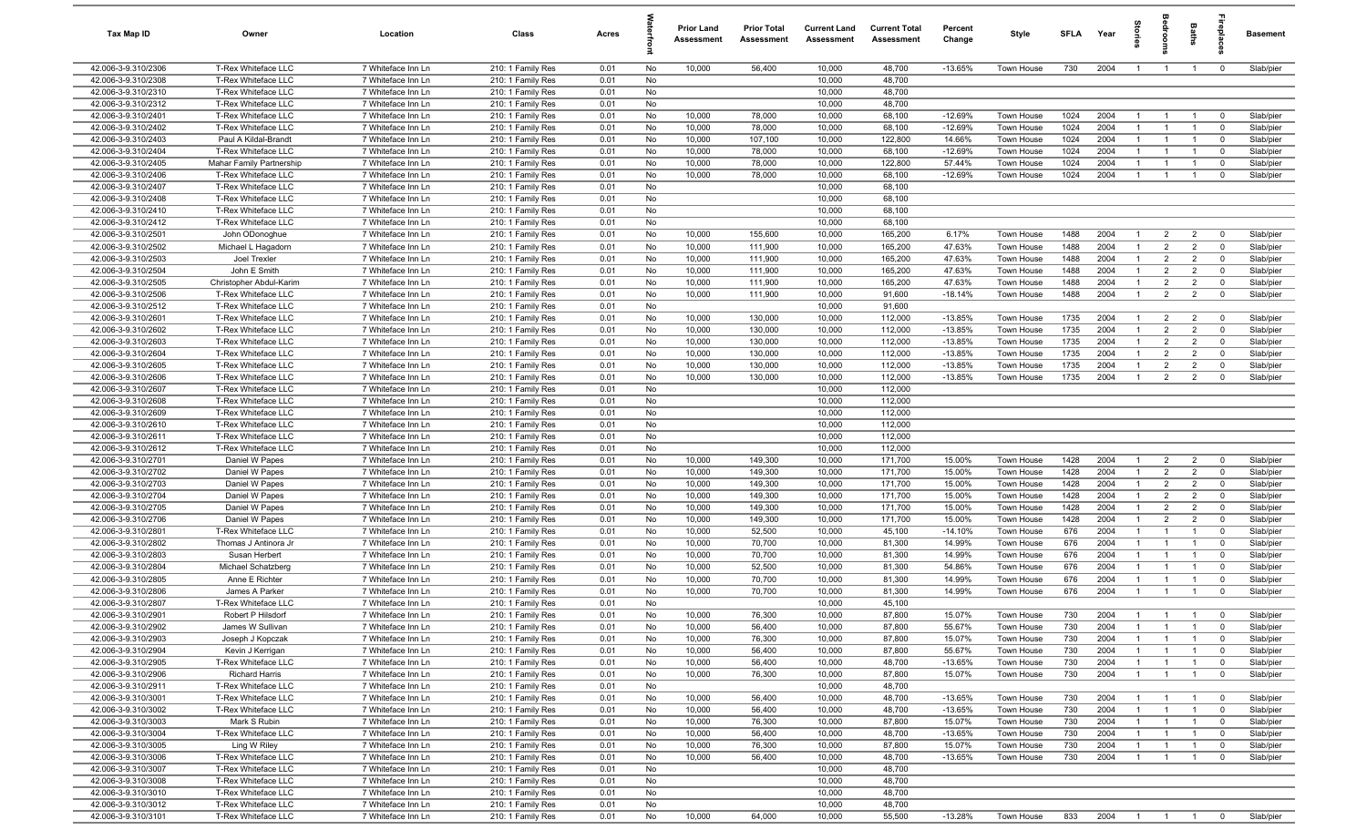| Tax Map ID | Owner | Location | Class | Acres | Waterfront | Prior Land Assessment | Prior Total Assessment | Current Land Assessment | Current Total Assessment | Percent Change | Style | SFLA | Year | Stories | Bedrooms | Baths | Fireplaces | Basement |
|---|---|---|---|---|---|---|---|---|---|---|---|---|---|---|---|---|---|---|
| 42.006-3-9.310/2306 | T-Rex Whiteface LLC | 7 Whiteface Inn Ln | 210: 1 Family Res | 0.01 | No | 10,000 | 56,400 | 10,000 | 48,700 | -13.65% | Town House | 730 | 2004 | 1 | 1 | 1 | 0 | Slab/pier |
| 42.006-3-9.310/2308 | T-Rex Whiteface LLC | 7 Whiteface Inn Ln | 210: 1 Family Res | 0.01 | No | | | 10,000 | 48,700 | | | | | | | | | |
| 42.006-3-9.310/2310 | T-Rex Whiteface LLC | 7 Whiteface Inn Ln | 210: 1 Family Res | 0.01 | No | | | 10,000 | 48,700 | | | | | | | | | |
| 42.006-3-9.310/2312 | T-Rex Whiteface LLC | 7 Whiteface Inn Ln | 210: 1 Family Res | 0.01 | No | | | 10,000 | 48,700 | | | | | | | | | |
| 42.006-3-9.310/2401 | T-Rex Whiteface LLC | 7 Whiteface Inn Ln | 210: 1 Family Res | 0.01 | No | 10,000 | 78,000 | 10,000 | 68,100 | -12.69% | Town House | 1024 | 2004 | 1 | 1 | 1 | 0 | Slab/pier |
| 42.006-3-9.310/2402 | T-Rex Whiteface LLC | 7 Whiteface Inn Ln | 210: 1 Family Res | 0.01 | No | 10,000 | 78,000 | 10,000 | 68,100 | -12.69% | Town House | 1024 | 2004 | 1 | 1 | 1 | 0 | Slab/pier |
| 42.006-3-9.310/2403 | Paul A Kildal-Brandt | 7 Whiteface Inn Ln | 210: 1 Family Res | 0.01 | No | 10,000 | 107,100 | 10,000 | 122,800 | 14.66% | Town House | 1024 | 2004 | 1 | 1 | 1 | 0 | Slab/pier |
| 42.006-3-9.310/2404 | T-Rex Whiteface LLC | 7 Whiteface Inn Ln | 210: 1 Family Res | 0.01 | No | 10,000 | 78,000 | 10,000 | 68,100 | -12.69% | Town House | 1024 | 2004 | 1 | 1 | 1 | 0 | Slab/pier |
| 42.006-3-9.310/2405 | Mahar Family Partnership | 7 Whiteface Inn Ln | 210: 1 Family Res | 0.01 | No | 10,000 | 78,000 | 10,000 | 122,800 | 57.44% | Town House | 1024 | 2004 | 1 | 1 | 1 | 0 | Slab/pier |
| 42.006-3-9.310/2406 | T-Rex Whiteface LLC | 7 Whiteface Inn Ln | 210: 1 Family Res | 0.01 | No | 10,000 | 78,000 | 10,000 | 68,100 | -12.69% | Town House | 1024 | 2004 | 1 | 1 | 1 | 0 | Slab/pier |
| 42.006-3-9.310/2407 | T-Rex Whiteface LLC | 7 Whiteface Inn Ln | 210: 1 Family Res | 0.01 | No | | | 10,000 | 68,100 | | | | | | | | | |
| 42.006-3-9.310/2408 | T-Rex Whiteface LLC | 7 Whiteface Inn Ln | 210: 1 Family Res | 0.01 | No | | | 10,000 | 68,100 | | | | | | | | | |
| 42.006-3-9.310/2410 | T-Rex Whiteface LLC | 7 Whiteface Inn Ln | 210: 1 Family Res | 0.01 | No | | | 10,000 | 68,100 | | | | | | | | | |
| 42.006-3-9.310/2412 | T-Rex Whiteface LLC | 7 Whiteface Inn Ln | 210: 1 Family Res | 0.01 | No | | | 10,000 | 68,100 | | | | | | | | | |
| 42.006-3-9.310/2501 | John ODonoghue | 7 Whiteface Inn Ln | 210: 1 Family Res | 0.01 | No | 10,000 | 155,600 | 10,000 | 165,200 | 6.17% | Town House | 1488 | 2004 | 1 | 2 | 2 | 0 | Slab/pier |
| 42.006-3-9.310/2502 | Michael L Hagadorn | 7 Whiteface Inn Ln | 210: 1 Family Res | 0.01 | No | 10,000 | 111,900 | 10,000 | 165,200 | 47.63% | Town House | 1488 | 2004 | 1 | 2 | 2 | 0 | Slab/pier |
| 42.006-3-9.310/2503 | Joel Trexler | 7 Whiteface Inn Ln | 210: 1 Family Res | 0.01 | No | 10,000 | 111,900 | 10,000 | 165,200 | 47.63% | Town House | 1488 | 2004 | 1 | 2 | 2 | 0 | Slab/pier |
| 42.006-3-9.310/2504 | John E Smith | 7 Whiteface Inn Ln | 210: 1 Family Res | 0.01 | No | 10,000 | 111,900 | 10,000 | 165,200 | 47.63% | Town House | 1488 | 2004 | 1 | 2 | 2 | 0 | Slab/pier |
| 42.006-3-9.310/2505 | Christopher Abdul-Karim | 7 Whiteface Inn Ln | 210: 1 Family Res | 0.01 | No | 10,000 | 111,900 | 10,000 | 165,200 | 47.63% | Town House | 1488 | 2004 | 1 | 2 | 2 | 0 | Slab/pier |
| 42.006-3-9.310/2506 | T-Rex Whiteface LLC | 7 Whiteface Inn Ln | 210: 1 Family Res | 0.01 | No | 10,000 | 111,900 | 10,000 | 91,600 | -18.14% | Town House | 1488 | 2004 | 1 | 2 | 2 | 0 | Slab/pier |
| 42.006-3-9.310/2512 | T-Rex Whiteface LLC | 7 Whiteface Inn Ln | 210: 1 Family Res | 0.01 | No | | | 10,000 | 91,600 | | | | | | | | | |
| 42.006-3-9.310/2601 | T-Rex Whiteface LLC | 7 Whiteface Inn Ln | 210: 1 Family Res | 0.01 | No | 10,000 | 130,000 | 10,000 | 112,000 | -13.85% | Town House | 1735 | 2004 | 1 | 2 | 2 | 0 | Slab/pier |
| 42.006-3-9.310/2602 | T-Rex Whiteface LLC | 7 Whiteface Inn Ln | 210: 1 Family Res | 0.01 | No | 10,000 | 130,000 | 10,000 | 112,000 | -13.85% | Town House | 1735 | 2004 | 1 | 2 | 2 | 0 | Slab/pier |
| 42.006-3-9.310/2603 | T-Rex Whiteface LLC | 7 Whiteface Inn Ln | 210: 1 Family Res | 0.01 | No | 10,000 | 130,000 | 10,000 | 112,000 | -13.85% | Town House | 1735 | 2004 | 1 | 2 | 2 | 0 | Slab/pier |
| 42.006-3-9.310/2604 | T-Rex Whiteface LLC | 7 Whiteface Inn Ln | 210: 1 Family Res | 0.01 | No | 10,000 | 130,000 | 10,000 | 112,000 | -13.85% | Town House | 1735 | 2004 | 1 | 2 | 2 | 0 | Slab/pier |
| 42.006-3-9.310/2605 | T-Rex Whiteface LLC | 7 Whiteface Inn Ln | 210: 1 Family Res | 0.01 | No | 10,000 | 130,000 | 10,000 | 112,000 | -13.85% | Town House | 1735 | 2004 | 1 | 2 | 2 | 0 | Slab/pier |
| 42.006-3-9.310/2606 | T-Rex Whiteface LLC | 7 Whiteface Inn Ln | 210: 1 Family Res | 0.01 | No | 10,000 | 130,000 | 10,000 | 112,000 | -13.85% | Town House | 1735 | 2004 | 1 | 2 | 2 | 0 | Slab/pier |
| 42.006-3-9.310/2607 | T-Rex Whiteface LLC | 7 Whiteface Inn Ln | 210: 1 Family Res | 0.01 | No | | | 10,000 | 112,000 | | | | | | | | | |
| 42.006-3-9.310/2608 | T-Rex Whiteface LLC | 7 Whiteface Inn Ln | 210: 1 Family Res | 0.01 | No | | | 10,000 | 112,000 | | | | | | | | | |
| 42.006-3-9.310/2609 | T-Rex Whiteface LLC | 7 Whiteface Inn Ln | 210: 1 Family Res | 0.01 | No | | | 10,000 | 112,000 | | | | | | | | | |
| 42.006-3-9.310/2610 | T-Rex Whiteface LLC | 7 Whiteface Inn Ln | 210: 1 Family Res | 0.01 | No | | | 10,000 | 112,000 | | | | | | | | | |
| 42.006-3-9.310/2611 | T-Rex Whiteface LLC | 7 Whiteface Inn Ln | 210: 1 Family Res | 0.01 | No | | | 10,000 | 112,000 | | | | | | | | | |
| 42.006-3-9.310/2612 | T-Rex Whiteface LLC | 7 Whiteface Inn Ln | 210: 1 Family Res | 0.01 | No | | | 10,000 | 112,000 | | | | | | | | | |
| 42.006-3-9.310/2701 | Daniel W Papes | 7 Whiteface Inn Ln | 210: 1 Family Res | 0.01 | No | 10,000 | 149,300 | 10,000 | 171,700 | 15.00% | Town House | 1428 | 2004 | 1 | 2 | 2 | 0 | Slab/pier |
| 42.006-3-9.310/2702 | Daniel W Papes | 7 Whiteface Inn Ln | 210: 1 Family Res | 0.01 | No | 10,000 | 149,300 | 10,000 | 171,700 | 15.00% | Town House | 1428 | 2004 | 1 | 2 | 2 | 0 | Slab/pier |
| 42.006-3-9.310/2703 | Daniel W Papes | 7 Whiteface Inn Ln | 210: 1 Family Res | 0.01 | No | 10,000 | 149,300 | 10,000 | 171,700 | 15.00% | Town House | 1428 | 2004 | 1 | 2 | 2 | 0 | Slab/pier |
| 42.006-3-9.310/2704 | Daniel W Papes | 7 Whiteface Inn Ln | 210: 1 Family Res | 0.01 | No | 10,000 | 149,300 | 10,000 | 171,700 | 15.00% | Town House | 1428 | 2004 | 1 | 2 | 2 | 0 | Slab/pier |
| 42.006-3-9.310/2705 | Daniel W Papes | 7 Whiteface Inn Ln | 210: 1 Family Res | 0.01 | No | 10,000 | 149,300 | 10,000 | 171,700 | 15.00% | Town House | 1428 | 2004 | 1 | 2 | 2 | 0 | Slab/pier |
| 42.006-3-9.310/2706 | Daniel W Papes | 7 Whiteface Inn Ln | 210: 1 Family Res | 0.01 | No | 10,000 | 149,300 | 10,000 | 171,700 | 15.00% | Town House | 1428 | 2004 | 1 | 2 | 2 | 0 | Slab/pier |
| 42.006-3-9.310/2801 | T-Rex Whiteface LLC | 7 Whiteface Inn Ln | 210: 1 Family Res | 0.01 | No | 10,000 | 52,500 | 10,000 | 45,100 | -14.10% | Town House | 676 | 2004 | 1 | 1 | 1 | 0 | Slab/pier |
| 42.006-3-9.310/2802 | Thomas J Antinora Jr | 7 Whiteface Inn Ln | 210: 1 Family Res | 0.01 | No | 10,000 | 70,700 | 10,000 | 81,300 | 14.99% | Town House | 676 | 2004 | 1 | 1 | 1 | 0 | Slab/pier |
| 42.006-3-9.310/2803 | Susan Herbert | 7 Whiteface Inn Ln | 210: 1 Family Res | 0.01 | No | 10,000 | 70,700 | 10,000 | 81,300 | 14.99% | Town House | 676 | 2004 | 1 | 1 | 1 | 0 | Slab/pier |
| 42.006-3-9.310/2804 | Michael Schatzberg | 7 Whiteface Inn Ln | 210: 1 Family Res | 0.01 | No | 10,000 | 52,500 | 10,000 | 81,300 | 54.86% | Town House | 676 | 2004 | 1 | 1 | 1 | 0 | Slab/pier |
| 42.006-3-9.310/2805 | Anne E Richter | 7 Whiteface Inn Ln | 210: 1 Family Res | 0.01 | No | 10,000 | 70,700 | 10,000 | 81,300 | 14.99% | Town House | 676 | 2004 | 1 | 1 | 1 | 0 | Slab/pier |
| 42.006-3-9.310/2806 | James A Parker | 7 Whiteface Inn Ln | 210: 1 Family Res | 0.01 | No | 10,000 | 70,700 | 10,000 | 81,300 | 14.99% | Town House | 676 | 2004 | 1 | 1 | 1 | 0 | Slab/pier |
| 42.006-3-9.310/2807 | T-Rex Whiteface LLC | 7 Whiteface Inn Ln | 210: 1 Family Res | 0.01 | No | | | 10,000 | 45,100 | | | | | | | | | |
| 42.006-3-9.310/2901 | Robert P Hilsdorf | 7 Whiteface Inn Ln | 210: 1 Family Res | 0.01 | No | 10,000 | 76,300 | 10,000 | 87,800 | 15.07% | Town House | 730 | 2004 | 1 | 1 | 1 | 0 | Slab/pier |
| 42.006-3-9.310/2902 | James W Sullivan | 7 Whiteface Inn Ln | 210: 1 Family Res | 0.01 | No | 10,000 | 56,400 | 10,000 | 87,800 | 55.67% | Town House | 730 | 2004 | 1 | 1 | 1 | 0 | Slab/pier |
| 42.006-3-9.310/2903 | Joseph J Kopczak | 7 Whiteface Inn Ln | 210: 1 Family Res | 0.01 | No | 10,000 | 76,300 | 10,000 | 87,800 | 15.07% | Town House | 730 | 2004 | 1 | 1 | 1 | 0 | Slab/pier |
| 42.006-3-9.310/2904 | Kevin J Kerrigan | 7 Whiteface Inn Ln | 210: 1 Family Res | 0.01 | No | 10,000 | 56,400 | 10,000 | 87,800 | 55.67% | Town House | 730 | 2004 | 1 | 1 | 1 | 0 | Slab/pier |
| 42.006-3-9.310/2905 | T-Rex Whiteface LLC | 7 Whiteface Inn Ln | 210: 1 Family Res | 0.01 | No | 10,000 | 56,400 | 10,000 | 48,700 | -13.65% | Town House | 730 | 2004 | 1 | 1 | 1 | 0 | Slab/pier |
| 42.006-3-9.310/2906 | Richard Harris | 7 Whiteface Inn Ln | 210: 1 Family Res | 0.01 | No | 10,000 | 76,300 | 10,000 | 87,800 | 15.07% | Town House | 730 | 2004 | 1 | 1 | 1 | 0 | Slab/pier |
| 42.006-3-9.310/2911 | T-Rex Whiteface LLC | 7 Whiteface Inn Ln | 210: 1 Family Res | 0.01 | No | | | 10,000 | 48,700 | | | | | | | | | |
| 42.006-3-9.310/3001 | T-Rex Whiteface LLC | 7 Whiteface Inn Ln | 210: 1 Family Res | 0.01 | No | 10,000 | 56,400 | 10,000 | 48,700 | -13.65% | Town House | 730 | 2004 | 1 | 1 | 1 | 0 | Slab/pier |
| 42.006-3-9.310/3002 | T-Rex Whiteface LLC | 7 Whiteface Inn Ln | 210: 1 Family Res | 0.01 | No | 10,000 | 56,400 | 10,000 | 48,700 | -13.65% | Town House | 730 | 2004 | 1 | 1 | 1 | 0 | Slab/pier |
| 42.006-3-9.310/3003 | Mark S Rubin | 7 Whiteface Inn Ln | 210: 1 Family Res | 0.01 | No | 10,000 | 76,300 | 10,000 | 87,800 | 15.07% | Town House | 730 | 2004 | 1 | 1 | 1 | 0 | Slab/pier |
| 42.006-3-9.310/3004 | T-Rex Whiteface LLC | 7 Whiteface Inn Ln | 210: 1 Family Res | 0.01 | No | 10,000 | 56,400 | 10,000 | 48,700 | -13.65% | Town House | 730 | 2004 | 1 | 1 | 1 | 0 | Slab/pier |
| 42.006-3-9.310/3005 | Ling W Riley | 7 Whiteface Inn Ln | 210: 1 Family Res | 0.01 | No | 10,000 | 76,300 | 10,000 | 87,800 | 15.07% | Town House | 730 | 2004 | 1 | 1 | 1 | 0 | Slab/pier |
| 42.006-3-9.310/3006 | T-Rex Whiteface LLC | 7 Whiteface Inn Ln | 210: 1 Family Res | 0.01 | No | 10,000 | 56,400 | 10,000 | 48,700 | -13.65% | Town House | 730 | 2004 | 1 | 1 | 1 | 0 | Slab/pier |
| 42.006-3-9.310/3007 | T-Rex Whiteface LLC | 7 Whiteface Inn Ln | 210: 1 Family Res | 0.01 | No | | | 10,000 | 48,700 | | | | | | | | | |
| 42.006-3-9.310/3008 | T-Rex Whiteface LLC | 7 Whiteface Inn Ln | 210: 1 Family Res | 0.01 | No | | | 10,000 | 48,700 | | | | | | | | | |
| 42.006-3-9.310/3010 | T-Rex Whiteface LLC | 7 Whiteface Inn Ln | 210: 1 Family Res | 0.01 | No | | | 10,000 | 48,700 | | | | | | | | | |
| 42.006-3-9.310/3012 | T-Rex Whiteface LLC | 7 Whiteface Inn Ln | 210: 1 Family Res | 0.01 | No | | | 10,000 | 48,700 | | | | | | | | | |
| 42.006-3-9.310/3101 | T-Rex Whiteface LLC | 7 Whiteface Inn Ln | 210: 1 Family Res | 0.01 | No | 10,000 | 64,000 | 10,000 | 55,500 | -13.28% | Town House | 833 | 2004 | 1 | 1 | 1 | 0 | Slab/pier |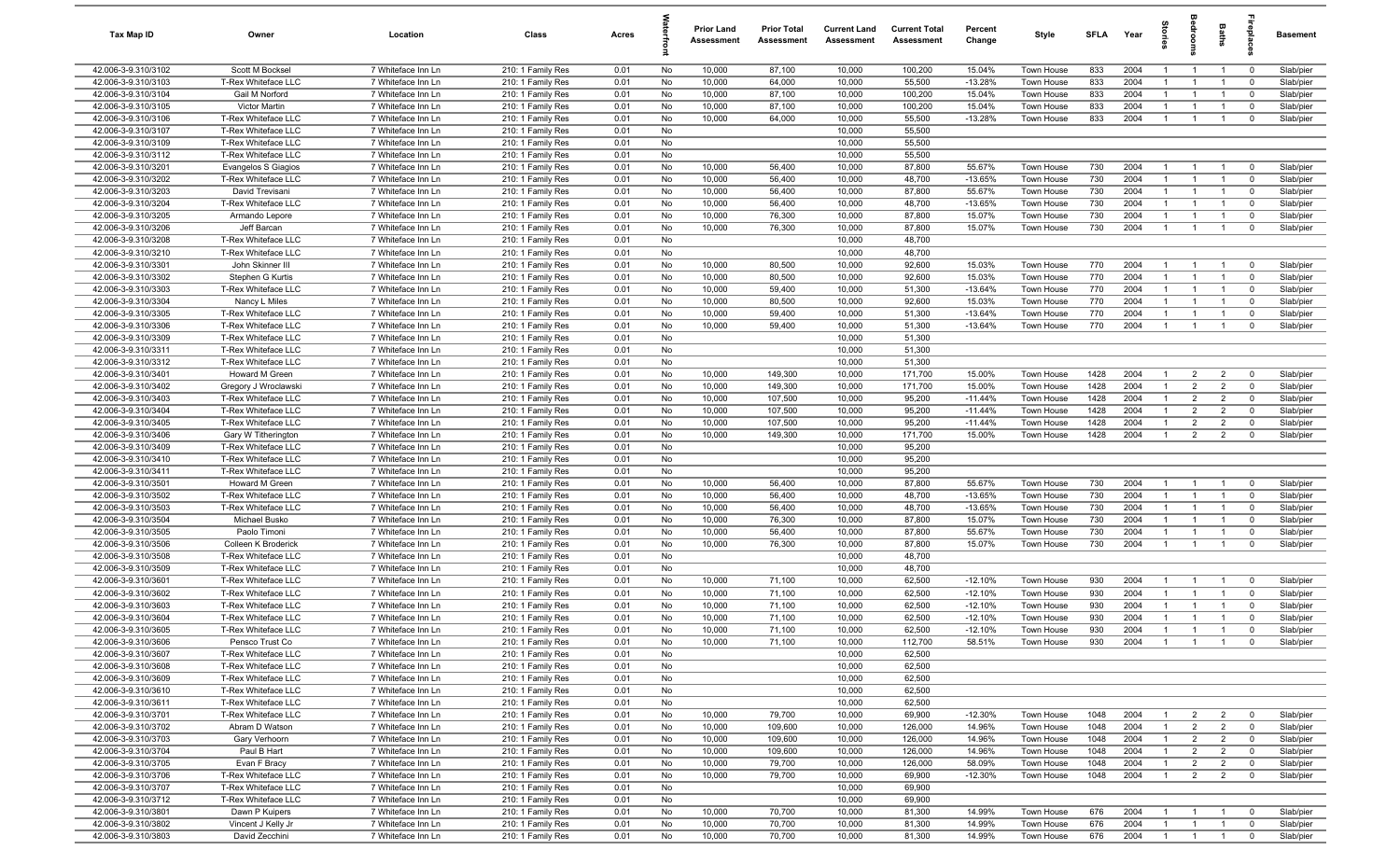| Tax Map ID | Owner | Location | Class | Acres | Waterfront | Prior Land Assessment | Prior Total Assessment | Current Land Assessment | Current Total Assessment | Percent Change | Style | SFLA | Year | Stories | Bedrooms | Baths | Fireplaces | Basement |
|---|---|---|---|---|---|---|---|---|---|---|---|---|---|---|---|---|---|---|
| 42.006-3-9.310/3102 | Scott M Bocksel | 7 Whiteface Inn Ln | 210: 1 Family Res | 0.01 | No | 10,000 | 87,100 | 10,000 | 100,200 | 15.04% | Town House | 833 | 2004 | 1 | 1 | 1 | 0 | Slab/pier |
| 42.006-3-9.310/3103 | T-Rex Whiteface LLC | 7 Whiteface Inn Ln | 210: 1 Family Res | 0.01 | No | 10,000 | 64,000 | 10,000 | 55,500 | -13.28% | Town House | 833 | 2004 | 1 | 1 | 1 | 0 | Slab/pier |
| 42.006-3-9.310/3104 | Gail M Norford | 7 Whiteface Inn Ln | 210: 1 Family Res | 0.01 | No | 10,000 | 87,100 | 10,000 | 100,200 | 15.04% | Town House | 833 | 2004 | 1 | 1 | 1 | 0 | Slab/pier |
| 42.006-3-9.310/3105 | Victor Martin | 7 Whiteface Inn Ln | 210: 1 Family Res | 0.01 | No | 10,000 | 87,100 | 10,000 | 100,200 | 15.04% | Town House | 833 | 2004 | 1 | 1 | 1 | 0 | Slab/pier |
| 42.006-3-9.310/3106 | T-Rex Whiteface LLC | 7 Whiteface Inn Ln | 210: 1 Family Res | 0.01 | No | 10,000 | 64,000 | 10,000 | 55,500 | -13.28% | Town House | 833 | 2004 | 1 | 1 | 1 | 0 | Slab/pier |
| 42.006-3-9.310/3107 | T-Rex Whiteface LLC | 7 Whiteface Inn Ln | 210: 1 Family Res | 0.01 | No | | | 10,000 | 55,500 | | | | | | | | | |
| 42.006-3-9.310/3109 | T-Rex Whiteface LLC | 7 Whiteface Inn Ln | 210: 1 Family Res | 0.01 | No | | | 10,000 | 55,500 | | | | | | | | | |
| 42.006-3-9.310/3112 | T-Rex Whiteface LLC | 7 Whiteface Inn Ln | 210: 1 Family Res | 0.01 | No | | | 10,000 | 55,500 | | | | | | | | | |
| 42.006-3-9.310/3201 | Evangelos S Giagios | 7 Whiteface Inn Ln | 210: 1 Family Res | 0.01 | No | 10,000 | 56,400 | 10,000 | 87,800 | 55.67% | Town House | 730 | 2004 | 1 | 1 | 1 | 0 | Slab/pier |
| 42.006-3-9.310/3202 | T-Rex Whiteface LLC | 7 Whiteface Inn Ln | 210: 1 Family Res | 0.01 | No | 10,000 | 56,400 | 10,000 | 48,700 | -13.65% | Town House | 730 | 2004 | 1 | 1 | 1 | 0 | Slab/pier |
| 42.006-3-9.310/3203 | David Trevisani | 7 Whiteface Inn Ln | 210: 1 Family Res | 0.01 | No | 10,000 | 56,400 | 10,000 | 87,800 | 55.67% | Town House | 730 | 2004 | 1 | 1 | 1 | 0 | Slab/pier |
| 42.006-3-9.310/3204 | T-Rex Whiteface LLC | 7 Whiteface Inn Ln | 210: 1 Family Res | 0.01 | No | 10,000 | 56,400 | 10,000 | 48,700 | -13.65% | Town House | 730 | 2004 | 1 | 1 | 1 | 0 | Slab/pier |
| 42.006-3-9.310/3205 | Armando Lepore | 7 Whiteface Inn Ln | 210: 1 Family Res | 0.01 | No | 10,000 | 76,300 | 10,000 | 87,800 | 15.07% | Town House | 730 | 2004 | 1 | 1 | 1 | 0 | Slab/pier |
| 42.006-3-9.310/3206 | Jeff Barcan | 7 Whiteface Inn Ln | 210: 1 Family Res | 0.01 | No | 10,000 | 76,300 | 10,000 | 87,800 | 15.07% | Town House | 730 | 2004 | 1 | 1 | 1 | 0 | Slab/pier |
| 42.006-3-9.310/3208 | T-Rex Whiteface LLC | 7 Whiteface Inn Ln | 210: 1 Family Res | 0.01 | No | | | 10,000 | 48,700 | | | | | | | | | |
| 42.006-3-9.310/3210 | T-Rex Whiteface LLC | 7 Whiteface Inn Ln | 210: 1 Family Res | 0.01 | No | | | 10,000 | 48,700 | | | | | | | | | |
| 42.006-3-9.310/3301 | John Skinner III | 7 Whiteface Inn Ln | 210: 1 Family Res | 0.01 | No | 10,000 | 80,500 | 10,000 | 92,600 | 15.03% | Town House | 770 | 2004 | 1 | 1 | 1 | 0 | Slab/pier |
| 42.006-3-9.310/3302 | Stephen G Kurtis | 7 Whiteface Inn Ln | 210: 1 Family Res | 0.01 | No | 10,000 | 80,500 | 10,000 | 92,600 | 15.03% | Town House | 770 | 2004 | 1 | 1 | 1 | 0 | Slab/pier |
| 42.006-3-9.310/3303 | T-Rex Whiteface LLC | 7 Whiteface Inn Ln | 210: 1 Family Res | 0.01 | No | 10,000 | 59,400 | 10,000 | 51,300 | -13.64% | Town House | 770 | 2004 | 1 | 1 | 1 | 0 | Slab/pier |
| 42.006-3-9.310/3304 | Nancy L Miles | 7 Whiteface Inn Ln | 210: 1 Family Res | 0.01 | No | 10,000 | 80,500 | 10,000 | 92,600 | 15.03% | Town House | 770 | 2004 | 1 | 1 | 1 | 0 | Slab/pier |
| 42.006-3-9.310/3305 | T-Rex Whiteface LLC | 7 Whiteface Inn Ln | 210: 1 Family Res | 0.01 | No | 10,000 | 59,400 | 10,000 | 51,300 | -13.64% | Town House | 770 | 2004 | 1 | 1 | 1 | 0 | Slab/pier |
| 42.006-3-9.310/3306 | T-Rex Whiteface LLC | 7 Whiteface Inn Ln | 210: 1 Family Res | 0.01 | No | 10,000 | 59,400 | 10,000 | 51,300 | -13.64% | Town House | 770 | 2004 | 1 | 1 | 1 | 0 | Slab/pier |
| 42.006-3-9.310/3309 | T-Rex Whiteface LLC | 7 Whiteface Inn Ln | 210: 1 Family Res | 0.01 | No | | | 10,000 | 51,300 | | | | | | | | | |
| 42.006-3-9.310/3311 | T-Rex Whiteface LLC | 7 Whiteface Inn Ln | 210: 1 Family Res | 0.01 | No | | | 10,000 | 51,300 | | | | | | | | | |
| 42.006-3-9.310/3312 | T-Rex Whiteface LLC | 7 Whiteface Inn Ln | 210: 1 Family Res | 0.01 | No | | | 10,000 | 51,300 | | | | | | | | | |
| 42.006-3-9.310/3401 | Howard M Green | 7 Whiteface Inn Ln | 210: 1 Family Res | 0.01 | No | 10,000 | 149,300 | 10,000 | 171,700 | 15.00% | Town House | 1428 | 2004 | 1 | 2 | 2 | 0 | Slab/pier |
| 42.006-3-9.310/3402 | Gregory J Wroclawski | 7 Whiteface Inn Ln | 210: 1 Family Res | 0.01 | No | 10,000 | 149,300 | 10,000 | 171,700 | 15.00% | Town House | 1428 | 2004 | 1 | 2 | 2 | 0 | Slab/pier |
| 42.006-3-9.310/3403 | T-Rex Whiteface LLC | 7 Whiteface Inn Ln | 210: 1 Family Res | 0.01 | No | 10,000 | 107,500 | 10,000 | 95,200 | -11.44% | Town House | 1428 | 2004 | 1 | 2 | 2 | 0 | Slab/pier |
| 42.006-3-9.310/3404 | T-Rex Whiteface LLC | 7 Whiteface Inn Ln | 210: 1 Family Res | 0.01 | No | 10,000 | 107,500 | 10,000 | 95,200 | -11.44% | Town House | 1428 | 2004 | 1 | 2 | 2 | 0 | Slab/pier |
| 42.006-3-9.310/3405 | T-Rex Whiteface LLC | 7 Whiteface Inn Ln | 210: 1 Family Res | 0.01 | No | 10,000 | 107,500 | 10,000 | 95,200 | -11.44% | Town House | 1428 | 2004 | 1 | 2 | 2 | 0 | Slab/pier |
| 42.006-3-9.310/3406 | Gary W Titherington | 7 Whiteface Inn Ln | 210: 1 Family Res | 0.01 | No | 10,000 | 149,300 | 10,000 | 171,700 | 15.00% | Town House | 1428 | 2004 | 1 | 2 | 2 | 0 | Slab/pier |
| 42.006-3-9.310/3409 | T-Rex Whiteface LLC | 7 Whiteface Inn Ln | 210: 1 Family Res | 0.01 | No | | | 10,000 | 95,200 | | | | | | | | | |
| 42.006-3-9.310/3410 | T-Rex Whiteface LLC | 7 Whiteface Inn Ln | 210: 1 Family Res | 0.01 | No | | | 10,000 | 95,200 | | | | | | | | | |
| 42.006-3-9.310/3411 | T-Rex Whiteface LLC | 7 Whiteface Inn Ln | 210: 1 Family Res | 0.01 | No | | | 10,000 | 95,200 | | | | | | | | | |
| 42.006-3-9.310/3501 | Howard M Green | 7 Whiteface Inn Ln | 210: 1 Family Res | 0.01 | No | 10,000 | 56,400 | 10,000 | 87,800 | 55.67% | Town House | 730 | 2004 | 1 | 1 | 1 | 0 | Slab/pier |
| 42.006-3-9.310/3502 | T-Rex Whiteface LLC | 7 Whiteface Inn Ln | 210: 1 Family Res | 0.01 | No | 10,000 | 56,400 | 10,000 | 48,700 | -13.65% | Town House | 730 | 2004 | 1 | 1 | 1 | 0 | Slab/pier |
| 42.006-3-9.310/3503 | T-Rex Whiteface LLC | 7 Whiteface Inn Ln | 210: 1 Family Res | 0.01 | No | 10,000 | 56,400 | 10,000 | 48,700 | -13.65% | Town House | 730 | 2004 | 1 | 1 | 1 | 0 | Slab/pier |
| 42.006-3-9.310/3504 | Michael Busko | 7 Whiteface Inn Ln | 210: 1 Family Res | 0.01 | No | 10,000 | 76,300 | 10,000 | 87,800 | 15.07% | Town House | 730 | 2004 | 1 | 1 | 1 | 0 | Slab/pier |
| 42.006-3-9.310/3505 | Paolo Timoni | 7 Whiteface Inn Ln | 210: 1 Family Res | 0.01 | No | 10,000 | 56,400 | 10,000 | 87,800 | 55.67% | Town House | 730 | 2004 | 1 | 1 | 1 | 0 | Slab/pier |
| 42.006-3-9.310/3506 | Colleen K Broderick | 7 Whiteface Inn Ln | 210: 1 Family Res | 0.01 | No | 10,000 | 76,300 | 10,000 | 87,800 | 15.07% | Town House | 730 | 2004 | 1 | 1 | 1 | 0 | Slab/pier |
| 42.006-3-9.310/3508 | T-Rex Whiteface LLC | 7 Whiteface Inn Ln | 210: 1 Family Res | 0.01 | No | | | 10,000 | 48,700 | | | | | | | | | |
| 42.006-3-9.310/3509 | T-Rex Whiteface LLC | 7 Whiteface Inn Ln | 210: 1 Family Res | 0.01 | No | | | 10,000 | 48,700 | | | | | | | | | |
| 42.006-3-9.310/3601 | T-Rex Whiteface LLC | 7 Whiteface Inn Ln | 210: 1 Family Res | 0.01 | No | 10,000 | 71,100 | 10,000 | 62,500 | -12.10% | Town House | 930 | 2004 | 1 | 1 | 1 | 0 | Slab/pier |
| 42.006-3-9.310/3602 | T-Rex Whiteface LLC | 7 Whiteface Inn Ln | 210: 1 Family Res | 0.01 | No | 10,000 | 71,100 | 10,000 | 62,500 | -12.10% | Town House | 930 | 2004 | 1 | 1 | 1 | 0 | Slab/pier |
| 42.006-3-9.310/3603 | T-Rex Whiteface LLC | 7 Whiteface Inn Ln | 210: 1 Family Res | 0.01 | No | 10,000 | 71,100 | 10,000 | 62,500 | -12.10% | Town House | 930 | 2004 | 1 | 1 | 1 | 0 | Slab/pier |
| 42.006-3-9.310/3604 | T-Rex Whiteface LLC | 7 Whiteface Inn Ln | 210: 1 Family Res | 0.01 | No | 10,000 | 71,100 | 10,000 | 62,500 | -12.10% | Town House | 930 | 2004 | 1 | 1 | 1 | 0 | Slab/pier |
| 42.006-3-9.310/3605 | T-Rex Whiteface LLC | 7 Whiteface Inn Ln | 210: 1 Family Res | 0.01 | No | 10,000 | 71,100 | 10,000 | 62,500 | -12.10% | Town House | 930 | 2004 | 1 | 1 | 1 | 0 | Slab/pier |
| 42.006-3-9.310/3606 | Pensco Trust Co | 7 Whiteface Inn Ln | 210: 1 Family Res | 0.01 | No | 10,000 | 71,100 | 10,000 | 112,700 | 58.51% | Town House | 930 | 2004 | 1 | 1 | 1 | 0 | Slab/pier |
| 42.006-3-9.310/3607 | T-Rex Whiteface LLC | 7 Whiteface Inn Ln | 210: 1 Family Res | 0.01 | No | | | 10,000 | 62,500 | | | | | | | | | |
| 42.006-3-9.310/3608 | T-Rex Whiteface LLC | 7 Whiteface Inn Ln | 210: 1 Family Res | 0.01 | No | | | 10,000 | 62,500 | | | | | | | | | |
| 42.006-3-9.310/3609 | T-Rex Whiteface LLC | 7 Whiteface Inn Ln | 210: 1 Family Res | 0.01 | No | | | 10,000 | 62,500 | | | | | | | | | |
| 42.006-3-9.310/3610 | T-Rex Whiteface LLC | 7 Whiteface Inn Ln | 210: 1 Family Res | 0.01 | No | | | 10,000 | 62,500 | | | | | | | | | |
| 42.006-3-9.310/3611 | T-Rex Whiteface LLC | 7 Whiteface Inn Ln | 210: 1 Family Res | 0.01 | No | | | 10,000 | 62,500 | | | | | | | | | |
| 42.006-3-9.310/3701 | T-Rex Whiteface LLC | 7 Whiteface Inn Ln | 210: 1 Family Res | 0.01 | No | 10,000 | 79,700 | 10,000 | 69,900 | -12.30% | Town House | 1048 | 2004 | 1 | 2 | 2 | 0 | Slab/pier |
| 42.006-3-9.310/3702 | Abram D Watson | 7 Whiteface Inn Ln | 210: 1 Family Res | 0.01 | No | 10,000 | 109,600 | 10,000 | 126,000 | 14.96% | Town House | 1048 | 2004 | 1 | 2 | 2 | 0 | Slab/pier |
| 42.006-3-9.310/3703 | Gary Verhoorn | 7 Whiteface Inn Ln | 210: 1 Family Res | 0.01 | No | 10,000 | 109,600 | 10,000 | 126,000 | 14.96% | Town House | 1048 | 2004 | 1 | 2 | 2 | 0 | Slab/pier |
| 42.006-3-9.310/3704 | Paul B Hart | 7 Whiteface Inn Ln | 210: 1 Family Res | 0.01 | No | 10,000 | 109,600 | 10,000 | 126,000 | 14.96% | Town House | 1048 | 2004 | 1 | 2 | 2 | 0 | Slab/pier |
| 42.006-3-9.310/3705 | Evan F Bracy | 7 Whiteface Inn Ln | 210: 1 Family Res | 0.01 | No | 10,000 | 79,700 | 10,000 | 126,000 | 58.09% | Town House | 1048 | 2004 | 1 | 2 | 2 | 0 | Slab/pier |
| 42.006-3-9.310/3706 | T-Rex Whiteface LLC | 7 Whiteface Inn Ln | 210: 1 Family Res | 0.01 | No | 10,000 | 79,700 | 10,000 | 69,900 | -12.30% | Town House | 1048 | 2004 | 1 | 2 | 2 | 0 | Slab/pier |
| 42.006-3-9.310/3707 | T-Rex Whiteface LLC | 7 Whiteface Inn Ln | 210: 1 Family Res | 0.01 | No | | | 10,000 | 69,900 | | | | | | | | | |
| 42.006-3-9.310/3712 | T-Rex Whiteface LLC | 7 Whiteface Inn Ln | 210: 1 Family Res | 0.01 | No | | | 10,000 | 69,900 | | | | | | | | | |
| 42.006-3-9.310/3801 | Dawn P Kuipers | 7 Whiteface Inn Ln | 210: 1 Family Res | 0.01 | No | 10,000 | 70,700 | 10,000 | 81,300 | 14.99% | Town House | 676 | 2004 | 1 | 1 | 1 | 0 | Slab/pier |
| 42.006-3-9.310/3802 | Vincent J Kelly Jr | 7 Whiteface Inn Ln | 210: 1 Family Res | 0.01 | No | 10,000 | 70,700 | 10,000 | 81,300 | 14.99% | Town House | 676 | 2004 | 1 | 1 | 1 | 0 | Slab/pier |
| 42.006-3-9.310/3803 | David Zecchini | 7 Whiteface Inn Ln | 210: 1 Family Res | 0.01 | No | 10,000 | 70,700 | 10,000 | 81,300 | 14.99% | Town House | 676 | 2004 | 1 | 1 | 1 | 0 | Slab/pier |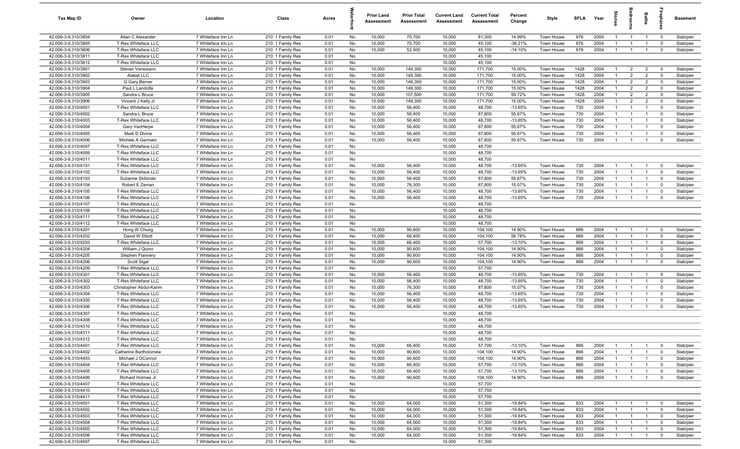| Tax Map ID | Owner | Location | Class | Acres | Waterfront | Prior Land Assessment | Prior Total Assessment | Current Land Assessment | Current Total Assessment | Percent Change | Style | SFLA | Year | Stories | Bedrooms | Baths | Fireplaces | Basement |
|---|---|---|---|---|---|---|---|---|---|---|---|---|---|---|---|---|---|---|
| 42.006-3-9.310/3804 | Allan C Alexander | 7 Whiteface Inn Ln | 210: 1 Family Res | 0.01 | No | 10,000 | 70,700 | 10,000 | 81,300 | 14.99% | Town House | 676 | 2004 | 1 | 1 | 1 | 0 | Slab/pier |
| 42.006-3-9.310/3805 | T-Rex Whiteface LLC | 7 Whiteface Inn Ln | 210: 1 Family Res | 0.01 | No | 10,000 | 70,700 | 10,000 | 45,100 | -36.21% | Town House | 676 | 2004 | 1 | 1 | 1 | 0 | Slab/pier |
| 42.006-3-9.310/3806 | T-Rex Whiteface LLC | 7 Whiteface Inn Ln | 210: 1 Family Res | 0.01 | No | 10,000 | 52,500 | 10,000 | 45,100 | -14.10% | Town House | 676 | 2004 | 1 | 1 | 1 | 0 | Slab/pier |
| 42.006-3-9.310/3811 | T-Rex Whiteface LLC | 7 Whiteface Inn Ln | 210: 1 Family Res | 0.01 | No | | | 10,000 | 45,100 | | | | | | | | | |
| 42.006-3-9.310/3812 | T-Rex Whiteface LLC | 7 Whiteface Inn Ln | 210: 1 Family Res | 0.01 | No | | | 10,000 | 45,100 | | | | | | | | | |
| 42.006-3-9.310/3901 | Steven Veneziano | 7 Whiteface Inn Ln | 210: 1 Family Res | 0.01 | No | 10,000 | 149,300 | 10,000 | 171,700 | 15.00% | Town House | 1428 | 2004 | 1 | 2 | 2 | 0 | Slab/pier |
| 42.006-3-9.310/3902 | Alakat LLC | 7 Whiteface Inn Ln | 210: 1 Family Res | 0.01 | No | 10,000 | 149,300 | 10,000 | 171,700 | 15.00% | Town House | 1428 | 2004 | 1 | 2 | 2 | 0 | Slab/pier |
| 42.006-3-9.310/3903 | G Gary Berner | 7 Whiteface Inn Ln | 210: 1 Family Res | 0.01 | No | 10,000 | 149,300 | 10,000 | 171,700 | 15.00% | Town House | 1428 | 2004 | 1 | 2 | 2 | 0 | Slab/pier |
| 42.006-3-9.310/3904 | Paul L Landolfe | 7 Whiteface Inn Ln | 210: 1 Family Res | 0.01 | No | 10,000 | 149,300 | 10,000 | 171,700 | 15.00% | Town House | 1428 | 2004 | 1 | 2 | 2 | 0 | Slab/pier |
| 42.006-3-9.310/3905 | Sandra L Bruce | 7 Whiteface Inn Ln | 210: 1 Family Res | 0.01 | No | 10,000 | 107,500 | 10,000 | 171,700 | 59.72% | Town House | 1428 | 2004 | 1 | 2 | 2 | 0 | Slab/pier |
| 42.006-3-9.310/3906 | Vincent J Kelly Jr | 7 Whiteface Inn Ln | 210: 1 Family Res | 0.01 | No | 10,000 | 149,300 | 10,000 | 171,700 | 15.00% | Town House | 1428 | 2004 | 1 | 2 | 2 | 0 | Slab/pier |
| 42.006-3-9.310/4001 | T-Rex Whiteface LLC | 7 Whiteface Inn Ln | 210: 1 Family Res | 0.01 | No | 10,000 | 56,400 | 10,000 | 48,700 | -13.65% | Town House | 730 | 2004 | 1 | 1 | 1 | 0 | Slab/pier |
| 42.006-3-9.310/4002 | Sandra L Bruce | 7 Whiteface Inn Ln | 210: 1 Family Res | 0.01 | No | 10,000 | 56,400 | 10,000 | 87,800 | 55.67% | Town House | 730 | 2004 | 1 | 1 | 1 | 0 | Slab/pier |
| 42.006-3-9.310/4003 | T-Rex Whiteface LLC | 7 Whiteface Inn Ln | 210: 1 Family Res | 0.01 | No | 10,000 | 56,400 | 10,000 | 48,700 | -13.65% | Town House | 730 | 2004 | 1 | 1 | 1 | 0 | Slab/pier |
| 42.006-3-9.310/4004 | Gary VanHerpe | 7 Whiteface Inn Ln | 210: 1 Family Res | 0.01 | No | 10,000 | 56,400 | 10,000 | 87,800 | 55.67% | Town House | 730 | 2004 | 1 | 1 | 1 | 0 | Slab/pier |
| 42.006-3-9.310/4005 | Mark D Divine | 7 Whiteface Inn Ln | 210: 1 Family Res | 0.01 | No | 10,000 | 56,400 | 10,000 | 87,800 | 55.67% | Town House | 730 | 2004 | 1 | 1 | 1 | 0 | Slab/pier |
| 42.006-3-9.310/4006 | Michele A Germain | 7 Whiteface Inn Ln | 210: 1 Family Res | 0.01 | No | 10,000 | 56,400 | 10,000 | 87,800 | 55.67% | Town House | 730 | 2004 | 1 | 1 | 1 | 0 | Slab/pier |
| 42.006-3-9.310/4007 | T-Rex Whiteface LLC | 7 Whiteface Inn Ln | 210: 1 Family Res | 0.01 | No | | | 10,000 | 48,700 | | | | | | | | | |
| 42.006-3-9.310/4009 | T-Rex Whiteface LLC | 7 Whiteface Inn Ln | 210: 1 Family Res | 0.01 | No | | | 10,000 | 48,700 | | | | | | | | | |
| 42.006-3-9.310/4011 | T-Rex Whiteface LLC | 7 Whiteface Inn Ln | 210: 1 Family Res | 0.01 | No | | | 10,000 | 48,700 | | | | | | | | | |
| 42.006-3-9.310/4101 | T-Rex Whiteface LLC | 7 Whiteface Inn Ln | 210: 1 Family Res | 0.01 | No | 10,000 | 56,400 | 10,000 | 48,700 | -13.65% | Town House | 730 | 2004 | 1 | 1 | 1 | 0 | Slab/pier |
| 42.006-3-9.310/4102 | T-Rex Whiteface LLC | 7 Whiteface Inn Ln | 210: 1 Family Res | 0.01 | No | 10,000 | 56,400 | 10,000 | 48,700 | -13.65% | Town House | 730 | 2004 | 1 | 1 | 1 | 0 | Slab/pier |
| 42.006-3-9.310/4103 | Suzanne Skibinski | 7 Whiteface Inn Ln | 210: 1 Family Res | 0.01 | No | 10,000 | 56,400 | 10,000 | 87,800 | 55.67% | Town House | 730 | 2004 | 1 | 1 | 1 | 0 | Slab/pier |
| 42.006-3-9.310/4104 | Robert E Zeman | 7 Whiteface Inn Ln | 210: 1 Family Res | 0.01 | No | 10,000 | 76,300 | 10,000 | 87,800 | 15.07% | Town House | 730 | 2004 | 1 | 1 | 1 | 0 | Slab/pier |
| 42.006-3-9.310/4105 | T-Rex Whiteface LLC | 7 Whiteface Inn Ln | 210: 1 Family Res | 0.01 | No | 10,000 | 56,400 | 10,000 | 48,700 | -13.65% | Town House | 730 | 2004 | 1 | 1 | 1 | 0 | Slab/pier |
| 42.006-3-9.310/4106 | T-Rex Whiteface LLC | 7 Whiteface Inn Ln | 210: 1 Family Res | 0.01 | No | 10,000 | 56,400 | 10,000 | 48,700 | -13.65% | Town House | 730 | 2004 | 1 | 1 | 1 | 0 | Slab/pier |
| 42.006-3-9.310/4107 | T-Rex Whiteface LLC | 7 Whiteface Inn Ln | 210: 1 Family Res | 0.01 | No | | | 10,000 | 48,700 | | | | | | | | | |
| 42.006-3-9.310/4108 | T-Rex Whiteface LLC | 7 Whiteface Inn Ln | 210: 1 Family Res | 0.01 | No | | | 10,000 | 48,700 | | | | | | | | | |
| 42.006-3-9.310/4111 | T-Rex Whiteface LLC | 7 Whiteface Inn Ln | 210: 1 Family Res | 0.01 | No | | | 10,000 | 48,700 | | | | | | | | | |
| 42.006-3-9.310/4112 | T-Rex Whiteface LLC | 7 Whiteface Inn Ln | 210: 1 Family Res | 0.01 | No | | | 10,000 | 48,700 | | | | | | | | | |
| 42.006-3-9.310/4201 | Hong W Chung | 7 Whiteface Inn Ln | 210: 1 Family Res | 0.01 | No | 10,000 | 90,600 | 10,000 | 104,100 | 14.90% | Town House | 866 | 2004 | 1 | 1 | 1 | 0 | Slab/pier |
| 42.006-3-9.310/4202 | David W Elliott | 7 Whiteface Inn Ln | 210: 1 Family Res | 0.01 | No | 10,000 | 66,400 | 10,000 | 104,100 | 56.78% | Town House | 866 | 2004 | 1 | 1 | 1 | 0 | Slab/pier |
| 42.006-3-9.310/4203 | T-Rex Whiteface LLC | 7 Whiteface Inn Ln | 210: 1 Family Res | 0.01 | No | 10,000 | 66,400 | 10,000 | 57,700 | -13.10% | Town House | 866 | 2004 | 1 | 1 | 1 | 0 | Slab/pier |
| 42.006-3-9.310/4204 | William J Quinn | 7 Whiteface Inn Ln | 210: 1 Family Res | 0.01 | No | 10,000 | 90,600 | 10,000 | 104,100 | 14.90% | Town House | 866 | 2004 | 1 | 1 | 1 | 0 | Slab/pier |
| 42.006-3-9.310/4205 | Stephen Flannery | 7 Whiteface Inn Ln | 210: 1 Family Res | 0.01 | No | 10,000 | 90,600 | 10,000 | 104,100 | 14.90% | Town House | 866 | 2004 | 1 | 1 | 1 | 0 | Slab/pier |
| 42.006-3-9.310/4206 | Scott Sigal | 7 Whiteface Inn Ln | 210: 1 Family Res | 0.01 | No | 10,000 | 90,600 | 10,000 | 104,100 | 14.90% | Town House | 866 | 2004 | 1 | 1 | 1 | 0 | Slab/pier |
| 42.006-3-9.310/4209 | T-Rex Whiteface LLC | 7 Whiteface Inn Ln | 210: 1 Family Res | 0.01 | No | | | 10,000 | 57,700 | | | | | | | | | |
| 42.006-3-9.310/4301 | T-Rex Whiteface LLC | 7 Whiteface Inn Ln | 210: 1 Family Res | 0.01 | No | 10,000 | 56,400 | 10,000 | 48,700 | -13.65% | Town House | 730 | 2004 | 1 | 1 | 1 | 0 | Slab/pier |
| 42.006-3-9.310/4302 | T-Rex Whiteface LLC | 7 Whiteface Inn Ln | 210: 1 Family Res | 0.01 | No | 10,000 | 56,400 | 10,000 | 48,700 | -13.65% | Town House | 730 | 2004 | 1 | 1 | 1 | 0 | Slab/pier |
| 42.006-3-9.310/4303 | Christopher Abdul-Karim | 7 Whiteface Inn Ln | 210: 1 Family Res | 0.01 | No | 10,000 | 76,300 | 10,000 | 87,800 | 15.07% | Town House | 730 | 2004 | 1 | 1 | 1 | 0 | Slab/pier |
| 42.006-3-9.310/4304 | T-Rex Whiteface LLC | 7 Whiteface Inn Ln | 210: 1 Family Res | 0.01 | No | 10,000 | 56,400 | 10,000 | 48,700 | -13.65% | Town House | 730 | 2004 | 1 | 1 | 1 | 0 | Slab/pier |
| 42.006-3-9.310/4305 | T-Rex Whiteface LLC | 7 Whiteface Inn Ln | 210: 1 Family Res | 0.01 | No | 10,000 | 56,400 | 10,000 | 48,700 | -13.65% | Town House | 730 | 2004 | 1 | 1 | 1 | 0 | Slab/pier |
| 42.006-3-9.310/4306 | T-Rex Whiteface LLC | 7 Whiteface Inn Ln | 210: 1 Family Res | 0.01 | No | 10,000 | 56,400 | 10,000 | 48,700 | -13.65% | Town House | 730 | 2004 | 1 | 1 | 1 | 0 | Slab/pier |
| 42.006-3-9.310/4307 | T-Rex Whiteface LLC | 7 Whiteface Inn Ln | 210: 1 Family Res | 0.01 | No | | | 10,000 | 48,700 | | | | | | | | | |
| 42.006-3-9.310/4308 | T-Rex Whiteface LLC | 7 Whiteface Inn Ln | 210: 1 Family Res | 0.01 | No | | | 10,000 | 48,700 | | | | | | | | | |
| 42.006-3-9.310/4310 | T-Rex Whiteface LLC | 7 Whiteface Inn Ln | 210: 1 Family Res | 0.01 | No | | | 10,000 | 48,700 | | | | | | | | | |
| 42.006-3-9.310/4311 | T-Rex Whiteface LLC | 7 Whiteface Inn Ln | 210: 1 Family Res | 0.01 | No | | | 10,000 | 48,700 | | | | | | | | | |
| 42.006-3-9.310/4312 | T-Rex Whiteface LLC | 7 Whiteface Inn Ln | 210: 1 Family Res | 0.01 | No | | | 10,000 | 48,700 | | | | | | | | | |
| 42.006-3-9.310/4401 | T-Rex Whiteface LLC | 7 Whiteface Inn Ln | 210: 1 Family Res | 0.01 | No | 10,000 | 66,400 | 10,000 | 57,700 | -13.10% | Town House | 866 | 2004 | 1 | 1 | 1 | 0 | Slab/pier |
| 42.006-3-9.310/4402 | Catherine Bartholomew | 7 Whiteface Inn Ln | 210: 1 Family Res | 0.01 | No | 10,000 | 90,600 | 10,000 | 104,100 | 14.90% | Town House | 866 | 2004 | 1 | 1 | 1 | 0 | Slab/pier |
| 42.006-3-9.310/4403 | Michael J OConnor | 7 Whiteface Inn Ln | 210: 1 Family Res | 0.01 | No | 10,000 | 90,600 | 10,000 | 104,100 | 14.90% | Town House | 866 | 2004 | 1 | 1 | 1 | 0 | Slab/pier |
| 42.006-3-9.310/4404 | T-Rex Whiteface LLC | 7 Whiteface Inn Ln | 210: 1 Family Res | 0.01 | No | 10,000 | 66,400 | 10,000 | 57,700 | -13.10% | Town House | 866 | 2004 | 1 | 1 | 1 | 0 | Slab/pier |
| 42.006-3-9.310/4405 | T-Rex Whiteface LLC | 7 Whiteface Inn Ln | 210: 1 Family Res | 0.01 | No | 10,000 | 66,400 | 10,000 | 57,700 | -13.10% | Town House | 866 | 2004 | 1 | 1 | 1 | 0 | Slab/pier |
| 42.006-3-9.310/4406 | Richard Holmes Jr | 7 Whiteface Inn Ln | 210: 1 Family Res | 0.01 | No | 10,000 | 90,600 | 10,000 | 104,100 | 14.90% | Town House | 866 | 2004 | 1 | 1 | 1 | 0 | Slab/pier |
| 42.006-3-9.310/4407 | T-Rex Whiteface LLC | 7 Whiteface Inn Ln | 210: 1 Family Res | 0.01 | No | | | 10,000 | 57,700 | | | | | | | | | |
| 42.006-3-9.310/4410 | T-Rex Whiteface LLC | 7 Whiteface Inn Ln | 210: 1 Family Res | 0.01 | No | | | 10,000 | 57,700 | | | | | | | | | |
| 42.006-3-9.310/4411 | T-Rex Whiteface LLC | 7 Whiteface Inn Ln | 210: 1 Family Res | 0.01 | No | | | 10,000 | 57,700 | | | | | | | | | |
| 42.006-3-9.310/4501 | T-Rex Whiteface LLC | 7 Whiteface Inn Ln | 210: 1 Family Res | 0.01 | No | 10,000 | 64,000 | 10,000 | 51,300 | -19.84% | Town House | 833 | 2004 | 1 | 1 | 1 | 0 | Slab/pier |
| 42.006-3-9.310/4502 | T-Rex Whiteface LLC | 7 Whiteface Inn Ln | 210: 1 Family Res | 0.01 | No | 10,000 | 64,000 | 10,000 | 51,300 | -19.84% | Town House | 833 | 2004 | 1 | 1 | 1 | 0 | Slab/pier |
| 42.006-3-9.310/4503 | T-Rex Whiteface LLC | 7 Whiteface Inn Ln | 210: 1 Family Res | 0.01 | No | 10,000 | 64,000 | 10,000 | 51,300 | -19.84% | Town House | 833 | 2004 | 1 | 1 | 1 | 0 | Slab/pier |
| 42.006-3-9.310/4504 | T-Rex Whiteface LLC | 7 Whiteface Inn Ln | 210: 1 Family Res | 0.01 | No | 10,000 | 64,000 | 10,000 | 51,300 | -19.84% | Town House | 833 | 2004 | 1 | 1 | 1 | 0 | Slab/pier |
| 42.006-3-9.310/4505 | T-Rex Whiteface LLC | 7 Whiteface Inn Ln | 210: 1 Family Res | 0.01 | No | 10,000 | 64,000 | 10,000 | 51,300 | -19.84% | Town House | 833 | 2004 | 1 | 1 | 1 | 0 | Slab/pier |
| 42.006-3-9.310/4506 | T-Rex Whiteface LLC | 7 Whiteface Inn Ln | 210: 1 Family Res | 0.01 | No | 10,000 | 64,000 | 10,000 | 51,300 | -19.84% | Town House | 833 | 2004 | 1 | 1 | 1 | 0 | Slab/pier |
| 42.006-3-9.310/4507 | T-Rex Whiteface LLC | 7 Whiteface Inn Ln | 210: 1 Family Res | 0.01 | No | | | 10,000 | 51,300 | | | | | | | | | |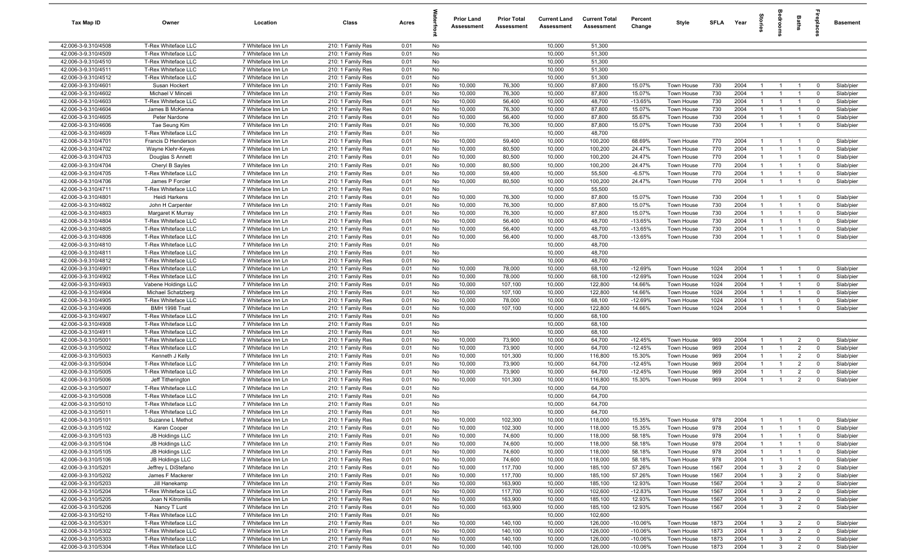| Tax Map ID | Owner | Location | Class | Acres | Waterfront | Prior Land Assessment | Prior Total Assessment | Current Land Assessment | Current Total Assessment | Percent Change | Style | SFLA | Year | Stories | Bedrooms | Baths | Fireplaces | Basement |
|---|---|---|---|---|---|---|---|---|---|---|---|---|---|---|---|---|---|---|
| 42.006-3-9.310/4508 | T-Rex Whiteface LLC | 7 Whiteface Inn Ln | 210: 1 Family Res | 0.01 | No | | | 10,000 | 51,300 | | | | | | | | | |
| 42.006-3-9.310/4509 | T-Rex Whiteface LLC | 7 Whiteface Inn Ln | 210: 1 Family Res | 0.01 | No | | | 10,000 | 51,300 | | | | | | | | | |
| 42.006-3-9.310/4510 | T-Rex Whiteface LLC | 7 Whiteface Inn Ln | 210: 1 Family Res | 0.01 | No | | | 10,000 | 51,300 | | | | | | | | | |
| 42.006-3-9.310/4511 | T-Rex Whiteface LLC | 7 Whiteface Inn Ln | 210: 1 Family Res | 0.01 | No | | | 10,000 | 51,300 | | | | | | | | | |
| 42.006-3-9.310/4512 | T-Rex Whiteface LLC | 7 Whiteface Inn Ln | 210: 1 Family Res | 0.01 | No | | | 10,000 | 51,300 | | | | | | | | | |
| 42.006-3-9.310/4601 | Susan Hockert | 7 Whiteface Inn Ln | 210: 1 Family Res | 0.01 | No | 10,000 | 76,300 | 10,000 | 87,800 | 15.07% | Town House | 730 | 2004 | 1 | 1 | 1 | 0 | Slab/pier |
| 42.006-3-9.310/4602 | Michael V Minceli | 7 Whiteface Inn Ln | 210: 1 Family Res | 0.01 | No | 10,000 | 76,300 | 10,000 | 87,800 | 15.07% | Town House | 730 | 2004 | 1 | 1 | 1 | 0 | Slab/pier |
| 42.006-3-9.310/4603 | T-Rex Whiteface LLC | 7 Whiteface Inn Ln | 210: 1 Family Res | 0.01 | No | 10,000 | 56,400 | 10,000 | 48,700 | -13.65% | Town House | 730 | 2004 | 1 | 1 | 1 | 0 | Slab/pier |
| 42.006-3-9.310/4604 | James B McKenna | 7 Whiteface Inn Ln | 210: 1 Family Res | 0.01 | No | 10,000 | 76,300 | 10,000 | 87,800 | 15.07% | Town House | 730 | 2004 | 1 | 1 | 1 | 0 | Slab/pier |
| 42.006-3-9.310/4605 | Peter Nardone | 7 Whiteface Inn Ln | 210: 1 Family Res | 0.01 | No | 10,000 | 56,400 | 10,000 | 87,800 | 55.67% | Town House | 730 | 2004 | 1 | 1 | 1 | 0 | Slab/pier |
| 42.006-3-9.310/4606 | Tae Seung Kim | 7 Whiteface Inn Ln | 210: 1 Family Res | 0.01 | No | 10,000 | 76,300 | 10,000 | 87,800 | 15.07% | Town House | 730 | 2004 | 1 | 1 | 1 | 0 | Slab/pier |
| 42.006-3-9.310/4609 | T-Rex Whiteface LLC | 7 Whiteface Inn Ln | 210: 1 Family Res | 0.01 | No | | | 10,000 | 48,700 | | | | | | | | | |
| 42.006-3-9.310/4701 | Francis D Henderson | 7 Whiteface Inn Ln | 210: 1 Family Res | 0.01 | No | 10,000 | 59,400 | 10,000 | 100,200 | 68.69% | Town House | 770 | 2004 | 1 | 1 | 1 | 0 | Slab/pier |
| 42.006-3-9.310/4702 | Wayne Klehr-Keyes | 7 Whiteface Inn Ln | 210: 1 Family Res | 0.01 | No | 10,000 | 80,500 | 10,000 | 100,200 | 24.47% | Town House | 770 | 2004 | 1 | 1 | 1 | 0 | Slab/pier |
| 42.006-3-9.310/4703 | Douglas S Annett | 7 Whiteface Inn Ln | 210: 1 Family Res | 0.01 | No | 10,000 | 80,500 | 10,000 | 100,200 | 24.47% | Town House | 770 | 2004 | 1 | 1 | 1 | 0 | Slab/pier |
| 42.006-3-9.310/4704 | Cheryl B Sayles | 7 Whiteface Inn Ln | 210: 1 Family Res | 0.01 | No | 10,000 | 80,500 | 10,000 | 100,200 | 24.47% | Town House | 770 | 2004 | 1 | 1 | 1 | 0 | Slab/pier |
| 42.006-3-9.310/4705 | T-Rex Whiteface LLC | 7 Whiteface Inn Ln | 210: 1 Family Res | 0.01 | No | 10,000 | 59,400 | 10,000 | 55,500 | -6.57% | Town House | 770 | 2004 | 1 | 1 | 1 | 0 | Slab/pier |
| 42.006-3-9.310/4706 | James P Forcier | 7 Whiteface Inn Ln | 210: 1 Family Res | 0.01 | No | 10,000 | 80,500 | 10,000 | 100,200 | 24.47% | Town House | 770 | 2004 | 1 | 1 | 1 | 0 | Slab/pier |
| 42.006-3-9.310/4711 | T-Rex Whiteface LLC | 7 Whiteface Inn Ln | 210: 1 Family Res | 0.01 | No | | | 10,000 | 55,500 | | | | | | | | | |
| 42.006-3-9.310/4801 | Heidi Harkens | 7 Whiteface Inn Ln | 210: 1 Family Res | 0.01 | No | 10,000 | 76,300 | 10,000 | 87,800 | 15.07% | Town House | 730 | 2004 | 1 | 1 | 1 | 0 | Slab/pier |
| 42.006-3-9.310/4802 | John H Carpenter | 7 Whiteface Inn Ln | 210: 1 Family Res | 0.01 | No | 10,000 | 76,300 | 10,000 | 87,800 | 15.07% | Town House | 730 | 2004 | 1 | 1 | 1 | 0 | Slab/pier |
| 42.006-3-9.310/4803 | Margaret K Murray | 7 Whiteface Inn Ln | 210: 1 Family Res | 0.01 | No | 10,000 | 76,300 | 10,000 | 87,800 | 15.07% | Town House | 730 | 2004 | 1 | 1 | 1 | 0 | Slab/pier |
| 42.006-3-9.310/4804 | T-Rex Whiteface LLC | 7 Whiteface Inn Ln | 210: 1 Family Res | 0.01 | No | 10,000 | 56,400 | 10,000 | 48,700 | -13.65% | Town House | 730 | 2004 | 1 | 1 | 1 | 0 | Slab/pier |
| 42.006-3-9.310/4805 | T-Rex Whiteface LLC | 7 Whiteface Inn Ln | 210: 1 Family Res | 0.01 | No | 10,000 | 56,400 | 10,000 | 48,700 | -13.65% | Town House | 730 | 2004 | 1 | 1 | 1 | 0 | Slab/pier |
| 42.006-3-9.310/4806 | T-Rex Whiteface LLC | 7 Whiteface Inn Ln | 210: 1 Family Res | 0.01 | No | 10,000 | 56,400 | 10,000 | 48,700 | -13.65% | Town House | 730 | 2004 | 1 | 1 | 1 | 0 | Slab/pier |
| 42.006-3-9.310/4810 | T-Rex Whiteface LLC | 7 Whiteface Inn Ln | 210: 1 Family Res | 0.01 | No | | | 10,000 | 48,700 | | | | | | | | | |
| 42.006-3-9.310/4811 | T-Rex Whiteface LLC | 7 Whiteface Inn Ln | 210: 1 Family Res | 0.01 | No | | | 10,000 | 48,700 | | | | | | | | | |
| 42.006-3-9.310/4812 | T-Rex Whiteface LLC | 7 Whiteface Inn Ln | 210: 1 Family Res | 0.01 | No | | | 10,000 | 48,700 | | | | | | | | | |
| 42.006-3-9.310/4901 | T-Rex Whiteface LLC | 7 Whiteface Inn Ln | 210: 1 Family Res | 0.01 | No | 10,000 | 78,000 | 10,000 | 68,100 | -12.69% | Town House | 1024 | 2004 | 1 | 1 | 1 | 0 | Slab/pier |
| 42.006-3-9.310/4902 | T-Rex Whiteface LLC | 7 Whiteface Inn Ln | 210: 1 Family Res | 0.01 | No | 10,000 | 78,000 | 10,000 | 68,100 | -12.69% | Town House | 1024 | 2004 | 1 | 1 | 1 | 0 | Slab/pier |
| 42.006-3-9.310/4903 | Vabene Holdings LLC | 7 Whiteface Inn Ln | 210: 1 Family Res | 0.01 | No | 10,000 | 107,100 | 10,000 | 122,800 | 14.66% | Town House | 1024 | 2004 | 1 | 1 | 1 | 0 | Slab/pier |
| 42.006-3-9.310/4904 | Michael Schatzberg | 7 Whiteface Inn Ln | 210: 1 Family Res | 0.01 | No | 10,000 | 107,100 | 10,000 | 122,800 | 14.66% | Town House | 1024 | 2004 | 1 | 1 | 1 | 0 | Slab/pier |
| 42.006-3-9.310/4905 | T-Rex Whiteface LLC | 7 Whiteface Inn Ln | 210: 1 Family Res | 0.01 | No | 10,000 | 78,000 | 10,000 | 68,100 | -12.69% | Town House | 1024 | 2004 | 1 | 1 | 1 | 0 | Slab/pier |
| 42.006-3-9.310/4906 | BMH 1998 Trust | 7 Whiteface Inn Ln | 210: 1 Family Res | 0.01 | No | 10,000 | 107,100 | 10,000 | 122,800 | 14.66% | Town House | 1024 | 2004 | 1 | 1 | 1 | 0 | Slab/pier |
| 42.006-3-9.310/4907 | T-Rex Whiteface LLC | 7 Whiteface Inn Ln | 210: 1 Family Res | 0.01 | No | | | 10,000 | 68,100 | | | | | | | | | |
| 42.006-3-9.310/4908 | T-Rex Whiteface LLC | 7 Whiteface Inn Ln | 210: 1 Family Res | 0.01 | No | | | 10,000 | 68,100 | | | | | | | | | |
| 42.006-3-9.310/4911 | T-Rex Whiteface LLC | 7 Whiteface Inn Ln | 210: 1 Family Res | 0.01 | No | | | 10,000 | 68,100 | | | | | | | | | |
| 42.006-3-9.310/5001 | T-Rex Whiteface LLC | 7 Whiteface Inn Ln | 210: 1 Family Res | 0.01 | No | 10,000 | 73,900 | 10,000 | 64,700 | -12.45% | Town House | 969 | 2004 | 1 | 1 | 2 | 0 | Slab/pier |
| 42.006-3-9.310/5002 | T-Rex Whiteface LLC | 7 Whiteface Inn Ln | 210: 1 Family Res | 0.01 | No | 10,000 | 73,900 | 10,000 | 64,700 | -12.45% | Town House | 969 | 2004 | 1 | 1 | 2 | 0 | Slab/pier |
| 42.006-3-9.310/5003 | Kenneth J Kelly | 7 Whiteface Inn Ln | 210: 1 Family Res | 0.01 | No | 10,000 | 101,300 | 10,000 | 116,800 | 15.30% | Town House | 969 | 2004 | 1 | 1 | 2 | 0 | Slab/pier |
| 42.006-3-9.310/5004 | T-Rex Whiteface LLC | 7 Whiteface Inn Ln | 210: 1 Family Res | 0.01 | No | 10,000 | 73,900 | 10,000 | 64,700 | -12.45% | Town House | 969 | 2004 | 1 | 1 | 2 | 0 | Slab/pier |
| 42.006-3-9.310/5005 | T-Rex Whiteface LLC | 7 Whiteface Inn Ln | 210: 1 Family Res | 0.01 | No | 10,000 | 73,900 | 10,000 | 64,700 | -12.45% | Town House | 969 | 2004 | 1 | 1 | 2 | 0 | Slab/pier |
| 42.006-3-9.310/5006 | Jeff Titherington | 7 Whiteface Inn Ln | 210: 1 Family Res | 0.01 | No | 10,000 | 101,300 | 10,000 | 116,800 | 15.30% | Town House | 969 | 2004 | 1 | 1 | 2 | 0 | Slab/pier |
| 42.006-3-9.310/5007 | T-Rex Whiteface LLC | 7 Whiteface Inn Ln | 210: 1 Family Res | 0.01 | No | | | 10,000 | 64,700 | | | | | | | | | |
| 42.006-3-9.310/5008 | T-Rex Whiteface LLC | 7 Whiteface Inn Ln | 210: 1 Family Res | 0.01 | No | | | 10,000 | 64,700 | | | | | | | | | |
| 42.006-3-9.310/5010 | T-Rex Whiteface LLC | 7 Whiteface Inn Ln | 210: 1 Family Res | 0.01 | No | | | 10,000 | 64,700 | | | | | | | | | |
| 42.006-3-9.310/5011 | T-Rex Whiteface LLC | 7 Whiteface Inn Ln | 210: 1 Family Res | 0.01 | No | | | 10,000 | 64,700 | | | | | | | | | |
| 42.006-3-9.310/5101 | Suzanne L Methot | 7 Whiteface Inn Ln | 210: 1 Family Res | 0.01 | No | 10,000 | 102,300 | 10,000 | 118,000 | 15.35% | Town House | 978 | 2004 | 1 | 1 | 1 | 0 | Slab/pier |
| 42.006-3-9.310/5102 | Karen Cooper | 7 Whiteface Inn Ln | 210: 1 Family Res | 0.01 | No | 10,000 | 102,300 | 10,000 | 118,000 | 15.35% | Town House | 978 | 2004 | 1 | 1 | 1 | 0 | Slab/pier |
| 42.006-3-9.310/5103 | JB Holdings LLC | 7 Whiteface Inn Ln | 210: 1 Family Res | 0.01 | No | 10,000 | 74,600 | 10,000 | 118,000 | 58.18% | Town House | 978 | 2004 | 1 | 1 | 1 | 0 | Slab/pier |
| 42.006-3-9.310/5104 | JB Holdings LLC | 7 Whiteface Inn Ln | 210: 1 Family Res | 0.01 | No | 10,000 | 74,600 | 10,000 | 118,000 | 58.18% | Town House | 978 | 2004 | 1 | 1 | 1 | 0 | Slab/pier |
| 42.006-3-9.310/5105 | JB Holdings LLC | 7 Whiteface Inn Ln | 210: 1 Family Res | 0.01 | No | 10,000 | 74,600 | 10,000 | 118,000 | 58.18% | Town House | 978 | 2004 | 1 | 1 | 1 | 0 | Slab/pier |
| 42.006-3-9.310/5106 | JB Holdings LLC | 7 Whiteface Inn Ln | 210: 1 Family Res | 0.01 | No | 10,000 | 74,600 | 10,000 | 118,000 | 58.18% | Town House | 978 | 2004 | 1 | 1 | 1 | 0 | Slab/pier |
| 42.006-3-9.310/5201 | Jeffrey L DiStefano | 7 Whiteface Inn Ln | 210: 1 Family Res | 0.01 | No | 10,000 | 117,700 | 10,000 | 185,100 | 57.26% | Town House | 1567 | 2004 | 1 | 3 | 2 | 0 | Slab/pier |
| 42.006-3-9.310/5202 | James F Mackerer | 7 Whiteface Inn Ln | 210: 1 Family Res | 0.01 | No | 10,000 | 117,700 | 10,000 | 185,100 | 57.26% | Town House | 1567 | 2004 | 1 | 3 | 2 | 0 | Slab/pier |
| 42.006-3-9.310/5203 | Jill Hanekamp | 7 Whiteface Inn Ln | 210: 1 Family Res | 0.01 | No | 10,000 | 163,900 | 10,000 | 185,100 | 12.93% | Town House | 1567 | 2004 | 1 | 3 | 2 | 0 | Slab/pier |
| 42.006-3-9.310/5204 | T-Rex Whiteface LLC | 7 Whiteface Inn Ln | 210: 1 Family Res | 0.01 | No | 10,000 | 117,700 | 10,000 | 102,600 | -12.83% | Town House | 1567 | 2004 | 1 | 3 | 2 | 0 | Slab/pier |
| 42.006-3-9.310/5205 | Joan N Kitromilis | 7 Whiteface Inn Ln | 210: 1 Family Res | 0.01 | No | 10,000 | 163,900 | 10,000 | 185,100 | 12.93% | Town House | 1567 | 2004 | 1 | 3 | 2 | 0 | Slab/pier |
| 42.006-3-9.310/5206 | Nancy T Lunt | 7 Whiteface Inn Ln | 210: 1 Family Res | 0.01 | No | 10,000 | 163,900 | 10,000 | 185,100 | 12.93% | Town House | 1567 | 2004 | 1 | 3 | 2 | 0 | Slab/pier |
| 42.006-3-9.310/5210 | T-Rex Whiteface LLC | 7 Whiteface Inn Ln | 210: 1 Family Res | 0.01 | No | | | 10,000 | 102,600 | | | | | | | | | |
| 42.006-3-9.310/5301 | T-Rex Whiteface LLC | 7 Whiteface Inn Ln | 210: 1 Family Res | 0.01 | No | 10,000 | 140,100 | 10,000 | 126,000 | -10.06% | Town House | 1873 | 2004 | 1 | 3 | 2 | 0 | Slab/pier |
| 42.006-3-9.310/5302 | T-Rex Whiteface LLC | 7 Whiteface Inn Ln | 210: 1 Family Res | 0.01 | No | 10,000 | 140,100 | 10,000 | 126,000 | -10.06% | Town House | 1873 | 2004 | 1 | 3 | 2 | 0 | Slab/pier |
| 42.006-3-9.310/5303 | T-Rex Whiteface LLC | 7 Whiteface Inn Ln | 210: 1 Family Res | 0.01 | No | 10,000 | 140,100 | 10,000 | 126,000 | -10.06% | Town House | 1873 | 2004 | 1 | 3 | 2 | 0 | Slab/pier |
| 42.006-3-9.310/5304 | T-Rex Whiteface LLC | 7 Whiteface Inn Ln | 210: 1 Family Res | 0.01 | No | 10,000 | 140,100 | 10,000 | 126,000 | -10.06% | Town House | 1873 | 2004 | 1 | 3 | 2 | 0 | Slab/pier |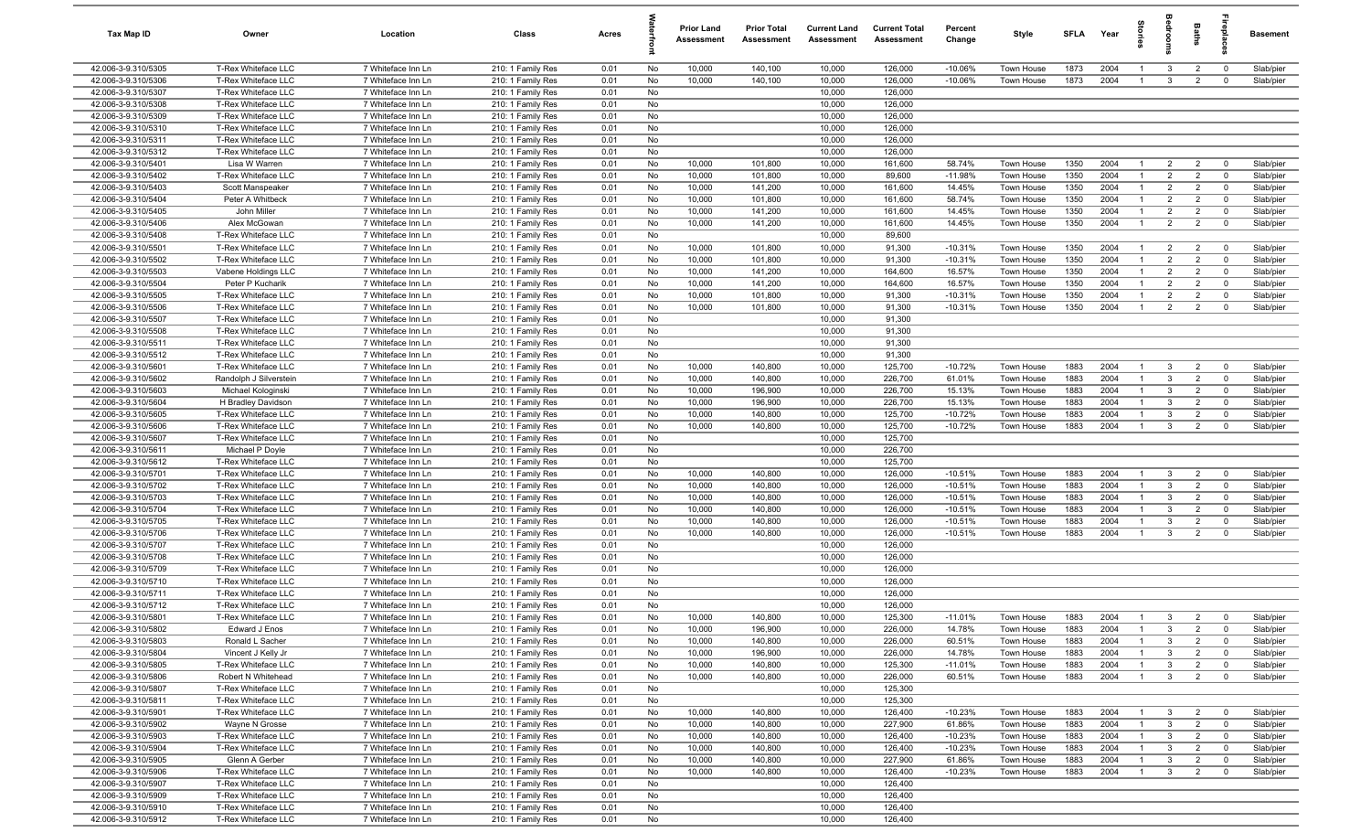| Tax Map ID | Owner | Location | Class | Acres | Waterfront | Prior Land Assessment | Prior Total Assessment | Current Land Assessment | Current Total Assessment | Percent Change | Style | SFLA | Year | Stories | Bedrooms | Baths | Fireplaces | Basement |
|---|---|---|---|---|---|---|---|---|---|---|---|---|---|---|---|---|---|---|
| 42.006-3-9.310/5305 | T-Rex Whiteface LLC | 7 Whiteface Inn Ln | 210: 1 Family Res | 0.01 | No | 10,000 | 140,100 | 10,000 | 126,000 | -10.06% | Town House | 1873 | 2004 | 1 | 3 | 2 | 0 | Slab/pier |
| 42.006-3-9.310/5306 | T-Rex Whiteface LLC | 7 Whiteface Inn Ln | 210: 1 Family Res | 0.01 | No | 10,000 | 140,100 | 10,000 | 126,000 | -10.06% | Town House | 1873 | 2004 | 1 | 3 | 2 | 0 | Slab/pier |
| 42.006-3-9.310/5307 | T-Rex Whiteface LLC | 7 Whiteface Inn Ln | 210: 1 Family Res | 0.01 | No | | | 10,000 | 126,000 | | | | | | | | | |
| 42.006-3-9.310/5308 | T-Rex Whiteface LLC | 7 Whiteface Inn Ln | 210: 1 Family Res | 0.01 | No | | | 10,000 | 126,000 | | | | | | | | | |
| 42.006-3-9.310/5309 | T-Rex Whiteface LLC | 7 Whiteface Inn Ln | 210: 1 Family Res | 0.01 | No | | | 10,000 | 126,000 | | | | | | | | | |
| 42.006-3-9.310/5310 | T-Rex Whiteface LLC | 7 Whiteface Inn Ln | 210: 1 Family Res | 0.01 | No | | | 10,000 | 126,000 | | | | | | | | | |
| 42.006-3-9.310/5311 | T-Rex Whiteface LLC | 7 Whiteface Inn Ln | 210: 1 Family Res | 0.01 | No | | | 10,000 | 126,000 | | | | | | | | | |
| 42.006-3-9.310/5312 | T-Rex Whiteface LLC | 7 Whiteface Inn Ln | 210: 1 Family Res | 0.01 | No | | | 10,000 | 126,000 | | | | | | | | | |
| 42.006-3-9.310/5401 | Lisa W Warren | 7 Whiteface Inn Ln | 210: 1 Family Res | 0.01 | No | 10,000 | 101,800 | 10,000 | 161,600 | 58.74% | Town House | 1350 | 2004 | 1 | 2 | 2 | 0 | Slab/pier |
| 42.006-3-9.310/5402 | T-Rex Whiteface LLC | 7 Whiteface Inn Ln | 210: 1 Family Res | 0.01 | No | 10,000 | 101,800 | 10,000 | 89,600 | -11.98% | Town House | 1350 | 2004 | 1 | 2 | 2 | 0 | Slab/pier |
| 42.006-3-9.310/5403 | Scott Manspeaker | 7 Whiteface Inn Ln | 210: 1 Family Res | 0.01 | No | 10,000 | 141,200 | 10,000 | 161,600 | 14.45% | Town House | 1350 | 2004 | 1 | 2 | 2 | 0 | Slab/pier |
| 42.006-3-9.310/5404 | Peter A Whitbeck | 7 Whiteface Inn Ln | 210: 1 Family Res | 0.01 | No | 10,000 | 101,800 | 10,000 | 161,600 | 58.74% | Town House | 1350 | 2004 | 1 | 2 | 2 | 0 | Slab/pier |
| 42.006-3-9.310/5405 | John Miller | 7 Whiteface Inn Ln | 210: 1 Family Res | 0.01 | No | 10,000 | 141,200 | 10,000 | 161,600 | 14.45% | Town House | 1350 | 2004 | 1 | 2 | 2 | 0 | Slab/pier |
| 42.006-3-9.310/5406 | Alex McGowan | 7 Whiteface Inn Ln | 210: 1 Family Res | 0.01 | No | 10,000 | 141,200 | 10,000 | 161,600 | 14.45% | Town House | 1350 | 2004 | 1 | 2 | 2 | 0 | Slab/pier |
| 42.006-3-9.310/5408 | T-Rex Whiteface LLC | 7 Whiteface Inn Ln | 210: 1 Family Res | 0.01 | No | | | 10,000 | 89,600 | | | | | | | | | |
| 42.006-3-9.310/5501 | T-Rex Whiteface LLC | 7 Whiteface Inn Ln | 210: 1 Family Res | 0.01 | No | 10,000 | 101,800 | 10,000 | 91,300 | -10.31% | Town House | 1350 | 2004 | 1 | 2 | 2 | 0 | Slab/pier |
| 42.006-3-9.310/5502 | T-Rex Whiteface LLC | 7 Whiteface Inn Ln | 210: 1 Family Res | 0.01 | No | 10,000 | 101,800 | 10,000 | 91,300 | -10.31% | Town House | 1350 | 2004 | 1 | 2 | 2 | 0 | Slab/pier |
| 42.006-3-9.310/5503 | Vabene Holdings LLC | 7 Whiteface Inn Ln | 210: 1 Family Res | 0.01 | No | 10,000 | 141,200 | 10,000 | 164,600 | 16.57% | Town House | 1350 | 2004 | 1 | 2 | 2 | 0 | Slab/pier |
| 42.006-3-9.310/5504 | Peter P Kucharik | 7 Whiteface Inn Ln | 210: 1 Family Res | 0.01 | No | 10,000 | 141,200 | 10,000 | 164,600 | 16.57% | Town House | 1350 | 2004 | 1 | 2 | 2 | 0 | Slab/pier |
| 42.006-3-9.310/5505 | T-Rex Whiteface LLC | 7 Whiteface Inn Ln | 210: 1 Family Res | 0.01 | No | 10,000 | 101,800 | 10,000 | 91,300 | -10.31% | Town House | 1350 | 2004 | 1 | 2 | 2 | 0 | Slab/pier |
| 42.006-3-9.310/5506 | T-Rex Whiteface LLC | 7 Whiteface Inn Ln | 210: 1 Family Res | 0.01 | No | 10,000 | 101,800 | 10,000 | 91,300 | -10.31% | Town House | 1350 | 2004 | 1 | 2 | 2 | 0 | Slab/pier |
| 42.006-3-9.310/5507 | T-Rex Whiteface LLC | 7 Whiteface Inn Ln | 210: 1 Family Res | 0.01 | No | | | 10,000 | 91,300 | | | | | | | | | |
| 42.006-3-9.310/5508 | T-Rex Whiteface LLC | 7 Whiteface Inn Ln | 210: 1 Family Res | 0.01 | No | | | 10,000 | 91,300 | | | | | | | | | |
| 42.006-3-9.310/5511 | T-Rex Whiteface LLC | 7 Whiteface Inn Ln | 210: 1 Family Res | 0.01 | No | | | 10,000 | 91,300 | | | | | | | | | |
| 42.006-3-9.310/5512 | T-Rex Whiteface LLC | 7 Whiteface Inn Ln | 210: 1 Family Res | 0.01 | No | | | 10,000 | 91,300 | | | | | | | | | |
| 42.006-3-9.310/5601 | T-Rex Whiteface LLC | 7 Whiteface Inn Ln | 210: 1 Family Res | 0.01 | No | 10,000 | 140,800 | 10,000 | 125,700 | -10.72% | Town House | 1883 | 2004 | 1 | 3 | 2 | 0 | Slab/pier |
| 42.006-3-9.310/5602 | Randolph J Silverstein | 7 Whiteface Inn Ln | 210: 1 Family Res | 0.01 | No | 10,000 | 140,800 | 10,000 | 226,700 | 61.01% | Town House | 1883 | 2004 | 1 | 3 | 2 | 0 | Slab/pier |
| 42.006-3-9.310/5603 | Michael Kologinski | 7 Whiteface Inn Ln | 210: 1 Family Res | 0.01 | No | 10,000 | 196,900 | 10,000 | 226,700 | 15.13% | Town House | 1883 | 2004 | 1 | 3 | 2 | 0 | Slab/pier |
| 42.006-3-9.310/5604 | H Bradley Davidson | 7 Whiteface Inn Ln | 210: 1 Family Res | 0.01 | No | 10,000 | 196,900 | 10,000 | 226,700 | 15.13% | Town House | 1883 | 2004 | 1 | 3 | 2 | 0 | Slab/pier |
| 42.006-3-9.310/5605 | T-Rex Whiteface LLC | 7 Whiteface Inn Ln | 210: 1 Family Res | 0.01 | No | 10,000 | 140,800 | 10,000 | 125,700 | -10.72% | Town House | 1883 | 2004 | 1 | 3 | 2 | 0 | Slab/pier |
| 42.006-3-9.310/5606 | T-Rex Whiteface LLC | 7 Whiteface Inn Ln | 210: 1 Family Res | 0.01 | No | 10,000 | 140,800 | 10,000 | 125,700 | -10.72% | Town House | 1883 | 2004 | 1 | 3 | 2 | 0 | Slab/pier |
| 42.006-3-9.310/5607 | T-Rex Whiteface LLC | 7 Whiteface Inn Ln | 210: 1 Family Res | 0.01 | No | | | 10,000 | 125,700 | | | | | | | | | |
| 42.006-3-9.310/5611 | Michael P Doyle | 7 Whiteface Inn Ln | 210: 1 Family Res | 0.01 | No | | | 10,000 | 226,700 | | | | | | | | | |
| 42.006-3-9.310/5612 | T-Rex Whiteface LLC | 7 Whiteface Inn Ln | 210: 1 Family Res | 0.01 | No | | | 10,000 | 125,700 | | | | | | | | | |
| 42.006-3-9.310/5701 | T-Rex Whiteface LLC | 7 Whiteface Inn Ln | 210: 1 Family Res | 0.01 | No | 10,000 | 140,800 | 10,000 | 126,000 | -10.51% | Town House | 1883 | 2004 | 1 | 3 | 2 | 0 | Slab/pier |
| 42.006-3-9.310/5702 | T-Rex Whiteface LLC | 7 Whiteface Inn Ln | 210: 1 Family Res | 0.01 | No | 10,000 | 140,800 | 10,000 | 126,000 | -10.51% | Town House | 1883 | 2004 | 1 | 3 | 2 | 0 | Slab/pier |
| 42.006-3-9.310/5703 | T-Rex Whiteface LLC | 7 Whiteface Inn Ln | 210: 1 Family Res | 0.01 | No | 10,000 | 140,800 | 10,000 | 126,000 | -10.51% | Town House | 1883 | 2004 | 1 | 3 | 2 | 0 | Slab/pier |
| 42.006-3-9.310/5704 | T-Rex Whiteface LLC | 7 Whiteface Inn Ln | 210: 1 Family Res | 0.01 | No | 10,000 | 140,800 | 10,000 | 126,000 | -10.51% | Town House | 1883 | 2004 | 1 | 3 | 2 | 0 | Slab/pier |
| 42.006-3-9.310/5705 | T-Rex Whiteface LLC | 7 Whiteface Inn Ln | 210: 1 Family Res | 0.01 | No | 10,000 | 140,800 | 10,000 | 126,000 | -10.51% | Town House | 1883 | 2004 | 1 | 3 | 2 | 0 | Slab/pier |
| 42.006-3-9.310/5706 | T-Rex Whiteface LLC | 7 Whiteface Inn Ln | 210: 1 Family Res | 0.01 | No | 10,000 | 140,800 | 10,000 | 126,000 | -10.51% | Town House | 1883 | 2004 | 1 | 3 | 2 | 0 | Slab/pier |
| 42.006-3-9.310/5707 | T-Rex Whiteface LLC | 7 Whiteface Inn Ln | 210: 1 Family Res | 0.01 | No | | | 10,000 | 126,000 | | | | | | | | | |
| 42.006-3-9.310/5708 | T-Rex Whiteface LLC | 7 Whiteface Inn Ln | 210: 1 Family Res | 0.01 | No | | | 10,000 | 126,000 | | | | | | | | | |
| 42.006-3-9.310/5709 | T-Rex Whiteface LLC | 7 Whiteface Inn Ln | 210: 1 Family Res | 0.01 | No | | | 10,000 | 126,000 | | | | | | | | | |
| 42.006-3-9.310/5710 | T-Rex Whiteface LLC | 7 Whiteface Inn Ln | 210: 1 Family Res | 0.01 | No | | | 10,000 | 126,000 | | | | | | | | | |
| 42.006-3-9.310/5711 | T-Rex Whiteface LLC | 7 Whiteface Inn Ln | 210: 1 Family Res | 0.01 | No | | | 10,000 | 126,000 | | | | | | | | | |
| 42.006-3-9.310/5712 | T-Rex Whiteface LLC | 7 Whiteface Inn Ln | 210: 1 Family Res | 0.01 | No | | | 10,000 | 126,000 | | | | | | | | | |
| 42.006-3-9.310/5801 | T-Rex Whiteface LLC | 7 Whiteface Inn Ln | 210: 1 Family Res | 0.01 | No | 10,000 | 140,800 | 10,000 | 125,300 | -11.01% | Town House | 1883 | 2004 | 1 | 3 | 2 | 0 | Slab/pier |
| 42.006-3-9.310/5802 | Edward J Enos | 7 Whiteface Inn Ln | 210: 1 Family Res | 0.01 | No | 10,000 | 196,900 | 10,000 | 226,000 | 14.78% | Town House | 1883 | 2004 | 1 | 3 | 2 | 0 | Slab/pier |
| 42.006-3-9.310/5803 | Ronald L Sacher | 7 Whiteface Inn Ln | 210: 1 Family Res | 0.01 | No | 10,000 | 140,800 | 10,000 | 226,000 | 60.51% | Town House | 1883 | 2004 | 1 | 3 | 2 | 0 | Slab/pier |
| 42.006-3-9.310/5804 | Vincent J Kelly Jr | 7 Whiteface Inn Ln | 210: 1 Family Res | 0.01 | No | 10,000 | 196,900 | 10,000 | 226,000 | 14.78% | Town House | 1883 | 2004 | 1 | 3 | 2 | 0 | Slab/pier |
| 42.006-3-9.310/5805 | T-Rex Whiteface LLC | 7 Whiteface Inn Ln | 210: 1 Family Res | 0.01 | No | 10,000 | 140,800 | 10,000 | 125,300 | -11.01% | Town House | 1883 | 2004 | 1 | 3 | 2 | 0 | Slab/pier |
| 42.006-3-9.310/5806 | Robert N Whitehead | 7 Whiteface Inn Ln | 210: 1 Family Res | 0.01 | No | 10,000 | 140,800 | 10,000 | 226,000 | 60.51% | Town House | 1883 | 2004 | 1 | 3 | 2 | 0 | Slab/pier |
| 42.006-3-9.310/5807 | T-Rex Whiteface LLC | 7 Whiteface Inn Ln | 210: 1 Family Res | 0.01 | No | | | 10,000 | 125,300 | | | | | | | | | |
| 42.006-3-9.310/5811 | T-Rex Whiteface LLC | 7 Whiteface Inn Ln | 210: 1 Family Res | 0.01 | No | | | 10,000 | 125,300 | | | | | | | | | |
| 42.006-3-9.310/5901 | T-Rex Whiteface LLC | 7 Whiteface Inn Ln | 210: 1 Family Res | 0.01 | No | 10,000 | 140,800 | 10,000 | 126,400 | -10.23% | Town House | 1883 | 2004 | 1 | 3 | 2 | 0 | Slab/pier |
| 42.006-3-9.310/5902 | Wayne N Grosse | 7 Whiteface Inn Ln | 210: 1 Family Res | 0.01 | No | 10,000 | 140,800 | 10,000 | 227,900 | 61.86% | Town House | 1883 | 2004 | 1 | 3 | 2 | 0 | Slab/pier |
| 42.006-3-9.310/5903 | T-Rex Whiteface LLC | 7 Whiteface Inn Ln | 210: 1 Family Res | 0.01 | No | 10,000 | 140,800 | 10,000 | 126,400 | -10.23% | Town House | 1883 | 2004 | 1 | 3 | 2 | 0 | Slab/pier |
| 42.006-3-9.310/5904 | T-Rex Whiteface LLC | 7 Whiteface Inn Ln | 210: 1 Family Res | 0.01 | No | 10,000 | 140,800 | 10,000 | 126,400 | -10.23% | Town House | 1883 | 2004 | 1 | 3 | 2 | 0 | Slab/pier |
| 42.006-3-9.310/5905 | Glenn A Gerber | 7 Whiteface Inn Ln | 210: 1 Family Res | 0.01 | No | 10,000 | 140,800 | 10,000 | 227,900 | 61.86% | Town House | 1883 | 2004 | 1 | 3 | 2 | 0 | Slab/pier |
| 42.006-3-9.310/5906 | T-Rex Whiteface LLC | 7 Whiteface Inn Ln | 210: 1 Family Res | 0.01 | No | 10,000 | 140,800 | 10,000 | 126,400 | -10.23% | Town House | 1883 | 2004 | 1 | 3 | 2 | 0 | Slab/pier |
| 42.006-3-9.310/5907 | T-Rex Whiteface LLC | 7 Whiteface Inn Ln | 210: 1 Family Res | 0.01 | No | | | 10,000 | 126,400 | | | | | | | | | |
| 42.006-3-9.310/5909 | T-Rex Whiteface LLC | 7 Whiteface Inn Ln | 210: 1 Family Res | 0.01 | No | | | 10,000 | 126,400 | | | | | | | | | |
| 42.006-3-9.310/5910 | T-Rex Whiteface LLC | 7 Whiteface Inn Ln | 210: 1 Family Res | 0.01 | No | | | 10,000 | 126,400 | | | | | | | | | |
| 42.006-3-9.310/5912 | T-Rex Whiteface LLC | 7 Whiteface Inn Ln | 210: 1 Family Res | 0.01 | No | | | 10,000 | 126,400 | | | | | | | | | |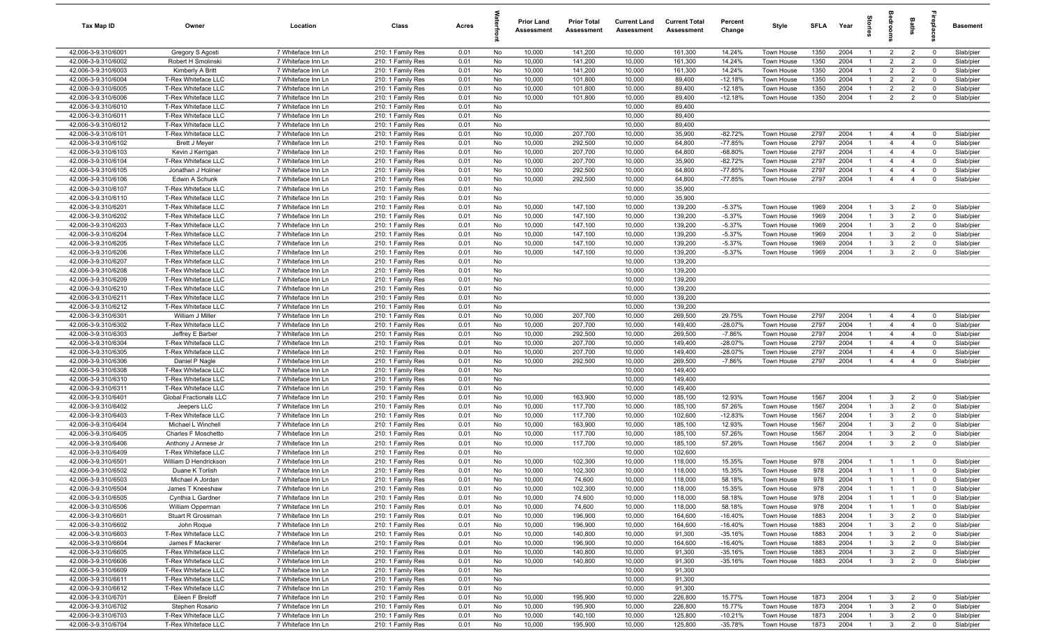| Tax Map ID | Owner | Location | Class | Acres | Waterfront | Prior Land Assessment | Prior Total Assessment | Current Land Assessment | Current Total Assessment | Percent Change | Style | SFLA | Year | Stories | Bedrooms | Baths | Fireplaces | Basement |
|---|---|---|---|---|---|---|---|---|---|---|---|---|---|---|---|---|---|---|
| 42.006-3-9.310/6001 | Gregory S Agosti | 7 Whiteface Inn Ln | 210: 1 Family Res | 0.01 | No | 10,000 | 141,200 | 10,000 | 161,300 | 14.24% | Town House | 1350 | 2004 | 1 | 2 | 2 | 0 | Slab/pier |
| 42.006-3-9.310/6002 | Robert H Smolinski | 7 Whiteface Inn Ln | 210: 1 Family Res | 0.01 | No | 10,000 | 141,200 | 10,000 | 161,300 | 14.24% | Town House | 1350 | 2004 | 1 | 2 | 2 | 0 | Slab/pier |
| 42.006-3-9.310/6003 | Kimberly A Britt | 7 Whiteface Inn Ln | 210: 1 Family Res | 0.01 | No | 10,000 | 141,200 | 10,000 | 161,300 | 14.24% | Town House | 1350 | 2004 | 1 | 2 | 2 | 0 | Slab/pier |
| 42.006-3-9.310/6004 | T-Rex Whiteface LLC | 7 Whiteface Inn Ln | 210: 1 Family Res | 0.01 | No | 10,000 | 101,800 | 10,000 | 89,400 | -12.18% | Town House | 1350 | 2004 | 1 | 2 | 2 | 0 | Slab/pier |
| 42.006-3-9.310/6005 | T-Rex Whiteface LLC | 7 Whiteface Inn Ln | 210: 1 Family Res | 0.01 | No | 10,000 | 101,800 | 10,000 | 89,400 | -12.18% | Town House | 1350 | 2004 | 1 | 2 | 2 | 0 | Slab/pier |
| 42.006-3-9.310/6006 | T-Rex Whiteface LLC | 7 Whiteface Inn Ln | 210: 1 Family Res | 0.01 | No | 10,000 | 101,800 | 10,000 | 89,400 | -12.18% | Town House | 1350 | 2004 | 1 | 2 | 2 | 0 | Slab/pier |
| 42.006-3-9.310/6010 | T-Rex Whiteface LLC | 7 Whiteface Inn Ln | 210: 1 Family Res | 0.01 | No | | | 10,000 | 89,400 | | | | | | | | | |
| 42.006-3-9.310/6011 | T-Rex Whiteface LLC | 7 Whiteface Inn Ln | 210: 1 Family Res | 0.01 | No | | | 10,000 | 89,400 | | | | | | | | | |
| 42.006-3-9.310/6012 | T-Rex Whiteface LLC | 7 Whiteface Inn Ln | 210: 1 Family Res | 0.01 | No | | | 10,000 | 89,400 | | | | | | | | | |
| 42.006-3-9.310/6101 | T-Rex Whiteface LLC | 7 Whiteface Inn Ln | 210: 1 Family Res | 0.01 | No | 10,000 | 207,700 | 10,000 | 35,900 | -82.72% | Town House | 2797 | 2004 | 1 | 4 | 4 | 0 | Slab/pier |
| 42.006-3-9.310/6102 | Brett J Meyer | 7 Whiteface Inn Ln | 210: 1 Family Res | 0.01 | No | 10,000 | 292,500 | 10,000 | 64,800 | -77.85% | Town House | 2797 | 2004 | 1 | 4 | 4 | 0 | Slab/pier |
| 42.006-3-9.310/6103 | Kevin J Kerrigan | 7 Whiteface Inn Ln | 210: 1 Family Res | 0.01 | No | 10,000 | 207,700 | 10,000 | 64,800 | -68.80% | Town House | 2797 | 2004 | 1 | 4 | 4 | 0 | Slab/pier |
| 42.006-3-9.310/6104 | T-Rex Whiteface LLC | 7 Whiteface Inn Ln | 210: 1 Family Res | 0.01 | No | 10,000 | 207,700 | 10,000 | 35,900 | -82.72% | Town House | 2797 | 2004 | 1 | 4 | 4 | 0 | Slab/pier |
| 42.006-3-9.310/6105 | Jonathan J Holiner | 7 Whiteface Inn Ln | 210: 1 Family Res | 0.01 | No | 10,000 | 292,500 | 10,000 | 64,800 | -77.85% | Town House | 2797 | 2004 | 1 | 4 | 4 | 0 | Slab/pier |
| 42.006-3-9.310/6106 | Edwin A Schunk | 7 Whiteface Inn Ln | 210: 1 Family Res | 0.01 | No | 10,000 | 292,500 | 10,000 | 64,800 | -77.85% | Town House | 2797 | 2004 | 1 | 4 | 4 | 0 | Slab/pier |
| 42.006-3-9.310/6107 | T-Rex Whiteface LLC | 7 Whiteface Inn Ln | 210: 1 Family Res | 0.01 | No | | | 10,000 | 35,900 | | | | | | | | | |
| 42.006-3-9.310/6110 | T-Rex Whiteface LLC | 7 Whiteface Inn Ln | 210: 1 Family Res | 0.01 | No | | | 10,000 | 35,900 | | | | | | | | | |
| 42.006-3-9.310/6201 | T-Rex Whiteface LLC | 7 Whiteface Inn Ln | 210: 1 Family Res | 0.01 | No | 10,000 | 147,100 | 10,000 | 139,200 | -5.37% | Town House | 1969 | 2004 | 1 | 3 | 2 | 0 | Slab/pier |
| 42.006-3-9.310/6202 | T-Rex Whiteface LLC | 7 Whiteface Inn Ln | 210: 1 Family Res | 0.01 | No | 10,000 | 147,100 | 10,000 | 139,200 | -5.37% | Town House | 1969 | 2004 | 1 | 3 | 2 | 0 | Slab/pier |
| 42.006-3-9.310/6203 | T-Rex Whiteface LLC | 7 Whiteface Inn Ln | 210: 1 Family Res | 0.01 | No | 10,000 | 147,100 | 10,000 | 139,200 | -5.37% | Town House | 1969 | 2004 | 1 | 3 | 2 | 0 | Slab/pier |
| 42.006-3-9.310/6204 | T-Rex Whiteface LLC | 7 Whiteface Inn Ln | 210: 1 Family Res | 0.01 | No | 10,000 | 147,100 | 10,000 | 139,200 | -5.37% | Town House | 1969 | 2004 | 1 | 3 | 2 | 0 | Slab/pier |
| 42.006-3-9.310/6205 | T-Rex Whiteface LLC | 7 Whiteface Inn Ln | 210: 1 Family Res | 0.01 | No | 10,000 | 147,100 | 10,000 | 139,200 | -5.37% | Town House | 1969 | 2004 | 1 | 3 | 2 | 0 | Slab/pier |
| 42.006-3-9.310/6206 | T-Rex Whiteface LLC | 7 Whiteface Inn Ln | 210: 1 Family Res | 0.01 | No | 10,000 | 147,100 | 10,000 | 139,200 | -5.37% | Town House | 1969 | 2004 | 1 | 3 | 2 | 0 | Slab/pier |
| 42.006-3-9.310/6207 | T-Rex Whiteface LLC | 7 Whiteface Inn Ln | 210: 1 Family Res | 0.01 | No | | | 10,000 | 139,200 | | | | | | | | | |
| 42.006-3-9.310/6208 | T-Rex Whiteface LLC | 7 Whiteface Inn Ln | 210: 1 Family Res | 0.01 | No | | | 10,000 | 139,200 | | | | | | | | | |
| 42.006-3-9.310/6209 | T-Rex Whiteface LLC | 7 Whiteface Inn Ln | 210: 1 Family Res | 0.01 | No | | | 10,000 | 139,200 | | | | | | | | | |
| 42.006-3-9.310/6210 | T-Rex Whiteface LLC | 7 Whiteface Inn Ln | 210: 1 Family Res | 0.01 | No | | | 10,000 | 139,200 | | | | | | | | | |
| 42.006-3-9.310/6211 | T-Rex Whiteface LLC | 7 Whiteface Inn Ln | 210: 1 Family Res | 0.01 | No | | | 10,000 | 139,200 | | | | | | | | | |
| 42.006-3-9.310/6212 | T-Rex Whiteface LLC | 7 Whiteface Inn Ln | 210: 1 Family Res | 0.01 | No | | | 10,000 | 139,200 | | | | | | | | | |
| 42.006-3-9.310/6301 | William J Miller | 7 Whiteface Inn Ln | 210: 1 Family Res | 0.01 | No | 10,000 | 207,700 | 10,000 | 269,500 | 29.75% | Town House | 2797 | 2004 | 1 | 4 | 4 | 0 | Slab/pier |
| 42.006-3-9.310/6302 | T-Rex Whiteface LLC | 7 Whiteface Inn Ln | 210: 1 Family Res | 0.01 | No | 10,000 | 207,700 | 10,000 | 149,400 | -28.07% | Town House | 2797 | 2004 | 1 | 4 | 4 | 0 | Slab/pier |
| 42.006-3-9.310/6303 | Jeffrey E Barber | 7 Whiteface Inn Ln | 210: 1 Family Res | 0.01 | No | 10,000 | 292,500 | 10,000 | 269,500 | -7.86% | Town House | 2797 | 2004 | 1 | 4 | 4 | 0 | Slab/pier |
| 42.006-3-9.310/6304 | T-Rex Whiteface LLC | 7 Whiteface Inn Ln | 210: 1 Family Res | 0.01 | No | 10,000 | 207,700 | 10,000 | 149,400 | -28.07% | Town House | 2797 | 2004 | 1 | 4 | 4 | 0 | Slab/pier |
| 42.006-3-9.310/6305 | T-Rex Whiteface LLC | 7 Whiteface Inn Ln | 210: 1 Family Res | 0.01 | No | 10,000 | 207,700 | 10,000 | 149,400 | -28.07% | Town House | 2797 | 2004 | 1 | 4 | 4 | 0 | Slab/pier |
| 42.006-3-9.310/6306 | Daniel P Nagle | 7 Whiteface Inn Ln | 210: 1 Family Res | 0.01 | No | 10,000 | 292,500 | 10,000 | 269,500 | -7.86% | Town House | 2797 | 2004 | 1 | 4 | 4 | 0 | Slab/pier |
| 42.006-3-9.310/6308 | T-Rex Whiteface LLC | 7 Whiteface Inn Ln | 210: 1 Family Res | 0.01 | No | | | 10,000 | 149,400 | | | | | | | | | |
| 42.006-3-9.310/6310 | T-Rex Whiteface LLC | 7 Whiteface Inn Ln | 210: 1 Family Res | 0.01 | No | | | 10,000 | 149,400 | | | | | | | | | |
| 42.006-3-9.310/6311 | T-Rex Whiteface LLC | 7 Whiteface Inn Ln | 210: 1 Family Res | 0.01 | No | | | 10,000 | 149,400 | | | | | | | | | |
| 42.006-3-9.310/6401 | Global Fractionals LLC | 7 Whiteface Inn Ln | 210: 1 Family Res | 0.01 | No | 10,000 | 163,900 | 10,000 | 185,100 | 12.93% | Town House | 1567 | 2004 | 1 | 3 | 2 | 0 | Slab/pier |
| 42.006-3-9.310/6402 | Jeepers LLC | 7 Whiteface Inn Ln | 210: 1 Family Res | 0.01 | No | 10,000 | 117,700 | 10,000 | 185,100 | 57.26% | Town House | 1567 | 2004 | 1 | 3 | 2 | 0 | Slab/pier |
| 42.006-3-9.310/6403 | T-Rex Whiteface LLC | 7 Whiteface Inn Ln | 210: 1 Family Res | 0.01 | No | 10,000 | 117,700 | 10,000 | 102,600 | -12.83% | Town House | 1567 | 2004 | 1 | 3 | 2 | 0 | Slab/pier |
| 42.006-3-9.310/6404 | Michael L Winchell | 7 Whiteface Inn Ln | 210: 1 Family Res | 0.01 | No | 10,000 | 163,900 | 10,000 | 185,100 | 12.93% | Town House | 1567 | 2004 | 1 | 3 | 2 | 0 | Slab/pier |
| 42.006-3-9.310/6405 | Charles F Moschetto | 7 Whiteface Inn Ln | 210: 1 Family Res | 0.01 | No | 10,000 | 117,700 | 10,000 | 185,100 | 57.26% | Town House | 1567 | 2004 | 1 | 3 | 2 | 0 | Slab/pier |
| 42.006-3-9.310/6406 | Anthony J Annese Jr | 7 Whiteface Inn Ln | 210: 1 Family Res | 0.01 | No | 10,000 | 117,700 | 10,000 | 185,100 | 57.26% | Town House | 1567 | 2004 | 1 | 3 | 2 | 0 | Slab/pier |
| 42.006-3-9.310/6409 | T-Rex Whiteface LLC | 7 Whiteface Inn Ln | 210: 1 Family Res | 0.01 | No | | | 10,000 | 102,600 | | | | | | | | | |
| 42.006-3-9.310/6501 | William D Hendrickson | 7 Whiteface Inn Ln | 210: 1 Family Res | 0.01 | No | 10,000 | 102,300 | 10,000 | 118,000 | 15.35% | Town House | 978 | 2004 | 1 | 1 | 1 | 0 | Slab/pier |
| 42.006-3-9.310/6502 | Duane K Torlish | 7 Whiteface Inn Ln | 210: 1 Family Res | 0.01 | No | 10,000 | 102,300 | 10,000 | 118,000 | 15.35% | Town House | 978 | 2004 | 1 | 1 | 1 | 0 | Slab/pier |
| 42.006-3-9.310/6503 | Michael A Jordan | 7 Whiteface Inn Ln | 210: 1 Family Res | 0.01 | No | 10,000 | 74,600 | 10,000 | 118,000 | 58.18% | Town House | 978 | 2004 | 1 | 1 | 1 | 0 | Slab/pier |
| 42.006-3-9.310/6504 | James T Kneeshaw | 7 Whiteface Inn Ln | 210: 1 Family Res | 0.01 | No | 10,000 | 102,300 | 10,000 | 118,000 | 15.35% | Town House | 978 | 2004 | 1 | 1 | 1 | 0 | Slab/pier |
| 42.006-3-9.310/6505 | Cynthia L Gardner | 7 Whiteface Inn Ln | 210: 1 Family Res | 0.01 | No | 10,000 | 74,600 | 10,000 | 118,000 | 58.18% | Town House | 978 | 2004 | 1 | 1 | 1 | 0 | Slab/pier |
| 42.006-3-9.310/6506 | William Opperman | 7 Whiteface Inn Ln | 210: 1 Family Res | 0.01 | No | 10,000 | 74,600 | 10,000 | 118,000 | 58.18% | Town House | 978 | 2004 | 1 | 1 | 1 | 0 | Slab/pier |
| 42.006-3-9.310/6601 | Stuart R Grossman | 7 Whiteface Inn Ln | 210: 1 Family Res | 0.01 | No | 10,000 | 196,900 | 10,000 | 164,600 | -16.40% | Town House | 1883 | 2004 | 1 | 3 | 2 | 0 | Slab/pier |
| 42.006-3-9.310/6602 | John Roque | 7 Whiteface Inn Ln | 210: 1 Family Res | 0.01 | No | 10,000 | 196,900 | 10,000 | 164,600 | -16.40% | Town House | 1883 | 2004 | 1 | 3 | 2 | 0 | Slab/pier |
| 42.006-3-9.310/6603 | T-Rex Whiteface LLC | 7 Whiteface Inn Ln | 210: 1 Family Res | 0.01 | No | 10,000 | 140,800 | 10,000 | 91,300 | -35.16% | Town House | 1883 | 2004 | 1 | 3 | 2 | 0 | Slab/pier |
| 42.006-3-9.310/6604 | James F Mackerer | 7 Whiteface Inn Ln | 210: 1 Family Res | 0.01 | No | 10,000 | 196,900 | 10,000 | 164,600 | -16.40% | Town House | 1883 | 2004 | 1 | 3 | 2 | 0 | Slab/pier |
| 42.006-3-9.310/6605 | T-Rex Whiteface LLC | 7 Whiteface Inn Ln | 210: 1 Family Res | 0.01 | No | 10,000 | 140,800 | 10,000 | 91,300 | -35.16% | Town House | 1883 | 2004 | 1 | 3 | 2 | 0 | Slab/pier |
| 42.006-3-9.310/6606 | T-Rex Whiteface LLC | 7 Whiteface Inn Ln | 210: 1 Family Res | 0.01 | No | 10,000 | 140,800 | 10,000 | 91,300 | -35.16% | Town House | 1883 | 2004 | 1 | 3 | 2 | 0 | Slab/pier |
| 42.006-3-9.310/6609 | T-Rex Whiteface LLC | 7 Whiteface Inn Ln | 210: 1 Family Res | 0.01 | No | | | 10,000 | 91,300 | | | | | | | | | |
| 42.006-3-9.310/6611 | T-Rex Whiteface LLC | 7 Whiteface Inn Ln | 210: 1 Family Res | 0.01 | No | | | 10,000 | 91,300 | | | | | | | | | |
| 42.006-3-9.310/6612 | T-Rex Whiteface LLC | 7 Whiteface Inn Ln | 210: 1 Family Res | 0.01 | No | | | 10,000 | 91,300 | | | | | | | | | |
| 42.006-3-9.310/6701 | Eileen F Breloff | 7 Whiteface Inn Ln | 210: 1 Family Res | 0.01 | No | 10,000 | 195,900 | 10,000 | 226,800 | 15.77% | Town House | 1873 | 2004 | 1 | 3 | 2 | 0 | Slab/pier |
| 42.006-3-9.310/6702 | Stephen Rosario | 7 Whiteface Inn Ln | 210: 1 Family Res | 0.01 | No | 10,000 | 195,900 | 10,000 | 226,800 | 15.77% | Town House | 1873 | 2004 | 1 | 3 | 2 | 0 | Slab/pier |
| 42.006-3-9.310/6703 | T-Rex Whiteface LLC | 7 Whiteface Inn Ln | 210: 1 Family Res | 0.01 | No | 10,000 | 140,100 | 10,000 | 125,800 | -10.21% | Town House | 1873 | 2004 | 1 | 3 | 2 | 0 | Slab/pier |
| 42.006-3-9.310/6704 | T-Rex Whiteface LLC | 7 Whiteface Inn Ln | 210: 1 Family Res | 0.01 | No | 10,000 | 195,900 | 10,000 | 125,800 | -35.78% | Town House | 1873 | 2004 | 1 | 3 | 2 | 0 | Slab/pier |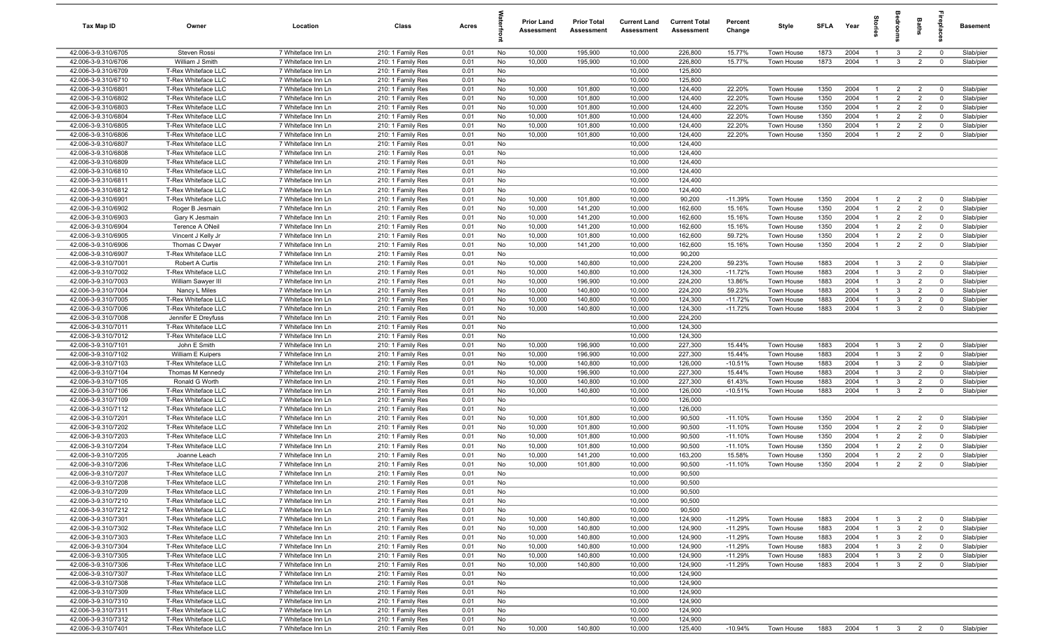| Tax Map ID | Owner | Location | Class | Acres | Waterfront | Prior Land Assessment | Prior Total Assessment | Current Land Assessment | Current Total Assessment | Percent Change | Style | SFLA | Year | Stories | Bedrooms | Baths | Fireplaces | Basement |
|---|---|---|---|---|---|---|---|---|---|---|---|---|---|---|---|---|---|---|
| 42.006-3-9.310/6705 | Steven Rossi | 7 Whiteface Inn Ln | 210: 1 Family Res | 0.01 | No | 10,000 | 195,900 | 10,000 | 226,800 | 15.77% | Town House | 1873 | 2004 | 1 | 3 | 2 | 0 | Slab/pier |
| 42.006-3-9.310/6706 | William J Smith | 7 Whiteface Inn Ln | 210: 1 Family Res | 0.01 | No | 10,000 | 195,900 | 10,000 | 226,800 | 15.77% | Town House | 1873 | 2004 | 1 | 3 | 2 | 0 | Slab/pier |
| 42.006-3-9.310/6709 | T-Rex Whiteface LLC | 7 Whiteface Inn Ln | 210: 1 Family Res | 0.01 | No | | | 10,000 | 125,800 | | | | | | | | | |
| 42.006-3-9.310/6710 | T-Rex Whiteface LLC | 7 Whiteface Inn Ln | 210: 1 Family Res | 0.01 | No | | | 10,000 | 125,800 | | | | | | | | | |
| 42.006-3-9.310/6801 | T-Rex Whiteface LLC | 7 Whiteface Inn Ln | 210: 1 Family Res | 0.01 | No | 10,000 | 101,800 | 10,000 | 124,400 | 22.20% | Town House | 1350 | 2004 | 1 | 2 | 2 | 0 | Slab/pier |
| 42.006-3-9.310/6802 | T-Rex Whiteface LLC | 7 Whiteface Inn Ln | 210: 1 Family Res | 0.01 | No | 10,000 | 101,800 | 10,000 | 124,400 | 22.20% | Town House | 1350 | 2004 | 1 | 2 | 2 | 0 | Slab/pier |
| 42.006-3-9.310/6803 | T-Rex Whiteface LLC | 7 Whiteface Inn Ln | 210: 1 Family Res | 0.01 | No | 10,000 | 101,800 | 10,000 | 124,400 | 22.20% | Town House | 1350 | 2004 | 1 | 2 | 2 | 0 | Slab/pier |
| 42.006-3-9.310/6804 | T-Rex Whiteface LLC | 7 Whiteface Inn Ln | 210: 1 Family Res | 0.01 | No | 10,000 | 101,800 | 10,000 | 124,400 | 22.20% | Town House | 1350 | 2004 | 1 | 2 | 2 | 0 | Slab/pier |
| 42.006-3-9.310/6805 | T-Rex Whiteface LLC | 7 Whiteface Inn Ln | 210: 1 Family Res | 0.01 | No | 10,000 | 101,800 | 10,000 | 124,400 | 22.20% | Town House | 1350 | 2004 | 1 | 2 | 2 | 0 | Slab/pier |
| 42.006-3-9.310/6806 | T-Rex Whiteface LLC | 7 Whiteface Inn Ln | 210: 1 Family Res | 0.01 | No | 10,000 | 101,800 | 10,000 | 124,400 | 22.20% | Town House | 1350 | 2004 | 1 | 2 | 2 | 0 | Slab/pier |
| 42.006-3-9.310/6807 | T-Rex Whiteface LLC | 7 Whiteface Inn Ln | 210: 1 Family Res | 0.01 | No | | | 10,000 | 124,400 | | | | | | | | | |
| 42.006-3-9.310/6808 | T-Rex Whiteface LLC | 7 Whiteface Inn Ln | 210: 1 Family Res | 0.01 | No | | | 10,000 | 124,400 | | | | | | | | | |
| 42.006-3-9.310/6809 | T-Rex Whiteface LLC | 7 Whiteface Inn Ln | 210: 1 Family Res | 0.01 | No | | | 10,000 | 124,400 | | | | | | | | | |
| 42.006-3-9.310/6810 | T-Rex Whiteface LLC | 7 Whiteface Inn Ln | 210: 1 Family Res | 0.01 | No | | | 10,000 | 124,400 | | | | | | | | | |
| 42.006-3-9.310/6811 | T-Rex Whiteface LLC | 7 Whiteface Inn Ln | 210: 1 Family Res | 0.01 | No | | | 10,000 | 124,400 | | | | | | | | | |
| 42.006-3-9.310/6812 | T-Rex Whiteface LLC | 7 Whiteface Inn Ln | 210: 1 Family Res | 0.01 | No | | | 10,000 | 124,400 | | | | | | | | | |
| 42.006-3-9.310/6901 | T-Rex Whiteface LLC | 7 Whiteface Inn Ln | 210: 1 Family Res | 0.01 | No | 10,000 | 101,800 | 10,000 | 90,200 | -11.39% | Town House | 1350 | 2004 | 1 | 2 | 2 | 0 | Slab/pier |
| 42.006-3-9.310/6902 | Roger B Jesmain | 7 Whiteface Inn Ln | 210: 1 Family Res | 0.01 | No | 10,000 | 141,200 | 10,000 | 162,600 | 15.16% | Town House | 1350 | 2004 | 1 | 2 | 2 | 0 | Slab/pier |
| 42.006-3-9.310/6903 | Gary K Jesmain | 7 Whiteface Inn Ln | 210: 1 Family Res | 0.01 | No | 10,000 | 141,200 | 10,000 | 162,600 | 15.16% | Town House | 1350 | 2004 | 1 | 2 | 2 | 0 | Slab/pier |
| 42.006-3-9.310/6904 | Terence A ONeil | 7 Whiteface Inn Ln | 210: 1 Family Res | 0.01 | No | 10,000 | 141,200 | 10,000 | 162,600 | 15.16% | Town House | 1350 | 2004 | 1 | 2 | 2 | 0 | Slab/pier |
| 42.006-3-9.310/6905 | Vincent J Kelly Jr | 7 Whiteface Inn Ln | 210: 1 Family Res | 0.01 | No | 10,000 | 101,800 | 10,000 | 162,600 | 59.72% | Town House | 1350 | 2004 | 1 | 2 | 2 | 0 | Slab/pier |
| 42.006-3-9.310/6906 | Thomas C Dwyer | 7 Whiteface Inn Ln | 210: 1 Family Res | 0.01 | No | 10,000 | 141,200 | 10,000 | 162,600 | 15.16% | Town House | 1350 | 2004 | 1 | 2 | 2 | 0 | Slab/pier |
| 42.006-3-9.310/6907 | T-Rex Whiteface LLC | 7 Whiteface Inn Ln | 210: 1 Family Res | 0.01 | No | | | 10,000 | 90,200 | | | | | | | | | |
| 42.006-3-9.310/7001 | Robert A Curtis | 7 Whiteface Inn Ln | 210: 1 Family Res | 0.01 | No | 10,000 | 140,800 | 10,000 | 224,200 | 59.23% | Town House | 1883 | 2004 | 1 | 3 | 2 | 0 | Slab/pier |
| 42.006-3-9.310/7002 | T-Rex Whiteface LLC | 7 Whiteface Inn Ln | 210: 1 Family Res | 0.01 | No | 10,000 | 140,800 | 10,000 | 124,300 | -11.72% | Town House | 1883 | 2004 | 1 | 3 | 2 | 0 | Slab/pier |
| 42.006-3-9.310/7003 | William Sawyer III | 7 Whiteface Inn Ln | 210: 1 Family Res | 0.01 | No | 10,000 | 196,900 | 10,000 | 224,200 | 13.86% | Town House | 1883 | 2004 | 1 | 3 | 2 | 0 | Slab/pier |
| 42.006-3-9.310/7004 | Nancy L Miles | 7 Whiteface Inn Ln | 210: 1 Family Res | 0.01 | No | 10,000 | 140,800 | 10,000 | 224,200 | 59.23% | Town House | 1883 | 2004 | 1 | 3 | 2 | 0 | Slab/pier |
| 42.006-3-9.310/7005 | T-Rex Whiteface LLC | 7 Whiteface Inn Ln | 210: 1 Family Res | 0.01 | No | 10,000 | 140,800 | 10,000 | 124,300 | -11.72% | Town House | 1883 | 2004 | 1 | 3 | 2 | 0 | Slab/pier |
| 42.006-3-9.310/7006 | T-Rex Whiteface LLC | 7 Whiteface Inn Ln | 210: 1 Family Res | 0.01 | No | 10,000 | 140,800 | 10,000 | 124,300 | -11.72% | Town House | 1883 | 2004 | 1 | 3 | 2 | 0 | Slab/pier |
| 42.006-3-9.310/7008 | Jennifer E Dreyfuss | 7 Whiteface Inn Ln | 210: 1 Family Res | 0.01 | No | | | 10,000 | 224,200 | | | | | | | | | |
| 42.006-3-9.310/7011 | T-Rex Whiteface LLC | 7 Whiteface Inn Ln | 210: 1 Family Res | 0.01 | No | | | 10,000 | 124,300 | | | | | | | | | |
| 42.006-3-9.310/7012 | T-Rex Whiteface LLC | 7 Whiteface Inn Ln | 210: 1 Family Res | 0.01 | No | | | 10,000 | 124,300 | | | | | | | | | |
| 42.006-3-9.310/7101 | John E Smith | 7 Whiteface Inn Ln | 210: 1 Family Res | 0.01 | No | 10,000 | 196,900 | 10,000 | 227,300 | 15.44% | Town House | 1883 | 2004 | 1 | 3 | 2 | 0 | Slab/pier |
| 42.006-3-9.310/7102 | William E Kuipers | 7 Whiteface Inn Ln | 210: 1 Family Res | 0.01 | No | 10,000 | 196,900 | 10,000 | 227,300 | 15.44% | Town House | 1883 | 2004 | 1 | 3 | 2 | 0 | Slab/pier |
| 42.006-3-9.310/7103 | T-Rex Whiteface LLC | 7 Whiteface Inn Ln | 210: 1 Family Res | 0.01 | No | 10,000 | 140,800 | 10,000 | 126,000 | -10.51% | Town House | 1883 | 2004 | 1 | 3 | 2 | 0 | Slab/pier |
| 42.006-3-9.310/7104 | Thomas M Kennedy | 7 Whiteface Inn Ln | 210: 1 Family Res | 0.01 | No | 10,000 | 196,900 | 10,000 | 227,300 | 15.44% | Town House | 1883 | 2004 | 1 | 3 | 2 | 0 | Slab/pier |
| 42.006-3-9.310/7105 | Ronald G Worth | 7 Whiteface Inn Ln | 210: 1 Family Res | 0.01 | No | 10,000 | 140,800 | 10,000 | 227,300 | 61.43% | Town House | 1883 | 2004 | 1 | 3 | 2 | 0 | Slab/pier |
| 42.006-3-9.310/7106 | T-Rex Whiteface LLC | 7 Whiteface Inn Ln | 210: 1 Family Res | 0.01 | No | 10,000 | 140,800 | 10,000 | 126,000 | -10.51% | Town House | 1883 | 2004 | 1 | 3 | 2 | 0 | Slab/pier |
| 42.006-3-9.310/7109 | T-Rex Whiteface LLC | 7 Whiteface Inn Ln | 210: 1 Family Res | 0.01 | No | | | 10,000 | 126,000 | | | | | | | | | |
| 42.006-3-9.310/7112 | T-Rex Whiteface LLC | 7 Whiteface Inn Ln | 210: 1 Family Res | 0.01 | No | | | 10,000 | 126,000 | | | | | | | | | |
| 42.006-3-9.310/7201 | T-Rex Whiteface LLC | 7 Whiteface Inn Ln | 210: 1 Family Res | 0.01 | No | 10,000 | 101,800 | 10,000 | 90,500 | -11.10% | Town House | 1350 | 2004 | 1 | 2 | 2 | 0 | Slab/pier |
| 42.006-3-9.310/7202 | T-Rex Whiteface LLC | 7 Whiteface Inn Ln | 210: 1 Family Res | 0.01 | No | 10,000 | 101,800 | 10,000 | 90,500 | -11.10% | Town House | 1350 | 2004 | 1 | 2 | 2 | 0 | Slab/pier |
| 42.006-3-9.310/7203 | T-Rex Whiteface LLC | 7 Whiteface Inn Ln | 210: 1 Family Res | 0.01 | No | 10,000 | 101,800 | 10,000 | 90,500 | -11.10% | Town House | 1350 | 2004 | 1 | 2 | 2 | 0 | Slab/pier |
| 42.006-3-9.310/7204 | T-Rex Whiteface LLC | 7 Whiteface Inn Ln | 210: 1 Family Res | 0.01 | No | 10,000 | 101,800 | 10,000 | 90,500 | -11.10% | Town House | 1350 | 2004 | 1 | 2 | 2 | 0 | Slab/pier |
| 42.006-3-9.310/7205 | Joanne Leach | 7 Whiteface Inn Ln | 210: 1 Family Res | 0.01 | No | 10,000 | 141,200 | 10,000 | 163,200 | 15.58% | Town House | 1350 | 2004 | 1 | 2 | 2 | 0 | Slab/pier |
| 42.006-3-9.310/7206 | T-Rex Whiteface LLC | 7 Whiteface Inn Ln | 210: 1 Family Res | 0.01 | No | 10,000 | 101,800 | 10,000 | 90,500 | -11.10% | Town House | 1350 | 2004 | 1 | 2 | 2 | 0 | Slab/pier |
| 42.006-3-9.310/7207 | T-Rex Whiteface LLC | 7 Whiteface Inn Ln | 210: 1 Family Res | 0.01 | No | | | 10,000 | 90,500 | | | | | | | | | |
| 42.006-3-9.310/7208 | T-Rex Whiteface LLC | 7 Whiteface Inn Ln | 210: 1 Family Res | 0.01 | No | | | 10,000 | 90,500 | | | | | | | | | |
| 42.006-3-9.310/7209 | T-Rex Whiteface LLC | 7 Whiteface Inn Ln | 210: 1 Family Res | 0.01 | No | | | 10,000 | 90,500 | | | | | | | | | |
| 42.006-3-9.310/7210 | T-Rex Whiteface LLC | 7 Whiteface Inn Ln | 210: 1 Family Res | 0.01 | No | | | 10,000 | 90,500 | | | | | | | | | |
| 42.006-3-9.310/7212 | T-Rex Whiteface LLC | 7 Whiteface Inn Ln | 210: 1 Family Res | 0.01 | No | | | 10,000 | 90,500 | | | | | | | | | |
| 42.006-3-9.310/7301 | T-Rex Whiteface LLC | 7 Whiteface Inn Ln | 210: 1 Family Res | 0.01 | No | 10,000 | 140,800 | 10,000 | 124,900 | -11.29% | Town House | 1883 | 2004 | 1 | 3 | 2 | 0 | Slab/pier |
| 42.006-3-9.310/7302 | T-Rex Whiteface LLC | 7 Whiteface Inn Ln | 210: 1 Family Res | 0.01 | No | 10,000 | 140,800 | 10,000 | 124,900 | -11.29% | Town House | 1883 | 2004 | 1 | 3 | 2 | 0 | Slab/pier |
| 42.006-3-9.310/7303 | T-Rex Whiteface LLC | 7 Whiteface Inn Ln | 210: 1 Family Res | 0.01 | No | 10,000 | 140,800 | 10,000 | 124,900 | -11.29% | Town House | 1883 | 2004 | 1 | 3 | 2 | 0 | Slab/pier |
| 42.006-3-9.310/7304 | T-Rex Whiteface LLC | 7 Whiteface Inn Ln | 210: 1 Family Res | 0.01 | No | 10,000 | 140,800 | 10,000 | 124,900 | -11.29% | Town House | 1883 | 2004 | 1 | 3 | 2 | 0 | Slab/pier |
| 42.006-3-9.310/7305 | T-Rex Whiteface LLC | 7 Whiteface Inn Ln | 210: 1 Family Res | 0.01 | No | 10,000 | 140,800 | 10,000 | 124,900 | -11.29% | Town House | 1883 | 2004 | 1 | 3 | 2 | 0 | Slab/pier |
| 42.006-3-9.310/7306 | T-Rex Whiteface LLC | 7 Whiteface Inn Ln | 210: 1 Family Res | 0.01 | No | 10,000 | 140,800 | 10,000 | 124,900 | -11.29% | Town House | 1883 | 2004 | 1 | 3 | 2 | 0 | Slab/pier |
| 42.006-3-9.310/7307 | T-Rex Whiteface LLC | 7 Whiteface Inn Ln | 210: 1 Family Res | 0.01 | No | | | 10,000 | 124,900 | | | | | | | | | |
| 42.006-3-9.310/7308 | T-Rex Whiteface LLC | 7 Whiteface Inn Ln | 210: 1 Family Res | 0.01 | No | | | 10,000 | 124,900 | | | | | | | | | |
| 42.006-3-9.310/7309 | T-Rex Whiteface LLC | 7 Whiteface Inn Ln | 210: 1 Family Res | 0.01 | No | | | 10,000 | 124,900 | | | | | | | | | |
| 42.006-3-9.310/7310 | T-Rex Whiteface LLC | 7 Whiteface Inn Ln | 210: 1 Family Res | 0.01 | No | | | 10,000 | 124,900 | | | | | | | | | |
| 42.006-3-9.310/7311 | T-Rex Whiteface LLC | 7 Whiteface Inn Ln | 210: 1 Family Res | 0.01 | No | | | 10,000 | 124,900 | | | | | | | | | |
| 42.006-3-9.310/7312 | T-Rex Whiteface LLC | 7 Whiteface Inn Ln | 210: 1 Family Res | 0.01 | No | | | 10,000 | 124,900 | | | | | | | | | |
| 42.006-3-9.310/7401 | T-Rex Whiteface LLC | 7 Whiteface Inn Ln | 210: 1 Family Res | 0.01 | No | 10,000 | 140,800 | 10,000 | 125,400 | -10.94% | Town House | 1883 | 2004 | 1 | 3 | 2 | 0 | Slab/pier |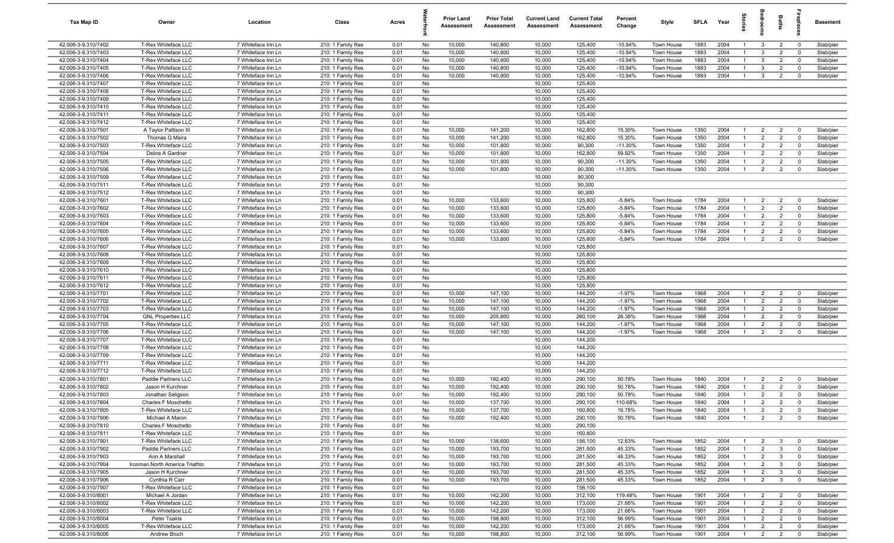| Tax Map ID | Owner | Location | Class | Acres | Waterfront | Prior Land Assessment | Prior Total Assessment | Current Land Assessment | Current Total Assessment | Percent Change | Style | SFLA | Year | Stories | Bedrooms | Baths | Fireplaces | Basement |
|---|---|---|---|---|---|---|---|---|---|---|---|---|---|---|---|---|---|---|
| 42.006-3-9.310/7402 | T-Rex Whiteface LLC | 7 Whiteface Inn Ln | 210: 1 Family Res | 0.01 | No | 10,000 | 140,800 | 10,000 | 125,400 | -10.94% | Town House | 1883 | 2004 | 1 | 3 | 2 | 0 | Slab/pier |
| 42.006-3-9.310/7403 | T-Rex Whiteface LLC | 7 Whiteface Inn Ln | 210: 1 Family Res | 0.01 | No | 10,000 | 140,800 | 10,000 | 125,400 | -10.94% | Town House | 1883 | 2004 | 1 | 3 | 2 | 0 | Slab/pier |
| 42.006-3-9.310/7404 | T-Rex Whiteface LLC | 7 Whiteface Inn Ln | 210: 1 Family Res | 0.01 | No | 10,000 | 140,800 | 10,000 | 125,400 | -10.94% | Town House | 1883 | 2004 | 1 | 3 | 2 | 0 | Slab/pier |
| 42.006-3-9.310/7405 | T-Rex Whiteface LLC | 7 Whiteface Inn Ln | 210: 1 Family Res | 0.01 | No | 10,000 | 140,800 | 10,000 | 125,400 | -10.94% | Town House | 1883 | 2004 | 1 | 3 | 2 | 0 | Slab/pier |
| 42.006-3-9.310/7406 | T-Rex Whiteface LLC | 7 Whiteface Inn Ln | 210: 1 Family Res | 0.01 | No | 10,000 | 140,800 | 10,000 | 125,400 | -10.94% | Town House | 1883 | 2004 | 1 | 3 | 2 | 0 | Slab/pier |
| 42.006-3-9.310/7407 | T-Rex Whiteface LLC | 7 Whiteface Inn Ln | 210: 1 Family Res | 0.01 | No | | | 10,000 | 125,400 | | | | | | | | | |
| 42.006-3-9.310/7408 | T-Rex Whiteface LLC | 7 Whiteface Inn Ln | 210: 1 Family Res | 0.01 | No | | | 10,000 | 125,400 | | | | | | | | | |
| 42.006-3-9.310/7409 | T-Rex Whiteface LLC | 7 Whiteface Inn Ln | 210: 1 Family Res | 0.01 | No | | | 10,000 | 125,400 | | | | | | | | | |
| 42.006-3-9.310/7410 | T-Rex Whiteface LLC | 7 Whiteface Inn Ln | 210: 1 Family Res | 0.01 | No | | | 10,000 | 125,400 | | | | | | | | | |
| 42.006-3-9.310/7411 | T-Rex Whiteface LLC | 7 Whiteface Inn Ln | 210: 1 Family Res | 0.01 | No | | | 10,000 | 125,400 | | | | | | | | | |
| 42.006-3-9.310/7412 | T-Rex Whiteface LLC | 7 Whiteface Inn Ln | 210: 1 Family Res | 0.01 | No | | | 10,000 | 125,400 | | | | | | | | | |
| 42.006-3-9.310/7501 | A Taylor Pattison III | 7 Whiteface Inn Ln | 210: 1 Family Res | 0.01 | No | 10,000 | 141,200 | 10,000 | 162,800 | 15.30% | Town House | 1350 | 2004 | 1 | 2 | 2 | 0 | Slab/pier |
| 42.006-3-9.310/7502 | Thomas G Maira | 7 Whiteface Inn Ln | 210: 1 Family Res | 0.01 | No | 10,000 | 141,200 | 10,000 | 162,800 | 15.30% | Town House | 1350 | 2004 | 1 | 2 | 2 | 0 | Slab/pier |
| 42.006-3-9.310/7503 | T-Rex Whiteface LLC | 7 Whiteface Inn Ln | 210: 1 Family Res | 0.01 | No | 10,000 | 101,800 | 10,000 | 90,300 | -11.30% | Town House | 1350 | 2004 | 1 | 2 | 2 | 0 | Slab/pier |
| 42.006-3-9.310/7504 | Debra A Gardner | 7 Whiteface Inn Ln | 210: 1 Family Res | 0.01 | No | 10,000 | 101,800 | 10,000 | 162,800 | 59.92% | Town House | 1350 | 2004 | 1 | 2 | 2 | 0 | Slab/pier |
| 42.006-3-9.310/7505 | T-Rex Whiteface LLC | 7 Whiteface Inn Ln | 210: 1 Family Res | 0.01 | No | 10,000 | 101,800 | 10,000 | 90,300 | -11.30% | Town House | 1350 | 2004 | 1 | 2 | 2 | 0 | Slab/pier |
| 42.006-3-9.310/7506 | T-Rex Whiteface LLC | 7 Whiteface Inn Ln | 210: 1 Family Res | 0.01 | No | 10,000 | 101,800 | 10,000 | 90,300 | -11.30% | Town House | 1350 | 2004 | 1 | 2 | 2 | 0 | Slab/pier |
| 42.006-3-9.310/7509 | T-Rex Whiteface LLC | 7 Whiteface Inn Ln | 210: 1 Family Res | 0.01 | No | | | 10,000 | 90,300 | | | | | | | | | |
| 42.006-3-9.310/7511 | T-Rex Whiteface LLC | 7 Whiteface Inn Ln | 210: 1 Family Res | 0.01 | No | | | 10,000 | 90,300 | | | | | | | | | |
| 42.006-3-9.310/7512 | T-Rex Whiteface LLC | 7 Whiteface Inn Ln | 210: 1 Family Res | 0.01 | No | | | 10,000 | 90,300 | | | | | | | | | |
| 42.006-3-9.310/7601 | T-Rex Whiteface LLC | 7 Whiteface Inn Ln | 210: 1 Family Res | 0.01 | No | 10,000 | 133,600 | 10,000 | 125,800 | -5.84% | Town House | 1784 | 2004 | 1 | 2 | 2 | 0 | Slab/pier |
| 42.006-3-9.310/7602 | T-Rex Whiteface LLC | 7 Whiteface Inn Ln | 210: 1 Family Res | 0.01 | No | 10,000 | 133,600 | 10,000 | 125,800 | -5.84% | Town House | 1784 | 2004 | 1 | 2 | 2 | 0 | Slab/pier |
| 42.006-3-9.310/7603 | T-Rex Whiteface LLC | 7 Whiteface Inn Ln | 210: 1 Family Res | 0.01 | No | 10,000 | 133,600 | 10,000 | 125,800 | -5.84% | Town House | 1784 | 2004 | 1 | 2 | 2 | 0 | Slab/pier |
| 42.006-3-9.310/7604 | T-Rex Whiteface LLC | 7 Whiteface Inn Ln | 210: 1 Family Res | 0.01 | No | 10,000 | 133,600 | 10,000 | 125,800 | -5.84% | Town House | 1784 | 2004 | 1 | 2 | 2 | 0 | Slab/pier |
| 42.006-3-9.310/7605 | T-Rex Whiteface LLC | 7 Whiteface Inn Ln | 210: 1 Family Res | 0.01 | No | 10,000 | 133,600 | 10,000 | 125,800 | -5.84% | Town House | 1784 | 2004 | 1 | 2 | 2 | 0 | Slab/pier |
| 42.006-3-9.310/7606 | T-Rex Whiteface LLC | 7 Whiteface Inn Ln | 210: 1 Family Res | 0.01 | No | 10,000 | 133,600 | 10,000 | 125,800 | -5.84% | Town House | 1784 | 2004 | 1 | 2 | 2 | 0 | Slab/pier |
| 42.006-3-9.310/7607 | T-Rex Whiteface LLC | 7 Whiteface Inn Ln | 210: 1 Family Res | 0.01 | No | | | 10,000 | 125,800 | | | | | | | | | |
| 42.006-3-9.310/7608 | T-Rex Whiteface LLC | 7 Whiteface Inn Ln | 210: 1 Family Res | 0.01 | No | | | 10,000 | 125,800 | | | | | | | | | |
| 42.006-3-9.310/7609 | T-Rex Whiteface LLC | 7 Whiteface Inn Ln | 210: 1 Family Res | 0.01 | No | | | 10,000 | 125,800 | | | | | | | | | |
| 42.006-3-9.310/7610 | T-Rex Whiteface LLC | 7 Whiteface Inn Ln | 210: 1 Family Res | 0.01 | No | | | 10,000 | 125,800 | | | | | | | | | |
| 42.006-3-9.310/7611 | T-Rex Whiteface LLC | 7 Whiteface Inn Ln | 210: 1 Family Res | 0.01 | No | | | 10,000 | 125,800 | | | | | | | | | |
| 42.006-3-9.310/7612 | T-Rex Whiteface LLC | 7 Whiteface Inn Ln | 210: 1 Family Res | 0.01 | No | | | 10,000 | 125,800 | | | | | | | | | |
| 42.006-3-9.310/7701 | T-Rex Whiteface LLC | 7 Whiteface Inn Ln | 210: 1 Family Res | 0.01 | No | 10,000 | 147,100 | 10,000 | 144,200 | -1.97% | Town House | 1968 | 2004 | 1 | 2 | 2 | 0 | Slab/pier |
| 42.006-3-9.310/7702 | T-Rex Whiteface LLC | 7 Whiteface Inn Ln | 210: 1 Family Res | 0.01 | No | 10,000 | 147,100 | 10,000 | 144,200 | -1.97% | Town House | 1968 | 2004 | 1 | 2 | 2 | 0 | Slab/pier |
| 42.006-3-9.310/7703 | T-Rex Whiteface LLC | 7 Whiteface Inn Ln | 210: 1 Family Res | 0.01 | No | 10,000 | 147,100 | 10,000 | 144,200 | -1.97% | Town House | 1968 | 2004 | 1 | 2 | 2 | 0 | Slab/pier |
| 42.006-3-9.310/7704 | GNL Properties LLC | 7 Whiteface Inn Ln | 210: 1 Family Res | 0.01 | No | 10,000 | 205,800 | 10,000 | 260,100 | 26.38% | Town House | 1968 | 2004 | 1 | 2 | 2 | 0 | Slab/pier |
| 42.006-3-9.310/7705 | T-Rex Whiteface LLC | 7 Whiteface Inn Ln | 210: 1 Family Res | 0.01 | No | 10,000 | 147,100 | 10,000 | 144,200 | -1.97% | Town House | 1968 | 2004 | 1 | 2 | 2 | 0 | Slab/pier |
| 42.006-3-9.310/7706 | T-Rex Whiteface LLC | 7 Whiteface Inn Ln | 210: 1 Family Res | 0.01 | No | 10,000 | 147,100 | 10,000 | 144,200 | -1.97% | Town House | 1968 | 2004 | 1 | 2 | 2 | 0 | Slab/pier |
| 42.006-3-9.310/7707 | T-Rex Whiteface LLC | 7 Whiteface Inn Ln | 210: 1 Family Res | 0.01 | No | | | 10,000 | 144,200 | | | | | | | | | |
| 42.006-3-9.310/7708 | T-Rex Whiteface LLC | 7 Whiteface Inn Ln | 210: 1 Family Res | 0.01 | No | | | 10,000 | 144,200 | | | | | | | | | |
| 42.006-3-9.310/7709 | T-Rex Whiteface LLC | 7 Whiteface Inn Ln | 210: 1 Family Res | 0.01 | No | | | 10,000 | 144,200 | | | | | | | | | |
| 42.006-3-9.310/7711 | T-Rex Whiteface LLC | 7 Whiteface Inn Ln | 210: 1 Family Res | 0.01 | No | | | 10,000 | 144,200 | | | | | | | | | |
| 42.006-3-9.310/7712 | T-Rex Whiteface LLC | 7 Whiteface Inn Ln | 210: 1 Family Res | 0.01 | No | | | 10,000 | 144,200 | | | | | | | | | |
| 42.006-3-9.310/7801 | Paddle Partners LLC | 7 Whiteface Inn Ln | 210: 1 Family Res | 0.01 | No | 10,000 | 192,400 | 10,000 | 290,100 | 50.78% | Town House | 1840 | 2004 | 1 | 2 | 2 | 0 | Slab/pier |
| 42.006-3-9.310/7802 | Jason H Kurchner | 7 Whiteface Inn Ln | 210: 1 Family Res | 0.01 | No | 10,000 | 192,400 | 10,000 | 290,100 | 50.78% | Town House | 1840 | 2004 | 1 | 2 | 2 | 0 | Slab/pier |
| 42.006-3-9.310/7803 | Jonathan Seligson | 7 Whiteface Inn Ln | 210: 1 Family Res | 0.01 | No | 10,000 | 192,400 | 10,000 | 290,100 | 50.78% | Town House | 1840 | 2004 | 1 | 2 | 2 | 0 | Slab/pier |
| 42.006-3-9.310/7804 | Charles F Moschetto | 7 Whiteface Inn Ln | 210: 1 Family Res | 0.01 | No | 10,000 | 137,700 | 10,000 | 290,100 | 110.68% | Town House | 1840 | 2004 | 1 | 2 | 2 | 0 | Slab/pier |
| 42.006-3-9.310/7805 | T-Rex Whiteface LLC | 7 Whiteface Inn Ln | 210: 1 Family Res | 0.01 | No | 10,000 | 137,700 | 10,000 | 160,800 | 16.78% | Town House | 1840 | 2004 | 1 | 2 | 2 | 0 | Slab/pier |
| 42.006-3-9.310/7806 | Michael A Maron | 7 Whiteface Inn Ln | 210: 1 Family Res | 0.01 | No | 10,000 | 192,400 | 10,000 | 290,100 | 50.78% | Town House | 1840 | 2004 | 1 | 2 | 2 | 0 | Slab/pier |
| 42.006-3-9.310/7810 | Charles F Moschetto | 7 Whiteface Inn Ln | 210: 1 Family Res | 0.01 | No | | | 10,000 | 290,100 | | | | | | | | | |
| 42.006-3-9.310/7811 | T-Rex Whiteface LLC | 7 Whiteface Inn Ln | 210: 1 Family Res | 0.01 | No | | | 10,000 | 160,800 | | | | | | | | | |
| 42.006-3-9.310/7901 | T-Rex Whiteface LLC | 7 Whiteface Inn Ln | 210: 1 Family Res | 0.01 | No | 10,000 | 138,600 | 10,000 | 156,100 | 12.63% | Town House | 1852 | 2004 | 1 | 2 | 3 | 0 | Slab/pier |
| 42.006-3-9.310/7902 | Paddle Partners LLC | 7 Whiteface Inn Ln | 210: 1 Family Res | 0.01 | No | 10,000 | 193,700 | 10,000 | 281,500 | 45.33% | Town House | 1852 | 2004 | 1 | 2 | 3 | 0 | Slab/pier |
| 42.006-3-9.310/7903 | Ann A Marshall | 7 Whiteface Inn Ln | 210: 1 Family Res | 0.01 | No | 10,000 | 193,700 | 10,000 | 281,500 | 45.33% | Town House | 1852 | 2004 | 1 | 2 | 3 | 0 | Slab/pier |
| 42.006-3-9.310/7904 | Ironman North America Triathlo | 7 Whiteface Inn Ln | 210: 1 Family Res | 0.01 | No | 10,000 | 193,700 | 10,000 | 281,500 | 45.33% | Town House | 1852 | 2004 | 1 | 2 | 3 | 0 | Slab/pier |
| 42.006-3-9.310/7905 | Jason H Kurchner | 7 Whiteface Inn Ln | 210: 1 Family Res | 0.01 | No | 10,000 | 193,700 | 10,000 | 281,500 | 45.33% | Town House | 1852 | 2004 | 1 | 2 | 3 | 0 | Slab/pier |
| 42.006-3-9.310/7906 | Cynthia R Carr | 7 Whiteface Inn Ln | 210: 1 Family Res | 0.01 | No | 10,000 | 193,700 | 10,000 | 281,500 | 45.33% | Town House | 1852 | 2004 | 1 | 2 | 3 | 0 | Slab/pier |
| 42.006-3-9.310/7907 | T-Rex Whiteface LLC | 7 Whiteface Inn Ln | 210: 1 Family Res | 0.01 | No | | | 10,000 | 156,100 | | | | | | | | | |
| 42.006-3-9.310/8001 | Michael A Jordan | 7 Whiteface Inn Ln | 210: 1 Family Res | 0.01 | No | 10,000 | 142,200 | 10,000 | 312,100 | 119.48% | Town House | 1901 | 2004 | 1 | 2 | 2 | 0 | Slab/pier |
| 42.006-3-9.310/8002 | T-Rex Whiteface LLC | 7 Whiteface Inn Ln | 210: 1 Family Res | 0.01 | No | 10,000 | 142,200 | 10,000 | 173,000 | 21.66% | Town House | 1901 | 2004 | 1 | 2 | 2 | 0 | Slab/pier |
| 42.006-3-9.310/8003 | T-Rex Whiteface LLC | 7 Whiteface Inn Ln | 210: 1 Family Res | 0.01 | No | 10,000 | 142,200 | 10,000 | 173,000 | 21.66% | Town House | 1901 | 2004 | 1 | 2 | 2 | 0 | Slab/pier |
| 42.006-3-9.310/8004 | Peter Tsairis | 7 Whiteface Inn Ln | 210: 1 Family Res | 0.01 | No | 10,000 | 198,800 | 10,000 | 312,100 | 56.99% | Town House | 1901 | 2004 | 1 | 2 | 2 | 0 | Slab/pier |
| 42.006-3-9.310/8005 | T-Rex Whiteface LLC | 7 Whiteface Inn Ln | 210: 1 Family Res | 0.01 | No | 10,000 | 142,200 | 10,000 | 173,000 | 21.66% | Town House | 1901 | 2004 | 1 | 2 | 2 | 0 | Slab/pier |
| 42.006-3-9.310/8006 | Andrew Bloch | 7 Whiteface Inn Ln | 210: 1 Family Res | 0.01 | No | 10,000 | 198,800 | 10,000 | 312,100 | 56.99% | Town House | 1901 | 2004 | 1 | 2 | 2 | 0 | Slab/pier |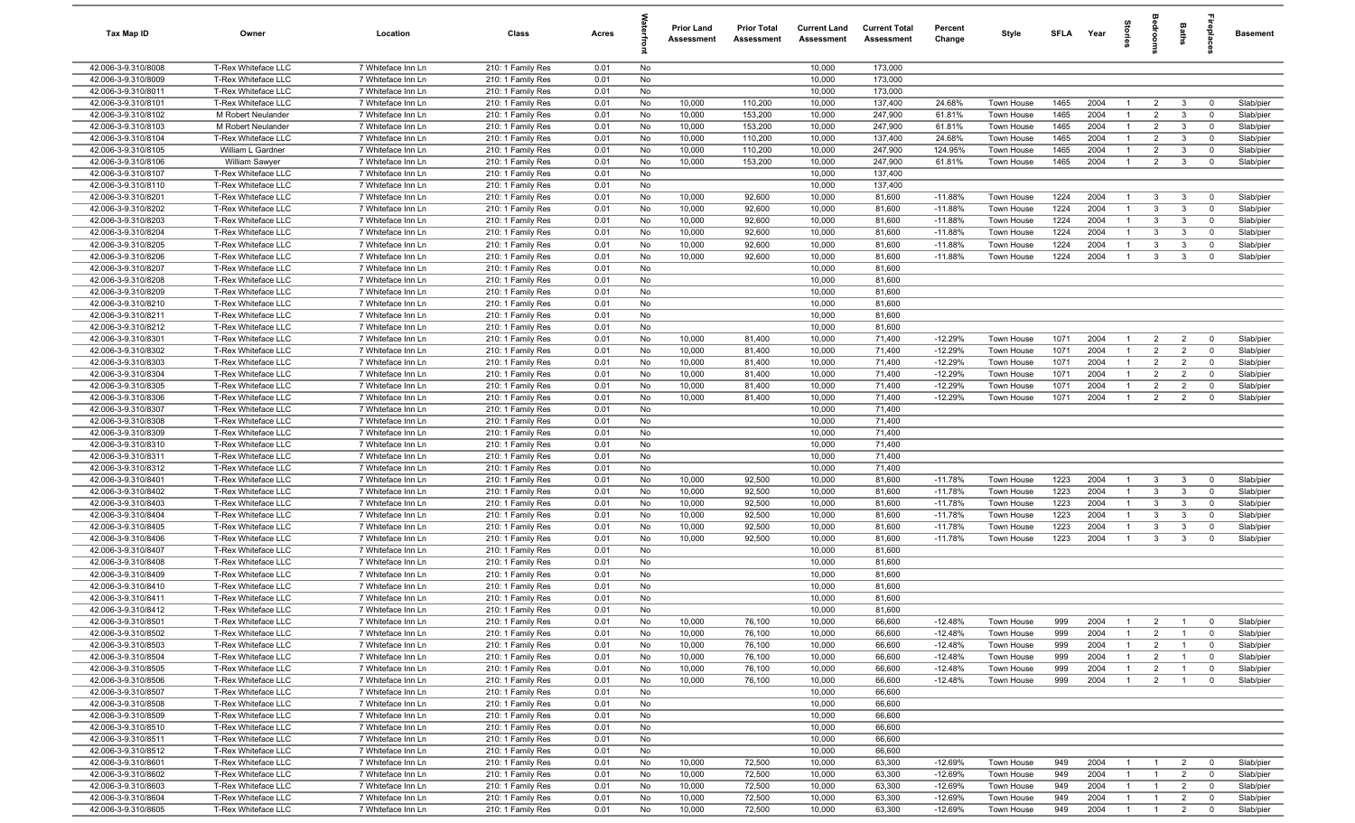| Tax Map ID | Owner | Location | Class | Acres | Waterfront | Prior Land Assessment | Prior Total Assessment | Current Land Assessment | Current Total Assessment | Percent Change | Style | SFLA | Year | Stories | Bedrooms | Baths | Fireplaces | Basement |
|---|---|---|---|---|---|---|---|---|---|---|---|---|---|---|---|---|---|---|
| 42.006-3-9.310/8008 | T-Rex Whiteface LLC | 7 Whiteface Inn Ln | 210: 1 Family Res | 0.01 | No | | | 10,000 | 173,000 | | | | | | | | | |
| 42.006-3-9.310/8009 | T-Rex Whiteface LLC | 7 Whiteface Inn Ln | 210: 1 Family Res | 0.01 | No | | | 10,000 | 173,000 | | | | | | | | | |
| 42.006-3-9.310/8011 | T-Rex Whiteface LLC | 7 Whiteface Inn Ln | 210: 1 Family Res | 0.01 | No | | | 10,000 | 173,000 | | | | | | | | | |
| 42.006-3-9.310/8101 | T-Rex Whiteface LLC | 7 Whiteface Inn Ln | 210: 1 Family Res | 0.01 | No | 10,000 | 110,200 | 10,000 | 137,400 | 24.68% | Town House | 1465 | 2004 | 1 | 2 | 3 | 0 | Slab/pier |
| 42.006-3-9.310/8102 | M Robert Neulander | 7 Whiteface Inn Ln | 210: 1 Family Res | 0.01 | No | 10,000 | 153,200 | 10,000 | 247,900 | 61.81% | Town House | 1465 | 2004 | 1 | 2 | 3 | 0 | Slab/pier |
| 42.006-3-9.310/8103 | M Robert Neulander | 7 Whiteface Inn Ln | 210: 1 Family Res | 0.01 | No | 10,000 | 153,200 | 10,000 | 247,900 | 61.81% | Town House | 1465 | 2004 | 1 | 2 | 3 | 0 | Slab/pier |
| 42.006-3-9.310/8104 | T-Rex Whiteface LLC | 7 Whiteface Inn Ln | 210: 1 Family Res | 0.01 | No | 10,000 | 110,200 | 10,000 | 137,400 | 24.68% | Town House | 1465 | 2004 | 1 | 2 | 3 | 0 | Slab/pier |
| 42.006-3-9.310/8105 | William L Gardner | 7 Whiteface Inn Ln | 210: 1 Family Res | 0.01 | No | 10,000 | 110,200 | 10,000 | 247,900 | 124.95% | Town House | 1465 | 2004 | 1 | 2 | 3 | 0 | Slab/pier |
| 42.006-3-9.310/8106 | William Sawyer | 7 Whiteface Inn Ln | 210: 1 Family Res | 0.01 | No | 10,000 | 153,200 | 10,000 | 247,900 | 61.81% | Town House | 1465 | 2004 | 1 | 2 | 3 | 0 | Slab/pier |
| 42.006-3-9.310/8107 | T-Rex Whiteface LLC | 7 Whiteface Inn Ln | 210: 1 Family Res | 0.01 | No | | | 10,000 | 137,400 | | | | | | | | | |
| 42.006-3-9.310/8110 | T-Rex Whiteface LLC | 7 Whiteface Inn Ln | 210: 1 Family Res | 0.01 | No | | | 10,000 | 137,400 | | | | | | | | | |
| 42.006-3-9.310/8201 | T-Rex Whiteface LLC | 7 Whiteface Inn Ln | 210: 1 Family Res | 0.01 | No | 10,000 | 92,600 | 10,000 | 81,600 | -11.88% | Town House | 1224 | 2004 | 1 | 3 | 3 | 0 | Slab/pier |
| 42.006-3-9.310/8202 | T-Rex Whiteface LLC | 7 Whiteface Inn Ln | 210: 1 Family Res | 0.01 | No | 10,000 | 92,600 | 10,000 | 81,600 | -11.88% | Town House | 1224 | 2004 | 1 | 3 | 3 | 0 | Slab/pier |
| 42.006-3-9.310/8203 | T-Rex Whiteface LLC | 7 Whiteface Inn Ln | 210: 1 Family Res | 0.01 | No | 10,000 | 92,600 | 10,000 | 81,600 | -11.88% | Town House | 1224 | 2004 | 1 | 3 | 3 | 0 | Slab/pier |
| 42.006-3-9.310/8204 | T-Rex Whiteface LLC | 7 Whiteface Inn Ln | 210: 1 Family Res | 0.01 | No | 10,000 | 92,600 | 10,000 | 81,600 | -11.88% | Town House | 1224 | 2004 | 1 | 3 | 3 | 0 | Slab/pier |
| 42.006-3-9.310/8205 | T-Rex Whiteface LLC | 7 Whiteface Inn Ln | 210: 1 Family Res | 0.01 | No | 10,000 | 92,600 | 10,000 | 81,600 | -11.88% | Town House | 1224 | 2004 | 1 | 3 | 3 | 0 | Slab/pier |
| 42.006-3-9.310/8206 | T-Rex Whiteface LLC | 7 Whiteface Inn Ln | 210: 1 Family Res | 0.01 | No | 10,000 | 92,600 | 10,000 | 81,600 | -11.88% | Town House | 1224 | 2004 | 1 | 3 | 3 | 0 | Slab/pier |
| 42.006-3-9.310/8207 | T-Rex Whiteface LLC | 7 Whiteface Inn Ln | 210: 1 Family Res | 0.01 | No | | | 10,000 | 81,600 | | | | | | | | | |
| 42.006-3-9.310/8208 | T-Rex Whiteface LLC | 7 Whiteface Inn Ln | 210: 1 Family Res | 0.01 | No | | | 10,000 | 81,600 | | | | | | | | | |
| 42.006-3-9.310/8209 | T-Rex Whiteface LLC | 7 Whiteface Inn Ln | 210: 1 Family Res | 0.01 | No | | | 10,000 | 81,600 | | | | | | | | | |
| 42.006-3-9.310/8210 | T-Rex Whiteface LLC | 7 Whiteface Inn Ln | 210: 1 Family Res | 0.01 | No | | | 10,000 | 81,600 | | | | | | | | | |
| 42.006-3-9.310/8211 | T-Rex Whiteface LLC | 7 Whiteface Inn Ln | 210: 1 Family Res | 0.01 | No | | | 10,000 | 81,600 | | | | | | | | | |
| 42.006-3-9.310/8212 | T-Rex Whiteface LLC | 7 Whiteface Inn Ln | 210: 1 Family Res | 0.01 | No | | | 10,000 | 81,600 | | | | | | | | | |
| 42.006-3-9.310/8301 | T-Rex Whiteface LLC | 7 Whiteface Inn Ln | 210: 1 Family Res | 0.01 | No | 10,000 | 81,400 | 10,000 | 71,400 | -12.29% | Town House | 1071 | 2004 | 1 | 2 | 2 | 0 | Slab/pier |
| 42.006-3-9.310/8302 | T-Rex Whiteface LLC | 7 Whiteface Inn Ln | 210: 1 Family Res | 0.01 | No | 10,000 | 81,400 | 10,000 | 71,400 | -12.29% | Town House | 1071 | 2004 | 1 | 2 | 2 | 0 | Slab/pier |
| 42.006-3-9.310/8303 | T-Rex Whiteface LLC | 7 Whiteface Inn Ln | 210: 1 Family Res | 0.01 | No | 10,000 | 81,400 | 10,000 | 71,400 | -12.29% | Town House | 1071 | 2004 | 1 | 2 | 2 | 0 | Slab/pier |
| 42.006-3-9.310/8304 | T-Rex Whiteface LLC | 7 Whiteface Inn Ln | 210: 1 Family Res | 0.01 | No | 10,000 | 81,400 | 10,000 | 71,400 | -12.29% | Town House | 1071 | 2004 | 1 | 2 | 2 | 0 | Slab/pier |
| 42.006-3-9.310/8305 | T-Rex Whiteface LLC | 7 Whiteface Inn Ln | 210: 1 Family Res | 0.01 | No | 10,000 | 81,400 | 10,000 | 71,400 | -12.29% | Town House | 1071 | 2004 | 1 | 2 | 2 | 0 | Slab/pier |
| 42.006-3-9.310/8306 | T-Rex Whiteface LLC | 7 Whiteface Inn Ln | 210: 1 Family Res | 0.01 | No | 10,000 | 81,400 | 10,000 | 71,400 | -12.29% | Town House | 1071 | 2004 | 1 | 2 | 2 | 0 | Slab/pier |
| 42.006-3-9.310/8307 | T-Rex Whiteface LLC | 7 Whiteface Inn Ln | 210: 1 Family Res | 0.01 | No | | | 10,000 | 71,400 | | | | | | | | | |
| 42.006-3-9.310/8308 | T-Rex Whiteface LLC | 7 Whiteface Inn Ln | 210: 1 Family Res | 0.01 | No | | | 10,000 | 71,400 | | | | | | | | | |
| 42.006-3-9.310/8309 | T-Rex Whiteface LLC | 7 Whiteface Inn Ln | 210: 1 Family Res | 0.01 | No | | | 10,000 | 71,400 | | | | | | | | | |
| 42.006-3-9.310/8310 | T-Rex Whiteface LLC | 7 Whiteface Inn Ln | 210: 1 Family Res | 0.01 | No | | | 10,000 | 71,400 | | | | | | | | | |
| 42.006-3-9.310/8311 | T-Rex Whiteface LLC | 7 Whiteface Inn Ln | 210: 1 Family Res | 0.01 | No | | | 10,000 | 71,400 | | | | | | | | | |
| 42.006-3-9.310/8312 | T-Rex Whiteface LLC | 7 Whiteface Inn Ln | 210: 1 Family Res | 0.01 | No | | | 10,000 | 71,400 | | | | | | | | | |
| 42.006-3-9.310/8401 | T-Rex Whiteface LLC | 7 Whiteface Inn Ln | 210: 1 Family Res | 0.01 | No | 10,000 | 92,500 | 10,000 | 81,600 | -11.78% | Town House | 1223 | 2004 | 1 | 3 | 3 | 0 | Slab/pier |
| 42.006-3-9.310/8402 | T-Rex Whiteface LLC | 7 Whiteface Inn Ln | 210: 1 Family Res | 0.01 | No | 10,000 | 92,500 | 10,000 | 81,600 | -11.78% | Town House | 1223 | 2004 | 1 | 3 | 3 | 0 | Slab/pier |
| 42.006-3-9.310/8403 | T-Rex Whiteface LLC | 7 Whiteface Inn Ln | 210: 1 Family Res | 0.01 | No | 10,000 | 92,500 | 10,000 | 81,600 | -11.78% | Town House | 1223 | 2004 | 1 | 3 | 3 | 0 | Slab/pier |
| 42.006-3-9.310/8404 | T-Rex Whiteface LLC | 7 Whiteface Inn Ln | 210: 1 Family Res | 0.01 | No | 10,000 | 92,500 | 10,000 | 81,600 | -11.78% | Town House | 1223 | 2004 | 1 | 3 | 3 | 0 | Slab/pier |
| 42.006-3-9.310/8405 | T-Rex Whiteface LLC | 7 Whiteface Inn Ln | 210: 1 Family Res | 0.01 | No | 10,000 | 92,500 | 10,000 | 81,600 | -11.78% | Town House | 1223 | 2004 | 1 | 3 | 3 | 0 | Slab/pier |
| 42.006-3-9.310/8406 | T-Rex Whiteface LLC | 7 Whiteface Inn Ln | 210: 1 Family Res | 0.01 | No | 10,000 | 92,500 | 10,000 | 81,600 | -11.78% | Town House | 1223 | 2004 | 1 | 3 | 3 | 0 | Slab/pier |
| 42.006-3-9.310/8407 | T-Rex Whiteface LLC | 7 Whiteface Inn Ln | 210: 1 Family Res | 0.01 | No | | | 10,000 | 81,600 | | | | | | | | | |
| 42.006-3-9.310/8408 | T-Rex Whiteface LLC | 7 Whiteface Inn Ln | 210: 1 Family Res | 0.01 | No | | | 10,000 | 81,600 | | | | | | | | | |
| 42.006-3-9.310/8409 | T-Rex Whiteface LLC | 7 Whiteface Inn Ln | 210: 1 Family Res | 0.01 | No | | | 10,000 | 81,600 | | | | | | | | | |
| 42.006-3-9.310/8410 | T-Rex Whiteface LLC | 7 Whiteface Inn Ln | 210: 1 Family Res | 0.01 | No | | | 10,000 | 81,600 | | | | | | | | | |
| 42.006-3-9.310/8411 | T-Rex Whiteface LLC | 7 Whiteface Inn Ln | 210: 1 Family Res | 0.01 | No | | | 10,000 | 81,600 | | | | | | | | | |
| 42.006-3-9.310/8412 | T-Rex Whiteface LLC | 7 Whiteface Inn Ln | 210: 1 Family Res | 0.01 | No | | | 10,000 | 81,600 | | | | | | | | | |
| 42.006-3-9.310/8501 | T-Rex Whiteface LLC | 7 Whiteface Inn Ln | 210: 1 Family Res | 0.01 | No | 10,000 | 76,100 | 10,000 | 66,600 | -12.48% | Town House | 999 | 2004 | 1 | 2 | 1 | 0 | Slab/pier |
| 42.006-3-9.310/8502 | T-Rex Whiteface LLC | 7 Whiteface Inn Ln | 210: 1 Family Res | 0.01 | No | 10,000 | 76,100 | 10,000 | 66,600 | -12.48% | Town House | 999 | 2004 | 1 | 2 | 1 | 0 | Slab/pier |
| 42.006-3-9.310/8503 | T-Rex Whiteface LLC | 7 Whiteface Inn Ln | 210: 1 Family Res | 0.01 | No | 10,000 | 76,100 | 10,000 | 66,600 | -12.48% | Town House | 999 | 2004 | 1 | 2 | 1 | 0 | Slab/pier |
| 42.006-3-9.310/8504 | T-Rex Whiteface LLC | 7 Whiteface Inn Ln | 210: 1 Family Res | 0.01 | No | 10,000 | 76,100 | 10,000 | 66,600 | -12.48% | Town House | 999 | 2004 | 1 | 2 | 1 | 0 | Slab/pier |
| 42.006-3-9.310/8505 | T-Rex Whiteface LLC | 7 Whiteface Inn Ln | 210: 1 Family Res | 0.01 | No | 10,000 | 76,100 | 10,000 | 66,600 | -12.48% | Town House | 999 | 2004 | 1 | 2 | 1 | 0 | Slab/pier |
| 42.006-3-9.310/8506 | T-Rex Whiteface LLC | 7 Whiteface Inn Ln | 210: 1 Family Res | 0.01 | No | 10,000 | 76,100 | 10,000 | 66,600 | -12.48% | Town House | 999 | 2004 | 1 | 2 | 1 | 0 | Slab/pier |
| 42.006-3-9.310/8507 | T-Rex Whiteface LLC | 7 Whiteface Inn Ln | 210: 1 Family Res | 0.01 | No | | | 10,000 | 66,600 | | | | | | | | | |
| 42.006-3-9.310/8508 | T-Rex Whiteface LLC | 7 Whiteface Inn Ln | 210: 1 Family Res | 0.01 | No | | | 10,000 | 66,600 | | | | | | | | | |
| 42.006-3-9.310/8509 | T-Rex Whiteface LLC | 7 Whiteface Inn Ln | 210: 1 Family Res | 0.01 | No | | | 10,000 | 66,600 | | | | | | | | | |
| 42.006-3-9.310/8510 | T-Rex Whiteface LLC | 7 Whiteface Inn Ln | 210: 1 Family Res | 0.01 | No | | | 10,000 | 66,600 | | | | | | | | | |
| 42.006-3-9.310/8511 | T-Rex Whiteface LLC | 7 Whiteface Inn Ln | 210: 1 Family Res | 0.01 | No | | | 10,000 | 66,600 | | | | | | | | | |
| 42.006-3-9.310/8512 | T-Rex Whiteface LLC | 7 Whiteface Inn Ln | 210: 1 Family Res | 0.01 | No | | | 10,000 | 66,600 | | | | | | | | | |
| 42.006-3-9.310/8601 | T-Rex Whiteface LLC | 7 Whiteface Inn Ln | 210: 1 Family Res | 0.01 | No | 10,000 | 72,500 | 10,000 | 63,300 | -12.69% | Town House | 949 | 2004 | 1 | 1 | 2 | 0 | Slab/pier |
| 42.006-3-9.310/8602 | T-Rex Whiteface LLC | 7 Whiteface Inn Ln | 210: 1 Family Res | 0.01 | No | 10,000 | 72,500 | 10,000 | 63,300 | -12.69% | Town House | 949 | 2004 | 1 | 1 | 2 | 0 | Slab/pier |
| 42.006-3-9.310/8603 | T-Rex Whiteface LLC | 7 Whiteface Inn Ln | 210: 1 Family Res | 0.01 | No | 10,000 | 72,500 | 10,000 | 63,300 | -12.69% | Town House | 949 | 2004 | 1 | 1 | 2 | 0 | Slab/pier |
| 42.006-3-9.310/8604 | T-Rex Whiteface LLC | 7 Whiteface Inn Ln | 210: 1 Family Res | 0.01 | No | 10,000 | 72,500 | 10,000 | 63,300 | -12.69% | Town House | 949 | 2004 | 1 | 1 | 2 | 0 | Slab/pier |
| 42.006-3-9.310/8605 | T-Rex Whiteface LLC | 7 Whiteface Inn Ln | 210: 1 Family Res | 0.01 | No | 10,000 | 72,500 | 10,000 | 63,300 | -12.69% | Town House | 949 | 2004 | 1 | 1 | 2 | 0 | Slab/pier |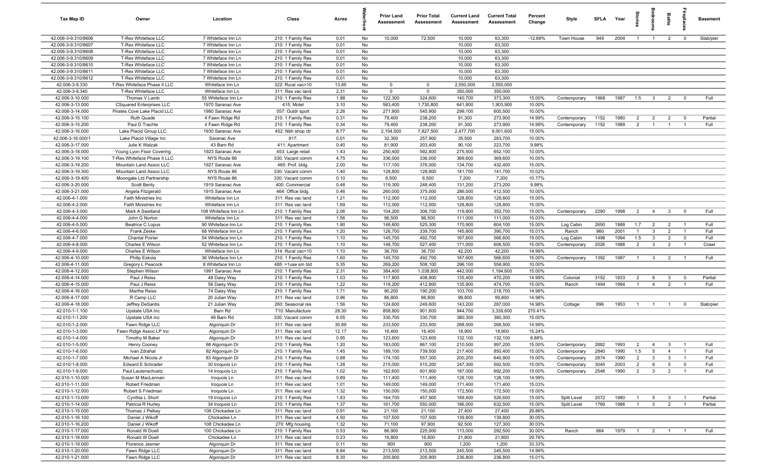| Tax Map ID | Owner | Location | Class | Acres | Waterfront | Prior Land Assessment | Prior Total Assessment | Current Land Assessment | Current Total Assessment | Percent Change | Style | SFLA | Year | Stories | Bedrooms | Baths | Fireplaces | Basement |
|---|---|---|---|---|---|---|---|---|---|---|---|---|---|---|---|---|---|---|
| 42.006-3-9.310/8606 | T-Rex Whiteface LLC | 7 Whiteface Inn Ln | 210: 1 Family Res | 0.01 | No | 10,000 | 72,500 | 10,000 | 63,300 | -12.69% | Town House | 949 | 2004 | 1 | 1 | 2 | 0 | Slab/pier |
| 42.006-3-9.310/8607 | T-Rex Whiteface LLC | 7 Whiteface Inn Ln | 210: 1 Family Res | 0.01 | No | | | 10,000 | 63,300 | | | | | | | | | |
| 42.006-3-9.310/8608 | T-Rex Whiteface LLC | 7 Whiteface Inn Ln | 210: 1 Family Res | 0.01 | No | | | 10,000 | 63,300 | | | | | | | | | |
| 42.006-3-9.310/8609 | T-Rex Whiteface LLC | 7 Whiteface Inn Ln | 210: 1 Family Res | 0.01 | No | | | 10,000 | 63,300 | | | | | | | | | |
| 42.006-3-9.310/8610 | T-Rex Whiteface LLC | 7 Whiteface Inn Ln | 210: 1 Family Res | 0.01 | No | | | 10,000 | 63,300 | | | | | | | | | |
| 42.006-3-9.310/8611 | T-Rex Whiteface LLC | 7 Whiteface Inn Ln | 210: 1 Family Res | 0.01 | No | | | 10,000 | 63,300 | | | | | | | | | |
| 42.006-3-9.310/8612 | T-Rex Whiteface LLC | 7 Whiteface Inn Ln | 210: 1 Family Res | 0.01 | No | | | 10,000 | 63,300 | | | | | | | | | |
| 42.006-3-9.330 | T-Rex Whiteface Phase II LLC | Whiteface Inn Ln | 322: Rural vac>10 | 13.85 | No | 0 | 0 | 2,550,000 | 2,550,000 | | | | | | | | | |
| 42.006-3-9.340 | T-Rex Whiteface LLC | Whiteface Inn Ln | 311: Res vac land | 2.31 | No | 0 | 0 | 350,000 | 350,000 | | | | | | | | | |
| 42.006-3-10.000 | Thomas V Lamb | 55 Whiteface Inn Ln | 210: 1 Family Res | 1.98 | No | 122,300 | 324,600 | 140,700 | 373,300 | 15.00% | Contemporary | 1968 | 1987 | 1.5 | 3 | 2 | 0 | Full |
| 42.006-3-13.000 | CSquared Enterprises LLC | 1970 Saranac Ave | 415: Motel | 3.10 | No | 583,400 | 1,730,800 | 641,800 | 1,903,900 | 10.00% | | | | | | | | |
| 42.006-3-14.000 | Pirates Cove Lake Placid LLC | 1980 Saranac Ave | 557: Outdr sport | 2.26 | No | 271,900 | 545,900 | 299,100 | 600,500 | 10.00% | | | | | | | | |
| 42.006-3-15.100 | Ruth Quade | 4 Fawn Ridge Rd | 210: 1 Family Res | 0.31 | No | 79,400 | 238,200 | 91,300 | 273,900 | 14.99% | Contemporary | 1152 | 1980 | 2 | 2 | 2 | 0 | Partial |
| 42.006-3-15.200 | Paul D Trachte | 4 Fawn Ridge Rd | 210: 1 Family Res | 0.34 | No | 79,400 | 238,200 | 91,300 | 273,900 | 14.99% | Contemporary | 1152 | 1989 | 2 | 1 | 1 | 1 | Full |
| 42.006-3-16.000 | Lake Placid Group LLC | 1930 Saranac Ave | 452: Nbh shop ctr | 8.77 | No | 2,154,500 | 7,827,500 | 2,477,700 | 9,001,600 | 15.00% | | | | | | | | |
| 42.006-3-16.000/1 | Lake Placid Village Inc | Saranac Ave | 817: | 0.01 | No | 32,300 | 257,900 | 35,500 | 283,700 | 10.00% | | | | | | | | |
| 42.006-3-17.000 | Julie K Walzak | 43 Barn Rd | 411: Apartment | 0.40 | No | 81,900 | 203,400 | 90,100 | 223,700 | 9.98% | | | | | | | | |
| 42.006-3-18.000 | Young Lyon Floor Covering | 1923 Saranac Ave | 453: Large retail | 1.43 | No | 250,400 | 592,800 | 275,500 | 652,100 | 10.00% | | | | | | | | |
| 42.006-3-19.100 | T-Rex Whiteface Phase II LLC | NYS Route 86 | 330: Vacant comm | 4.75 | No | 336,000 | 336,000 | 369,600 | 369,600 | 10.00% | | | | | | | | |
| 42.006-3-19.200 | Mountain Land Assoc LLC | 1927 Saranac Ave | 465: Prof. bldg. | 2.00 | No | 117,100 | 376,000 | 134,700 | 432,400 | 15.00% | | | | | | | | |
| 42.006-3-19.300 | Mountain Land Assoc LLC | NYS Route 86 | 330: Vacant comm | 1.40 | No | 128,800 | 128,800 | 141,700 | 141,700 | 10.02% | | | | | | | | |
| 42.006-3-19.400 | Moongate Ltd Partnership | NYS Route 86 | 330: Vacant comm | 0.10 | No | 6,500 | 6,500 | 7,200 | 7,200 | 10.77% | | | | | | | | |
| 42.006-3-20.000 | Scott Benty | 1919 Saranac Ave | 400: Commercial | 0.48 | No | 119,300 | 248,400 | 131,200 | 273,200 | 9.98% | | | | | | | | |
| 42.006-3-21.000 | Angela Fitzgerald | 1915 Saranac Ave | 464: Office bldg. | 0.46 | No | 260,000 | 375,000 | 286,000 | 412,500 | 10.00% | | | | | | | | |
| 42.006-4-1.000 | Faith Ministries Inc | Whiteface Inn Ln | 311: Res vac land | 1.21 | No | 112,000 | 112,000 | 128,800 | 128,800 | 15.00% | | | | | | | | |
| 42.006-4-2.000 | Faith Ministries Inc | Whiteface Inn Ln | 311: Res vac land | 1.69 | No | 112,000 | 112,000 | 128,800 | 128,800 | 15.00% | | | | | | | | |
| 42.006-4-3.000 | Mark A Swetland | 108 Whiteface Inn Ln | 210: 1 Family Res | 2.06 | No | 104,200 | 306,700 | 119,800 | 352,700 | 15.00% | Contemporary | 2290 | 1998 | 2 | 4 | 3 | 0 | Full |
| 42.006-4-4.000 | John G Norton | Whiteface Inn Ln | 311: Res vac land | 1.56 | No | 96,500 | 96,500 | 111,000 | 111,000 | 15.03% | | | | | | | | |
| 42.006-4-5.000 | Beatrice C Lopus | 90 Whiteface Inn Ln | 210: 1 Family Res | 1.90 | No | 148,600 | 525,300 | 170,900 | 604,100 | 15.00% | Log Cabin | 2650 | 1988 | 1.7 | 2 | 2 | 1 | Full |
| 42.006-4-6.000 | Frank Zeske | 68 Whiteface Inn Ln | 210: 1 Family Res | 1.20 | No | 126,700 | 339,700 | 145,800 | 390,700 | 15.01% | Ranch | 960 | 2001 | 1 | 3 | 2 | 1 | Full |
| 42.006-4-7.000 | Chantal Poirier | 54 Whiteface Inn Ln | 210: 1 Family Res | 1.10 | No | 145,700 | 492,700 | 167,600 | 566,600 | 15.00% | Log Cabin | 1498 | 1994 | 1.5 | 3 | 2 | 0 | Full |
| 42.006-4-8.000 | Charles E Wilson | 52 Whiteface Inn Ln | 210: 1 Family Res | 1.10 | No | 148,700 | 527,400 | 171,000 | 606,500 | 15.00% | Contemporary | 2026 | 1988 | 2 | 3 | 2 | 1 | Crawl |
| 42.006-4-9.000 | Charles E Wilson | Whiteface Inn Ln | 314: Rural vac<10 | 1.10 | No | 36,700 | 36,700 | 42,200 | 42,200 | 14.99% | | | | | | | | |
| 42.006-4-10.000 | Philip Eskola | 36 Whiteface Inn Ln | 210: 1 Family Res | 1.60 | No | 145,700 | 492,700 | 167,600 | 566,600 | 15.00% | Contemporary | 1392 | 1987 | 1 | 3 | 2 | 1 | Full |
| 42.006-4-11.000 | Gregory L Peacock | 8 Whiteface Inn Ln | 485: >1use sm bld | 5.35 | No | 269,200 | 508,100 | 296,100 | 558,900 | 10.00% | | | | | | | | |
| 42.006-4-12.000 | Stephen Wilson | 1991 Saranac Ave | 210: 1 Family Res | 2.31 | No | 384,400 | 1,038,800 | 442,000 | 1,194,600 | 15.00% | | | | | | | | |
| 42.006-4-14.000 | Paul J Reiss | 48 Daisy Way | 210: 1 Family Res | 1.03 | No | 117,800 | 408,900 | 135,400 | 470,200 | 14.99% | Colonial | 3152 | 1933 | 2 | 6 | 3 | 0 | Partial |
| 42.006-4-15.000 | Paul J Reiss | 56 Daisy Way | 210: 1 Family Res | 1.22 | No | 118,200 | 412,800 | 135,900 | 474,700 | 15.00% | Ranch | 1494 | 1994 | 1 | 4 | 2 | 1 | Full |
| 42.006-4-16.000 | Martha Reiss | 74 Daisy Way | 210: 1 Family Res | 1.71 | No | 90,200 | 190,200 | 103,700 | 218,700 | 14.98% | | | | | | | | |
| 42.006-4-17.000 | R Camp LLC | 20 Julian Way | 311: Res vac land | 0.96 | No | 86,800 | 86,800 | 99,800 | 99,800 | 14.98% | | | | | | | | |
| 42.006-4-18.000 | Jeffrey DeSantis | 21 Julian Way | 260: Seasonal res | 1.56 | No | 124,600 | 249,600 | 143,200 | 287,000 | 14.98% | Cottage | 896 | 1953 | 1 | 1 | 1 | 0 | Slab/pier |
| 42.010-1-1.100 | Upstate USA Inc | Barn Rd | 710: Manufacture | 28.30 | No | 858,800 | 901,600 | 944,700 | 3,339,600 | 270.41% | | | | | | | | |
| 42.010-1-1.200 | Upstate USA Inc | 48 Barn Rd | 330: Vacant comm | 6.05 | No | 330,700 | 330,700 | 380,300 | 380,300 | 15.00% | | | | | | | | |
| 42.010-1-2.000 | Fawn Ridge LLC | Algonquin Dr | 311: Res vac land | 30.89 | No | 233,500 | 233,500 | 268,500 | 268,500 | 14.99% | | | | | | | | |
| 42.010-1-3.000 | Fawn Ridge Assoc LP Inc | Algonquin Dr | 311: Res vac land | 12.17 | No | 16,400 | 16,400 | 18,900 | 18,900 | 15.24% | | | | | | | | |
| 42.010-1-4.000 | Timothy M Baker | Algonquin Dr | 311: Res vac land | 0.95 | No | 123,600 | 123,600 | 132,100 | 132,100 | 6.88% | | | | | | | | |
| 42.010-1-5.000 | Henry Cooney | 68 Algonquin Dr | 210: 1 Family Res | 1.20 | No | 183,000 | 867,100 | 210,500 | 997,200 | 15.00% | Contemporary | 2882 | 1993 | 2 | 4 | 3 | 1 | Full |
| 42.010-1-6.000 | Ivan Zdrahal | 92 Algonquin Dr | 210: 1 Family Res | 1.45 | No | 189,100 | 739,500 | 217,400 | 850,400 | 15.00% | Contemporary | 2840 | 1990 | 1.5 | 5 | 4 | 1 | Full |
| 42.010-1-7.000 | Michael A Nicola Jr | 83 Algonquin Dr | 210: 1 Family Res | 0.88 | No | 174,100 | 557,300 | 200,200 | 640,900 | 15.00% | Contemporary | 2874 | 1990 | 2 | 3 | 3 | 1 | Full |
| 42.010-1-8.000 | Edward E Schrader | 30 Iroquois Ln | 210: 1 Family Res | 1.28 | No | 215,000 | 515,200 | 247,300 | 592,500 | 15.00% | Contemporary | 3045 | 2003 | 2 | 6 | 5 | 0 | Full |
| 42.010-1-9.000 | Paul Lautenschuetz | 14 Iroquois Ln | 210: 1 Family Res | 1.02 | No | 162,600 | 601,900 | 187,000 | 692,200 | 15.00% | Contemporary | 2548 | 1990 | 2 | 3 | 2 | 1 | Full |
| 42.010-1-10.000 | Susan M MacLennan | Iroquois Ln | 311: Res vac land | 0.89 | No | 111,400 | 111,400 | 128,100 | 128,100 | 14.99% | | | | | | | | |
| 42.010-1-11.000 | Robert Friedman | Iroquois Ln | 311: Res vac land | 1.01 | No | 149,000 | 149,000 | 171,400 | 171,400 | 15.03% | | | | | | | | |
| 42.010-1-12.000 | Robert S Friedman | Iroquois Ln | 311: Res vac land | 1.32 | No | 150,000 | 150,000 | 172,500 | 172,500 | 15.00% | | | | | | | | |
| 42.010-1-13.000 | Cynthia L Short | 19 Iroquois Ln | 210: 1 Family Res | 1.83 | No | 164,700 | 457,900 | 189,400 | 526,600 | 15.00% | Split Level | 2072 | 1980 | 1 | 5 | 3 | 1 | Partial |
| 42.010-1-14.000 | Patricia R Hurley | 34 Iroquois Ln | 210: 1 Family Res | 1.37 | No | 161,700 | 550,000 | 186,000 | 632,500 | 15.00% | Split Level | 1769 | 1986 | 1 | 3 | 2 | 1 | Partial |
| 42.010-1-15.000 | Thomas J Pelkey | 106 Chickadee Ln | 311: Res vac land | 0.91 | No | 21,100 | 21,100 | 27,400 | 27,400 | 29.86% | | | | | | | | |
| 42.010-1-16.100 | Daniel J Wikoff | Chickadee Ln | 311: Res vac land | 4.50 | No | 107,500 | 107,500 | 139,800 | 139,800 | 30.05% | | | | | | | | |
| 42.010-1-16.200 | Daniel J Wikoff | 108 Chickadee Ln | 270: Mfg housing | 1.32 | No | 71,100 | 97,900 | 92,500 | 127,300 | 30.03% | | | | | | | | |
| 42.010-1-17.000 | Ronald W Doell | 100 Chickadee Ln | 210: 1 Family Res | 0.53 | No | 86,900 | 225,000 | 113,000 | 292,500 | 30.00% | Ranch | 864 | 1979 | 1 | 2 | 1 | 1 | Full |
| 42.010-1-18.000 | Ronald W Doell | Chickadee Ln | 311: Res vac land | 0.23 | No | 16,800 | 16,800 | 21,800 | 21,800 | 29.76% | | | | | | | | |
| 42.010-1-19.000 | Florence Jesmer | Algonquin Dr | 311: Res vac land | 0.11 | No | 900 | 900 | 1,200 | 1,200 | 33.33% | | | | | | | | |
| 42.010-1-20.000 | Fawn Ridge LLC | Algonquin Dr | 311: Res vac land | 8.84 | No | 213,500 | 213,500 | 245,500 | 245,500 | 14.99% | | | | | | | | |
| 42.010-1-21.000 | Fawn Ridge LLC | Algonquin Dr | 311: Res vac land | 8.30 | No | 205,900 | 205,900 | 236,800 | 236,800 | 15.01% | | | | | | | | |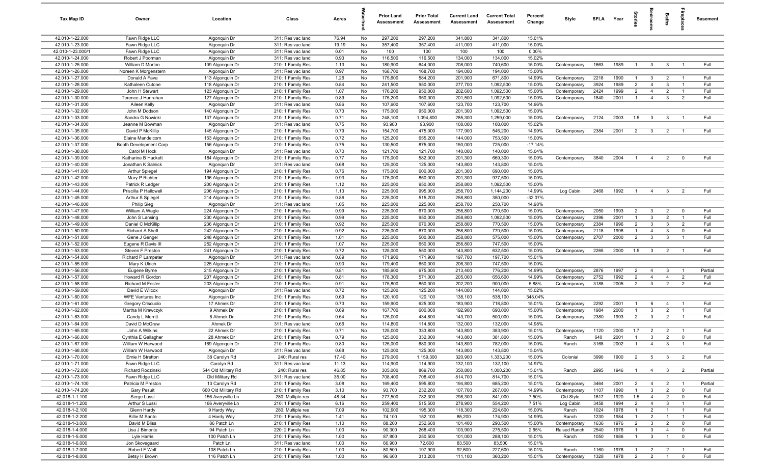| Tax Map ID | Owner | Location | Class | Acres | Waterfront | Prior Land Assessment | Prior Total Assessment | Current Land Assessment | Current Total Assessment | Percent Change | Style | SFLA | Year | Stories | Bedrooms | Baths | Fireplaces | Basement |
|---|---|---|---|---|---|---|---|---|---|---|---|---|---|---|---|---|---|---|
| 42.010-1-22.000 | Fawn Ridge LLC | Algonquin Dr | 311: Res vac land | 76.94 | No | 297,200 | 297,200 | 341,800 | 341,800 | 15.01% | | | | | | | | |
| 42.010-1-23.000 | Fawn Ridge LLC | Algonquin Dr | 311: Res vac land | 19.19 | No | 357,400 | 357,400 | 411,000 | 411,000 | 15.00% | | | | | | | | |
| 42.010-1-23.000/1 | Fawn Ridge LLC | Algonquin Dr | 311: Res vac land | 0.01 | No | 100 | 100 | 100 | 100 | 0.00% | | | | | | | | |
| 42.010-1-24.000 | Robert J Poorman | Algonquin Dr | 311: Res vac land | 0.93 | No | 116,500 | 116,500 | 134,000 | 134,000 | 15.02% | | | | | | | | |
| 42.010-1-25.000 | William D Morton | 109 Algonquin Dr | 210: 1 Family Res | 1.13 | No | 180,900 | 644,000 | 208,000 | 740,600 | 15.00% | Contemporary | 1663 | 1989 | 1 | 3 | 3 | 1 | Full |
| 42.010-1-26.000 | Noreen K Morgenstern | Algonquin Dr | 311: Res vac land | 0.97 | No | 168,700 | 168,700 | 194,000 | 194,000 | 15.00% | | | | | | | | |
| 42.010-1-27.000 | Donald A Fava | 113 Algonquin Dr | 210: 1 Family Res | 1.26 | No | 175,600 | 584,200 | 201,900 | 671,800 | 14.99% | Contemporary | 2218 | 1990 | 1 | 3 | 2 | 1 | Full |
| 42.010-1-28.000 | Kathaleen Cutone | 118 Algonquin Dr | 210: 1 Family Res | 0.84 | No | 241,500 | 950,000 | 277,700 | 1,092,500 | 15.00% | Contemporary | 3924 | 1989 | 2 | 4 | 3 | 1 | Full |
| 42.010-1-29.000 | John H Stewart | 123 Algonquin Dr | 210: 1 Family Res | 1.07 | No | 176,200 | 950,000 | 202,600 | 1,092,500 | 15.00% | Contemporary | 2424 | 1999 | 2 | 4 | 2 | 1 | Full |
| 42.010-1-30.000 | Terence J Hanrahan | 127 Algonquin Dr | 210: 1 Family Res | 0.89 | No | 175,200 | 950,000 | 201,500 | 1,092,500 | 15.00% | Contemporary | 1840 | 2001 | 1 | 4 | 3 | 2 | Full |
| 42.010-1-31.000 | Aileen Kelly | Algonquin Dr | 311: Res vac land | 0.86 | No | 107,600 | 107,600 | 123,700 | 123,700 | 14.96% | | | | | | | | |
| 42.010-1-32.000 | John M Dodson | 140 Algonquin Dr | 210: 1 Family Res | 0.73 | No | 175,000 | 950,000 | 201,300 | 1,092,500 | 15.00% | | | | | | | | |
| 42.010-1-33.000 | Sandra G Nowicki | 137 Algonquin Dr | 210: 1 Family Res | 0.71 | No | 248,100 | 1,094,800 | 285,300 | 1,259,000 | 15.00% | Contemporary | 2124 | 2003 | 1.5 | 3 | 3 | 1 | Full |
| 42.010-1-34.000 | Jeanne M Bowman | Algonquin Dr | 311: Res vac land | 0.75 | No | 93,900 | 93,900 | 108,000 | 108,000 | 15.02% | | | | | | | | |
| 42.010-1-35.000 | David P McKillip | 145 Algonquin Dr | 210: 1 Family Res | 0.79 | No | 154,700 | 475,000 | 177,900 | 546,200 | 14.99% | Contemporary | 2384 | 2001 | 2 | 3 | 2 | 1 | Full |
| 42.010-1-36.000 | Elaine Mandelcorn | 153 Algonquin Dr | 210: 1 Family Res | 0.72 | No | 125,200 | 655,200 | 144,000 | 753,500 | 15.00% | | | | | | | | |
| 42.010-1-37.000 | Booth Development Corp | 156 Algonquin Dr | 210: 1 Family Res | 0.75 | No | 130,500 | 875,000 | 150,000 | 725,000 | -17.14% | | | | | | | | |
| 42.010-1-38.000 | Carol M Hock | Algonquin Dr | 311: Res vac land | 0.70 | No | 121,700 | 121,700 | 140,000 | 140,000 | 15.04% | | | | | | | | |
| 42.010-1-39.000 | Katharine B Hackett | 184 Algonquin Dr | 210: 1 Family Res | 0.77 | No | 175,000 | 582,000 | 201,300 | 669,300 | 15.00% | Contemporary | 3840 | 2004 | 1 | 4 | 2 | 0 | Full |
| 42.010-1-40.000 | Jonathan K Salnick | Algonquin Dr | 311: Res vac land | 0.68 | No | 125,000 | 125,000 | 143,800 | 143,800 | 15.04% | | | | | | | | |
| 42.010-1-41.000 | Arthur Spiegel | 194 Algonquin Dr | 210: 1 Family Res | 0.76 | No | 175,000 | 600,000 | 201,300 | 690,000 | 15.00% | | | | | | | | |
| 42.010-1-42.000 | Mary P Richter | 196 Algonquin Dr | 210: 1 Family Res | 0.93 | No | 175,000 | 850,000 | 201,300 | 977,500 | 15.00% | | | | | | | | |
| 42.010-1-43.000 | Patrick R Ledger | 200 Algonquin Dr | 210: 1 Family Res | 1.12 | No | 225,000 | 950,000 | 258,800 | 1,092,500 | 15.00% | | | | | | | | |
| 42.010-1-44.000 | Priscilla P Hallowell | 206 Algonquin Dr | 210: 1 Family Res | 1.13 | No | 225,000 | 995,000 | 258,700 | 1,144,200 | 14.99% | Log Cabin | 2468 | 1992 | 1 | 4 | 3 | 2 | Full |
| 42.010-1-45.000 | Arthur S Spiegel | 214 Algonquin Dr | 210: 1 Family Res | 0.86 | No | 225,000 | 515,200 | 258,800 | 350,000 | -32.07% | | | | | | | | |
| 42.010-1-46.000 | Philip Sieg | Algonquin Dr | 311: Res vac land | 1.05 | No | 225,000 | 225,000 | 258,700 | 258,700 | 14.98% | | | | | | | | |
| 42.010-1-47.000 | William A Wagle | 224 Algonquin Dr | 210: 1 Family Res | 0.99 | No | 225,000 | 670,000 | 258,800 | 770,500 | 15.00% | Contemporary | 2050 | 1993 | 2 | 3 | 2 | 0 | Full |
| 42.010-1-48.000 | John S Lansing | 230 Algonquin Dr | 210: 1 Family Res | 0.99 | No | 225,000 | 950,000 | 258,800 | 1,092,500 | 15.00% | Contemporary | 2396 | 2001 | 1 | 3 | 2 | 1 | Full |
| 42.010-1-49.000 | Daniel C McKillip | 236 Algonquin Dr | 210: 1 Family Res | 0.92 | No | 225,000 | 670,000 | 258,800 | 770,500 | 15.00% | Contemporary | 2384 | 1996 | 2 | 3 | 3 | 2 | Full |
| 42.010-1-50.000 | Richard A Sheft | 242 Algonquin Dr | 210: 1 Family Res | 0.92 | No | 225,000 | 670,000 | 258,800 | 770,500 | 15.00% | Contemporary | 2118 | 1998 | 1 | 4 | 3 | 0 | Full |
| 42.010-1-51.000 | Gene J Gengel | 248 Algonquin Dr | 210: 1 Family Res | 1.01 | No | 225,000 | 500,000 | 258,800 | 575,000 | 15.00% | Contemporary | 2707 | 2000 | 2 | 3 | 3 | 1 | Full |
| 42.010-1-52.000 | Eugene R Davis III | 252 Algonquin Dr | 210: 1 Family Res | 1.07 | No | 225,000 | 650,000 | 258,800 | 747,500 | 15.00% | | | | | | | | |
| 42.010-1-53.000 | Steven F Preston | 241 Algonquin Dr | 210: 1 Family Res | 0.72 | No | 125,000 | 550,000 | 143,800 | 632,500 | 15.00% | Contemporary | 2265 | 2000 | 1.5 | 3 | 2 | 1 | Full |
| 42.010-1-54.000 | Richard P Lampeter | Algonquin Dr | 311: Res vac land | 0.89 | No | 171,900 | 171,900 | 197,700 | 197,700 | 15.01% | | | | | | | | |
| 42.010-1-55.000 | Mary K Ulrich | 225 Algonquin Dr | 210: 1 Family Res | 0.90 | No | 179,400 | 650,000 | 206,300 | 747,500 | 15.00% | | | | | | | | |
| 42.010-1-56.000 | Eugene Byrne | 215 Algonquin Dr | 210: 1 Family Res | 0.81 | No | 185,600 | 675,000 | 213,400 | 776,200 | 14.99% | Contemporary | 2876 | 1997 | 2 | 4 | 3 | 1 | Partial |
| 42.010-1-57.000 | Howard R Gordon | 207 Algonquin Dr | 210: 1 Family Res | 0.81 | No | 178,300 | 571,000 | 205,000 | 656,600 | 14.99% | Contemporary | 2752 | 1992 | 2 | 4 | 4 | 2 | Full |
| 42.010-1-58.000 | Richard M Foster | 203 Algonquin Dr | 210: 1 Family Res | 0.91 | No | 175,800 | 850,000 | 202,200 | 900,000 | 5.88% | Contemporary | 3188 | 2005 | 2 | 3 | 2 | 2 | Full |
| 42.010-1-59.000 | David E Wilcox | Algonquin Dr | 311: Res vac land | 0.72 | No | 125,200 | 125,200 | 144,000 | 144,000 | 15.02% | | | | | | | | |
| 42.010-1-60.000 | WFE Ventures Inc | Algonquin Dr | 210: 1 Family Res | 0.69 | No | 120,100 | 120,100 | 138,100 | 538,100 | 348.04% | | | | | | | | |
| 42.010-1-61.000 | Gregory Criscuolo | 17 Ahmek Dr | 210: 1 Family Res | 0.73 | No | 159,900 | 625,000 | 183,900 | 718,800 | 15.01% | Contemporary | 2292 | 2001 | 1 | 6 | 4 | 1 | Full |
| 42.010-1-62.000 | Martha M Krawczyk | 9 Ahmek Dr | 210: 1 Family Res | 0.69 | No | 167,700 | 600,000 | 192,900 | 690,000 | 15.00% | Contemporary | 1984 | 2000 | 1 | 3 | 2 | 1 | Full |
| 42.010-1-63.000 | Candy L Merritt | 8 Ahmek Dr | 210: 1 Family Res | 0.64 | No | 125,000 | 434,800 | 143,700 | 500,000 | 15.00% | Contemporary | 2380 | 1993 | 2 | 3 | 2 | 1 | Full |
| 42.010-1-64.000 | David D McGraw | Ahmek Dr | 311: Res vac land | 0.66 | No | 114,800 | 114,800 | 132,000 | 132,000 | 14.98% | | | | | | | | |
| 42.010-1-65.000 | John A Wilkins | 22 Ahmek Dr | 210: 1 Family Res | 0.71 | No | 125,000 | 333,800 | 143,800 | 383,900 | 15.01% | Contemporary | 1120 | 2000 | 1.7 | 2 | 2 | 1 | Full |
| 42.010-1-66.000 | Cynthia E Gallagher | 28 Ahmek Dr | 210: 1 Family Res | 0.79 | No | 125,000 | 332,000 | 143,800 | 381,800 | 15.00% | Ranch | 640 | 2001 | 1 | 3 | 2 | 0 | Full |
| 42.010-1-67.000 | William W Harwood | 169 Algonquin Dr | 210: 1 Family Res | 0.80 | No | 125,000 | 680,000 | 143,800 | 782,000 | 15.00% | Ranch | 3168 | 2002 | 1 | 4 | 3 | 1 | Full |
| 42.010-1-68.000 | William W Harwood | Algonquin Dr | 311: Res vac land | 0.68 | No | 125,000 | 125,000 | 143,800 | 143,800 | 15.04% | | | | | | | | |
| 42.010-1-70.000 | Ernie H Stretton | 38 Carolyn Rd | 240: Rural res | 17.40 | No | 279,000 | 1,159,300 | 320,900 | 1,333,200 | 15.00% | Colonial | 3990 | 1900 | 2 | 5 | 3 | 2 | Full |
| 42.010-1-71.000 | Fawn Ridge LLC | Carolyn Rd | 311: Res vac land | 11.13 | No | 114,900 | 114,900 | 132,100 | 132,100 | 14.97% | | | | | | | | |
| 42.010-1-72.000 | Richard Rodzinski | 544 Old Military Rd | 240: Rural res | 46.85 | No | 305,000 | 869,700 | 350,800 | 1,000,200 | 15.01% | Ranch | 2995 | 1946 | 1 | 4 | 3 | 2 | Partial |
| 42.010-1-73.000 | Fawn Ridge LLC | Old Military Rd | 311: Res vac land | 35.00 | No | 708,400 | 708,400 | 814,700 | 814,700 | 15.01% | | | | | | | | |
| 42.010-1-74.100 | Patricia M Preston | 13 Carolyn Rd | 210: 1 Family Res | 3.08 | No | 169,400 | 595,800 | 194,800 | 685,200 | 15.01% | Contemporary | 3464 | 2001 | 2 | 4 | 2 | 1 | Partial |
| 42.010-1-74.200 | Gary Pesuit | 660 Old Military Rd | 210: 1 Family Res | 3.10 | No | 93,700 | 232,200 | 107,700 | 267,000 | 14.99% | Contemporary | 1107 | 1990 | 1 | 3 | 2 | 0 | Full |
| 42.018-1-1.100 | Serge Lussi | 156 Averyville Ln | 280: Multiple res | 48.34 | No | 277,500 | 782,300 | 298,300 | 841,000 | 7.50% | Old Style | 1617 | 1920 | 1.5 | 4 | 2 | 0 | Full |
| 42.018-1-1.200 | Arthur S Lussi | 166 Averyville Ln | 210: 1 Family Res | 6.16 | No | 259,400 | 515,500 | 278,900 | 554,200 | 7.51% | Log Cabin | 3458 | 1994 | 2 | 4 | 3 | 1 | Full |
| 42.018-1-2.100 | Glenn Hardy | 9 Hardy Way | 280: Multiple res | 7.09 | No | 102,900 | 195,300 | 118,300 | 224,600 | 15.00% | Ranch | 1024 | 1978 | 1 | 2 | 1 | 1 | Full |
| 42.018-1-2.200 | Billie M Santo | 4 Hardy Way | 210: 1 Family Res | 1.41 | No | 74,100 | 152,100 | 85,200 | 174,900 | 14.99% | Ranch | 1230 | 1984 | 1 | 2 | 1 | 1 | Full |
| 42.018-1-3.000 | David M Bliss | 86 Patch Ln | 210: 1 Family Res | 1.10 | No | 88,200 | 252,600 | 101,400 | 290,500 | 15.00% | Contemporary | 1636 | 1976 | 2 | 3 | 2 | 0 | Full |
| 42.018-1-4.000 | Lisa J Bimonte | 94 Patch Ln | 220: 2 Family Res | 1.00 | No | 90,300 | 268,400 | 103,900 | 275,500 | 2.65% | Raised Ranch | 2540 | 1976 | 1 | 3 | 4 | 0 | Full |
| 42.018-1-5.000 | Lyle Harris | 100 Patch Ln | 210: 1 Family Res | 1.00 | No | 87,800 | 250,500 | 101,000 | 288,100 | 15.01% | Ranch | 1050 | 1986 | 1 | 3 | 1 | 0 | Full |
| 42.018-1-6.000 | Jon Skovsgaard | Patch Ln | 311: Res vac land | 1.00 | No | 66,900 | 72,600 | 83,500 | 83,500 | 15.01% | | | | | | | | |
| 42.018-1-7.000 | Robert F Wolf | 108 Patch Ln | 210: 1 Family Res | 1.00 | No | 80,500 | 197,900 | 92,600 | 227,600 | 15.01% | Ranch | 1160 | 1978 | 1 | 2 | 2 | 1 | Full |
| 42.018-1-8.000 | Betsy H Brown | 116 Patch Ln | 210: 1 Family Res | 1.00 | No | 96,600 | 313,200 | 111,100 | 360,200 | 15.01% | Contemporary | 1328 | 1978 | 2 | 2 | 1 | 0 | Full |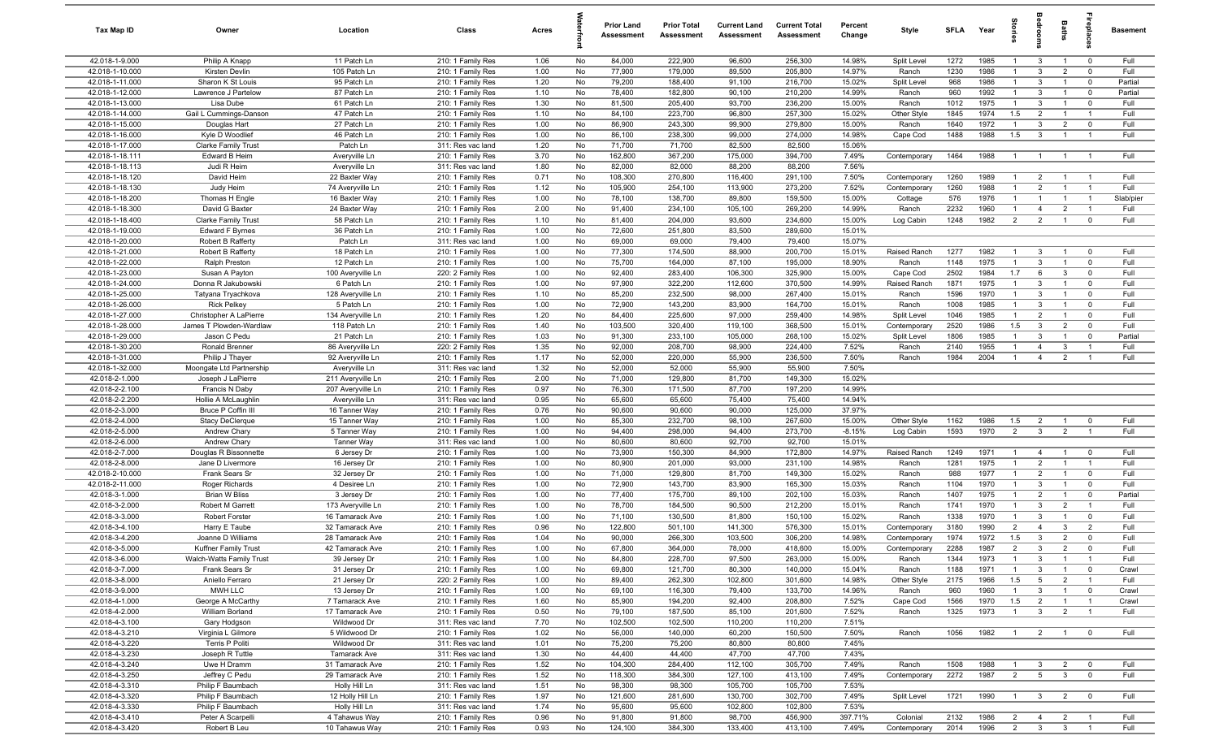| Tax Map ID | Owner | Location | Class | Acres | Waterfront | Prior Land Assessment | Prior Total Assessment | Current Land Assessment | Current Total Assessment | Percent Change | Style | SFLA | Year | Stories | Bedrooms | Baths | Fireplaces | Basement |
|---|---|---|---|---|---|---|---|---|---|---|---|---|---|---|---|---|---|---|
| 42.018-1-9.000 | Philip A Knapp | 11 Patch Ln | 210: 1 Family Res | 1.06 | No | 84,000 | 222,900 | 96,600 | 256,300 | 14.98% | Split Level | 1272 | 1985 | 1 | 3 | 1 | 0 | Full |
| 42.018-1-10.000 | Kirsten Devlin | 105 Patch Ln | 210: 1 Family Res | 1.00 | No | 77,900 | 179,000 | 89,500 | 205,800 | 14.97% | Ranch | 1230 | 1986 | 1 | 3 | 2 | 0 | Full |
| 42.018-1-11.000 | Sharon K St Louis | 95 Patch Ln | 210: 1 Family Res | 1.20 | No | 79,200 | 188,400 | 91,100 | 216,700 | 15.02% | Split Level | 968 | 1986 | 1 | 3 | 1 | 0 | Partial |
| 42.018-1-12.000 | Lawrence J Partelow | 87 Patch Ln | 210: 1 Family Res | 1.10 | No | 78,400 | 182,800 | 90,100 | 210,200 | 14.99% | Ranch | 960 | 1992 | 1 | 3 | 1 | 0 | Partial |
| 42.018-1-13.000 | Lisa Dube | 61 Patch Ln | 210: 1 Family Res | 1.30 | No | 81,500 | 205,400 | 93,700 | 236,200 | 15.00% | Ranch | 1012 | 1975 | 1 | 3 | 1 | 0 | Full |
| 42.018-1-14.000 | Gail L Cummings-Danson | 47 Patch Ln | 210: 1 Family Res | 1.10 | No | 84,100 | 223,700 | 96,800 | 257,300 | 15.02% | Other Style | 1845 | 1974 | 1.5 | 2 | 1 | 1 | Full |
| 42.018-1-15.000 | Douglas Hart | 27 Patch Ln | 210: 1 Family Res | 1.00 | No | 86,900 | 243,300 | 99,900 | 279,800 | 15.00% | Ranch | 1640 | 1972 | 1 | 3 | 2 | 0 | Full |
| 42.018-1-16.000 | Kyle D Woodlief | 46 Patch Ln | 210: 1 Family Res | 1.00 | No | 86,100 | 238,300 | 99,000 | 274,000 | 14.98% | Cape Cod | 1488 | 1988 | 1.5 | 3 | 1 | 1 | Full |
| 42.018-1-17.000 | Clarke Family Trust | Patch Ln | 311: Res vac land | 1.20 | No | 71,700 | 71,700 | 82,500 | 82,500 | 15.06% | | | | | | | | |
| 42.018-1-18.111 | Edward B Heim | Averyville Ln | 210: 1 Family Res | 3.70 | No | 162,800 | 367,200 | 175,000 | 394,700 | 7.49% | Contemporary | 1464 | 1988 | 1 | 1 | 1 | 1 | Full |
| 42.018-1-18.113 | Judi R Heim | Averyville Ln | 311: Res vac land | 1.80 | No | 82,000 | 82,000 | 88,200 | 88,200 | 7.56% | | | | | | | | |
| 42.018-1-18.120 | David Heim | 22 Baxter Way | 210: 1 Family Res | 0.71 | No | 108,300 | 270,800 | 116,400 | 291,100 | 7.50% | Contemporary | 1260 | 1989 | 1 | 2 | 1 | 1 | Full |
| 42.018-1-18.130 | Judy Heim | 74 Averyville Ln | 210: 1 Family Res | 1.12 | No | 105,900 | 254,100 | 113,900 | 273,200 | 7.52% | Contemporary | 1260 | 1988 | 1 | 2 | 1 | 1 | Full |
| 42.018-1-18.200 | Thomas H Engle | 16 Baxter Way | 210: 1 Family Res | 1.00 | No | 78,100 | 138,700 | 89,800 | 159,500 | 15.00% | Cottage | 576 | 1976 | 1 | 1 | 1 | 1 | Slab/pier |
| 42.018-1-18.300 | David G Baxter | 24 Baxter Way | 210: 1 Family Res | 2.00 | No | 91,400 | 234,100 | 105,100 | 269,200 | 14.99% | Ranch | 2232 | 1960 | 1 | 4 | 2 | 1 | Full |
| 42.018-1-18.400 | Clarke Family Trust | 58 Patch Ln | 210: 1 Family Res | 1.10 | No | 81,400 | 204,000 | 93,600 | 234,600 | 15.00% | Log Cabin | 1248 | 1982 | 2 | 2 | 1 | 0 | Full |
| 42.018-1-19.000 | Edward F Byrnes | 36 Patch Ln | 210: 1 Family Res | 1.00 | No | 72,600 | 251,800 | 83,500 | 289,600 | 15.01% | | | | | | | | |
| 42.018-1-20.000 | Robert B Rafferty | Patch Ln | 311: Res vac land | 1.00 | No | 69,000 | 69,000 | 79,400 | 79,400 | 15.07% | | | | | | | | |
| 42.018-1-21.000 | Robert B Rafferty | 18 Patch Ln | 210: 1 Family Res | 1.00 | No | 77,300 | 174,500 | 88,900 | 200,700 | 15.01% | Raised Ranch | 1277 | 1982 | 1 | 3 | 1 | 0 | Full |
| 42.018-1-22.000 | Ralph Preston | 12 Patch Ln | 210: 1 Family Res | 1.00 | No | 75,700 | 164,000 | 87,100 | 195,000 | 18.90% | Ranch | 1148 | 1975 | 1 | 3 | 1 | 0 | Full |
| 42.018-1-23.000 | Susan A Payton | 100 Averyville Ln | 220: 2 Family Res | 1.00 | No | 92,400 | 283,400 | 106,300 | 325,900 | 15.00% | Cape Cod | 2502 | 1984 | 1.7 | 6 | 3 | 0 | Full |
| 42.018-1-24.000 | Donna R Jakubowski | 6 Patch Ln | 210: 1 Family Res | 1.00 | No | 97,900 | 322,200 | 112,600 | 370,500 | 14.99% | Raised Ranch | 1871 | 1975 | 1 | 3 | 1 | 0 | Full |
| 42.018-1-25.000 | Tatyana Tryachkova | 128 Averyville Ln | 210: 1 Family Res | 1.10 | No | 85,200 | 232,500 | 98,000 | 267,400 | 15.01% | Ranch | 1596 | 1970 | 1 | 3 | 1 | 0 | Full |
| 42.018-1-26.000 | Rick Pelkey | 5 Patch Ln | 210: 1 Family Res | 1.00 | No | 72,900 | 143,200 | 83,900 | 164,700 | 15.01% | Ranch | 1008 | 1985 | 1 | 3 | 1 | 0 | Full |
| 42.018-1-27.000 | Christopher A LaPierre | 134 Averyville Ln | 210: 1 Family Res | 1.20 | No | 84,400 | 225,600 | 97,000 | 259,400 | 14.98% | Split Level | 1046 | 1985 | 1 | 2 | 1 | 0 | Full |
| 42.018-1-28.000 | James T Plowden-Wardlaw | 118 Patch Ln | 210: 1 Family Res | 1.40 | No | 103,500 | 320,400 | 119,100 | 368,500 | 15.01% | Contemporary | 2520 | 1986 | 1.5 | 3 | 2 | 0 | Full |
| 42.018-1-29.000 | Jason C Pedu | 21 Patch Ln | 210: 1 Family Res | 1.03 | No | 91,300 | 233,100 | 105,000 | 268,100 | 15.02% | Split Level | 1806 | 1985 | 1 | 3 | 1 | 0 | Partial |
| 42.018-1-30.200 | Ronald Brenner | 86 Averyville Ln | 220: 2 Family Res | 1.35 | No | 92,000 | 208,700 | 98,900 | 224,400 | 7.52% | Ranch | 2140 | 1955 | 1 | 4 | 3 | 1 | Full |
| 42.018-1-31.000 | Philip J Thayer | 92 Averyville Ln | 210: 1 Family Res | 1.17 | No | 52,000 | 220,000 | 55,900 | 236,500 | 7.50% | Ranch | 1984 | 2004 | 1 | 4 | 2 | 1 | Full |
| 42.018-1-32.000 | Moongate Ltd Partnership | Averyville Ln | 311: Res vac land | 1.32 | No | 52,000 | 52,000 | 55,900 | 55,900 | 7.50% | | | | | | | | |
| 42.018-2-1.000 | Joseph J LaPierre | 211 Averyville Ln | 210: 1 Family Res | 2.00 | No | 71,000 | 129,800 | 81,700 | 149,300 | 15.02% | | | | | | | | |
| 42.018-2-2.100 | Francis N Daby | 207 Averyville Ln | 210: 1 Family Res | 0.97 | No | 76,300 | 171,500 | 87,700 | 197,200 | 14.99% | | | | | | | | |
| 42.018-2-2.200 | Hollie A McLaughlin | Averyville Ln | 311: Res vac land | 0.95 | No | 65,600 | 65,600 | 75,400 | 75,400 | 14.94% | | | | | | | | |
| 42.018-2-3.000 | Bruce P Coffin III | 16 Tanner Way | 210: 1 Family Res | 0.76 | No | 90,600 | 90,600 | 90,000 | 125,000 | 37.97% | | | | | | | | |
| 42.018-2-4.000 | Stacy DeClerque | 15 Tanner Way | 210: 1 Family Res | 1.00 | No | 85,300 | 232,700 | 98,100 | 267,600 | 15.00% | Other Style | 1162 | 1986 | 1.5 | 2 | 1 | 0 | Full |
| 42.018-2-5.000 | Andrew Chary | 5 Tanner Way | 210: 1 Family Res | 1.00 | No | 94,400 | 298,000 | 94,400 | 273,700 | -8.15% | Log Cabin | 1593 | 1970 | 2 | 3 | 2 | 1 | Full |
| 42.018-2-6.000 | Andrew Chary | Tanner Way | 311: Res vac land | 1.00 | No | 80,600 | 80,600 | 92,700 | 92,700 | 15.01% | | | | | | | | |
| 42.018-2-7.000 | Douglas R Bissonnette | 6 Jersey Dr | 210: 1 Family Res | 1.00 | No | 73,900 | 150,300 | 84,900 | 172,800 | 14.97% | Raised Ranch | 1249 | 1971 | 1 | 4 | 1 | 0 | Full |
| 42.018-2-8.000 | Jane D Livermore | 16 Jersey Dr | 210: 1 Family Res | 1.00 | No | 80,900 | 201,000 | 93,000 | 231,100 | 14.98% | Ranch | 1281 | 1975 | 1 | 2 | 1 | 1 | Full |
| 42.018-2-10.000 | Frank Sears Sr | 32 Jersey Dr | 210: 1 Family Res | 1.00 | No | 71,000 | 129,800 | 81,700 | 149,300 | 15.02% | Ranch | 988 | 1977 | 1 | 2 | 1 | 0 | Full |
| 42.018-2-11.000 | Roger Richards | 4 Desiree Ln | 210: 1 Family Res | 1.00 | No | 72,900 | 143,700 | 83,900 | 165,300 | 15.03% | Ranch | 1104 | 1970 | 1 | 3 | 1 | 0 | Full |
| 42.018-3-1.000 | Brian W Bliss | 3 Jersey Dr | 210: 1 Family Res | 1.00 | No | 77,400 | 175,700 | 89,100 | 202,100 | 15.03% | Ranch | 1407 | 1975 | 1 | 2 | 1 | 0 | Partial |
| 42.018-3-2.000 | Robert M Garrett | 173 Averyville Ln | 210: 1 Family Res | 1.00 | No | 78,700 | 184,500 | 90,500 | 212,200 | 15.01% | Ranch | 1741 | 1970 | 1 | 3 | 2 | 1 | Full |
| 42.018-3-3.000 | Robert Forster | 16 Tamarack Ave | 210: 1 Family Res | 1.00 | No | 71,100 | 130,500 | 81,800 | 150,100 | 15.02% | Ranch | 1338 | 1970 | 1 | 3 | 1 | 0 | Full |
| 42.018-3-4.100 | Harry E Taube | 32 Tamarack Ave | 210: 1 Family Res | 0.96 | No | 122,800 | 501,100 | 141,300 | 576,300 | 15.01% | Contemporary | 3180 | 1990 | 2 | 4 | 3 | 2 | Full |
| 42.018-3-4.200 | Joanne D Williams | 28 Tamarack Ave | 210: 1 Family Res | 1.04 | No | 90,000 | 266,300 | 103,500 | 306,200 | 14.98% | Contemporary | 1974 | 1972 | 1.5 | 3 | 2 | 0 | Full |
| 42.018-3-5.000 | Kuffner Family Trust | 42 Tamarack Ave | 210: 1 Family Res | 1.00 | No | 67,800 | 364,000 | 78,000 | 418,600 | 15.00% | Contemporary | 2288 | 1987 | 2 | 3 | 2 | 0 | Full |
| 42.018-3-6.000 | Walch-Watts Family Trust | 39 Jersey Dr | 210: 1 Family Res | 1.00 | No | 84,800 | 228,700 | 97,500 | 263,000 | 15.00% | Ranch | 1344 | 1973 | 1 | 3 | 1 | 1 | Full |
| 42.018-3-7.000 | Frank Sears Sr | 31 Jersey Dr | 210: 1 Family Res | 1.00 | No | 69,800 | 121,700 | 80,300 | 140,000 | 15.04% | Ranch | 1188 | 1971 | 1 | 3 | 1 | 0 | Crawl |
| 42.018-3-8.000 | Aniello Ferraro | 21 Jersey Dr | 220: 2 Family Res | 1.00 | No | 89,400 | 262,300 | 102,800 | 301,600 | 14.98% | Other Style | 2175 | 1966 | 1.5 | 5 | 2 | 1 | Full |
| 42.018-3-9.000 | MWH LLC | 13 Jersey Dr | 210: 1 Family Res | 1.00 | No | 69,100 | 116,300 | 79,400 | 133,700 | 14.96% | Ranch | 960 | 1960 | 1 | 3 | 1 | 0 | Crawl |
| 42.018-4-1.000 | George A McCarthy | 7 Tamarack Ave | 210: 1 Family Res | 1.60 | No | 85,900 | 194,200 | 92,400 | 208,800 | 7.52% | Cape Cod | 1566 | 1970 | 1.5 | 2 | 1 | 1 | Crawl |
| 42.018-4-2.000 | William Borland | 17 Tamarack Ave | 210: 1 Family Res | 0.50 | No | 79,100 | 187,500 | 85,100 | 201,600 | 7.52% | Ranch | 1325 | 1973 | 1 | 3 | 2 | 1 | Full |
| 42.018-4-3.100 | Gary Hodgson | Wildwood Dr | 311: Res vac land | 7.70 | No | 102,500 | 102,500 | 110,200 | 110,200 | 7.51% | | | | | | | | |
| 42.018-4-3.210 | Virginia L Gilmore | 5 Wildwood Dr | 210: 1 Family Res | 1.02 | No | 56,000 | 140,000 | 60,200 | 150,500 | 7.50% | Ranch | 1056 | 1982 | 1 | 2 | 1 | 0 | Full |
| 42.018-4-3.220 | Terris P Politi | Wildwood Dr | 311: Res vac land | 1.01 | No | 75,200 | 75,200 | 80,800 | 80,800 | 7.45% | | | | | | | | |
| 42.018-4-3.230 | Joseph R Tuttle | Tamarack Ave | 311: Res vac land | 1.30 | No | 44,400 | 44,400 | 47,700 | 47,700 | 7.43% | | | | | | | | |
| 42.018-4-3.240 | Uwe H Dramm | 31 Tamarack Ave | 210: 1 Family Res | 1.52 | No | 104,300 | 284,400 | 112,100 | 305,700 | 7.49% | Ranch | 1508 | 1988 | 1 | 3 | 2 | 0 | Full |
| 42.018-4-3.250 | Jeffrey C Pedu | 29 Tamarack Ave | 210: 1 Family Res | 1.52 | No | 118,300 | 384,300 | 127,100 | 413,100 | 7.49% | Contemporary | 2272 | 1987 | 2 | 5 | 3 | 0 | Full |
| 42.018-4-3.310 | Philip F Baumbach | Holly Hill Ln | 311: Res vac land | 1.51 | No | 98,300 | 98,300 | 105,700 | 105,700 | 7.53% | | | | | | | | |
| 42.018-4-3.320 | Philip F Baumbach | 12 Holly Hill Ln | 210: 1 Family Res | 1.97 | No | 121,600 | 281,600 | 130,700 | 302,700 | 7.49% | Split Level | 1721 | 1990 | 1 | 3 | 2 | 0 | Full |
| 42.018-4-3.330 | Philip F Baumbach | Holly Hill Ln | 311: Res vac land | 1.74 | No | 95,600 | 95,600 | 102,800 | 102,800 | 7.53% | | | | | | | | |
| 42.018-4-3.410 | Peter A Scarpelli | 4 Tahawus Way | 210: 1 Family Res | 0.96 | No | 91,800 | 91,800 | 98,700 | 456,900 | 397.71% | Colonial | 2132 | 1986 | 2 | 4 | 2 | 1 | Full |
| 42.018-4-3.420 | Robert B Leu | 10 Tahawus Way | 210: 1 Family Res | 0.93 | No | 124,100 | 384,300 | 133,400 | 413,100 | 7.49% | Contemporary | 2014 | 1996 | 2 | 3 | 3 | 1 | Full |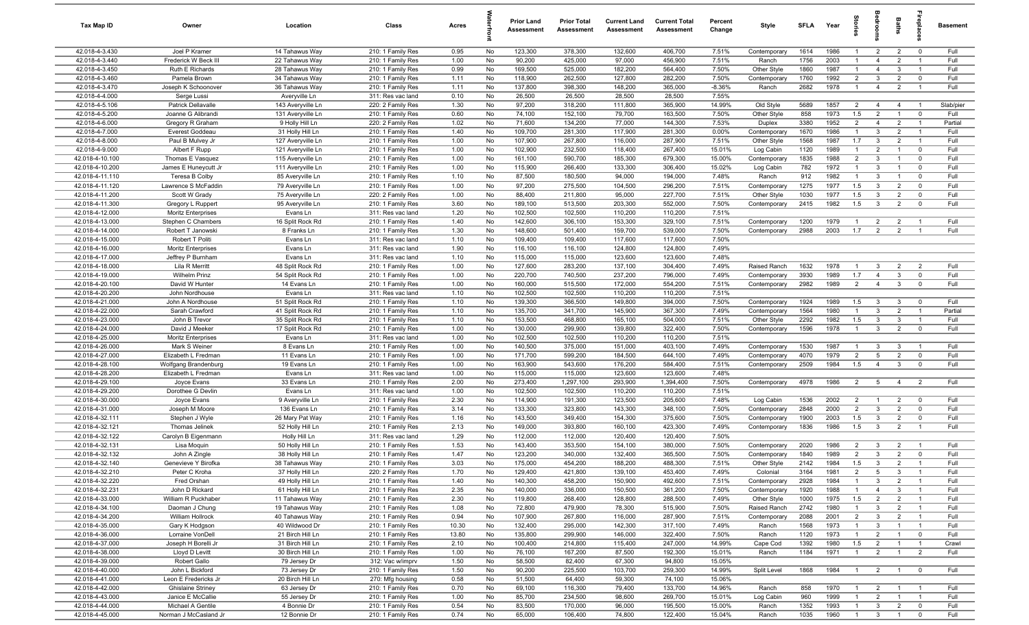| Tax Map ID | Owner | Location | Class | Acres | Waterfront | Prior Land Assessment | Prior Total Assessment | Current Land Assessment | Current Total Assessment | Percent Change | Style | SFLA | Year | Stories | Bedrooms | Baths | Fireplaces | Basement |
|---|---|---|---|---|---|---|---|---|---|---|---|---|---|---|---|---|---|---|
| 42.018-4-3.430 | Joel P Kramer | 14 Tahawus Way | 210: 1 Family Res | 0.95 | No | 123,300 | 378,300 | 132,600 | 406,700 | 7.51% | Contemporary | 1614 | 1986 | 1 | 2 | 2 | 0 | Full |
| 42.018-4-3.440 | Frederick W Beck III | 22 Tahawus Way | 210: 1 Family Res | 1.00 | No | 90,200 | 425,000 | 97,000 | 456,900 | 7.51% | Ranch | 1756 | 2003 | 1 | 4 | 2 | 1 | Full |
| 42.018-4-3.450 | Ruth E Richards | 28 Tahawus Way | 210: 1 Family Res | 0.99 | No | 169,500 | 525,000 | 182,200 | 564,400 | 7.50% | Other Style | 1860 | 1987 | 1 | 4 | 3 | 1 | Full |
| 42.018-4-3.460 | Pamela Brown | 34 Tahawus Way | 210: 1 Family Res | 1.11 | No | 118,900 | 262,500 | 127,800 | 282,200 | 7.50% | Contemporary | 1760 | 1992 | 2 | 3 | 2 | 0 | Full |
| 42.018-4-3.470 | Joseph K Schoonover | 36 Tahawus Way | 210: 1 Family Res | 1.11 | No | 137,800 | 398,300 | 148,200 | 365,000 | -8.36% | Ranch | 2682 | 1978 | 1 | 4 | 2 | 1 | Full |
| 42.018-4-4.000 | Serge Lussi | Averyville Ln | 311: Res vac land | 0.10 | No | 26,500 | 26,500 | 28,500 | 28,500 | 7.55% | | | | | | | | |
| 42.018-4-5.106 | Patrick Dellavalle | 143 Averyville Ln | 220: 2 Family Res | 1.30 | No | 97,200 | 318,200 | 111,800 | 365,900 | 14.99% | Old Style | 5689 | 1857 | 2 | 4 | 4 | 1 | Slab/pier |
| 42.018-4-5.200 | Joanne G Alibrandi | 131 Averyville Ln | 210: 1 Family Res | 0.60 | No | 74,100 | 152,100 | 79,700 | 163,500 | 7.50% | Other Style | 858 | 1973 | 1.5 | 2 | 1 | 0 | Full |
| 42.018-4-6.000 | Gregory R Graham | 9 Holly Hill Ln | 220: 2 Family Res | 1.02 | No | 71,600 | 134,200 | 77,000 | 144,300 | 7.53% | Duplex | 3380 | 1952 | 2 | 4 | 2 | 1 | Partial |
| 42.018-4-7.000 | Everest Goddeau | 31 Holly Hill Ln | 210: 1 Family Res | 1.40 | No | 109,700 | 281,300 | 117,900 | 281,300 | 0.00% | Contemporary | 1670 | 1986 | 1 | 3 | 2 | 1 | Full |
| 42.018-4-8.000 | Paul B Mulvey Jr | 127 Averyville Ln | 210: 1 Family Res | 1.00 | No | 107,900 | 267,800 | 116,000 | 287,900 | 7.51% | Other Style | 1568 | 1987 | 1.7 | 3 | 2 | 1 | Full |
| 42.018-4-9.000 | Albert F Rupp | 121 Averyville Ln | 210: 1 Family Res | 1.00 | No | 102,900 | 232,500 | 118,400 | 267,400 | 15.01% | Log Cabin | 1120 | 1989 | 1 | 2 | 1 | 0 | Full |
| 42.018-4-10.100 | Thomas E Vasquez | 115 Averyville Ln | 210: 1 Family Res | 1.00 | No | 161,100 | 590,700 | 185,300 | 679,300 | 15.00% | Contemporary | 1835 | 1988 | 2 | 3 | 1 | 0 | Full |
| 42.018-4-10.200 | James E Huneycutt Jr | 111 Averyville Ln | 210: 1 Family Res | 1.00 | No | 115,900 | 266,400 | 133,300 | 306,400 | 15.02% | Log Cabin | 782 | 1972 | 1 | 3 | 1 | 0 | Full |
| 42.018-4-11.110 | Teresa B Colby | 85 Averyville Ln | 210: 1 Family Res | 1.10 | No | 87,500 | 180,500 | 94,000 | 194,000 | 7.48% | Ranch | 912 | 1982 | 1 | 3 | 1 | 0 | Full |
| 42.018-4-11.120 | Lawrence S McFaddin | 79 Averyville Ln | 210: 1 Family Res | 1.00 | No | 97,200 | 275,500 | 104,500 | 296,200 | 7.51% | Contemporary | 1275 | 1977 | 1.5 | 3 | 2 | 0 | Full |
| 42.018-4-11.200 | Scott W Grady | 75 Averyville Ln | 220: 2 Family Res | 1.00 | No | 88,400 | 211,800 | 95,000 | 227,700 | 7.51% | Other Style | 1030 | 1977 | 1.5 | 3 | 2 | 0 | Full |
| 42.018-4-11.300 | Gregory L Ruppert | 95 Averyville Ln | 210: 1 Family Res | 3.60 | No | 189,100 | 513,500 | 203,300 | 552,000 | 7.50% | Contemporary | 2415 | 1982 | 1.5 | 3 | 2 | 0 | Full |
| 42.018-4-12.000 | Moritz Enterprises | Evans Ln | 311: Res vac land | 1.20 | No | 102,500 | 102,500 | 110,200 | 110,200 | 7.51% | | | | | | | | |
| 42.018-4-13.000 | Stephen C Chambers | 16 Split Rock Rd | 210: 1 Family Res | 1.40 | No | 142,600 | 306,100 | 153,300 | 329,100 | 7.51% | Contemporary | 1200 | 1979 | 1 | 2 | 2 | 1 | Full |
| 42.018-4-14.000 | Robert T Janowski | 8 Franks Ln | 210: 1 Family Res | 1.30 | No | 148,600 | 501,400 | 159,700 | 539,000 | 7.50% | Contemporary | 2988 | 2003 | 1.7 | 2 | 2 | 1 | Full |
| 42.018-4-15.000 | Robert T Politi | Evans Ln | 311: Res vac land | 1.10 | No | 109,400 | 109,400 | 117,600 | 117,600 | 7.50% | | | | | | | | |
| 42.018-4-16.000 | Moritz Enterprises | Evans Ln | 311: Res vac land | 1.90 | No | 116,100 | 116,100 | 124,800 | 124,800 | 7.49% | | | | | | | | |
| 42.018-4-17.000 | Jeffrey P Burnham | Evans Ln | 311: Res vac land | 1.10 | No | 115,000 | 115,000 | 123,600 | 123,600 | 7.48% | | | | | | | | |
| 42.018-4-18.000 | Lila R Merritt | 48 Split Rock Rd | 210: 1 Family Res | 1.00 | No | 127,600 | 283,200 | 137,100 | 304,400 | 7.49% | Raised Ranch | 1632 | 1978 | 1 | 3 | 2 | 2 | Full |
| 42.018-4-19.000 | Wilhelm Prinz | 54 Split Rock Rd | 210: 1 Family Res | 1.00 | No | 220,700 | 740,500 | 237,200 | 796,000 | 7.49% | Contemporary | 3930 | 1989 | 1.7 | 4 | 3 | 0 | Full |
| 42.018-4-20.100 | David W Hunter | 14 Evans Ln | 210: 1 Family Res | 1.00 | No | 160,000 | 515,500 | 172,000 | 554,200 | 7.51% | Contemporary | 2982 | 1989 | 2 | 4 | 3 | 0 | Full |
| 42.018-4-20.200 | John Nordhouse | Evans Ln | 311: Res vac land | 1.10 | No | 102,500 | 102,500 | 110,200 | 110,200 | 7.51% | | | | | | | | |
| 42.018-4-21.000 | John A Nordhouse | 51 Split Rock Rd | 210: 1 Family Res | 1.10 | No | 139,300 | 366,500 | 149,800 | 394,000 | 7.50% | Contemporary | 1924 | 1989 | 1.5 | 3 | 3 | 0 | Full |
| 42.018-4-22.000 | Sarah Crawford | 41 Split Rock Rd | 210: 1 Family Res | 1.10 | No | 135,700 | 341,700 | 145,900 | 367,300 | 7.49% | Contemporary | 1564 | 1980 | 1 | 3 | 2 | 1 | Partial |
| 42.018-4-23.000 | John B Trevor | 35 Split Rock Rd | 210: 1 Family Res | 1.10 | No | 153,500 | 468,800 | 165,100 | 504,000 | 7.51% | Other Style | 2292 | 1982 | 1.5 | 3 | 3 | 1 | Full |
| 42.018-4-24.000 | David J Meeker | 17 Split Rock Rd | 210: 1 Family Res | 1.00 | No | 130,000 | 299,900 | 139,800 | 322,400 | 7.50% | Contemporary | 1596 | 1978 | 1 | 3 | 2 | 0 | Full |
| 42.018-4-25.000 | Moritz Enterprises | Evans Ln | 311: Res vac land | 1.00 | No | 102,500 | 102,500 | 110,200 | 110,200 | 7.51% | | | | | | | | |
| 42.018-4-26.000 | Mark S Weiner | 8 Evans Ln | 210: 1 Family Res | 1.00 | No | 140,500 | 375,000 | 151,000 | 403,100 | 7.49% | Contemporary | 1530 | 1987 | 1 | 3 | 3 | 1 | Full |
| 42.018-4-27.000 | Elizabeth L Fredman | 11 Evans Ln | 210: 1 Family Res | 1.00 | No | 171,700 | 599,200 | 184,500 | 644,100 | 7.49% | Contemporary | 4070 | 1979 | 2 | 5 | 2 | 0 | Full |
| 42.018-4-28.100 | Wolfgang Brandenburg | 19 Evans Ln | 210: 1 Family Res | 1.00 | No | 163,900 | 543,600 | 176,200 | 584,400 | 7.51% | Contemporary | 2509 | 1984 | 1.5 | 4 | 3 | 0 | Full |
| 42.018-4-28.200 | Elizabeth L Fredman | Evans Ln | 311: Res vac land | 1.00 | No | 115,000 | 115,000 | 123,600 | 123,600 | 7.48% | | | | | | | | |
| 42.018-4-29.100 | Joyce Evans | 33 Evans Ln | 210: 1 Family Res | 2.00 | No | 273,400 | 1,297,100 | 293,900 | 1,394,400 | 7.50% | Contemporary | 4978 | 1986 | 2 | 5 | 4 | 2 | Full |
| 42.018-4-29.200 | Dorothee G Devlin | Evans Ln | 311: Res vac land | 1.00 | No | 102,500 | 102,500 | 110,200 | 110,200 | 7.51% | | | | | | | | |
| 42.018-4-30.000 | Joyce Evans | 9 Averyville Ln | 210: 1 Family Res | 2.30 | No | 114,900 | 191,300 | 123,500 | 205,600 | 7.48% | Log Cabin | 1536 | 2002 | 2 | 1 | 2 | 0 | Full |
| 42.018-4-31.000 | Joseph M Moore | 136 Evans Ln | 210: 1 Family Res | 3.14 | No | 133,300 | 323,800 | 143,300 | 348,100 | 7.50% | Contemporary | 2848 | 2000 | 2 | 3 | 2 | 0 | Full |
| 42.018-4-32.111 | Stephen J Wyle | 26 Mary Pat Way | 210: 1 Family Res | 1.16 | No | 143,500 | 349,400 | 154,300 | 375,600 | 7.50% | Contemporary | 1900 | 2003 | 1.5 | 3 | 2 | 0 | Full |
| 42.018-4-32.121 | Thomas Jelinek | 52 Holly Hill Ln | 210: 1 Family Res | 2.13 | No | 149,000 | 393,800 | 160,100 | 423,300 | 7.49% | Contemporary | 1836 | 1986 | 1.5 | 3 | 2 | 1 | Full |
| 42.018-4-32.122 | Carolyn B Eigenmann | Holly Hill Ln | 311: Res vac land | 1.29 | No | 112,000 | 112,000 | 120,400 | 120,400 | 7.50% | | | | | | | | |
| 42.018-4-32.131 | Lisa Moquin | 50 Holly Hill Ln | 210: 1 Family Res | 1.53 | No | 143,400 | 353,500 | 154,100 | 380,000 | 7.50% | Contemporary | 2020 | 1986 | 2 | 3 | 2 | 1 | Full |
| 42.018-4-32.132 | John A Zingle | 38 Holly Hill Ln | 210: 1 Family Res | 1.47 | No | 123,200 | 340,000 | 132,400 | 365,500 | 7.50% | Contemporary | 1840 | 1989 | 2 | 3 | 2 | 0 | Full |
| 42.018-4-32.140 | Genevieve Y Birofka | 38 Tahawus Way | 210: 1 Family Res | 3.03 | No | 175,000 | 454,200 | 188,200 | 488,300 | 7.51% | Other Style | 2142 | 1984 | 1.5 | 3 | 2 | 1 | Full |
| 42.018-4-32.210 | Peter C Kroha | 37 Holly Hill Ln | 220: 2 Family Res | 1.70 | No | 129,400 | 421,800 | 139,100 | 453,400 | 7.49% | Colonial | 3164 | 1981 | 2 | 5 | 3 | 1 | Full |
| 42.018-4-32.220 | Fred Orshan | 49 Holly Hill Ln | 210: 1 Family Res | 1.40 | No | 140,300 | 458,200 | 150,900 | 492,600 | 7.51% | Contemporary | 2928 | 1984 | 1 | 3 | 2 | 1 | Full |
| 42.018-4-32.231 | John D Rickard | 61 Holly Hill Ln | 210: 1 Family Res | 2.35 | No | 140,000 | 336,000 | 150,500 | 361,200 | 7.50% | Contemporary | 1920 | 1988 | 1 | 4 | 3 | 1 | Full |
| 42.018-4-33.000 | William R Puckhaber | 11 Tahawus Way | 210: 1 Family Res | 2.30 | No | 119,800 | 268,400 | 128,800 | 288,500 | 7.49% | Other Style | 1000 | 1975 | 1.5 | 2 | 2 | 1 | Full |
| 42.018-4-34.100 | Daoman J Chung | 19 Tahawus Way | 210: 1 Family Res | 1.08 | No | 72,800 | 479,900 | 78,300 | 515,900 | 7.50% | Raised Ranch | 2742 | 1980 | 1 | 3 | 2 | 1 | Full |
| 42.018-4-34.200 | William Hollrock | 40 Tahawus Way | 210: 1 Family Res | 0.94 | No | 107,900 | 267,800 | 116,000 | 287,900 | 7.51% | Contemporary | 2088 | 2001 | 2 | 3 | 2 | 1 | Full |
| 42.018-4-35.000 | Gary K Hodgson | 40 Wildwood Dr | 210: 1 Family Res | 10.30 | No | 132,400 | 295,000 | 142,300 | 317,100 | 7.49% | Ranch | 1568 | 1973 | 1 | 3 | 1 | 1 | Full |
| 42.018-4-36.000 | Lorraine VonDell | 21 Birch Hill Ln | 210: 1 Family Res | 13.80 | No | 135,800 | 299,900 | 146,000 | 322,400 | 7.50% | Ranch | 1120 | 1973 | 1 | 2 | 1 | 0 | Full |
| 42.018-4-37.000 | Joseph H Borelli Jr | 31 Birch Hill Ln | 210: 1 Family Res | 2.10 | No | 100,400 | 214,800 | 115,400 | 247,000 | 14.99% | Cape Cod | 1392 | 1980 | 1.5 | 2 | 1 | 1 | Crawl |
| 42.018-4-38.000 | Lloyd D Levitt | 30 Birch Hill Ln | 210: 1 Family Res | 1.00 | No | 76,100 | 167,200 | 87,500 | 192,300 | 15.01% | Ranch | 1184 | 1971 | 1 | 2 | 1 | 2 | Full |
| 42.018-4-39.000 | Robert Gallo | 79 Jersey Dr | 312: Vac w/imprv | 1.50 | No | 58,500 | 82,400 | 67,300 | 94,800 | 15.05% | | | | | | | | |
| 42.018-4-40.000 | John L Bickford | 73 Jersey Dr | 210: 1 Family Res | 1.50 | No | 90,200 | 225,500 | 103,700 | 259,300 | 14.99% | Split Level | 1868 | 1984 | 1 | 2 | 1 | 0 | Full |
| 42.018-4-41.000 | Leon E Fredericks Jr | 20 Birch Hill Ln | 270: Mfg housing | 0.58 | No | 51,500 | 64,400 | 59,300 | 74,100 | 15.06% | | | | | | | | |
| 42.018-4-42.000 | Ghislaine Striney | 63 Jersey Dr | 210: 1 Family Res | 0.70 | No | 69,100 | 116,300 | 79,400 | 133,700 | 14.96% | Ranch | 858 | 1970 | 1 | 2 | 1 | 1 | Full |
| 42.018-4-43.000 | Janice E McCallie | 55 Jersey Dr | 210: 1 Family Res | 1.00 | No | 85,700 | 234,500 | 98,600 | 269,700 | 15.01% | Log Cabin | 960 | 1999 | 1 | 2 | 1 | 1 | Full |
| 42.018-4-44.000 | Michael A Gentile | 4 Bonnie Dr | 210: 1 Family Res | 0.54 | No | 83,500 | 170,000 | 96,000 | 195,500 | 15.00% | Ranch | 1352 | 1993 | 1 | 3 | 2 | 0 | Full |
| 42.018-4-45.000 | Norman J McCasland Jr | 12 Bonnie Dr | 210: 1 Family Res | 0.74 | No | 65,000 | 106,400 | 74,800 | 122,400 | 15.04% | Ranch | 1035 | 1960 | 1 | 3 | 1 | 0 | Full |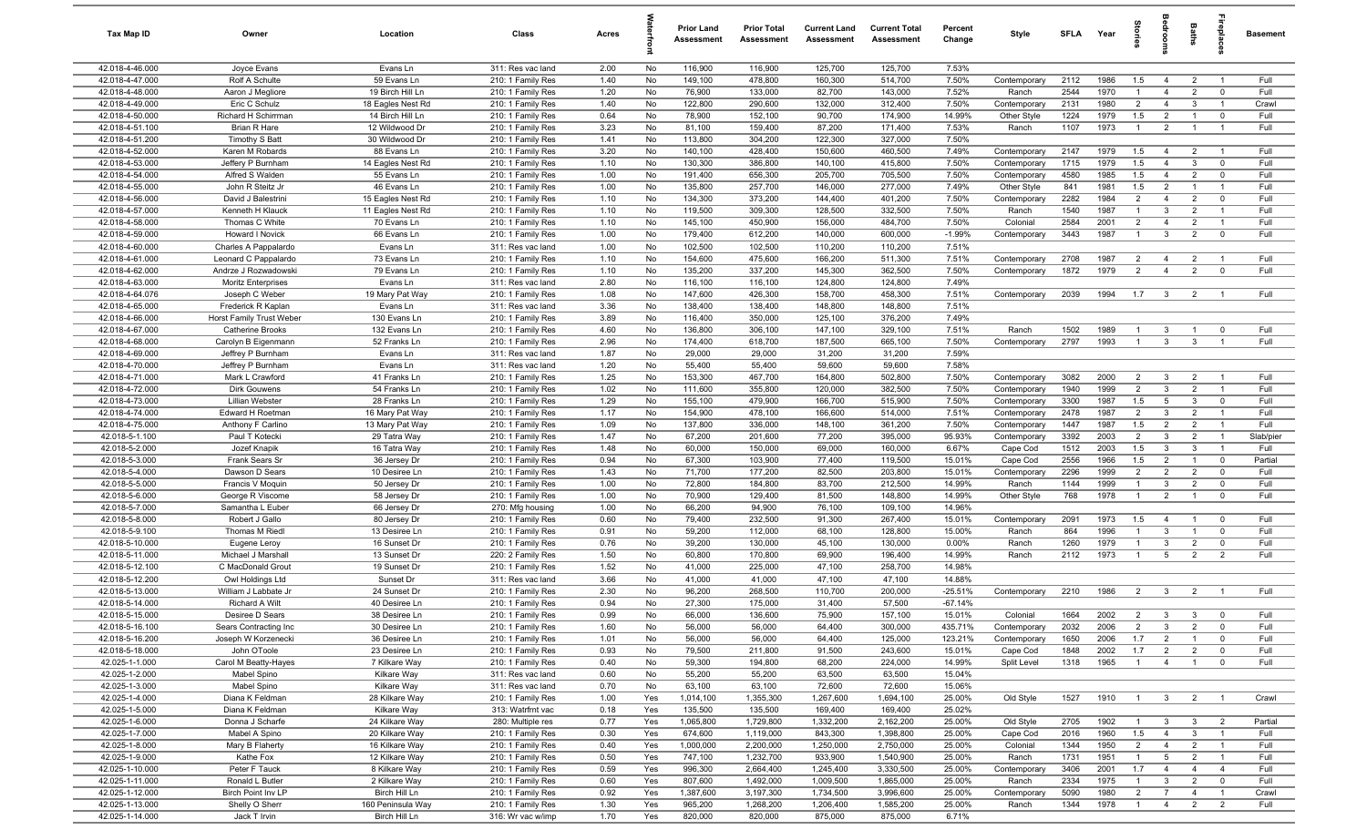| Tax Map ID | Owner | Location | Class | Acres | Waterfront | Prior Land Assessment | Prior Total Assessment | Current Land Assessment | Current Total Assessment | Percent Change | Style | SFLA | Year | Stories | Bedrooms | Baths | Fireplaces | Basement |
|---|---|---|---|---|---|---|---|---|---|---|---|---|---|---|---|---|---|---|
| 42.018-4-46.000 | Joyce Evans | Evans Ln | 311: Res vac land | 2.00 | No | 116,900 | 116,900 | 125,700 | 125,700 | 7.53% | | | | | | | | |
| 42.018-4-47.000 | Rolf A Schulte | 59 Evans Ln | 210: 1 Family Res | 1.40 | No | 149,100 | 478,800 | 160,300 | 514,700 | 7.50% | Contemporary | 2112 | 1986 | 1.5 | 4 | 2 | 1 | Full |
| 42.018-4-48.000 | Aaron J Megliore | 19 Birch Hill Ln | 210: 1 Family Res | 1.20 | No | 76,900 | 133,000 | 82,700 | 143,000 | 7.52% | Ranch | 2544 | 1970 | 1 | 4 | 2 | 0 | Full |
| 42.018-4-49.000 | Eric C Schulz | 18 Eagles Nest Rd | 210: 1 Family Res | 1.40 | No | 122,800 | 290,600 | 132,000 | 312,400 | 7.50% | Contemporary | 2131 | 1980 | 2 | 4 | 3 | 1 | Crawl |
| 42.018-4-50.000 | Richard H Schirman | 14 Birch Hill Ln | 210: 1 Family Res | 0.64 | No | 78,900 | 152,100 | 90,700 | 174,900 | 14.99% | Other Style | 1224 | 1979 | 1.5 | 2 | 1 | 0 | Full |
| 42.018-4-51.100 | Brian R Hare | 12 Wildwood Dr | 210: 1 Family Res | 3.23 | No | 81,100 | 159,400 | 87,200 | 171,400 | 7.53% | Ranch | 1107 | 1973 | 1 | 2 | 1 | 1 | Full |
| 42.018-4-51.200 | Timothy S Batt | 30 Wildwood Dr | 210: 1 Family Res | 1.41 | No | 113,800 | 304,200 | 122,300 | 327,000 | 7.50% | | | | | | | | |
| 42.018-4-52.000 | Karen M Robards | 88 Evans Ln | 210: 1 Family Res | 3.20 | No | 140,100 | 428,400 | 150,600 | 460,500 | 7.49% | Contemporary | 2147 | 1979 | 1.5 | 4 | 2 | 1 | Full |
| 42.018-4-53.000 | Jeffery P Burnham | 14 Eagles Nest Rd | 210: 1 Family Res | 1.10 | No | 130,300 | 386,800 | 140,100 | 415,800 | 7.50% | Contemporary | 1715 | 1979 | 1.5 | 4 | 3 | 0 | Full |
| 42.018-4-54.000 | Alfred S Walden | 55 Evans Ln | 210: 1 Family Res | 1.00 | No | 191,400 | 656,300 | 205,700 | 705,500 | 7.50% | Contemporary | 4580 | 1985 | 1.5 | 4 | 2 | 0 | Full |
| 42.018-4-55.000 | John R Steitz Jr | 46 Evans Ln | 210: 1 Family Res | 1.00 | No | 135,800 | 257,700 | 146,000 | 277,000 | 7.49% | Other Style | 841 | 1981 | 1.5 | 2 | 1 | 1 | Full |
| 42.018-4-56.000 | David J Balestrini | 15 Eagles Nest Rd | 210: 1 Family Res | 1.10 | No | 134,300 | 373,200 | 144,400 | 401,200 | 7.50% | Contemporary | 2282 | 1984 | 2 | 4 | 2 | 0 | Full |
| 42.018-4-57.000 | Kenneth H Klauck | 11 Eagles Nest Rd | 210: 1 Family Res | 1.10 | No | 119,500 | 309,300 | 128,500 | 332,500 | 7.50% | Ranch | 1540 | 1987 | 1 | 3 | 2 | 1 | Full |
| 42.018-4-58.000 | Thomas C White | 70 Evans Ln | 210: 1 Family Res | 1.10 | No | 145,100 | 450,900 | 156,000 | 484,700 | 7.50% | Colonial | 2584 | 2001 | 2 | 4 | 2 | 1 | Full |
| 42.018-4-59.000 | Howard I Novick | 66 Evans Ln | 210: 1 Family Res | 1.00 | No | 179,400 | 612,200 | 140,000 | 600,000 | -1.99% | Contemporary | 3443 | 1987 | 1 | 3 | 2 | 0 | Full |
| 42.018-4-60.000 | Charles A Pappalardo | Evans Ln | 311: Res vac land | 1.00 | No | 102,500 | 102,500 | 110,200 | 110,200 | 7.51% | | | | | | | | |
| 42.018-4-61.000 | Leonard C Pappalardo | 73 Evans Ln | 210: 1 Family Res | 1.10 | No | 154,600 | 475,600 | 166,200 | 511,300 | 7.51% | Contemporary | 2708 | 1987 | 2 | 4 | 2 | 1 | Full |
| 42.018-4-62.000 | Andrze J Rozwadowski | 79 Evans Ln | 210: 1 Family Res | 1.10 | No | 135,200 | 337,200 | 145,300 | 362,500 | 7.50% | Contemporary | 1872 | 1979 | 2 | 4 | 2 | 0 | Full |
| 42.018-4-63.000 | Moritz Enterprises | Evans Ln | 311: Res vac land | 2.80 | No | 116,100 | 116,100 | 124,800 | 124,800 | 7.49% | | | | | | | | |
| 42.018-4-64.076 | Joseph C Weber | 19 Mary Pat Way | 210: 1 Family Res | 1.08 | No | 147,600 | 426,300 | 158,700 | 458,300 | 7.51% | Contemporary | 2039 | 1994 | 1.7 | 3 | 2 | 1 | Full |
| 42.018-4-65.000 | Frederick R Kaplan | Evans Ln | 311: Res vac land | 3.36 | No | 138,400 | 138,400 | 148,800 | 148,800 | 7.51% | | | | | | | | |
| 42.018-4-66.000 | Horst Family Trust Weber | 130 Evans Ln | 210: 1 Family Res | 3.89 | No | 116,400 | 350,000 | 125,100 | 376,200 | 7.49% | | | | | | | | |
| 42.018-4-67.000 | Catherine Brooks | 132 Evans Ln | 210: 1 Family Res | 4.60 | No | 136,800 | 306,100 | 147,100 | 329,100 | 7.51% | Ranch | 1502 | 1989 | 1 | 3 | 1 | 0 | Full |
| 42.018-4-68.000 | Carolyn B Eigenmann | 52 Franks Ln | 210: 1 Family Res | 2.96 | No | 174,400 | 618,700 | 187,500 | 665,100 | 7.50% | Contemporary | 2797 | 1993 | 1 | 3 | 3 | 1 | Full |
| 42.018-4-69.000 | Jeffrey P Burnham | Evans Ln | 311: Res vac land | 1.87 | No | 29,000 | 29,000 | 31,200 | 31,200 | 7.59% | | | | | | | | |
| 42.018-4-70.000 | Jeffrey P Burnham | Evans Ln | 311: Res vac land | 1.20 | No | 55,400 | 55,400 | 59,600 | 59,600 | 7.58% | | | | | | | | |
| 42.018-4-71.000 | Mark L Crawford | 41 Franks Ln | 210: 1 Family Res | 1.25 | No | 153,300 | 467,700 | 164,800 | 502,800 | 7.50% | Contemporary | 3082 | 2000 | 2 | 3 | 2 | 1 | Full |
| 42.018-4-72.000 | Dirk Gouwens | 54 Franks Ln | 210: 1 Family Res | 1.02 | No | 111,600 | 355,800 | 120,000 | 382,500 | 7.50% | Contemporary | 1940 | 1999 | 2 | 3 | 2 | 1 | Full |
| 42.018-4-73.000 | Lillian Webster | 28 Franks Ln | 210: 1 Family Res | 1.29 | No | 155,100 | 479,900 | 166,700 | 515,900 | 7.50% | Contemporary | 3300 | 1987 | 1.5 | 5 | 3 | 0 | Full |
| 42.018-4-74.000 | Edward H Roetman | 16 Mary Pat Way | 210: 1 Family Res | 1.17 | No | 154,900 | 478,100 | 166,600 | 514,000 | 7.51% | Contemporary | 2478 | 1987 | 2 | 3 | 2 | 1 | Full |
| 42.018-4-75.000 | Anthony F Carlino | 13 Mary Pat Way | 210: 1 Family Res | 1.09 | No | 137,800 | 336,000 | 148,100 | 361,200 | 7.50% | Contemporary | 1447 | 1987 | 1.5 | 2 | 2 | 1 | Full |
| 42.018-5-1.100 | Paul T Kotecki | 29 Tatra Way | 210: 1 Family Res | 1.47 | No | 67,200 | 201,600 | 77,200 | 395,000 | 95.93% | Contemporary | 3392 | 2003 | 2 | 3 | 2 | 1 | Slab/pier |
| 42.018-5-2.000 | Jozef Knapik | 16 Tatra Way | 210: 1 Family Res | 1.48 | No | 60,000 | 150,000 | 69,000 | 160,000 | 6.67% | Cape Cod | 1512 | 2003 | 1.5 | 3 | 3 | 1 | Full |
| 42.018-5-3.000 | Frank Sears Sr | 36 Jersey Dr | 210: 1 Family Res | 0.94 | No | 67,300 | 103,900 | 77,400 | 119,500 | 15.01% | Cape Cod | 2556 | 1966 | 1.5 | 2 | 1 | 0 | Partial |
| 42.018-5-4.000 | Dawson D Sears | 10 Desiree Ln | 210: 1 Family Res | 1.43 | No | 71,700 | 177,200 | 82,500 | 203,800 | 15.01% | Contemporary | 2296 | 1999 | 2 | 2 | 2 | 0 | Full |
| 42.018-5-5.000 | Francis V Moquin | 50 Jersey Dr | 210: 1 Family Res | 1.00 | No | 72,800 | 184,800 | 83,700 | 212,500 | 14.99% | Ranch | 1144 | 1999 | 1 | 3 | 2 | 0 | Full |
| 42.018-5-6.000 | George R Viscome | 58 Jersey Dr | 210: 1 Family Res | 1.00 | No | 70,900 | 129,400 | 81,500 | 148,800 | 14.99% | Other Style | 768 | 1978 | 1 | 2 | 1 | 0 | Full |
| 42.018-5-7.000 | Samantha L Euber | 66 Jersey Dr | 270: Mfg housing | 1.00 | No | 66,200 | 94,900 | 76,100 | 109,100 | 14.96% | | | | | | | | |
| 42.018-5-8.000 | Robert J Gallo | 80 Jersey Dr | 210: 1 Family Res | 0.60 | No | 79,400 | 232,500 | 91,300 | 267,400 | 15.01% | Contemporary | 2091 | 1973 | 1.5 | 4 | 1 | 0 | Full |
| 42.018-5-9.100 | Thomas M Riedl | 13 Desiree Ln | 210: 1 Family Res | 0.91 | No | 59,200 | 112,000 | 68,100 | 128,800 | 15.00% | Ranch | 864 | 1996 | 1 | 3 | 1 | 0 | Full |
| 42.018-5-10.000 | Eugene Leroy | 16 Sunset Dr | 210: 1 Family Res | 0.76 | No | 39,200 | 130,000 | 45,100 | 130,000 | 0.00% | Ranch | 1260 | 1979 | 1 | 3 | 2 | 0 | Full |
| 42.018-5-11.000 | Michael J Marshall | 13 Sunset Dr | 220: 2 Family Res | 1.50 | No | 60,800 | 170,800 | 69,900 | 196,400 | 14.99% | Ranch | 2112 | 1973 | 1 | 5 | 2 | 2 | Full |
| 42.018-5-12.100 | C MacDonald Grout | 19 Sunset Dr | 210: 1 Family Res | 1.52 | No | 41,000 | 225,000 | 47,100 | 258,700 | 14.98% | | | | | | | | |
| 42.018-5-12.200 | Owl Holdings Ltd | Sunset Dr | 311: Res vac land | 3.66 | No | 41,000 | 41,000 | 47,100 | 47,100 | 14.88% | | | | | | | | |
| 42.018-5-13.000 | William J Labbate Jr | 24 Sunset Dr | 210: 1 Family Res | 2.30 | No | 96,200 | 268,500 | 110,700 | 200,000 | -25.51% | Contemporary | 2210 | 1986 | 2 | 3 | 2 | 1 | Full |
| 42.018-5-14.000 | Richard A Wilt | 40 Desiree Ln | 210: 1 Family Res | 0.94 | No | 27,300 | 175,000 | 31,400 | 57,500 | -67.14% | | | | | | | | |
| 42.018-5-15.000 | Desiree D Sears | 38 Desiree Ln | 210: 1 Family Res | 0.99 | No | 66,000 | 136,600 | 75,900 | 157,100 | 15.01% | Colonial | 1664 | 2002 | 2 | 3 | 3 | 0 | Full |
| 42.018-5-16.100 | Sears Contracting Inc | 30 Desiree Ln | 210: 1 Family Res | 1.60 | No | 56,000 | 56,000 | 64,400 | 300,000 | 435.71% | Contemporary | 2032 | 2006 | 2 | 3 | 2 | 0 | Full |
| 42.018-5-16.200 | Joseph W Korzenecki | 36 Desiree Ln | 210: 1 Family Res | 1.01 | No | 56,000 | 56,000 | 64,400 | 125,000 | 123.21% | Contemporary | 1650 | 2006 | 1.7 | 2 | 1 | 0 | Full |
| 42.018-5-18.000 | John OToole | 23 Desiree Ln | 210: 1 Family Res | 0.93 | No | 79,500 | 211,800 | 91,500 | 243,600 | 15.01% | Cape Cod | 1848 | 2002 | 1.7 | 2 | 2 | 0 | Full |
| 42.025-1-1.000 | Carol M Beatty-Hayes | 7 Kilkare Way | 210: 1 Family Res | 0.40 | No | 59,300 | 194,800 | 68,200 | 224,000 | 14.99% | Split Level | 1318 | 1965 | 1 | 4 | 1 | 0 | Full |
| 42.025-1-2.000 | Mabel Spino | Kilkare Way | 311: Res vac land | 0.60 | No | 55,200 | 55,200 | 63,500 | 63,500 | 15.04% | | | | | | | | |
| 42.025-1-3.000 | Mabel Spino | Kilkare Way | 311: Res vac land | 0.70 | No | 63,100 | 63,100 | 72,600 | 72,600 | 15.06% | | | | | | | | |
| 42.025-1-4.000 | Diana K Feldman | 28 Kilkare Way | 210: 1 Family Res | 1.00 | Yes | 1,014,100 | 1,355,300 | 1,267,600 | 1,694,100 | 25.00% | Old Style | 1527 | 1910 | 1 | 3 | 2 | 1 | Crawl |
| 42.025-1-5.000 | Diana K Feldman | Kilkare Way | 313: Watrfrnt vac | 0.18 | Yes | 135,500 | 135,500 | 169,400 | 169,400 | 25.02% | | | | | | | | |
| 42.025-1-6.000 | Donna J Scharfe | 24 Kilkare Way | 280: Multiple res | 0.77 | Yes | 1,065,800 | 1,729,800 | 1,332,200 | 2,162,200 | 25.00% | Old Style | 2705 | 1902 | 1 | 3 | 3 | 2 | Partial |
| 42.025-1-7.000 | Mabel A Spino | 20 Kilkare Way | 210: 1 Family Res | 0.30 | Yes | 674,600 | 1,119,000 | 843,300 | 1,398,800 | 25.00% | Cape Cod | 2016 | 1960 | 1.5 | 4 | 3 | 1 | Full |
| 42.025-1-8.000 | Mary B Flaherty | 16 Kilkare Way | 210: 1 Family Res | 0.40 | Yes | 1,000,000 | 2,200,000 | 1,250,000 | 2,750,000 | 25.00% | Colonial | 1344 | 1950 | 2 | 4 | 2 | 1 | Full |
| 42.025-1-9.000 | Kathe Fox | 12 Kilkare Way | 210: 1 Family Res | 0.50 | Yes | 747,100 | 1,232,700 | 933,900 | 1,540,900 | 25.00% | Ranch | 1731 | 1951 | 1 | 5 | 2 | 1 | Full |
| 42.025-1-10.000 | Peter F Tauck | 8 Kilkare Way | 210: 1 Family Res | 0.59 | Yes | 996,300 | 2,664,400 | 1,245,400 | 3,330,500 | 25.00% | Contemporary | 3406 | 2001 | 1.7 | 4 | 4 | 4 | Full |
| 42.025-1-11.000 | Ronald L Butler | 2 Kilkare Way | 210: 1 Family Res | 0.60 | Yes | 807,600 | 1,492,000 | 1,009,500 | 1,865,000 | 25.00% | Ranch | 2334 | 1975 | 1 | 3 | 2 | 0 | Full |
| 42.025-1-12.000 | Birch Point Inv LP | Birch Hill Ln | 210: 1 Family Res | 0.92 | Yes | 1,387,600 | 3,197,300 | 1,734,500 | 3,996,600 | 25.00% | Contemporary | 5090 | 1980 | 2 | 7 | 4 | 1 | Crawl |
| 42.025-1-13.000 | Shelly O Sherr | 160 Peninsula Way | 210: 1 Family Res | 1.30 | Yes | 965,200 | 1,268,200 | 1,206,400 | 1,585,200 | 25.00% | Ranch | 1344 | 1978 | 1 | 4 | 2 | 2 | Full |
| 42.025-1-14.000 | Jack T Irvin | Birch Hill Ln | 316: Wr vac w/imp | 1.70 | Yes | 820,000 | 820,000 | 875,000 | 875,000 | 6.71% | | | | | | | | |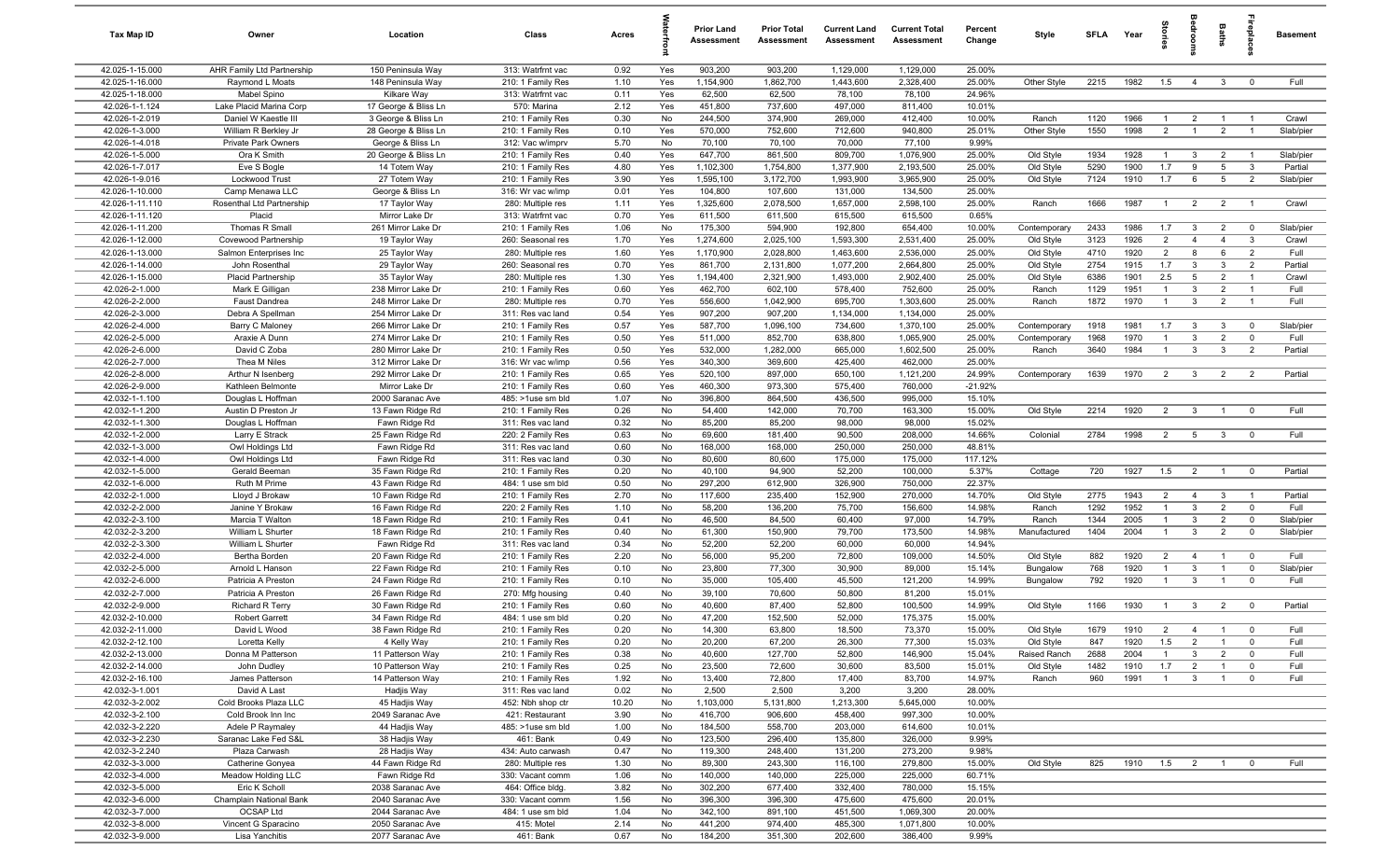| Tax Map ID | Owner | Location | Class | Acres | Waterfront | Prior Land Assessment | Prior Total Assessment | Current Land Assessment | Current Total Assessment | Percent Change | Style | SFLA | Year | Stories | Bedrooms | Baths | Fireplaces | Basement |
|---|---|---|---|---|---|---|---|---|---|---|---|---|---|---|---|---|---|---|
| 42.025-1-15.000 | AHR Family Ltd Partnership | 150 Peninsula Way | 313: Watrfrnt vac | 0.92 | Yes | 903,200 | 903,200 | 1,129,000 | 1,129,000 | 25.00% | | | | | | | | |
| 42.025-1-16.000 | Raymond L Moats | 148 Peninsula Way | 210: 1 Family Res | 1.10 | Yes | 1,154,900 | 1,862,700 | 1,443,600 | 2,328,400 | 25.00% | Other Style | 2215 | 1982 | 1.5 | 4 | 3 | 0 | Full |
| 42.025-1-18.000 | Mabel Spino | Kilkare Way | 313: Watrfrnt vac | 0.11 | Yes | 62,500 | 62,500 | 78,100 | 78,100 | 24.96% | | | | | | | | |
| 42.026-1-1.124 | Lake Placid Marina Corp | 17 George & Bliss Ln | 570: Marina | 2.12 | Yes | 451,800 | 737,600 | 497,000 | 811,400 | 10.01% | | | | | | | | |
| 42.026-1-2.019 | Daniel W Kaestle III | 3 George & Bliss Ln | 210: 1 Family Res | 0.30 | No | 244,500 | 374,900 | 269,000 | 412,400 | 10.00% | Ranch | 1120 | 1966 | 1 | 2 | 1 | 1 | Crawl |
| 42.026-1-3.000 | William R Berkley Jr | 28 George & Bliss Ln | 210: 1 Family Res | 0.10 | Yes | 570,000 | 752,600 | 712,600 | 940,800 | 25.01% | Other Style | 1550 | 1998 | 2 | 1 | 2 | 1 | Slab/pier |
| 42.026-1-4.018 | Private Park Owners | George & Bliss Ln | 312: Vac w/imprv | 5.70 | No | 70,100 | 70,100 | 70,000 | 77,100 | 9.99% | | | | | | | | |
| 42.026-1-5.000 | Ora K Smith | 20 George & Bliss Ln | 210: 1 Family Res | 0.40 | Yes | 647,700 | 861,500 | 809,700 | 1,076,900 | 25.00% | Old Style | 1934 | 1928 | 1 | 3 | 2 | 1 | Slab/pier |
| 42.026-1-7.017 | Eve S Bogle | 14 Totem Way | 210: 1 Family Res | 4.80 | Yes | 1,102,300 | 1,754,800 | 1,377,900 | 2,193,500 | 25.00% | Old Style | 5290 | 1900 | 1.7 | 9 | 5 | 3 | Partial |
| 42.026-1-9.016 | Lockwood Trust | 27 Totem Way | 210: 1 Family Res | 3.90 | Yes | 1,595,100 | 3,172,700 | 1,993,900 | 3,965,900 | 25.00% | Old Style | 7124 | 1910 | 1.7 | 6 | 5 | 2 | Slab/pier |
| 42.026-1-10.000 | Camp Menawa LLC | George & Bliss Ln | 316: Wr vac w/imp | 0.01 | Yes | 104,800 | 107,600 | 131,000 | 134,500 | 25.00% | | | | | | | | |
| 42.026-1-11.110 | Rosenthal Ltd Partnership | 17 Taylor Way | 280: Multiple res | 1.11 | Yes | 1,325,600 | 2,078,500 | 1,657,000 | 2,598,100 | 25.00% | Ranch | 1666 | 1987 | 1 | 2 | 2 | 1 | Crawl |
| 42.026-1-11.120 | Placid | Mirror Lake Dr | 313: Watrfrnt vac | 0.70 | Yes | 611,500 | 611,500 | 615,500 | 615,500 | 0.65% | | | | | | | | |
| 42.026-1-11.200 | Thomas R Small | 261 Mirror Lake Dr | 210: 1 Family Res | 1.06 | No | 175,300 | 594,900 | 192,800 | 654,400 | 10.00% | Contemporary | 2433 | 1986 | 1.7 | 3 | 2 | 0 | Slab/pier |
| 42.026-1-12.000 | Covewood Partnership | 19 Taylor Way | 260: Seasonal res | 1.70 | Yes | 1,274,600 | 2,025,100 | 1,593,300 | 2,531,400 | 25.00% | Old Style | 3123 | 1926 | 2 | 4 | 4 | 3 | Crawl |
| 42.026-1-13.000 | Salmon Enterprises Inc | 25 Taylor Way | 280: Multiple res | 1.60 | Yes | 1,170,900 | 2,028,800 | 1,463,600 | 2,536,000 | 25.00% | Old Style | 4710 | 1920 | 2 | 8 | 6 | 2 | Full |
| 42.026-1-14.000 | John Rosenthal | 29 Taylor Way | 260: Seasonal res | 0.70 | Yes | 861,700 | 2,131,800 | 1,077,200 | 2,664,800 | 25.00% | Old Style | 2754 | 1915 | 1.7 | 3 | 3 | 2 | Partial |
| 42.026-1-15.000 | Placid Partnership | 35 Taylor Way | 280: Multiple res | 1.30 | Yes | 1,194,400 | 2,321,900 | 1,493,000 | 2,902,400 | 25.00% | Old Style | 6386 | 1901 | 2.5 | 5 | 2 | 1 | Crawl |
| 42.026-2-1.000 | Mark E Gilligan | 238 Mirror Lake Dr | 210: 1 Family Res | 0.60 | Yes | 462,700 | 602,100 | 578,400 | 752,600 | 25.00% | Ranch | 1129 | 1951 | 1 | 3 | 2 | 1 | Full |
| 42.026-2-2.000 | Faust Dandrea | 248 Mirror Lake Dr | 280: Multiple res | 0.70 | Yes | 556,600 | 1,042,900 | 695,700 | 1,303,600 | 25.00% | Ranch | 1872 | 1970 | 1 | 3 | 2 | 1 | Full |
| 42.026-2-3.000 | Debra A Spellman | 254 Mirror Lake Dr | 311: Res vac land | 0.54 | Yes | 907,200 | 907,200 | 1,134,000 | 1,134,000 | 25.00% | | | | | | | | |
| 42.026-2-4.000 | Barry C Maloney | 266 Mirror Lake Dr | 210: 1 Family Res | 0.57 | Yes | 587,700 | 1,096,100 | 734,600 | 1,370,100 | 25.00% | Contemporary | 1918 | 1981 | 1.7 | 3 | 3 | 0 | Slab/pier |
| 42.026-2-5.000 | Araxie A Dunn | 274 Mirror Lake Dr | 210: 1 Family Res | 0.50 | Yes | 511,000 | 852,700 | 638,800 | 1,065,900 | 25.00% | Contemporary | 1968 | 1970 | 1 | 3 | 2 | 0 | Full |
| 42.026-2-6.000 | David C Zoba | 280 Mirror Lake Dr | 210: 1 Family Res | 0.50 | Yes | 532,000 | 1,282,000 | 665,000 | 1,602,500 | 25.00% | Ranch | 3640 | 1984 | 1 | 3 | 3 | 2 | Partial |
| 42.026-2-7.000 | Thea M Niles | 312 Mirror Lake Dr | 316: Wr vac w/imp | 0.56 | Yes | 340,300 | 369,600 | 425,400 | 462,000 | 25.00% | | | | | | | | |
| 42.026-2-8.000 | Arthur N Isenberg | 292 Mirror Lake Dr | 210: 1 Family Res | 0.65 | Yes | 520,100 | 897,000 | 650,100 | 1,121,200 | 24.99% | Contemporary | 1639 | 1970 | 2 | 3 | 2 | 2 | Partial |
| 42.026-2-9.000 | Kathleen Belmonte | Mirror Lake Dr | 210: 1 Family Res | 0.60 | Yes | 460,300 | 973,300 | 575,400 | 760,000 | -21.92% | | | | | | | | |
| 42.032-1-1.100 | Douglas L Hoffman | 2000 Saranac Ave | 485: >1use sm bld | 1.07 | No | 396,800 | 864,500 | 436,500 | 995,000 | 15.10% | | | | | | | | |
| 42.032-1-1.200 | Austin D Preston Jr | 13 Fawn Ridge Rd | 210: 1 Family Res | 0.26 | No | 54,400 | 142,000 | 70,700 | 163,300 | 15.00% | Old Style | 2214 | 1920 | 2 | 3 | 1 | 0 | Full |
| 42.032-1-1.300 | Douglas L Hoffman | Fawn Ridge Rd | 311: Res vac land | 0.32 | No | 85,200 | 85,200 | 98,000 | 98,000 | 15.02% | | | | | | | | |
| 42.032-1-2.000 | Larry E Strack | 25 Fawn Ridge Rd | 220: 2 Family Res | 0.63 | No | 69,600 | 181,400 | 90,500 | 208,000 | 14.66% | Colonial | 2784 | 1998 | 2 | 5 | 3 | 0 | Full |
| 42.032-1-3.000 | Owl Holdings Ltd | Fawn Ridge Rd | 311: Res vac land | 0.60 | No | 168,000 | 168,000 | 250,000 | 250,000 | 48.81% | | | | | | | | |
| 42.032-1-4.000 | Owl Holdings Ltd | Fawn Ridge Rd | 311: Res vac land | 0.30 | No | 80,600 | 80,600 | 175,000 | 175,000 | 117.12% | | | | | | | | |
| 42.032-1-5.000 | Gerald Beeman | 35 Fawn Ridge Rd | 210: 1 Family Res | 0.20 | No | 40,100 | 94,900 | 52,200 | 100,000 | 5.37% | Cottage | 720 | 1927 | 1.5 | 2 | 1 | 0 | Partial |
| 42.032-1-6.000 | Ruth M Prime | 43 Fawn Ridge Rd | 484: 1 use sm bld | 0.50 | No | 297,200 | 612,900 | 326,900 | 750,000 | 22.37% | | | | | | | | |
| 42.032-2-1.000 | Lloyd J Brokaw | 10 Fawn Ridge Rd | 210: 1 Family Res | 2.70 | No | 117,600 | 235,400 | 152,900 | 270,000 | 14.70% | Old Style | 2775 | 1943 | 2 | 4 | 3 | 1 | Partial |
| 42.032-2-2.000 | Janine Y Brokaw | 16 Fawn Ridge Rd | 220: 2 Family Res | 1.10 | No | 58,200 | 136,200 | 75,700 | 156,600 | 14.98% | Ranch | 1292 | 1952 | 1 | 3 | 2 | 0 | Full |
| 42.032-2-3.100 | Marcia T Walton | 18 Fawn Ridge Rd | 210: 1 Family Res | 0.41 | No | 46,500 | 84,500 | 60,400 | 97,000 | 14.79% | Ranch | 1344 | 2005 | 1 | 3 | 2 | 0 | Slab/pier |
| 42.032-2-3.200 | William L Shurter | 18 Fawn Ridge Rd | 210: 1 Family Res | 0.40 | No | 61,300 | 150,900 | 79,700 | 173,500 | 14.98% | Manufactured | 1404 | 2004 | 1 | 3 | 2 | 0 | Slab/pier |
| 42.032-2-3.300 | William L Shurter | Fawn Ridge Rd | 311: Res vac land | 0.34 | No | 52,200 | 52,200 | 60,000 | 60,000 | 14.94% | | | | | | | | |
| 42.032-2-4.000 | Bertha Borden | 20 Fawn Ridge Rd | 210: 1 Family Res | 2.20 | No | 56,000 | 95,200 | 72,800 | 109,000 | 14.50% | Old Style | 882 | 1920 | 2 | 4 | 1 | 0 | Full |
| 42.032-2-5.000 | Arnold L Hanson | 22 Fawn Ridge Rd | 210: 1 Family Res | 0.10 | No | 23,800 | 77,300 | 30,900 | 89,000 | 15.14% | Bungalow | 768 | 1920 | 1 | 3 | 1 | 0 | Slab/pier |
| 42.032-2-6.000 | Patricia A Preston | 24 Fawn Ridge Rd | 210: 1 Family Res | 0.10 | No | 35,000 | 105,400 | 45,500 | 121,200 | 14.99% | Bungalow | 792 | 1920 | 1 | 3 | 1 | 0 | Full |
| 42.032-2-7.000 | Patricia A Preston | 26 Fawn Ridge Rd | 270: Mfg housing | 0.40 | No | 39,100 | 70,600 | 50,800 | 81,200 | 15.01% | | | | | | | | |
| 42.032-2-9.000 | Richard R Terry | 30 Fawn Ridge Rd | 210: 1 Family Res | 0.60 | No | 40,600 | 87,400 | 52,800 | 100,500 | 14.99% | Old Style | 1166 | 1930 | 1 | 3 | 2 | 0 | Partial |
| 42.032-2-10.000 | Robert Garrett | 34 Fawn Ridge Rd | 484: 1 use sm bld | 0.20 | No | 47,200 | 152,500 | 52,000 | 175,375 | 15.00% | | | | | | | | |
| 42.032-2-11.000 | David L Wood | 38 Fawn Ridge Rd | 210: 1 Family Res | 0.20 | No | 14,300 | 63,800 | 18,500 | 73,370 | 15.00% | Old Style | 1679 | 1910 | 2 | 4 | 1 | 0 | Full |
| 42.032-2-12.100 | Loretta Kelly | 4 Kelly Way | 210: 1 Family Res | 0.20 | No | 20,200 | 67,200 | 26,300 | 77,300 | 15.03% | Old Style | 847 | 1920 | 1.5 | 2 | 1 | 0 | Full |
| 42.032-2-13.000 | Donna M Patterson | 11 Patterson Way | 210: 1 Family Res | 0.38 | No | 40,600 | 127,700 | 52,800 | 146,900 | 15.04% | Raised Ranch | 2688 | 2004 | 1 | 3 | 2 | 0 | Full |
| 42.032-2-14.000 | John Dudley | 10 Patterson Way | 210: 1 Family Res | 0.25 | No | 23,500 | 72,600 | 30,600 | 83,500 | 15.01% | Old Style | 1482 | 1910 | 1.7 | 2 | 1 | 0 | Full |
| 42.032-2-16.100 | James Patterson | 14 Patterson Way | 210: 1 Family Res | 1.92 | No | 13,400 | 72,800 | 17,400 | 83,700 | 14.97% | Ranch | 960 | 1991 | 1 | 3 | 1 | 0 | Full |
| 42.032-3-1.001 | David A Last | Hadjis Way | 311: Res vac land | 0.02 | No | 2,500 | 2,500 | 3,200 | 3,200 | 28.00% | | | | | | | | |
| 42.032-3-2.002 | Cold Brooks Plaza LLC | 45 Hadjis Way | 452: Nbh shop ctr | 10.20 | No | 1,103,000 | 5,131,800 | 1,213,300 | 5,645,000 | 10.00% | | | | | | | | |
| 42.032-3-2.100 | Cold Brook Inn Inc | 2049 Saranac Ave | 421: Restaurant | 3.90 | No | 416,700 | 906,600 | 458,400 | 997,300 | 10.00% | | | | | | | | |
| 42.032-3-2.220 | Adele P Raymaley | 44 Hadjis Way | 485: >1use sm bld | 1.00 | No | 184,500 | 558,700 | 203,000 | 614,600 | 10.01% | | | | | | | | |
| 42.032-3-2.230 | Saranac Lake Fed S&L | 38 Hadjis Way | 461: Bank | 0.49 | No | 123,500 | 296,400 | 135,800 | 326,000 | 9.99% | | | | | | | | |
| 42.032-3-2.240 | Plaza Carwash | 28 Hadjis Way | 434: Auto carwash | 0.47 | No | 119,300 | 248,400 | 131,200 | 273,200 | 9.98% | | | | | | | | |
| 42.032-3-3.000 | Catherine Gonyea | 44 Fawn Ridge Rd | 280: Multiple res | 1.30 | No | 89,300 | 243,300 | 116,100 | 279,800 | 15.00% | Old Style | 825 | 1910 | 1.5 | 2 | 1 | 0 | Full |
| 42.032-3-4.000 | Meadow Holding LLC | Fawn Ridge Rd | 330: Vacant comm | 1.06 | No | 140,000 | 140,000 | 225,000 | 225,000 | 60.71% | | | | | | | | |
| 42.032-3-5.000 | Eric K Scholl | 2038 Saranac Ave | 464: Office bldg. | 3.82 | No | 302,200 | 677,400 | 332,400 | 780,000 | 15.15% | | | | | | | | |
| 42.032-3-6.000 | Champlain National Bank | 2040 Saranac Ave | 330: Vacant comm | 1.56 | No | 396,300 | 396,300 | 475,600 | 475,600 | 20.01% | | | | | | | | |
| 42.032-3-7.000 | OCSAP Ltd | 2044 Saranac Ave | 484: 1 use sm bld | 1.04 | No | 342,100 | 891,100 | 451,500 | 1,069,300 | 20.00% | | | | | | | | |
| 42.032-3-8.000 | Vincent G Sparacino | 2050 Saranac Ave | 415: Motel | 2.14 | No | 441,200 | 974,400 | 485,300 | 1,071,800 | 10.00% | | | | | | | | |
| 42.032-3-9.000 | Lisa Yanchitis | 2077 Saranac Ave | 461: Bank | 0.67 | No | 184,200 | 351,300 | 202,600 | 386,400 | 9.99% | | | | | | | | |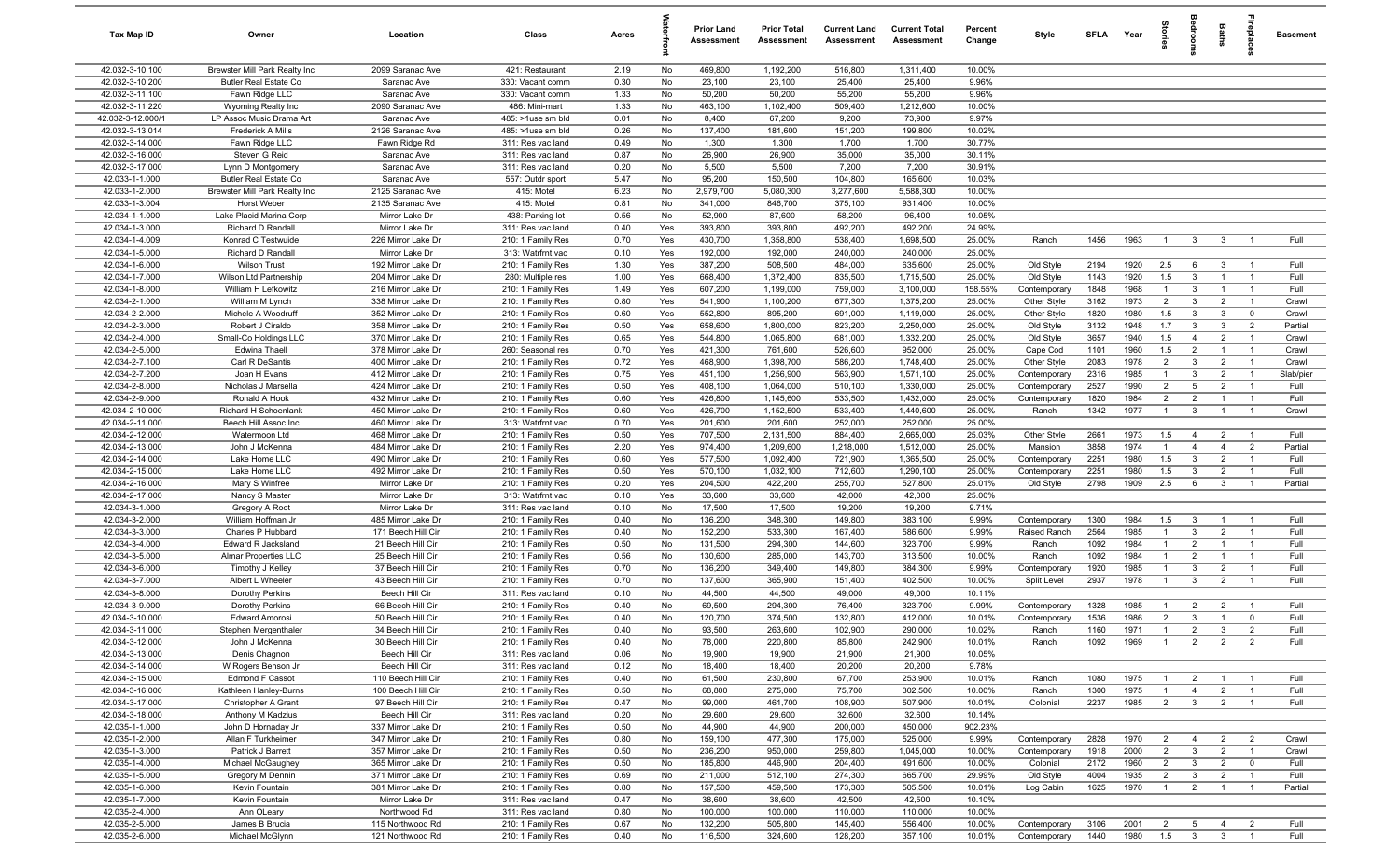| Tax Map ID | Owner | Location | Class | Acres | Waterfront | Prior Land Assessment | Prior Total Assessment | Current Land Assessment | Current Total Assessment | Percent Change | Style | SFLA | Year | Stories | Bedrooms | Baths | Fireplaces | Basement |
|---|---|---|---|---|---|---|---|---|---|---|---|---|---|---|---|---|---|---|
| 42.032-3-10.100 | Brewster Mill Park Realty Inc | 2099 Saranac Ave | 421: Restaurant | 2.19 | No | 469,800 | 1,192,200 | 516,800 | 1,311,400 | 10.00% | | | | | | | | |
| 42.032-3-10.200 | Butler Real Estate Co | Saranac Ave | 330: Vacant comm | 0.30 | No | 23,100 | 23,100 | 25,400 | 25,400 | 9.96% | | | | | | | | |
| 42.032-3-11.100 | Fawn Ridge LLC | Saranac Ave | 330: Vacant comm | 1.33 | No | 50,200 | 50,200 | 55,200 | 55,200 | 9.96% | | | | | | | | |
| 42.032-3-11.220 | Wyoming Realty Inc | 2090 Saranac Ave | 486: Mini-mart | 1.33 | No | 463,100 | 1,102,400 | 509,400 | 1,212,600 | 10.00% | | | | | | | | |
| 42.032-3-12.000/1 | LP Assoc Music Drama Art | Saranac Ave | 485: >1use sm bld | 0.01 | No | 8,400 | 67,200 | 9,200 | 73,900 | 9.97% | | | | | | | | |
| 42.032-3-13.014 | Frederick A Mills | 2126 Saranac Ave | 485: >1use sm bld | 0.26 | No | 137,400 | 181,600 | 151,200 | 199,800 | 10.02% | | | | | | | | |
| 42.032-3-14.000 | Fawn Ridge LLC | Fawn Ridge Rd | 311: Res vac land | 0.49 | No | 1,300 | 1,300 | 1,700 | 1,700 | 30.77% | | | | | | | | |
| 42.032-3-16.000 | Steven G Reid | Saranac Ave | 311: Res vac land | 0.87 | No | 26,900 | 26,900 | 35,000 | 35,000 | 30.11% | | | | | | | | |
| 42.032-3-17.000 | Lynn D Montgomery | Saranac Ave | 311: Res vac land | 0.20 | No | 5,500 | 5,500 | 7,200 | 7,200 | 30.91% | | | | | | | | |
| 42.033-1-1.000 | Butler Real Estate Co | Saranac Ave | 557: Outdr sport | 5.47 | No | 95,200 | 150,500 | 104,800 | 165,600 | 10.03% | | | | | | | | |
| 42.033-1-2.000 | Brewster Mill Park Realty Inc | 2125 Saranac Ave | 415: Motel | 6.23 | No | 2,979,700 | 5,080,300 | 3,277,600 | 5,588,300 | 10.00% | | | | | | | | |
| 42.033-1-3.004 | Horst Weber | 2135 Saranac Ave | 415: Motel | 0.81 | No | 341,000 | 846,700 | 375,100 | 931,400 | 10.00% | | | | | | | | |
| 42.034-1-1.000 | Lake Placid Marina Corp | Mirror Lake Dr | 438: Parking lot | 0.56 | No | 52,900 | 87,600 | 58,200 | 96,400 | 10.05% | | | | | | | | |
| 42.034-1-3.000 | Richard D Randall | Mirror Lake Dr | 311: Res vac land | 0.40 | Yes | 393,800 | 393,800 | 492,200 | 492,200 | 24.99% | | | | | | | | |
| 42.034-1-4.009 | Konrad C Testwuide | 226 Mirror Lake Dr | 210: 1 Family Res | 0.70 | Yes | 430,700 | 1,358,800 | 538,400 | 1,698,500 | 25.00% | Ranch | 1456 | 1963 | 1 | 3 | 3 | 1 | Full |
| 42.034-1-5.000 | Richard D Randall | Mirror Lake Dr | 313: Watrfrnt vac | 0.10 | Yes | 192,000 | 192,000 | 240,000 | 240,000 | 25.00% | | | | | | | | |
| 42.034-1-6.000 | Wilson Trust | 192 Mirror Lake Dr | 210: 1 Family Res | 1.30 | Yes | 387,200 | 508,500 | 484,000 | 635,600 | 25.00% | Old Style | 2194 | 1920 | 2.5 | 6 | 3 | 1 | Full |
| 42.034-1-7.000 | Wilson Ltd Partnership | 204 Mirror Lake Dr | 280: Multiple res | 1.00 | Yes | 668,400 | 1,372,400 | 835,500 | 1,715,500 | 25.00% | Old Style | 1143 | 1920 | 1.5 | 3 | 1 | 1 | Full |
| 42.034-1-8.000 | William H Lefkowitz | 216 Mirror Lake Dr | 210: 1 Family Res | 1.49 | Yes | 607,200 | 1,199,000 | 759,000 | 3,100,000 | 158.55% | Contemporary | 1848 | 1968 | 1 | 3 | 1 | 1 | Full |
| 42.034-2-1.000 | William M Lynch | 338 Mirror Lake Dr | 210: 1 Family Res | 0.80 | Yes | 541,900 | 1,100,200 | 677,300 | 1,375,200 | 25.00% | Other Style | 3162 | 1973 | 2 | 3 | 2 | 1 | Crawl |
| 42.034-2-2.000 | Michele A Woodruff | 352 Mirror Lake Dr | 210: 1 Family Res | 0.60 | Yes | 552,800 | 895,200 | 691,000 | 1,119,000 | 25.00% | Other Style | 1820 | 1980 | 1.5 | 3 | 3 | 0 | Crawl |
| 42.034-2-3.000 | Robert J Ciraldo | 358 Mirror Lake Dr | 210: 1 Family Res | 0.50 | Yes | 658,600 | 1,800,000 | 823,200 | 2,250,000 | 25.00% | Old Style | 3132 | 1948 | 1.7 | 3 | 3 | 2 | Partial |
| 42.034-2-4.000 | Small-Co Holdings LLC | 370 Mirror Lake Dr | 210: 1 Family Res | 0.65 | Yes | 544,800 | 1,065,800 | 681,000 | 1,332,200 | 25.00% | Old Style | 3657 | 1940 | 1.5 | 4 | 2 | 1 | Crawl |
| 42.034-2-5.000 | Edwina Thaell | 378 Mirror Lake Dr | 260: Seasonal res | 0.70 | Yes | 421,300 | 761,600 | 526,600 | 952,000 | 25.00% | Cape Cod | 1101 | 1960 | 1.5 | 2 | 1 | 1 | Crawl |
| 42.034-2-7.100 | Carl R DeSantis | 400 Mirror Lake Dr | 210: 1 Family Res | 0.72 | Yes | 468,900 | 1,398,700 | 586,200 | 1,748,400 | 25.00% | Other Style | 2083 | 1978 | 2 | 3 | 2 | 1 | Crawl |
| 42.034-2-7.200 | Joan H Evans | 412 Mirror Lake Dr | 210: 1 Family Res | 0.75 | Yes | 451,100 | 1,256,900 | 563,900 | 1,571,100 | 25.00% | Contemporary | 2316 | 1985 | 1 | 3 | 2 | 1 | Slab/pier |
| 42.034-2-8.000 | Nicholas J Marsella | 424 Mirror Lake Dr | 210: 1 Family Res | 0.50 | Yes | 408,100 | 1,064,000 | 510,100 | 1,330,000 | 25.00% | Contemporary | 2527 | 1990 | 2 | 5 | 2 | 1 | Full |
| 42.034-2-9.000 | Ronald A Hook | 432 Mirror Lake Dr | 210: 1 Family Res | 0.60 | Yes | 426,800 | 1,145,600 | 533,500 | 1,432,000 | 25.00% | Contemporary | 1820 | 1984 | 2 | 2 | 1 | 1 | Full |
| 42.034-2-10.000 | Richard H Schoenlank | 450 Mirror Lake Dr | 210: 1 Family Res | 0.60 | Yes | 426,700 | 1,152,500 | 533,400 | 1,440,600 | 25.00% | Ranch | 1342 | 1977 | 1 | 3 | 1 | 1 | Crawl |
| 42.034-2-11.000 | Beech Hill Assoc Inc | 460 Mirror Lake Dr | 313: Watrfrnt vac | 0.70 | Yes | 201,600 | 201,600 | 252,000 | 252,000 | 25.00% | | | | | | | | |
| 42.034-2-12.000 | Watermoon Ltd | 468 Mirror Lake Dr | 210: 1 Family Res | 0.50 | Yes | 707,500 | 2,131,500 | 884,400 | 2,665,000 | 25.03% | Other Style | 2661 | 1973 | 1.5 | 4 | 2 | 1 | Full |
| 42.034-2-13.000 | John J McKenna | 484 Mirror Lake Dr | 210: 1 Family Res | 2.20 | Yes | 974,400 | 1,209,600 | 1,218,000 | 1,512,000 | 25.00% | Mansion | 3858 | 1974 | 1 | 4 | 4 | 2 | Partial |
| 42.034-2-14.000 | Lake Home LLC | 490 Mirror Lake Dr | 210: 1 Family Res | 0.60 | Yes | 577,500 | 1,092,400 | 721,900 | 1,365,500 | 25.00% | Contemporary | 2251 | 1980 | 1.5 | 3 | 2 | 1 | Full |
| 42.034-2-15.000 | Lake Home LLC | 492 Mirror Lake Dr | 210: 1 Family Res | 0.50 | Yes | 570,100 | 1,032,100 | 712,600 | 1,290,100 | 25.00% | Contemporary | 2251 | 1980 | 1.5 | 3 | 2 | 1 | Full |
| 42.034-2-16.000 | Mary S Winfree | Mirror Lake Dr | 210: 1 Family Res | 0.20 | Yes | 204,500 | 422,200 | 255,700 | 527,800 | 25.01% | Old Style | 2798 | 1909 | 2.5 | 6 | 3 | 1 | Partial |
| 42.034-2-17.000 | Nancy S Master | Mirror Lake Dr | 313: Watrfrnt vac | 0.10 | Yes | 33,600 | 33,600 | 42,000 | 42,000 | 25.00% | | | | | | | | |
| 42.034-3-1.000 | Gregory A Root | Mirror Lake Dr | 311: Res vac land | 0.10 | No | 17,500 | 17,500 | 19,200 | 19,200 | 9.71% | | | | | | | | |
| 42.034-3-2.000 | William Hoffman Jr | 485 Mirror Lake Dr | 210: 1 Family Res | 0.40 | No | 136,200 | 348,300 | 149,800 | 383,100 | 9.99% | Contemporary | 1300 | 1984 | 1.5 | 3 | 1 | 1 | Full |
| 42.034-3-3.000 | Charles P Hubbard | 171 Beech Hill Cir | 210: 1 Family Res | 0.40 | No | 152,200 | 533,300 | 167,400 | 586,600 | 9.99% | Raised Ranch | 2564 | 1985 | 1 | 3 | 2 | 1 | Full |
| 42.034-3-4.000 | Edward R Jacksland | 21 Beech Hill Cir | 210: 1 Family Res | 0.50 | No | 131,500 | 294,300 | 144,600 | 323,700 | 9.99% | Ranch | 1092 | 1984 | 1 | 2 | 1 | 1 | Full |
| 42.034-3-5.000 | Almar Properties LLC | 25 Beech Hill Cir | 210: 1 Family Res | 0.56 | No | 130,600 | 285,000 | 143,700 | 313,500 | 10.00% | Ranch | 1092 | 1984 | 1 | 2 | 1 | 1 | Full |
| 42.034-3-6.000 | Timothy J Kelley | 37 Beech Hill Cir | 210: 1 Family Res | 0.70 | No | 136,200 | 349,400 | 149,800 | 384,300 | 9.99% | Contemporary | 1920 | 1985 | 1 | 3 | 2 | 1 | Full |
| 42.034-3-7.000 | Albert L Wheeler | 43 Beech Hill Cir | 210: 1 Family Res | 0.70 | No | 137,600 | 365,900 | 151,400 | 402,500 | 10.00% | Split Level | 2937 | 1978 | 1 | 3 | 2 | 1 | Full |
| 42.034-3-8.000 | Dorothy Perkins | Beech Hill Cir | 311: Res vac land | 0.10 | No | 44,500 | 44,500 | 49,000 | 49,000 | 10.11% | | | | | | | | |
| 42.034-3-9.000 | Dorothy Perkins | 66 Beech Hill Cir | 210: 1 Family Res | 0.40 | No | 69,500 | 294,300 | 76,400 | 323,700 | 9.99% | Contemporary | 1328 | 1985 | 1 | 2 | 2 | 1 | Full |
| 42.034-3-10.000 | Edward Amorosi | 50 Beech Hill Cir | 210: 1 Family Res | 0.40 | No | 120,700 | 374,500 | 132,800 | 412,000 | 10.01% | Contemporary | 1536 | 1986 | 2 | 3 | 1 | 0 | Full |
| 42.034-3-11.000 | Stephen Mergenthaler | 34 Beech Hill Cir | 210: 1 Family Res | 0.40 | No | 93,500 | 263,600 | 102,900 | 290,000 | 10.02% | Ranch | 1160 | 1971 | 1 | 2 | 3 | 2 | Full |
| 42.034-3-12.000 | John J McKenna | 30 Beech Hill Cir | 210: 1 Family Res | 0.40 | No | 78,000 | 220,800 | 85,800 | 242,900 | 10.01% | Ranch | 1092 | 1969 | 1 | 2 | 2 | 2 | Full |
| 42.034-3-13.000 | Denis Chagnon | Beech Hill Cir | 311: Res vac land | 0.06 | No | 19,900 | 19,900 | 21,900 | 21,900 | 10.05% | | | | | | | | |
| 42.034-3-14.000 | W Rogers Benson Jr | Beech Hill Cir | 311: Res vac land | 0.12 | No | 18,400 | 18,400 | 20,200 | 20,200 | 9.78% | | | | | | | | |
| 42.034-3-15.000 | Edmond F Cassot | 110 Beech Hill Cir | 210: 1 Family Res | 0.40 | No | 61,500 | 230,800 | 67,700 | 253,900 | 10.01% | Ranch | 1080 | 1975 | 1 | 2 | 1 | 1 | Full |
| 42.034-3-16.000 | Kathleen Hanley-Burns | 100 Beech Hill Cir | 210: 1 Family Res | 0.50 | No | 68,800 | 275,000 | 75,700 | 302,500 | 10.00% | Ranch | 1300 | 1975 | 1 | 4 | 2 | 1 | Full |
| 42.034-3-17.000 | Christopher A Grant | 97 Beech Hill Cir | 210: 1 Family Res | 0.47 | No | 99,000 | 461,700 | 108,900 | 507,900 | 10.01% | Colonial | 2237 | 1985 | 2 | 3 | 2 | 1 | Full |
| 42.034-3-18.000 | Anthony M Kadzius | Beech Hill Cir | 311: Res vac land | 0.20 | No | 29,600 | 29,600 | 32,600 | 32,600 | 10.14% | | | | | | | | |
| 42.035-1-1.000 | John D Hornaday Jr | 337 Mirror Lake Dr | 210: 1 Family Res | 0.50 | No | 44,900 | 44,900 | 200,000 | 450,000 | 902.23% | | | | | | | | |
| 42.035-1-2.000 | Allan F Turkheimer | 347 Mirror Lake Dr | 210: 1 Family Res | 0.80 | No | 159,100 | 477,300 | 175,000 | 525,000 | 9.99% | Contemporary | 2828 | 1970 | 2 | 4 | 2 | 2 | Crawl |
| 42.035-1-3.000 | Patrick J Barrett | 357 Mirror Lake Dr | 210: 1 Family Res | 0.50 | No | 236,200 | 950,000 | 259,800 | 1,045,000 | 10.00% | Contemporary | 1918 | 2000 | 2 | 3 | 2 | 1 | Crawl |
| 42.035-1-4.000 | Michael McGaughey | 365 Mirror Lake Dr | 210: 1 Family Res | 0.50 | No | 185,800 | 446,900 | 204,400 | 491,600 | 10.00% | Colonial | 2172 | 1960 | 2 | 3 | 2 | 0 | Full |
| 42.035-1-5.000 | Gregory M Dennin | 371 Mirror Lake Dr | 210: 1 Family Res | 0.69 | No | 211,000 | 512,100 | 274,300 | 665,700 | 29.99% | Old Style | 4004 | 1935 | 2 | 3 | 2 | 1 | Full |
| 42.035-1-6.000 | Kevin Fountain | 381 Mirror Lake Dr | 210: 1 Family Res | 0.80 | No | 157,500 | 459,500 | 173,300 | 505,500 | 10.01% | Log Cabin | 1625 | 1970 | 1 | 2 | 1 | 1 | Partial |
| 42.035-1-7.000 | Kevin Fountain | Mirror Lake Dr | 311: Res vac land | 0.47 | No | 38,600 | 38,600 | 42,500 | 42,500 | 10.10% | | | | | | | | |
| 42.035-2-4.000 | Ann OLeary | Northwood Rd | 311: Res vac land | 0.80 | No | 100,000 | 100,000 | 110,000 | 110,000 | 10.00% | | | | | | | | |
| 42.035-2-5.000 | James B Brucia | 115 Northwood Rd | 210: 1 Family Res | 0.67 | No | 132,200 | 505,800 | 145,400 | 556,400 | 10.00% | Contemporary | 3106 | 2001 | 2 | 5 | 4 | 2 | Full |
| 42.035-2-6.000 | Michael McGlynn | 121 Northwood Rd | 210: 1 Family Res | 0.40 | No | 116,500 | 324,600 | 128,200 | 357,100 | 10.01% | Contemporary | 1440 | 1980 | 1.5 | 3 | 3 | 1 | Full |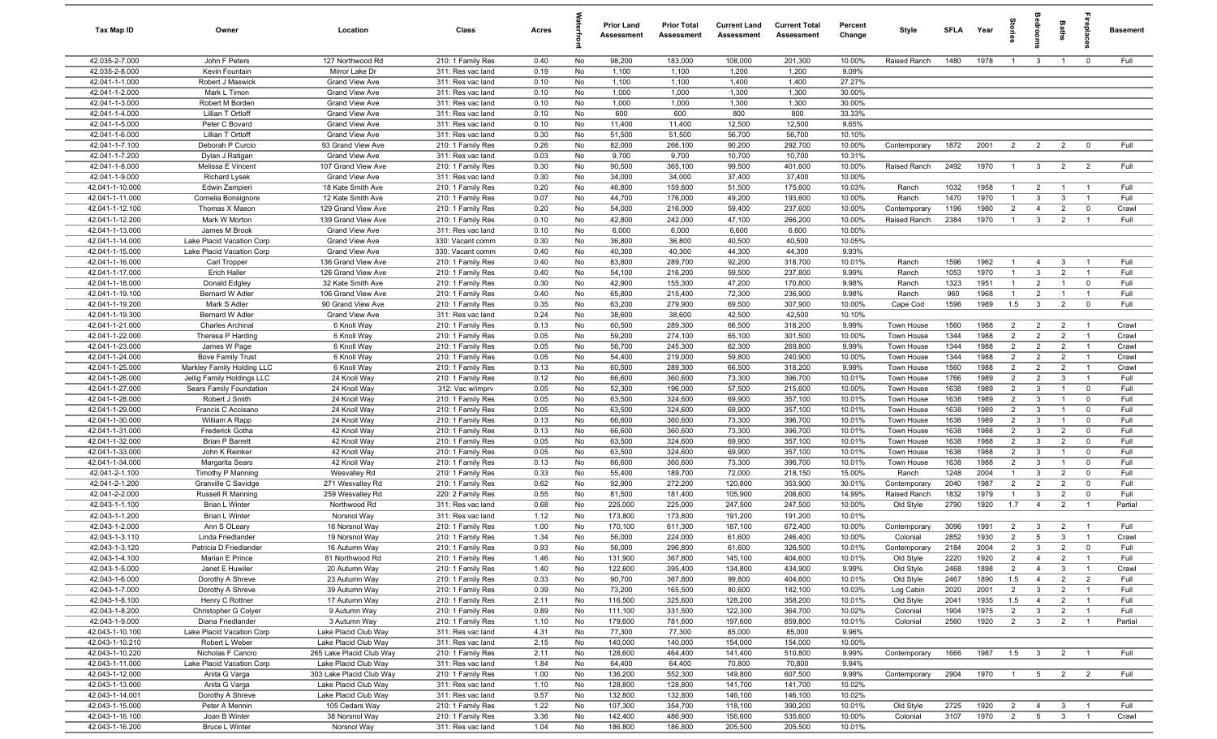| Tax Map ID | Owner | Location | Class | Acres | Waterfront | Prior Land Assessment | Prior Total Assessment | Current Land Assessment | Current Total Assessment | Percent Change | Style | SFLA | Year | Stories | Bedrooms | Baths | Fireplaces | Basement |
|---|---|---|---|---|---|---|---|---|---|---|---|---|---|---|---|---|---|---|
| 42.035-2-7.000 | John F Peters | 127 Northwood Rd | 210: 1 Family Res | 0.40 | No | 98,200 | 183,000 | 108,000 | 201,300 | 10.00% | Raised Ranch | 1480 | 1978 | 1 | 3 | 1 | 0 | Full |
| 42.035-2-8.000 | Kevin Fountain | Mirror Lake Dr | 311: Res vac land | 0.19 | No | 1,100 | 1,100 | 1,200 | 1,200 | 9.09% | | | | | | | | |
| 42.041-1-1.000 | Robert J Maswick | Grand View Ave | 311: Res vac land | 0.10 | No | 1,100 | 1,100 | 1,400 | 1,400 | 27.27% | | | | | | | | |
| 42.041-1-2.000 | Mark L Timon | Grand View Ave | 311: Res vac land | 0.10 | No | 1,000 | 1,000 | 1,300 | 1,300 | 30.00% | | | | | | | | |
| 42.041-1-3.000 | Robert M Borden | Grand View Ave | 311: Res vac land | 0.10 | No | 1,000 | 1,000 | 1,300 | 1,300 | 30.00% | | | | | | | | |
| 42.041-1-4.000 | Lillian T Ortloff | Grand View Ave | 311: Res vac land | 0.10 | No | 600 | 600 | 800 | 800 | 33.33% | | | | | | | | |
| 42.041-1-5.000 | Peter C Bovard | Grand View Ave | 311: Res vac land | 0.10 | No | 11,400 | 11,400 | 12,500 | 12,500 | 9.65% | | | | | | | | |
| 42.041-1-6.000 | Lillian T Ortloff | Grand View Ave | 311: Res vac land | 0.30 | No | 51,500 | 51,500 | 56,700 | 56,700 | 10.10% | | | | | | | | |
| 42.041-1-7.100 | Deborah P Curcio | 93 Grand View Ave | 210: 1 Family Res | 0.26 | No | 82,000 | 266,100 | 90,200 | 292,700 | 10.00% | Contemporary | 1872 | 2001 | 2 | 2 | 2 | 0 | Full |
| 42.041-1-7.200 | Dylan J Ratigan | Grand View Ave | 311: Res vac land | 0.03 | No | 9,700 | 9,700 | 10,700 | 10,700 | 10.31% | | | | | | | | |
| 42.041-1-8.000 | Melissa E Vincent | 107 Grand View Ave | 210: 1 Family Res | 0.30 | No | 90,500 | 365,100 | 99,500 | 401,600 | 10.00% | Raised Ranch | 2492 | 1970 | 1 | 3 | 2 | 2 | Full |
| 42.041-1-9.000 | Richard Lysek | Grand View Ave | 311: Res vac land | 0.30 | No | 34,000 | 34,000 | 37,400 | 37,400 | 10.00% | | | | | | | | |
| 42.041-1-10.000 | Edwin Zampieri | 18 Kate Smith Ave | 210: 1 Family Res | 0.20 | No | 46,800 | 159,600 | 51,500 | 175,600 | 10.03% | Ranch | 1032 | 1958 | 1 | 2 | 1 | 1 | Full |
| 42.041-1-11.000 | Cornelia Bonsignore | 12 Kate Smith Ave | 210: 1 Family Res | 0.07 | No | 44,700 | 176,000 | 49,200 | 193,600 | 10.00% | Ranch | 1470 | 1970 | 1 | 3 | 3 | 1 | Full |
| 42.041-1-12.100 | Thomas X Mason | 129 Grand View Ave | 210: 1 Family Res | 0.20 | No | 54,000 | 216,000 | 59,400 | 237,600 | 10.00% | Contemporary | 1196 | 1980 | 2 | 4 | 2 | 0 | Crawl |
| 42.041-1-12.200 | Mark W Morton | 139 Grand View Ave | 210: 1 Family Res | 0.10 | No | 42,800 | 242,000 | 47,100 | 266,200 | 10.00% | Raised Ranch | 2384 | 1970 | 1 | 3 | 2 | 1 | Full |
| 42.041-1-13.000 | James M Brook | Grand View Ave | 311: Res vac land | 0.10 | No | 6,000 | 6,000 | 6,600 | 6,600 | 10.00% | | | | | | | | |
| 42.041-1-14.000 | Lake Placid Vacation Corp | Grand View Ave | 330: Vacant comm | 0.30 | No | 36,800 | 36,800 | 40,500 | 40,500 | 10.05% | | | | | | | | |
| 42.041-1-15.000 | Lake Placid Vacation Corp | Grand View Ave | 330: Vacant comm | 0.40 | No | 40,300 | 40,300 | 44,300 | 44,300 | 9.93% | | | | | | | | |
| 42.041-1-16.000 | Carl Tropper | 136 Grand View Ave | 210: 1 Family Res | 0.40 | No | 83,800 | 289,700 | 92,200 | 318,700 | 10.01% | Ranch | 1596 | 1962 | 1 | 4 | 3 | 1 | Full |
| 42.041-1-17.000 | Erich Haller | 126 Grand View Ave | 210: 1 Family Res | 0.40 | No | 54,100 | 216,200 | 59,500 | 237,800 | 9.99% | Ranch | 1053 | 1970 | 1 | 3 | 2 | 1 | Full |
| 42.041-1-18.000 | Donald Edgley | 32 Kate Smith Ave | 210: 1 Family Res | 0.30 | No | 42,900 | 155,300 | 47,200 | 170,800 | 9.98% | Ranch | 1323 | 1951 | 1 | 2 | 1 | 0 | Full |
| 42.041-1-19.100 | Bernard W Adler | 106 Grand View Ave | 210: 1 Family Res | 0.40 | No | 65,800 | 215,400 | 72,300 | 236,900 | 9.98% | Ranch | 960 | 1968 | 1 | 2 | 1 | 1 | Full |
| 42.041-1-19.200 | Mark S Adler | 90 Grand View Ave | 210: 1 Family Res | 0.35 | No | 63,200 | 279,900 | 69,500 | 307,900 | 10.00% | Cape Cod | 1596 | 1989 | 1.5 | 3 | 2 | 0 | Full |
| 42.041-1-19.300 | Bernard W Adler | Grand View Ave | 311: Res vac land | 0.24 | No | 38,600 | 38,600 | 42,500 | 42,500 | 10.10% | | | | | | | | |
| 42.041-1-21.000 | Charles Archinal | 6 Knoll Way | 210: 1 Family Res | 0.13 | No | 60,500 | 289,300 | 66,500 | 318,200 | 9.99% | Town House | 1560 | 1988 | 2 | 2 | 2 | 1 | Crawl |
| 42.041-1-22.000 | Theresa P Harding | 6 Knoll Way | 210: 1 Family Res | 0.05 | No | 59,200 | 274,100 | 65,100 | 301,500 | 10.00% | Town House | 1344 | 1988 | 2 | 2 | 2 | 1 | Crawl |
| 42.041-1-23.000 | James W Page | 6 Knoll Way | 210: 1 Family Res | 0.05 | No | 56,700 | 245,300 | 62,300 | 269,800 | 9.99% | Town House | 1344 | 1988 | 2 | 2 | 2 | 1 | Crawl |
| 42.041-1-24.000 | Bove Family Trust | 6 Knoll Way | 210: 1 Family Res | 0.05 | No | 54,400 | 219,000 | 59,800 | 240,900 | 10.00% | Town House | 1344 | 1988 | 2 | 2 | 2 | 1 | Crawl |
| 42.041-1-25.000 | Markley Family Holding LLC | 6 Knoll Way | 210: 1 Family Res | 0.13 | No | 60,500 | 289,300 | 66,500 | 318,200 | 9.99% | Town House | 1560 | 1988 | 2 | 2 | 2 | 1 | Crawl |
| 42.041-1-26.000 | Jellig Family Holdings LLC | 24 Knoll Way | 210: 1 Family Res | 0.12 | No | 66,600 | 360,600 | 73,300 | 396,700 | 10.01% | Town House | 1766 | 1989 | 2 | 2 | 3 | 1 | Full |
| 42.041-1-27.000 | Sears Family Foundation | 24 Knoll Way | 312: Vac w/imprv | 0.05 | No | 52,300 | 196,000 | 57,500 | 215,600 | 10.00% | Town House | 1638 | 1989 | 2 | 3 | 1 | 0 | Full |
| 42.041-1-28.000 | Robert J Smith | 24 Knoll Way | 210: 1 Family Res | 0.05 | No | 63,500 | 324,600 | 69,900 | 357,100 | 10.01% | Town House | 1638 | 1989 | 2 | 3 | 1 | 0 | Full |
| 42.041-1-29.000 | Francis C Accisano | 24 Knoll Way | 210: 1 Family Res | 0.05 | No | 63,500 | 324,600 | 69,900 | 357,100 | 10.01% | Town House | 1638 | 1989 | 2 | 3 | 1 | 0 | Full |
| 42.041-1-30.000 | William A Rapp | 24 Knoll Way | 210: 1 Family Res | 0.13 | No | 66,600 | 360,600 | 73,300 | 396,700 | 10.01% | Town House | 1638 | 1989 | 2 | 3 | 1 | 0 | Full |
| 42.041-1-31.000 | Frederick Gotha | 42 Knoll Way | 210: 1 Family Res | 0.13 | No | 66,600 | 360,600 | 73,300 | 396,700 | 10.01% | Town House | 1638 | 1988 | 2 | 3 | 2 | 0 | Full |
| 42.041-1-32.000 | Brian P Barrett | 42 Knoll Way | 210: 1 Family Res | 0.05 | No | 63,500 | 324,600 | 69,900 | 357,100 | 10.01% | Town House | 1638 | 1988 | 2 | 3 | 2 | 0 | Full |
| 42.041-1-33.000 | John K Reinker | 42 Knoll Way | 210: 1 Family Res | 0.05 | No | 63,500 | 324,600 | 69,900 | 357,100 | 10.01% | Town House | 1638 | 1988 | 2 | 3 | 1 | 0 | Full |
| 42.041-1-34.000 | Margarita Sears | 42 Knoll Way | 210: 1 Family Res | 0.13 | No | 66,600 | 360,600 | 73,300 | 396,700 | 10.01% | Town House | 1638 | 1988 | 2 | 3 | 1 | 0 | Full |
| 42.041-2-1.100 | Timothy P Manning | Wesvalley Rd | 210: 1 Family Res | 0.33 | No | 55,400 | 189,700 | 72,000 | 218,150 | 15.00% | Ranch | 1248 | 2004 | 1 | 3 | 2 | 0 | Full |
| 42.041-2-1.200 | Granville C Savidge | 271 Wesvalley Rd | 210: 1 Family Res | 0.62 | No | 92,900 | 272,200 | 120,800 | 353,900 | 30.01% | Contemporary | 2040 | 1987 | 2 | 2 | 2 | 0 | Full |
| 42.041-2-2.000 | Russell R Manning | 259 Wesvalley Rd | 220: 2 Family Res | 0.55 | No | 81,500 | 181,400 | 105,900 | 208,600 | 14.99% | Raised Ranch | 1832 | 1979 | 1 | 3 | 2 | 0 | Full |
| 42.043-1-1.100 | Brian L Winter | Northwood Rd | 311: Res vac land | 0.68 | No | 225,000 | 225,000 | 247,500 | 247,500 | 10.00% | Old Style | 2790 | 1920 | 1.7 | 4 | 2 | 1 | Partial |
| 42.043-1-1.200 | Brian L Winter | Norsnol Way | 311: Res vac land | 1.12 | No | 173,800 | 173,800 | 191,200 | 191,200 | 10.01% | | | | | | | | |
| 42.043-1-2.000 | Ann S OLeary | 16 Norsnol Way | 210: 1 Family Res | 1.00 | No | 170,100 | 611,300 | 187,100 | 672,400 | 10.00% | Contemporary | 3096 | 1991 | 2 | 3 | 2 | 1 | Full |
| 42.043-1-3.110 | Linda Friedlander | 19 Norsnol Way | 210: 1 Family Res | 1.34 | No | 56,000 | 224,000 | 61,600 | 246,400 | 10.00% | Colonial | 2852 | 1930 | 2 | 5 | 3 | 1 | Crawl |
| 42.043-1-3.120 | Patricia D Friedlander | 16 Autumn Way | 210: 1 Family Res | 0.93 | No | 56,000 | 296,800 | 61,600 | 326,500 | 10.01% | Contemporary | 2184 | 2004 | 2 | 3 | 2 | 0 | Full |
| 42.043-1-4.100 | Marian E Prince | 81 Northwood Rd | 210: 1 Family Res | 1.46 | No | 131,900 | 367,800 | 145,100 | 404,600 | 10.01% | Old Style | 2220 | 1920 | 2 | 4 | 2 | 1 | Full |
| 42.043-1-5.000 | Janet E Huwiler | 20 Autumn Way | 210: 1 Family Res | 1.40 | No | 122,600 | 395,400 | 134,800 | 434,900 | 9.99% | Old Style | 2468 | 1898 | 2 | 4 | 3 | 1 | Crawl |
| 42.043-1-6.000 | Dorothy A Shreve | 23 Autumn Way | 210: 1 Family Res | 0.33 | No | 90,700 | 367,800 | 99,800 | 404,600 | 10.01% | Old Style | 2467 | 1890 | 1.5 | 4 | 2 | 2 | Full |
| 42.043-1-7.000 | Dorothy A Shreve | 39 Autumn Way | 210: 1 Family Res | 0.39 | No | 73,200 | 165,500 | 80,600 | 182,100 | 10.03% | Log Cabin | 2020 | 2001 | 2 | 3 | 2 | 1 | Full |
| 42.043-1-8.100 | Henry C Rottner | 17 Autumn Way | 210: 1 Family Res | 2.11 | No | 116,500 | 325,600 | 128,200 | 358,200 | 10.01% | Old Style | 2041 | 1935 | 1.5 | 4 | 2 | 1 | Full |
| 42.043-1-8.200 | Christopher G Colyer | 9 Autumn Way | 210: 1 Family Res | 0.89 | No | 111,100 | 331,500 | 122,300 | 364,700 | 10.02% | Colonial | 1904 | 1975 | 2 | 3 | 2 | 1 | Full |
| 42.043-1-9.000 | Diana Friedlander | 3 Autumn Way | 210: 1 Family Res | 1.10 | No | 179,600 | 781,600 | 197,600 | 859,800 | 10.01% | Colonial | 2560 | 1920 | 2 | 3 | 2 | 1 | Partial |
| 42.043-1-10.100 | Lake Placid Vacation Corp | Lake Placid Club Way | 311: Res vac land | 4.31 | No | 77,300 | 77,300 | 85,000 | 85,000 | 9.96% | | | | | | | | |
| 42.043-1-10.210 | Robert L Weber | Lake Placid Club Way | 311: Res vac land | 2.15 | No | 140,000 | 140,000 | 154,000 | 154,000 | 10.00% | | | | | | | | |
| 42.043-1-10.220 | Nicholas F Cancro | 265 Lake Placid Club Way | 210: 1 Family Res | 2.11 | No | 128,600 | 464,400 | 141,400 | 510,800 | 9.99% | Contemporary | 1666 | 1987 | 1.5 | 3 | 2 | 1 | Full |
| 42.043-1-11.000 | Lake Placid Vacation Corp | Lake Placid Club Way | 311: Res vac land | 1.84 | No | 64,400 | 64,400 | 70,800 | 70,800 | 9.94% | | | | | | | | |
| 42.043-1-12.000 | Anita G Varga | 303 Lake Placid Club Way | 210: 1 Family Res | 1.00 | No | 136,200 | 552,300 | 149,800 | 607,500 | 9.99% | Contemporary | 2904 | 1970 | 1 | 5 | 2 | 2 | Full |
| 42.043-1-13.000 | Anita G Varga | Lake Placid Club Way | 311: Res vac land | 1.10 | No | 128,800 | 128,800 | 141,700 | 141,700 | 10.02% | | | | | | | | |
| 42.043-1-14.001 | Dorothy A Shreve | Lake Placid Club Way | 311: Res vac land | 0.57 | No | 132,800 | 132,800 | 146,100 | 146,100 | 10.02% | | | | | | | | |
| 42.043-1-15.000 | Peter A Mennin | 105 Cedars Way | 210: 1 Family Res | 1.22 | No | 107,300 | 354,700 | 118,100 | 390,200 | 10.01% | Old Style | 2725 | 1920 | 2 | 4 | 3 | 1 | Full |
| 42.043-1-16.100 | Joan B Winter | 38 Norsnol Way | 210: 1 Family Res | 3.36 | No | 142,400 | 486,900 | 156,600 | 535,600 | 10.00% | Colonial | 3107 | 1970 | 2 | 5 | 3 | 1 | Crawl |
| 42.043-1-16.200 | Bruce L Winter | Norsnol Way | 311: Res vac land | 1.04 | No | 186,800 | 186,800 | 205,500 | 205,500 | 10.01% | | | | | | | | |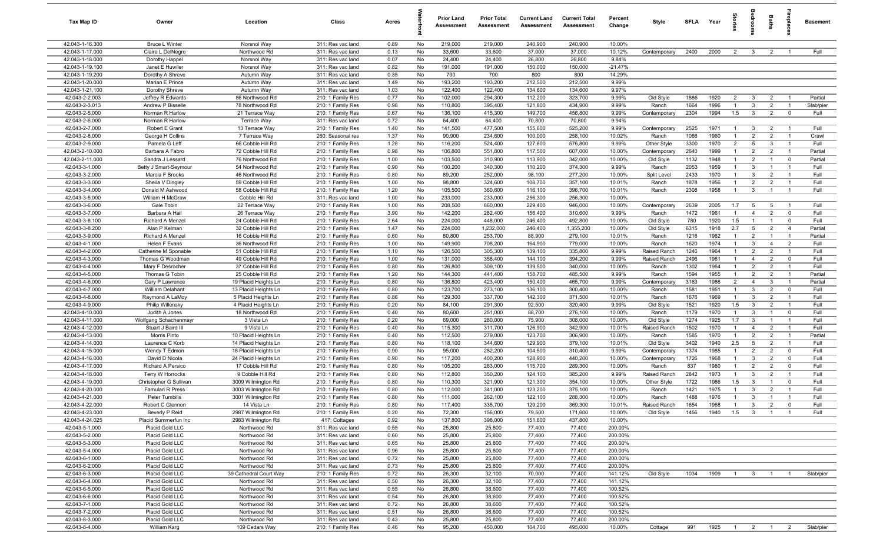| Tax Map ID | Owner | Location | Class | Acres | Waterfront | Prior Land Assessment | Prior Total Assessment | Current Land Assessment | Current Total Assessment | Percent Change | Style | SFLA | Year | Stories | Bedrooms | Baths | Fireplaces | Basement |
|---|---|---|---|---|---|---|---|---|---|---|---|---|---|---|---|---|---|---|
| 42.043-1-16.300 | Bruce L Winter | Norsnol Way | 311: Res vac land | 0.89 | No | 219,000 | 219,000 | 240,900 | 240,900 | 10.00% | | | | | | | | |
| 42.043-1-17.000 | Claire L DelNegro | Northwood Rd | 311: Res vac land | 0.13 | No | 33,600 | 33,600 | 37,000 | 37,000 | 10.12% | Contemporary | 2400 | 2000 | 2 | 3 | 2 | 1 | Full |
| 42.043-1-18.000 | Dorothy Happel | Norsnol Way | 311: Res vac land | 0.07 | No | 24,400 | 24,400 | 26,800 | 26,800 | 9.84% | | | | | | | | |
| 42.043-1-19.100 | Janet E Huwiler | Norsnol Way | 311: Res vac land | 0.82 | No | 191,000 | 191,000 | 150,000 | 150,000 | -21.47% | | | | | | | | |
| 42.043-1-19.200 | Dorothy A Shreve | Autumn Way | 311: Res vac land | 0.35 | No | 700 | 700 | 800 | 800 | 14.29% | | | | | | | | |
| 42.043-1-20.000 | Marian E Prince | Autumn Way | 311: Res vac land | 1.49 | No | 193,200 | 193,200 | 212,500 | 212,500 | 9.99% | | | | | | | | |
| 42.043-1-21.100 | Dorothy Shreve | Autumn Way | 311: Res vac land | 1.03 | No | 122,400 | 122,400 | 134,600 | 134,600 | 9.97% | | | | | | | | |
| 42.043-2-2.003 | Jeffrey R Edwards | 86 Northwood Rd | 210: 1 Family Res | 0.77 | No | 102,000 | 294,300 | 112,200 | 323,700 | 9.99% | Old Style | 1886 | 1920 | 2 | 3 | 2 | 1 | Partial |
| 42.043-2-3.013 | Andrew P Bisselle | 78 Northwood Rd | 210: 1 Family Res | 0.98 | No | 110,800 | 395,400 | 121,800 | 434,900 | 9.99% | Ranch | 1664 | 1996 | 1 | 3 | 2 | 1 | Slab/pier |
| 42.043-2-5.000 | Norman R Harlow | 21 Terrace Way | 210: 1 Family Res | 0.67 | No | 136,100 | 415,300 | 149,700 | 456,800 | 9.99% | Contemporary | 2304 | 1994 | 1.5 | 3 | 2 | 0 | Full |
| 42.043-2-6.000 | Norman R Harlow | Terrace Way | 311: Res vac land | 0.72 | No | 64,400 | 64,400 | 70,800 | 70,800 | 9.94% | | | | | | | | |
| 42.043-2-7.000 | Robert E Grant | 13 Terrace Way | 210: 1 Family Res | 1.40 | No | 141,500 | 477,500 | 155,600 | 525,200 | 9.99% | Contemporary | 2525 | 1971 | 1 | 3 | 2 | 1 | Full |
| 42.043-2-8.000 | George H Collins | 7 Terrace Way | 260: Seasonal res | 1.37 | No | 90,900 | 234,600 | 100,000 | 258,100 | 10.02% | Ranch | 1066 | 1960 | 1 | 2 | 2 | 1 | Crawl |
| 42.043-2-9.000 | Pamela G Leff | 66 Cobble Hill Rd | 210: 1 Family Res | 1.28 | No | 116,200 | 524,400 | 127,800 | 576,800 | 9.99% | Other Style | 3300 | 1970 | 2 | 5 | 3 | 1 | Full |
| 42.043-2-10.000 | Barbara A Fabro | 72 Cobble Hill Rd | 210: 1 Family Res | 0.98 | No | 106,800 | 551,800 | 117,500 | 607,000 | 10.00% | Contemporary | 2640 | 1999 | 1 | 2 | 2 | 1 | Partial |
| 42.043-2-11.000 | Sandra J Lessard | 76 Northwood Rd | 210: 1 Family Res | 1.00 | No | 103,500 | 310,900 | 113,900 | 342,000 | 10.00% | Old Style | 1132 | 1948 | 1 | 2 | 1 | 0 | Partial |
| 42.043-3-1.000 | Betty J Smart-Seymour | 54 Northwood Rd | 210: 1 Family Res | 0.90 | No | 100,200 | 340,300 | 110,200 | 374,300 | 9.99% | Ranch | 2053 | 1959 | 1 | 3 | 1 | 1 | Full |
| 42.043-3-2.000 | Marcia F Brooks | 46 Northwood Rd | 210: 1 Family Res | 0.80 | No | 89,200 | 252,000 | 98,100 | 277,200 | 10.00% | Split Level | 2433 | 1970 | 1 | 3 | 2 | 1 | Full |
| 42.043-3-3.000 | Sheila V Dingley | 59 Cobble Hill Rd | 210: 1 Family Res | 1.00 | No | 98,800 | 324,600 | 108,700 | 357,100 | 10.01% | Ranch | 1878 | 1956 | 1 | 2 | 2 | 1 | Full |
| 42.043-3-4.000 | Donald M Ashwood | 58 Cobble Hill Rd | 210: 1 Family Res | 1.20 | No | 105,500 | 360,600 | 116,100 | 396,700 | 10.01% | Ranch | 2308 | 1958 | 1 | 3 | 1 | 1 | Full |
| 42.043-3-5.000 | William H McGraw | Cobble Hill Rd | 311: Res vac land | 1.00 | No | 233,000 | 233,000 | 256,300 | 256,300 | 10.00% | | | | | | | | |
| 42.043-3-6.000 | Gale Tobin | 22 Terrace Way | 210: 1 Family Res | 1.00 | No | 208,500 | 860,000 | 229,400 | 946,000 | 10.00% | Contemporary | 2639 | 2005 | 1.7 | 5 | 5 | 1 | Full |
| 42.043-3-7.000 | Barbara A Hail | 26 Terrace Way | 210: 1 Family Res | 3.90 | No | 142,200 | 282,400 | 156,400 | 310,600 | 9.99% | Ranch | 1472 | 1961 | 1 | 4 | 2 | 0 | Full |
| 42.043-3-8.100 | Richard A Menzel | 24 Cobble Hill Rd | 210: 1 Family Res | 2.64 | No | 224,000 | 448,000 | 246,400 | 492,800 | 10.00% | Old Style | 780 | 1920 | 1.5 | 1 | 1 | 0 | Full |
| 42.043-3-8.200 | Alan P Kelman | 32 Cobble Hill Rd | 210: 1 Family Res | 1.47 | No | 224,000 | 1,232,000 | 246,400 | 1,355,200 | 10.00% | Old Style | 6315 | 1918 | 2.7 | 5 | 2 | 4 | Partial |
| 42.043-3-9.000 | Richard A Menzel | 16 Cobble Hill Rd | 210: 1 Family Res | 0.60 | No | 80,800 | 253,700 | 88,900 | 279,100 | 10.01% | Ranch | 1216 | 1962 | 1 | 2 | 1 | 1 | Partial |
| 42.043-4-1.000 | Helen F Evans | 36 Northwood Rd | 210: 1 Family Res | 1.00 | No | 149,900 | 708,200 | 164,900 | 779,000 | 10.00% | Ranch | 1620 | 1974 | 1 | 3 | 4 | 2 | Full |
| 42.043-4-2.000 | Catherine M Sponable | 51 Cobble Hill Rd | 210: 1 Family Res | 1.10 | No | 126,500 | 305,300 | 139,100 | 335,800 | 9.99% | Raised Ranch | 1246 | 1964 | 1 | 2 | 2 | 1 | Full |
| 42.043-4-3.000 | Thomas G Woodman | 49 Cobble Hill Rd | 210: 1 Family Res | 1.00 | No | 131,000 | 358,400 | 144,100 | 394,200 | 9.99% | Raised Ranch | 2496 | 1961 | 1 | 4 | 2 | 0 | Full |
| 42.043-4-4.000 | Mary F Desrocher | 37 Cobble Hill Rd | 210: 1 Family Res | 0.80 | No | 126,800 | 309,100 | 139,500 | 340,000 | 10.00% | Ranch | 1302 | 1964 | 1 | 2 | 2 | 1 | Full |
| 42.043-4-5.000 | Thomas G Tobin | 25 Cobble Hill Rd | 210: 1 Family Res | 1.20 | No | 144,300 | 441,400 | 158,700 | 485,500 | 9.99% | Ranch | 1594 | 1955 | 1 | 2 | 2 | 1 | Partial |
| 42.043-4-6.000 | Gary P Lawrence | 19 Placid Heights Ln | 210: 1 Family Res | 0.80 | No | 136,800 | 423,400 | 150,400 | 465,700 | 9.99% | Contemporary | 3163 | 1986 | 2 | 4 | 3 | 1 | Partial |
| 42.043-4-7.000 | William Delahant | 13 Placid Heights Ln | 210: 1 Family Res | 0.80 | No | 123,700 | 273,100 | 136,100 | 300,400 | 10.00% | Ranch | 1581 | 1951 | 1 | 3 | 2 | 0 | Full |
| 42.043-4-8.000 | Raymond A LaMoy | 5 Placid Heights Ln | 210: 1 Family Res | 0.86 | No | 129,300 | 337,700 | 142,300 | 371,500 | 10.01% | Ranch | 1676 | 1969 | 1 | 3 | 2 | 1 | Full |
| 42.043-4-9.000 | Philip Willensky | 4 Placid Heights Ln | 210: 1 Family Res | 0.20 | No | 84,100 | 291,300 | 92,500 | 320,400 | 9.99% | Old Style | 1521 | 1920 | 1.5 | 3 | 2 | 1 | Full |
| 42.043-4-10.000 | Judith A Jones | 18 Northwood Rd | 210: 1 Family Res | 0.40 | No | 80,600 | 251,000 | 88,700 | 276,100 | 10.00% | Ranch | 1179 | 1970 | 1 | 3 | 1 | 0 | Full |
| 42.043-4-11.000 | Wolfgang Schachenmayr | 3 Vista Ln | 210: 1 Family Res | 0.20 | No | 69,000 | 280,000 | 75,900 | 308,000 | 10.00% | Old Style | 1274 | 1925 | 1.7 | 3 | 1 | 1 | Full |
| 42.043-4-12.000 | Stuart J Baird III | 9 Vista Ln | 210: 1 Family Res | 0.40 | No | 115,300 | 311,700 | 126,900 | 342,900 | 10.01% | Raised Ranch | 1502 | 1970 | 1 | 4 | 2 | 1 | Full |
| 42.043-4-13.000 | Morris Pinto | 10 Placid Heights Ln | 210: 1 Family Res | 0.40 | No | 112,500 | 279,000 | 123,700 | 306,900 | 10.00% | Ranch | 1585 | 1970 | 1 | 2 | 2 | 1 | Partial |
| 42.043-4-14.000 | Laurence C Korb | 14 Placid Heights Ln | 210: 1 Family Res | 0.80 | No | 118,100 | 344,600 | 129,900 | 379,100 | 10.01% | Old Style | 3402 | 1940 | 2.5 | 5 | 2 | 1 | Full |
| 42.043-4-15.000 | Wendy T Edmon | 18 Placid Heights Ln | 210: 1 Family Res | 0.90 | No | 95,000 | 282,200 | 104,500 | 310,400 | 9.99% | Contemporary | 1374 | 1985 | 1 | 2 | 2 | 0 | Full |
| 42.043-4-16.000 | David D Nicola | 24 Placid Heights Ln | 210: 1 Family Res | 0.90 | No | 117,200 | 400,200 | 128,900 | 440,200 | 10.00% | Contemporary | 1726 | 1968 | 1 | 3 | 2 | 0 | Full |
| 42.043-4-17.000 | Richard A Persico | 17 Cobble Hill Rd | 210: 1 Family Res | 0.80 | No | 105,200 | 263,000 | 115,700 | 289,300 | 10.00% | Ranch | 837 | 1980 | 1 | 2 | 2 | 0 | Full |
| 42.043-4-18.000 | Terry W Horrocks | 9 Cobble Hill Rd | 210: 1 Family Res | 0.80 | No | 112,800 | 350,200 | 124,100 | 385,200 | 9.99% | Raised Ranch | 2842 | 1973 | 1 | 3 | 2 | 1 | Full |
| 42.043-4-19.000 | Christopher G Sullivan | 3009 Wilmington Rd | 210: 1 Family Res | 0.80 | No | 110,300 | 321,900 | 121,300 | 354,100 | 10.00% | Other Style | 1722 | 1986 | 1.5 | 3 | 1 | 0 | Full |
| 42.043-4-20.000 | Famulari R Press | 3003 Wilmington Rd | 210: 1 Family Res | 0.80 | No | 112,000 | 341,000 | 123,200 | 375,100 | 10.00% | Ranch | 1421 | 1975 | 1 | 3 | 2 | 1 | Full |
| 42.043-4-21.000 | Peter Tumbilis | 3001 Wilmington Rd | 210: 1 Family Res | 0.80 | No | 111,000 | 262,100 | 122,100 | 288,300 | 10.00% | Ranch | 1488 | 1976 | 1 | 3 | 1 | 1 | Full |
| 42.043-4-22.000 | Robert C Glennon | 14 Vista Ln | 210: 1 Family Res | 0.80 | No | 117,400 | 335,700 | 129,200 | 369,300 | 10.01% | Raised Ranch | 1654 | 1968 | 1 | 3 | 2 | 0 | Full |
| 42.043-4-23.000 | Beverly P Reid | 2987 Wilmington Rd | 210: 1 Family Res | 0.20 | No | 72,300 | 156,000 | 79,500 | 171,600 | 10.00% | Old Style | 1456 | 1940 | 1.5 | 3 | 1 | 1 | Full |
| 42.043-4-24.025 | Placid Summerfun Inc | 2983 Wilmington Rd | 417: Cottages | 0.92 | No | 137,800 | 398,000 | 151,600 | 437,800 | 10.00% | | | | | | | | |
| 42.043-5-1.000 | Placid Gold LLC | Northwood Rd | 311: Res vac land | 0.55 | No | 25,800 | 25,800 | 77,400 | 77,400 | 200.00% | | | | | | | | |
| 42.043-5-2.000 | Placid Gold LLC | Northwood Rd | 311: Res vac land | 0.60 | No | 25,800 | 25,800 | 77,400 | 77,400 | 200.00% | | | | | | | | |
| 42.043-5-3.000 | Placid Gold LLC | Northwood Rd | 311: Res vac land | 0.65 | No | 25,800 | 25,800 | 77,400 | 77,400 | 200.00% | | | | | | | | |
| 42.043-5-4.000 | Placid Gold LLC | Northwood Rd | 311: Res vac land | 0.96 | No | 25,800 | 25,800 | 77,400 | 77,400 | 200.00% | | | | | | | | |
| 42.043-6-1.000 | Placid Gold LLC | Northwood Rd | 311: Res vac land | 0.72 | No | 25,800 | 25,800 | 77,400 | 77,400 | 200.00% | | | | | | | | |
| 42.043-6-2.000 | Placid Gold LLC | Northwood Rd | 311: Res vac land | 0.73 | No | 25,800 | 25,800 | 77,400 | 77,400 | 200.00% | | | | | | | | |
| 42.043-6-3.000 | Placid Gold LLC | 39 Cathedral Court Way | 210: 1 Family Res | 0.72 | No | 26,300 | 32,100 | 70,000 | 77,400 | 141.12% | Old Style | 1034 | 1909 | 1 | 3 | 1 | 1 | Slab/pier |
| 42.043-6-4.000 | Placid Gold LLC | Northwood Rd | 311: Res vac land | 0.50 | No | 26,300 | 32,100 | 77,400 | 77,400 | 141.12% | | | | | | | | |
| 42.043-6-5.000 | Placid Gold LLC | Northwood Rd | 311: Res vac land | 0.55 | No | 26,800 | 38,600 | 77,400 | 77,400 | 100.52% | | | | | | | | |
| 42.043-6-6.000 | Placid Gold LLC | Northwood Rd | 311: Res vac land | 0.54 | No | 26,800 | 38,600 | 77,400 | 77,400 | 100.52% | | | | | | | | |
| 42.043-7-1.000 | Placid Gold LLC | Northwood Rd | 311: Res vac land | 0.72 | No | 26,800 | 38,600 | 77,400 | 77,400 | 100.52% | | | | | | | | |
| 42.043-7-2.000 | Placid Gold LLC | Northwood Rd | 311: Res vac land | 0.51 | No | 26,800 | 38,600 | 77,400 | 77,400 | 100.52% | | | | | | | | |
| 42.043-8-3.000 | Placid Gold LLC | Northwood Rd | 311: Res vac land | 0.43 | No | 25,800 | 25,800 | 77,400 | 77,400 | 200.00% | | | | | | | | |
| 42.043-8-4.000 | William Karg | 109 Cedars Way | 210: 1 Family Res | 0.46 | No | 95,200 | 450,000 | 104,700 | 495,000 | 10.00% | Cottage | 991 | 1925 | 1 | 2 | 1 | 2 | Slab/pier |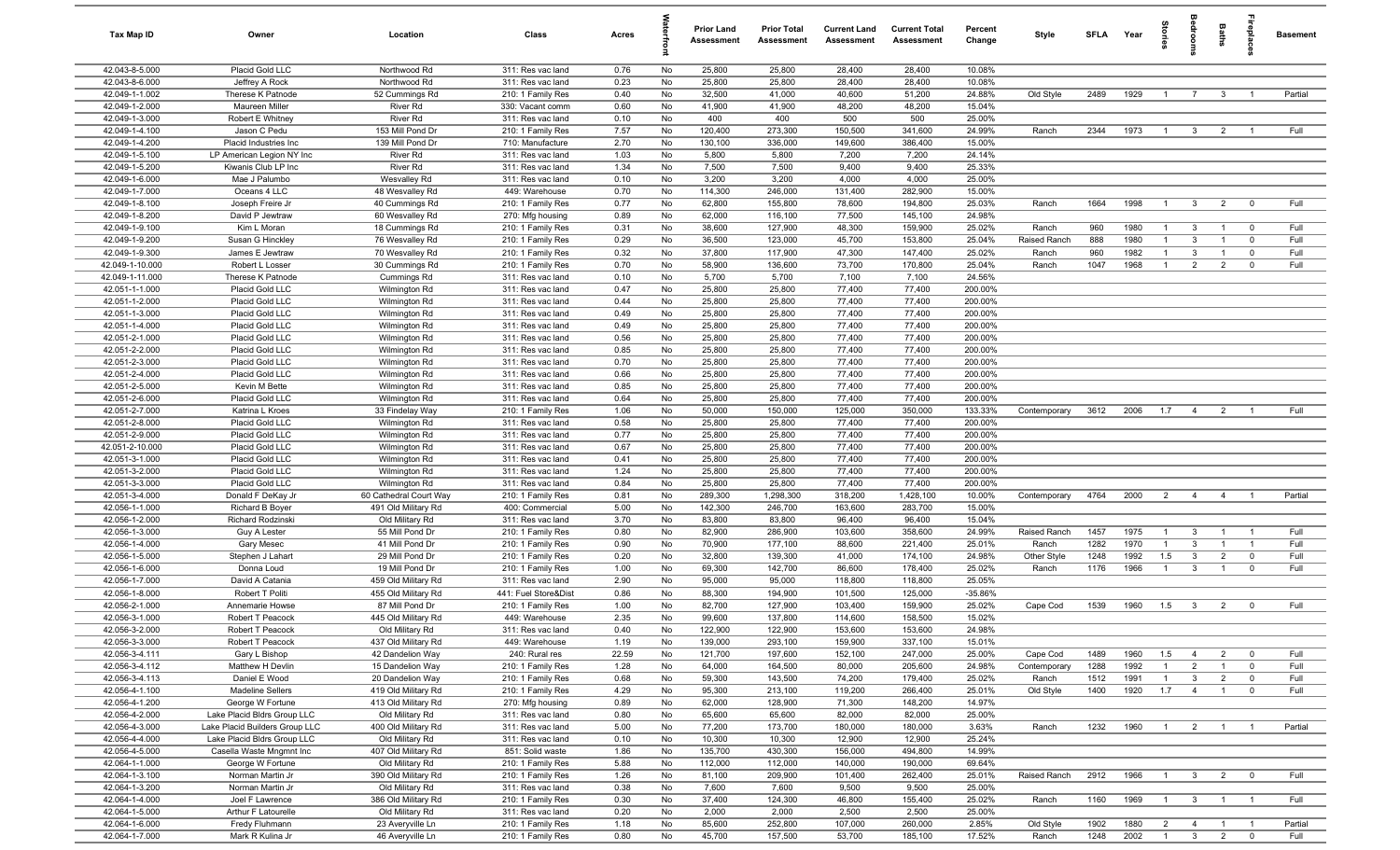| Tax Map ID | Owner | Location | Class | Acres | Waterfront | Prior Land Assessment | Prior Total Assessment | Current Land Assessment | Current Total Assessment | Percent Change | Style | SFLA | Year | Stories | Bedrooms | Baths | Fireplaces | Basement |
|---|---|---|---|---|---|---|---|---|---|---|---|---|---|---|---|---|---|---|
| 42.043-8-5.000 | Placid Gold LLC | Northwood Rd | 311: Res vac land | 0.76 | No | 25,800 | 25,800 | 28,400 | 28,400 | 10.08% | | | | | | | | |
| 42.043-8-6.000 | Jeffrey A Rock | Northwood Rd | 311: Res vac land | 0.23 | No | 25,800 | 25,800 | 28,400 | 28,400 | 10.08% | | | | | | | | |
| 42.049-1-1.002 | Therese K Patnode | 52 Cummings Rd | 210: 1 Family Res | 0.40 | No | 32,500 | 41,000 | 40,600 | 51,200 | 24.88% | Old Style | 2489 | 1929 | 1 | 7 | 3 | 1 | Partial |
| 42.049-1-2.000 | Maureen Miller | River Rd | 330: Vacant comm | 0.60 | No | 41,900 | 41,900 | 48,200 | 48,200 | 15.04% | | | | | | | | |
| 42.049-1-3.000 | Robert E Whitney | River Rd | 311: Res vac land | 0.10 | No | 400 | 400 | 500 | 500 | 25.00% | | | | | | | | |
| 42.049-1-4.100 | Jason C Pedu | 153 Mill Pond Dr | 210: 1 Family Res | 7.57 | No | 120,400 | 273,300 | 150,500 | 341,600 | 24.99% | Ranch | 2344 | 1973 | 1 | 3 | 2 | 1 | Full |
| 42.049-1-4.200 | Placid Industries Inc | 139 Mill Pond Dr | 710: Manufacture | 2.70 | No | 130,100 | 336,000 | 149,600 | 386,400 | 15.00% | | | | | | | | |
| 42.049-1-5.100 | LP American Legion NY Inc | River Rd | 311: Res vac land | 1.03 | No | 5,800 | 5,800 | 7,200 | 7,200 | 24.14% | | | | | | | | |
| 42.049-1-5.200 | Kiwanis Club LP Inc | River Rd | 311: Res vac land | 1.34 | No | 7,500 | 7,500 | 9,400 | 9,400 | 25.33% | | | | | | | | |
| 42.049-1-6.000 | Mae J Palumbo | Wesvalley Rd | 311: Res vac land | 0.10 | No | 3,200 | 3,200 | 4,000 | 4,000 | 25.00% | | | | | | | | |
| 42.049-1-7.000 | Oceans 4 LLC | 48 Wesvalley Rd | 449: Warehouse | 0.70 | No | 114,300 | 246,000 | 131,400 | 282,900 | 15.00% | | | | | | | | |
| 42.049-1-8.100 | Joseph Freire Jr | 40 Cummings Rd | 210: 1 Family Res | 0.77 | No | 62,800 | 155,800 | 78,600 | 194,800 | 25.03% | Ranch | 1664 | 1998 | 1 | 3 | 2 | 0 | Full |
| 42.049-1-8.200 | David P Jewtraw | 60 Wesvalley Rd | 270: Mfg housing | 0.89 | No | 62,000 | 116,100 | 77,500 | 145,100 | 24.98% | | | | | | | | |
| 42.049-1-9.100 | Kim L Moran | 18 Cummings Rd | 210: 1 Family Res | 0.31 | No | 38,600 | 127,900 | 48,300 | 159,900 | 25.02% | Ranch | 960 | 1980 | 1 | 3 | 1 | 0 | Full |
| 42.049-1-9.200 | Susan G Hinckley | 76 Wesvalley Rd | 210: 1 Family Res | 0.29 | No | 36,500 | 123,000 | 45,700 | 153,800 | 25.04% | Raised Ranch | 888 | 1980 | 1 | 3 | 1 | 0 | Full |
| 42.049-1-9.300 | James E Jewtraw | 70 Wesvalley Rd | 210: 1 Family Res | 0.32 | No | 37,800 | 117,900 | 47,300 | 147,400 | 25.02% | Ranch | 960 | 1982 | 1 | 3 | 1 | 0 | Full |
| 42.049-1-10.000 | Robert L Losser | 30 Cummings Rd | 210: 1 Family Res | 0.70 | No | 58,900 | 136,600 | 73,700 | 170,800 | 25.04% | Ranch | 1047 | 1968 | 1 | 2 | 2 | 0 | Full |
| 42.049-1-11.000 | Therese K Patnode | Cummings Rd | 311: Res vac land | 0.10 | No | 5,700 | 5,700 | 7,100 | 7,100 | 24.56% | | | | | | | | |
| 42.051-1-1.000 | Placid Gold LLC | Wilmington Rd | 311: Res vac land | 0.47 | No | 25,800 | 25,800 | 77,400 | 77,400 | 200.00% | | | | | | | | |
| 42.051-1-2.000 | Placid Gold LLC | Wilmington Rd | 311: Res vac land | 0.44 | No | 25,800 | 25,800 | 77,400 | 77,400 | 200.00% | | | | | | | | |
| 42.051-1-3.000 | Placid Gold LLC | Wilmington Rd | 311: Res vac land | 0.49 | No | 25,800 | 25,800 | 77,400 | 77,400 | 200.00% | | | | | | | | |
| 42.051-1-4.000 | Placid Gold LLC | Wilmington Rd | 311: Res vac land | 0.49 | No | 25,800 | 25,800 | 77,400 | 77,400 | 200.00% | | | | | | | | |
| 42.051-2-1.000 | Placid Gold LLC | Wilmington Rd | 311: Res vac land | 0.56 | No | 25,800 | 25,800 | 77,400 | 77,400 | 200.00% | | | | | | | | |
| 42.051-2-2.000 | Placid Gold LLC | Wilmington Rd | 311: Res vac land | 0.85 | No | 25,800 | 25,800 | 77,400 | 77,400 | 200.00% | | | | | | | | |
| 42.051-2-3.000 | Placid Gold LLC | Wilmington Rd | 311: Res vac land | 0.70 | No | 25,800 | 25,800 | 77,400 | 77,400 | 200.00% | | | | | | | | |
| 42.051-2-4.000 | Placid Gold LLC | Wilmington Rd | 311: Res vac land | 0.66 | No | 25,800 | 25,800 | 77,400 | 77,400 | 200.00% | | | | | | | | |
| 42.051-2-5.000 | Kevin M Bette | Wilmington Rd | 311: Res vac land | 0.85 | No | 25,800 | 25,800 | 77,400 | 77,400 | 200.00% | | | | | | | | |
| 42.051-2-6.000 | Placid Gold LLC | Wilmington Rd | 311: Res vac land | 0.64 | No | 25,800 | 25,800 | 77,400 | 77,400 | 200.00% | | | | | | | | |
| 42.051-2-7.000 | Katrina L Kroes | 33 Findelay Way | 210: 1 Family Res | 1.06 | No | 50,000 | 150,000 | 125,000 | 350,000 | 133.33% | Contemporary | 3612 | 2006 | 1.7 | 4 | 2 | 1 | Full |
| 42.051-2-8.000 | Placid Gold LLC | Wilmington Rd | 311: Res vac land | 0.58 | No | 25,800 | 25,800 | 77,400 | 77,400 | 200.00% | | | | | | | | |
| 42.051-2-9.000 | Placid Gold LLC | Wilmington Rd | 311: Res vac land | 0.77 | No | 25,800 | 25,800 | 77,400 | 77,400 | 200.00% | | | | | | | | |
| 42.051-2-10.000 | Placid Gold LLC | Wilmington Rd | 311: Res vac land | 0.67 | No | 25,800 | 25,800 | 77,400 | 77,400 | 200.00% | | | | | | | | |
| 42.051-3-1.000 | Placid Gold LLC | Wilmington Rd | 311: Res vac land | 0.41 | No | 25,800 | 25,800 | 77,400 | 77,400 | 200.00% | | | | | | | | |
| 42.051-3-2.000 | Placid Gold LLC | Wilmington Rd | 311: Res vac land | 1.24 | No | 25,800 | 25,800 | 77,400 | 77,400 | 200.00% | | | | | | | | |
| 42.051-3-3.000 | Placid Gold LLC | Wilmington Rd | 311: Res vac land | 0.84 | No | 25,800 | 25,800 | 77,400 | 77,400 | 200.00% | | | | | | | | |
| 42.051-3-4.000 | Donald F DeKay Jr | 60 Cathedral Court Way | 210: 1 Family Res | 0.81 | No | 289,300 | 1,298,300 | 318,200 | 1,428,100 | 10.00% | Contemporary | 4764 | 2000 | 2 | 4 | 4 | 1 | Partial |
| 42.056-1-1.000 | Richard B Boyer | 491 Old Military Rd | 400: Commercial | 5.00 | No | 142,300 | 246,700 | 163,600 | 283,700 | 15.00% | | | | | | | | |
| 42.056-1-2.000 | Richard Rodzinski | Old Military Rd | 311: Res vac land | 3.70 | No | 83,800 | 83,800 | 96,400 | 96,400 | 15.04% | | | | | | | | |
| 42.056-1-3.000 | Guy A Lester | 55 Mill Pond Dr | 210: 1 Family Res | 0.80 | No | 82,900 | 286,900 | 103,600 | 358,600 | 24.99% | Raised Ranch | 1457 | 1975 | 1 | 3 | 1 | 1 | Full |
| 42.056-1-4.000 | Gary Mesec | 41 Mill Pond Dr | 210: 1 Family Res | 0.90 | No | 70,900 | 177,100 | 88,600 | 221,400 | 25.01% | Ranch | 1282 | 1970 | 1 | 3 | 1 | 1 | Full |
| 42.056-1-5.000 | Stephen J Lahart | 29 Mill Pond Dr | 210: 1 Family Res | 0.20 | No | 32,800 | 139,300 | 41,000 | 174,100 | 24.98% | Other Style | 1248 | 1992 | 1.5 | 3 | 2 | 0 | Full |
| 42.056-1-6.000 | Donna Loud | 19 Mill Pond Dr | 210: 1 Family Res | 1.00 | No | 69,300 | 142,700 | 86,600 | 178,400 | 25.02% | Ranch | 1176 | 1966 | 1 | 3 | 1 | 0 | Full |
| 42.056-1-7.000 | David A Catania | 459 Old Military Rd | 311: Res vac land | 2.90 | No | 95,000 | 95,000 | 118,800 | 118,800 | 25.05% | | | | | | | | |
| 42.056-1-8.000 | Robert T Politi | 455 Old Military Rd | 441: Fuel Store&Dist | 0.86 | No | 88,300 | 194,900 | 101,500 | 125,000 | -35.86% | | | | | | | | |
| 42.056-2-1.000 | Annemarie Howse | 87 Mill Pond Dr | 210: 1 Family Res | 1.00 | No | 82,700 | 127,900 | 103,400 | 159,900 | 25.02% | Cape Cod | 1539 | 1960 | 1.5 | 3 | 2 | 0 | Full |
| 42.056-3-1.000 | Robert T Peacock | 445 Old Military Rd | 449: Warehouse | 2.35 | No | 99,600 | 137,800 | 114,600 | 158,500 | 15.02% | | | | | | | | |
| 42.056-3-2.000 | Robert T Peacock | Old Military Rd | 311: Res vac land | 0.40 | No | 122,900 | 122,900 | 153,600 | 153,600 | 24.98% | | | | | | | | |
| 42.056-3-3.000 | Robert T Peacock | 437 Old Military Rd | 449: Warehouse | 1.19 | No | 139,000 | 293,100 | 159,900 | 337,100 | 15.01% | | | | | | | | |
| 42.056-3-4.111 | Gary L Bishop | 42 Dandelion Way | 240: Rural res | 22.59 | No | 121,700 | 197,600 | 152,100 | 247,000 | 25.00% | Cape Cod | 1489 | 1960 | 1.5 | 4 | 2 | 0 | Full |
| 42.056-3-4.112 | Matthew H Devlin | 15 Dandelion Way | 210: 1 Family Res | 1.28 | No | 64,000 | 164,500 | 80,000 | 205,600 | 24.98% | Contemporary | 1288 | 1992 | 1 | 2 | 1 | 0 | Full |
| 42.056-3-4.113 | Daniel E Wood | 20 Dandelion Way | 210: 1 Family Res | 0.68 | No | 59,300 | 143,500 | 74,200 | 179,400 | 25.02% | Ranch | 1512 | 1991 | 1 | 3 | 2 | 0 | Full |
| 42.056-4-1.100 | Madeline Sellers | 419 Old Military Rd | 210: 1 Family Res | 4.29 | No | 95,300 | 213,100 | 119,200 | 266,400 | 25.01% | Old Style | 1400 | 1920 | 1.7 | 4 | 1 | 0 | Full |
| 42.056-4-1.200 | George W Fortune | 413 Old Military Rd | 270: Mfg housing | 0.89 | No | 62,000 | 128,900 | 71,300 | 148,200 | 14.97% | | | | | | | | |
| 42.056-4-2.000 | Lake Placid Bldrs Group LLC | Old Military Rd | 311: Res vac land | 0.80 | No | 65,600 | 65,600 | 82,000 | 82,000 | 25.00% | | | | | | | | |
| 42.056-4-3.000 | Lake Placid Builders Group LLC | 400 Old Military Rd | 311: Res vac land | 5.00 | No | 77,200 | 173,700 | 180,000 | 180,000 | 3.63% | Ranch | 1232 | 1960 | 1 | 2 | 1 | 1 | Partial |
| 42.056-4-4.000 | Lake Placid Bldrs Group LLC | Old Military Rd | 311: Res vac land | 0.10 | No | 10,300 | 10,300 | 12,900 | 12,900 | 25.24% | | | | | | | | |
| 42.056-4-5.000 | Casella Waste Mngmnt Inc | 407 Old Military Rd | 851: Solid waste | 1.86 | No | 135,700 | 430,300 | 156,000 | 494,800 | 14.99% | | | | | | | | |
| 42.064-1-1.000 | George W Fortune | Old Military Rd | 210: 1 Family Res | 5.88 | No | 112,000 | 112,000 | 140,000 | 190,000 | 69.64% | | | | | | | | |
| 42.064-1-3.100 | Norman Martin Jr | 390 Old Military Rd | 210: 1 Family Res | 1.26 | No | 81,100 | 209,900 | 101,400 | 262,400 | 25.01% | Raised Ranch | 2912 | 1966 | 1 | 3 | 2 | 0 | Full |
| 42.064-1-3.200 | Norman Martin Jr | Old Military Rd | 311: Res vac land | 0.38 | No | 7,600 | 7,600 | 9,500 | 9,500 | 25.00% | | | | | | | | |
| 42.064-1-4.000 | Joel F Lawrence | 386 Old Military Rd | 210: 1 Family Res | 0.30 | No | 37,400 | 124,300 | 46,800 | 155,400 | 25.02% | Ranch | 1160 | 1969 | 1 | 3 | 1 | 1 | Full |
| 42.064-1-5.000 | Arthur F Latourelle | Old Military Rd | 311: Res vac land | 0.20 | No | 2,000 | 2,000 | 2,500 | 2,500 | 25.00% | | | | | | | | |
| 42.064-1-6.000 | Fredy Fluhmann | 23 Averyville Ln | 210: 1 Family Res | 1.18 | No | 85,600 | 252,800 | 107,000 | 260,000 | 2.85% | Old Style | 1902 | 1880 | 2 | 4 | 1 | 1 | Partial |
| 42.064-1-7.000 | Mark R Kulina Jr | 46 Averyville Ln | 210: 1 Family Res | 0.80 | No | 45,700 | 157,500 | 53,700 | 185,100 | 17.52% | Ranch | 1248 | 2002 | 1 | 3 | 2 | 0 | Full |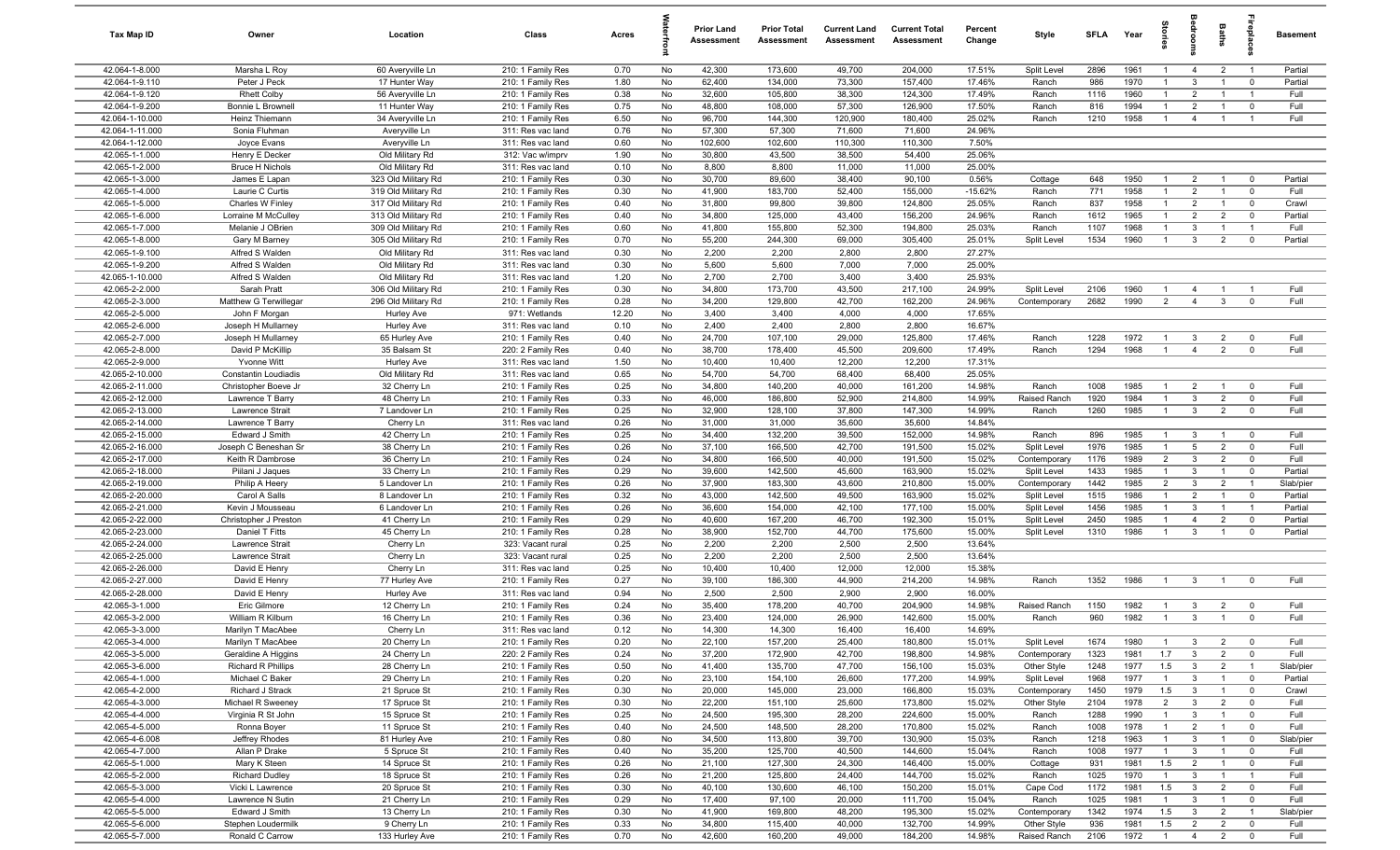| Tax Map ID | Owner | Location | Class | Acres | Waterfront | Prior Land Assessment | Prior Total Assessment | Current Land Assessment | Current Total Assessment | Percent Change | Style | SFLA | Year | Stories | Bedrooms | Baths | Fireplaces | Basement |
|---|---|---|---|---|---|---|---|---|---|---|---|---|---|---|---|---|---|---|
| 42.064-1-8.000 | Marsha L Roy | 60 Averyville Ln | 210: 1 Family Res | 0.70 | No | 42,300 | 173,600 | 49,700 | 204,000 | 17.51% | Split Level | 2896 | 1961 | 1 | 4 | 2 | 1 | Partial |
| 42.064-1-9.110 | Peter J Peck | 17 Hunter Way | 210: 1 Family Res | 1.80 | No | 62,400 | 134,000 | 73,300 | 157,400 | 17.46% | Ranch | 986 | 1970 | 1 | 3 | 1 | 0 | Partial |
| 42.064-1-9.120 | Rhett Colby | 56 Averyville Ln | 210: 1 Family Res | 0.38 | No | 32,600 | 105,800 | 38,300 | 124,300 | 17.49% | Ranch | 1116 | 1960 | 1 | 2 | 1 | 1 | Full |
| 42.064-1-9.200 | Bonnie L Brownell | 11 Hunter Way | 210: 1 Family Res | 0.75 | No | 48,800 | 108,000 | 57,300 | 126,900 | 17.50% | Ranch | 816 | 1994 | 1 | 2 | 1 | 0 | Full |
| 42.064-1-10.000 | Heinz Thiemann | 34 Averyville Ln | 210: 1 Family Res | 6.50 | No | 96,700 | 144,300 | 120,900 | 180,400 | 25.02% | Ranch | 1210 | 1958 | 1 | 4 | 1 | 1 | Full |
| 42.064-1-11.000 | Sonia Fluhman | Averyville Ln | 311: Res vac land | 0.76 | No | 57,300 | 57,300 | 71,600 | 71,600 | 24.96% | | | | | | | | |
| 42.064-1-12.000 | Joyce Evans | Averyville Ln | 311: Res vac land | 0.60 | No | 102,600 | 102,600 | 110,300 | 110,300 | 7.50% | | | | | | | | |
| 42.065-1-1.000 | Henry E Decker | Old Military Rd | 312: Vac w/imprv | 1.90 | No | 30,800 | 43,500 | 38,500 | 54,400 | 25.06% | | | | | | | | |
| 42.065-1-2.000 | Bruce H Nichols | Old Military Rd | 311: Res vac land | 0.10 | No | 8,800 | 8,800 | 11,000 | 11,000 | 25.00% | | | | | | | | |
| 42.065-1-3.000 | James E Lapan | 323 Old Military Rd | 210: 1 Family Res | 0.30 | No | 30,700 | 89,600 | 38,400 | 90,100 | 0.56% | Cottage | 648 | 1950 | 1 | 2 | 1 | 0 | Partial |
| 42.065-1-4.000 | Laurie C Curtis | 319 Old Military Rd | 210: 1 Family Res | 0.30 | No | 41,900 | 183,700 | 52,400 | 155,000 | -15.62% | Ranch | 771 | 1958 | 1 | 2 | 1 | 0 | Full |
| 42.065-1-5.000 | Charles W Finley | 317 Old Military Rd | 210: 1 Family Res | 0.40 | No | 31,800 | 99,800 | 39,800 | 124,800 | 25.05% | Ranch | 837 | 1958 | 1 | 2 | 1 | 0 | Crawl |
| 42.065-1-6.000 | Lorraine M McCulley | 313 Old Military Rd | 210: 1 Family Res | 0.40 | No | 34,800 | 125,000 | 43,400 | 156,200 | 24.96% | Ranch | 1612 | 1965 | 1 | 2 | 2 | 0 | Partial |
| 42.065-1-7.000 | Melanie J OBrien | 309 Old Military Rd | 210: 1 Family Res | 0.60 | No | 41,800 | 155,800 | 52,300 | 194,800 | 25.03% | Ranch | 1107 | 1968 | 1 | 3 | 1 | 1 | Full |
| 42.065-1-8.000 | Gary M Barney | 305 Old Military Rd | 210: 1 Family Res | 0.70 | No | 55,200 | 244,300 | 69,000 | 305,400 | 25.01% | Split Level | 1534 | 1960 | 1 | 3 | 2 | 0 | Partial |
| 42.065-1-9.100 | Alfred S Walden | Old Military Rd | 311: Res vac land | 0.30 | No | 2,200 | 2,200 | 2,800 | 2,800 | 27.27% | | | | | | | | |
| 42.065-1-9.200 | Alfred S Walden | Old Military Rd | 311: Res vac land | 0.30 | No | 5,600 | 5,600 | 7,000 | 7,000 | 25.00% | | | | | | | | |
| 42.065-1-10.000 | Alfred S Walden | Old Military Rd | 311: Res vac land | 1.20 | No | 2,700 | 2,700 | 3,400 | 3,400 | 25.93% | | | | | | | | |
| 42.065-2-2.000 | Sarah Pratt | 306 Old Military Rd | 210: 1 Family Res | 0.30 | No | 34,800 | 173,700 | 43,500 | 217,100 | 24.99% | Split Level | 2106 | 1960 | 1 | 4 | 1 | 1 | Full |
| 42.065-2-3.000 | Matthew G Terwilleger | 296 Old Military Rd | 210: 1 Family Res | 0.28 | No | 34,200 | 129,800 | 42,700 | 162,200 | 24.96% | Contemporary | 2682 | 1990 | 2 | 4 | 3 | 0 | Full |
| 42.065-2-5.000 | John F Morgan | Hurley Ave | 971: Wetlands | 12.20 | No | 3,400 | 3,400 | 4,000 | 4,000 | 17.65% | | | | | | | | |
| 42.065-2-6.000 | Joseph H Mullarney | Hurley Ave | 311: Res vac land | 0.10 | No | 2,400 | 2,400 | 2,800 | 2,800 | 16.67% | | | | | | | | |
| 42.065-2-7.000 | Joseph H Mullarney | 65 Hurley Ave | 210: 1 Family Res | 0.40 | No | 24,700 | 107,100 | 29,000 | 125,800 | 17.46% | Ranch | 1228 | 1972 | 1 | 3 | 2 | 0 | Full |
| 42.065-2-8.000 | David P McKillip | 35 Balsam St | 220: 2 Family Res | 0.40 | No | 38,700 | 178,400 | 45,500 | 209,600 | 17.49% | Ranch | 1294 | 1968 | 1 | 4 | 2 | 0 | Full |
| 42.065-2-9.000 | Yvonne Witt | Hurley Ave | 311: Res vac land | 1.50 | No | 10,400 | 10,400 | 12,200 | 12,200 | 17.31% | | | | | | | | |
| 42.065-2-10.000 | Constantin Loudiadis | Old Military Rd | 311: Res vac land | 0.65 | No | 54,700 | 54,700 | 68,400 | 68,400 | 25.05% | | | | | | | | |
| 42.065-2-11.000 | Christopher Boeve Jr | 32 Cherry Ln | 210: 1 Family Res | 0.25 | No | 34,800 | 140,200 | 40,000 | 161,200 | 14.98% | Ranch | 1008 | 1985 | 1 | 2 | 1 | 0 | Full |
| 42.065-2-12.000 | Lawrence T Barry | 48 Cherry Ln | 210: 1 Family Res | 0.33 | No | 46,000 | 186,800 | 52,900 | 214,800 | 14.99% | Raised Ranch | 1920 | 1984 | 1 | 3 | 2 | 0 | Full |
| 42.065-2-13.000 | Lawrence Strait | 7 Landover Ln | 210: 1 Family Res | 0.25 | No | 32,900 | 128,100 | 37,800 | 147,300 | 14.99% | Ranch | 1260 | 1985 | 1 | 3 | 2 | 0 | Full |
| 42.065-2-14.000 | Lawrence T Barry | Cherry Ln | 311: Res vac land | 0.26 | No | 31,000 | 31,000 | 35,600 | 35,600 | 14.84% | | | | | | | | |
| 42.065-2-15.000 | Edward J Smith | 42 Cherry Ln | 210: 1 Family Res | 0.25 | No | 34,400 | 132,200 | 39,500 | 152,000 | 14.98% | Ranch | 896 | 1985 | 1 | 3 | 1 | 0 | Full |
| 42.065-2-16.000 | Joseph C Beneshan Sr | 38 Cherry Ln | 210: 1 Family Res | 0.26 | No | 37,100 | 166,500 | 42,700 | 191,500 | 15.02% | Split Level | 1976 | 1985 | 1 | 5 | 2 | 0 | Full |
| 42.065-2-17.000 | Keith R Dambrose | 36 Cherry Ln | 210: 1 Family Res | 0.24 | No | 34,800 | 166,500 | 40,000 | 191,500 | 15.02% | Contemporary | 1176 | 1989 | 2 | 3 | 2 | 0 | Full |
| 42.065-2-18.000 | Piilani J Jaques | 33 Cherry Ln | 210: 1 Family Res | 0.29 | No | 39,600 | 142,500 | 45,600 | 163,900 | 15.02% | Split Level | 1433 | 1985 | 1 | 3 | 1 | 0 | Partial |
| 42.065-2-19.000 | Philip A Heery | 5 Landover Ln | 210: 1 Family Res | 0.26 | No | 37,900 | 183,300 | 43,600 | 210,800 | 15.00% | Contemporary | 1442 | 1985 | 2 | 3 | 2 | 1 | Slab/pier |
| 42.065-2-20.000 | Carol A Salls | 8 Landover Ln | 210: 1 Family Res | 0.32 | No | 43,000 | 142,500 | 49,500 | 163,900 | 15.02% | Split Level | 1515 | 1986 | 1 | 2 | 1 | 0 | Partial |
| 42.065-2-21.000 | Kevin J Mousseau | 6 Landover Ln | 210: 1 Family Res | 0.26 | No | 36,600 | 154,000 | 42,100 | 177,100 | 15.00% | Split Level | 1456 | 1985 | 1 | 3 | 1 | 1 | Partial |
| 42.065-2-22.000 | Christopher J Preston | 41 Cherry Ln | 210: 1 Family Res | 0.29 | No | 40,600 | 167,200 | 46,700 | 192,300 | 15.01% | Split Level | 2450 | 1985 | 1 | 4 | 2 | 0 | Partial |
| 42.065-2-23.000 | Daniel T Fitts | 45 Cherry Ln | 210: 1 Family Res | 0.28 | No | 38,900 | 152,700 | 44,700 | 175,600 | 15.00% | Split Level | 1310 | 1986 | 1 | 3 | 1 | 0 | Partial |
| 42.065-2-24.000 | Lawrence Strait | Cherry Ln | 323: Vacant rural | 0.25 | No | 2,200 | 2,200 | 2,500 | 2,500 | 13.64% | | | | | | | | |
| 42.065-2-25.000 | Lawrence Strait | Cherry Ln | 323: Vacant rural | 0.25 | No | 2,200 | 2,200 | 2,500 | 2,500 | 13.64% | | | | | | | | |
| 42.065-2-26.000 | David E Henry | Cherry Ln | 311: Res vac land | 0.25 | No | 10,400 | 10,400 | 12,000 | 12,000 | 15.38% | | | | | | | | |
| 42.065-2-27.000 | David E Henry | 77 Hurley Ave | 210: 1 Family Res | 0.27 | No | 39,100 | 186,300 | 44,900 | 214,200 | 14.98% | Ranch | 1352 | 1986 | 1 | 3 | 1 | 0 | Full |
| 42.065-2-28.000 | David E Henry | Hurley Ave | 311: Res vac land | 0.94 | No | 2,500 | 2,500 | 2,900 | 2,900 | 16.00% | | | | | | | | |
| 42.065-3-1.000 | Eric Gilmore | 12 Cherry Ln | 210: 1 Family Res | 0.24 | No | 35,400 | 178,200 | 40,700 | 204,900 | 14.98% | Raised Ranch | 1150 | 1982 | 1 | 3 | 2 | 0 | Full |
| 42.065-3-2.000 | William R Kilburn | 16 Cherry Ln | 210: 1 Family Res | 0.36 | No | 23,400 | 124,000 | 26,900 | 142,600 | 15.00% | Ranch | 960 | 1982 | 1 | 3 | 1 | 0 | Full |
| 42.065-3-3.000 | Marilyn T MacAbee | Cherry Ln | 311: Res vac land | 0.12 | No | 14,300 | 14,300 | 16,400 | 16,400 | 14.69% | | | | | | | | |
| 42.065-3-4.000 | Marilyn T MacAbee | 20 Cherry Ln | 210: 1 Family Res | 0.20 | No | 22,100 | 157,200 | 25,400 | 180,800 | 15.01% | Split Level | 1674 | 1980 | 1 | 3 | 2 | 0 | Full |
| 42.065-3-5.000 | Geraldine A Higgins | 24 Cherry Ln | 220: 2 Family Res | 0.24 | No | 37,200 | 172,900 | 42,700 | 198,800 | 14.98% | Contemporary | 1323 | 1981 | 1.7 | 3 | 2 | 0 | Full |
| 42.065-3-6.000 | Richard R Phillips | 28 Cherry Ln | 210: 1 Family Res | 0.50 | No | 41,400 | 135,700 | 47,700 | 156,100 | 15.03% | Other Style | 1248 | 1977 | 1.5 | 3 | 2 | 1 | Slab/pier |
| 42.065-4-1.000 | Michael C Baker | 29 Cherry Ln | 210: 1 Family Res | 0.20 | No | 23,100 | 154,100 | 26,600 | 177,200 | 14.99% | Split Level | 1968 | 1977 | 1 | 3 | 1 | 0 | Partial |
| 42.065-4-2.000 | Richard J Strack | 21 Spruce St | 210: 1 Family Res | 0.30 | No | 20,000 | 145,000 | 23,000 | 166,800 | 15.03% | Contemporary | 1450 | 1979 | 1.5 | 3 | 1 | 0 | Crawl |
| 42.065-4-3.000 | Michael R Sweeney | 17 Spruce St | 210: 1 Family Res | 0.30 | No | 22,200 | 151,100 | 25,600 | 173,800 | 15.02% | Other Style | 2104 | 1978 | 2 | 3 | 2 | 0 | Full |
| 42.065-4-4.000 | Virginia R St John | 15 Spruce St | 210: 1 Family Res | 0.25 | No | 24,500 | 195,300 | 28,200 | 224,600 | 15.00% | Ranch | 1288 | 1990 | 1 | 3 | 1 | 0 | Full |
| 42.065-4-5.000 | Ronna Boyer | 11 Spruce St | 210: 1 Family Res | 0.40 | No | 24,500 | 148,500 | 28,200 | 170,800 | 15.02% | Ranch | 1008 | 1978 | 1 | 2 | 1 | 0 | Full |
| 42.065-4-6.008 | Jeffrey Rhodes | 81 Hurley Ave | 210: 1 Family Res | 0.80 | No | 34,500 | 113,800 | 39,700 | 130,900 | 15.03% | Ranch | 1218 | 1963 | 1 | 3 | 1 | 0 | Slab/pier |
| 42.065-4-7.000 | Allan P Drake | 5 Spruce St | 210: 1 Family Res | 0.40 | No | 35,200 | 125,700 | 40,500 | 144,600 | 15.04% | Ranch | 1008 | 1977 | 1 | 3 | 1 | 0 | Full |
| 42.065-5-1.000 | Mary K Steen | 14 Spruce St | 210: 1 Family Res | 0.26 | No | 21,100 | 127,300 | 24,300 | 146,400 | 15.00% | Cottage | 931 | 1981 | 1.5 | 2 | 1 | 0 | Full |
| 42.065-5-2.000 | Richard Dudley | 18 Spruce St | 210: 1 Family Res | 0.26 | No | 21,200 | 125,800 | 24,400 | 144,700 | 15.02% | Ranch | 1025 | 1970 | 1 | 3 | 1 | 1 | Full |
| 42.065-5-3.000 | Vicki L Lawrence | 20 Spruce St | 210: 1 Family Res | 0.30 | No | 40,100 | 130,600 | 46,100 | 150,200 | 15.01% | Cape Cod | 1172 | 1981 | 1.5 | 3 | 2 | 0 | Full |
| 42.065-5-4.000 | Lawrence N Sutin | 21 Cherry Ln | 210: 1 Family Res | 0.29 | No | 17,400 | 97,100 | 20,000 | 111,700 | 15.04% | Ranch | 1025 | 1981 | 1 | 3 | 1 | 0 | Full |
| 42.065-5-5.000 | Edward J Smith | 13 Cherry Ln | 210: 1 Family Res | 0.30 | No | 41,900 | 169,800 | 48,200 | 195,300 | 15.02% | Contemporary | 1342 | 1974 | 1.5 | 3 | 2 | 1 | Slab/pier |
| 42.065-5-6.000 | Stephen Loudermilk | 9 Cherry Ln | 210: 1 Family Res | 0.33 | No | 34,800 | 115,400 | 40,000 | 132,700 | 14.99% | Other Style | 936 | 1981 | 1.5 | 2 | 2 | 0 | Full |
| 42.065-5-7.000 | Ronald C Carrow | 133 Hurley Ave | 210: 1 Family Res | 0.70 | No | 42,600 | 160,200 | 49,000 | 184,200 | 14.98% | Raised Ranch | 2106 | 1972 | 1 | 4 | 2 | 0 | Full |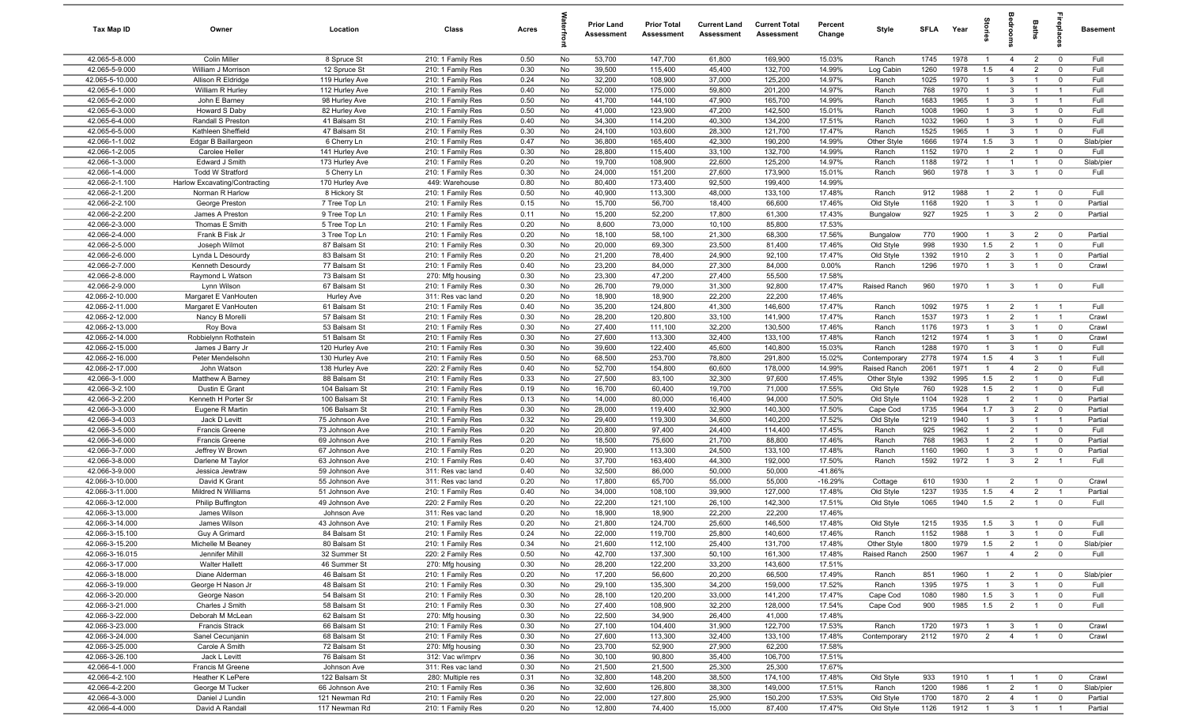| Tax Map ID | Owner | Location | Class | Acres | Waterfront | Prior Land Assessment | Prior Total Assessment | Current Land Assessment | Current Total Assessment | Percent Change | Style | SFLA | Year | Stories | Bedrooms | Baths | Fireplaces | Basement |
|---|---|---|---|---|---|---|---|---|---|---|---|---|---|---|---|---|---|---|
| 42.065-5-8.000 | Colin Miller | 8 Spruce St | 210: 1 Family Res | 0.50 | No | 53,700 | 147,700 | 61,800 | 169,900 | 15.03% | Ranch | 1745 | 1978 | 1 | 4 | 2 | 0 | Full |
| 42.065-5-9.000 | William J Morrison | 12 Spruce St | 210: 1 Family Res | 0.30 | No | 39,500 | 115,400 | 45,400 | 132,700 | 14.99% | Log Cabin | 1260 | 1978 | 1.5 | 4 | 2 | 0 | Full |
| 42.065-5-10.000 | Allison R Eldridge | 119 Hurley Ave | 210: 1 Family Res | 0.24 | No | 32,200 | 108,900 | 37,000 | 125,200 | 14.97% | Ranch | 1025 | 1970 | 1 | 3 | 1 | 0 | Full |
| 42.065-6-1.000 | William R Hurley | 112 Hurley Ave | 210: 1 Family Res | 0.40 | No | 52,000 | 175,000 | 59,800 | 201,200 | 14.97% | Ranch | 768 | 1970 | 1 | 3 | 1 | 1 | Full |
| 42.065-6-2.000 | John E Barney | 98 Hurley Ave | 210: 1 Family Res | 0.50 | No | 41,700 | 144,100 | 47,900 | 165,700 | 14.99% | Ranch | 1683 | 1965 | 1 | 3 | 1 | 1 | Full |
| 42.065-6-3.000 | Howard S Daby | 82 Hurley Ave | 210: 1 Family Res | 0.50 | No | 41,000 | 123,900 | 47,200 | 142,500 | 15.01% | Ranch | 1008 | 1960 | 1 | 3 | 1 | 0 | Full |
| 42.065-6-4.000 | Randall S Preston | 41 Balsam St | 210: 1 Family Res | 0.40 | No | 34,300 | 114,200 | 40,300 | 134,200 | 17.51% | Ranch | 1032 | 1960 | 1 | 3 | 1 | 0 | Full |
| 42.065-6-5.000 | Kathleen Sheffield | 47 Balsam St | 210: 1 Family Res | 0.30 | No | 24,100 | 103,600 | 28,300 | 121,700 | 17.47% | Ranch | 1525 | 1965 | 1 | 3 | 1 | 0 | Full |
| 42.066-1-1.002 | Edgar B Baillargeon | 6 Cherry Ln | 210: 1 Family Res | 0.47 | No | 36,800 | 165,400 | 42,300 | 190,200 | 14.99% | Other Style | 1666 | 1974 | 1.5 | 3 | 1 | 0 | Slab/pier |
| 42.066-1-2.005 | Carolee Heller | 141 Hurley Ave | 210: 1 Family Res | 0.30 | No | 28,800 | 115,400 | 33,100 | 132,700 | 14.99% | Ranch | 1152 | 1970 | 1 | 2 | 1 | 0 | Full |
| 42.066-1-3.000 | Edward J Smith | 173 Hurley Ave | 210: 1 Family Res | 0.20 | No | 19,700 | 108,900 | 22,600 | 125,200 | 14.97% | Ranch | 1188 | 1972 | 1 | 1 | 1 | 0 | Slab/pier |
| 42.066-1-4.000 | Todd W Stratford | 5 Cherry Ln | 210: 1 Family Res | 0.30 | No | 24,000 | 151,200 | 27,600 | 173,900 | 15.01% | Ranch | 960 | 1978 | 1 | 3 | 1 | 0 | Full |
| 42.066-2-1.100 | Harlow Excavating/Contracting | 170 Hurley Ave | 449: Warehouse | 0.80 | No | 80,400 | 173,400 | 92,500 | 199,400 | 14.99% | | | | | | | | |
| 42.066-2-1.200 | Norman R Harlow | 8 Hickory St | 210: 1 Family Res | 0.50 | No | 40,900 | 113,300 | 48,000 | 133,100 | 17.48% | Ranch | 912 | 1988 | 1 | 2 | 1 | 0 | Full |
| 42.066-2-2.100 | George Preston | 7 Tree Top Ln | 210: 1 Family Res | 0.15 | No | 15,700 | 56,700 | 18,400 | 66,600 | 17.46% | Old Style | 1168 | 1920 | 1 | 3 | 1 | 0 | Partial |
| 42.066-2-2.200 | James A Preston | 9 Tree Top Ln | 210: 1 Family Res | 0.11 | No | 15,200 | 52,200 | 17,800 | 61,300 | 17.43% | Bungalow | 927 | 1925 | 1 | 3 | 2 | 0 | Partial |
| 42.066-2-3.000 | Thomas E Smith | 5 Tree Top Ln | 210: 1 Family Res | 0.20 | No | 8,600 | 73,000 | 10,100 | 85,800 | 17.53% | | | | | | | | |
| 42.066-2-4.000 | Frank B Fisk Jr | 3 Tree Top Ln | 210: 1 Family Res | 0.20 | No | 18,100 | 58,100 | 21,300 | 68,300 | 17.56% | Bungalow | 770 | 1900 | 1 | 3 | 2 | 0 | Partial |
| 42.066-2-5.000 | Joseph Wilmot | 87 Balsam St | 210: 1 Family Res | 0.30 | No | 20,000 | 69,300 | 23,500 | 81,400 | 17.46% | Old Style | 998 | 1930 | 1.5 | 2 | 1 | 0 | Full |
| 42.066-2-6.000 | Lynda L Desourdy | 83 Balsam St | 210: 1 Family Res | 0.20 | No | 21,200 | 78,400 | 24,900 | 92,100 | 17.47% | Old Style | 1392 | 1910 | 2 | 3 | 1 | 0 | Partial |
| 42.066-2-7.000 | Kenneth Desourdy | 77 Balsam St | 210: 1 Family Res | 0.40 | No | 23,200 | 84,000 | 27,300 | 84,000 | 0.00% | Ranch | 1296 | 1970 | 1 | 3 | 1 | 0 | Crawl |
| 42.066-2-8.000 | Raymond L Watson | 73 Balsam St | 270: Mfg housing | 0.30 | No | 23,300 | 47,200 | 27,400 | 55,500 | 17.58% | | | | | | | | |
| 42.066-2-9.000 | Lynn Wilson | 67 Balsam St | 210: 1 Family Res | 0.30 | No | 26,700 | 79,000 | 31,300 | 92,800 | 17.47% | Raised Ranch | 960 | 1970 | 1 | 3 | 1 | 0 | Full |
| 42.066-2-10.000 | Margaret E VanHouten | Hurley Ave | 311: Res vac land | 0.20 | No | 18,900 | 18,900 | 22,200 | 22,200 | 17.46% | | | | | | | | |
| 42.066-2-11.000 | Margaret E VanHouten | 61 Balsam St | 210: 1 Family Res | 0.40 | No | 35,200 | 124,800 | 41,300 | 146,600 | 17.47% | Ranch | 1092 | 1975 | 1 | 2 | 1 | 1 | Full |
| 42.066-2-12.000 | Nancy B Morelli | 57 Balsam St | 210: 1 Family Res | 0.30 | No | 28,200 | 120,800 | 33,100 | 141,900 | 17.47% | Ranch | 1537 | 1973 | 1 | 2 | 1 | 1 | Crawl |
| 42.066-2-13.000 | Roy Bova | 53 Balsam St | 210: 1 Family Res | 0.30 | No | 27,400 | 111,100 | 32,200 | 130,500 | 17.46% | Ranch | 1176 | 1973 | 1 | 3 | 1 | 0 | Crawl |
| 42.066-2-14.000 | Robbielynn Rothstein | 51 Balsam St | 210: 1 Family Res | 0.30 | No | 27,600 | 113,300 | 32,400 | 133,100 | 17.48% | Ranch | 1212 | 1974 | 1 | 3 | 1 | 0 | Crawl |
| 42.066-2-15.000 | James J Barry Jr | 120 Hurley Ave | 210: 1 Family Res | 0.30 | No | 39,600 | 122,400 | 45,600 | 140,800 | 15.03% | Ranch | 1288 | 1970 | 1 | 3 | 1 | 0 | Full |
| 42.066-2-16.000 | Peter Mendelsohn | 130 Hurley Ave | 210: 1 Family Res | 0.50 | No | 68,500 | 253,700 | 78,800 | 291,800 | 15.02% | Contemporary | 2778 | 1974 | 1.5 | 4 | 3 | 1 | Full |
| 42.066-2-17.000 | John Watson | 138 Hurley Ave | 220: 2 Family Res | 0.40 | No | 52,700 | 154,800 | 60,600 | 178,000 | 14.99% | Raised Ranch | 2061 | 1971 | 1 | 4 | 2 | 0 | Full |
| 42.066-3-1.000 | Matthew A Barney | 88 Balsam St | 210: 1 Family Res | 0.33 | No | 27,500 | 83,100 | 32,300 | 97,600 | 17.45% | Other Style | 1392 | 1995 | 1.5 | 2 | 1 | 0 | Full |
| 42.066-3-2.100 | Dustin E Grant | 104 Balsam St | 210: 1 Family Res | 0.19 | No | 16,700 | 60,400 | 19,700 | 71,000 | 17.55% | Old Style | 760 | 1928 | 1.5 | 2 | 1 | 0 | Full |
| 42.066-3-2.200 | Kenneth H Porter Sr | 100 Balsam St | 210: 1 Family Res | 0.13 | No | 14,000 | 80,000 | 16,400 | 94,000 | 17.50% | Old Style | 1104 | 1928 | 1 | 2 | 1 | 0 | Partial |
| 42.066-3-3.000 | Eugene R Martin | 106 Balsam St | 210: 1 Family Res | 0.30 | No | 28,000 | 119,400 | 32,900 | 140,300 | 17.50% | Cape Cod | 1735 | 1964 | 1.7 | 3 | 2 | 0 | Partial |
| 42.066-3-4.003 | Jack D Levitt | 75 Johnson Ave | 210: 1 Family Res | 0.32 | No | 29,400 | 119,300 | 34,600 | 140,200 | 17.52% | Old Style | 1219 | 1940 | 1 | 3 | 1 | 1 | Partial |
| 42.066-3-5.000 | Francis Greene | 73 Johnson Ave | 210: 1 Family Res | 0.20 | No | 20,800 | 97,400 | 24,400 | 114,400 | 17.45% | Ranch | 925 | 1962 | 1 | 2 | 1 | 0 | Full |
| 42.066-3-6.000 | Francis Greene | 69 Johnson Ave | 210: 1 Family Res | 0.20 | No | 18,500 | 75,600 | 21,700 | 88,800 | 17.46% | Ranch | 768 | 1963 | 1 | 2 | 1 | 0 | Partial |
| 42.066-3-7.000 | Jeffrey W Brown | 67 Johnson Ave | 210: 1 Family Res | 0.20 | No | 20,900 | 113,300 | 24,500 | 133,100 | 17.48% | Ranch | 1160 | 1960 | 1 | 3 | 1 | 0 | Partial |
| 42.066-3-8.000 | Darlene M Taylor | 63 Johnson Ave | 210: 1 Family Res | 0.40 | No | 37,700 | 163,400 | 44,300 | 192,000 | 17.50% | Ranch | 1592 | 1972 | 1 | 3 | 2 | 1 | Full |
| 42.066-3-9.000 | Jessica Jewtraw | 59 Johnson Ave | 311: Res vac land | 0.40 | No | 32,500 | 86,000 | 50,000 | 50,000 | -41.86% | | | | | | | | |
| 42.066-3-10.000 | David K Grant | 55 Johnson Ave | 311: Res vac land | 0.20 | No | 17,800 | 65,700 | 55,000 | 55,000 | -16.29% | Cottage | 610 | 1930 | 1 | 2 | 1 | 0 | Crawl |
| 42.066-3-11.000 | Mildred N Williams | 51 Johnson Ave | 210: 1 Family Res | 0.40 | No | 34,000 | 108,100 | 39,900 | 127,000 | 17.48% | Old Style | 1237 | 1935 | 1.5 | 4 | 2 | 1 | Partial |
| 42.066-3-12.000 | Philip Buffington | 49 Johnson Ave | 220: 2 Family Res | 0.20 | No | 22,200 | 121,100 | 26,100 | 142,300 | 17.51% | Old Style | 1065 | 1940 | 1.5 | 2 | 1 | 0 | Full |
| 42.066-3-13.000 | James Wilson | Johnson Ave | 311: Res vac land | 0.20 | No | 18,900 | 18,900 | 22,200 | 22,200 | 17.46% | | | | | | | | |
| 42.066-3-14.000 | James Wilson | 43 Johnson Ave | 210: 1 Family Res | 0.20 | No | 21,800 | 124,700 | 25,600 | 146,500 | 17.48% | Old Style | 1215 | 1935 | 1.5 | 3 | 1 | 0 | Full |
| 42.066-3-15.100 | Guy A Grimard | 84 Balsam St | 210: 1 Family Res | 0.24 | No | 22,000 | 119,700 | 25,800 | 140,600 | 17.46% | Ranch | 1152 | 1988 | 1 | 3 | 1 | 0 | Full |
| 42.066-3-15.200 | Michelle M Beaney | 80 Balsam St | 210: 1 Family Res | 0.34 | No | 21,600 | 112,100 | 25,400 | 131,700 | 17.48% | Other Style | 1800 | 1979 | 1.5 | 2 | 1 | 0 | Slab/pier |
| 42.066-3-16.015 | Jennifer Mihill | 32 Summer St | 220: 2 Family Res | 0.50 | No | 42,700 | 137,300 | 50,100 | 161,300 | 17.48% | Raised Ranch | 2500 | 1967 | 1 | 4 | 2 | 0 | Full |
| 42.066-3-17.000 | Walter Hallett | 46 Summer St | 270: Mfg housing | 0.30 | No | 28,200 | 122,200 | 33,200 | 143,600 | 17.51% | | | | | | | | |
| 42.066-3-18.000 | Diane Alderman | 46 Balsam St | 210: 1 Family Res | 0.20 | No | 17,200 | 56,600 | 20,200 | 66,500 | 17.49% | Ranch | 851 | 1960 | 1 | 2 | 1 | 0 | Slab/pier |
| 42.066-3-19.000 | George H Nason Jr | 48 Balsam St | 210: 1 Family Res | 0.30 | No | 29,100 | 135,300 | 34,200 | 159,000 | 17.52% | Ranch | 1395 | 1975 | 1 | 3 | 1 | 0 | Full |
| 42.066-3-20.000 | George Nason | 54 Balsam St | 210: 1 Family Res | 0.30 | No | 28,100 | 120,200 | 33,000 | 141,200 | 17.47% | Cape Cod | 1080 | 1980 | 1.5 | 3 | 1 | 0 | Full |
| 42.066-3-21.000 | Charles J Smith | 58 Balsam St | 210: 1 Family Res | 0.30 | No | 27,400 | 108,900 | 32,200 | 128,000 | 17.54% | Cape Cod | 900 | 1985 | 1.5 | 2 | 1 | 0 | Full |
| 42.066-3-22.000 | Deborah M McLean | 62 Balsam St | 270: Mfg housing | 0.30 | No | 22,500 | 34,900 | 26,400 | 41,000 | 17.48% | | | | | | | | |
| 42.066-3-23.000 | Francis Strack | 66 Balsam St | 210: 1 Family Res | 0.30 | No | 27,100 | 104,400 | 31,900 | 122,700 | 17.53% | Ranch | 1720 | 1973 | 1 | 3 | 1 | 0 | Crawl |
| 42.066-3-24.000 | Sanel Cecunjanin | 68 Balsam St | 210: 1 Family Res | 0.30 | No | 27,600 | 113,300 | 32,400 | 133,100 | 17.48% | Contemporary | 2112 | 1970 | 2 | 4 | 1 | 0 | Crawl |
| 42.066-3-25.000 | Carole A Smith | 72 Balsam St | 270: Mfg housing | 0.30 | No | 23,700 | 52,900 | 27,900 | 62,200 | 17.58% | | | | | | | | |
| 42.066-3-26.100 | Jack L Levitt | 76 Balsam St | 312: Vac w/imprv | 0.36 | No | 30,100 | 90,800 | 35,400 | 106,700 | 17.51% | | | | | | | | |
| 42.066-4-1.000 | Francis M Greene | Johnson Ave | 311: Res vac land | 0.30 | No | 21,500 | 21,500 | 25,300 | 25,300 | 17.67% | | | | | | | | |
| 42.066-4-2.100 | Heather K LePere | 122 Balsam St | 280: Multiple res | 0.31 | No | 32,800 | 148,200 | 38,500 | 174,100 | 17.48% | Old Style | 933 | 1910 | 1 | 1 | 1 | 0 | Crawl |
| 42.066-4-2.200 | George M Tucker | 66 Johnson Ave | 210: 1 Family Res | 0.36 | No | 32,600 | 126,800 | 38,300 | 149,000 | 17.51% | Ranch | 1200 | 1986 | 1 | 2 | 1 | 0 | Slab/pier |
| 42.066-4-3.000 | Daniel J Lundin | 121 Newman Rd | 210: 1 Family Res | 0.20 | No | 22,000 | 127,800 | 25,900 | 150,200 | 17.53% | Old Style | 1700 | 1870 | 2 | 4 | 1 | 0 | Partial |
| 42.066-4-4.000 | David A Randall | 117 Newman Rd | 210: 1 Family Res | 0.20 | No | 12,800 | 74,400 | 15,000 | 87,400 | 17.47% | Old Style | 1126 | 1912 | 1 | 3 | 1 | 1 | Partial |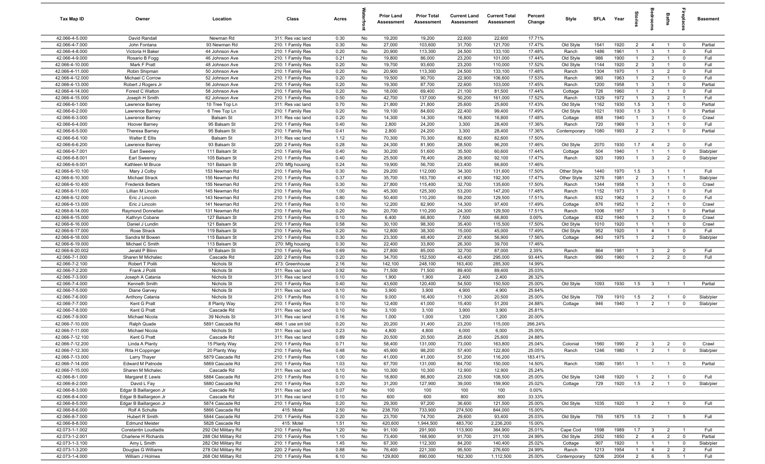| Tax Map ID | Owner | Location | Class | Acres | Waterfront | Prior Land Assessment | Prior Total Assessment | Current Land Assessment | Current Total Assessment | Percent Change | Style | SFLA | Year | Stories | Bedrooms | Baths | Fireplaces | Basement |
|---|---|---|---|---|---|---|---|---|---|---|---|---|---|---|---|---|---|---|
| 42.066-4-5.000 | David Randall | Newman Rd | 311: Res vac land | 0.30 | No | 19,200 | 19,200 | 22,600 | 22,600 | 17.71% | | | | | | | | |
| 42.066-4-7.000 | John Fontana | 93 Newman Rd | 210: 1 Family Res | 0.30 | No | 27,000 | 103,600 | 31,700 | 121,700 | 17.47% | Old Style | 1541 | 1920 | 2 | 4 | 1 | 0 | Partial |
| 42.066-4-8.000 | Victoria H Baker | 44 Johnson Ave | 210: 1 Family Res | 0.20 | No | 20,900 | 113,300 | 24,500 | 133,100 | 17.48% | Ranch | 1486 | 1961 | 1 | 3 | 1 | 0 | Full |
| 42.066-4-9.000 | Rosario B Fogg | 46 Johnson Ave | 210: 1 Family Res | 0.21 | No | 19,800 | 86,000 | 23,200 | 101,000 | 17.44% | Old Style | 986 | 1900 | 1 | 2 | 1 | 0 | Full |
| 42.066-4-10.000 | Mark F Pratt | 48 Johnson Ave | 210: 1 Family Res | 0.20 | No | 19,700 | 93,600 | 23,200 | 110,000 | 17.52% | Old Style | 1144 | 1920 | 2 | 3 | 1 | 0 | Full |
| 42.066-4-11.000 | Robin Shipman | 50 Johnson Ave | 210: 1 Family Res | 0.20 | No | 20,900 | 113,300 | 24,500 | 133,100 | 17.48% | Ranch | 1304 | 1970 | 1 | 3 | 2 | 0 | Full |
| 42.066-4-12.000 | Michael C Corrow | 52 Johnson Ave | 210: 1 Family Res | 0.20 | No | 19,500 | 90,700 | 22,900 | 106,600 | 17.53% | Ranch | 960 | 1963 | 1 | 2 | 1 | 0 | Full |
| 42.066-4-13.000 | Robert J Rogers Jr | 56 Johnson Ave | 210: 1 Family Res | 0.20 | No | 19,300 | 87,700 | 22,600 | 103,000 | 17.45% | Ranch | 1200 | 1958 | 1 | 3 | 1 | 0 | Partial |
| 42.066-4-14.000 | Forest C Walton | 58 Johnson Ave | 210: 1 Family Res | 0.20 | No | 18,000 | 69,400 | 21,100 | 81,500 | 17.44% | Cottage | 726 | 1960 | 1 | 2 | 1 | 0 | Full |
| 42.066-4-15.000 | Joseph H Smith | 62 Johnson Ave | 210: 1 Family Res | 0.50 | No | 42,700 | 137,000 | 50,200 | 161,000 | 17.52% | Ranch | 1329 | 1972 | 1 | 3 | 2 | 1 | Full |
| 42.066-6-1.000 | Lawrence Barney | 10 Tree Top Ln | 311: Res vac land | 0.70 | No | 21,800 | 21,800 | 25,600 | 25,600 | 17.43% | Old Style | 1162 | 1930 | 1.5 | 3 | 1 | 0 | Partial |
| 42.066-6-2.000 | Lawrence Barney | 6 Tree Top Ln | 210: 1 Family Res | 0.20 | No | 19,100 | 84,600 | 22,400 | 99,400 | 17.49% | Old Style | 1021 | 1930 | 1.5 | 3 | 1 | 0 | Partial |
| 42.066-6-3.000 | Lawrence Barney | Balsam St | 311: Res vac land | 0.20 | No | 14,300 | 14,300 | 16,800 | 16,800 | 17.48% | Cottage | 858 | 1940 | 1 | 3 | 1 | 0 | Crawl |
| 42.066-6-4.000 | Hoover Barney | 95 Balsam St | 210: 1 Family Res | 0.40 | No | 2,800 | 24,200 | 3,300 | 28,400 | 17.36% | Ranch | 720 | 1969 | 1 | 3 | 1 | 0 | Full |
| 42.066-6-5.000 | Theresa Barney | 95 Balsam St | 210: 1 Family Res | 0.41 | No | 2,800 | 24,200 | 3,300 | 28,400 | 17.36% | Contemporary | 1080 | 1993 | 2 | 2 | 1 | 0 | Partial |
| 42.066-6-6.100 | Walter E Ellis | Balsam St | 311: Res vac land | 1.12 | No | 70,300 | 70,300 | 82,600 | 82,600 | 17.50% | | | | | | | | |
| 42.066-6-6.200 | Lawrence Barney | 93 Balsam St | 220: 2 Family Res | 0.28 | No | 24,300 | 81,900 | 28,500 | 96,200 | 17.46% | Old Style | 2070 | 1930 | 1.7 | 4 | 2 | 0 | Full |
| 42.066-6-7.001 | Earl Sweeny | 111 Balsam St | 210: 1 Family Res | 0.40 | No | 30,200 | 51,600 | 35,500 | 60,600 | 17.44% | Cottage | 504 | 1940 | 1 | 1 | 1 | 0 | Slab/pier |
| 42.066-6-8.001 | Earl Sweeney | 105 Balsam St | 210: 1 Family Res | 0.40 | No | 25,500 | 78,400 | 29,900 | 92,100 | 17.47% | Ranch | 920 | 1993 | 1 | 3 | 2 | 0 | Slab/pier |
| 42.066-6-9.001 | Kathleen M Bruce | 101 Balsam St | 270: Mfg housing | 0.24 | No | 19,900 | 56,700 | 23,400 | 66,600 | 17.46% | | | | | | | | |
| 42.066-6-10.100 | Mary J Colby | 153 Newman Rd | 210: 1 Family Res | 0.30 | No | 29,200 | 112,000 | 34,300 | 131,600 | 17.50% | Other Style | 1440 | 1970 | 1.5 | 3 | 1 | 1 | Full |
| 42.066-6-10.300 | Michael Strack | 155 Newman Rd | 210: 1 Family Res | 0.37 | No | 35,700 | 163,700 | 41,900 | 192,300 | 17.47% | Other Style | 3276 | 1981 | 2 | 3 | 1 | 1 | Slab/pier |
| 42.066-6-10.400 | Frederick Betters | 155 Newman Rd | 210: 1 Family Res | 0.30 | No | 27,800 | 115,400 | 32,700 | 135,600 | 17.50% | Ranch | 1344 | 1958 | 1 | 3 | 1 | 0 | Crawl |
| 42.066-6-11.000 | Lillian M Lincoln | 145 Newman Rd | 210: 1 Family Res | 1.00 | No | 45,300 | 125,300 | 53,200 | 147,200 | 17.48% | Ranch | 1152 | 1973 | 1 | 3 | 1 | 0 | Full |
| 42.066-6-12.000 | Eric J Lincoln | 143 Newman Rd | 210: 1 Family Res | 0.80 | No | 50,400 | 110,200 | 59,200 | 129,500 | 17.51% | Ranch | 832 | 1962 | 1 | 2 | 1 | 0 | Full |
| 42.066-6-13.000 | Eric J Lincoln | 141 Newman Rd | 210: 1 Family Res | 0.10 | No | 12,200 | 82,900 | 14,300 | 97,400 | 17.49% | Cottage | 876 | 1952 | 1 | 2 | 1 | 0 | Crawl |
| 42.066-6-14.000 | Raymond Donnellan | 131 Newman Rd | 210: 1 Family Res | 0.20 | No | 20,700 | 110,200 | 24,300 | 129,500 | 17.51% | Ranch | 1006 | 1957 | 1 | 3 | 1 | 0 | Partial |
| 42.066-6-15.000 | Kathryn Cobane | 127 Balsam St | 210: 1 Family Res | 0.10 | No | 6,400 | 66,800 | 7,500 | 66,800 | 0.00% | Cottage | 832 | 1940 | 1 | 2 | 1 | 0 | Crawl |
| 42.066-6-16.000 | Daniel J Lundin | 121 Balsam St | 210: 1 Family Res | 0.58 | No | 30,100 | 98,300 | 35,400 | 115,500 | 17.50% | Old Style | 1010 | 1920 | 1 | 1 | 1 | 0 | Crawl |
| 42.066-6-17.000 | Rose Strack | 119 Balsam St | 210: 1 Family Res | 0.20 | No | 12,800 | 38,300 | 15,000 | 45,000 | 17.49% | Old Style | 952 | 1920 | 1 | 4 | 1 | 0 | Full |
| 42.066-6-18.000 | Sandra M Bowen | 115 Balsam St | 210: 1 Family Res | 0.30 | No | 23,300 | 48,400 | 27,400 | 56,900 | 17.56% | Cottage | 840 | 1975 | 1 | 2 | 1 | 0 | Slab/pier |
| 42.066-6-19.000 | Michael C Smith | 113 Balsam St | 270: Mfg housing | 0.30 | No | 22,400 | 33,800 | 26,300 | 39,700 | 17.46% | | | | | | | | |
| 42.066-6-20.002 | Jerald P Blinn | 97 Balsam St | 210: 1 Family Res | 0.69 | No | 27,800 | 85,000 | 32,700 | 87,000 | 2.35% | Ranch | 864 | 1981 | 1 | 3 | 2 | 0 | Full |
| 42.066-7-1.000 | Sharen M Michalec | Cascade Rd | 220: 2 Family Res | 0.20 | No | 34,700 | 152,500 | 43,400 | 295,000 | 93.44% | Ranch | 990 | 1960 | 1 | 2 | 2 | 0 | Full |
| 42.066-7-2.100 | Robert T Politi | Nichols St | 473: Greenhouse | 2.16 | No | 142,100 | 248,100 | 163,400 | 285,300 | 14.99% | | | | | | | | |
| 42.066-7-2.200 | Frank J Politi | Nichols St | 311: Res vac land | 0.92 | No | 71,500 | 71,500 | 89,400 | 89,400 | 25.03% | | | | | | | | |
| 42.066-7-3.000 | Joseph A Catania | Nichols St | 311: Res vac land | 0.10 | No | 1,900 | 1,900 | 2,400 | 2,400 | 26.32% | | | | | | | | |
| 42.066-7-4.000 | Kenneth Smith | Nichols St | 210: 1 Family Res | 0.40 | No | 43,600 | 120,400 | 54,500 | 150,500 | 25.00% | Old Style | 1093 | 1930 | 1.5 | 3 | 1 | 1 | Partial |
| 42.066-7-5.000 | Diane Garvey | Nichols St | 311: Res vac land | 0.10 | No | 3,900 | 3,900 | 4,900 | 4,900 | 25.64% | | | | | | | | |
| 42.066-7-6.000 | Anthony Catania | Nichols St | 210: 1 Family Res | 0.10 | No | 9,000 | 16,400 | 11,300 | 20,500 | 25.00% | Old Style | 709 | 1910 | 1.5 | 2 | 1 | 0 | Slab/pier |
| 42.066-7-7.000 | Kent G Pratt | 8 Planty Way | 210: 1 Family Res | 0.10 | No | 12,400 | 41,000 | 15,400 | 51,200 | 24.88% | Cottage | 946 | 1940 | 1 | 2 | 1 | 0 | Slab/pier |
| 42.066-7-8.000 | Kent G Pratt | Cascade Rd | 311: Res vac land | 0.10 | No | 3,100 | 3,100 | 3,900 | 3,900 | 25.81% | | | | | | | | |
| 42.066-7-9.000 | Michael Nicola | 39 Nichols St | 311: Res vac land | 0.16 | No | 1,000 | 1,000 | 1,200 | 1,200 | 20.00% | | | | | | | | |
| 42.066-7-10.000 | Ralph Quade | 5891 Cascade Rd | 484: 1 use sm bld | 0.20 | No | 20,200 | 31,400 | 23,200 | 115,000 | 266.24% | | | | | | | | |
| 42.066-7-11.000 | Michael Nicola | Nichols St | 311: Res vac land | 0.23 | No | 4,800 | 4,800 | 6,000 | 6,000 | 25.00% | | | | | | | | |
| 42.066-7-12.100 | Kent G Pratt | Cascade Rd | 311: Res vac land | 0.89 | No | 20,500 | 20,500 | 25,600 | 25,600 | 24.88% | | | | | | | | |
| 42.066-7-12.200 | Linda A Planty | 15 Planty Way | 210: 1 Family Res | 0.71 | No | 58,400 | 131,000 | 73,000 | 163,800 | 25.04% | Colonial | 1560 | 1990 | 2 | 3 | 2 | 0 | Crawl |
| 42.066-7-12.300 | Rita H Coppinger | 20 Planty Way | 210: 1 Family Res | 0.48 | No | 45,900 | 98,200 | 57,400 | 122,800 | 25.05% | Ranch | 1246 | 1980 | 1 | 2 | 1 | 0 | Slab/pier |
| 42.066-7-13.000 | Larry Thayer | 5879 Cascade Rd | 210: 1 Family Res | 1.00 | No | 41,000 | 41,000 | 51,200 | 116,200 | 183.41% | | | | | | | | |
| 42.066-7-14.000 | Edward M Patnode | 5869 Cascade Rd | 210: 1 Family Res | 1.03 | No | 67,700 | 131,000 | 84,700 | 150,000 | 14.50% | Ranch | 1080 | 1951 | 1 | 1 | 1 | 0 | Partial |
| 42.066-7-15.000 | Sharen M Michalec | Cascade Rd | 311: Res vac land | 0.10 | No | 10,300 | 10,300 | 12,900 | 12,900 | 25.24% | | | | | | | | |
| 42.066-8-1.000 | Margaret E Lewis | 5884 Cascade Rd | 210: 1 Family Res | 0.10 | No | 18,800 | 86,800 | 23,500 | 108,500 | 25.00% | Old Style | 1248 | 1920 | 1 | 2 | 1 | 0 | Full |
| 42.066-8-2.000 | David L Fay | 5880 Cascade Rd | 210: 1 Family Res | 0.20 | No | 31,200 | 127,900 | 39,000 | 159,900 | 25.02% | Cottage | 729 | 1920 | 1.5 | 2 | 1 | 0 | Slab/pier |
| 42.066-8-3.000 | Edgar B Baillargeon Jr | Cascade Rd | 311: Res vac land | 0.07 | No | 100 | 100 | 100 | 100 | 0.00% | | | | | | | | |
| 42.066-8-4.000 | Edgar B Baillargeon Jr | Cascade Rd | 311: Res vac land | 0.10 | No | 600 | 600 | 800 | 800 | 33.33% | | | | | | | | |
| 42.066-8-5.000 | Edgar B Baillargeon Jr | 5874 Cascade Rd | 210: 1 Family Res | 0.20 | No | 29,300 | 97,200 | 36,600 | 121,500 | 25.00% | Old Style | 1035 | 1920 | 1 | 2 | 1 | 0 | Full |
| 42.066-8-6.000 | Rolf A Schulte | 5866 Cascade Rd | 415: Motel | 2.50 | No | 238,700 | 733,900 | 274,500 | 844,000 | 15.00% | | | | | | | | |
| 42.066-8-7.000 | Hubert R Smith | 5844 Cascade Rd | 210: 1 Family Res | 0.20 | No | 23,700 | 74,700 | 29,600 | 93,400 | 25.03% | Old Style | 755 | 1875 | 1.5 | 2 | 1 | 5 | Full |
| 42.066-8-8.000 | Edmund Meister | 5828 Cascade Rd | 415: Motel | 1.51 | No | 420,600 | 1,944,500 | 483,700 | 2,236,200 | 15.00% | | | | | | | | |
| 42.073-1-1.002 | Constantin Loudiadis | 292 Old Military Rd | 210: 1 Family Res | 1.20 | No | 91,100 | 291,900 | 113,900 | 364,900 | 25.01% | Cape Cod | 1598 | 1989 | 1.7 | 3 | 2 | 1 | Full |
| 42.073-1-2.001 | Charlene H Richards | 288 Old Military Rd | 210: 1 Family Res | 1.10 | No | 73,400 | 168,900 | 91,700 | 211,100 | 24.99% | Old Style | 2552 | 1850 | 2 | 4 | 2 | 0 | Partial |
| 42.073-1-3.100 | Amy L Smith | 282 Old Military Rd | 210: 1 Family Res | 1.45 | No | 67,300 | 112,300 | 84,200 | 140,400 | 25.02% | Cottage | 907 | 1920 | 1 | 1 | 1 | 0 | Slab/pier |
| 42.073-1-3.200 | Douglas G Williams | 278 Old Military Rd | 220: 2 Family Res | 0.88 | No | 76,400 | 221,300 | 95,500 | 276,600 | 24.99% | Ranch | 1213 | 1954 | 1 | 4 | 2 | 2 | Full |
| 42.073-1-4.000 | William J Holmes | 268 Old Military Rd | 210: 1 Family Res | 6.10 | No | 129,800 | 890,000 | 162,300 | 1,112,500 | 25.00% | Contemporary | 5206 | 2004 | 2 | 6 | 5 | 1 | Full |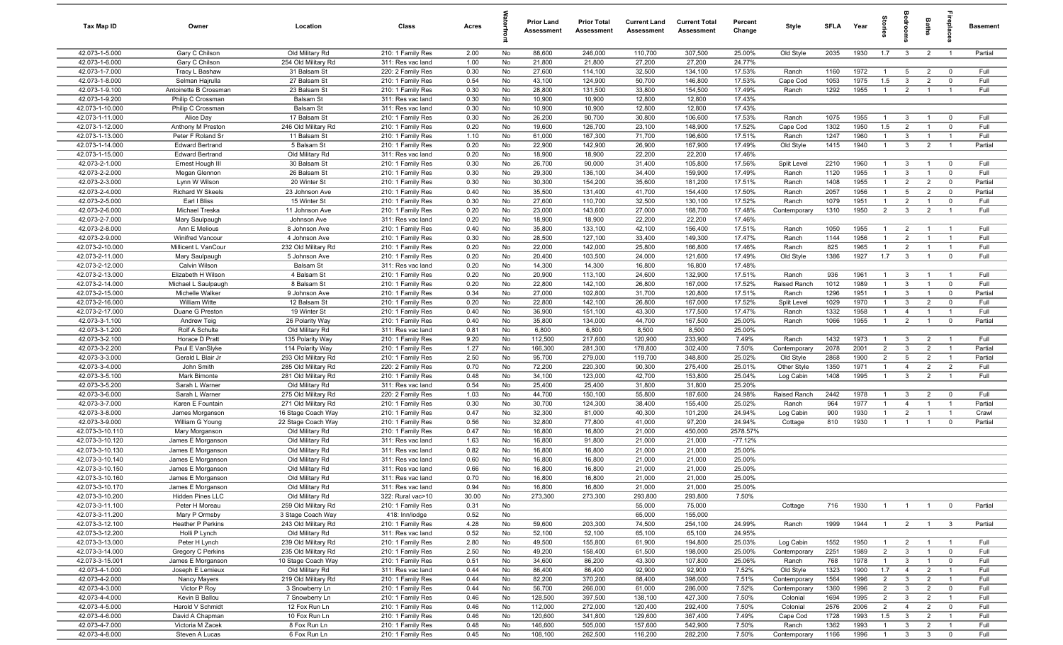| Tax Map ID | Owner | Location | Class | Acres | Waterfront | Prior Land Assessment | Prior Total Assessment | Current Land Assessment | Current Total Assessment | Percent Change | Style | SFLA | Year | Stories | Bedrooms | Baths | Fireplaces | Basement |
|---|---|---|---|---|---|---|---|---|---|---|---|---|---|---|---|---|---|---|
| 42.073-1-5.000 | Gary C Chilson | Old Military Rd | 210: 1 Family Res | 2.00 | No | 88,600 | 246,000 | 110,700 | 307,500 | 25.00% | Old Style | 2035 | 1930 | 1.7 | 3 | 2 | 1 | Partial |
| 42.073-1-6.000 | Gary C Chilson | 254 Old Military Rd | 311: Res vac land | 1.00 | No | 21,800 | 21,800 | 27,200 | 27,200 | 24.77% | | | | | | | | |
| 42.073-1-7.000 | Tracy L Bashaw | 31 Balsam St | 220: 2 Family Res | 0.30 | No | 27,600 | 114,100 | 32,500 | 134,100 | 17.53% | Ranch | 1160 | 1972 | 1 | 5 | 2 | 0 | Full |
| 42.073-1-8.000 | Selman Hajrulla | 27 Balsam St | 210: 1 Family Res | 0.54 | No | 43,100 | 124,900 | 50,700 | 146,800 | 17.53% | Cape Cod | 1053 | 1975 | 1.5 | 3 | 2 | 0 | Full |
| 42.073-1-9.100 | Antoinette B Crossman | 23 Balsam St | 210: 1 Family Res | 0.30 | No | 28,800 | 131,500 | 33,800 | 154,500 | 17.49% | Ranch | 1292 | 1955 | 1 | 2 | 1 | 1 | Full |
| 42.073-1-9.200 | Philip C Crossman | Balsam St | 311: Res vac land | 0.30 | No | 10,900 | 10,900 | 12,800 | 12,800 | 17.43% | | | | | | | | |
| 42.073-1-10.000 | Philip C Crossman | Balsam St | 311: Res vac land | 0.30 | No | 10,900 | 10,900 | 12,800 | 12,800 | 17.43% | | | | | | | | |
| 42.073-1-11.000 | Alice Day | 17 Balsam St | 210: 1 Family Res | 0.30 | No | 26,200 | 90,700 | 30,800 | 106,600 | 17.53% | Ranch | 1075 | 1955 | 1 | 3 | 1 | 0 | Full |
| 42.073-1-12.000 | Anthony M Preston | 246 Old Military Rd | 210: 1 Family Res | 0.20 | No | 19,600 | 126,700 | 23,100 | 148,900 | 17.52% | Cape Cod | 1302 | 1950 | 1.5 | 2 | 1 | 0 | Full |
| 42.073-1-13.000 | Peter F Roland Sr | 11 Balsam St | 210: 1 Family Res | 1.10 | No | 61,000 | 167,300 | 71,700 | 196,600 | 17.51% | Ranch | 1247 | 1960 | 1 | 3 | 1 | 1 | Full |
| 42.073-1-14.000 | Edward Bertrand | 5 Balsam St | 210: 1 Family Res | 0.20 | No | 22,900 | 142,900 | 26,900 | 167,900 | 17.49% | Old Style | 1415 | 1940 | 1 | 3 | 2 | 1 | Partial |
| 42.073-1-15.000 | Edward Bertrand | Old Military Rd | 311: Res vac land | 0.20 | No | 18,900 | 18,900 | 22,200 | 22,200 | 17.46% | | | | | | | | |
| 42.073-2-1.000 | Ernest Hough III | 30 Balsam St | 210: 1 Family Res | 0.30 | No | 26,700 | 90,000 | 31,400 | 105,800 | 17.56% | Split Level | 2210 | 1960 | 1 | 3 | 1 | 0 | Full |
| 42.073-2-2.000 | Megan Glennon | 26 Balsam St | 210: 1 Family Res | 0.30 | No | 29,300 | 136,100 | 34,400 | 159,900 | 17.49% | Ranch | 1120 | 1955 | 1 | 3 | 1 | 0 | Full |
| 42.073-2-3.000 | Lynn W Wilson | 20 Winter St | 210: 1 Family Res | 0.30 | No | 30,300 | 154,200 | 35,600 | 181,200 | 17.51% | Ranch | 1408 | 1955 | 1 | 2 | 2 | 0 | Partial |
| 42.073-2-4.000 | Richard W Skeels | 23 Johnson Ave | 210: 1 Family Res | 0.40 | No | 35,500 | 131,400 | 41,700 | 154,400 | 17.50% | Ranch | 2057 | 1956 | 1 | 5 | 2 | 0 | Partial |
| 42.073-2-5.000 | Earl I Bliss | 15 Winter St | 210: 1 Family Res | 0.30 | No | 27,600 | 110,700 | 32,500 | 130,100 | 17.52% | Ranch | 1079 | 1951 | 1 | 2 | 1 | 0 | Full |
| 42.073-2-6.000 | Michael Treska | 11 Johnson Ave | 210: 1 Family Res | 0.20 | No | 23,000 | 143,600 | 27,000 | 168,700 | 17.48% | Contemporary | 1310 | 1950 | 2 | 3 | 2 | 1 | Full |
| 42.073-2-7.000 | Mary Saulpaugh | Johnson Ave | 311: Res vac land | 0.20 | No | 18,900 | 18,900 | 22,200 | 22,200 | 17.46% | | | | | | | | |
| 42.073-2-8.000 | Ann E Melious | 8 Johnson Ave | 210: 1 Family Res | 0.40 | No | 35,800 | 133,100 | 42,100 | 156,400 | 17.51% | Ranch | 1050 | 1955 | 1 | 2 | 1 | 1 | Full |
| 42.073-2-9.000 | Winifred Vancour | 4 Johnson Ave | 210: 1 Family Res | 0.30 | No | 28,500 | 127,100 | 33,400 | 149,300 | 17.47% | Ranch | 1144 | 1956 | 1 | 2 | 1 | 1 | Full |
| 42.073-2-10.000 | Millicent L VanCour | 232 Old Military Rd | 210: 1 Family Res | 0.20 | No | 22,000 | 142,000 | 25,800 | 166,800 | 17.46% | Ranch | 825 | 1965 | 1 | 2 | 1 | 1 | Full |
| 42.073-2-11.000 | Mary Saulpaugh | 5 Johnson Ave | 210: 1 Family Res | 0.20 | No | 20,400 | 103,500 | 24,000 | 121,600 | 17.49% | Old Style | 1386 | 1927 | 1.7 | 3 | 1 | 0 | Full |
| 42.073-2-12.000 | Calvin Wilson | Balsam St | 311: Res vac land | 0.20 | No | 14,300 | 14,300 | 16,800 | 16,800 | 17.48% | | | | | | | | |
| 42.073-2-13.000 | Elizabeth H Wilson | 4 Balsam St | 210: 1 Family Res | 0.20 | No | 20,900 | 113,100 | 24,600 | 132,900 | 17.51% | Ranch | 936 | 1961 | 1 | 3 | 1 | 1 | Full |
| 42.073-2-14.000 | Michael L Saulpaugh | 8 Balsam St | 210: 1 Family Res | 0.20 | No | 22,800 | 142,100 | 26,800 | 167,000 | 17.52% | Raised Ranch | 1012 | 1989 | 1 | 3 | 1 | 0 | Full |
| 42.073-2-15.000 | Michelle Walker | 9 Johnson Ave | 210: 1 Family Res | 0.34 | No | 27,000 | 102,800 | 31,700 | 120,800 | 17.51% | Ranch | 1296 | 1951 | 1 | 3 | 1 | 0 | Partial |
| 42.073-2-16.000 | William Witte | 12 Balsam St | 210: 1 Family Res | 0.20 | No | 22,800 | 142,100 | 26,800 | 167,000 | 17.52% | Split Level | 1029 | 1970 | 1 | 3 | 2 | 0 | Full |
| 42.073-2-17.000 | Duane G Preston | 19 Winter St | 210: 1 Family Res | 0.40 | No | 36,900 | 151,100 | 43,300 | 177,500 | 17.47% | Ranch | 1332 | 1958 | 1 | 4 | 1 | 1 | Full |
| 42.073-3-1.100 | Andrew Teig | 26 Polarity Way | 210: 1 Family Res | 0.40 | No | 35,800 | 134,000 | 44,700 | 167,500 | 25.00% | Ranch | 1066 | 1955 | 1 | 2 | 1 | 0 | Partial |
| 42.073-3-1.200 | Rolf A Schulte | Old Military Rd | 311: Res vac land | 0.81 | No | 6,800 | 6,800 | 8,500 | 8,500 | 25.00% | | | | | | | | |
| 42.073-3-2.100 | Horace D Pratt | 135 Polarity Way | 210: 1 Family Res | 9.20 | No | 112,500 | 217,600 | 120,900 | 233,900 | 7.49% | Ranch | 1432 | 1973 | 1 | 3 | 2 | 1 | Full |
| 42.073-3-2.200 | Paul E VanSlyke | 114 Polarity Way | 210: 1 Family Res | 1.27 | No | 166,300 | 281,300 | 178,800 | 302,400 | 7.50% | Contemporary | 2078 | 2001 | 2 | 3 | 2 | 1 | Partial |
| 42.073-3-3.000 | Gerald L Blair Jr | 293 Old Military Rd | 210: 1 Family Res | 2.50 | No | 95,700 | 279,000 | 119,700 | 348,800 | 25.02% | Old Style | 2868 | 1900 | 2 | 5 | 2 | 1 | Partial |
| 42.073-3-4.000 | John Smith | 285 Old Military Rd | 220: 2 Family Res | 0.70 | No | 72,200 | 220,300 | 90,300 | 275,400 | 25.01% | Other Style | 1350 | 1971 | 1 | 4 | 2 | 2 | Full |
| 42.073-3-5.100 | Mark Bimonte | 281 Old Military Rd | 210: 1 Family Res | 0.48 | No | 34,100 | 123,000 | 42,700 | 153,800 | 25.04% | Log Cabin | 1408 | 1995 | 1 | 3 | 2 | 1 | Full |
| 42.073-3-5.200 | Sarah L Warner | Old Military Rd | 311: Res vac land | 0.54 | No | 25,400 | 25,400 | 31,800 | 31,800 | 25.20% | | | | | | | | |
| 42.073-3-6.000 | Sarah L Warner | 275 Old Military Rd | 220: 2 Family Res | 1.03 | No | 44,700 | 150,100 | 55,800 | 187,600 | 24.98% | Raised Ranch | 2442 | 1978 | 1 | 3 | 2 | 0 | Full |
| 42.073-3-7.000 | Karen E Fountain | 271 Old Military Rd | 210: 1 Family Res | 0.30 | No | 30,700 | 124,300 | 38,400 | 155,400 | 25.02% | Ranch | 964 | 1977 | 1 | 4 | 1 | 1 | Partial |
| 42.073-3-8.000 | James Morganson | 16 Stage Coach Way | 210: 1 Family Res | 0.47 | No | 32,300 | 81,000 | 40,300 | 101,200 | 24.94% | Log Cabin | 900 | 1930 | 1 | 2 | 1 | 1 | Crawl |
| 42.073-3-9.000 | William G Young | 22 Stage Coach Way | 210: 1 Family Res | 0.56 | No | 32,800 | 77,800 | 41,000 | 97,200 | 24.94% | Cottage | 810 | 1930 | 1 | 1 | 1 | 0 | Partial |
| 42.073-3-10.110 | Mary Morganson | Old Military Rd | 210: 1 Family Res | 0.47 | No | 16,800 | 16,800 | 21,000 | 450,000 | 2578.57% | | | | | | | | |
| 42.073-3-10.120 | James E Morganson | Old Military Rd | 311: Res vac land | 1.63 | No | 16,800 | 91,800 | 21,000 | 21,000 | -77.12% | | | | | | | | |
| 42.073-3-10.130 | James E Morganson | Old Military Rd | 311: Res vac land | 0.82 | No | 16,800 | 16,800 | 21,000 | 21,000 | 25.00% | | | | | | | | |
| 42.073-3-10.140 | James E Morganson | Old Military Rd | 311: Res vac land | 0.60 | No | 16,800 | 16,800 | 21,000 | 21,000 | 25.00% | | | | | | | | |
| 42.073-3-10.150 | James E Morganson | Old Military Rd | 311: Res vac land | 0.66 | No | 16,800 | 16,800 | 21,000 | 21,000 | 25.00% | | | | | | | | |
| 42.073-3-10.160 | James E Morganson | Old Military Rd | 311: Res vac land | 0.70 | No | 16,800 | 16,800 | 21,000 | 21,000 | 25.00% | | | | | | | | |
| 42.073-3-10.170 | James E Morganson | Old Military Rd | 311: Res vac land | 0.94 | No | 16,800 | 16,800 | 21,000 | 21,000 | 25.00% | | | | | | | | |
| 42.073-3-10.200 | Hidden Pines LLC | Old Military Rd | 322: Rural vac>10 | 30.00 | No | 273,300 | 273,300 | 293,800 | 293,800 | 7.50% | | | | | | | | |
| 42.073-3-11.100 | Peter H Moreau | 259 Old Military Rd | 210: 1 Family Res | 0.31 | No | | | 55,000 | 75,000 | | Cottage | 716 | 1930 | 1 | 1 | 1 | 0 | Partial |
| 42.073-3-11.200 | Mary P Ormsby | 3 Stage Coach Way | 418: Inn/lodge | 0.52 | No | | | 65,000 | 155,000 | | | | | | | | | |
| 42.073-3-12.100 | Heather P Perkins | 243 Old Military Rd | 210: 1 Family Res | 4.28 | No | 59,600 | 203,300 | 74,500 | 254,100 | 24.99% | Ranch | 1999 | 1944 | 1 | 2 | 1 | 3 | Partial |
| 42.073-3-12.200 | Holli P Lynch | Old Military Rd | 311: Res vac land | 0.52 | No | 52,100 | 52,100 | 65,100 | 65,100 | 24.95% | | | | | | | | |
| 42.073-3-13.000 | Peter H Lynch | 239 Old Military Rd | 210: 1 Family Res | 2.80 | No | 49,500 | 155,800 | 61,900 | 194,800 | 25.03% | Log Cabin | 1552 | 1950 | 1 | 2 | 1 | 1 | Full |
| 42.073-3-14.000 | Gregory C Perkins | 235 Old Military Rd | 210: 1 Family Res | 2.50 | No | 49,200 | 158,400 | 61,500 | 198,000 | 25.00% | Contemporary | 2251 | 1989 | 2 | 3 | 1 | 0 | Full |
| 42.073-3-15.001 | James E Morganson | 10 Stage Coach Way | 210: 1 Family Res | 0.51 | No | 34,600 | 86,200 | 43,300 | 107,800 | 25.06% | Ranch | 768 | 1978 | 1 | 3 | 1 | 0 | Full |
| 42.073-4-1.000 | Joseph E Lemieux | Old Military Rd | 311: Res vac land | 0.44 | No | 86,400 | 86,400 | 92,900 | 92,900 | 7.52% | Old Style | 1323 | 1900 | 1.7 | 4 | 2 | 1 | Full |
| 42.073-4-2.000 | Nancy Mayers | 219 Old Military Rd | 210: 1 Family Res | 0.44 | No | 82,200 | 370,200 | 88,400 | 398,000 | 7.51% | Contemporary | 1564 | 1996 | 2 | 3 | 2 | 1 | Full |
| 42.073-4-3.000 | Victor P Roy | 3 Snowberry Ln | 210: 1 Family Res | 0.44 | No | 56,700 | 266,000 | 61,000 | 286,000 | 7.52% | Contemporary | 1360 | 1996 | 2 | 3 | 2 | 0 | Full |
| 42.073-4-4.000 | Kevin B Ballou | 7 Snowberry Ln | 210: 1 Family Res | 0.46 | No | 128,500 | 397,500 | 138,100 | 427,300 | 7.50% | Colonial | 1694 | 1995 | 2 | 3 | 2 | 1 | Full |
| 42.073-4-5.000 | Harold V Schmidt | 12 Fox Run Ln | 210: 1 Family Res | 0.46 | No | 112,000 | 272,000 | 120,400 | 292,400 | 7.50% | Colonial | 2576 | 2006 | 2 | 4 | 2 | 0 | Full |
| 42.073-4-6.000 | David A Chapman | 10 Fox Run Ln | 210: 1 Family Res | 0.46 | No | 120,600 | 341,800 | 129,600 | 367,400 | 7.49% | Cape Cod | 1728 | 1993 | 1.5 | 3 | 2 | 1 | Full |
| 42.073-4-7.000 | Victoria M Zacek | 8 Fox Run Ln | 210: 1 Family Res | 0.48 | No | 146,600 | 505,000 | 157,600 | 542,900 | 7.50% | Ranch | 1362 | 1993 | 1 | 3 | 2 | 1 | Full |
| 42.073-4-8.000 | Steven A Lucas | 6 Fox Run Ln | 210: 1 Family Res | 0.45 | No | 108,100 | 262,500 | 116,200 | 282,200 | 7.50% | Contemporary | 1166 | 1996 | 1 | 3 | 3 | 0 | Full |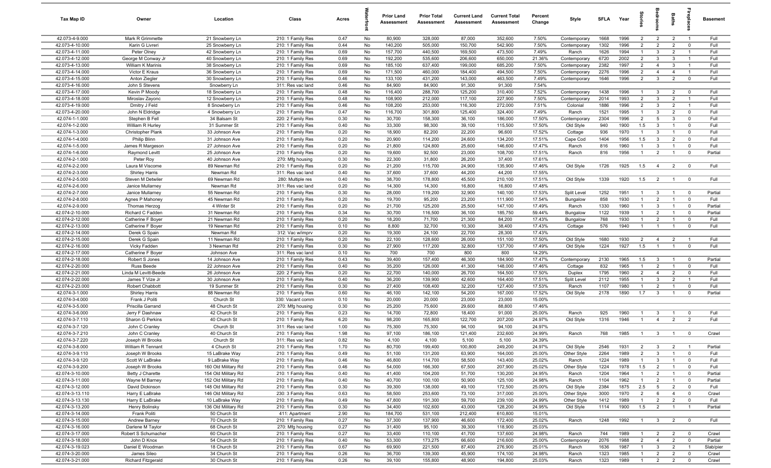| Tax Map ID | Owner | Location | Class | Acres | Waterfront | Prior Land Assessment | Prior Total Assessment | Current Land Assessment | Current Total Assessment | Percent Change | Style | SFLA | Year | Stories | Bedrooms | Baths | Fireplaces | Basement |
|---|---|---|---|---|---|---|---|---|---|---|---|---|---|---|---|---|---|---|
| 42.073-4-9.000 | Mark R Grimmette | 21 Snowberry Ln | 210: 1 Family Res | 0.47 | No | 80,900 | 328,000 | 87,000 | 352,600 | 7.50% | Contemporary | 1668 | 1996 | 2 | 2 | 2 | 1 | Full |
| 42.073-4-10.000 | Karin G Livreri | 25 Snowberry Ln | 210: 1 Family Res | 0.44 | No | 140,200 | 505,000 | 150,700 | 542,900 | 7.50% | Contemporary | 1302 | 1996 | 2 | 2 | 2 | 0 | Full |
| 42.073-4-11.000 | Peter Olney | 42 Snowberry Ln | 210: 1 Family Res | 0.69 | No | 157,700 | 440,500 | 169,500 | 473,500 | 7.49% | Ranch | 1626 | 1994 | 1 | 3 | 2 | 1 | Full |
| 42.073-4-12.000 | George M Conway Jr | 40 Snowberry Ln | 210: 1 Family Res | 0.69 | No | 192,200 | 535,600 | 206,600 | 650,000 | 21.36% | Contemporary | 6720 | 2002 | 2 | 3 | 3 | 1 | Full |
| 42.073-4-13.000 | William K Marinis | 38 Snowberry Ln | 210: 1 Family Res | 0.69 | No | 185,100 | 637,400 | 199,000 | 685,200 | 7.50% | Contemporary | 2382 | 1997 | 2 | 4 | 3 | 1 | Full |
| 42.073-4-14.000 | Victor E Kraus | 36 Snowberry Ln | 210: 1 Family Res | 0.69 | No | 171,500 | 460,000 | 184,400 | 494,500 | 7.50% | Contemporary | 2276 | 1996 | 2 | 4 | 4 | 1 | Full |
| 42.073-4-15.000 | Anton Ziegler | 30 Snowberry Ln | 210: 1 Family Res | 0.46 | No | 133,100 | 431,200 | 143,000 | 463,500 | 7.49% | Contemporary | 1646 | 1996 | 2 | 3 | 2 | 0 | Full |
| 42.073-4-16.000 | John S Stevens | Snowberry Ln | 311: Res vac land | 0.46 | No | 84,900 | 84,900 | 91,300 | 91,300 | 7.54% | | | | | | | | |
| 42.073-4-17.000 | Kevin P Moody | 18 Snowberry Ln | 210: 1 Family Res | 0.48 | No | 116,400 | 288,700 | 125,200 | 310,400 | 7.52% | Contemporary | 1438 | 1996 | 1 | 3 | 2 | 0 | Full |
| 42.073-4-18.000 | Miroslav Zayonc | 12 Snowberry Ln | 210: 1 Family Res | 0.48 | No | 108,900 | 212,000 | 117,100 | 227,900 | 7.50% | Contemporary | 2014 | 1993 | 2 | 3 | 2 | 1 | Full |
| 42.073-4-19.000 | Dmitry J Feld | 8 Snowberry Ln | 210: 1 Family Res | 0.46 | No | 108,200 | 253,000 | 116,300 | 272,000 | 7.51% | Colonial | 1886 | 1996 | 2 | 3 | 2 | 1 | Full |
| 42.073-4-20.000 | John N Eldridge | 4 Snowberry Ln | 210: 1 Family Res | 0.47 | No | 116,700 | 301,800 | 125,400 | 324,400 | 7.49% | Ranch | 1521 | 1995 | 1 | 3 | 2 | 0 | Full |
| 42.074-1-1.000 | Stephen B Fell | 34 Balsam St | 220: 2 Family Res | 0.30 | No | 30,700 | 158,300 | 36,100 | 186,000 | 17.50% | Contemporary | 2304 | 1996 | 2 | 5 | 3 | 0 | Full |
| 42.074-1-2.000 | William R Hurley | 31 Summer St | 210: 1 Family Res | 0.40 | No | 33,300 | 98,300 | 39,100 | 115,500 | 17.50% | Old Style | 940 | 1900 | 1.5 | 3 | 1 | 0 | Full |
| 42.074-1-3.000 | Christopher Plank | 33 Johnson Ave | 210: 1 Family Res | 0.20 | No | 18,900 | 82,200 | 22,200 | 96,600 | 17.52% | Cottage | 936 | 1970 | 1 | 3 | 1 | 0 | Full |
| 42.074-1-4.000 | Philip Blinn | 31 Johnson Ave | 210: 1 Family Res | 0.20 | No | 20,900 | 114,200 | 24,600 | 134,200 | 17.51% | Cape Cod | 1404 | 1956 | 1.5 | 3 | 2 | 0 | Full |
| 42.074-1-5.000 | James R Margeson | 27 Johnson Ave | 210: 1 Family Res | 0.20 | No | 21,800 | 124,800 | 25,600 | 146,600 | 17.47% | Ranch | 816 | 1960 | 1 | 3 | 1 | 0 | Full |
| 42.074-1-6.000 | Raymond Levitt | 25 Johnson Ave | 210: 1 Family Res | 0.20 | No | 19,600 | 92,500 | 23,000 | 108,700 | 17.51% | Ranch | 816 | 1956 | 1 | 2 | 1 | 0 | Partial |
| 42.074-2-1.000 | Peter Roy | 40 Johnson Ave | 270: Mfg housing | 0.30 | No | 22,300 | 31,800 | 26,200 | 37,400 | 17.61% | | | | | | | | |
| 42.074-2-2.000 | Laura M Viscome | 89 Newman Rd | 210: 1 Family Res | 0.20 | No | 21,200 | 115,700 | 24,900 | 135,900 | 17.46% | Old Style | 1726 | 1925 | 1.5 | 4 | 2 | 0 | Full |
| 42.074-2-3.000 | Shirley Harris | Newman Rd | 311: Res vac land | 0.40 | No | 37,600 | 37,600 | 44,200 | 44,200 | 17.55% | | | | | | | | |
| 42.074-2-5.000 | Steven M Detwiler | 69 Newman Rd | 280: Multiple res | 0.40 | No | 38,700 | 178,800 | 45,500 | 210,100 | 17.51% | Old Style | 1339 | 1920 | 1.5 | 2 | 1 | 0 | Full |
| 42.074-2-6.000 | Janice Mullarney | Newman Rd | 311: Res vac land | 0.20 | No | 14,300 | 14,300 | 16,800 | 16,800 | 17.48% | | | | | | | | |
| 42.074-2-7.000 | Janice Mullarney | 55 Newman Rd | 210: 1 Family Res | 0.30 | No | 28,000 | 119,200 | 32,900 | 140,100 | 17.53% | Split Level | 1252 | 1951 | 1 | 3 | 1 | 0 | Partial |
| 42.074-2-8.000 | Agnes P Mahoney | 45 Newman Rd | 210: 1 Family Res | 0.20 | No | 19,700 | 95,200 | 23,200 | 111,900 | 17.54% | Bungalow | 858 | 1930 | 1 | 2 | 1 | 0 | Full |
| 42.074-2-9.000 | Thomas Herzog | 4 Winter St | 210: 1 Family Res | 0.20 | No | 21,700 | 125,200 | 25,500 | 147,100 | 17.49% | Ranch | 1330 | 1960 | 1 | 3 | 1 | 0 | Partial |
| 42.074-2-10.000 | Richard C Fadden | 31 Newman Rd | 210: 1 Family Res | 0.34 | No | 30,700 | 116,500 | 36,100 | 185,750 | 59.44% | Bungalow | 1122 | 1939 | 1 | 2 | 1 | 0 | Partial |
| 42.074-2-12.000 | Catherine F Boyer | 21 Newman Rd | 210: 1 Family Res | 0.20 | No | 18,200 | 71,700 | 21,300 | 84,200 | 17.43% | Bungalow | 768 | 1930 | 1 | 2 | 1 | 0 | Full |
| 42.074-2-13.000 | Catherine F Boyer | 19 Newman Rd | 210: 1 Family Res | 0.10 | No | 8,800 | 32,700 | 10,300 | 38,400 | 17.43% | Cottage | 576 | 1940 | 1 | 1 | 1 | 0 | Full |
| 42.074-2-14.000 | Derek G Spain | Newman Rd | 312: Vac w/imprv | 0.20 | No | 19,300 | 24,100 | 22,700 | 28,300 | 17.43% | | | | | | | | |
| 42.074-2-15.000 | Derek G Spain | 11 Newman Rd | 210: 1 Family Res | 0.20 | No | 22,100 | 128,600 | 26,000 | 151,100 | 17.50% | Old Style | 1680 | 1930 | 2 | 4 | 2 | 1 | Full |
| 42.074-2-16.000 | Vicky Fadden | 3 Newman Rd | 210: 1 Family Res | 0.30 | No | 27,900 | 117,200 | 32,800 | 137,700 | 17.49% | Old Style | 1224 | 1927 | 1.5 | 1 | 1 | 0 | Full |
| 42.074-2-17.000 | Catherine F Boyer | Johnson Ave | 311: Res vac land | 0.10 | No | 700 | 700 | 800 | 800 | 14.29% | | | | | | | | |
| 42.074-2-18.000 | Robert S Jones | 14 Johnson Ave | 210: 1 Family Res | 0.43 | No | 39,400 | 157,400 | 46,300 | 184,900 | 17.47% | Contemporary | 2130 | 1965 | 1.5 | 3 | 1 | 0 | Partial |
| 42.074-2-20.000 | Russ Beede | 22 Johnson Ave | 210: 1 Family Res | 0.40 | No | 35,200 | 126,000 | 41,300 | 148,000 | 17.46% | Cottage | 832 | 1965 | 1 | 2 | 1 | 0 | Full |
| 42.074-2-21.000 | Linda M Levitt-Beede | 26 Johnson Ave | 220: 2 Family Res | 0.20 | No | 22,700 | 140,000 | 26,700 | 164,500 | 17.50% | Duplex | 1795 | 1960 | 2 | 4 | 2 | 0 | Full |
| 42.074-2-22.000 | James T Vize Jr | 30 Johnson Ave | 210: 1 Family Res | 0.40 | No | 36,200 | 139,900 | 42,600 | 164,400 | 17.51% | Split Level | 2112 | 1955 | 1 | 3 | 2 | 1 | Full |
| 42.074-2-23.000 | Robert Chabbott | 19 Summer St | 210: 1 Family Res | 0.30 | No | 27,400 | 108,400 | 32,200 | 127,400 | 17.53% | Ranch | 1107 | 1980 | 1 | 2 | 1 | 0 | Full |
| 42.074-3-1.000 | Shirley Harris | 88 Newman Rd | 210: 1 Family Res | 0.60 | No | 46,100 | 142,100 | 54,200 | 167,000 | 17.52% | Old Style | 2178 | 1890 | 1.7 | 3 | 1 | 0 | Partial |
| 42.074-3-4.000 | Frank J Politi | Church St | 330: Vacant comm | 0.10 | No | 20,000 | 20,000 | 23,000 | 23,000 | 15.00% | | | | | | | | |
| 42.074-3-5.000 | Priscilla Garrand | 48 Church St | 270: Mfg housing | 0.30 | No | 25,200 | 75,600 | 29,600 | 88,800 | 17.46% | | | | | | | | |
| 42.074-3-6.000 | Jerry F Dashnaw | 42 Church St | 210: 1 Family Res | 0.23 | No | 14,700 | 72,800 | 18,400 | 91,000 | 25.00% | Ranch | 925 | 1960 | 1 | 3 | 1 | 0 | Full |
| 42.074-3-7.110 | Sharon G Perkins | 40 Church St | 210: 1 Family Res | 6.20 | No | 98,200 | 165,800 | 122,700 | 207,200 | 24.97% | Old Style | 1316 | 1946 | 1 | 4 | 2 | 2 | Full |
| 42.074-3-7.120 | John C Cranley | Church St | 311: Res vac land | 1.00 | No | 75,300 | 75,300 | 94,100 | 94,100 | 24.97% | | | | | | | | |
| 42.074-3-7.210 | John C Cranley | 40 Church St | 210: 1 Family Res | 1.98 | No | 97,100 | 186,100 | 121,400 | 232,600 | 24.99% | Ranch | 768 | 1985 | 1 | 3 | 1 | 0 | Crawl |
| 42.074-3-7.220 | Joseph W Brooks | Church St | 311: Res vac land | 0.82 | No | 4,100 | 4,100 | 5,100 | 5,100 | 24.39% | | | | | | | | |
| 42.074-3-8.000 | William R Tennant | 4 Church St | 210: 1 Family Res | 1.70 | No | 80,700 | 199,400 | 100,800 | 249,200 | 24.97% | Old Style | 2546 | 1931 | 2 | 3 | 2 | 1 | Partial |
| 42.074-3-9.110 | Joseph W Brooks | 15 LaBrake Way | 210: 1 Family Res | 0.49 | No | 51,100 | 131,200 | 63,900 | 164,000 | 25.00% | Other Style | 2264 | 1989 | 2 | 3 | 1 | 0 | Full |
| 42.074-3-9.120 | Scott W LaBrake | 9 LaBrake Way | 210: 1 Family Res | 0.46 | No | 46,800 | 114,700 | 58,500 | 143,400 | 25.02% | Ranch | 1224 | 1989 | 1 | 3 | 1 | 0 | Full |
| 42.074-3-9.200 | Joseph W Brooks | 160 Old Military Rd | 210: 1 Family Res | 0.46 | No | 54,000 | 166,300 | 67,500 | 207,900 | 25.02% | Other Style | 1224 | 1978 | 1.5 | 2 | 1 | 0 | Full |
| 42.074-3-10.000 | Betty J Charette | 154 Old Military Rd | 210: 1 Family Res | 0.40 | No | 41,400 | 104,200 | 51,700 | 130,200 | 24.95% | Ranch | 1204 | 1964 | 1 | 2 | 1 | 0 | Partial |
| 42.074-3-11.000 | Wayne M Barney | 152 Old Military Rd | 210: 1 Family Res | 0.40 | No | 40,700 | 100,100 | 50,900 | 125,100 | 24.98% | Ranch | 1104 | 1962 | 1 | 2 | 1 | 0 | Partial |
| 42.074-3-12.000 | David Dickinson | 148 Old Military Rd | 210: 1 Family Res | 0.30 | No | 39,300 | 138,000 | 49,100 | 172,500 | 25.00% | Old Style | 2384 | 1875 | 2.5 | 5 | 2 | 0 | Full |
| 42.074-3-13.110 | Harry E LaBrake | 146 Old Military Rd | 230: 3 Family Res | 0.63 | No | 58,500 | 253,600 | 73,100 | 317,000 | 25.00% | Other Style | 3000 | 1970 | 2 | 6 | 4 | 0 | Crawl |
| 42.074-3-13.130 | Harry E LaBrake | 10 LaBrake Way | 210: 1 Family Res | 0.49 | No | 47,800 | 191,300 | 59,700 | 239,100 | 24.99% | Other Style | 1412 | 1989 | 1 | 2 | 2 | 0 | Full |
| 42.074-3-13.200 | Henry Bolinsky | 136 Old Military Rd | 210: 1 Family Res | 0.30 | No | 34,400 | 102,600 | 43,000 | 128,200 | 24.95% | Old Style | 1114 | 1900 | 1.5 | 2 | 1 | 1 | Partial |
| 42.074-3-14.000 | Frank Politi | 50 Church St | 411: Apartment | 2.90 | No | 184,700 | 531,100 | 212,400 | 610,800 | 15.01% | | | | | | | | |
| 42.074-3-15.000 | Andrew Barney | 70 Church St | 210: 1 Family Res | 0.27 | No | 37,300 | 137,900 | 46,600 | 172,400 | 25.02% | Ranch | 1248 | 1992 | 1 | 3 | 2 | 0 | Full |
| 42.074-3-16.000 | Darlene M Taylor | 68 Church St | 270: Mfg housing | 0.27 | No | 31,400 | 95,100 | 39,300 | 118,900 | 25.03% | | | | | | | | |
| 42.074-3-17.000 | Robert S Schumacher | 60 Church St | 210: 1 Family Res | 0.27 | No | 33,400 | 110,100 | 41,700 | 137,600 | 24.98% | Ranch | 744 | 1989 | 1 | 2 | 2 | 0 | Crawl |
| 42.074-3-18.000 | John D Knox | 54 Church St | 210: 1 Family Res | 0.40 | No | 53,300 | 173,275 | 66,600 | 216,600 | 25.00% | Contemporary | 2076 | 1988 | 2 | 4 | 2 | 0 | Partial |
| 42.074-3-19.023 | Daniel E Woodman | 18 Church St | 210: 1 Family Res | 0.67 | No | 69,900 | 221,500 | 87,400 | 276,900 | 25.01% | Ranch | 1636 | 1987 | 1 | 3 | 2 | 1 | Slab/pier |
| 42.074-3-20.000 | James Sileo | 34 Church St | 210: 1 Family Res | 0.26 | No | 36,700 | 139,300 | 45,900 | 174,100 | 24.98% | Ranch | 1323 | 1985 | 1 | 2 | 2 | 0 | Crawl |
| 42.074-3-21.000 | Richard Fitzgerald | 30 Church St | 210: 1 Family Res | 0.26 | No | 39,100 | 155,800 | 48,900 | 194,800 | 25.03% | Ranch | 1323 | 1989 | 1 | 2 | 2 | 0 | Crawl |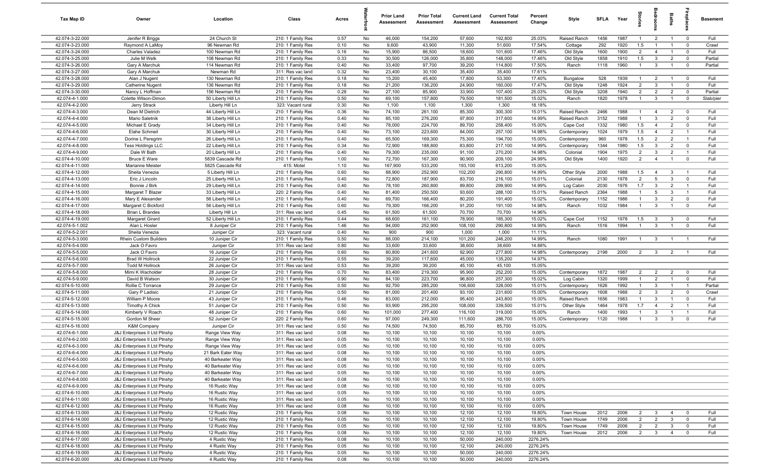| Tax Map ID | Owner | Location | Class | Acres | Waterfront | Prior Land Assessment | Prior Total Assessment | Current Land Assessment | Current Total Assessment | Percent Change | Style | SFLA | Year | Stories | Bedrooms | Baths | Fireplaces | Basement |
|---|---|---|---|---|---|---|---|---|---|---|---|---|---|---|---|---|---|---|
| 42.074-3-22.000 | Jenifer R Briggs | 24 Church St | 210: 1 Family Res | 0.57 | No | 46,000 | 154,200 | 57,600 | 192,800 | 25.03% | Raised Ranch | 1456 | 1987 | 1 | 2 | 1 | 0 | Full |
| 42.074-3-23.000 | Raymond A LaMoy | 96 Newman Rd | 210: 1 Family Res | 0.10 | No | 9,600 | 43,900 | 11,300 | 51,600 | 17.54% | Cottage | 292 | 1920 | 1.5 | 1 | 1 | 0 | Crawl |
| 42.074-3-24.000 | Charles Valadez | 100 Newman Rd | 210: 1 Family Res | 0.16 | No | 15,900 | 86,500 | 18,600 | 101,600 | 17.46% | Old Style | 1600 | 1900 | 2 | 4 | 1 | 0 | Full |
| 42.074-3-25.000 | Julie M Welk | 108 Newman Rd | 210: 1 Family Res | 0.33 | No | 30,500 | 126,000 | 35,800 | 148,000 | 17.46% | Old Style | 1858 | 1910 | 1.5 | 3 | 2 | 0 | Partial |
| 42.074-3-26.000 | Gary A Marchuk | 114 Newman Rd | 210: 1 Family Res | 0.40 | No | 33,400 | 97,700 | 39,200 | 114,800 | 17.50% | Ranch | 1118 | 1960 | 1 | 3 | 1 | 0 | Partial |
| 42.074-3-27.000 | Gary A Marchuk | Newman Rd | 311: Res vac land | 0.32 | No | 23,400 | 30,100 | 35,400 | 35,400 | 17.61% | | | | | | | | |
| 42.074-3-28.000 | Alan J Nugent | 130 Newman Rd | 210: 1 Family Res | 0.18 | No | 15,200 | 45,400 | 17,800 | 53,300 | 17.40% | Bungalow | 528 | 1939 | 1 | 2 | 1 | 0 | Full |
| 42.074-3-29.000 | Catherine Nugent | 136 Newman Rd | 210: 1 Family Res | 0.18 | No | 21,200 | 136,200 | 24,900 | 160,000 | 17.47% | Old Style | 1248 | 1924 | 2 | 3 | 1 | 0 | Full |
| 42.074-3-30.000 | Nancy L Hoffman | 156 Newman Rd | 210: 1 Family Res | 0.28 | No | 27,100 | 85,900 | 33,900 | 107,400 | 25.03% | Old Style | 3208 | 1940 | 2 | 2 | 2 | 0 | Partial |
| 42.074-4-1.000 | Colette Wilson-Dimon | 50 Liberty Hill Ln | 210: 1 Family Res | 0.50 | No | 69,100 | 157,800 | 79,500 | 181,500 | 15.02% | Ranch | 1820 | 1978 | 1 | 3 | 1 | 0 | Slab/pier |
| 42.074-4-2.000 | Jerry Strack | Liberty Hill Ln | 323: Vacant rural | 0.30 | No | 1,100 | 1,100 | 1,300 | 1,300 | 18.18% | | | | | | | | |
| 42.074-4-3.000 | Dean M Dietrich | 44 Liberty Hill Ln | 210: 1 Family Res | 0.36 | No | 74,100 | 261,100 | 85,300 | 300,300 | 15.01% | Raised Ranch | 2466 | 1988 | 1 | 4 | 2 | 0 | Full |
| 42.074-4-4.000 | Mario Saletnik | 38 Liberty Hill Ln | 210: 1 Family Res | 0.40 | No | 85,100 | 276,200 | 97,800 | 317,600 | 14.99% | Raised Ranch | 3152 | 1988 | 1 | 3 | 2 | 0 | Full |
| 42.074-4-5.000 | Michael E Grady | 34 Liberty Hill Ln | 210: 1 Family Res | 0.40 | No | 78,000 | 224,700 | 89,700 | 258,400 | 15.00% | Cape Cod | 1332 | 1980 | 1.5 | 4 | 2 | 0 | Full |
| 42.074-4-6.000 | Elahe Schmeil | 30 Liberty Hill Ln | 210: 1 Family Res | 0.40 | No | 73,100 | 223,600 | 84,000 | 257,100 | 14.98% | Contemporary | 1024 | 1979 | 1.5 | 4 | 2 | 1 | Full |
| 42.074-4-7.000 | Dorine L Peregrim | 26 Liberty Hill Ln | 210: 1 Family Res | 0.40 | No | 65,500 | 169,300 | 75,300 | 194,700 | 15.00% | Contemporary | 960 | 1978 | 1.5 | 2 | 2 | 1 | Full |
| 42.074-4-8.000 | Tess Holdings LLC | 22 Liberty Hill Ln | 210: 1 Family Res | 0.34 | No | 72,900 | 188,800 | 83,800 | 217,100 | 14.99% | Contemporary | 1344 | 1980 | 1.5 | 3 | 2 | 0 | Full |
| 42.074-4-9.000 | Dale W Bath | 20 Liberty Hill Ln | 210: 1 Family Res | 0.40 | No | 79,300 | 235,000 | 91,100 | 270,200 | 14.98% | Colonial | 1904 | 1975 | 2 | 3 | 2 | 1 | Full |
| 42.074-4-10.000 | Bruce E Ware | 5839 Cascade Rd | 210: 1 Family Res | 1.00 | No | 72,700 | 167,300 | 90,900 | 209,100 | 24.99% | Old Style | 1400 | 1920 | 2 | 4 | 1 | 0 | Full |
| 42.074-4-11.000 | Marianne Meister | 5825 Cascade Rd | 415: Motel | 1.10 | No | 167,900 | 533,200 | 193,100 | 613,200 | 15.00% | | | | | | | | |
| 42.074-4-12.000 | Sheila Venezia | 5 Liberty Hill Ln | 210: 1 Family Res | 0.60 | No | 88,900 | 252,900 | 102,200 | 290,800 | 14.99% | Other Style | 2000 | 1988 | 1.5 | 4 | 3 | 1 | Full |
| 42.074-4-13.000 | Eric J Lincoln | 25 Liberty Hill Ln | 210: 1 Family Res | 0.40 | No | 72,800 | 187,900 | 83,700 | 216,100 | 15.01% | Colonial | 2130 | 1978 | 2 | 5 | 3 | 0 | Full |
| 42.074-4-14.000 | Bonnie J Birk | 29 Liberty Hill Ln | 210: 1 Family Res | 0.40 | No | 78,100 | 260,800 | 89,800 | 299,900 | 14.99% | Log Cabin | 2030 | 1976 | 1.7 | 3 | 2 | 1 | Full |
| 42.074-4-15.000 | Margaret T Blazer | 33 Liberty Hill Ln | 220: 2 Family Res | 0.40 | No | 81,400 | 250,500 | 93,600 | 288,100 | 15.01% | Raised Ranch | 2364 | 1988 | 1 | 5 | 3 | 1 | Full |
| 42.074-4-16.000 | Mary E Alexander | 58 Liberty Hill Ln | 210: 1 Family Res | 0.40 | No | 69,700 | 166,400 | 80,200 | 191,400 | 15.02% | Contemporary | 1152 | 1986 | 1 | 3 | 2 | 0 | Full |
| 42.074-4-17.000 | Margaret C Bickford | 56 Liberty Hill Ln | 210: 1 Family Res | 0.60 | No | 79,300 | 166,200 | 91,200 | 191,100 | 14.98% | Ranch | 1032 | 1984 | 1 | 3 | 1 | 0 | Full |
| 42.074-4-18.000 | Brian L Brandes | Liberty Hill Ln | 311: Res vac land | 0.45 | No | 61,500 | 61,500 | 70,700 | 70,700 | 14.96% | | | | | | | | |
| 42.074-4-19.000 | Margaret Girard | 52 Liberty Hill Ln | 210: 1 Family Res | 0.44 | No | 68,600 | 161,100 | 78,900 | 185,300 | 15.02% | Cape Cod | 1152 | 1978 | 1.5 | 3 | 3 | 0 | Full |
| 42.074-5-1.002 | Alan L Hosler | 8 Juniper Cir | 210: 1 Family Res | 1.46 | No | 94,000 | 252,900 | 108,100 | 290,800 | 14.99% | Ranch | 1516 | 1994 | 1 | 3 | 1 | 0 | Full |
| 42.074-5-2.001 | Sheila Venezia | Juniper Cir | 323: Vacant rural | 0.40 | No | 900 | 900 | 1,000 | 1,000 | 11.11% | | | | | | | | |
| 42.074-5-3.000 | Rhein Custom Builders | 10 Juniper Cir | 210: 1 Family Res | 0.50 | No | 88,000 | 214,100 | 101,200 | 246,200 | 14.99% | Ranch | 1080 | 1991 | 1 | 3 | 1 | 1 | Full |
| 42.074-5-4.000 | Jack O Favro | Juniper Cir | 311: Res vac land | 0.80 | No | 33,600 | 33,600 | 38,600 | 38,600 | 14.88% | | | | | | | | |
| 42.074-5-5.000 | Jack O Favro | 16 Juniper Cir | 210: 1 Family Res | 0.60 | No | 80,800 | 241,600 | 92,900 | 277,800 | 14.98% | Contemporary | 2198 | 2000 | 2 | 3 | 2 | 1 | Full |
| 42.074-5-6.000 | Brad W Hollrock | 22 Juniper Cir | 210: 1 Family Res | 0.55 | No | 39,200 | 117,600 | 45,000 | 135,200 | 14.97% | | | | | | | | |
| 42.074-5-7.000 | Todd M Hollrock | 26 Juniper Cir | 311: Res vac land | 0.53 | No | 39,200 | 39,200 | 45,100 | 45,100 | 15.05% | | | | | | | | |
| 42.074-5-8.000 | Mimi K Wacholder | 28 Juniper Cir | 210: 1 Family Res | 0.70 | No | 83,400 | 219,300 | 95,900 | 252,200 | 15.00% | Contemporary | 1872 | 1987 | 2 | 2 | 2 | 0 | Full |
| 42.074-5-9.000 | David B Watson | 30 Juniper Cir | 210: 1 Family Res | 0.90 | No | 84,100 | 223,700 | 96,800 | 257,300 | 15.02% | Log Cabin | 1320 | 1999 | 1 | 2 | 1 | 0 | Full |
| 42.074-5-10.000 | Rollie C Torrance | 29 Juniper Cir | 210: 1 Family Res | 0.50 | No | 92,700 | 285,200 | 106,600 | 328,000 | 15.01% | Contemporary | 1626 | 1992 | 1 | 3 | 1 | 1 | Partial |
| 42.074-5-11.000 | Gary P Ladisic | 21 Juniper Cir | 210: 1 Family Res | 0.50 | No | 81,000 | 201,400 | 93,100 | 231,600 | 15.00% | Contemporary | 1608 | 1988 | 2 | 3 | 2 | 0 | Crawl |
| 42.074-5-12.000 | William P Moore | 43 Juniper Cir | 210: 1 Family Res | 0.46 | No | 83,000 | 212,000 | 95,400 | 243,800 | 15.00% | Raised Ranch | 1656 | 1983 | 1 | 3 | 1 | 0 | Full |
| 42.074-5-13.000 | Timothy A Chick | 51 Juniper Cir | 210: 1 Family Res | 0.50 | No | 93,900 | 295,200 | 108,000 | 339,500 | 15.01% | Other Style | 1464 | 1978 | 1.7 | 4 | 2 | 1 | Full |
| 42.074-5-14.000 | Kimberly V Roach | 48 Juniper Cir | 210: 1 Family Res | 0.60 | No | 101,000 | 277,400 | 116,100 | 319,000 | 15.00% | Ranch | 1400 | 1993 | 1 | 3 | 1 | 1 | Full |
| 42.074-5-15.000 | Gordon M Sheer | 52 Juniper Cir | 220: 2 Family Res | 0.60 | No | 97,000 | 249,300 | 111,600 | 286,700 | 15.00% | Contemporary | 1120 | 1988 | 1 | 3 | 3 | 0 | Full |
| 42.074-5-16.000 | K&M Company | Juniper Cir | 311: Res vac land | 0.50 | No | 74,500 | 74,500 | 85,700 | 85,700 | 15.03% | | | | | | | | |
| 42.074-6-1.000 | J&J Enterprises II Ltd Ptnshp | Range View Way | 311: Res vac land | 0.08 | No | 10,100 | 10,100 | 10,100 | 10,100 | 0.00% | | | | | | | | |
| 42.074-6-2.000 | J&J Enterprises II Ltd Ptnshp | Range View Way | 311: Res vac land | 0.05 | No | 10,100 | 10,100 | 10,100 | 10,100 | 0.00% | | | | | | | | |
| 42.074-6-3.000 | J&J Enterprises II Ltd Ptnshp | Range View Way | 311: Res vac land | 0.05 | No | 10,100 | 10,100 | 10,100 | 10,100 | 0.00% | | | | | | | | |
| 42.074-6-4.000 | J&J Enterprises II Ltd Ptnshp | 21 Bark Eater Way | 311: Res vac land | 0.08 | No | 10,100 | 10,100 | 10,100 | 10,100 | 0.00% | | | | | | | | |
| 42.074-6-5.000 | J&J Enterprises II Ltd Ptnshp | 40 Barkeater Way | 311: Res vac land | 0.08 | No | 10,100 | 10,100 | 10,100 | 10,100 | 0.00% | | | | | | | | |
| 42.074-6-6.000 | J&J Enterprises II Ltd Ptnshp | 40 Barkeater Way | 311: Res vac land | 0.05 | No | 10,100 | 10,100 | 10,100 | 10,100 | 0.00% | | | | | | | | |
| 42.074-6-7.000 | J&J Enterprises II Ltd Ptnshp | 40 Barkeater Way | 311: Res vac land | 0.05 | No | 10,100 | 10,100 | 10,100 | 10,100 | 0.00% | | | | | | | | |
| 42.074-6-8.000 | J&J Enterprises II Ltd Ptnshp | 40 Barkeater Way | 311: Res vac land | 0.08 | No | 10,100 | 10,100 | 10,100 | 10,100 | 0.00% | | | | | | | | |
| 42.074-6-9.000 | J&J Enterprises II Ltd Ptnshp | 16 Rustic Way | 311: Res vac land | 0.08 | No | 10,100 | 10,100 | 10,100 | 10,100 | 0.00% | | | | | | | | |
| 42.074-6-10.000 | J&J Enterprises II Ltd Ptnshp | 16 Rustic Way | 311: Res vac land | 0.05 | No | 10,100 | 10,100 | 10,100 | 10,100 | 0.00% | | | | | | | | |
| 42.074-6-11.000 | J&J Enterprises II Ltd Ptnshp | 16 Rustic Way | 311: Res vac land | 0.05 | No | 10,100 | 10,100 | 10,100 | 10,100 | 0.00% | | | | | | | | |
| 42.074-6-12.000 | J&J Enterprises II Ltd Ptnshp | 16 Rustic Way | 311: Res vac land | 0.08 | No | 10,100 | 10,100 | 10,100 | 10,100 | 0.00% | | | | | | | | |
| 42.074-6-13.000 | J&J Enterprises II Ltd Ptnshp | 12 Rustic Way | 210: 1 Family Res | 0.08 | No | 10,100 | 10,100 | 12,100 | 12,100 | 19.80% | Town House | 2012 | 2006 | 2 | 3 | 4 | 0 | Full |
| 42.074-6-14.000 | J&J Enterprises II Ltd Ptnshp | 12 Rustic Way | 210: 1 Family Res | 0.05 | No | 10,100 | 10,100 | 12,100 | 12,100 | 19.80% | Town House | 1749 | 2006 | 2 | 2 | 3 | 0 | Full |
| 42.074-6-15.000 | J&J Enterprises II Ltd Ptnshp | 12 Rustic Way | 210: 1 Family Res | 0.05 | No | 10,100 | 10,100 | 12,100 | 12,100 | 19.80% | Town House | 1749 | 2006 | 2 | 2 | 3 | 0 | Full |
| 42.074-6-16.000 | J&J Enterprises II Ltd Ptnshp | 12 Rustic Way | 210: 1 Family Res | 0.08 | No | 10,100 | 10,100 | 12,100 | 12,100 | 19.80% | Town House | 2012 | 2006 | 2 | 3 | 4 | 0 | Full |
| 42.074-6-17.000 | J&J Enterprises II Ltd Ptnshp | 4 Rustic Way | 210: 1 Family Res | 0.08 | No | 10,100 | 10,100 | 50,000 | 240,000 | 2276.24% | | | | | | | | |
| 42.074-6-18.000 | J&J Enterprises II Ltd Ptnshp | 4 Rustic Way | 210: 1 Family Res | 0.05 | No | 10,100 | 10,100 | 12,100 | 240,000 | 2276.24% | | | | | | | | |
| 42.074-6-19.000 | J&J Enterprises II Ltd Ptnshp | 4 Rustic Way | 210: 1 Family Res | 0.05 | No | 10,100 | 10,100 | 50,000 | 240,000 | 2276.24% | | | | | | | | |
| 42.074-6-20.000 | J&J Enterprises II Ltd Ptnshp | 4 Rustic Way | 210: 1 Family Res | 0.08 | No | 10,100 | 10,100 | 50,000 | 240,000 | 2276.24% | | | | | | | | |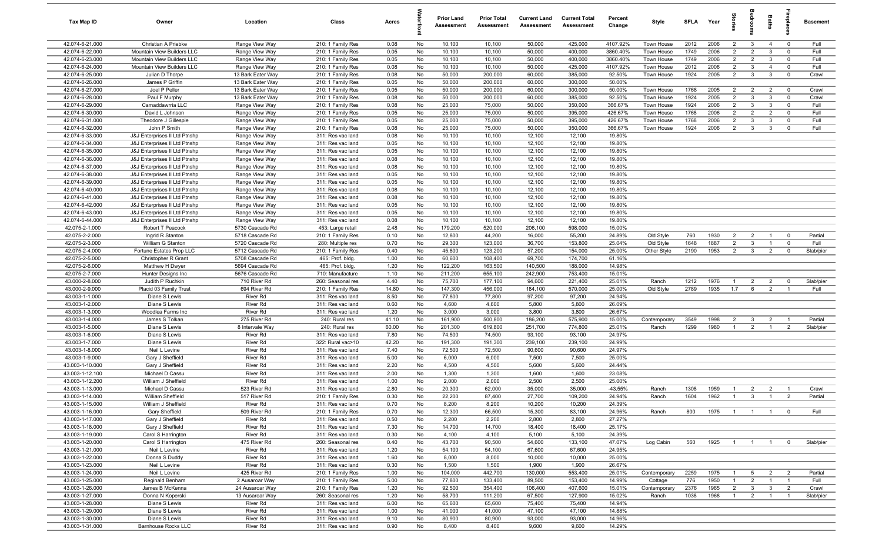| Tax Map ID | Owner | Location | Class | Acres | Waterfront | Prior Land Assessment | Prior Total Assessment | Current Land Assessment | Current Total Assessment | Percent Change | Style | SFLA | Year | Stories | Bedrooms | Baths | Fireplaces | Basement |
|---|---|---|---|---|---|---|---|---|---|---|---|---|---|---|---|---|---|---|
| 42.074-6-21.000 | Christian A Priebke | Range View Way | 210: 1 Family Res | 0.08 | No | 10,100 | 10,100 | 50,000 | 425,000 | 4107.92% | Town House | 2012 | 2006 | 2 | 3 | 4 | 0 | Full |
| 42.074-6-22.000 | Mountain View Builders LLC | Range View Way | 210: 1 Family Res | 0.05 | No | 10,100 | 10,100 | 50,000 | 400,000 | 3860.40% | Town House | 1749 | 2006 | 2 | 2 | 3 | 0 | Full |
| 42.074-6-23.000 | Mountain View Builders LLC | Range View Way | 210: 1 Family Res | 0.05 | No | 10,100 | 10,100 | 50,000 | 400,000 | 3860.40% | Town House | 1749 | 2006 | 2 | 2 | 3 | 0 | Full |
| 42.074-6-24.000 | Mountain View Builders LLC | Range View Way | 210: 1 Family Res | 0.08 | No | 10,100 | 10,100 | 50,000 | 425,000 | 4107.92% | Town House | 2012 | 2006 | 2 | 3 | 4 | 0 | Full |
| 42.074-6-25.000 | Julian D Thorpe | 13 Bark Eater Way | 210: 1 Family Res | 0.08 | No | 50,000 | 200,000 | 60,000 | 385,000 | 92.50% | Town House | 1924 | 2005 | 2 | 3 | 3 | 0 | Crawl |
| 42.074-6-26.000 | James P Griffin | 13 Bark Eater Way | 210: 1 Family Res | 0.05 | No | 50,000 | 200,000 | 60,000 | 300,000 | 50.00% | | | | | | | | |
| 42.074-6-27.000 | Joel P Peller | 13 Bark Eater Way | 210: 1 Family Res | 0.05 | No | 50,000 | 200,000 | 60,000 | 300,000 | 50.00% | Town House | 1768 | 2005 | 2 | 2 | 2 | 0 | Crawl |
| 42.074-6-28.000 | Paul F Murphy | 13 Bark Eater Way | 210: 1 Family Res | 0.08 | No | 50,000 | 200,000 | 60,000 | 385,000 | 92.50% | Town House | 1924 | 2005 | 2 | 3 | 3 | 0 | Crawl |
| 42.074-6-29.000 | Camaddawrria LLC | Range View Way | 210: 1 Family Res | 0.08 | No | 25,000 | 75,000 | 50,000 | 350,000 | 366.67% | Town House | 1924 | 2006 | 2 | 3 | 3 | 0 | Full |
| 42.074-6-30.000 | David L Johnson | Range View Way | 210: 1 Family Res | 0.05 | No | 25,000 | 75,000 | 50,000 | 395,000 | 426.67% | Town House | 1768 | 2006 | 2 | 2 | 2 | 0 | Full |
| 42.074-6-31.000 | Theodore J Gillespie | Range View Way | 210: 1 Family Res | 0.05 | No | 25,000 | 75,000 | 50,000 | 395,000 | 426.67% | Town House | 1768 | 2006 | 2 | 3 | 3 | 0 | Full |
| 42.074-6-32.000 | John P Smith | Range View Way | 210: 1 Family Res | 0.08 | No | 25,000 | 75,000 | 50,000 | 350,000 | 366.67% | Town House | 1924 | 2006 | 2 | 3 | 3 | 0 | Full |
| 42.074-6-33.000 | J&J Enterprises II Ltd Ptnshp | Range View Way | 311: Res vac land | 0.08 | No | 10,100 | 10,100 | 12,100 | 12,100 | 19.80% | | | | | | | | |
| 42.074-6-34.000 | J&J Enterprises II Ltd Ptnshp | Range View Way | 311: Res vac land | 0.05 | No | 10,100 | 10,100 | 12,100 | 12,100 | 19.80% | | | | | | | | |
| 42.074-6-35.000 | J&J Enterprises II Ltd Ptnshp | Range View Way | 311: Res vac land | 0.05 | No | 10,100 | 10,100 | 12,100 | 12,100 | 19.80% | | | | | | | | |
| 42.074-6-36.000 | J&J Enterprises II Ltd Ptnshp | Range View Way | 311: Res vac land | 0.08 | No | 10,100 | 10,100 | 12,100 | 12,100 | 19.80% | | | | | | | | |
| 42.074-6-37.000 | J&J Enterprises II Ltd Ptnshp | Range View Way | 311: Res vac land | 0.08 | No | 10,100 | 10,100 | 12,100 | 12,100 | 19.80% | | | | | | | | |
| 42.074-6-38.000 | J&J Enterprises II Ltd Ptnshp | Range View Way | 311: Res vac land | 0.05 | No | 10,100 | 10,100 | 12,100 | 12,100 | 19.80% | | | | | | | | |
| 42.074-6-39.000 | J&J Enterprises II Ltd Ptnshp | Range View Way | 311: Res vac land | 0.05 | No | 10,100 | 10,100 | 12,100 | 12,100 | 19.80% | | | | | | | | |
| 42.074-6-40.000 | J&J Enterprises II Ltd Ptnshp | Range View Way | 311: Res vac land | 0.08 | No | 10,100 | 10,100 | 12,100 | 12,100 | 19.80% | | | | | | | | |
| 42.074-6-41.000 | J&J Enterprises II Ltd Ptnshp | Range View Way | 311: Res vac land | 0.08 | No | 10,100 | 10,100 | 12,100 | 12,100 | 19.80% | | | | | | | | |
| 42.074-6-42.000 | J&J Enterprises II Ltd Ptnshp | Range View Way | 311: Res vac land | 0.05 | No | 10,100 | 10,100 | 12,100 | 12,100 | 19.80% | | | | | | | | |
| 42.074-6-43.000 | J&J Enterprises II Ltd Ptnshp | Range View Way | 311: Res vac land | 0.05 | No | 10,100 | 10,100 | 12,100 | 12,100 | 19.80% | | | | | | | | |
| 42.074-6-44.000 | J&J Enterprises II Ltd Ptnshp | Range View Way | 311: Res vac land | 0.08 | No | 10,100 | 10,100 | 12,100 | 12,100 | 19.80% | | | | | | | | |
| 42.075-2-1.000 | Robert T Peacock | 5730 Cascade Rd | 453: Large retail | 2.48 | No | 179,200 | 520,000 | 206,100 | 598,000 | 15.00% | | | | | | | | |
| 42.075-2-2.000 | Ingrid R Stanton | 5718 Cascade Rd | 210: 1 Family Res | 0.10 | No | 12,800 | 44,200 | 16,000 | 55,200 | 24.89% | Old Style | 760 | 1930 | 2 | 2 | 1 | 0 | Partial |
| 42.075-2-3.000 | William G Stanton | 5720 Cascade Rd | 280: Multiple res | 0.70 | No | 29,300 | 123,000 | 36,700 | 153,800 | 25.04% | Old Style | 1648 | 1887 | 2 | 3 | 1 | 0 | Full |
| 42.075-2-4.000 | Fortune Estates Prop LLC | 5712 Cascade Rd | 210: 1 Family Res | 0.40 | No | 45,800 | 123,200 | 57,200 | 154,000 | 25.00% | Other Style | 2190 | 1953 | 2 | 3 | 2 | 0 | Slab/pier |
| 42.075-2-5.000 | Christopher R Grant | 5708 Cascade Rd | 465: Prof. bldg. | 1.00 | No | 60,600 | 108,400 | 69,700 | 174,700 | 61.16% | | | | | | | | |
| 42.075-2-6.000 | Matthew H Dwyer | 5694 Cascade Rd | 465: Prof. bldg. | 1.20 | No | 122,200 | 163,500 | 140,500 | 188,000 | 14.98% | | | | | | | | |
| 42.075-2-7.000 | Hunter Designs Inc | 5676 Cascade Rd | 710: Manufacture | 1.10 | No | 211,200 | 655,100 | 242,900 | 753,400 | 15.01% | | | | | | | | |
| 43.000-2-8.000 | Judith P Ruchkin | 710 River Rd | 260: Seasonal res | 4.40 | No | 75,700 | 177,100 | 94,600 | 221,400 | 25.01% | Ranch | 1212 | 1976 | 1 | 2 | 2 | 0 | Slab/pier |
| 43.000-2-9.000 | Placid 03 Family Trust | 694 River Rd | 210: 1 Family Res | 14.80 | No | 147,300 | 456,000 | 184,100 | 570,000 | 25.00% | Old Style | 2789 | 1935 | 1.7 | 6 | 2 | 1 | Full |
| 43.003-1-1.000 | Diane S Lewis | River Rd | 311: Res vac land | 8.50 | No | 77,800 | 77,800 | 97,200 | 97,200 | 24.94% | | | | | | | | |
| 43.003-1-2.000 | Diane S Lewis | River Rd | 311: Res vac land | 0.60 | No | 4,600 | 4,600 | 5,800 | 5,800 | 26.09% | | | | | | | | |
| 43.003-1-3.000 | Woodlea Farms Inc | River Rd | 311: Res vac land | 1.20 | No | 3,000 | 3,000 | 3,800 | 3,800 | 26.67% | | | | | | | | |
| 43.003-1-4.000 | James S Tolkan | 275 River Rd | 240: Rural res | 41.10 | No | 161,900 | 500,800 | 186,200 | 575,900 | 15.00% | Contemporary | 3549 | 1998 | 2 | 3 | 2 | 1 | Partial |
| 43.003-1-5.000 | Diane S Lewis | 8 Intervale Way | 240: Rural res | 60.00 | No | 201,300 | 619,800 | 251,700 | 774,800 | 25.01% | Ranch | 1299 | 1980 | 1 | 2 | 1 | 2 | Slab/pier |
| 43.003-1-6.000 | Diane S Lewis | River Rd | 311: Res vac land | 7.80 | No | 74,500 | 74,500 | 93,100 | 93,100 | 24.97% | | | | | | | | |
| 43.003-1-7.000 | Diane S Lewis | River Rd | 322: Rural vac>10 | 42.20 | No | 191,300 | 191,300 | 239,100 | 239,100 | 24.99% | | | | | | | | |
| 43.003-1-8.000 | Neil L Levine | River Rd | 311: Res vac land | 7.40 | No | 72,500 | 72,500 | 90,600 | 90,600 | 24.97% | | | | | | | | |
| 43.003-1-9.000 | Gary J Sheffield | River Rd | 311: Res vac land | 5.00 | No | 6,000 | 6,000 | 7,500 | 7,500 | 25.00% | | | | | | | | |
| 43.003-1-10.000 | Gary J Sheffield | River Rd | 311: Res vac land | 2.20 | No | 4,500 | 4,500 | 5,600 | 5,600 | 24.44% | | | | | | | | |
| 43.003-1-12.100 | Michael D Cassu | River Rd | 311: Res vac land | 2.00 | No | 1,300 | 1,300 | 1,600 | 1,600 | 23.08% | | | | | | | | |
| 43.003-1-12.200 | William J Sheffield | River Rd | 311: Res vac land | 1.00 | No | 2,000 | 2,000 | 2,500 | 2,500 | 25.00% | | | | | | | | |
| 43.003-1-13.000 | Michael D Cassu | 523 River Rd | 311: Res vac land | 2.80 | No | 20,300 | 62,000 | 35,000 | 35,000 | -43.55% | Ranch | 1308 | 1959 | 1 | 2 | 2 | 1 | Crawl |
| 43.003-1-14.000 | William Sheffield | 517 River Rd | 210: 1 Family Res | 0.30 | No | 22,200 | 87,400 | 27,700 | 109,200 | 24.94% | Ranch | 1604 | 1962 | 1 | 3 | 1 | 2 | Partial |
| 43.003-1-15.000 | William J Sheffield | River Rd | 311: Res vac land | 0.70 | No | 8,200 | 8,200 | 10,200 | 10,200 | 24.39% | | | | | | | | |
| 43.003-1-16.000 | Gary Sheffield | 509 River Rd | 210: 1 Family Res | 0.70 | No | 12,300 | 66,500 | 15,300 | 83,100 | 24.96% | Ranch | 800 | 1975 | 1 | 1 | 1 | 0 | Full |
| 43.003-1-17.000 | Gary J Sheffield | River Rd | 311: Res vac land | 0.50 | No | 2,200 | 2,200 | 2,800 | 2,800 | 27.27% | | | | | | | | |
| 43.003-1-18.000 | Gary J Sheffield | River Rd | 311: Res vac land | 7.30 | No | 14,700 | 14,700 | 18,400 | 18,400 | 25.17% | | | | | | | | |
| 43.003-1-19.000 | Carol S Harrington | River Rd | 311: Res vac land | 0.30 | No | 4,100 | 4,100 | 5,100 | 5,100 | 24.39% | | | | | | | | |
| 43.003-1-20.000 | Carol S Harrington | 475 River Rd | 260: Seasonal res | 0.40 | No | 43,700 | 90,500 | 54,600 | 133,100 | 47.07% | Log Cabin | 560 | 1925 | 1 | 1 | 1 | 0 | Slab/pier |
| 43.003-1-21.000 | Neil L Levine | River Rd | 311: Res vac land | 1.20 | No | 54,100 | 54,100 | 67,600 | 67,600 | 24.95% | | | | | | | | |
| 43.003-1-22.000 | Donna S Duddy | River Rd | 311: Res vac land | 1.60 | No | 8,000 | 8,000 | 10,000 | 10,000 | 25.00% | | | | | | | | |
| 43.003-1-23.000 | Neil L Levine | River Rd | 311: Res vac land | 0.30 | No | 1,500 | 1,500 | 1,900 | 1,900 | 26.67% | | | | | | | | |
| 43.003-1-24.000 | Neil L Levine | 425 River Rd | 210: 1 Family Res | 1.00 | No | 104,000 | 442,700 | 130,000 | 553,400 | 25.01% | Contemporary | 2259 | 1975 | 1 | 5 | 2 | 2 | Partial |
| 43.003-1-25.000 | Reginald Benham | 2 Ausaroar Way | 210: 1 Family Res | 5.00 | No | 77,800 | 133,400 | 89,500 | 153,400 | 14.99% | Cottage | 776 | 1950 | 1 | 2 | 1 | 1 | Full |
| 43.003-1-26.000 | James B McKenna | 24 Ausaroar Way | 210: 1 Family Res | 1.20 | No | 92,500 | 354,400 | 106,400 | 407,600 | 15.01% | Contemporary | 2376 | 1965 | 2 | 3 | 3 | 2 | Crawl |
| 43.003-1-27.000 | Donna N Koperski | 13 Ausaroar Way | 260: Seasonal res | 1.20 | No | 58,700 | 111,200 | 67,500 | 127,900 | 15.02% | Ranch | 1038 | 1968 | 1 | 2 | 1 | 1 | Slab/pier |
| 43.003-1-28.000 | Diane S Lewis | River Rd | 311: Res vac land | 6.00 | No | 65,600 | 65,600 | 75,400 | 75,400 | 14.94% | | | | | | | | |
| 43.003-1-29.000 | Diane S Lewis | River Rd | 311: Res vac land | 1.00 | No | 41,000 | 41,000 | 47,100 | 47,100 | 14.88% | | | | | | | | |
| 43.003-1-30.000 | Diane S Lewis | River Rd | 311: Res vac land | 9.10 | No | 80,900 | 80,900 | 93,000 | 93,000 | 14.96% | | | | | | | | |
| 43.003-1-31.000 | Barnhouse Rocks LLC | River Rd | 311: Res vac land | 0.90 | No | 8,400 | 8,400 | 9,600 | 9,600 | 14.29% | | | | | | | | |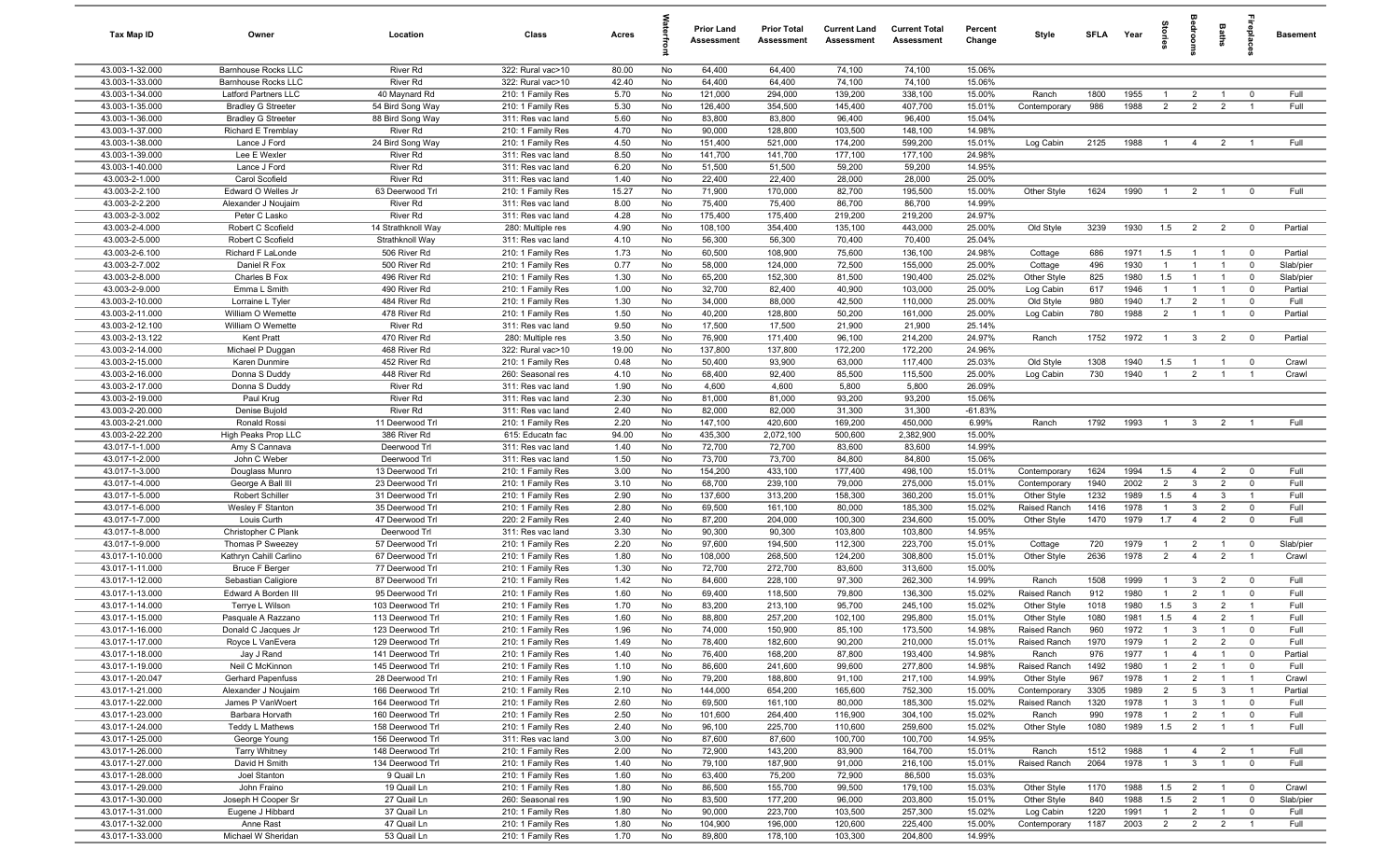| Tax Map ID | Owner | Location | Class | Acres | Waterfront | Prior Land Assessment | Prior Total Assessment | Current Land Assessment | Current Total Assessment | Percent Change | Style | SFLA | Year | Stories | Bedrooms | Baths | Fireplaces | Basement |
|---|---|---|---|---|---|---|---|---|---|---|---|---|---|---|---|---|---|---|
| 43.003-1-32.000 | Barnhouse Rocks LLC | River Rd | 322: Rural vac>10 | 80.00 | No | 64,400 | 64,400 | 74,100 | 74,100 | 15.06% | | | | | | | | |
| 43.003-1-33.000 | Barnhouse Rocks LLC | River Rd | 322: Rural vac>10 | 42.40 | No | 64,400 | 64,400 | 74,100 | 74,100 | 15.06% | | | | | | | | |
| 43.003-1-34.000 | Latford Partners LLC | 40 Maynard Rd | 210: 1 Family Res | 5.70 | No | 121,000 | 294,000 | 139,200 | 338,100 | 15.00% | Ranch | 1800 | 1955 | 1 | 2 | 1 | 0 | Full |
| 43.003-1-35.000 | Bradley G Streeter | 54 Bird Song Way | 210: 1 Family Res | 5.30 | No | 126,400 | 354,500 | 145,400 | 407,700 | 15.01% | Contemporary | 986 | 1988 | 2 | 2 | 2 | 1 | Full |
| 43.003-1-36.000 | Bradley G Streeter | 88 Bird Song Way | 311: Res vac land | 5.60 | No | 83,800 | 83,800 | 96,400 | 96,400 | 15.04% | | | | | | | | |
| 43.003-1-37.000 | Richard E Tremblay | River Rd | 210: 1 Family Res | 4.70 | No | 90,000 | 128,800 | 103,500 | 148,100 | 14.98% | | | | | | | | |
| 43.003-1-38.000 | Lance J Ford | 24 Bird Song Way | 210: 1 Family Res | 4.50 | No | 151,400 | 521,000 | 174,200 | 599,200 | 15.01% | Log Cabin | 2125 | 1988 | 1 | 4 | 2 | 1 | Full |
| 43.003-1-39.000 | Lee E Wexler | River Rd | 311: Res vac land | 8.50 | No | 141,700 | 141,700 | 177,100 | 177,100 | 24.98% | | | | | | | | |
| 43.003-1-40.000 | Lance J Ford | River Rd | 311: Res vac land | 6.20 | No | 51,500 | 51,500 | 59,200 | 59,200 | 14.95% | | | | | | | | |
| 43.003-2-1.000 | Carol Scofield | River Rd | 311: Res vac land | 1.40 | No | 22,400 | 22,400 | 28,000 | 28,000 | 25.00% | | | | | | | | |
| 43.003-2-2.100 | Edward O Welles Jr | 63 Deerwood Trl | 210: 1 Family Res | 15.27 | No | 71,900 | 170,000 | 82,700 | 195,500 | 15.00% | Other Style | 1624 | 1990 | 1 | 2 | 1 | 0 | Full |
| 43.003-2-2.200 | Alexander J Noujaim | River Rd | 311: Res vac land | 8.00 | No | 75,400 | 75,400 | 86,700 | 86,700 | 14.99% | | | | | | | | |
| 43.003-2-3.002 | Peter C Lasko | River Rd | 311: Res vac land | 4.28 | No | 175,400 | 175,400 | 219,200 | 219,200 | 24.97% | | | | | | | | |
| 43.003-2-4.000 | Robert C Scofield | 14 Strathknoll Way | 280: Multiple res | 4.90 | No | 108,100 | 354,400 | 135,100 | 443,000 | 25.00% | Old Style | 3239 | 1930 | 1.5 | 2 | 2 | 0 | Partial |
| 43.003-2-5.000 | Robert C Scofield | Strathknoll Way | 311: Res vac land | 4.10 | No | 56,300 | 56,300 | 70,400 | 70,400 | 25.04% | | | | | | | | |
| 43.003-2-6.100 | Richard F LaLonde | 506 River Rd | 210: 1 Family Res | 1.73 | No | 60,500 | 108,900 | 75,600 | 136,100 | 24.98% | Cottage | 686 | 1971 | 1.5 | 1 | 1 | 0 | Partial |
| 43.003-2-7.002 | Daniel R Fox | 500 River Rd | 210: 1 Family Res | 0.77 | No | 58,000 | 124,000 | 72,500 | 155,000 | 25.00% | Cottage | 496 | 1930 | 1 | 1 | 1 | 0 | Slab/pier |
| 43.003-2-8.000 | Charles B Fox | 496 River Rd | 210: 1 Family Res | 1.30 | No | 65,200 | 152,300 | 81,500 | 190,400 | 25.02% | Other Style | 825 | 1980 | 1.5 | 1 | 1 | 0 | Slab/pier |
| 43.003-2-9.000 | Emma L Smith | 490 River Rd | 210: 1 Family Res | 1.00 | No | 32,700 | 82,400 | 40,900 | 103,000 | 25.00% | Log Cabin | 617 | 1946 | 1 | 1 | 1 | 0 | Partial |
| 43.003-2-10.000 | Lorraine L Tyler | 484 River Rd | 210: 1 Family Res | 1.30 | No | 34,000 | 88,000 | 42,500 | 110,000 | 25.00% | Old Style | 980 | 1940 | 1.7 | 2 | 1 | 0 | Full |
| 43.003-2-11.000 | William O Wemette | 478 River Rd | 210: 1 Family Res | 1.50 | No | 40,200 | 128,800 | 50,200 | 161,000 | 25.00% | Log Cabin | 780 | 1988 | 2 | 1 | 1 | 0 | Partial |
| 43.003-2-12.100 | William O Wemette | River Rd | 311: Res vac land | 9.50 | No | 17,500 | 17,500 | 21,900 | 21,900 | 25.14% | | | | | | | | |
| 43.003-2-13.122 | Kent Pratt | 470 River Rd | 280: Multiple res | 3.50 | No | 76,900 | 171,400 | 96,100 | 214,200 | 24.97% | Ranch | 1752 | 1972 | 1 | 3 | 2 | 0 | Partial |
| 43.003-2-14.000 | Michael P Duggan | 468 River Rd | 322: Rural vac>10 | 19.00 | No | 137,800 | 137,800 | 172,200 | 172,200 | 24.96% | | | | | | | | |
| 43.003-2-15.000 | Karen Dunmire | 452 River Rd | 210: 1 Family Res | 0.48 | No | 50,400 | 93,900 | 63,000 | 117,400 | 25.03% | Old Style | 1308 | 1940 | 1.5 | 1 | 1 | 0 | Crawl |
| 43.003-2-16.000 | Donna S Duddy | 448 River Rd | 260: Seasonal res | 4.10 | No | 68,400 | 92,400 | 85,500 | 115,500 | 25.00% | Log Cabin | 730 | 1940 | 1 | 2 | 1 | 1 | Crawl |
| 43.003-2-17.000 | Donna S Duddy | River Rd | 311: Res vac land | 1.90 | No | 4,600 | 4,600 | 5,800 | 5,800 | 26.09% | | | | | | | | |
| 43.003-2-19.000 | Paul Krug | River Rd | 311: Res vac land | 2.30 | No | 81,000 | 81,000 | 93,200 | 93,200 | 15.06% | | | | | | | | |
| 43.003-2-20.000 | Denise Bujold | River Rd | 311: Res vac land | 2.40 | No | 82,000 | 82,000 | 31,300 | 31,300 | -61.83% | | | | | | | | |
| 43.003-2-21.000 | Ronald Rossi | 11 Deerwood Trl | 210: 1 Family Res | 2.20 | No | 147,100 | 420,600 | 169,200 | 450,000 | 6.99% | Ranch | 1792 | 1993 | 1 | 3 | 2 | 1 | Full |
| 43.003-2-22.200 | High Peaks Prop LLC | 386 River Rd | 615: Educatn fac | 94.00 | No | 435,300 | 2,072,100 | 500,600 | 2,382,900 | 15.00% | | | | | | | | |
| 43.017-1-1.000 | Amy S Cannava | Deerwood Trl | 311: Res vac land | 1.40 | No | 72,700 | 72,700 | 83,600 | 83,600 | 14.99% | | | | | | | | |
| 43.017-1-2.000 | John C Weber | Deerwood Trl | 311: Res vac land | 1.50 | No | 73,700 | 73,700 | 84,800 | 84,800 | 15.06% | | | | | | | | |
| 43.017-1-3.000 | Douglass Munro | 13 Deerwood Trl | 210: 1 Family Res | 3.00 | No | 154,200 | 433,100 | 177,400 | 498,100 | 15.01% | Contemporary | 1624 | 1994 | 1.5 | 4 | 2 | 0 | Full |
| 43.017-1-4.000 | George A Ball III | 23 Deerwood Trl | 210: 1 Family Res | 3.10 | No | 68,700 | 239,100 | 79,000 | 275,000 | 15.01% | Contemporary | 1940 | 2002 | 2 | 3 | 2 | 0 | Full |
| 43.017-1-5.000 | Robert Schiller | 31 Deerwood Trl | 210: 1 Family Res | 2.90 | No | 137,600 | 313,200 | 158,300 | 360,200 | 15.01% | Other Style | 1232 | 1989 | 1.5 | 4 | 3 | 1 | Full |
| 43.017-1-6.000 | Wesley F Stanton | 35 Deerwood Trl | 210: 1 Family Res | 2.80 | No | 69,500 | 161,100 | 80,000 | 185,300 | 15.02% | Raised Ranch | 1416 | 1978 | 1 | 3 | 2 | 0 | Full |
| 43.017-1-7.000 | Louis Curth | 47 Deerwood Trl | 220: 2 Family Res | 2.40 | No | 87,200 | 204,000 | 100,300 | 234,600 | 15.00% | Other Style | 1470 | 1979 | 1.7 | 4 | 2 | 0 | Full |
| 43.017-1-8.000 | Christopher C Plank | Deerwood Trl | 311: Res vac land | 3.30 | No | 90,300 | 90,300 | 103,800 | 103,800 | 14.95% | | | | | | | | |
| 43.017-1-9.000 | Thomas P Sweezey | 57 Deerwood Trl | 210: 1 Family Res | 2.20 | No | 97,600 | 194,500 | 112,300 | 223,700 | 15.01% | Cottage | 720 | 1979 | 1 | 2 | 1 | 0 | Slab/pier |
| 43.017-1-10.000 | Kathryn Cahill Carlino | 67 Deerwood Trl | 210: 1 Family Res | 1.80 | No | 108,000 | 268,500 | 124,200 | 308,800 | 15.01% | Other Style | 2636 | 1978 | 2 | 4 | 2 | 1 | Crawl |
| 43.017-1-11.000 | Bruce F Berger | 77 Deerwood Trl | 210: 1 Family Res | 1.30 | No | 72,700 | 272,700 | 83,600 | 313,600 | 15.00% | | | | | | | | |
| 43.017-1-12.000 | Sebastian Caligiore | 87 Deerwood Trl | 210: 1 Family Res | 1.42 | No | 84,600 | 228,100 | 97,300 | 262,300 | 14.99% | Ranch | 1508 | 1999 | 1 | 3 | 2 | 0 | Full |
| 43.017-1-13.000 | Edward A Borden III | 95 Deerwood Trl | 210: 1 Family Res | 1.60 | No | 69,400 | 118,500 | 79,800 | 136,300 | 15.02% | Raised Ranch | 912 | 1980 | 1 | 2 | 1 | 0 | Full |
| 43.017-1-14.000 | Terrye L Wilson | 103 Deerwood Trl | 210: 1 Family Res | 1.70 | No | 83,200 | 213,100 | 95,700 | 245,100 | 15.02% | Other Style | 1018 | 1980 | 1.5 | 3 | 2 | 1 | Full |
| 43.017-1-15.000 | Pasquale A Razzano | 113 Deerwood Trl | 210: 1 Family Res | 1.60 | No | 88,800 | 257,200 | 102,100 | 295,800 | 15.01% | Other Style | 1080 | 1981 | 1.5 | 4 | 2 | 1 | Full |
| 43.017-1-16.000 | Donald C Jacques Jr | 123 Deerwood Trl | 210: 1 Family Res | 1.96 | No | 74,000 | 150,900 | 85,100 | 173,500 | 14.98% | Raised Ranch | 960 | 1972 | 1 | 3 | 1 | 0 | Full |
| 43.017-1-17.000 | Royce L VanEvera | 129 Deerwood Trl | 210: 1 Family Res | 1.49 | No | 78,400 | 182,600 | 90,200 | 210,000 | 15.01% | Raised Ranch | 1970 | 1979 | 1 | 2 | 2 | 0 | Full |
| 43.017-1-18.000 | Jay J Rand | 141 Deerwood Trl | 210: 1 Family Res | 1.40 | No | 76,400 | 168,200 | 87,800 | 193,400 | 14.98% | Ranch | 976 | 1977 | 1 | 4 | 1 | 0 | Partial |
| 43.017-1-19.000 | Neil C McKinnon | 145 Deerwood Trl | 210: 1 Family Res | 1.10 | No | 86,600 | 241,600 | 99,600 | 277,800 | 14.98% | Raised Ranch | 1492 | 1980 | 1 | 2 | 1 | 0 | Full |
| 43.017-1-20.047 | Gerhard Papenfuss | 28 Deerwood Trl | 210: 1 Family Res | 1.90 | No | 79,200 | 188,800 | 91,100 | 217,100 | 14.99% | Other Style | 967 | 1978 | 1 | 2 | 1 | 1 | Crawl |
| 43.017-1-21.000 | Alexander J Noujaim | 166 Deerwood Trl | 210: 1 Family Res | 2.10 | No | 144,000 | 654,200 | 165,600 | 752,300 | 15.00% | Contemporary | 3305 | 1989 | 2 | 5 | 3 | 1 | Partial |
| 43.017-1-22.000 | James P VanWoert | 164 Deerwood Trl | 210: 1 Family Res | 2.60 | No | 69,500 | 161,100 | 80,000 | 185,300 | 15.02% | Raised Ranch | 1320 | 1978 | 1 | 3 | 1 | 0 | Full |
| 43.017-1-23.000 | Barbara Horvath | 160 Deerwood Trl | 210: 1 Family Res | 2.50 | No | 101,600 | 264,400 | 116,900 | 304,100 | 15.02% | Ranch | 990 | 1978 | 1 | 2 | 1 | 0 | Full |
| 43.017-1-24.000 | Teddy L Mathews | 158 Deerwood Trl | 210: 1 Family Res | 2.40 | No | 96,100 | 225,700 | 110,600 | 259,600 | 15.02% | Other Style | 1080 | 1989 | 1.5 | 2 | 1 | 1 | Full |
| 43.017-1-25.000 | George Young | 156 Deerwood Trl | 311: Res vac land | 3.00 | No | 87,600 | 87,600 | 100,700 | 100,700 | 14.95% | | | | | | | | |
| 43.017-1-26.000 | Tarry Whitney | 148 Deerwood Trl | 210: 1 Family Res | 2.00 | No | 72,900 | 143,200 | 83,900 | 164,700 | 15.01% | Ranch | 1512 | 1988 | 1 | 4 | 2 | 1 | Full |
| 43.017-1-27.000 | David H Smith | 134 Deerwood Trl | 210: 1 Family Res | 1.40 | No | 79,100 | 187,900 | 91,000 | 216,100 | 15.01% | Raised Ranch | 2064 | 1978 | 1 | 3 | 1 | 0 | Full |
| 43.017-1-28.000 | Joel Stanton | 9 Quail Ln | 210: 1 Family Res | 1.60 | No | 63,400 | 75,200 | 72,900 | 86,500 | 15.03% | | | | | | | | |
| 43.017-1-29.000 | John Fraino | 19 Quail Ln | 210: 1 Family Res | 1.80 | No | 86,500 | 155,700 | 99,500 | 179,100 | 15.03% | Other Style | 1170 | 1988 | 1.5 | 2 | 1 | 0 | Crawl |
| 43.017-1-30.000 | Joseph H Cooper Sr | 27 Quail Ln | 260: Seasonal res | 1.90 | No | 83,500 | 177,200 | 96,000 | 203,800 | 15.01% | Other Style | 840 | 1988 | 1.5 | 2 | 1 | 0 | Slab/pier |
| 43.017-1-31.000 | Eugene J Hibbard | 37 Quail Ln | 210: 1 Family Res | 1.80 | No | 90,000 | 223,700 | 103,500 | 257,300 | 15.02% | Log Cabin | 1220 | 1991 | 1 | 2 | 1 | 0 | Full |
| 43.017-1-32.000 | Anne Rast | 47 Quail Ln | 210: 1 Family Res | 1.80 | No | 104,900 | 196,000 | 120,600 | 225,400 | 15.00% | Contemporary | 1187 | 2003 | 2 | 2 | 2 | 1 | Full |
| 43.017-1-33.000 | Michael W Sheridan | 53 Quail Ln | 210: 1 Family Res | 1.70 | No | 89,800 | 178,100 | 103,300 | 204,800 | 14.99% | | | | | | | | |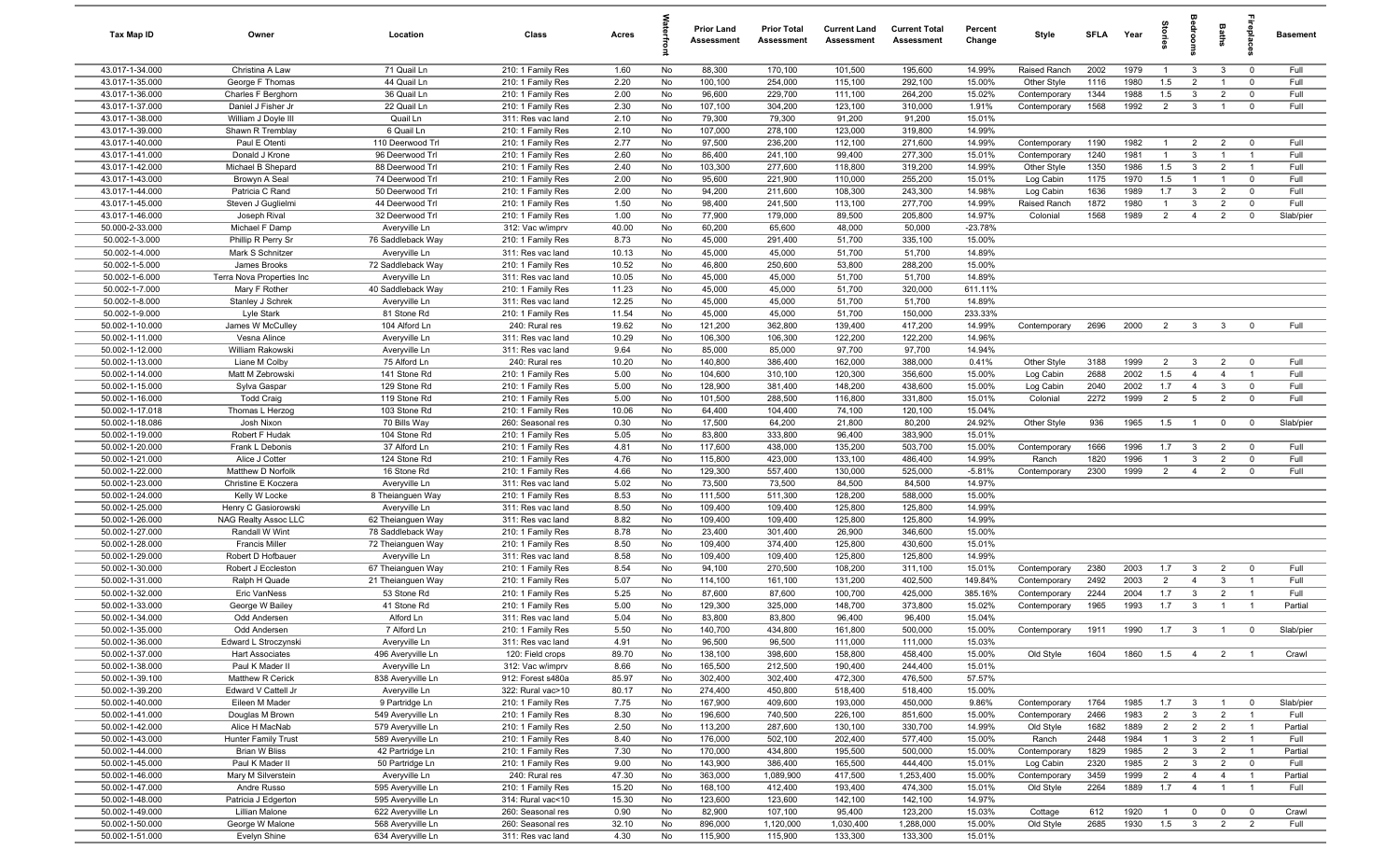| Tax Map ID | Owner | Location | Class | Acres | Waterfront | Prior Land Assessment | Prior Total Assessment | Current Land Assessment | Current Total Assessment | Percent Change | Style | SFLA | Year | Stories | Bedrooms | Baths | Fireplaces | Basement |
|---|---|---|---|---|---|---|---|---|---|---|---|---|---|---|---|---|---|---|
| 43.017-1-34.000 | Christina A Law | 71 Quail Ln | 210: 1 Family Res | 1.60 | No | 88,300 | 170,100 | 101,500 | 195,600 | 14.99% | Raised Ranch | 2002 | 1979 | 1 | 3 | 3 | 0 | Full |
| 43.017-1-35.000 | George F Thomas | 44 Quail Ln | 210: 1 Family Res | 2.20 | No | 100,100 | 254,000 | 115,100 | 292,100 | 15.00% | Other Style | 1116 | 1980 | 1.5 | 2 | 1 | 0 | Full |
| 43.017-1-36.000 | Charles F Berghorn | 36 Quail Ln | 210: 1 Family Res | 2.00 | No | 96,600 | 229,700 | 111,100 | 264,200 | 15.02% | Contemporary | 1344 | 1988 | 1.5 | 3 | 2 | 0 | Full |
| 43.017-1-37.000 | Daniel J Fisher Jr | 22 Quail Ln | 210: 1 Family Res | 2.30 | No | 107,100 | 304,200 | 123,100 | 310,000 | 1.91% | Contemporary | 1568 | 1992 | 2 | 3 | 1 | 0 | Full |
| 43.017-1-38.000 | William J Doyle III | Quail Ln | 311: Res vac land | 2.10 | No | 79,300 | 79,300 | 91,200 | 91,200 | 15.01% | | | | | | | | |
| 43.017-1-39.000 | Shawn R Tremblay | 6 Quail Ln | 210: 1 Family Res | 2.10 | No | 107,000 | 278,100 | 123,000 | 319,800 | 14.99% | | | | | | | | |
| 43.017-1-40.000 | Paul E Otenti | 110 Deerwood Trl | 210: 1 Family Res | 2.77 | No | 97,500 | 236,200 | 112,100 | 271,600 | 14.99% | Contemporary | 1190 | 1982 | 1 | 2 | 2 | 0 | Full |
| 43.017-1-41.000 | Donald J Krone | 96 Deerwood Trl | 210: 1 Family Res | 2.60 | No | 86,400 | 241,100 | 99,400 | 277,300 | 15.01% | Contemporary | 1240 | 1981 | 1 | 3 | 1 | 1 | Full |
| 43.017-1-42.000 | Michael B Shepard | 88 Deerwood Trl | 210: 1 Family Res | 2.40 | No | 103,300 | 277,600 | 118,800 | 319,200 | 14.99% | Other Style | 1350 | 1986 | 1.5 | 3 | 2 | 1 | Full |
| 43.017-1-43.000 | Browyn A Seal | 74 Deerwood Trl | 210: 1 Family Res | 2.00 | No | 95,600 | 221,900 | 110,000 | 255,200 | 15.01% | Log Cabin | 1175 | 1970 | 1.5 | 1 | 1 | 0 | Full |
| 43.017-1-44.000 | Patricia C Rand | 50 Deerwood Trl | 210: 1 Family Res | 2.00 | No | 94,200 | 211,600 | 108,300 | 243,300 | 14.98% | Log Cabin | 1636 | 1989 | 1.7 | 3 | 2 | 0 | Full |
| 43.017-1-45.000 | Steven J Guglielmi | 44 Deerwood Trl | 210: 1 Family Res | 1.50 | No | 98,400 | 241,500 | 113,100 | 277,700 | 14.99% | Raised Ranch | 1872 | 1980 | 1 | 3 | 2 | 0 | Full |
| 43.017-1-46.000 | Joseph Rival | 32 Deerwood Trl | 210: 1 Family Res | 1.00 | No | 77,900 | 179,000 | 89,500 | 205,800 | 14.97% | Colonial | 1568 | 1989 | 2 | 4 | 2 | 0 | Slab/pier |
| 50.000-2-33.000 | Michael F Damp | Averyville Ln | 312: Vac w/imprv | 40.00 | No | 60,200 | 65,600 | 48,000 | 50,000 | -23.78% | | | | | | | | |
| 50.002-1-3.000 | Phillip R Perry Sr | 76 Saddleback Way | 210: 1 Family Res | 8.73 | No | 45,000 | 291,400 | 51,700 | 335,100 | 15.00% | | | | | | | | |
| 50.002-1-4.000 | Mark S Schnitzer | Averyville Ln | 311: Res vac land | 10.13 | No | 45,000 | 45,000 | 51,700 | 51,700 | 14.89% | | | | | | | | |
| 50.002-1-5.000 | James Brooks | 72 Saddleback Way | 210: 1 Family Res | 10.52 | No | 46,800 | 250,600 | 53,800 | 288,200 | 15.00% | | | | | | | | |
| 50.002-1-6.000 | Terra Nova Properties Inc | Averyville Ln | 311: Res vac land | 10.05 | No | 45,000 | 45,000 | 51,700 | 51,700 | 14.89% | | | | | | | | |
| 50.002-1-7.000 | Mary F Rother | 40 Saddleback Way | 210: 1 Family Res | 11.23 | No | 45,000 | 45,000 | 51,700 | 320,000 | 611.11% | | | | | | | | |
| 50.002-1-8.000 | Stanley J Schrek | Averyville Ln | 311: Res vac land | 12.25 | No | 45,000 | 45,000 | 51,700 | 51,700 | 14.89% | | | | | | | | |
| 50.002-1-9.000 | Lyle Stark | 81 Stone Rd | 210: 1 Family Res | 11.54 | No | 45,000 | 45,000 | 51,700 | 150,000 | 233.33% | | | | | | | | |
| 50.002-1-10.000 | James W McCulley | 104 Alford Ln | 240: Rural res | 19.62 | No | 121,200 | 362,800 | 139,400 | 417,200 | 14.99% | Contemporary | 2696 | 2000 | 2 | 3 | 3 | 0 | Full |
| 50.002-1-11.000 | Vesna Alince | Averyville Ln | 311: Res vac land | 10.29 | No | 106,300 | 106,300 | 122,200 | 122,200 | 14.96% | | | | | | | | |
| 50.002-1-12.000 | William Rakowski | Averyville Ln | 311: Res vac land | 9.64 | No | 85,000 | 85,000 | 97,700 | 97,700 | 14.94% | | | | | | | | |
| 50.002-1-13.000 | Liane M Colby | 75 Alford Ln | 240: Rural res | 10.20 | No | 140,800 | 386,400 | 162,000 | 388,000 | 0.41% | Other Style | 3188 | 1999 | 2 | 3 | 2 | 0 | Full |
| 50.002-1-14.000 | Matt M Zebrowski | 141 Stone Rd | 210: 1 Family Res | 5.00 | No | 104,600 | 310,100 | 120,300 | 356,600 | 15.00% | Log Cabin | 2688 | 2002 | 1.5 | 4 | 4 | 1 | Full |
| 50.002-1-15.000 | Sylva Gaspar | 129 Stone Rd | 210: 1 Family Res | 5.00 | No | 128,900 | 381,400 | 148,200 | 438,600 | 15.00% | Log Cabin | 2040 | 2002 | 1.7 | 4 | 3 | 0 | Full |
| 50.002-1-16.000 | Todd Craig | 119 Stone Rd | 210: 1 Family Res | 5.00 | No | 101,500 | 288,500 | 116,800 | 331,800 | 15.01% | Colonial | 2272 | 1999 | 2 | 5 | 2 | 0 | Full |
| 50.002-1-17.018 | Thomas L Herzog | 103 Stone Rd | 210: 1 Family Res | 10.06 | No | 64,400 | 104,400 | 74,100 | 120,100 | 15.04% | | | | | | | | |
| 50.002-1-18.086 | Josh Nixon | 70 Bills Way | 260: Seasonal res | 0.30 | No | 17,500 | 64,200 | 21,800 | 80,200 | 24.92% | Other Style | 936 | 1965 | 1.5 | 1 | 0 | 0 | Slab/pier |
| 50.002-1-19.000 | Robert F Hudak | 104 Stone Rd | 210: 1 Family Res | 5.05 | No | 83,800 | 333,800 | 96,400 | 383,900 | 15.01% | | | | | | | | |
| 50.002-1-20.000 | Frank L Debonis | 37 Alford Ln | 210: 1 Family Res | 4.81 | No | 117,600 | 438,000 | 135,200 | 503,700 | 15.00% | Contemporary | 1666 | 1996 | 1.7 | 3 | 2 | 0 | Full |
| 50.002-1-21.000 | Alice J Cotter | 124 Stone Rd | 210: 1 Family Res | 4.76 | No | 115,800 | 423,000 | 133,100 | 486,400 | 14.99% | Ranch | 1820 | 1996 | 1 | 3 | 2 | 0 | Full |
| 50.002-1-22.000 | Matthew D Norfolk | 16 Stone Rd | 210: 1 Family Res | 4.66 | No | 129,300 | 557,400 | 130,000 | 525,000 | -5.81% | Contemporary | 2300 | 1999 | 2 | 4 | 2 | 0 | Full |
| 50.002-1-23.000 | Christine E Koczera | Averyville Ln | 311: Res vac land | 5.02 | No | 73,500 | 73,500 | 84,500 | 84,500 | 14.97% | | | | | | | | |
| 50.002-1-24.000 | Kelly W Locke | 8 Theianguen Way | 210: 1 Family Res | 8.53 | No | 111,500 | 511,300 | 128,200 | 588,000 | 15.00% | | | | | | | | |
| 50.002-1-25.000 | Henry C Gasiorowski | Averyville Ln | 311: Res vac land | 8.50 | No | 109,400 | 109,400 | 125,800 | 125,800 | 14.99% | | | | | | | | |
| 50.002-1-26.000 | NAG Realty Assoc LLC | 62 Theianguen Way | 311: Res vac land | 8.82 | No | 109,400 | 109,400 | 125,800 | 125,800 | 14.99% | | | | | | | | |
| 50.002-1-27.000 | Randall W Wint | 78 Saddleback Way | 210: 1 Family Res | 8.78 | No | 23,400 | 301,400 | 26,900 | 346,600 | 15.00% | | | | | | | | |
| 50.002-1-28.000 | Francis Miller | 72 Theianguen Way | 210: 1 Family Res | 8.50 | No | 109,400 | 374,400 | 125,800 | 430,600 | 15.01% | | | | | | | | |
| 50.002-1-29.000 | Robert D Hofbauer | Averyville Ln | 311: Res vac land | 8.58 | No | 109,400 | 109,400 | 125,800 | 125,800 | 14.99% | | | | | | | | |
| 50.002-1-30.000 | Robert J Eccleston | 67 Theianguen Way | 210: 1 Family Res | 8.54 | No | 94,100 | 270,500 | 108,200 | 311,100 | 15.01% | Contemporary | 2380 | 2003 | 1.7 | 3 | 2 | 0 | Full |
| 50.002-1-31.000 | Ralph H Quade | 21 Theianguen Way | 210: 1 Family Res | 5.07 | No | 114,100 | 161,100 | 131,200 | 402,500 | 149.84% | Contemporary | 2492 | 2003 | 2 | 4 | 3 | 1 | Full |
| 50.002-1-32.000 | Eric VanNess | 53 Stone Rd | 210: 1 Family Res | 5.25 | No | 87,600 | 87,600 | 100,700 | 425,000 | 385.16% | Contemporary | 2244 | 2004 | 1.7 | 3 | 2 | 1 | Full |
| 50.002-1-33.000 | George W Bailey | 41 Stone Rd | 210: 1 Family Res | 5.00 | No | 129,300 | 325,000 | 148,700 | 373,800 | 15.02% | Contemporary | 1965 | 1993 | 1.7 | 3 | 1 | 1 | Partial |
| 50.002-1-34.000 | Odd Andersen | Alford Ln | 311: Res vac land | 5.04 | No | 83,800 | 83,800 | 96,400 | 96,400 | 15.04% | | | | | | | | |
| 50.002-1-35.000 | Odd Andersen | 7 Alford Ln | 210: 1 Family Res | 5.50 | No | 140,700 | 434,800 | 161,800 | 500,000 | 15.00% | Contemporary | 1911 | 1990 | 1.7 | 3 | 1 | 0 | Slab/pier |
| 50.002-1-36.000 | Edward L Stroczynski | Averyville Ln | 311: Res vac land | 4.91 | No | 96,500 | 96,500 | 111,000 | 111,000 | 15.03% | | | | | | | | |
| 50.002-1-37.000 | Hart Associates | 496 Averyville Ln | 120: Field crops | 89.70 | No | 138,100 | 398,600 | 158,800 | 458,400 | 15.00% | Old Style | 1604 | 1860 | 1.5 | 4 | 2 | 1 | Crawl |
| 50.002-1-38.000 | Paul K Mader II | Averyville Ln | 312: Vac w/imprv | 8.66 | No | 165,500 | 212,500 | 190,400 | 244,400 | 15.01% | | | | | | | | |
| 50.002-1-39.100 | Matthew R Cerick | 838 Averyville Ln | 912: Forest s480a | 85.97 | No | 302,400 | 302,400 | 472,300 | 476,500 | 57.57% | | | | | | | | |
| 50.002-1-39.200 | Edward V Cattell Jr | Averyville Ln | 322: Rural vac>10 | 80.17 | No | 274,400 | 450,800 | 518,400 | 518,400 | 15.00% | | | | | | | | |
| 50.002-1-40.000 | Eileen M Mader | 9 Partridge Ln | 210: 1 Family Res | 7.75 | No | 167,900 | 409,600 | 193,000 | 450,000 | 9.86% | Contemporary | 1764 | 1985 | 1.7 | 3 | 1 | 0 | Slab/pier |
| 50.002-1-41.000 | Douglas M Brown | 549 Averyville Ln | 210: 1 Family Res | 8.30 | No | 196,600 | 740,500 | 226,100 | 851,600 | 15.00% | Contemporary | 2466 | 1983 | 2 | 3 | 2 | 1 | Full |
| 50.002-1-42.000 | Alice H MacNab | 579 Averyville Ln | 210: 1 Family Res | 2.50 | No | 113,200 | 287,600 | 130,100 | 330,700 | 14.99% | Old Style | 1682 | 1889 | 2 | 2 | 2 | 1 | Partial |
| 50.002-1-43.000 | Hunter Family Trust | 589 Averyville Ln | 210: 1 Family Res | 8.40 | No | 176,000 | 502,100 | 202,400 | 577,400 | 15.00% | Ranch | 2448 | 1984 | 1 | 3 | 2 | 1 | Full |
| 50.002-1-44.000 | Brian W Bliss | 42 Partridge Ln | 210: 1 Family Res | 7.30 | No | 170,000 | 434,800 | 195,500 | 500,000 | 15.00% | Contemporary | 1829 | 1985 | 2 | 3 | 2 | 1 | Partial |
| 50.002-1-45.000 | Paul K Mader II | 50 Partridge Ln | 210: 1 Family Res | 9.00 | No | 143,900 | 386,400 | 165,500 | 444,400 | 15.01% | Log Cabin | 2320 | 1985 | 2 | 3 | 2 | 0 | Full |
| 50.002-1-46.000 | Mary M Silverstein | Averyville Ln | 240: Rural res | 47.30 | No | 363,000 | 1,089,900 | 417,500 | 1,253,400 | 15.00% | Contemporary | 3459 | 1999 | 2 | 4 | 4 | 1 | Partial |
| 50.002-1-47.000 | Andre Russo | 595 Averyville Ln | 210: 1 Family Res | 15.20 | No | 168,100 | 412,400 | 193,400 | 474,300 | 15.01% | Old Style | 2264 | 1889 | 1.7 | 4 | 1 | 1 | Full |
| 50.002-1-48.000 | Patricia J Edgerton | 595 Averyville Ln | 314: Rural vac<10 | 15.30 | No | 123,600 | 123,600 | 142,100 | 142,100 | 14.97% | | | | | | | | |
| 50.002-1-49.000 | Lillian Malone | 622 Averyville Ln | 260: Seasonal res | 0.90 | No | 82,900 | 107,100 | 95,400 | 123,200 | 15.03% | Cottage | 612 | 1920 | 1 | 0 | 0 | 0 | Crawl |
| 50.002-1-50.000 | George W Malone | 568 Averyville Ln | 260: Seasonal res | 32.10 | No | 896,000 | 1,120,000 | 1,030,400 | 1,288,000 | 15.00% | Old Style | 2685 | 1930 | 1.5 | 3 | 2 | 2 | Full |
| 50.002-1-51.000 | Evelyn Shine | 634 Averyville Ln | 311: Res vac land | 4.30 | No | 115,900 | 115,900 | 133,300 | 133,300 | 15.01% | | | | | | | | |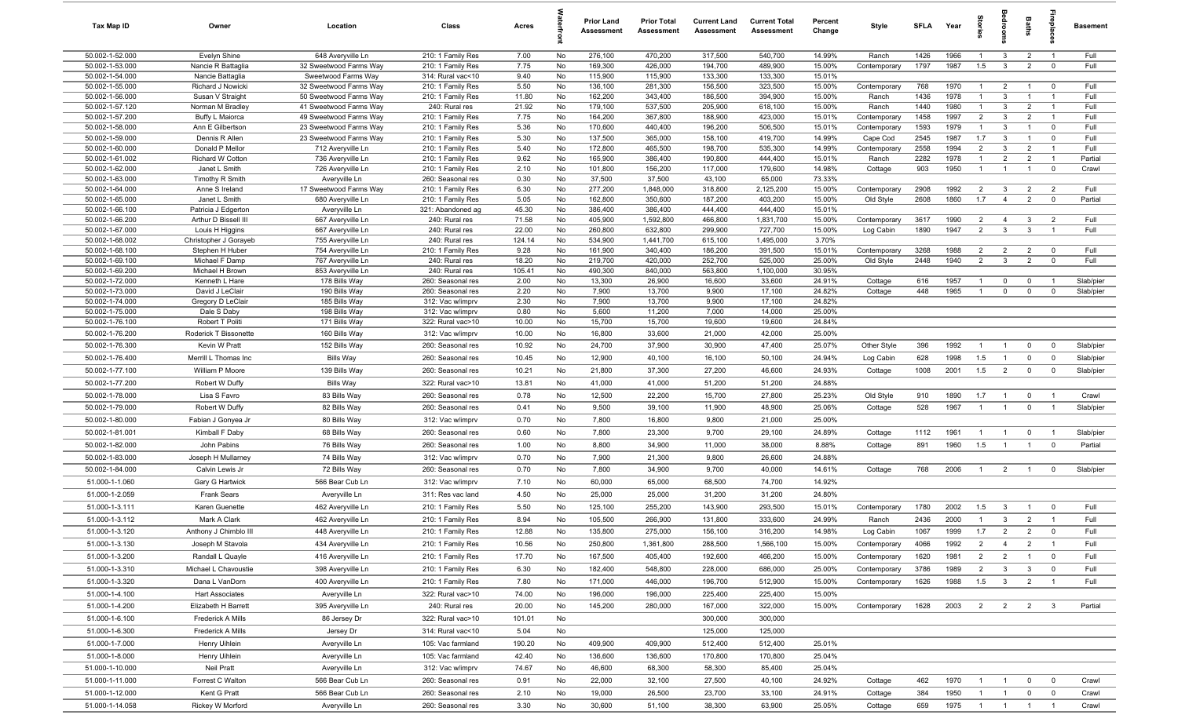| Tax Map ID | Owner | Location | Class | Acres | Waterfront | Prior Land Assessment | Prior Total Assessment | Current Land Assessment | Current Total Assessment | Percent Change | Style | SFLA | Year | Stories | Bedrooms | Baths | Fireplaces | Basement |
|---|---|---|---|---|---|---|---|---|---|---|---|---|---|---|---|---|---|---|
| 50.002-1-52.000 | Evelyn Shine | 648 Averyville Ln | 210: 1 Family Res | 7.00 | No | 276,100 | 470,200 | 317,500 | 540,700 | 14.99% | Ranch | 1426 | 1966 | 1 | 3 | 2 | 1 | Full |
| 50.002-1-53.000 | Nancie R Battaglia | 32 Sweetwood Farms Way | 210: 1 Family Res | 7.75 | No | 169,300 | 426,000 | 194,700 | 489,900 | 15.00% | Contemporary | 1797 | 1987 | 1.5 | 3 | 2 | 0 | Full |
| 50.002-1-54.000 | Nancie Battaglia | Sweetwood Farms Way | 314: Rural vac<10 | 9.40 | No | 115,900 | 115,900 | 133,300 | 133,300 | 15.01% | | | | | | | | |
| 50.002-1-55.000 | Richard J Nowicki | 32 Sweetwood Farms Way | 210: 1 Family Res | 5.50 | No | 136,100 | 281,300 | 156,500 | 323,500 | 15.00% | Contemporary | 768 | 1970 | 1 | 2 | 1 | 0 | Full |
| 50.002-1-56.000 | Susan V Straight | 50 Sweetwood Farms Way | 210: 1 Family Res | 11.80 | No | 162,200 | 343,400 | 186,500 | 394,900 | 15.00% | Ranch | 1436 | 1978 | 1 | 3 | 1 | 1 | Full |
| 50.002-1-57.120 | Norman M Bradley | 41 Sweetwood Farms Way | 240: Rural res | 21.92 | No | 179,100 | 537,500 | 205,900 | 618,100 | 15.00% | Ranch | 1440 | 1980 | 1 | 3 | 2 | 1 | Full |
| 50.002-1-57.200 | Buffy L Maiorca | 49 Sweetwood Farms Way | 210: 1 Family Res | 7.75 | No | 164,200 | 367,800 | 188,900 | 423,000 | 15.01% | Contemporary | 1458 | 1997 | 2 | 3 | 2 | 1 | Full |
| 50.002-1-58.000 | Ann E Gilbertson | 23 Sweetwood Farms Way | 210: 1 Family Res | 5.36 | No | 170,600 | 440,400 | 196,200 | 506,500 | 15.01% | Contemporary | 1593 | 1979 | 1 | 3 | 1 | 0 | Full |
| 50.002-1-59.000 | Dennis R Allen | 23 Sweetwood Farms Way | 210: 1 Family Res | 5.30 | No | 137,500 | 365,000 | 158,100 | 419,700 | 14.99% | Cape Cod | 2545 | 1987 | 1.7 | 3 | 1 | 0 | Full |
| 50.002-1-60.000 | Donald P Mellor | 712 Averyville Ln | 210: 1 Family Res | 5.40 | No | 172,800 | 465,500 | 198,700 | 535,300 | 14.99% | Contemporary | 2558 | 1994 | 2 | 3 | 2 | 1 | Full |
| 50.002-1-61.002 | Richard W Cotton | 736 Averyville Ln | 210: 1 Family Res | 9.62 | No | 165,900 | 386,400 | 190,800 | 444,400 | 15.01% | Ranch | 2282 | 1978 | 1 | 2 | 2 | 1 | Partial |
| 50.002-1-62.000 | Janet L Smith | 726 Averyville Ln | 210: 1 Family Res | 2.10 | No | 101,800 | 156,200 | 117,000 | 179,600 | 14.98% | Cottage | 903 | 1950 | 1 | 1 | 1 | 0 | Crawl |
| 50.002-1-63.000 | Timothy R Smith | Averyville Ln | 260: Seasonal res | 0.30 | No | 37,500 | 37,500 | 43,100 | 65,000 | 73.33% | | | | | | | | |
| 50.002-1-64.000 | Anne S Ireland | 17 Sweetwood Farms Way | 210: 1 Family Res | 6.30 | No | 277,200 | 1,848,000 | 318,800 | 2,125,200 | 15.00% | Contemporary | 2908 | 1992 | 2 | 3 | 2 | 2 | Full |
| 50.002-1-65.000 | Janet L Smith | 680 Averyville Ln | 210: 1 Family Res | 5.05 | No | 162,800 | 350,600 | 187,200 | 403,200 | 15.00% | Old Style | 2608 | 1860 | 1.7 | 4 | 2 | 0 | Partial |
| 50.002-1-66.100 | Patricia J Edgerton | Averyville Ln | 321: Abandoned ag | 45.30 | No | 386,400 | 386,400 | 444,400 | 444,400 | 15.01% | | | | | | | | |
| 50.002-1-66.200 | Arthur D Bissell III | 667 Averyville Ln | 240: Rural res | 71.58 | No | 405,900 | 1,592,800 | 466,800 | 1,831,700 | 15.00% | Contemporary | 3617 | 1990 | 2 | 4 | 3 | 2 | Full |
| 50.002-1-67.000 | Louis H Higgins | 667 Averyville Ln | 240: Rural res | 22.00 | No | 260,800 | 632,800 | 299,900 | 727,700 | 15.00% | Log Cabin | 1890 | 1947 | 2 | 3 | 3 | 1 | Full |
| 50.002-1-68.002 | Christopher J Gorayeb | 755 Averyville Ln | 240: Rural res | 124.14 | No | 534,900 | 1,441,700 | 615,100 | 1,495,000 | 3.70% | | | | | | | | |
| 50.002-1-68.100 | Stephen H Huber | 754 Averyville Ln | 210: 1 Family Res | 9.28 | No | 161,900 | 340,400 | 186,200 | 391,500 | 15.01% | Contemporary | 3268 | 1988 | 2 | 2 | 2 | 0 | Full |
| 50.002-1-69.100 | Michael F Damp | 767 Averyville Ln | 240: Rural res | 18.20 | No | 219,700 | 420,000 | 252,700 | 525,000 | 25.00% | Old Style | 2448 | 1940 | 2 | 3 | 2 | 0 | Full |
| 50.002-1-69.200 | Michael H Brown | 853 Averyville Ln | 240: Rural res | 105.41 | No | 490,300 | 840,000 | 563,800 | 1,100,000 | 30.95% | | | | | | | | |
| 50.002-1-72.000 | Kenneth L Hare | 178 Bills Way | 260: Seasonal res | 2.00 | No | 13,300 | 26,900 | 16,600 | 33,600 | 24.91% | Cottage | 616 | 1957 | 1 | 0 | 0 | 1 | Slab/pier |
| 50.002-1-73.000 | David J LeClair | 190 Bills Way | 260: Seasonal res | 2.20 | No | 7,900 | 13,700 | 9,900 | 17,100 | 24.82% | Cottage | 448 | 1965 | 1 | 0 | 0 | 0 | Slab/pier |
| 50.002-1-74.000 | Gregory D LeClair | 185 Bills Way | 312: Vac w/imprv | 2.30 | No | 7,900 | 13,700 | 9,900 | 17,100 | 24.82% | | | | | | | | |
| 50.002-1-75.000 | Dale S Daby | 198 Bills Way | 312: Vac w/imprv | 0.80 | No | 5,600 | 11,200 | 7,000 | 14,000 | 25.00% | | | | | | | | |
| 50.002-1-76.100 | Robert T Politi | 171 Bills Way | 322: Rural vac>10 | 10.00 | No | 15,700 | 15,700 | 19,600 | 19,600 | 24.84% | | | | | | | | |
| 50.002-1-76.200 | Roderick T Bissonette | 160 Bills Way | 312: Vac w/imprv | 10.00 | No | 16,800 | 33,600 | 21,000 | 42,000 | 25.00% | | | | | | | | |
| 50.002-1-76.300 | Kevin W Pratt | 152 Bills Way | 260: Seasonal res | 10.92 | No | 24,700 | 37,900 | 30,900 | 47,400 | 25.07% | Other Style | 396 | 1992 | 1 | 1 | 0 | 0 | Slab/pier |
| 50.002-1-76.400 | Merrill L Thomas Inc | Bills Way | 260: Seasonal res | 10.45 | No | 12,900 | 40,100 | 16,100 | 50,100 | 24.94% | Log Cabin | 628 | 1998 | 1.5 | 1 | 0 | 0 | Slab/pier |
| 50.002-1-77.100 | William P Moore | 139 Bills Way | 260: Seasonal res | 10.21 | No | 21,800 | 37,300 | 27,200 | 46,600 | 24.93% | Cottage | 1008 | 2001 | 1.5 | 2 | 0 | 0 | Slab/pier |
| 50.002-1-77.200 | Robert W Duffy | Bills Way | 322: Rural vac>10 | 13.81 | No | 41,000 | 41,000 | 51,200 | 51,200 | 24.88% | | | | | | | | |
| 50.002-1-78.000 | Lisa S Favro | 83 Bills Way | 260: Seasonal res | 0.78 | No | 12,500 | 22,200 | 15,700 | 27,800 | 25.23% | Old Style | 910 | 1890 | 1.7 | 1 | 0 | 1 | Crawl |
| 50.002-1-79.000 | Robert W Duffy | 82 Bills Way | 260: Seasonal res | 0.41 | No | 9,500 | 39,100 | 11,900 | 48,900 | 25.06% | Cottage | 528 | 1967 | 1 | 1 | 0 | 1 | Slab/pier |
| 50.002-1-80.000 | Fabian J Gonyea Jr | 80 Bills Way | 312: Vac w/imprv | 0.70 | No | 7,800 | 16,800 | 9,800 | 21,000 | 25.00% | | | | | | | | |
| 50.002-1-81.001 | Kimball F Daby | 68 Bills Way | 260: Seasonal res | 0.60 | No | 7,800 | 23,300 | 9,700 | 29,100 | 24.89% | Cottage | 1112 | 1961 | 1 | 1 | 0 | 1 | Slab/pier |
| 50.002-1-82.000 | John Pabins | 76 Bills Way | 260: Seasonal res | 1.00 | No | 8,800 | 34,900 | 11,000 | 38,000 | 8.88% | Cottage | 891 | 1960 | 1.5 | 1 | 1 | 0 | Partial |
| 50.002-1-83.000 | Joseph H Mullarney | 74 Bills Way | 312: Vac w/imprv | 0.70 | No | 7,900 | 21,300 | 9,800 | 26,600 | 24.88% | | | | | | | | |
| 50.002-1-84.000 | Calvin Lewis Jr | 72 Bills Way | 260: Seasonal res | 0.70 | No | 7,800 | 34,900 | 9,700 | 40,000 | 14.61% | Cottage | 768 | 2006 | 1 | 2 | 1 | 0 | Slab/pier |
| 51.000-1-1.060 | Gary G Hartwick | 566 Bear Cub Ln | 312: Vac w/imprv | 7.10 | No | 60,000 | 65,000 | 68,500 | 74,700 | 14.92% | | | | | | | | |
| 51.000-1-2.059 | Frank Sears | Averyville Ln | 311: Res vac land | 4.50 | No | 25,000 | 25,000 | 31,200 | 31,200 | 24.80% | | | | | | | | |
| 51.000-1-3.111 | Karen Guenette | 462 Averyville Ln | 210: 1 Family Res | 5.50 | No | 125,100 | 255,200 | 143,900 | 293,500 | 15.01% | Contemporary | 1780 | 2002 | 1.5 | 3 | 1 | 0 | Full |
| 51.000-1-3.112 | Mark A Clark | 462 Averyville Ln | 210: 1 Family Res | 8.94 | No | 105,500 | 266,900 | 131,800 | 333,600 | 24.99% | Ranch | 2436 | 2000 | 1 | 3 | 2 | 1 | Full |
| 51.000-1-3.120 | Anthony J Chimblo III | 448 Averyville Ln | 210: 1 Family Res | 12.88 | No | 135,800 | 275,000 | 156,100 | 316,200 | 14.98% | Log Cabin | 1067 | 1999 | 1.7 | 2 | 2 | 0 | Full |
| 51.000-1-3.130 | Joseph M Stavola | 434 Averyville Ln | 210: 1 Family Res | 10.56 | No | 250,800 | 1,361,800 | 288,500 | 1,566,100 | 15.00% | Contemporary | 4066 | 1992 | 2 | 4 | 2 | 1 | Full |
| 51.000-1-3.200 | Randall L Quayle | 416 Averyville Ln | 210: 1 Family Res | 17.70 | No | 167,500 | 405,400 | 192,600 | 466,200 | 15.00% | Contemporary | 1620 | 1981 | 2 | 2 | 1 | 0 | Full |
| 51.000-1-3.310 | Michael L Chavoustie | 398 Averyville Ln | 210: 1 Family Res | 6.30 | No | 182,400 | 548,800 | 228,000 | 686,000 | 25.00% | Contemporary | 3786 | 1989 | 2 | 3 | 3 | 0 | Full |
| 51.000-1-3.320 | Dana L VanDorn | 400 Averyville Ln | 210: 1 Family Res | 7.80 | No | 171,000 | 446,000 | 196,700 | 512,900 | 15.00% | Contemporary | 1626 | 1988 | 1.5 | 3 | 2 | 1 | Full |
| 51.000-1-4.100 | Hart Associates | Averyville Ln | 322: Rural vac>10 | 74.00 | No | 196,000 | 196,000 | 225,400 | 225,400 | 15.00% | | | | | | | | |
| 51.000-1-4.200 | Elizabeth H Barrett | 395 Averyville Ln | 240: Rural res | 20.00 | No | 145,200 | 280,000 | 167,000 | 322,000 | 15.00% | Contemporary | 1628 | 2003 | 2 | 2 | 2 | 3 | Partial |
| 51.000-1-6.100 | Frederick A Mills | 86 Jersey Dr | 322: Rural vac>10 | 101.01 | No | | | 300,000 | 300,000 | | | | | | | | | |
| 51.000-1-6.300 | Frederick A Mills | Jersey Dr | 314: Rural vac<10 | 5.04 | No | | | 125,000 | 125,000 | | | | | | | | | |
| 51.000-1-7.000 | Henry Uihlein | Averyville Ln | 105: Vac farmland | 190.20 | No | 409,900 | 409,900 | 512,400 | 512,400 | 25.01% | | | | | | | | |
| 51.000-1-8.000 | Henry Uihlein | Averyville Ln | 105: Vac farmland | 42.40 | No | 136,600 | 136,600 | 170,800 | 170,800 | 25.04% | | | | | | | | |
| 51.000-1-10.000 | Neil Pratt | Averyville Ln | 312: Vac w/imprv | 74.67 | No | 46,600 | 68,300 | 58,300 | 85,400 | 25.04% | | | | | | | | |
| 51.000-1-11.000 | Forrest C Walton | 566 Bear Cub Ln | 260: Seasonal res | 0.91 | No | 22,000 | 32,100 | 27,500 | 40,100 | 24.92% | Cottage | 462 | 1970 | 1 | 1 | 0 | 0 | Crawl |
| 51.000-1-12.000 | Kent G Pratt | 566 Bear Cub Ln | 260: Seasonal res | 2.10 | No | 19,000 | 26,500 | 23,700 | 33,100 | 24.91% | Cottage | 384 | 1950 | 1 | 1 | 0 | 0 | Crawl |
| 51.000-1-14.058 | Rickey W Morford | Averyville Ln | 260: Seasonal res | 3.30 | No | 30,600 | 51,100 | 38,300 | 63,900 | 25.05% | Cottage | 659 | 1975 | 1 | 1 | 1 | 1 | Crawl |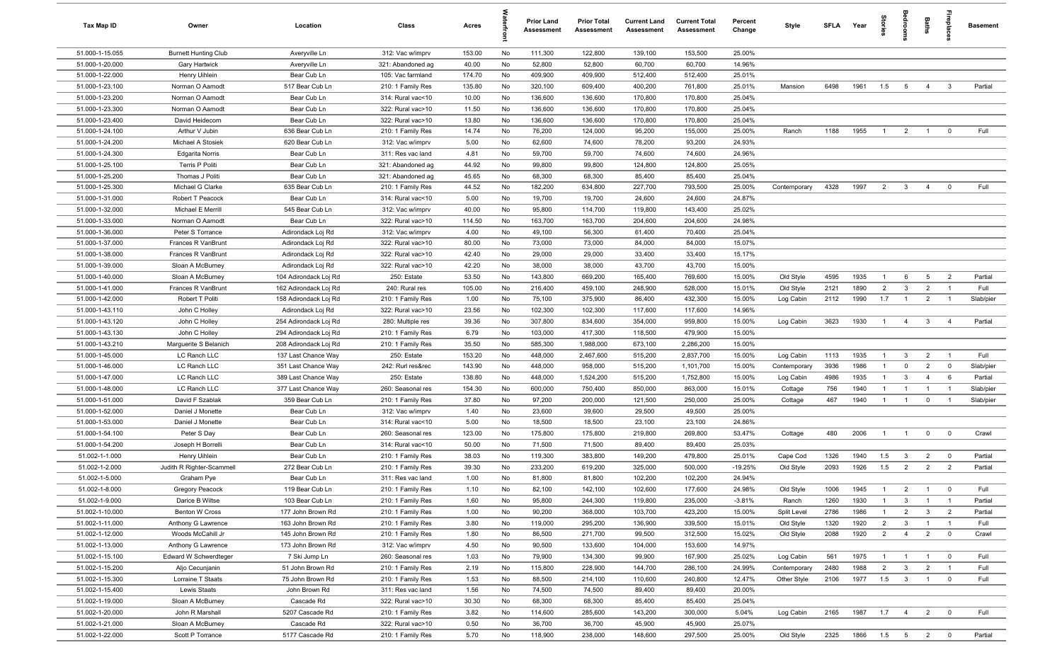| Tax Map ID | Owner | Location | Class | Acres | Waterfront | Prior Land Assessment | Prior Total Assessment | Current Land Assessment | Current Total Assessment | Percent Change | Style | SFLA | Year | Stories | Bedrooms | Baths | Fireplaces | Basement |
|---|---|---|---|---|---|---|---|---|---|---|---|---|---|---|---|---|---|---|
| 51.000-1-15.055 | Burnett Hunting Club | Averyville Ln | 312: Vac w/imprv | 153.00 | No | 111,300 | 122,800 | 139,100 | 153,500 | 25.00% | | | | | | | | |
| 51.000-1-20.000 | Gary Hartwick | Averyville Ln | 321: Abandoned ag | 40.00 | No | 52,800 | 52,800 | 60,700 | 60,700 | 14.96% | | | | | | | | |
| 51.000-1-22.000 | Henry Uihlein | Bear Cub Ln | 105: Vac farmland | 174.70 | No | 409,900 | 409,900 | 512,400 | 512,400 | 25.01% | | | | | | | | |
| 51.000-1-23.100 | Norman O Aamodt | 517 Bear Cub Ln | 210: 1 Family Res | 135.80 | No | 320,100 | 609,400 | 400,200 | 761,800 | 25.01% | Mansion | 6498 | 1961 | 1.5 | 5 | 4 | 3 | Partial |
| 51.000-1-23.200 | Norman O Aamodt | Bear Cub Ln | 314: Rural vac<10 | 10.00 | No | 136,600 | 136,600 | 170,800 | 170,800 | 25.04% | | | | | | | | |
| 51.000-1-23.300 | Norman O Aamodt | Bear Cub Ln | 322: Rural vac>10 | 11.50 | No | 136,600 | 136,600 | 170,800 | 170,800 | 25.04% | | | | | | | | |
| 51.000-1-23.400 | David Heidecom | Bear Cub Ln | 322: Rural vac>10 | 13.80 | No | 136,600 | 136,600 | 170,800 | 170,800 | 25.04% | | | | | | | | |
| 51.000-1-24.100 | Arthur V Jubin | 636 Bear Cub Ln | 210: 1 Family Res | 14.74 | No | 76,200 | 124,000 | 95,200 | 155,000 | 25.00% | Ranch | 1188 | 1955 | 1 | 2 | 1 | 0 | Full |
| 51.000-1-24.200 | Michael A Stosiek | 620 Bear Cub Ln | 312: Vac w/imprv | 5.00 | No | 62,600 | 74,600 | 78,200 | 93,200 | 24.93% | | | | | | | | |
| 51.000-1-24.300 | Edgarita Norris | Bear Cub Ln | 311: Res vac land | 4.81 | No | 59,700 | 59,700 | 74,600 | 74,600 | 24.96% | | | | | | | | |
| 51.000-1-25.100 | Terris P Politi | Bear Cub Ln | 321: Abandoned ag | 44.92 | No | 99,800 | 99,800 | 124,800 | 124,800 | 25.05% | | | | | | | | |
| 51.000-1-25.200 | Thomas J Politi | Bear Cub Ln | 321: Abandoned ag | 45.65 | No | 68,300 | 68,300 | 85,400 | 85,400 | 25.04% | | | | | | | | |
| 51.000-1-25.300 | Michael G Clarke | 635 Bear Cub Ln | 210: 1 Family Res | 44.52 | No | 182,200 | 634,800 | 227,700 | 793,500 | 25.00% | Contemporary | 4328 | 1997 | 2 | 3 | 4 | 0 | Full |
| 51.000-1-31.000 | Robert T Peacock | Bear Cub Ln | 314: Rural vac<10 | 5.00 | No | 19,700 | 19,700 | 24,600 | 24,600 | 24.87% | | | | | | | | |
| 51.000-1-32.000 | Michael E Merrill | 545 Bear Cub Ln | 312: Vac w/imprv | 40.00 | No | 95,800 | 114,700 | 119,800 | 143,400 | 25.02% | | | | | | | | |
| 51.000-1-33.000 | Norman O Aamodt | Bear Cub Ln | 322: Rural vac>10 | 114.50 | No | 163,700 | 163,700 | 204,600 | 204,600 | 24.98% | | | | | | | | |
| 51.000-1-36.000 | Peter S Torrance | Adirondack Loj Rd | 312: Vac w/imprv | 4.00 | No | 49,100 | 56,300 | 61,400 | 70,400 | 25.04% | | | | | | | | |
| 51.000-1-37.000 | Frances R VanBrunt | Adirondack Loj Rd | 322: Rural vac>10 | 80.00 | No | 73,000 | 73,000 | 84,000 | 84,000 | 15.07% | | | | | | | | |
| 51.000-1-38.000 | Frances R VanBrunt | Adirondack Loj Rd | 322: Rural vac>10 | 42.40 | No | 29,000 | 29,000 | 33,400 | 33,400 | 15.17% | | | | | | | | |
| 51.000-1-39.000 | Sloan A McBurney | Adirondack Loj Rd | 322: Rural vac>10 | 42.20 | No | 38,000 | 38,000 | 43,700 | 43,700 | 15.00% | | | | | | | | |
| 51.000-1-40.000 | Sloan A McBurney | 104 Adirondack Loj Rd | 250: Estate | 53.50 | No | 143,800 | 669,200 | 165,400 | 769,600 | 15.00% | Old Style | 4595 | 1935 | 1 | 6 | 5 | 2 | Partial |
| 51.000-1-41.000 | Frances R VanBrunt | 162 Adirondack Loj Rd | 240: Rural res | 105.00 | No | 216,400 | 459,100 | 248,900 | 528,000 | 15.01% | Old Style | 2121 | 1890 | 2 | 3 | 2 | 1 | Full |
| 51.000-1-42.000 | Robert T Politi | 158 Adirondack Loj Rd | 210: 1 Family Res | 1.00 | No | 75,100 | 375,900 | 86,400 | 432,300 | 15.00% | Log Cabin | 2112 | 1990 | 1.7 | 1 | 2 | 1 | Slab/pier |
| 51.000-1-43.110 | John C Holley | Adirondack Loj Rd | 322: Rural vac>10 | 23.56 | No | 102,300 | 102,300 | 117,600 | 117,600 | 14.96% | | | | | | | | |
| 51.000-1-43.120 | John C Holley | 254 Adirondack Loj Rd | 280: Multiple res | 39.36 | No | 307,800 | 834,600 | 354,000 | 959,800 | 15.00% | Log Cabin | 3623 | 1930 | 1 | 4 | 3 | 4 | Partial |
| 51.000-1-43.130 | John C Holley | 294 Adirondack Loj Rd | 210: 1 Family Res | 6.79 | No | 103,000 | 417,300 | 118,500 | 479,900 | 15.00% | | | | | | | | |
| 51.000-1-43.210 | Marguerite S Belanich | 208 Adirondack Loj Rd | 210: 1 Family Res | 35.50 | No | 585,300 | 1,988,000 | 673,100 | 2,286,200 | 15.00% | | | | | | | | |
| 51.000-1-45.000 | LC Ranch LLC | 137 Last Chance Way | 250: Estate | 153.20 | No | 448,000 | 2,467,600 | 515,200 | 2,837,700 | 15.00% | Log Cabin | 1113 | 1935 | 1 | 3 | 2 | 1 | Full |
| 51.000-1-46.000 | LC Ranch LLC | 351 Last Chance Way | 242: Rurl res&rec | 143.90 | No | 448,000 | 958,000 | 515,200 | 1,101,700 | 15.00% | Contemporary | 3936 | 1986 | 1 | 0 | 2 | 0 | Slab/pier |
| 51.000-1-47.000 | LC Ranch LLC | 389 Last Chance Way | 250: Estate | 138.80 | No | 448,000 | 1,524,200 | 515,200 | 1,752,800 | 15.00% | Log Cabin | 4986 | 1935 | 1 | 3 | 4 | 6 | Partial |
| 51.000-1-48.000 | LC Ranch LLC | 377 Last Chance Way | 260: Seasonal res | 154.30 | No | 600,000 | 750,400 | 850,000 | 863,000 | 15.01% | Cottage | 756 | 1940 | 1 | 1 | 1 | 1 | Slab/pier |
| 51.000-1-51.000 | David F Szablak | 359 Bear Cub Ln | 210: 1 Family Res | 37.80 | No | 97,200 | 200,000 | 121,500 | 250,000 | 25.00% | Cottage | 467 | 1940 | 1 | 1 | 0 | 1 | Slab/pier |
| 51.000-1-52.000 | Daniel J Monette | Bear Cub Ln | 312: Vac w/imprv | 1.40 | No | 23,600 | 39,600 | 29,500 | 49,500 | 25.00% | | | | | | | | |
| 51.000-1-53.000 | Daniel J Monette | Bear Cub Ln | 314: Rural vac<10 | 5.00 | No | 18,500 | 18,500 | 23,100 | 23,100 | 24.86% | | | | | | | | |
| 51.000-1-54.100 | Peter S Day | Bear Cub Ln | 260: Seasonal res | 123.00 | No | 175,800 | 175,800 | 219,800 | 269,800 | 53.47% | Cottage | 480 | 2006 | 1 | 1 | 0 | 0 | Crawl |
| 51.000-1-54.200 | Joseph H Borrelli | Bear Cub Ln | 314: Rural vac<10 | 50.00 | No | 71,500 | 71,500 | 89,400 | 89,400 | 25.03% | | | | | | | | |
| 51.002-1-1.000 | Henry Uihlein | Bear Cub Ln | 210: 1 Family Res | 38.03 | No | 119,300 | 383,800 | 149,200 | 479,800 | 25.01% | Cape Cod | 1326 | 1940 | 1.5 | 3 | 2 | 0 | Partial |
| 51.002-1-2.000 | Judith R Righter-Scammell | 272 Bear Cub Ln | 210: 1 Family Res | 39.30 | No | 233,200 | 619,200 | 325,000 | 500,000 | -19.25% | Old Style | 2093 | 1926 | 1.5 | 2 | 2 | 2 | Partial |
| 51.002-1-5.000 | Graham Pye | Bear Cub Ln | 311: Res vac land | 1.00 | No | 81,800 | 81,800 | 102,200 | 102,200 | 24.94% | | | | | | | | |
| 51.002-1-8.000 | Gregory Peacock | 119 Bear Cub Ln | 210: 1 Family Res | 1.10 | No | 82,100 | 142,100 | 102,600 | 177,600 | 24.98% | Old Style | 1006 | 1945 | 1 | 2 | 1 | 0 | Full |
| 51.002-1-9.000 | Darice B Wiltse | 103 Bear Cub Ln | 210: 1 Family Res | 1.60 | No | 95,800 | 244,300 | 119,800 | 235,000 | -3.81% | Ranch | 1260 | 1930 | 1 | 3 | 1 | 1 | Partial |
| 51.002-1-10.000 | Benton W Cross | 177 John Brown Rd | 210: 1 Family Res | 1.00 | No | 90,200 | 368,000 | 103,700 | 423,200 | 15.00% | Split Level | 2786 | 1986 | 1 | 2 | 3 | 2 | Partial |
| 51.002-1-11.000 | Anthony G Lawrence | 163 John Brown Rd | 210: 1 Family Res | 3.80 | No | 119,000 | 295,200 | 136,900 | 339,500 | 15.01% | Old Style | 1320 | 1920 | 2 | 3 | 1 | 1 | Full |
| 51.002-1-12.000 | Woods McCahill Jr | 145 John Brown Rd | 210: 1 Family Res | 1.80 | No | 86,500 | 271,700 | 99,500 | 312,500 | 15.02% | Old Style | 2088 | 1920 | 2 | 4 | 2 | 0 | Crawl |
| 51.002-1-13.000 | Anthony G Lawrence | 173 John Brown Rd | 312: Vac w/imprv | 4.50 | No | 90,500 | 133,600 | 104,000 | 153,600 | 14.97% | | | | | | | | |
| 51.002-1-15.100 | Edward W Schwerdtleger | 7 Ski Jump Ln | 260: Seasonal res | 1.03 | No | 79,900 | 134,300 | 99,900 | 167,900 | 25.02% | Log Cabin | 561 | 1975 | 1 | 1 | 1 | 0 | Full |
| 51.002-1-15.200 | Aljo Cecunjanin | 51 John Brown Rd | 210: 1 Family Res | 2.19 | No | 115,800 | 228,900 | 144,700 | 286,100 | 24.99% | Contemporary | 2480 | 1988 | 2 | 3 | 2 | 1 | Full |
| 51.002-1-15.300 | Lorraine T Staats | 75 John Brown Rd | 210: 1 Family Res | 1.53 | No | 88,500 | 214,100 | 110,600 | 240,800 | 12.47% | Other Style | 2106 | 1977 | 1.5 | 3 | 1 | 0 | Full |
| 51.002-1-15.400 | Lewis Staats | John Brown Rd | 311: Res vac land | 1.56 | No | 74,500 | 74,500 | 89,400 | 89,400 | 20.00% | | | | | | | | |
| 51.002-1-19.000 | Sloan A McBurney | Cascade Rd | 322: Rural vac>10 | 30.30 | No | 68,300 | 68,300 | 85,400 | 85,400 | 25.04% | | | | | | | | |
| 51.002-1-20.000 | John R Marshall | 5207 Cascade Rd | 210: 1 Family Res | 3.82 | No | 114,600 | 285,600 | 143,200 | 300,000 | 5.04% | Log Cabin | 2165 | 1987 | 1.7 | 4 | 2 | 0 | Full |
| 51.002-1-21.000 | Sloan A McBurney | Cascade Rd | 322: Rural vac>10 | 0.50 | No | 36,700 | 36,700 | 45,900 | 45,900 | 25.07% | | | | | | | | |
| 51.002-1-22.000 | Scott P Torrance | 5177 Cascade Rd | 210: 1 Family Res | 5.70 | No | 118,900 | 238,000 | 148,600 | 297,500 | 25.00% | Old Style | 2325 | 1866 | 1.5 | 5 | 2 | 0 | Partial |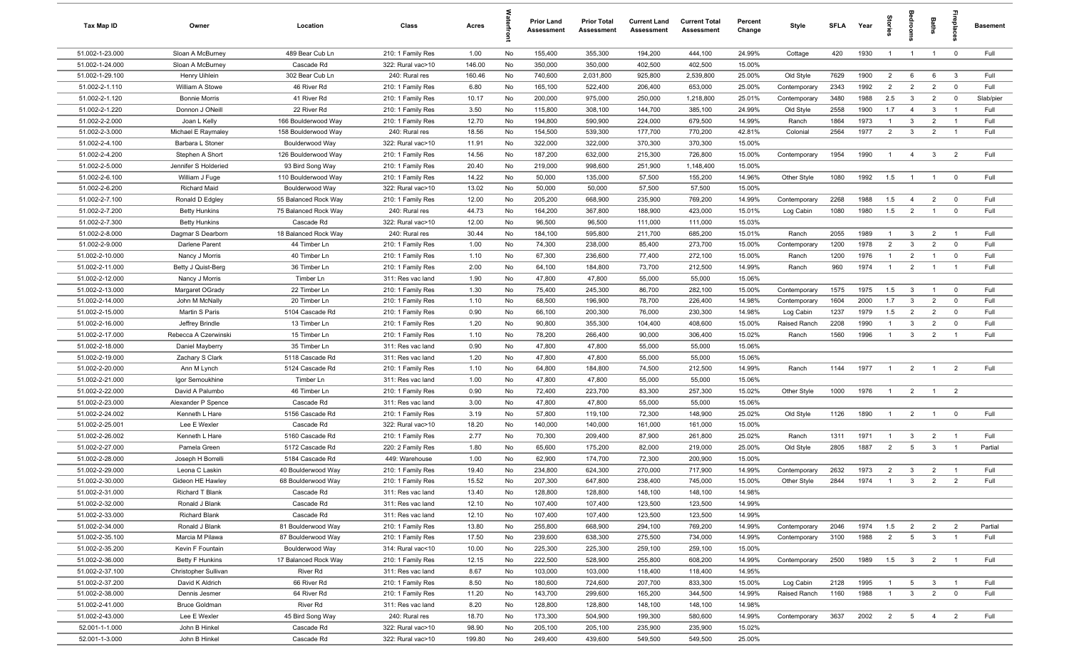| Tax Map ID | Owner | Location | Class | Acres | Waterfront | Prior Land Assessment | Prior Total Assessment | Current Land Assessment | Current Total Assessment | Percent Change | Style | SFLA | Year | Stories | Bedrooms | Baths | Fireplaces | Basement |
|---|---|---|---|---|---|---|---|---|---|---|---|---|---|---|---|---|---|---|
| 51.002-1-23.000 | Sloan A McBurney | 489 Bear Cub Ln | 210: 1 Family Res | 1.00 | No | 155,400 | 355,300 | 194,200 | 444,100 | 24.99% | Cottage | 420 | 1930 | 1 | 1 | 1 | 0 | Full |
| 51.002-1-24.000 | Sloan A McBurney | Cascade Rd | 322: Rural vac>10 | 146.00 | No | 350,000 | 350,000 | 402,500 | 402,500 | 15.00% | | | | | | | | |
| 51.002-1-29.100 | Henry Uihlein | 302 Bear Cub Ln | 240: Rural res | 160.46 | No | 740,600 | 2,031,800 | 925,800 | 2,539,800 | 25.00% | Old Style | 7629 | 1900 | 2 | 6 | 6 | 3 | Full |
| 51.002-2-1.110 | William A Stowe | 46 River Rd | 210: 1 Family Res | 6.80 | No | 165,100 | 522,400 | 206,400 | 653,000 | 25.00% | Contemporary | 2343 | 1992 | 2 | 2 | 2 | 0 | Full |
| 51.002-2-1.120 | Bonnie Morris | 41 River Rd | 210: 1 Family Res | 10.17 | No | 200,000 | 975,000 | 250,000 | 1,218,800 | 25.01% | Contemporary | 3480 | 1988 | 2.5 | 3 | 2 | 0 | Slab/pier |
| 51.002-2-1.220 | Donnon J ONeill | 22 River Rd | 210: 1 Family Res | 3.50 | No | 115,800 | 308,100 | 144,700 | 385,100 | 24.99% | Old Style | 2558 | 1900 | 1.7 | 4 | 3 | 1 | Full |
| 51.002-2-2.000 | Joan L Kelly | 166 Boulderwood Way | 210: 1 Family Res | 12.70 | No | 194,800 | 590,900 | 224,000 | 679,500 | 14.99% | Ranch | 1864 | 1973 | 1 | 3 | 2 | 1 | Full |
| 51.002-2-3.000 | Michael E Raymaley | 158 Boulderwood Way | 240: Rural res | 18.56 | No | 154,500 | 539,300 | 177,700 | 770,200 | 42.81% | Colonial | 2564 | 1977 | 2 | 3 | 2 | 1 | Full |
| 51.002-2-4.100 | Barbara L Stoner | Boulderwood Way | 322: Rural vac>10 | 11.91 | No | 322,000 | 322,000 | 370,300 | 370,300 | 15.00% | | | | | | | | |
| 51.002-2-4.200 | Stephen A Short | 126 Boulderwood Way | 210: 1 Family Res | 14.56 | No | 187,200 | 632,000 | 215,300 | 726,800 | 15.00% | Contemporary | 1954 | 1990 | 1 | 4 | 3 | 2 | Full |
| 51.002-2-5.000 | Jennifer S Holderied | 93 Bird Song Way | 210: 1 Family Res | 20.40 | No | 219,000 | 998,600 | 251,900 | 1,148,400 | 15.00% | | | | | | | | |
| 51.002-2-6.100 | William J Fuge | 110 Boulderwood Way | 210: 1 Family Res | 14.22 | No | 50,000 | 135,000 | 57,500 | 155,200 | 14.96% | Other Style | 1080 | 1992 | 1.5 | 1 | 1 | 0 | Full |
| 51.002-2-6.200 | Richard Maid | Boulderwood Way | 322: Rural vac>10 | 13.02 | No | 50,000 | 50,000 | 57,500 | 57,500 | 15.00% | | | | | | | | |
| 51.002-2-7.100 | Ronald D Edgley | 55 Balanced Rock Way | 210: 1 Family Res | 12.00 | No | 205,200 | 668,900 | 235,900 | 769,200 | 14.99% | Contemporary | 2268 | 1988 | 1.5 | 4 | 2 | 0 | Full |
| 51.002-2-7.200 | Betty Hunkins | 75 Balanced Rock Way | 240: Rural res | 44.73 | No | 164,200 | 367,800 | 188,900 | 423,000 | 15.01% | Log Cabin | 1080 | 1980 | 1.5 | 2 | 1 | 0 | Full |
| 51.002-2-7.300 | Betty Hunkins | Cascade Rd | 322: Rural vac>10 | 12.00 | No | 96,500 | 96,500 | 111,000 | 111,000 | 15.03% | | | | | | | | |
| 51.002-2-8.000 | Dagmar S Dearborn | 18 Balanced Rock Way | 240: Rural res | 30.44 | No | 184,100 | 595,800 | 211,700 | 685,200 | 15.01% | Ranch | 2055 | 1989 | 1 | 3 | 2 | 1 | Full |
| 51.002-2-9.000 | Darlene Parent | 44 Timber Ln | 210: 1 Family Res | 1.00 | No | 74,300 | 238,000 | 85,400 | 273,700 | 15.00% | Contemporary | 1200 | 1978 | 2 | 3 | 2 | 0 | Full |
| 51.002-2-10.000 | Nancy J Morris | 40 Timber Ln | 210: 1 Family Res | 1.10 | No | 67,300 | 236,600 | 77,400 | 272,100 | 15.00% | Ranch | 1200 | 1976 | 1 | 2 | 1 | 0 | Full |
| 51.002-2-11.000 | Betty J Quist-Berg | 36 Timber Ln | 210: 1 Family Res | 2.00 | No | 64,100 | 184,800 | 73,700 | 212,500 | 14.99% | Ranch | 960 | 1974 | 1 | 2 | 1 | 1 | Full |
| 51.002-2-12.000 | Nancy J Morris | Timber Ln | 311: Res vac land | 1.90 | No | 47,800 | 47,800 | 55,000 | 55,000 | 15.06% | | | | | | | | |
| 51.002-2-13.000 | Margaret OGrady | 22 Timber Ln | 210: 1 Family Res | 1.30 | No | 75,400 | 245,300 | 86,700 | 282,100 | 15.00% | Contemporary | 1575 | 1975 | 1.5 | 3 | 1 | 0 | Full |
| 51.002-2-14.000 | John M McNally | 20 Timber Ln | 210: 1 Family Res | 1.10 | No | 68,500 | 196,900 | 78,700 | 226,400 | 14.98% | Contemporary | 1604 | 2000 | 1.7 | 3 | 2 | 0 | Full |
| 51.002-2-15.000 | Martin S Paris | 5104 Cascade Rd | 210: 1 Family Res | 0.90 | No | 66,100 | 200,300 | 76,000 | 230,300 | 14.98% | Log Cabin | 1237 | 1979 | 1.5 | 2 | 2 | 0 | Full |
| 51.002-2-16.000 | Jeffrey Brindle | 13 Timber Ln | 210: 1 Family Res | 1.20 | No | 90,800 | 355,300 | 104,400 | 408,600 | 15.00% | Raised Ranch | 2208 | 1990 | 1 | 3 | 2 | 0 | Full |
| 51.002-2-17.000 | Rebecca A Czerwinski | 15 Timber Ln | 210: 1 Family Res | 1.10 | No | 78,200 | 266,400 | 90,000 | 306,400 | 15.02% | Ranch | 1560 | 1996 | 1 | 3 | 2 | 1 | Full |
| 51.002-2-18.000 | Daniel Mayberry | 35 Timber Ln | 311: Res vac land | 0.90 | No | 47,800 | 47,800 | 55,000 | 55,000 | 15.06% | | | | | | | | |
| 51.002-2-19.000 | Zachary S Clark | 5118 Cascade Rd | 311: Res vac land | 1.20 | No | 47,800 | 47,800 | 55,000 | 55,000 | 15.06% | | | | | | | | |
| 51.002-2-20.000 | Ann M Lynch | 5124 Cascade Rd | 210: 1 Family Res | 1.10 | No | 64,800 | 184,800 | 74,500 | 212,500 | 14.99% | Ranch | 1144 | 1977 | 1 | 2 | 1 | 2 | Full |
| 51.002-2-21.000 | Igor Semoukhine | Timber Ln | 311: Res vac land | 1.00 | No | 47,800 | 47,800 | 55,000 | 55,000 | 15.06% | | | | | | | | |
| 51.002-2-22.000 | David A Palumbo | 46 Timber Ln | 210: 1 Family Res | 0.90 | No | 72,400 | 223,700 | 83,300 | 257,300 | 15.02% | Other Style | 1000 | 1976 | 1 | 2 | 1 | 2 | |
| 51.002-2-23.000 | Alexander P Spence | Cascade Rd | 311: Res vac land | 3.00 | No | 47,800 | 47,800 | 55,000 | 55,000 | 15.06% | | | | | | | | |
| 51.002-2-24.002 | Kenneth L Hare | 5156 Cascade Rd | 210: 1 Family Res | 3.19 | No | 57,800 | 119,100 | 72,300 | 148,900 | 25.02% | Old Style | 1126 | 1890 | 1 | 2 | 1 | 0 | Full |
| 51.002-2-25.001 | Lee E Wexler | Cascade Rd | 322: Rural vac>10 | 18.20 | No | 140,000 | 140,000 | 161,000 | 161,000 | 15.00% | | | | | | | | |
| 51.002-2-26.002 | Kenneth L Hare | 5160 Cascade Rd | 210: 1 Family Res | 2.77 | No | 70,300 | 209,400 | 87,900 | 261,800 | 25.02% | Ranch | 1311 | 1971 | 1 | 3 | 2 | 1 | Full |
| 51.002-2-27.000 | Pamela Green | 5172 Cascade Rd | 220: 2 Family Res | 1.80 | No | 65,600 | 175,200 | 82,000 | 219,000 | 25.00% | Old Style | 2805 | 1887 | 2 | 5 | 3 | 1 | Partial |
| 51.002-2-28.000 | Joseph H Borrelli | 5184 Cascade Rd | 449: Warehouse | 1.00 | No | 62,900 | 174,700 | 72,300 | 200,900 | 15.00% | | | | | | | | |
| 51.002-2-29.000 | Leona C Laskin | 40 Boulderwood Way | 210: 1 Family Res | 19.40 | No | 234,800 | 624,300 | 270,000 | 717,900 | 14.99% | Contemporary | 2632 | 1973 | 2 | 3 | 2 | 1 | Full |
| 51.002-2-30.000 | Gideon HE Hawley | 68 Boulderwood Way | 210: 1 Family Res | 15.52 | No | 207,300 | 647,800 | 238,400 | 745,000 | 15.00% | Other Style | 2844 | 1974 | 1 | 3 | 2 | 2 | Full |
| 51.002-2-31.000 | Richard T Blank | Cascade Rd | 311: Res vac land | 13.40 | No | 128,800 | 128,800 | 148,100 | 148,100 | 14.98% | | | | | | | | |
| 51.002-2-32.000 | Ronald J Blank | Cascade Rd | 311: Res vac land | 12.10 | No | 107,400 | 107,400 | 123,500 | 123,500 | 14.99% | | | | | | | | |
| 51.002-2-33.000 | Richard Blank | Cascade Rd | 311: Res vac land | 12.10 | No | 107,400 | 107,400 | 123,500 | 123,500 | 14.99% | | | | | | | | |
| 51.002-2-34.000 | Ronald J Blank | 81 Boulderwood Way | 210: 1 Family Res | 13.80 | No | 255,800 | 668,900 | 294,100 | 769,200 | 14.99% | Contemporary | 2046 | 1974 | 1.5 | 2 | 2 | 2 | Partial |
| 51.002-2-35.100 | Marcia M Pilawa | 87 Boulderwood Way | 210: 1 Family Res | 17.50 | No | 239,600 | 638,300 | 275,500 | 734,000 | 14.99% | Contemporary | 3100 | 1988 | 2 | 5 | 3 | 1 | Full |
| 51.002-2-35.200 | Kevin F Fountain | Boulderwood Way | 314: Rural vac<10 | 10.00 | No | 225,300 | 225,300 | 259,100 | 259,100 | 15.00% | | | | | | | | |
| 51.002-2-36.000 | Betty F Hunkins | 17 Balanced Rock Way | 210: 1 Family Res | 12.15 | No | 222,500 | 528,900 | 255,800 | 608,200 | 14.99% | Contemporary | 2500 | 1989 | 1.5 | 3 | 2 | 1 | Full |
| 51.002-2-37.100 | Christopher Sullivan | River Rd | 311: Res vac land | 8.67 | No | 103,000 | 103,000 | 118,400 | 118,400 | 14.95% | | | | | | | | |
| 51.002-2-37.200 | David K Aldrich | 66 River Rd | 210: 1 Family Res | 8.50 | No | 180,600 | 724,600 | 207,700 | 833,300 | 15.00% | Log Cabin | 2128 | 1995 | 1 | 5 | 3 | 1 | Full |
| 51.002-2-38.000 | Dennis Jesmer | 64 River Rd | 210: 1 Family Res | 11.20 | No | 143,700 | 299,600 | 165,200 | 344,500 | 14.99% | Raised Ranch | 1160 | 1988 | 1 | 3 | 2 | 0 | Full |
| 51.002-2-41.000 | Bruce Goldman | River Rd | 311: Res vac land | 8.20 | No | 128,800 | 128,800 | 148,100 | 148,100 | 14.98% | | | | | | | | |
| 51.002-2-43.000 | Lee E Wexler | 45 Bird Song Way | 240: Rural res | 18.70 | No | 173,300 | 504,900 | 199,300 | 580,600 | 14.99% | Contemporary | 3637 | 2002 | 2 | 5 | 4 | 2 | Full |
| 52.001-1-1.000 | John B Hinkel | Cascade Rd | 322: Rural vac>10 | 98.90 | No | 205,100 | 205,100 | 235,900 | 235,900 | 15.02% | | | | | | | | |
| 52.001-1-3.000 | John B Hinkel | Cascade Rd | 322: Rural vac>10 | 199.80 | No | 249,400 | 439,600 | 549,500 | 549,500 | 25.00% | | | | | | | | |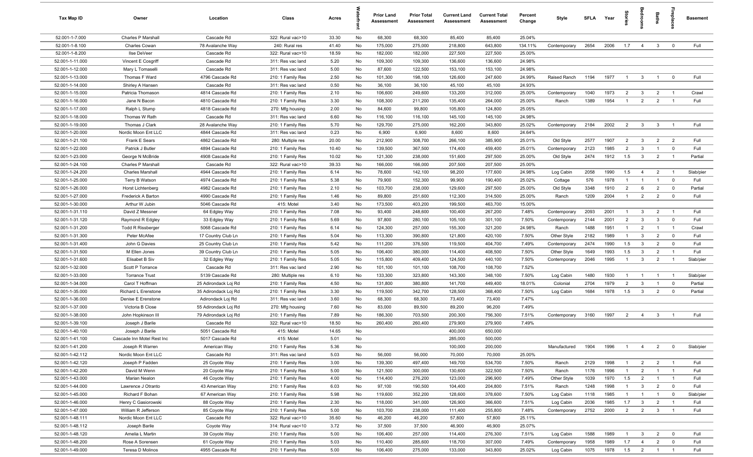| Tax Map ID | Owner | Location | Class | Acres | Waterfront | Prior Land Assessment | Prior Total Assessment | Current Land Assessment | Current Total Assessment | Percent Change | Style | SFLA | Year | Stories | Bedrooms | Baths | Fireplaces | Basement |
|---|---|---|---|---|---|---|---|---|---|---|---|---|---|---|---|---|---|---|
| 52.001-1-7.000 | Charles P Marshall | Cascade Rd | 322: Rural vac>10 | 33.30 | No | 68,300 | 68,300 | 85,400 | 85,400 | 25.04% | | | | | | | | |
| 52.001-1-8.100 | Charles Cowan | 78 Avalanche Way | 240: Rural res | 41.40 | No | 175,000 | 275,000 | 218,800 | 643,800 | 134.11% | Contemporary | 2654 | 2006 | 1.7 | 4 | 3 | 0 | Full |
| 52.001-1-8.200 | Ilse DeVeer | Cascade Rd | 322: Rural vac>10 | 18.59 | No | 182,000 | 182,000 | 227,500 | 227,500 | 25.00% | | | | | | | | |
| 52.001-1-11.000 | Vincent E Cosgriff | Cascade Rd | 311: Res vac land | 5.20 | No | 109,300 | 109,300 | 136,600 | 136,600 | 24.98% | | | | | | | | |
| 52.001-1-12.000 | Mary L Tomaselli | Cascade Rd | 311: Res vac land | 5.00 | No | 87,600 | 122,500 | 153,100 | 153,100 | 24.98% | | | | | | | | |
| 52.001-1-13.000 | Thomas F Ward | 4796 Cascade Rd | 210: 1 Family Res | 2.50 | No | 101,300 | 198,100 | 126,600 | 247,600 | 24.99% | Raised Ranch | 1194 | 1977 | 1 | 3 | 1 | 0 | Full |
| 52.001-1-14.000 | Shirley A Hansen | Cascade Rd | 311: Res vac land | 0.50 | No | 36,100 | 36,100 | 45,100 | 45,100 | 24.93% | | | | | | | | |
| 52.001-1-15.000 | Patricia Thomason | 4814 Cascade Rd | 210: 1 Family Res | 2.10 | No | 106,600 | 249,600 | 133,200 | 312,000 | 25.00% | Contemporary | 1040 | 1973 | 2 | 3 | 2 | 1 | Crawl |
| 52.001-1-16.000 | Jane N Bacon | 4810 Cascade Rd | 210: 1 Family Res | 3.30 | No | 108,300 | 211,200 | 135,400 | 264,000 | 25.00% | Ranch | 1389 | 1954 | 1 | 2 | 2 | 1 | Full |
| 52.001-1-17.000 | Ralph L Stump | 4818 Cascade Rd | 270: Mfg housing | 2.00 | No | 84,600 | 99,800 | 105,800 | 124,800 | 25.05% | | | | | | | | |
| 52.001-1-18.000 | Thomas W Rath | Cascade Rd | 311: Res vac land | 6.60 | No | 116,100 | 116,100 | 145,100 | 145,100 | 24.98% | | | | | | | | |
| 52.001-1-19.000 | Thomas J Clark | 28 Avalanche Way | 210: 1 Family Res | 5.70 | No | 129,700 | 275,000 | 162,200 | 343,800 | 25.02% | Contemporary | 2184 | 2002 | 2 | 3 | 3 | 1 | Full |
| 52.001-1-20.000 | Nordic Moon Ent LLC | 4844 Cascade Rd | 311: Res vac land | 0.23 | No | 6,900 | 6,900 | 8,600 | 8,600 | 24.64% | | | | | | | | |
| 52.001-1-21.100 | Frank E Sears | 4862 Cascade Rd | 280: Multiple res | 20.00 | No | 212,900 | 308,700 | 266,100 | 385,900 | 25.01% | Old Style | 2577 | 1907 | 2 | 3 | 2 | 2 | Full |
| 52.001-1-22.000 | Patrick J Butler | 4894 Cascade Rd | 210: 1 Family Res | 10.40 | No | 139,500 | 367,500 | 174,400 | 459,400 | 25.01% | Contemporary | 2123 | 1985 | 2 | 3 | 1 | 0 | Full |
| 52.001-1-23.000 | George N McBride | 4908 Cascade Rd | 210: 1 Family Res | 10.02 | No | 121,300 | 238,000 | 151,600 | 297,500 | 25.00% | Old Style | 2474 | 1912 | 1.5 | 3 | 2 | 1 | Partial |
| 52.001-1-24.100 | Charles P Marshall | Cascade Rd | 322: Rural vac>10 | 39.33 | No | 166,000 | 166,000 | 207,500 | 207,500 | 25.00% | | | | | | | | |
| 52.001-1-24.200 | Charles Marshall | 4944 Cascade Rd | 210: 1 Family Res | 6.14 | No | 78,600 | 142,100 | 98,200 | 177,600 | 24.98% | Log Cabin | 2058 | 1990 | 1.5 | 4 | 2 | 1 | Slab/pier |
| 52.001-1-25.000 | Terry B Watson | 4974 Cascade Rd | 210: 1 Family Res | 5.38 | No | 79,900 | 152,300 | 99,900 | 190,400 | 25.02% | Cottage | 576 | 1978 | 1 | 1 | 1 | 0 | Full |
| 52.001-1-26.000 | Horst Lichtenberg | 4982 Cascade Rd | 210: 1 Family Res | 2.10 | No | 103,700 | 238,000 | 129,600 | 297,500 | 25.00% | Old Style | 3348 | 1910 | 2 | 6 | 2 | 0 | Partial |
| 52.001-1-27.000 | Frederick A Barton | 4990 Cascade Rd | 210: 1 Family Res | 1.46 | No | 89,800 | 251,600 | 112,300 | 314,500 | 25.00% | Ranch | 1209 | 2004 | 1 | 2 | 2 | 0 | Full |
| 52.001-1-30.000 | Arthur W Jubin | 5046 Cascade Rd | 415: Motel | 3.40 | No | 173,500 | 403,200 | 199,500 | 463,700 | 15.00% | | | | | | | | |
| 52.001-1-31.110 | David Z Messner | 64 Edgley Way | 210: 1 Family Res | 7.08 | No | 93,400 | 248,600 | 100,400 | 267,200 | 7.48% | Contemporary | 2093 | 2001 | 1 | 3 | 2 | 1 | Full |
| 52.001-1-31.120 | Raymond R Edgley | 33 Edgley Way | 210: 1 Family Res | 5.69 | No | 97,800 | 280,100 | 105,100 | 301,100 | 7.50% | Contemporary | 2144 | 2001 | 2 | 3 | 3 | 0 | Full |
| 52.001-1-31.200 | Todd R Rissberger | 5068 Cascade Rd | 210: 1 Family Res | 6.14 | No | 124,300 | 257,000 | 155,300 | 321,200 | 24.98% | Ranch | 1488 | 1951 | 1 | 2 | 1 | 1 | Crawl |
| 52.001-1-31.300 | Peter McAfee | 17 Country Club Ln | 210: 1 Family Res | 5.04 | No | 113,300 | 390,800 | 121,800 | 420,100 | 7.50% | Other Style | 2182 | 1989 | 1 | 3 | 2 | 0 | Full |
| 52.001-1-31.400 | John G Davies | 25 Country Club Ln | 210: 1 Family Res | 5.42 | No | 111,200 | 376,500 | 119,500 | 404,700 | 7.49% | Contemporary | 2474 | 1990 | 1.5 | 3 | 2 | 0 | Full |
| 52.001-1-31.500 | M Ellen Jones | 39 Country Club Ln | 210: 1 Family Res | 5.05 | No | 106,400 | 380,000 | 114,400 | 408,500 | 7.50% | Other Style | 1649 | 1993 | 1.5 | 3 | 2 | 1 | Full |
| 52.001-1-31.600 | Elisabet B Siv | 32 Edgley Way | 210: 1 Family Res | 5.05 | No | 115,800 | 409,400 | 124,500 | 440,100 | 7.50% | Contemporary | 2046 | 1995 | 1 | 3 | 2 | 1 | Slab/pier |
| 52.001-1-32.000 | Scott P Torrance | Cascade Rd | 311: Res vac land | 2.90 | No | 101,100 | 101,100 | 108,700 | 108,700 | 7.52% | | | | | | | | |
| 52.001-1-33.000 | Torrance Trust | 5139 Cascade Rd | 280: Multiple res | 6.10 | No | 133,300 | 323,800 | 143,300 | 348,100 | 7.50% | Log Cabin | 1480 | 1930 | 1 | 1 | 1 | 1 | Slab/pier |
| 52.001-1-34.000 | Carol T Hoffman | 25 Adirondack Loj Rd | 210: 1 Family Res | 4.50 | No | 131,800 | 380,800 | 141,700 | 449,400 | 18.01% | Colonial | 2704 | 1979 | 2 | 3 | 1 | 0 | Partial |
| 52.001-1-35.000 | Richard L Erenstone | 35 Adirondack Loj Rd | 210: 1 Family Res | 3.30 | No | 119,500 | 342,700 | 128,500 | 368,400 | 7.50% | Log Cabin | 1684 | 1978 | 1.5 | 3 | 2 | 0 | Partial |
| 52.001-1-36.000 | Denise E Erenstone | Adirondack Loj Rd | 311: Res vac land | 3.60 | No | 68,300 | 68,300 | 73,400 | 73,400 | 7.47% | | | | | | | | |
| 52.001-1-37.000 | Victoria B Close | 55 Adirondack Loj Rd | 270: Mfg housing | 7.60 | No | 83,000 | 89,500 | 89,200 | 96,200 | 7.49% | | | | | | | | |
| 52.001-1-38.000 | John Hopkinson III | 79 Adirondack Loj Rd | 210: 1 Family Res | 7.89 | No | 186,300 | 703,500 | 200,300 | 756,300 | 7.51% | Contemporary | 3160 | 1997 | 2 | 4 | 3 | 1 | Full |
| 52.001-1-39.100 | Joseph J Barile | Cascade Rd | 322: Rural vac>10 | 18.50 | No | 260,400 | 260,400 | 279,900 | 279,900 | 7.49% | | | | | | | | |
| 52.001-1-40.100 | Joseph J Barile | 5051 Cascade Rd | 415: Motel | 14.65 | No | | | 400,000 | 650,000 | | | | | | | | | |
| 52.001-1-41.100 | Cascade Inn Motel Rest Inc | 5017 Cascade Rd | 415: Motel | 5.01 | No | | | 285,000 | 500,000 | | | | | | | | | |
| 52.001-1-41.200 | Joseph R Warren | American Way | 210: 1 Family Res | 5.36 | No | | | 100,000 | 200,000 | | Manufactured | 1904 | 1996 | 1 | 4 | 2 | 0 | Slab/pier |
| 52.001-1-42.112 | Nordic Moon Ent LLC | Cascade Rd | 311: Res vac land | 5.03 | No | 56,000 | 56,000 | 70,000 | 70,000 | 25.00% | | | | | | | | |
| 52.001-1-42.120 | Joseph P Fadden | 25 Coyote Way | 210: 1 Family Res | 3.00 | No | 139,300 | 497,400 | 149,700 | 534,700 | 7.50% | Ranch | 2129 | 1998 | 1 | 2 | 2 | 1 | Full |
| 52.001-1-42.200 | David M Wenn | 20 Coyote Way | 210: 1 Family Res | 5.00 | No | 121,500 | 300,000 | 130,600 | 322,500 | 7.50% | Ranch | 1176 | 1996 | 1 | 2 | 1 | 1 | Full |
| 52.001-1-43.000 | Marian Nealon | 46 Coyote Way | 210: 1 Family Res | 4.00 | No | 114,400 | 276,200 | 123,000 | 296,900 | 7.49% | Other Style | 1039 | 1970 | 1.5 | 2 | 1 | 1 | Full |
| 52.001-1-44.000 | Lawrence J Otranto | 43 American Way | 210: 1 Family Res | 6.03 | No | 97,100 | 190,500 | 104,400 | 204,800 | 7.51% | Ranch | 1248 | 1998 | 1 | 3 | 2 | 0 | Full |
| 52.001-1-45.000 | Richard F Bohan | 67 American Way | 210: 1 Family Res | 5.98 | No | 119,600 | 352,200 | 128,600 | 378,600 | 7.50% | Log Cabin | 1118 | 1985 | 1 | 1 | 1 | 0 | Slab/pier |
| 52.001-1-46.000 | Henry C Gasiorowski | 88 Coyote Way | 210: 1 Family Res | 2.30 | No | 118,000 | 341,000 | 126,900 | 366,600 | 7.51% | Log Cabin | 2036 | 1985 | 1.7 | 3 | 2 | 1 | Full |
| 52.001-1-47.000 | William R Jefferson | 85 Coyote Way | 210: 1 Family Res | 5.00 | No | 103,700 | 238,000 | 111,400 | 255,800 | 7.48% | Contemporary | 2752 | 2000 | 2 | 2 | 3 | 1 | Full |
| 52.001-1-48.111 | Nordic Moon Ent LLC | Cascade Rd | 322: Rural vac>10 | 35.60 | No | 46,200 | 46,200 | 57,800 | 57,800 | 25.11% | | | | | | | | |
| 52.001-1-48.112 | Joseph Barile | Coyote Way | 314: Rural vac<10 | 3.72 | No | 37,500 | 37,500 | 46,900 | 46,900 | 25.07% | | | | | | | | |
| 52.001-1-48.120 | Amelia L Martin | 39 Coyote Way | 210: 1 Family Res | 5.00 | No | 106,400 | 257,000 | 114,400 | 276,300 | 7.51% | Log Cabin | 1588 | 1989 | 1 | 3 | 2 | 0 | Full |
| 52.001-1-48.200 | Rose A Sorensen | 61 Coyote Way | 210: 1 Family Res | 5.03 | No | 110,400 | 285,600 | 118,700 | 307,000 | 7.49% | Contemporary | 1958 | 1989 | 1.7 | 4 | 2 | 0 | Full |
| 52.001-1-49.000 | Teresa D Molinos | 4955 Cascade Rd | 210: 1 Family Res | 5.00 | No | 106,400 | 275,000 | 133,000 | 343,800 | 25.02% | Log Cabin | 1075 | 1978 | 1.5 | 2 | 1 | 1 | Full |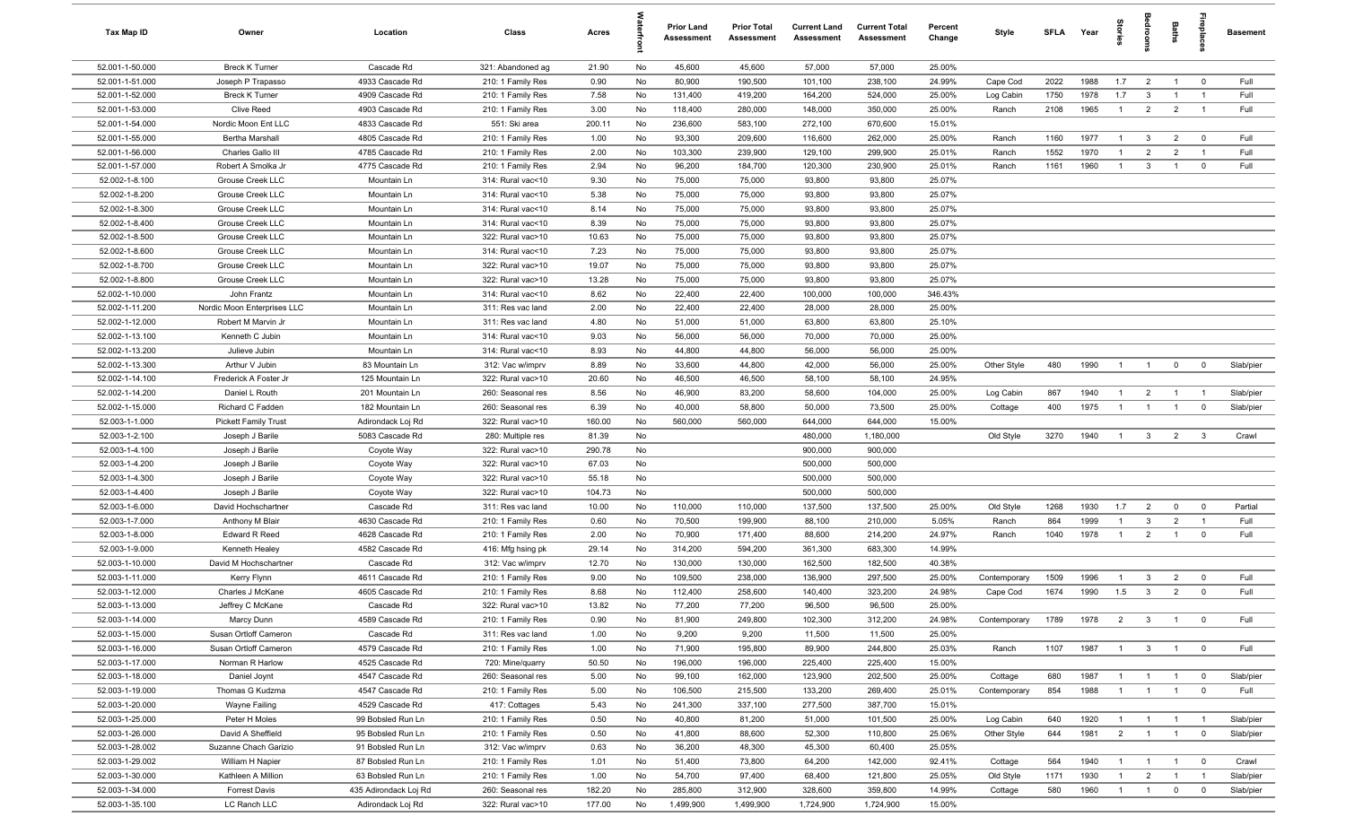| Tax Map ID | Owner | Location | Class | Acres | Waterfront | Prior Land Assessment | Prior Total Assessment | Current Land Assessment | Current Total Assessment | Percent Change | Style | SFLA | Year | Stories | Bedrooms | Baths | Fireplaces | Basement |
|---|---|---|---|---|---|---|---|---|---|---|---|---|---|---|---|---|---|---|
| 52.001-1-50.000 | Breck K Turner | Cascade Rd | 321: Abandoned ag | 21.90 | No | 45,600 | 45,600 | 57,000 | 57,000 | 25.00% | | | | | | | | |
| 52.001-1-51.000 | Joseph P Trapasso | 4933 Cascade Rd | 210: 1 Family Res | 0.90 | No | 80,900 | 190,500 | 101,100 | 238,100 | 24.99% | Cape Cod | 2022 | 1988 | 1.7 | 2 | 1 | 0 | Full |
| 52.001-1-52.000 | Breck K Turner | 4909 Cascade Rd | 210: 1 Family Res | 7.58 | No | 131,400 | 419,200 | 164,200 | 524,000 | 25.00% | Log Cabin | 1750 | 1978 | 1.7 | 3 | 1 | 1 | Full |
| 52.001-1-53.000 | Clive Reed | 4903 Cascade Rd | 210: 1 Family Res | 3.00 | No | 118,400 | 280,000 | 148,000 | 350,000 | 25.00% | Ranch | 2108 | 1965 | 1 | 2 | 2 | 1 | Full |
| 52.001-1-54.000 | Nordic Moon Ent LLC | 4833 Cascade Rd | 551: Ski area | 200.11 | No | 236,600 | 583,100 | 272,100 | 670,600 | 15.01% | | | | | | | | |
| 52.001-1-55.000 | Bertha Marshall | 4805 Cascade Rd | 210: 1 Family Res | 1.00 | No | 93,300 | 209,600 | 116,600 | 262,000 | 25.00% | Ranch | 1160 | 1977 | 1 | 3 | 2 | 0 | Full |
| 52.001-1-56.000 | Charles Gallo III | 4785 Cascade Rd | 210: 1 Family Res | 2.00 | No | 103,300 | 239,900 | 129,100 | 299,900 | 25.01% | Ranch | 1552 | 1970 | 1 | 2 | 2 | 1 | Full |
| 52.001-1-57.000 | Robert A Smolka Jr | 4775 Cascade Rd | 210: 1 Family Res | 2.94 | No | 96,200 | 184,700 | 120,300 | 230,900 | 25.01% | Ranch | 1161 | 1960 | 1 | 3 | 1 | 0 | Full |
| 52.002-1-8.100 | Grouse Creek LLC | Mountain Ln | 314: Rural vac<10 | 9.30 | No | 75,000 | 75,000 | 93,800 | 93,800 | 25.07% | | | | | | | | |
| 52.002-1-8.200 | Grouse Creek LLC | Mountain Ln | 314: Rural vac<10 | 5.38 | No | 75,000 | 75,000 | 93,800 | 93,800 | 25.07% | | | | | | | | |
| 52.002-1-8.300 | Grouse Creek LLC | Mountain Ln | 314: Rural vac<10 | 8.14 | No | 75,000 | 75,000 | 93,800 | 93,800 | 25.07% | | | | | | | | |
| 52.002-1-8.400 | Grouse Creek LLC | Mountain Ln | 314: Rural vac<10 | 8.39 | No | 75,000 | 75,000 | 93,800 | 93,800 | 25.07% | | | | | | | | |
| 52.002-1-8.500 | Grouse Creek LLC | Mountain Ln | 322: Rural vac>10 | 10.63 | No | 75,000 | 75,000 | 93,800 | 93,800 | 25.07% | | | | | | | | |
| 52.002-1-8.600 | Grouse Creek LLC | Mountain Ln | 314: Rural vac<10 | 7.23 | No | 75,000 | 75,000 | 93,800 | 93,800 | 25.07% | | | | | | | | |
| 52.002-1-8.700 | Grouse Creek LLC | Mountain Ln | 322: Rural vac>10 | 19.07 | No | 75,000 | 75,000 | 93,800 | 93,800 | 25.07% | | | | | | | | |
| 52.002-1-8.800 | Grouse Creek LLC | Mountain Ln | 322: Rural vac>10 | 13.28 | No | 75,000 | 75,000 | 93,800 | 93,800 | 25.07% | | | | | | | | |
| 52.002-1-10.000 | John Frantz | Mountain Ln | 314: Rural vac<10 | 8.62 | No | 22,400 | 22,400 | 100,000 | 100,000 | 346.43% | | | | | | | | |
| 52.002-1-11.200 | Nordic Moon Enterprises LLC | Mountain Ln | 311: Res vac land | 2.00 | No | 22,400 | 22,400 | 28,000 | 28,000 | 25.00% | | | | | | | | |
| 52.002-1-12.000 | Robert M Marvin Jr | Mountain Ln | 311: Res vac land | 4.80 | No | 51,000 | 51,000 | 63,800 | 63,800 | 25.10% | | | | | | | | |
| 52.002-1-13.100 | Kenneth C Jubin | Mountain Ln | 314: Rural vac<10 | 9.03 | No | 56,000 | 56,000 | 70,000 | 70,000 | 25.00% | | | | | | | | |
| 52.002-1-13.200 | Julieve Jubin | Mountain Ln | 314: Rural vac<10 | 8.93 | No | 44,800 | 44,800 | 56,000 | 56,000 | 25.00% | | | | | | | | |
| 52.002-1-13.300 | Arthur V Jubin | 83 Mountain Ln | 312: Vac w/imprv | 8.89 | No | 33,600 | 44,800 | 42,000 | 56,000 | 25.00% | Other Style | 480 | 1990 | 1 | 1 | 0 | 0 | Slab/pier |
| 52.002-1-14.100 | Frederick A Foster Jr | 125 Mountain Ln | 322: Rural vac>10 | 20.60 | No | 46,500 | 46,500 | 58,100 | 58,100 | 24.95% | | | | | | | | |
| 52.002-1-14.200 | Daniel L Routh | 201 Mountain Ln | 260: Seasonal res | 8.56 | No | 46,900 | 83,200 | 58,600 | 104,000 | 25.00% | Log Cabin | 867 | 1940 | 1 | 2 | 1 | 1 | Slab/pier |
| 52.002-1-15.000 | Richard C Fadden | 182 Mountain Ln | 260: Seasonal res | 6.39 | No | 40,000 | 58,800 | 50,000 | 73,500 | 25.00% | Cottage | 400 | 1975 | 1 | 1 | 1 | 0 | Slab/pier |
| 52.003-1-1.000 | Pickett Family Trust | Adirondack Loj Rd | 322: Rural vac>10 | 160.00 | No | 560,000 | 560,000 | 644,000 | 644,000 | 15.00% | | | | | | | | |
| 52.003-1-2.100 | Joseph J Barile | 5083 Cascade Rd | 280: Multiple res | 81.39 | No | | | 480,000 | 1,180,000 | | Old Style | 3270 | 1940 | 1 | 3 | 2 | 3 | Crawl |
| 52.003-1-4.100 | Joseph J Barile | Coyote Way | 322: Rural vac>10 | 290.78 | No | | | 900,000 | 900,000 | | | | | | | | | |
| 52.003-1-4.200 | Joseph J Barile | Coyote Way | 322: Rural vac>10 | 67.03 | No | | | 500,000 | 500,000 | | | | | | | | | |
| 52.003-1-4.300 | Joseph J Barile | Coyote Way | 322: Rural vac>10 | 55.18 | No | | | 500,000 | 500,000 | | | | | | | | | |
| 52.003-1-4.400 | Joseph J Barile | Coyote Way | 322: Rural vac>10 | 104.73 | No | | | 500,000 | 500,000 | | | | | | | | | |
| 52.003-1-6.000 | David Hochschartner | Cascade Rd | 311: Res vac land | 10.00 | No | 110,000 | 110,000 | 137,500 | 137,500 | 25.00% | Old Style | 1268 | 1930 | 1.7 | 2 | 0 | 0 | Partial |
| 52.003-1-7.000 | Anthony M Blair | 4630 Cascade Rd | 210: 1 Family Res | 0.60 | No | 70,500 | 199,900 | 88,100 | 210,000 | 5.05% | Ranch | 864 | 1999 | 1 | 3 | 2 | 1 | Full |
| 52.003-1-8.000 | Edward R Reed | 4628 Cascade Rd | 210: 1 Family Res | 2.00 | No | 70,900 | 171,400 | 88,600 | 214,200 | 24.97% | Ranch | 1040 | 1978 | 1 | 2 | 1 | 0 | Full |
| 52.003-1-9.000 | Kenneth Healey | 4582 Cascade Rd | 416: Mfg hsing pk | 29.14 | No | 314,200 | 594,200 | 361,300 | 683,300 | 14.99% | | | | | | | | |
| 52.003-1-10.000 | David M Hochschartner | Cascade Rd | 312: Vac w/imprv | 12.70 | No | 130,000 | 130,000 | 162,500 | 182,500 | 40.38% | | | | | | | | |
| 52.003-1-11.000 | Kerry Flynn | 4611 Cascade Rd | 210: 1 Family Res | 9.00 | No | 109,500 | 238,000 | 136,900 | 297,500 | 25.00% | Contemporary | 1509 | 1996 | 1 | 3 | 2 | 0 | Full |
| 52.003-1-12.000 | Charles J McKane | 4605 Cascade Rd | 210: 1 Family Res | 8.68 | No | 112,400 | 258,600 | 140,400 | 323,200 | 24.98% | Cape Cod | 1674 | 1990 | 1.5 | 3 | 2 | 0 | Full |
| 52.003-1-13.000 | Jeffrey C McKane | Cascade Rd | 322: Rural vac>10 | 13.82 | No | 77,200 | 77,200 | 96,500 | 96,500 | 25.00% | | | | | | | | |
| 52.003-1-14.000 | Marcy Dunn | 4589 Cascade Rd | 210: 1 Family Res | 0.90 | No | 81,900 | 249,800 | 102,300 | 312,200 | 24.98% | Contemporary | 1789 | 1978 | 2 | 3 | 1 | 0 | Full |
| 52.003-1-15.000 | Susan Ortloff Cameron | Cascade Rd | 311: Res vac land | 1.00 | No | 9,200 | 9,200 | 11,500 | 11,500 | 25.00% | | | | | | | | |
| 52.003-1-16.000 | Susan Ortloff Cameron | 4579 Cascade Rd | 210: 1 Family Res | 1.00 | No | 71,900 | 195,800 | 89,900 | 244,800 | 25.03% | Ranch | 1107 | 1987 | 1 | 3 | 1 | 0 | Full |
| 52.003-1-17.000 | Norman R Harlow | 4525 Cascade Rd | 720: Mine/quarry | 50.50 | No | 196,000 | 196,000 | 225,400 | 225,400 | 15.00% | | | | | | | | |
| 52.003-1-18.000 | Daniel Joynt | 4547 Cascade Rd | 260: Seasonal res | 5.00 | No | 99,100 | 162,000 | 123,900 | 202,500 | 25.00% | Cottage | 680 | 1987 | 1 | 1 | 1 | 0 | Slab/pier |
| 52.003-1-19.000 | Thomas G Kudzma | 4547 Cascade Rd | 210: 1 Family Res | 5.00 | No | 106,500 | 215,500 | 133,200 | 269,400 | 25.01% | Contemporary | 854 | 1988 | 1 | 1 | 1 | 0 | Full |
| 52.003-1-20.000 | Wayne Failing | 4529 Cascade Rd | 417: Cottages | 5.43 | No | 241,300 | 337,100 | 277,500 | 387,700 | 15.01% | | | | | | | | |
| 52.003-1-25.000 | Peter H Moles | 99 Bobsled Run Ln | 210: 1 Family Res | 0.50 | No | 40,800 | 81,200 | 51,000 | 101,500 | 25.00% | Log Cabin | 640 | 1920 | 1 | 1 | 1 | 1 | Slab/pier |
| 52.003-1-26.000 | David A Sheffield | 95 Bobsled Run Ln | 210: 1 Family Res | 0.50 | No | 41,800 | 88,600 | 52,300 | 110,800 | 25.06% | Other Style | 644 | 1981 | 2 | 1 | 1 | 0 | Slab/pier |
| 52.003-1-28.002 | Suzanne Chach Garizio | 91 Bobsled Run Ln | 312: Vac w/imprv | 0.63 | No | 36,200 | 48,300 | 45,300 | 60,400 | 25.05% | | | | | | | | |
| 52.003-1-29.002 | William H Napier | 87 Bobsled Run Ln | 210: 1 Family Res | 1.01 | No | 51,400 | 73,800 | 64,200 | 142,000 | 92.41% | Cottage | 564 | 1940 | 1 | 1 | 1 | 0 | Crawl |
| 52.003-1-30.000 | Kathleen A Million | 63 Bobsled Run Ln | 210: 1 Family Res | 1.00 | No | 54,700 | 97,400 | 68,400 | 121,800 | 25.05% | Old Style | 1171 | 1930 | 1 | 2 | 1 | 1 | Slab/pier |
| 52.003-1-34.000 | Forrest Davis | 435 Adirondack Loj Rd | 260: Seasonal res | 182.20 | No | 285,800 | 312,900 | 328,600 | 359,800 | 14.99% | Cottage | 580 | 1960 | 1 | 1 | 0 | 0 | Slab/pier |
| 52.003-1-35.100 | LC Ranch LLC | Adirondack Loj Rd | 322: Rural vac>10 | 177.00 | No | 1,499,900 | 1,499,900 | 1,724,900 | 1,724,900 | 15.00% | | | | | | | | |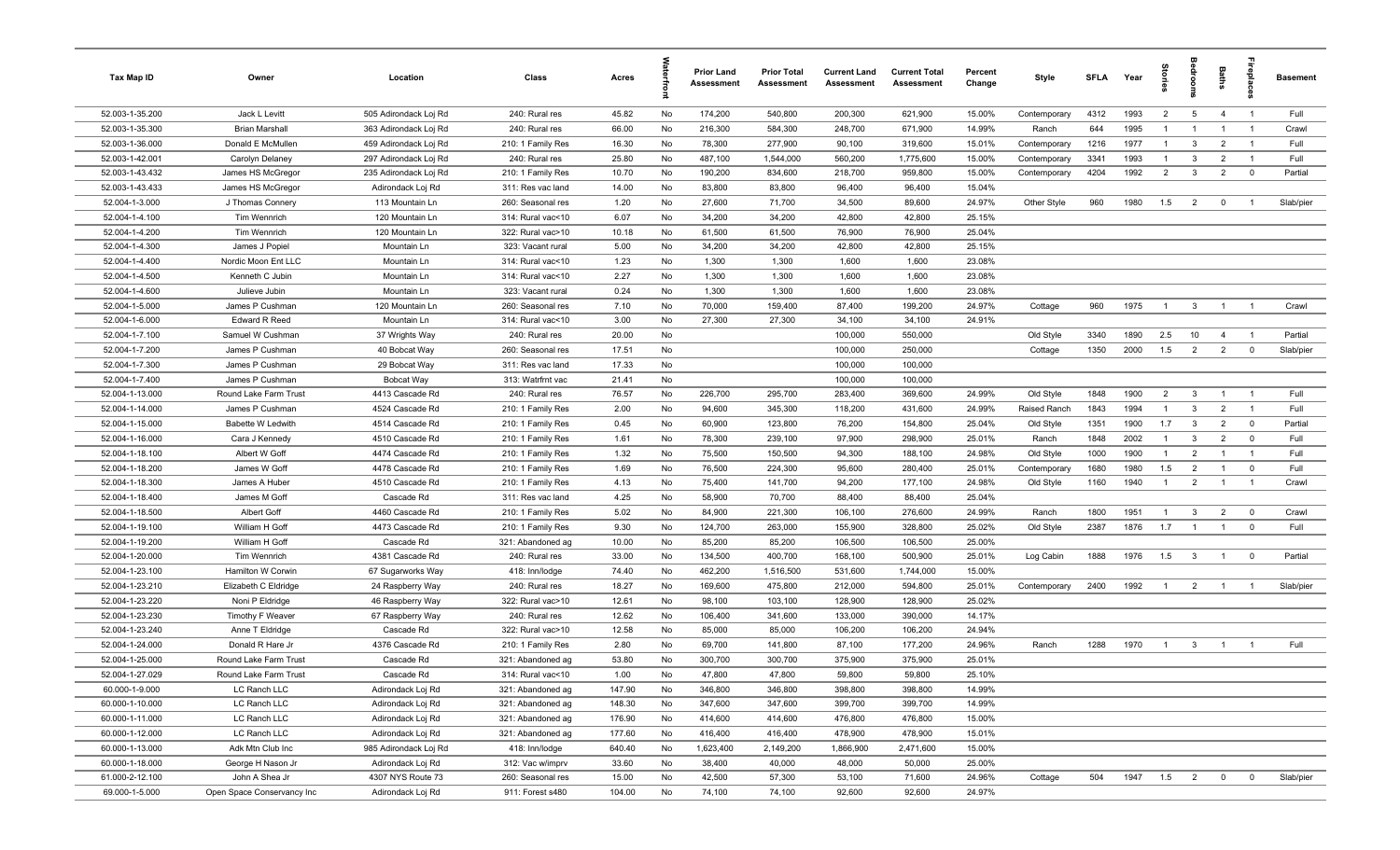| Tax Map ID | Owner | Location | Class | Acres | Waterfront | Prior Land Assessment | Prior Total Assessment | Current Land Assessment | Current Total Assessment | Percent Change | Style | SFLA | Year | Stories | Bedrooms | Baths | Fireplaces | Basement |
|---|---|---|---|---|---|---|---|---|---|---|---|---|---|---|---|---|---|---|
| 52.003-1-35.200 | Jack L Levitt | 505 Adirondack Loj Rd | 240: Rural res | 45.82 | No | 174,200 | 540,800 | 200,300 | 621,900 | 15.00% | Contemporary | 4312 | 1993 | 2 | 5 | 4 | 1 | Full |
| 52.003-1-35.300 | Brian Marshall | 363 Adirondack Loj Rd | 240: Rural res | 66.00 | No | 216,300 | 584,300 | 248,700 | 671,900 | 14.99% | Ranch | 644 | 1995 | 1 | 1 | 1 | 1 | Crawl |
| 52.003-1-36.000 | Donald E McMullen | 459 Adirondack Loj Rd | 210: 1 Family Res | 16.30 | No | 78,300 | 277,900 | 90,100 | 319,600 | 15.01% | Contemporary | 1216 | 1977 | 1 | 3 | 2 | 1 | Full |
| 52.003-1-42.001 | Carolyn Delaney | 297 Adirondack Loj Rd | 240: Rural res | 25.80 | No | 487,100 | 1,544,000 | 560,200 | 1,775,600 | 15.00% | Contemporary | 3341 | 1993 | 1 | 3 | 2 | 1 | Full |
| 52.003-1-43.432 | James HS McGregor | 235 Adirondack Loj Rd | 210: 1 Family Res | 10.70 | No | 190,200 | 834,600 | 218,700 | 959,800 | 15.00% | Contemporary | 4204 | 1992 | 2 | 3 | 2 | 0 | Partial |
| 52.003-1-43.433 | James HS McGregor | Adirondack Loj Rd | 311: Res vac land | 14.00 | No | 83,800 | 83,800 | 96,400 | 96,400 | 15.04% | | | | | | | | |
| 52.004-1-3.000 | J Thomas Connery | 113 Mountain Ln | 260: Seasonal res | 1.20 | No | 27,600 | 71,700 | 34,500 | 89,600 | 24.97% | Other Style | 960 | 1980 | 1.5 | 2 | 0 | 1 | Slab/pier |
| 52.004-1-4.100 | Tim Wennrich | 120 Mountain Ln | 314: Rural vac<10 | 6.07 | No | 34,200 | 34,200 | 42,800 | 42,800 | 25.15% | | | | | | | | |
| 52.004-1-4.200 | Tim Wennrich | 120 Mountain Ln | 322: Rural vac>10 | 10.18 | No | 61,500 | 61,500 | 76,900 | 76,900 | 25.04% | | | | | | | | |
| 52.004-1-4.300 | James J Popiel | Mountain Ln | 323: Vacant rural | 5.00 | No | 34,200 | 34,200 | 42,800 | 42,800 | 25.15% | | | | | | | | |
| 52.004-1-4.400 | Nordic Moon Ent LLC | Mountain Ln | 314: Rural vac<10 | 1.23 | No | 1,300 | 1,300 | 1,600 | 1,600 | 23.08% | | | | | | | | |
| 52.004-1-4.500 | Kenneth C Jubin | Mountain Ln | 314: Rural vac<10 | 2.27 | No | 1,300 | 1,300 | 1,600 | 1,600 | 23.08% | | | | | | | | |
| 52.004-1-4.600 | Julieve Jubin | Mountain Ln | 323: Vacant rural | 0.24 | No | 1,300 | 1,300 | 1,600 | 1,600 | 23.08% | | | | | | | | |
| 52.004-1-5.000 | James P Cushman | 120 Mountain Ln | 260: Seasonal res | 7.10 | No | 70,000 | 159,400 | 87,400 | 199,200 | 24.97% | Cottage | 960 | 1975 | 1 | 3 | 1 | 1 | Crawl |
| 52.004-1-6.000 | Edward R Reed | Mountain Ln | 314: Rural vac<10 | 3.00 | No | 27,300 | 27,300 | 34,100 | 34,100 | 24.91% | | | | | | | | |
| 52.004-1-7.100 | Samuel W Cushman | 37 Wrights Way | 240: Rural res | 20.00 | No | | | 100,000 | 550,000 | | Old Style | 3340 | 1890 | 2.5 | 10 | 4 | 1 | Partial |
| 52.004-1-7.200 | James P Cushman | 40 Bobcat Way | 260: Seasonal res | 17.51 | No | | | 100,000 | 250,000 | | Cottage | 1350 | 2000 | 1.5 | 2 | 2 | 0 | Slab/pier |
| 52.004-1-7.300 | James P Cushman | 29 Bobcat Way | 311: Res vac land | 17.33 | No | | | 100,000 | 100,000 | | | | | | | | | |
| 52.004-1-7.400 | James P Cushman | Bobcat Way | 313: Watrfrnt vac | 21.41 | No | | | 100,000 | 100,000 | | | | | | | | | |
| 52.004-1-13.000 | Round Lake Farm Trust | 4413 Cascade Rd | 240: Rural res | 76.57 | No | 226,700 | 295,700 | 283,400 | 369,600 | 24.99% | Old Style | 1848 | 1900 | 2 | 3 | 1 | 1 | Full |
| 52.004-1-14.000 | James P Cushman | 4524 Cascade Rd | 210: 1 Family Res | 2.00 | No | 94,600 | 345,300 | 118,200 | 431,600 | 24.99% | Raised Ranch | 1843 | 1994 | 1 | 3 | 2 | 1 | Full |
| 52.004-1-15.000 | Babette W Ledwith | 4514 Cascade Rd | 210: 1 Family Res | 0.45 | No | 60,900 | 123,800 | 76,200 | 154,800 | 25.04% | Old Style | 1351 | 1900 | 1.7 | 3 | 2 | 0 | Partial |
| 52.004-1-16.000 | Cara J Kennedy | 4510 Cascade Rd | 210: 1 Family Res | 1.61 | No | 78,300 | 239,100 | 97,900 | 298,900 | 25.01% | Ranch | 1848 | 2002 | 1 | 3 | 2 | 0 | Full |
| 52.004-1-18.100 | Albert W Goff | 4474 Cascade Rd | 210: 1 Family Res | 1.32 | No | 75,500 | 150,500 | 94,300 | 188,100 | 24.98% | Old Style | 1000 | 1900 | 1 | 2 | 1 | 1 | Full |
| 52.004-1-18.200 | James W Goff | 4478 Cascade Rd | 210: 1 Family Res | 1.69 | No | 76,500 | 224,300 | 95,600 | 280,400 | 25.01% | Contemporary | 1680 | 1980 | 1.5 | 2 | 1 | 0 | Full |
| 52.004-1-18.300 | James A Huber | 4510 Cascade Rd | 210: 1 Family Res | 4.13 | No | 75,400 | 141,700 | 94,200 | 177,100 | 24.98% | Old Style | 1160 | 1940 | 1 | 2 | 1 | 1 | Crawl |
| 52.004-1-18.400 | James M Goff | Cascade Rd | 311: Res vac land | 4.25 | No | 58,900 | 70,700 | 88,400 | 88,400 | 25.04% | | | | | | | | |
| 52.004-1-18.500 | Albert Goff | 4460 Cascade Rd | 210: 1 Family Res | 5.02 | No | 84,900 | 221,300 | 106,100 | 276,600 | 24.99% | Ranch | 1800 | 1951 | 1 | 3 | 2 | 0 | Crawl |
| 52.004-1-19.100 | William H Goff | 4473 Cascade Rd | 210: 1 Family Res | 9.30 | No | 124,700 | 263,000 | 155,900 | 328,800 | 25.02% | Old Style | 2387 | 1876 | 1.7 | 1 | 1 | 0 | Full |
| 52.004-1-19.200 | William H Goff | Cascade Rd | 321: Abandoned ag | 10.00 | No | 85,200 | 85,200 | 106,500 | 106,500 | 25.00% | | | | | | | | |
| 52.004-1-20.000 | Tim Wennrich | 4381 Cascade Rd | 240: Rural res | 33.00 | No | 134,500 | 400,700 | 168,100 | 500,900 | 25.01% | Log Cabin | 1888 | 1976 | 1.5 | 3 | 1 | 0 | Partial |
| 52.004-1-23.100 | Hamilton W Corwin | 67 Sugarworks Way | 418: Inn/lodge | 74.40 | No | 462,200 | 1,516,500 | 531,600 | 1,744,000 | 15.00% | | | | | | | | |
| 52.004-1-23.210 | Elizabeth C Eldridge | 24 Raspberry Way | 240: Rural res | 18.27 | No | 169,600 | 475,800 | 212,000 | 594,800 | 25.01% | Contemporary | 2400 | 1992 | 1 | 2 | 1 | 1 | Slab/pier |
| 52.004-1-23.220 | Noni P Eldridge | 46 Raspberry Way | 322: Rural vac>10 | 12.61 | No | 98,100 | 103,100 | 128,900 | 128,900 | 25.02% | | | | | | | | |
| 52.004-1-23.230 | Timothy F Weaver | 67 Raspberry Way | 240: Rural res | 12.62 | No | 106,400 | 341,600 | 133,000 | 390,000 | 14.17% | | | | | | | | |
| 52.004-1-23.240 | Anne T Eldridge | Cascade Rd | 322: Rural vac>10 | 12.58 | No | 85,000 | 85,000 | 106,200 | 106,200 | 24.94% | | | | | | | | |
| 52.004-1-24.000 | Donald R Hare Jr | 4376 Cascade Rd | 210: 1 Family Res | 2.80 | No | 69,700 | 141,800 | 87,100 | 177,200 | 24.96% | Ranch | 1288 | 1970 | 1 | 3 | 1 | 1 | Full |
| 52.004-1-25.000 | Round Lake Farm Trust | Cascade Rd | 321: Abandoned ag | 53.80 | No | 300,700 | 300,700 | 375,900 | 375,900 | 25.01% | | | | | | | | |
| 52.004-1-27.029 | Round Lake Farm Trust | Cascade Rd | 314: Rural vac<10 | 1.00 | No | 47,800 | 47,800 | 59,800 | 59,800 | 25.10% | | | | | | | | |
| 60.000-1-9.000 | LC Ranch LLC | Adirondack Loj Rd | 321: Abandoned ag | 147.90 | No | 346,800 | 346,800 | 398,800 | 398,800 | 14.99% | | | | | | | | |
| 60.000-1-10.000 | LC Ranch LLC | Adirondack Loj Rd | 321: Abandoned ag | 148.30 | No | 347,600 | 347,600 | 399,700 | 399,700 | 14.99% | | | | | | | | |
| 60.000-1-11.000 | LC Ranch LLC | Adirondack Loj Rd | 321: Abandoned ag | 176.90 | No | 414,600 | 414,600 | 476,800 | 476,800 | 15.00% | | | | | | | | |
| 60.000-1-12.000 | LC Ranch LLC | Adirondack Loj Rd | 321: Abandoned ag | 177.60 | No | 416,400 | 416,400 | 478,900 | 478,900 | 15.01% | | | | | | | | |
| 60.000-1-13.000 | Adk Mtn Club Inc | 985 Adirondack Loj Rd | 418: Inn/lodge | 640.40 | No | 1,623,400 | 2,149,200 | 1,866,900 | 2,471,600 | 15.00% | | | | | | | | |
| 60.000-1-18.000 | George H Nason Jr | Adirondack Loj Rd | 312: Vac w/imprv | 33.60 | No | 38,400 | 40,000 | 48,000 | 50,000 | 25.00% | | | | | | | | |
| 61.000-2-12.100 | John A Shea Jr | 4307 NYS Route 73 | 260: Seasonal res | 15.00 | No | 42,500 | 57,300 | 53,100 | 71,600 | 24.96% | Cottage | 504 | 1947 | 1.5 | 2 | 0 | 0 | Slab/pier |
| 69.000-1-5.000 | Open Space Conservancy Inc | Adirondack Loj Rd | 911: Forest s480 | 104.00 | No | 74,100 | 74,100 | 92,600 | 92,600 | 24.97% | | | | | | | | |